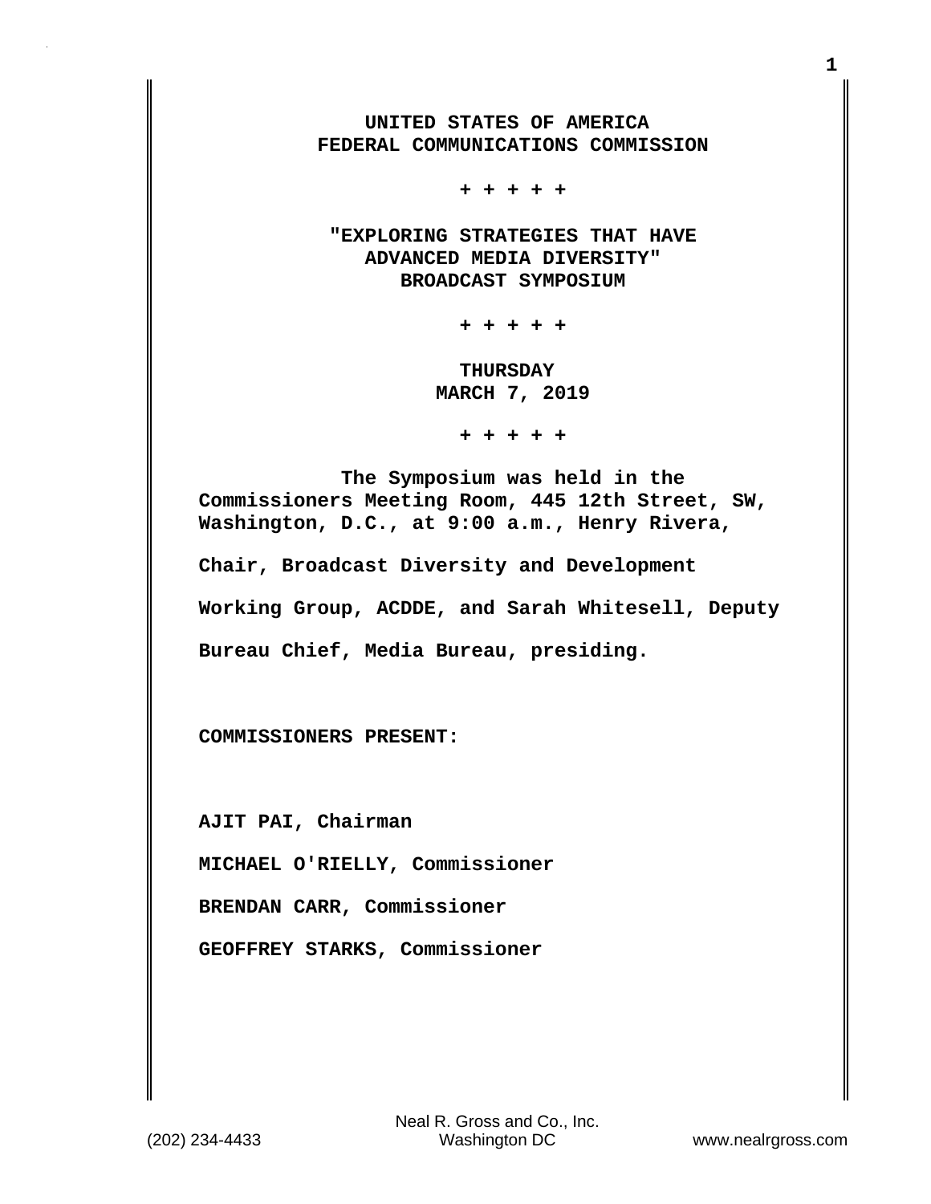**UNITED STATES OF AMERICA**
**FEDERAL COMMUNICATIONS COMMISSION**

\+ + + + +

**"EXPLORING STRATEGIES THAT HAVE ADVANCED MEDIA DIVERSITY"**
**BROADCAST SYMPOSIUM**

\+ + + + +

**THURSDAY**
**MARCH 7, 2019**

\+ + + + +

The Symposium was held in the Commissioners Meeting Room, 445 12th Street, SW, Washington, D.C., at 9:00 a.m., Henry Rivera, Chair, Broadcast Diversity and Development Working Group, ACDDE, and Sarah Whitesell, Deputy Bureau Chief, Media Bureau, presiding.

**COMMISSIONERS PRESENT:**

AJIT PAI, Chairman

MICHAEL O'RIELLY, Commissioner

BRENDAN CARR, Commissioner

GEOFFREY STARKS, Commissioner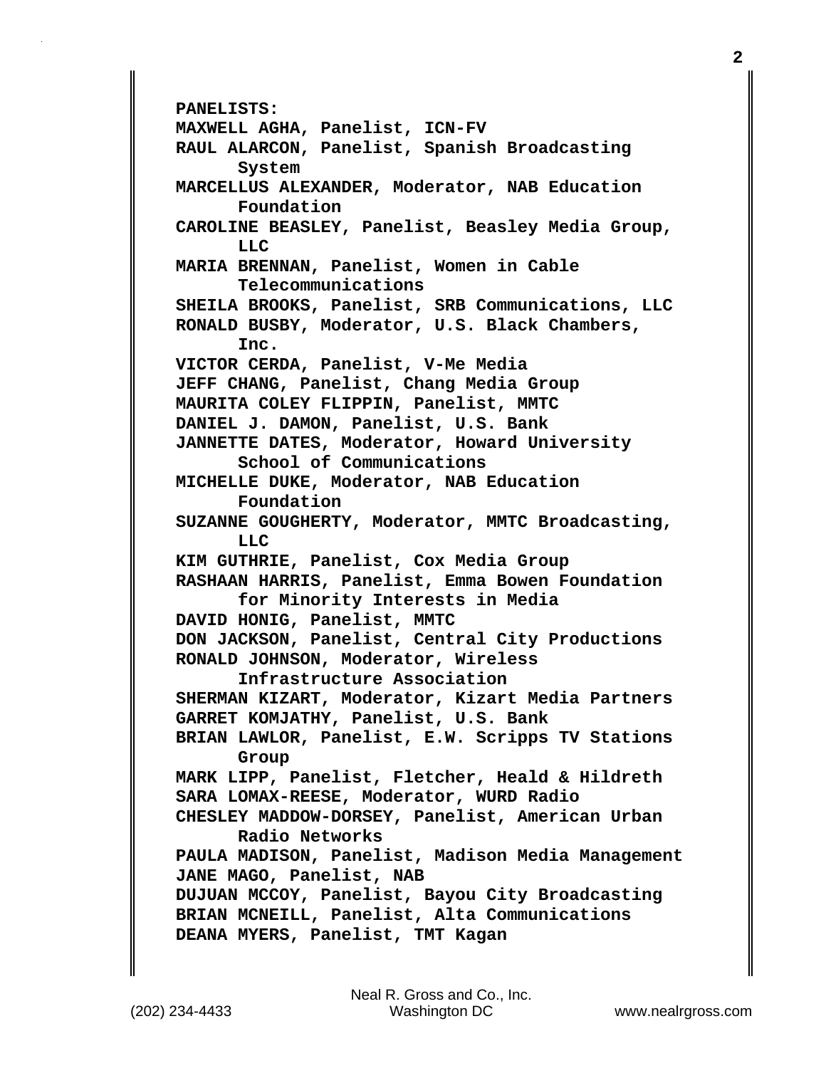**PANELISTS:**

**MAXWELL AGHA, Panelist, ICN-FV**

**RAUL ALARCON, Panelist, Spanish Broadcasting System**

**MARCELLUS ALEXANDER, Moderator, NAB Education Foundation**

**CAROLINE BEASLEY, Panelist, Beasley Media Group, LLC**

**MARIA BRENNAN, Panelist, Women in Cable Telecommunications**

**SHEILA BROOKS, Panelist, SRB Communications, LLC**

**RONALD BUSBY, Moderator, U.S. Black Chambers, Inc.**

**VICTOR CERDA, Panelist, V-Me Media**

**JEFF CHANG, Panelist, Chang Media Group**

**MAURITA COLEY FLIPPIN, Panelist, MMTC**

**DANIEL J. DAMON, Panelist, U.S. Bank**

**JANNETTE DATES, Moderator, Howard University School of Communications**

**MICHELLE DUKE, Moderator, NAB Education Foundation**

**SUZANNE GOUGHERTY, Moderator, MMTC Broadcasting, LLC**

**KIM GUTHRIE, Panelist, Cox Media Group**

**RASHAAN HARRIS, Panelist, Emma Bowen Foundation for Minority Interests in Media**

**DAVID HONIG, Panelist, MMTC**

**DON JACKSON, Panelist, Central City Productions**

**RONALD JOHNSON, Moderator, Wireless Infrastructure Association**

**SHERMAN KIZART, Moderator, Kizart Media Partners**

**GARRET KOMJATHY, Panelist, U.S. Bank**

**BRIAN LAWLOR, Panelist, E.W. Scripps TV Stations Group**

**MARK LIPP, Panelist, Fletcher, Heald & Hildreth**

**SARA LOMAX-REESE, Moderator, WURD Radio**

**CHESLEY MADDOW-DORSEY, Panelist, American Urban Radio Networks**

**PAULA MADISON, Panelist, Madison Media Management**

**JANE MAGO, Panelist, NAB**

**DUJUAN MCCOY, Panelist, Bayou City Broadcasting**

**BRIAN MCNEILL, Panelist, Alta Communications**

**DEANA MYERS, Panelist, TMT Kagan**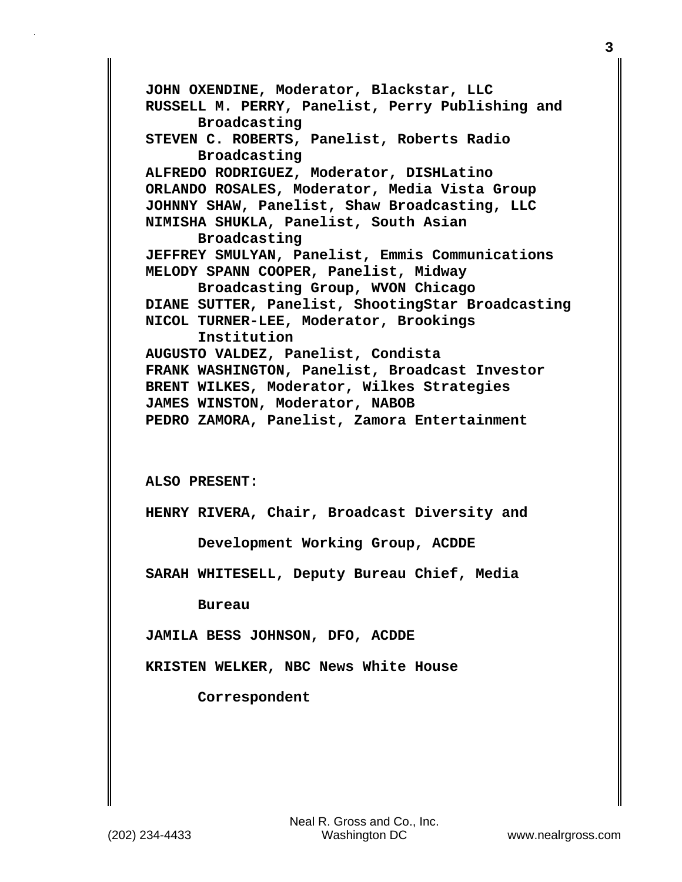JOHN OXENDINE, Moderator, Blackstar, LLC
RUSSELL M. PERRY, Panelist, Perry Publishing and Broadcasting
STEVEN C. ROBERTS, Panelist, Roberts Radio Broadcasting
ALFREDO RODRIGUEZ, Moderator, DISHLatino
ORLANDO ROSALES, Moderator, Media Vista Group
JOHNNY SHAW, Panelist, Shaw Broadcasting, LLC
NIMISHA SHUKLA, Panelist, South Asian Broadcasting
JEFFREY SMULYAN, Panelist, Emmis Communications
MELODY SPANN COOPER, Panelist, Midway Broadcasting Group, WVON Chicago
DIANE SUTTER, Panelist, ShootingStar Broadcasting
NICOL TURNER-LEE, Moderator, Brookings Institution
AUGUSTO VALDEZ, Panelist, Condista
FRANK WASHINGTON, Panelist, Broadcast Investor
BRENT WILKES, Moderator, Wilkes Strategies
JAMES WINSTON, Moderator, NABOB
PEDRO ZAMORA, Panelist, Zamora Entertainment

ALSO PRESENT:

HENRY RIVERA, Chair, Broadcast Diversity and Development Working Group, ACDDE

SARAH WHITESELL, Deputy Bureau Chief, Media Bureau

JAMILA BESS JOHNSON, DFO, ACDDE

KRISTEN WELKER, NBC News White House Correspondent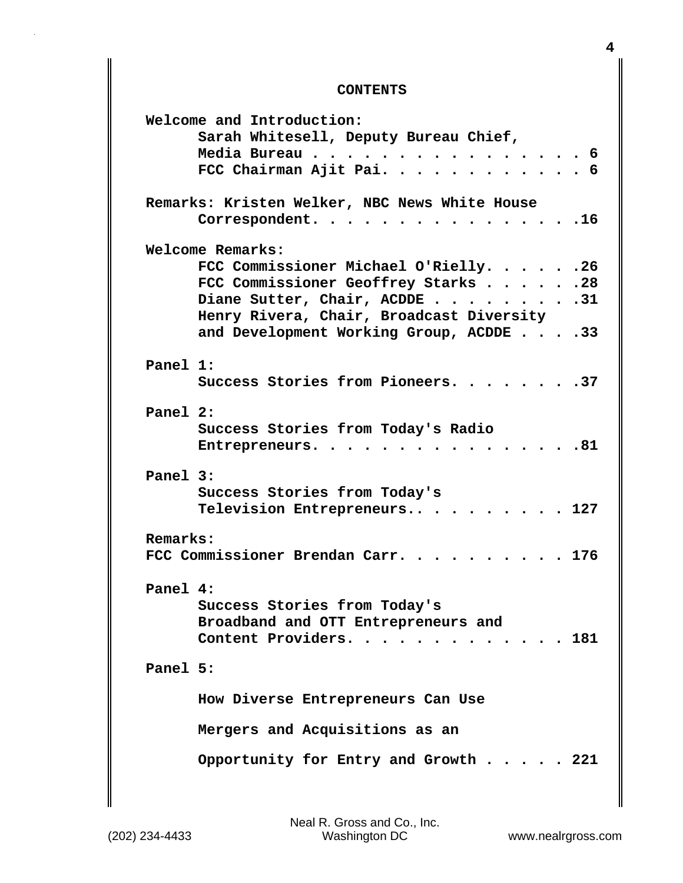# CONTENTS

**Welcome and Introduction:**

Sarah Whitesell, Deputy Bureau Chief, Media Bureau . . . . . . . . . . . . . . . . 6

FCC Chairman Ajit Pai. . . . . . . . . . . . 6

**Remarks: Kristen Welker, NBC News White House Correspondent.** . . . . . . . . . . . . . . .16

**Welcome Remarks:**

FCC Commissioner Michael O'Rielly. . . . . .26

FCC Commissioner Geoffrey Starks . . . . . .28

Diane Sutter, Chair, ACDDE . . . . . . . . .31

Henry Rivera, Chair, Broadcast Diversity and Development Working Group, ACDDE . . . .33

**Panel 1:**

Success Stories from Pioneers. . . . . . . .37

**Panel 2:**

Success Stories from Today's Radio Entrepreneurs. . . . . . . . . . . . . . . .81

**Panel 3:**

Success Stories from Today's Television Entrepreneurs.. . . . . . . . . . 127

**Remarks:**

FCC Commissioner Brendan Carr. . . . . . . . . . 176

**Panel 4:**

Success Stories from Today's Broadband and OTT Entrepreneurs and Content Providers. . . . . . . . . . . . . 181

**Panel 5:**

How Diverse Entrepreneurs Can Use Mergers and Acquisitions as an Opportunity for Entry and Growth . . . . . 221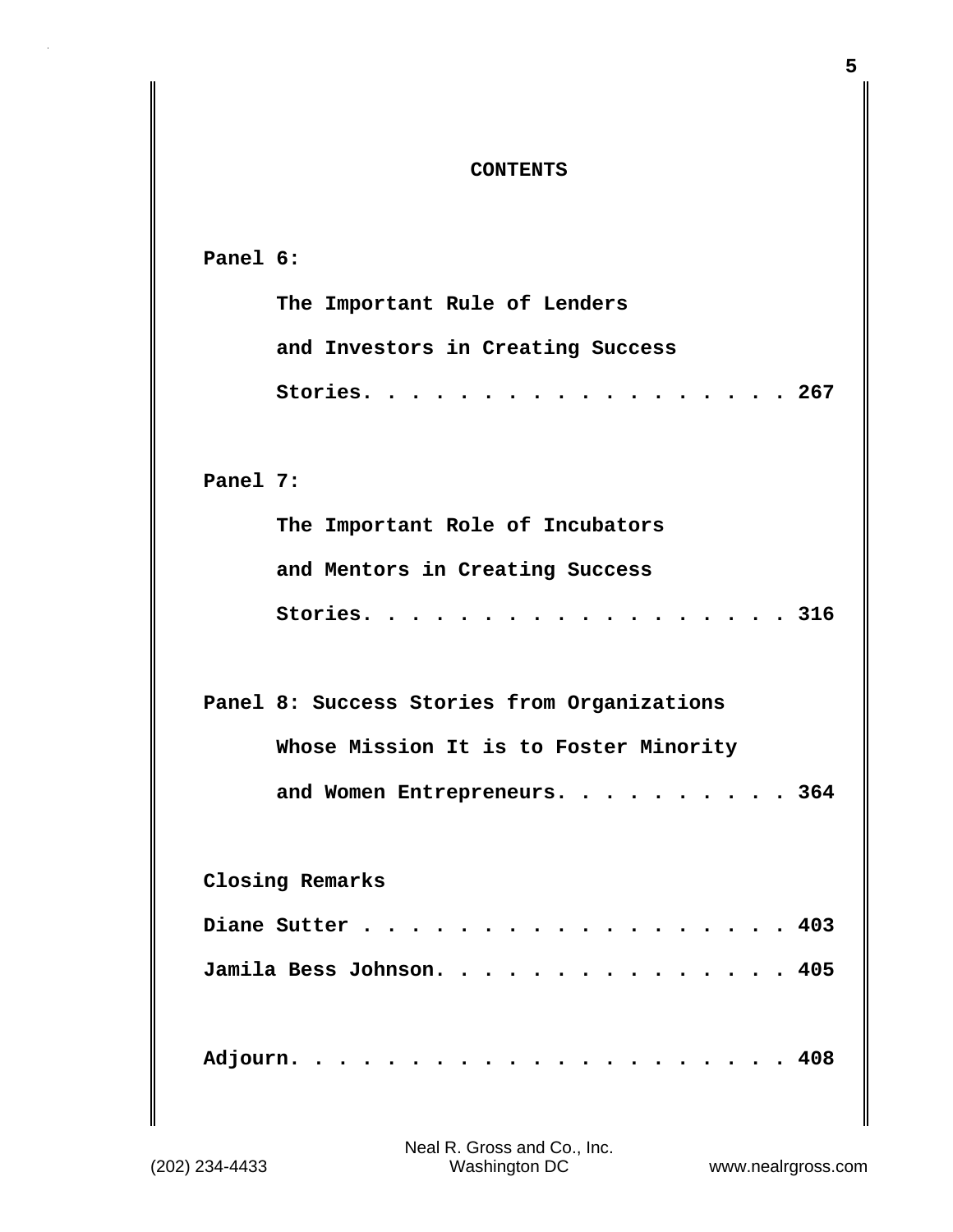## CONTENTS

**Panel 6:**

**The Important Rule of Lenders and Investors in Creating Success Stories. . . . . . . . . . . . . . . . . . 267**

**Panel 7:**

**The Important Role of Incubators and Mentors in Creating Success Stories. . . . . . . . . . . . . . . . . . 316**

**Panel 8: Success Stories from Organizations Whose Mission It is to Foster Minority and Women Entrepreneurs. . . . . . . . . . 364**

**Closing Remarks**

**Diane Sutter . . . . . . . . . . . . . . . . . . . 403**

**Jamila Bess Johnson. . . . . . . . . . . . . . . 405**

**Adjourn. . . . . . . . . . . . . . . . . . . . . . 408**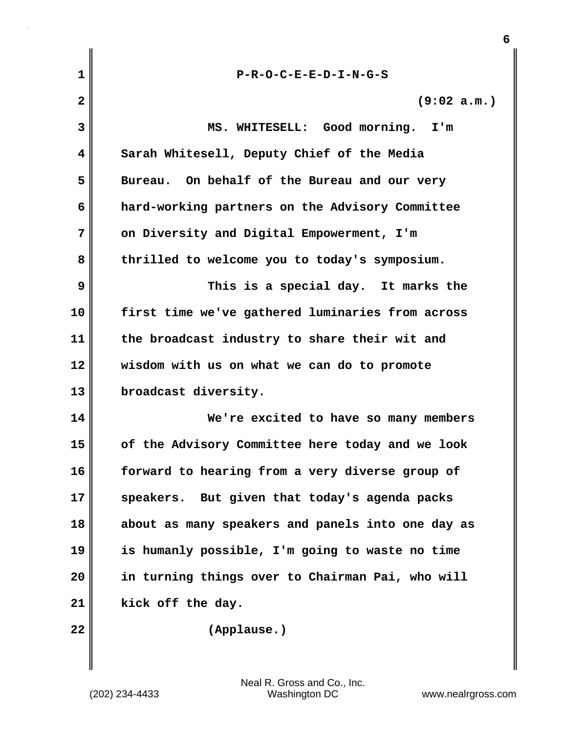P-R-O-C-E-E-D-I-N-G-S

(9:02 a.m.)

MS. WHITESELL: Good morning. I'm Sarah Whitesell, Deputy Chief of the Media Bureau. On behalf of the Bureau and our very hard-working partners on the Advisory Committee on Diversity and Digital Empowerment, I'm thrilled to welcome you to today's symposium.

This is a special day. It marks the first time we've gathered luminaries from across the broadcast industry to share their wit and wisdom with us on what we can do to promote broadcast diversity.

We're excited to have so many members of the Advisory Committee here today and we look forward to hearing from a very diverse group of speakers. But given that today's agenda packs about as many speakers and panels into one day as is humanly possible, I'm going to waste no time in turning things over to Chairman Pai, who will kick off the day.

(Applause.)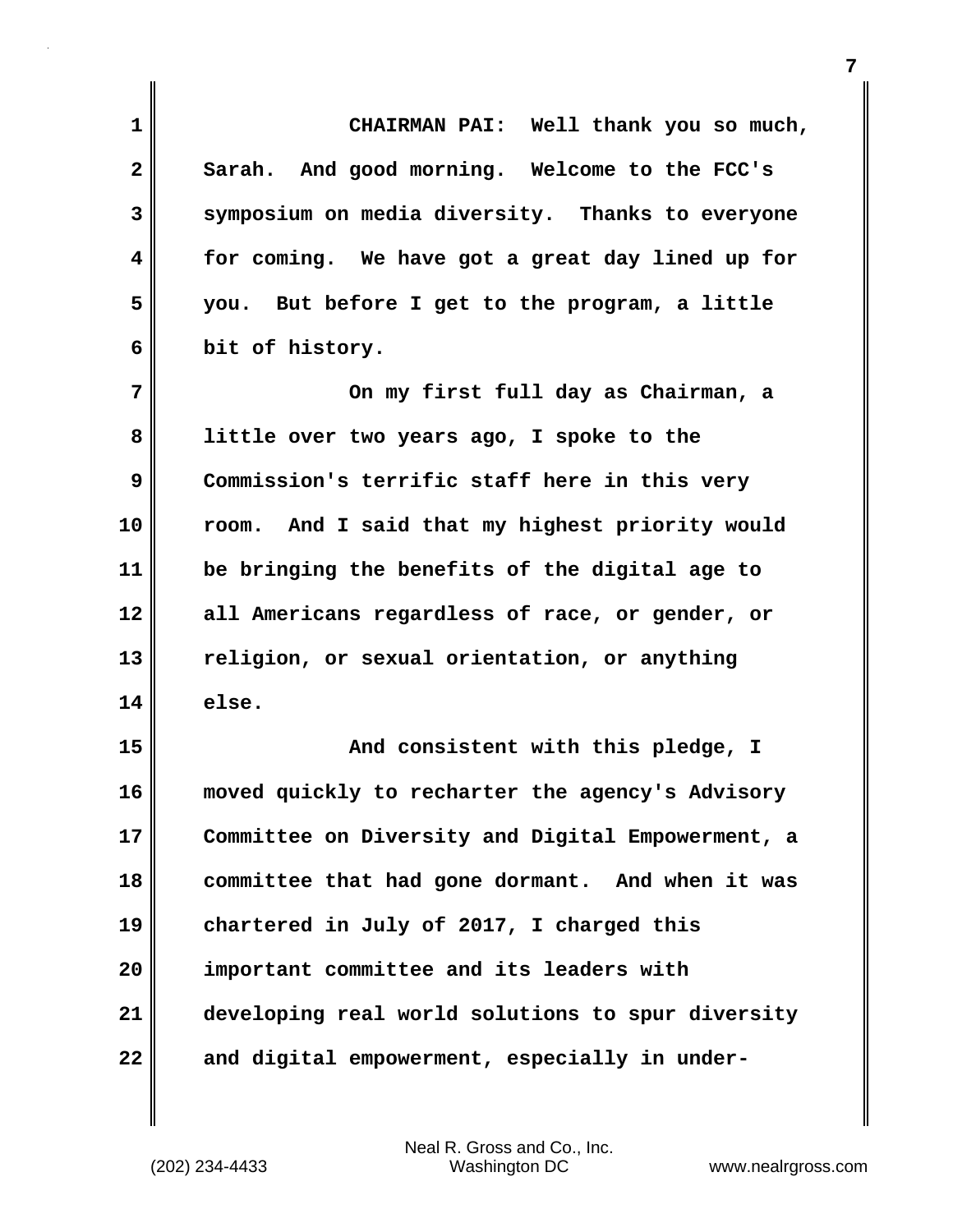**CHAIRMAN PAI:** Well thank you so much, Sarah. And good morning. Welcome to the FCC's symposium on media diversity. Thanks to everyone for coming. We have got a great day lined up for you. But before I get to the program, a little bit of history.

On my first full day as Chairman, a little over two years ago, I spoke to the Commission's terrific staff here in this very room. And I said that my highest priority would be bringing the benefits of the digital age to all Americans regardless of race, or gender, or religion, or sexual orientation, or anything else.

And consistent with this pledge, I moved quickly to recharter the agency's Advisory Committee on Diversity and Digital Empowerment, a committee that had gone dormant. And when it was chartered in July of 2017, I charged this important committee and its leaders with developing real world solutions to spur diversity and digital empowerment, especially in under-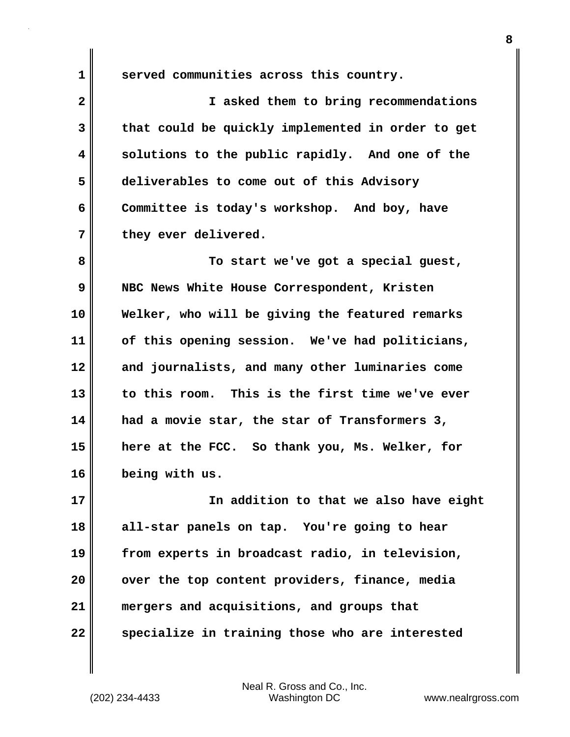served communities across this country.

I asked them to bring recommendations that could be quickly implemented in order to get solutions to the public rapidly. And one of the deliverables to come out of this Advisory Committee is today's workshop. And boy, have they ever delivered.

To start we've got a special guest, NBC News White House Correspondent, Kristen Welker, who will be giving the featured remarks of this opening session. We've had politicians, and journalists, and many other luminaries come to this room. This is the first time we've ever had a movie star, the star of Transformers 3, here at the FCC. So thank you, Ms. Welker, for being with us.

In addition to that we also have eight all-star panels on tap. You're going to hear from experts in broadcast radio, in television, over the top content providers, finance, media mergers and acquisitions, and groups that specialize in training those who are interested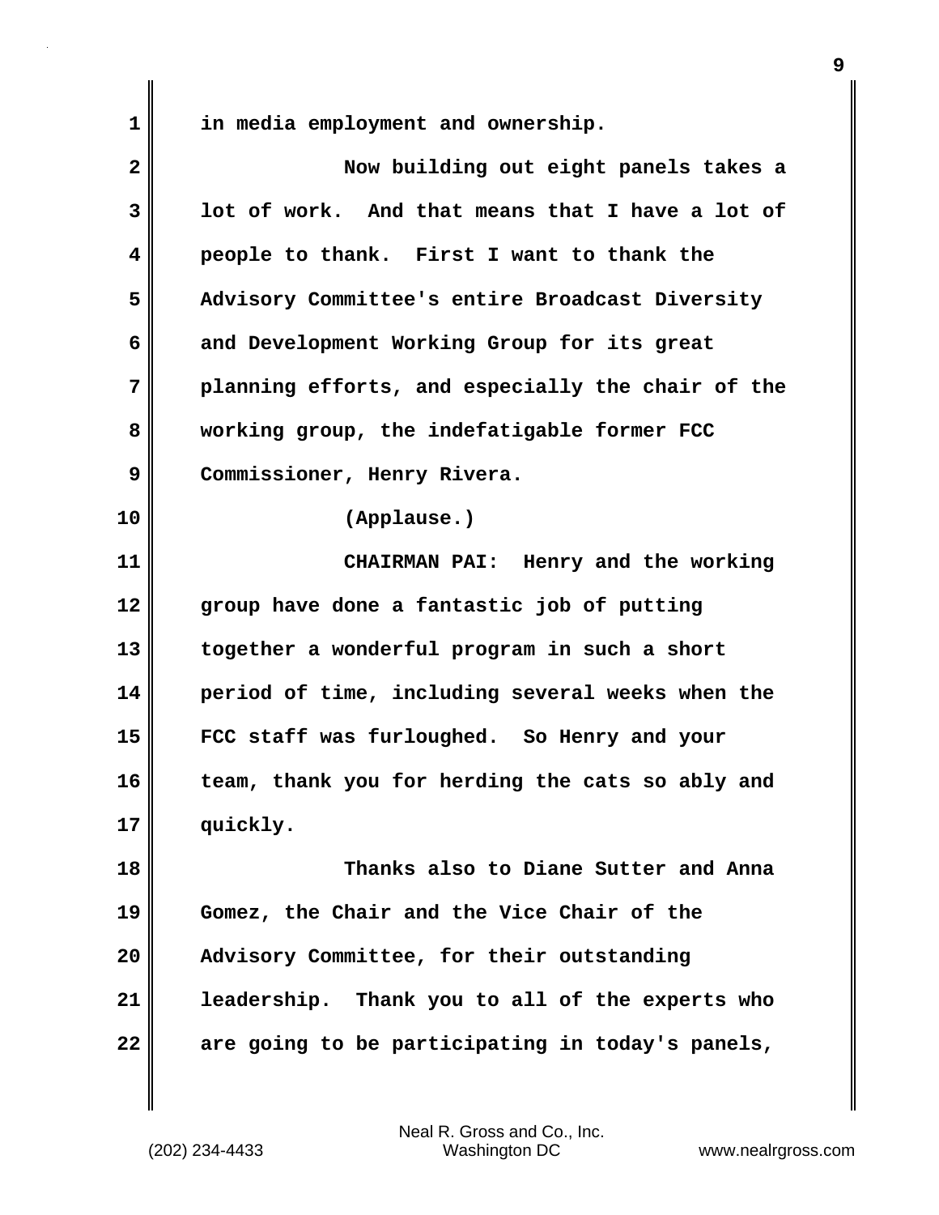in media employment and ownership.

Now building out eight panels takes a lot of work. And that means that I have a lot of people to thank. First I want to thank the Advisory Committee's entire Broadcast Diversity and Development Working Group for its great planning efforts, and especially the chair of the working group, the indefatigable former FCC Commissioner, Henry Rivera.

(Applause.)

CHAIRMAN PAI: Henry and the working group have done a fantastic job of putting together a wonderful program in such a short period of time, including several weeks when the FCC staff was furloughed. So Henry and your team, thank you for herding the cats so ably and quickly.

Thanks also to Diane Sutter and Anna Gomez, the Chair and the Vice Chair of the Advisory Committee, for their outstanding leadership. Thank you to all of the experts who are going to be participating in today's panels,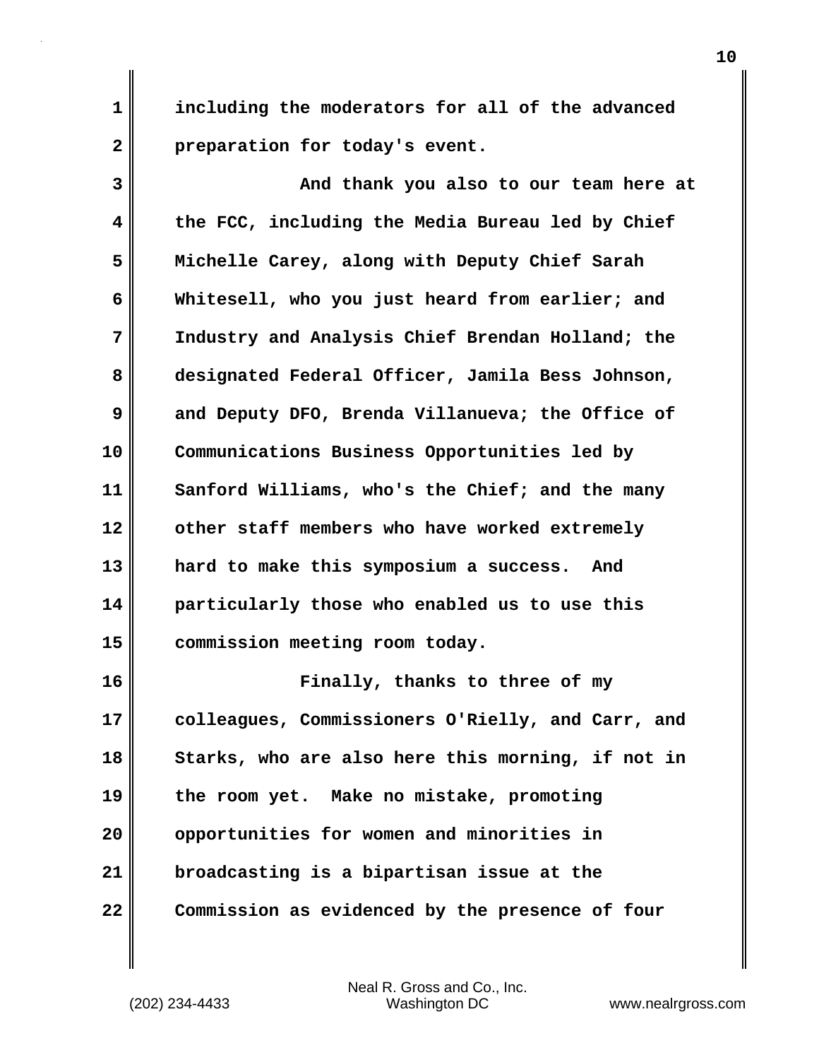including the moderators for all of the advanced preparation for today's event.

And thank you also to our team here at the FCC, including the Media Bureau led by Chief Michelle Carey, along with Deputy Chief Sarah Whitesell, who you just heard from earlier; and Industry and Analysis Chief Brendan Holland; the designated Federal Officer, Jamila Bess Johnson, and Deputy DFO, Brenda Villanueva; the Office of Communications Business Opportunities led by Sanford Williams, who's the Chief; and the many other staff members who have worked extremely hard to make this symposium a success. And particularly those who enabled us to use this commission meeting room today.

Finally, thanks to three of my colleagues, Commissioners O'Rielly, and Carr, and Starks, who are also here this morning, if not in the room yet. Make no mistake, promoting opportunities for women and minorities in broadcasting is a bipartisan issue at the Commission as evidenced by the presence of four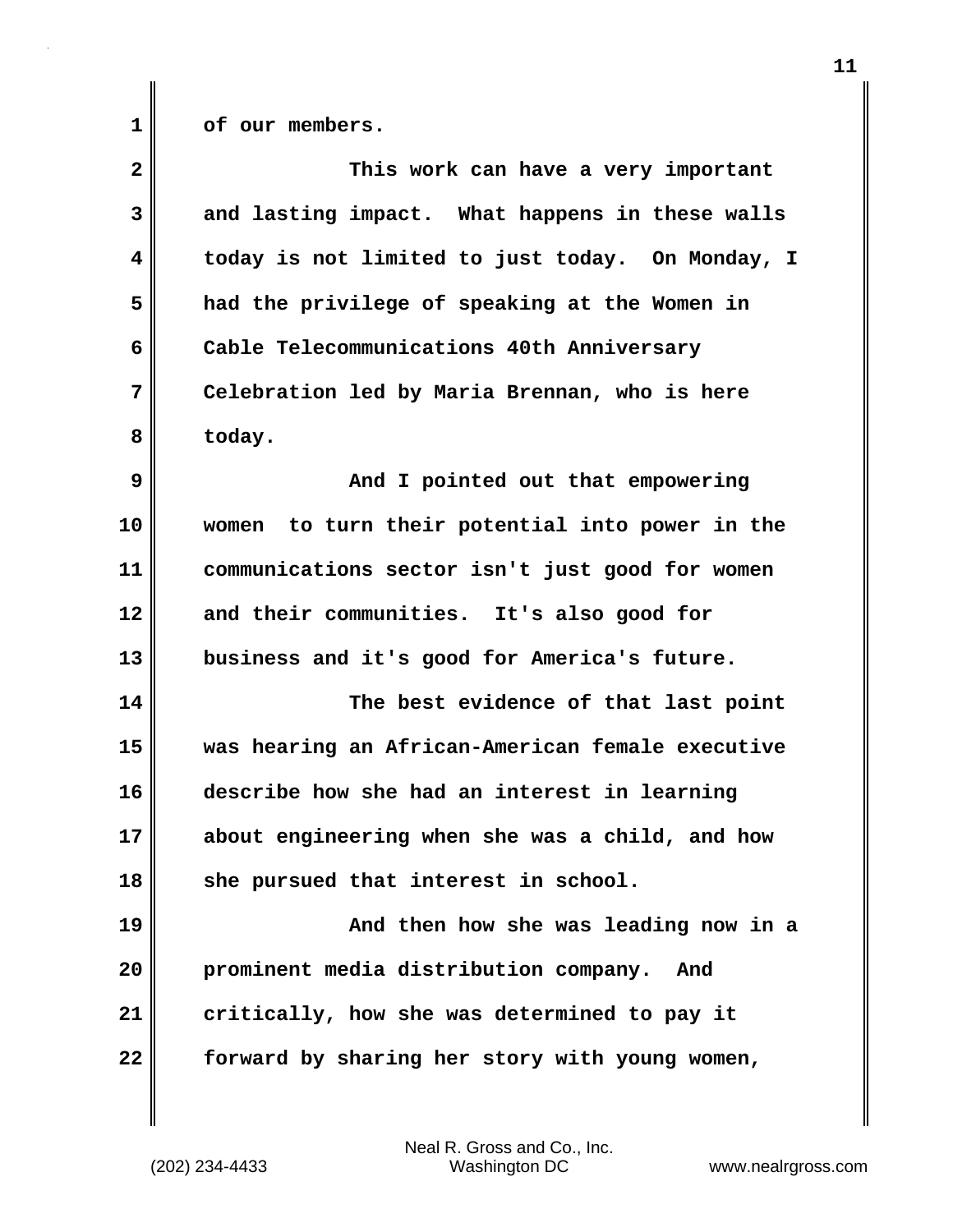of our members.

This work can have a very important and lasting impact. What happens in these walls today is not limited to just today. On Monday, I had the privilege of speaking at the Women in Cable Telecommunications 40th Anniversary Celebration led by Maria Brennan, who is here today.

And I pointed out that empowering women to turn their potential into power in the communications sector isn't just good for women and their communities. It's also good for business and it's good for America's future.

The best evidence of that last point was hearing an African-American female executive describe how she had an interest in learning about engineering when she was a child, and how she pursued that interest in school.

And then how she was leading now in a prominent media distribution company. And critically, how she was determined to pay it forward by sharing her story with young women,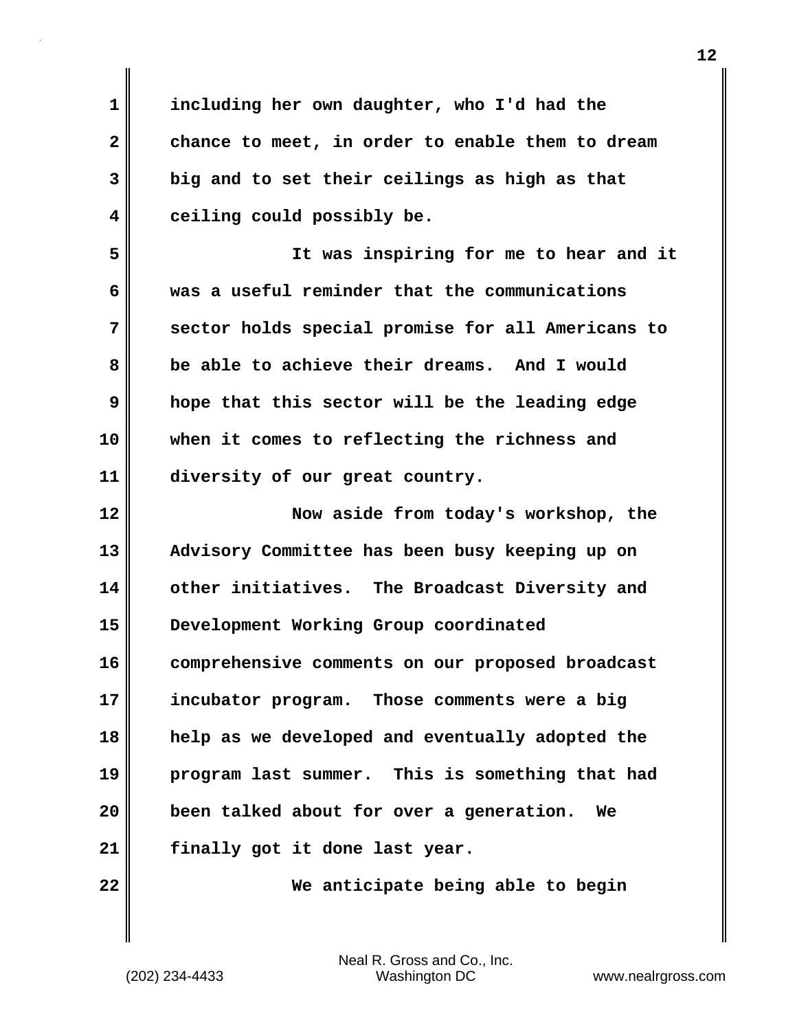including her own daughter, who I'd had the chance to meet, in order to enable them to dream big and to set their ceilings as high as that ceiling could possibly be.

It was inspiring for me to hear and it was a useful reminder that the communications sector holds special promise for all Americans to be able to achieve their dreams. And I would hope that this sector will be the leading edge when it comes to reflecting the richness and diversity of our great country.

Now aside from today's workshop, the Advisory Committee has been busy keeping up on other initiatives. The Broadcast Diversity and Development Working Group coordinated comprehensive comments on our proposed broadcast incubator program. Those comments were a big help as we developed and eventually adopted the program last summer. This is something that had been talked about for over a generation. We finally got it done last year.

We anticipate being able to begin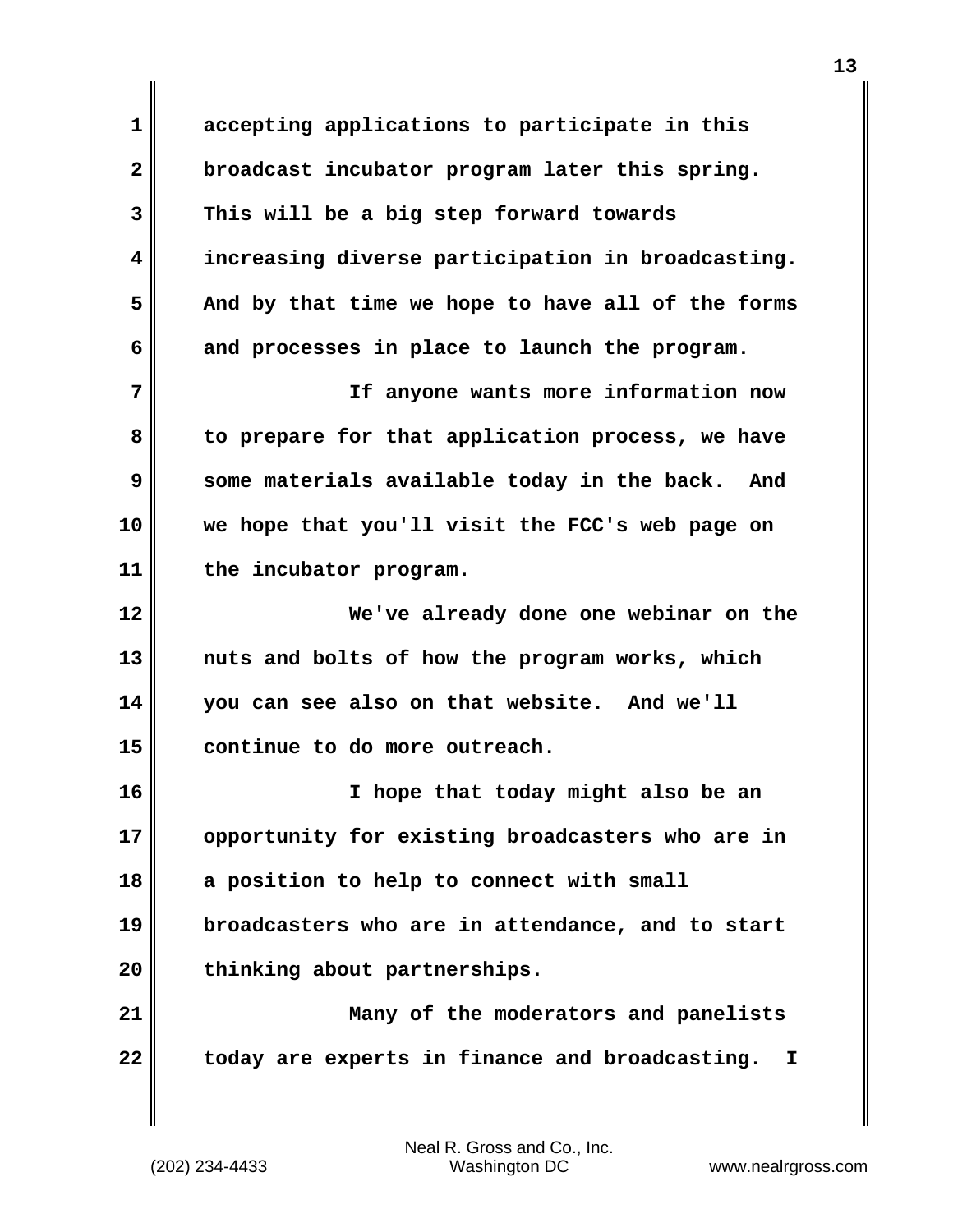accepting applications to participate in this broadcast incubator program later this spring. This will be a big step forward towards increasing diverse participation in broadcasting. And by that time we hope to have all of the forms and processes in place to launch the program.

If anyone wants more information now to prepare for that application process, we have some materials available today in the back. And we hope that you'll visit the FCC's web page on the incubator program.

We've already done one webinar on the nuts and bolts of how the program works, which you can see also on that website. And we'll continue to do more outreach.

I hope that today might also be an opportunity for existing broadcasters who are in a position to help to connect with small broadcasters who are in attendance, and to start thinking about partnerships.

Many of the moderators and panelists today are experts in finance and broadcasting. I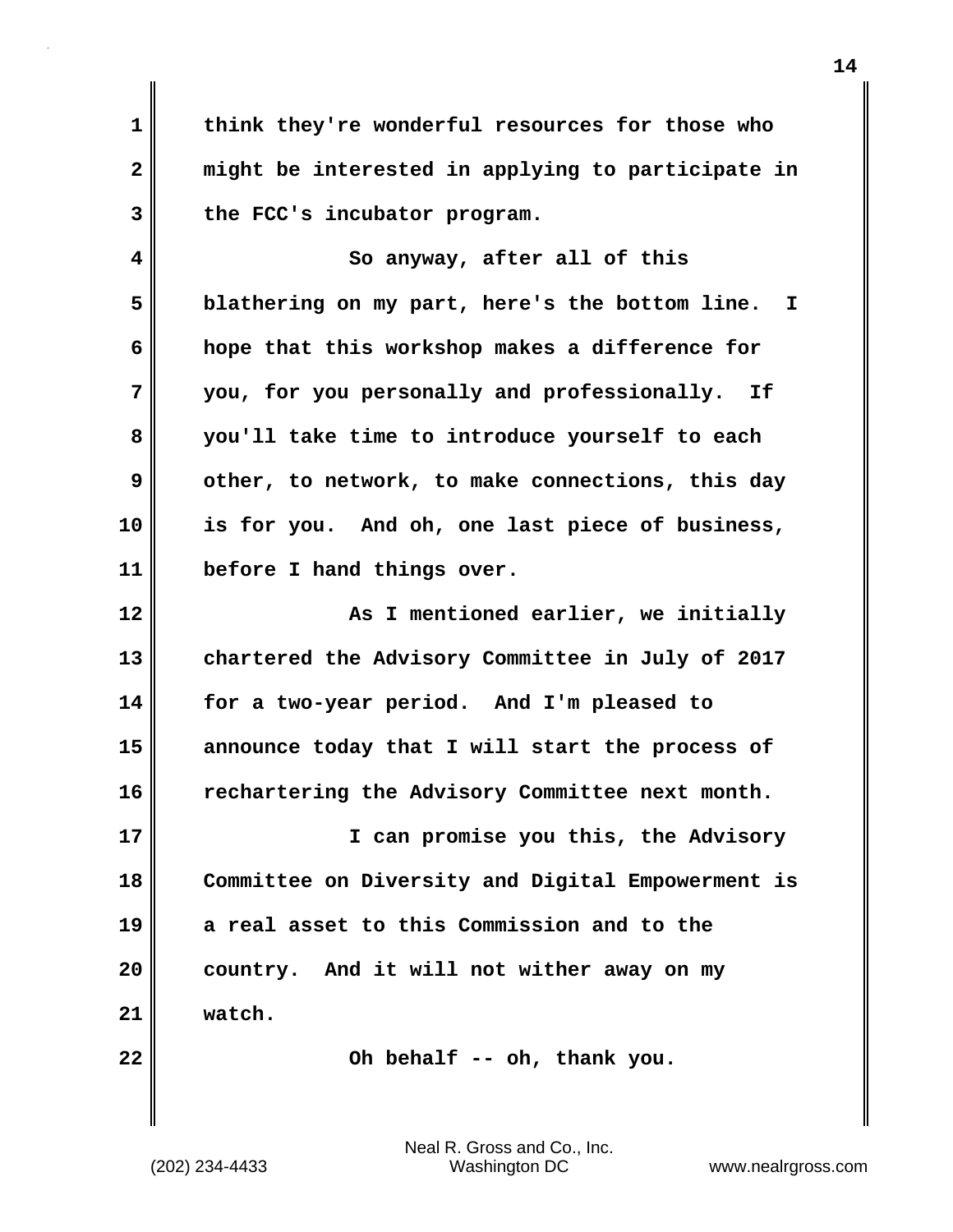think they're wonderful resources for those who might be interested in applying to participate in the FCC's incubator program.

So anyway, after all of this blathering on my part, here's the bottom line. I hope that this workshop makes a difference for you, for you personally and professionally. If you'll take time to introduce yourself to each other, to network, to make connections, this day is for you. And oh, one last piece of business, before I hand things over.

As I mentioned earlier, we initially chartered the Advisory Committee in July of 2017 for a two-year period. And I'm pleased to announce today that I will start the process of rechartering the Advisory Committee next month.

I can promise you this, the Advisory Committee on Diversity and Digital Empowerment is a real asset to this Commission and to the country. And it will not wither away on my watch.

Oh behalf -- oh, thank you.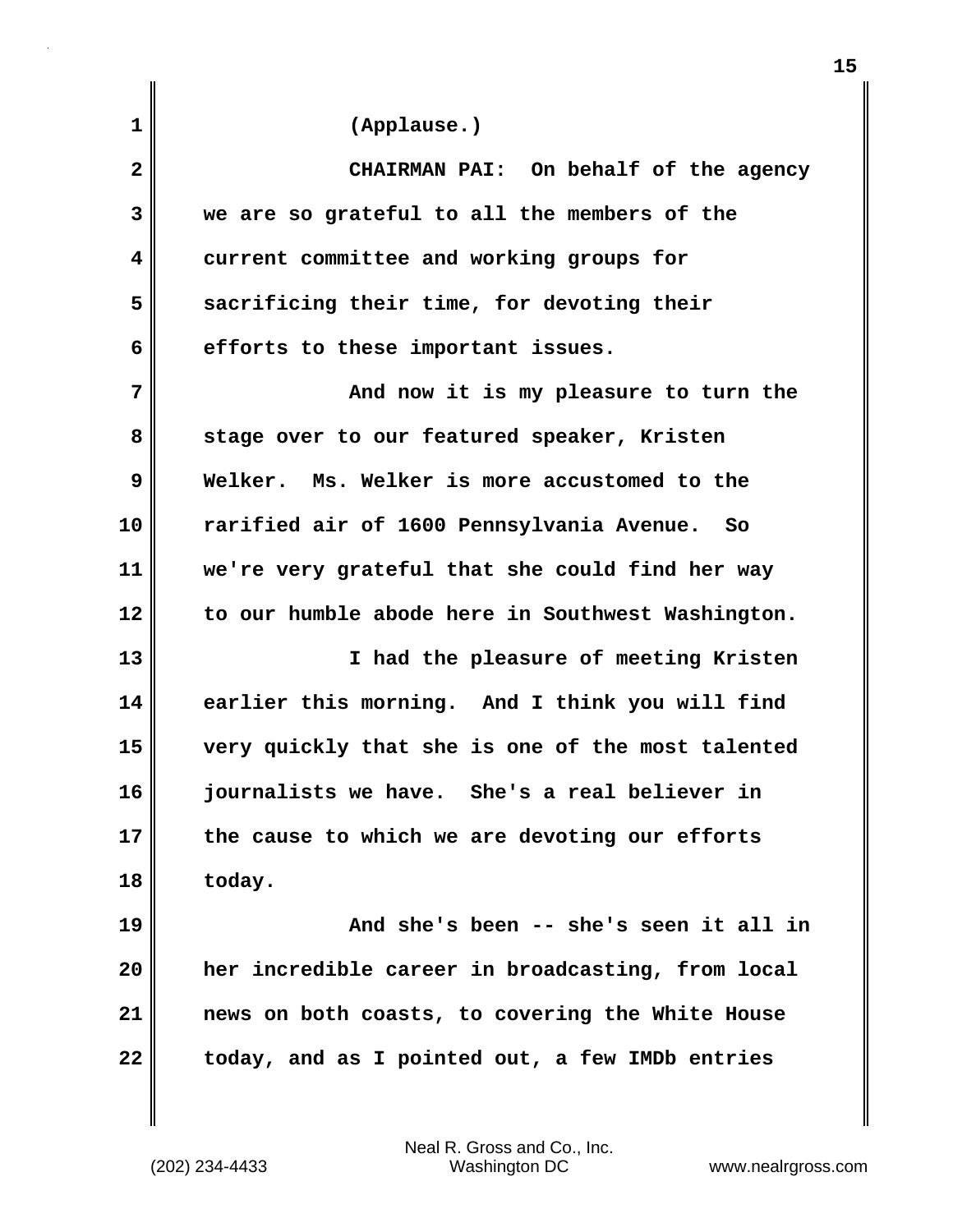(Applause.)

CHAIRMAN PAI: On behalf of the agency we are so grateful to all the members of the current committee and working groups for sacrificing their time, for devoting their efforts to these important issues.

And now it is my pleasure to turn the stage over to our featured speaker, Kristen Welker. Ms. Welker is more accustomed to the rarified air of 1600 Pennsylvania Avenue. So we're very grateful that she could find her way to our humble abode here in Southwest Washington.

I had the pleasure of meeting Kristen earlier this morning. And I think you will find very quickly that she is one of the most talented journalists we have. She's a real believer in the cause to which we are devoting our efforts today.

And she's been -- she's seen it all in her incredible career in broadcasting, from local news on both coasts, to covering the White House today, and as I pointed out, a few IMDb entries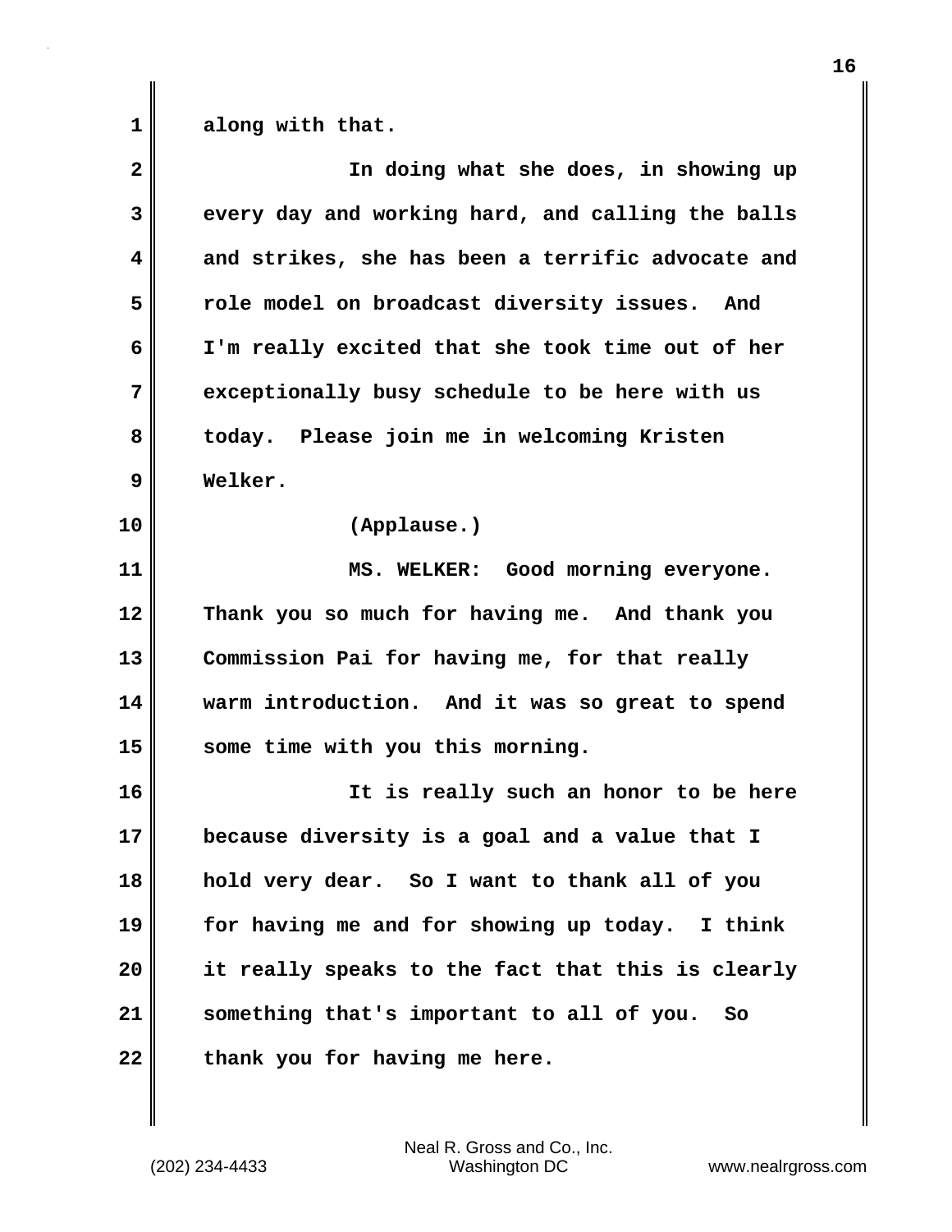along with that.

In doing what she does, in showing up every day and working hard, and calling the balls and strikes, she has been a terrific advocate and role model on broadcast diversity issues. And I'm really excited that she took time out of her exceptionally busy schedule to be here with us today. Please join me in welcoming Kristen Welker.

(Applause.)

MS. WELKER: Good morning everyone. Thank you so much for having me. And thank you Commission Pai for having me, for that really warm introduction. And it was so great to spend some time with you this morning.

It is really such an honor to be here because diversity is a goal and a value that I hold very dear. So I want to thank all of you for having me and for showing up today. I think it really speaks to the fact that this is clearly something that's important to all of you. So thank you for having me here.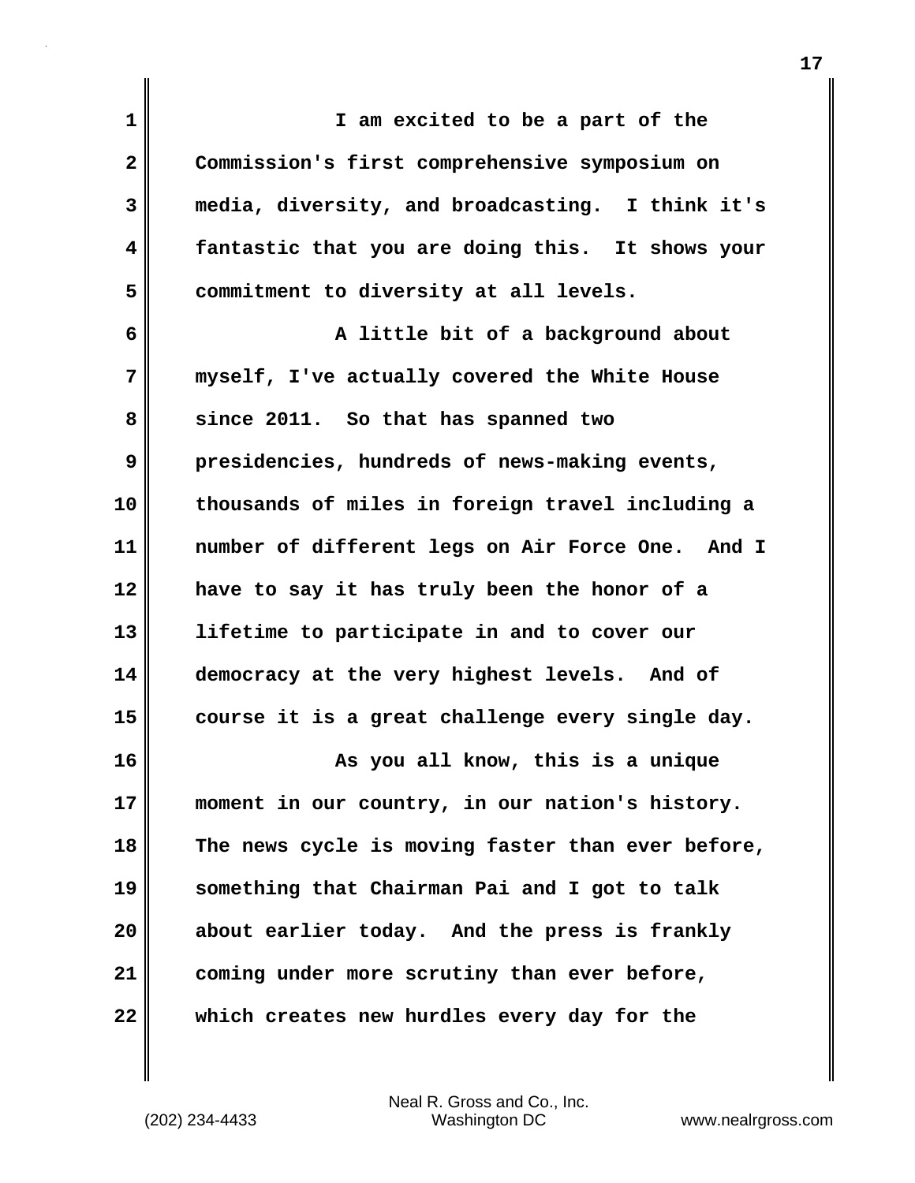I am excited to be a part of the Commission's first comprehensive symposium on media, diversity, and broadcasting. I think it's fantastic that you are doing this. It shows your commitment to diversity at all levels.

A little bit of a background about myself, I've actually covered the White House since 2011. So that has spanned two presidencies, hundreds of news-making events, thousands of miles in foreign travel including a number of different legs on Air Force One. And I have to say it has truly been the honor of a lifetime to participate in and to cover our democracy at the very highest levels. And of course it is a great challenge every single day.

As you all know, this is a unique moment in our country, in our nation's history. The news cycle is moving faster than ever before, something that Chairman Pai and I got to talk about earlier today. And the press is frankly coming under more scrutiny than ever before, which creates new hurdles every day for the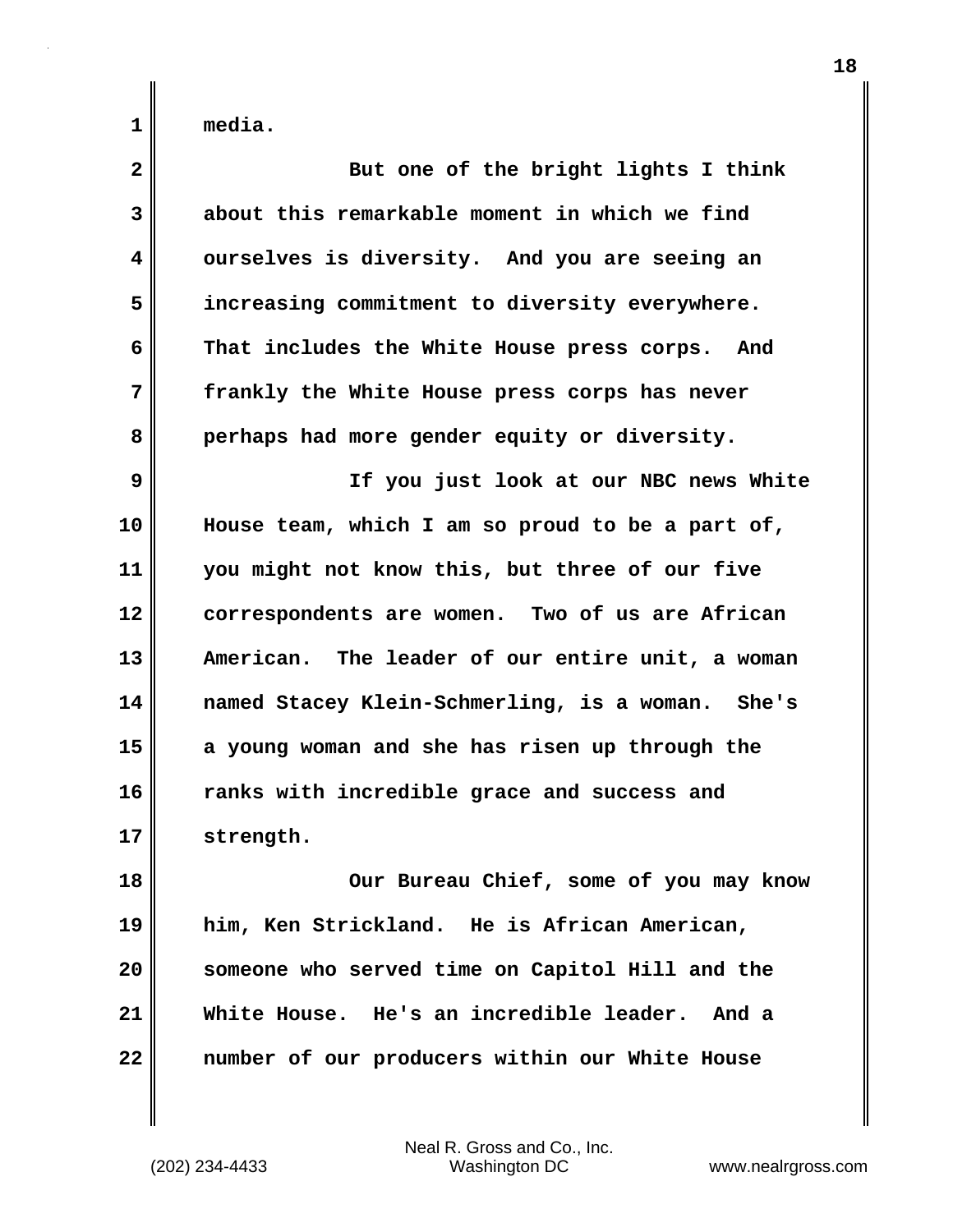media.

But one of the bright lights I think about this remarkable moment in which we find ourselves is diversity. And you are seeing an increasing commitment to diversity everywhere. That includes the White House press corps. And frankly the White House press corps has never perhaps had more gender equity or diversity.

If you just look at our NBC news White House team, which I am so proud to be a part of, you might not know this, but three of our five correspondents are women. Two of us are African American. The leader of our entire unit, a woman named Stacey Klein-Schmerling, is a woman. She's a young woman and she has risen up through the ranks with incredible grace and success and strength.

Our Bureau Chief, some of you may know him, Ken Strickland. He is African American, someone who served time on Capitol Hill and the White House. He's an incredible leader. And a number of our producers within our White House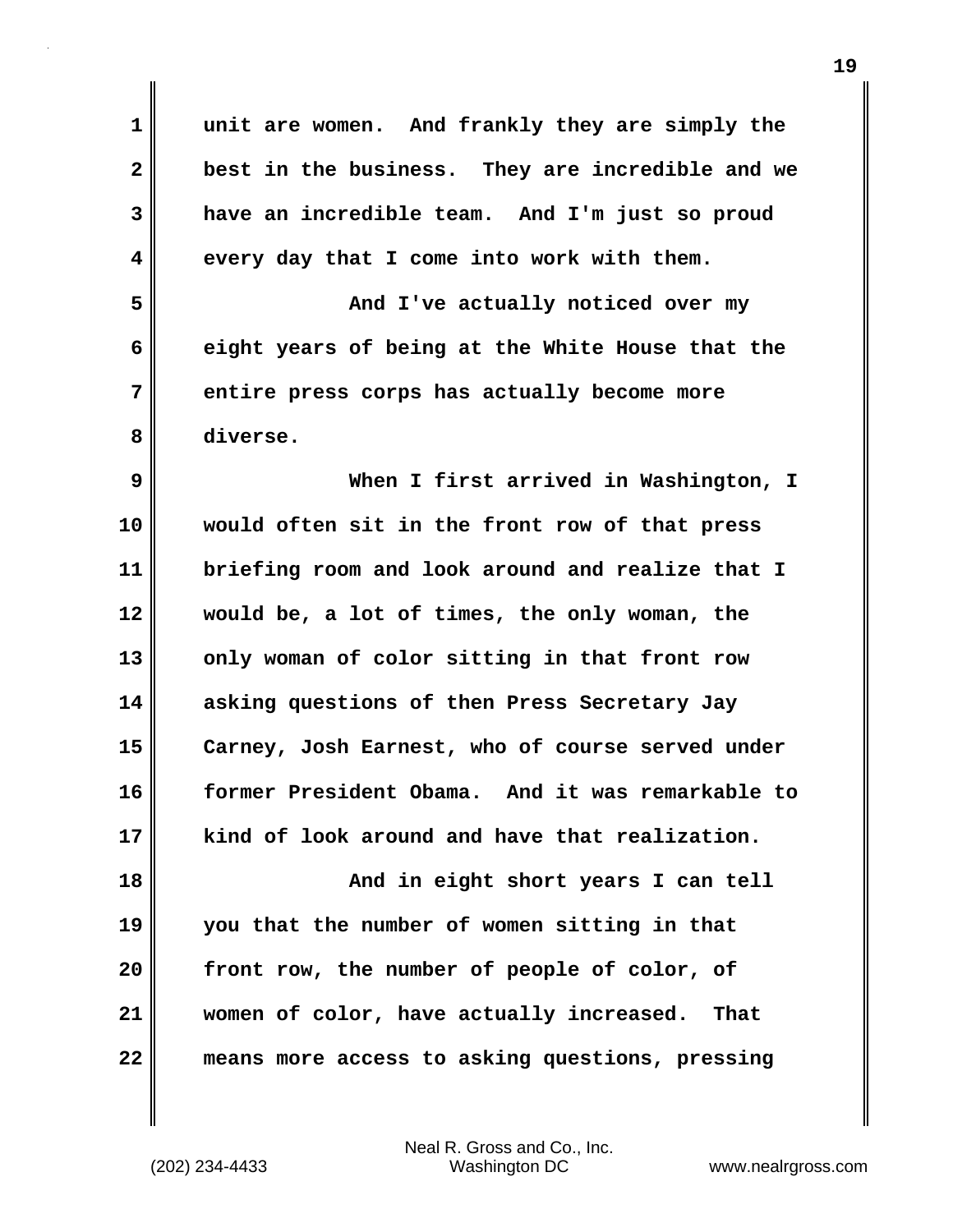unit are women. And frankly they are simply the best in the business. They are incredible and we have an incredible team. And I'm just so proud every day that I come into work with them.

And I've actually noticed over my eight years of being at the White House that the entire press corps has actually become more diverse.

When I first arrived in Washington, I would often sit in the front row of that press briefing room and look around and realize that I would be, a lot of times, the only woman, the only woman of color sitting in that front row asking questions of then Press Secretary Jay Carney, Josh Earnest, who of course served under former President Obama. And it was remarkable to kind of look around and have that realization.

And in eight short years I can tell you that the number of women sitting in that front row, the number of people of color, of women of color, have actually increased. That means more access to asking questions, pressing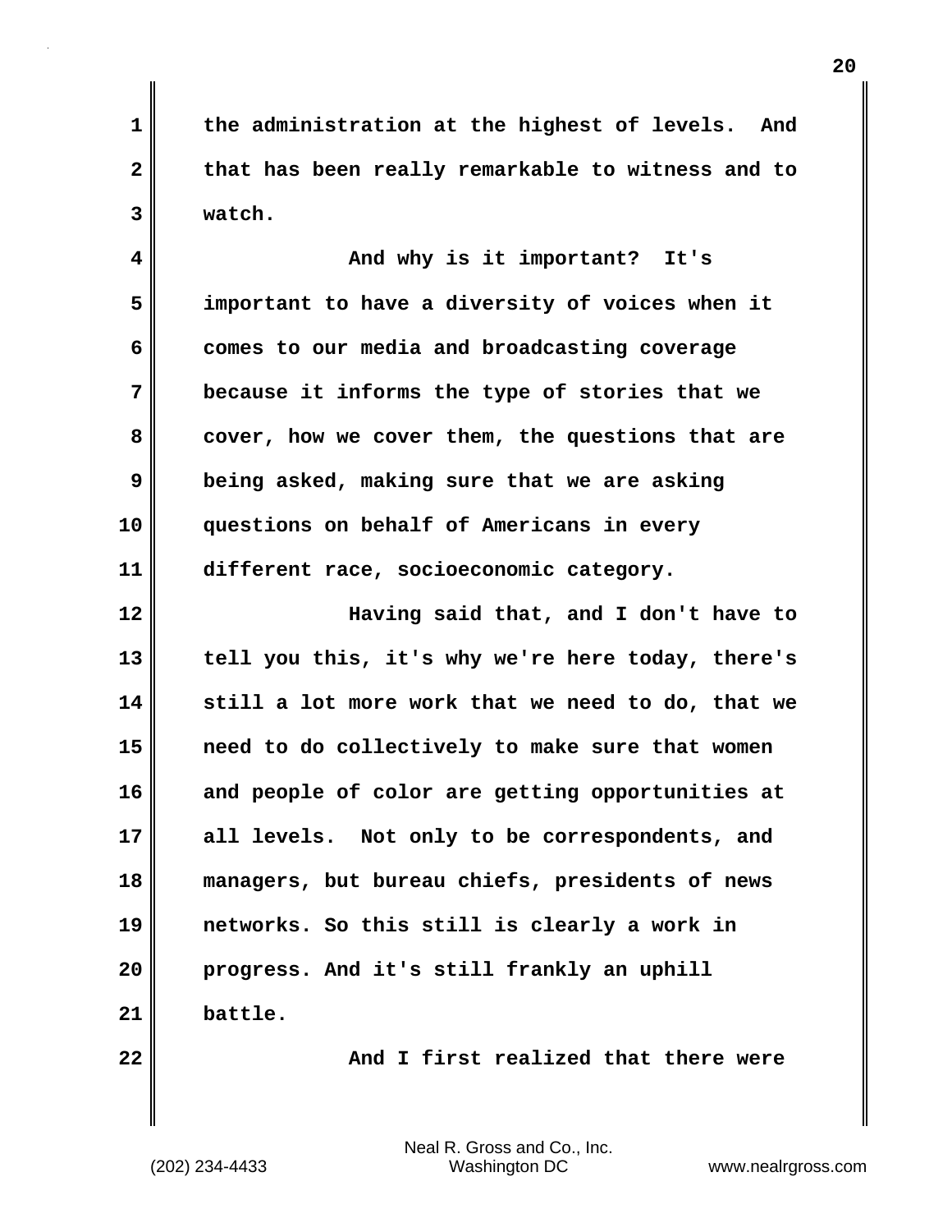the administration at the highest of levels. And that has been really remarkable to witness and to watch.

And why is it important? It's important to have a diversity of voices when it comes to our media and broadcasting coverage because it informs the type of stories that we cover, how we cover them, the questions that are being asked, making sure that we are asking questions on behalf of Americans in every different race, socioeconomic category.

Having said that, and I don't have to tell you this, it's why we're here today, there's still a lot more work that we need to do, that we need to do collectively to make sure that women and people of color are getting opportunities at all levels. Not only to be correspondents, and managers, but bureau chiefs, presidents of news networks. So this still is clearly a work in progress. And it's still frankly an uphill battle.

And I first realized that there were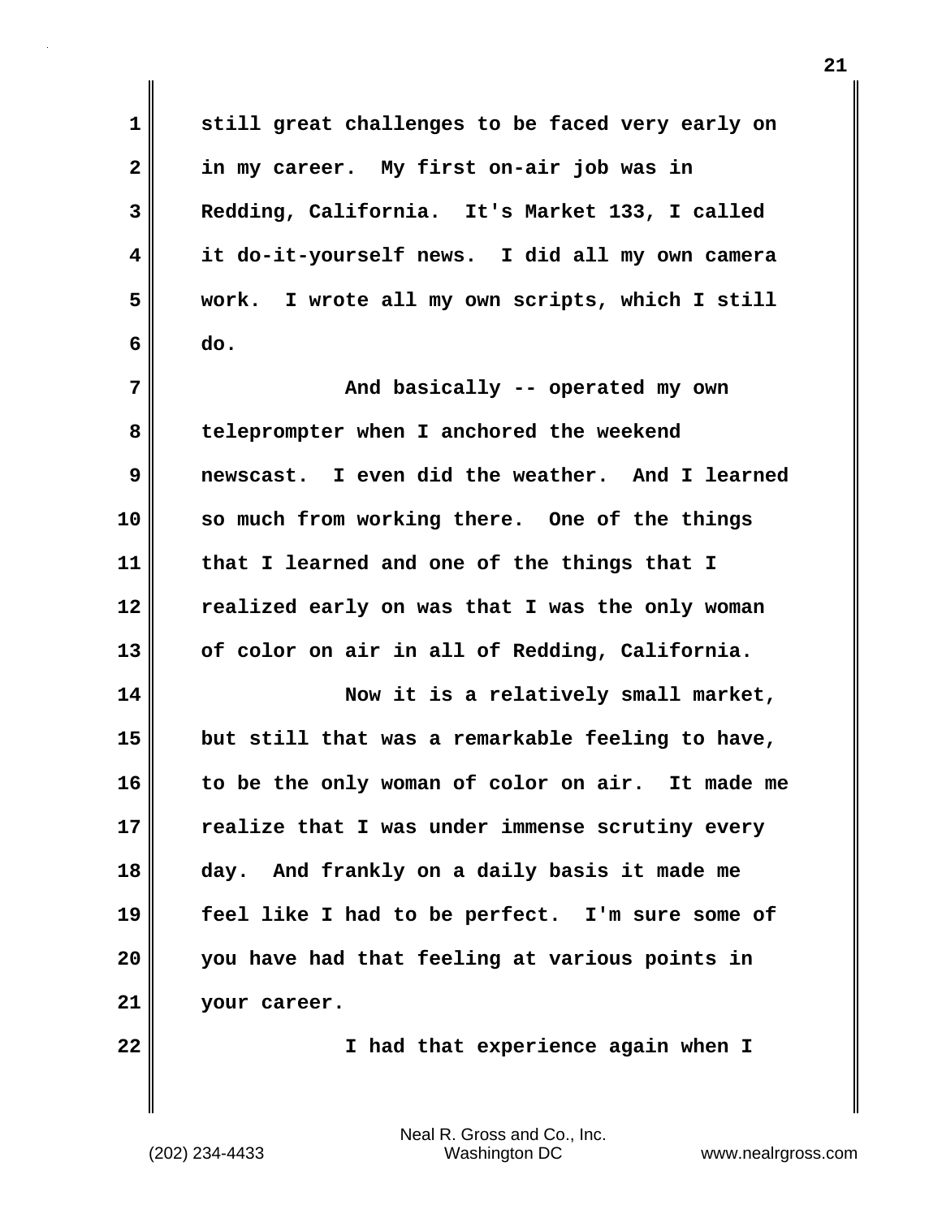still great challenges to be faced very early on in my career. My first on-air job was in Redding, California. It's Market 133, I called it do-it-yourself news. I did all my own camera work. I wrote all my own scripts, which I still do.

And basically -- operated my own teleprompter when I anchored the weekend newscast. I even did the weather. And I learned so much from working there. One of the things that I learned and one of the things that I realized early on was that I was the only woman of color on air in all of Redding, California.

Now it is a relatively small market, but still that was a remarkable feeling to have, to be the only woman of color on air. It made me realize that I was under immense scrutiny every day. And frankly on a daily basis it made me feel like I had to be perfect. I'm sure some of you have had that feeling at various points in your career.

I had that experience again when I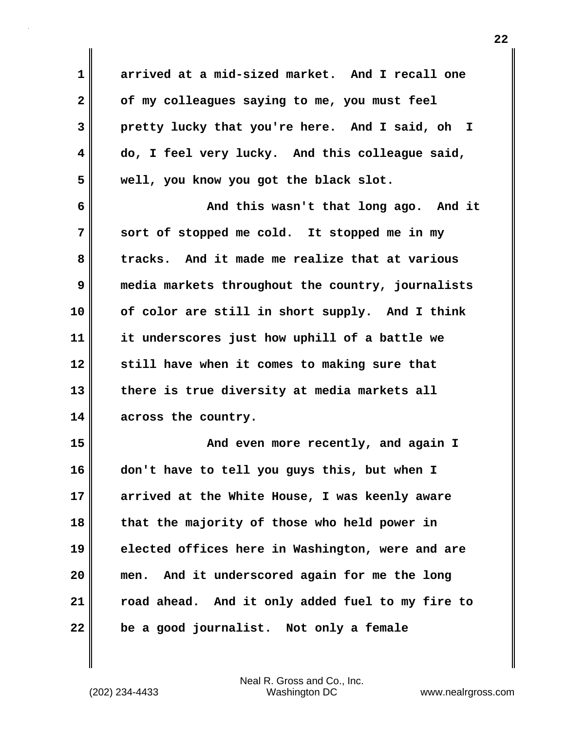arrived at a mid-sized market. And I recall one of my colleagues saying to me, you must feel pretty lucky that you're here. And I said, oh I do, I feel very lucky. And this colleague said, well, you know you got the black slot.

And this wasn't that long ago. And it sort of stopped me cold. It stopped me in my tracks. And it made me realize that at various media markets throughout the country, journalists of color are still in short supply. And I think it underscores just how uphill of a battle we still have when it comes to making sure that there is true diversity at media markets all across the country.

And even more recently, and again I don't have to tell you guys this, but when I arrived at the White House, I was keenly aware that the majority of those who held power in elected offices here in Washington, were and are men. And it underscored again for me the long road ahead. And it only added fuel to my fire to be a good journalist. Not only a female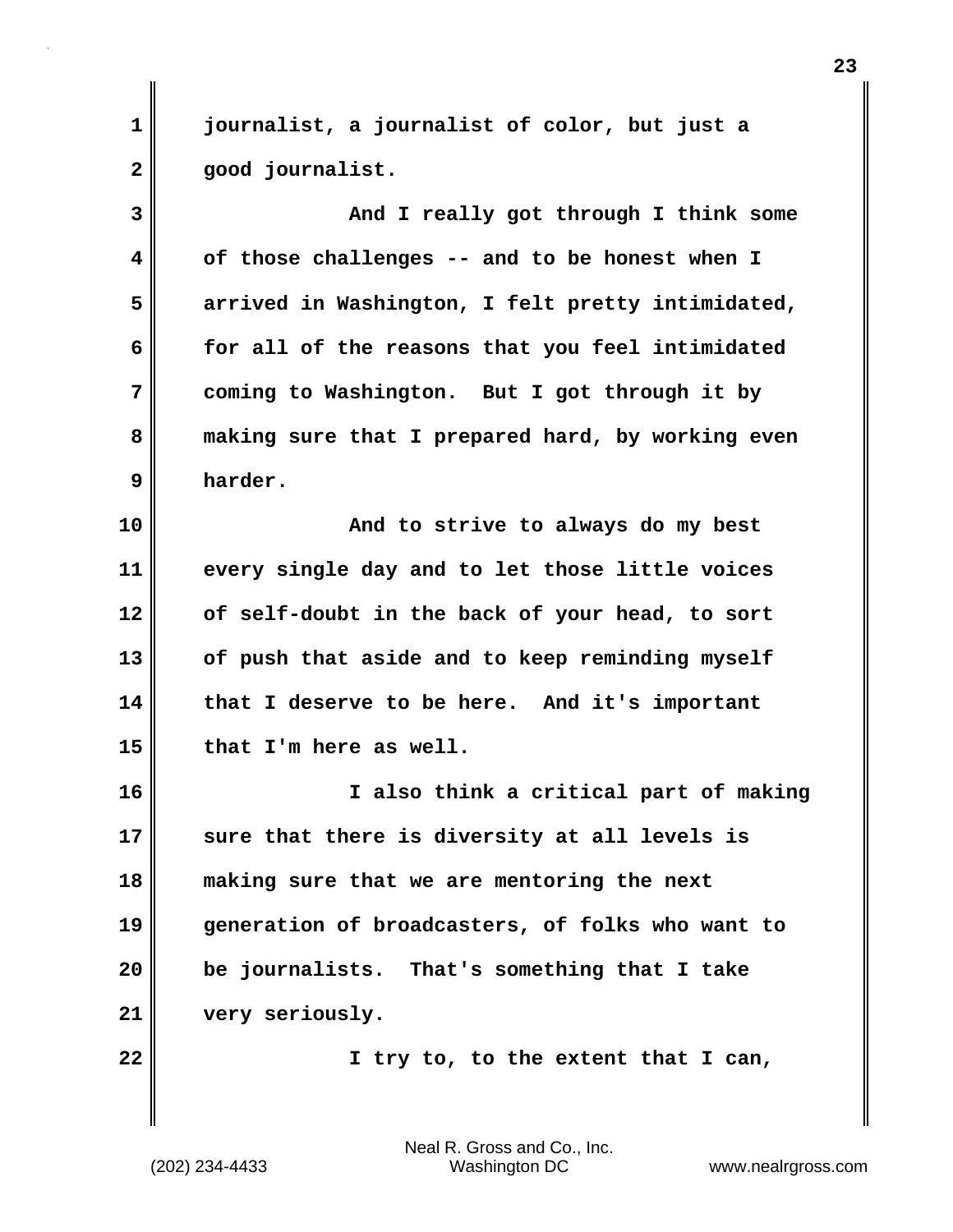journalist, a journalist of color, but just a good journalist.

And I really got through I think some of those challenges -- and to be honest when I arrived in Washington, I felt pretty intimidated, for all of the reasons that you feel intimidated coming to Washington. But I got through it by making sure that I prepared hard, by working even harder.

And to strive to always do my best every single day and to let those little voices of self-doubt in the back of your head, to sort of push that aside and to keep reminding myself that I deserve to be here. And it's important that I'm here as well.

I also think a critical part of making sure that there is diversity at all levels is making sure that we are mentoring the next generation of broadcasters, of folks who want to be journalists. That's something that I take very seriously.

I try to, to the extent that I can,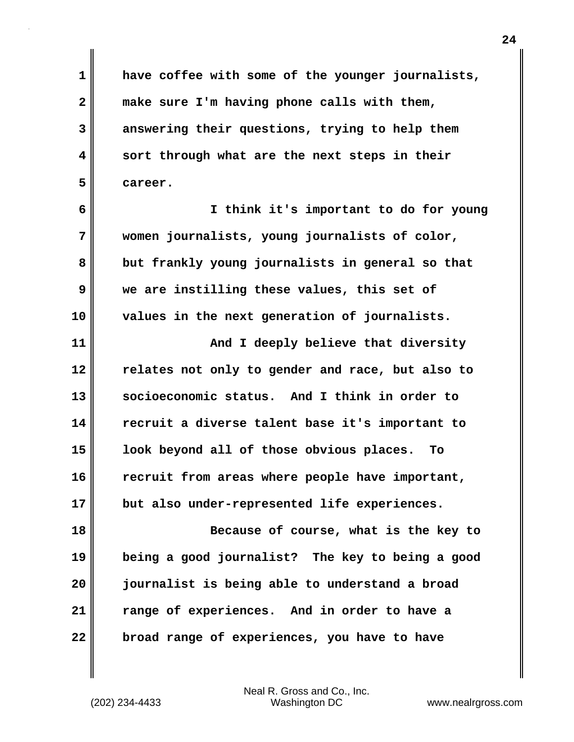have coffee with some of the younger journalists, make sure I'm having phone calls with them, answering their questions, trying to help them sort through what are the next steps in their career.

I think it's important to do for young women journalists, young journalists of color, but frankly young journalists in general so that we are instilling these values, this set of values in the next generation of journalists.

And I deeply believe that diversity relates not only to gender and race, but also to socioeconomic status. And I think in order to recruit a diverse talent base it's important to look beyond all of those obvious places. To recruit from areas where people have important, but also under-represented life experiences.

Because of course, what is the key to being a good journalist? The key to being a good journalist is being able to understand a broad range of experiences. And in order to have a broad range of experiences, you have to have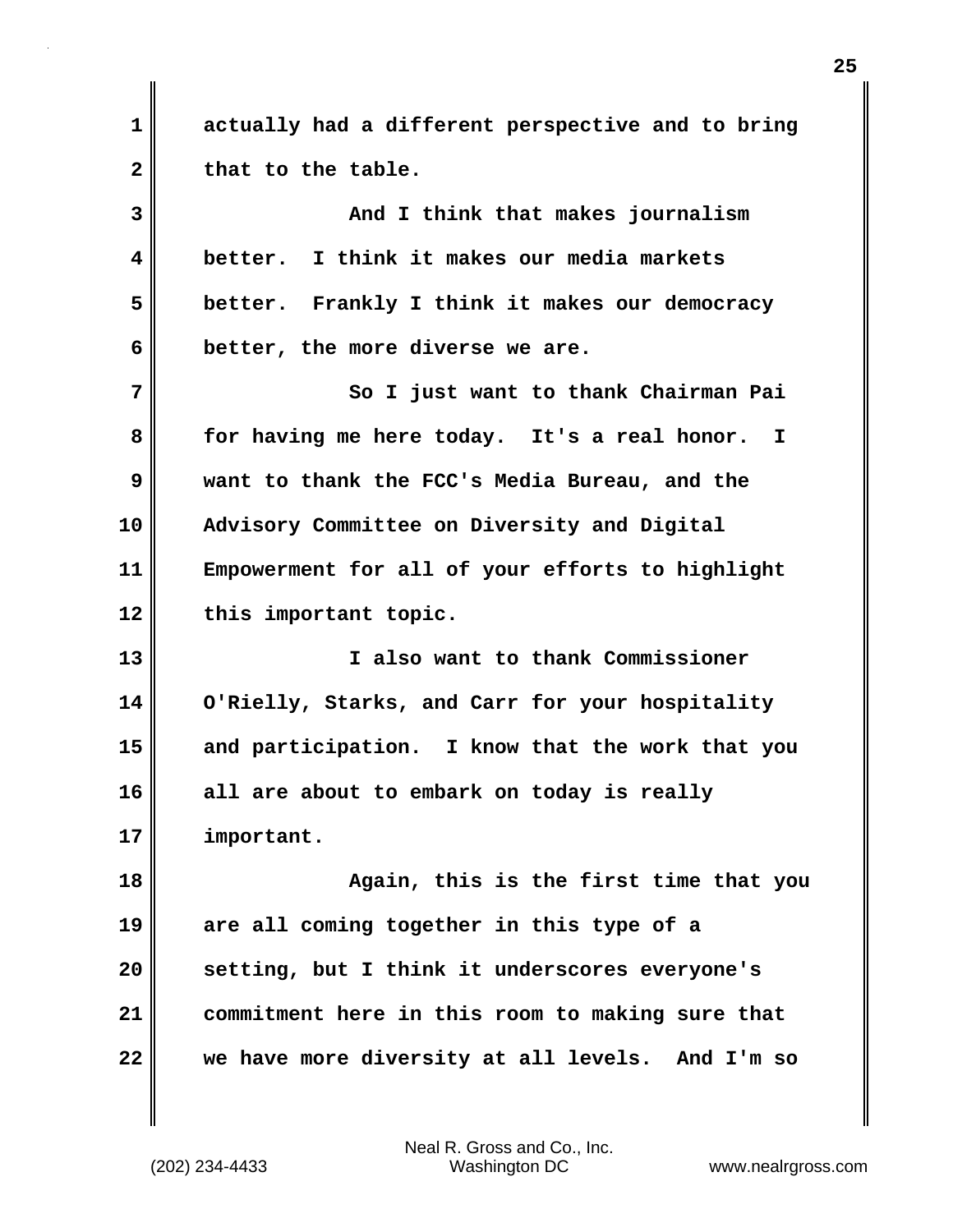actually had a different perspective and to bring that to the table.

And I think that makes journalism better. I think it makes our media markets better. Frankly I think it makes our democracy better, the more diverse we are.

So I just want to thank Chairman Pai for having me here today. It's a real honor. I want to thank the FCC's Media Bureau, and the Advisory Committee on Diversity and Digital Empowerment for all of your efforts to highlight this important topic.

I also want to thank Commissioner O'Rielly, Starks, and Carr for your hospitality and participation. I know that the work that you all are about to embark on today is really important.

Again, this is the first time that you are all coming together in this type of a setting, but I think it underscores everyone's commitment here in this room to making sure that we have more diversity at all levels. And I'm so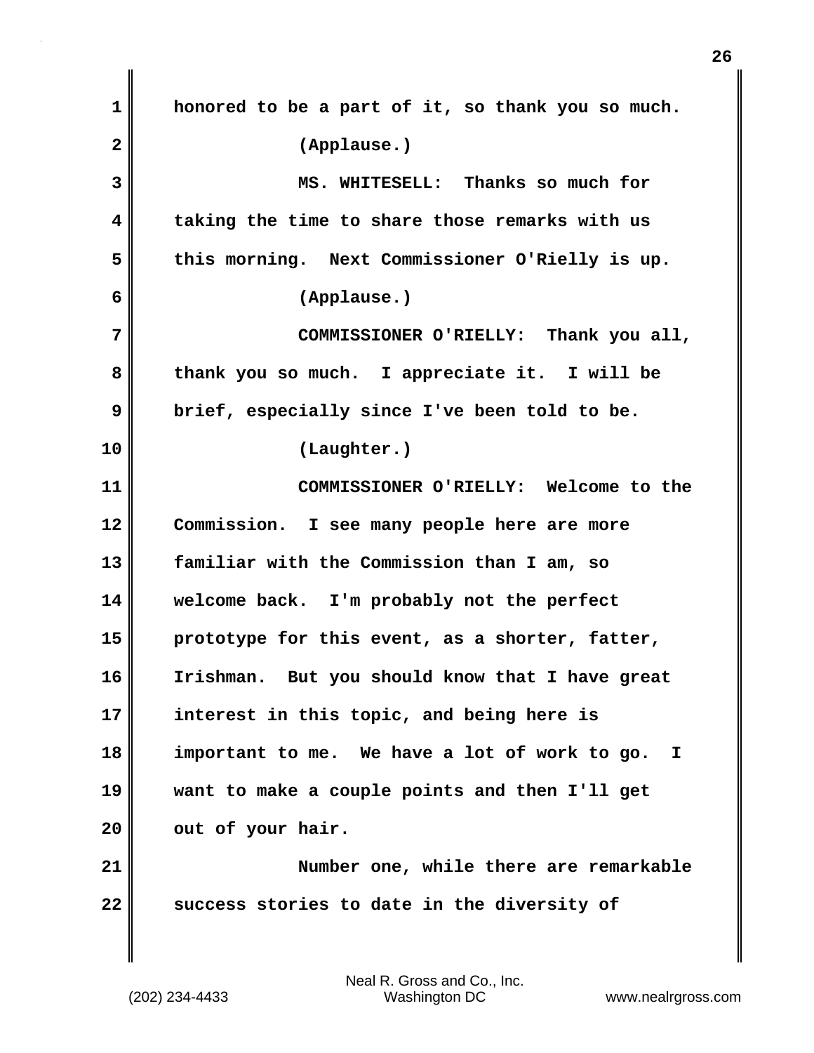honored to be a part of it, so thank you so much.

(Applause.)

MS. WHITESELL: Thanks so much for taking the time to share those remarks with us this morning. Next Commissioner O'Rielly is up.

(Applause.)

COMMISSIONER O'RIELLY: Thank you all, thank you so much. I appreciate it. I will be brief, especially since I've been told to be.

(Laughter.)

COMMISSIONER O'RIELLY: Welcome to the Commission. I see many people here are more familiar with the Commission than I am, so welcome back. I'm probably not the perfect prototype for this event, as a shorter, fatter, Irishman. But you should know that I have great interest in this topic, and being here is important to me. We have a lot of work to go. I want to make a couple points and then I'll get out of your hair.

Number one, while there are remarkable success stories to date in the diversity of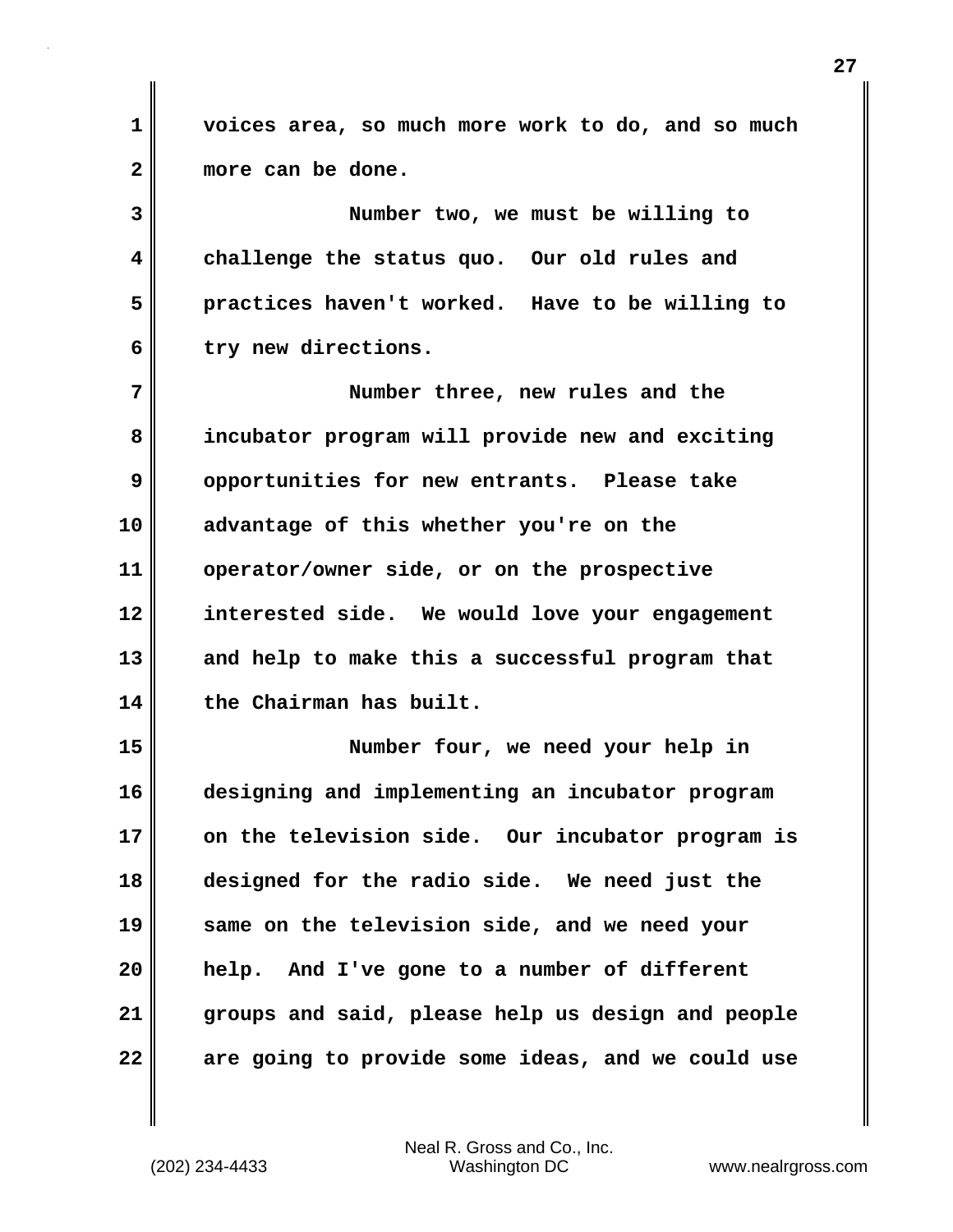voices area, so much more work to do, and so much more can be done.

Number two, we must be willing to challenge the status quo. Our old rules and practices haven't worked. Have to be willing to try new directions.

Number three, new rules and the incubator program will provide new and exciting opportunities for new entrants. Please take advantage of this whether you're on the operator/owner side, or on the prospective interested side. We would love your engagement and help to make this a successful program that the Chairman has built.

Number four, we need your help in designing and implementing an incubator program on the television side. Our incubator program is designed for the radio side. We need just the same on the television side, and we need your help. And I've gone to a number of different groups and said, please help us design and people are going to provide some ideas, and we could use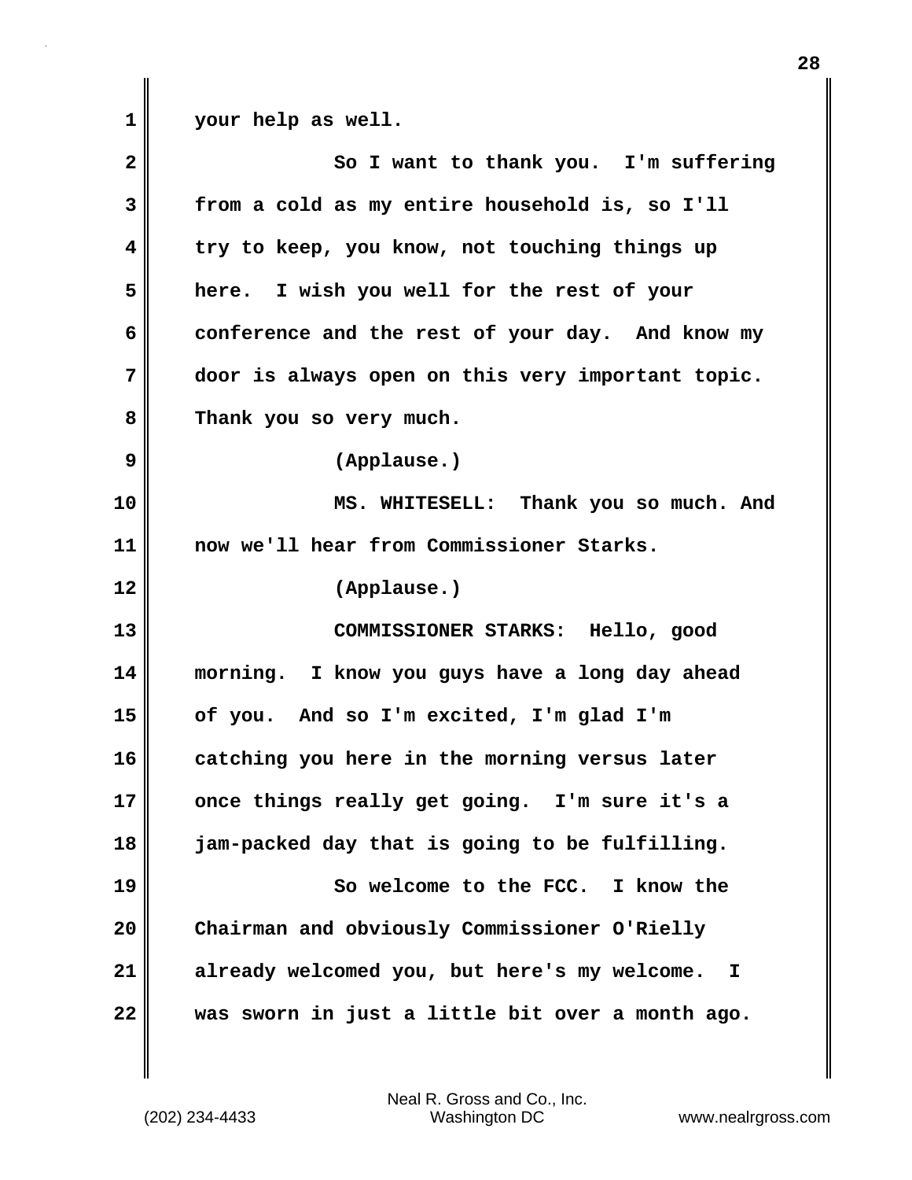your help as well.

So I want to thank you. I'm suffering from a cold as my entire household is, so I'll try to keep, you know, not touching things up here. I wish you well for the rest of your conference and the rest of your day. And know my door is always open on this very important topic. Thank you so very much.

(Applause.)

MS. WHITESELL: Thank you so much. And now we'll hear from Commissioner Starks.

(Applause.)

COMMISSIONER STARKS: Hello, good morning. I know you guys have a long day ahead of you. And so I'm excited, I'm glad I'm catching you here in the morning versus later once things really get going. I'm sure it's a jam-packed day that is going to be fulfilling.

So welcome to the FCC. I know the Chairman and obviously Commissioner O'Rielly already welcomed you, but here's my welcome. I was sworn in just a little bit over a month ago.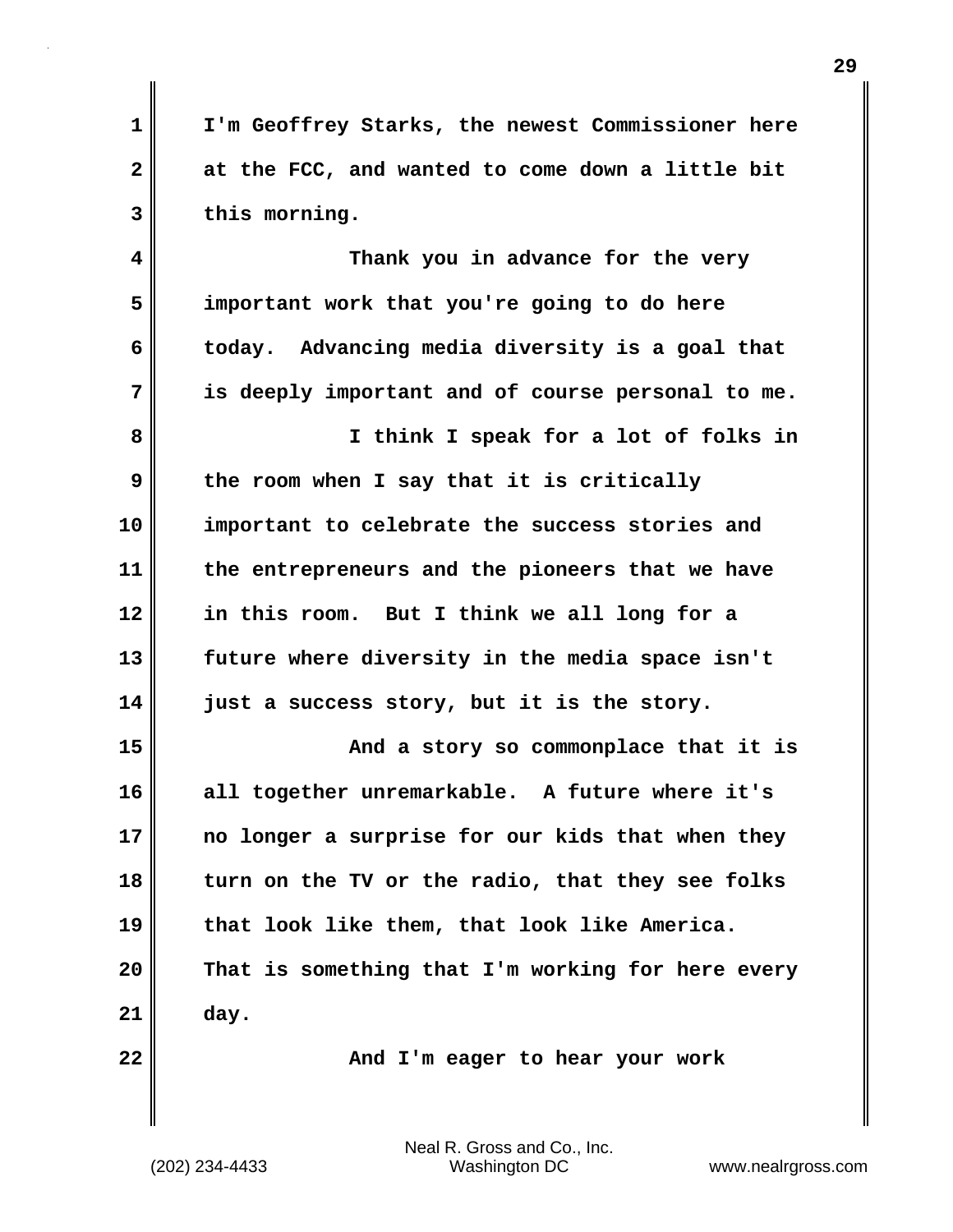I'm Geoffrey Starks, the newest Commissioner here at the FCC, and wanted to come down a little bit this morning.

Thank you in advance for the very important work that you're going to do here today. Advancing media diversity is a goal that is deeply important and of course personal to me.

I think I speak for a lot of folks in the room when I say that it is critically important to celebrate the success stories and the entrepreneurs and the pioneers that we have in this room. But I think we all long for a future where diversity in the media space isn't just a success story, but it is the story.

And a story so commonplace that it is all together unremarkable. A future where it's no longer a surprise for our kids that when they turn on the TV or the radio, that they see folks that look like them, that look like America. That is something that I'm working for here every day.

And I'm eager to hear your work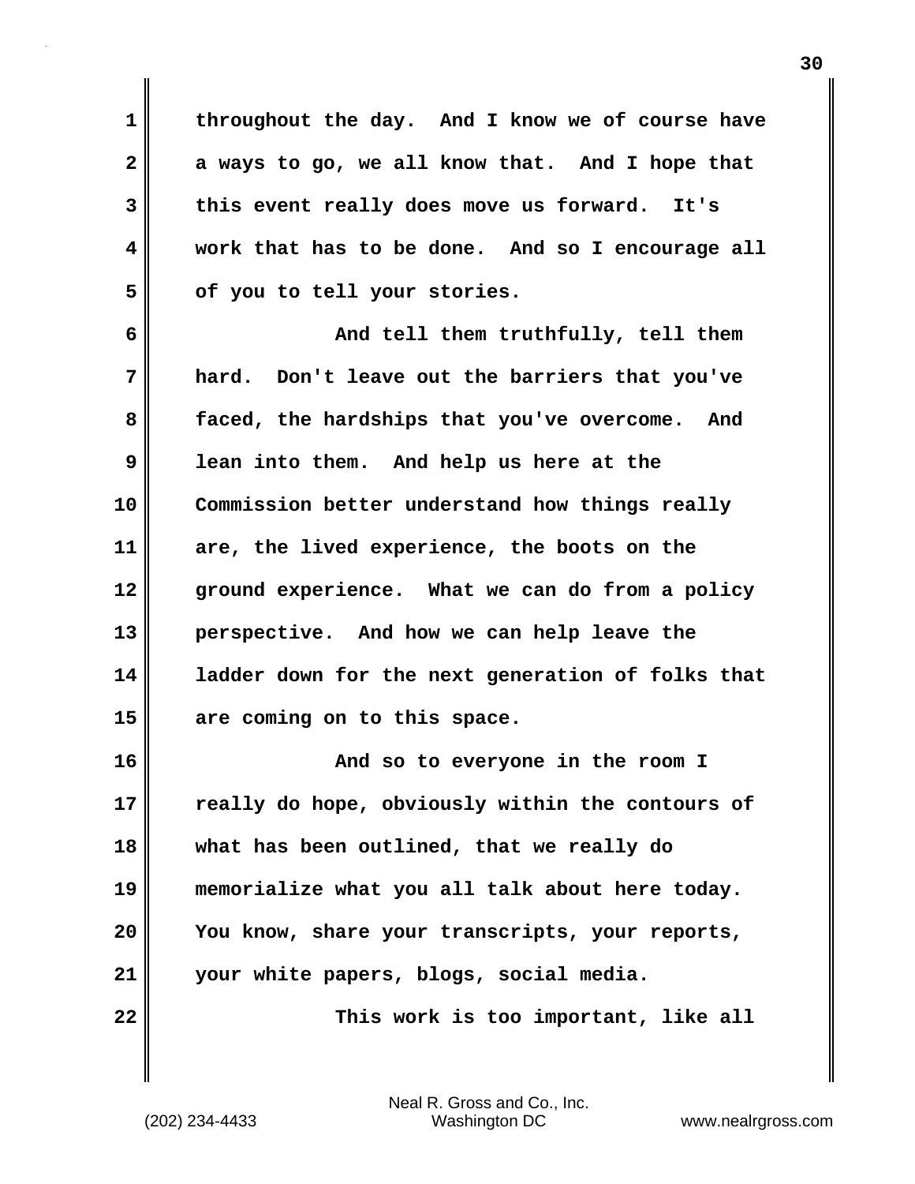throughout the day. And I know we of course have a ways to go, we all know that. And I hope that this event really does move us forward. It's work that has to be done. And so I encourage all of you to tell your stories.

And tell them truthfully, tell them hard. Don't leave out the barriers that you've faced, the hardships that you've overcome. And lean into them. And help us here at the Commission better understand how things really are, the lived experience, the boots on the ground experience. What we can do from a policy perspective. And how we can help leave the ladder down for the next generation of folks that are coming on to this space.

And so to everyone in the room I really do hope, obviously within the contours of what has been outlined, that we really do memorialize what you all talk about here today. You know, share your transcripts, your reports, your white papers, blogs, social media.

This work is too important, like all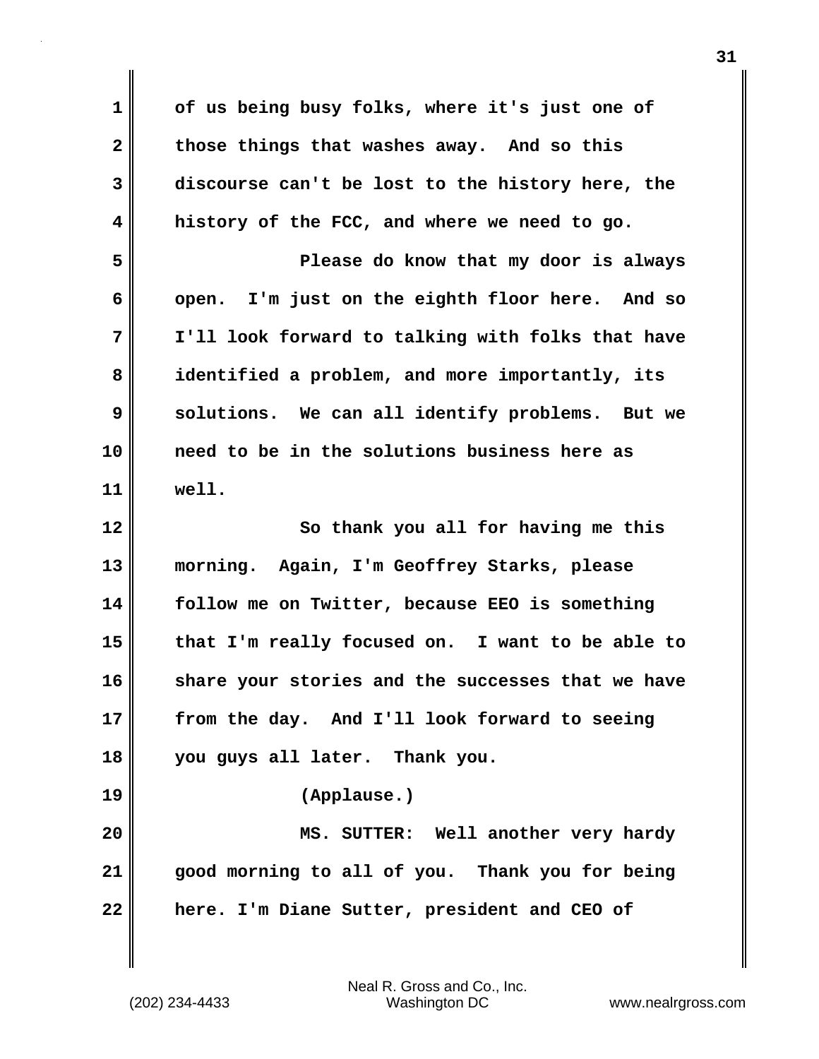of us being busy folks, where it's just one of those things that washes away. And so this discourse can't be lost to the history here, the history of the FCC, and where we need to go.

Please do know that my door is always open. I'm just on the eighth floor here. And so I'll look forward to talking with folks that have identified a problem, and more importantly, its solutions. We can all identify problems. But we need to be in the solutions business here as well.

So thank you all for having me this morning. Again, I'm Geoffrey Starks, please follow me on Twitter, because EEO is something that I'm really focused on. I want to be able to share your stories and the successes that we have from the day. And I'll look forward to seeing you guys all later. Thank you.

(Applause.)

MS. SUTTER: Well another very hardy good morning to all of you. Thank you for being here. I'm Diane Sutter, president and CEO of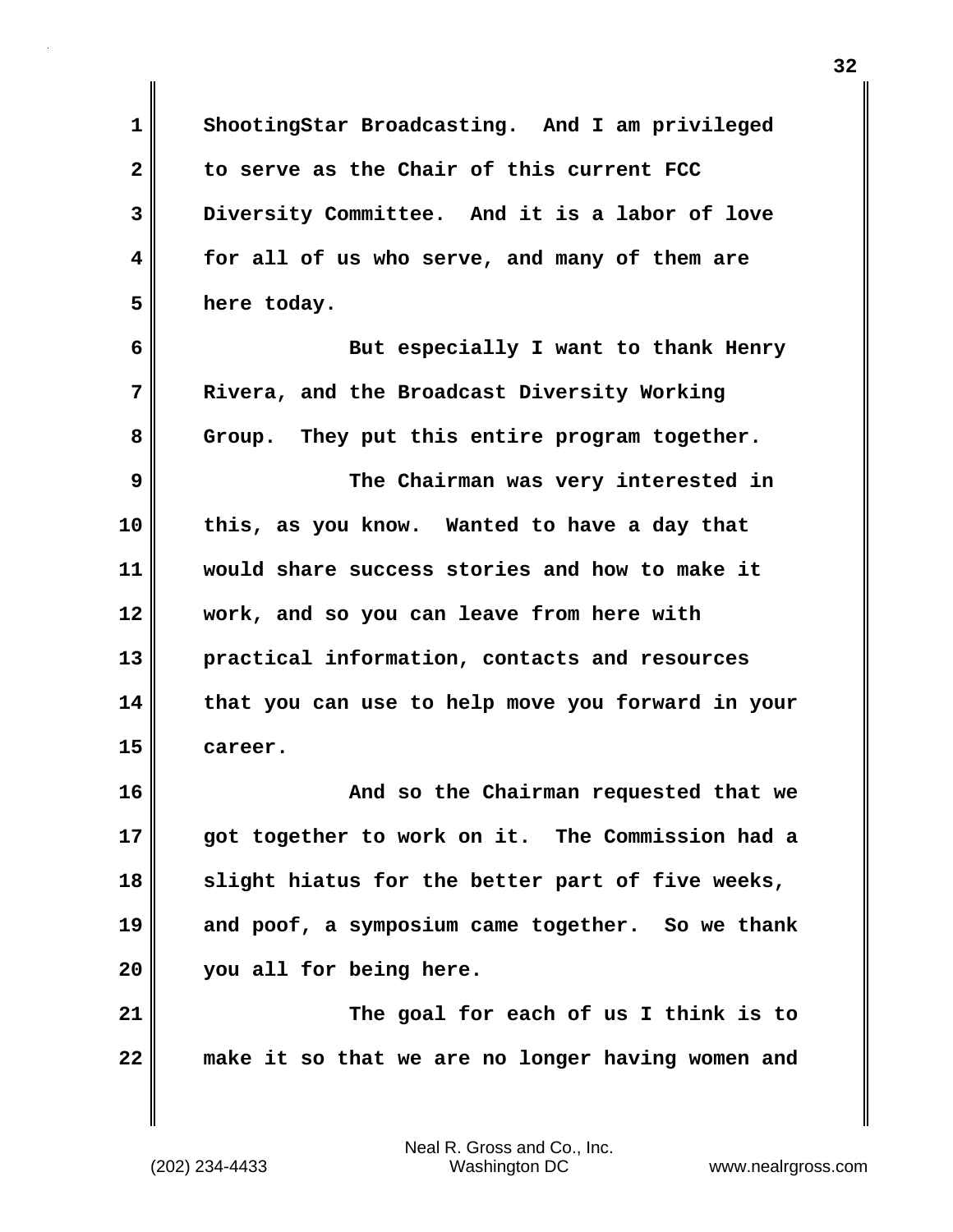ShootingStar Broadcasting. And I am privileged to serve as the Chair of this current FCC Diversity Committee. And it is a labor of love for all of us who serve, and many of them are here today.

But especially I want to thank Henry Rivera, and the Broadcast Diversity Working Group. They put this entire program together.

The Chairman was very interested in this, as you know. Wanted to have a day that would share success stories and how to make it work, and so you can leave from here with practical information, contacts and resources that you can use to help move you forward in your career.

And so the Chairman requested that we got together to work on it. The Commission had a slight hiatus for the better part of five weeks, and poof, a symposium came together. So we thank you all for being here.

The goal for each of us I think is to make it so that we are no longer having women and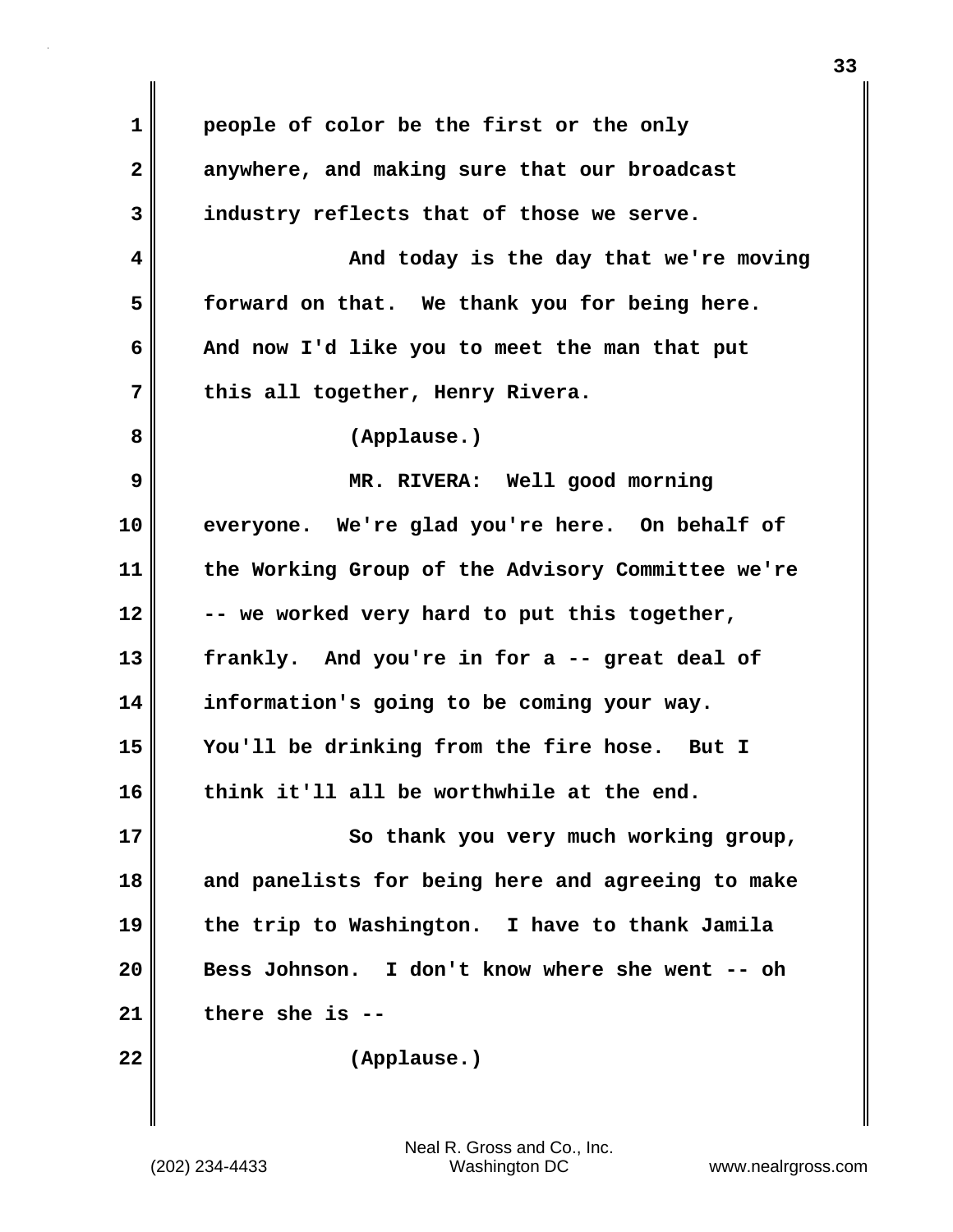people of color be the first or the only anywhere, and making sure that our broadcast industry reflects that of those we serve.

And today is the day that we're moving forward on that. We thank you for being here. And now I'd like you to meet the man that put this all together, Henry Rivera.

(Applause.)

MR. RIVERA: Well good morning everyone. We're glad you're here. On behalf of the Working Group of the Advisory Committee we're -- we worked very hard to put this together, frankly. And you're in for a -- great deal of information's going to be coming your way. You'll be drinking from the fire hose. But I think it'll all be worthwhile at the end.

So thank you very much working group, and panelists for being here and agreeing to make the trip to Washington. I have to thank Jamila Bess Johnson. I don't know where she went -- oh there she is --

(Applause.)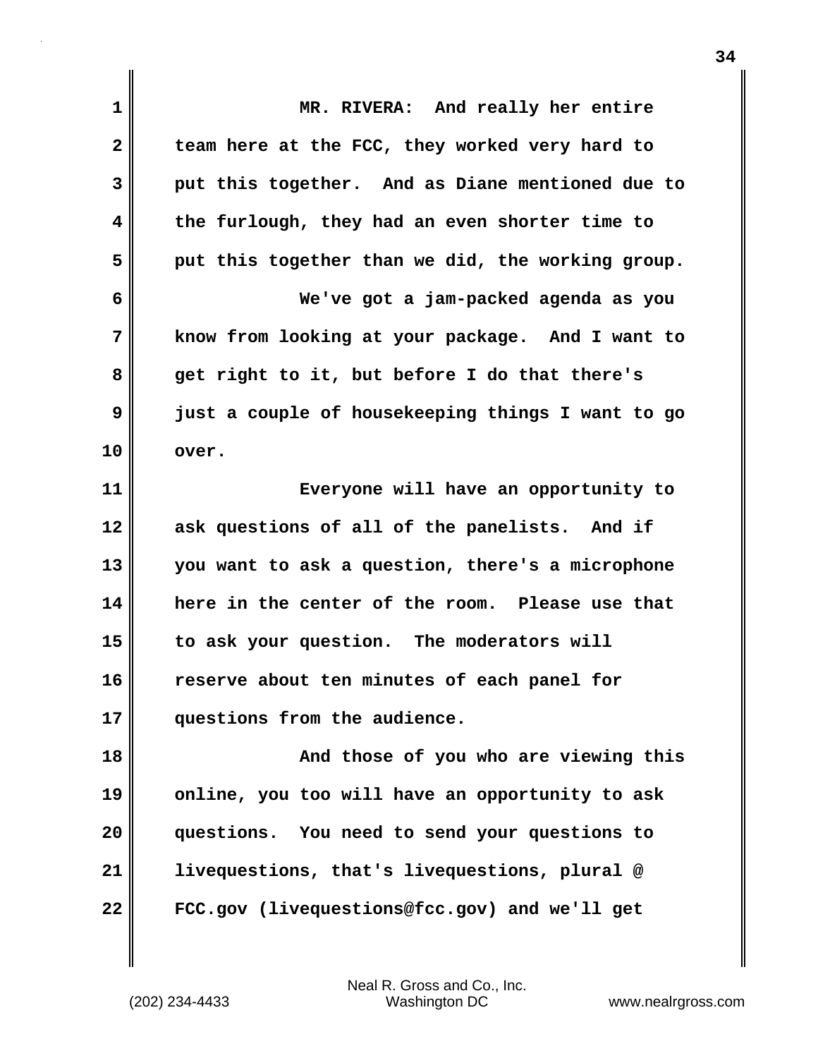MR. RIVERA: And really her entire team here at the FCC, they worked very hard to put this together. And as Diane mentioned due to the furlough, they had an even shorter time to put this together than we did, the working group.

We've got a jam-packed agenda as you know from looking at your package. And I want to get right to it, but before I do that there's just a couple of housekeeping things I want to go over.

Everyone will have an opportunity to ask questions of all of the panelists. And if you want to ask a question, there's a microphone here in the center of the room. Please use that to ask your question. The moderators will reserve about ten minutes of each panel for questions from the audience.

And those of you who are viewing this online, you too will have an opportunity to ask questions. You need to send your questions to livequestions, that's livequestions, plural @ FCC.gov (livequestions@fcc.gov) and we'll get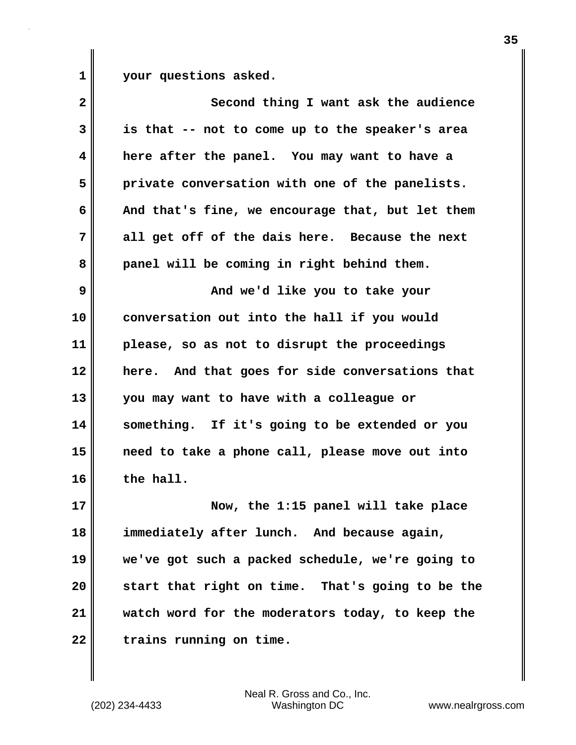your questions asked.

Second thing I want ask the audience is that -- not to come up to the speaker's area here after the panel. You may want to have a private conversation with one of the panelists. And that's fine, we encourage that, but let them all get off of the dais here. Because the next panel will be coming in right behind them.

And we'd like you to take your conversation out into the hall if you would please, so as not to disrupt the proceedings here. And that goes for side conversations that you may want to have with a colleague or something. If it's going to be extended or you need to take a phone call, please move out into the hall.

Now, the 1:15 panel will take place immediately after lunch. And because again, we've got such a packed schedule, we're going to start that right on time. That's going to be the watch word for the moderators today, to keep the trains running on time.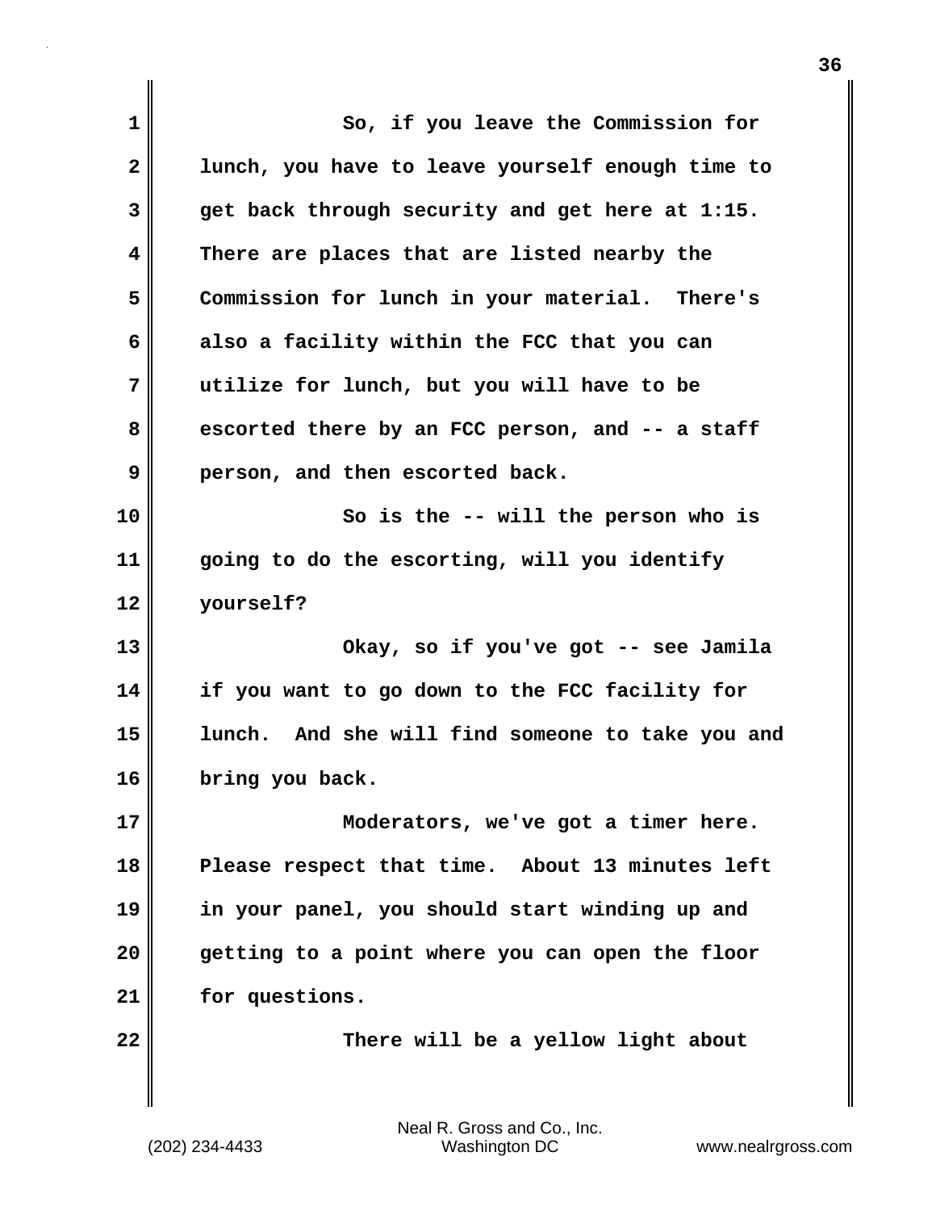So, if you leave the Commission for lunch, you have to leave yourself enough time to get back through security and get here at 1:15. There are places that are listed nearby the Commission for lunch in your material. There's also a facility within the FCC that you can utilize for lunch, but you will have to be escorted there by an FCC person, and -- a staff person, and then escorted back.

So is the -- will the person who is going to do the escorting, will you identify yourself?

Okay, so if you've got -- see Jamila if you want to go down to the FCC facility for lunch. And she will find someone to take you and bring you back.

Moderators, we've got a timer here. Please respect that time. About 13 minutes left in your panel, you should start winding up and getting to a point where you can open the floor for questions.

There will be a yellow light about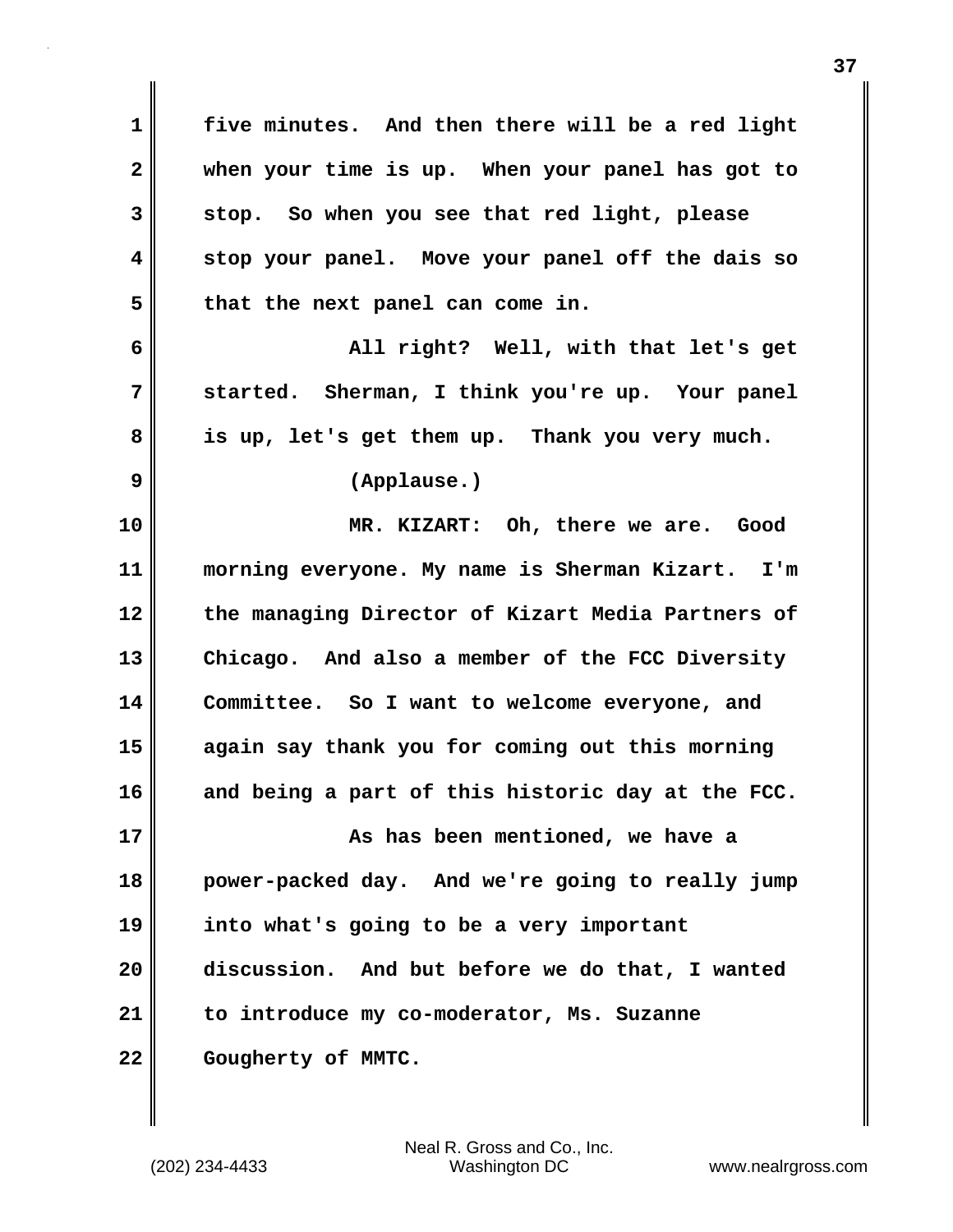five minutes. And then there will be a red light when your time is up. When your panel has got to stop. So when you see that red light, please stop your panel. Move your panel off the dais so that the next panel can come in.

All right? Well, with that let's get started. Sherman, I think you're up. Your panel is up, let's get them up. Thank you very much.

(Applause.)

MR. KIZART: Oh, there we are. Good morning everyone. My name is Sherman Kizart. I'm the managing Director of Kizart Media Partners of Chicago. And also a member of the FCC Diversity Committee. So I want to welcome everyone, and again say thank you for coming out this morning and being a part of this historic day at the FCC.

As has been mentioned, we have a power-packed day. And we're going to really jump into what's going to be a very important discussion. And but before we do that, I wanted to introduce my co-moderator, Ms. Suzanne Gougherty of MMTC.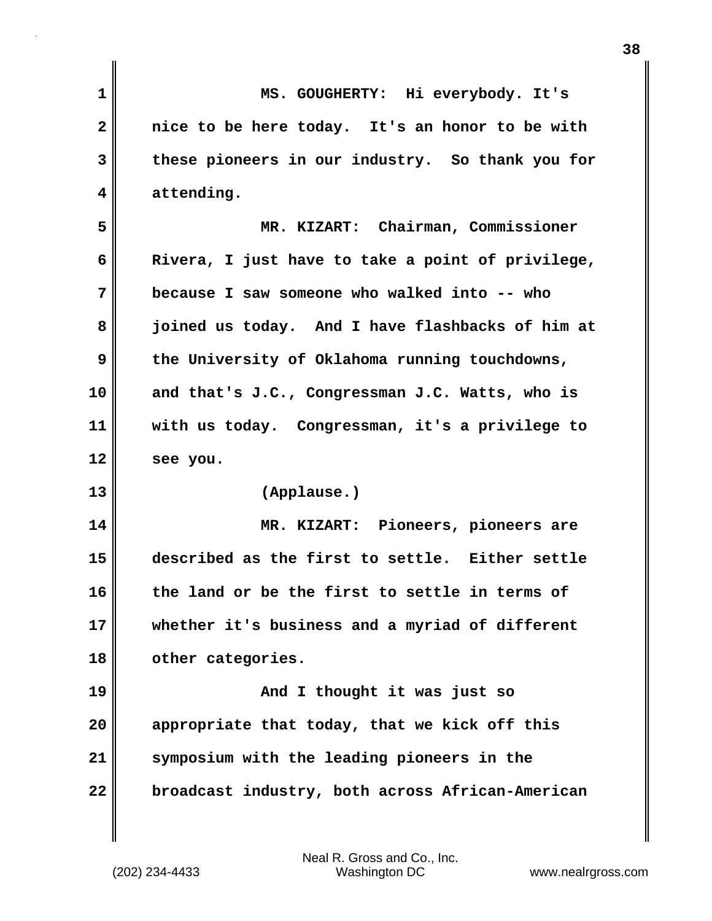MS. GOUGHERTY: Hi everybody. It's nice to be here today. It's an honor to be with these pioneers in our industry. So thank you for attending.

MR. KIZART: Chairman, Commissioner Rivera, I just have to take a point of privilege, because I saw someone who walked into -- who joined us today. And I have flashbacks of him at the University of Oklahoma running touchdowns, and that's J.C., Congressman J.C. Watts, who is with us today. Congressman, it's a privilege to see you.

(Applause.)

MR. KIZART: Pioneers, pioneers are described as the first to settle. Either settle the land or be the first to settle in terms of whether it's business and a myriad of different other categories.

And I thought it was just so appropriate that today, that we kick off this symposium with the leading pioneers in the broadcast industry, both across African-American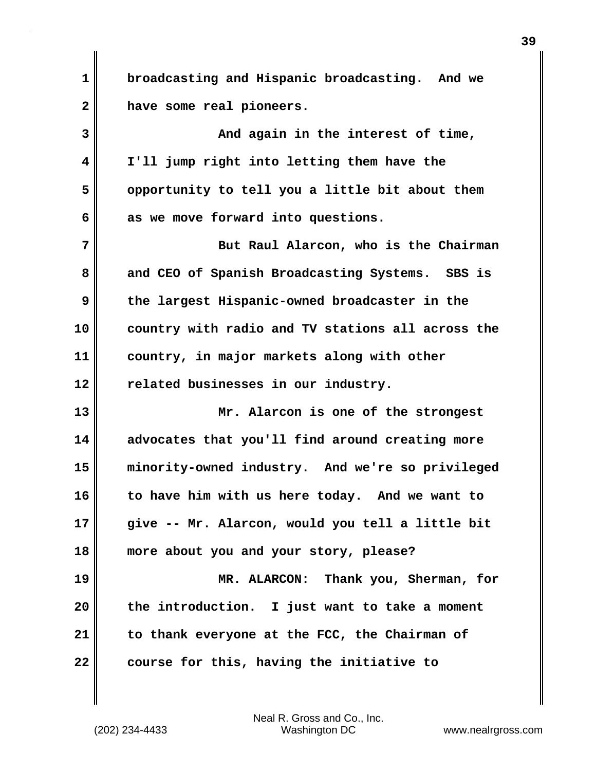broadcasting and Hispanic broadcasting. And we have some real pioneers.

And again in the interest of time, I'll jump right into letting them have the opportunity to tell you a little bit about them as we move forward into questions.

But Raul Alarcon, who is the Chairman and CEO of Spanish Broadcasting Systems. SBS is the largest Hispanic-owned broadcaster in the country with radio and TV stations all across the country, in major markets along with other related businesses in our industry.

Mr. Alarcon is one of the strongest advocates that you'll find around creating more minority-owned industry. And we're so privileged to have him with us here today. And we want to give -- Mr. Alarcon, would you tell a little bit more about you and your story, please?

MR. ALARCON: Thank you, Sherman, for the introduction. I just want to take a moment to thank everyone at the FCC, the Chairman of course for this, having the initiative to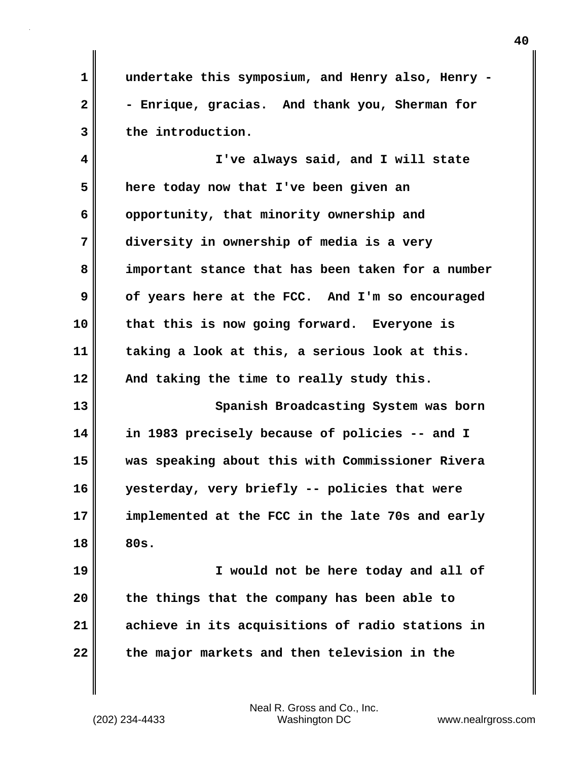undertake this symposium, and Henry also, Henry -- Enrique, gracias. And thank you, Sherman for the introduction.

I've always said, and I will state here today now that I've been given an opportunity, that minority ownership and diversity in ownership of media is a very important stance that has been taken for a number of years here at the FCC. And I'm so encouraged that this is now going forward. Everyone is taking a look at this, a serious look at this. And taking the time to really study this.

Spanish Broadcasting System was born in 1983 precisely because of policies -- and I was speaking about this with Commissioner Rivera yesterday, very briefly -- policies that were implemented at the FCC in the late 70s and early 80s.

I would not be here today and all of the things that the company has been able to achieve in its acquisitions of radio stations in the major markets and then television in the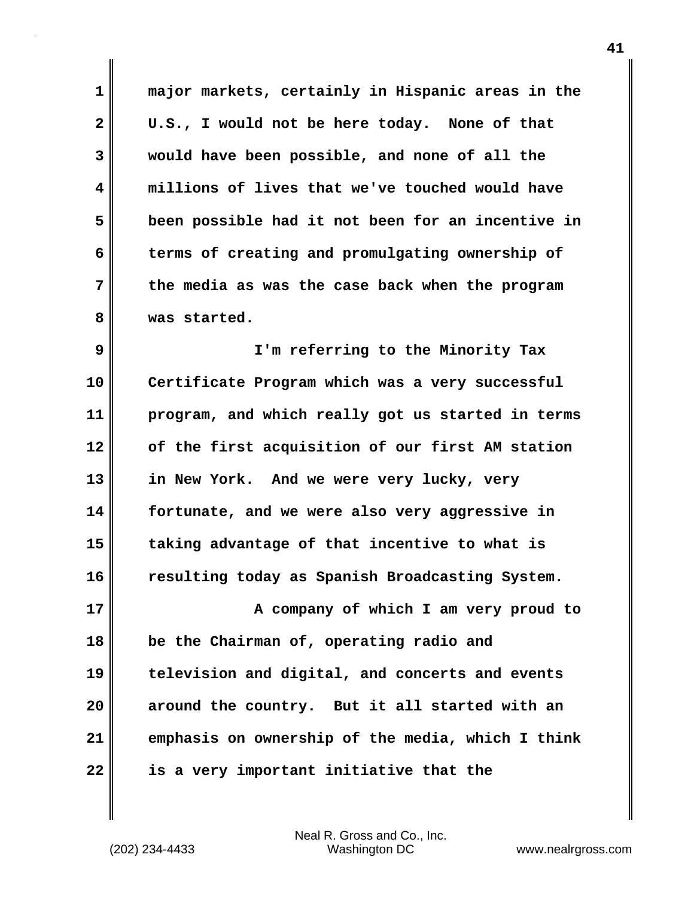major markets, certainly in Hispanic areas in the U.S., I would not be here today. None of that would have been possible, and none of all the millions of lives that we've touched would have been possible had it not been for an incentive in terms of creating and promulgating ownership of the media as was the case back when the program was started.

I'm referring to the Minority Tax Certificate Program which was a very successful program, and which really got us started in terms of the first acquisition of our first AM station in New York. And we were very lucky, very fortunate, and we were also very aggressive in taking advantage of that incentive to what is resulting today as Spanish Broadcasting System.

A company of which I am very proud to be the Chairman of, operating radio and television and digital, and concerts and events around the country. But it all started with an emphasis on ownership of the media, which I think is a very important initiative that the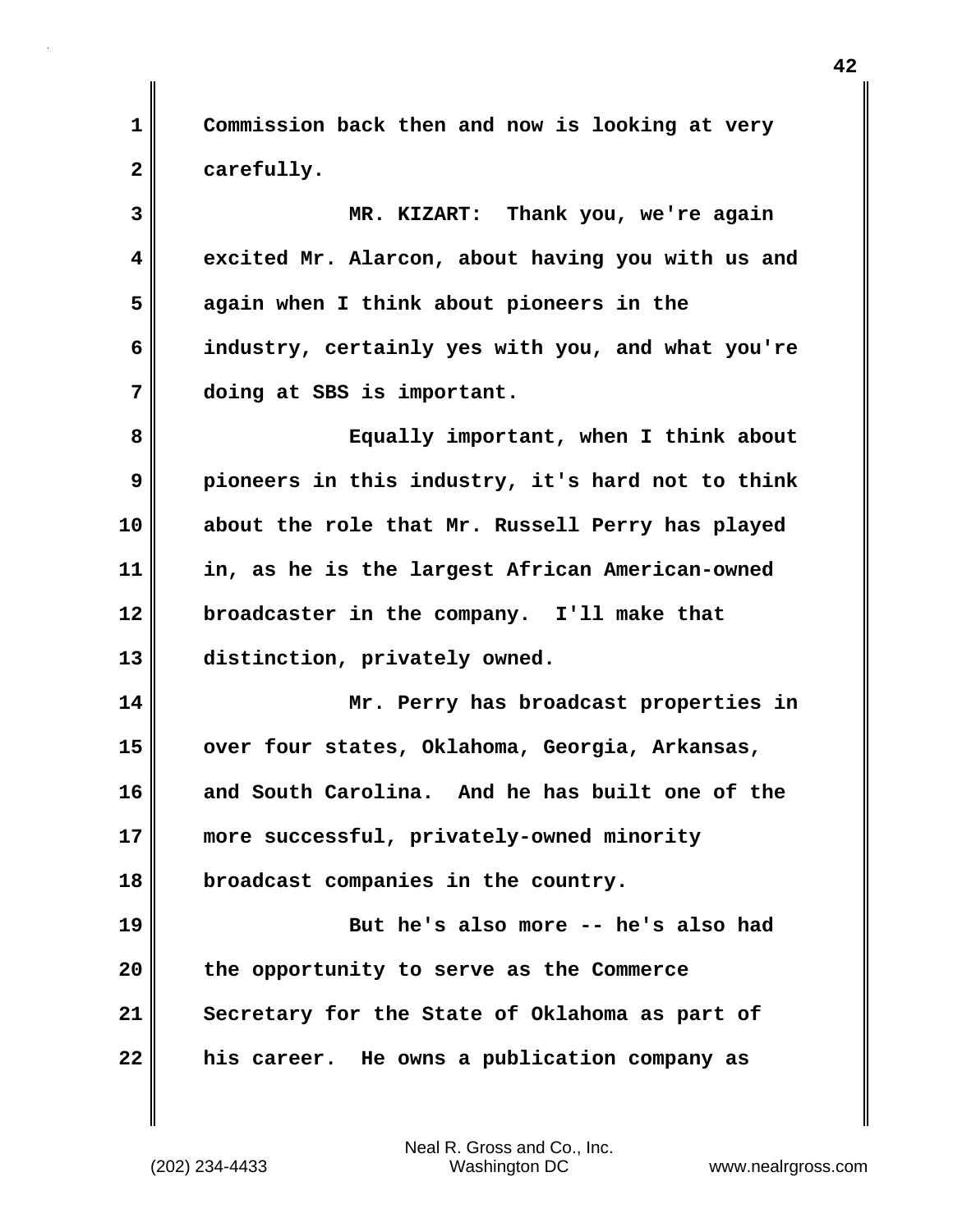Commission back then and now is looking at very carefully.

MR. KIZART: Thank you, we're again excited Mr. Alarcon, about having you with us and again when I think about pioneers in the industry, certainly yes with you, and what you're doing at SBS is important.

Equally important, when I think about pioneers in this industry, it's hard not to think about the role that Mr. Russell Perry has played in, as he is the largest African American-owned broadcaster in the company. I'll make that distinction, privately owned.

Mr. Perry has broadcast properties in over four states, Oklahoma, Georgia, Arkansas, and South Carolina. And he has built one of the more successful, privately-owned minority broadcast companies in the country.

But he's also more -- he's also had the opportunity to serve as the Commerce Secretary for the State of Oklahoma as part of his career. He owns a publication company as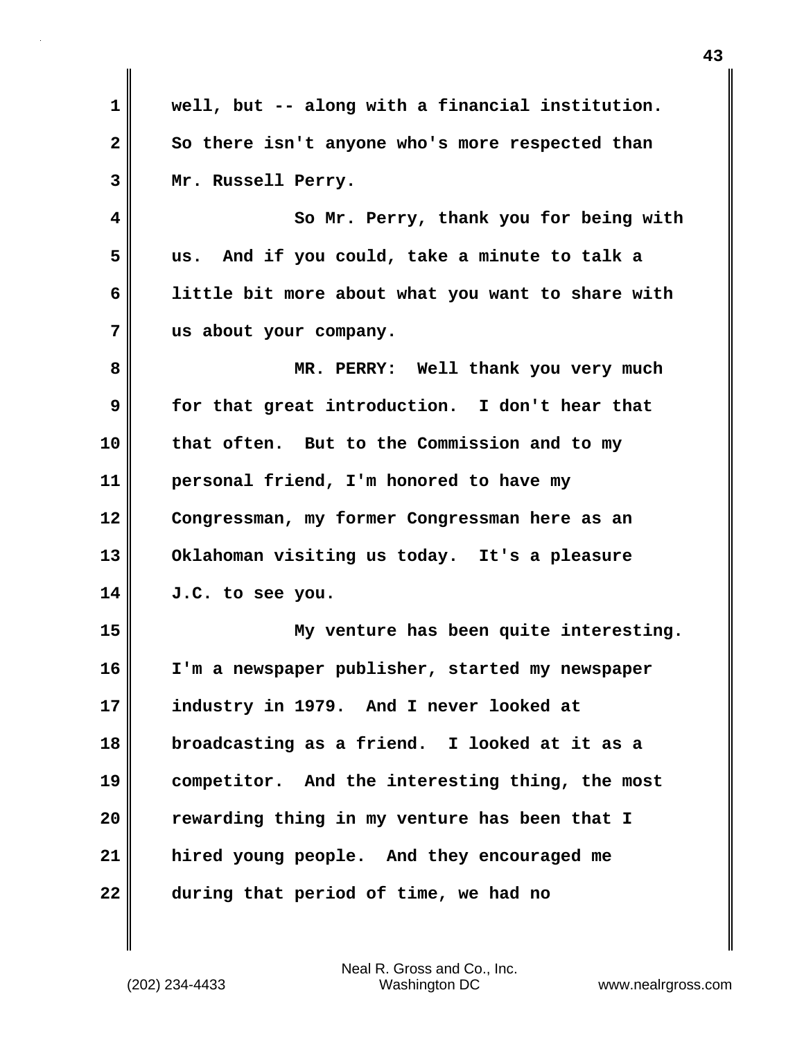well, but -- along with a financial institution. So there isn't anyone who's more respected than Mr. Russell Perry.

So Mr. Perry, thank you for being with us. And if you could, take a minute to talk a little bit more about what you want to share with us about your company.

MR. PERRY: Well thank you very much for that great introduction. I don't hear that that often. But to the Commission and to my personal friend, I'm honored to have my Congressman, my former Congressman here as an Oklahoman visiting us today. It's a pleasure J.C. to see you.

My venture has been quite interesting. I'm a newspaper publisher, started my newspaper industry in 1979. And I never looked at broadcasting as a friend. I looked at it as a competitor. And the interesting thing, the most rewarding thing in my venture has been that I hired young people. And they encouraged me during that period of time, we had no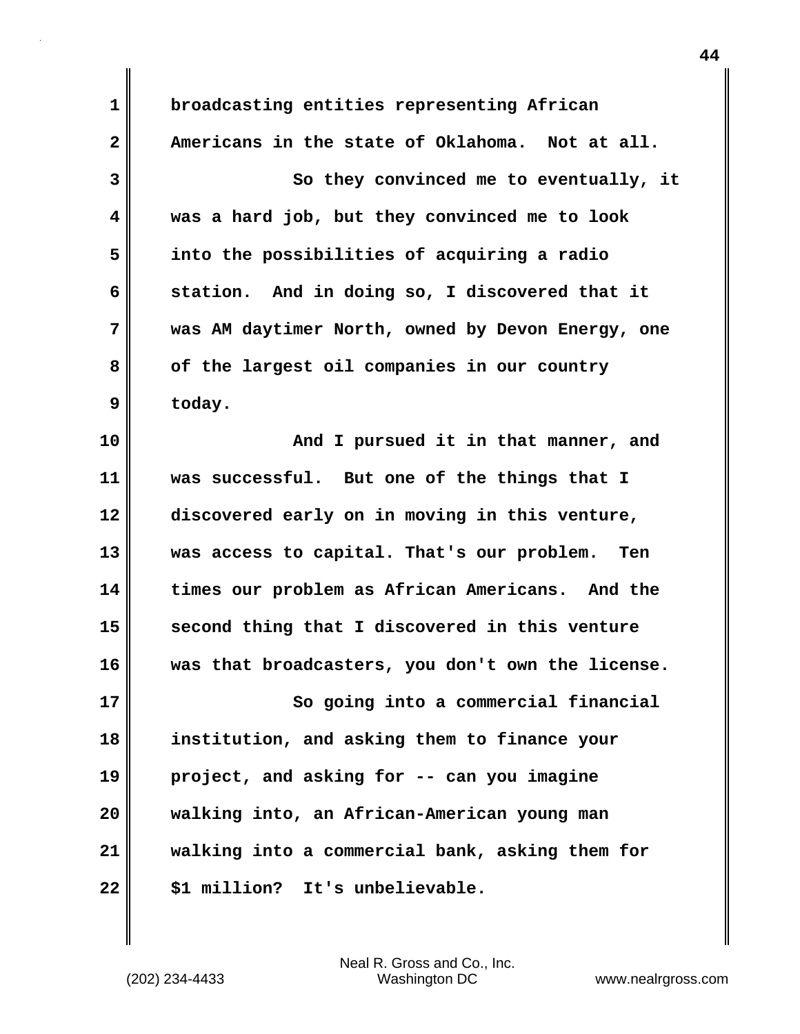broadcasting entities representing African Americans in the state of Oklahoma. Not at all.

So they convinced me to eventually, it was a hard job, but they convinced me to look into the possibilities of acquiring a radio station. And in doing so, I discovered that it was AM daytimer North, owned by Devon Energy, one of the largest oil companies in our country today.

And I pursued it in that manner, and was successful. But one of the things that I discovered early on in moving in this venture, was access to capital. That's our problem. Ten times our problem as African Americans. And the second thing that I discovered in this venture was that broadcasters, you don't own the license.

So going into a commercial financial institution, and asking them to finance your project, and asking for -- can you imagine walking into, an African-American young man walking into a commercial bank, asking them for $1 million? It's unbelievable.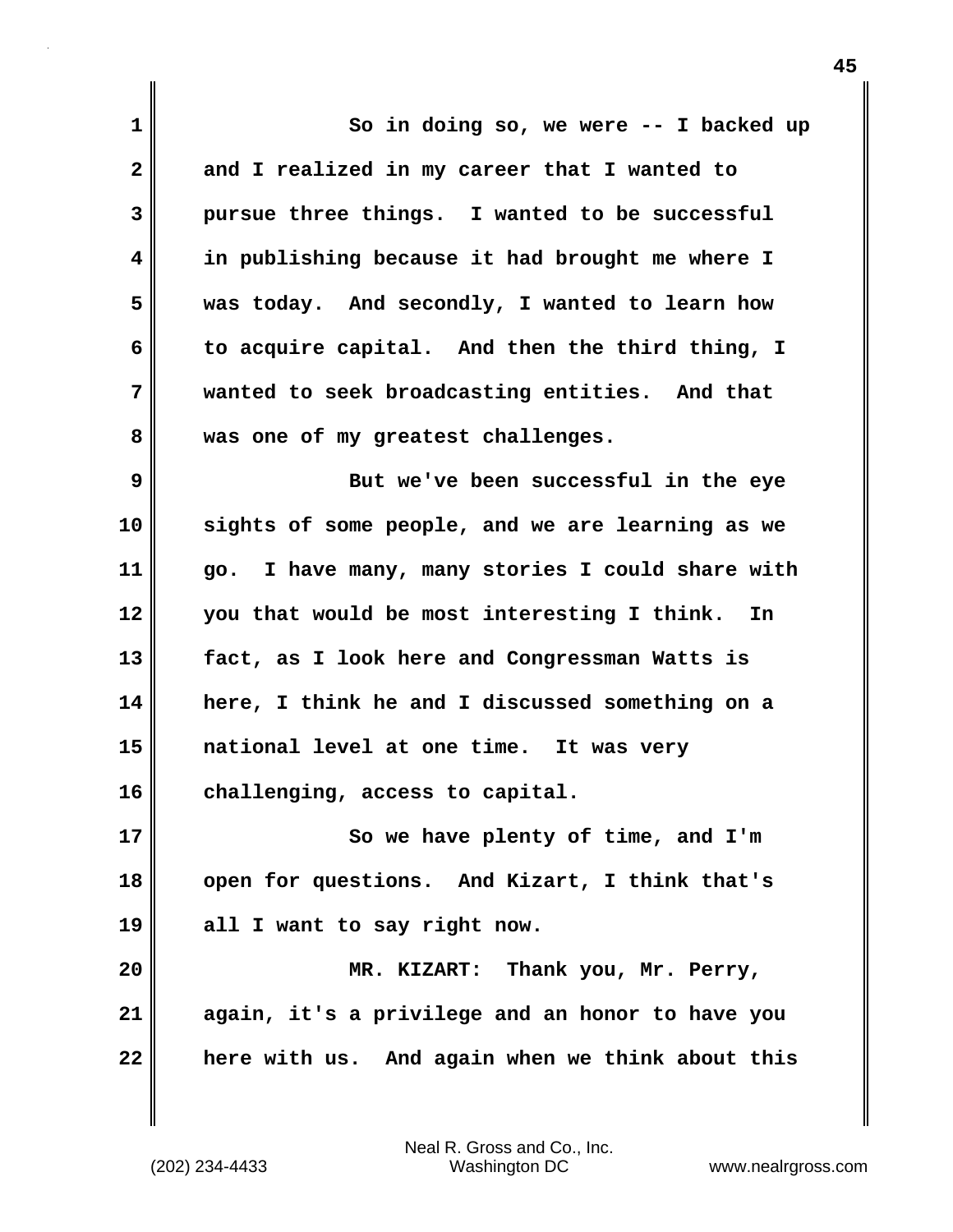So in doing so, we were -- I backed up and I realized in my career that I wanted to pursue three things. I wanted to be successful in publishing because it had brought me where I was today. And secondly, I wanted to learn how to acquire capital. And then the third thing, I wanted to seek broadcasting entities. And that was one of my greatest challenges.

But we've been successful in the eye sights of some people, and we are learning as we go. I have many, many stories I could share with you that would be most interesting I think. In fact, as I look here and Congressman Watts is here, I think he and I discussed something on a national level at one time. It was very challenging, access to capital.

So we have plenty of time, and I'm open for questions. And Kizart, I think that's all I want to say right now.

MR. KIZART: Thank you, Mr. Perry, again, it's a privilege and an honor to have you here with us. And again when we think about this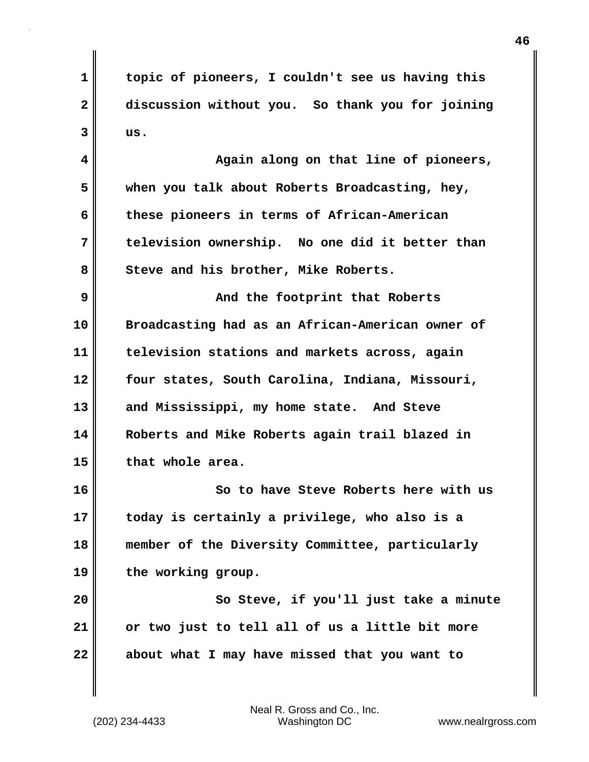topic of pioneers, I couldn't see us having this discussion without you. So thank you for joining us.

Again along on that line of pioneers, when you talk about Roberts Broadcasting, hey, these pioneers in terms of African-American television ownership. No one did it better than Steve and his brother, Mike Roberts.

And the footprint that Roberts Broadcasting had as an African-American owner of television stations and markets across, again four states, South Carolina, Indiana, Missouri, and Mississippi, my home state. And Steve Roberts and Mike Roberts again trail blazed in that whole area.

So to have Steve Roberts here with us today is certainly a privilege, who also is a member of the Diversity Committee, particularly the working group.

So Steve, if you'll just take a minute or two just to tell all of us a little bit more about what I may have missed that you want to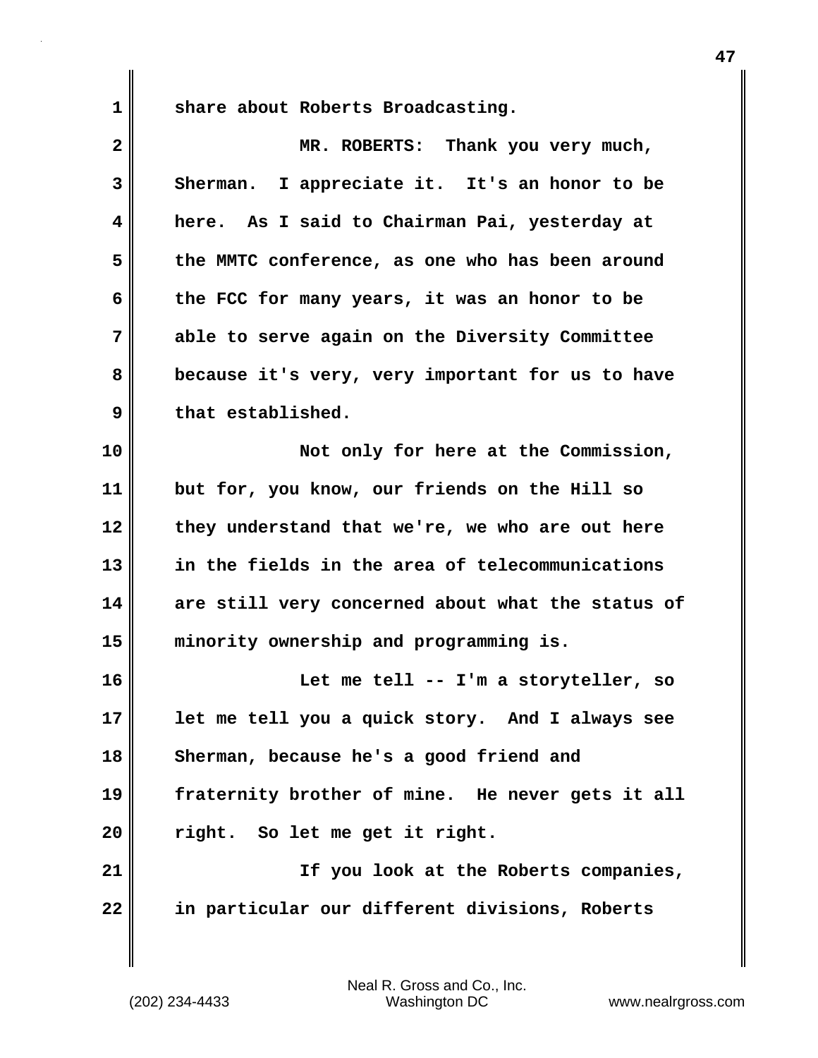share about Roberts Broadcasting.

MR. ROBERTS: Thank you very much, Sherman. I appreciate it. It's an honor to be here. As I said to Chairman Pai, yesterday at the MMTC conference, as one who has been around the FCC for many years, it was an honor to be able to serve again on the Diversity Committee because it's very, very important for us to have that established.

Not only for here at the Commission, but for, you know, our friends on the Hill so they understand that we're, we who are out here in the fields in the area of telecommunications are still very concerned about what the status of minority ownership and programming is.

Let me tell -- I'm a storyteller, so let me tell you a quick story. And I always see Sherman, because he's a good friend and fraternity brother of mine. He never gets it all right. So let me get it right.

If you look at the Roberts companies, in particular our different divisions, Roberts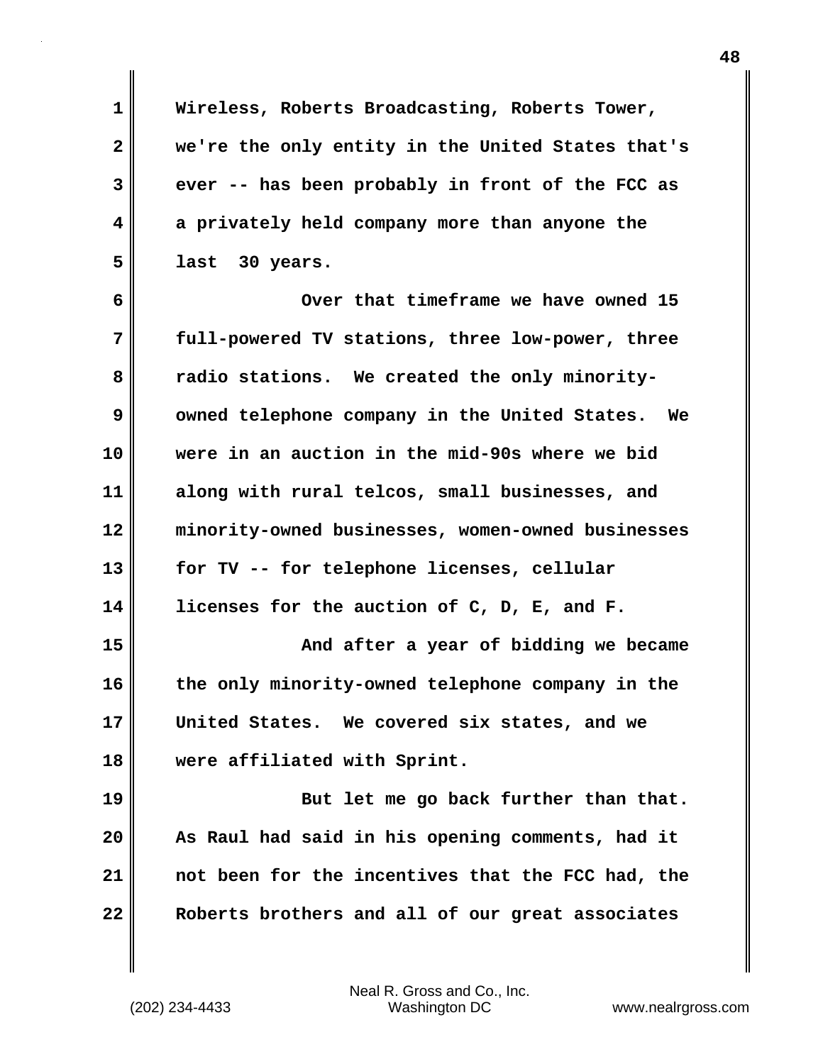Wireless, Roberts Broadcasting, Roberts Tower, we're the only entity in the United States that's ever -- has been probably in front of the FCC as a privately held company more than anyone the last 30 years.

Over that timeframe we have owned 15 full-powered TV stations, three low-power, three radio stations. We created the only minority-owned telephone company in the United States. We were in an auction in the mid-90s where we bid along with rural telcos, small businesses, and minority-owned businesses, women-owned businesses for TV -- for telephone licenses, cellular licenses for the auction of C, D, E, and F.

And after a year of bidding we became the only minority-owned telephone company in the United States. We covered six states, and we were affiliated with Sprint.

But let me go back further than that. As Raul had said in his opening comments, had it not been for the incentives that the FCC had, the Roberts brothers and all of our great associates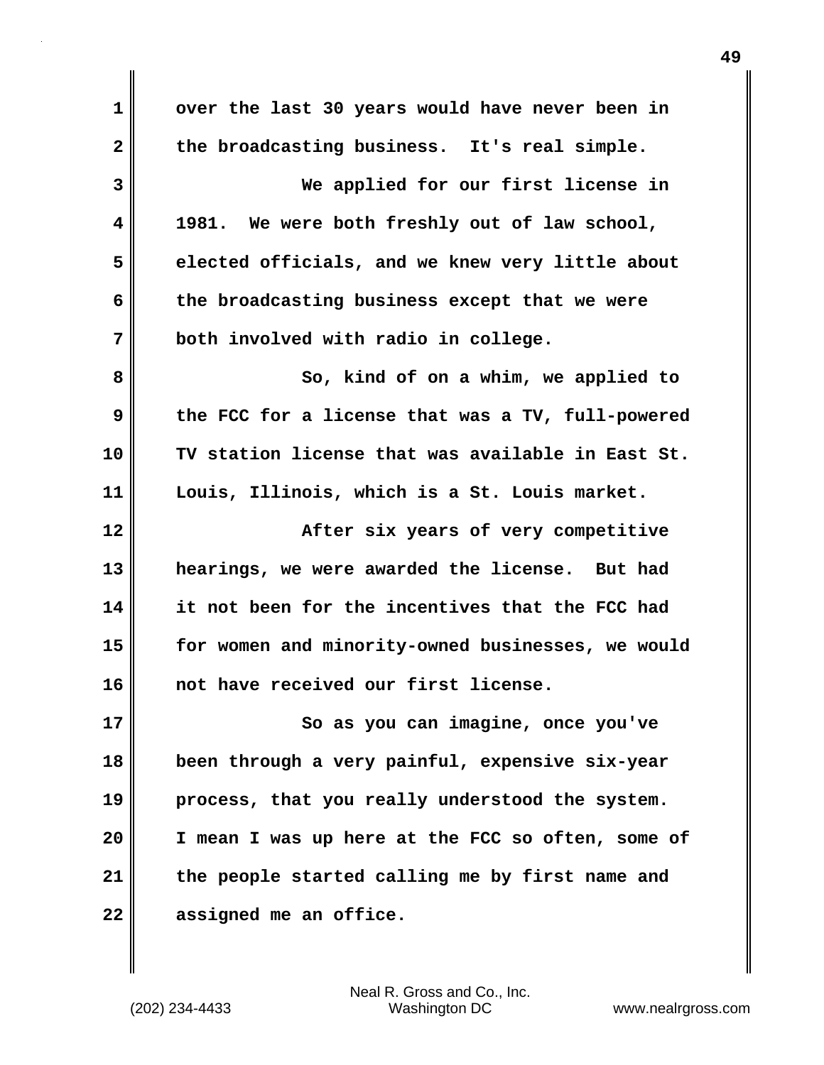over the last 30 years would have never been in the broadcasting business. It's real simple.

We applied for our first license in 1981. We were both freshly out of law school, elected officials, and we knew very little about the broadcasting business except that we were both involved with radio in college.

So, kind of on a whim, we applied to the FCC for a license that was a TV, full-powered TV station license that was available in East St. Louis, Illinois, which is a St. Louis market.

After six years of very competitive hearings, we were awarded the license. But had it not been for the incentives that the FCC had for women and minority-owned businesses, we would not have received our first license.

So as you can imagine, once you've been through a very painful, expensive six-year process, that you really understood the system. I mean I was up here at the FCC so often, some of the people started calling me by first name and assigned me an office.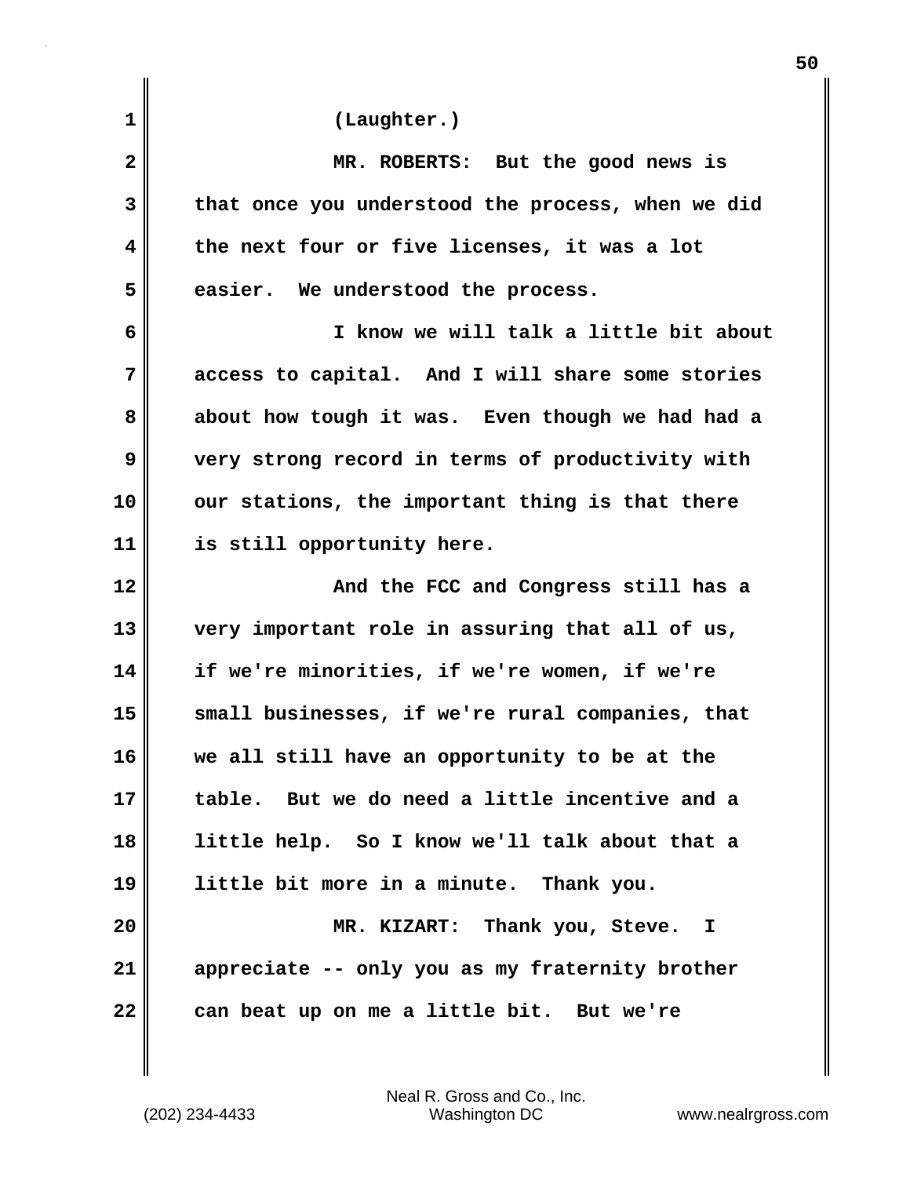(Laughter.)

MR. ROBERTS: But the good news is that once you understood the process, when we did the next four or five licenses, it was a lot easier. We understood the process.

I know we will talk a little bit about access to capital. And I will share some stories about how tough it was. Even though we had had a very strong record in terms of productivity with our stations, the important thing is that there is still opportunity here.

And the FCC and Congress still has a very important role in assuring that all of us, if we're minorities, if we're women, if we're small businesses, if we're rural companies, that we all still have an opportunity to be at the table. But we do need a little incentive and a little help. So I know we'll talk about that a little bit more in a minute. Thank you.

MR. KIZART: Thank you, Steve. I appreciate -- only you as my fraternity brother can beat up on me a little bit. But we're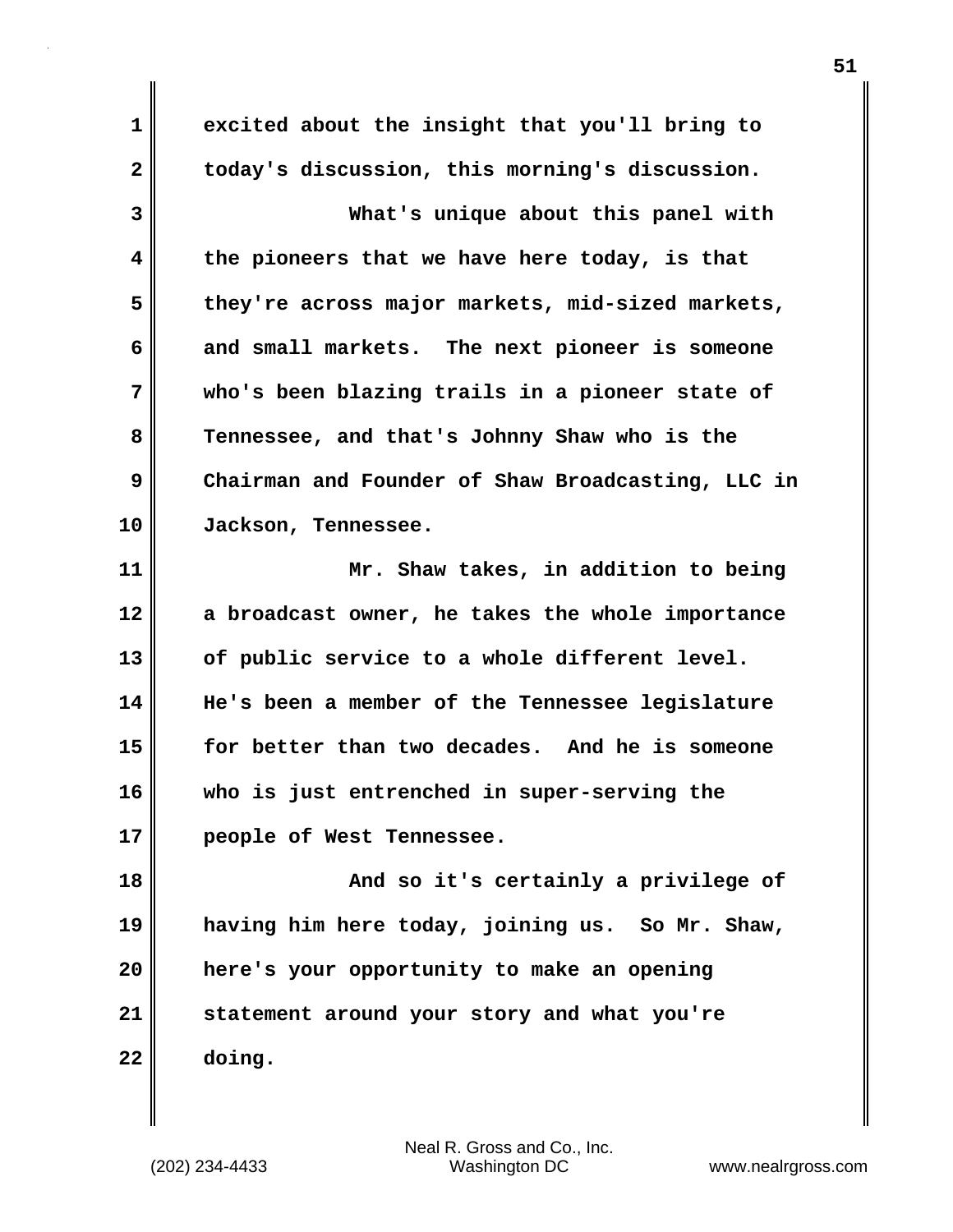excited about the insight that you'll bring to today's discussion, this morning's discussion.

What's unique about this panel with the pioneers that we have here today, is that they're across major markets, mid-sized markets, and small markets. The next pioneer is someone who's been blazing trails in a pioneer state of Tennessee, and that's Johnny Shaw who is the Chairman and Founder of Shaw Broadcasting, LLC in Jackson, Tennessee.

Mr. Shaw takes, in addition to being a broadcast owner, he takes the whole importance of public service to a whole different level. He's been a member of the Tennessee legislature for better than two decades. And he is someone who is just entrenched in super-serving the people of West Tennessee.

And so it's certainly a privilege of having him here today, joining us. So Mr. Shaw, here's your opportunity to make an opening statement around your story and what you're doing.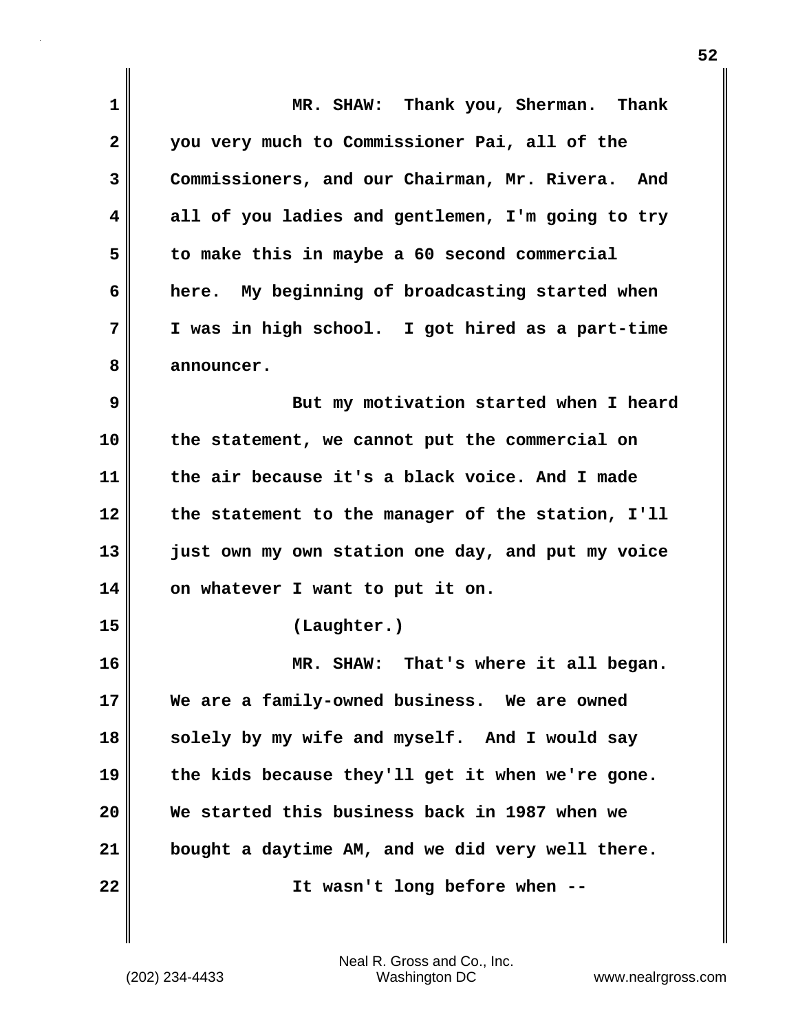MR. SHAW: Thank you, Sherman. Thank you very much to Commissioner Pai, all of the Commissioners, and our Chairman, Mr. Rivera. And all of you ladies and gentlemen, I'm going to try to make this in maybe a 60 second commercial here. My beginning of broadcasting started when I was in high school. I got hired as a part-time announcer.

But my motivation started when I heard the statement, we cannot put the commercial on the air because it's a black voice. And I made the statement to the manager of the station, I'll just own my own station one day, and put my voice on whatever I want to put it on.

(Laughter.)

MR. SHAW: That's where it all began. We are a family-owned business. We are owned solely by my wife and myself. And I would say the kids because they'll get it when we're gone. We started this business back in 1987 when we bought a daytime AM, and we did very well there.

It wasn't long before when --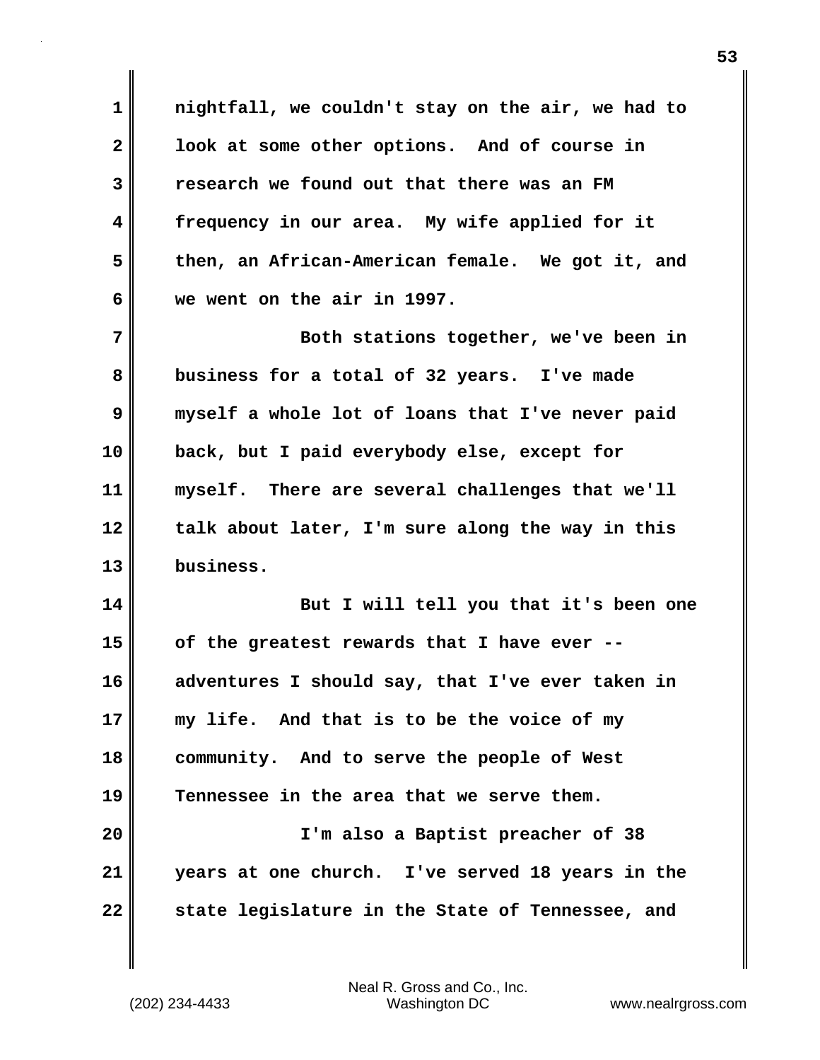nightfall, we couldn't stay on the air, we had to look at some other options. And of course in research we found out that there was an FM frequency in our area. My wife applied for it then, an African-American female. We got it, and we went on the air in 1997.

Both stations together, we've been in business for a total of 32 years. I've made myself a whole lot of loans that I've never paid back, but I paid everybody else, except for myself. There are several challenges that we'll talk about later, I'm sure along the way in this business.

But I will tell you that it's been one of the greatest rewards that I have ever -- adventures I should say, that I've ever taken in my life. And that is to be the voice of my community. And to serve the people of West Tennessee in the area that we serve them.

I'm also a Baptist preacher of 38 years at one church. I've served 18 years in the state legislature in the State of Tennessee, and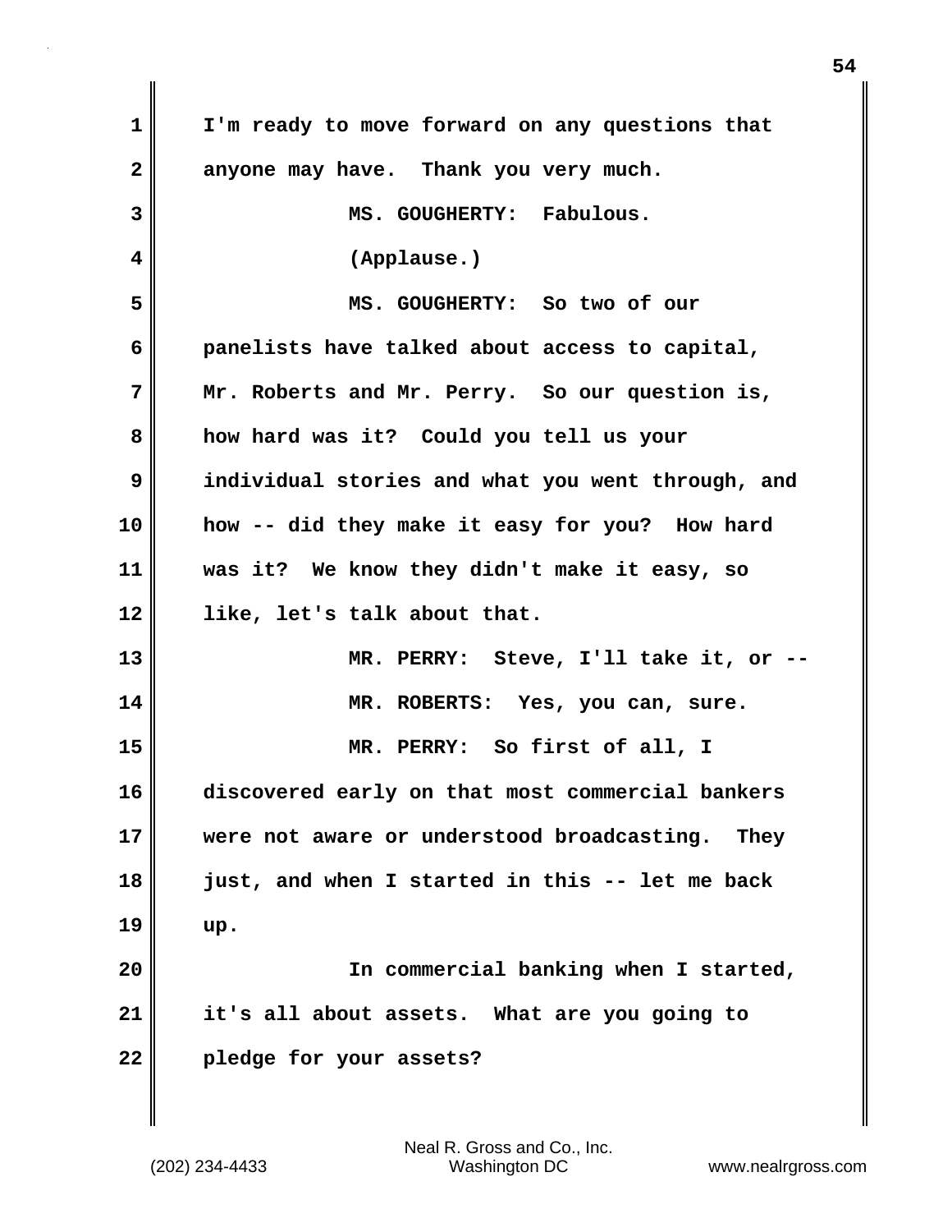I'm ready to move forward on any questions that anyone may have. Thank you very much.

MS. GOUGHERTY: Fabulous.

(Applause.)

MS. GOUGHERTY: So two of our panelists have talked about access to capital, Mr. Roberts and Mr. Perry. So our question is, how hard was it? Could you tell us your individual stories and what you went through, and how -- did they make it easy for you? How hard was it? We know they didn't make it easy, so like, let's talk about that.

MR. PERRY: Steve, I'll take it, or --

MR. ROBERTS: Yes, you can, sure.

MR. PERRY: So first of all, I discovered early on that most commercial bankers were not aware or understood broadcasting. They just, and when I started in this -- let me back up.

In commercial banking when I started, it's all about assets. What are you going to pledge for your assets?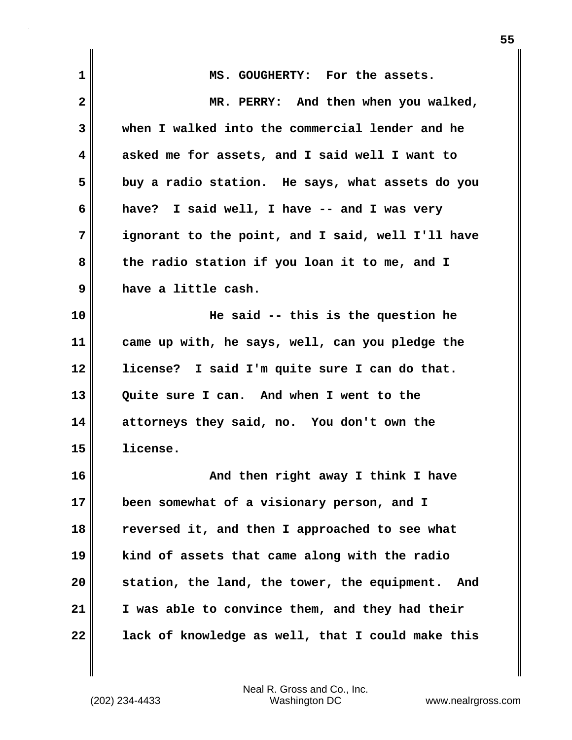MS. GOUGHERTY: For the assets.

MR. PERRY: And then when you walked, when I walked into the commercial lender and he asked me for assets, and I said well I want to buy a radio station. He says, what assets do you have? I said well, I have -- and I was very ignorant to the point, and I said, well I'll have the radio station if you loan it to me, and I have a little cash.

He said -- this is the question he came up with, he says, well, can you pledge the license? I said I'm quite sure I can do that. Quite sure I can. And when I went to the attorneys they said, no. You don't own the license.

And then right away I think I have been somewhat of a visionary person, and I reversed it, and then I approached to see what kind of assets that came along with the radio station, the land, the tower, the equipment. And I was able to convince them, and they had their lack of knowledge as well, that I could make this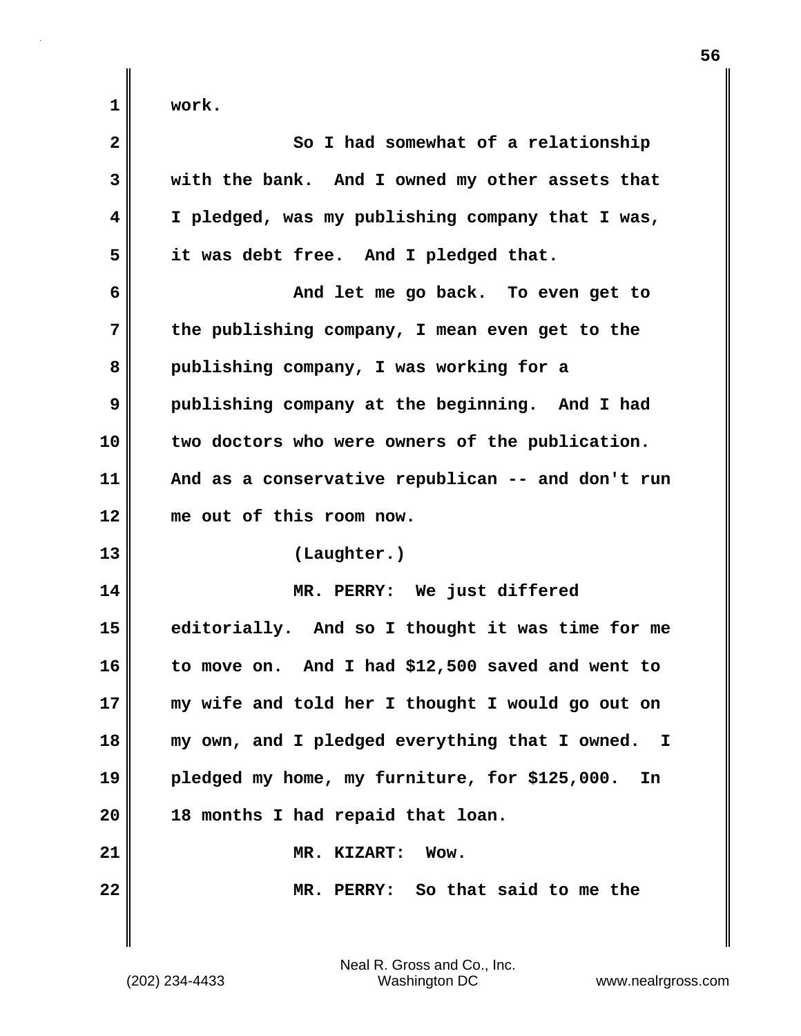work.

So I had somewhat of a relationship with the bank. And I owned my other assets that I pledged, was my publishing company that I was, it was debt free. And I pledged that.

And let me go back. To even get to the publishing company, I mean even get to the publishing company, I was working for a publishing company at the beginning. And I had two doctors who were owners of the publication. And as a conservative republican -- and don't run me out of this room now.

(Laughter.)

MR. PERRY: We just differed editorially. And so I thought it was time for me to move on. And I had $12,500 saved and went to my wife and told her I thought I would go out on my own, and I pledged everything that I owned. I pledged my home, my furniture, for $125,000. In 18 months I had repaid that loan.

MR. KIZART: Wow.

MR. PERRY: So that said to me the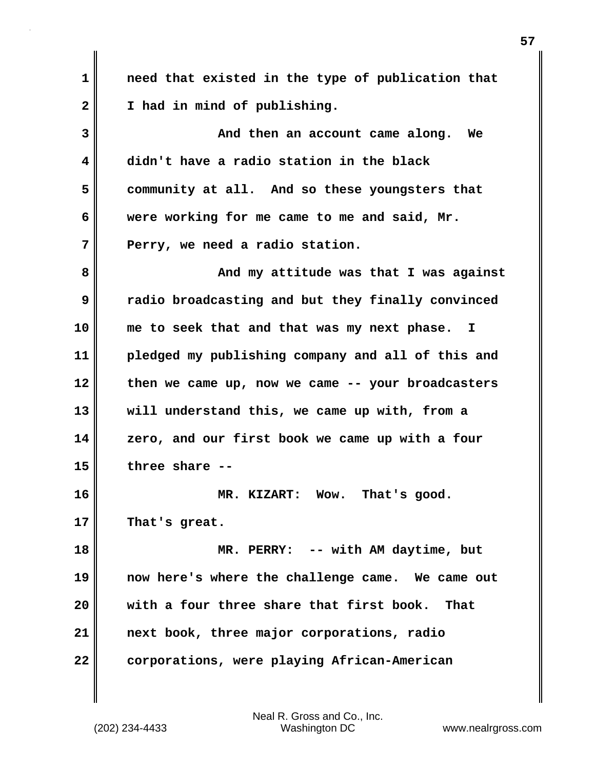need that existed in the type of publication that I had in mind of publishing.

And then an account came along. We didn't have a radio station in the black community at all. And so these youngsters that were working for me came to me and said, Mr. Perry, we need a radio station.

And my attitude was that I was against radio broadcasting and but they finally convinced me to seek that and that was my next phase. I pledged my publishing company and all of this and then we came up, now we came -- your broadcasters will understand this, we came up with, from a zero, and our first book we came up with a four three share --

MR. KIZART: Wow. That's good. That's great.

MR. PERRY: -- with AM daytime, but now here's where the challenge came. We came out with a four three share that first book. That next book, three major corporations, radio corporations, were playing African-American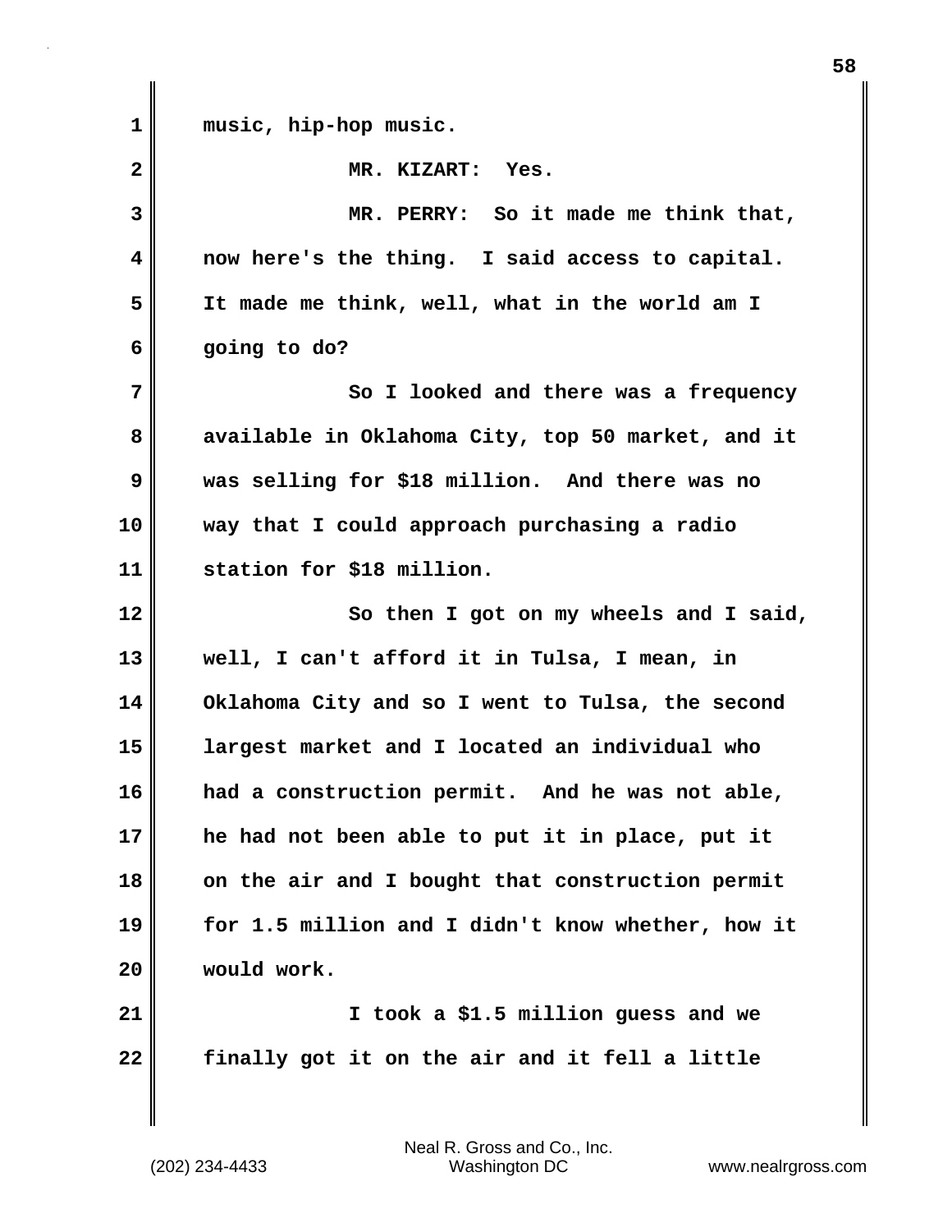music, hip-hop music.

MR. KIZART: Yes.

MR. PERRY: So it made me think that, now here's the thing. I said access to capital. It made me think, well, what in the world am I going to do?

So I looked and there was a frequency available in Oklahoma City, top 50 market, and it was selling for $18 million. And there was no way that I could approach purchasing a radio station for $18 million.

So then I got on my wheels and I said, well, I can't afford it in Tulsa, I mean, in Oklahoma City and so I went to Tulsa, the second largest market and I located an individual who had a construction permit. And he was not able, he had not been able to put it in place, put it on the air and I bought that construction permit for 1.5 million and I didn't know whether, how it would work.

I took a $1.5 million guess and we finally got it on the air and it fell a little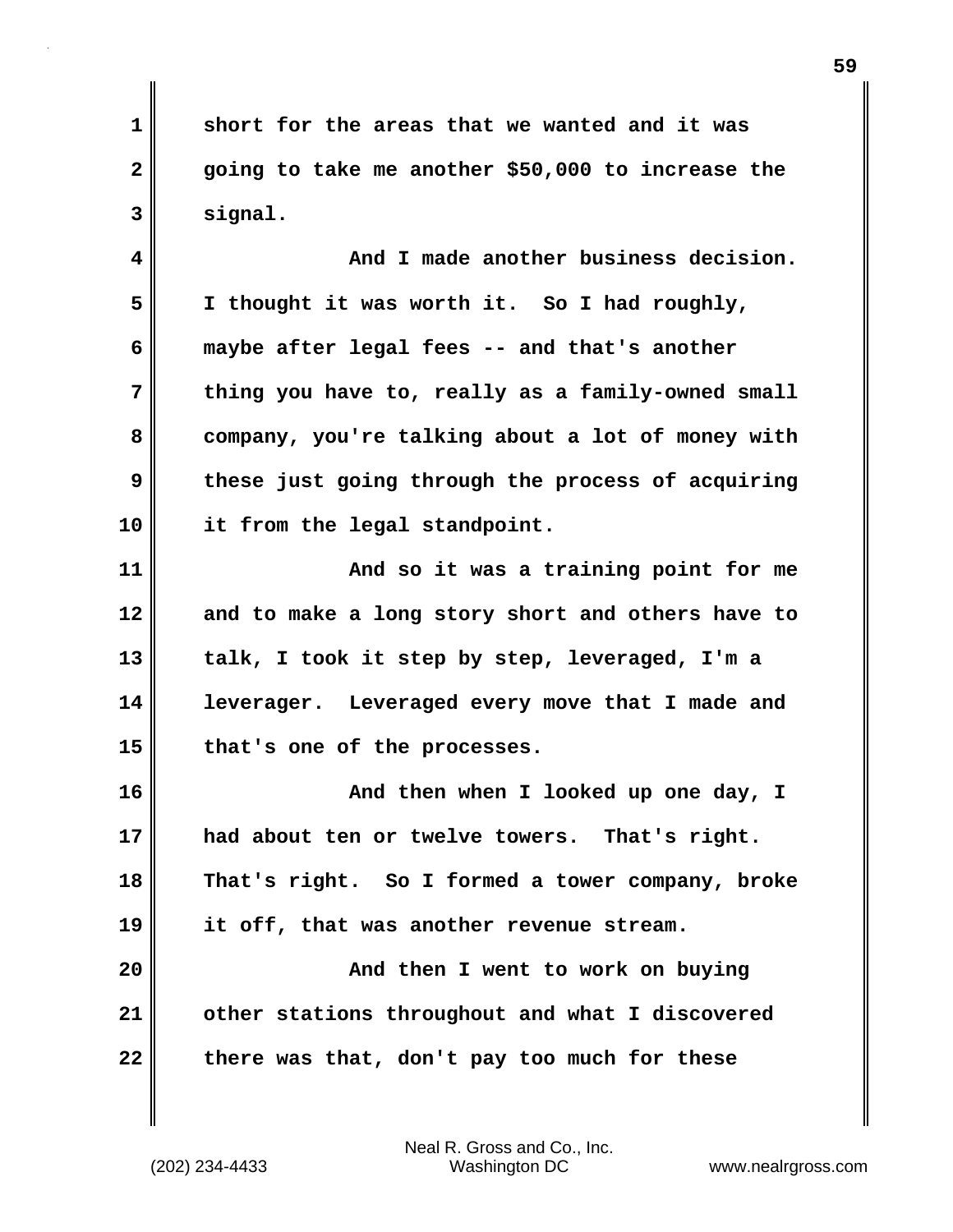short for the areas that we wanted and it was going to take me another $50,000 to increase the signal.

And I made another business decision. I thought it was worth it. So I had roughly, maybe after legal fees -- and that's another thing you have to, really as a family-owned small company, you're talking about a lot of money with these just going through the process of acquiring it from the legal standpoint.

And so it was a training point for me and to make a long story short and others have to talk, I took it step by step, leveraged, I'm a leverager. Leveraged every move that I made and that's one of the processes.

And then when I looked up one day, I had about ten or twelve towers. That's right. That's right. So I formed a tower company, broke it off, that was another revenue stream.

And then I went to work on buying other stations throughout and what I discovered there was that, don't pay too much for these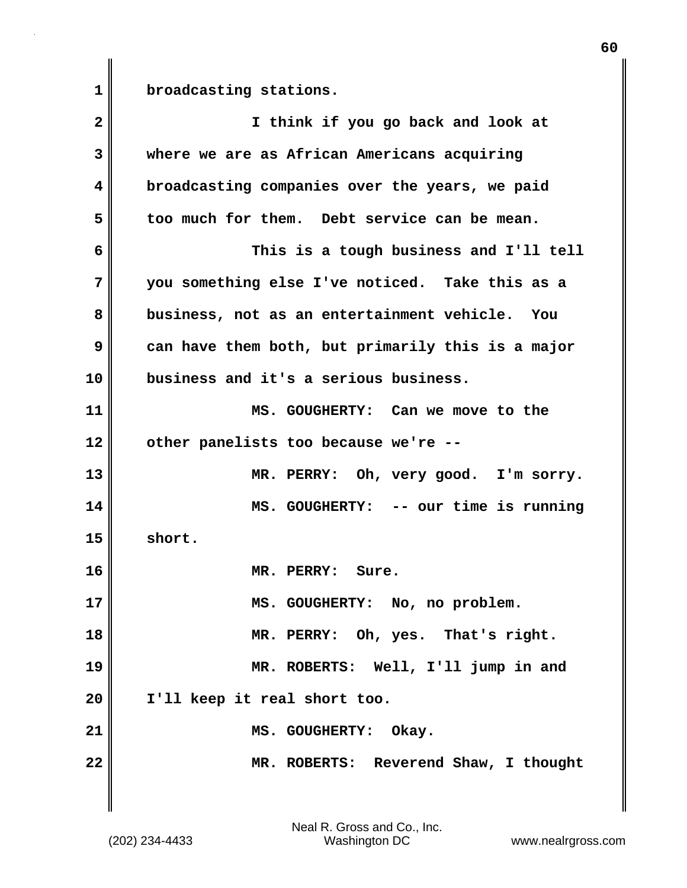broadcasting stations.

I think if you go back and look at where we are as African Americans acquiring broadcasting companies over the years, we paid too much for them. Debt service can be mean.

This is a tough business and I'll tell you something else I've noticed. Take this as a business, not as an entertainment vehicle. You can have them both, but primarily this is a major business and it's a serious business.

MS. GOUGHERTY: Can we move to the other panelists too because we're --

MR. PERRY: Oh, very good. I'm sorry.

MS. GOUGHERTY: -- our time is running short.

MR. PERRY: Sure.

MS. GOUGHERTY: No, no problem.

MR. PERRY: Oh, yes. That's right.

MR. ROBERTS: Well, I'll jump in and I'll keep it real short too.

MS. GOUGHERTY: Okay.

MR. ROBERTS: Reverend Shaw, I thought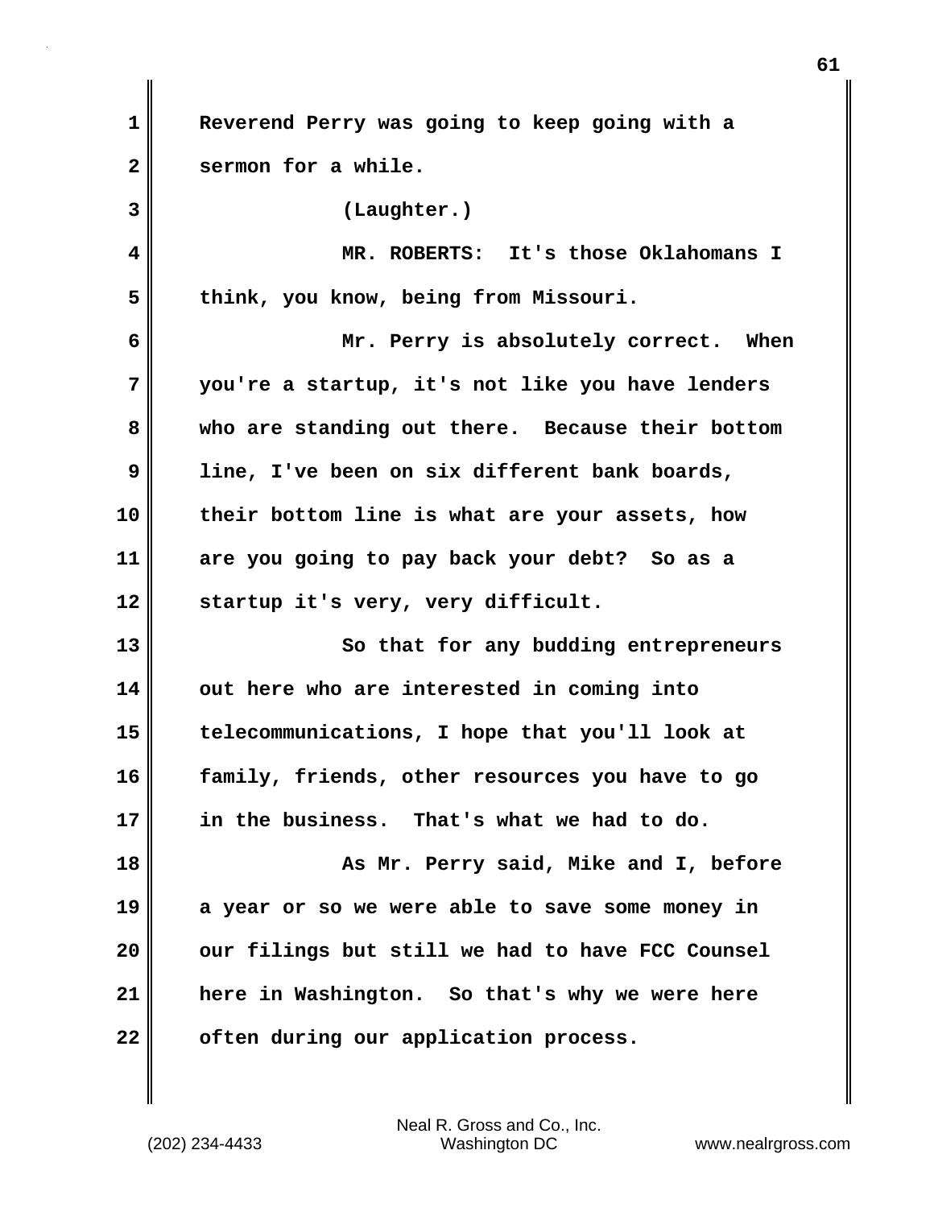Reverend Perry was going to keep going with a sermon for a while.

(Laughter.)

MR. ROBERTS: It's those Oklahomans I think, you know, being from Missouri.

Mr. Perry is absolutely correct. When you're a startup, it's not like you have lenders who are standing out there. Because their bottom line, I've been on six different bank boards, their bottom line is what are your assets, how are you going to pay back your debt? So as a startup it's very, very difficult.

So that for any budding entrepreneurs out here who are interested in coming into telecommunications, I hope that you'll look at family, friends, other resources you have to go in the business. That's what we had to do.

As Mr. Perry said, Mike and I, before a year or so we were able to save some money in our filings but still we had to have FCC Counsel here in Washington. So that's why we were here often during our application process.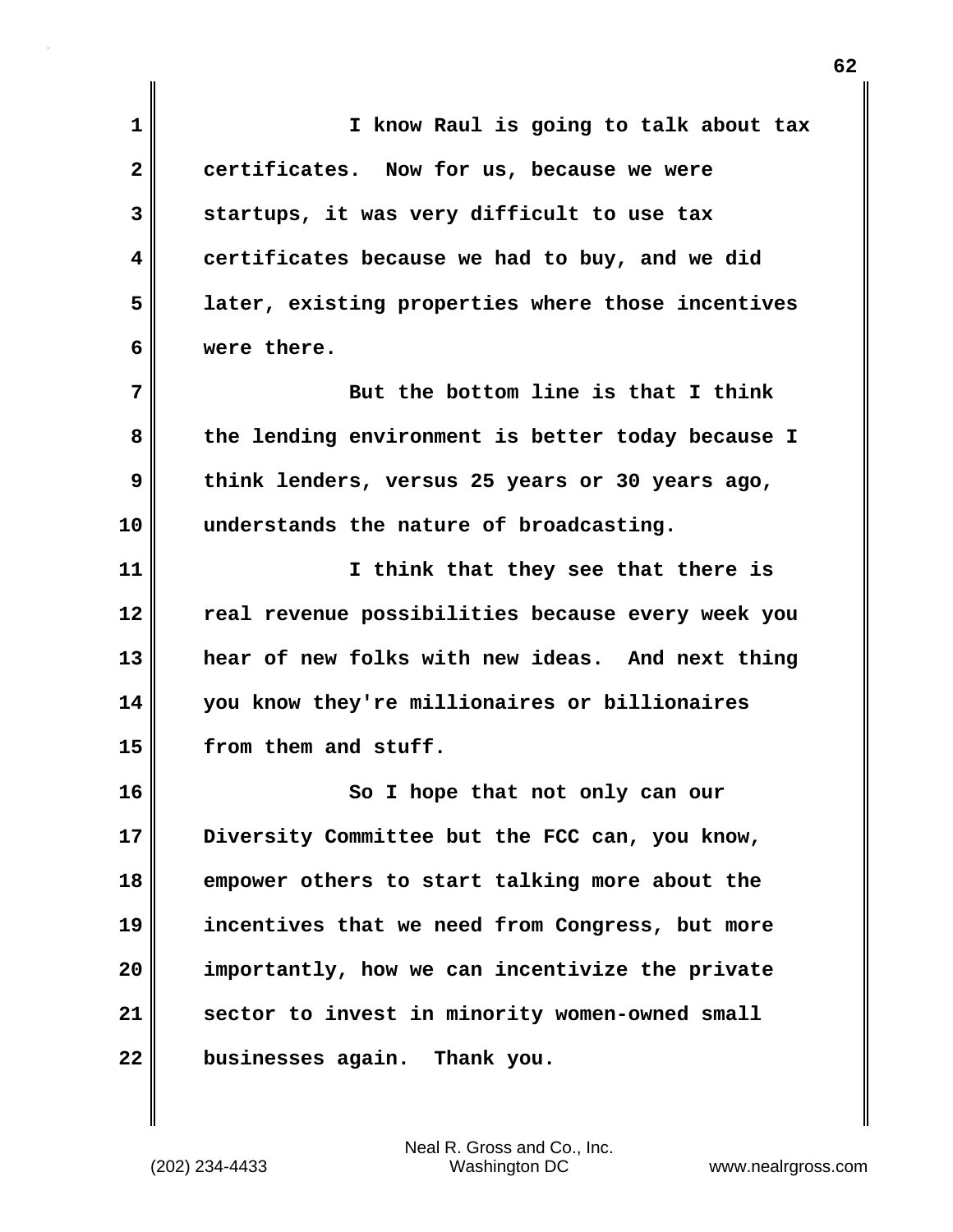I know Raul is going to talk about tax certificates. Now for us, because we were startups, it was very difficult to use tax certificates because we had to buy, and we did later, existing properties where those incentives were there.

But the bottom line is that I think the lending environment is better today because I think lenders, versus 25 years or 30 years ago, understands the nature of broadcasting.

I think that they see that there is real revenue possibilities because every week you hear of new folks with new ideas. And next thing you know they're millionaires or billionaires from them and stuff.

So I hope that not only can our Diversity Committee but the FCC can, you know, empower others to start talking more about the incentives that we need from Congress, but more importantly, how we can incentivize the private sector to invest in minority women-owned small businesses again. Thank you.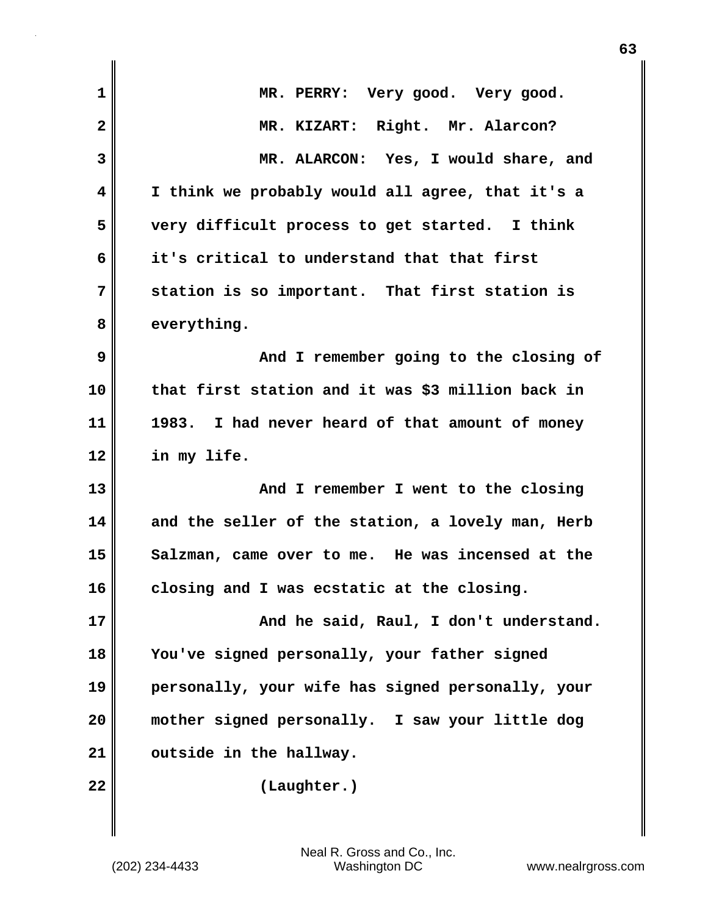MR. PERRY: Very good. Very good.

MR. KIZART: Right. Mr. Alarcon?

MR. ALARCON: Yes, I would share, and I think we probably would all agree, that it's a very difficult process to get started. I think it's critical to understand that that first station is so important. That first station is everything.

And I remember going to the closing of that first station and it was $3 million back in 1983. I had never heard of that amount of money in my life.

And I remember I went to the closing and the seller of the station, a lovely man, Herb Salzman, came over to me. He was incensed at the closing and I was ecstatic at the closing.

And he said, Raul, I don't understand. You've signed personally, your father signed personally, your wife has signed personally, your mother signed personally. I saw your little dog outside in the hallway.

(Laughter.)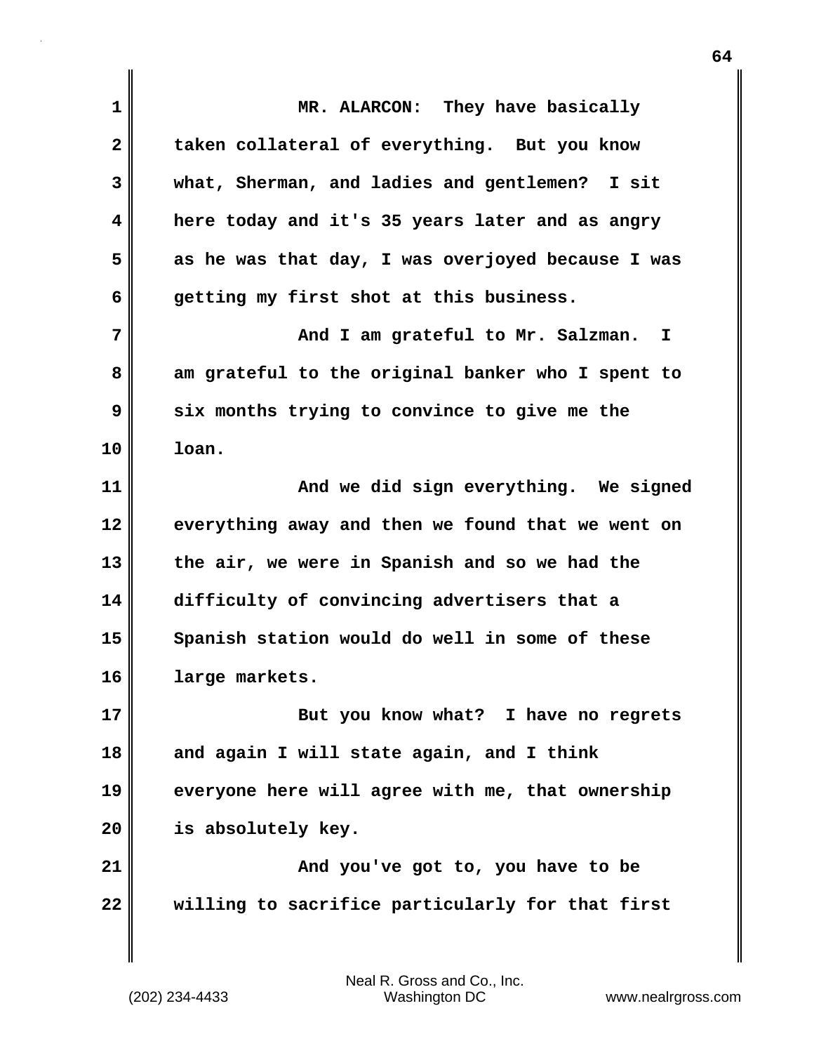MR. ALARCON: They have basically taken collateral of everything. But you know what, Sherman, and ladies and gentlemen? I sit here today and it's 35 years later and as angry as he was that day, I was overjoyed because I was getting my first shot at this business.

And I am grateful to Mr. Salzman. I am grateful to the original banker who I spent to six months trying to convince to give me the loan.

And we did sign everything. We signed everything away and then we found that we went on the air, we were in Spanish and so we had the difficulty of convincing advertisers that a Spanish station would do well in some of these large markets.

But you know what? I have no regrets and again I will state again, and I think everyone here will agree with me, that ownership is absolutely key.

And you've got to, you have to be willing to sacrifice particularly for that first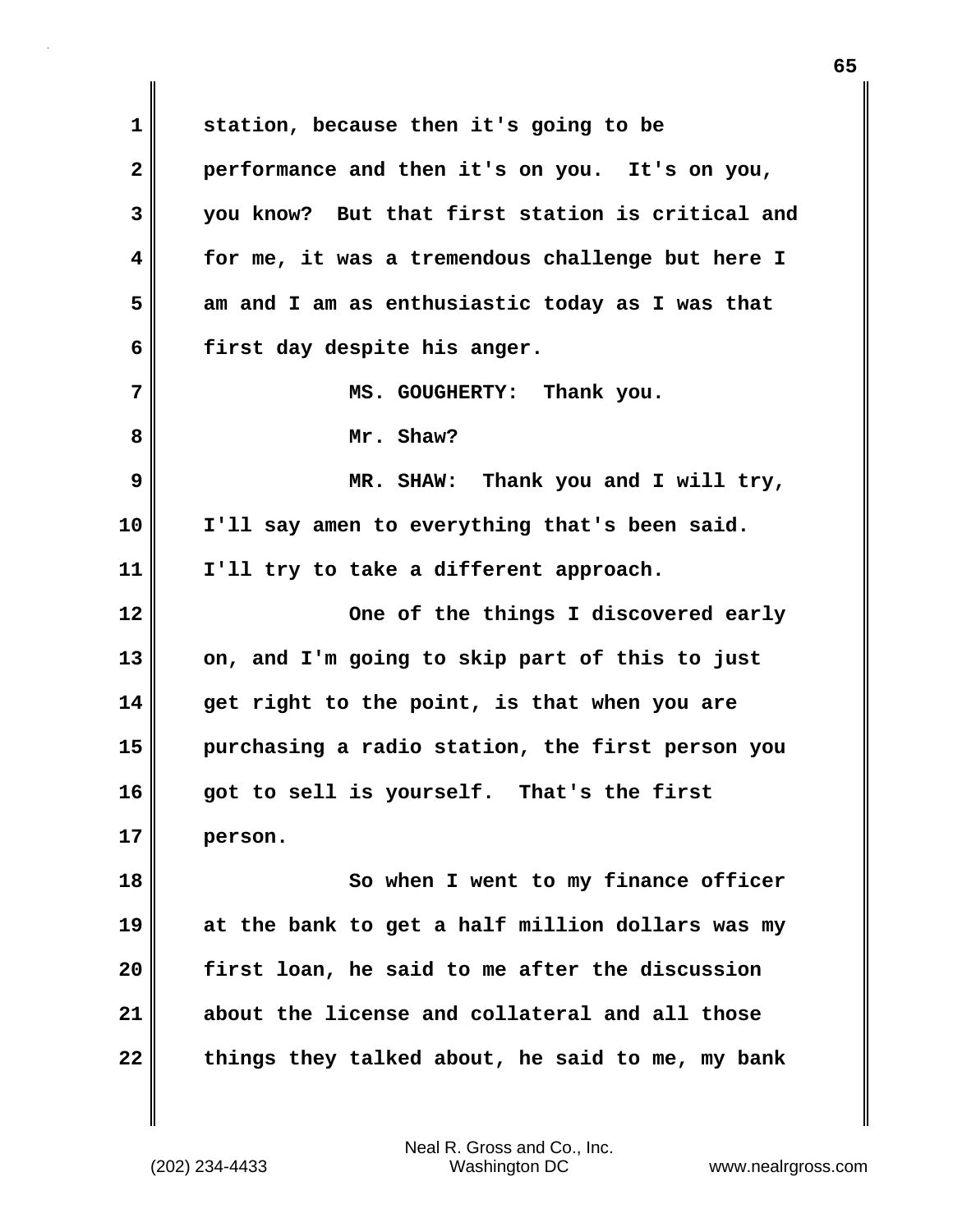station, because then it's going to be performance and then it's on you. It's on you, you know? But that first station is critical and for me, it was a tremendous challenge but here I am and I am as enthusiastic today as I was that first day despite his anger.

MS. GOUGHERTY: Thank you.

Mr. Shaw?

MR. SHAW: Thank you and I will try, I'll say amen to everything that's been said. I'll try to take a different approach.

One of the things I discovered early on, and I'm going to skip part of this to just get right to the point, is that when you are purchasing a radio station, the first person you got to sell is yourself. That's the first person.

So when I went to my finance officer at the bank to get a half million dollars was my first loan, he said to me after the discussion about the license and collateral and all those things they talked about, he said to me, my bank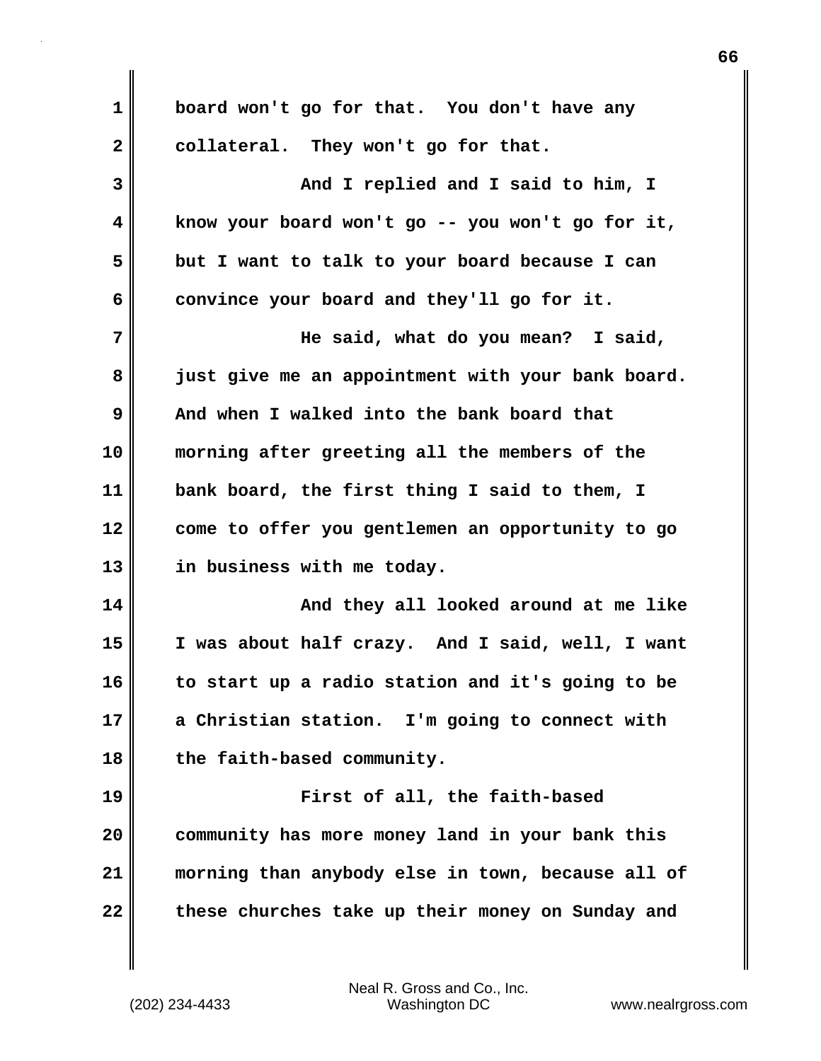board won't go for that. You don't have any collateral. They won't go for that.

And I replied and I said to him, I know your board won't go -- you won't go for it, but I want to talk to your board because I can convince your board and they'll go for it.

He said, what do you mean? I said, just give me an appointment with your bank board. And when I walked into the bank board that morning after greeting all the members of the bank board, the first thing I said to them, I come to offer you gentlemen an opportunity to go in business with me today.

And they all looked around at me like I was about half crazy. And I said, well, I want to start up a radio station and it's going to be a Christian station. I'm going to connect with the faith-based community.

First of all, the faith-based community has more money land in your bank this morning than anybody else in town, because all of these churches take up their money on Sunday and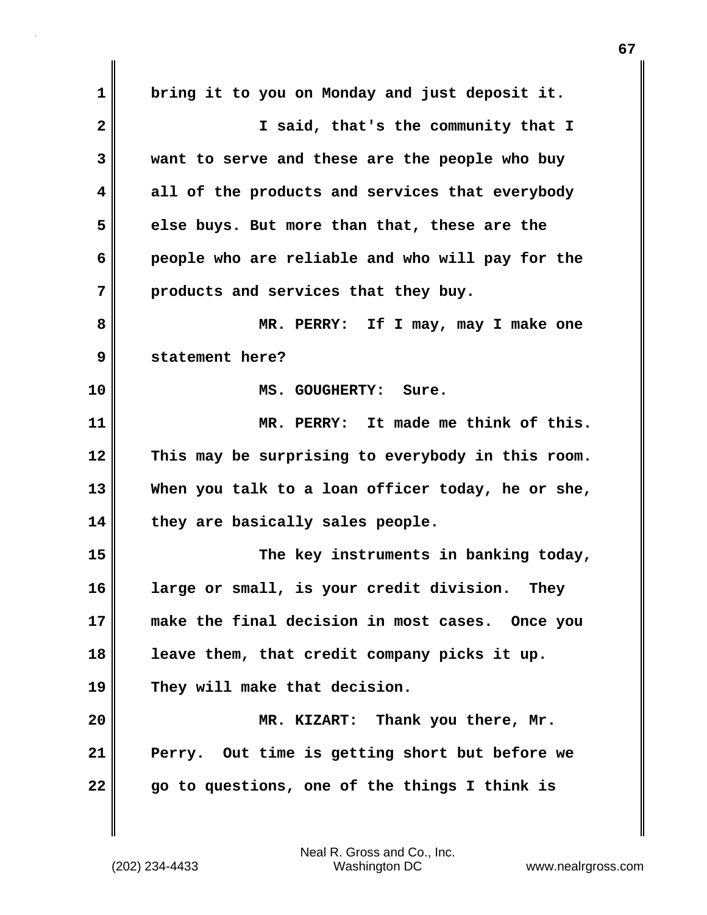bring it to you on Monday and just deposit it.

I said, that's the community that I want to serve and these are the people who buy all of the products and services that everybody else buys. But more than that, these are the people who are reliable and who will pay for the products and services that they buy.

MR. PERRY: If I may, may I make one statement here?

MS. GOUGHERTY: Sure.

MR. PERRY: It made me think of this. This may be surprising to everybody in this room. When you talk to a loan officer today, he or she, they are basically sales people.

The key instruments in banking today, large or small, is your credit division. They make the final decision in most cases. Once you leave them, that credit company picks it up. They will make that decision.

MR. KIZART: Thank you there, Mr. Perry. Out time is getting short but before we go to questions, one of the things I think is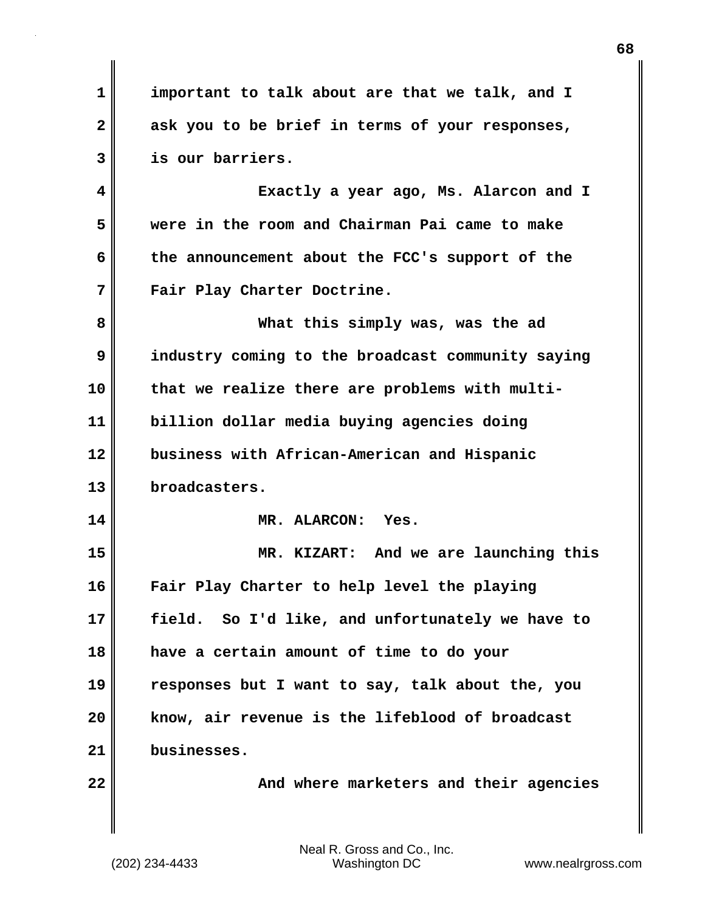important to talk about are that we talk, and I ask you to be brief in terms of your responses, is our barriers.

Exactly a year ago, Ms. Alarcon and I were in the room and Chairman Pai came to make the announcement about the FCC's support of the Fair Play Charter Doctrine.

What this simply was, was the ad industry coming to the broadcast community saying that we realize there are problems with multi-billion dollar media buying agencies doing business with African-American and Hispanic broadcasters.

MR. ALARCON: Yes.

MR. KIZART: And we are launching this Fair Play Charter to help level the playing field. So I'd like, and unfortunately we have to have a certain amount of time to do your responses but I want to say, talk about the, you know, air revenue is the lifeblood of broadcast businesses.

And where marketers and their agencies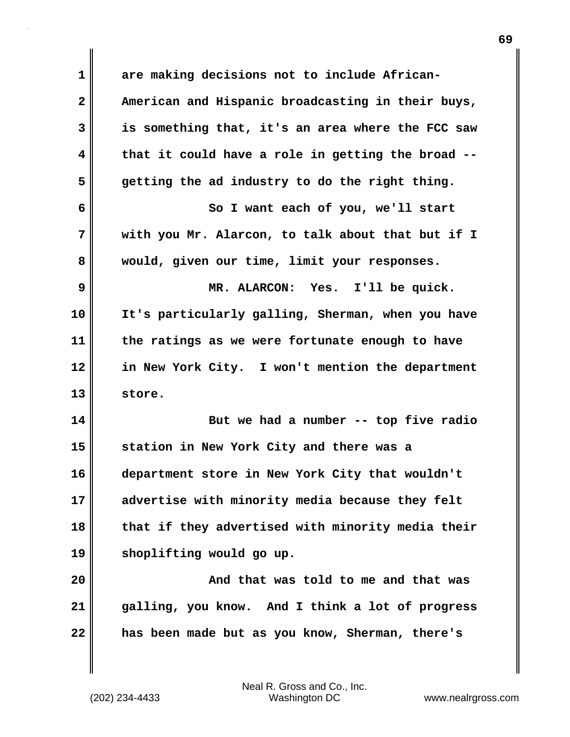are making decisions not to include African-American and Hispanic broadcasting in their buys, is something that, it's an area where the FCC saw that it could have a role in getting the broad -- getting the ad industry to do the right thing.

So I want each of you, we'll start with you Mr. Alarcon, to talk about that but if I would, given our time, limit your responses.

MR. ALARCON: Yes. I'll be quick. It's particularly galling, Sherman, when you have the ratings as we were fortunate enough to have in New York City. I won't mention the department store.

But we had a number -- top five radio station in New York City and there was a department store in New York City that wouldn't advertise with minority media because they felt that if they advertised with minority media their shoplifting would go up.

And that was told to me and that was galling, you know. And I think a lot of progress has been made but as you know, Sherman, there's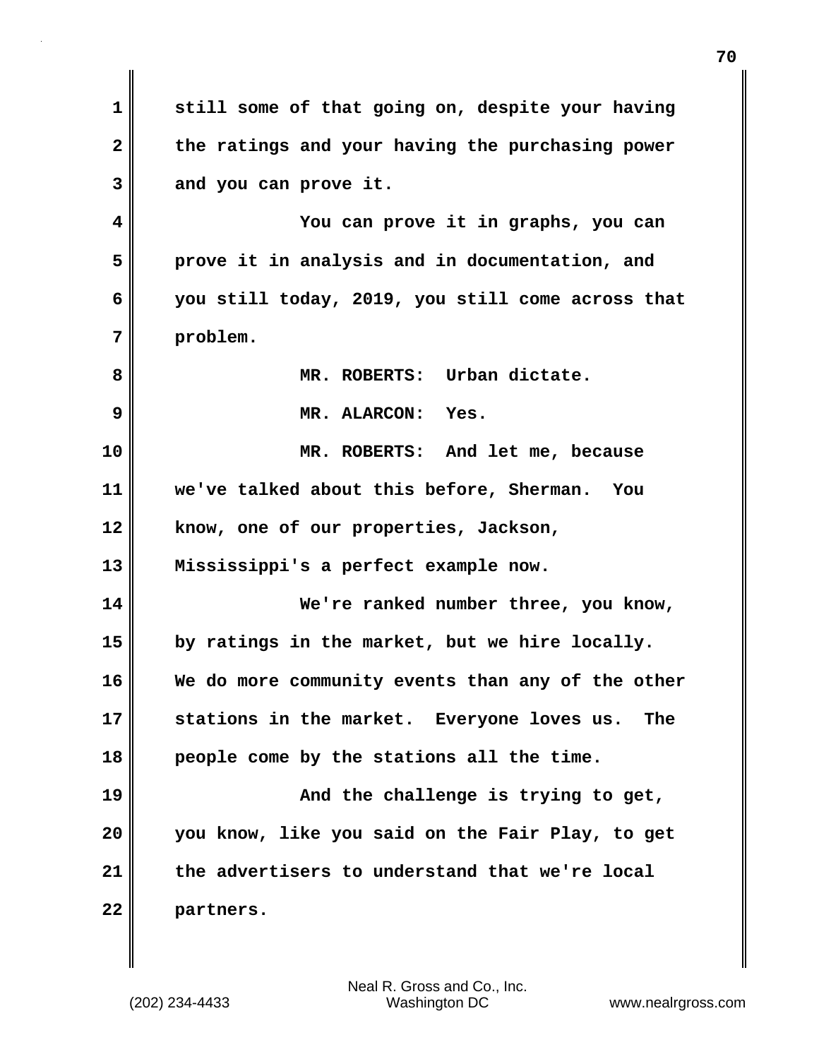still some of that going on, despite your having the ratings and your having the purchasing power and you can prove it.

You can prove it in graphs, you can prove it in analysis and in documentation, and you still today, 2019, you still come across that problem.

MR. ROBERTS: Urban dictate.

MR. ALARCON: Yes.

MR. ROBERTS: And let me, because we've talked about this before, Sherman. You know, one of our properties, Jackson, Mississippi's a perfect example now.

We're ranked number three, you know, by ratings in the market, but we hire locally. We do more community events than any of the other stations in the market. Everyone loves us. The people come by the stations all the time.

And the challenge is trying to get, you know, like you said on the Fair Play, to get the advertisers to understand that we're local partners.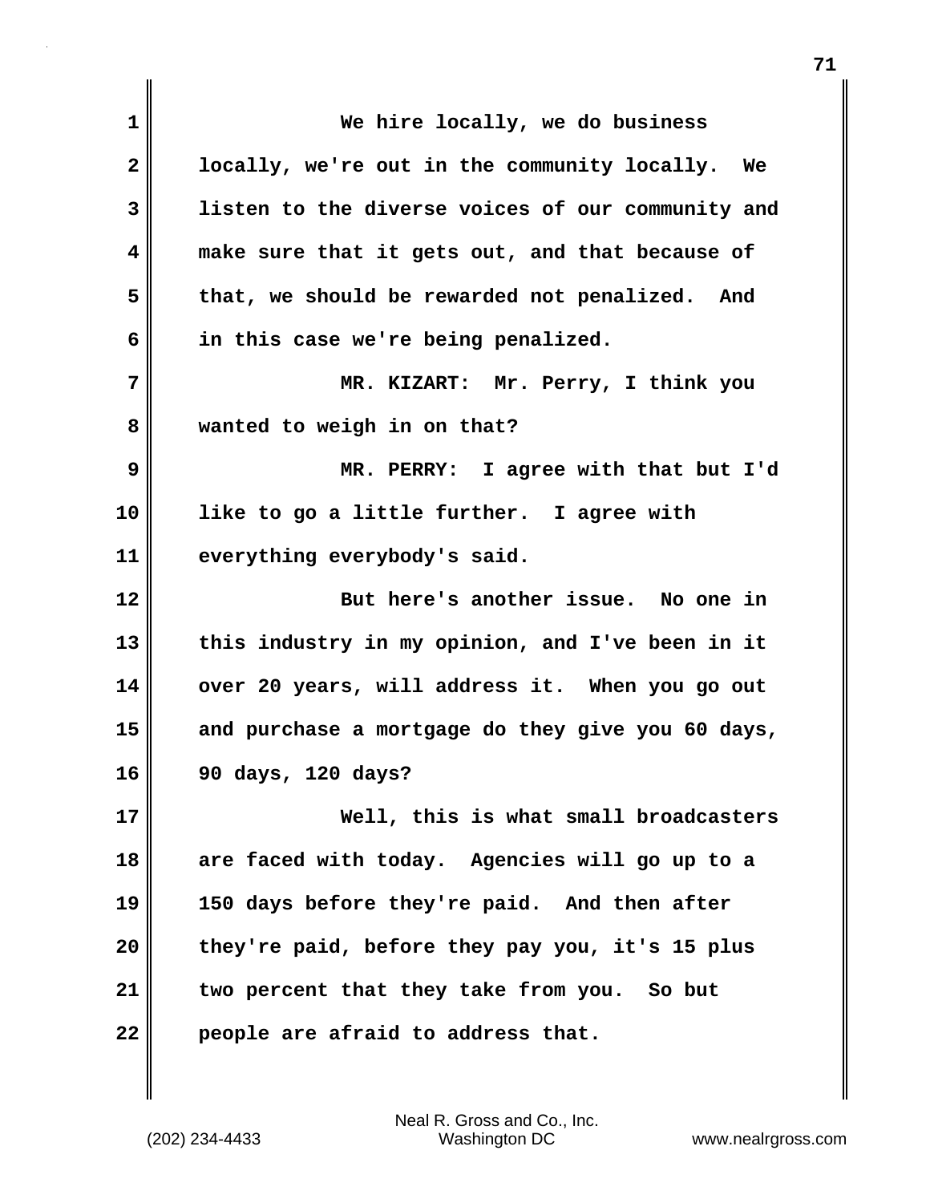We hire locally, we do business locally, we're out in the community locally. We listen to the diverse voices of our community and make sure that it gets out, and that because of that, we should be rewarded not penalized. And in this case we're being penalized.

MR. KIZART: Mr. Perry, I think you wanted to weigh in on that?

MR. PERRY: I agree with that but I'd like to go a little further. I agree with everything everybody's said.

But here's another issue. No one in this industry in my opinion, and I've been in it over 20 years, will address it. When you go out and purchase a mortgage do they give you 60 days, 90 days, 120 days?

Well, this is what small broadcasters are faced with today. Agencies will go up to a 150 days before they're paid. And then after they're paid, before they pay you, it's 15 plus two percent that they take from you. So but people are afraid to address that.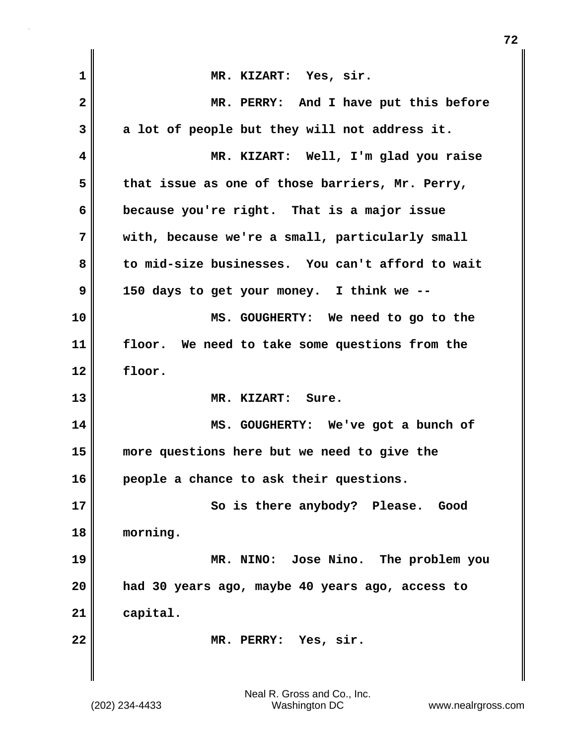MR. KIZART: Yes, sir.

MR. PERRY: And I have put this before a lot of people but they will not address it.

MR. KIZART: Well, I'm glad you raise that issue as one of those barriers, Mr. Perry, because you're right. That is a major issue with, because we're a small, particularly small to mid-size businesses. You can't afford to wait 150 days to get your money. I think we --

MS. GOUGHERTY: We need to go to the floor. We need to take some questions from the floor.

MR. KIZART: Sure.

MS. GOUGHERTY: We've got a bunch of more questions here but we need to give the people a chance to ask their questions.

So is there anybody? Please. Good morning.

MR. NINO: Jose Nino. The problem you had 30 years ago, maybe 40 years ago, access to capital.

MR. PERRY: Yes, sir.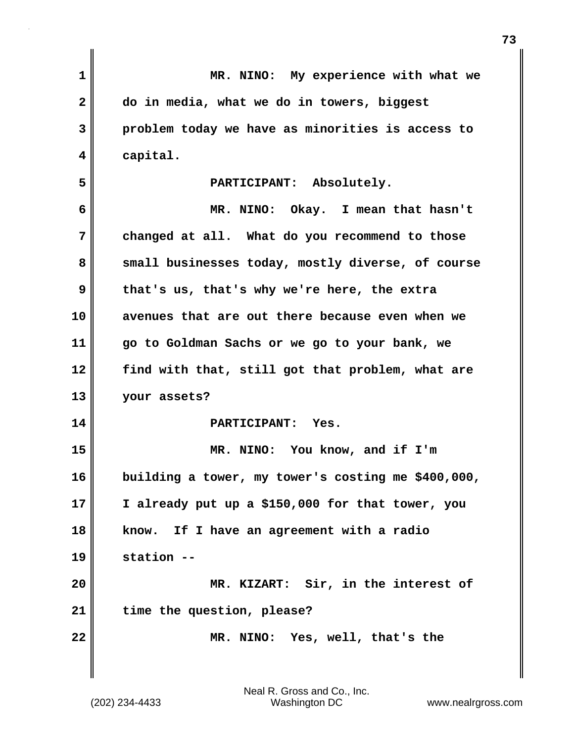MR. NINO: My experience with what we do in media, what we do in towers, biggest problem today we have as minorities is access to capital.

PARTICIPANT: Absolutely.

MR. NINO: Okay. I mean that hasn't changed at all. What do you recommend to those small businesses today, mostly diverse, of course that's us, that's why we're here, the extra avenues that are out there because even when we go to Goldman Sachs or we go to your bank, we find with that, still got that problem, what are your assets?

PARTICIPANT: Yes.

MR. NINO: You know, and if I'm building a tower, my tower's costing me $400,000, I already put up a $150,000 for that tower, you know. If I have an agreement with a radio station --

MR. KIZART: Sir, in the interest of time the question, please?

MR. NINO: Yes, well, that's the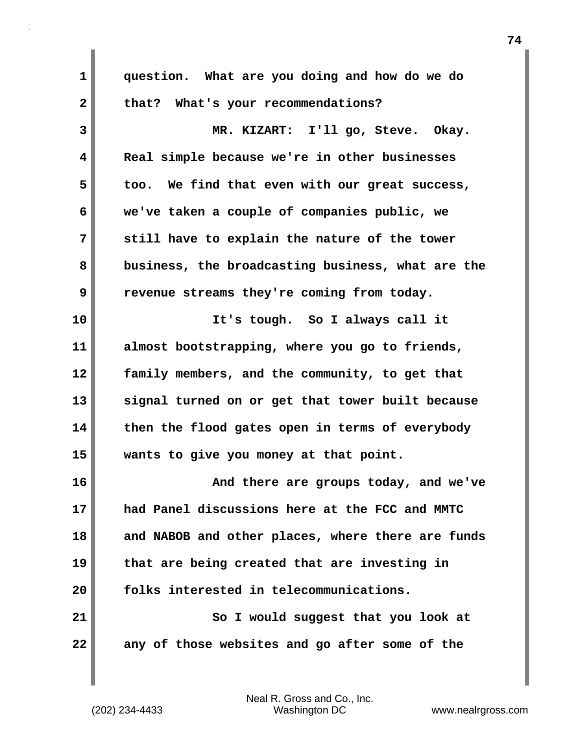question. What are you doing and how do we do that? What's your recommendations?

MR. KIZART: I'll go, Steve. Okay. Real simple because we're in other businesses too. We find that even with our great success, we've taken a couple of companies public, we still have to explain the nature of the tower business, the broadcasting business, what are the revenue streams they're coming from today.

It's tough. So I always call it almost bootstrapping, where you go to friends, family members, and the community, to get that signal turned on or get that tower built because then the flood gates open in terms of everybody wants to give you money at that point.

And there are groups today, and we've had Panel discussions here at the FCC and MMTC and NABOB and other places, where there are funds that are being created that are investing in folks interested in telecommunications.

So I would suggest that you look at any of those websites and go after some of the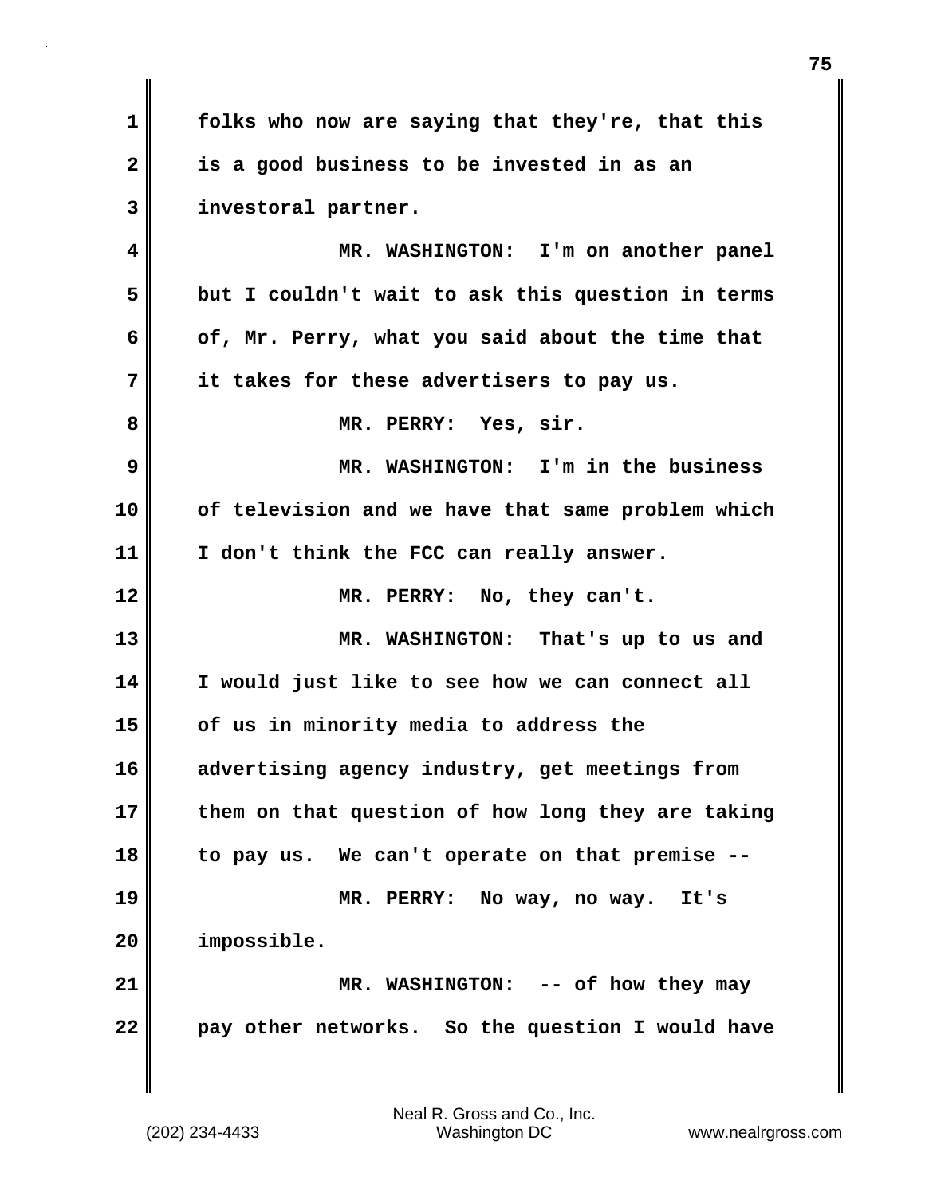folks who now are saying that they're, that this is a good business to be invested in as an investoral partner.

MR. WASHINGTON: I'm on another panel but I couldn't wait to ask this question in terms of, Mr. Perry, what you said about the time that it takes for these advertisers to pay us.

MR. PERRY: Yes, sir.

MR. WASHINGTON: I'm in the business of television and we have that same problem which I don't think the FCC can really answer.

MR. PERRY: No, they can't.

MR. WASHINGTON: That's up to us and I would just like to see how we can connect all of us in minority media to address the advertising agency industry, get meetings from them on that question of how long they are taking to pay us. We can't operate on that premise --

MR. PERRY: No way, no way. It's impossible.

MR. WASHINGTON: -- of how they may pay other networks. So the question I would have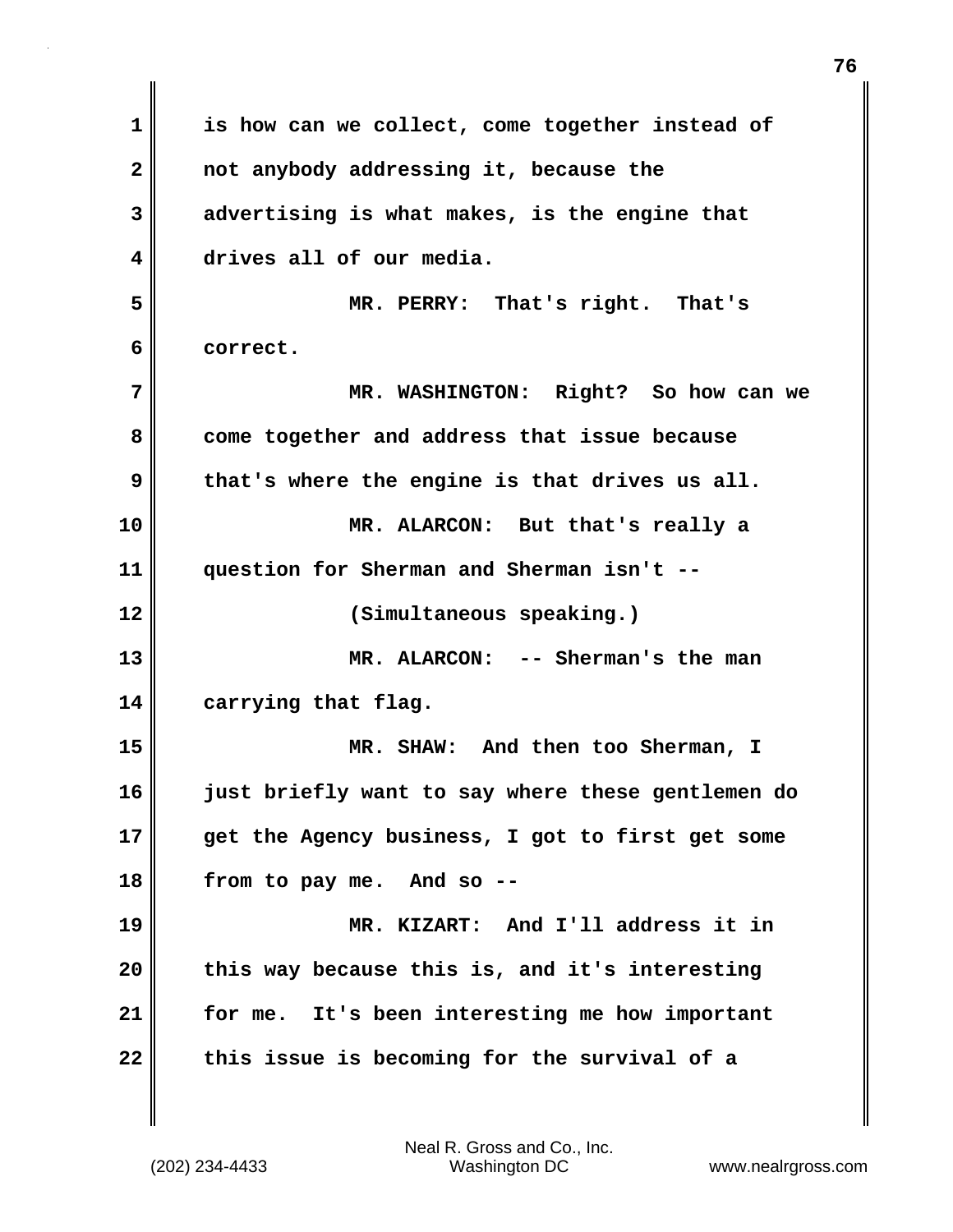is how can we collect, come together instead of not anybody addressing it, because the advertising is what makes, is the engine that drives all of our media.

MR. PERRY: That's right. That's correct.

MR. WASHINGTON: Right? So how can we come together and address that issue because that's where the engine is that drives us all.

MR. ALARCON: But that's really a question for Sherman and Sherman isn't --

(Simultaneous speaking.)

MR. ALARCON: -- Sherman's the man carrying that flag.

MR. SHAW: And then too Sherman, I just briefly want to say where these gentlemen do get the Agency business, I got to first get some from to pay me. And so --

MR. KIZART: And I'll address it in this way because this is, and it's interesting for me. It's been interesting me how important this issue is becoming for the survival of a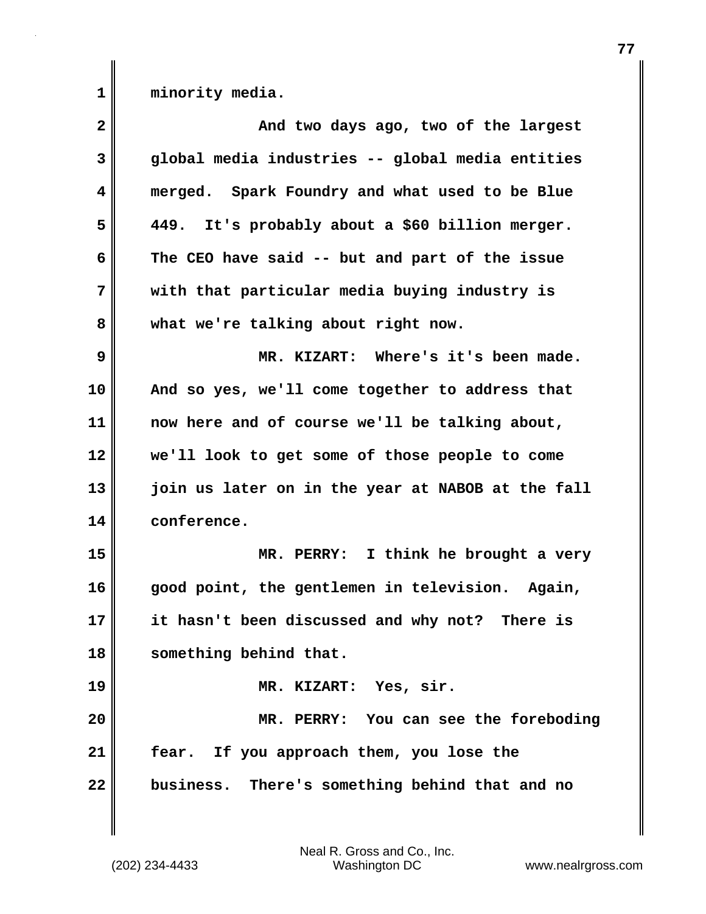minority media.

And two days ago, two of the largest global media industries -- global media entities merged. Spark Foundry and what used to be Blue 449. It's probably about a $60 billion merger. The CEO have said -- but and part of the issue with that particular media buying industry is what we're talking about right now.

MR. KIZART: Where's it's been made. And so yes, we'll come together to address that now here and of course we'll be talking about, we'll look to get some of those people to come join us later on in the year at NABOB at the fall conference.

MR. PERRY: I think he brought a very good point, the gentlemen in television. Again, it hasn't been discussed and why not? There is something behind that.

MR. KIZART: Yes, sir.

MR. PERRY: You can see the foreboding fear. If you approach them, you lose the business. There's something behind that and no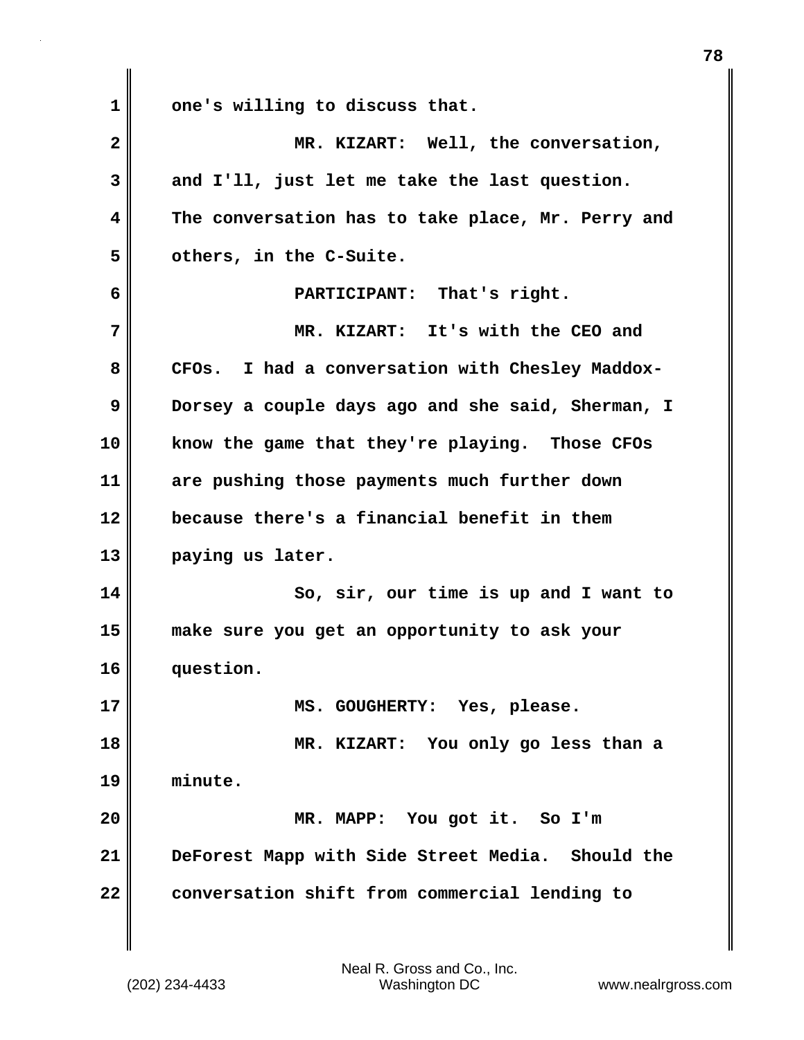one's willing to discuss that.

MR. KIZART: Well, the conversation, and I'll, just let me take the last question. The conversation has to take place, Mr. Perry and others, in the C-Suite.

PARTICIPANT: That's right.

MR. KIZART: It's with the CEO and CFOs. I had a conversation with Chesley Maddox-Dorsey a couple days ago and she said, Sherman, I know the game that they're playing. Those CFOs are pushing those payments much further down because there's a financial benefit in them paying us later.

So, sir, our time is up and I want to make sure you get an opportunity to ask your question.

MS. GOUGHERTY: Yes, please.

MR. KIZART: You only go less than a minute.

MR. MAPP: You got it. So I'm DeForest Mapp with Side Street Media. Should the conversation shift from commercial lending to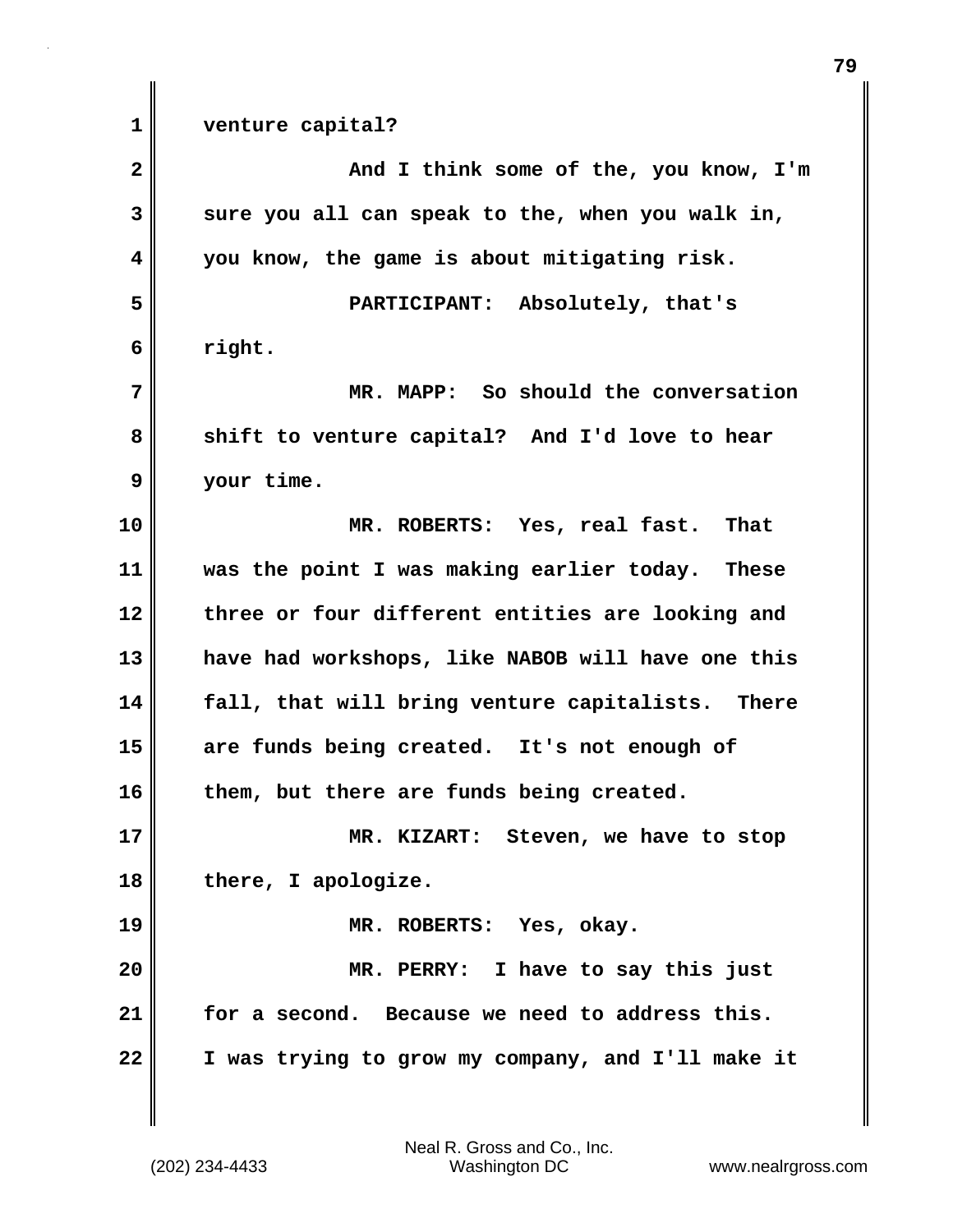venture capital?

And I think some of the, you know, I'm sure you all can speak to the, when you walk in, you know, the game is about mitigating risk.

PARTICIPANT: Absolutely, that's right.

MR. MAPP: So should the conversation shift to venture capital? And I'd love to hear your time.

MR. ROBERTS: Yes, real fast. That was the point I was making earlier today. These three or four different entities are looking and have had workshops, like NABOB will have one this fall, that will bring venture capitalists. There are funds being created. It's not enough of them, but there are funds being created.

MR. KIZART: Steven, we have to stop there, I apologize.

MR. ROBERTS: Yes, okay.

MR. PERRY: I have to say this just for a second. Because we need to address this. I was trying to grow my company, and I'll make it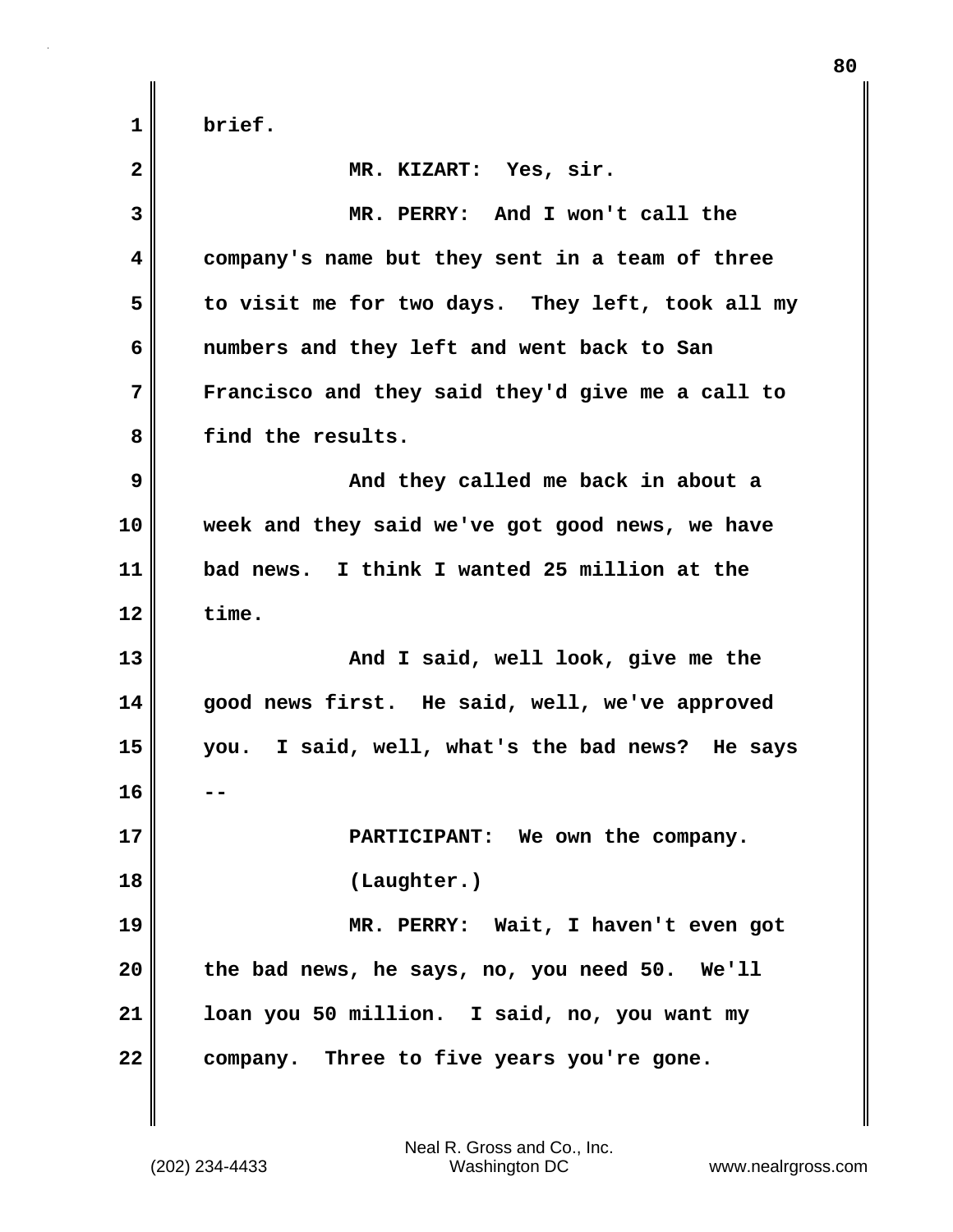brief.

MR. KIZART: Yes, sir.

MR. PERRY: And I won't call the company's name but they sent in a team of three to visit me for two days. They left, took all my numbers and they left and went back to San Francisco and they said they'd give me a call to find the results.

And they called me back in about a week and they said we've got good news, we have bad news. I think I wanted 25 million at the time.

And I said, well look, give me the good news first. He said, well, we've approved you. I said, well, what's the bad news? He says --

PARTICIPANT: We own the company.

(Laughter.)

MR. PERRY: Wait, I haven't even got the bad news, he says, no, you need 50. We'll loan you 50 million. I said, no, you want my company. Three to five years you're gone.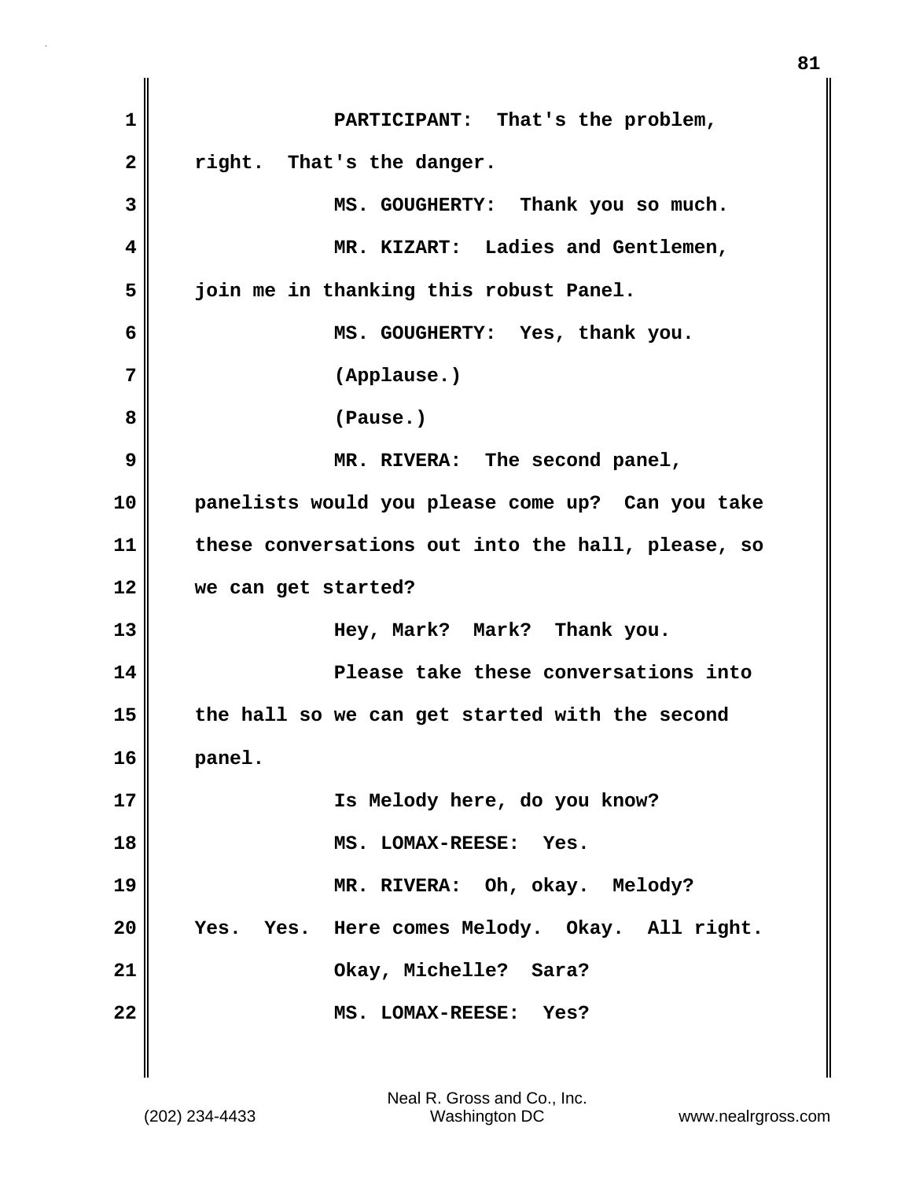PARTICIPANT: That's the problem, right. That's the danger.

MS. GOUGHERTY: Thank you so much.

MR. KIZART: Ladies and Gentlemen, join me in thanking this robust Panel.

MS. GOUGHERTY: Yes, thank you.

(Applause.)

(Pause.)

MR. RIVERA: The second panel, panelists would you please come up? Can you take these conversations out into the hall, please, so we can get started?

Hey, Mark? Mark? Thank you.

Please take these conversations into the hall so we can get started with the second panel.

Is Melody here, do you know?

MS. LOMAX-REESE: Yes.

MR. RIVERA: Oh, okay. Melody? Yes. Yes. Here comes Melody. Okay. All right.

Okay, Michelle? Sara?

MS. LOMAX-REESE: Yes?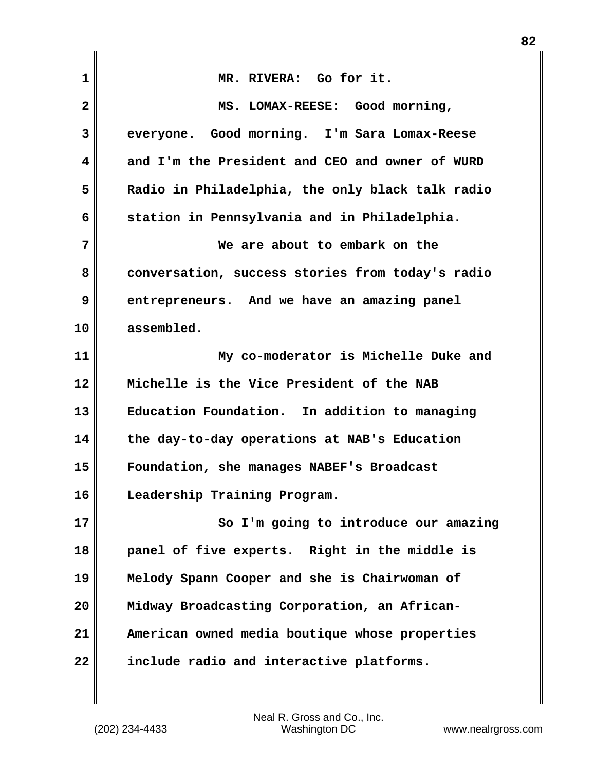MR. RIVERA: Go for it.

MS. LOMAX-REESE: Good morning, everyone. Good morning. I'm Sara Lomax-Reese and I'm the President and CEO and owner of WURD Radio in Philadelphia, the only black talk radio station in Pennsylvania and in Philadelphia.

We are about to embark on the conversation, success stories from today's radio entrepreneurs. And we have an amazing panel assembled.

My co-moderator is Michelle Duke and Michelle is the Vice President of the NAB Education Foundation. In addition to managing the day-to-day operations at NAB's Education Foundation, she manages NABEF's Broadcast Leadership Training Program.

So I'm going to introduce our amazing panel of five experts. Right in the middle is Melody Spann Cooper and she is Chairwoman of Midway Broadcasting Corporation, an African-American owned media boutique whose properties include radio and interactive platforms.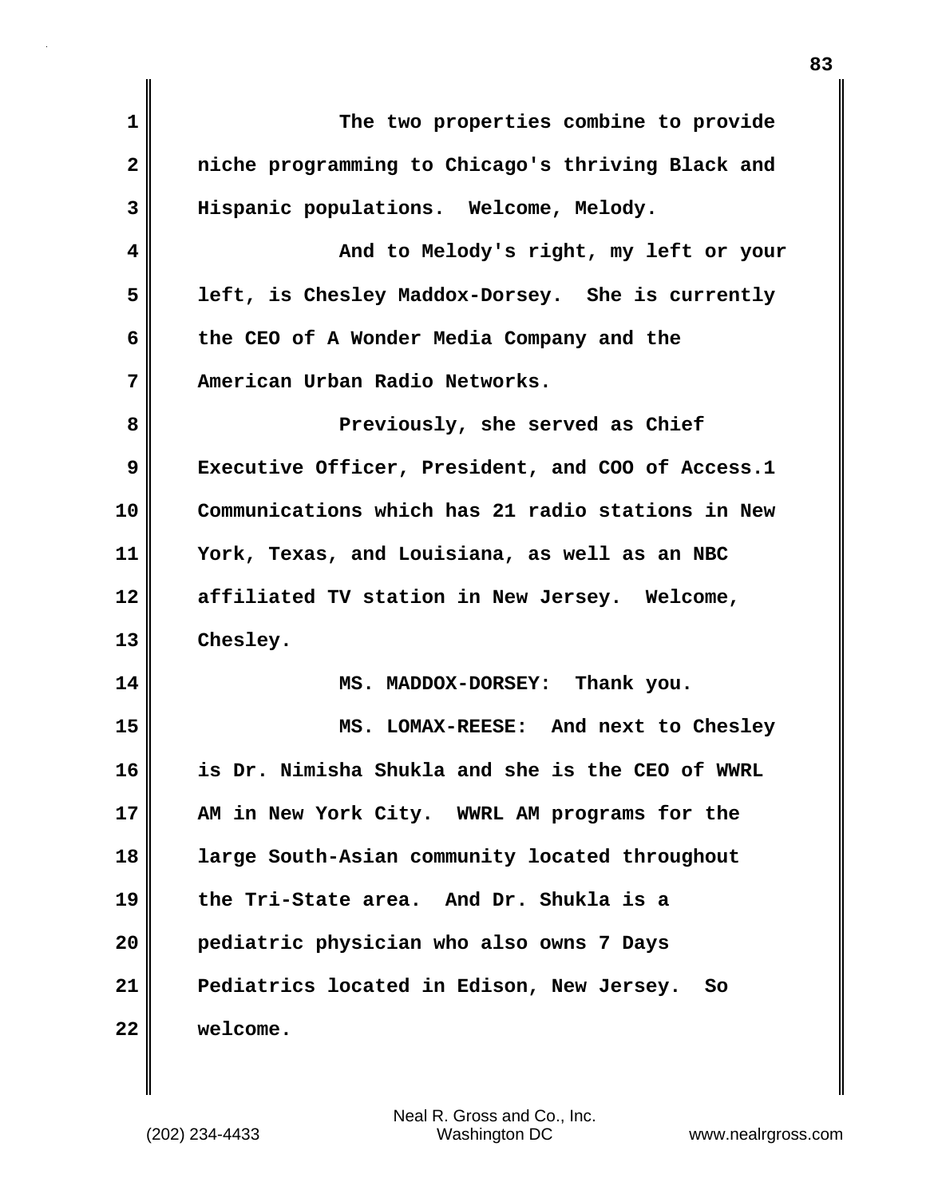The two properties combine to provide niche programming to Chicago's thriving Black and Hispanic populations. Welcome, Melody.

And to Melody's right, my left or your left, is Chesley Maddox-Dorsey. She is currently the CEO of A Wonder Media Company and the American Urban Radio Networks.

Previously, she served as Chief Executive Officer, President, and COO of Access.1 Communications which has 21 radio stations in New York, Texas, and Louisiana, as well as an NBC affiliated TV station in New Jersey. Welcome, Chesley.

MS. MADDOX-DORSEY: Thank you.

MS. LOMAX-REESE: And next to Chesley is Dr. Nimisha Shukla and she is the CEO of WWRL AM in New York City. WWRL AM programs for the large South-Asian community located throughout the Tri-State area. And Dr. Shukla is a pediatric physician who also owns 7 Days Pediatrics located in Edison, New Jersey. So welcome.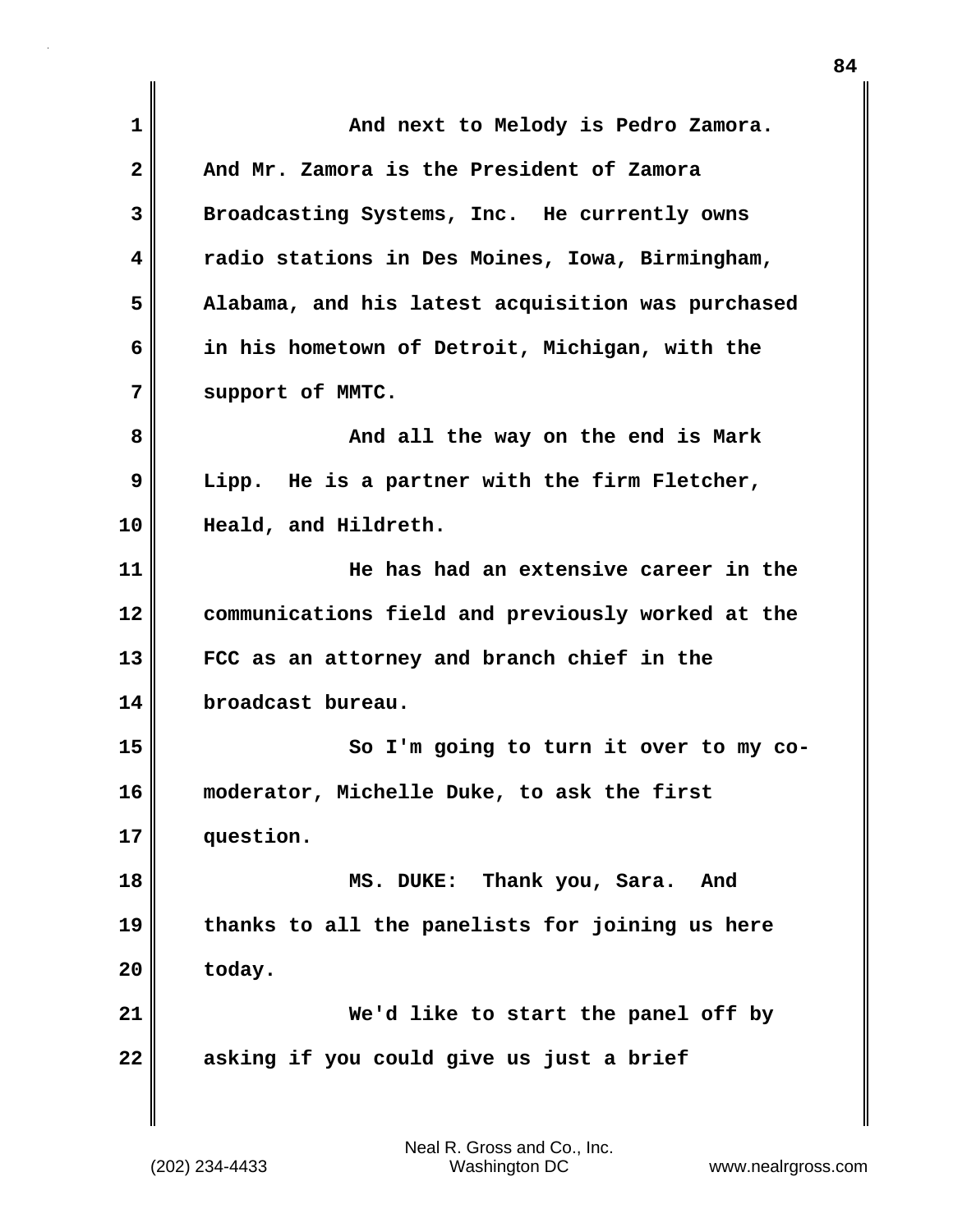And next to Melody is Pedro Zamora. And Mr. Zamora is the President of Zamora Broadcasting Systems, Inc. He currently owns radio stations in Des Moines, Iowa, Birmingham, Alabama, and his latest acquisition was purchased in his hometown of Detroit, Michigan, with the support of MMTC.

And all the way on the end is Mark Lipp. He is a partner with the firm Fletcher, Heald, and Hildreth.

He has had an extensive career in the communications field and previously worked at the FCC as an attorney and branch chief in the broadcast bureau.

So I'm going to turn it over to my co-moderator, Michelle Duke, to ask the first question.

MS. DUKE: Thank you, Sara. And thanks to all the panelists for joining us here today.

We'd like to start the panel off by asking if you could give us just a brief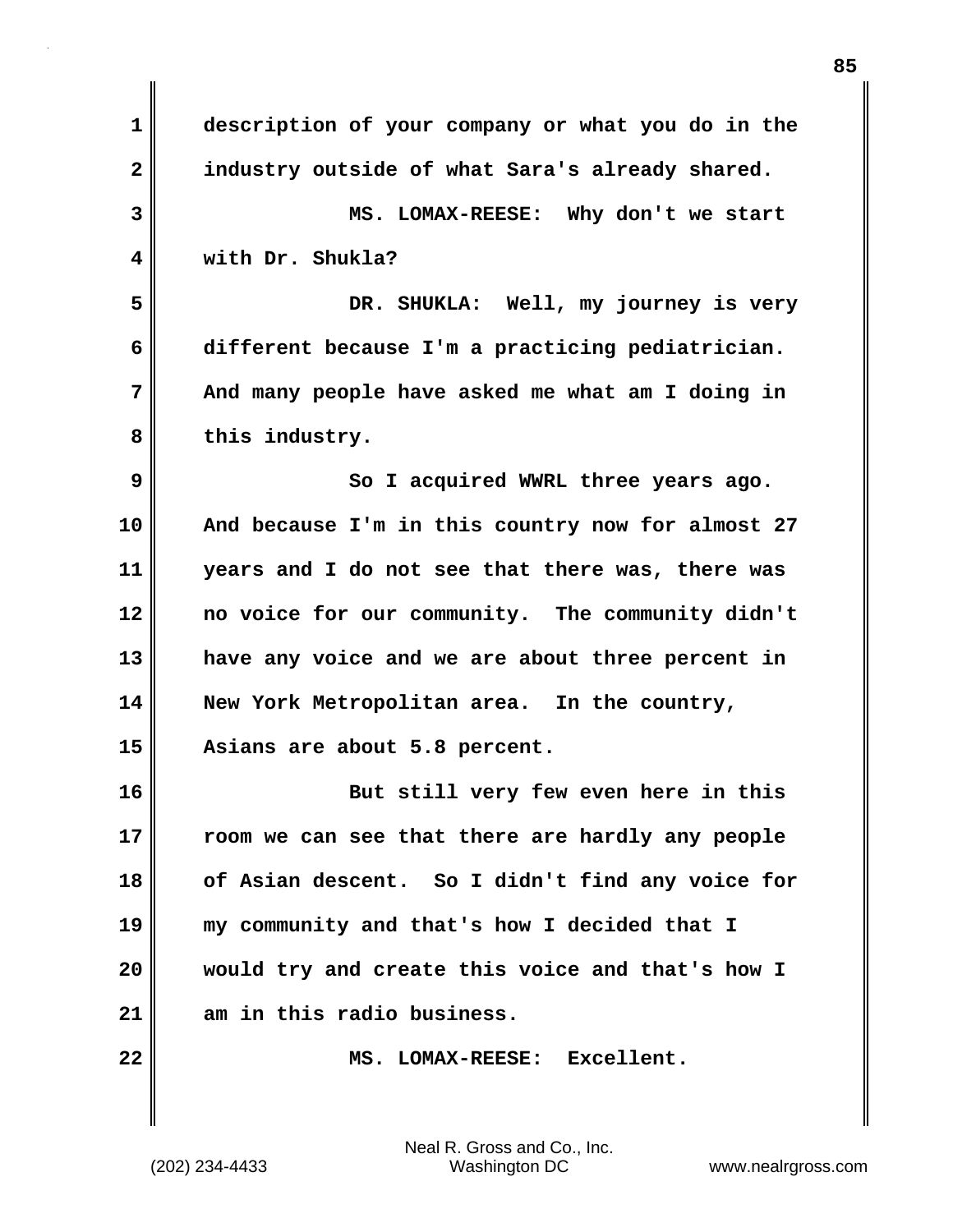description of your company or what you do in the industry outside of what Sara's already shared.

MS. LOMAX-REESE: Why don't we start with Dr. Shukla?

DR. SHUKLA: Well, my journey is very different because I'm a practicing pediatrician. And many people have asked me what am I doing in this industry.

So I acquired WWRL three years ago. And because I'm in this country now for almost 27 years and I do not see that there was, there was no voice for our community. The community didn't have any voice and we are about three percent in New York Metropolitan area. In the country, Asians are about 5.8 percent.

But still very few even here in this room we can see that there are hardly any people of Asian descent. So I didn't find any voice for my community and that's how I decided that I would try and create this voice and that's how I am in this radio business.

MS. LOMAX-REESE: Excellent.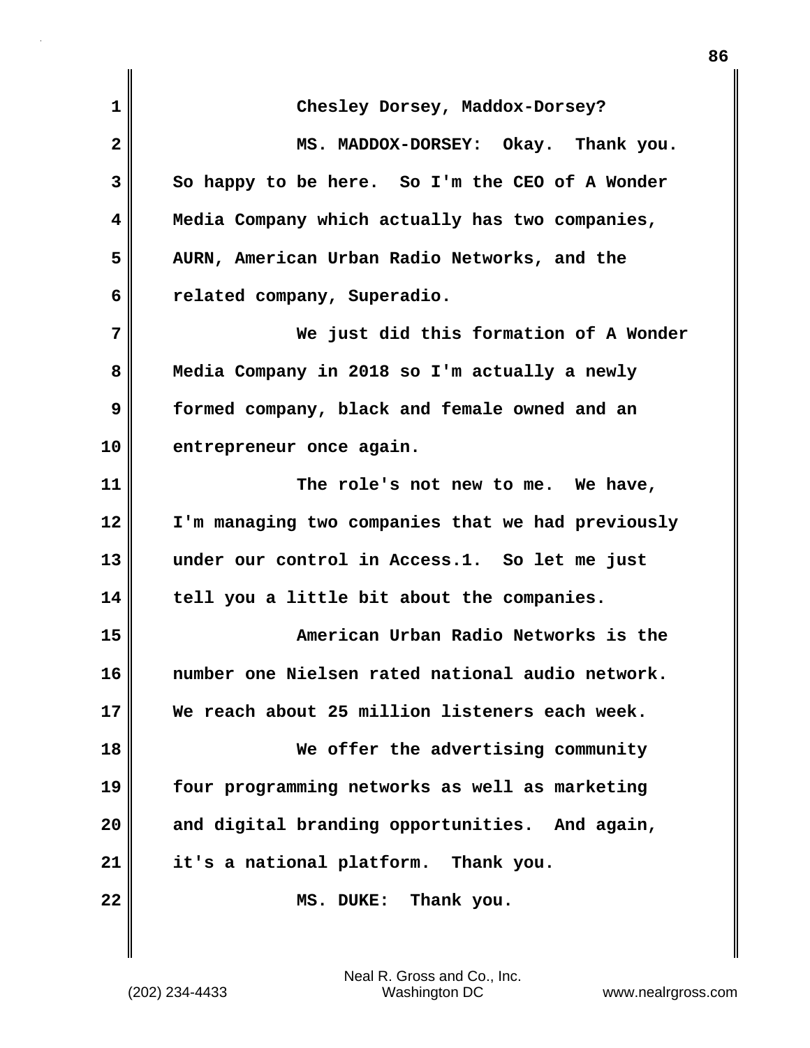Chesley Dorsey, Maddox-Dorsey?

MS. MADDOX-DORSEY: Okay. Thank you. So happy to be here. So I'm the CEO of A Wonder Media Company which actually has two companies, AURN, American Urban Radio Networks, and the related company, Superadio.

We just did this formation of A Wonder Media Company in 2018 so I'm actually a newly formed company, black and female owned and an entrepreneur once again.

The role's not new to me. We have, I'm managing two companies that we had previously under our control in Access.1. So let me just tell you a little bit about the companies.

American Urban Radio Networks is the number one Nielsen rated national audio network. We reach about 25 million listeners each week.

We offer the advertising community four programming networks as well as marketing and digital branding opportunities. And again, it's a national platform. Thank you.

MS. DUKE: Thank you.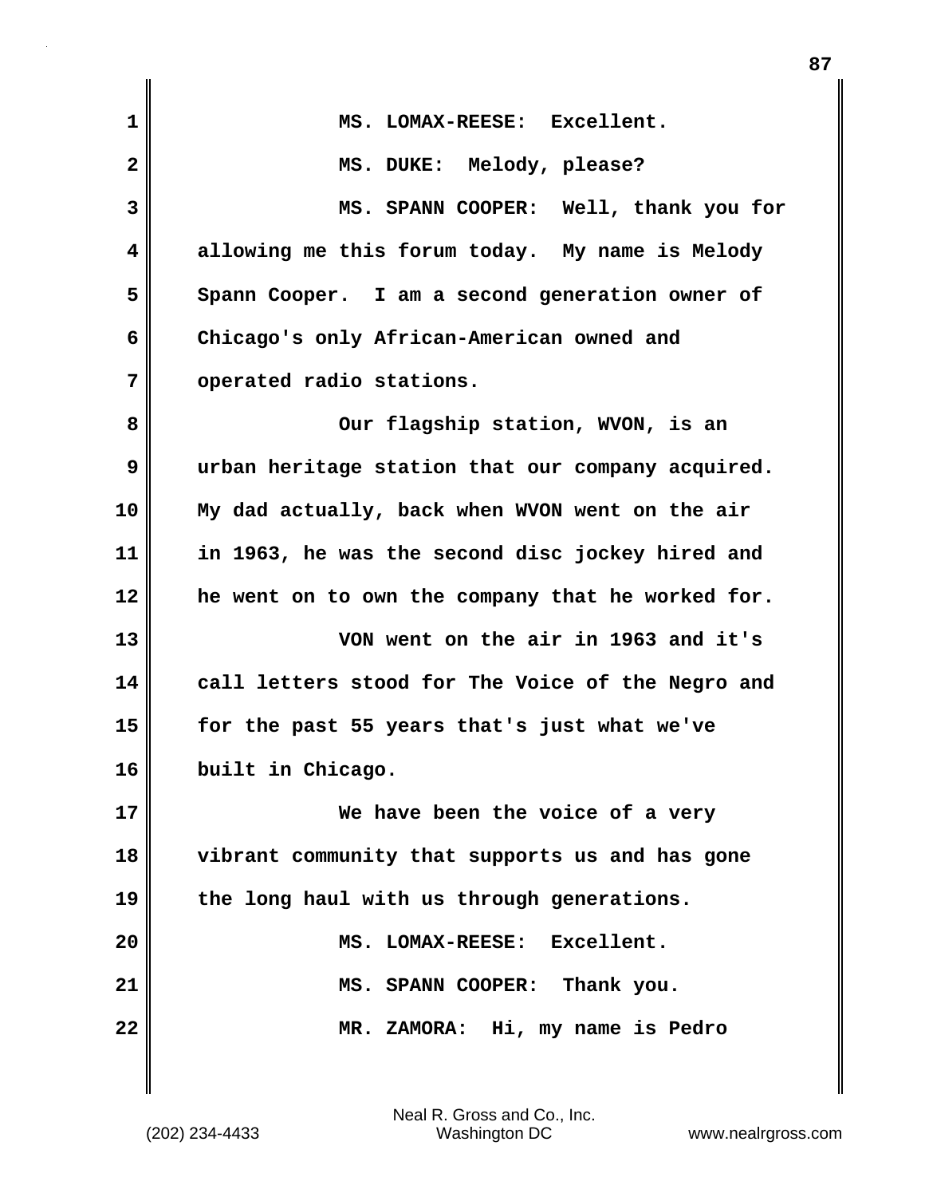MS. LOMAX-REESE: Excellent.

MS. DUKE: Melody, please?

MS. SPANN COOPER: Well, thank you for allowing me this forum today. My name is Melody Spann Cooper. I am a second generation owner of Chicago's only African-American owned and operated radio stations.

Our flagship station, WVON, is an urban heritage station that our company acquired. My dad actually, back when WVON went on the air in 1963, he was the second disc jockey hired and he went on to own the company that he worked for.

VON went on the air in 1963 and it's call letters stood for The Voice of the Negro and for the past 55 years that's just what we've built in Chicago.

We have been the voice of a very vibrant community that supports us and has gone the long haul with us through generations.

MS. LOMAX-REESE: Excellent.

MS. SPANN COOPER: Thank you.

MR. ZAMORA: Hi, my name is Pedro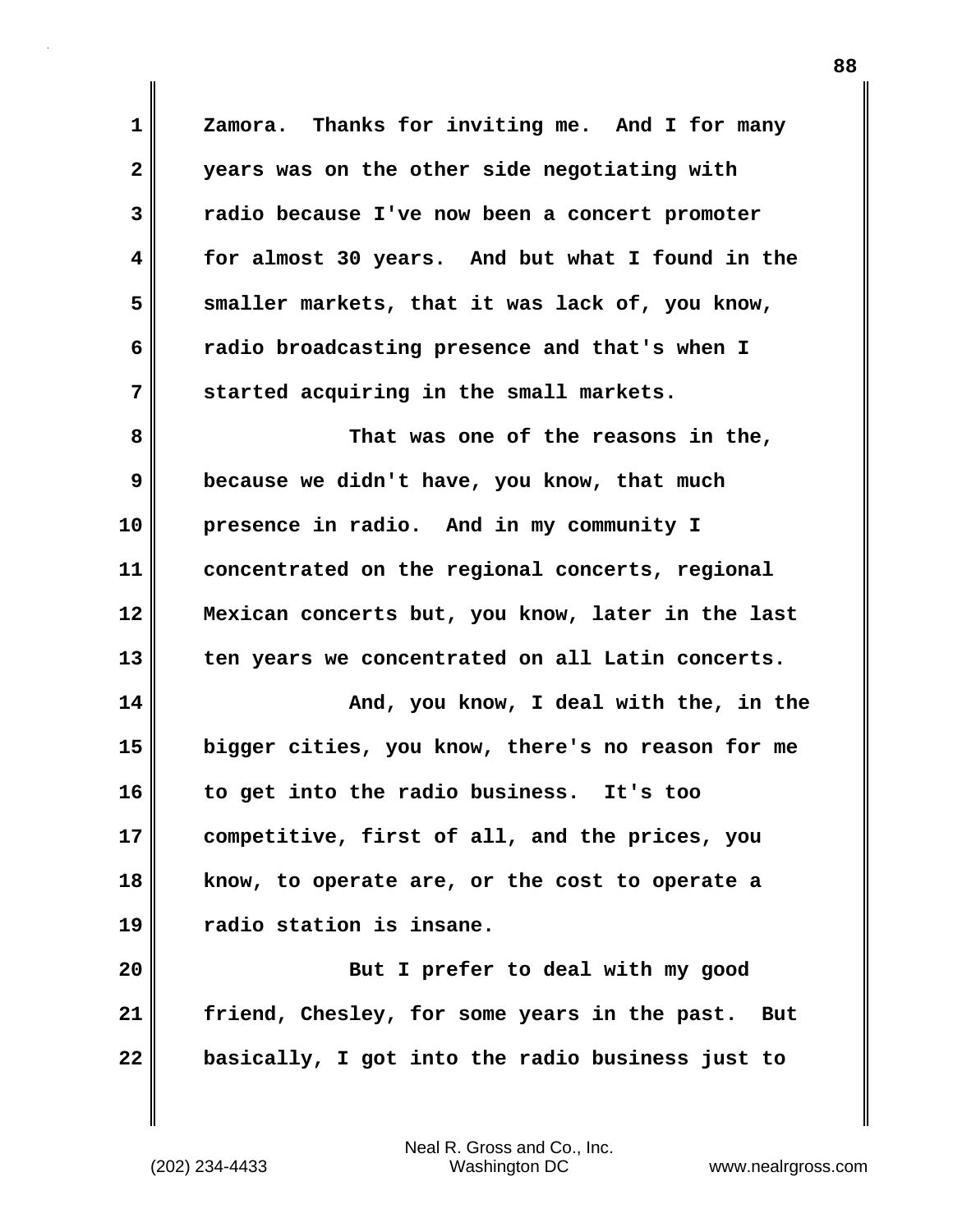Zamora. Thanks for inviting me. And I for many years was on the other side negotiating with radio because I've now been a concert promoter for almost 30 years. And but what I found in the smaller markets, that it was lack of, you know, radio broadcasting presence and that's when I started acquiring in the small markets.

That was one of the reasons in the, because we didn't have, you know, that much presence in radio. And in my community I concentrated on the regional concerts, regional Mexican concerts but, you know, later in the last ten years we concentrated on all Latin concerts.

And, you know, I deal with the, in the bigger cities, you know, there's no reason for me to get into the radio business. It's too competitive, first of all, and the prices, you know, to operate are, or the cost to operate a radio station is insane.

But I prefer to deal with my good friend, Chesley, for some years in the past. But basically, I got into the radio business just to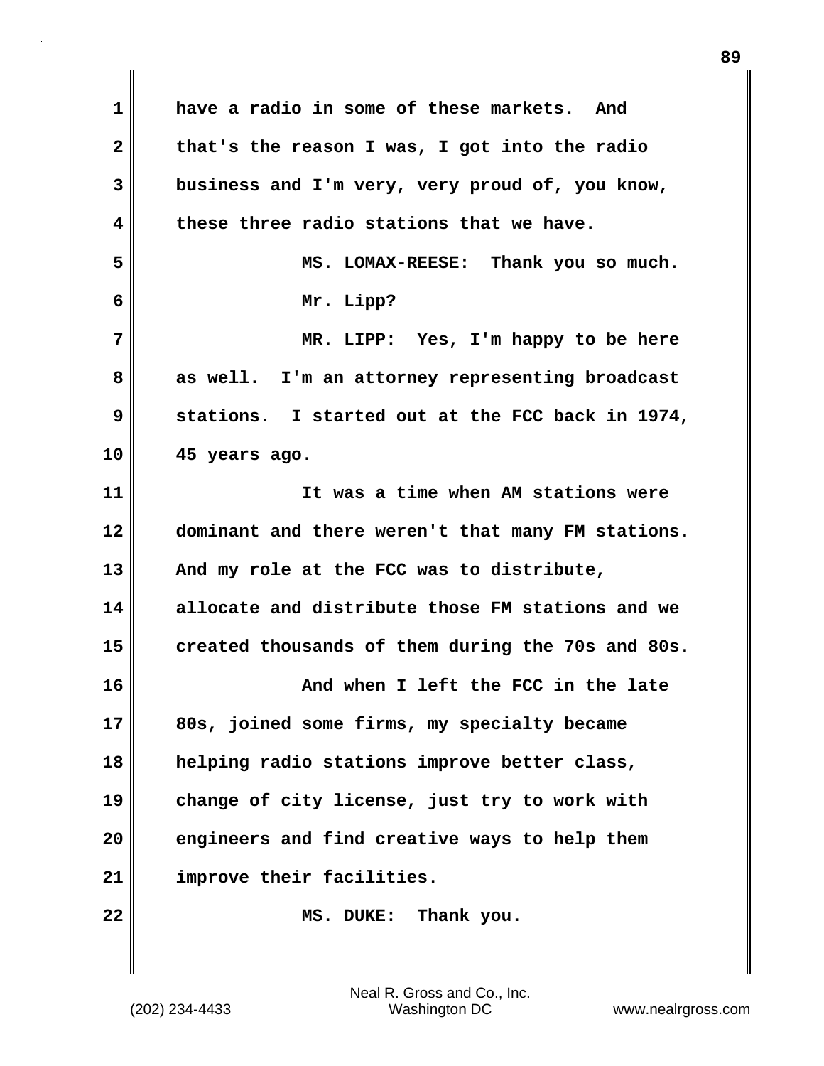have a radio in some of these markets. And that's the reason I was, I got into the radio business and I'm very, very proud of, you know, these three radio stations that we have.

MS. LOMAX-REESE: Thank you so much. Mr. Lipp?

MR. LIPP: Yes, I'm happy to be here as well. I'm an attorney representing broadcast stations. I started out at the FCC back in 1974, 45 years ago.

It was a time when AM stations were dominant and there weren't that many FM stations. And my role at the FCC was to distribute, allocate and distribute those FM stations and we created thousands of them during the 70s and 80s.

And when I left the FCC in the late 80s, joined some firms, my specialty became helping radio stations improve better class, change of city license, just try to work with engineers and find creative ways to help them improve their facilities.

MS. DUKE: Thank you.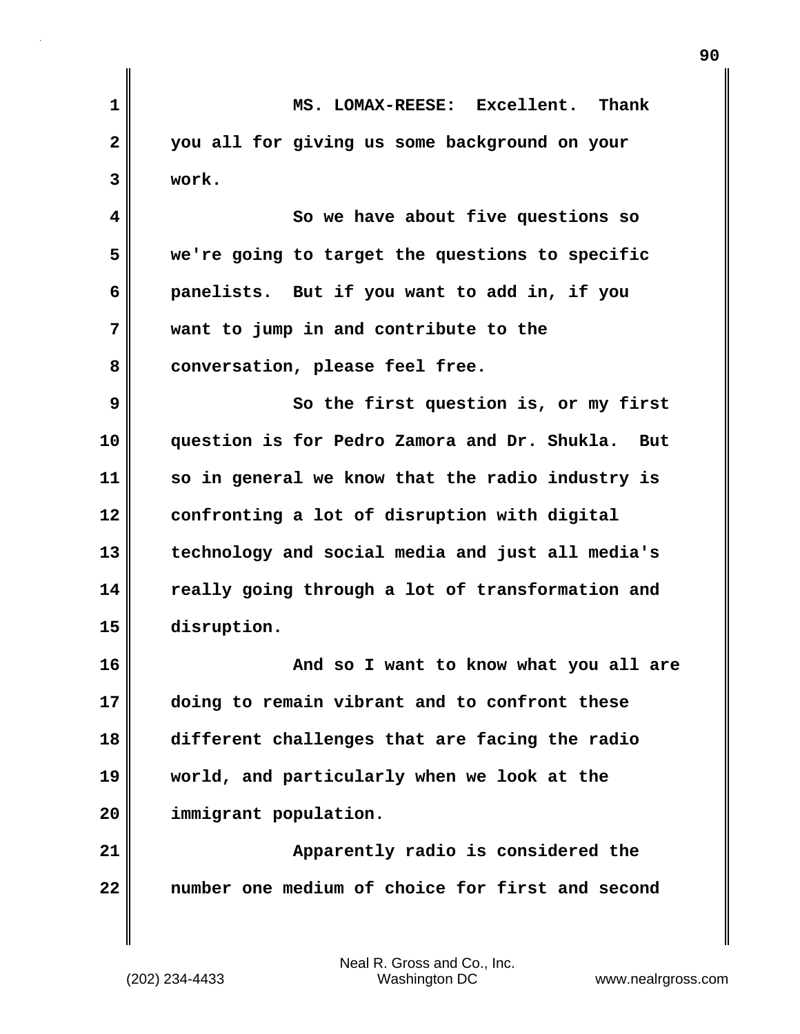MS. LOMAX-REESE: Excellent. Thank you all for giving us some background on your work.

So we have about five questions so we're going to target the questions to specific panelists. But if you want to add in, if you want to jump in and contribute to the conversation, please feel free.

So the first question is, or my first question is for Pedro Zamora and Dr. Shukla. But so in general we know that the radio industry is confronting a lot of disruption with digital technology and social media and just all media's really going through a lot of transformation and disruption.

And so I want to know what you all are doing to remain vibrant and to confront these different challenges that are facing the radio world, and particularly when we look at the immigrant population.

Apparently radio is considered the number one medium of choice for first and second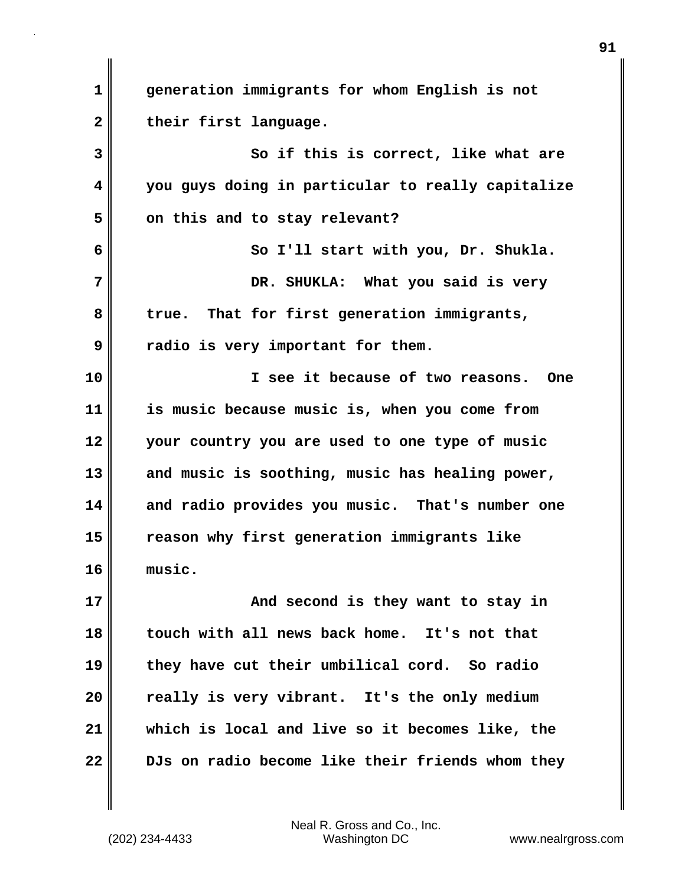generation immigrants for whom English is not their first language.

So if this is correct, like what are you guys doing in particular to really capitalize on this and to stay relevant?

So I'll start with you, Dr. Shukla.

DR. SHUKLA: What you said is very true. That for first generation immigrants, radio is very important for them.

I see it because of two reasons. One is music because music is, when you come from your country you are used to one type of music and music is soothing, music has healing power, and radio provides you music. That's number one reason why first generation immigrants like music.

And second is they want to stay in touch with all news back home. It's not that they have cut their umbilical cord. So radio really is very vibrant. It's the only medium which is local and live so it becomes like, the DJs on radio become like their friends whom they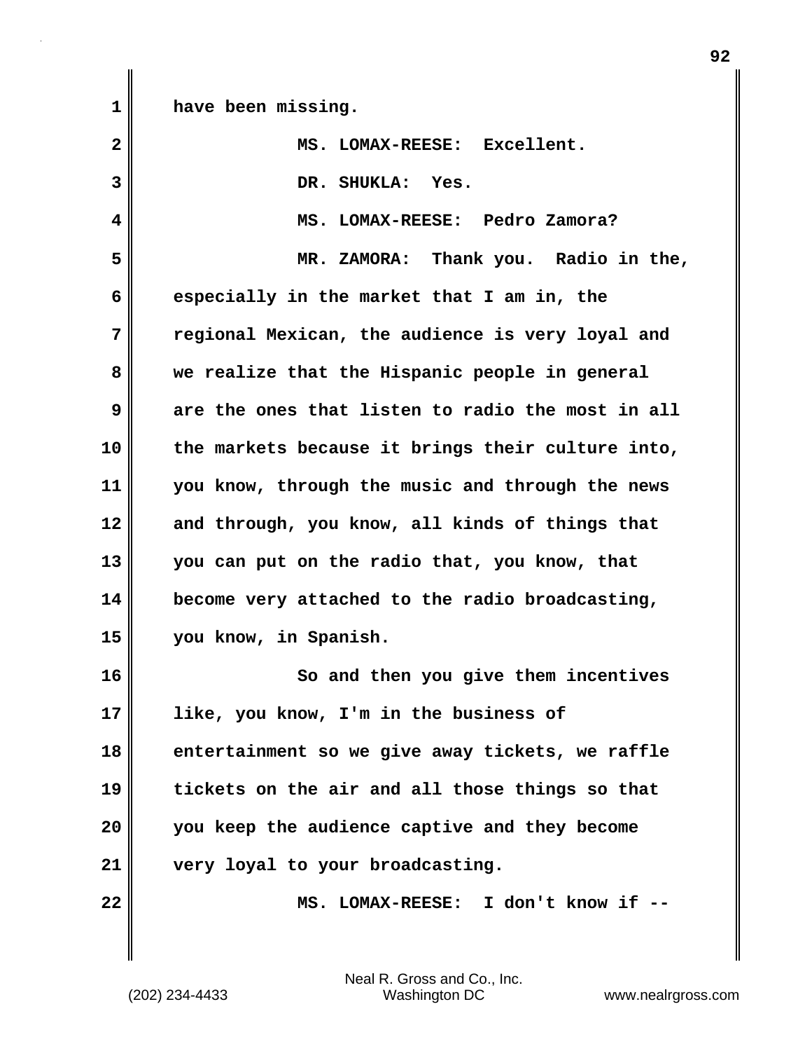have been missing.

MS. LOMAX-REESE: Excellent.

DR. SHUKLA: Yes.

MS. LOMAX-REESE: Pedro Zamora?

MR. ZAMORA: Thank you. Radio in the, especially in the market that I am in, the regional Mexican, the audience is very loyal and we realize that the Hispanic people in general are the ones that listen to radio the most in all the markets because it brings their culture into, you know, through the music and through the news and through, you know, all kinds of things that you can put on the radio that, you know, that become very attached to the radio broadcasting, you know, in Spanish.

So and then you give them incentives like, you know, I'm in the business of entertainment so we give away tickets, we raffle tickets on the air and all those things so that you keep the audience captive and they become very loyal to your broadcasting.

MS. LOMAX-REESE: I don't know if --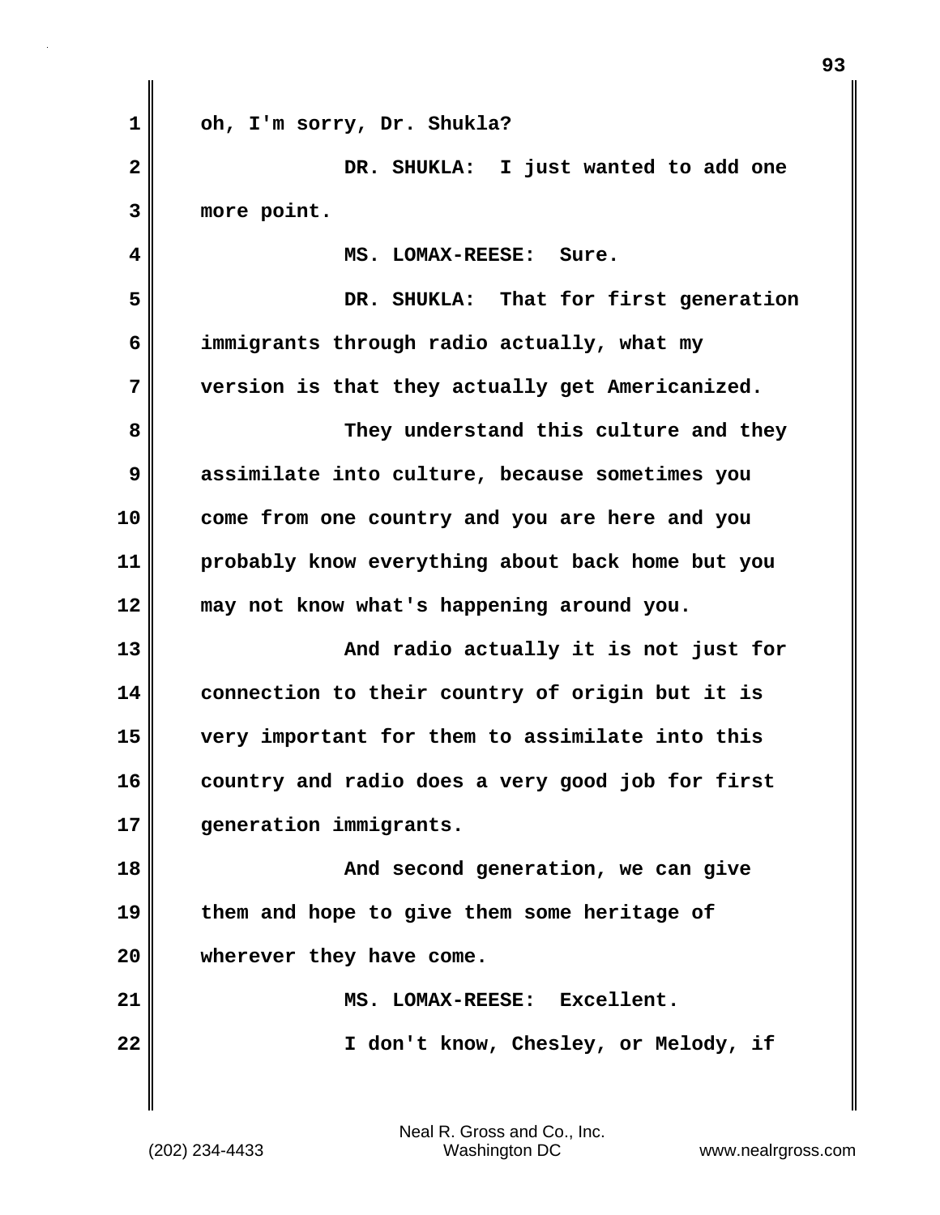oh, I'm sorry, Dr. Shukla?

DR. SHUKLA: I just wanted to add one more point.

MS. LOMAX-REESE: Sure.

DR. SHUKLA: That for first generation immigrants through radio actually, what my version is that they actually get Americanized.

They understand this culture and they assimilate into culture, because sometimes you come from one country and you are here and you probably know everything about back home but you may not know what's happening around you.

And radio actually it is not just for connection to their country of origin but it is very important for them to assimilate into this country and radio does a very good job for first generation immigrants.

And second generation, we can give them and hope to give them some heritage of wherever they have come.

MS. LOMAX-REESE: Excellent.

I don't know, Chesley, or Melody, if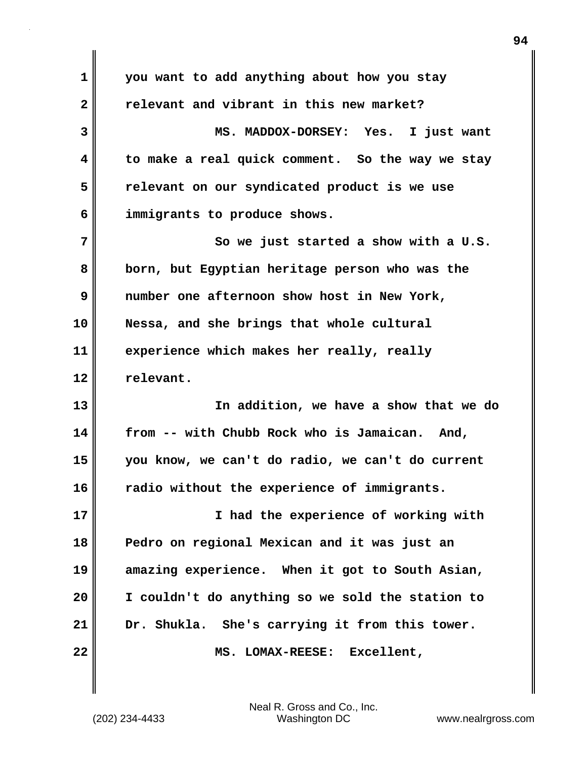you want to add anything about how you stay relevant and vibrant in this new market?

MS. MADDOX-DORSEY: Yes. I just want to make a real quick comment. So the way we stay relevant on our syndicated product is we use immigrants to produce shows.

So we just started a show with a U.S. born, but Egyptian heritage person who was the number one afternoon show host in New York, Nessa, and she brings that whole cultural experience which makes her really, really relevant.

In addition, we have a show that we do from -- with Chubb Rock who is Jamaican. And, you know, we can't do radio, we can't do current radio without the experience of immigrants.

I had the experience of working with Pedro on regional Mexican and it was just an amazing experience. When it got to South Asian, I couldn't do anything so we sold the station to Dr. Shukla. She's carrying it from this tower.

MS. LOMAX-REESE: Excellent,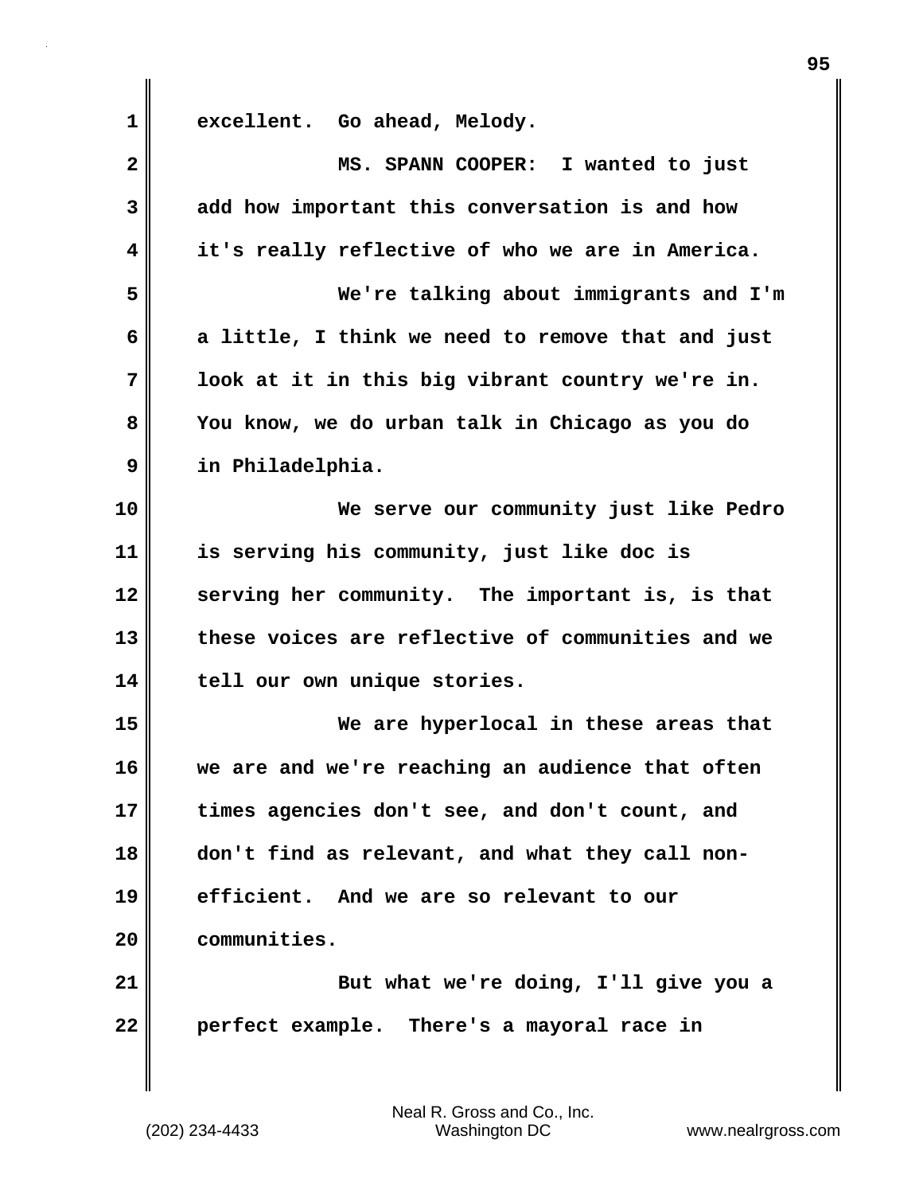excellent. Go ahead, Melody.

MS. SPANN COOPER: I wanted to just add how important this conversation is and how it's really reflective of who we are in America.

We're talking about immigrants and I'm a little, I think we need to remove that and just look at it in this big vibrant country we're in. You know, we do urban talk in Chicago as you do in Philadelphia.

We serve our community just like Pedro is serving his community, just like doc is serving her community. The important is, is that these voices are reflective of communities and we tell our own unique stories.

We are hyperlocal in these areas that we are and we're reaching an audience that often times agencies don't see, and don't count, and don't find as relevant, and what they call non-efficient. And we are so relevant to our communities.

But what we're doing, I'll give you a perfect example. There's a mayoral race in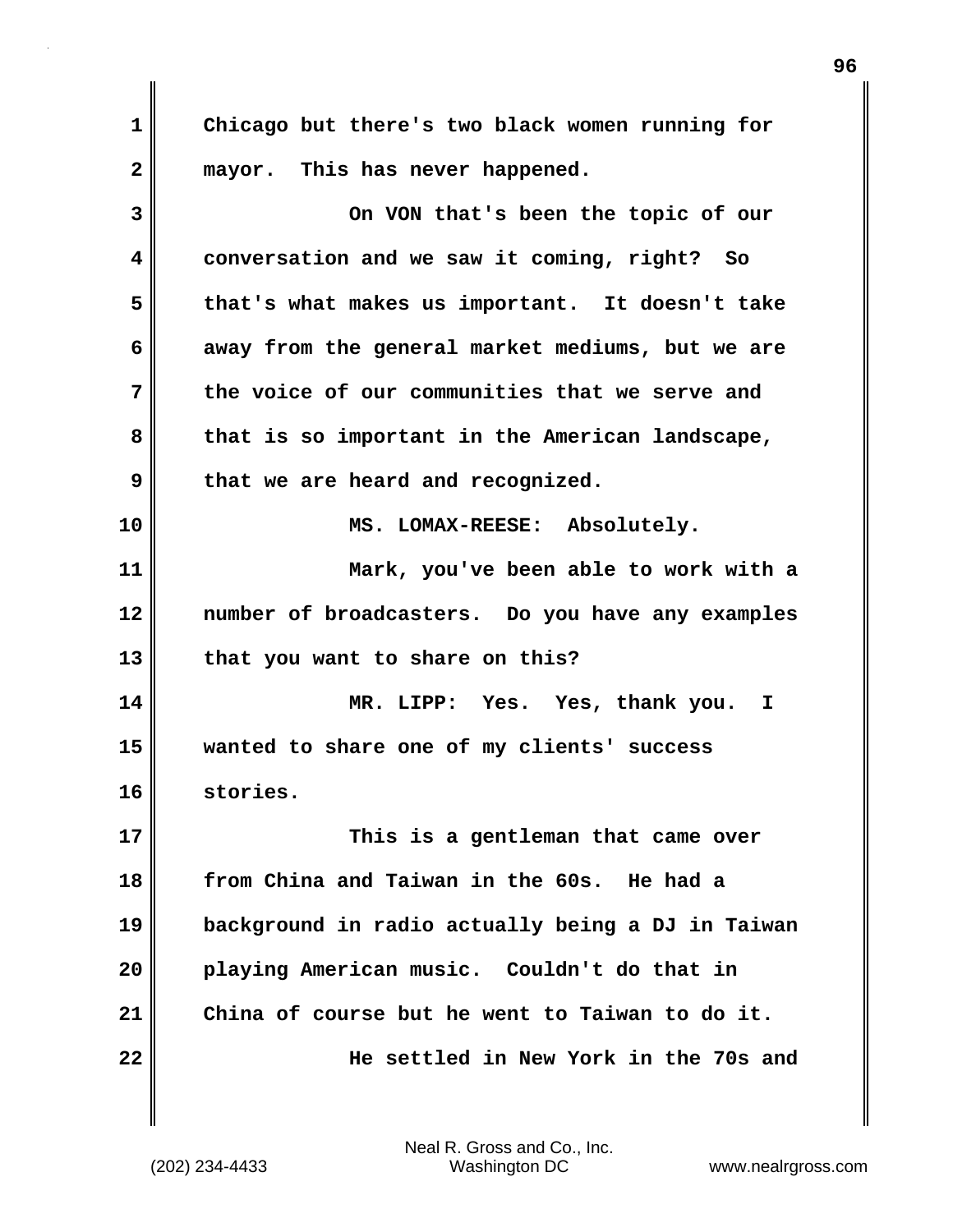Chicago but there's two black women running for mayor. This has never happened.

On VON that's been the topic of our conversation and we saw it coming, right? So that's what makes us important. It doesn't take away from the general market mediums, but we are the voice of our communities that we serve and that is so important in the American landscape, that we are heard and recognized.

MS. LOMAX-REESE: Absolutely.

Mark, you've been able to work with a number of broadcasters. Do you have any examples that you want to share on this?

MR. LIPP: Yes. Yes, thank you. I wanted to share one of my clients' success stories.

This is a gentleman that came over from China and Taiwan in the 60s. He had a background in radio actually being a DJ in Taiwan playing American music. Couldn't do that in China of course but he went to Taiwan to do it.

He settled in New York in the 70s and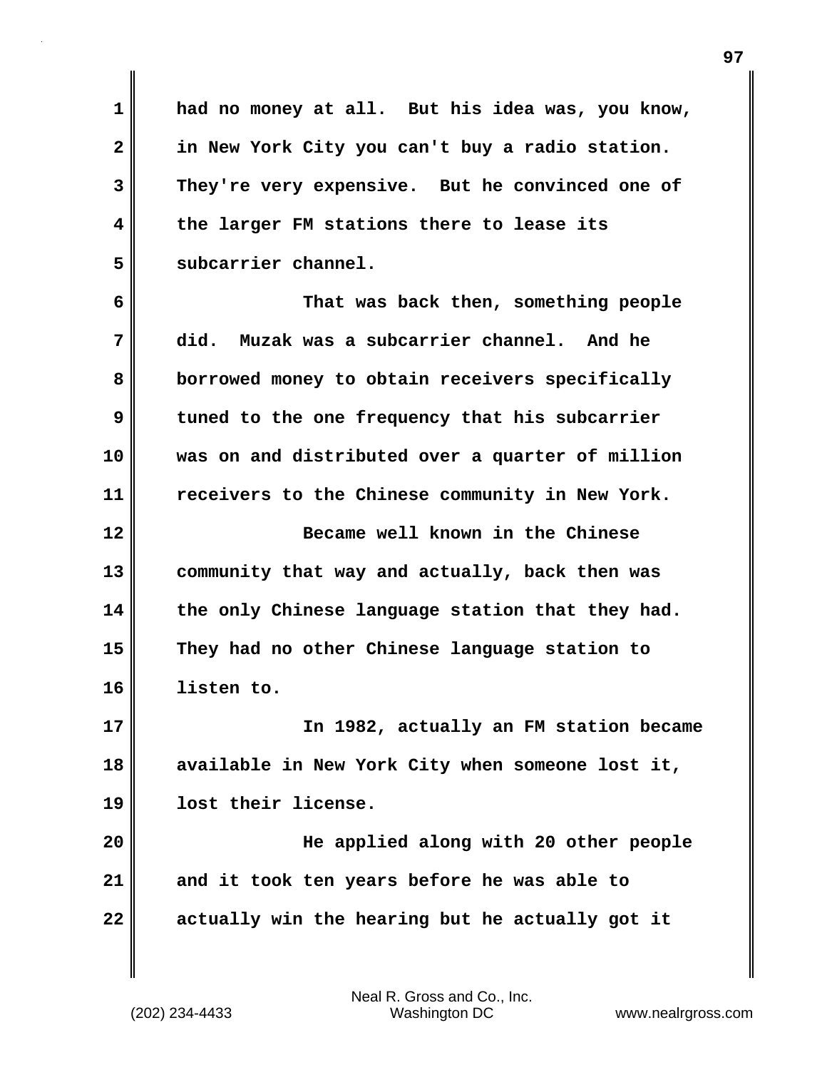had no money at all. But his idea was, you know, in New York City you can't buy a radio station. They're very expensive. But he convinced one of the larger FM stations there to lease its subcarrier channel.

That was back then, something people did. Muzak was a subcarrier channel. And he borrowed money to obtain receivers specifically tuned to the one frequency that his subcarrier was on and distributed over a quarter of million receivers to the Chinese community in New York.

Became well known in the Chinese community that way and actually, back then was the only Chinese language station that they had. They had no other Chinese language station to listen to.

In 1982, actually an FM station became available in New York City when someone lost it, lost their license.

He applied along with 20 other people and it took ten years before he was able to actually win the hearing but he actually got it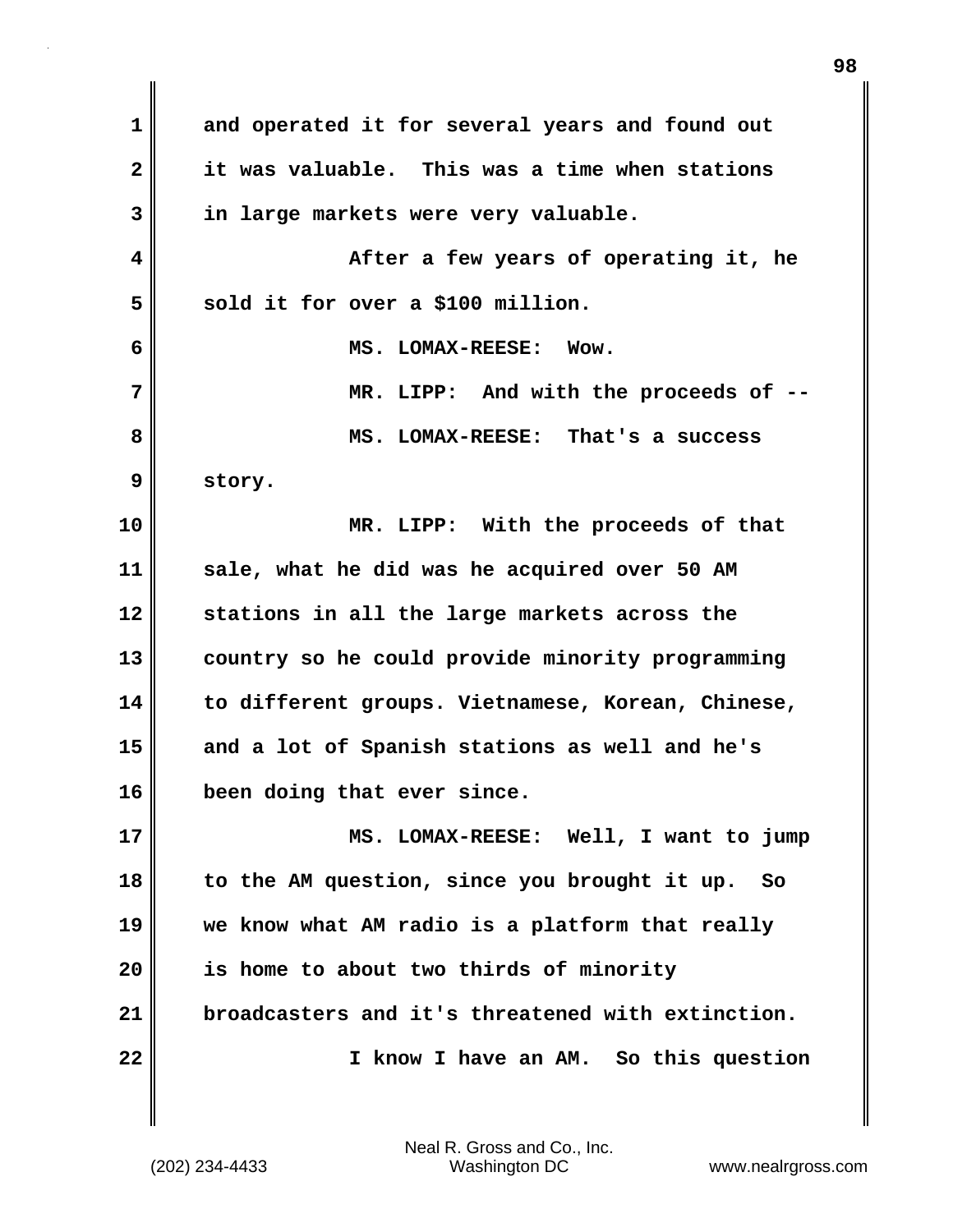and operated it for several years and found out it was valuable. This was a time when stations in large markets were very valuable.

After a few years of operating it, he sold it for over a $100 million.

MS. LOMAX-REESE: Wow.

MR. LIPP: And with the proceeds of --

MS. LOMAX-REESE: That's a success story.

MR. LIPP: With the proceeds of that sale, what he did was he acquired over 50 AM stations in all the large markets across the country so he could provide minority programming to different groups. Vietnamese, Korean, Chinese, and a lot of Spanish stations as well and he's been doing that ever since.

MS. LOMAX-REESE: Well, I want to jump to the AM question, since you brought it up. So we know what AM radio is a platform that really is home to about two thirds of minority broadcasters and it's threatened with extinction.

I know I have an AM. So this question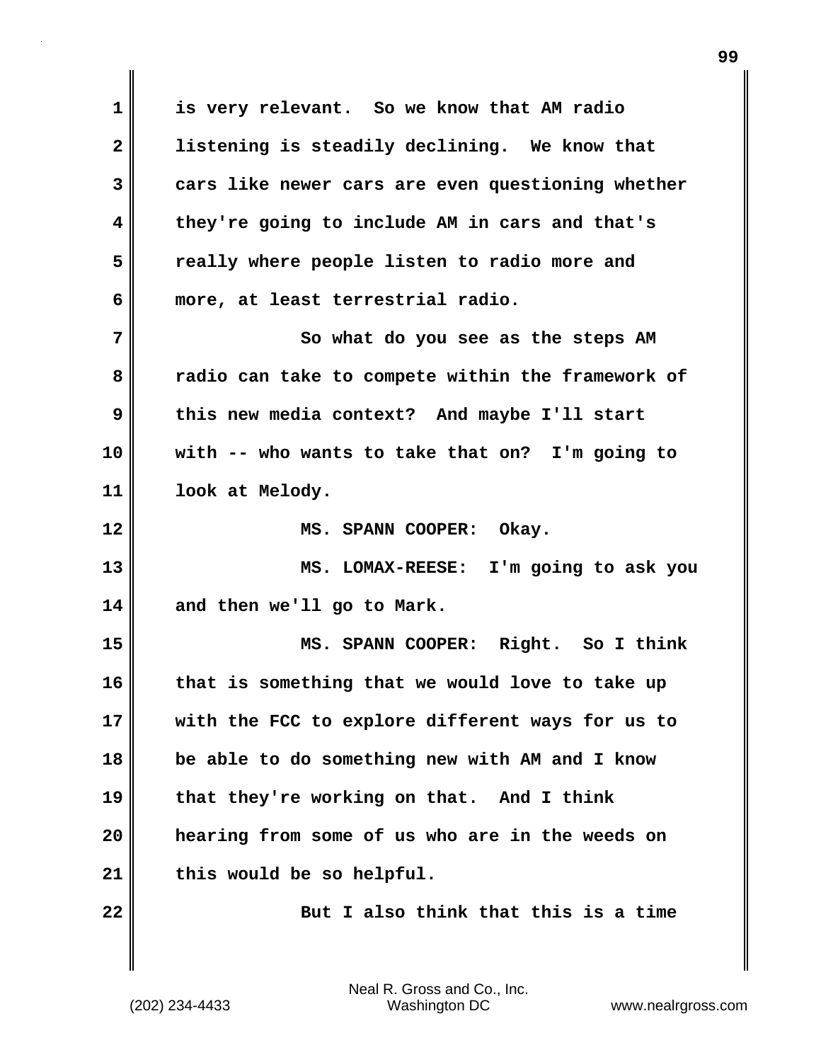is very relevant. So we know that AM radio listening is steadily declining. We know that cars like newer cars are even questioning whether they're going to include AM in cars and that's really where people listen to radio more and more, at least terrestrial radio.

So what do you see as the steps AM radio can take to compete within the framework of this new media context? And maybe I'll start with -- who wants to take that on? I'm going to look at Melody.

MS. SPANN COOPER: Okay.

MS. LOMAX-REESE: I'm going to ask you and then we'll go to Mark.

MS. SPANN COOPER: Right. So I think that is something that we would love to take up with the FCC to explore different ways for us to be able to do something new with AM and I know that they're working on that. And I think hearing from some of us who are in the weeds on this would be so helpful.

But I also think that this is a time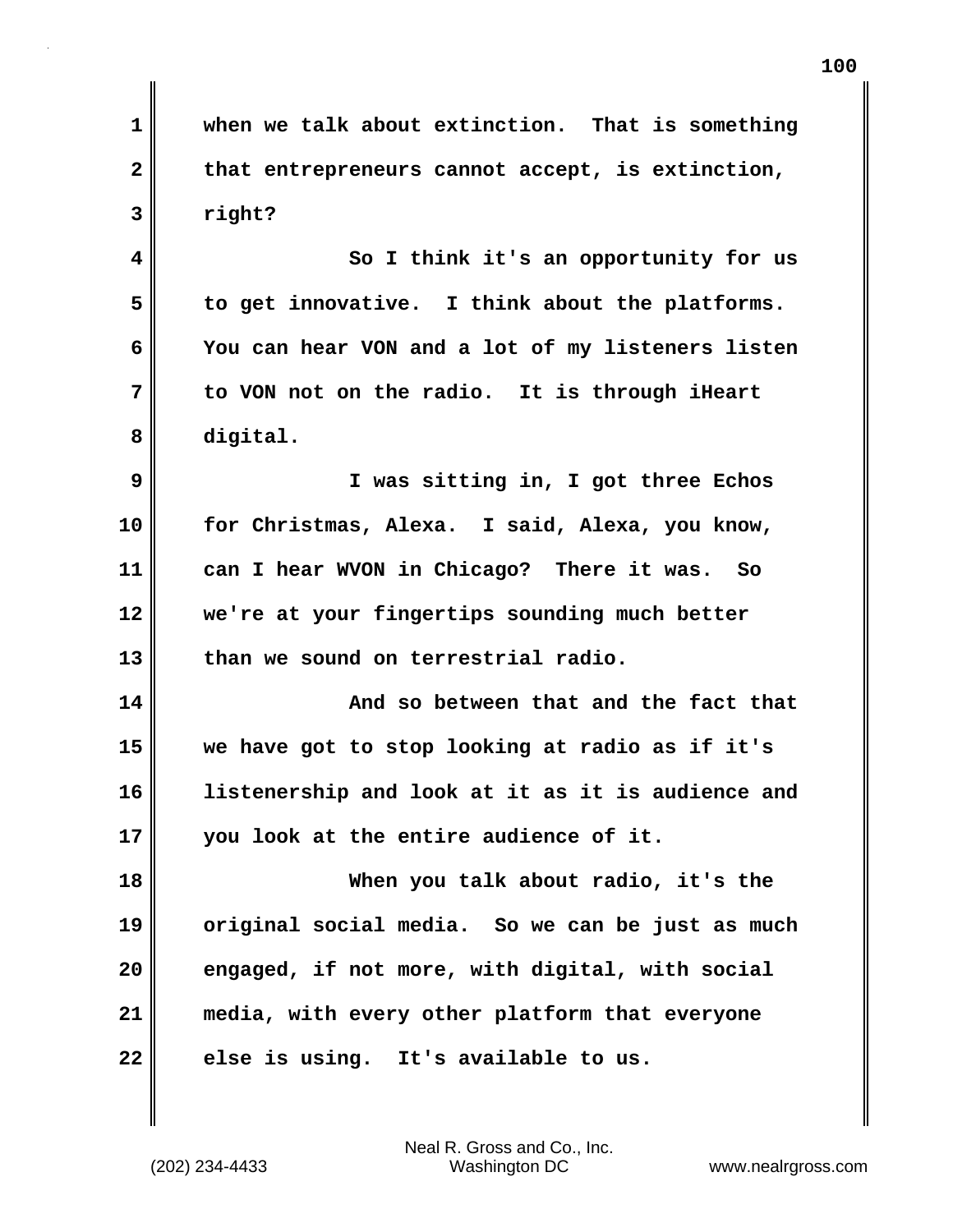when we talk about extinction. That is something that entrepreneurs cannot accept, is extinction, right?

So I think it's an opportunity for us to get innovative. I think about the platforms. You can hear VON and a lot of my listeners listen to VON not on the radio. It is through iHeart digital.

I was sitting in, I got three Echos for Christmas, Alexa. I said, Alexa, you know, can I hear WVON in Chicago? There it was. So we're at your fingertips sounding much better than we sound on terrestrial radio.

And so between that and the fact that we have got to stop looking at radio as if it's listenership and look at it as it is audience and you look at the entire audience of it.

When you talk about radio, it's the original social media. So we can be just as much engaged, if not more, with digital, with social media, with every other platform that everyone else is using. It's available to us.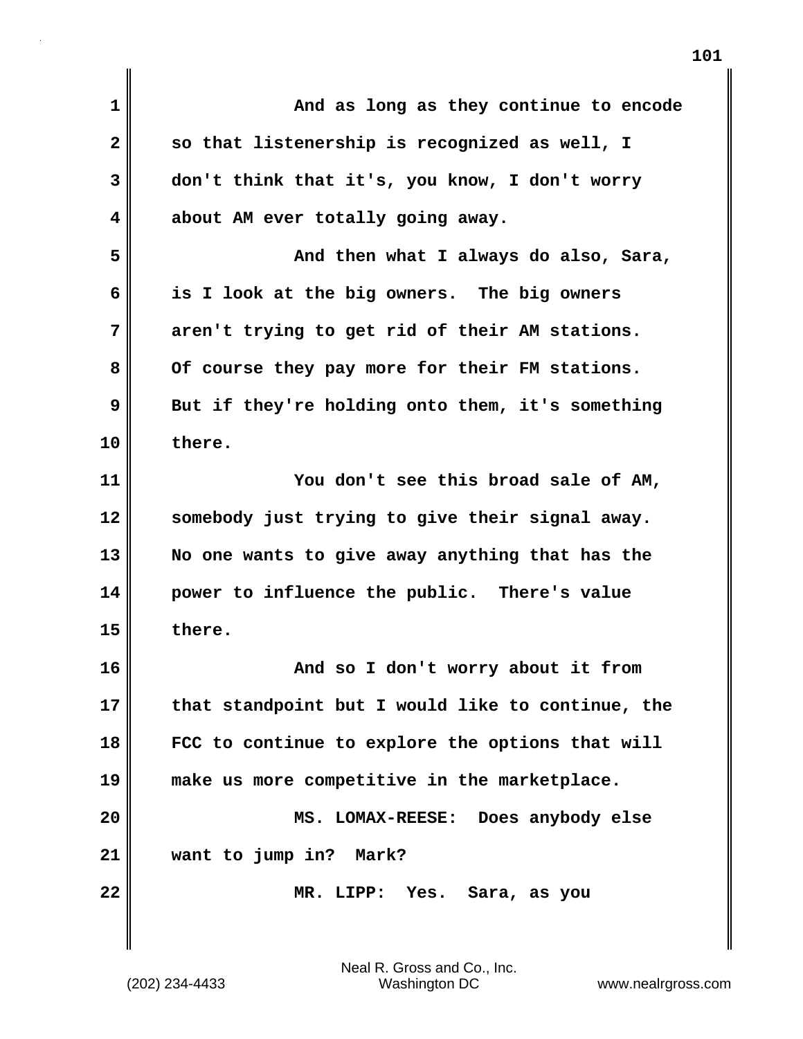And as long as they continue to encode so that listenership is recognized as well, I don't think that it's, you know, I don't worry about AM ever totally going away.

And then what I always do also, Sara, is I look at the big owners. The big owners aren't trying to get rid of their AM stations. Of course they pay more for their FM stations. But if they're holding onto them, it's something there.

You don't see this broad sale of AM, somebody just trying to give their signal away. No one wants to give away anything that has the power to influence the public. There's value there.

And so I don't worry about it from that standpoint but I would like to continue, the FCC to continue to explore the options that will make us more competitive in the marketplace.

MS. LOMAX-REESE: Does anybody else want to jump in? Mark?

MR. LIPP: Yes. Sara, as you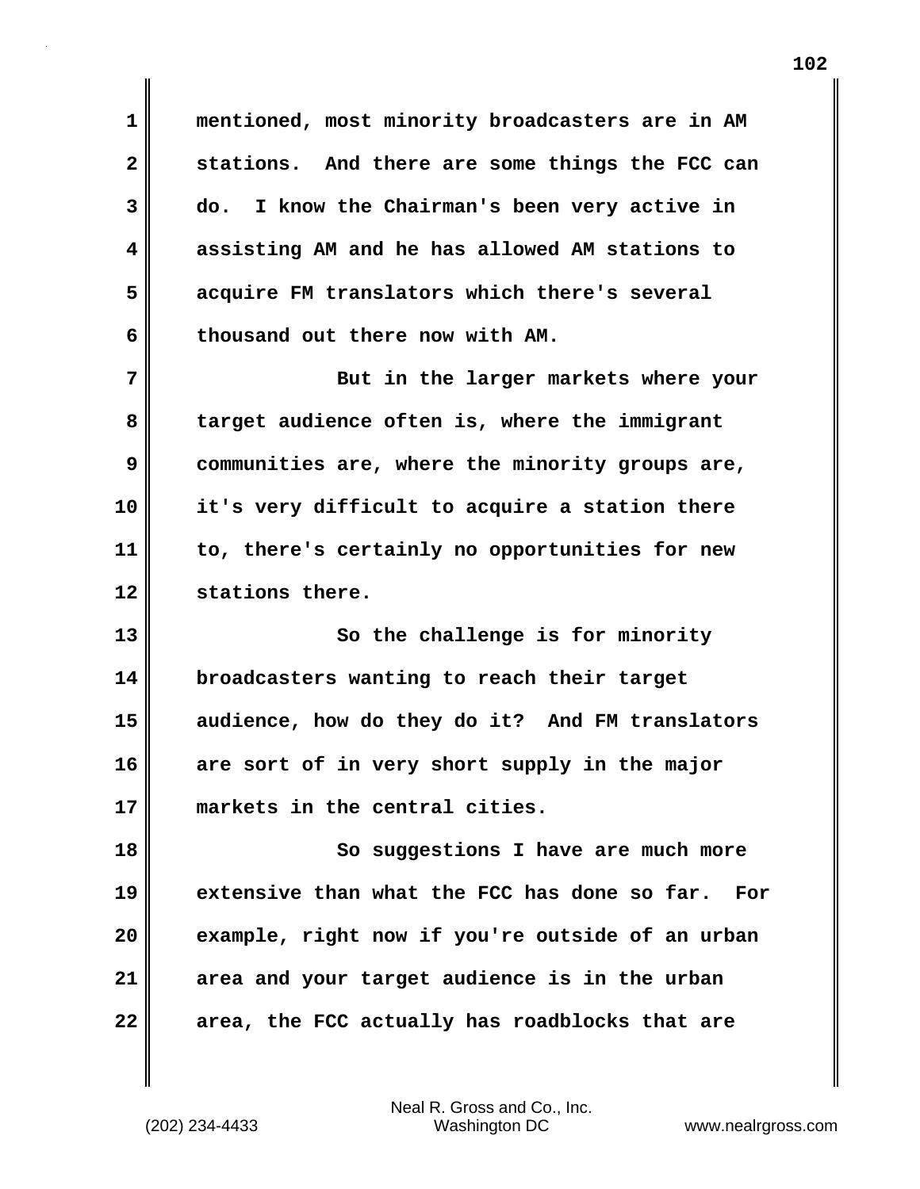mentioned, most minority broadcasters are in AM stations. And there are some things the FCC can do. I know the Chairman's been very active in assisting AM and he has allowed AM stations to acquire FM translators which there's several thousand out there now with AM.

But in the larger markets where your target audience often is, where the immigrant communities are, where the minority groups are, it's very difficult to acquire a station there to, there's certainly no opportunities for new stations there.

So the challenge is for minority broadcasters wanting to reach their target audience, how do they do it? And FM translators are sort of in very short supply in the major markets in the central cities.

So suggestions I have are much more extensive than what the FCC has done so far. For example, right now if you're outside of an urban area and your target audience is in the urban area, the FCC actually has roadblocks that are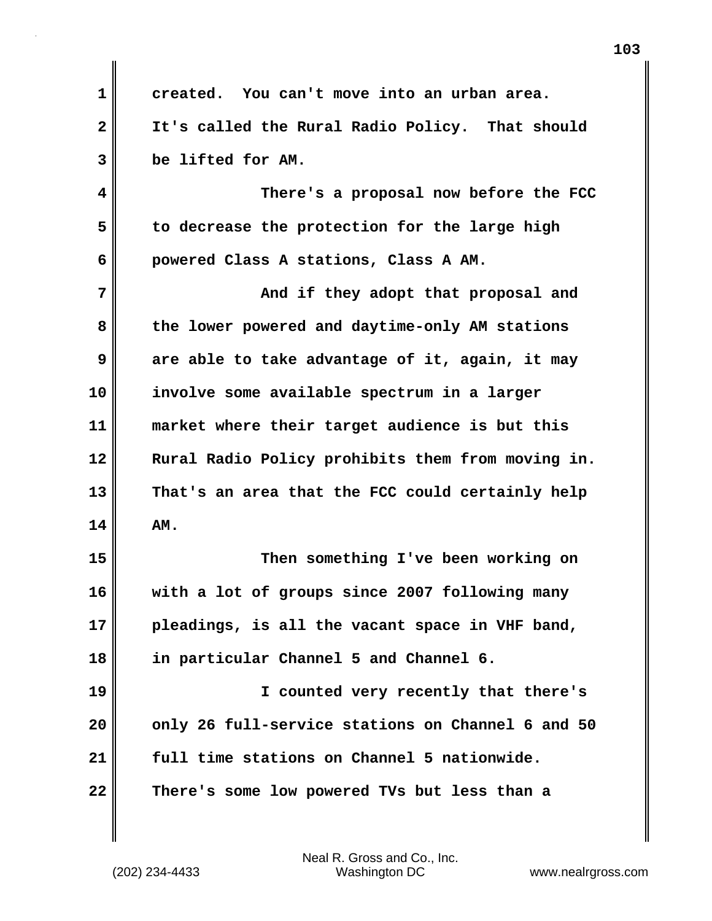created. You can't move into an urban area. It's called the Rural Radio Policy. That should be lifted for AM.

There's a proposal now before the FCC to decrease the protection for the large high powered Class A stations, Class A AM.

And if they adopt that proposal and the lower powered and daytime-only AM stations are able to take advantage of it, again, it may involve some available spectrum in a larger market where their target audience is but this Rural Radio Policy prohibits them from moving in. That's an area that the FCC could certainly help AM.

Then something I've been working on with a lot of groups since 2007 following many pleadings, is all the vacant space in VHF band, in particular Channel 5 and Channel 6.

I counted very recently that there's only 26 full-service stations on Channel 6 and 50 full time stations on Channel 5 nationwide. There's some low powered TVs but less than a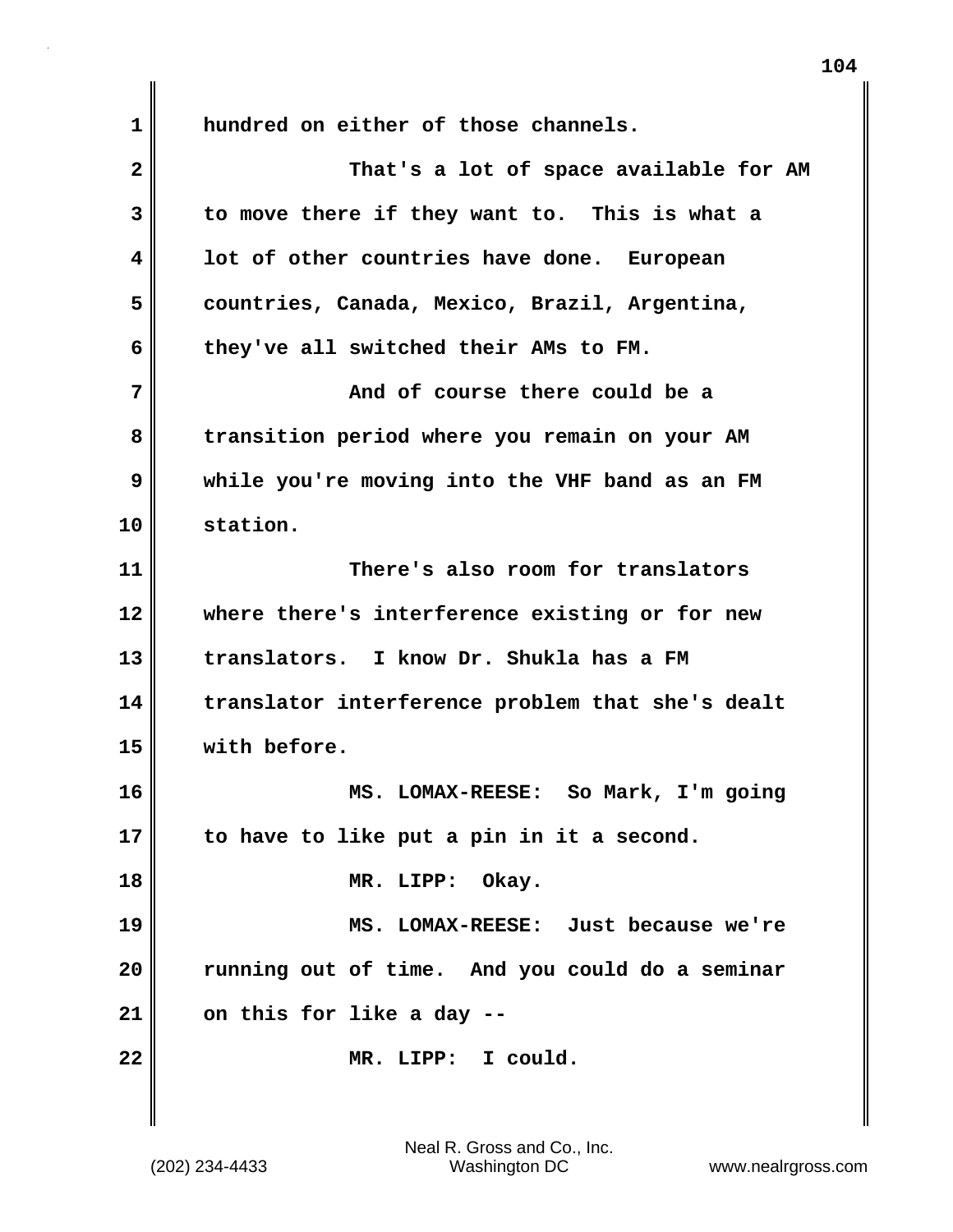hundred on either of those channels.

That's a lot of space available for AM to move there if they want to. This is what a lot of other countries have done. European countries, Canada, Mexico, Brazil, Argentina, they've all switched their AMs to FM.

And of course there could be a transition period where you remain on your AM while you're moving into the VHF band as an FM station.

There's also room for translators where there's interference existing or for new translators. I know Dr. Shukla has a FM translator interference problem that she's dealt with before.

MS. LOMAX-REESE: So Mark, I'm going to have to like put a pin in it a second.

MR. LIPP: Okay.

MS. LOMAX-REESE: Just because we're running out of time. And you could do a seminar on this for like a day --

MR. LIPP: I could.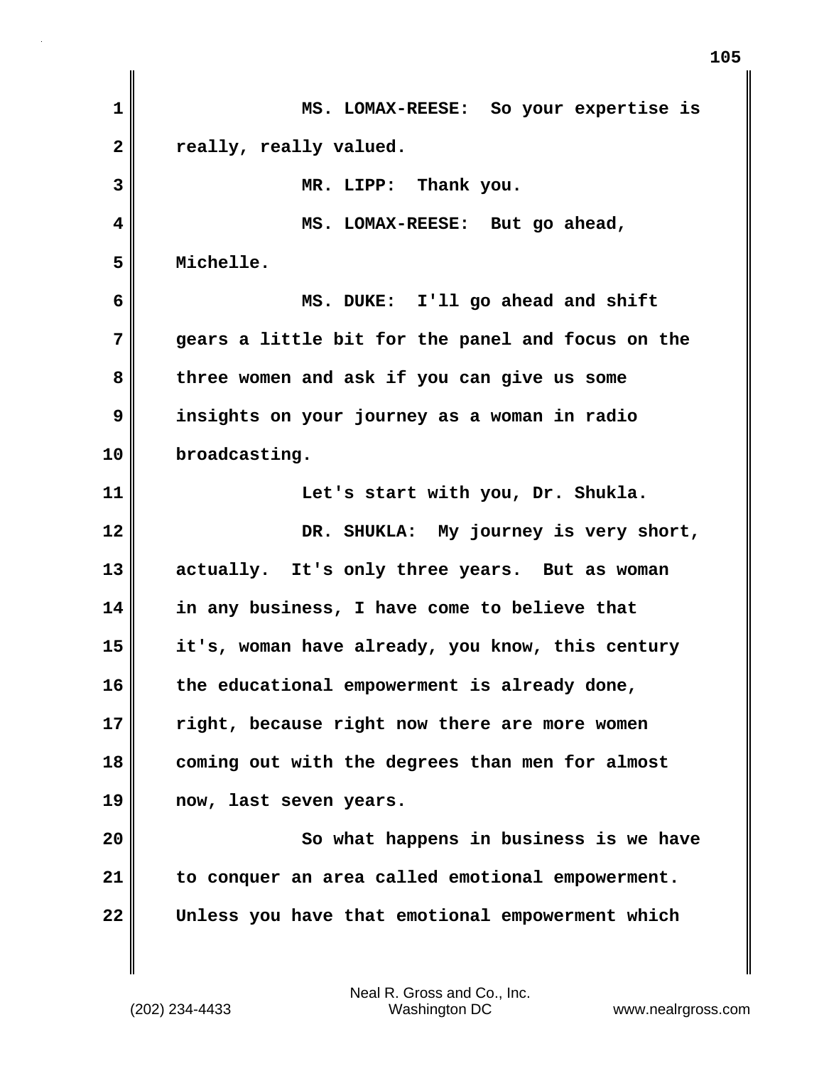MS. LOMAX-REESE: So your expertise is really, really valued.

MR. LIPP: Thank you.

MS. LOMAX-REESE: But go ahead, Michelle.

MS. DUKE: I'll go ahead and shift gears a little bit for the panel and focus on the three women and ask if you can give us some insights on your journey as a woman in radio broadcasting.

Let's start with you, Dr. Shukla.

DR. SHUKLA: My journey is very short, actually. It's only three years. But as woman in any business, I have come to believe that it's, woman have already, you know, this century the educational empowerment is already done, right, because right now there are more women coming out with the degrees than men for almost now, last seven years.

So what happens in business is we have to conquer an area called emotional empowerment. Unless you have that emotional empowerment which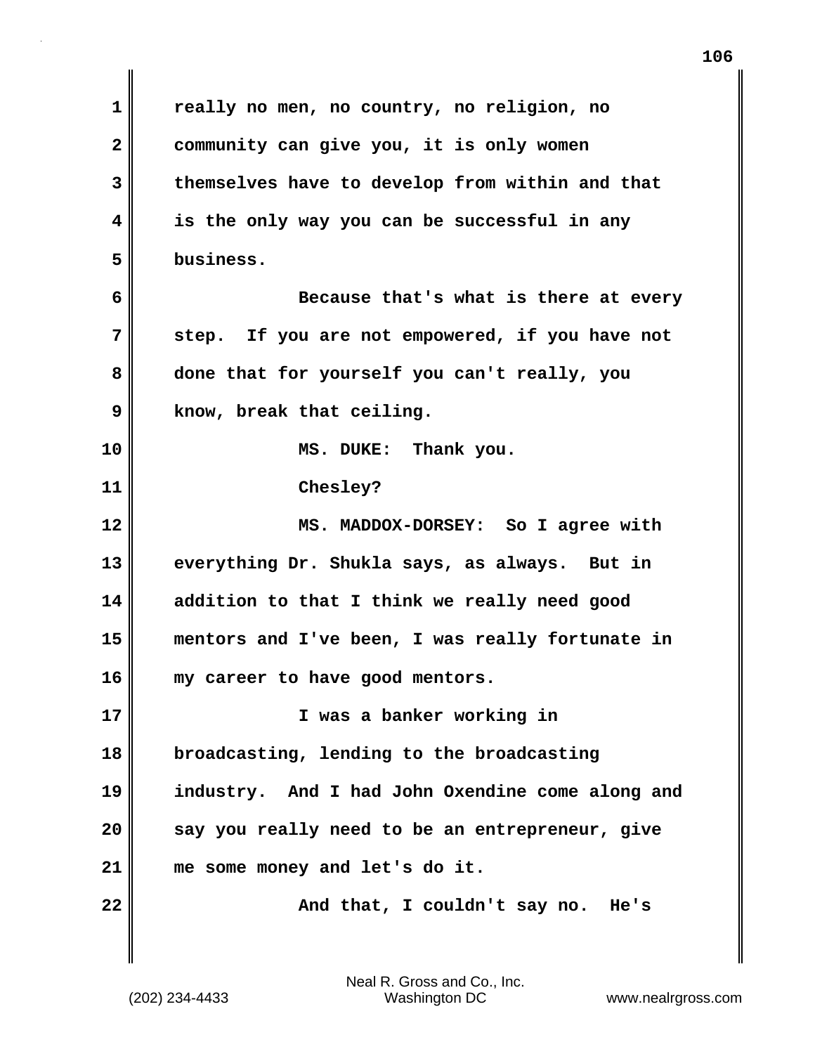really no men, no country, no religion, no community can give you, it is only women themselves have to develop from within and that is the only way you can be successful in any business.

Because that's what is there at every step. If you are not empowered, if you have not done that for yourself you can't really, you know, break that ceiling.

MS. DUKE: Thank you.

Chesley?

MS. MADDOX-DORSEY: So I agree with everything Dr. Shukla says, as always. But in addition to that I think we really need good mentors and I've been, I was really fortunate in my career to have good mentors.

I was a banker working in broadcasting, lending to the broadcasting industry. And I had John Oxendine come along and say you really need to be an entrepreneur, give me some money and let's do it.

And that, I couldn't say no. He's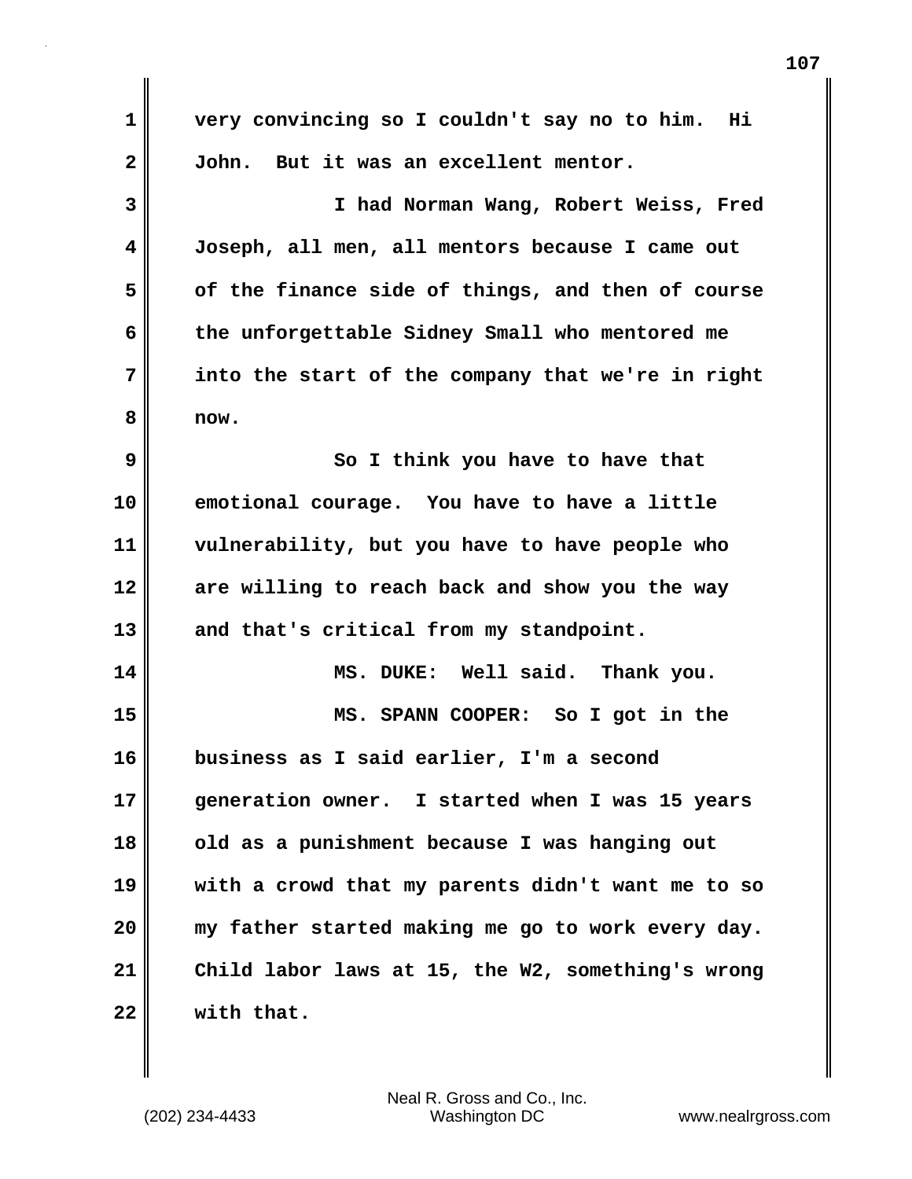very convincing so I couldn't say no to him. Hi John. But it was an excellent mentor.

I had Norman Wang, Robert Weiss, Fred Joseph, all men, all mentors because I came out of the finance side of things, and then of course the unforgettable Sidney Small who mentored me into the start of the company that we're in right now.

So I think you have to have that emotional courage. You have to have a little vulnerability, but you have to have people who are willing to reach back and show you the way and that's critical from my standpoint.

MS. DUKE: Well said. Thank you.

MS. SPANN COOPER: So I got in the business as I said earlier, I'm a second generation owner. I started when I was 15 years old as a punishment because I was hanging out with a crowd that my parents didn't want me to so my father started making me go to work every day. Child labor laws at 15, the W2, something's wrong with that.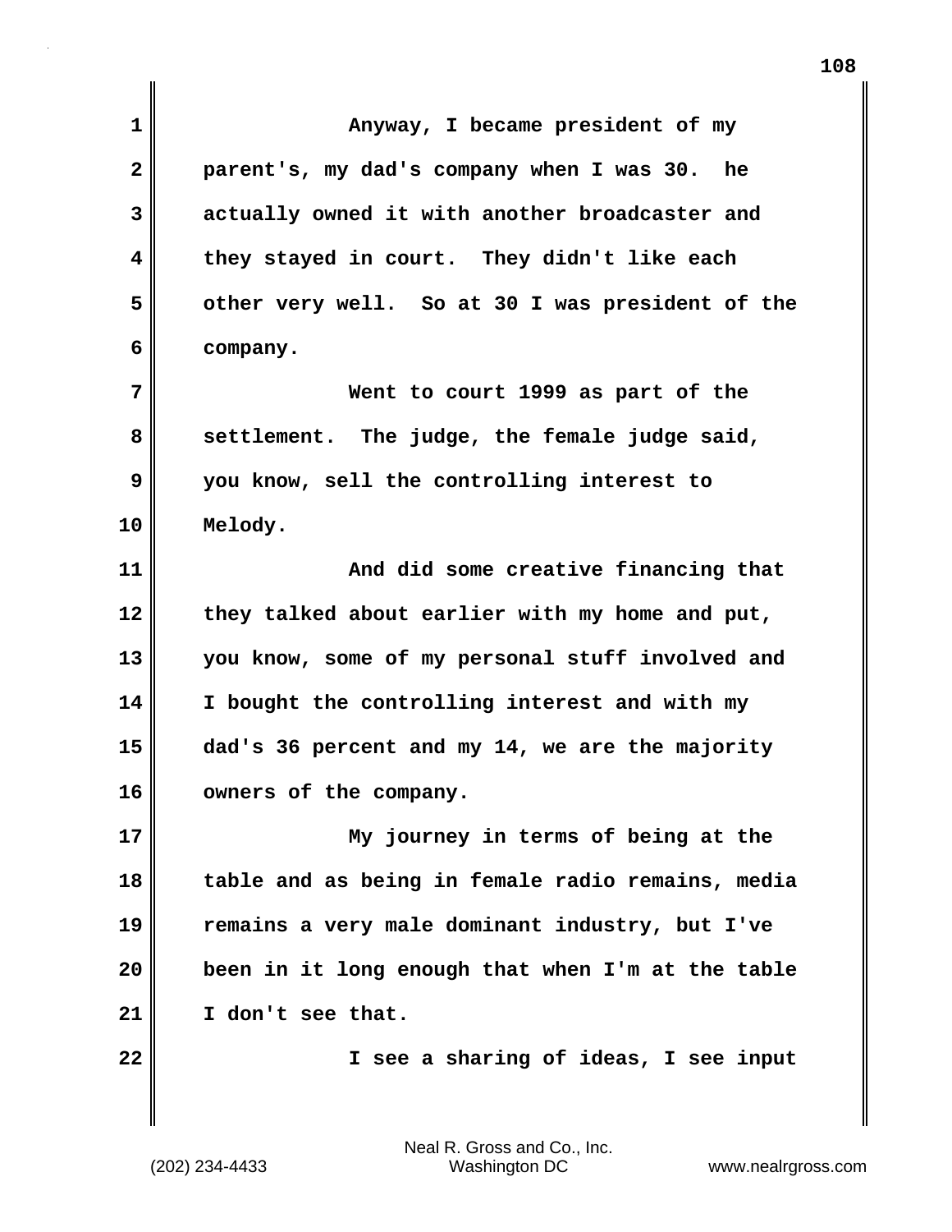Anyway, I became president of my parent's, my dad's company when I was 30. he actually owned it with another broadcaster and they stayed in court. They didn't like each other very well. So at 30 I was president of the company.

Went to court 1999 as part of the settlement. The judge, the female judge said, you know, sell the controlling interest to Melody.

And did some creative financing that they talked about earlier with my home and put, you know, some of my personal stuff involved and I bought the controlling interest and with my dad's 36 percent and my 14, we are the majority owners of the company.

My journey in terms of being at the table and as being in female radio remains, media remains a very male dominant industry, but I've been in it long enough that when I'm at the table I don't see that.

I see a sharing of ideas, I see input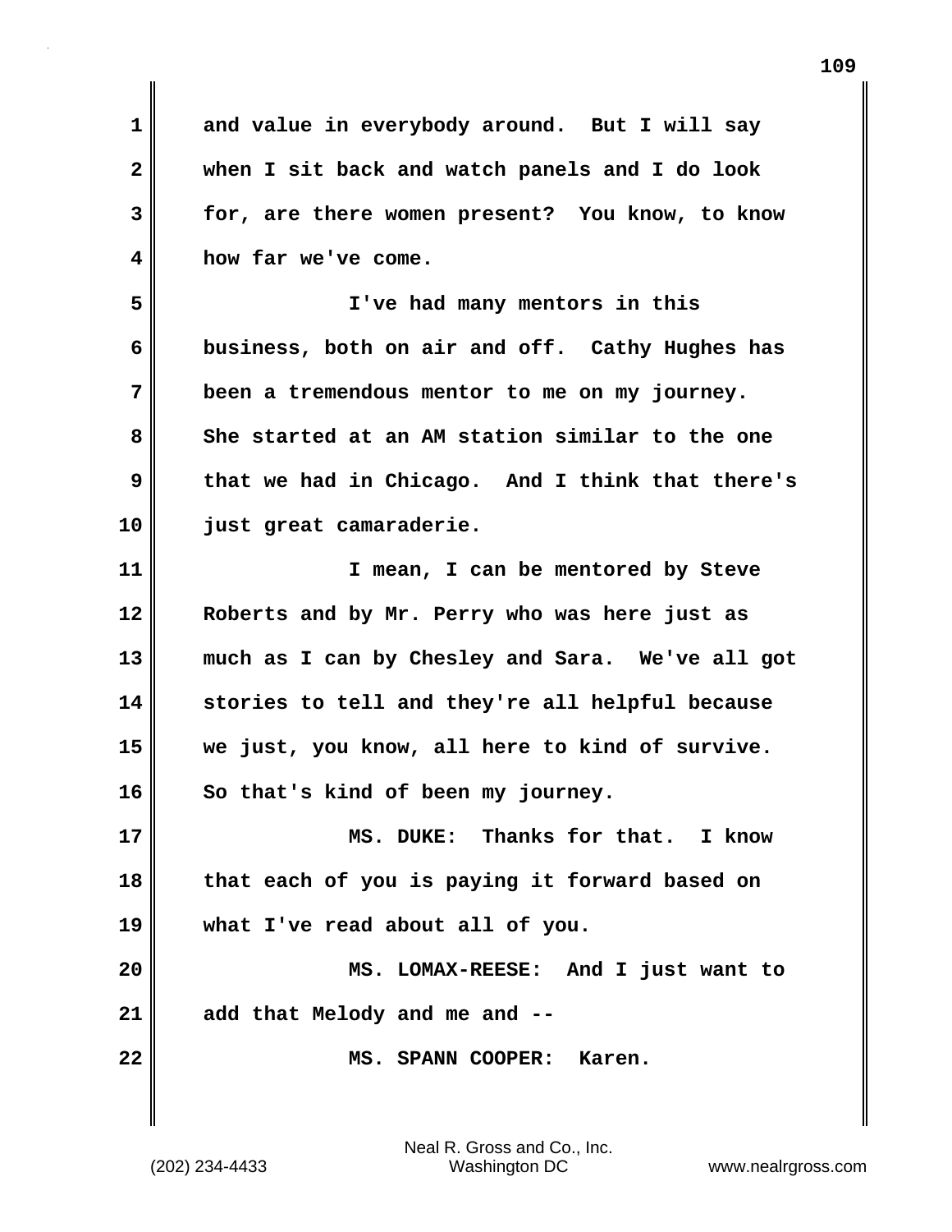and value in everybody around. But I will say when I sit back and watch panels and I do look for, are there women present? You know, to know how far we've come.

I've had many mentors in this business, both on air and off. Cathy Hughes has been a tremendous mentor to me on my journey. She started at an AM station similar to the one that we had in Chicago. And I think that there's just great camaraderie.

I mean, I can be mentored by Steve Roberts and by Mr. Perry who was here just as much as I can by Chesley and Sara. We've all got stories to tell and they're all helpful because we just, you know, all here to kind of survive. So that's kind of been my journey.

MS. DUKE: Thanks for that. I know that each of you is paying it forward based on what I've read about all of you.

MS. LOMAX-REESE: And I just want to add that Melody and me and --

MS. SPANN COOPER: Karen.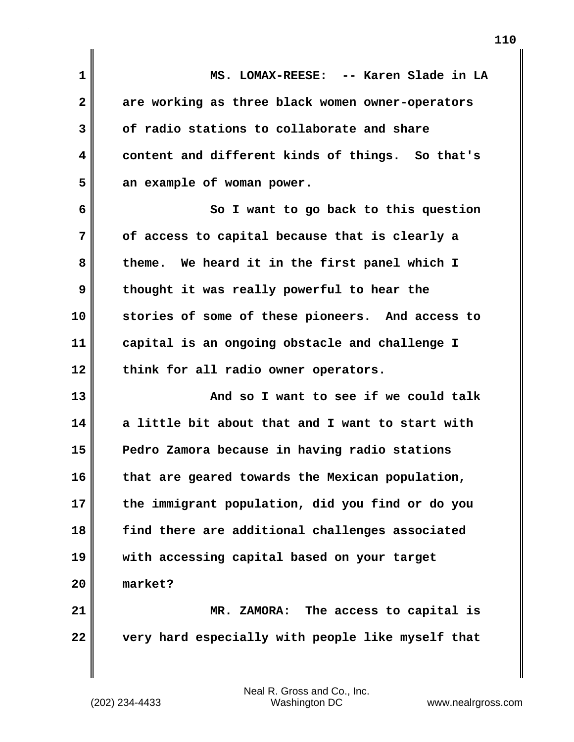MS. LOMAX-REESE: -- Karen Slade in LA are working as three black women owner-operators of radio stations to collaborate and share content and different kinds of things. So that's an example of woman power.

So I want to go back to this question of access to capital because that is clearly a theme. We heard it in the first panel which I thought it was really powerful to hear the stories of some of these pioneers. And access to capital is an ongoing obstacle and challenge I think for all radio owner operators.

And so I want to see if we could talk a little bit about that and I want to start with Pedro Zamora because in having radio stations that are geared towards the Mexican population, the immigrant population, did you find or do you find there are additional challenges associated with accessing capital based on your target market?

MR. ZAMORA: The access to capital is very hard especially with people like myself that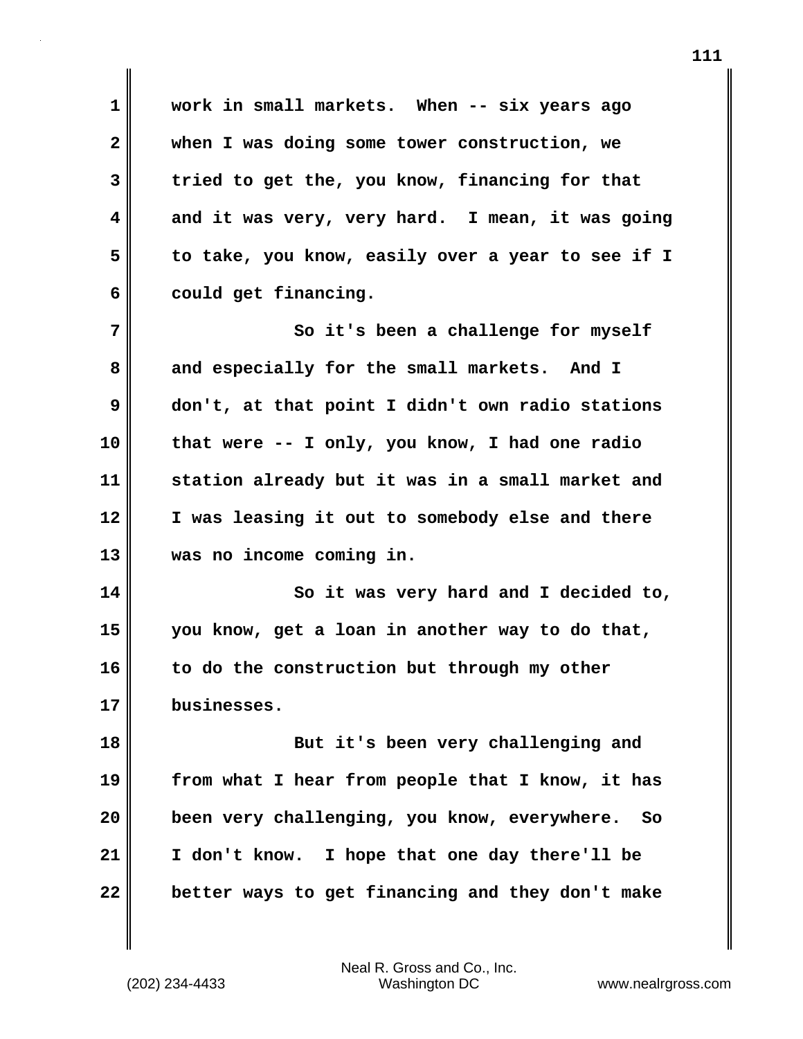work in small markets. When -- six years ago when I was doing some tower construction, we tried to get the, you know, financing for that and it was very, very hard. I mean, it was going to take, you know, easily over a year to see if I could get financing.

So it's been a challenge for myself and especially for the small markets. And I don't, at that point I didn't own radio stations that were -- I only, you know, I had one radio station already but it was in a small market and I was leasing it out to somebody else and there was no income coming in.

So it was very hard and I decided to, you know, get a loan in another way to do that, to do the construction but through my other businesses.

But it's been very challenging and from what I hear from people that I know, it has been very challenging, you know, everywhere. So I don't know. I hope that one day there'll be better ways to get financing and they don't make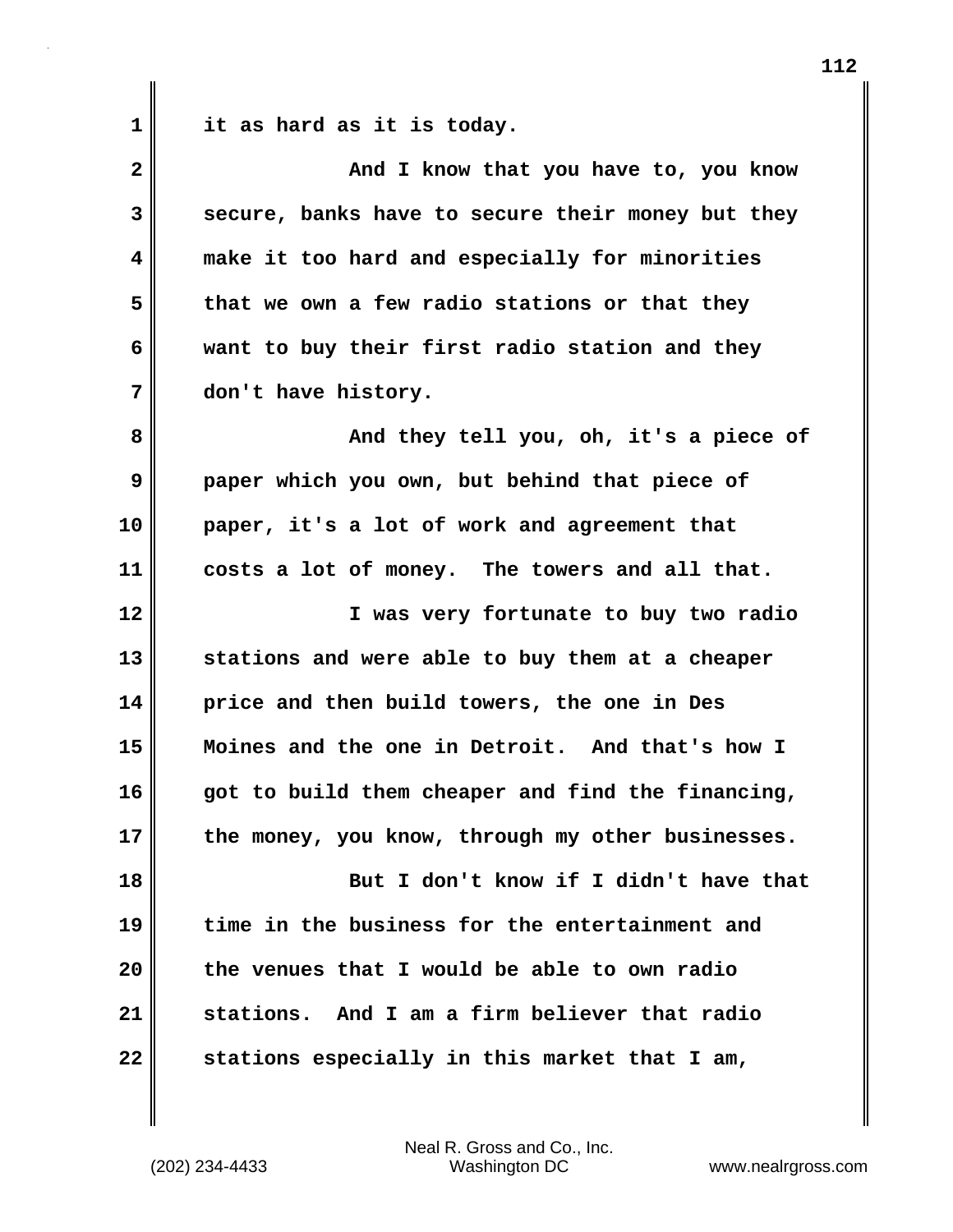it as hard as it is today.

And I know that you have to, you know secure, banks have to secure their money but they make it too hard and especially for minorities that we own a few radio stations or that they want to buy their first radio station and they don't have history.

And they tell you, oh, it's a piece of paper which you own, but behind that piece of paper, it's a lot of work and agreement that costs a lot of money. The towers and all that.

I was very fortunate to buy two radio stations and were able to buy them at a cheaper price and then build towers, the one in Des Moines and the one in Detroit. And that's how I got to build them cheaper and find the financing, the money, you know, through my other businesses.

But I don't know if I didn't have that time in the business for the entertainment and the venues that I would be able to own radio stations. And I am a firm believer that radio stations especially in this market that I am,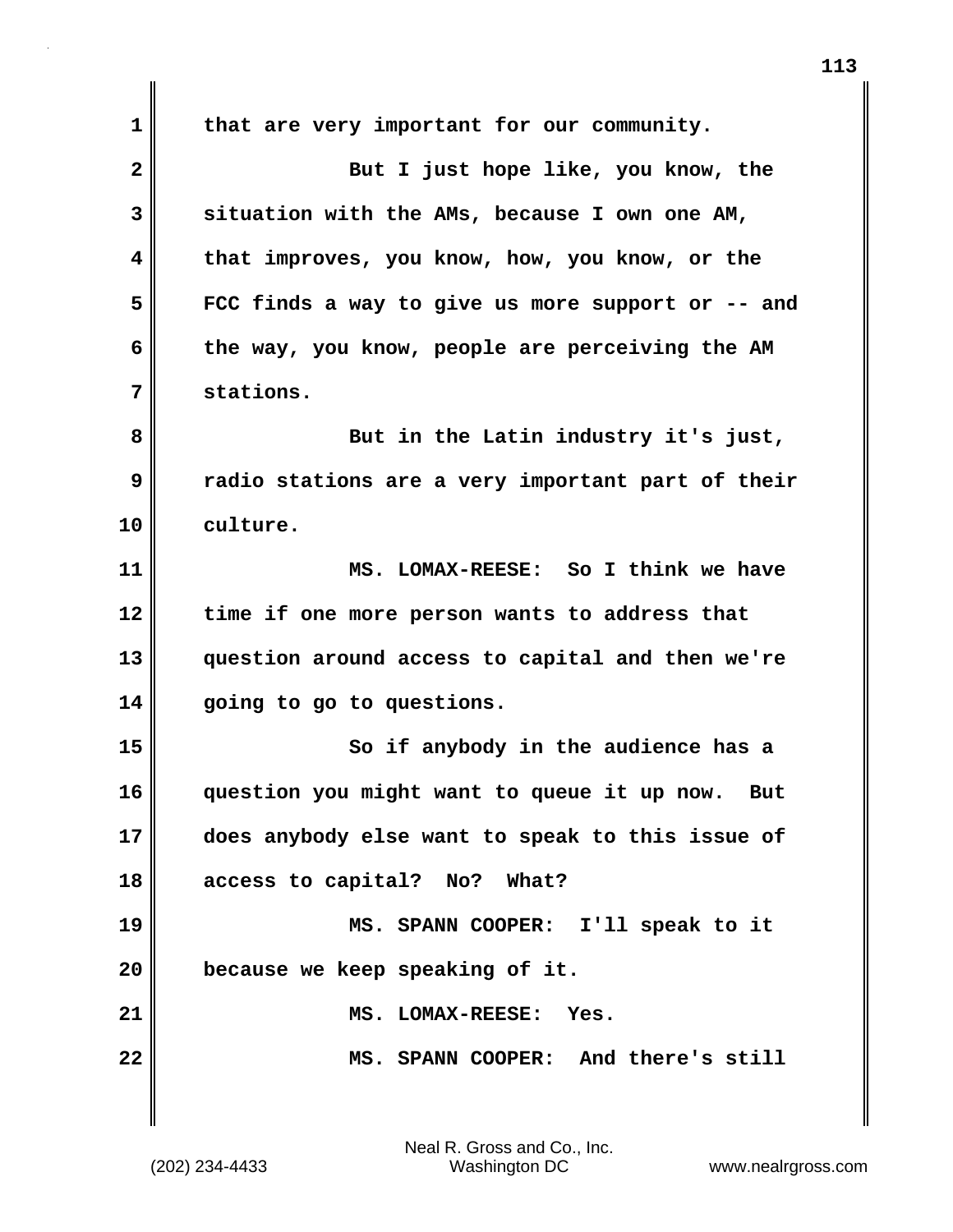that are very important for our community.

But I just hope like, you know, the situation with the AMs, because I own one AM, that improves, you know, how, you know, or the FCC finds a way to give us more support or -- and the way, you know, people are perceiving the AM stations.

But in the Latin industry it's just, radio stations are a very important part of their culture.

MS. LOMAX-REESE: So I think we have time if one more person wants to address that question around access to capital and then we're going to go to questions.

So if anybody in the audience has a question you might want to queue it up now. But does anybody else want to speak to this issue of access to capital? No? What?

MS. SPANN COOPER: I'll speak to it because we keep speaking of it.

MS. LOMAX-REESE: Yes.

MS. SPANN COOPER: And there's still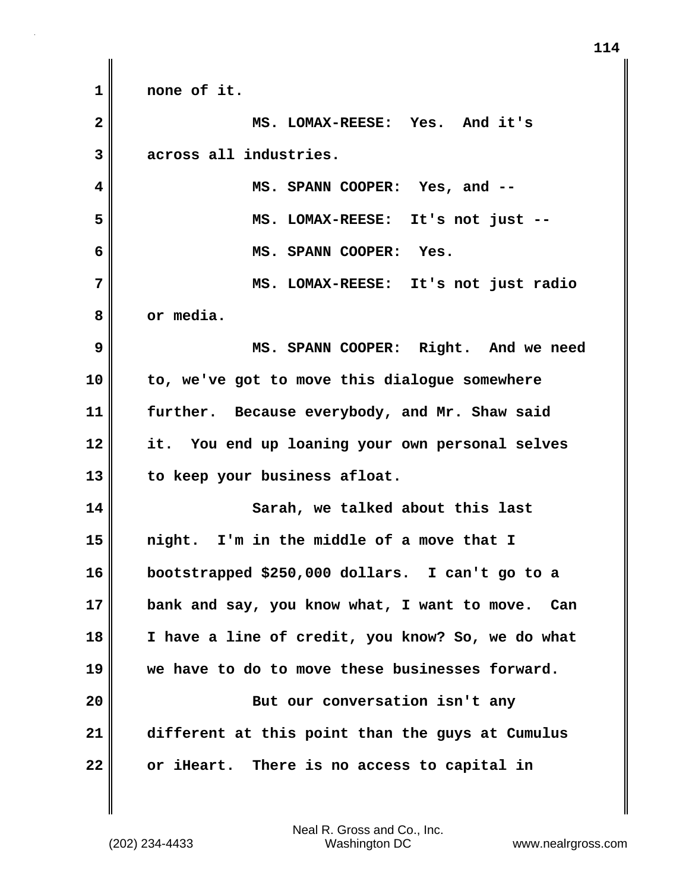none of it.

MS. LOMAX-REESE: Yes. And it's across all industries.

MS. SPANN COOPER: Yes, and --

MS. LOMAX-REESE: It's not just --

MS. SPANN COOPER: Yes.

MS. LOMAX-REESE: It's not just radio or media.

MS. SPANN COOPER: Right. And we need to, we've got to move this dialogue somewhere further. Because everybody, and Mr. Shaw said it. You end up loaning your own personal selves to keep your business afloat.

Sarah, we talked about this last night. I'm in the middle of a move that I bootstrapped $250,000 dollars. I can't go to a bank and say, you know what, I want to move. Can I have a line of credit, you know? So, we do what we have to do to move these businesses forward.

But our conversation isn't any different at this point than the guys at Cumulus or iHeart. There is no access to capital in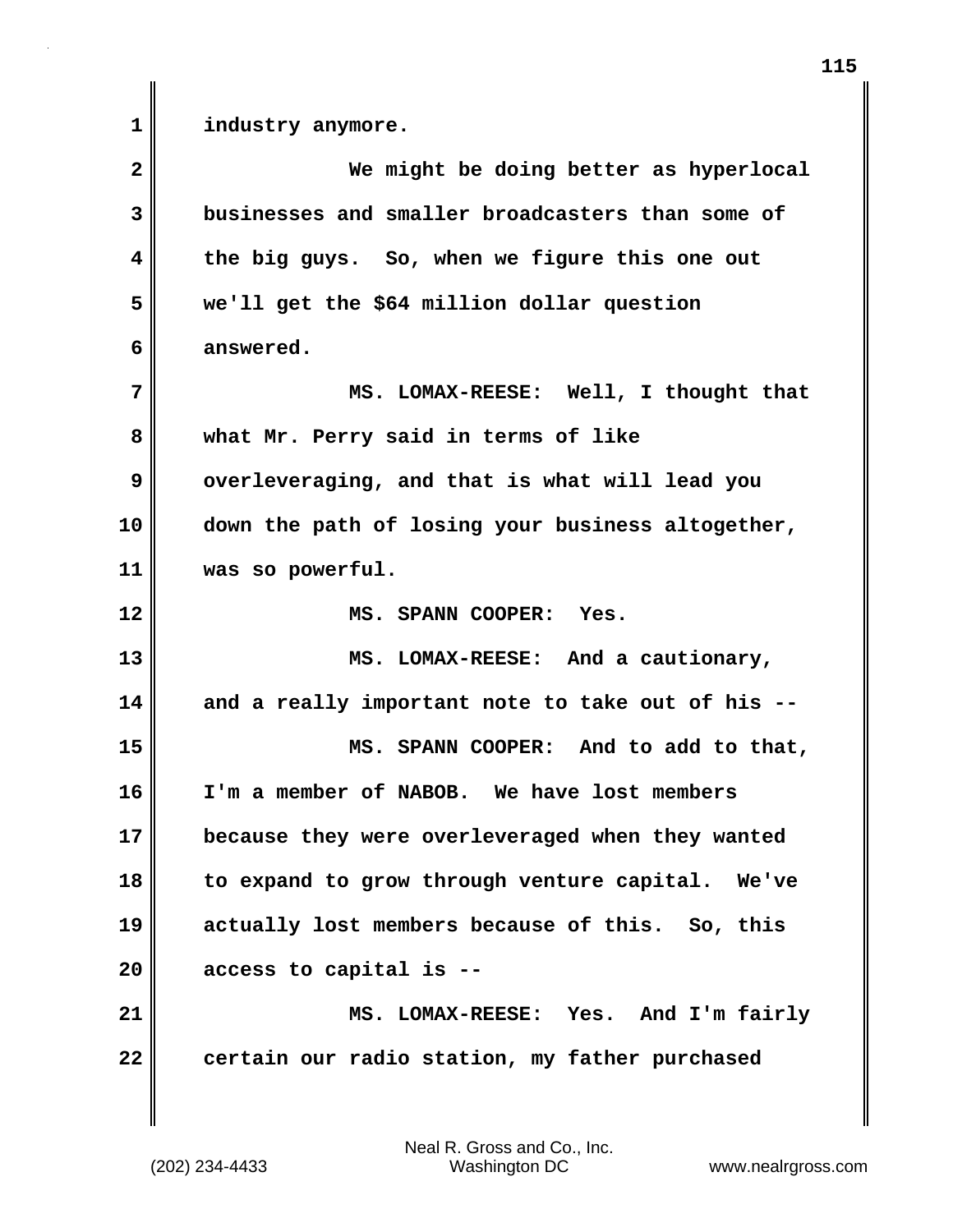industry anymore.

We might be doing better as hyperlocal businesses and smaller broadcasters than some of the big guys. So, when we figure this one out we'll get the $64 million dollar question answered.

MS. LOMAX-REESE: Well, I thought that what Mr. Perry said in terms of like overleveraging, and that is what will lead you down the path of losing your business altogether, was so powerful.

MS. SPANN COOPER: Yes.

MS. LOMAX-REESE: And a cautionary, and a really important note to take out of his --

MS. SPANN COOPER: And to add to that, I'm a member of NABOB. We have lost members because they were overleveraged when they wanted to expand to grow through venture capital. We've actually lost members because of this. So, this access to capital is --

MS. LOMAX-REESE: Yes. And I'm fairly certain our radio station, my father purchased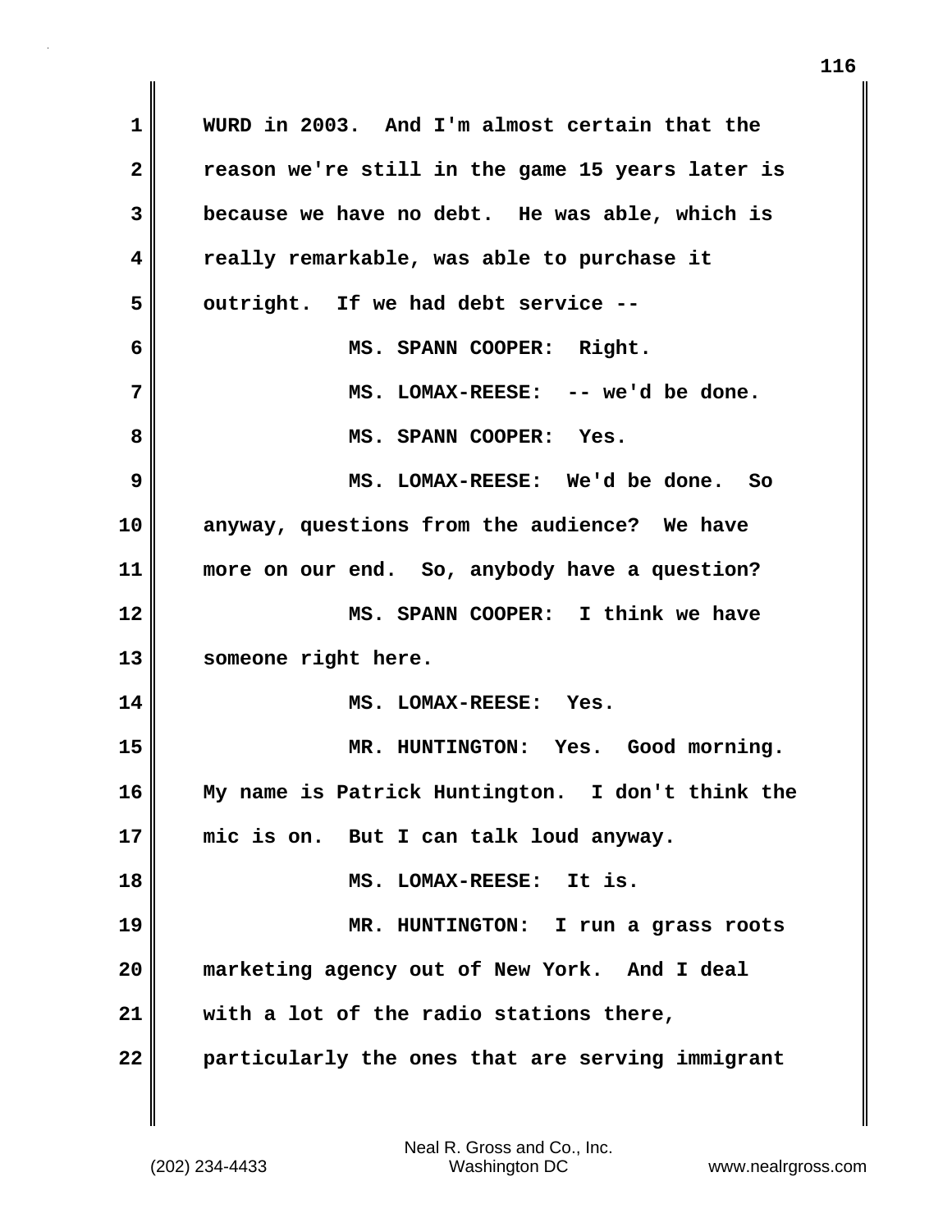WURD in 2003. And I'm almost certain that the reason we're still in the game 15 years later is because we have no debt. He was able, which is really remarkable, was able to purchase it outright. If we had debt service --

MS. SPANN COOPER: Right.

MS. LOMAX-REESE: -- we'd be done.

MS. SPANN COOPER: Yes.

MS. LOMAX-REESE: We'd be done. So anyway, questions from the audience? We have more on our end. So, anybody have a question?

MS. SPANN COOPER: I think we have someone right here.

MS. LOMAX-REESE: Yes.

MR. HUNTINGTON: Yes. Good morning. My name is Patrick Huntington. I don't think the mic is on. But I can talk loud anyway.

MS. LOMAX-REESE: It is.

MR. HUNTINGTON: I run a grass roots marketing agency out of New York. And I deal with a lot of the radio stations there, particularly the ones that are serving immigrant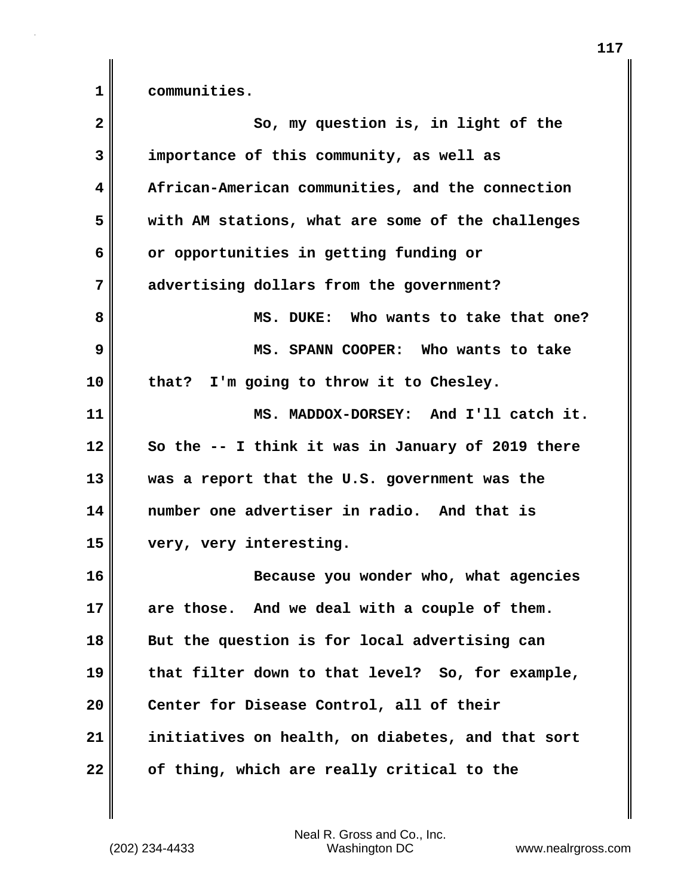communities.

So, my question is, in light of the importance of this community, as well as African-American communities, and the connection with AM stations, what are some of the challenges or opportunities in getting funding or advertising dollars from the government?

**MS. DUKE:** Who wants to take that one?

**MS. SPANN COOPER:** Who wants to take that? I'm going to throw it to Chesley.

**MS. MADDOX-DORSEY:** And I'll catch it. So the -- I think it was in January of 2019 there was a report that the U.S. government was the number one advertiser in radio. And that is very, very interesting.

Because you wonder who, what agencies are those. And we deal with a couple of them. But the question is for local advertising can that filter down to that level? So, for example, Center for Disease Control, all of their initiatives on health, on diabetes, and that sort of thing, which are really critical to the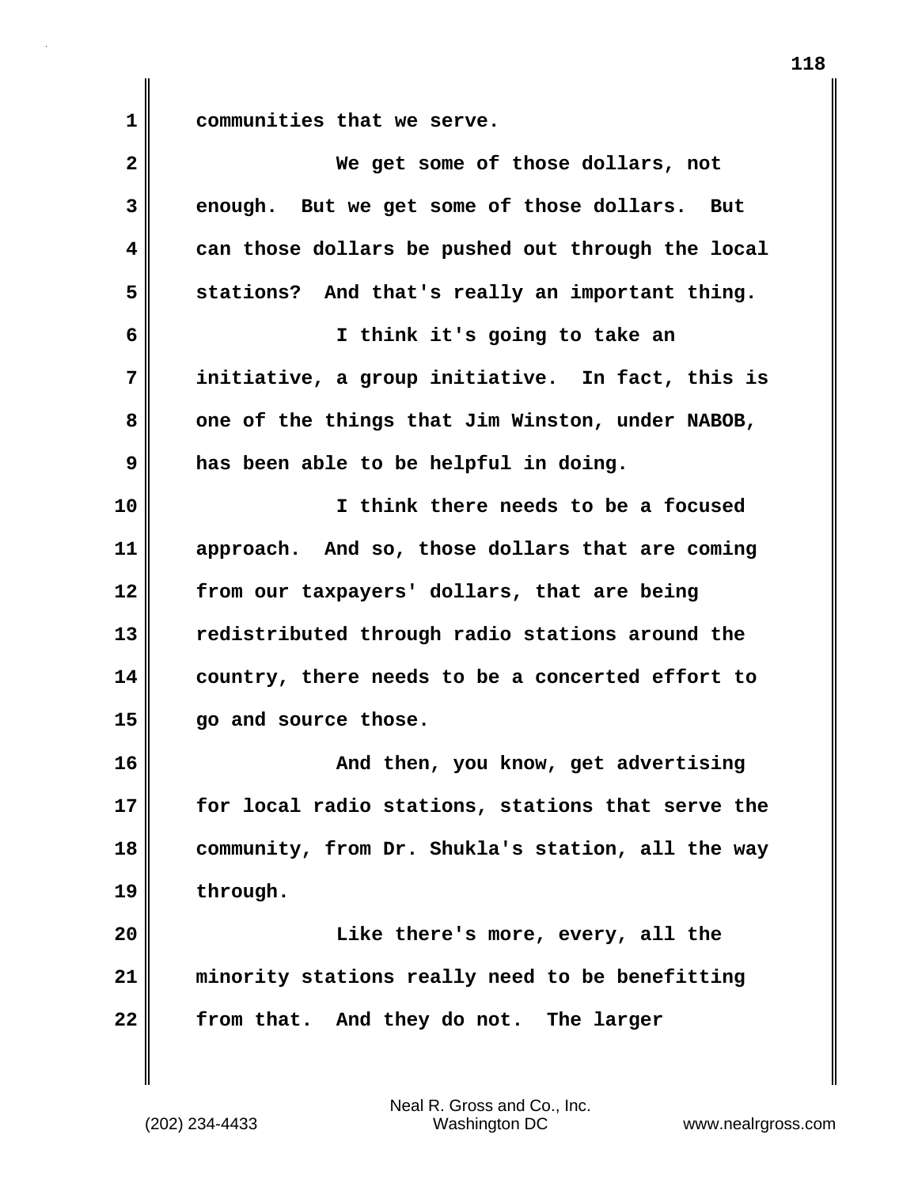communities that we serve.

We get some of those dollars, not enough. But we get some of those dollars. But can those dollars be pushed out through the local stations? And that's really an important thing.

I think it's going to take an initiative, a group initiative. In fact, this is one of the things that Jim Winston, under NABOB, has been able to be helpful in doing.

I think there needs to be a focused approach. And so, those dollars that are coming from our taxpayers' dollars, that are being redistributed through radio stations around the country, there needs to be a concerted effort to go and source those.

And then, you know, get advertising for local radio stations, stations that serve the community, from Dr. Shukla's station, all the way through.

Like there's more, every, all the minority stations really need to be benefitting from that. And they do not. The larger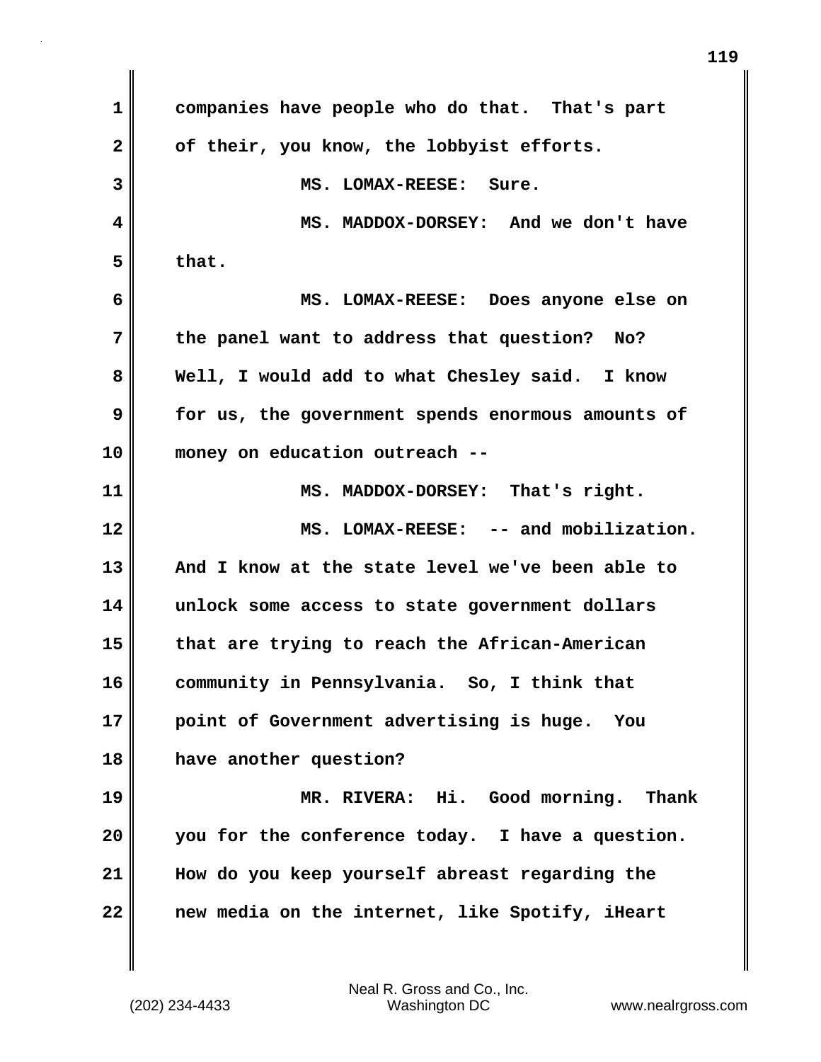companies have people who do that. That's part of their, you know, the lobbyist efforts.

MS. LOMAX-REESE: Sure.

MS. MADDOX-DORSEY: And we don't have that.

MS. LOMAX-REESE: Does anyone else on the panel want to address that question? No? Well, I would add to what Chesley said. I know for us, the government spends enormous amounts of money on education outreach --

MS. MADDOX-DORSEY: That's right.

MS. LOMAX-REESE: -- and mobilization. And I know at the state level we've been able to unlock some access to state government dollars that are trying to reach the African-American community in Pennsylvania. So, I think that point of Government advertising is huge. You have another question?

MR. RIVERA: Hi. Good morning. Thank you for the conference today. I have a question. How do you keep yourself abreast regarding the new media on the internet, like Spotify, iHeart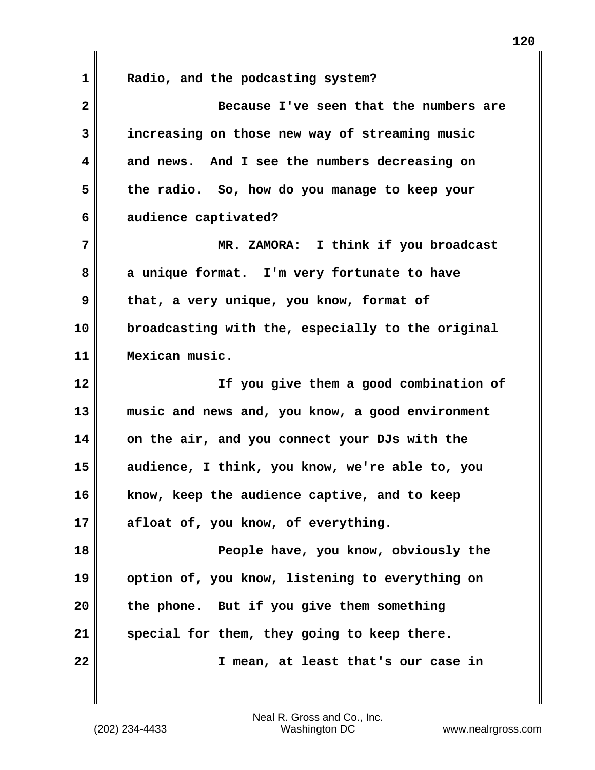Radio, and the podcasting system?

Because I've seen that the numbers are increasing on those new way of streaming music and news. And I see the numbers decreasing on the radio. So, how do you manage to keep your audience captivated?

MR. ZAMORA: I think if you broadcast a unique format. I'm very fortunate to have that, a very unique, you know, format of broadcasting with the, especially to the original Mexican music.

If you give them a good combination of music and news and, you know, a good environment on the air, and you connect your DJs with the audience, I think, you know, we're able to, you know, keep the audience captive, and to keep afloat of, you know, of everything.

People have, you know, obviously the option of, you know, listening to everything on the phone. But if you give them something special for them, they going to keep there.

I mean, at least that's our case in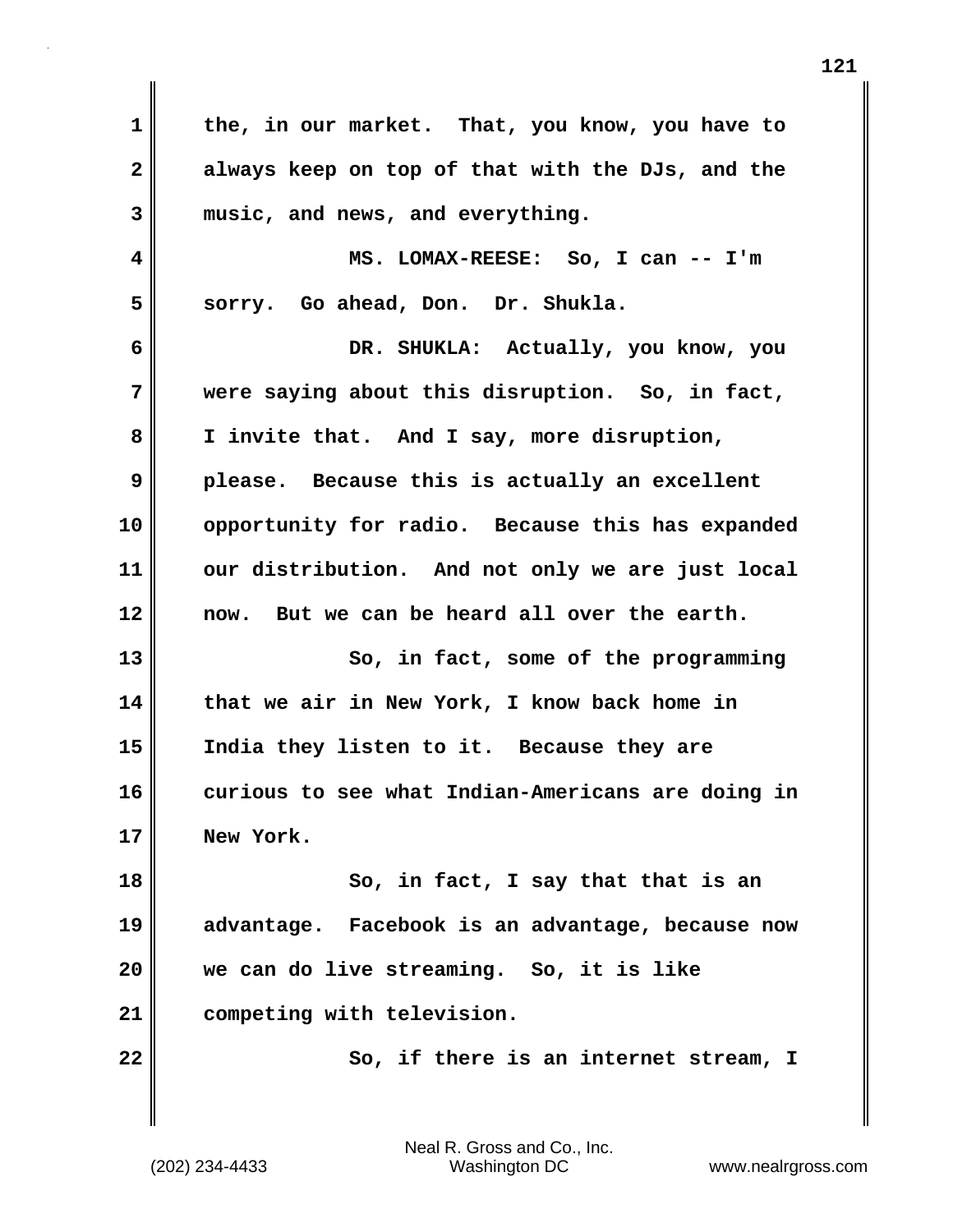the, in our market. That, you know, you have to always keep on top of that with the DJs, and the music, and news, and everything.

MS. LOMAX-REESE: So, I can -- I'm sorry. Go ahead, Don. Dr. Shukla.

DR. SHUKLA: Actually, you know, you were saying about this disruption. So, in fact, I invite that. And I say, more disruption, please. Because this is actually an excellent opportunity for radio. Because this has expanded our distribution. And not only we are just local now. But we can be heard all over the earth.

So, in fact, some of the programming that we air in New York, I know back home in India they listen to it. Because they are curious to see what Indian-Americans are doing in New York.

So, in fact, I say that that is an advantage. Facebook is an advantage, because now we can do live streaming. So, it is like competing with television.

So, if there is an internet stream, I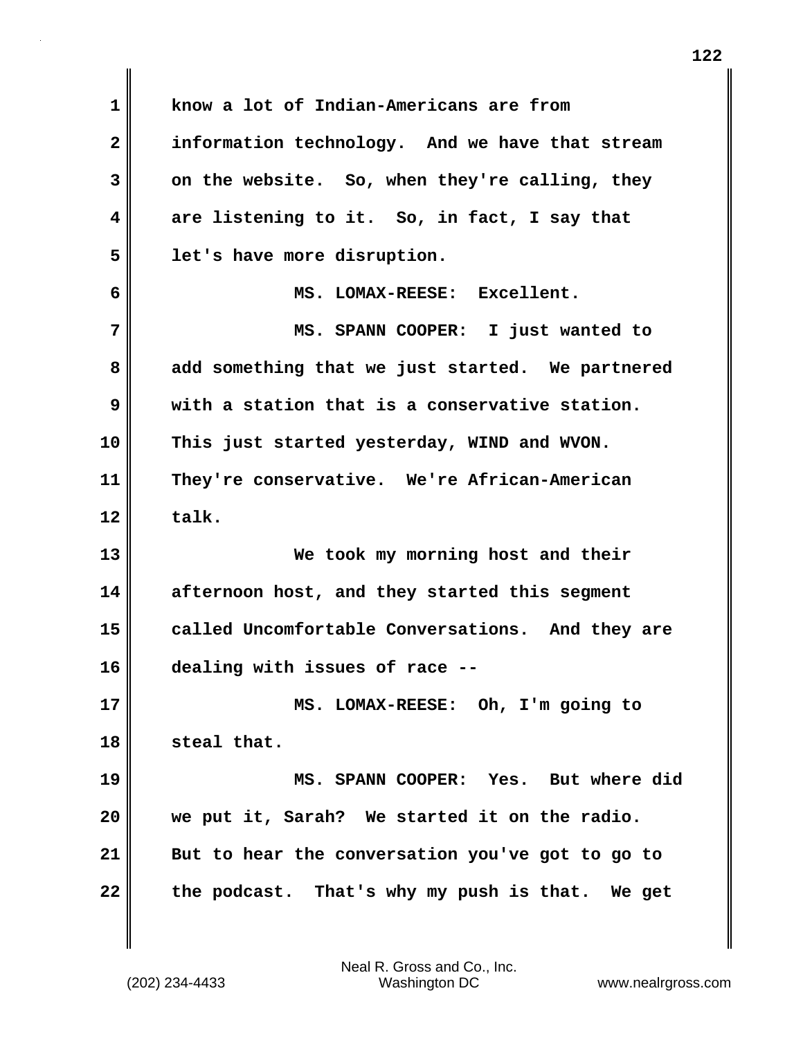know a lot of Indian-Americans are from information technology. And we have that stream on the website. So, when they're calling, they are listening to it. So, in fact, I say that let's have more disruption.

MS. LOMAX-REESE: Excellent.

MS. SPANN COOPER: I just wanted to add something that we just started. We partnered with a station that is a conservative station. This just started yesterday, WIND and WVON. They're conservative. We're African-American talk.

We took my morning host and their afternoon host, and they started this segment called Uncomfortable Conversations. And they are dealing with issues of race --

MS. LOMAX-REESE: Oh, I'm going to steal that.

MS. SPANN COOPER: Yes. But where did we put it, Sarah? We started it on the radio. But to hear the conversation you've got to go to the podcast. That's why my push is that. We get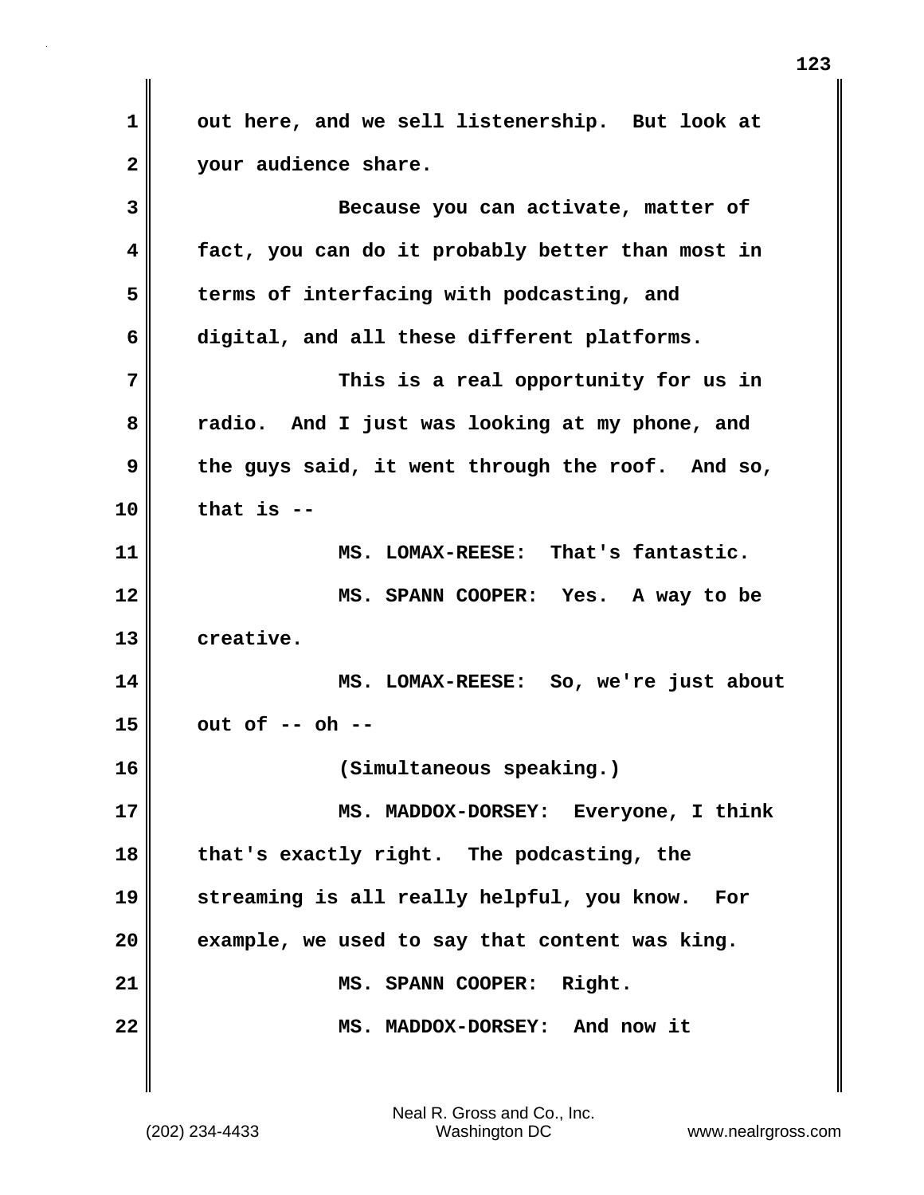out here, and we sell listenership. But look at your audience share.

Because you can activate, matter of fact, you can do it probably better than most in terms of interfacing with podcasting, and digital, and all these different platforms.

This is a real opportunity for us in radio. And I just was looking at my phone, and the guys said, it went through the roof. And so, that is --

MS. LOMAX-REESE: That's fantastic.

MS. SPANN COOPER: Yes. A way to be creative.

MS. LOMAX-REESE: So, we're just about out of -- oh --

(Simultaneous speaking.)

MS. MADDOX-DORSEY: Everyone, I think that's exactly right. The podcasting, the streaming is all really helpful, you know. For example, we used to say that content was king.

MS. SPANN COOPER: Right.

MS. MADDOX-DORSEY: And now it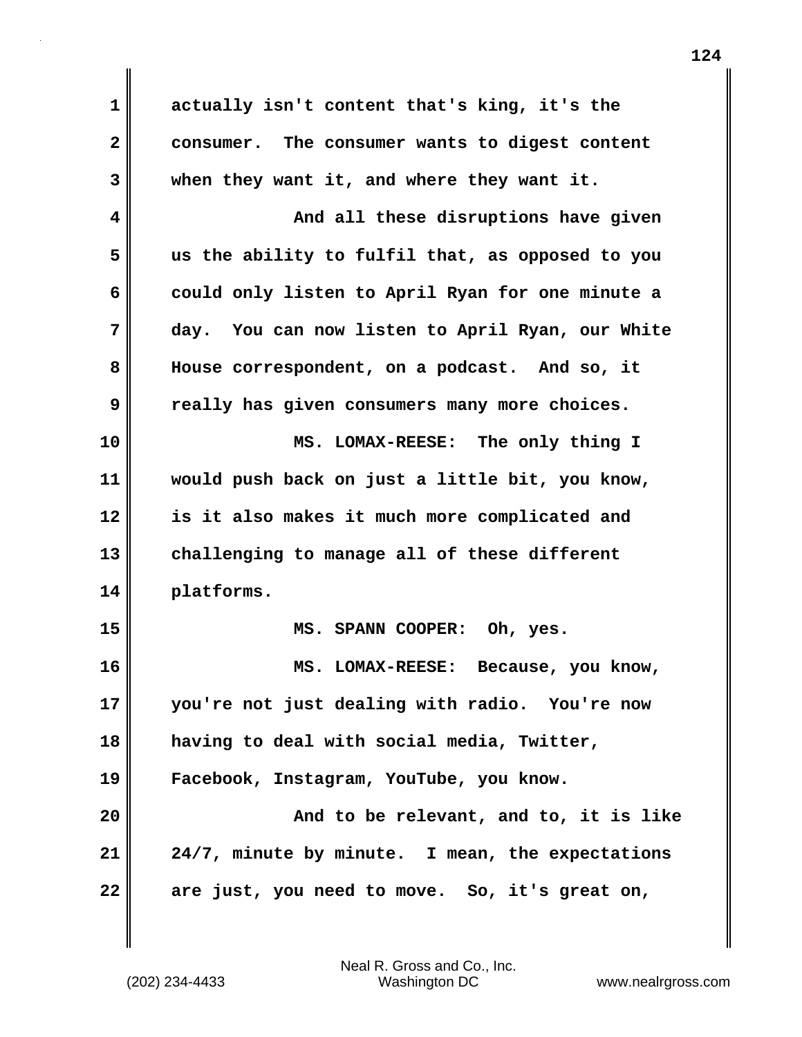actually isn't content that's king, it's the consumer. The consumer wants to digest content when they want it, and where they want it.

And all these disruptions have given us the ability to fulfil that, as opposed to you could only listen to April Ryan for one minute a day. You can now listen to April Ryan, our White House correspondent, on a podcast. And so, it really has given consumers many more choices.

MS. LOMAX-REESE: The only thing I would push back on just a little bit, you know, is it also makes it much more complicated and challenging to manage all of these different platforms.

MS. SPANN COOPER: Oh, yes.

MS. LOMAX-REESE: Because, you know, you're not just dealing with radio. You're now having to deal with social media, Twitter, Facebook, Instagram, YouTube, you know.

And to be relevant, and to, it is like 24/7, minute by minute. I mean, the expectations are just, you need to move. So, it's great on,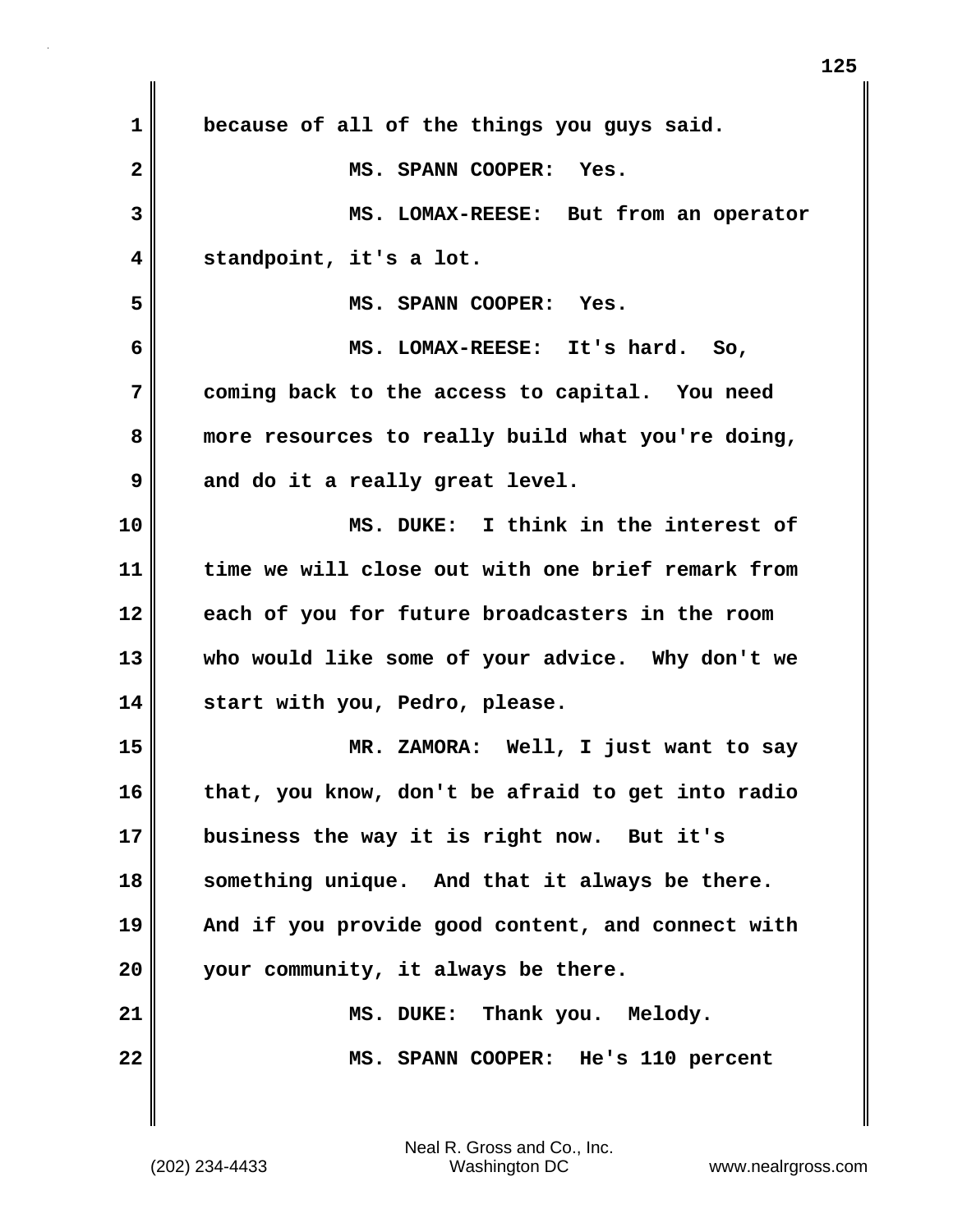because of all of the things you guys said.

MS. SPANN COOPER: Yes.

MS. LOMAX-REESE: But from an operator standpoint, it's a lot.

MS. SPANN COOPER: Yes.

MS. LOMAX-REESE: It's hard. So, coming back to the access to capital. You need more resources to really build what you're doing, and do it a really great level.

MS. DUKE: I think in the interest of time we will close out with one brief remark from each of you for future broadcasters in the room who would like some of your advice. Why don't we start with you, Pedro, please.

MR. ZAMORA: Well, I just want to say that, you know, don't be afraid to get into radio business the way it is right now. But it's something unique. And that it always be there. And if you provide good content, and connect with your community, it always be there.

MS. DUKE: Thank you. Melody.

MS. SPANN COOPER: He's 110 percent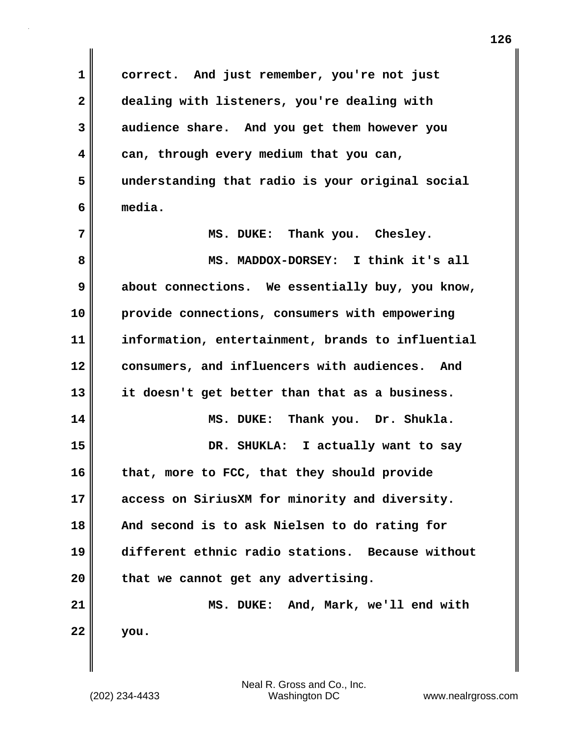correct. And just remember, you're not just dealing with listeners, you're dealing with audience share. And you get them however you can, through every medium that you can, understanding that radio is your original social media.

MS. DUKE: Thank you. Chesley.

MS. MADDOX-DORSEY: I think it's all about connections. We essentially buy, you know, provide connections, consumers with empowering information, entertainment, brands to influential consumers, and influencers with audiences. And it doesn't get better than that as a business.

MS. DUKE: Thank you. Dr. Shukla.

DR. SHUKLA: I actually want to say that, more to FCC, that they should provide access on SiriusXM for minority and diversity. And second is to ask Nielsen to do rating for different ethnic radio stations. Because without that we cannot get any advertising.

MS. DUKE: And, Mark, we'll end with you.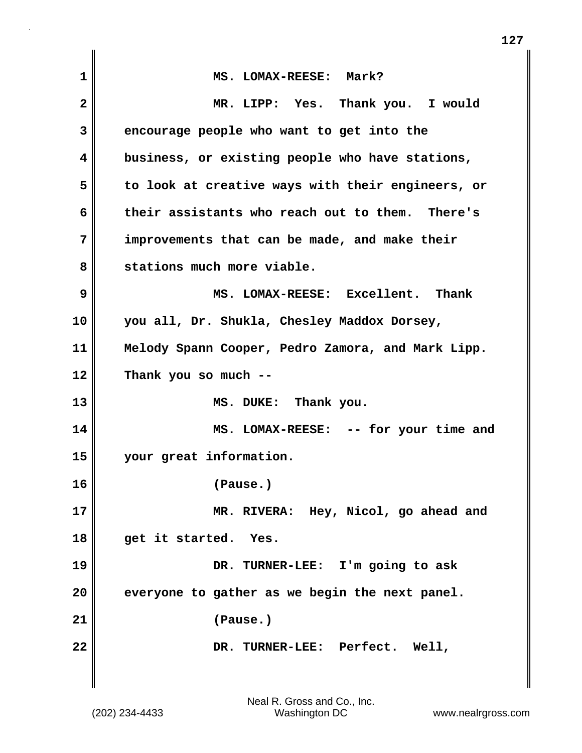MS. LOMAX-REESE: Mark?

MR. LIPP: Yes. Thank you. I would encourage people who want to get into the business, or existing people who have stations, to look at creative ways with their engineers, or their assistants who reach out to them. There's improvements that can be made, and make their stations much more viable.

MS. LOMAX-REESE: Excellent. Thank you all, Dr. Shukla, Chesley Maddox Dorsey, Melody Spann Cooper, Pedro Zamora, and Mark Lipp. Thank you so much --

MS. DUKE: Thank you.

MS. LOMAX-REESE: -- for your time and your great information.

(Pause.)

MR. RIVERA: Hey, Nicol, go ahead and get it started. Yes.

DR. TURNER-LEE: I'm going to ask everyone to gather as we begin the next panel.

(Pause.)

DR. TURNER-LEE: Perfect. Well,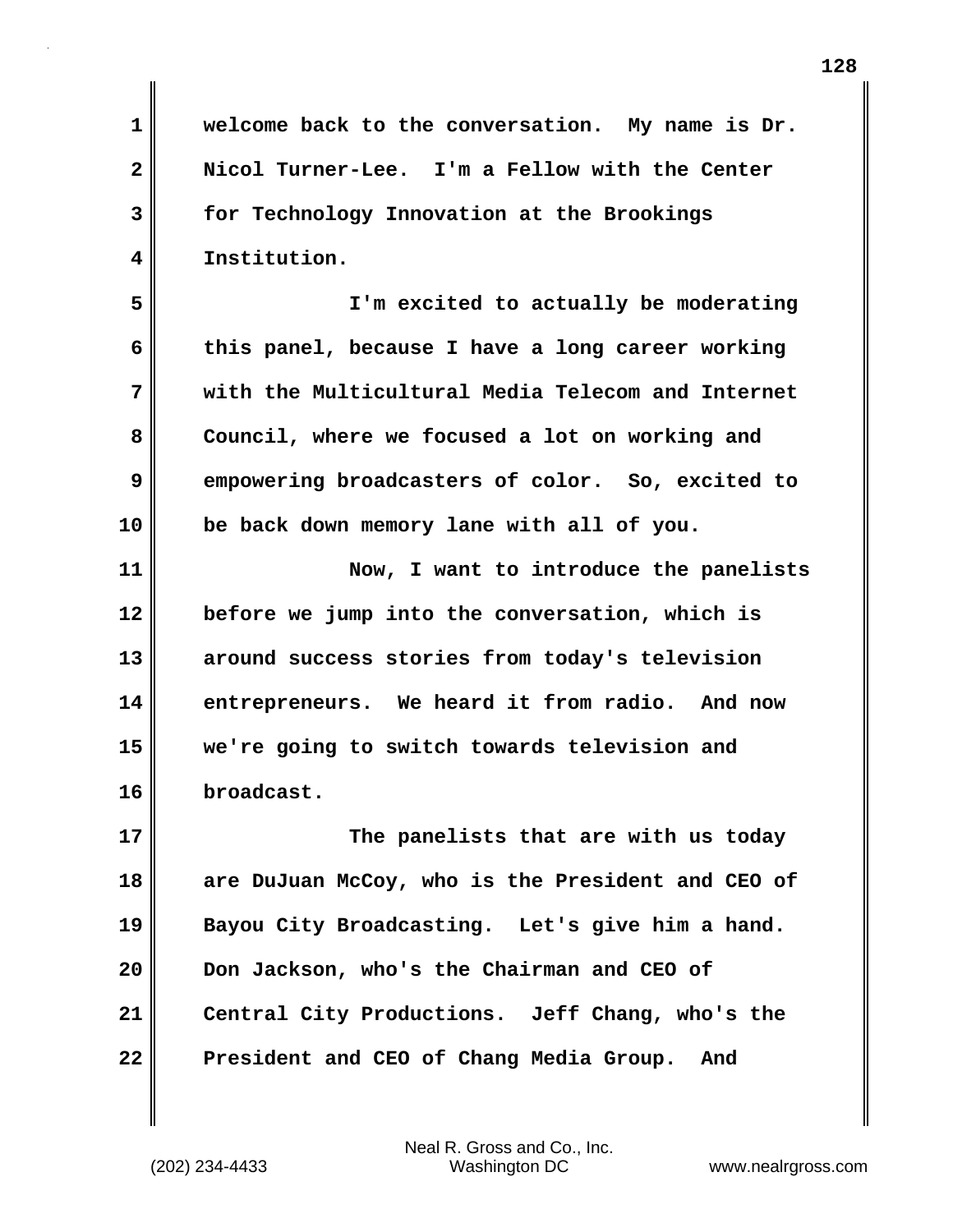welcome back to the conversation. My name is Dr. Nicol Turner-Lee. I'm a Fellow with the Center for Technology Innovation at the Brookings Institution.

I'm excited to actually be moderating this panel, because I have a long career working with the Multicultural Media Telecom and Internet Council, where we focused a lot on working and empowering broadcasters of color. So, excited to be back down memory lane with all of you.

Now, I want to introduce the panelists before we jump into the conversation, which is around success stories from today's television entrepreneurs. We heard it from radio. And now we're going to switch towards television and broadcast.

The panelists that are with us today are DuJuan McCoy, who is the President and CEO of Bayou City Broadcasting. Let's give him a hand. Don Jackson, who's the Chairman and CEO of Central City Productions. Jeff Chang, who's the President and CEO of Chang Media Group. And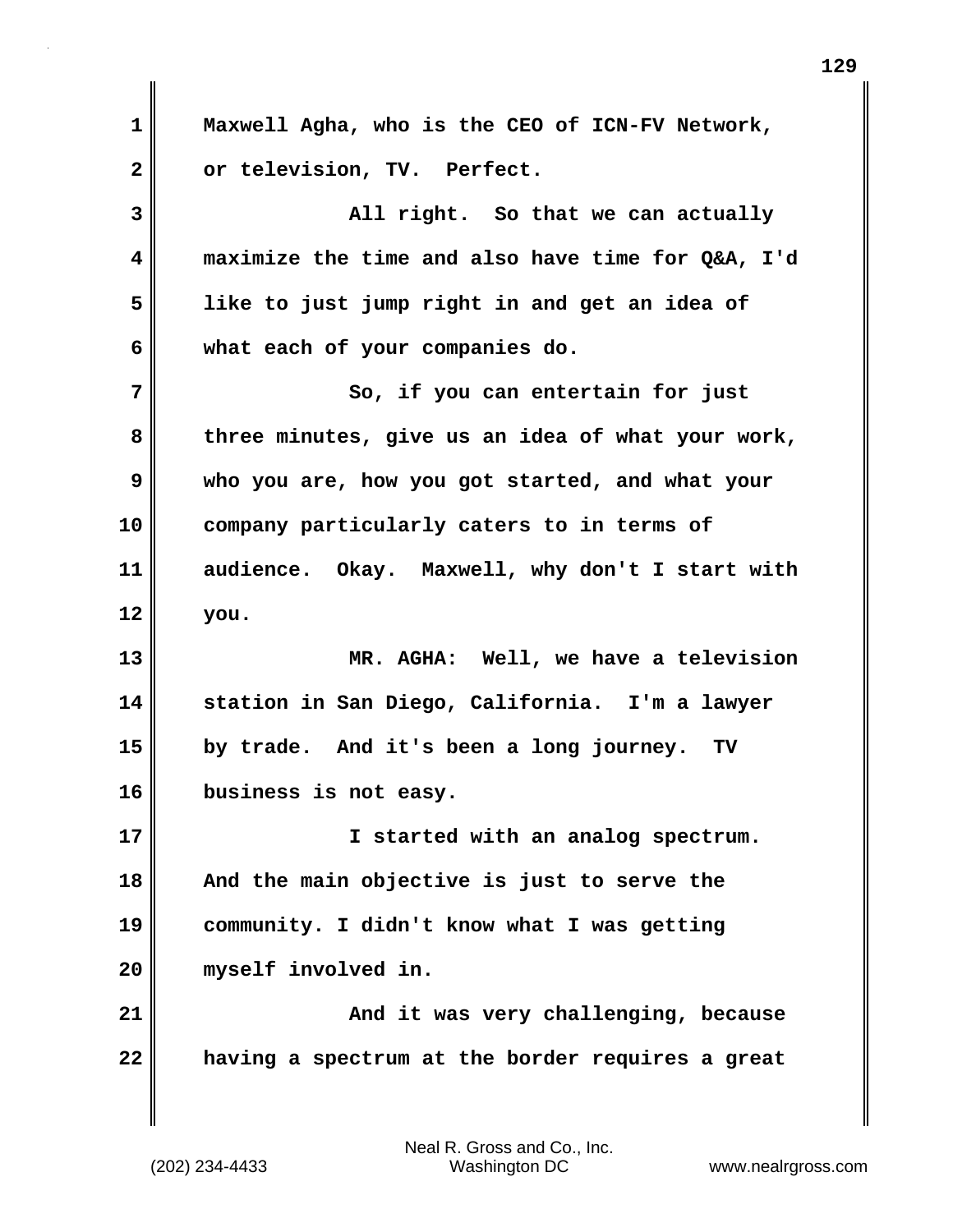Maxwell Agha, who is the CEO of ICN-FV Network, or television, TV. Perfect.

All right. So that we can actually maximize the time and also have time for Q&A, I'd like to just jump right in and get an idea of what each of your companies do.

So, if you can entertain for just three minutes, give us an idea of what your work, who you are, how you got started, and what your company particularly caters to in terms of audience. Okay. Maxwell, why don't I start with you.

MR. AGHA: Well, we have a television station in San Diego, California. I'm a lawyer by trade. And it's been a long journey. TV business is not easy.

I started with an analog spectrum. And the main objective is just to serve the community. I didn't know what I was getting myself involved in.

And it was very challenging, because having a spectrum at the border requires a great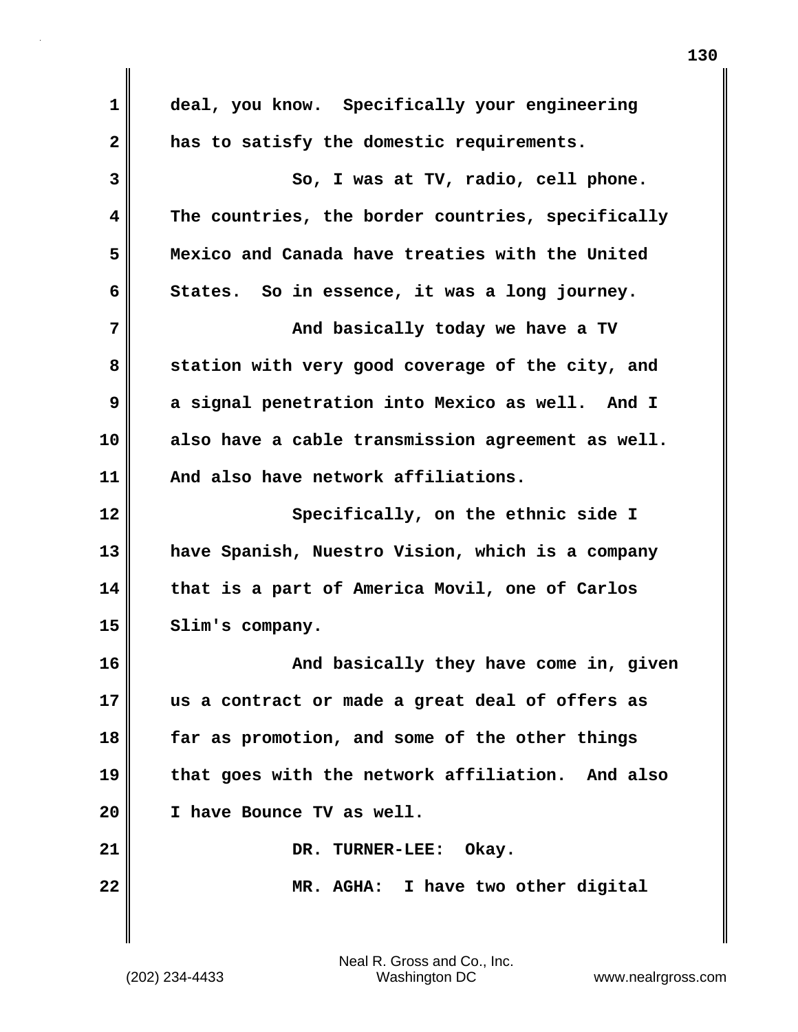deal, you know. Specifically your engineering has to satisfy the domestic requirements.

So, I was at TV, radio, cell phone. The countries, the border countries, specifically Mexico and Canada have treaties with the United States. So in essence, it was a long journey.

And basically today we have a TV station with very good coverage of the city, and a signal penetration into Mexico as well. And I also have a cable transmission agreement as well. And also have network affiliations.

Specifically, on the ethnic side I have Spanish, Nuestro Vision, which is a company that is a part of America Movil, one of Carlos Slim's company.

And basically they have come in, given us a contract or made a great deal of offers as far as promotion, and some of the other things that goes with the network affiliation. And also I have Bounce TV as well.

DR. TURNER-LEE: Okay.

MR. AGHA: I have two other digital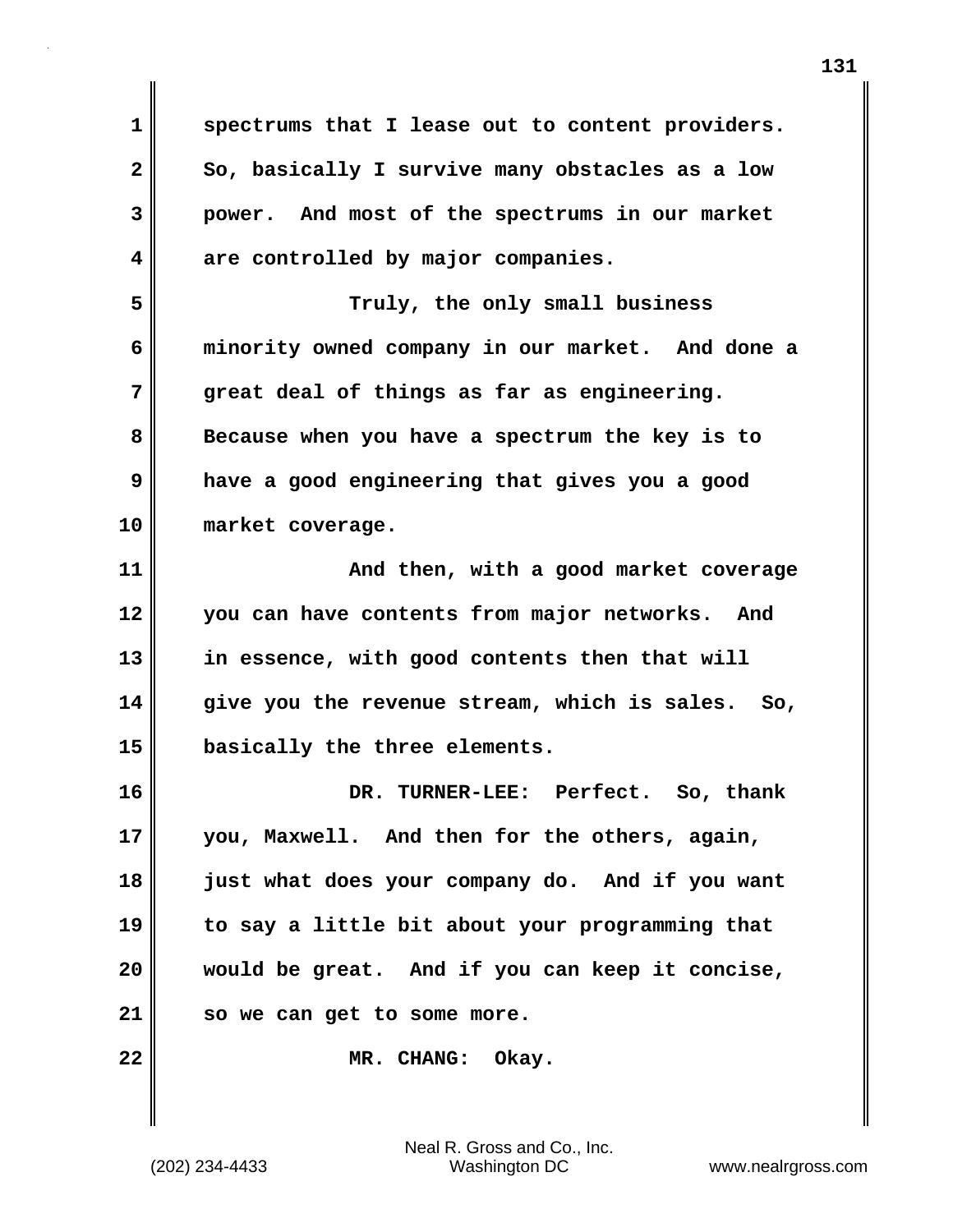spectrums that I lease out to content providers. So, basically I survive many obstacles as a low power. And most of the spectrums in our market are controlled by major companies.

Truly, the only small business minority owned company in our market. And done a great deal of things as far as engineering. Because when you have a spectrum the key is to have a good engineering that gives you a good market coverage.

And then, with a good market coverage you can have contents from major networks. And in essence, with good contents then that will give you the revenue stream, which is sales. So, basically the three elements.

DR. TURNER-LEE: Perfect. So, thank you, Maxwell. And then for the others, again, just what does your company do. And if you want to say a little bit about your programming that would be great. And if you can keep it concise, so we can get to some more.

MR. CHANG: Okay.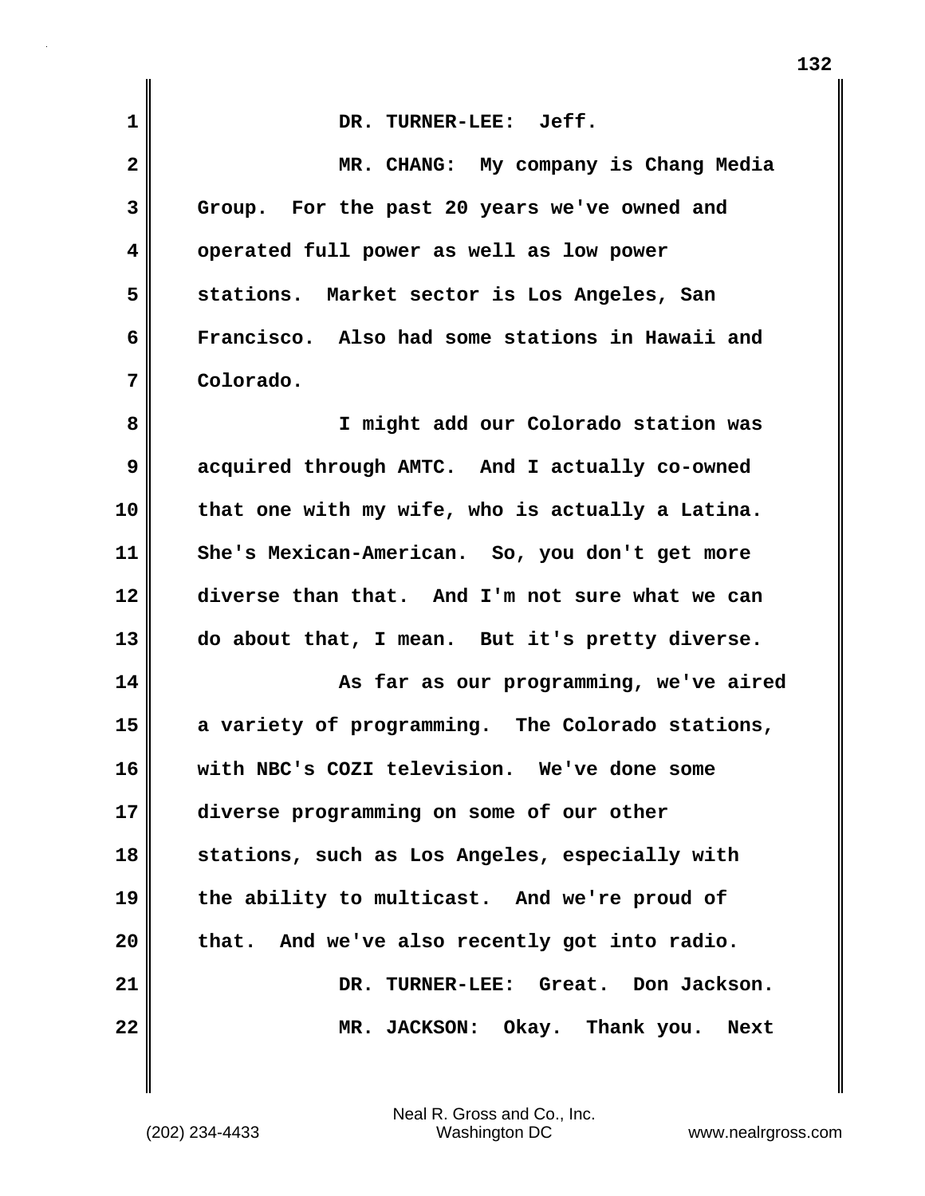DR. TURNER-LEE: Jeff.

MR. CHANG: My company is Chang Media Group. For the past 20 years we've owned and operated full power as well as low power stations. Market sector is Los Angeles, San Francisco. Also had some stations in Hawaii and Colorado.

I might add our Colorado station was acquired through AMTC. And I actually co-owned that one with my wife, who is actually a Latina. She's Mexican-American. So, you don't get more diverse than that. And I'm not sure what we can do about that, I mean. But it's pretty diverse.

As far as our programming, we've aired a variety of programming. The Colorado stations, with NBC's COZI television. We've done some diverse programming on some of our other stations, such as Los Angeles, especially with the ability to multicast. And we're proud of that. And we've also recently got into radio.

DR. TURNER-LEE: Great. Don Jackson.

MR. JACKSON: Okay. Thank you. Next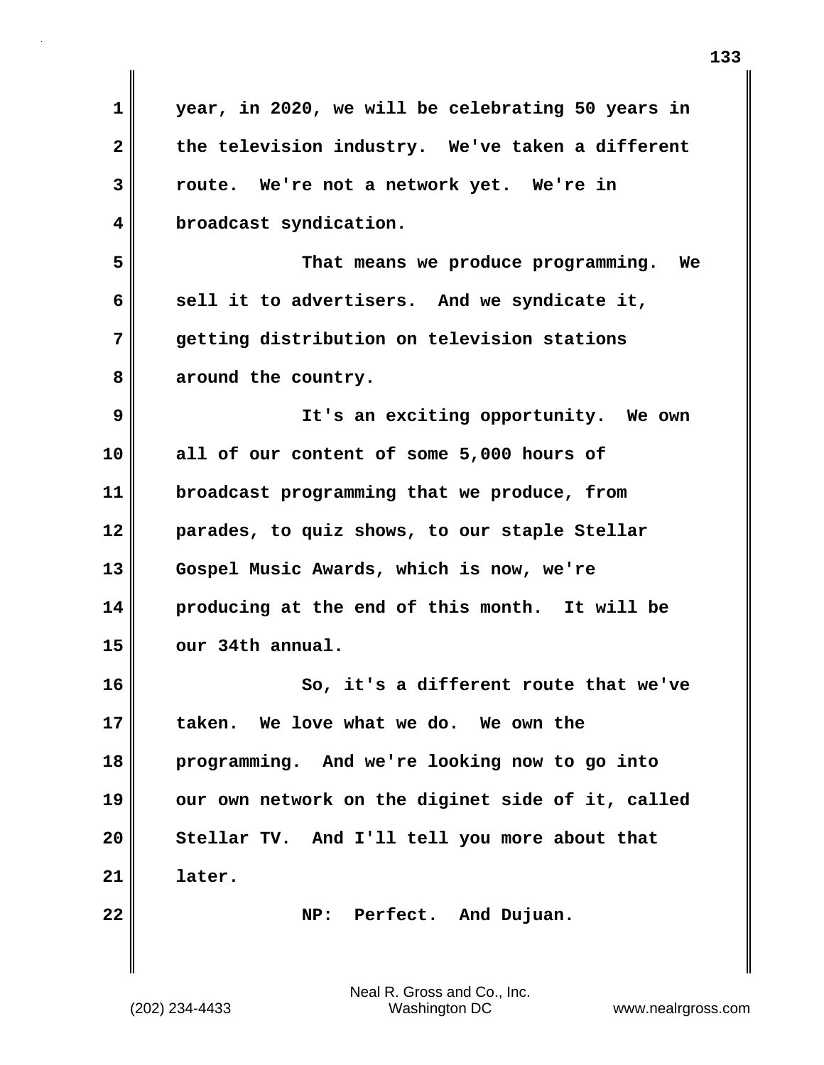year, in 2020, we will be celebrating 50 years in the television industry. We've taken a different route. We're not a network yet. We're in broadcast syndication.

That means we produce programming. We sell it to advertisers. And we syndicate it, getting distribution on television stations around the country.

It's an exciting opportunity. We own all of our content of some 5,000 hours of broadcast programming that we produce, from parades, to quiz shows, to our staple Stellar Gospel Music Awards, which is now, we're producing at the end of this month. It will be our 34th annual.

So, it's a different route that we've taken. We love what we do. We own the programming. And we're looking now to go into our own network on the diginet side of it, called Stellar TV. And I'll tell you more about that later.

NP: Perfect. And Dujuan.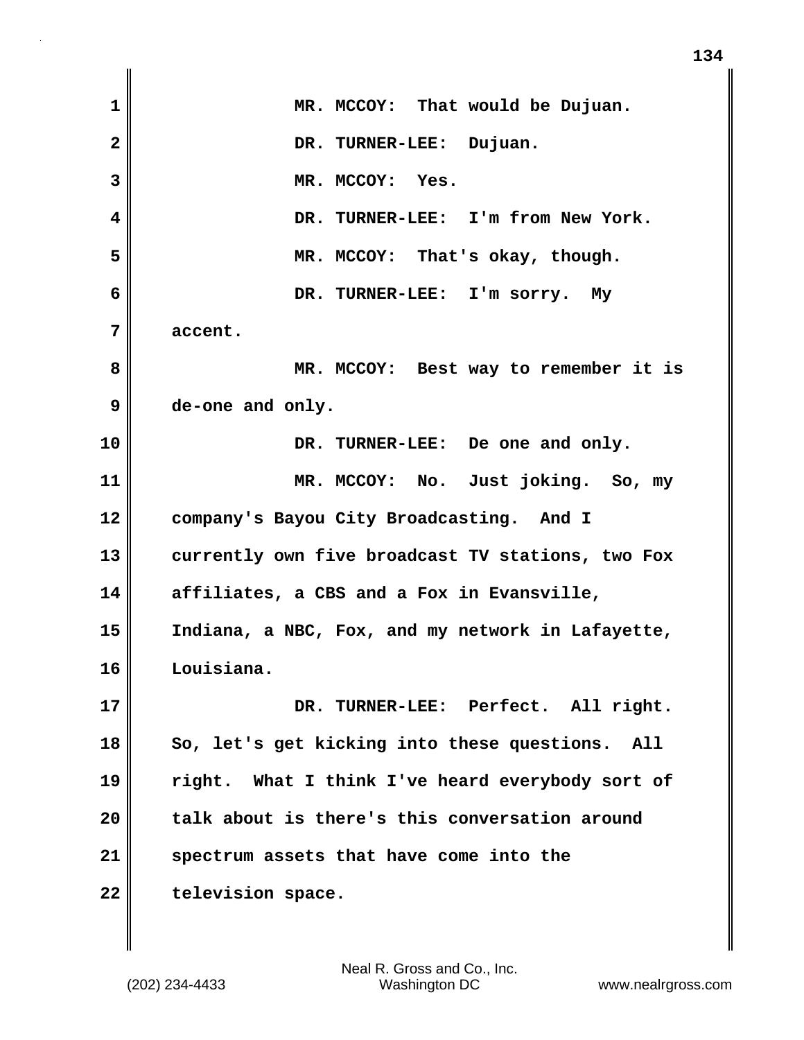MR. MCCOY: That would be Dujuan.

DR. TURNER-LEE: Dujuan.

MR. MCCOY: Yes.

DR. TURNER-LEE: I'm from New York.

MR. MCCOY: That's okay, though.

DR. TURNER-LEE: I'm sorry. My accent.

MR. MCCOY: Best way to remember it is de-one and only.

DR. TURNER-LEE: De one and only.

MR. MCCOY: No. Just joking. So, my company's Bayou City Broadcasting. And I currently own five broadcast TV stations, two Fox affiliates, a CBS and a Fox in Evansville, Indiana, a NBC, Fox, and my network in Lafayette, Louisiana.

DR. TURNER-LEE: Perfect. All right. So, let's get kicking into these questions. All right. What I think I've heard everybody sort of talk about is there's this conversation around spectrum assets that have come into the television space.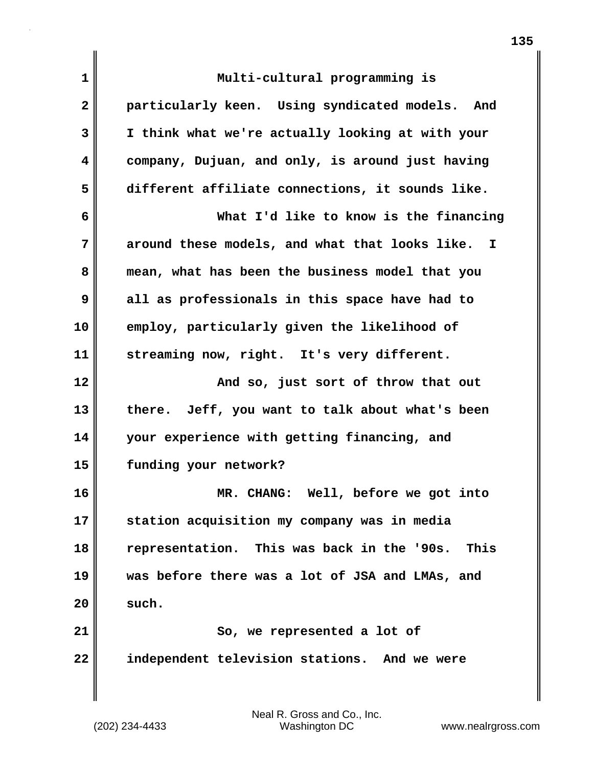Multi-cultural programming is particularly keen. Using syndicated models. And I think what we're actually looking at with your company, Dujuan, and only, is around just having different affiliate connections, it sounds like.

What I'd like to know is the financing around these models, and what that looks like. I mean, what has been the business model that you all as professionals in this space have had to employ, particularly given the likelihood of streaming now, right. It's very different.

And so, just sort of throw that out there. Jeff, you want to talk about what's been your experience with getting financing, and funding your network?

MR. CHANG: Well, before we got into station acquisition my company was in media representation. This was back in the '90s. This was before there was a lot of JSA and LMAs, and such.

So, we represented a lot of independent television stations. And we were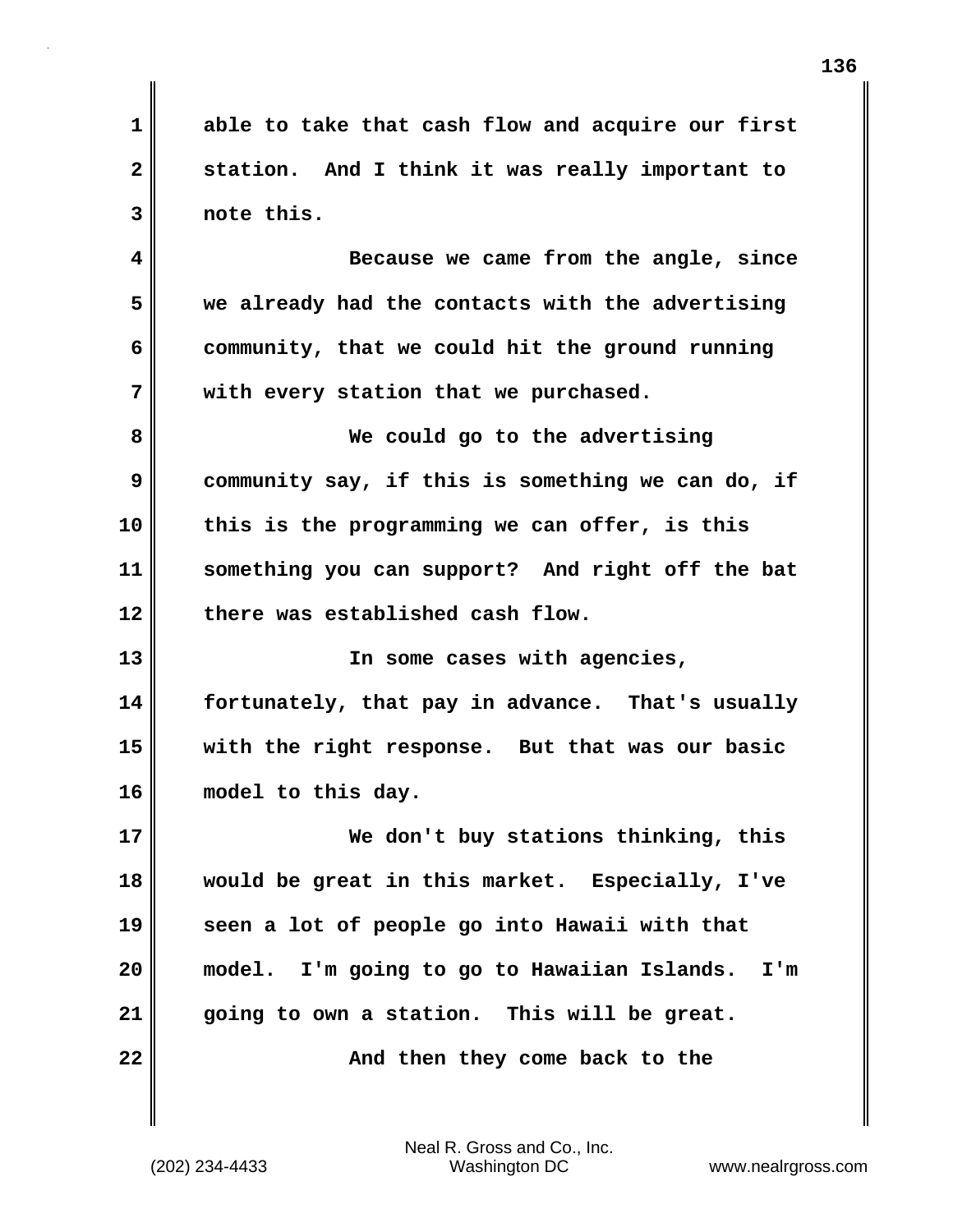able to take that cash flow and acquire our first station. And I think it was really important to note this.

Because we came from the angle, since we already had the contacts with the advertising community, that we could hit the ground running with every station that we purchased.

We could go to the advertising community say, if this is something we can do, if this is the programming we can offer, is this something you can support? And right off the bat there was established cash flow.

In some cases with agencies, fortunately, that pay in advance. That's usually with the right response. But that was our basic model to this day.

We don't buy stations thinking, this would be great in this market. Especially, I've seen a lot of people go into Hawaii with that model. I'm going to go to Hawaiian Islands. I'm going to own a station. This will be great.

And then they come back to the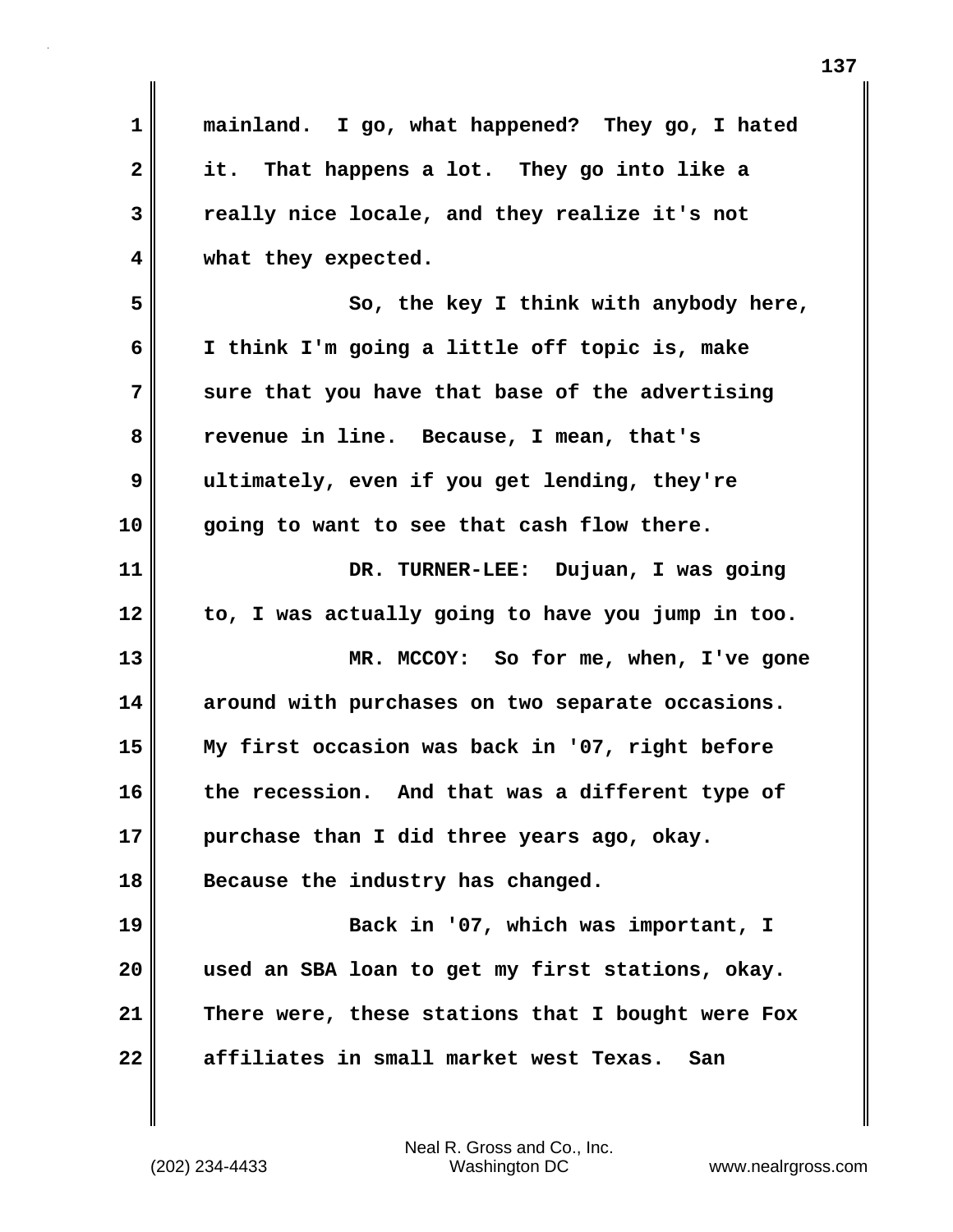mainland. I go, what happened? They go, I hated it. That happens a lot. They go into like a really nice locale, and they realize it's not what they expected.

So, the key I think with anybody here, I think I'm going a little off topic is, make sure that you have that base of the advertising revenue in line. Because, I mean, that's ultimately, even if you get lending, they're going to want to see that cash flow there.

DR. TURNER-LEE: Dujuan, I was going to, I was actually going to have you jump in too.

MR. MCCOY: So for me, when, I've gone around with purchases on two separate occasions. My first occasion was back in '07, right before the recession. And that was a different type of purchase than I did three years ago, okay. Because the industry has changed.

Back in '07, which was important, I used an SBA loan to get my first stations, okay. There were, these stations that I bought were Fox affiliates in small market west Texas. San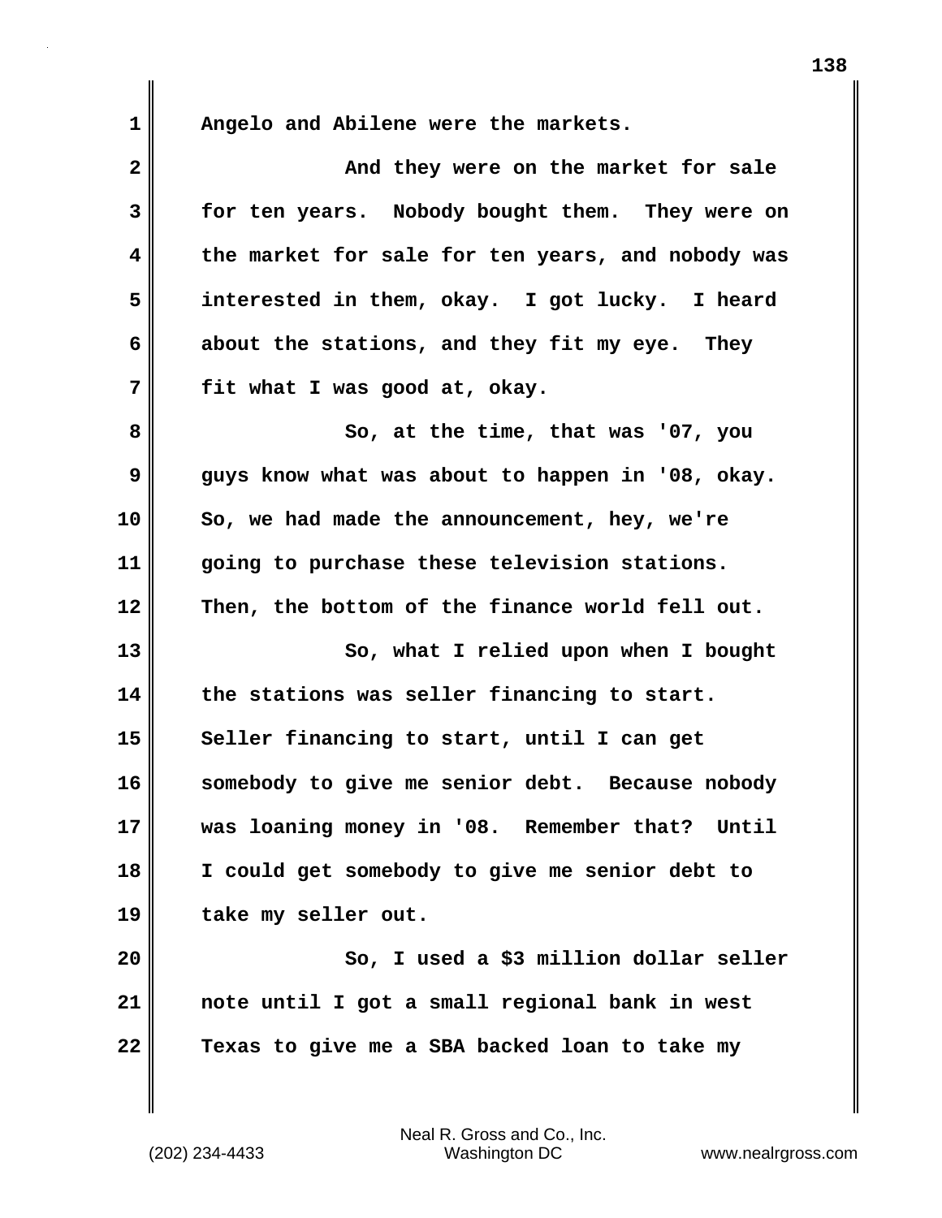Angelo and Abilene were the markets.

And they were on the market for sale for ten years. Nobody bought them. They were on the market for sale for ten years, and nobody was interested in them, okay. I got lucky. I heard about the stations, and they fit my eye. They fit what I was good at, okay.

So, at the time, that was '07, you guys know what was about to happen in '08, okay. So, we had made the announcement, hey, we're going to purchase these television stations. Then, the bottom of the finance world fell out.

So, what I relied upon when I bought the stations was seller financing to start. Seller financing to start, until I can get somebody to give me senior debt. Because nobody was loaning money in '08. Remember that? Until I could get somebody to give me senior debt to take my seller out.

So, I used a $3 million dollar seller note until I got a small regional bank in west Texas to give me a SBA backed loan to take my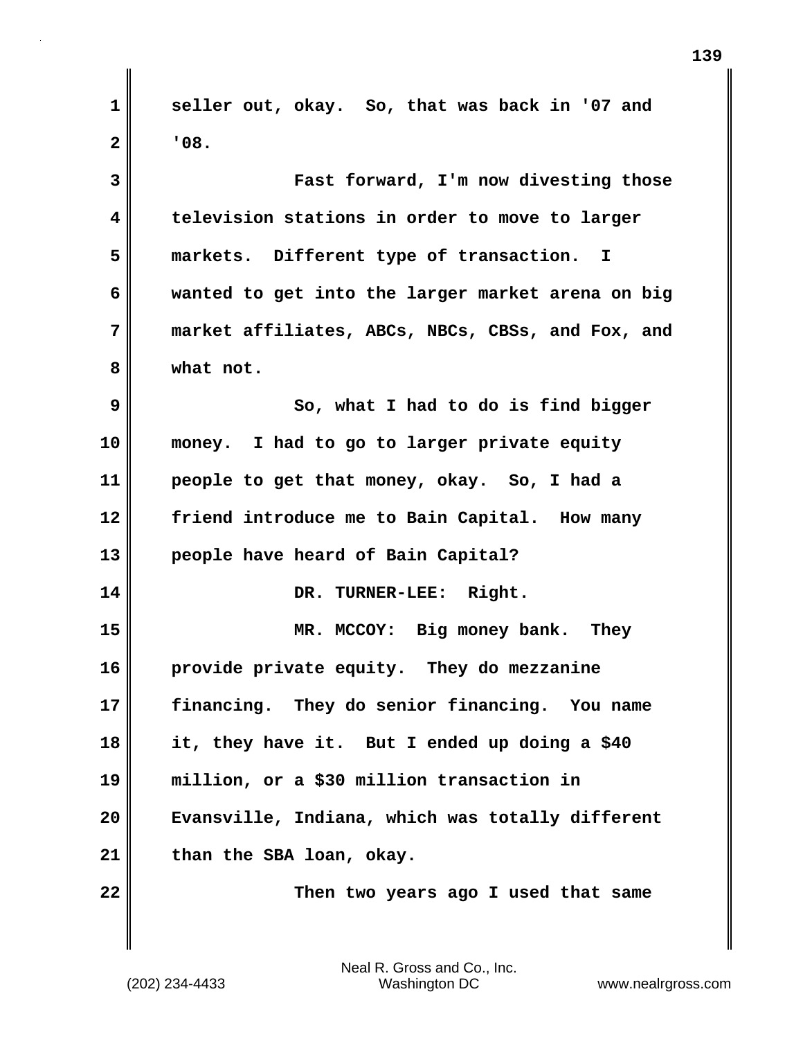seller out, okay.  So, that was back in '07 and '08.

Fast forward, I'm now divesting those television stations in order to move to larger markets.  Different type of transaction.  I wanted to get into the larger market arena on big market affiliates, ABCs, NBCs, CBSs, and Fox, and what not.

So, what I had to do is find bigger money.  I had to go to larger private equity people to get that money, okay.  So, I had a friend introduce me to Bain Capital.  How many people have heard of Bain Capital?

DR. TURNER-LEE:  Right.

MR. MCCOY:  Big money bank.  They provide private equity.  They do mezzanine financing.  They do senior financing.  You name it, they have it.  But I ended up doing a $40 million, or a $30 million transaction in Evansville, Indiana, which was totally different than the SBA loan, okay.

Then two years ago I used that same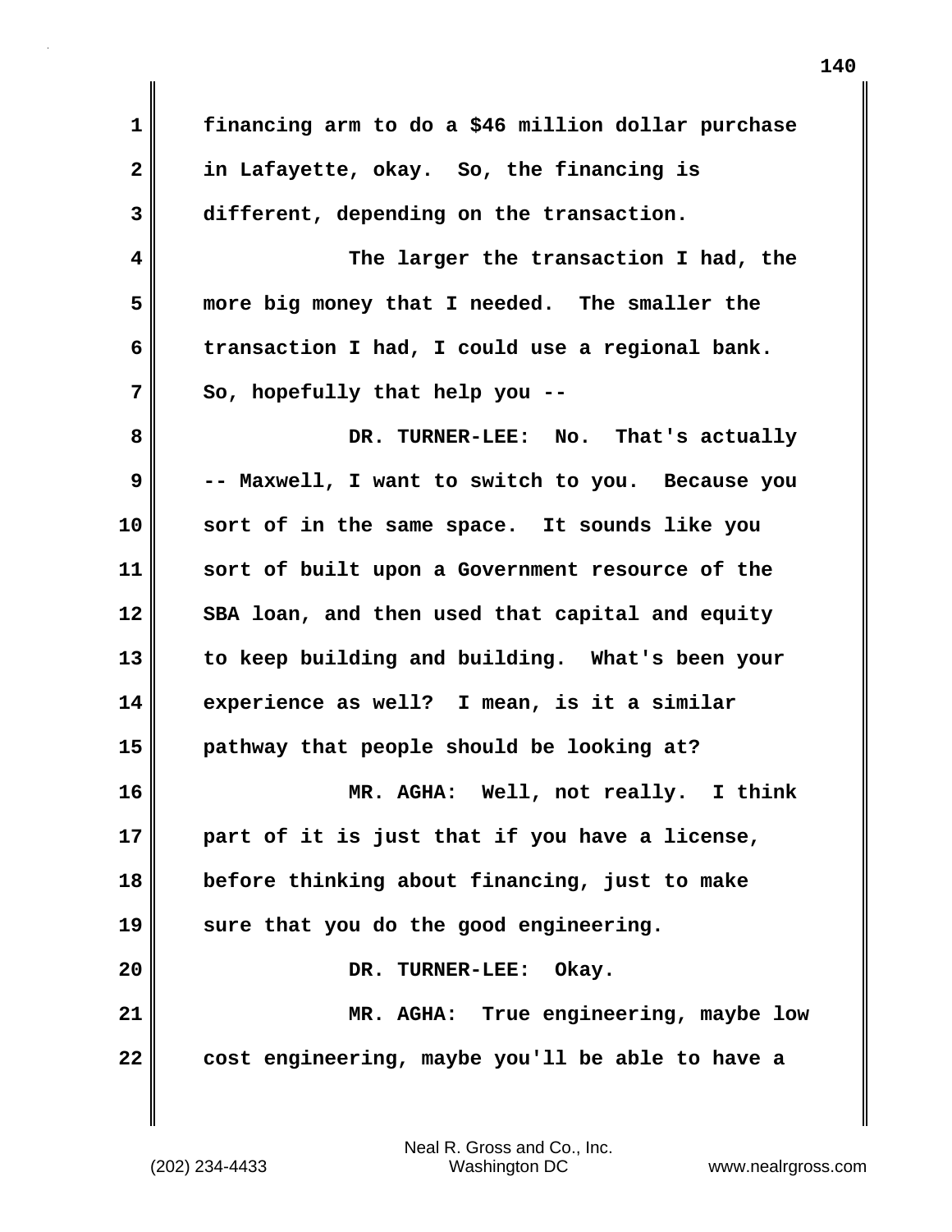financing arm to do a $46 million dollar purchase in Lafayette, okay. So, the financing is different, depending on the transaction.

The larger the transaction I had, the more big money that I needed. The smaller the transaction I had, I could use a regional bank. So, hopefully that help you --

DR. TURNER-LEE: No. That's actually -- Maxwell, I want to switch to you. Because you sort of in the same space. It sounds like you sort of built upon a Government resource of the SBA loan, and then used that capital and equity to keep building and building. What's been your experience as well? I mean, is it a similar pathway that people should be looking at?

MR. AGHA: Well, not really. I think part of it is just that if you have a license, before thinking about financing, just to make sure that you do the good engineering.

DR. TURNER-LEE: Okay.

MR. AGHA: True engineering, maybe low cost engineering, maybe you'll be able to have a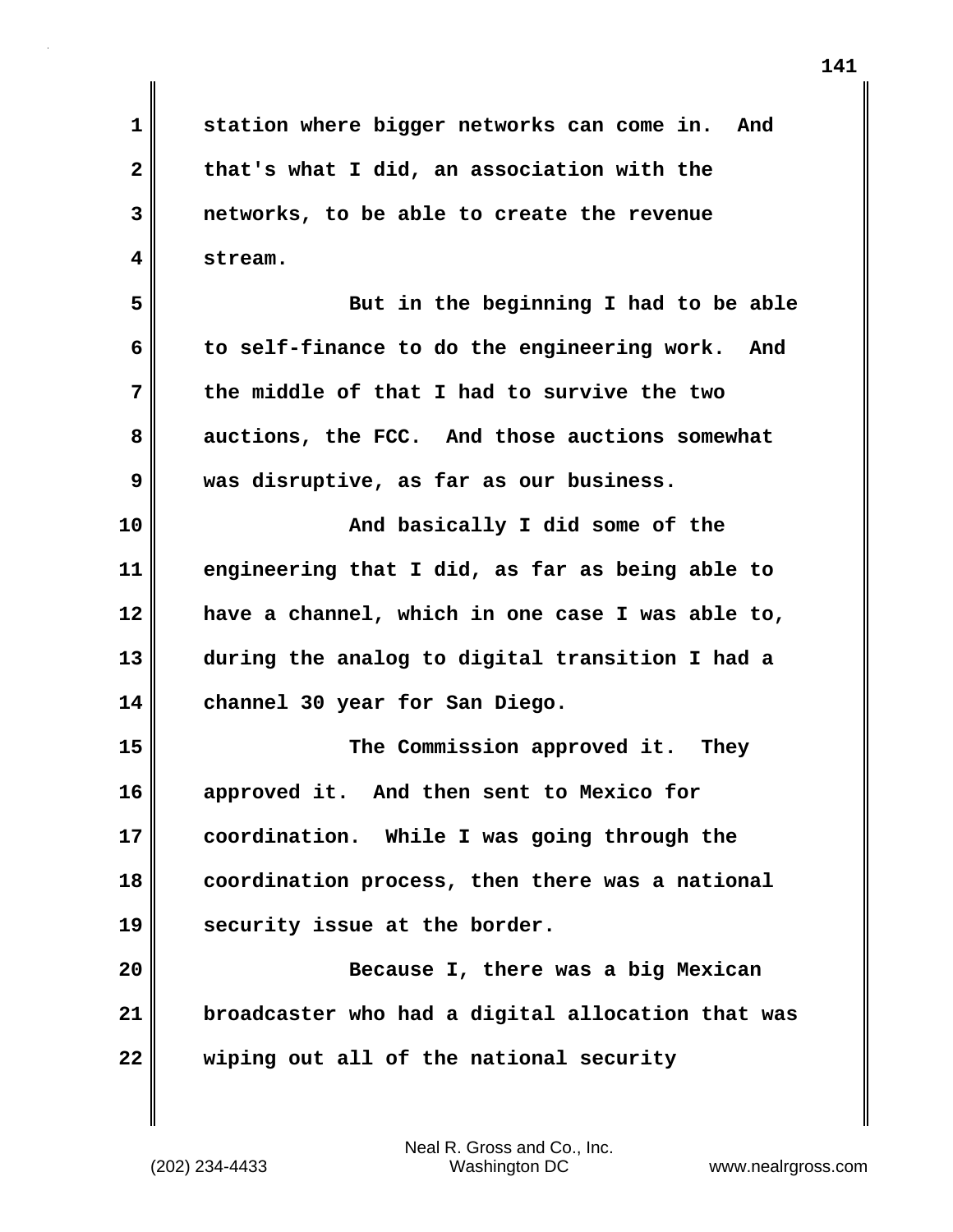station where bigger networks can come in. And that's what I did, an association with the networks, to be able to create the revenue stream.

But in the beginning I had to be able to self-finance to do the engineering work. And the middle of that I had to survive the two auctions, the FCC. And those auctions somewhat was disruptive, as far as our business.

And basically I did some of the engineering that I did, as far as being able to have a channel, which in one case I was able to, during the analog to digital transition I had a channel 30 year for San Diego.

The Commission approved it. They approved it. And then sent to Mexico for coordination. While I was going through the coordination process, then there was a national security issue at the border.

Because I, there was a big Mexican broadcaster who had a digital allocation that was wiping out all of the national security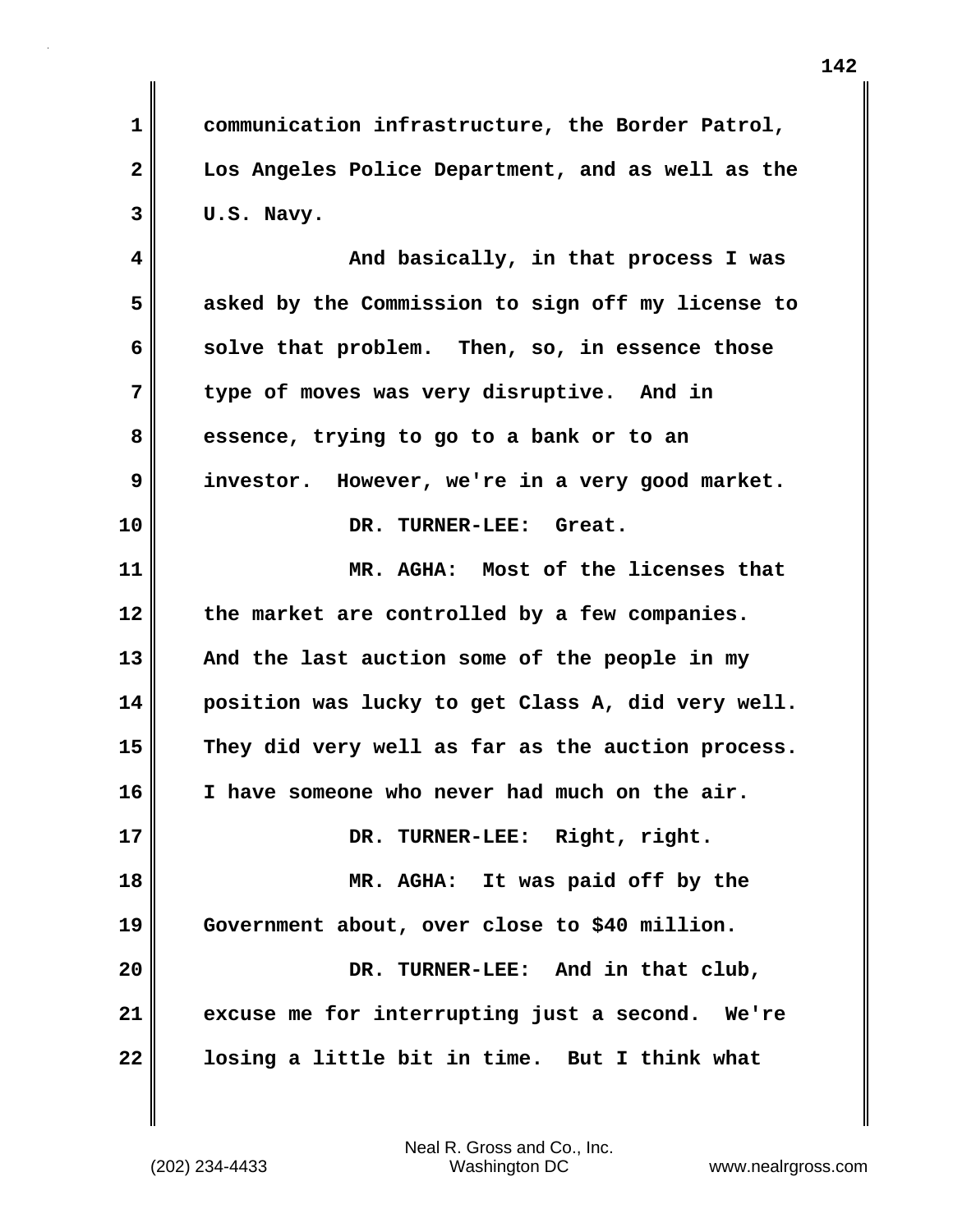communication infrastructure, the Border Patrol, Los Angeles Police Department, and as well as the U.S. Navy.

And basically, in that process I was asked by the Commission to sign off my license to solve that problem. Then, so, in essence those type of moves was very disruptive. And in essence, trying to go to a bank or to an investor. However, we're in a very good market.

DR. TURNER-LEE: Great.

MR. AGHA: Most of the licenses that the market are controlled by a few companies. And the last auction some of the people in my position was lucky to get Class A, did very well. They did very well as far as the auction process. I have someone who never had much on the air.

DR. TURNER-LEE: Right, right.

MR. AGHA: It was paid off by the Government about, over close to $40 million.

DR. TURNER-LEE: And in that club, excuse me for interrupting just a second. We're losing a little bit in time. But I think what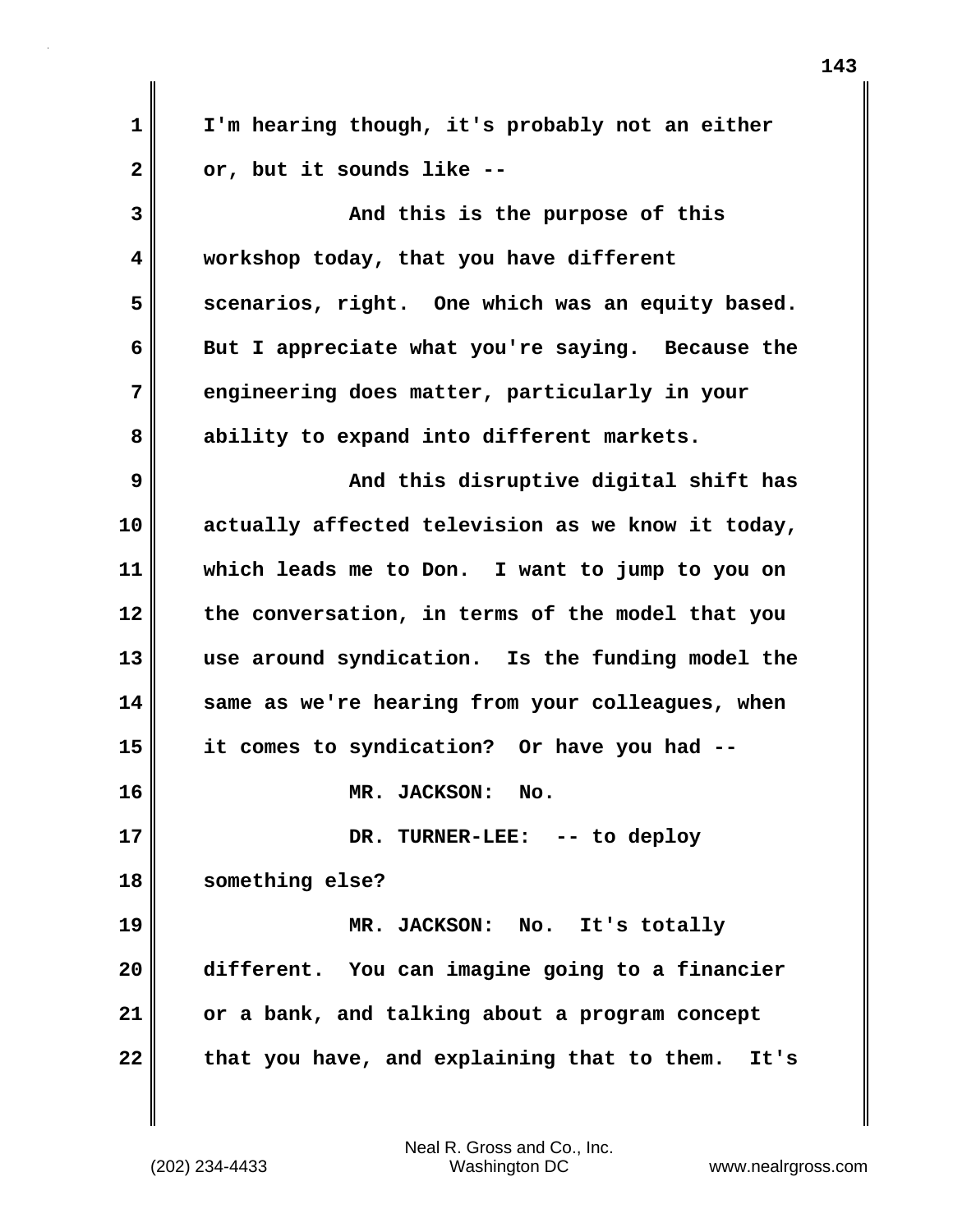I'm hearing though, it's probably not an either or, but it sounds like --

And this is the purpose of this workshop today, that you have different scenarios, right. One which was an equity based. But I appreciate what you're saying. Because the engineering does matter, particularly in your ability to expand into different markets.

And this disruptive digital shift has actually affected television as we know it today, which leads me to Don. I want to jump to you on the conversation, in terms of the model that you use around syndication. Is the funding model the same as we're hearing from your colleagues, when it comes to syndication? Or have you had --

MR. JACKSON: No.

DR. TURNER-LEE: -- to deploy something else?

MR. JACKSON: No. It's totally different. You can imagine going to a financier or a bank, and talking about a program concept that you have, and explaining that to them. It's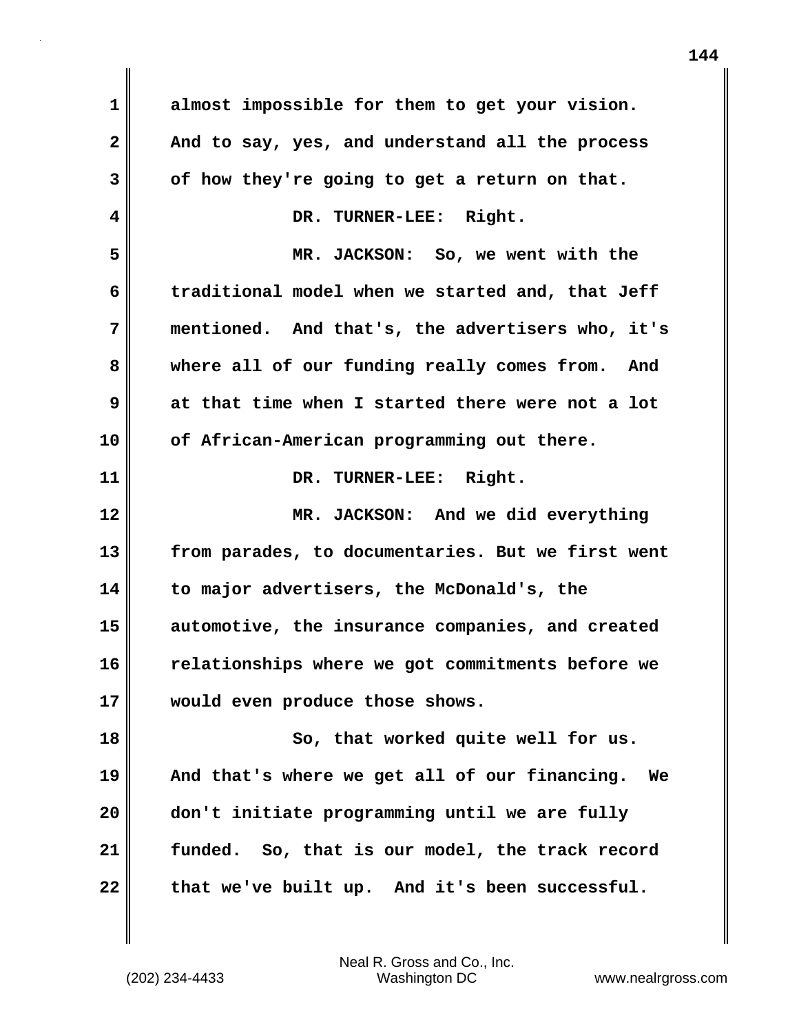almost impossible for them to get your vision. And to say, yes, and understand all the process of how they're going to get a return on that.

DR. TURNER-LEE: Right.

MR. JACKSON: So, we went with the traditional model when we started and, that Jeff mentioned. And that's, the advertisers who, it's where all of our funding really comes from. And at that time when I started there were not a lot of African-American programming out there.

DR. TURNER-LEE: Right.

MR. JACKSON: And we did everything from parades, to documentaries. But we first went to major advertisers, the McDonald's, the automotive, the insurance companies, and created relationships where we got commitments before we would even produce those shows.

So, that worked quite well for us. And that's where we get all of our financing. We don't initiate programming until we are fully funded. So, that is our model, the track record that we've built up. And it's been successful.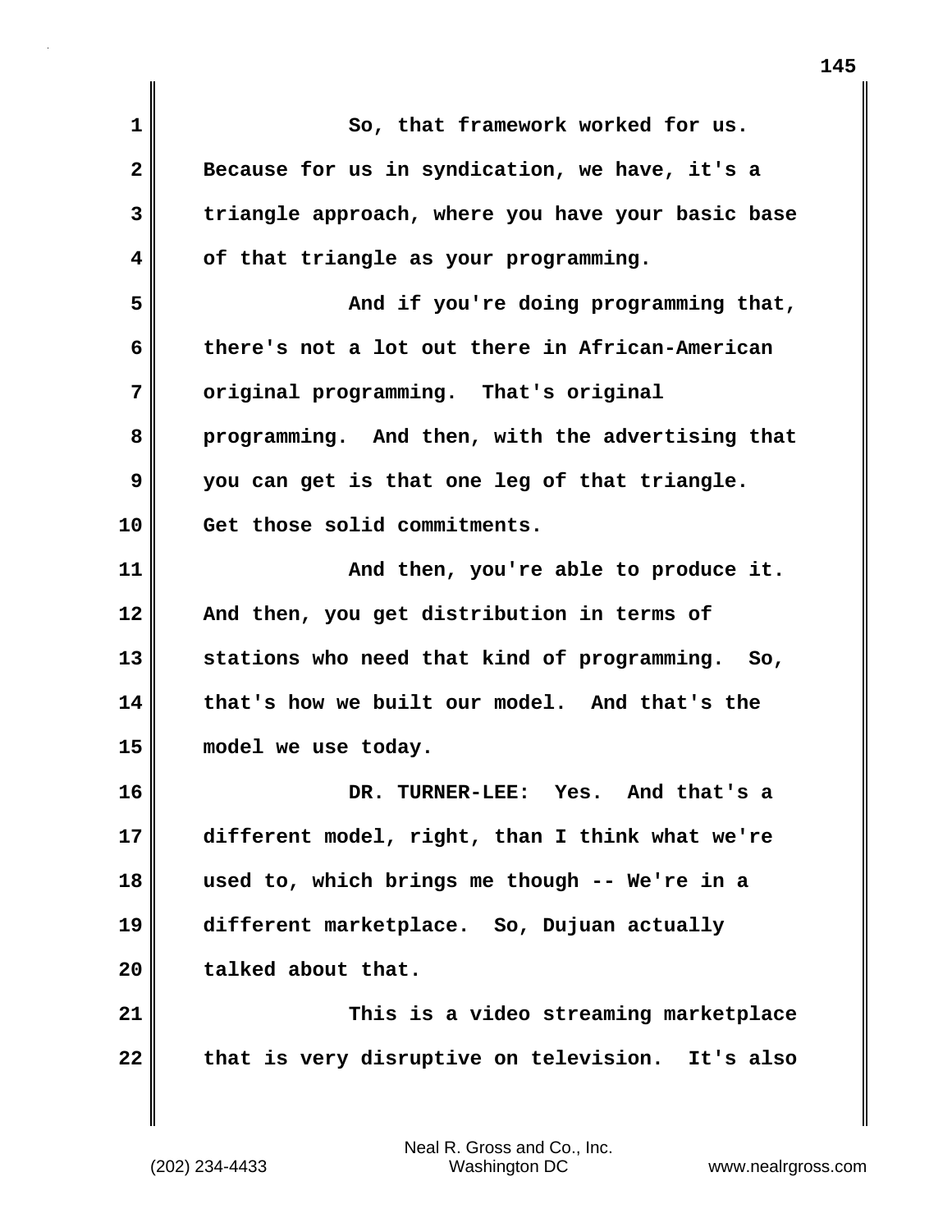So, that framework worked for us. Because for us in syndication, we have, it's a triangle approach, where you have your basic base of that triangle as your programming.

And if you're doing programming that, there's not a lot out there in African-American original programming. That's original programming. And then, with the advertising that you can get is that one leg of that triangle. Get those solid commitments.

And then, you're able to produce it. And then, you get distribution in terms of stations who need that kind of programming. So, that's how we built our model. And that's the model we use today.

DR. TURNER-LEE: Yes. And that's a different model, right, than I think what we're used to, which brings me though -- We're in a different marketplace. So, Dujuan actually talked about that.

This is a video streaming marketplace that is very disruptive on television. It's also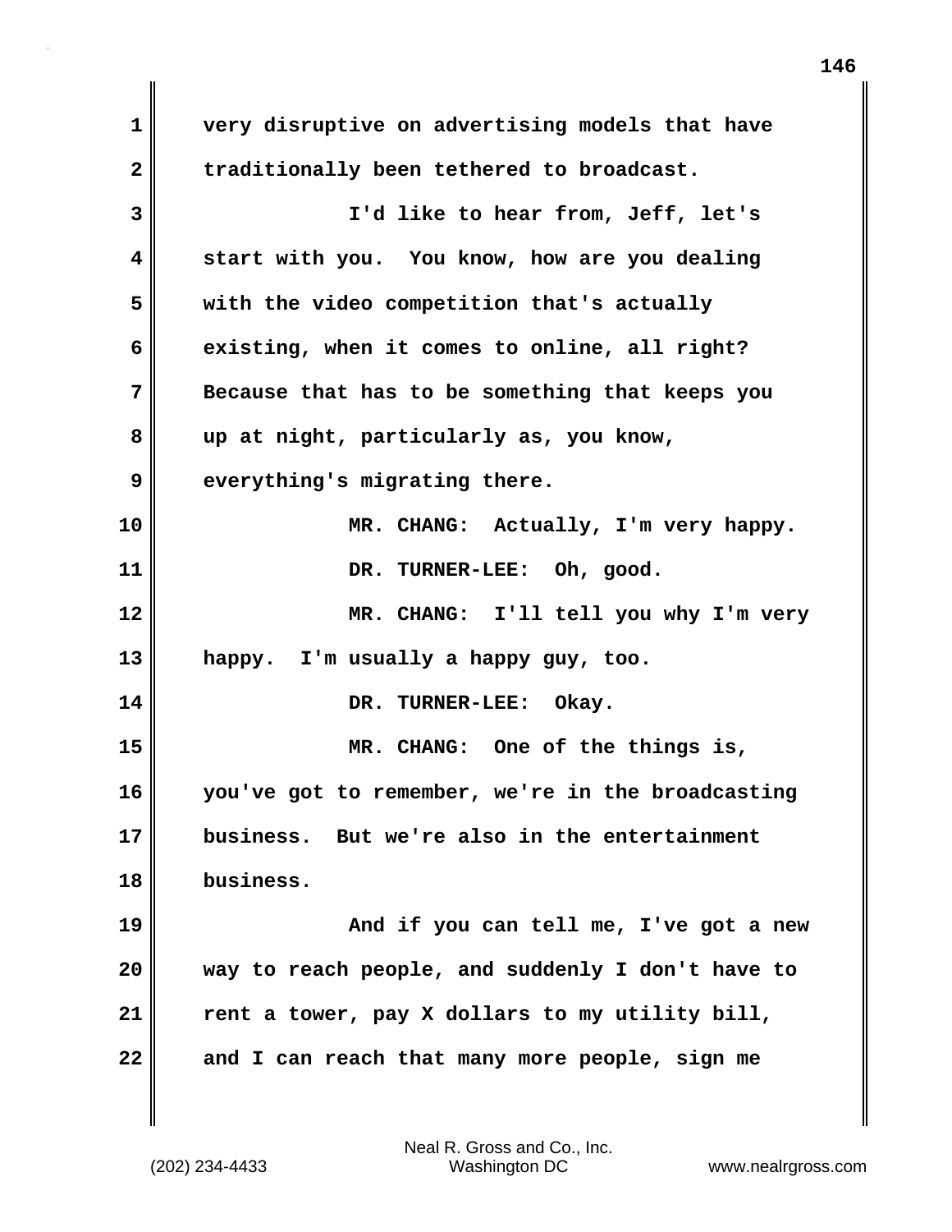very disruptive on advertising models that have traditionally been tethered to broadcast.

I'd like to hear from, Jeff, let's start with you. You know, how are you dealing with the video competition that's actually existing, when it comes to online, all right? Because that has to be something that keeps you up at night, particularly as, you know, everything's migrating there.

MR. CHANG: Actually, I'm very happy.

DR. TURNER-LEE: Oh, good.

MR. CHANG: I'll tell you why I'm very happy. I'm usually a happy guy, too.

DR. TURNER-LEE: Okay.

MR. CHANG: One of the things is, you've got to remember, we're in the broadcasting business. But we're also in the entertainment business.

And if you can tell me, I've got a new way to reach people, and suddenly I don't have to rent a tower, pay X dollars to my utility bill, and I can reach that many more people, sign me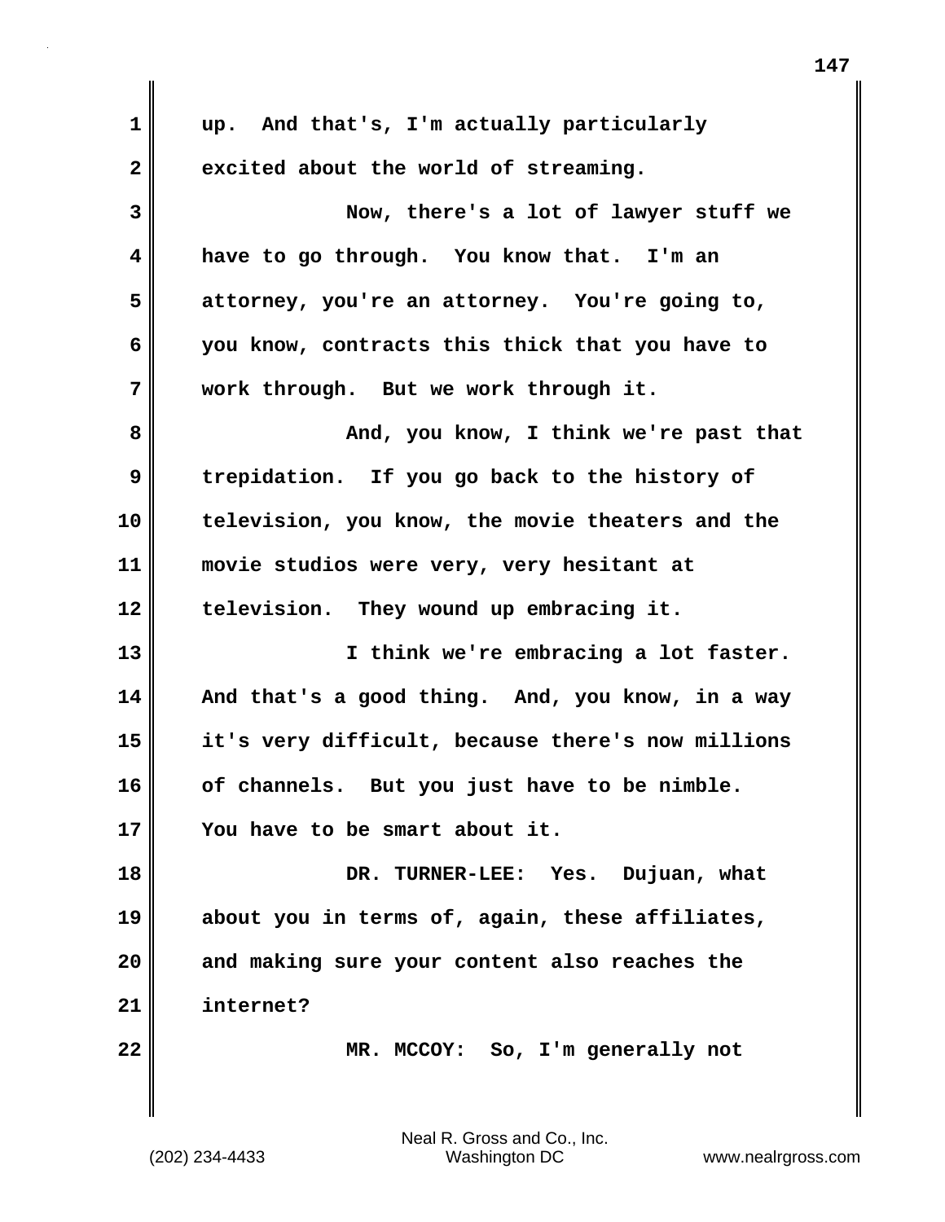up. And that's, I'm actually particularly excited about the world of streaming.

Now, there's a lot of lawyer stuff we have to go through. You know that. I'm an attorney, you're an attorney. You're going to, you know, contracts this thick that you have to work through. But we work through it.

And, you know, I think we're past that trepidation. If you go back to the history of television, you know, the movie theaters and the movie studios were very, very hesitant at television. They wound up embracing it.

I think we're embracing a lot faster. And that's a good thing. And, you know, in a way it's very difficult, because there's now millions of channels. But you just have to be nimble. You have to be smart about it.

DR. TURNER-LEE: Yes. Dujuan, what about you in terms of, again, these affiliates, and making sure your content also reaches the internet?

MR. MCCOY: So, I'm generally not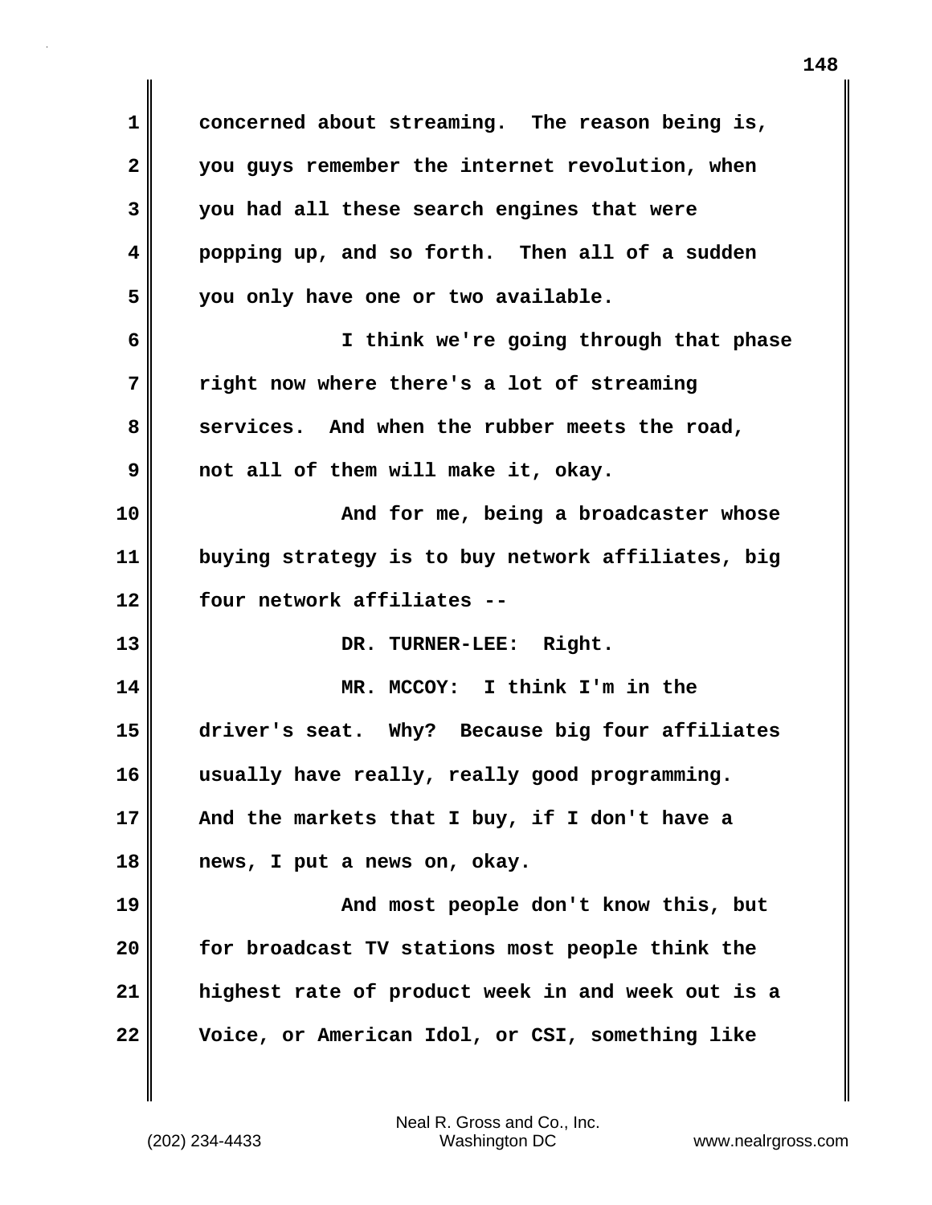concerned about streaming. The reason being is, you guys remember the internet revolution, when you had all these search engines that were popping up, and so forth. Then all of a sudden you only have one or two available.

I think we're going through that phase right now where there's a lot of streaming services. And when the rubber meets the road, not all of them will make it, okay.

And for me, being a broadcaster whose buying strategy is to buy network affiliates, big four network affiliates --

DR. TURNER-LEE: Right.

MR. MCCOY: I think I'm in the driver's seat. Why? Because big four affiliates usually have really, really good programming. And the markets that I buy, if I don't have a news, I put a news on, okay.

And most people don't know this, but for broadcast TV stations most people think the highest rate of product week in and week out is a Voice, or American Idol, or CSI, something like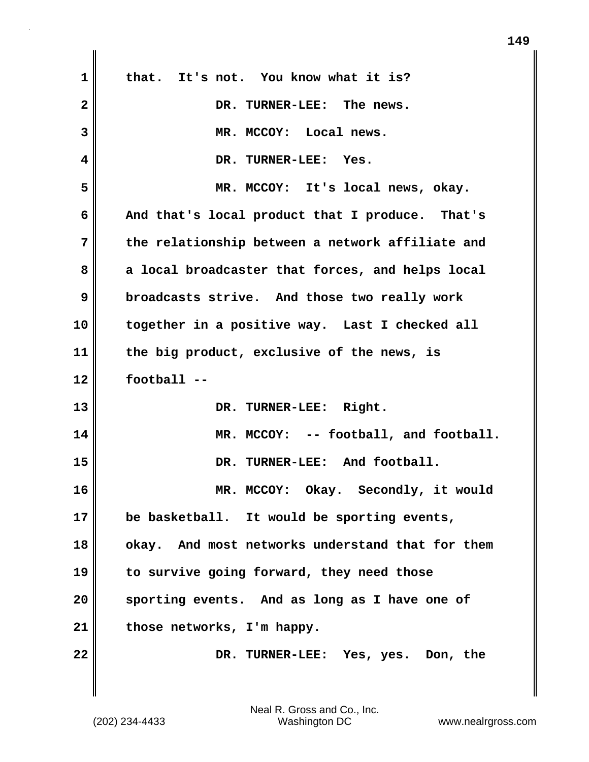that. It's not. You know what it is?

DR. TURNER-LEE: The news.

MR. MCCOY: Local news.

DR. TURNER-LEE: Yes.

MR. MCCOY: It's local news, okay. And that's local product that I produce. That's the relationship between a network affiliate and a local broadcaster that forces, and helps local broadcasts strive. And those two really work together in a positive way. Last I checked all the big product, exclusive of the news, is football --

DR. TURNER-LEE: Right.

MR. MCCOY: -- football, and football.

DR. TURNER-LEE: And football.

MR. MCCOY: Okay. Secondly, it would be basketball. It would be sporting events, okay. And most networks understand that for them to survive going forward, they need those sporting events. And as long as I have one of those networks, I'm happy.

DR. TURNER-LEE: Yes, yes. Don, the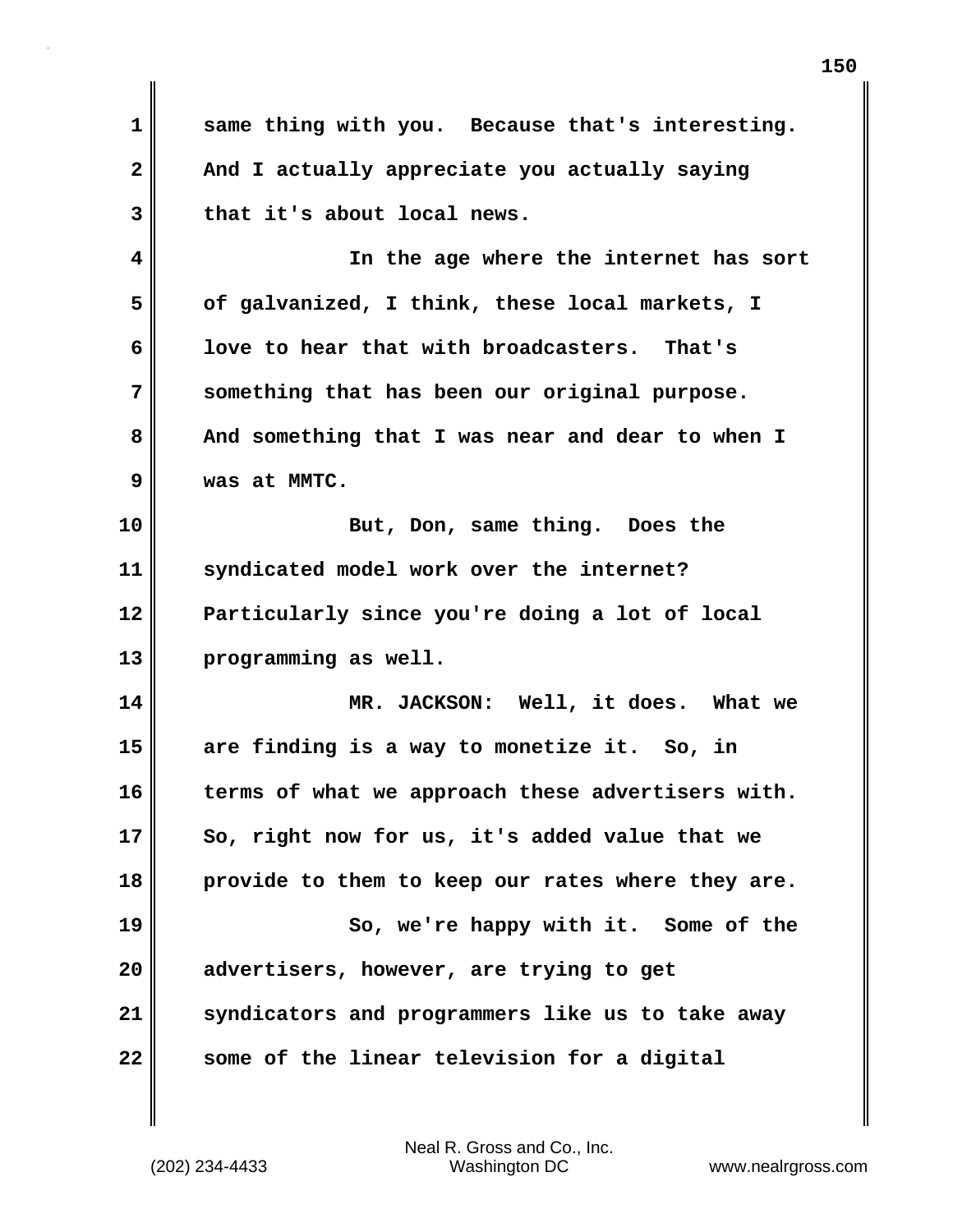same thing with you. Because that's interesting. And I actually appreciate you actually saying that it's about local news.

In the age where the internet has sort of galvanized, I think, these local markets, I love to hear that with broadcasters. That's something that has been our original purpose. And something that I was near and dear to when I was at MMTC.

But, Don, same thing. Does the syndicated model work over the internet? Particularly since you're doing a lot of local programming as well.

MR. JACKSON: Well, it does. What we are finding is a way to monetize it. So, in terms of what we approach these advertisers with. So, right now for us, it's added value that we provide to them to keep our rates where they are.

So, we're happy with it. Some of the advertisers, however, are trying to get syndicators and programmers like us to take away some of the linear television for a digital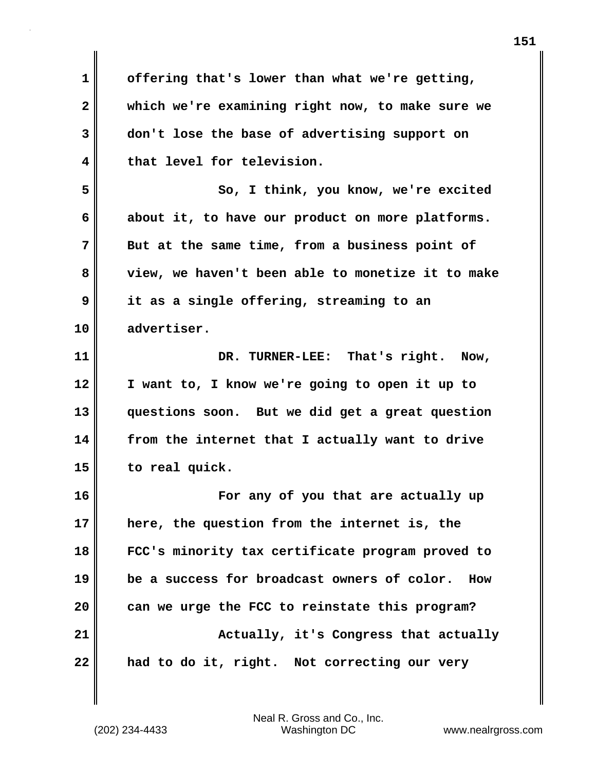offering that's lower than what we're getting, which we're examining right now, to make sure we don't lose the base of advertising support on that level for television.

So, I think, you know, we're excited about it, to have our product on more platforms. But at the same time, from a business point of view, we haven't been able to monetize it to make it as a single offering, streaming to an advertiser.

DR. TURNER-LEE: That's right. Now, I want to, I know we're going to open it up to questions soon. But we did get a great question from the internet that I actually want to drive to real quick.

For any of you that are actually up here, the question from the internet is, the FCC's minority tax certificate program proved to be a success for broadcast owners of color. How can we urge the FCC to reinstate this program?

Actually, it's Congress that actually had to do it, right. Not correcting our very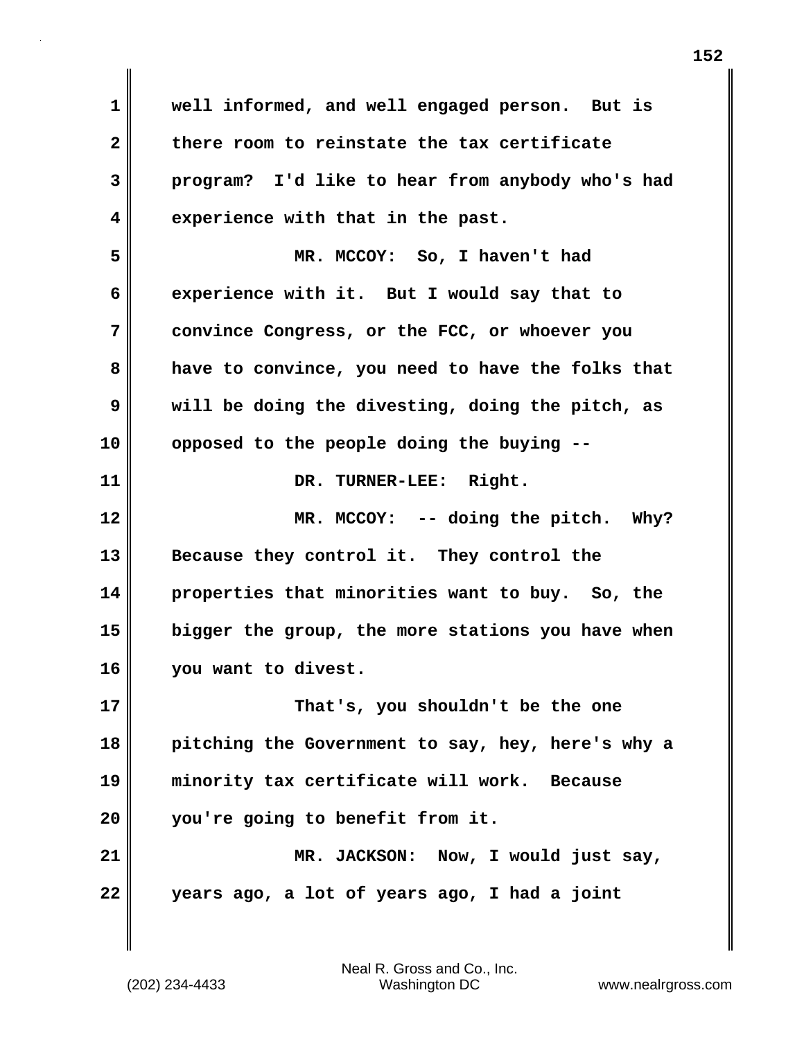well informed, and well engaged person. But is there room to reinstate the tax certificate program? I'd like to hear from anybody who's had experience with that in the past.

MR. MCCOY: So, I haven't had experience with it. But I would say that to convince Congress, or the FCC, or whoever you have to convince, you need to have the folks that will be doing the divesting, doing the pitch, as opposed to the people doing the buying --

DR. TURNER-LEE: Right.

MR. MCCOY: -- doing the pitch. Why? Because they control it. They control the properties that minorities want to buy. So, the bigger the group, the more stations you have when you want to divest.

That's, you shouldn't be the one pitching the Government to say, hey, here's why a minority tax certificate will work. Because you're going to benefit from it.

MR. JACKSON: Now, I would just say, years ago, a lot of years ago, I had a joint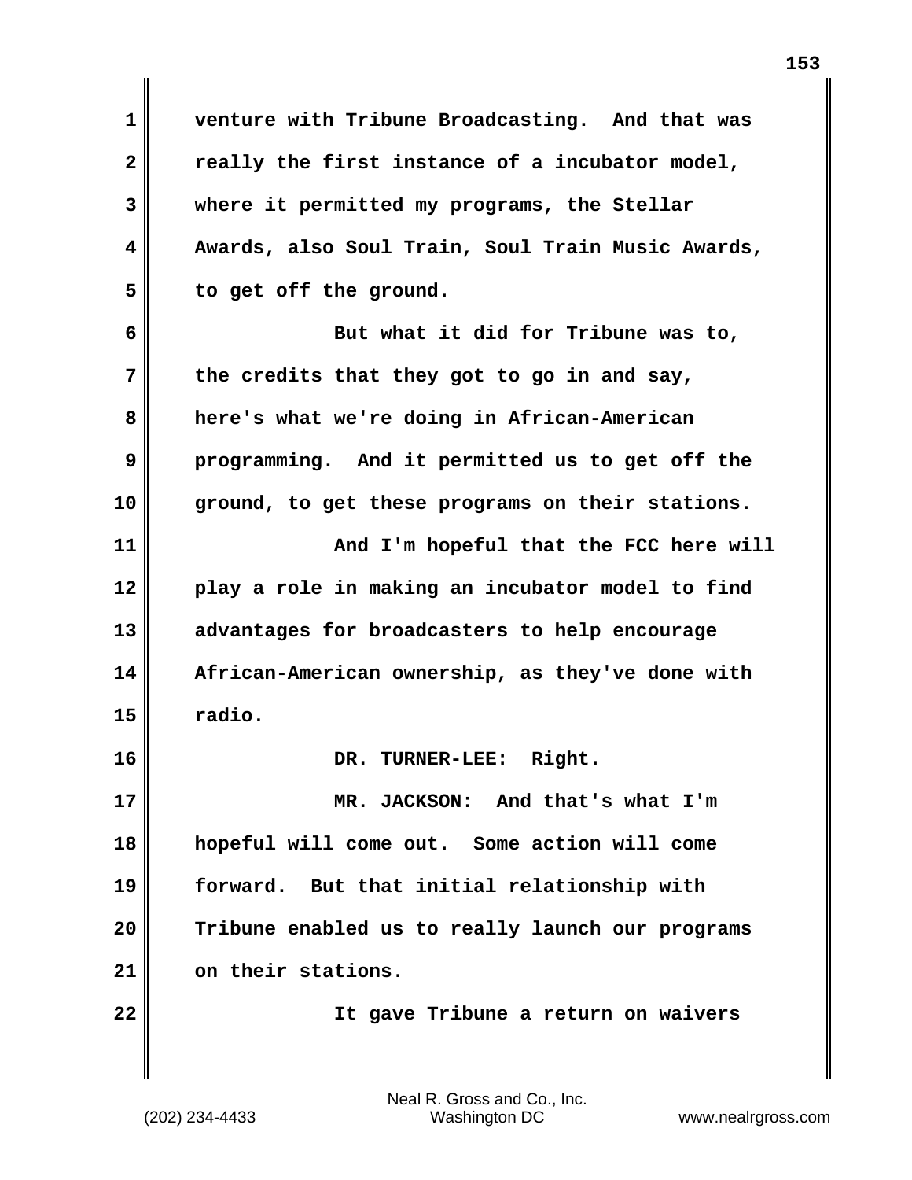venture with Tribune Broadcasting. And that was really the first instance of a incubator model, where it permitted my programs, the Stellar Awards, also Soul Train, Soul Train Music Awards, to get off the ground.

But what it did for Tribune was to, the credits that they got to go in and say, here's what we're doing in African-American programming. And it permitted us to get off the ground, to get these programs on their stations.

And I'm hopeful that the FCC here will play a role in making an incubator model to find advantages for broadcasters to help encourage African-American ownership, as they've done with radio.

DR. TURNER-LEE: Right.

MR. JACKSON: And that's what I'm hopeful will come out. Some action will come forward. But that initial relationship with Tribune enabled us to really launch our programs on their stations.

It gave Tribune a return on waivers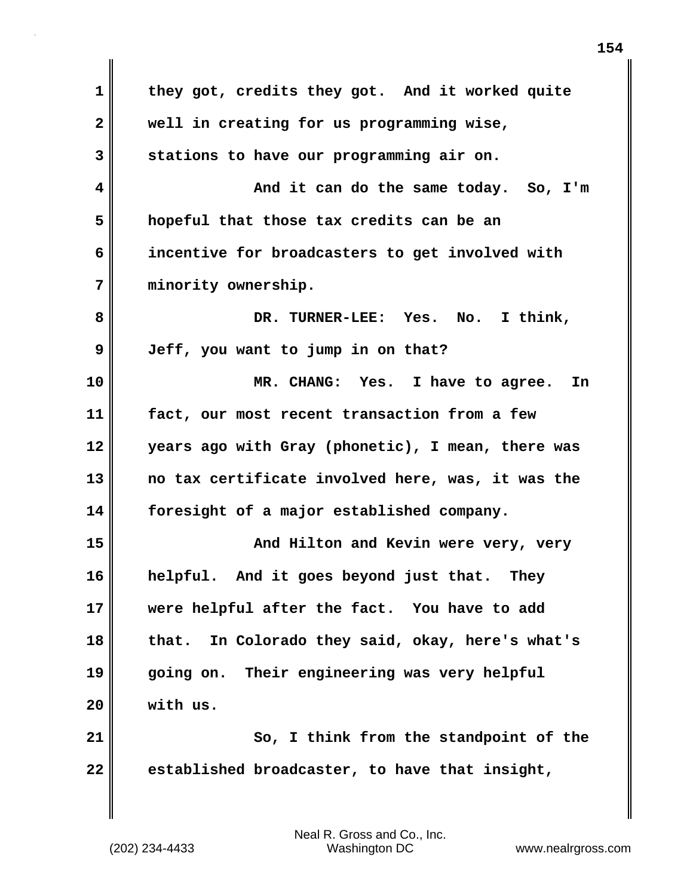1 they got, credits they got. And it worked quite
2 well in creating for us programming wise,
3 stations to have our programming air on.
4 And it can do the same today. So, I'm
5 hopeful that those tax credits can be an
6 incentive for broadcasters to get involved with
7 minority ownership.
8 DR. TURNER-LEE: Yes. No. I think,
9 Jeff, you want to jump in on that?
10 MR. CHANG: Yes. I have to agree. In
11 fact, our most recent transaction from a few
12 years ago with Gray (phonetic), I mean, there was
13 no tax certificate involved here, was, it was the
14 foresight of a major established company.
15 And Hilton and Kevin were very, very
16 helpful. And it goes beyond just that. They
17 were helpful after the fact. You have to add
18 that. In Colorado they said, okay, here's what's
19 going on. Their engineering was very helpful
20 with us.
21 So, I think from the standpoint of the
22 established broadcaster, to have that insight,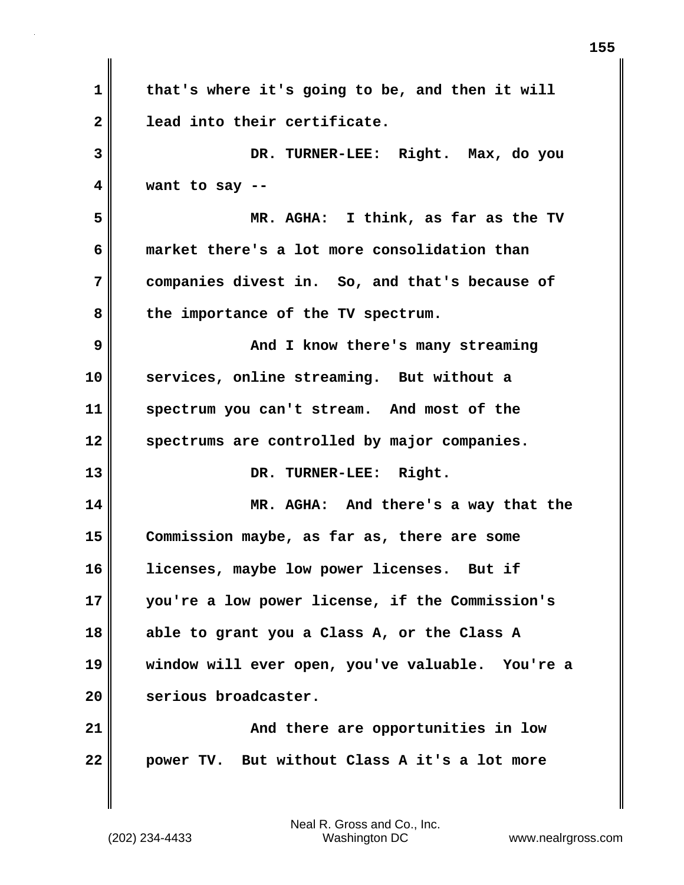that's where it's going to be, and then it will lead into their certificate.

DR. TURNER-LEE: Right. Max, do you want to say --

MR. AGHA: I think, as far as the TV market there's a lot more consolidation than companies divest in. So, and that's because of the importance of the TV spectrum.

And I know there's many streaming services, online streaming. But without a spectrum you can't stream. And most of the spectrums are controlled by major companies.

DR. TURNER-LEE: Right.

MR. AGHA: And there's a way that the Commission maybe, as far as, there are some licenses, maybe low power licenses. But if you're a low power license, if the Commission's able to grant you a Class A, or the Class A window will ever open, you've valuable. You're a serious broadcaster.

And there are opportunities in low power TV. But without Class A it's a lot more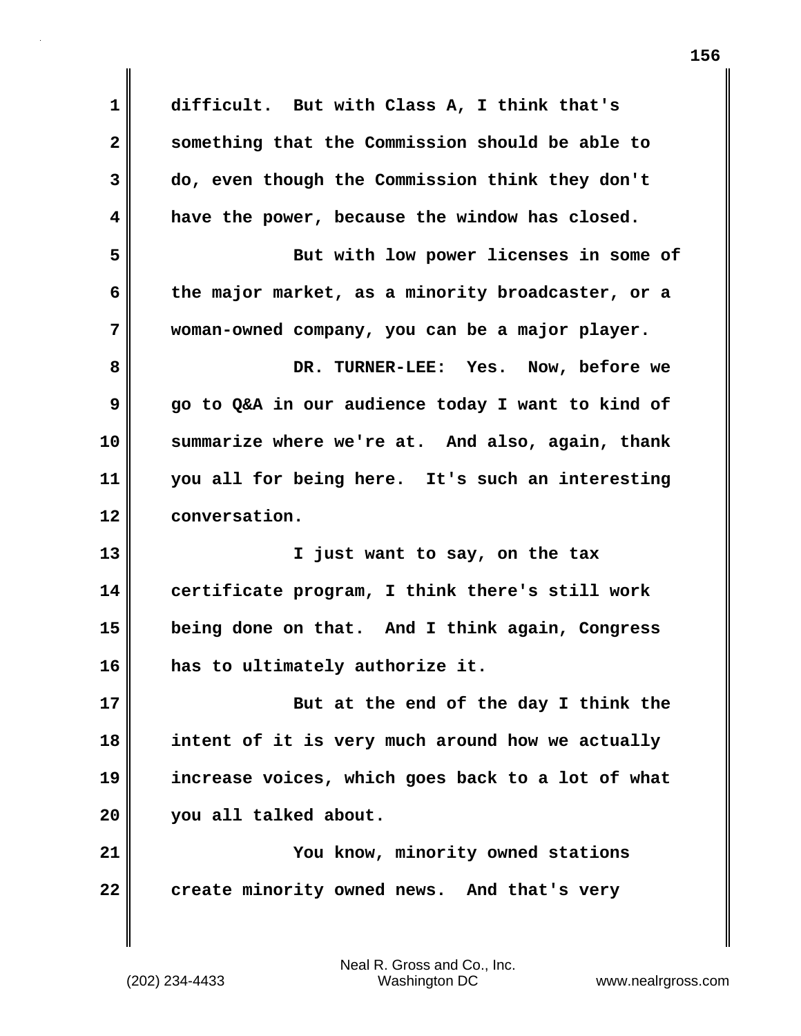difficult. But with Class A, I think that's something that the Commission should be able to do, even though the Commission think they don't have the power, because the window has closed.

But with low power licenses in some of the major market, as a minority broadcaster, or a woman-owned company, you can be a major player.

DR. TURNER-LEE: Yes. Now, before we go to Q&A in our audience today I want to kind of summarize where we're at. And also, again, thank you all for being here. It's such an interesting conversation.

I just want to say, on the tax certificate program, I think there's still work being done on that. And I think again, Congress has to ultimately authorize it.

But at the end of the day I think the intent of it is very much around how we actually increase voices, which goes back to a lot of what you all talked about.

You know, minority owned stations create minority owned news. And that's very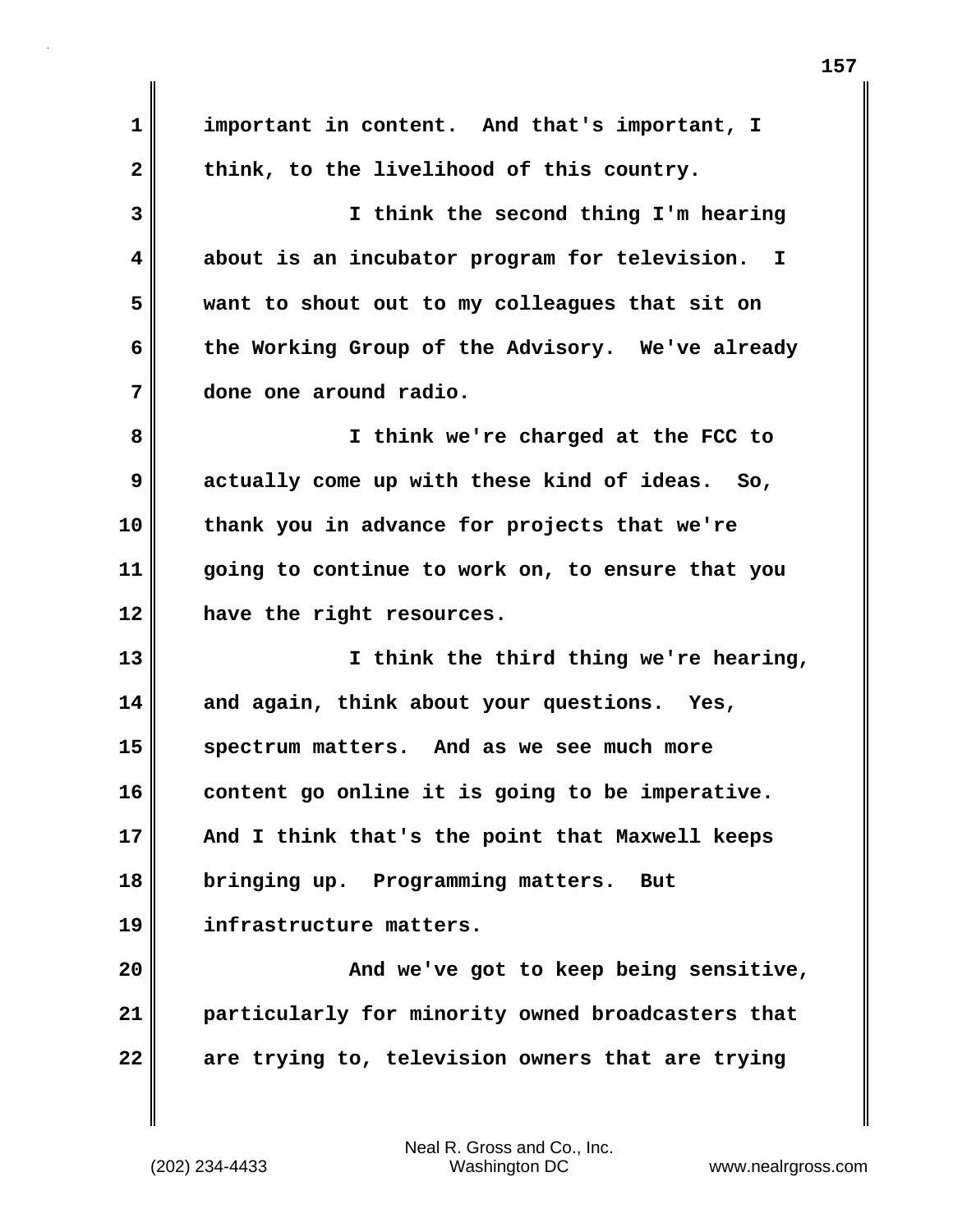important in content. And that's important, I think, to the livelihood of this country.

I think the second thing I'm hearing about is an incubator program for television. I want to shout out to my colleagues that sit on the Working Group of the Advisory. We've already done one around radio.

I think we're charged at the FCC to actually come up with these kind of ideas. So, thank you in advance for projects that we're going to continue to work on, to ensure that you have the right resources.

I think the third thing we're hearing, and again, think about your questions. Yes, spectrum matters. And as we see much more content go online it is going to be imperative. And I think that's the point that Maxwell keeps bringing up. Programming matters. But infrastructure matters.

And we've got to keep being sensitive, particularly for minority owned broadcasters that are trying to, television owners that are trying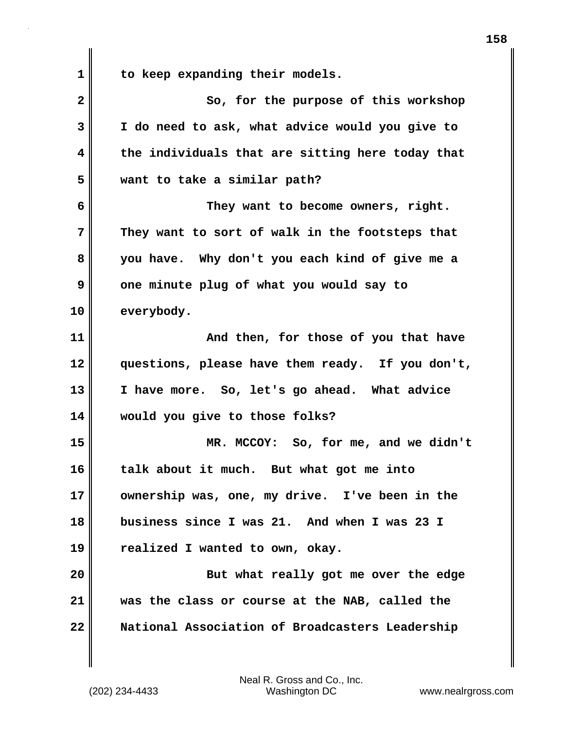to keep expanding their models.

So, for the purpose of this workshop I do need to ask, what advice would you give to the individuals that are sitting here today that want to take a similar path?

They want to become owners, right. They want to sort of walk in the footsteps that you have. Why don't you each kind of give me a one minute plug of what you would say to everybody.

And then, for those of you that have questions, please have them ready. If you don't, I have more. So, let's go ahead. What advice would you give to those folks?

MR. MCCOY: So, for me, and we didn't talk about it much. But what got me into ownership was, one, my drive. I've been in the business since I was 21. And when I was 23 I realized I wanted to own, okay.

But what really got me over the edge was the class or course at the NAB, called the National Association of Broadcasters Leadership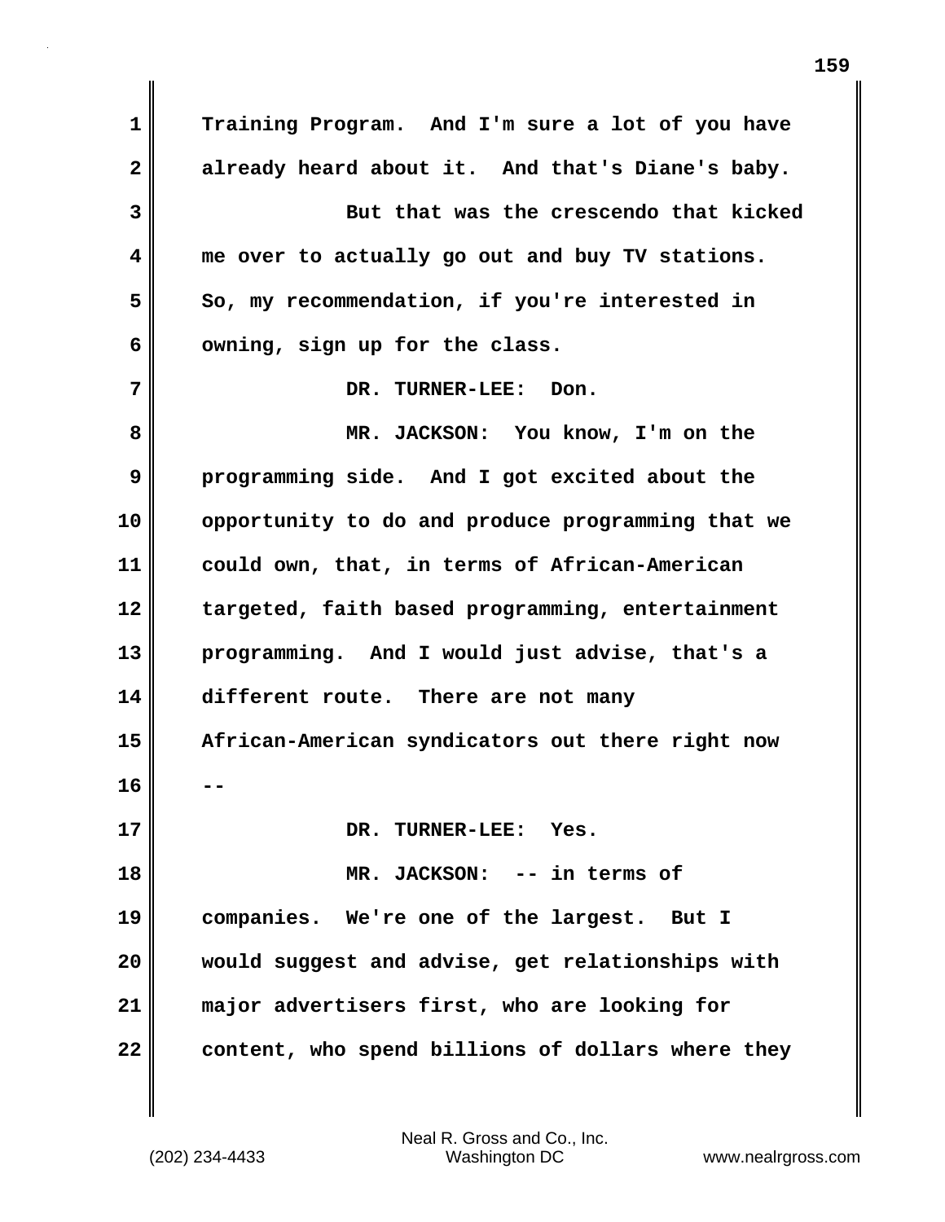Training Program. And I'm sure a lot of you have already heard about it. And that's Diane's baby.

But that was the crescendo that kicked me over to actually go out and buy TV stations. So, my recommendation, if you're interested in owning, sign up for the class.

DR. TURNER-LEE: Don.

MR. JACKSON: You know, I'm on the programming side. And I got excited about the opportunity to do and produce programming that we could own, that, in terms of African-American targeted, faith based programming, entertainment programming. And I would just advise, that's a different route. There are not many African-American syndicators out there right now --

DR. TURNER-LEE: Yes.

MR. JACKSON: -- in terms of companies. We're one of the largest. But I would suggest and advise, get relationships with major advertisers first, who are looking for content, who spend billions of dollars where they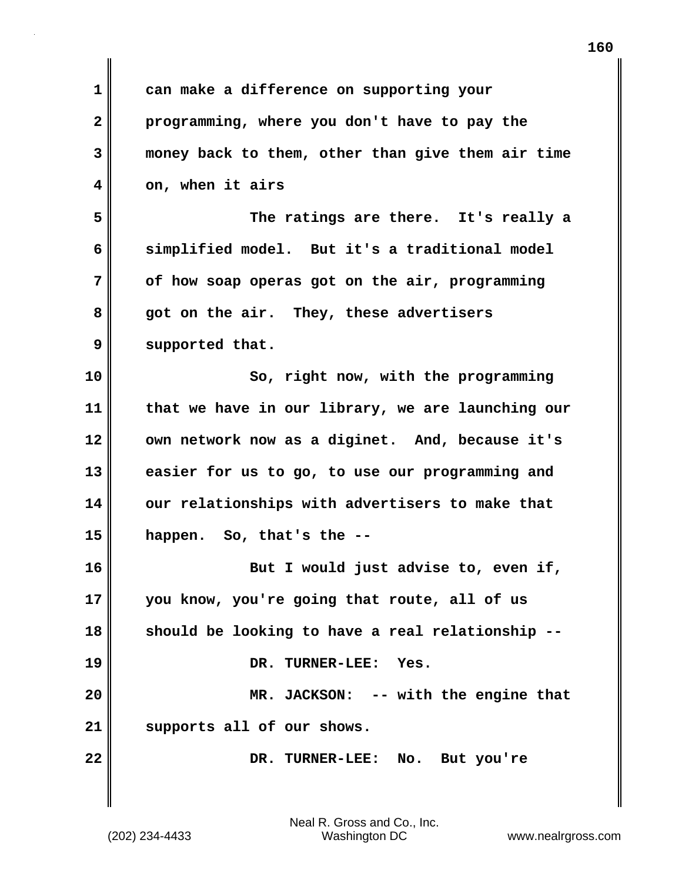can make a difference on supporting your programming, where you don't have to pay the money back to them, other than give them air time on, when it airs

The ratings are there. It's really a simplified model. But it's a traditional model of how soap operas got on the air, programming got on the air. They, these advertisers supported that.

So, right now, with the programming that we have in our library, we are launching our own network now as a diginet. And, because it's easier for us to go, to use our programming and our relationships with advertisers to make that happen. So, that's the --

But I would just advise to, even if, you know, you're going that route, all of us should be looking to have a real relationship --

DR. TURNER-LEE: Yes.

MR. JACKSON: -- with the engine that supports all of our shows.

DR. TURNER-LEE: No. But you're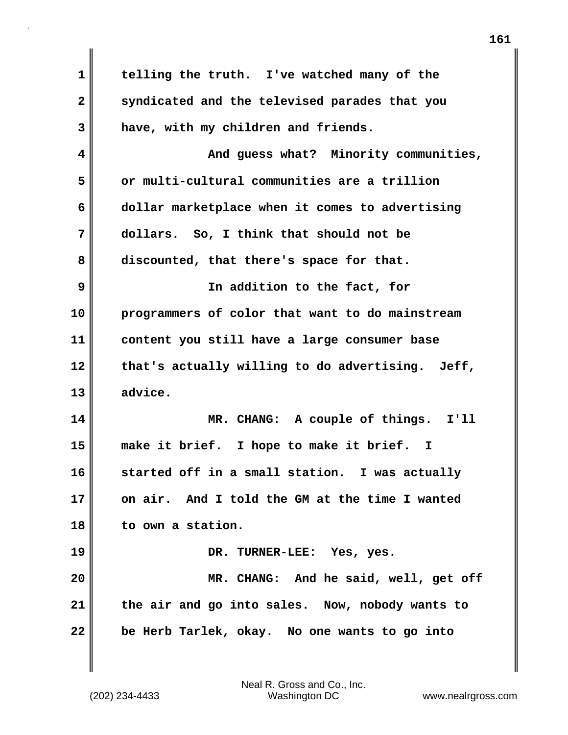telling the truth. I've watched many of the syndicated and the televised parades that you have, with my children and friends.

And guess what? Minority communities, or multi-cultural communities are a trillion dollar marketplace when it comes to advertising dollars. So, I think that should not be discounted, that there's space for that.

In addition to the fact, for programmers of color that want to do mainstream content you still have a large consumer base that's actually willing to do advertising. Jeff, advice.

MR. CHANG: A couple of things. I'll make it brief. I hope to make it brief. I started off in a small station. I was actually on air. And I told the GM at the time I wanted to own a station.

DR. TURNER-LEE: Yes, yes.

MR. CHANG: And he said, well, get off the air and go into sales. Now, nobody wants to be Herb Tarlek, okay. No one wants to go into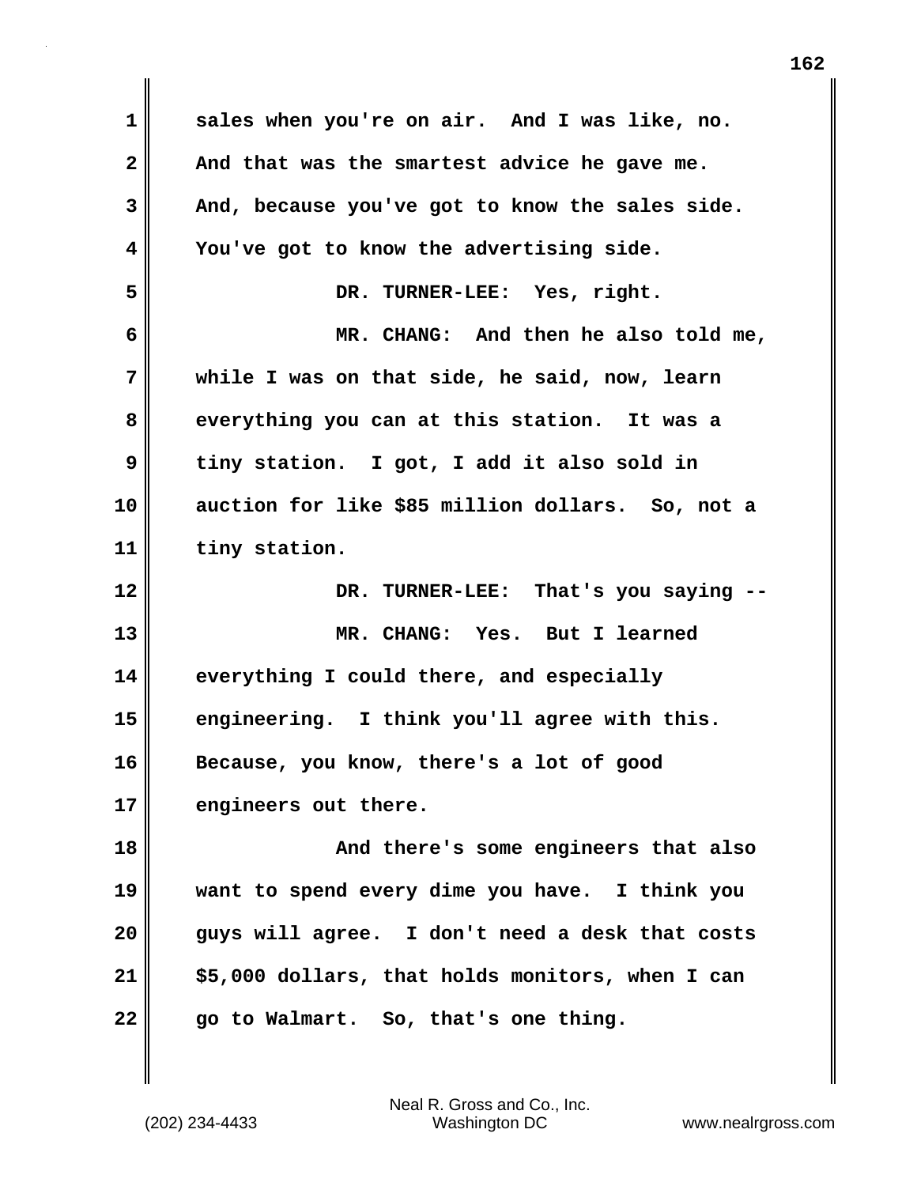sales when you're on air. And I was like, no. And that was the smartest advice he gave me. And, because you've got to know the sales side. You've got to know the advertising side.

DR. TURNER-LEE: Yes, right.

MR. CHANG: And then he also told me, while I was on that side, he said, now, learn everything you can at this station. It was a tiny station. I got, I add it also sold in auction for like $85 million dollars. So, not a tiny station.

DR. TURNER-LEE: That's you saying --

MR. CHANG: Yes. But I learned everything I could there, and especially engineering. I think you'll agree with this. Because, you know, there's a lot of good engineers out there.

And there's some engineers that also want to spend every dime you have. I think you guys will agree. I don't need a desk that costs $5,000 dollars, that holds monitors, when I can go to Walmart. So, that's one thing.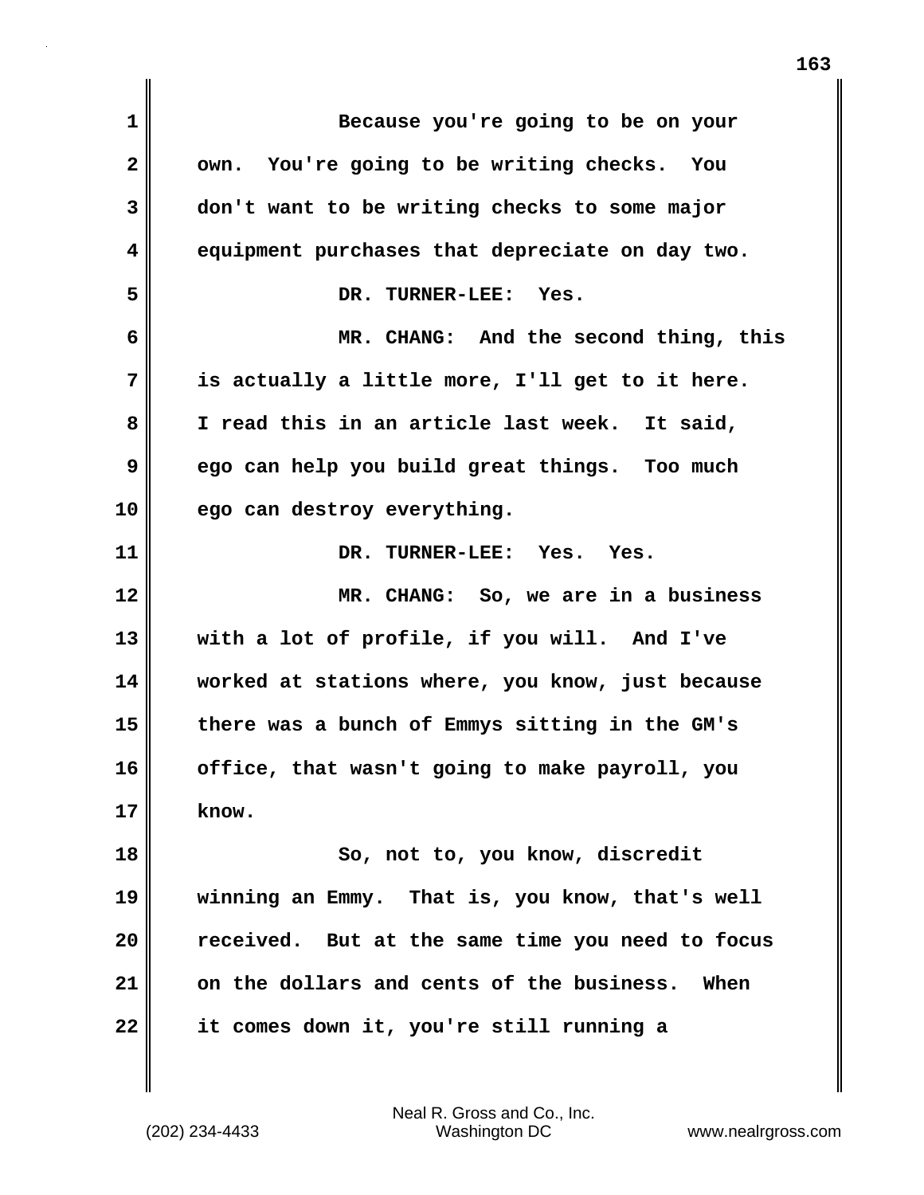Because you're going to be on your own. You're going to be writing checks. You don't want to be writing checks to some major equipment purchases that depreciate on day two.

DR. TURNER-LEE: Yes.

MR. CHANG: And the second thing, this is actually a little more, I'll get to it here. I read this in an article last week. It said, ego can help you build great things. Too much ego can destroy everything.

DR. TURNER-LEE: Yes. Yes.

MR. CHANG: So, we are in a business with a lot of profile, if you will. And I've worked at stations where, you know, just because there was a bunch of Emmys sitting in the GM's office, that wasn't going to make payroll, you know.

So, not to, you know, discredit winning an Emmy. That is, you know, that's well received. But at the same time you need to focus on the dollars and cents of the business. When it comes down it, you're still running a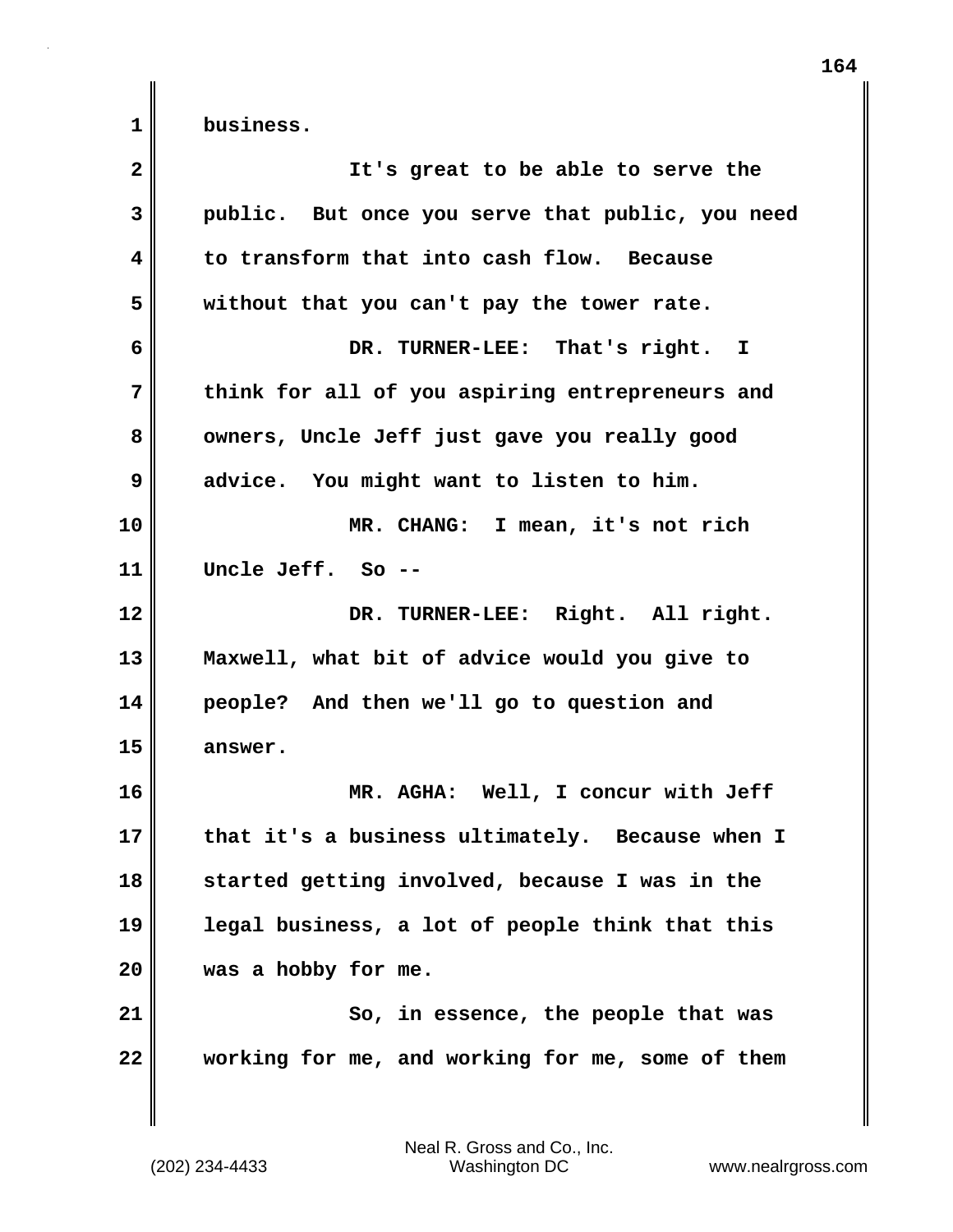business.

It's great to be able to serve the public. But once you serve that public, you need to transform that into cash flow. Because without that you can't pay the tower rate.

DR. TURNER-LEE: That's right. I think for all of you aspiring entrepreneurs and owners, Uncle Jeff just gave you really good advice. You might want to listen to him.

MR. CHANG: I mean, it's not rich Uncle Jeff. So --

DR. TURNER-LEE: Right. All right. Maxwell, what bit of advice would you give to people? And then we'll go to question and answer.

MR. AGHA: Well, I concur with Jeff that it's a business ultimately. Because when I started getting involved, because I was in the legal business, a lot of people think that this was a hobby for me.

So, in essence, the people that was working for me, and working for me, some of them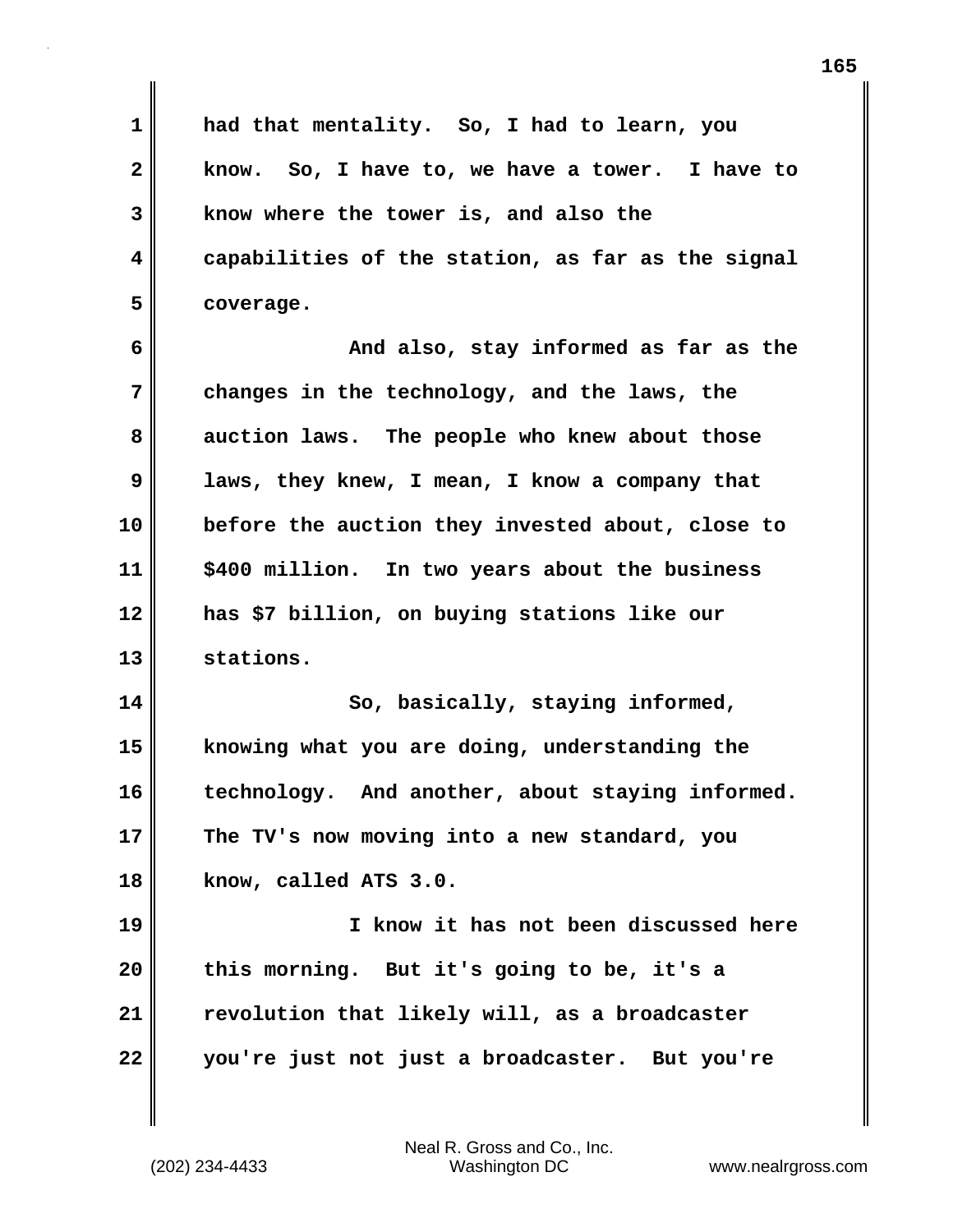had that mentality. So, I had to learn, you know. So, I have to, we have a tower. I have to know where the tower is, and also the capabilities of the station, as far as the signal coverage.

And also, stay informed as far as the changes in the technology, and the laws, the auction laws. The people who knew about those laws, they knew, I mean, I know a company that before the auction they invested about, close to $400 million. In two years about the business has $7 billion, on buying stations like our stations.

So, basically, staying informed, knowing what you are doing, understanding the technology. And another, about staying informed. The TV's now moving into a new standard, you know, called ATS 3.0.

I know it has not been discussed here this morning. But it's going to be, it's a revolution that likely will, as a broadcaster you're just not just a broadcaster. But you're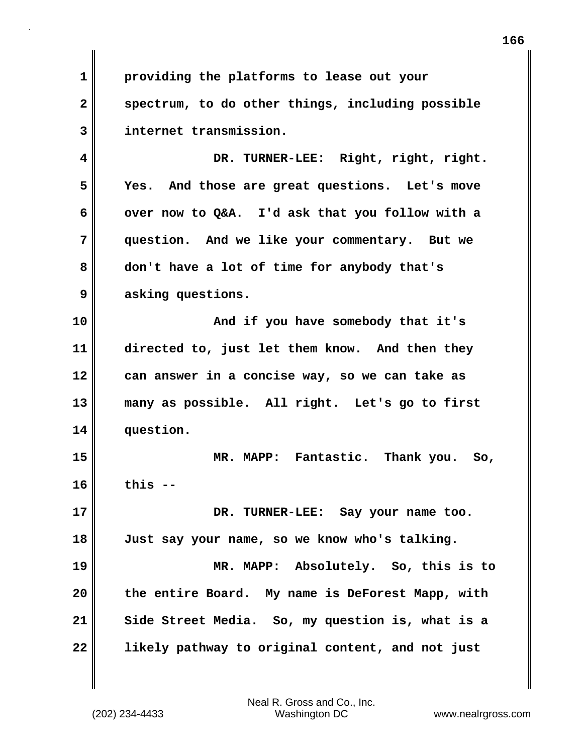providing the platforms to lease out your spectrum, to do other things, including possible internet transmission.

DR. TURNER-LEE: Right, right, right. Yes. And those are great questions. Let's move over now to Q&A. I'd ask that you follow with a question. And we like your commentary. But we don't have a lot of time for anybody that's asking questions.

And if you have somebody that it's directed to, just let them know. And then they can answer in a concise way, so we can take as many as possible. All right. Let's go to first question.

MR. MAPP: Fantastic. Thank you. So, this --

DR. TURNER-LEE: Say your name too. Just say your name, so we know who's talking.

MR. MAPP: Absolutely. So, this is to the entire Board. My name is DeForest Mapp, with Side Street Media. So, my question is, what is a likely pathway to original content, and not just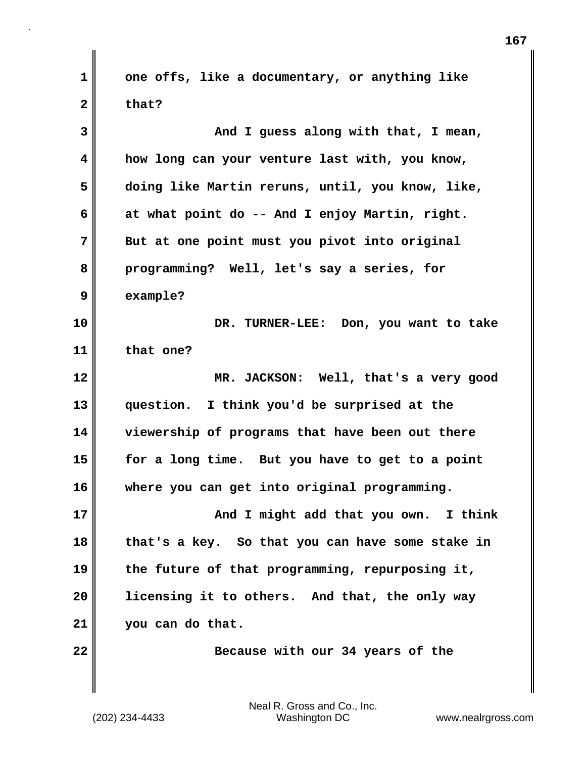one offs, like a documentary, or anything like that?

And I guess along with that, I mean, how long can your venture last with, you know, doing like Martin reruns, until, you know, like, at what point do -- And I enjoy Martin, right. But at one point must you pivot into original programming? Well, let's say a series, for example?

DR. TURNER-LEE: Don, you want to take that one?

MR. JACKSON: Well, that's a very good question. I think you'd be surprised at the viewership of programs that have been out there for a long time. But you have to get to a point where you can get into original programming.

And I might add that you own. I think that's a key. So that you can have some stake in the future of that programming, repurposing it, licensing it to others. And that, the only way you can do that.

Because with our 34 years of the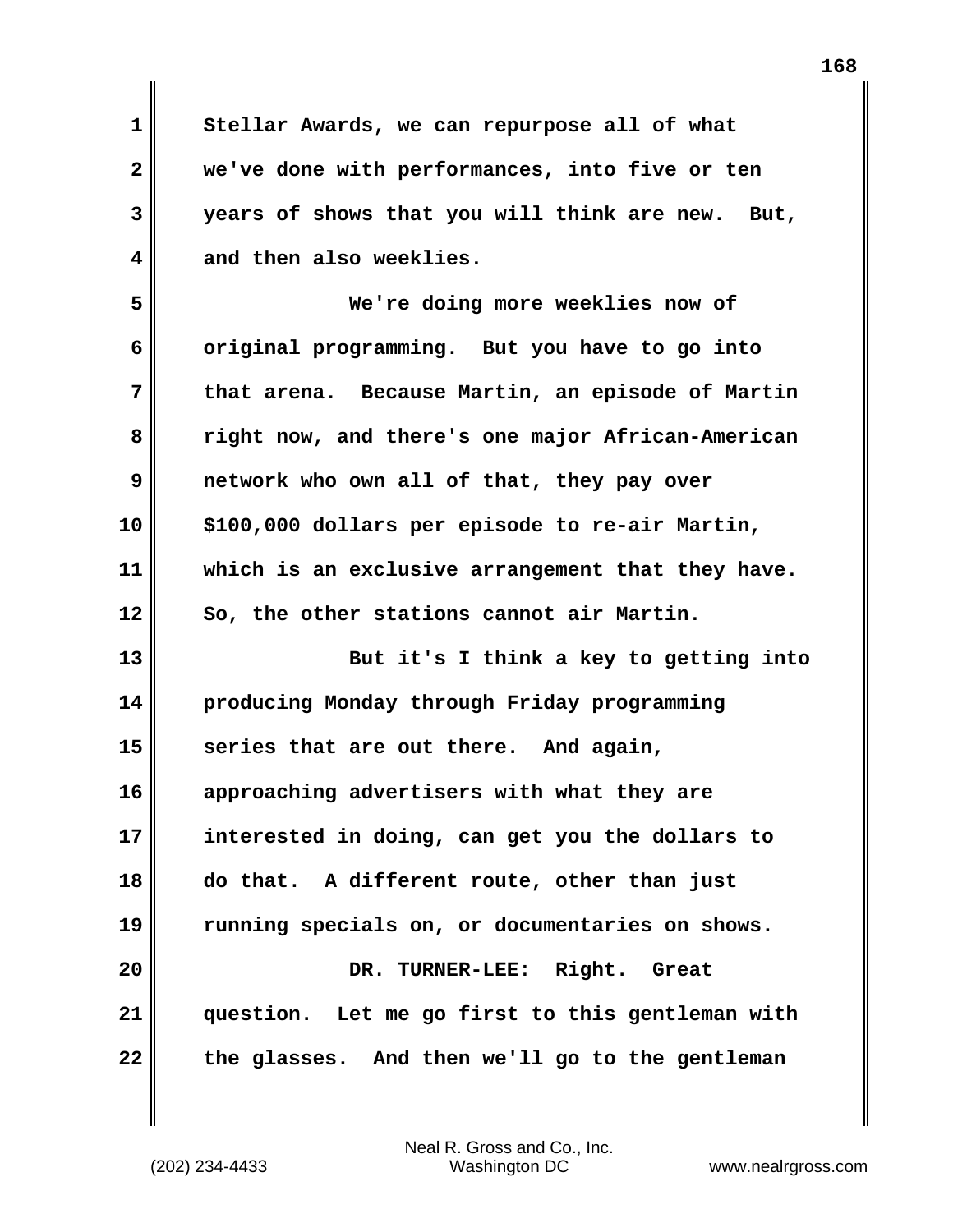Stellar Awards, we can repurpose all of what we've done with performances, into five or ten years of shows that you will think are new. But, and then also weeklies.

We're doing more weeklies now of original programming. But you have to go into that arena. Because Martin, an episode of Martin right now, and there's one major African-American network who own all of that, they pay over $100,000 dollars per episode to re-air Martin, which is an exclusive arrangement that they have. So, the other stations cannot air Martin.

But it's I think a key to getting into producing Monday through Friday programming series that are out there. And again, approaching advertisers with what they are interested in doing, can get you the dollars to do that. A different route, other than just running specials on, or documentaries on shows.

DR. TURNER-LEE: Right. Great question. Let me go first to this gentleman with the glasses. And then we'll go to the gentleman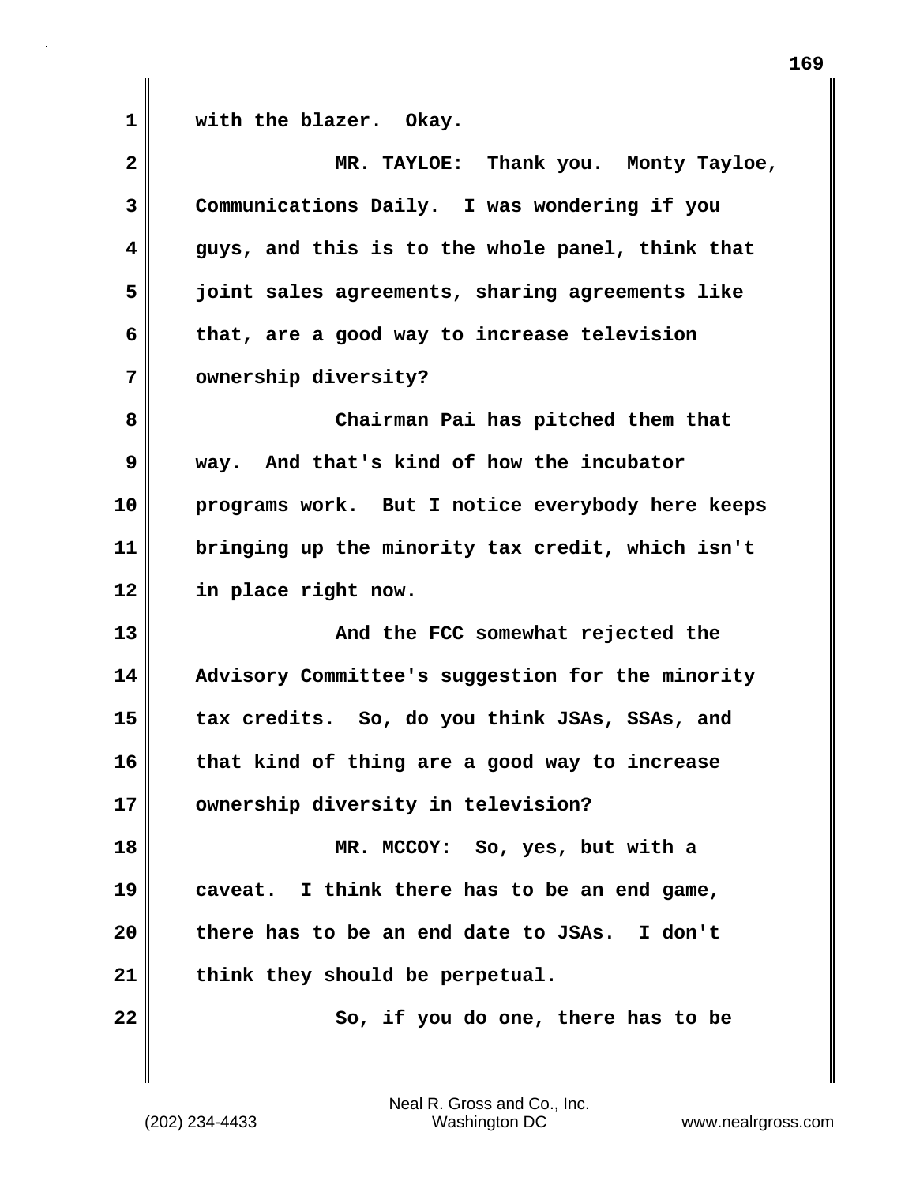with the blazer. Okay.

MR. TAYLOE: Thank you. Monty Tayloe, Communications Daily. I was wondering if you guys, and this is to the whole panel, think that joint sales agreements, sharing agreements like that, are a good way to increase television ownership diversity?

Chairman Pai has pitched them that way. And that's kind of how the incubator programs work. But I notice everybody here keeps bringing up the minority tax credit, which isn't in place right now.

And the FCC somewhat rejected the Advisory Committee's suggestion for the minority tax credits. So, do you think JSAs, SSAs, and that kind of thing are a good way to increase ownership diversity in television?

MR. MCCOY: So, yes, but with a caveat. I think there has to be an end game, there has to be an end date to JSAs. I don't think they should be perpetual.

So, if you do one, there has to be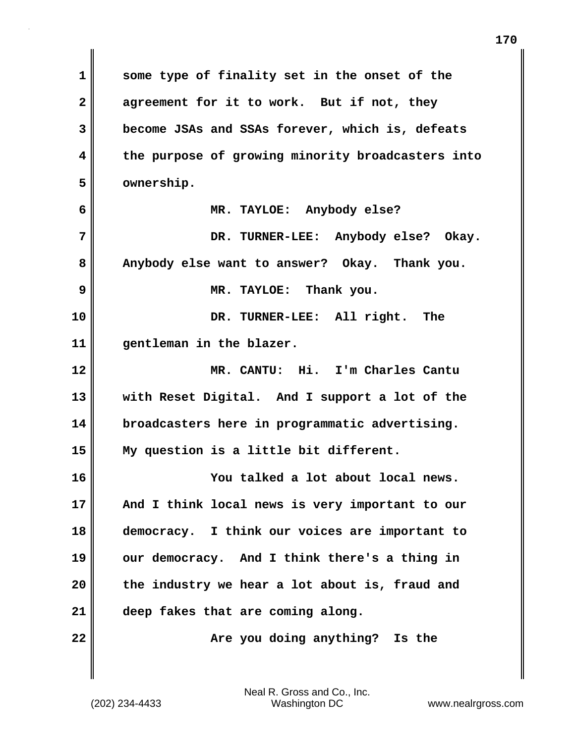some type of finality set in the onset of the agreement for it to work. But if not, they become JSAs and SSAs forever, which is, defeats the purpose of growing minority broadcasters into ownership.

MR. TAYLOE: Anybody else?

DR. TURNER-LEE: Anybody else? Okay. Anybody else want to answer? Okay. Thank you.

MR. TAYLOE: Thank you.

DR. TURNER-LEE: All right. The gentleman in the blazer.

MR. CANTU: Hi. I'm Charles Cantu with Reset Digital. And I support a lot of the broadcasters here in programmatic advertising. My question is a little bit different.

You talked a lot about local news. And I think local news is very important to our democracy. I think our voices are important to our democracy. And I think there's a thing in the industry we hear a lot about is, fraud and deep fakes that are coming along.

Are you doing anything? Is the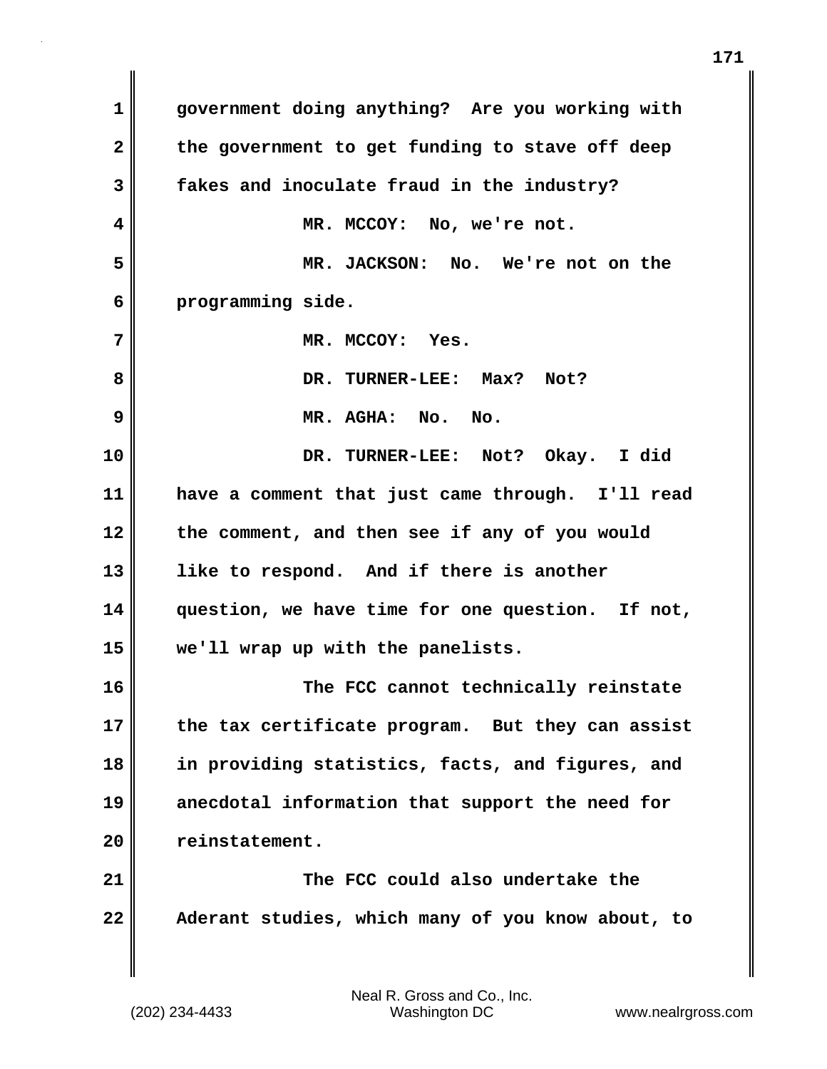government doing anything? Are you working with the government to get funding to stave off deep fakes and inoculate fraud in the industry?

MR. MCCOY: No, we're not.

MR. JACKSON: No. We're not on the programming side.

MR. MCCOY: Yes.

DR. TURNER-LEE: Max? Not?

MR. AGHA: No. No.

DR. TURNER-LEE: Not? Okay. I did have a comment that just came through. I'll read the comment, and then see if any of you would like to respond. And if there is another question, we have time for one question. If not, we'll wrap up with the panelists.

The FCC cannot technically reinstate the tax certificate program. But they can assist in providing statistics, facts, and figures, and anecdotal information that support the need for reinstatement.

The FCC could also undertake the Aderant studies, which many of you know about, to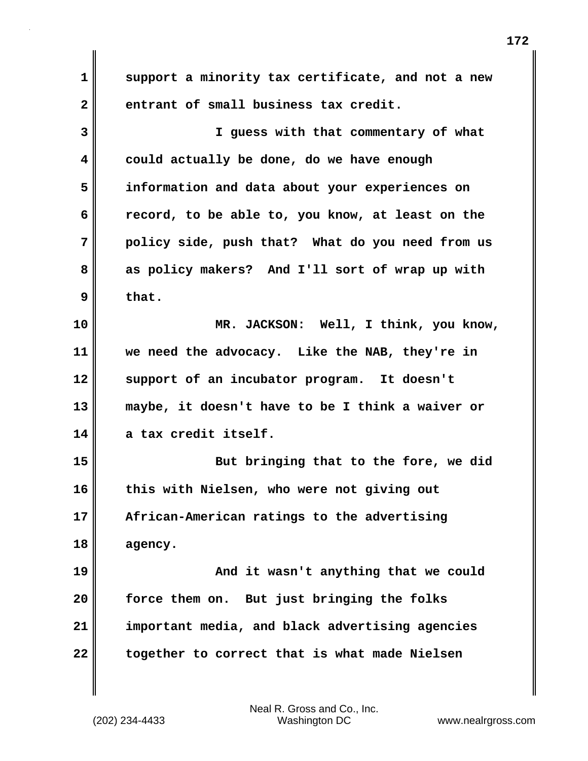support a minority tax certificate, and not a new entrant of small business tax credit.

I guess with that commentary of what could actually be done, do we have enough information and data about your experiences on record, to be able to, you know, at least on the policy side, push that? What do you need from us as policy makers? And I'll sort of wrap up with that.

MR. JACKSON: Well, I think, you know, we need the advocacy. Like the NAB, they're in support of an incubator program. It doesn't maybe, it doesn't have to be I think a waiver or a tax credit itself.

But bringing that to the fore, we did this with Nielsen, who were not giving out African-American ratings to the advertising agency.

And it wasn't anything that we could force them on. But just bringing the folks important media, and black advertising agencies together to correct that is what made Nielsen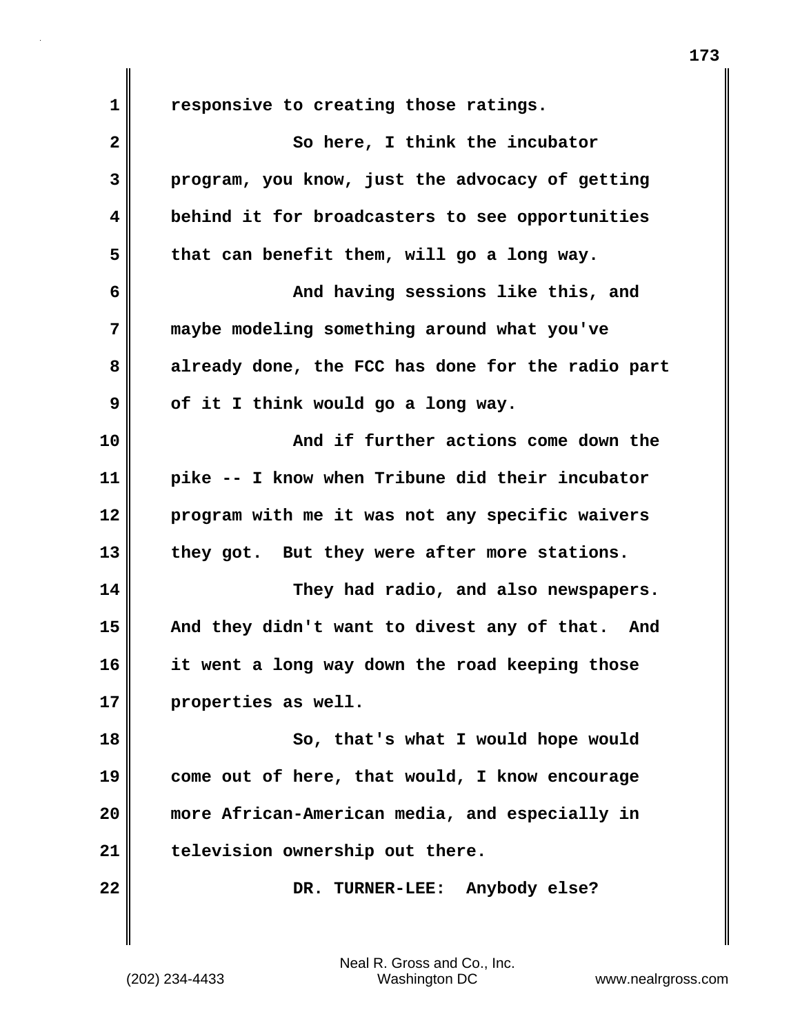responsive to creating those ratings.

So here, I think the incubator program, you know, just the advocacy of getting behind it for broadcasters to see opportunities that can benefit them, will go a long way.

And having sessions like this, and maybe modeling something around what you've already done, the FCC has done for the radio part of it I think would go a long way.

And if further actions come down the pike -- I know when Tribune did their incubator program with me it was not any specific waivers they got. But they were after more stations.

They had radio, and also newspapers. And they didn't want to divest any of that. And it went a long way down the road keeping those properties as well.

So, that's what I would hope would come out of here, that would, I know encourage more African-American media, and especially in television ownership out there.

DR. TURNER-LEE: Anybody else?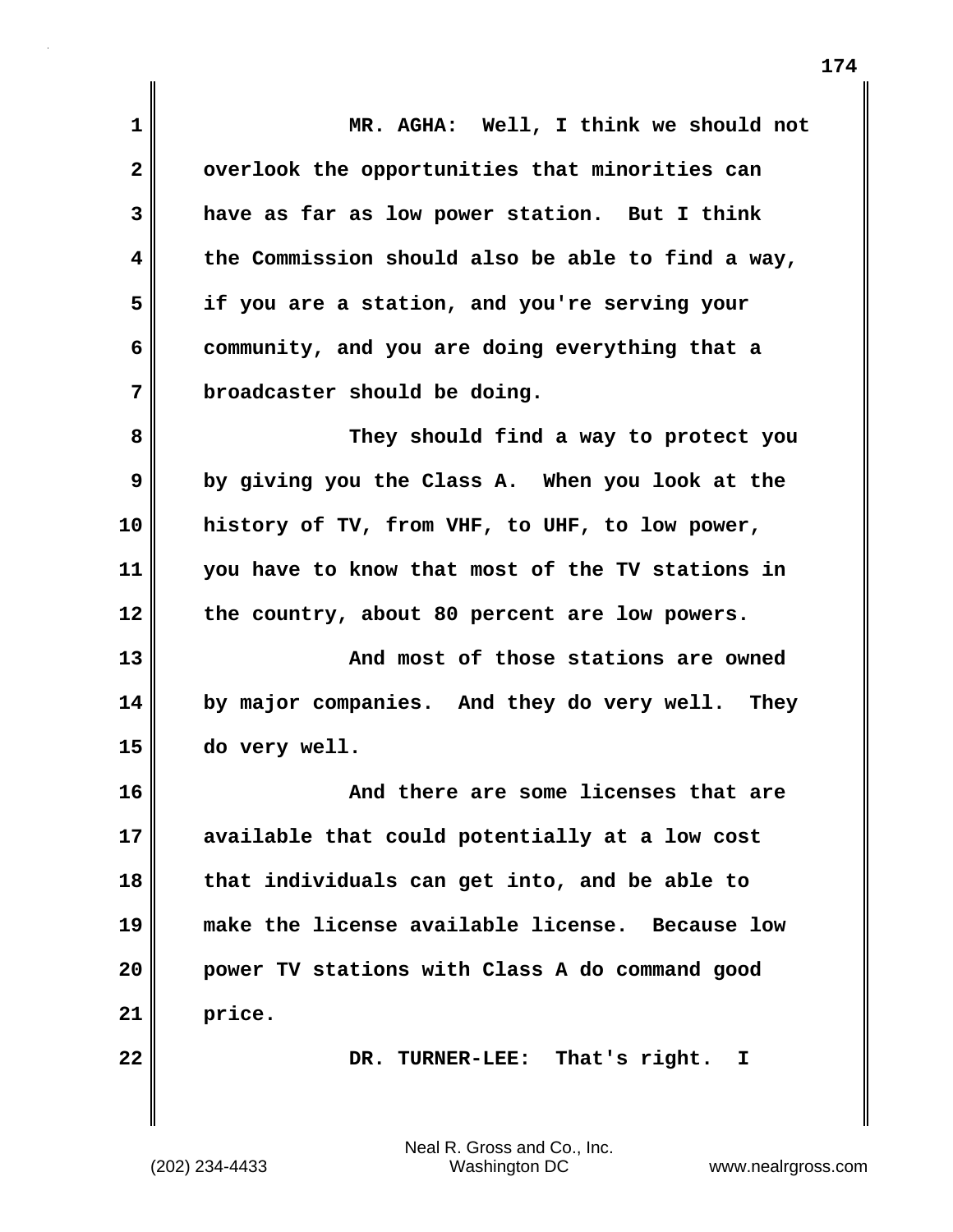MR. AGHA: Well, I think we should not overlook the opportunities that minorities can have as far as low power station. But I think the Commission should also be able to find a way, if you are a station, and you're serving your community, and you are doing everything that a broadcaster should be doing.

They should find a way to protect you by giving you the Class A. When you look at the history of TV, from VHF, to UHF, to low power, you have to know that most of the TV stations in the country, about 80 percent are low powers.

And most of those stations are owned by major companies. And they do very well. They do very well.

And there are some licenses that are available that could potentially at a low cost that individuals can get into, and be able to make the license available license. Because low power TV stations with Class A do command good price.

DR. TURNER-LEE: That's right. I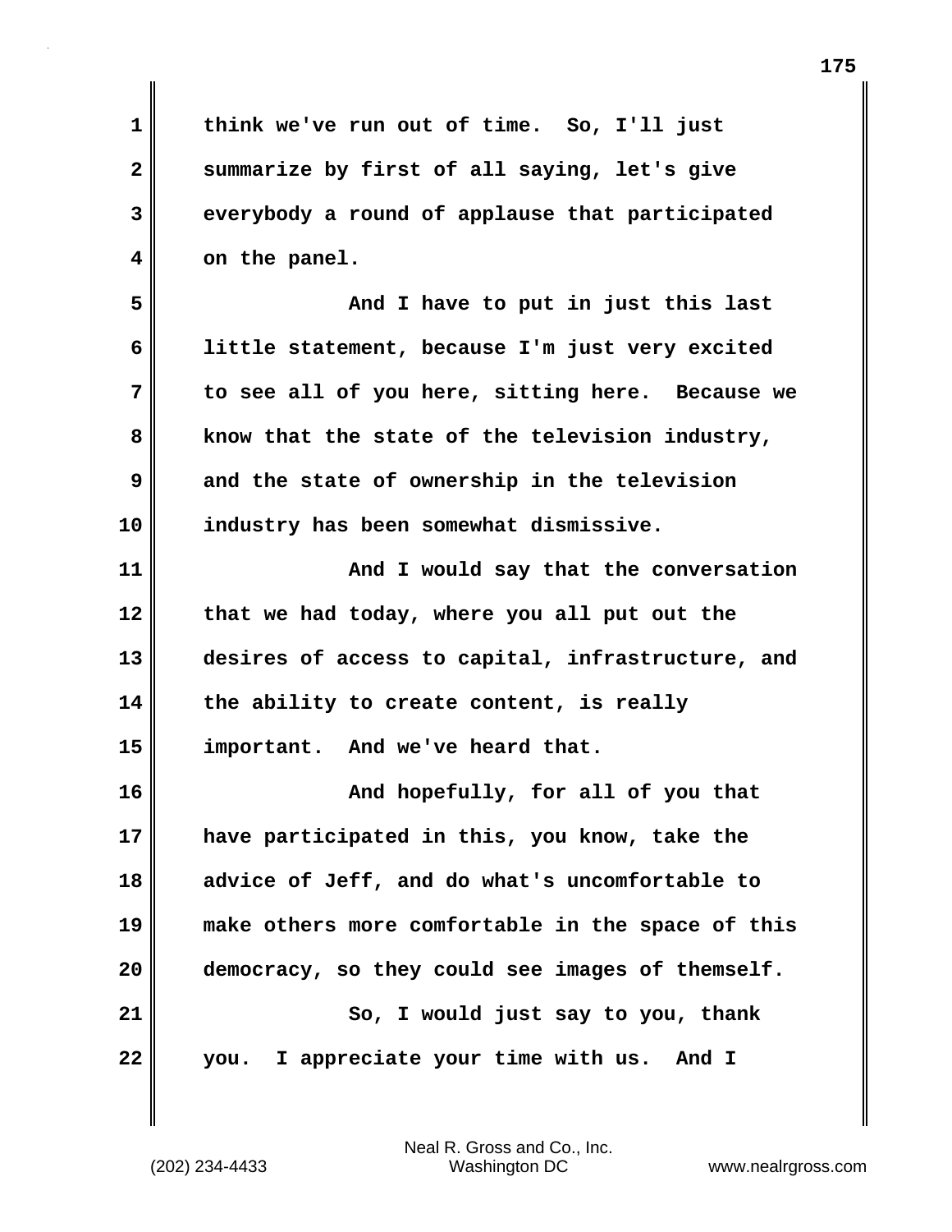think we've run out of time. So, I'll just summarize by first of all saying, let's give everybody a round of applause that participated on the panel.

And I have to put in just this last little statement, because I'm just very excited to see all of you here, sitting here. Because we know that the state of the television industry, and the state of ownership in the television industry has been somewhat dismissive.

And I would say that the conversation that we had today, where you all put out the desires of access to capital, infrastructure, and the ability to create content, is really important. And we've heard that.

And hopefully, for all of you that have participated in this, you know, take the advice of Jeff, and do what's uncomfortable to make others more comfortable in the space of this democracy, so they could see images of themself.

So, I would just say to you, thank you. I appreciate your time with us. And I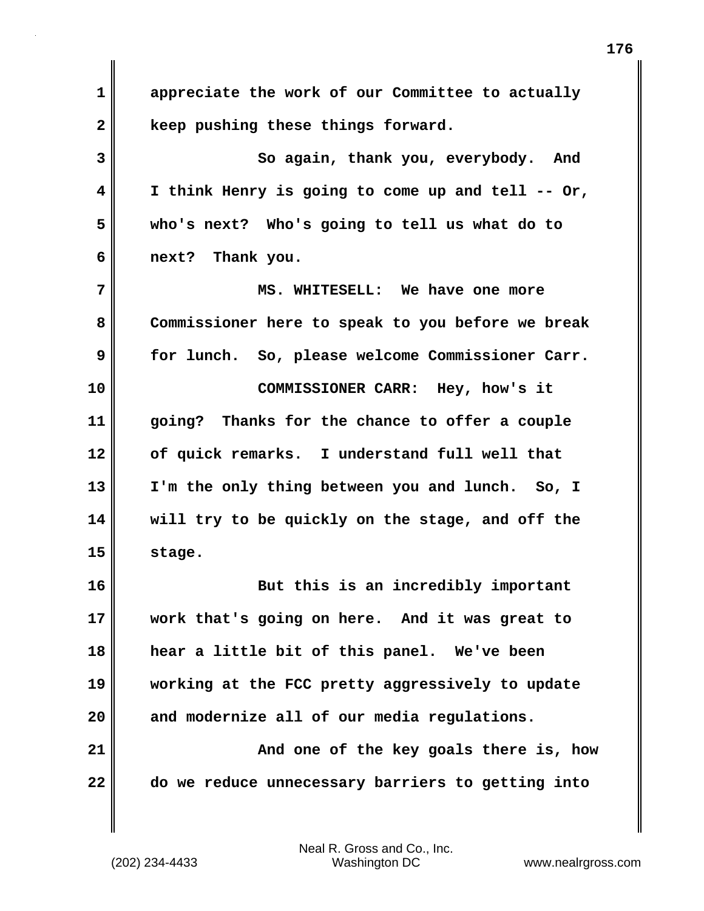appreciate the work of our Committee to actually keep pushing these things forward.

So again, thank you, everybody. And I think Henry is going to come up and tell -- Or, who's next? Who's going to tell us what do to next? Thank you.

MS. WHITESELL: We have one more Commissioner here to speak to you before we break for lunch. So, please welcome Commissioner Carr.

COMMISSIONER CARR: Hey, how's it going? Thanks for the chance to offer a couple of quick remarks. I understand full well that I'm the only thing between you and lunch. So, I will try to be quickly on the stage, and off the stage.

But this is an incredibly important work that's going on here. And it was great to hear a little bit of this panel. We've been working at the FCC pretty aggressively to update and modernize all of our media regulations.

And one of the key goals there is, how do we reduce unnecessary barriers to getting into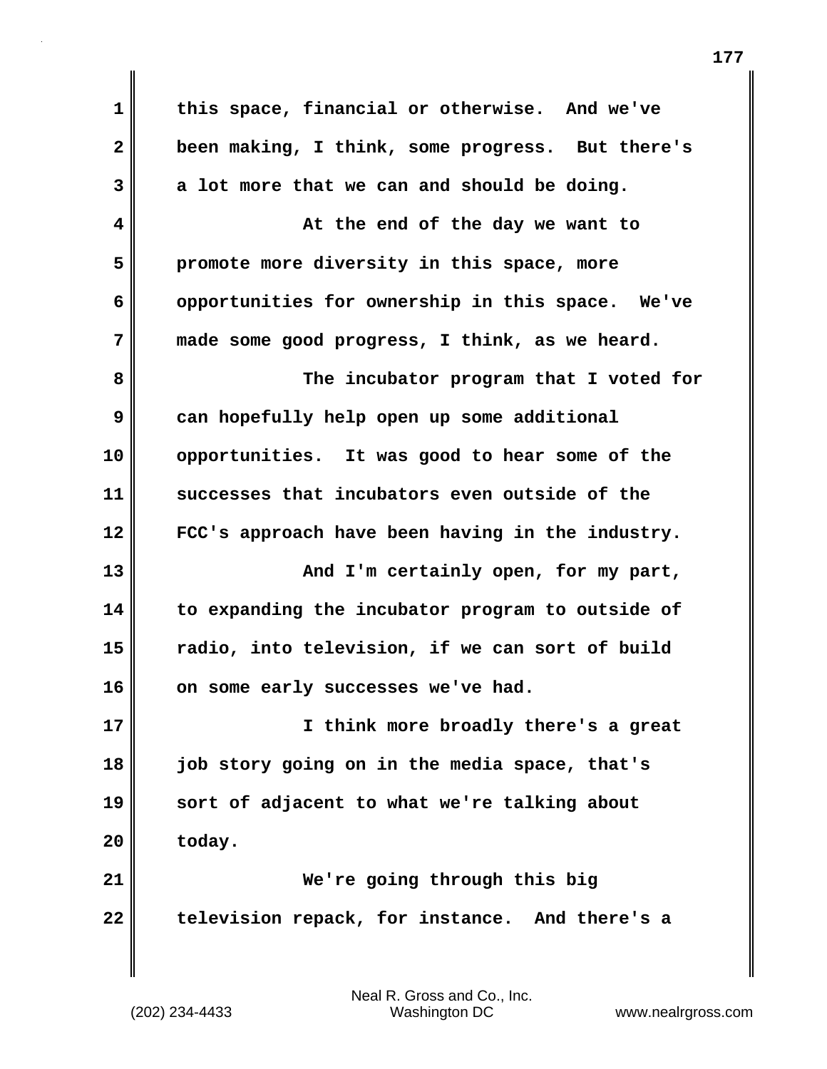this space, financial or otherwise. And we've been making, I think, some progress. But there's a lot more that we can and should be doing.

At the end of the day we want to promote more diversity in this space, more opportunities for ownership in this space. We've made some good progress, I think, as we heard.

The incubator program that I voted for can hopefully help open up some additional opportunities. It was good to hear some of the successes that incubators even outside of the FCC's approach have been having in the industry.

And I'm certainly open, for my part, to expanding the incubator program to outside of radio, into television, if we can sort of build on some early successes we've had.

I think more broadly there's a great job story going on in the media space, that's sort of adjacent to what we're talking about today.

We're going through this big television repack, for instance. And there's a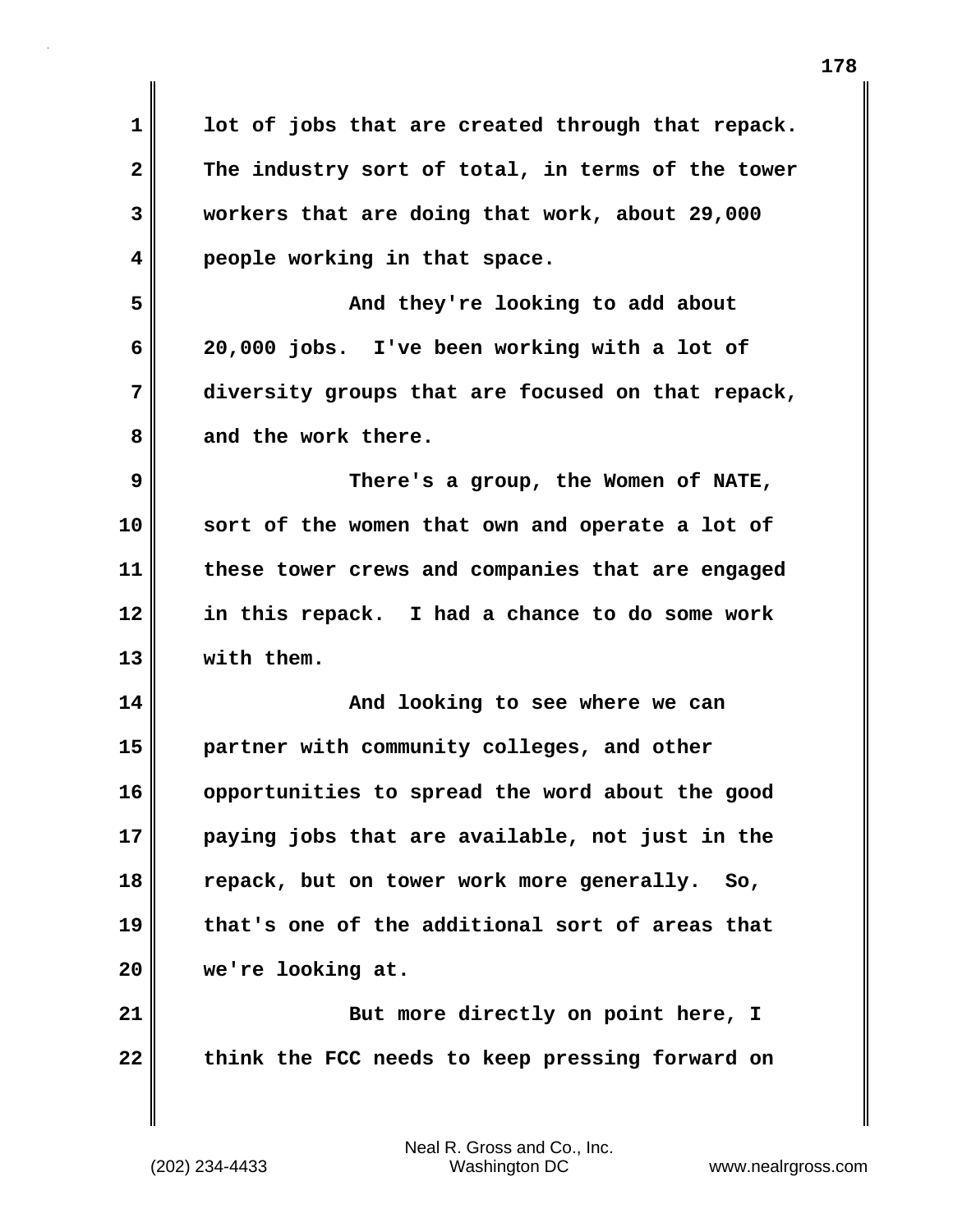lot of jobs that are created through that repack. The industry sort of total, in terms of the tower workers that are doing that work, about 29,000 people working in that space.

And they're looking to add about 20,000 jobs. I've been working with a lot of diversity groups that are focused on that repack, and the work there.

There's a group, the Women of NATE, sort of the women that own and operate a lot of these tower crews and companies that are engaged in this repack. I had a chance to do some work with them.

And looking to see where we can partner with community colleges, and other opportunities to spread the word about the good paying jobs that are available, not just in the repack, but on tower work more generally. So, that's one of the additional sort of areas that we're looking at.

But more directly on point here, I think the FCC needs to keep pressing forward on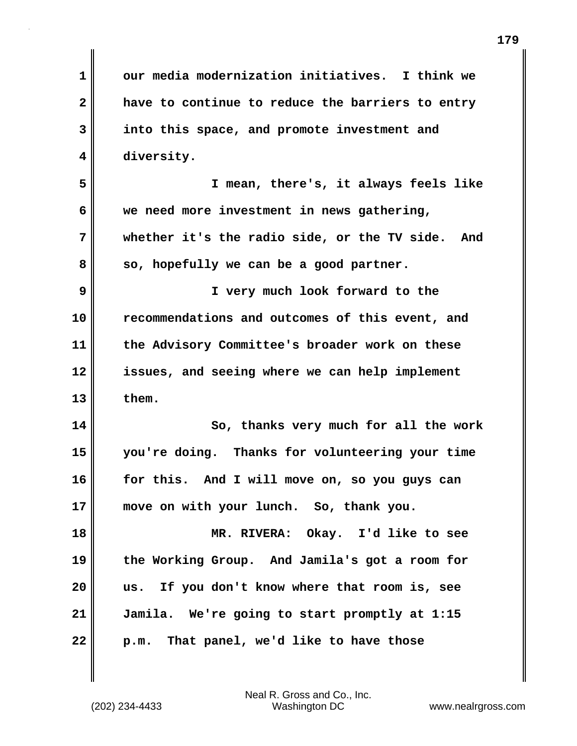our media modernization initiatives. I think we have to continue to reduce the barriers to entry into this space, and promote investment and diversity.

I mean, there's, it always feels like we need more investment in news gathering, whether it's the radio side, or the TV side. And so, hopefully we can be a good partner.

I very much look forward to the recommendations and outcomes of this event, and the Advisory Committee's broader work on these issues, and seeing where we can help implement them.

So, thanks very much for all the work you're doing. Thanks for volunteering your time for this. And I will move on, so you guys can move on with your lunch. So, thank you.

MR. RIVERA: Okay. I'd like to see the Working Group. And Jamila's got a room for us. If you don't know where that room is, see Jamila. We're going to start promptly at 1:15 p.m. That panel, we'd like to have those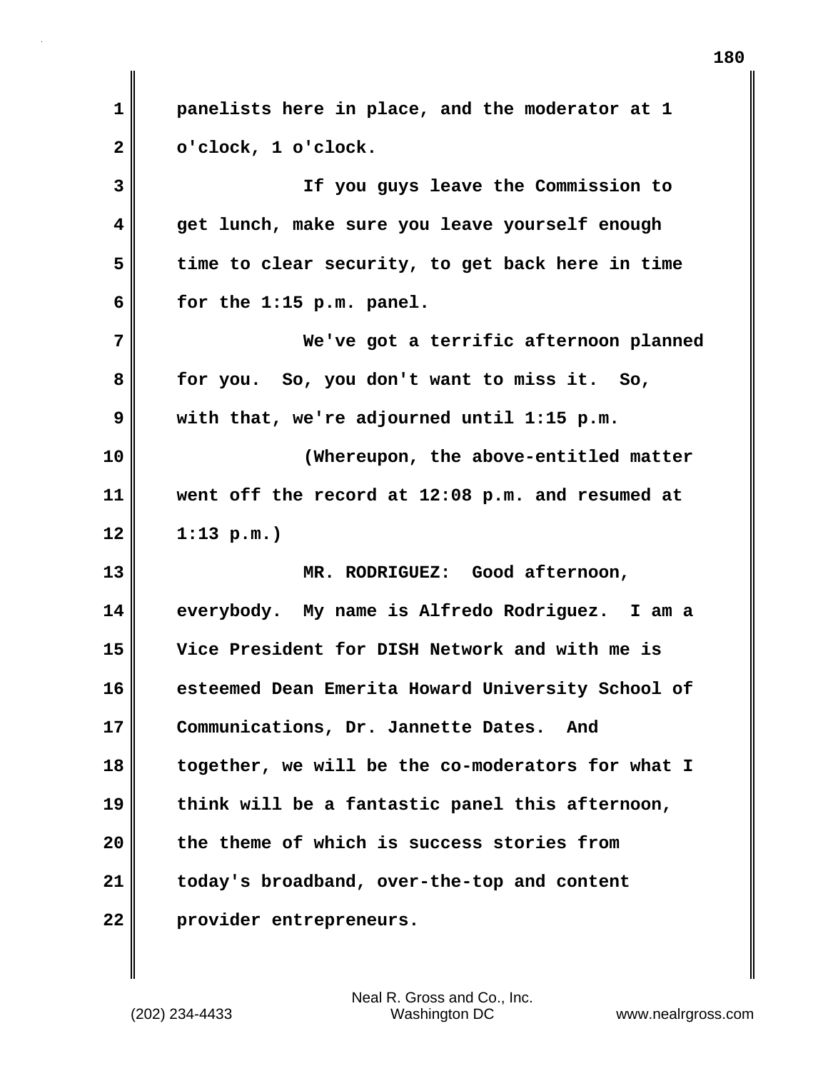panelists here in place, and the moderator at 1 o'clock, 1 o'clock.

If you guys leave the Commission to get lunch, make sure you leave yourself enough time to clear security, to get back here in time for the 1:15 p.m. panel.

We've got a terrific afternoon planned for you. So, you don't want to miss it. So, with that, we're adjourned until 1:15 p.m.

(Whereupon, the above-entitled matter went off the record at 12:08 p.m. and resumed at 1:13 p.m.)

MR. RODRIGUEZ: Good afternoon, everybody. My name is Alfredo Rodriguez. I am a Vice President for DISH Network and with me is esteemed Dean Emerita Howard University School of Communications, Dr. Jannette Dates. And together, we will be the co-moderators for what I think will be a fantastic panel this afternoon, the theme of which is success stories from today's broadband, over-the-top and content provider entrepreneurs.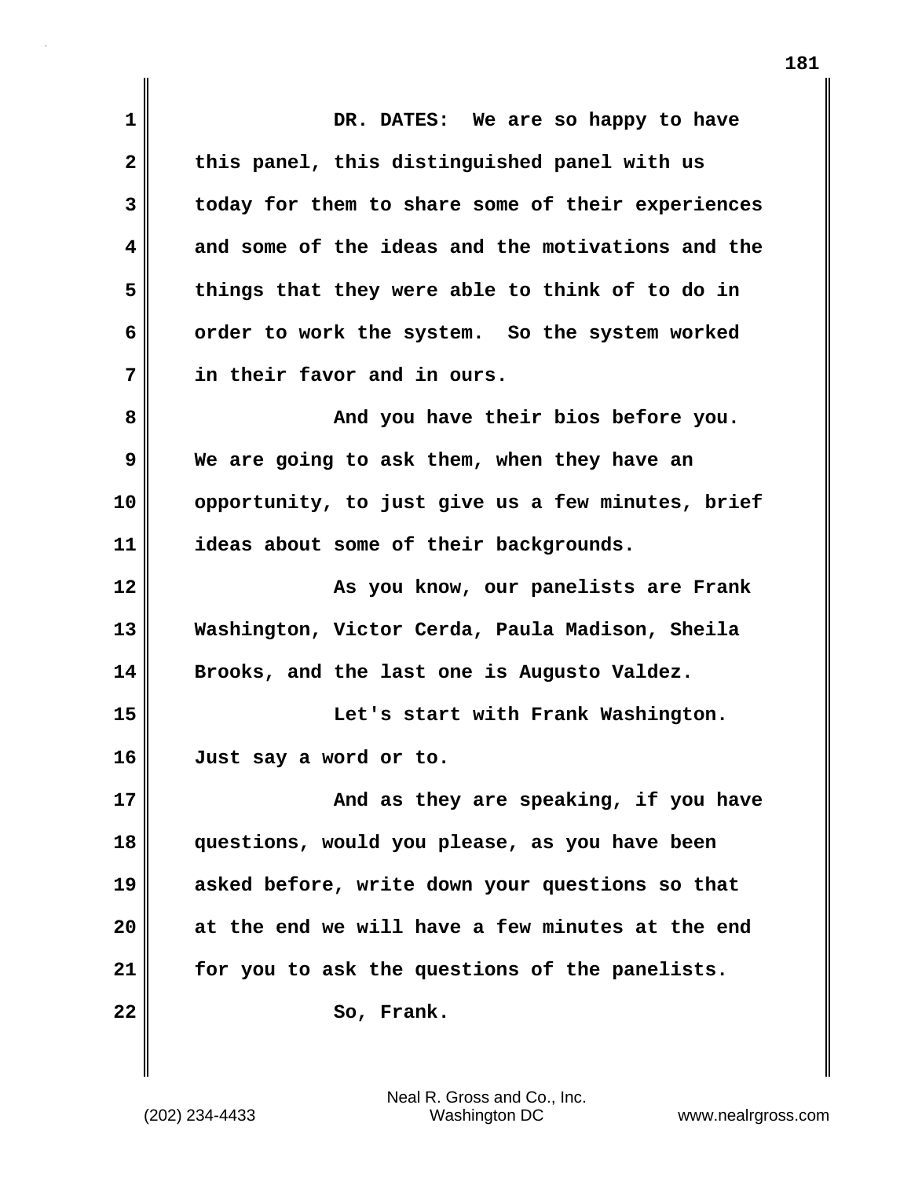DR. DATES: We are so happy to have this panel, this distinguished panel with us today for them to share some of their experiences and some of the ideas and the motivations and the things that they were able to think of to do in order to work the system. So the system worked in their favor and in ours.

And you have their bios before you. We are going to ask them, when they have an opportunity, to just give us a few minutes, brief ideas about some of their backgrounds.

As you know, our panelists are Frank Washington, Victor Cerda, Paula Madison, Sheila Brooks, and the last one is Augusto Valdez.

Let's start with Frank Washington. Just say a word or to.

And as they are speaking, if you have questions, would you please, as you have been asked before, write down your questions so that at the end we will have a few minutes at the end for you to ask the questions of the panelists.

So, Frank.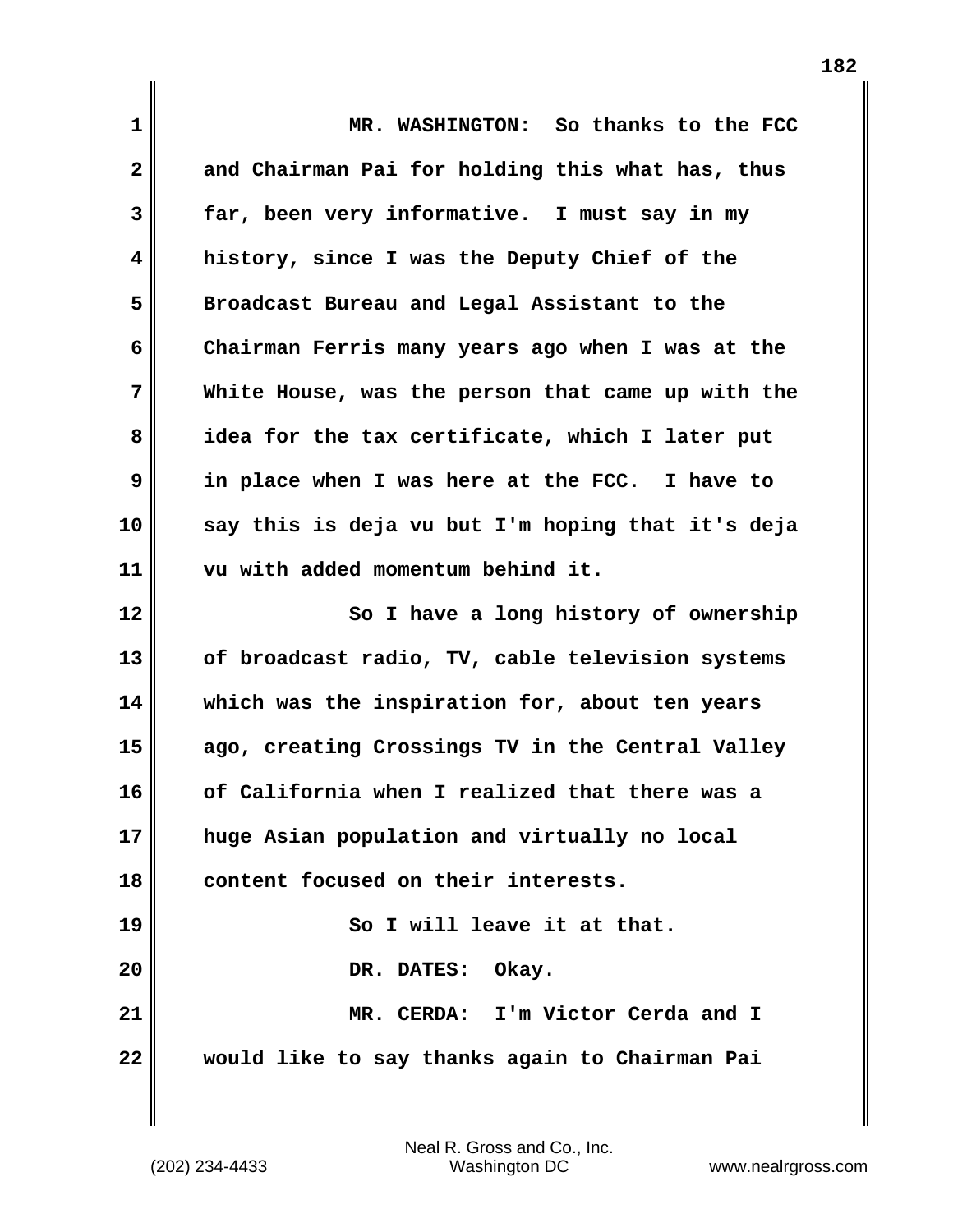MR. WASHINGTON: So thanks to the FCC and Chairman Pai for holding this what has, thus far, been very informative. I must say in my history, since I was the Deputy Chief of the Broadcast Bureau and Legal Assistant to the Chairman Ferris many years ago when I was at the White House, was the person that came up with the idea for the tax certificate, which I later put in place when I was here at the FCC. I have to say this is deja vu but I'm hoping that it's deja vu with added momentum behind it.

So I have a long history of ownership of broadcast radio, TV, cable television systems which was the inspiration for, about ten years ago, creating Crossings TV in the Central Valley of California when I realized that there was a huge Asian population and virtually no local content focused on their interests.

So I will leave it at that.

DR. DATES: Okay.

MR. CERDA: I'm Victor Cerda and I would like to say thanks again to Chairman Pai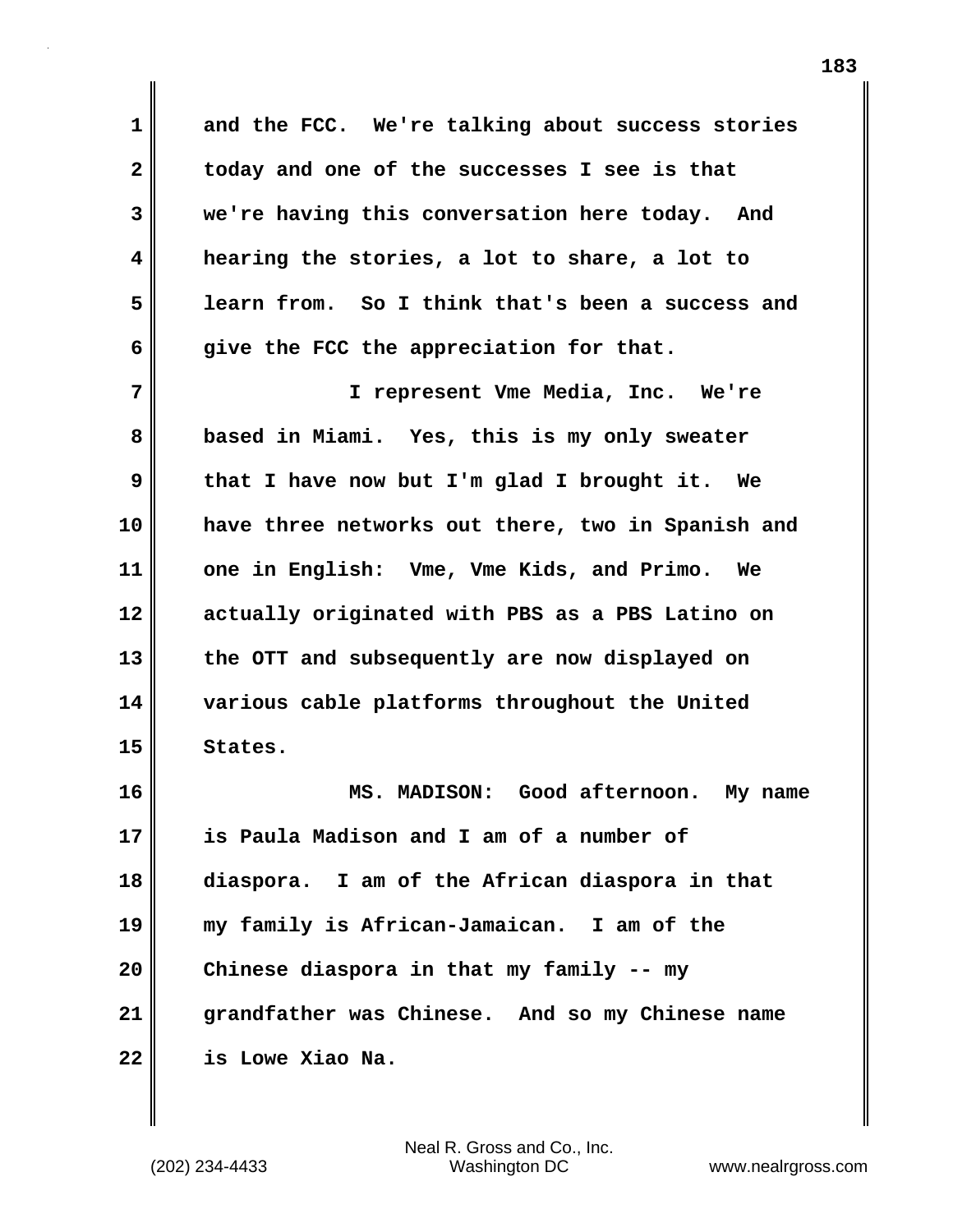and the FCC. We're talking about success stories today and one of the successes I see is that we're having this conversation here today. And hearing the stories, a lot to share, a lot to learn from. So I think that's been a success and give the FCC the appreciation for that.

I represent Vme Media, Inc. We're based in Miami. Yes, this is my only sweater that I have now but I'm glad I brought it. We have three networks out there, two in Spanish and one in English: Vme, Vme Kids, and Primo. We actually originated with PBS as a PBS Latino on the OTT and subsequently are now displayed on various cable platforms throughout the United States.

MS. MADISON: Good afternoon. My name is Paula Madison and I am of a number of diaspora. I am of the African diaspora in that my family is African-Jamaican. I am of the Chinese diaspora in that my family -- my grandfather was Chinese. And so my Chinese name is Lowe Xiao Na.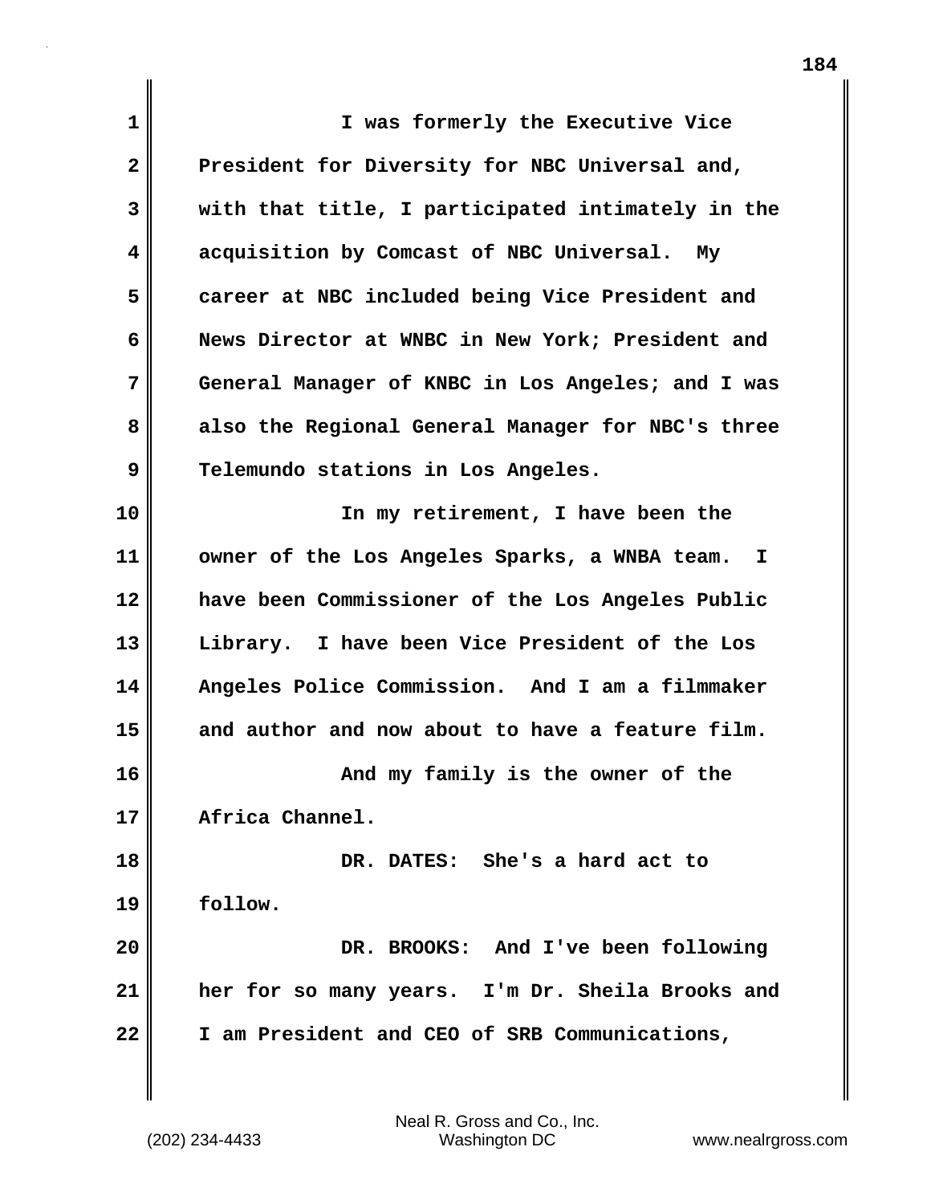I was formerly the Executive Vice President for Diversity for NBC Universal and, with that title, I participated intimately in the acquisition by Comcast of NBC Universal. My career at NBC included being Vice President and News Director at WNBC in New York; President and General Manager of KNBC in Los Angeles; and I was also the Regional General Manager for NBC's three Telemundo stations in Los Angeles.

In my retirement, I have been the owner of the Los Angeles Sparks, a WNBA team. I have been Commissioner of the Los Angeles Public Library. I have been Vice President of the Los Angeles Police Commission. And I am a filmmaker and author and now about to have a feature film.

And my family is the owner of the Africa Channel.

DR. DATES: She's a hard act to follow.

DR. BROOKS: And I've been following her for so many years. I'm Dr. Sheila Brooks and I am President and CEO of SRB Communications,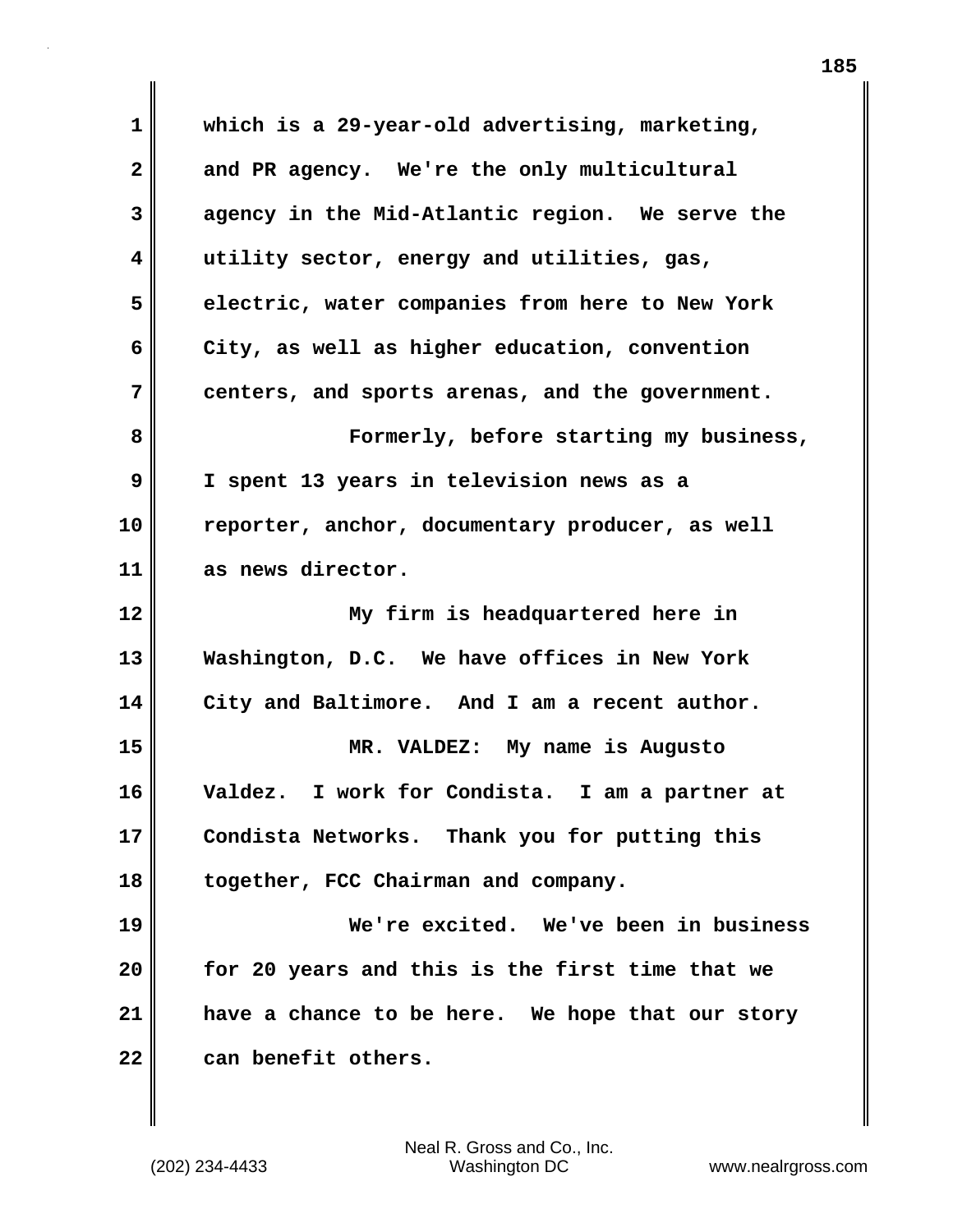which is a 29-year-old advertising, marketing, and PR agency. We're the only multicultural agency in the Mid-Atlantic region. We serve the utility sector, energy and utilities, gas, electric, water companies from here to New York City, as well as higher education, convention centers, and sports arenas, and the government.

Formerly, before starting my business, I spent 13 years in television news as a reporter, anchor, documentary producer, as well as news director.

My firm is headquartered here in Washington, D.C. We have offices in New York City and Baltimore. And I am a recent author.

MR. VALDEZ: My name is Augusto Valdez. I work for Condista. I am a partner at Condista Networks. Thank you for putting this together, FCC Chairman and company.

We're excited. We've been in business for 20 years and this is the first time that we have a chance to be here. We hope that our story can benefit others.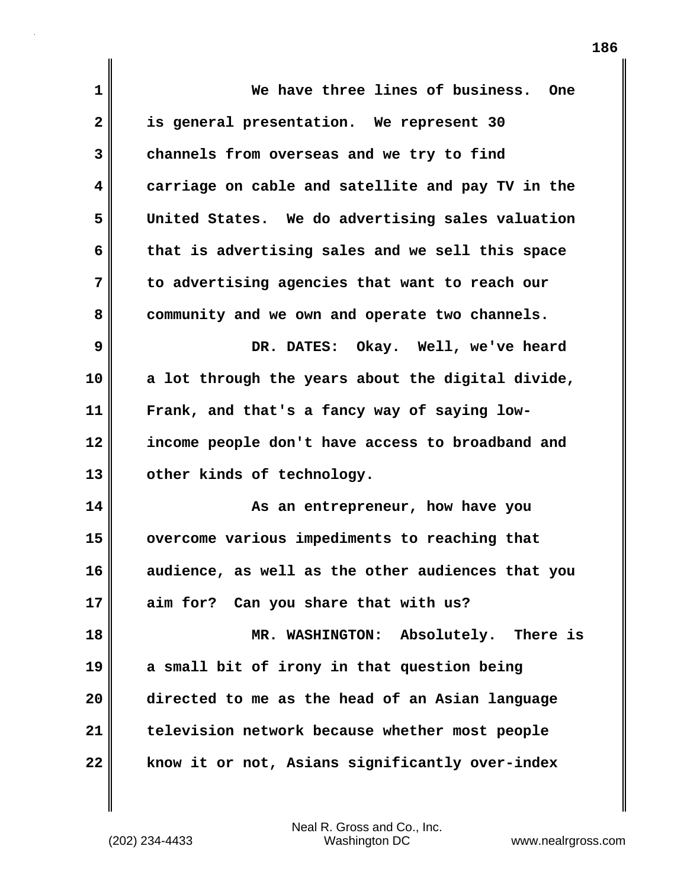We have three lines of business. One is general presentation. We represent 30 channels from overseas and we try to find carriage on cable and satellite and pay TV in the United States. We do advertising sales valuation that is advertising sales and we sell this space to advertising agencies that want to reach our community and we own and operate two channels.

DR. DATES: Okay. Well, we've heard a lot through the years about the digital divide, Frank, and that's a fancy way of saying low-income people don't have access to broadband and other kinds of technology.

As an entrepreneur, how have you overcome various impediments to reaching that audience, as well as the other audiences that you aim for? Can you share that with us?

MR. WASHINGTON: Absolutely. There is a small bit of irony in that question being directed to me as the head of an Asian language television network because whether most people know it or not, Asians significantly over-index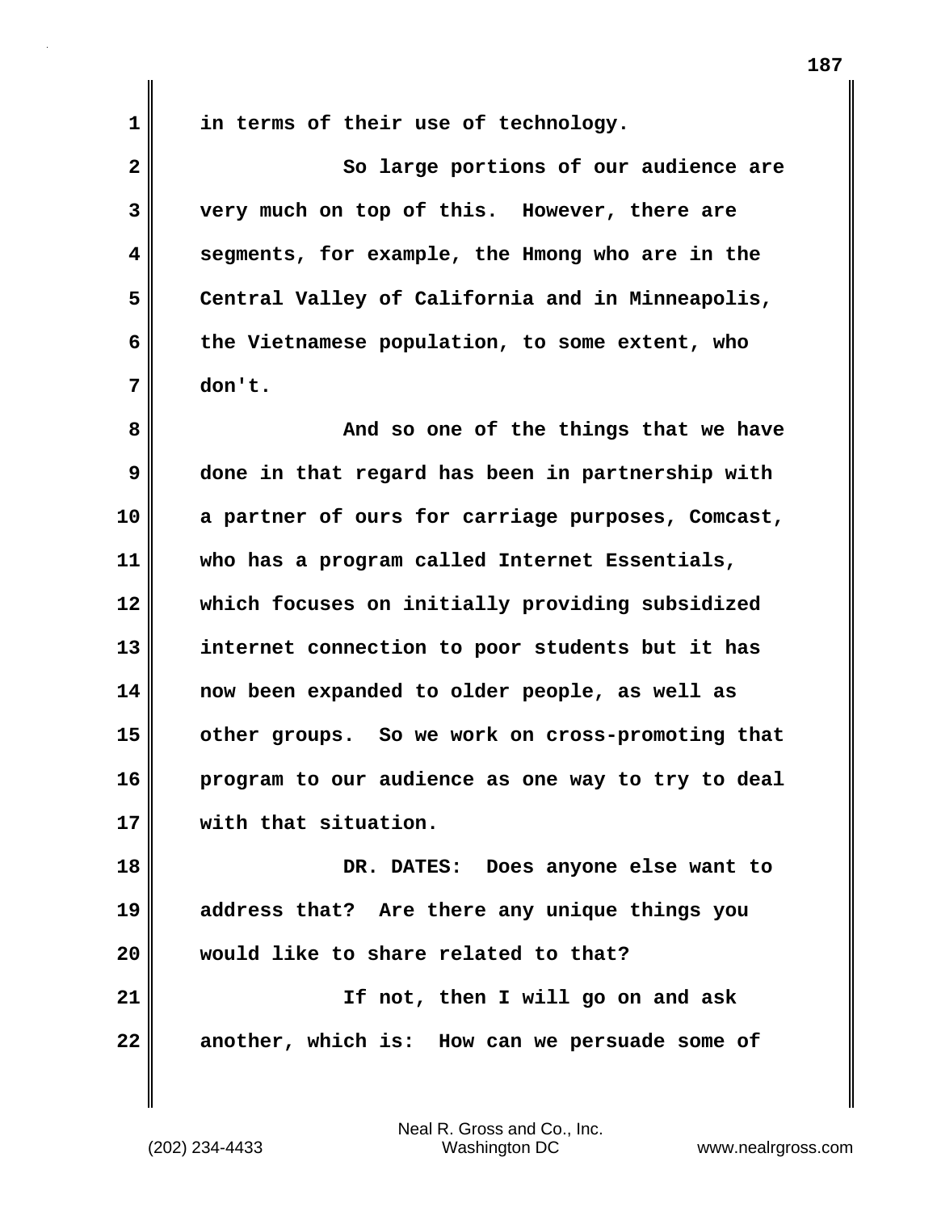in terms of their use of technology.

So large portions of our audience are very much on top of this. However, there are segments, for example, the Hmong who are in the Central Valley of California and in Minneapolis, the Vietnamese population, to some extent, who don't.

And so one of the things that we have done in that regard has been in partnership with a partner of ours for carriage purposes, Comcast, who has a program called Internet Essentials, which focuses on initially providing subsidized internet connection to poor students but it has now been expanded to older people, as well as other groups. So we work on cross-promoting that program to our audience as one way to try to deal with that situation.

DR. DATES: Does anyone else want to address that? Are there any unique things you would like to share related to that?

If not, then I will go on and ask another, which is: How can we persuade some of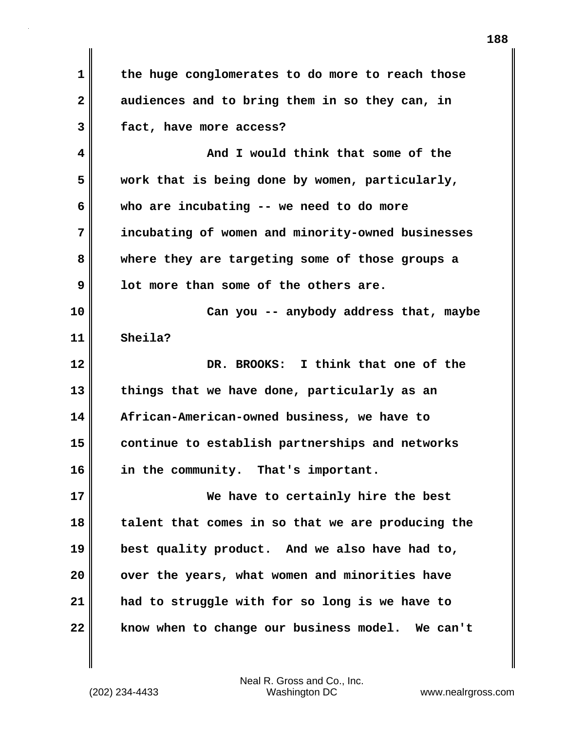the huge conglomerates to do more to reach those audiences and to bring them in so they can, in fact, have more access?

And I would think that some of the work that is being done by women, particularly, who are incubating -- we need to do more incubating of women and minority-owned businesses where they are targeting some of those groups a lot more than some of the others are.

Can you -- anybody address that, maybe Sheila?

DR. BROOKS: I think that one of the things that we have done, particularly as an African-American-owned business, we have to continue to establish partnerships and networks in the community. That's important.

We have to certainly hire the best talent that comes in so that we are producing the best quality product. And we also have had to, over the years, what women and minorities have had to struggle with for so long is we have to know when to change our business model. We can't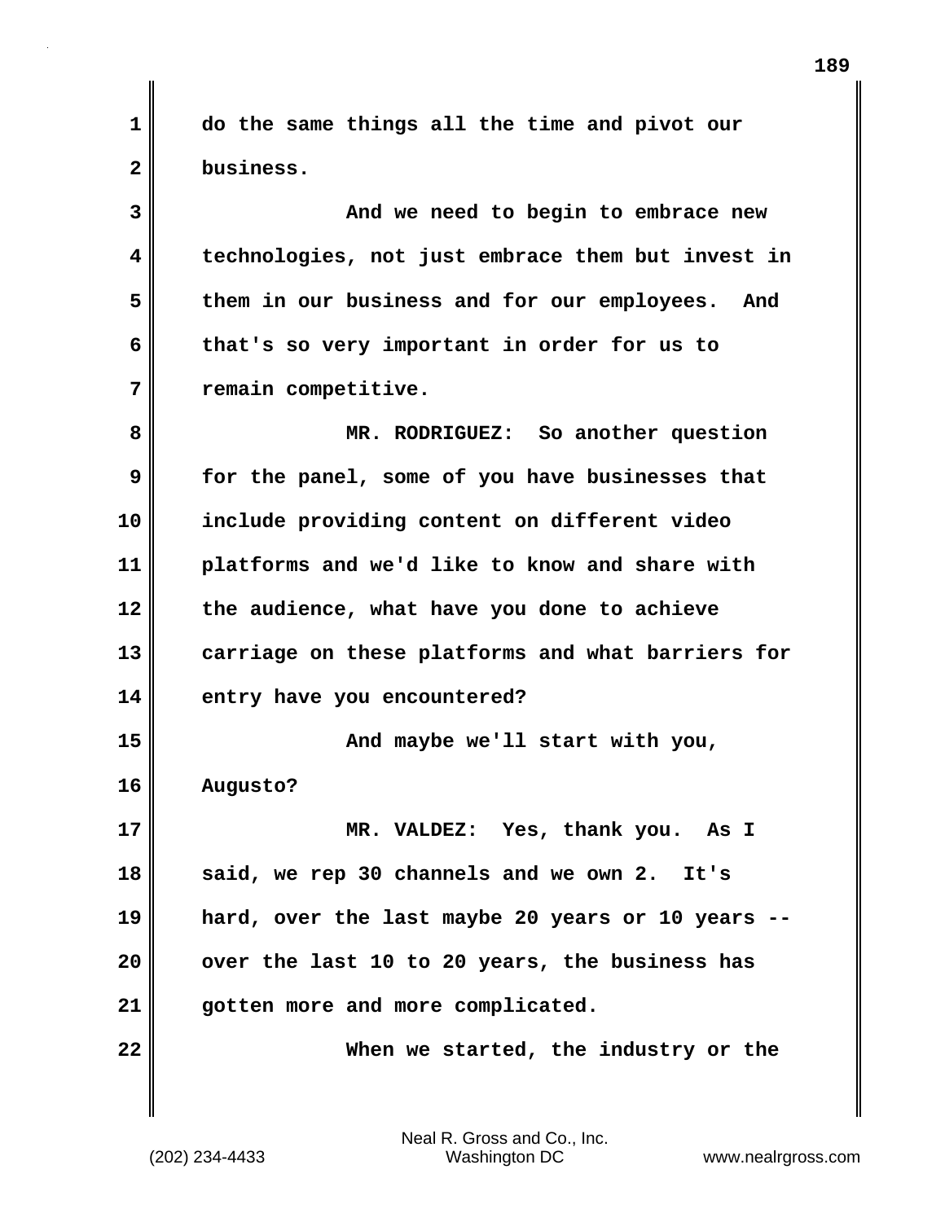do the same things all the time and pivot our business.

And we need to begin to embrace new technologies, not just embrace them but invest in them in our business and for our employees. And that's so very important in order for us to remain competitive.

MR. RODRIGUEZ: So another question for the panel, some of you have businesses that include providing content on different video platforms and we'd like to know and share with the audience, what have you done to achieve carriage on these platforms and what barriers for entry have you encountered?

And maybe we'll start with you, Augusto?

MR. VALDEZ: Yes, thank you. As I said, we rep 30 channels and we own 2. It's hard, over the last maybe 20 years or 10 years -- over the last 10 to 20 years, the business has gotten more and more complicated.

When we started, the industry or the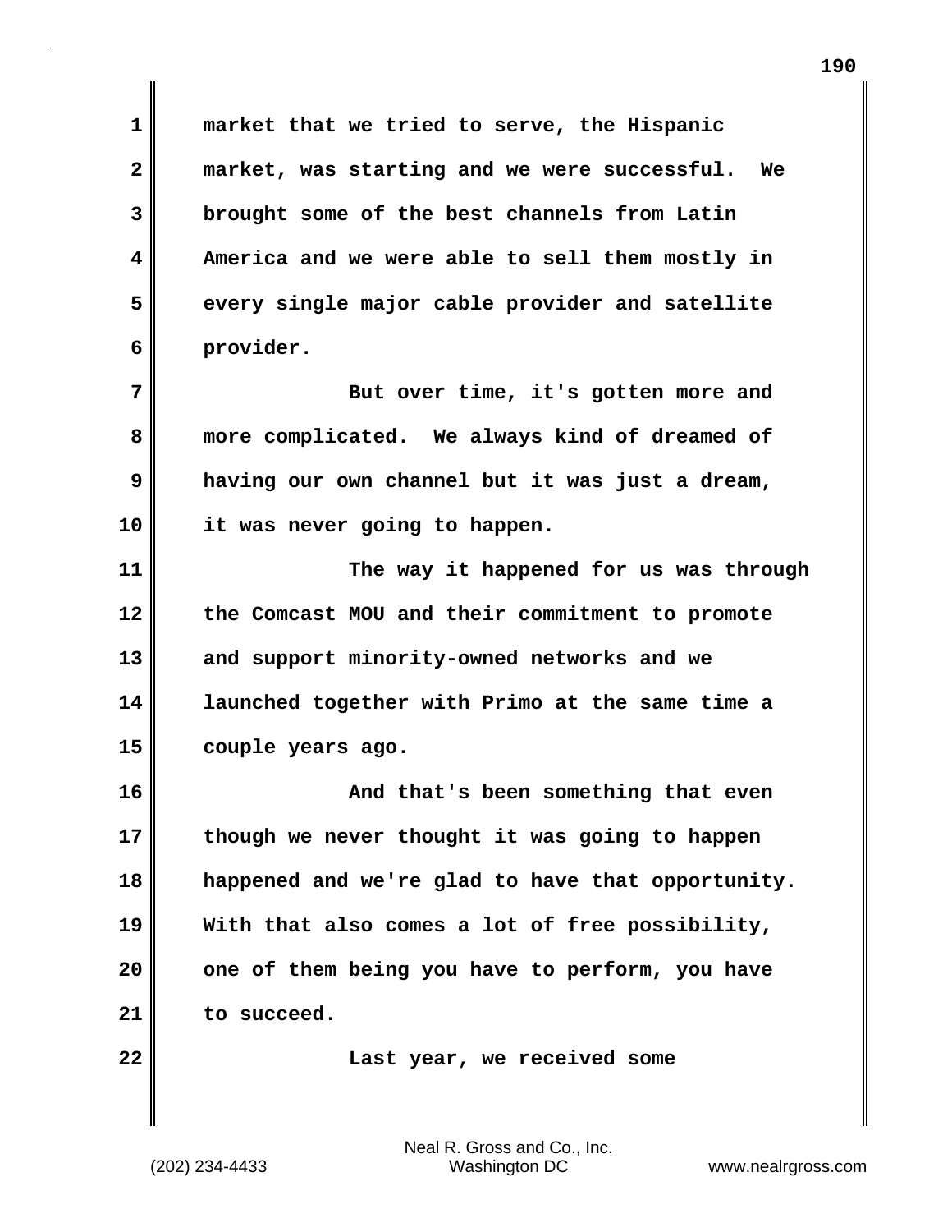market that we tried to serve, the Hispanic market, was starting and we were successful. We brought some of the best channels from Latin America and we were able to sell them mostly in every single major cable provider and satellite provider.

But over time, it's gotten more and more complicated. We always kind of dreamed of having our own channel but it was just a dream, it was never going to happen.

The way it happened for us was through the Comcast MOU and their commitment to promote and support minority-owned networks and we launched together with Primo at the same time a couple years ago.

And that's been something that even though we never thought it was going to happen happened and we're glad to have that opportunity. With that also comes a lot of free possibility, one of them being you have to perform, you have to succeed.

Last year, we received some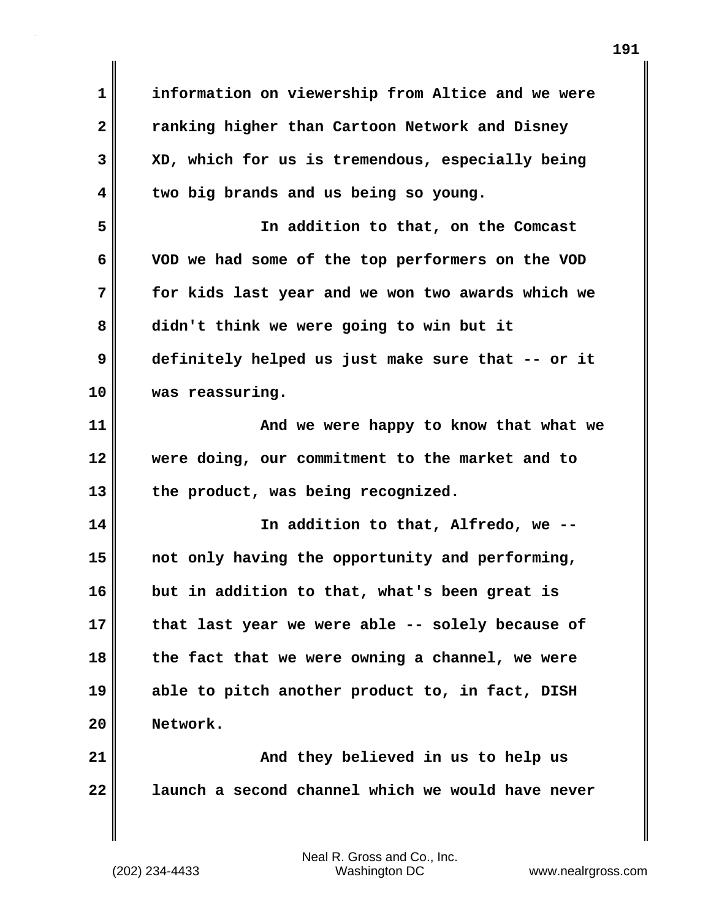information on viewership from Altice and we were ranking higher than Cartoon Network and Disney XD, which for us is tremendous, especially being two big brands and us being so young.

In addition to that, on the Comcast VOD we had some of the top performers on the VOD for kids last year and we won two awards which we didn't think we were going to win but it definitely helped us just make sure that -- or it was reassuring.

And we were happy to know that what we were doing, our commitment to the market and to the product, was being recognized.

In addition to that, Alfredo, we -- not only having the opportunity and performing, but in addition to that, what's been great is that last year we were able -- solely because of the fact that we were owning a channel, we were able to pitch another product to, in fact, DISH Network.

And they believed in us to help us launch a second channel which we would have never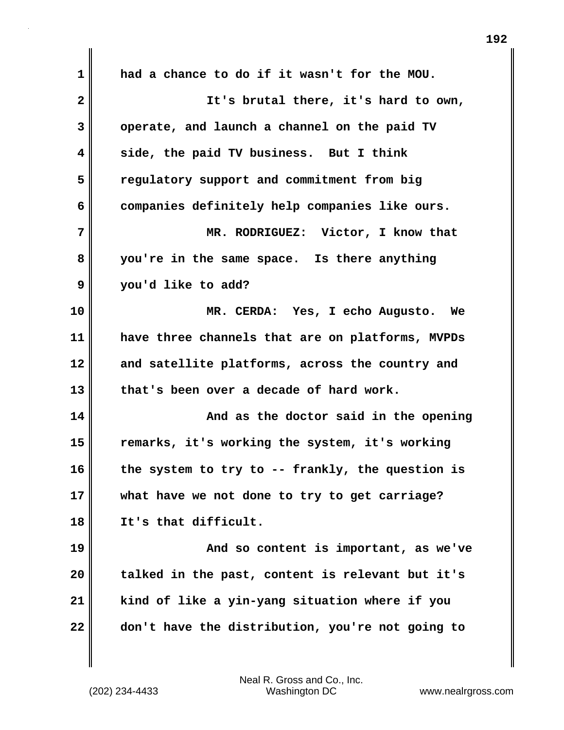had a chance to do if it wasn't for the MOU.

It's brutal there, it's hard to own, operate, and launch a channel on the paid TV side, the paid TV business. But I think regulatory support and commitment from big companies definitely help companies like ours.

MR. RODRIGUEZ: Victor, I know that you're in the same space. Is there anything you'd like to add?

MR. CERDA: Yes, I echo Augusto. We have three channels that are on platforms, MVPDs and satellite platforms, across the country and that's been over a decade of hard work.

And as the doctor said in the opening remarks, it's working the system, it's working the system to try to -- frankly, the question is what have we not done to try to get carriage? It's that difficult.

And so content is important, as we've talked in the past, content is relevant but it's kind of like a yin-yang situation where if you don't have the distribution, you're not going to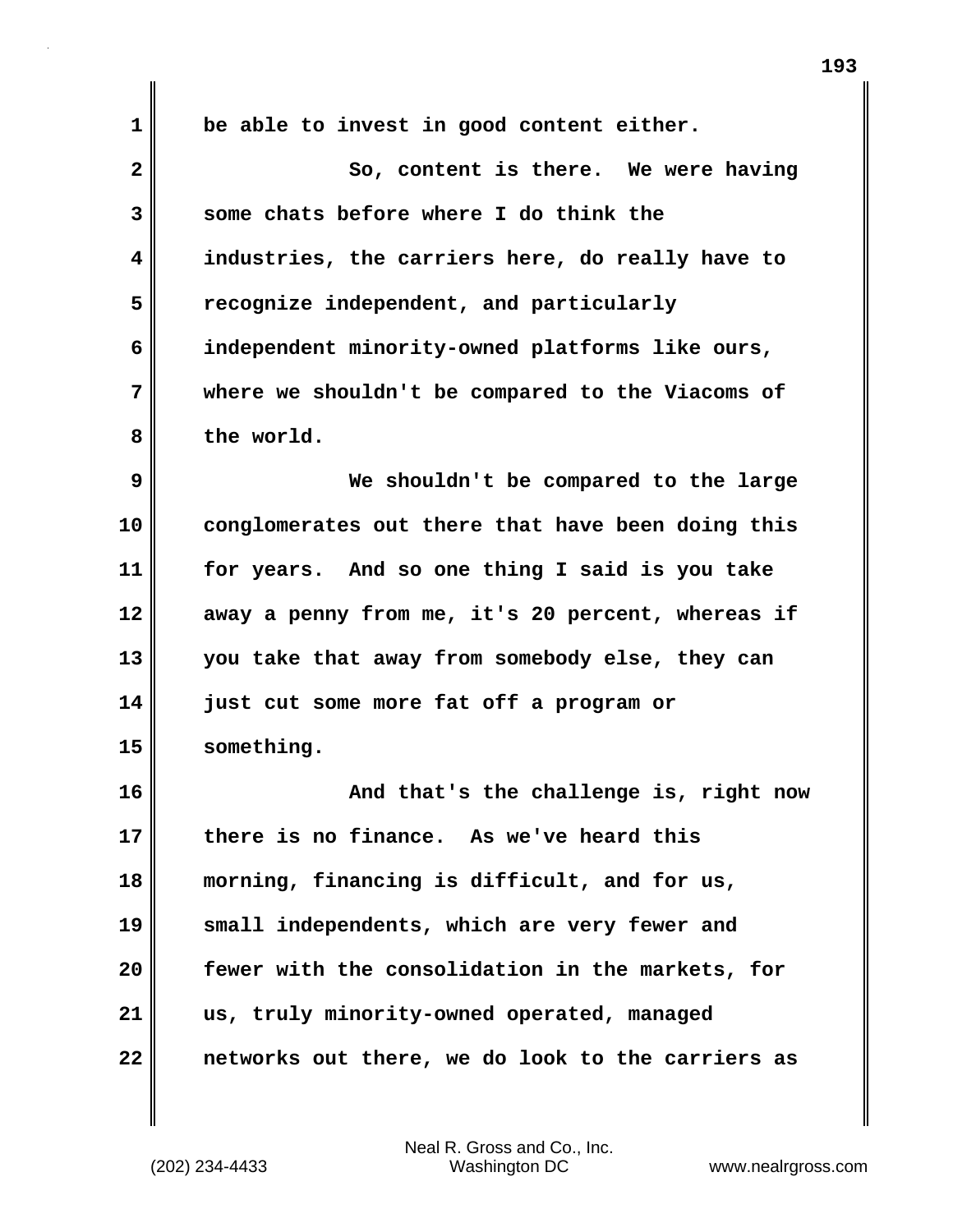be able to invest in good content either.

So, content is there. We were having some chats before where I do think the industries, the carriers here, do really have to recognize independent, and particularly independent minority-owned platforms like ours, where we shouldn't be compared to the Viacoms of the world.

We shouldn't be compared to the large conglomerates out there that have been doing this for years. And so one thing I said is you take away a penny from me, it's 20 percent, whereas if you take that away from somebody else, they can just cut some more fat off a program or something.

And that's the challenge is, right now there is no finance. As we've heard this morning, financing is difficult, and for us, small independents, which are very fewer and fewer with the consolidation in the markets, for us, truly minority-owned operated, managed networks out there, we do look to the carriers as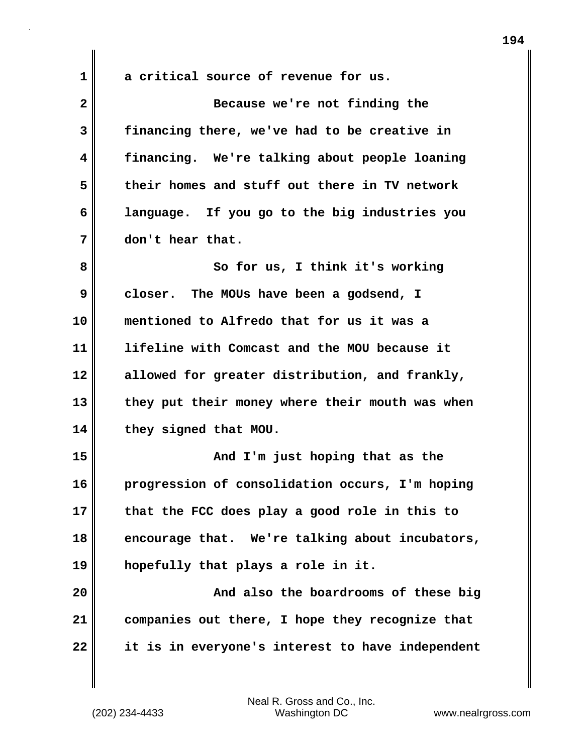a critical source of revenue for us.

Because we're not finding the financing there, we've had to be creative in financing. We're talking about people loaning their homes and stuff out there in TV network language. If you go to the big industries you don't hear that.

So for us, I think it's working closer. The MOUs have been a godsend, I mentioned to Alfredo that for us it was a lifeline with Comcast and the MOU because it allowed for greater distribution, and frankly, they put their money where their mouth was when they signed that MOU.

And I'm just hoping that as the progression of consolidation occurs, I'm hoping that the FCC does play a good role in this to encourage that. We're talking about incubators, hopefully that plays a role in it.

And also the boardrooms of these big companies out there, I hope they recognize that it is in everyone's interest to have independent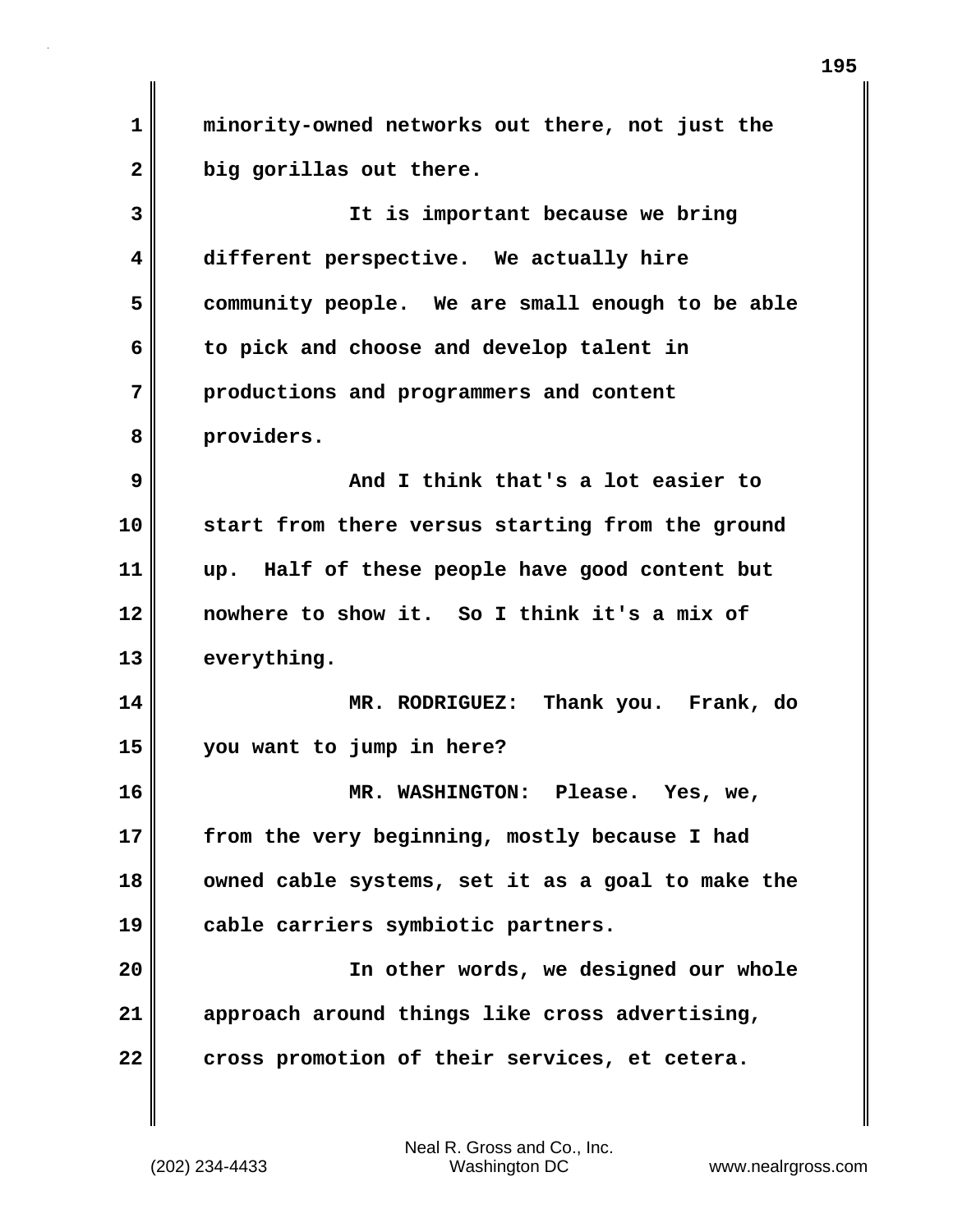minority-owned networks out there, not just the big gorillas out there.

It is important because we bring different perspective. We actually hire community people. We are small enough to be able to pick and choose and develop talent in productions and programmers and content providers.

And I think that's a lot easier to start from there versus starting from the ground up. Half of these people have good content but nowhere to show it. So I think it's a mix of everything.

MR. RODRIGUEZ: Thank you. Frank, do you want to jump in here?

MR. WASHINGTON: Please. Yes, we, from the very beginning, mostly because I had owned cable systems, set it as a goal to make the cable carriers symbiotic partners.

In other words, we designed our whole approach around things like cross advertising, cross promotion of their services, et cetera.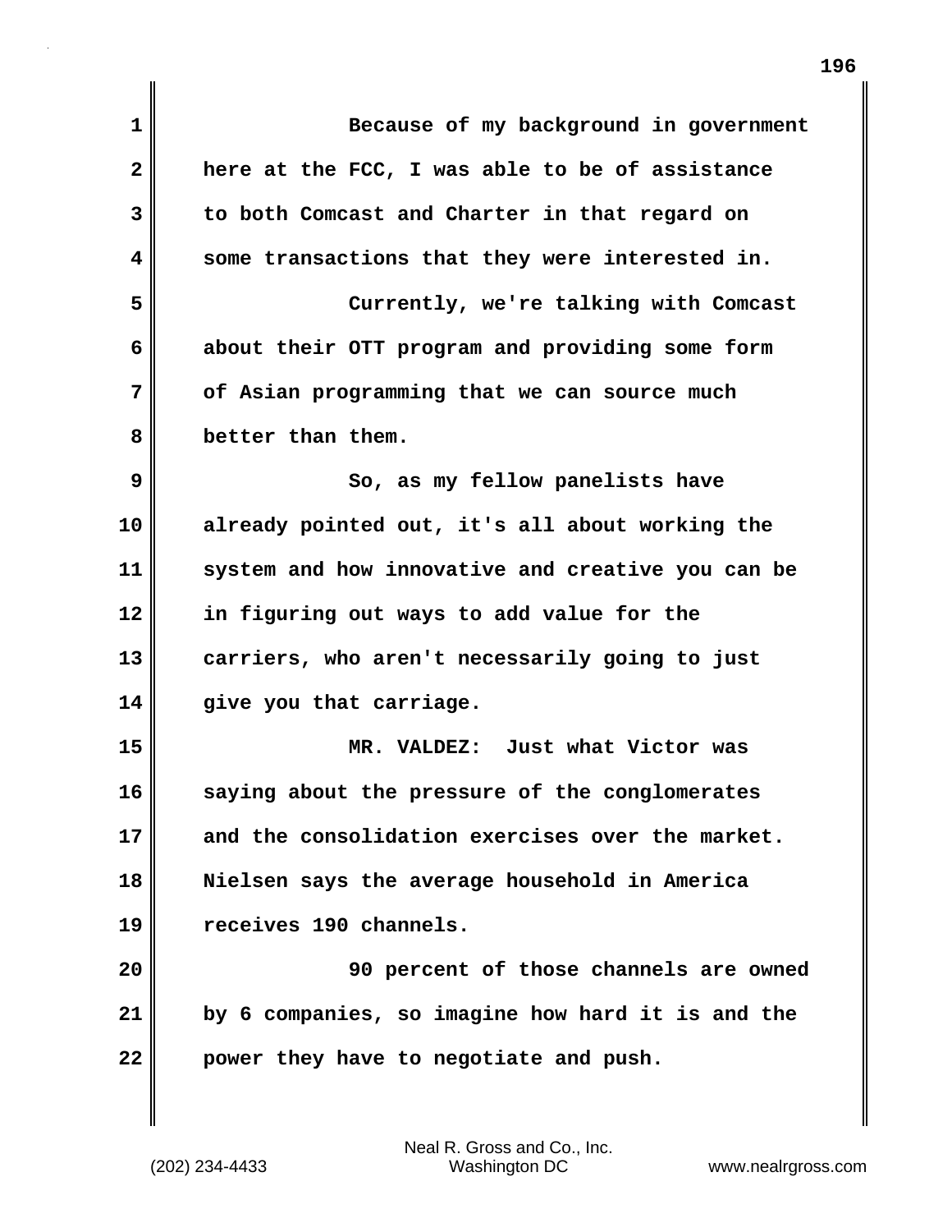Because of my background in government here at the FCC, I was able to be of assistance to both Comcast and Charter in that regard on some transactions that they were interested in.

Currently, we're talking with Comcast about their OTT program and providing some form of Asian programming that we can source much better than them.

So, as my fellow panelists have already pointed out, it's all about working the system and how innovative and creative you can be in figuring out ways to add value for the carriers, who aren't necessarily going to just give you that carriage.

MR. VALDEZ: Just what Victor was saying about the pressure of the conglomerates and the consolidation exercises over the market. Nielsen says the average household in America receives 190 channels.

90 percent of those channels are owned by 6 companies, so imagine how hard it is and the power they have to negotiate and push.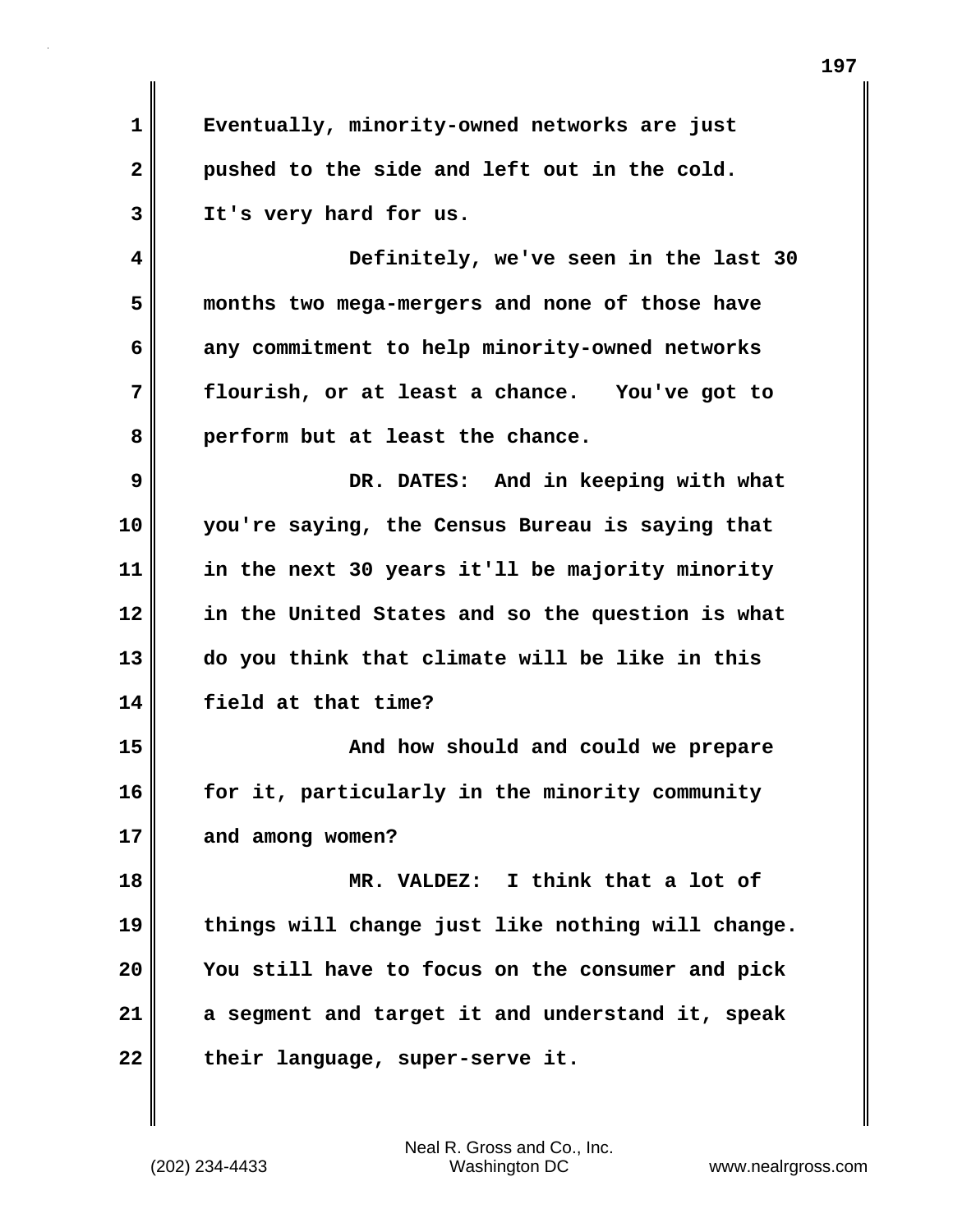Eventually, minority-owned networks are just pushed to the side and left out in the cold. It's very hard for us.

Definitely, we've seen in the last 30 months two mega-mergers and none of those have any commitment to help minority-owned networks flourish, or at least a chance. You've got to perform but at least the chance.

DR. DATES: And in keeping with what you're saying, the Census Bureau is saying that in the next 30 years it'll be majority minority in the United States and so the question is what do you think that climate will be like in this field at that time?

And how should and could we prepare for it, particularly in the minority community and among women?

MR. VALDEZ: I think that a lot of things will change just like nothing will change. You still have to focus on the consumer and pick a segment and target it and understand it, speak their language, super-serve it.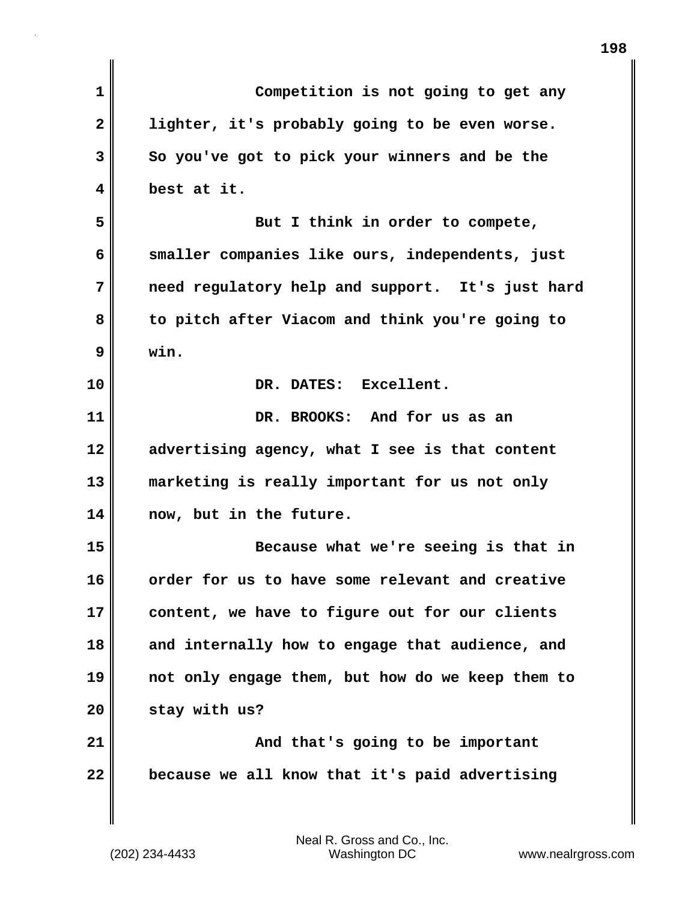Competition is not going to get any lighter, it's probably going to be even worse. So you've got to pick your winners and be the best at it.

But I think in order to compete, smaller companies like ours, independents, just need regulatory help and support. It's just hard to pitch after Viacom and think you're going to win.

DR. DATES: Excellent.

DR. BROOKS: And for us as an advertising agency, what I see is that content marketing is really important for us not only now, but in the future.

Because what we're seeing is that in order for us to have some relevant and creative content, we have to figure out for our clients and internally how to engage that audience, and not only engage them, but how do we keep them to stay with us?

And that's going to be important because we all know that it's paid advertising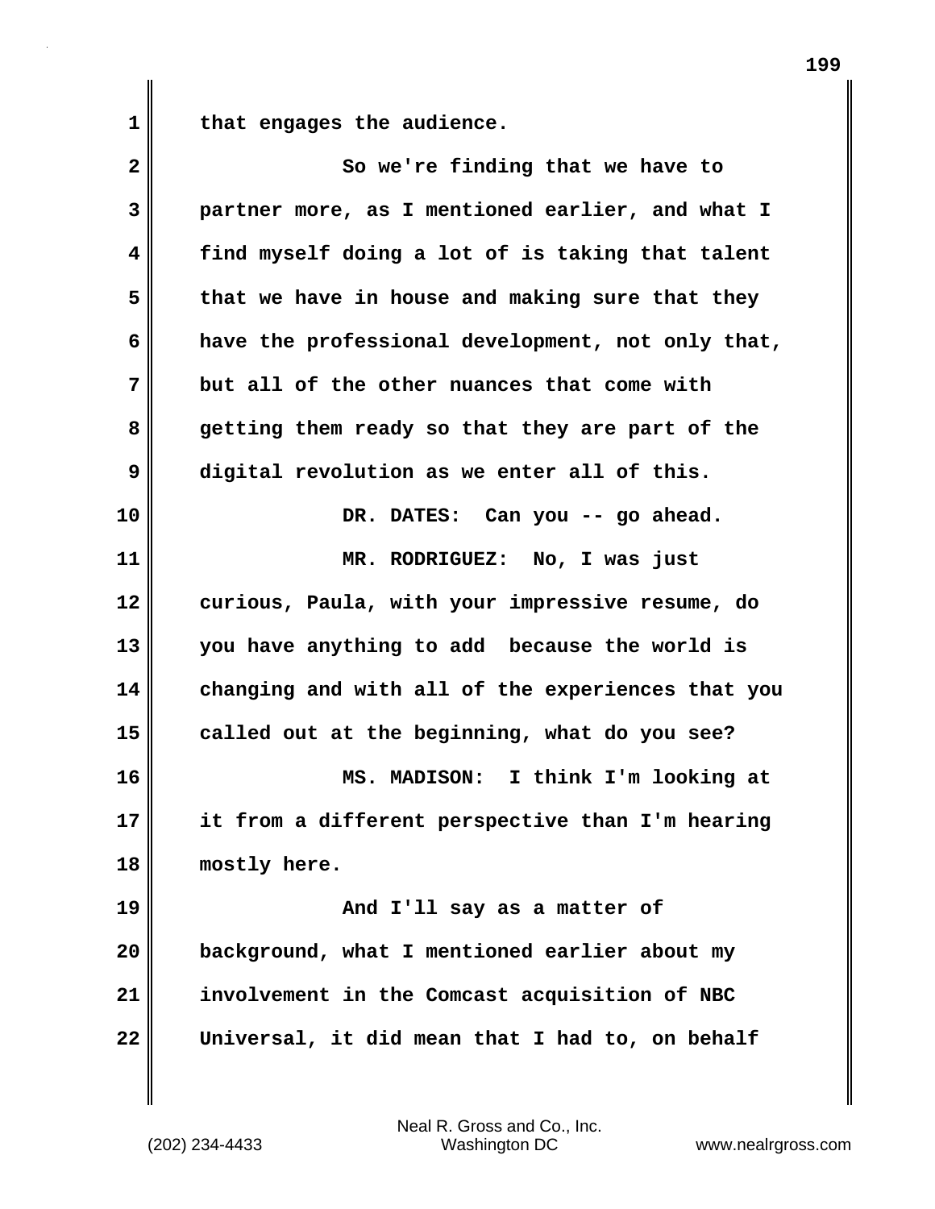that engages the audience.

So we're finding that we have to partner more, as I mentioned earlier, and what I find myself doing a lot of is taking that talent that we have in house and making sure that they have the professional development, not only that, but all of the other nuances that come with getting them ready so that they are part of the digital revolution as we enter all of this.

DR. DATES: Can you -- go ahead.

MR. RODRIGUEZ: No, I was just curious, Paula, with your impressive resume, do you have anything to add because the world is changing and with all of the experiences that you called out at the beginning, what do you see?

MS. MADISON: I think I'm looking at it from a different perspective than I'm hearing mostly here.

And I'll say as a matter of background, what I mentioned earlier about my involvement in the Comcast acquisition of NBC Universal, it did mean that I had to, on behalf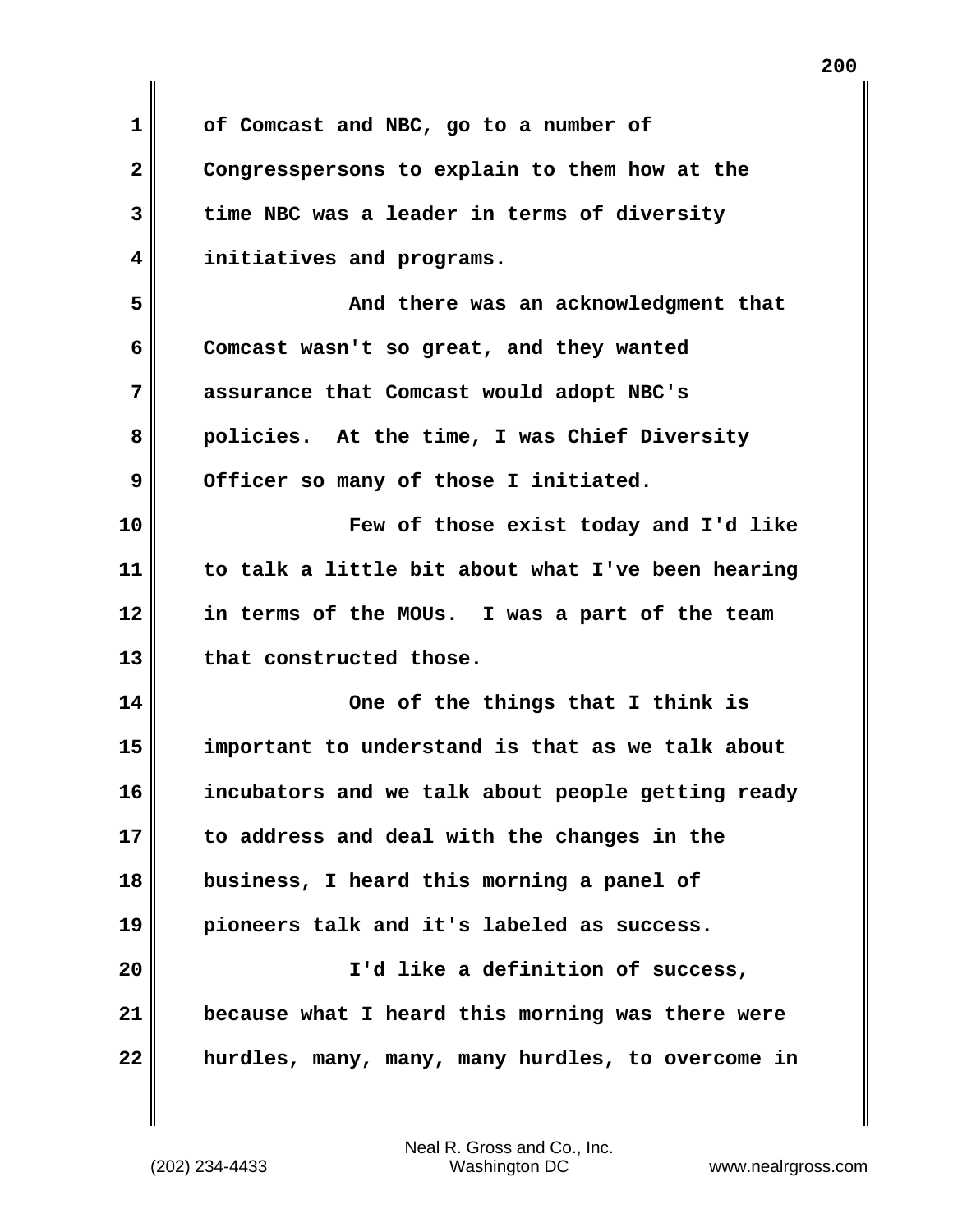of Comcast and NBC, go to a number of Congresspersons to explain to them how at the time NBC was a leader in terms of diversity initiatives and programs.

And there was an acknowledgment that Comcast wasn't so great, and they wanted assurance that Comcast would adopt NBC's policies. At the time, I was Chief Diversity Officer so many of those I initiated.

Few of those exist today and I'd like to talk a little bit about what I've been hearing in terms of the MOUs. I was a part of the team that constructed those.

One of the things that I think is important to understand is that as we talk about incubators and we talk about people getting ready to address and deal with the changes in the business, I heard this morning a panel of pioneers talk and it's labeled as success.

I'd like a definition of success, because what I heard this morning was there were hurdles, many, many, many hurdles, to overcome in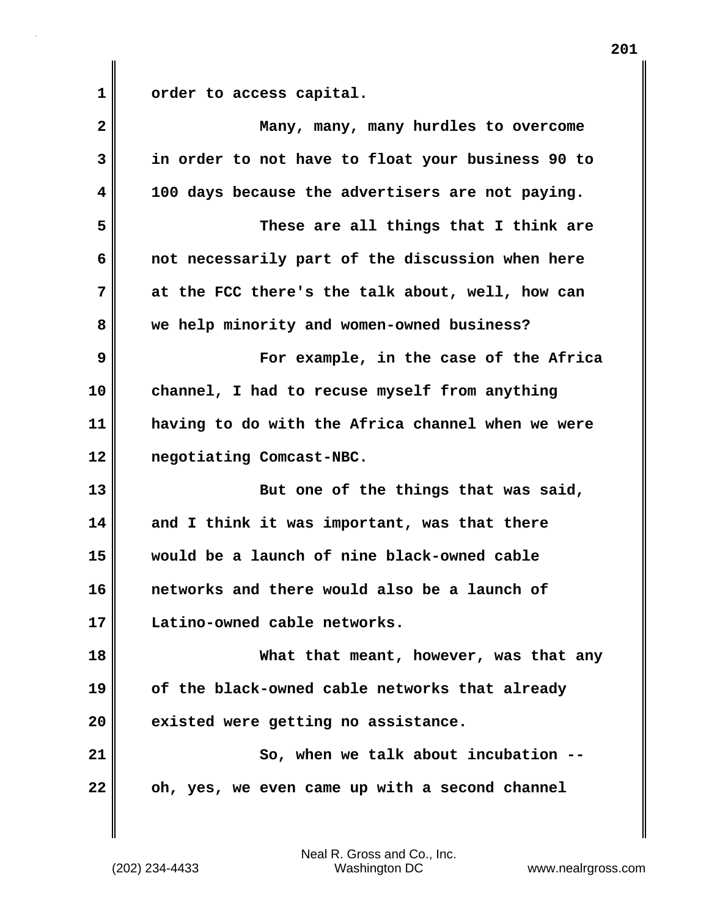order to access capital.

Many, many, many hurdles to overcome in order to not have to float your business 90 to 100 days because the advertisers are not paying.

These are all things that I think are not necessarily part of the discussion when here at the FCC there's the talk about, well, how can we help minority and women-owned business?

For example, in the case of the Africa channel, I had to recuse myself from anything having to do with the Africa channel when we were negotiating Comcast-NBC.

But one of the things that was said, and I think it was important, was that there would be a launch of nine black-owned cable networks and there would also be a launch of Latino-owned cable networks.

What that meant, however, was that any of the black-owned cable networks that already existed were getting no assistance.

So, when we talk about incubation -- oh, yes, we even came up with a second channel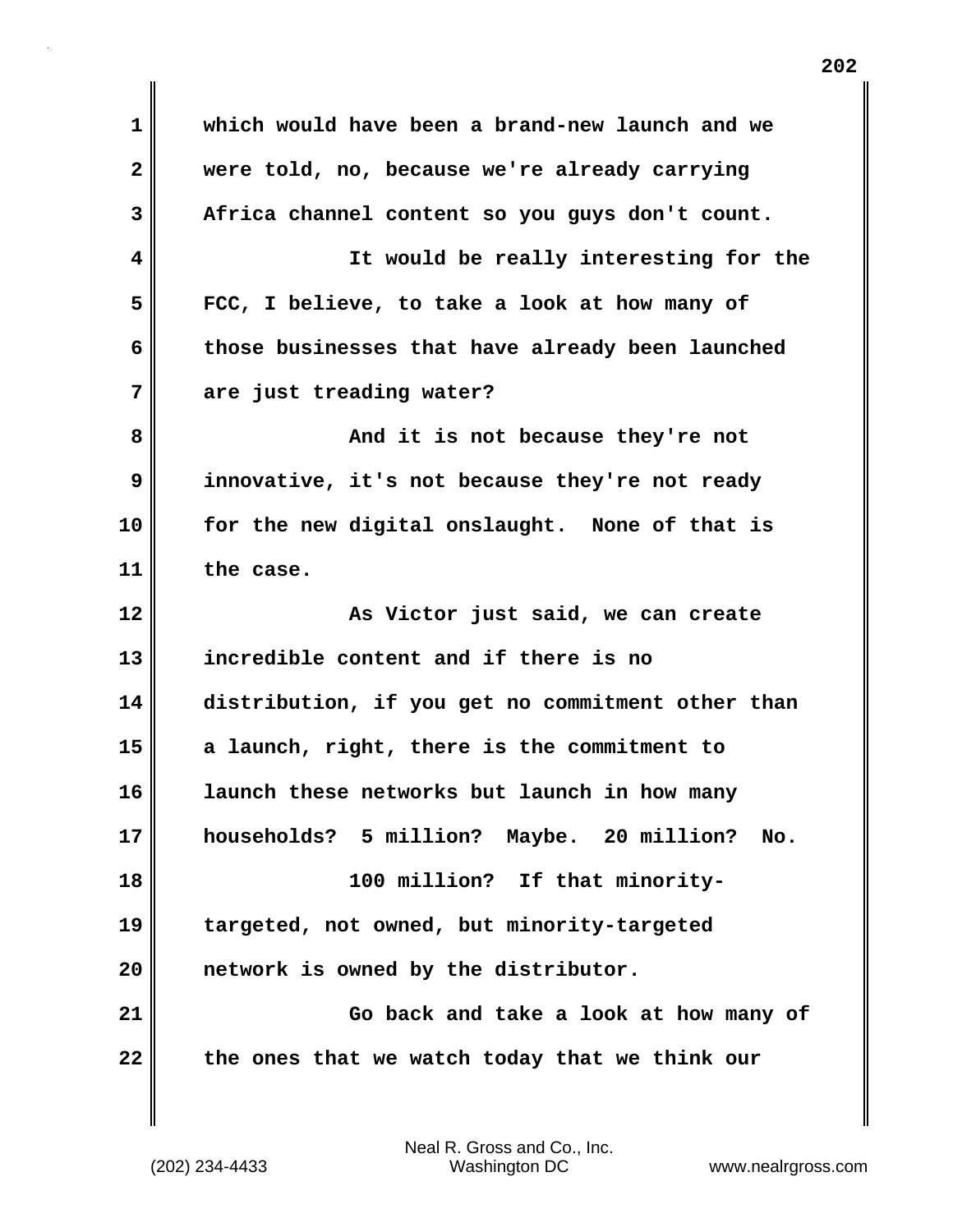which would have been a brand-new launch and we were told, no, because we're already carrying Africa channel content so you guys don't count.

It would be really interesting for the FCC, I believe, to take a look at how many of those businesses that have already been launched are just treading water?

And it is not because they're not innovative, it's not because they're not ready for the new digital onslaught. None of that is the case.

As Victor just said, we can create incredible content and if there is no distribution, if you get no commitment other than a launch, right, there is the commitment to launch these networks but launch in how many households? 5 million? Maybe. 20 million? No.

100 million? If that minority-targeted, not owned, but minority-targeted network is owned by the distributor.

Go back and take a look at how many of the ones that we watch today that we think our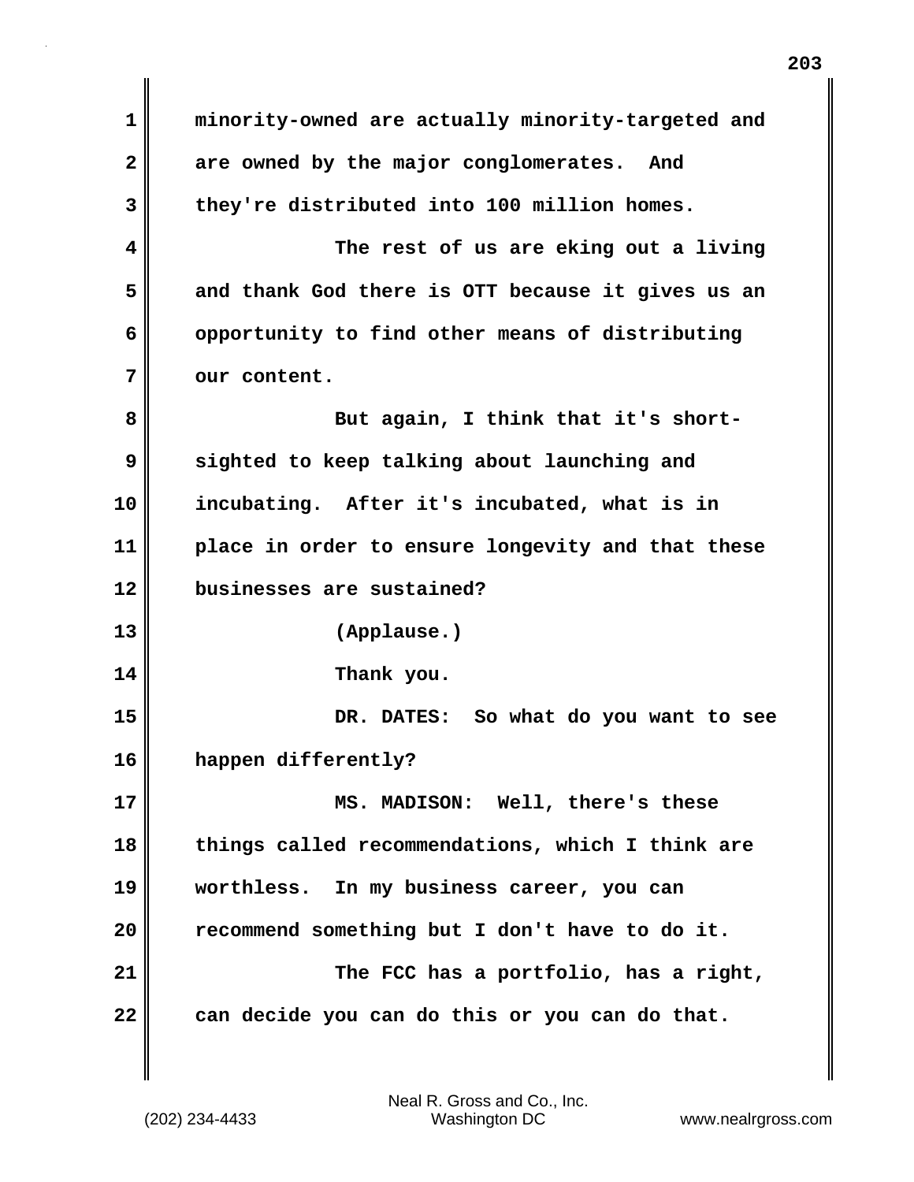minority-owned are actually minority-targeted and are owned by the major conglomerates. And they're distributed into 100 million homes.

The rest of us are eking out a living and thank God there is OTT because it gives us an opportunity to find other means of distributing our content.

But again, I think that it's short-sighted to keep talking about launching and incubating. After it's incubated, what is in place in order to ensure longevity and that these businesses are sustained?

(Applause.)

Thank you.

DR. DATES: So what do you want to see happen differently?

MS. MADISON: Well, there's these things called recommendations, which I think are worthless. In my business career, you can recommend something but I don't have to do it.

The FCC has a portfolio, has a right, can decide you can do this or you can do that.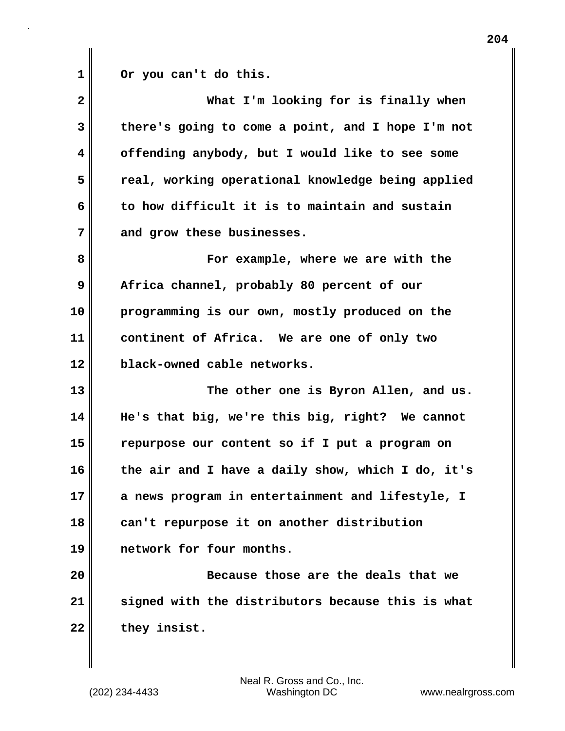Or you can't do this.

What I'm looking for is finally when there's going to come a point, and I hope I'm not offending anybody, but I would like to see some real, working operational knowledge being applied to how difficult it is to maintain and sustain and grow these businesses.

For example, where we are with the Africa channel, probably 80 percent of our programming is our own, mostly produced on the continent of Africa. We are one of only two black-owned cable networks.

The other one is Byron Allen, and us. He's that big, we're this big, right? We cannot repurpose our content so if I put a program on the air and I have a daily show, which I do, it's a news program in entertainment and lifestyle, I can't repurpose it on another distribution network for four months.

Because those are the deals that we signed with the distributors because this is what they insist.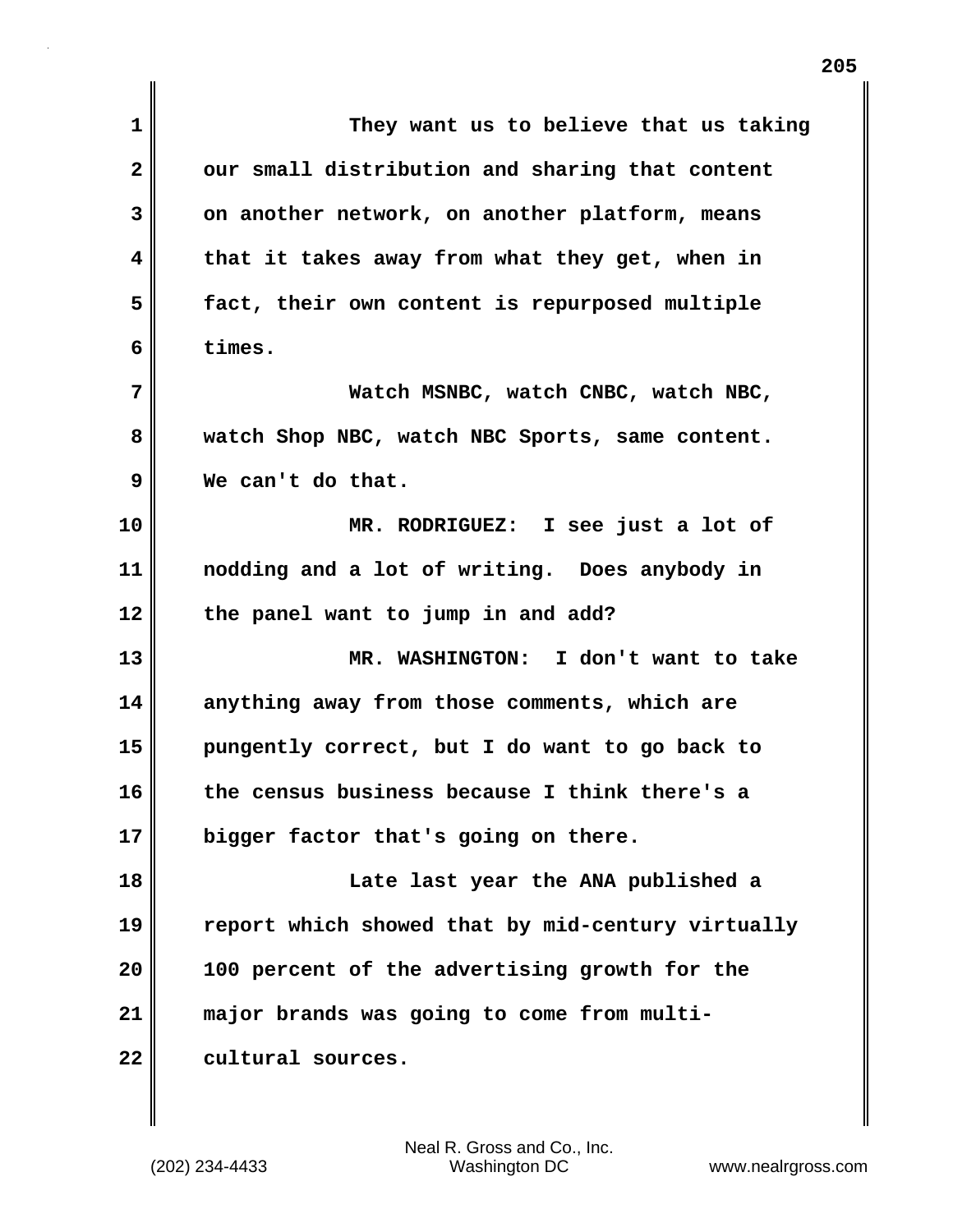They want us to believe that us taking our small distribution and sharing that content on another network, on another platform, means that it takes away from what they get, when in fact, their own content is repurposed multiple times.

Watch MSNBC, watch CNBC, watch NBC, watch Shop NBC, watch NBC Sports, same content. We can't do that.

MR. RODRIGUEZ: I see just a lot of nodding and a lot of writing. Does anybody in the panel want to jump in and add?

MR. WASHINGTON: I don't want to take anything away from those comments, which are pungently correct, but I do want to go back to the census business because I think there's a bigger factor that's going on there.

Late last year the ANA published a report which showed that by mid-century virtually 100 percent of the advertising growth for the major brands was going to come from multi-cultural sources.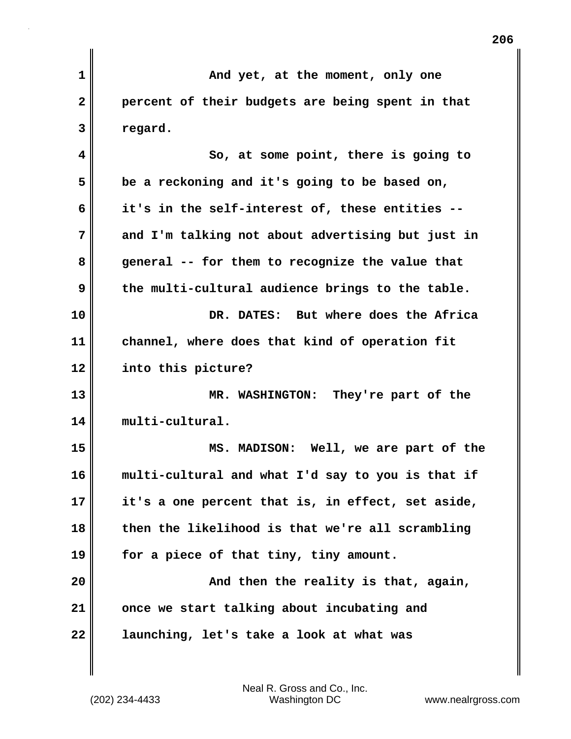And yet, at the moment, only one percent of their budgets are being spent in that regard.

So, at some point, there is going to be a reckoning and it's going to be based on, it's in the self-interest of, these entities -- and I'm talking not about advertising but just in general -- for them to recognize the value that the multi-cultural audience brings to the table.

DR. DATES: But where does the Africa channel, where does that kind of operation fit into this picture?

MR. WASHINGTON: They're part of the multi-cultural.

MS. MADISON: Well, we are part of the multi-cultural and what I'd say to you is that if it's a one percent that is, in effect, set aside, then the likelihood is that we're all scrambling for a piece of that tiny, tiny amount.

And then the reality is that, again, once we start talking about incubating and launching, let's take a look at what was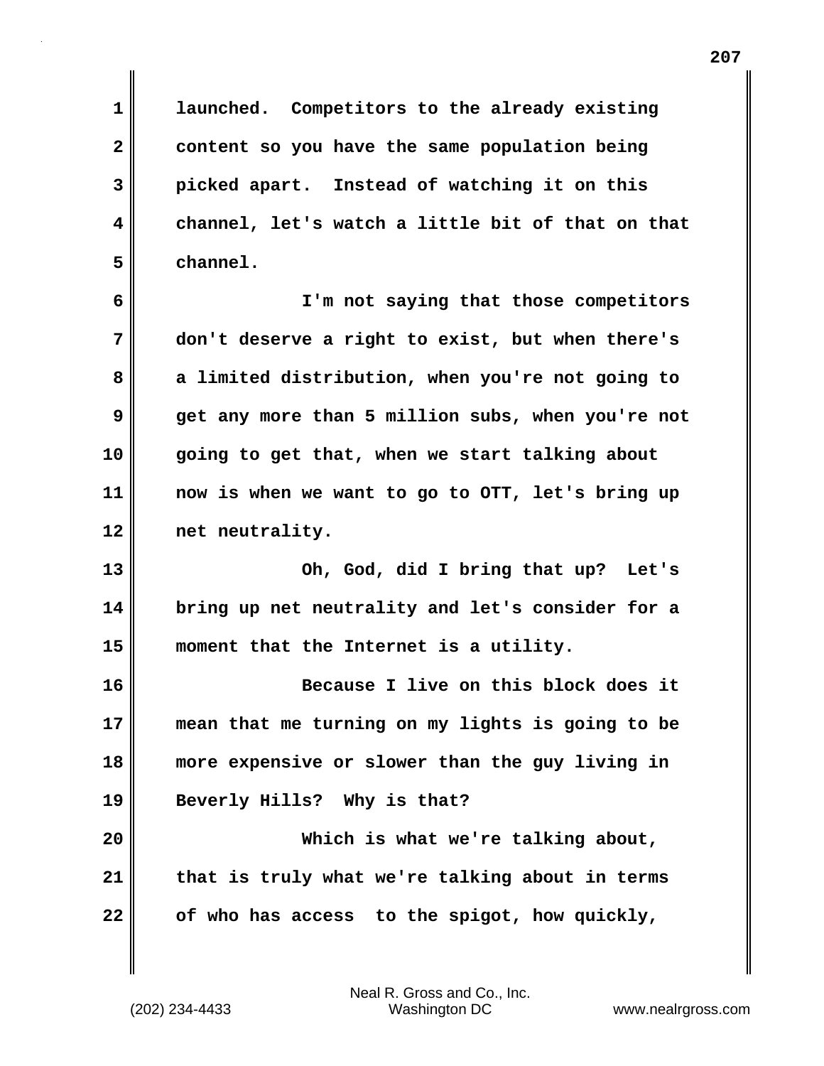launched. Competitors to the already existing content so you have the same population being picked apart. Instead of watching it on this channel, let's watch a little bit of that on that channel.

I'm not saying that those competitors don't deserve a right to exist, but when there's a limited distribution, when you're not going to get any more than 5 million subs, when you're not going to get that, when we start talking about now is when we want to go to OTT, let's bring up net neutrality.

Oh, God, did I bring that up? Let's bring up net neutrality and let's consider for a moment that the Internet is a utility.

Because I live on this block does it mean that me turning on my lights is going to be more expensive or slower than the guy living in Beverly Hills? Why is that?

Which is what we're talking about, that is truly what we're talking about in terms of who has access to the spigot, how quickly,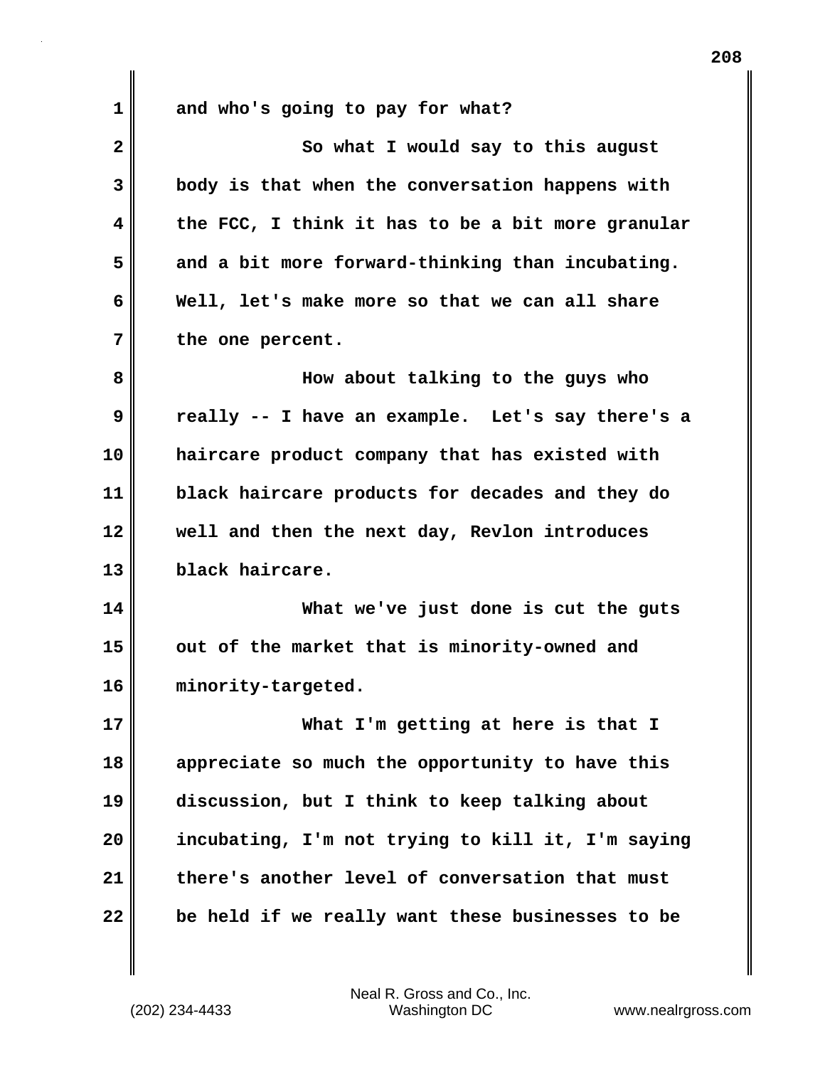and who's going to pay for what?

So what I would say to this august body is that when the conversation happens with the FCC, I think it has to be a bit more granular and a bit more forward-thinking than incubating. Well, let's make more so that we can all share the one percent.

How about talking to the guys who really -- I have an example. Let's say there's a haircare product company that has existed with black haircare products for decades and they do well and then the next day, Revlon introduces black haircare.

What we've just done is cut the guts out of the market that is minority-owned and minority-targeted.

What I'm getting at here is that I appreciate so much the opportunity to have this discussion, but I think to keep talking about incubating, I'm not trying to kill it, I'm saying there's another level of conversation that must be held if we really want these businesses to be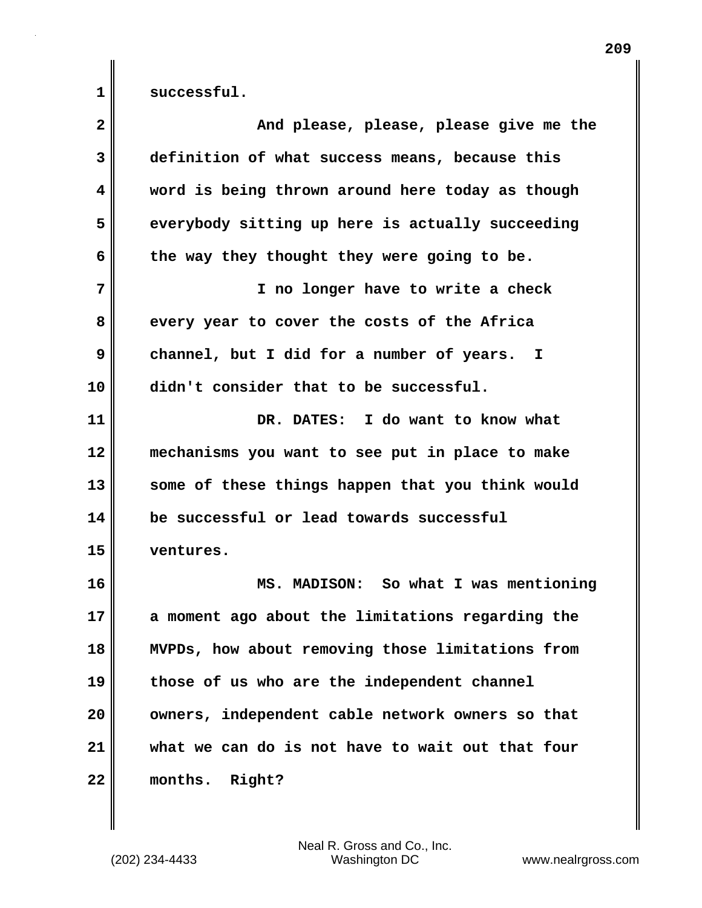successful.

And please, please, please give me the definition of what success means, because this word is being thrown around here today as though everybody sitting up here is actually succeeding the way they thought they were going to be.

I no longer have to write a check every year to cover the costs of the Africa channel, but I did for a number of years. I didn't consider that to be successful.

DR. DATES: I do want to know what mechanisms you want to see put in place to make some of these things happen that you think would be successful or lead towards successful ventures.

MS. MADISON: So what I was mentioning a moment ago about the limitations regarding the MVPDs, how about removing those limitations from those of us who are the independent channel owners, independent cable network owners so that what we can do is not have to wait out that four months. Right?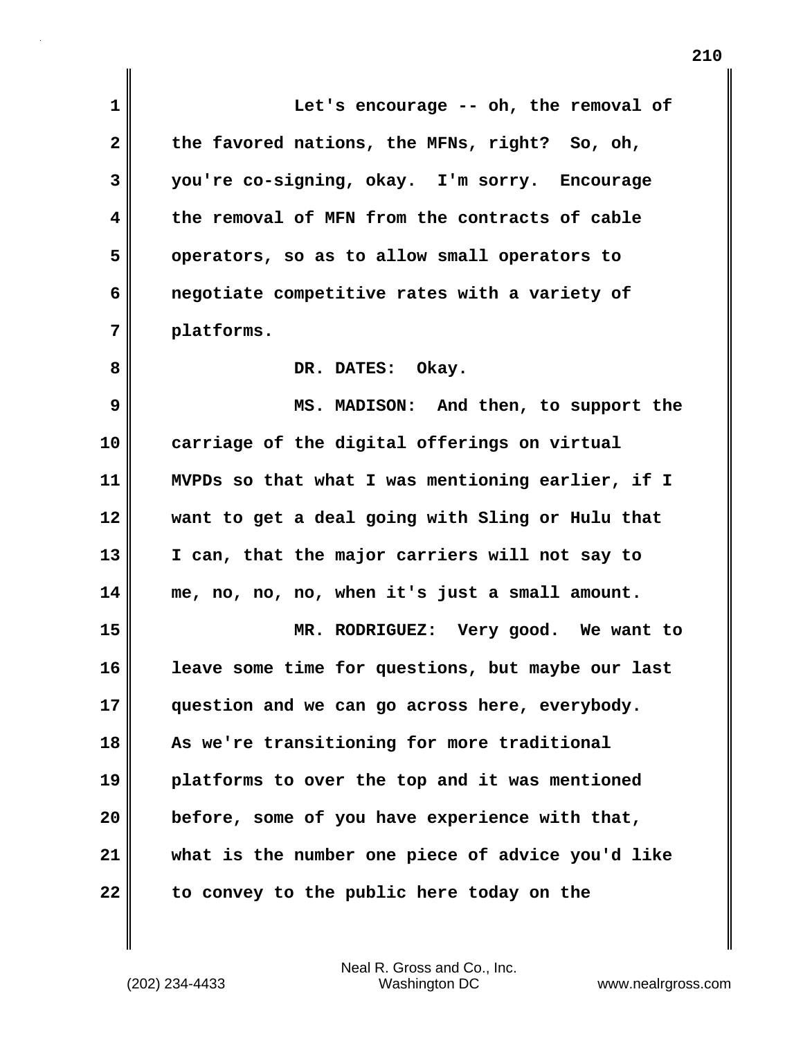Let's encourage -- oh, the removal of the favored nations, the MFNs, right? So, oh, you're co-signing, okay. I'm sorry. Encourage the removal of MFN from the contracts of cable operators, so as to allow small operators to negotiate competitive rates with a variety of platforms.

DR. DATES: Okay.

MS. MADISON: And then, to support the carriage of the digital offerings on virtual MVPDs so that what I was mentioning earlier, if I want to get a deal going with Sling or Hulu that I can, that the major carriers will not say to me, no, no, no, when it's just a small amount.

MR. RODRIGUEZ: Very good. We want to leave some time for questions, but maybe our last question and we can go across here, everybody. As we're transitioning for more traditional platforms to over the top and it was mentioned before, some of you have experience with that, what is the number one piece of advice you'd like to convey to the public here today on the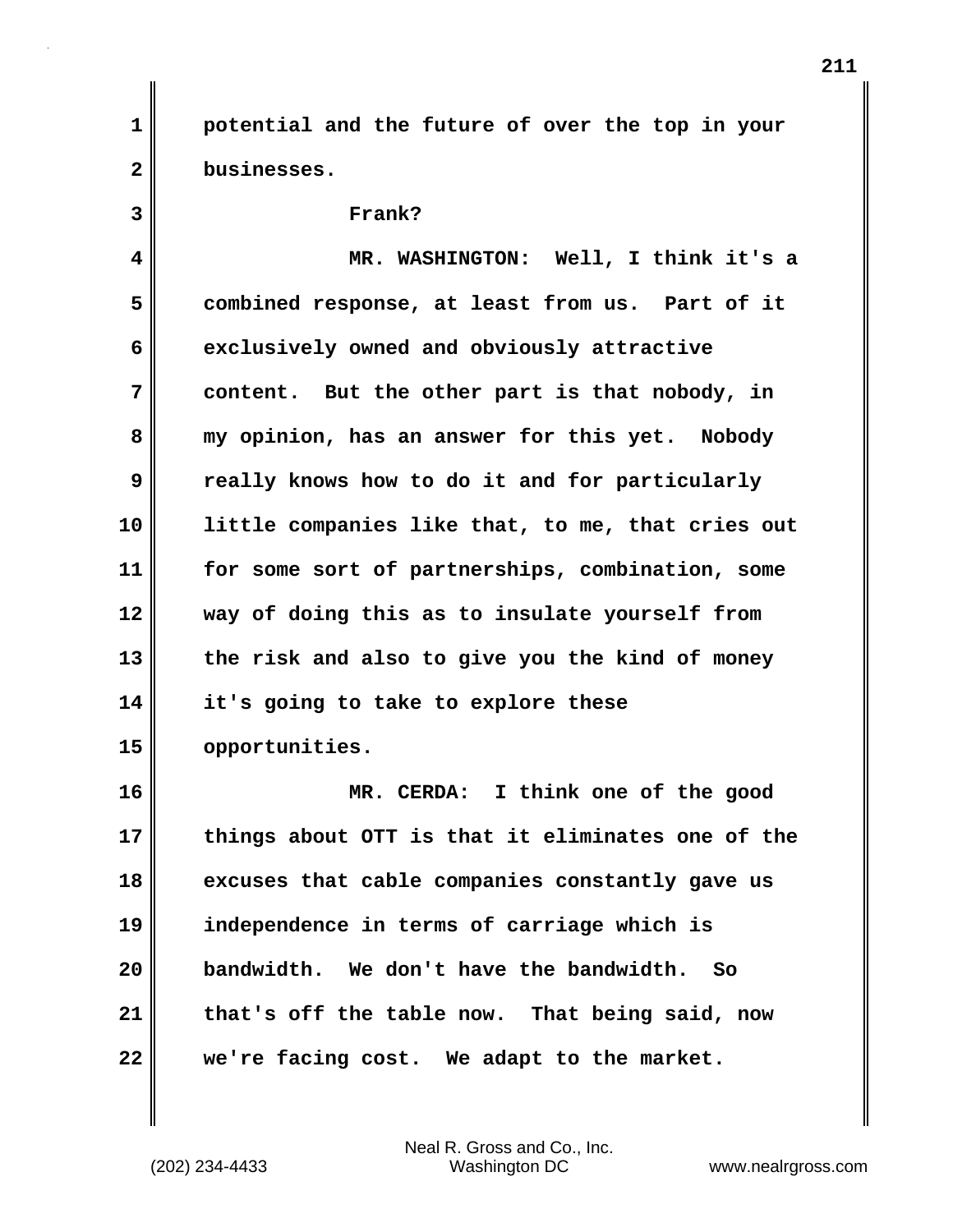potential and the future of over the top in your businesses.

Frank?

MR. WASHINGTON: Well, I think it's a combined response, at least from us. Part of it exclusively owned and obviously attractive content. But the other part is that nobody, in my opinion, has an answer for this yet. Nobody really knows how to do it and for particularly little companies like that, to me, that cries out for some sort of partnerships, combination, some way of doing this as to insulate yourself from the risk and also to give you the kind of money it's going to take to explore these opportunities.

MR. CERDA: I think one of the good things about OTT is that it eliminates one of the excuses that cable companies constantly gave us independence in terms of carriage which is bandwidth. We don't have the bandwidth. So that's off the table now. That being said, now we're facing cost. We adapt to the market.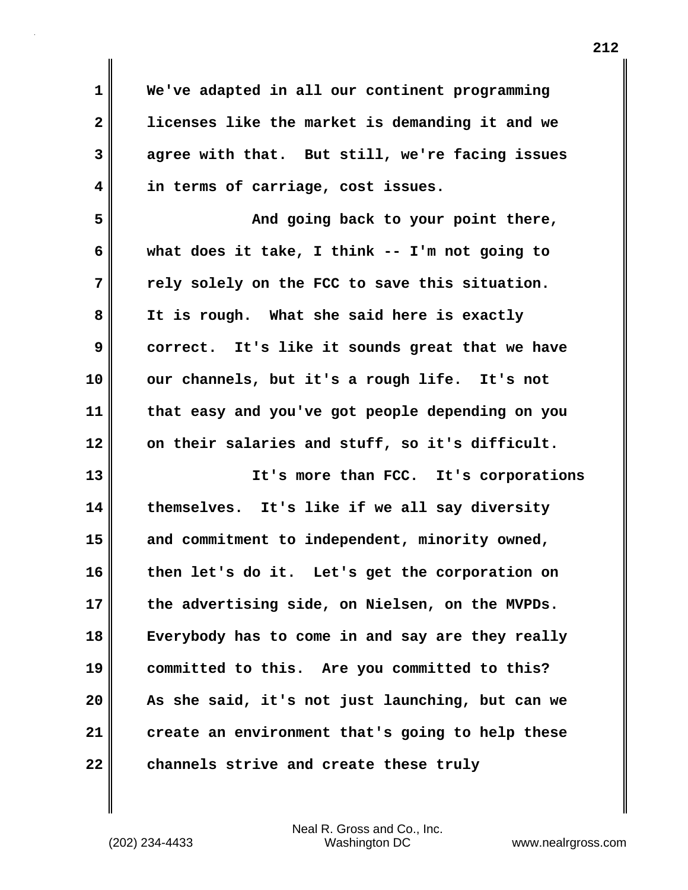We've adapted in all our continent programming licenses like the market is demanding it and we agree with that. But still, we're facing issues in terms of carriage, cost issues.

And going back to your point there, what does it take, I think -- I'm not going to rely solely on the FCC to save this situation. It is rough. What she said here is exactly correct. It's like it sounds great that we have our channels, but it's a rough life. It's not that easy and you've got people depending on you on their salaries and stuff, so it's difficult.

It's more than FCC. It's corporations themselves. It's like if we all say diversity and commitment to independent, minority owned, then let's do it. Let's get the corporation on the advertising side, on Nielsen, on the MVPDs. Everybody has to come in and say are they really committed to this. Are you committed to this? As she said, it's not just launching, but can we create an environment that's going to help these channels strive and create these truly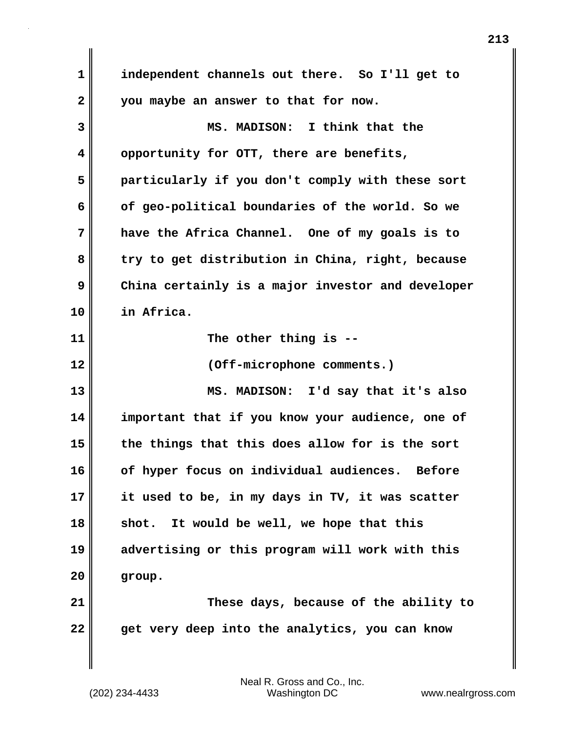independent channels out there. So I'll get to you maybe an answer to that for now.

MS. MADISON: I think that the opportunity for OTT, there are benefits, particularly if you don't comply with these sort of geo-political boundaries of the world. So we have the Africa Channel. One of my goals is to try to get distribution in China, right, because China certainly is a major investor and developer in Africa.

The other thing is --

(Off-microphone comments.)

MS. MADISON: I'd say that it's also important that if you know your audience, one of the things that this does allow for is the sort of hyper focus on individual audiences. Before it used to be, in my days in TV, it was scatter shot. It would be well, we hope that this advertising or this program will work with this group.

These days, because of the ability to get very deep into the analytics, you can know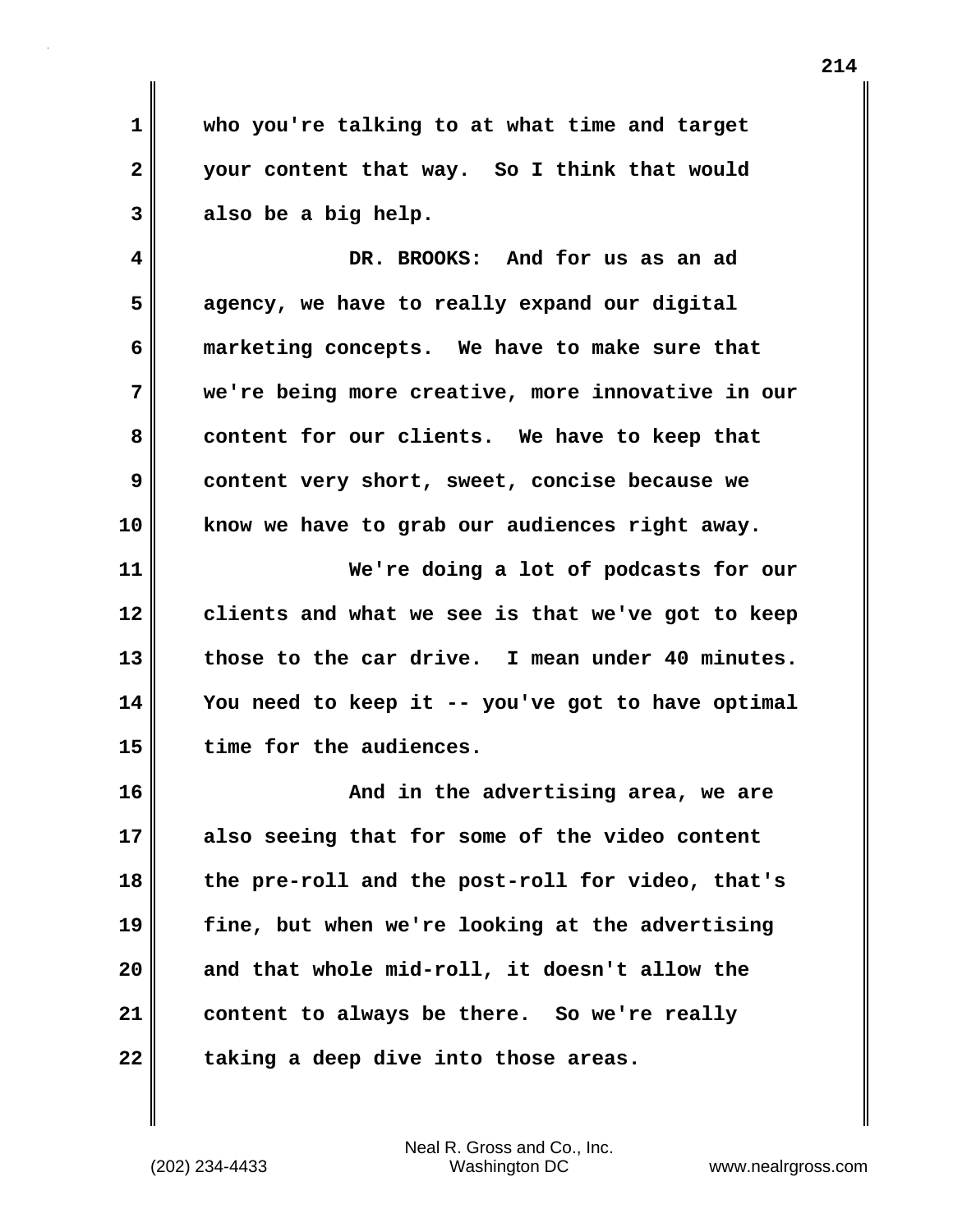who you're talking to at what time and target your content that way. So I think that would also be a big help.

DR. BROOKS: And for us as an ad agency, we have to really expand our digital marketing concepts. We have to make sure that we're being more creative, more innovative in our content for our clients. We have to keep that content very short, sweet, concise because we know we have to grab our audiences right away.

We're doing a lot of podcasts for our clients and what we see is that we've got to keep those to the car drive. I mean under 40 minutes. You need to keep it -- you've got to have optimal time for the audiences.

And in the advertising area, we are also seeing that for some of the video content the pre-roll and the post-roll for video, that's fine, but when we're looking at the advertising and that whole mid-roll, it doesn't allow the content to always be there. So we're really taking a deep dive into those areas.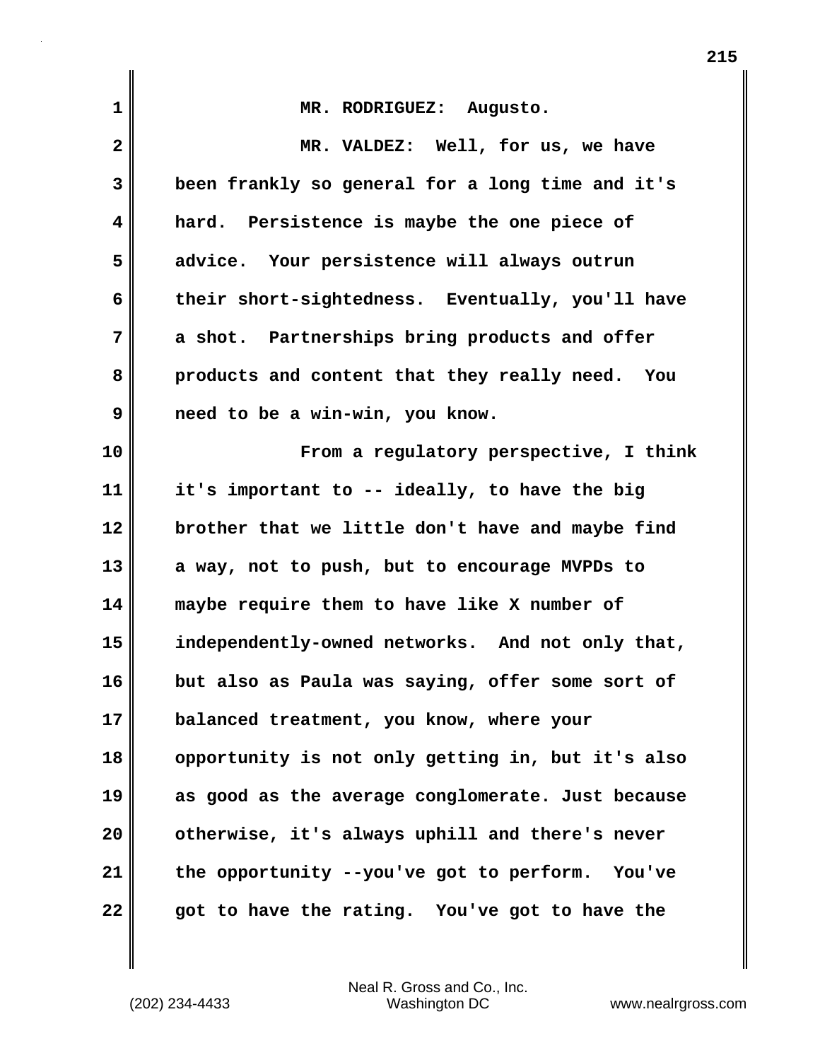MR. RODRIGUEZ: Augusto.

MR. VALDEZ: Well, for us, we have been frankly so general for a long time and it's hard. Persistence is maybe the one piece of advice. Your persistence will always outrun their short-sightedness. Eventually, you'll have a shot. Partnerships bring products and offer products and content that they really need. You need to be a win-win, you know.

From a regulatory perspective, I think it's important to -- ideally, to have the big brother that we little don't have and maybe find a way, not to push, but to encourage MVPDs to maybe require them to have like X number of independently-owned networks. And not only that, but also as Paula was saying, offer some sort of balanced treatment, you know, where your opportunity is not only getting in, but it's also as good as the average conglomerate. Just because otherwise, it's always uphill and there's never the opportunity --you've got to perform. You've got to have the rating. You've got to have the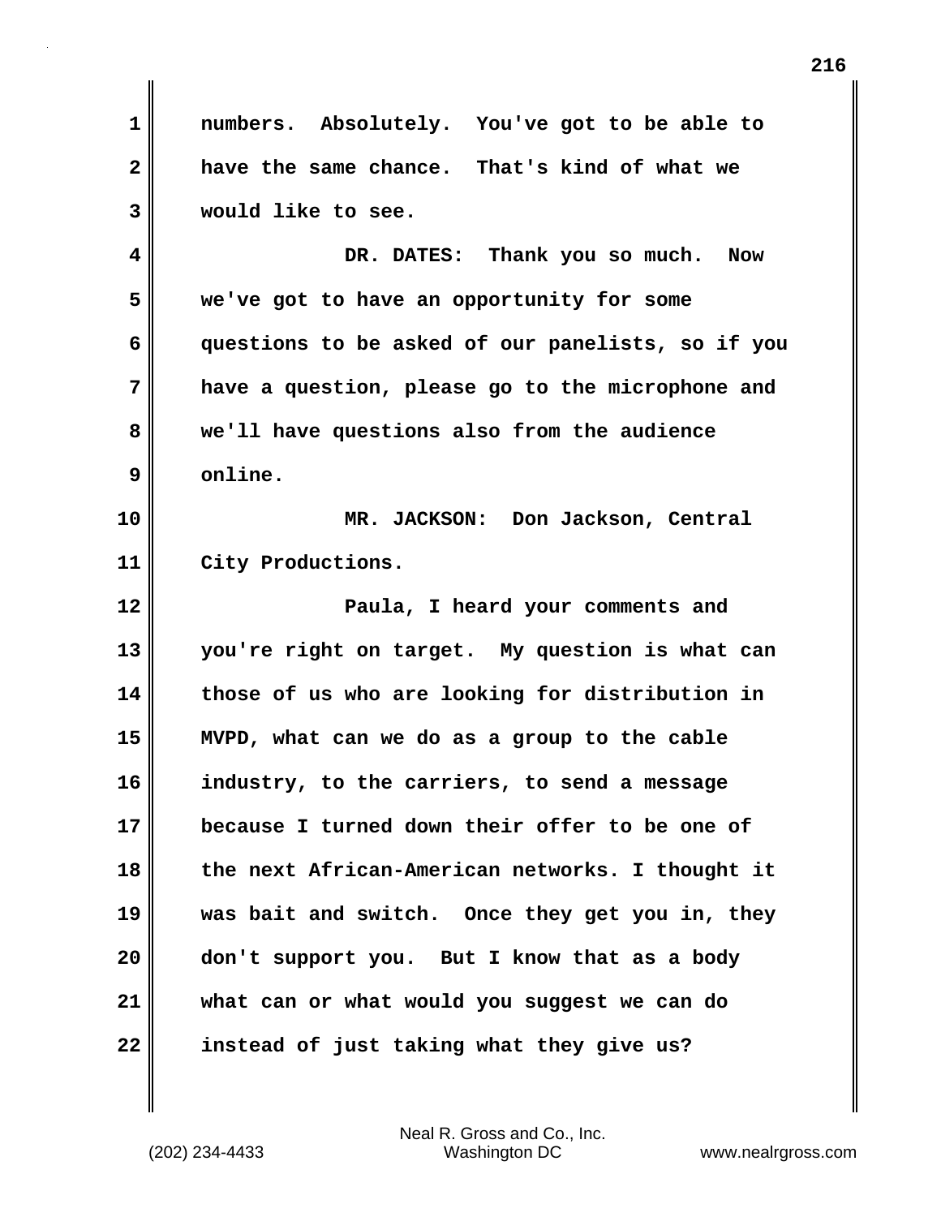numbers. Absolutely. You've got to be able to have the same chance. That's kind of what we would like to see.

DR. DATES: Thank you so much. Now we've got to have an opportunity for some questions to be asked of our panelists, so if you have a question, please go to the microphone and we'll have questions also from the audience online.

MR. JACKSON: Don Jackson, Central City Productions.

Paula, I heard your comments and you're right on target. My question is what can those of us who are looking for distribution in MVPD, what can we do as a group to the cable industry, to the carriers, to send a message because I turned down their offer to be one of the next African-American networks. I thought it was bait and switch. Once they get you in, they don't support you. But I know that as a body what can or what would you suggest we can do instead of just taking what they give us?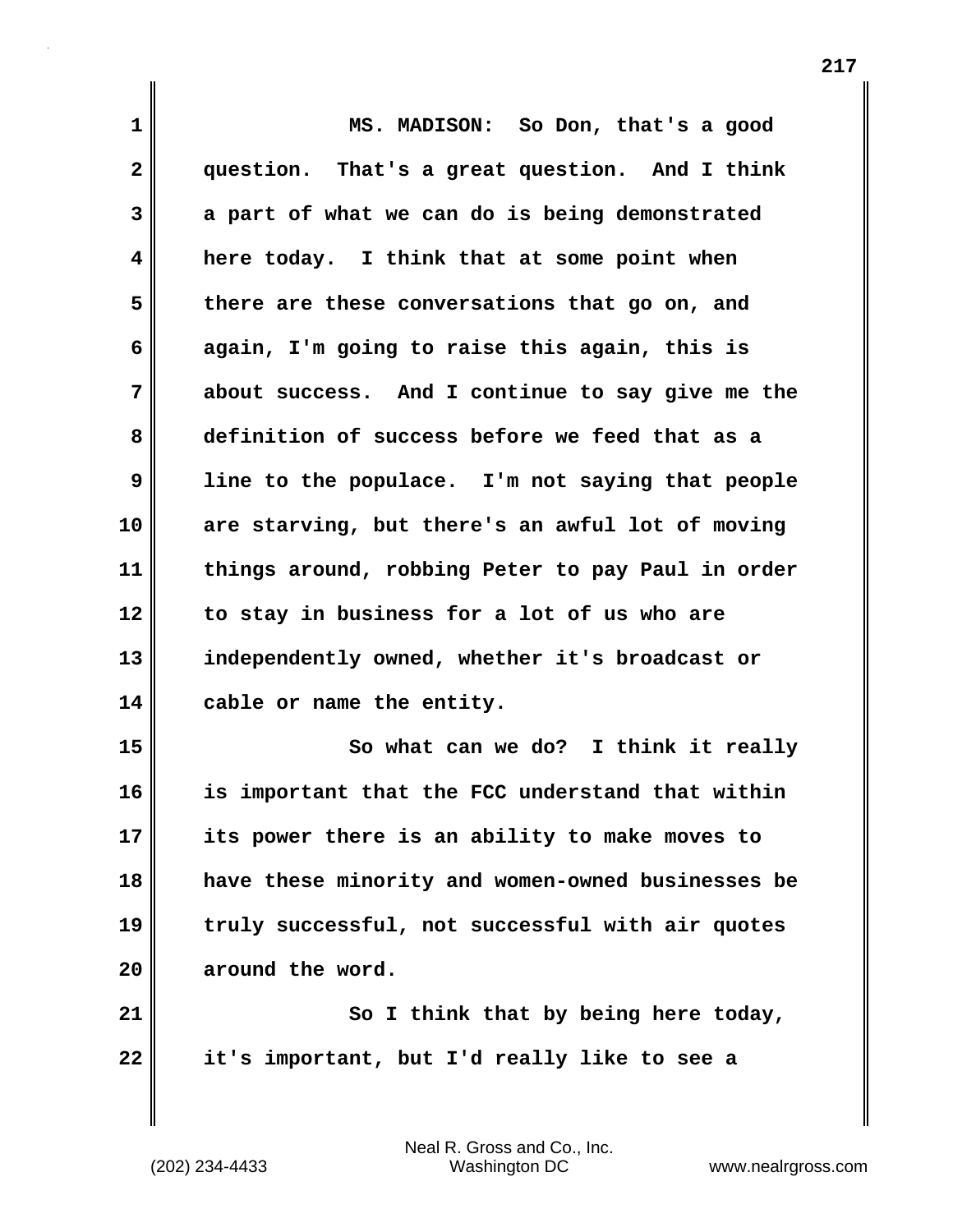MS. MADISON: So Don, that's a good question. That's a great question. And I think a part of what we can do is being demonstrated here today. I think that at some point when there are these conversations that go on, and again, I'm going to raise this again, this is about success. And I continue to say give me the definition of success before we feed that as a line to the populace. I'm not saying that people are starving, but there's an awful lot of moving things around, robbing Peter to pay Paul in order to stay in business for a lot of us who are independently owned, whether it's broadcast or cable or name the entity.

So what can we do? I think it really is important that the FCC understand that within its power there is an ability to make moves to have these minority and women-owned businesses be truly successful, not successful with air quotes around the word.

So I think that by being here today, it's important, but I'd really like to see a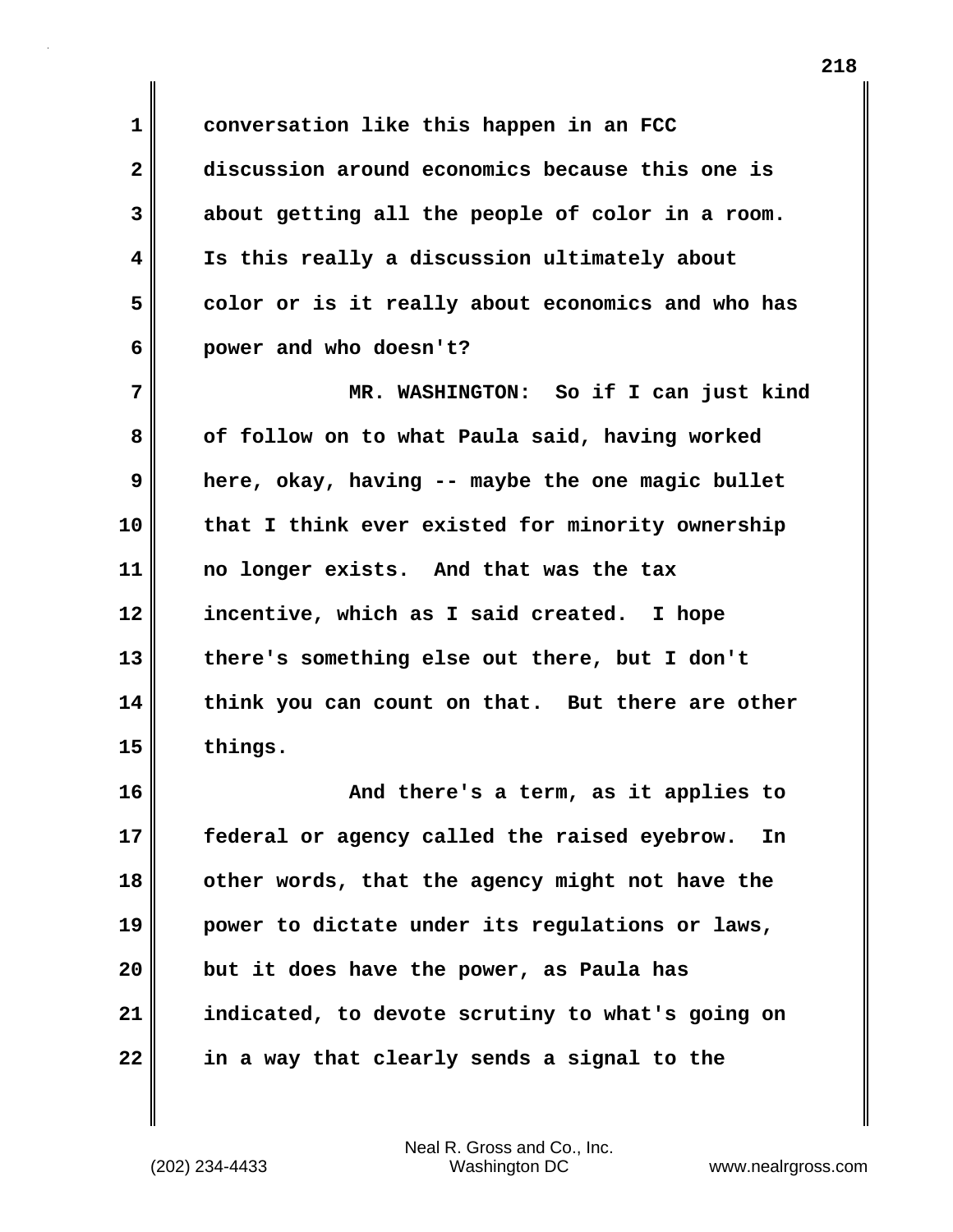conversation like this happen in an FCC discussion around economics because this one is about getting all the people of color in a room. Is this really a discussion ultimately about color or is it really about economics and who has power and who doesn't?

MR. WASHINGTON: So if I can just kind of follow on to what Paula said, having worked here, okay, having -- maybe the one magic bullet that I think ever existed for minority ownership no longer exists. And that was the tax incentive, which as I said created. I hope there's something else out there, but I don't think you can count on that. But there are other things.

And there's a term, as it applies to federal or agency called the raised eyebrow. In other words, that the agency might not have the power to dictate under its regulations or laws, but it does have the power, as Paula has indicated, to devote scrutiny to what's going on in a way that clearly sends a signal to the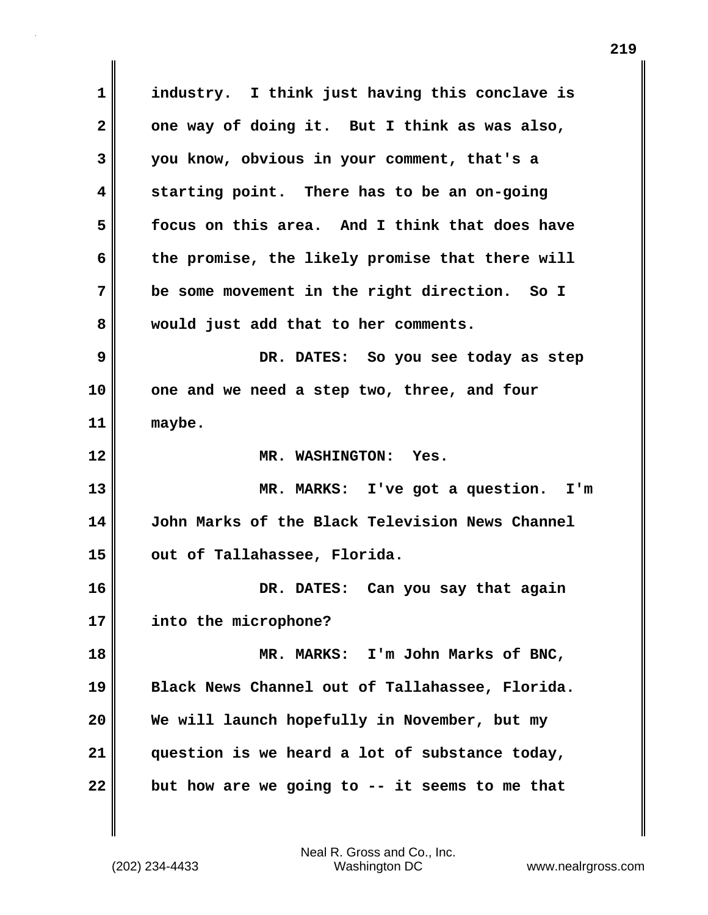industry. I think just having this conclave is one way of doing it. But I think as was also, you know, obvious in your comment, that's a starting point. There has to be an on-going focus on this area. And I think that does have the promise, the likely promise that there will be some movement in the right direction. So I would just add that to her comments.

DR. DATES: So you see today as step one and we need a step two, three, and four maybe.

MR. WASHINGTON: Yes.

MR. MARKS: I've got a question. I'm John Marks of the Black Television News Channel out of Tallahassee, Florida.

DR. DATES: Can you say that again into the microphone?

MR. MARKS: I'm John Marks of BNC, Black News Channel out of Tallahassee, Florida. We will launch hopefully in November, but my question is we heard a lot of substance today, but how are we going to -- it seems to me that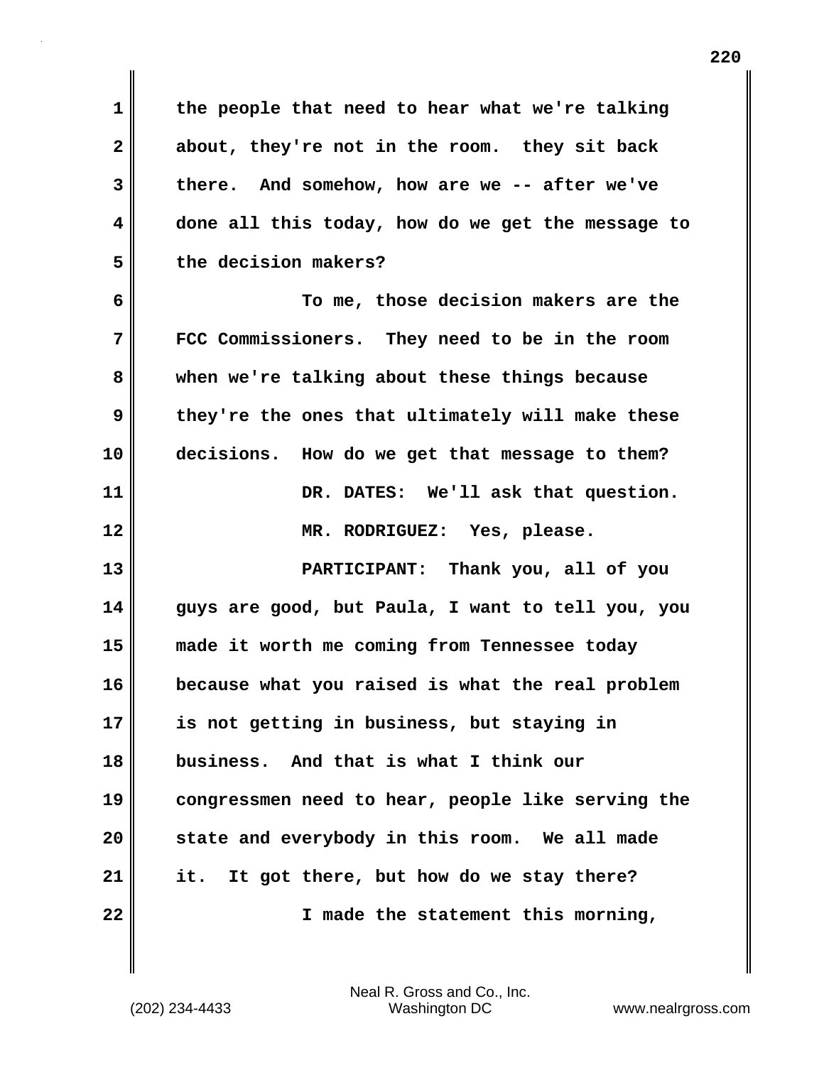the people that need to hear what we're talking about, they're not in the room. they sit back there. And somehow, how are we -- after we've done all this today, how do we get the message to the decision makers?

To me, those decision makers are the FCC Commissioners. They need to be in the room when we're talking about these things because they're the ones that ultimately will make these decisions. How do we get that message to them?

DR. DATES: We'll ask that question.

MR. RODRIGUEZ: Yes, please.

PARTICIPANT: Thank you, all of you guys are good, but Paula, I want to tell you, you made it worth me coming from Tennessee today because what you raised is what the real problem is not getting in business, but staying in business. And that is what I think our congressmen need to hear, people like serving the state and everybody in this room. We all made it. It got there, but how do we stay there?

I made the statement this morning,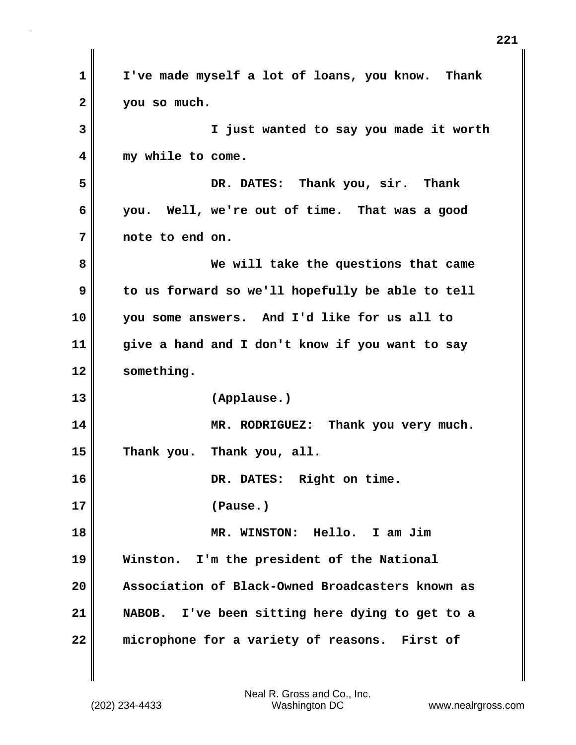I've made myself a lot of loans, you know. Thank you so much.

I just wanted to say you made it worth my while to come.

DR. DATES: Thank you, sir. Thank you. Well, we're out of time. That was a good note to end on.

We will take the questions that came to us forward so we'll hopefully be able to tell you some answers. And I'd like for us all to give a hand and I don't know if you want to say something.

(Applause.)

MR. RODRIGUEZ: Thank you very much. Thank you. Thank you, all.

DR. DATES: Right on time.

(Pause.)

MR. WINSTON: Hello. I am Jim Winston. I'm the president of the National Association of Black-Owned Broadcasters known as NABOB. I've been sitting here dying to get to a microphone for a variety of reasons. First of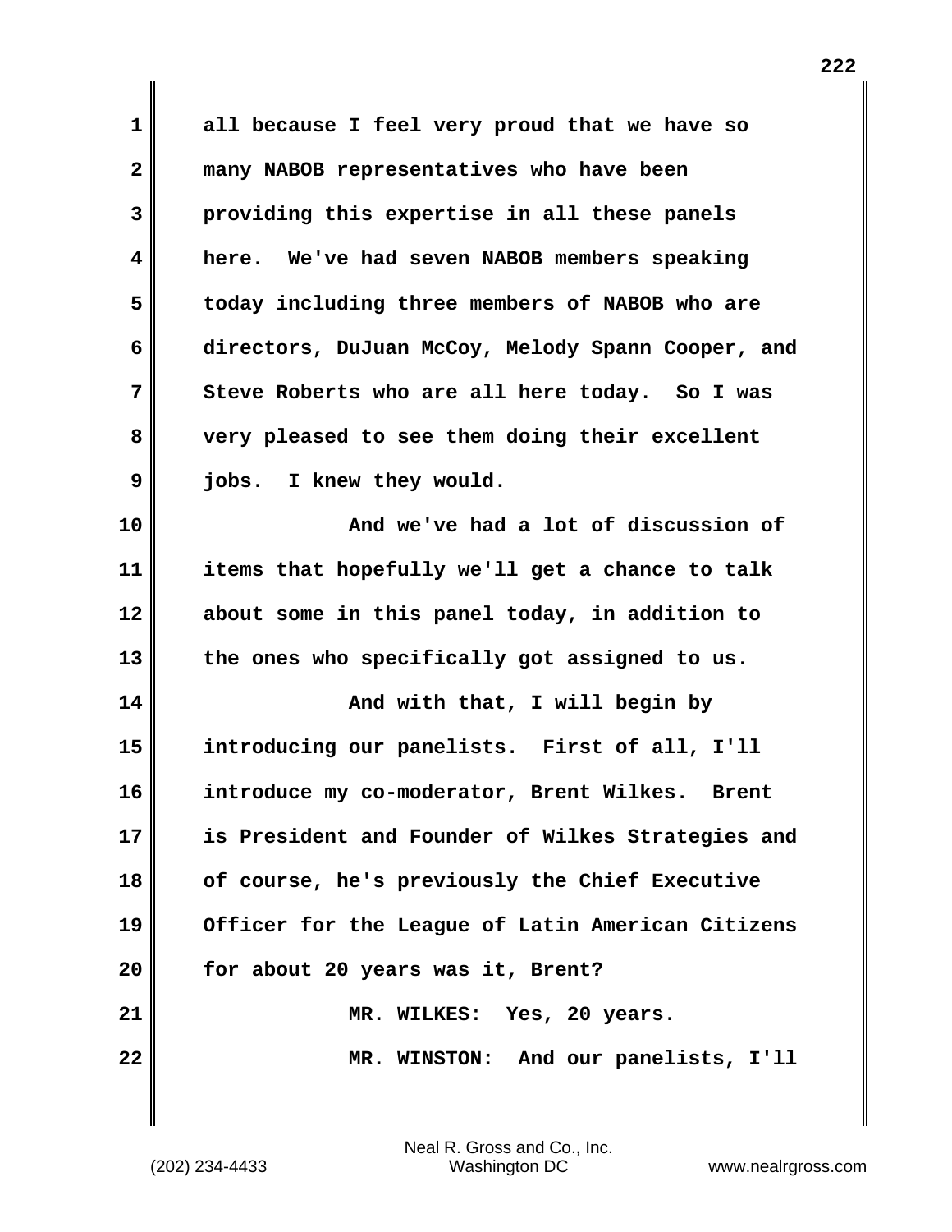all because I feel very proud that we have so many NABOB representatives who have been providing this expertise in all these panels here. We've had seven NABOB members speaking today including three members of NABOB who are directors, DuJuan McCoy, Melody Spann Cooper, and Steve Roberts who are all here today. So I was very pleased to see them doing their excellent jobs. I knew they would.

And we've had a lot of discussion of items that hopefully we'll get a chance to talk about some in this panel today, in addition to the ones who specifically got assigned to us.

And with that, I will begin by introducing our panelists. First of all, I'll introduce my co-moderator, Brent Wilkes. Brent is President and Founder of Wilkes Strategies and of course, he's previously the Chief Executive Officer for the League of Latin American Citizens for about 20 years was it, Brent?

MR. WILKES: Yes, 20 years.

MR. WINSTON: And our panelists, I'll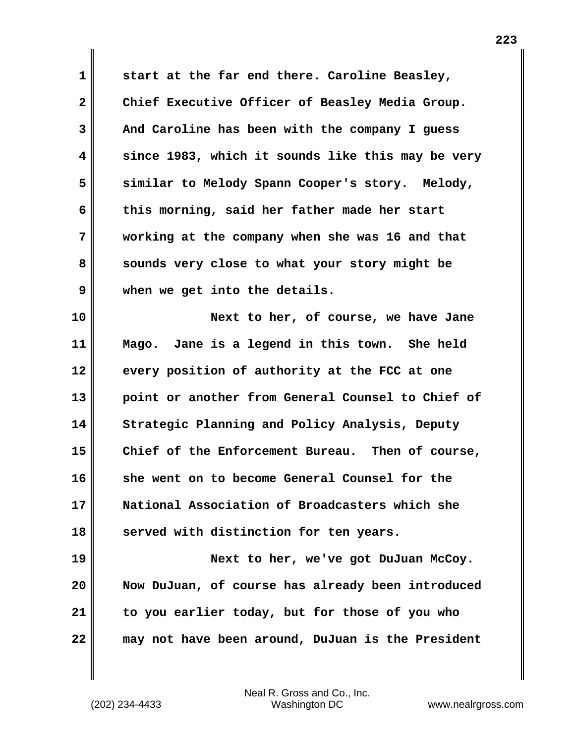start at the far end there. Caroline Beasley, Chief Executive Officer of Beasley Media Group. And Caroline has been with the company I guess since 1983, which it sounds like this may be very similar to Melody Spann Cooper's story. Melody, this morning, said her father made her start working at the company when she was 16 and that sounds very close to what your story might be when we get into the details.

Next to her, of course, we have Jane Mago. Jane is a legend in this town. She held every position of authority at the FCC at one point or another from General Counsel to Chief of Strategic Planning and Policy Analysis, Deputy Chief of the Enforcement Bureau. Then of course, she went on to become General Counsel for the National Association of Broadcasters which she served with distinction for ten years.

Next to her, we've got DuJuan McCoy. Now DuJuan, of course has already been introduced to you earlier today, but for those of you who may not have been around, DuJuan is the President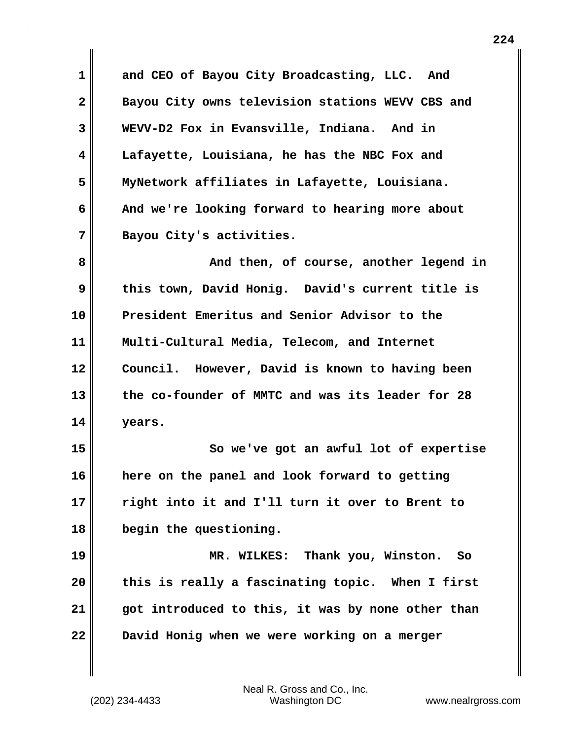and CEO of Bayou City Broadcasting, LLC. And Bayou City owns television stations WEVV CBS and WEVV-D2 Fox in Evansville, Indiana. And in Lafayette, Louisiana, he has the NBC Fox and MyNetwork affiliates in Lafayette, Louisiana. And we're looking forward to hearing more about Bayou City's activities.

And then, of course, another legend in this town, David Honig. David's current title is President Emeritus and Senior Advisor to the Multi-Cultural Media, Telecom, and Internet Council. However, David is known to having been the co-founder of MMTC and was its leader for 28 years.

So we've got an awful lot of expertise here on the panel and look forward to getting right into it and I'll turn it over to Brent to begin the questioning.

MR. WILKES: Thank you, Winston. So this is really a fascinating topic. When I first got introduced to this, it was by none other than David Honig when we were working on a merger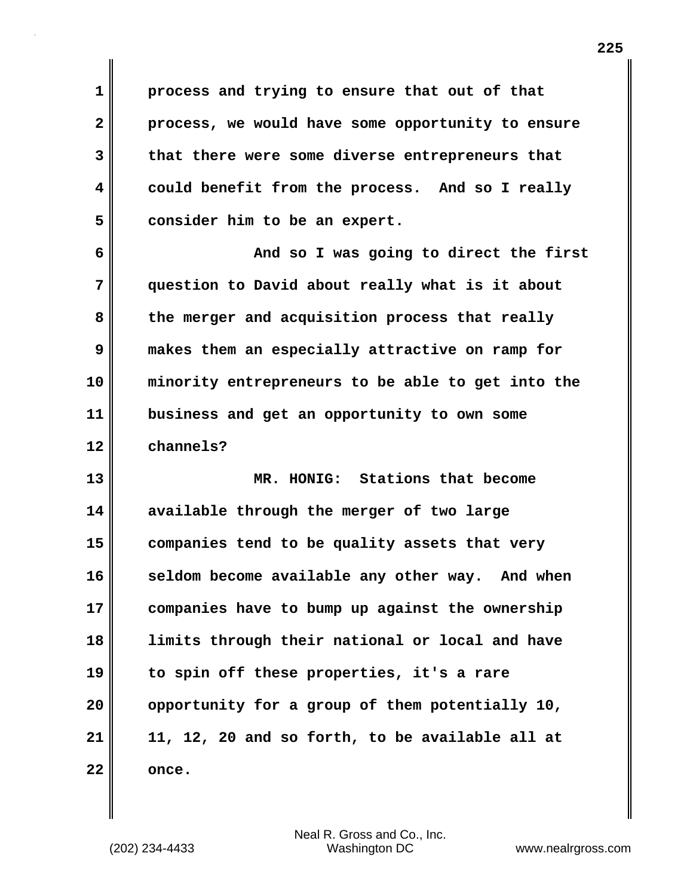process and trying to ensure that out of that process, we would have some opportunity to ensure that there were some diverse entrepreneurs that could benefit from the process. And so I really consider him to be an expert.

And so I was going to direct the first question to David about really what is it about the merger and acquisition process that really makes them an especially attractive on ramp for minority entrepreneurs to be able to get into the business and get an opportunity to own some channels?

MR. HONIG: Stations that become available through the merger of two large companies tend to be quality assets that very seldom become available any other way. And when companies have to bump up against the ownership limits through their national or local and have to spin off these properties, it's a rare opportunity for a group of them potentially 10, 11, 12, 20 and so forth, to be available all at once.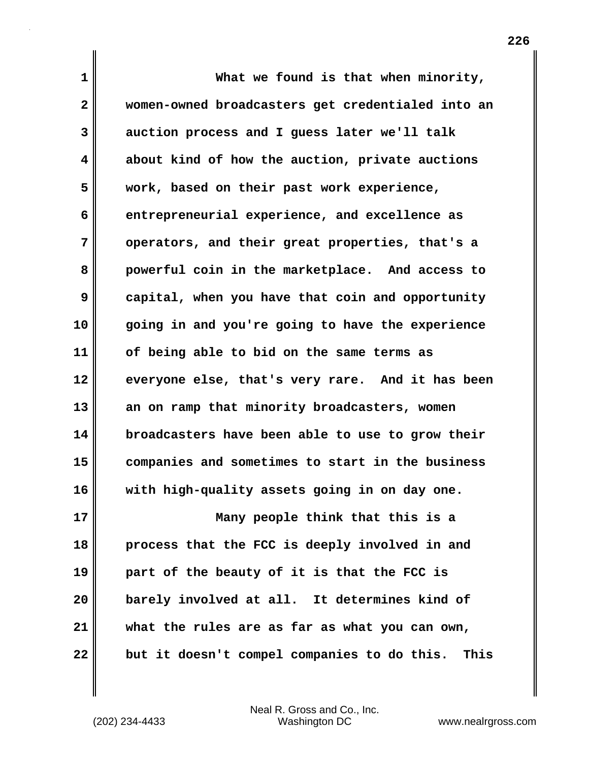What we found is that when minority, women-owned broadcasters get credentialed into an auction process and I guess later we'll talk about kind of how the auction, private auctions work, based on their past work experience, entrepreneurial experience, and excellence as operators, and their great properties, that's a powerful coin in the marketplace. And access to capital, when you have that coin and opportunity going in and you're going to have the experience of being able to bid on the same terms as everyone else, that's very rare. And it has been an on ramp that minority broadcasters, women broadcasters have been able to use to grow their companies and sometimes to start in the business with high-quality assets going in on day one.

Many people think that this is a process that the FCC is deeply involved in and part of the beauty of it is that the FCC is barely involved at all. It determines kind of what the rules are as far as what you can own, but it doesn't compel companies to do this. This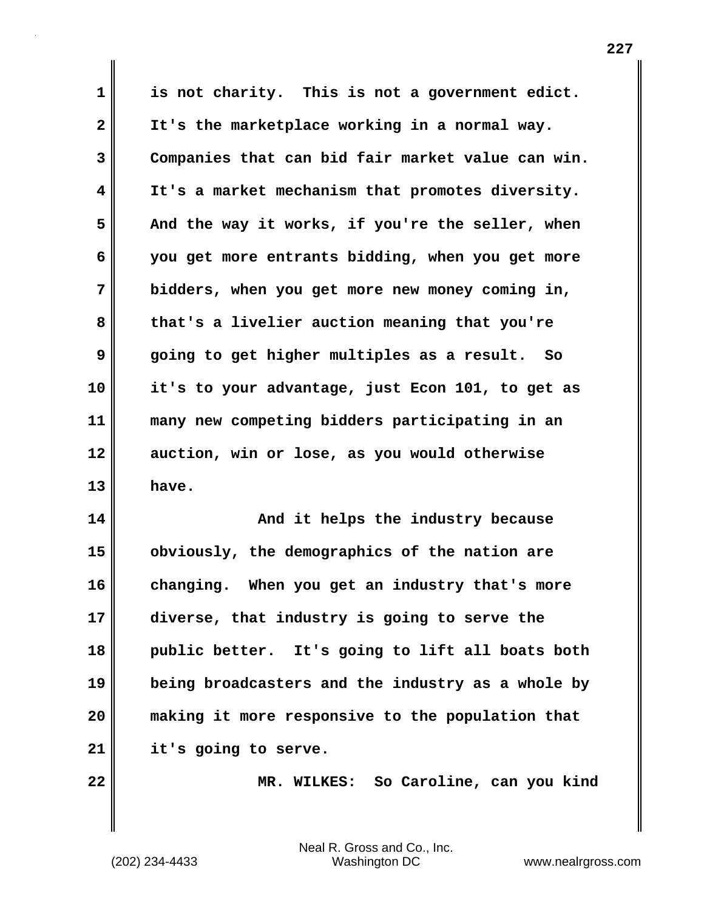is not charity. This is not a government edict. It's the marketplace working in a normal way. Companies that can bid fair market value can win. It's a market mechanism that promotes diversity. And the way it works, if you're the seller, when you get more entrants bidding, when you get more bidders, when you get more new money coming in, that's a livelier auction meaning that you're going to get higher multiples as a result. So it's to your advantage, just Econ 101, to get as many new competing bidders participating in an auction, win or lose, as you would otherwise have.

And it helps the industry because obviously, the demographics of the nation are changing. When you get an industry that's more diverse, that industry is going to serve the public better. It's going to lift all boats both being broadcasters and the industry as a whole by making it more responsive to the population that it's going to serve.

MR. WILKES: So Caroline, can you kind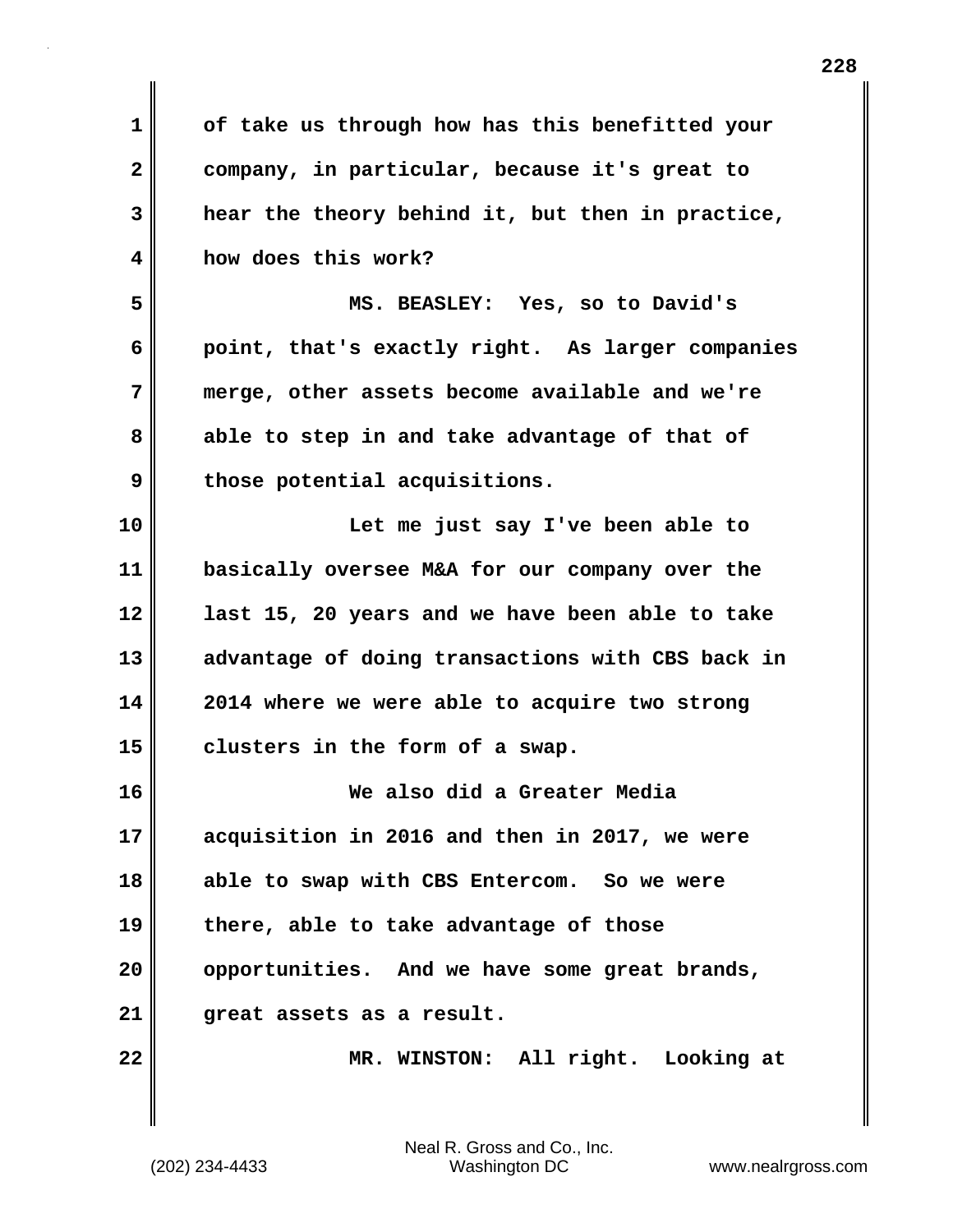of take us through how has this benefitted your company, in particular, because it's great to hear the theory behind it, but then in practice, how does this work?

MS. BEASLEY: Yes, so to David's point, that's exactly right. As larger companies merge, other assets become available and we're able to step in and take advantage of that of those potential acquisitions.

Let me just say I've been able to basically oversee M&A for our company over the last 15, 20 years and we have been able to take advantage of doing transactions with CBS back in 2014 where we were able to acquire two strong clusters in the form of a swap.

We also did a Greater Media acquisition in 2016 and then in 2017, we were able to swap with CBS Entercom. So we were there, able to take advantage of those opportunities. And we have some great brands, great assets as a result.

MR. WINSTON: All right. Looking at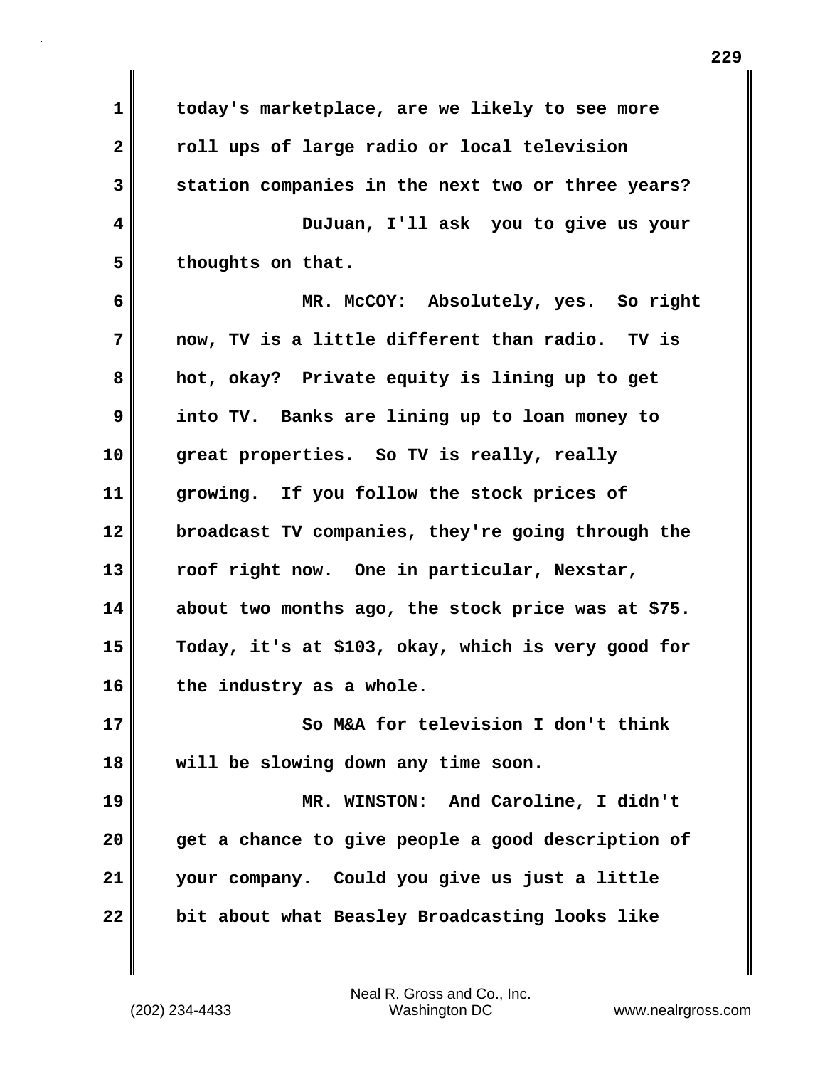today's marketplace, are we likely to see more roll ups of large radio or local television station companies in the next two or three years?

DuJuan, I'll ask you to give us your thoughts on that.

MR. McCOY: Absolutely, yes. So right now, TV is a little different than radio. TV is hot, okay? Private equity is lining up to get into TV. Banks are lining up to loan money to great properties. So TV is really, really growing. If you follow the stock prices of broadcast TV companies, they're going through the roof right now. One in particular, Nexstar, about two months ago, the stock price was at $75. Today, it's at $103, okay, which is very good for the industry as a whole.

So M&A for television I don't think will be slowing down any time soon.

MR. WINSTON: And Caroline, I didn't get a chance to give people a good description of your company. Could you give us just a little bit about what Beasley Broadcasting looks like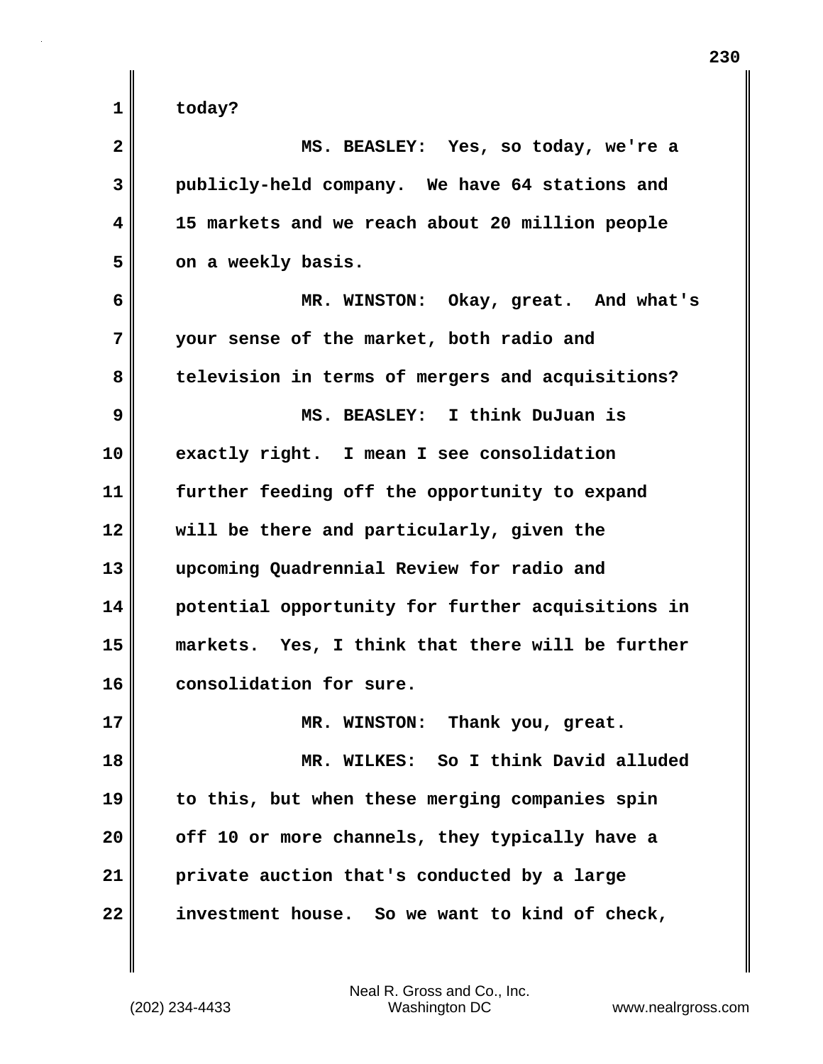today?

MS. BEASLEY: Yes, so today, we're a publicly-held company. We have 64 stations and 15 markets and we reach about 20 million people on a weekly basis.

MR. WINSTON: Okay, great. And what's your sense of the market, both radio and television in terms of mergers and acquisitions?

MS. BEASLEY: I think DuJuan is exactly right. I mean I see consolidation further feeding off the opportunity to expand will be there and particularly, given the upcoming Quadrennial Review for radio and potential opportunity for further acquisitions in markets. Yes, I think that there will be further consolidation for sure.

MR. WINSTON: Thank you, great.

MR. WILKES: So I think David alluded to this, but when these merging companies spin off 10 or more channels, they typically have a private auction that's conducted by a large investment house. So we want to kind of check,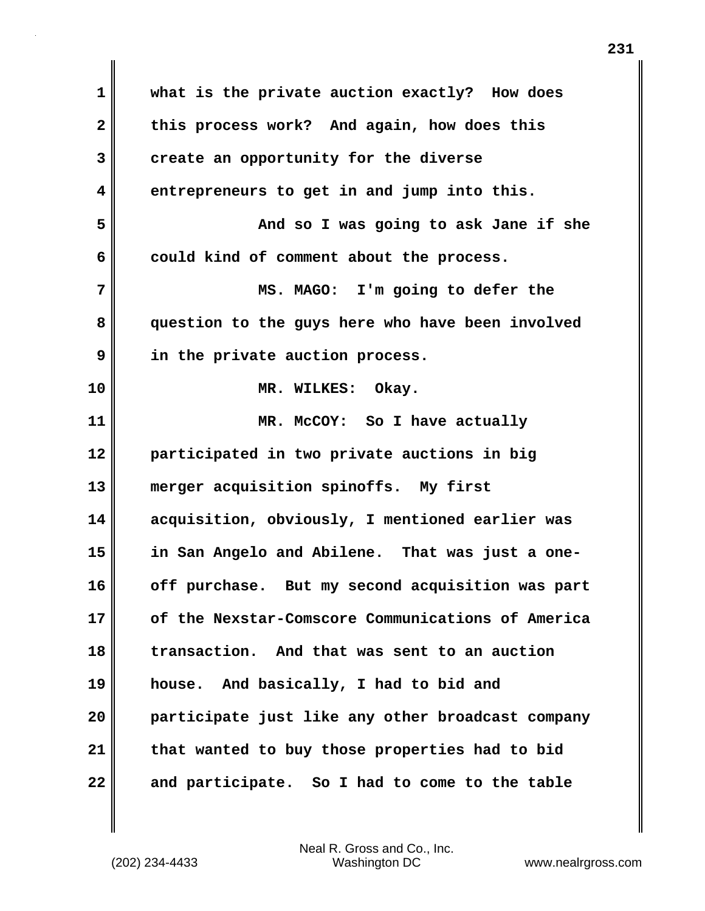what is the private auction exactly? How does this process work? And again, how does this create an opportunity for the diverse entrepreneurs to get in and jump into this.

And so I was going to ask Jane if she could kind of comment about the process.

MS. MAGO: I'm going to defer the question to the guys here who have been involved in the private auction process.

MR. WILKES: Okay.

MR. McCOY: So I have actually participated in two private auctions in big merger acquisition spinoffs. My first acquisition, obviously, I mentioned earlier was in San Angelo and Abilene. That was just a one-off purchase. But my second acquisition was part of the Nexstar-Comscore Communications of America transaction. And that was sent to an auction house. And basically, I had to bid and participate just like any other broadcast company that wanted to buy those properties had to bid and participate. So I had to come to the table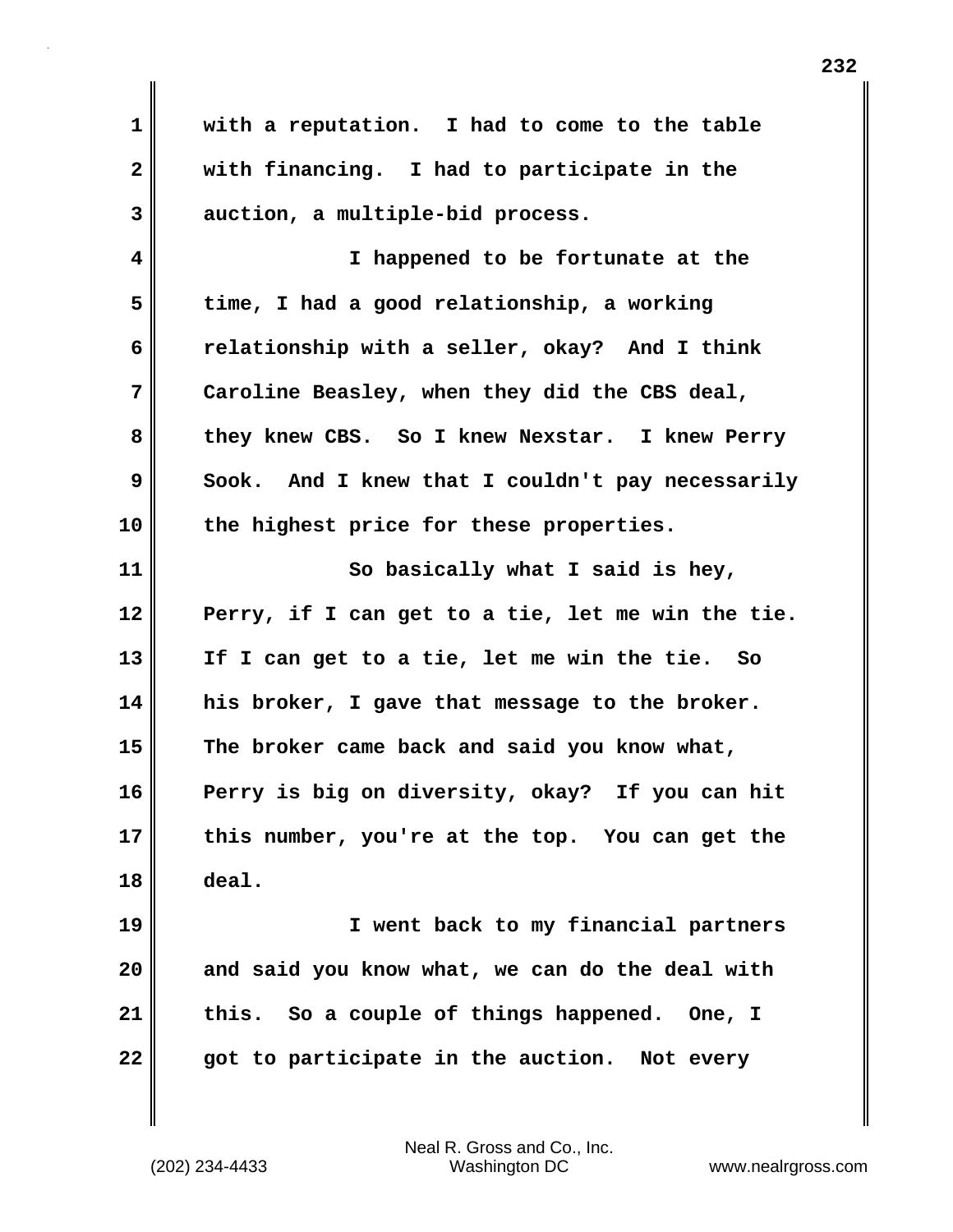1 with a reputation. I had to come to the table
2 with financing. I had to participate in the
3 auction, a multiple-bid process.

4 I happened to be fortunate at the
5 time, I had a good relationship, a working
6 relationship with a seller, okay? And I think
7 Caroline Beasley, when they did the CBS deal,
8 they knew CBS. So I knew Nexstar. I knew Perry
9 Sook. And I knew that I couldn't pay necessarily
10 the highest price for these properties.

11 So basically what I said is hey,
12 Perry, if I can get to a tie, let me win the tie.
13 If I can get to a tie, let me win the tie. So
14 his broker, I gave that message to the broker.
15 The broker came back and said you know what,
16 Perry is big on diversity, okay? If you can hit
17 this number, you're at the top. You can get the
18 deal.

19 I went back to my financial partners
20 and said you know what, we can do the deal with
21 this. So a couple of things happened. One, I
22 got to participate in the auction. Not every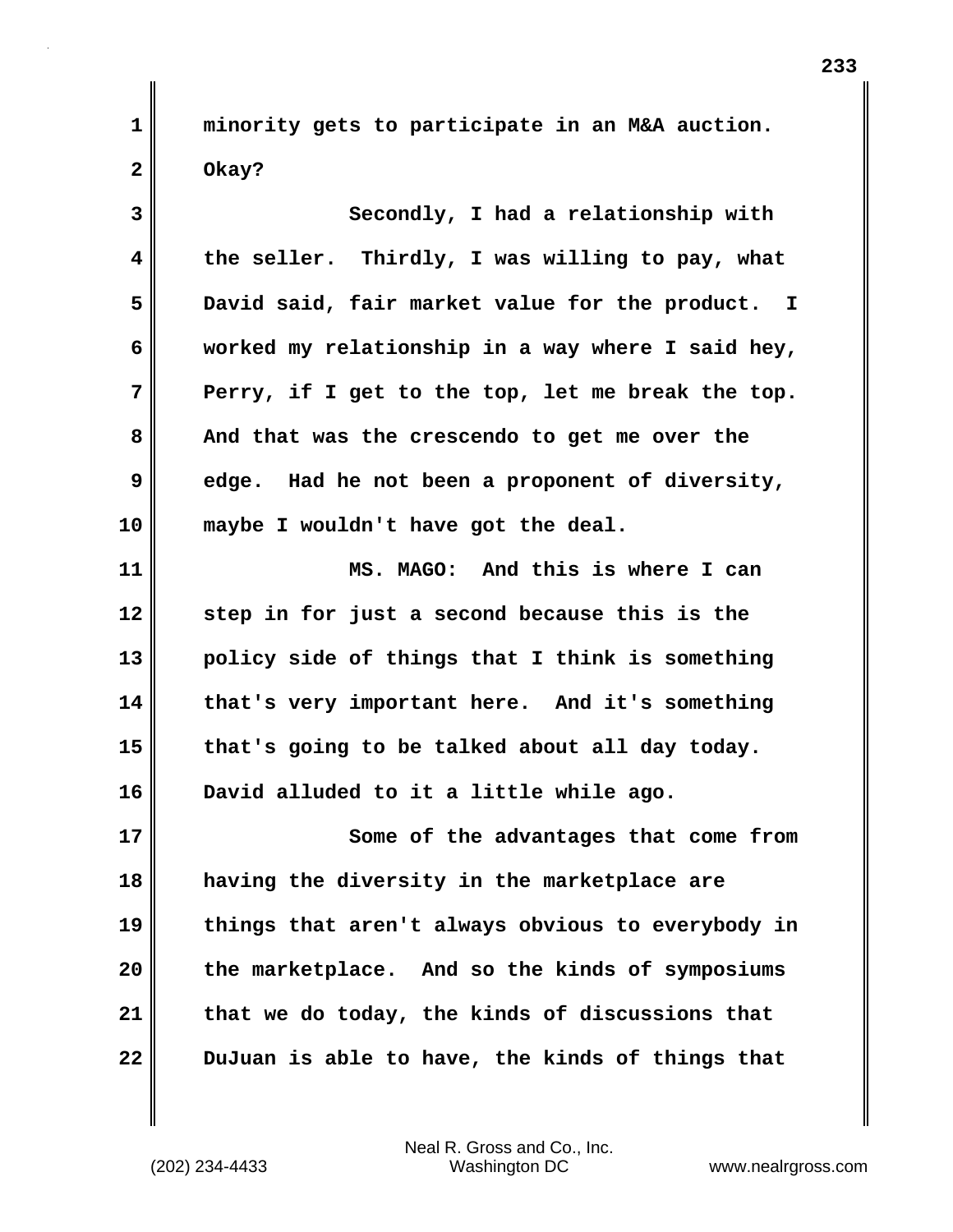minority gets to participate in an M&A auction. Okay?

Secondly, I had a relationship with the seller. Thirdly, I was willing to pay, what David said, fair market value for the product. I worked my relationship in a way where I said hey, Perry, if I get to the top, let me break the top. And that was the crescendo to get me over the edge. Had he not been a proponent of diversity, maybe I wouldn't have got the deal.

MS. MAGO: And this is where I can step in for just a second because this is the policy side of things that I think is something that's very important here. And it's something that's going to be talked about all day today. David alluded to it a little while ago.

Some of the advantages that come from having the diversity in the marketplace are things that aren't always obvious to everybody in the marketplace. And so the kinds of symposiums that we do today, the kinds of discussions that DuJuan is able to have, the kinds of things that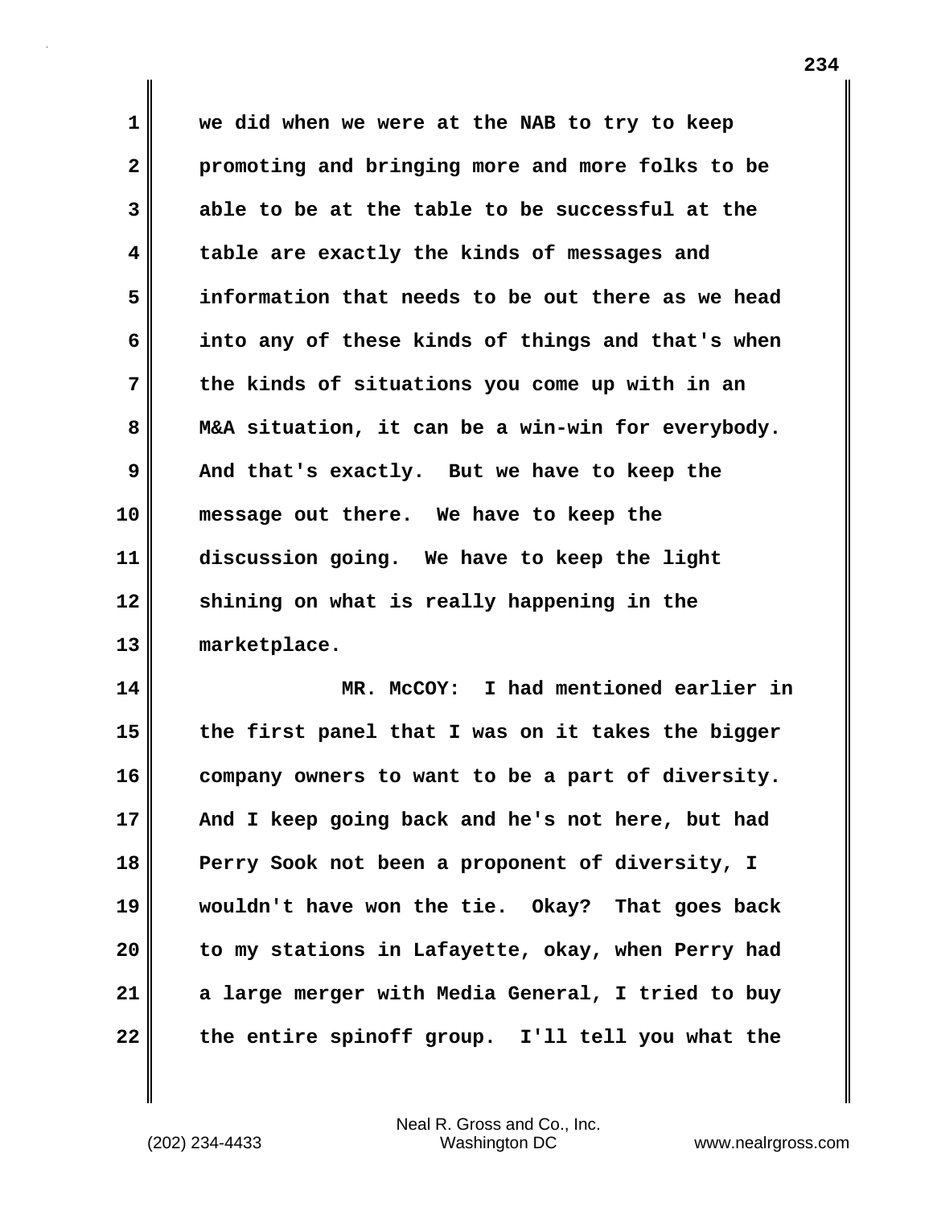we did when we were at the NAB to try to keep promoting and bringing more and more folks to be able to be at the table to be successful at the table are exactly the kinds of messages and information that needs to be out there as we head into any of these kinds of things and that's when the kinds of situations you come up with in an M&A situation, it can be a win-win for everybody. And that's exactly. But we have to keep the message out there. We have to keep the discussion going. We have to keep the light shining on what is really happening in the marketplace.

MR. McCOY: I had mentioned earlier in the first panel that I was on it takes the bigger company owners to want to be a part of diversity. And I keep going back and he's not here, but had Perry Sook not been a proponent of diversity, I wouldn't have won the tie. Okay? That goes back to my stations in Lafayette, okay, when Perry had a large merger with Media General, I tried to buy the entire spinoff group. I'll tell you what the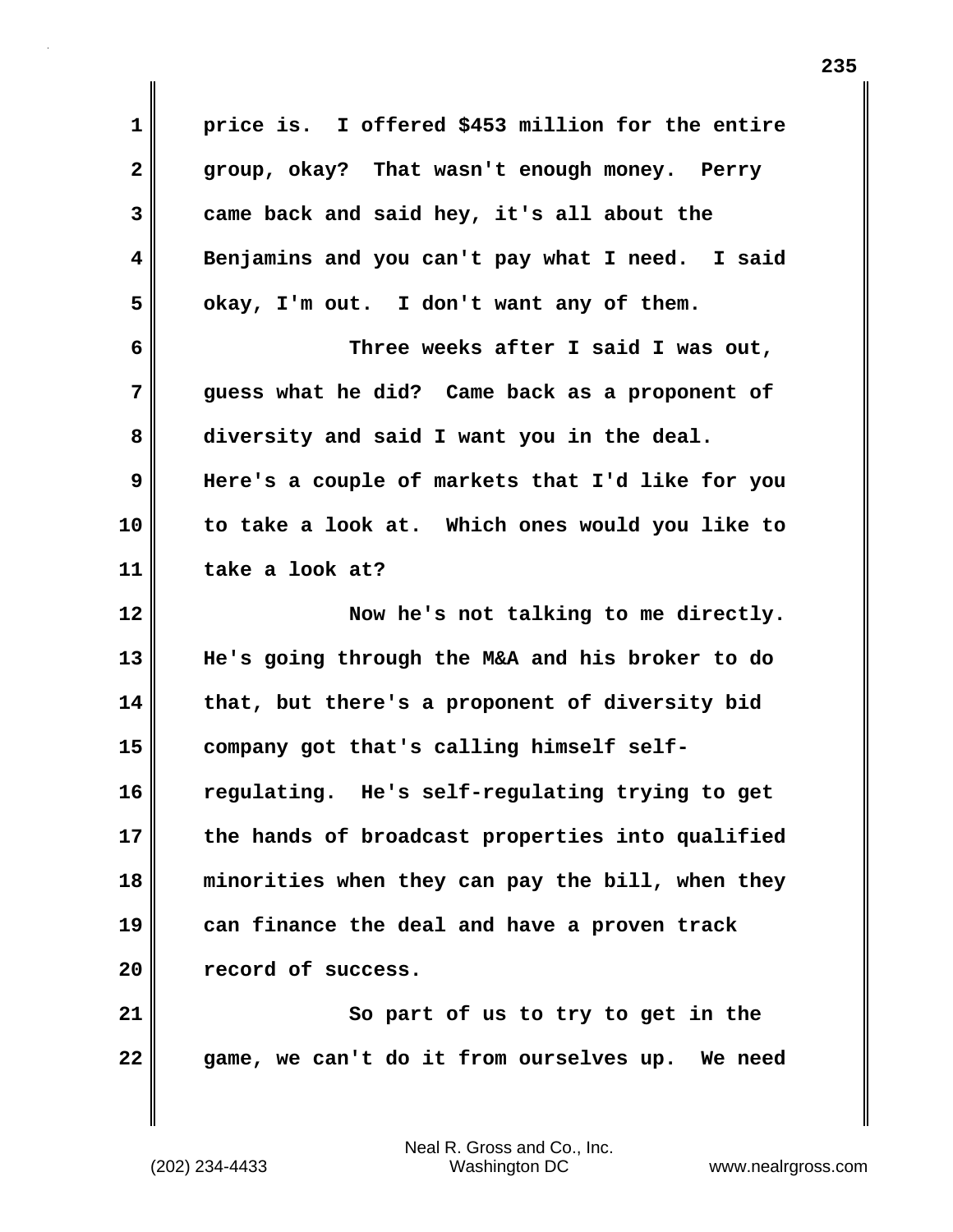price is. I offered $453 million for the entire group, okay? That wasn't enough money. Perry came back and said hey, it's all about the Benjamins and you can't pay what I need. I said okay, I'm out. I don't want any of them.

Three weeks after I said I was out, guess what he did? Came back as a proponent of diversity and said I want you in the deal. Here's a couple of markets that I'd like for you to take a look at. Which ones would you like to take a look at?

Now he's not talking to me directly. He's going through the M&A and his broker to do that, but there's a proponent of diversity bid company got that's calling himself self-regulating. He's self-regulating trying to get the hands of broadcast properties into qualified minorities when they can pay the bill, when they can finance the deal and have a proven track record of success.

So part of us to try to get in the game, we can't do it from ourselves up. We need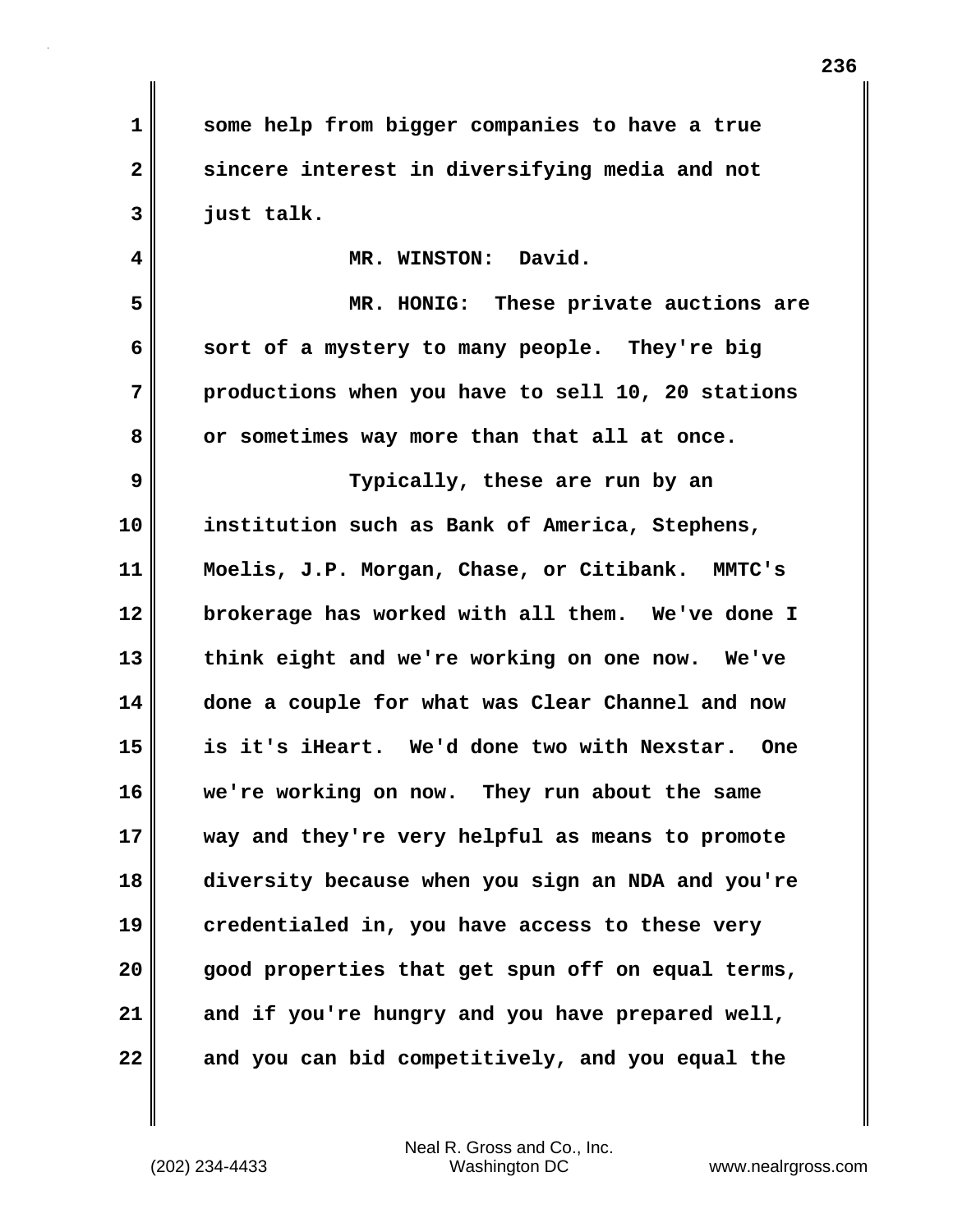some help from bigger companies to have a true sincere interest in diversifying media and not just talk.

MR. WINSTON: David.

MR. HONIG: These private auctions are sort of a mystery to many people. They're big productions when you have to sell 10, 20 stations or sometimes way more than that all at once.

Typically, these are run by an institution such as Bank of America, Stephens, Moelis, J.P. Morgan, Chase, or Citibank. MMTC's brokerage has worked with all them. We've done I think eight and we're working on one now. We've done a couple for what was Clear Channel and now is it's iHeart. We'd done two with Nexstar. One we're working on now. They run about the same way and they're very helpful as means to promote diversity because when you sign an NDA and you're credentialed in, you have access to these very good properties that get spun off on equal terms, and if you're hungry and you have prepared well, and you can bid competitively, and you equal the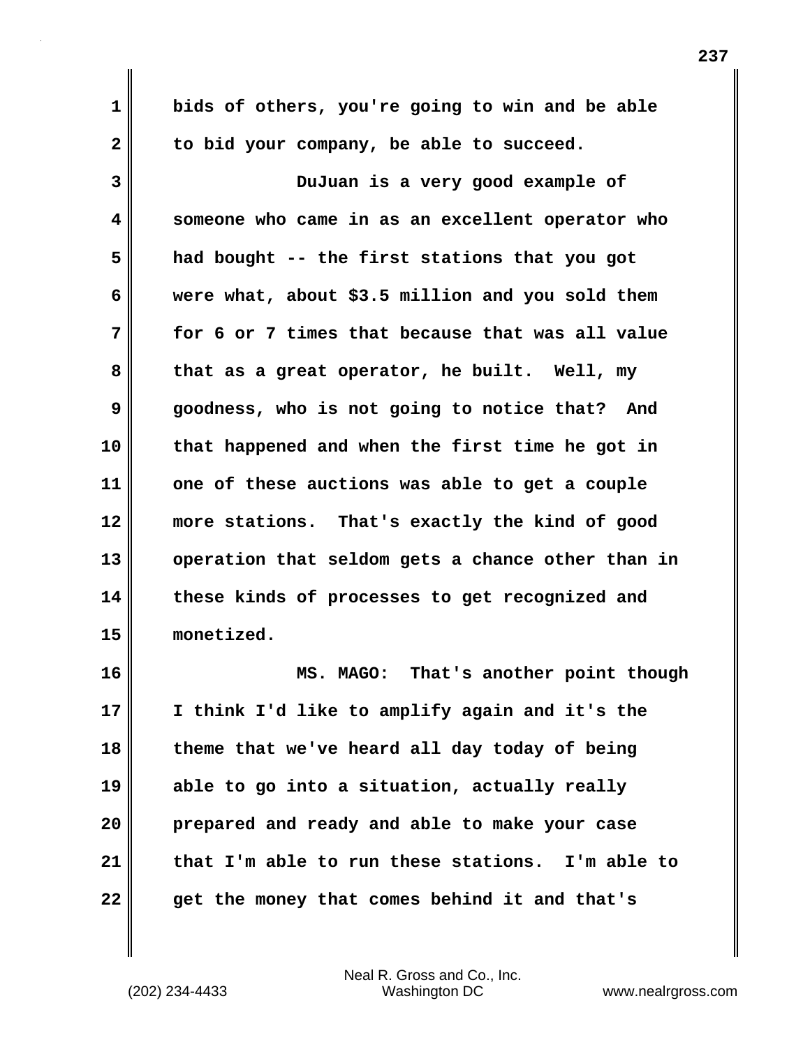bids of others, you're going to win and be able to bid your company, be able to succeed.

DuJuan is a very good example of someone who came in as an excellent operator who had bought -- the first stations that you got were what, about $3.5 million and you sold them for 6 or 7 times that because that was all value that as a great operator, he built. Well, my goodness, who is not going to notice that? And that happened and when the first time he got in one of these auctions was able to get a couple more stations. That's exactly the kind of good operation that seldom gets a chance other than in these kinds of processes to get recognized and monetized.

MS. MAGO: That's another point though I think I'd like to amplify again and it's the theme that we've heard all day today of being able to go into a situation, actually really prepared and ready and able to make your case that I'm able to run these stations. I'm able to get the money that comes behind it and that's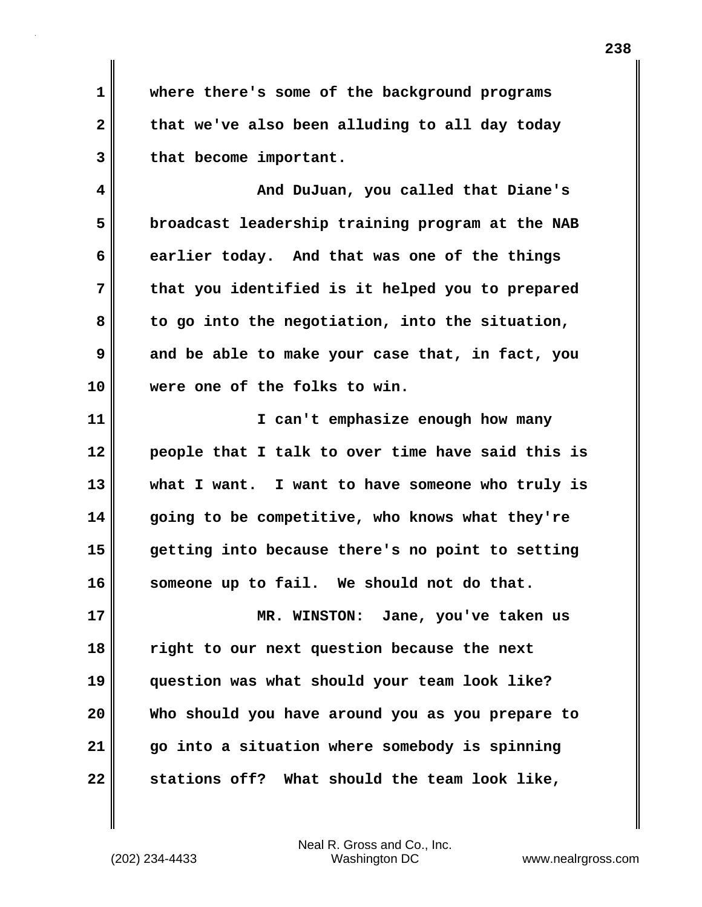where there's some of the background programs that we've also been alluding to all day today that become important.

And DuJuan, you called that Diane's broadcast leadership training program at the NAB earlier today. And that was one of the things that you identified is it helped you to prepared to go into the negotiation, into the situation, and be able to make your case that, in fact, you were one of the folks to win.

I can't emphasize enough how many people that I talk to over time have said this is what I want. I want to have someone who truly is going to be competitive, who knows what they're getting into because there's no point to setting someone up to fail. We should not do that.

MR. WINSTON: Jane, you've taken us right to our next question because the next question was what should your team look like? Who should you have around you as you prepare to go into a situation where somebody is spinning stations off? What should the team look like,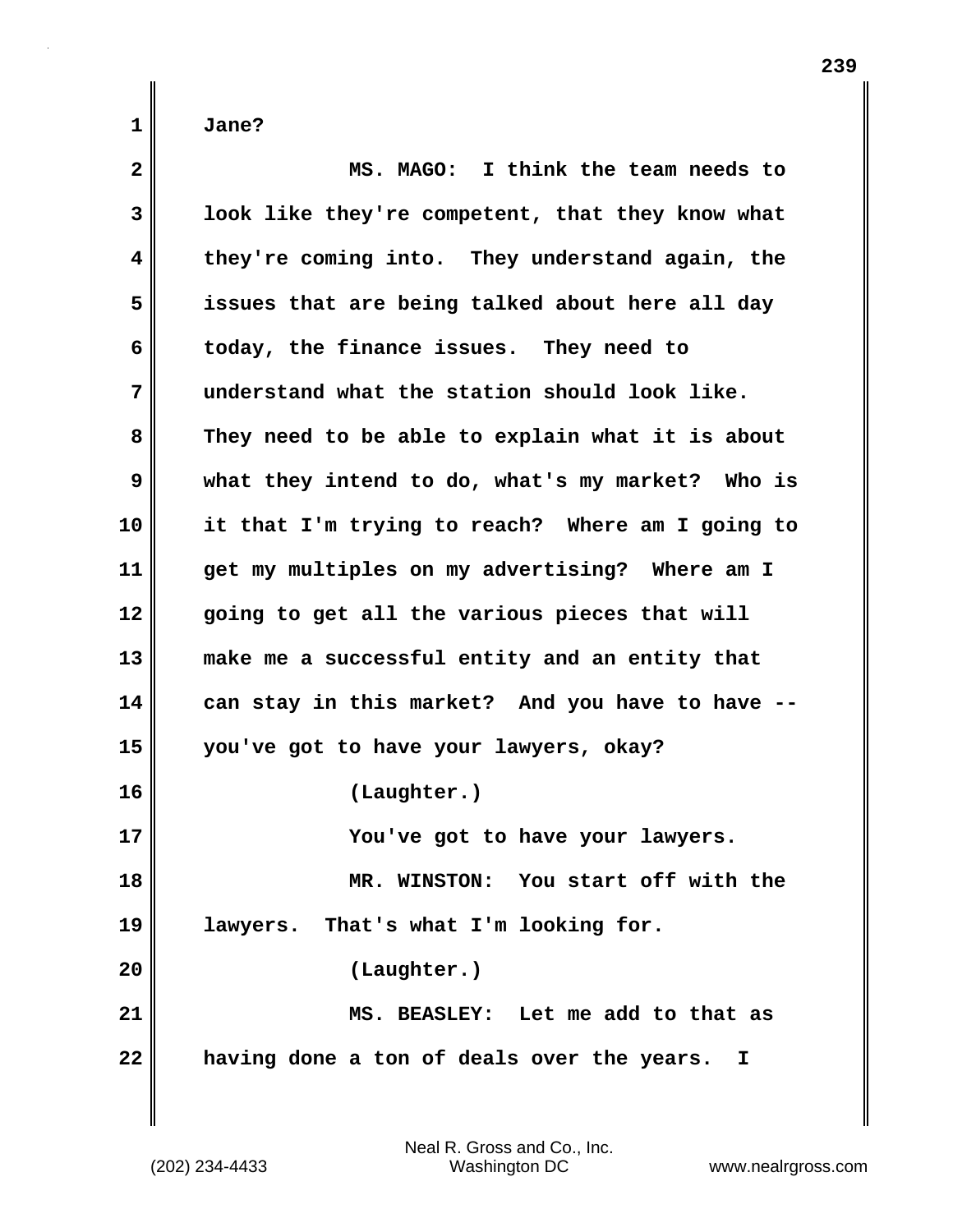Jane?

MS. MAGO: I think the team needs to look like they're competent, that they know what they're coming into. They understand again, the issues that are being talked about here all day today, the finance issues. They need to understand what the station should look like. They need to be able to explain what it is about what they intend to do, what's my market? Who is it that I'm trying to reach? Where am I going to get my multiples on my advertising? Where am I going to get all the various pieces that will make me a successful entity and an entity that can stay in this market? And you have to have -- you've got to have your lawyers, okay?

(Laughter.)

You've got to have your lawyers.

MR. WINSTON: You start off with the lawyers. That's what I'm looking for.

(Laughter.)

MS. BEASLEY: Let me add to that as having done a ton of deals over the years. I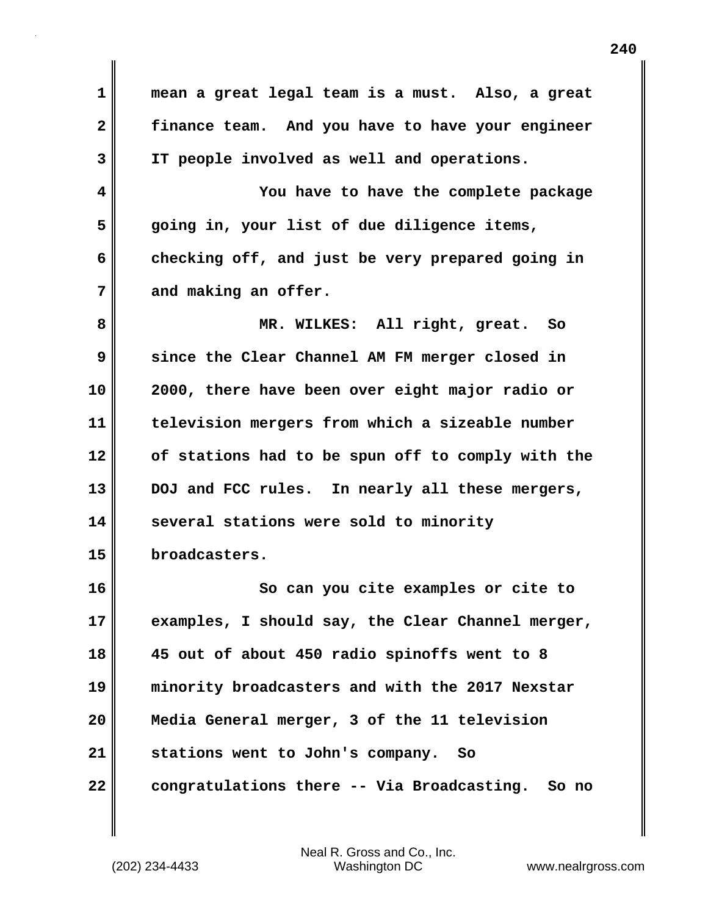mean a great legal team is a must. Also, a great finance team. And you have to have your engineer IT people involved as well and operations.

You have to have the complete package going in, your list of due diligence items, checking off, and just be very prepared going in and making an offer.

MR. WILKES: All right, great. So since the Clear Channel AM FM merger closed in 2000, there have been over eight major radio or television mergers from which a sizeable number of stations had to be spun off to comply with the DOJ and FCC rules. In nearly all these mergers, several stations were sold to minority broadcasters.

So can you cite examples or cite to examples, I should say, the Clear Channel merger, 45 out of about 450 radio spinoffs went to 8 minority broadcasters and with the 2017 Nexstar Media General merger, 3 of the 11 television stations went to John's company. So congratulations there -- Via Broadcasting. So no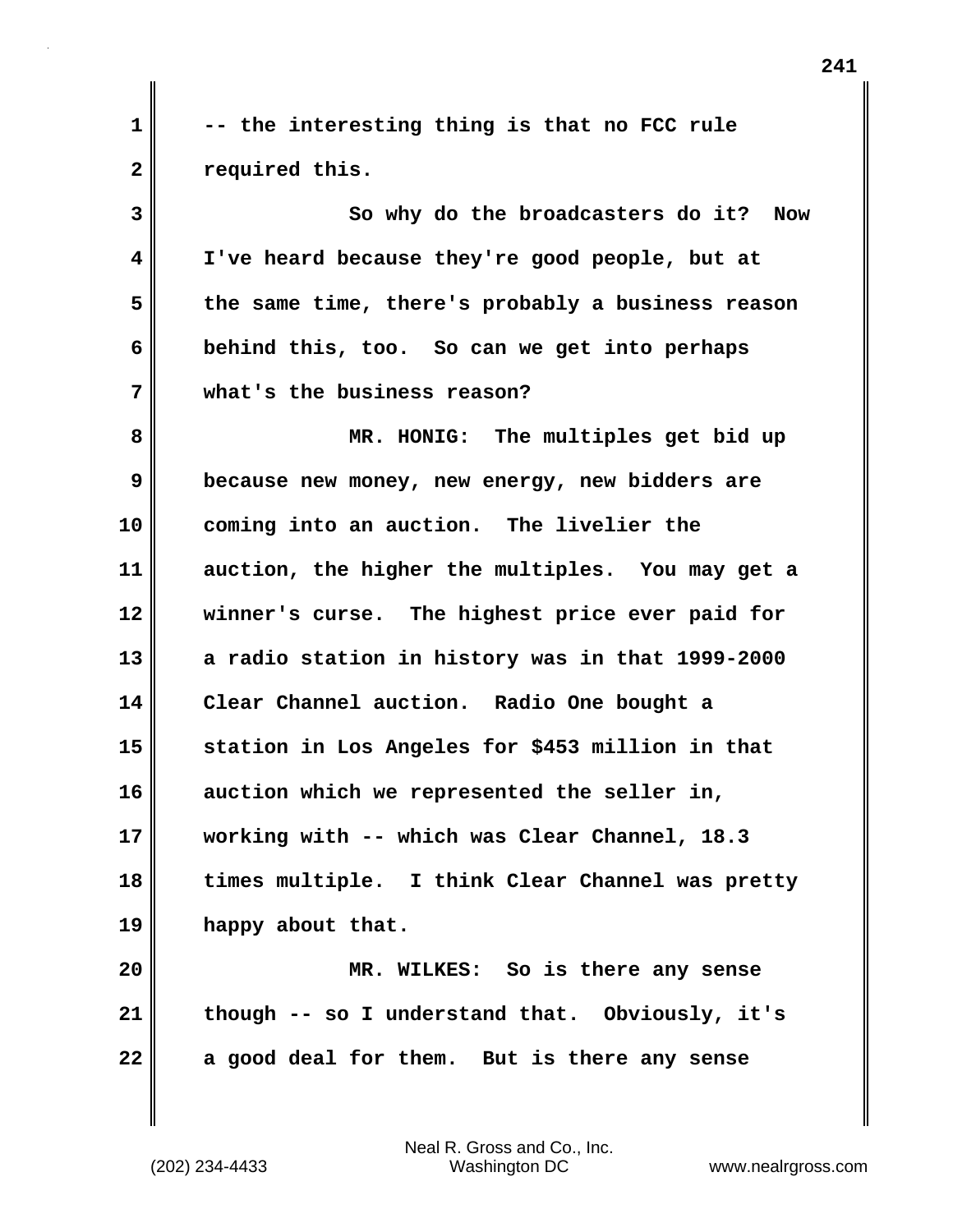-- the interesting thing is that no FCC rule required this.

So why do the broadcasters do it? Now I've heard because they're good people, but at the same time, there's probably a business reason behind this, too. So can we get into perhaps what's the business reason?

MR. HONIG: The multiples get bid up because new money, new energy, new bidders are coming into an auction. The livelier the auction, the higher the multiples. You may get a winner's curse. The highest price ever paid for a radio station in history was in that 1999-2000 Clear Channel auction. Radio One bought a station in Los Angeles for $453 million in that auction which we represented the seller in, working with -- which was Clear Channel, 18.3 times multiple. I think Clear Channel was pretty happy about that.

MR. WILKES: So is there any sense though -- so I understand that. Obviously, it's a good deal for them. But is there any sense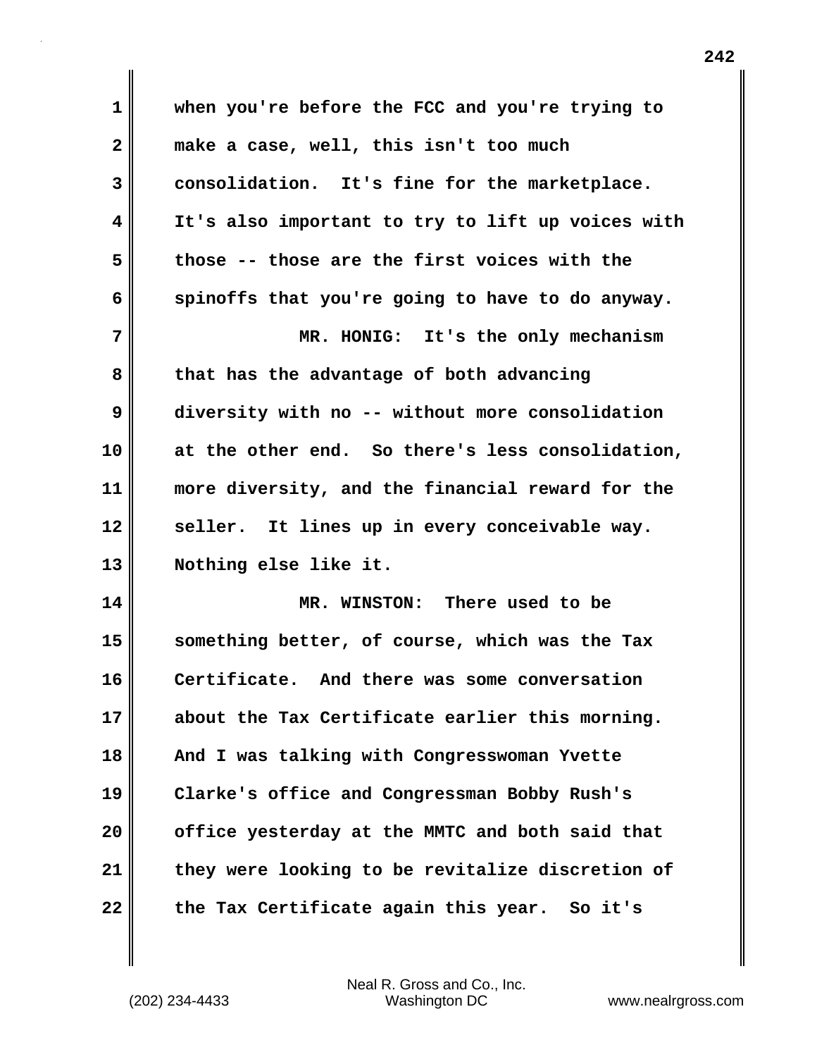when you're before the FCC and you're trying to make a case, well, this isn't too much consolidation. It's fine for the marketplace. It's also important to try to lift up voices with those -- those are the first voices with the spinoffs that you're going to have to do anyway.

MR. HONIG: It's the only mechanism that has the advantage of both advancing diversity with no -- without more consolidation at the other end. So there's less consolidation, more diversity, and the financial reward for the seller. It lines up in every conceivable way. Nothing else like it.

MR. WINSTON: There used to be something better, of course, which was the Tax Certificate. And there was some conversation about the Tax Certificate earlier this morning. And I was talking with Congresswoman Yvette Clarke's office and Congressman Bobby Rush's office yesterday at the MMTC and both said that they were looking to be revitalize discretion of the Tax Certificate again this year. So it's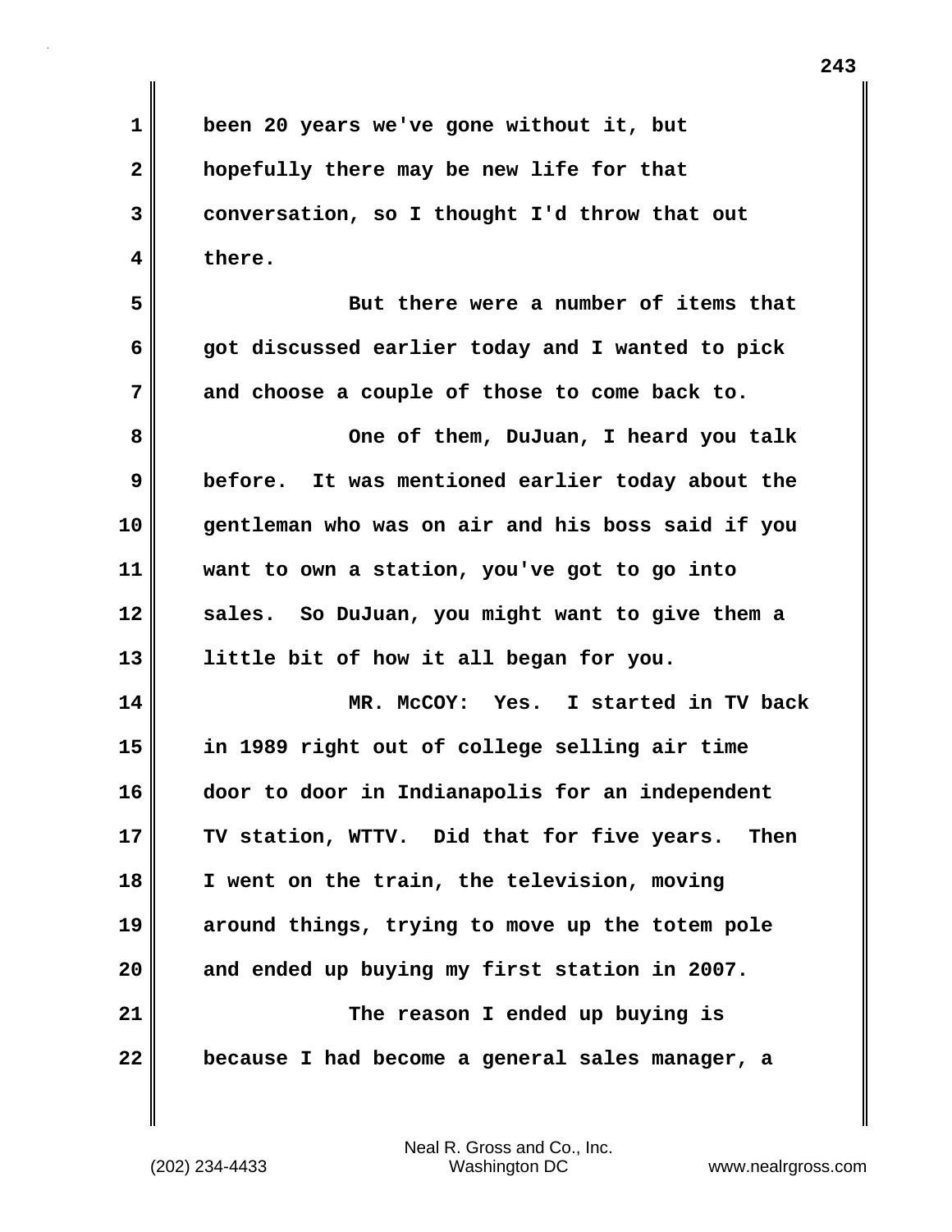been 20 years we've gone without it, but hopefully there may be new life for that conversation, so I thought I'd throw that out there.

But there were a number of items that got discussed earlier today and I wanted to pick and choose a couple of those to come back to.

One of them, DuJuan, I heard you talk before. It was mentioned earlier today about the gentleman who was on air and his boss said if you want to own a station, you've got to go into sales. So DuJuan, you might want to give them a little bit of how it all began for you.

MR. McCOY: Yes. I started in TV back in 1989 right out of college selling air time door to door in Indianapolis for an independent TV station, WTTV. Did that for five years. Then I went on the train, the television, moving around things, trying to move up the totem pole and ended up buying my first station in 2007.

The reason I ended up buying is because I had become a general sales manager, a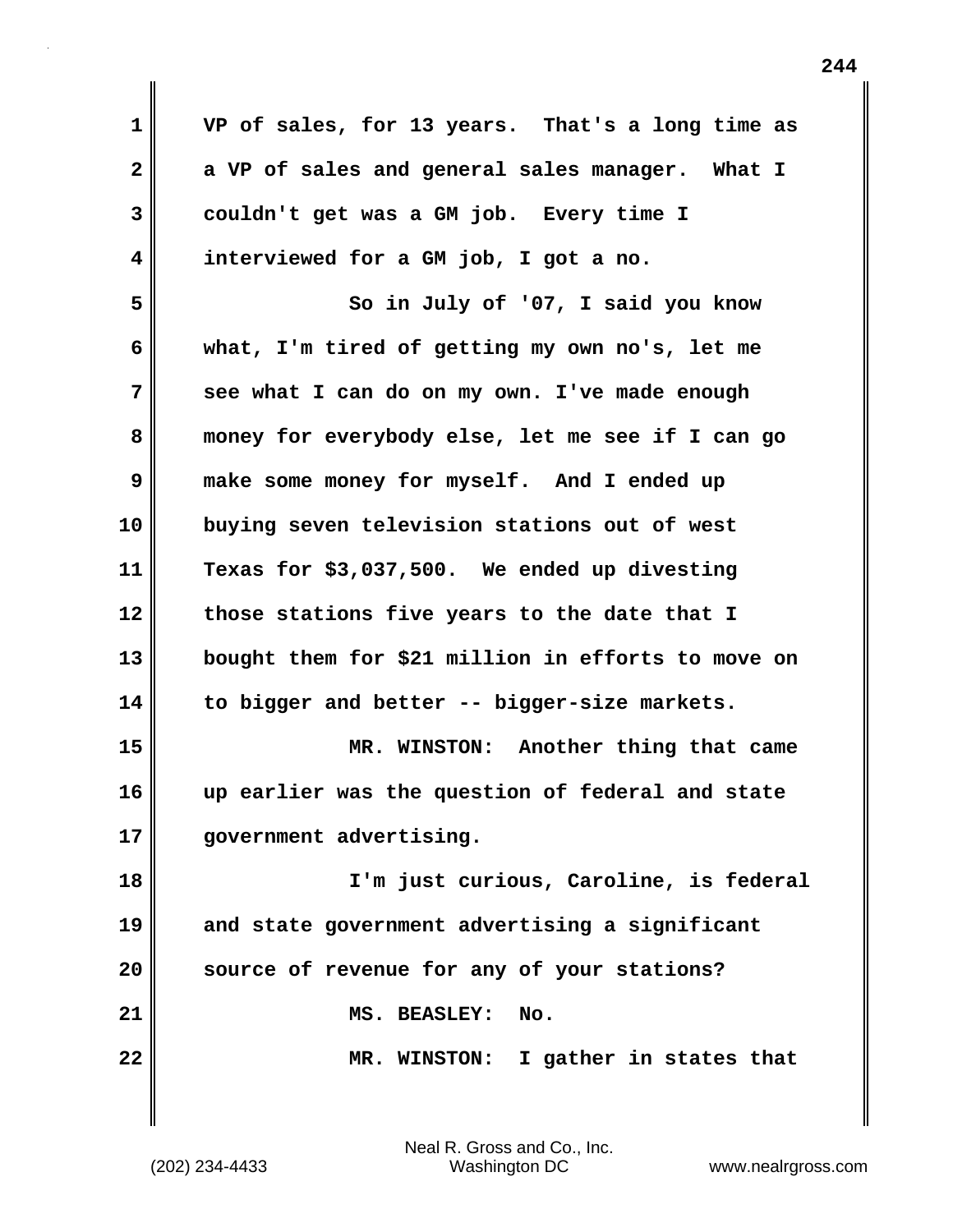VP of sales, for 13 years. That's a long time as a VP of sales and general sales manager. What I couldn't get was a GM job. Every time I interviewed for a GM job, I got a no.

So in July of '07, I said you know what, I'm tired of getting my own no's, let me see what I can do on my own. I've made enough money for everybody else, let me see if I can go make some money for myself. And I ended up buying seven television stations out of west Texas for $3,037,500. We ended up divesting those stations five years to the date that I bought them for $21 million in efforts to move on to bigger and better -- bigger-size markets.

MR. WINSTON: Another thing that came up earlier was the question of federal and state government advertising.

I'm just curious, Caroline, is federal and state government advertising a significant source of revenue for any of your stations?

MS. BEASLEY: No.

MR. WINSTON: I gather in states that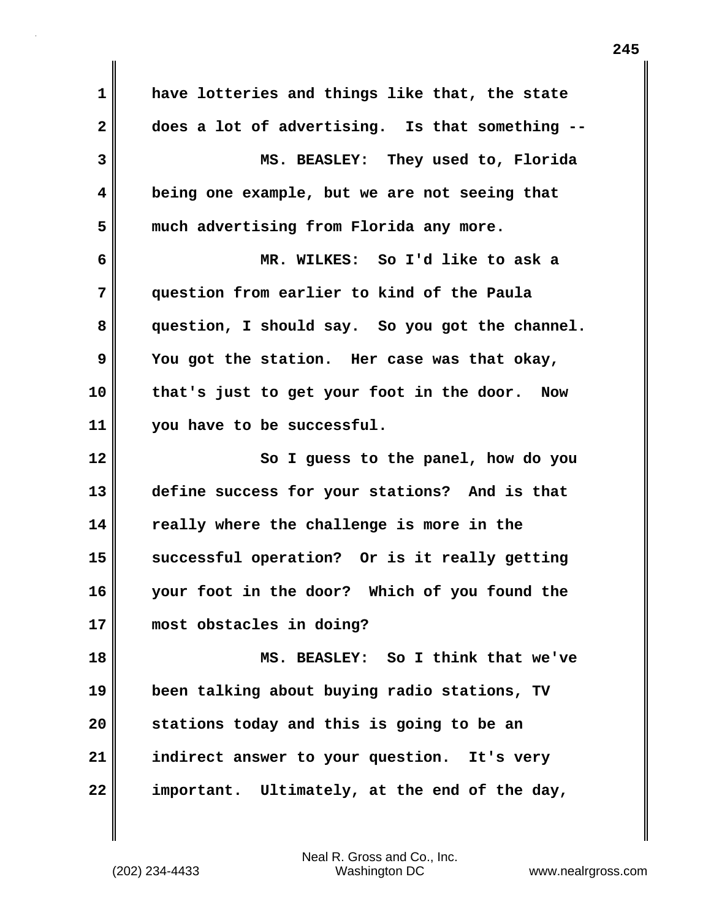have lotteries and things like that, the state does a lot of advertising. Is that something --

MS. BEASLEY: They used to, Florida being one example, but we are not seeing that much advertising from Florida any more.

MR. WILKES: So I'd like to ask a question from earlier to kind of the Paula question, I should say. So you got the channel. You got the station. Her case was that okay, that's just to get your foot in the door. Now you have to be successful.

So I guess to the panel, how do you define success for your stations? And is that really where the challenge is more in the successful operation? Or is it really getting your foot in the door? Which of you found the most obstacles in doing?

MS. BEASLEY: So I think that we've been talking about buying radio stations, TV stations today and this is going to be an indirect answer to your question. It's very important. Ultimately, at the end of the day,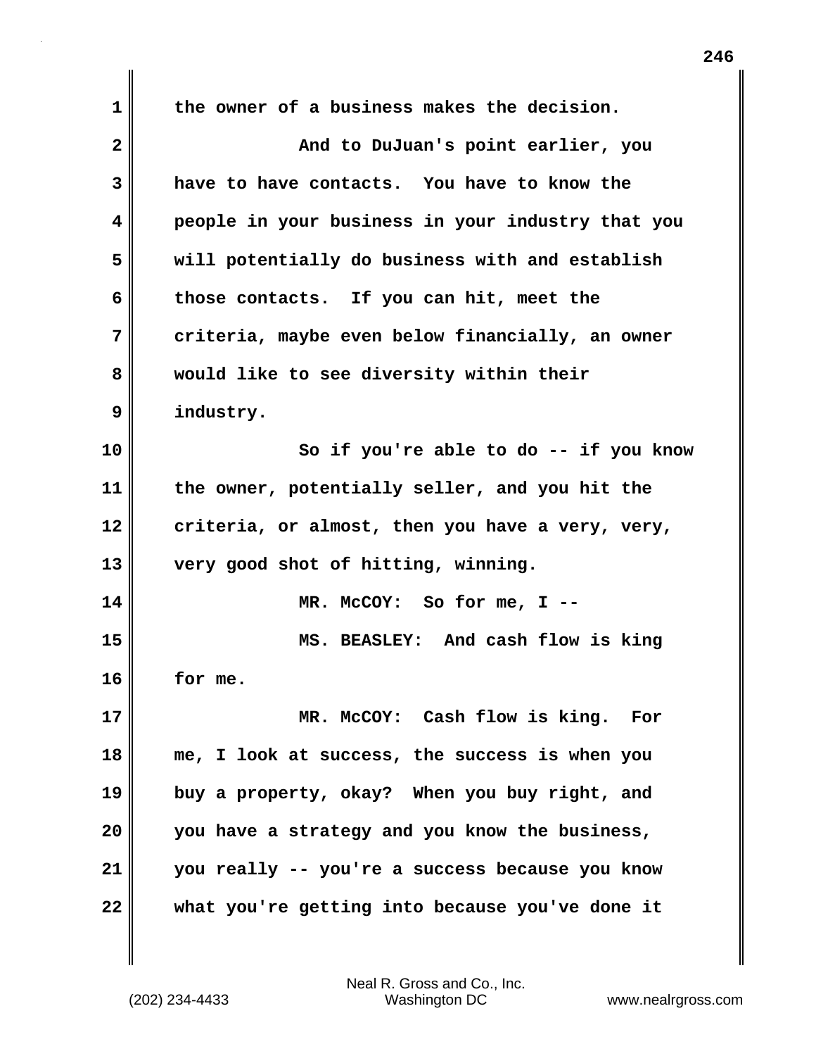the owner of a business makes the decision.

And to DuJuan's point earlier, you have to have contacts. You have to know the people in your business in your industry that you will potentially do business with and establish those contacts. If you can hit, meet the criteria, maybe even below financially, an owner would like to see diversity within their industry.

So if you're able to do -- if you know the owner, potentially seller, and you hit the criteria, or almost, then you have a very, very, very good shot of hitting, winning.

MR. McCOY: So for me, I --

MS. BEASLEY: And cash flow is king for me.

MR. McCOY: Cash flow is king. For me, I look at success, the success is when you buy a property, okay? When you buy right, and you have a strategy and you know the business, you really -- you're a success because you know what you're getting into because you've done it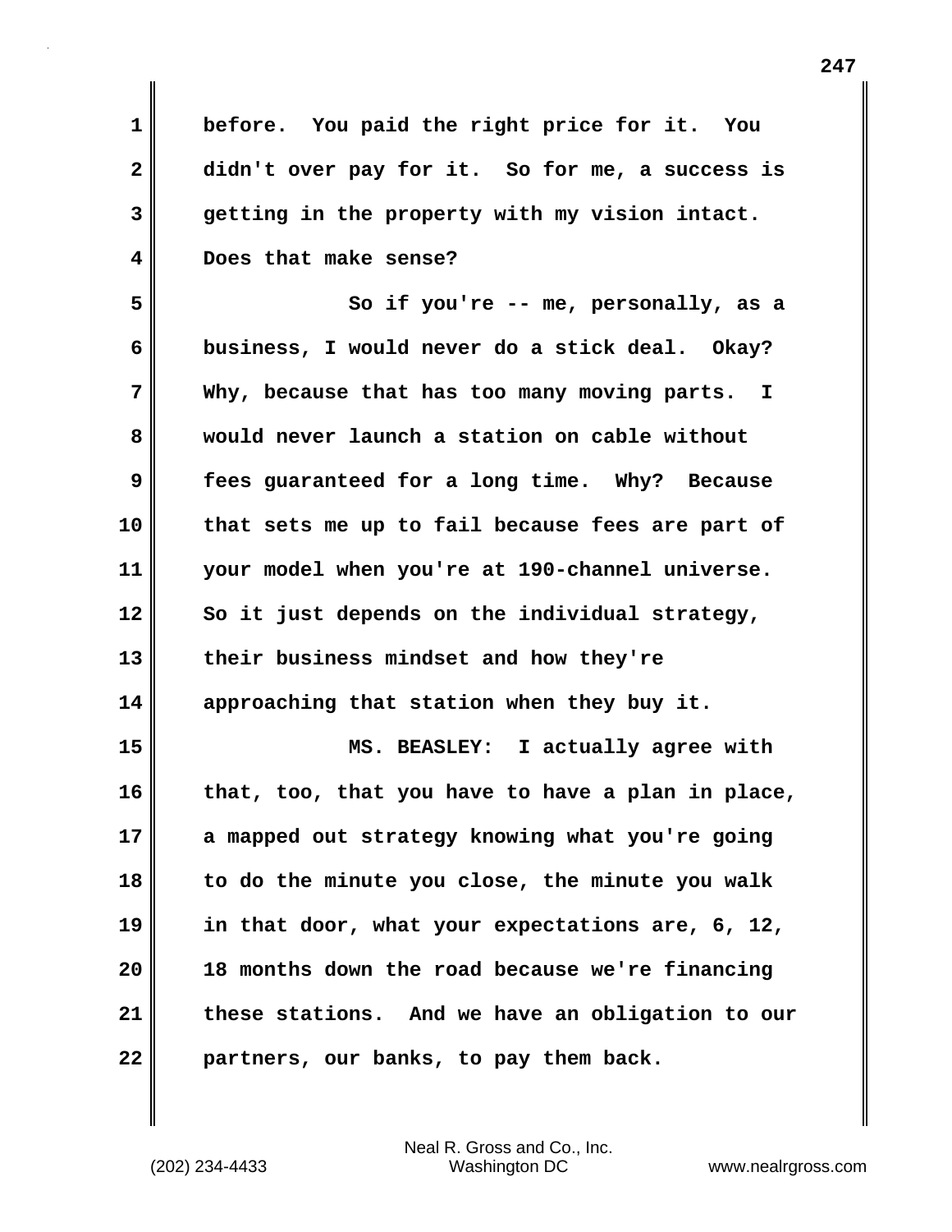before. You paid the right price for it. You didn't over pay for it. So for me, a success is getting in the property with my vision intact. Does that make sense?

So if you're -- me, personally, as a business, I would never do a stick deal. Okay? Why, because that has too many moving parts. I would never launch a station on cable without fees guaranteed for a long time. Why? Because that sets me up to fail because fees are part of your model when you're at 190-channel universe. So it just depends on the individual strategy, their business mindset and how they're approaching that station when they buy it.

MS. BEASLEY: I actually agree with that, too, that you have to have a plan in place, a mapped out strategy knowing what you're going to do the minute you close, the minute you walk in that door, what your expectations are, 6, 12, 18 months down the road because we're financing these stations. And we have an obligation to our partners, our banks, to pay them back.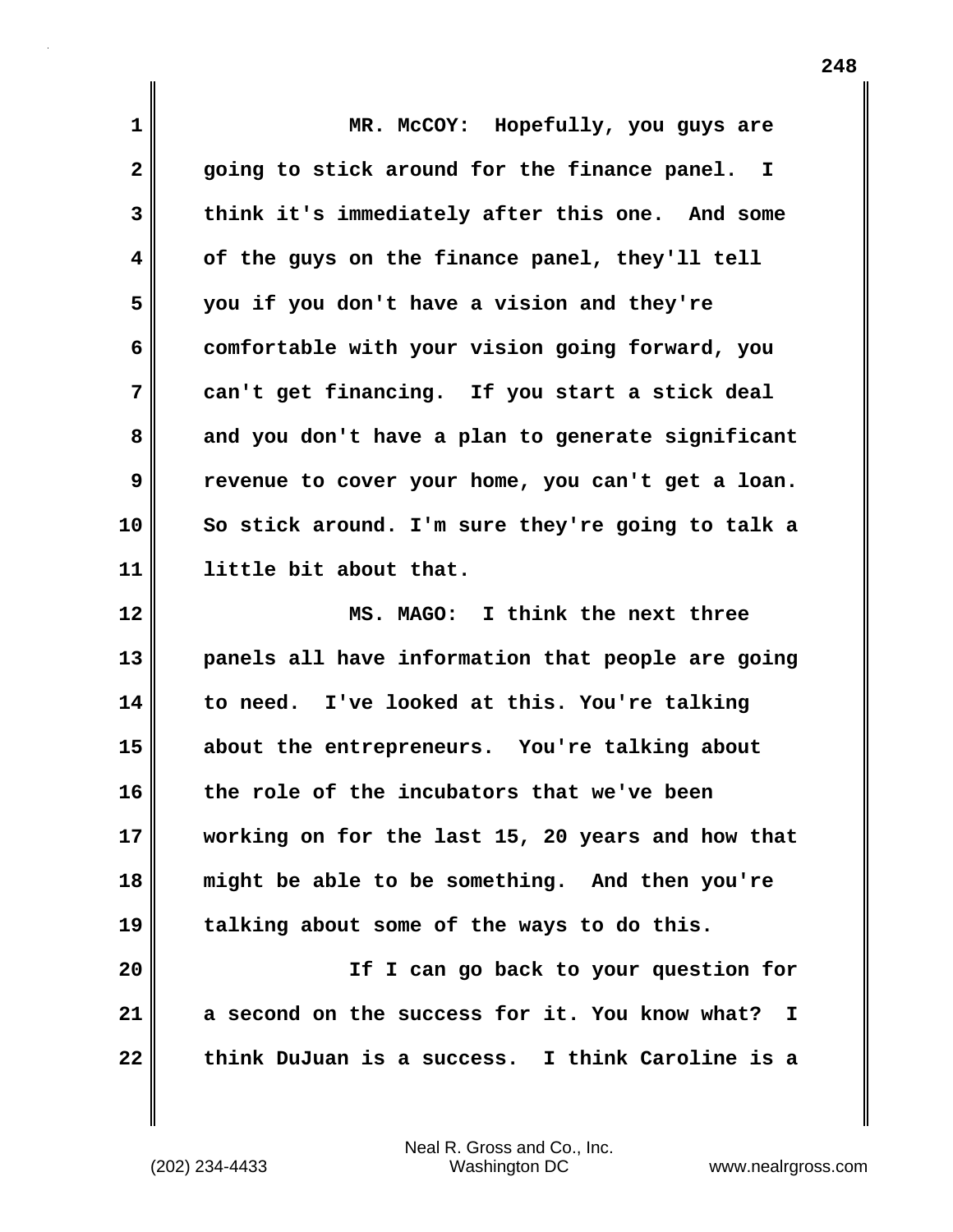MR. McCOY: Hopefully, you guys are going to stick around for the finance panel. I think it's immediately after this one. And some of the guys on the finance panel, they'll tell you if you don't have a vision and they're comfortable with your vision going forward, you can't get financing. If you start a stick deal and you don't have a plan to generate significant revenue to cover your home, you can't get a loan. So stick around. I'm sure they're going to talk a little bit about that.

MS. MAGO: I think the next three panels all have information that people are going to need. I've looked at this. You're talking about the entrepreneurs. You're talking about the role of the incubators that we've been working on for the last 15, 20 years and how that might be able to be something. And then you're talking about some of the ways to do this.

If I can go back to your question for a second on the success for it. You know what? I think DuJuan is a success. I think Caroline is a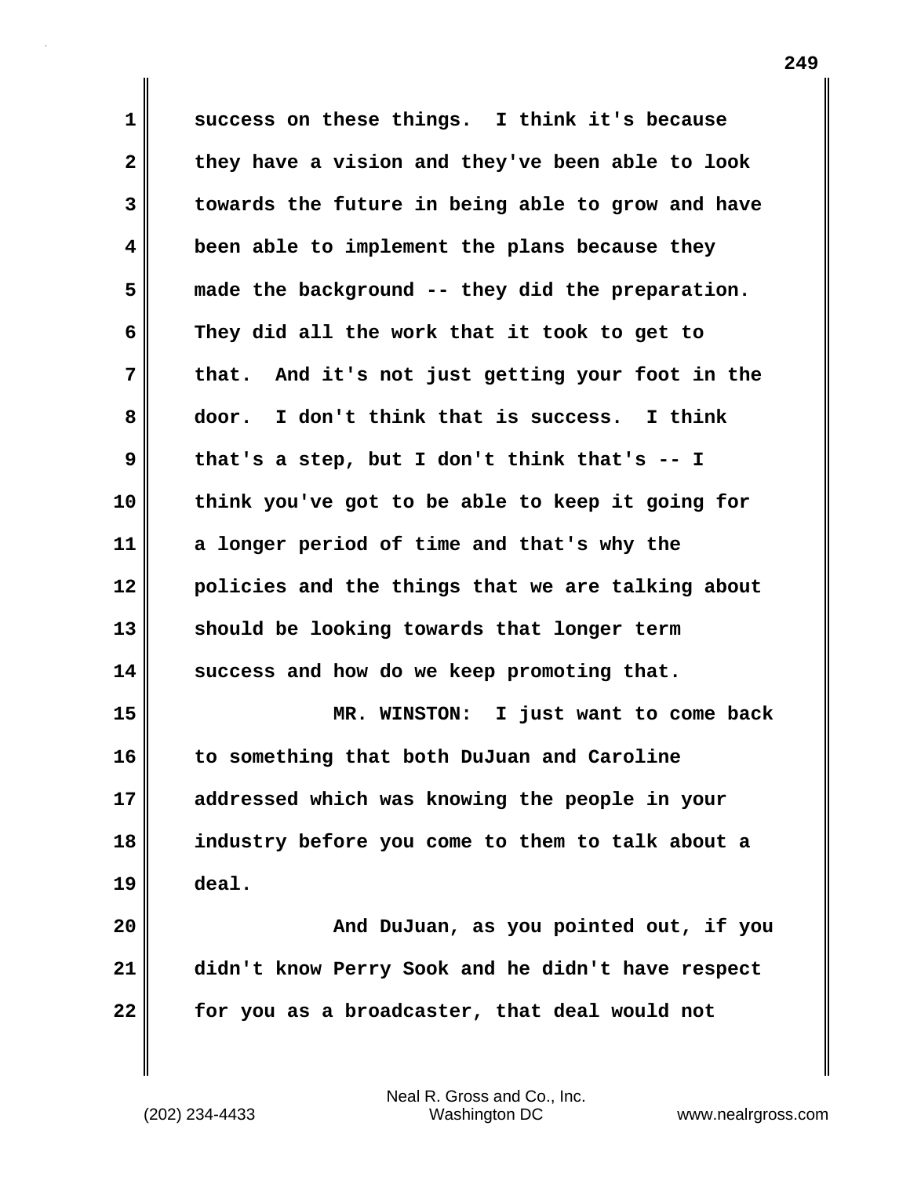success on these things. I think it's because they have a vision and they've been able to look towards the future in being able to grow and have been able to implement the plans because they made the background -- they did the preparation. They did all the work that it took to get to that. And it's not just getting your foot in the door. I don't think that is success. I think that's a step, but I don't think that's -- I think you've got to be able to keep it going for a longer period of time and that's why the policies and the things that we are talking about should be looking towards that longer term success and how do we keep promoting that.

MR. WINSTON: I just want to come back to something that both DuJuan and Caroline addressed which was knowing the people in your industry before you come to them to talk about a deal.

And DuJuan, as you pointed out, if you didn't know Perry Sook and he didn't have respect for you as a broadcaster, that deal would not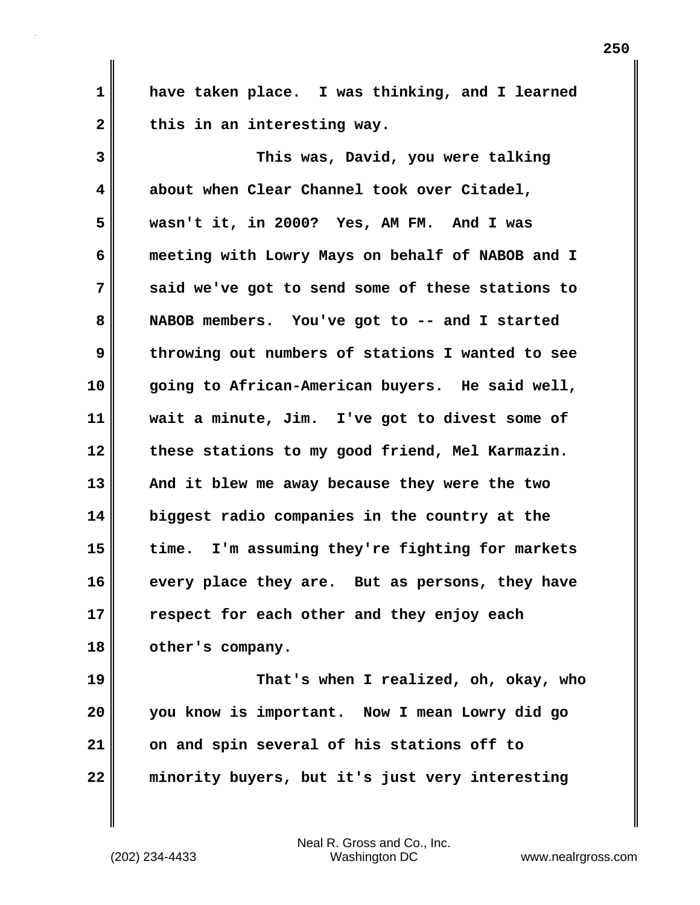have taken place. I was thinking, and I learned this in an interesting way.

This was, David, you were talking about when Clear Channel took over Citadel, wasn't it, in 2000? Yes, AM FM. And I was meeting with Lowry Mays on behalf of NABOB and I said we've got to send some of these stations to NABOB members. You've got to -- and I started throwing out numbers of stations I wanted to see going to African-American buyers. He said well, wait a minute, Jim. I've got to divest some of these stations to my good friend, Mel Karmazin. And it blew me away because they were the two biggest radio companies in the country at the time. I'm assuming they're fighting for markets every place they are. But as persons, they have respect for each other and they enjoy each other's company.

That's when I realized, oh, okay, who you know is important. Now I mean Lowry did go on and spin several of his stations off to minority buyers, but it's just very interesting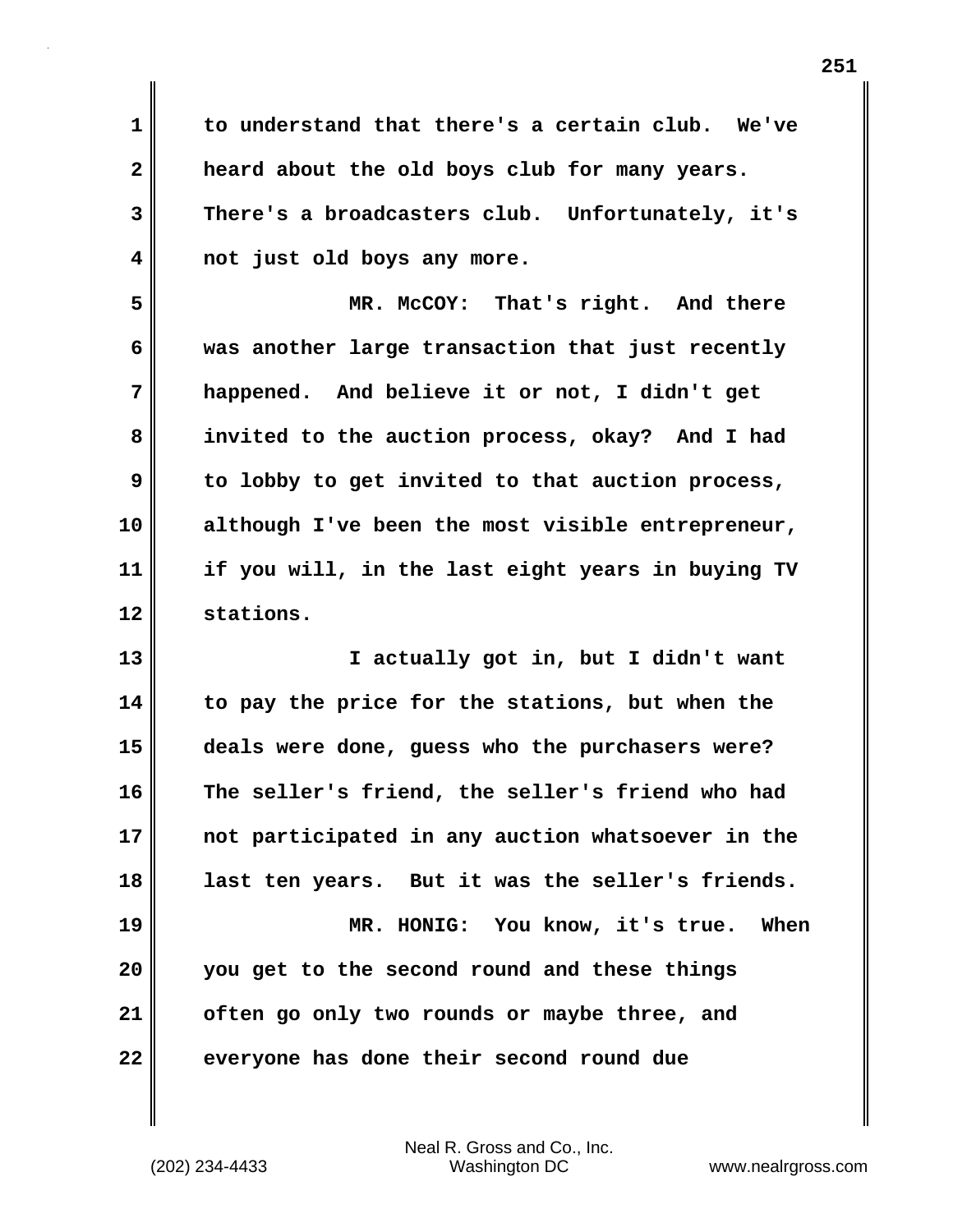to understand that there's a certain club. We've heard about the old boys club for many years. There's a broadcasters club. Unfortunately, it's not just old boys any more.

MR. McCOY: That's right. And there was another large transaction that just recently happened. And believe it or not, I didn't get invited to the auction process, okay? And I had to lobby to get invited to that auction process, although I've been the most visible entrepreneur, if you will, in the last eight years in buying TV stations.

I actually got in, but I didn't want to pay the price for the stations, but when the deals were done, guess who the purchasers were? The seller's friend, the seller's friend who had not participated in any auction whatsoever in the last ten years. But it was the seller's friends.

MR. HONIG: You know, it's true. When you get to the second round and these things often go only two rounds or maybe three, and everyone has done their second round due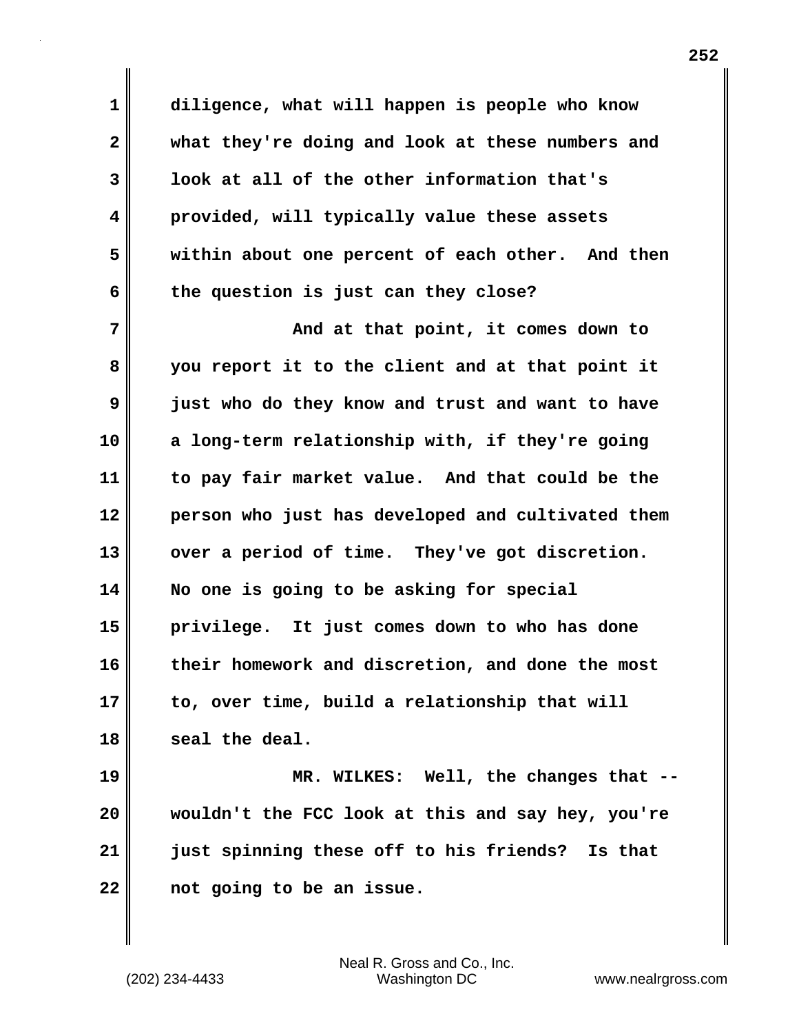diligence, what will happen is people who know what they're doing and look at these numbers and look at all of the other information that's provided, will typically value these assets within about one percent of each other. And then the question is just can they close?

And at that point, it comes down to you report it to the client and at that point it just who do they know and trust and want to have a long-term relationship with, if they're going to pay fair market value. And that could be the person who just has developed and cultivated them over a period of time. They've got discretion. No one is going to be asking for special privilege. It just comes down to who has done their homework and discretion, and done the most to, over time, build a relationship that will seal the deal.

MR. WILKES: Well, the changes that -- wouldn't the FCC look at this and say hey, you're just spinning these off to his friends? Is that not going to be an issue.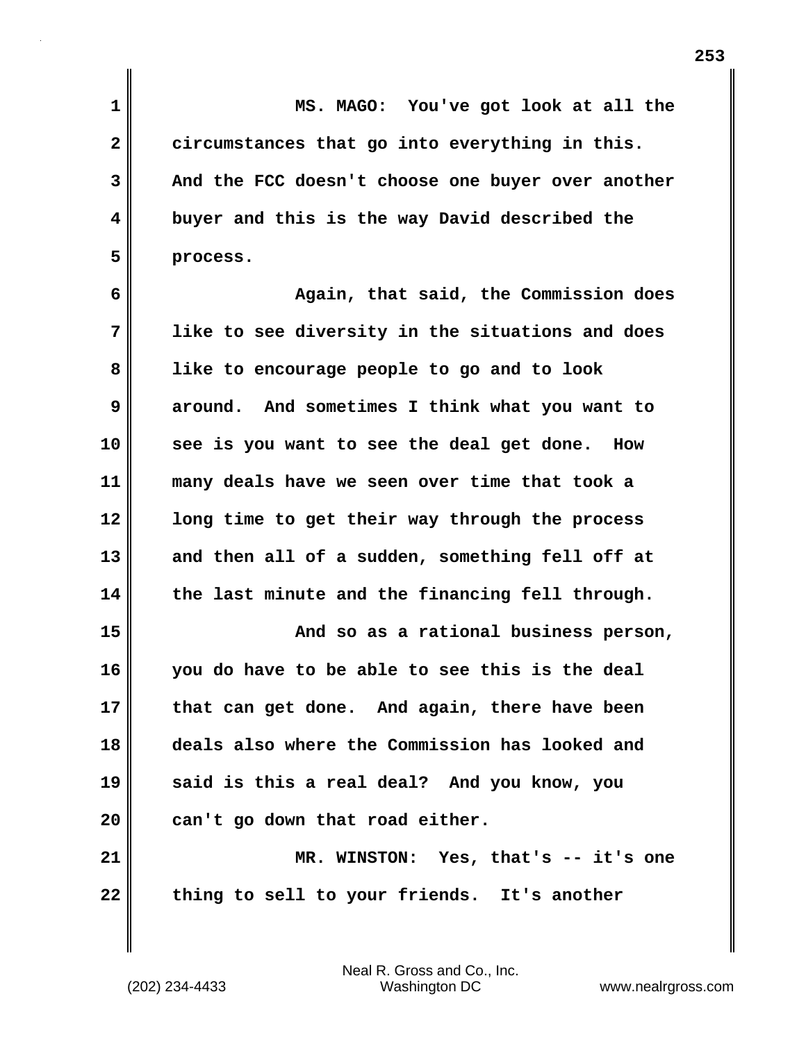MS. MAGO: You've got look at all the circumstances that go into everything in this. And the FCC doesn't choose one buyer over another buyer and this is the way David described the process.

Again, that said, the Commission does like to see diversity in the situations and does like to encourage people to go and to look around. And sometimes I think what you want to see is you want to see the deal get done. How many deals have we seen over time that took a long time to get their way through the process and then all of a sudden, something fell off at the last minute and the financing fell through.

And so as a rational business person, you do have to be able to see this is the deal that can get done. And again, there have been deals also where the Commission has looked and said is this a real deal? And you know, you can't go down that road either.

MR. WINSTON: Yes, that's -- it's one thing to sell to your friends. It's another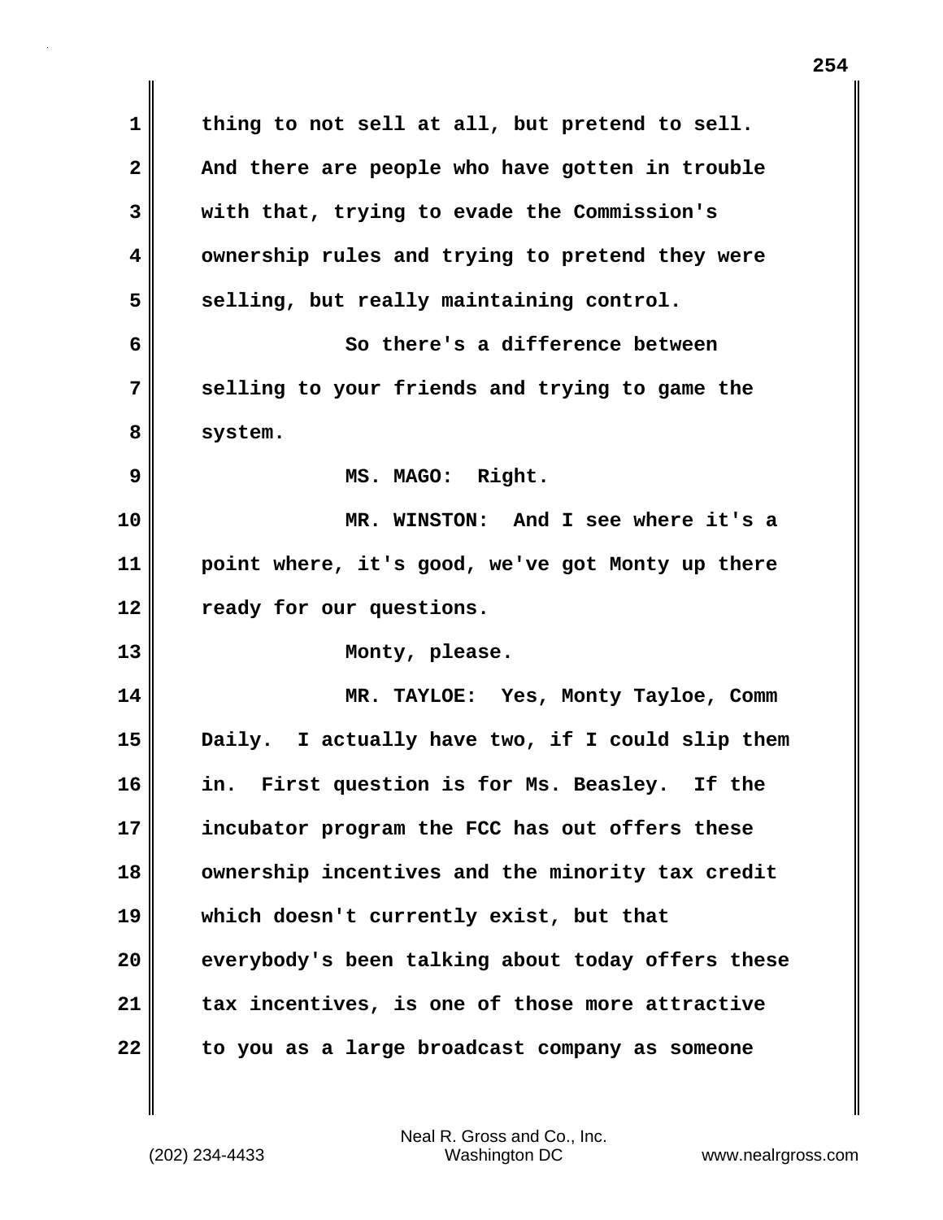thing to not sell at all, but pretend to sell. And there are people who have gotten in trouble with that, trying to evade the Commission's ownership rules and trying to pretend they were selling, but really maintaining control.

So there's a difference between selling to your friends and trying to game the system.

MS. MAGO: Right.

MR. WINSTON: And I see where it's a point where, it's good, we've got Monty up there ready for our questions.

Monty, please.

MR. TAYLOE: Yes, Monty Tayloe, Comm Daily. I actually have two, if I could slip them in. First question is for Ms. Beasley. If the incubator program the FCC has out offers these ownership incentives and the minority tax credit which doesn't currently exist, but that everybody's been talking about today offers these tax incentives, is one of those more attractive to you as a large broadcast company as someone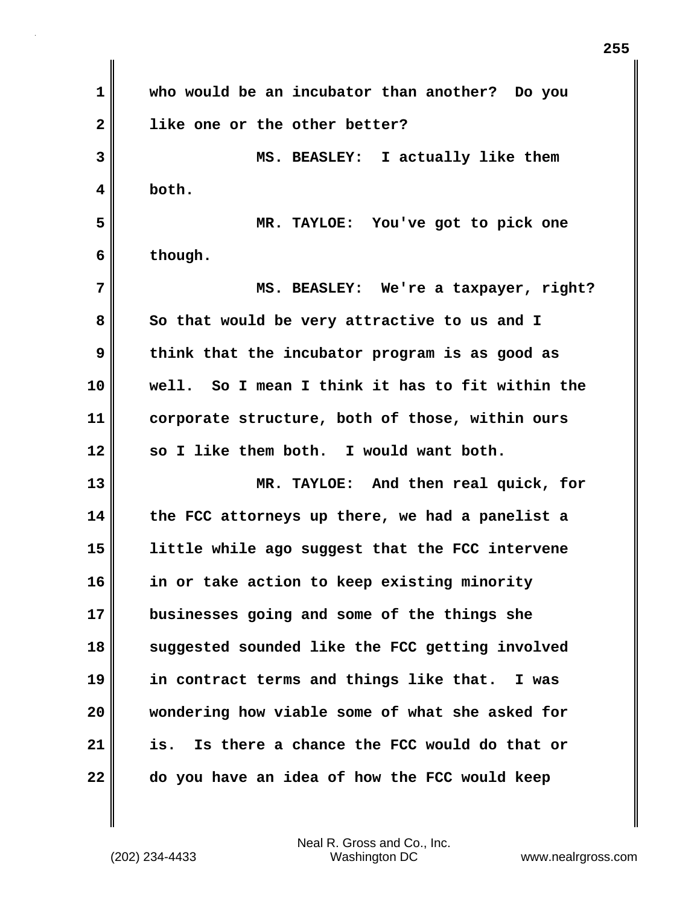who would be an incubator than another? Do you like one or the other better?

MS. BEASLEY: I actually like them both.

MR. TAYLOE: You've got to pick one though.

MS. BEASLEY: We're a taxpayer, right? So that would be very attractive to us and I think that the incubator program is as good as well. So I mean I think it has to fit within the corporate structure, both of those, within ours so I like them both. I would want both.

MR. TAYLOE: And then real quick, for the FCC attorneys up there, we had a panelist a little while ago suggest that the FCC intervene in or take action to keep existing minority businesses going and some of the things she suggested sounded like the FCC getting involved in contract terms and things like that. I was wondering how viable some of what she asked for is. Is there a chance the FCC would do that or do you have an idea of how the FCC would keep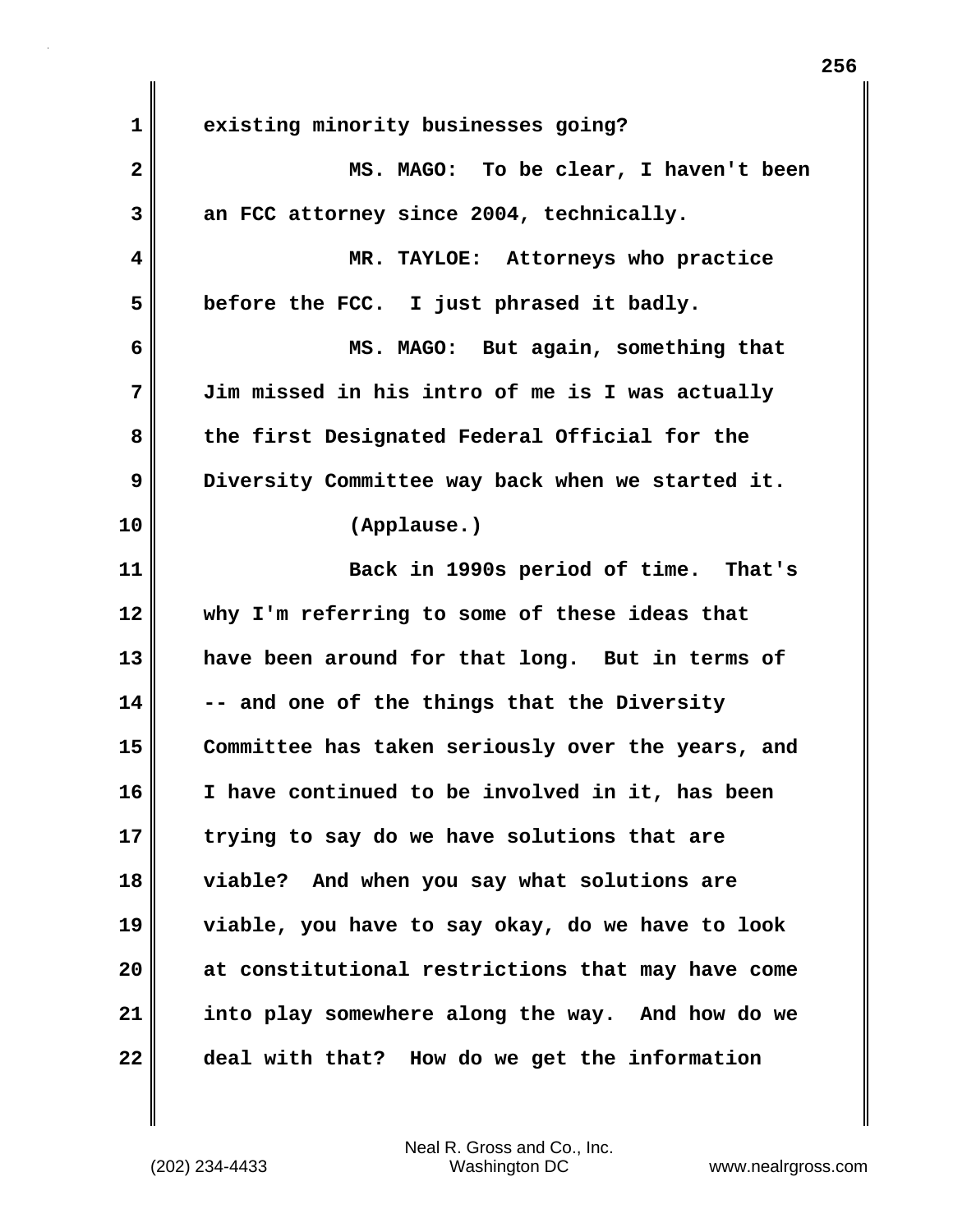existing minority businesses going?

MS. MAGO: To be clear, I haven't been an FCC attorney since 2004, technically.

MR. TAYLOE: Attorneys who practice before the FCC. I just phrased it badly.

MS. MAGO: But again, something that Jim missed in his intro of me is I was actually the first Designated Federal Official for the Diversity Committee way back when we started it.

(Applause.)

Back in 1990s period of time. That's why I'm referring to some of these ideas that have been around for that long. But in terms of -- and one of the things that the Diversity Committee has taken seriously over the years, and I have continued to be involved in it, has been trying to say do we have solutions that are viable? And when you say what solutions are viable, you have to say okay, do we have to look at constitutional restrictions that may have come into play somewhere along the way. And how do we deal with that? How do we get the information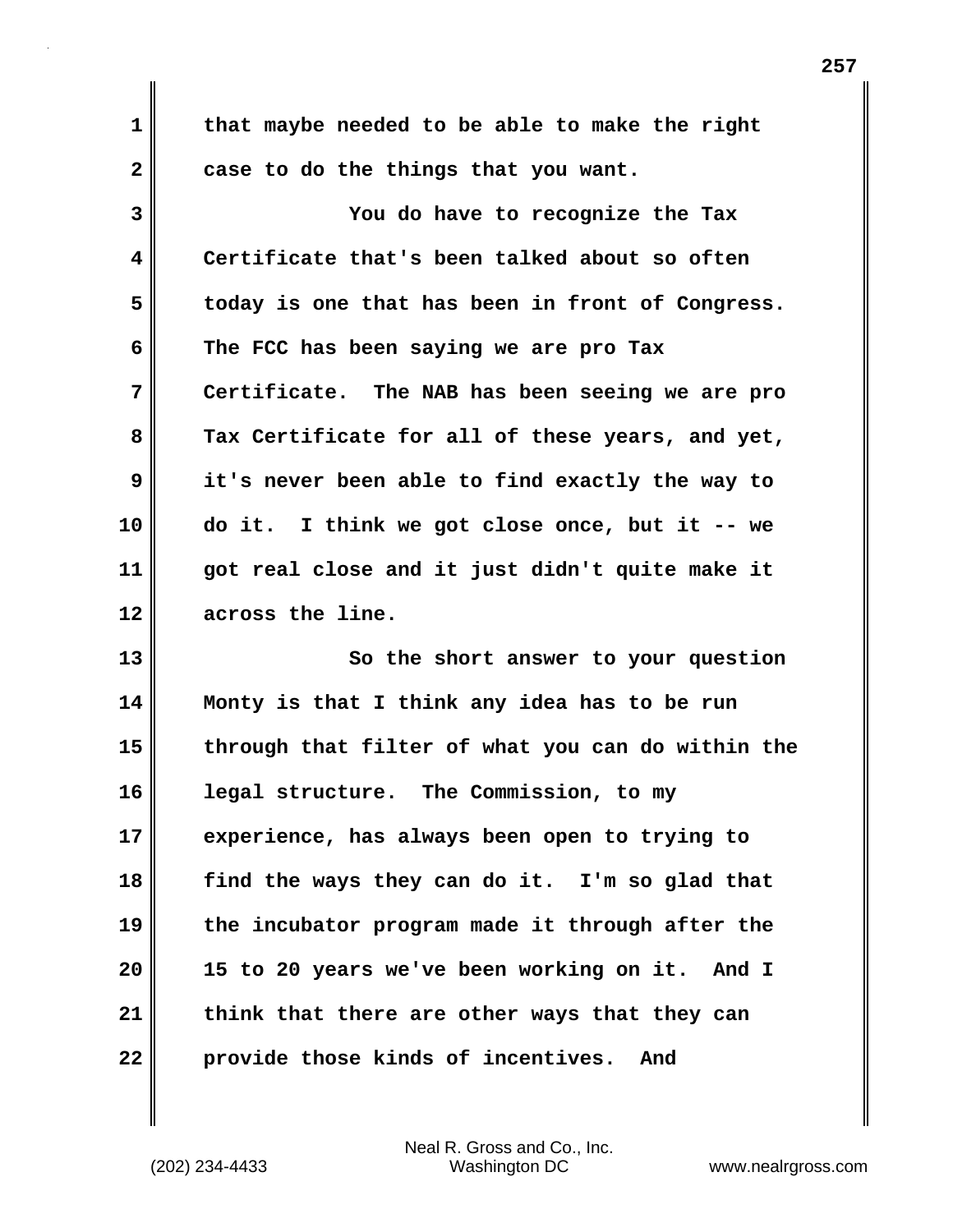that maybe needed to be able to make the right case to do the things that you want.

You do have to recognize the Tax Certificate that's been talked about so often today is one that has been in front of Congress. The FCC has been saying we are pro Tax Certificate. The NAB has been seeing we are pro Tax Certificate for all of these years, and yet, it's never been able to find exactly the way to do it. I think we got close once, but it -- we got real close and it just didn't quite make it across the line.

So the short answer to your question Monty is that I think any idea has to be run through that filter of what you can do within the legal structure. The Commission, to my experience, has always been open to trying to find the ways they can do it. I'm so glad that the incubator program made it through after the 15 to 20 years we've been working on it. And I think that there are other ways that they can provide those kinds of incentives. And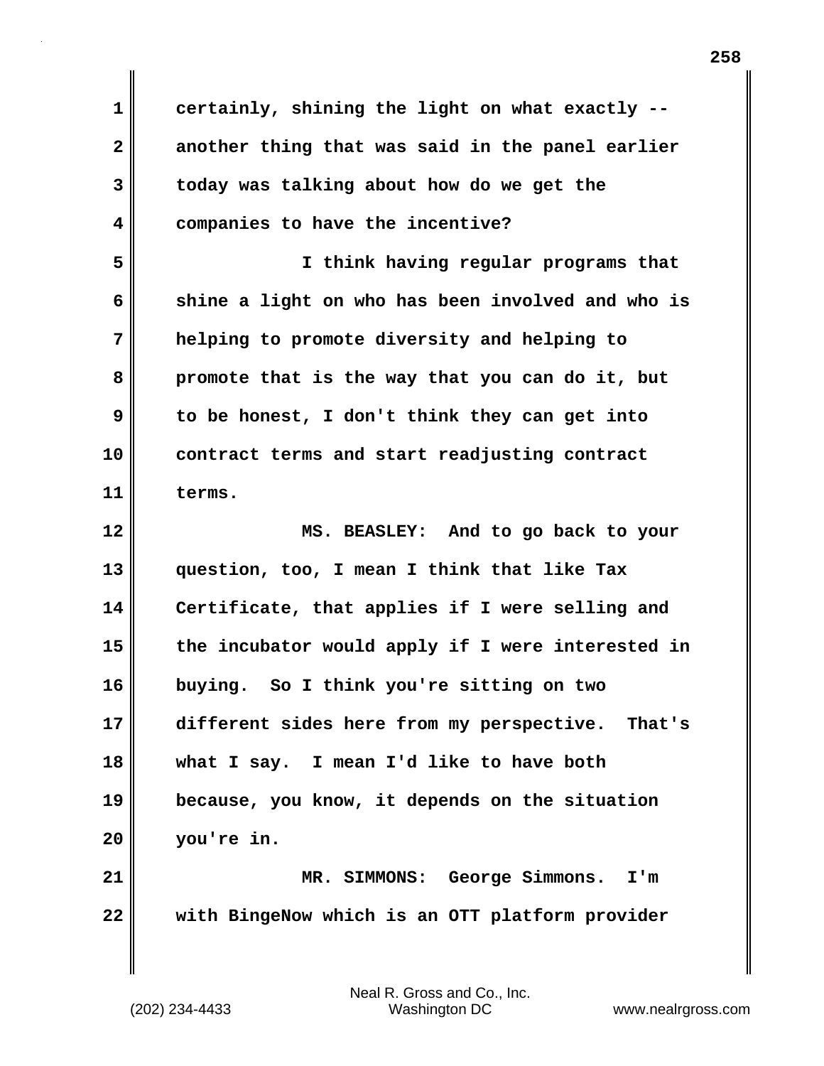certainly, shining the light on what exactly -- another thing that was said in the panel earlier today was talking about how do we get the companies to have the incentive?

I think having regular programs that shine a light on who has been involved and who is helping to promote diversity and helping to promote that is the way that you can do it, but to be honest, I don't think they can get into contract terms and start readjusting contract terms.

MS. BEASLEY: And to go back to your question, too, I mean I think that like Tax Certificate, that applies if I were selling and the incubator would apply if I were interested in buying. So I think you're sitting on two different sides here from my perspective. That's what I say. I mean I'd like to have both because, you know, it depends on the situation you're in.

MR. SIMMONS: George Simmons. I'm with BingeNow which is an OTT platform provider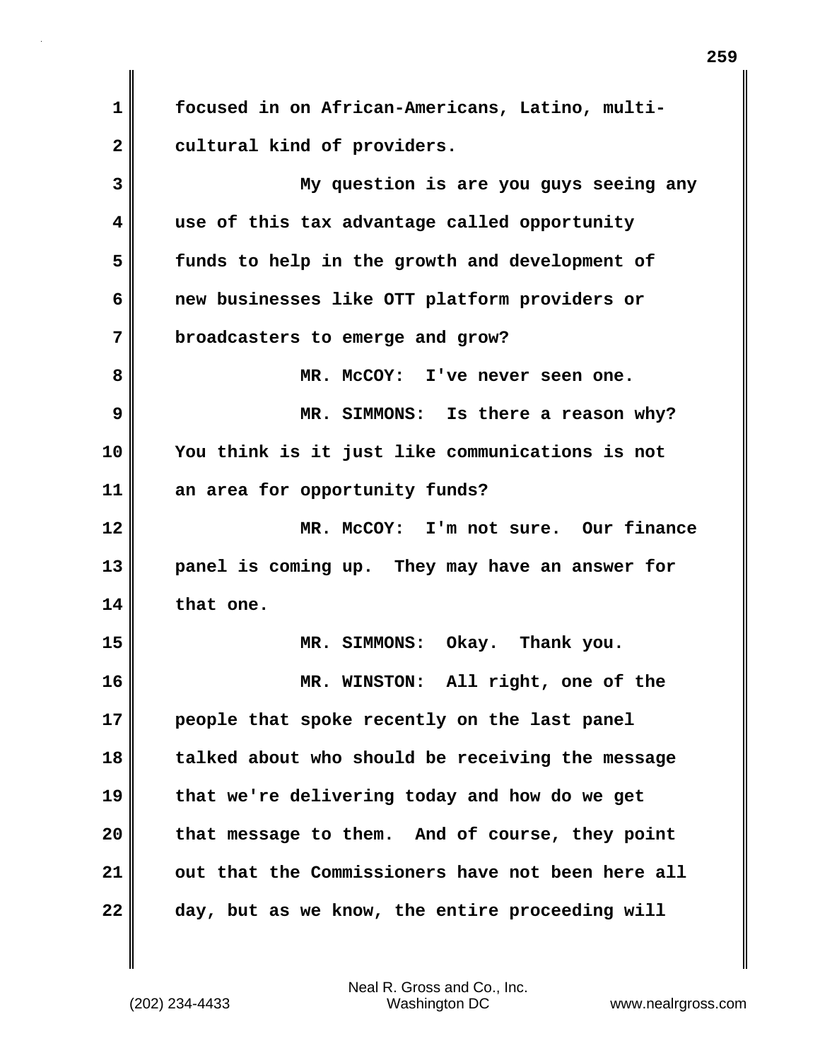focused in on African-Americans, Latino, multi-cultural kind of providers.

My question is are you guys seeing any use of this tax advantage called opportunity funds to help in the growth and development of new businesses like OTT platform providers or broadcasters to emerge and grow?

MR. McCOY: I've never seen one.

MR. SIMMONS: Is there a reason why? You think is it just like communications is not an area for opportunity funds?

MR. McCOY: I'm not sure. Our finance panel is coming up. They may have an answer for that one.

MR. SIMMONS: Okay. Thank you.

MR. WINSTON: All right, one of the people that spoke recently on the last panel talked about who should be receiving the message that we're delivering today and how do we get that message to them. And of course, they point out that the Commissioners have not been here all day, but as we know, the entire proceeding will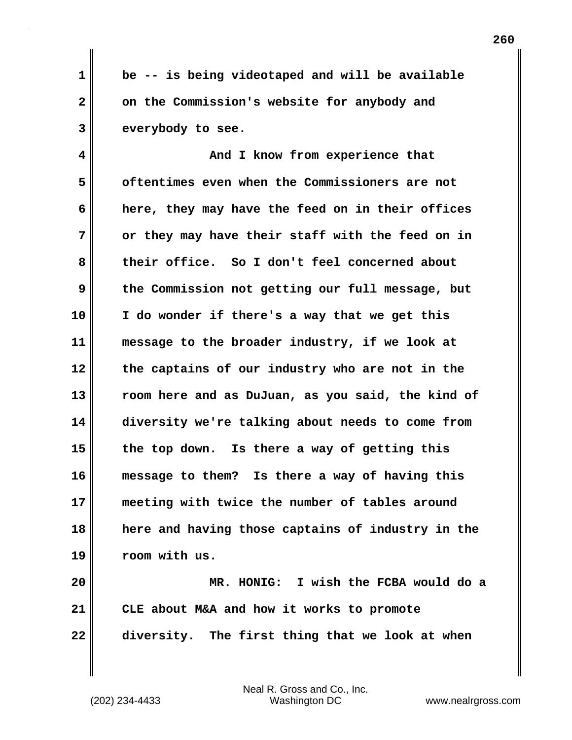be -- is being videotaped and will be available on the Commission's website for anybody and everybody to see.

And I know from experience that oftentimes even when the Commissioners are not here, they may have the feed on in their offices or they may have their staff with the feed on in their office. So I don't feel concerned about the Commission not getting our full message, but I do wonder if there's a way that we get this message to the broader industry, if we look at the captains of our industry who are not in the room here and as DuJuan, as you said, the kind of diversity we're talking about needs to come from the top down. Is there a way of getting this message to them? Is there a way of having this meeting with twice the number of tables around here and having those captains of industry in the room with us.

MR. HONIG: I wish the FCBA would do a CLE about M&A and how it works to promote diversity. The first thing that we look at when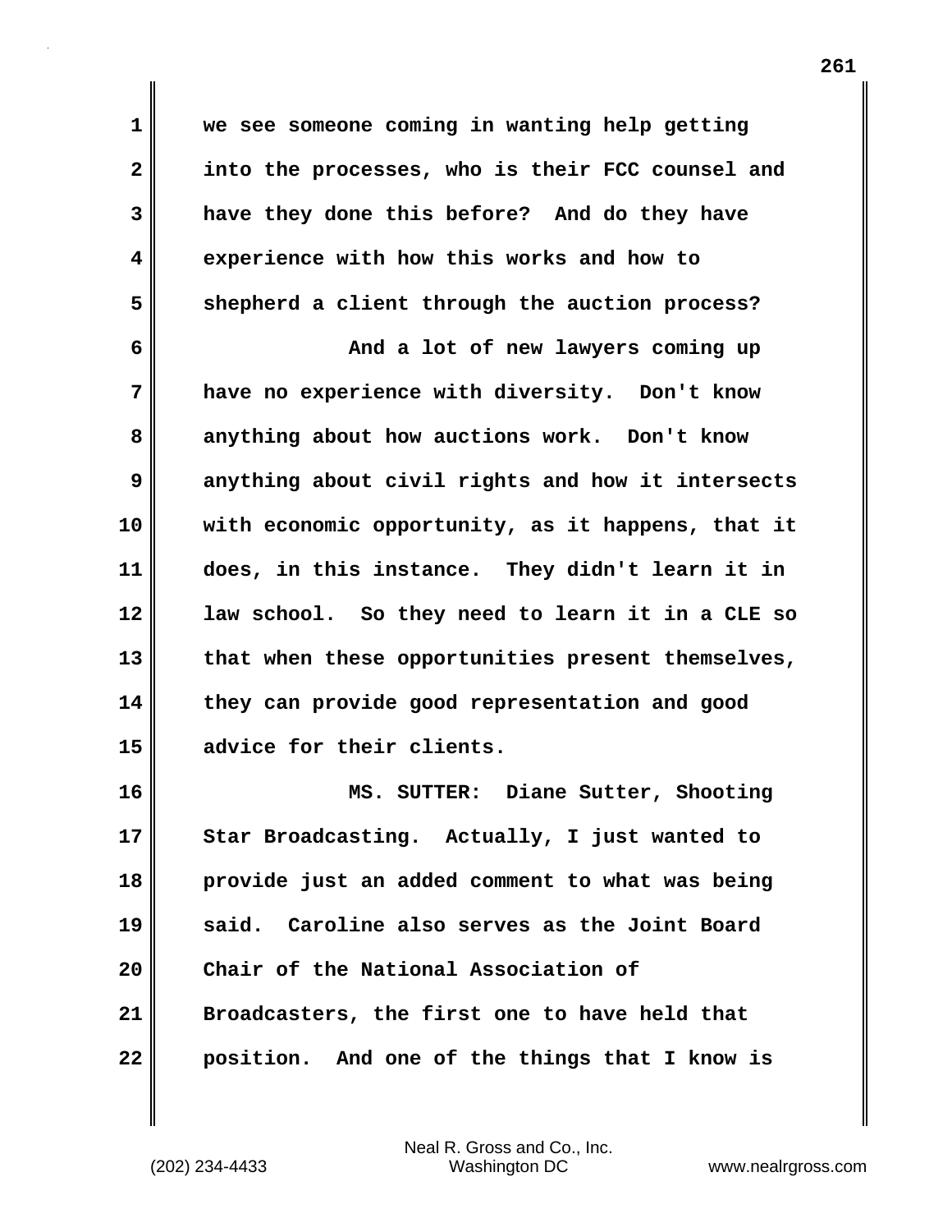we see someone coming in wanting help getting into the processes, who is their FCC counsel and have they done this before? And do they have experience with how this works and how to shepherd a client through the auction process?

And a lot of new lawyers coming up have no experience with diversity. Don't know anything about how auctions work. Don't know anything about civil rights and how it intersects with economic opportunity, as it happens, that it does, in this instance. They didn't learn it in law school. So they need to learn it in a CLE so that when these opportunities present themselves, they can provide good representation and good advice for their clients.

MS. SUTTER: Diane Sutter, Shooting Star Broadcasting. Actually, I just wanted to provide just an added comment to what was being said. Caroline also serves as the Joint Board Chair of the National Association of Broadcasters, the first one to have held that position. And one of the things that I know is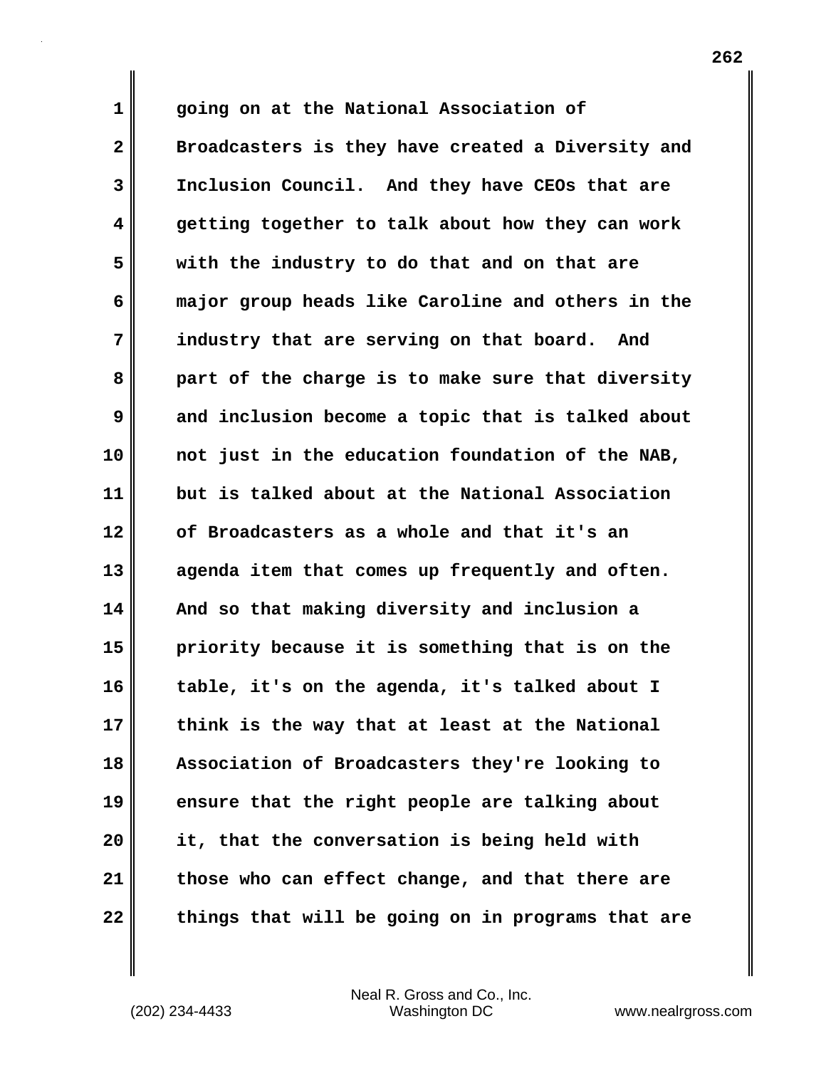going on at the National Association of Broadcasters is they have created a Diversity and Inclusion Council. And they have CEOs that are getting together to talk about how they can work with the industry to do that and on that are major group heads like Caroline and others in the industry that are serving on that board. And part of the charge is to make sure that diversity and inclusion become a topic that is talked about not just in the education foundation of the NAB, but is talked about at the National Association of Broadcasters as a whole and that it's an agenda item that comes up frequently and often. And so that making diversity and inclusion a priority because it is something that is on the table, it's on the agenda, it's talked about I think is the way that at least at the National Association of Broadcasters they're looking to ensure that the right people are talking about it, that the conversation is being held with those who can effect change, and that there are things that will be going on in programs that are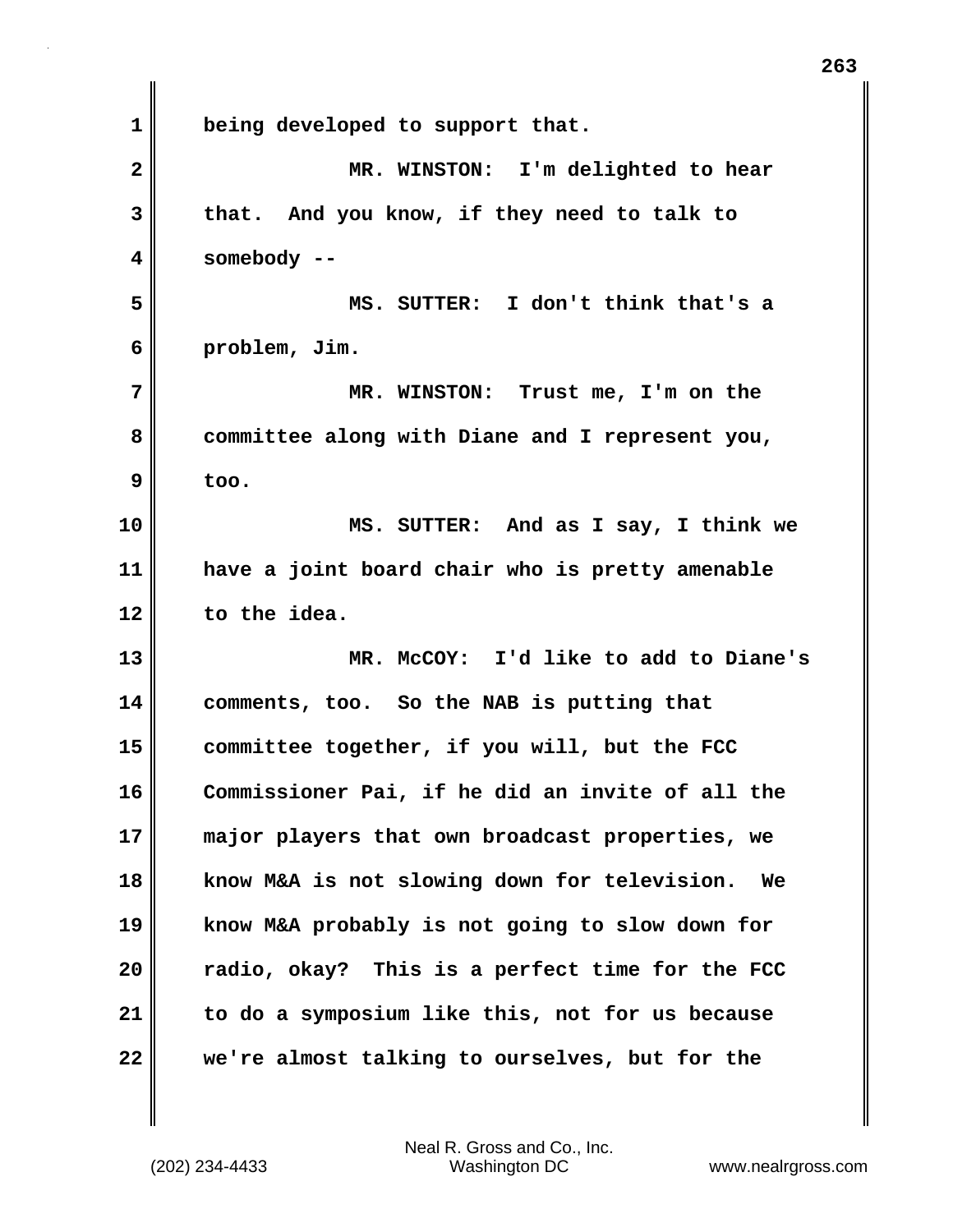being developed to support that.

MR. WINSTON: I'm delighted to hear that. And you know, if they need to talk to somebody --

MS. SUTTER: I don't think that's a problem, Jim.

MR. WINSTON: Trust me, I'm on the committee along with Diane and I represent you, too.

MS. SUTTER: And as I say, I think we have a joint board chair who is pretty amenable to the idea.

MR. McCOY: I'd like to add to Diane's comments, too. So the NAB is putting that committee together, if you will, but the FCC Commissioner Pai, if he did an invite of all the major players that own broadcast properties, we know M&A is not slowing down for television. We know M&A probably is not going to slow down for radio, okay? This is a perfect time for the FCC to do a symposium like this, not for us because we're almost talking to ourselves, but for the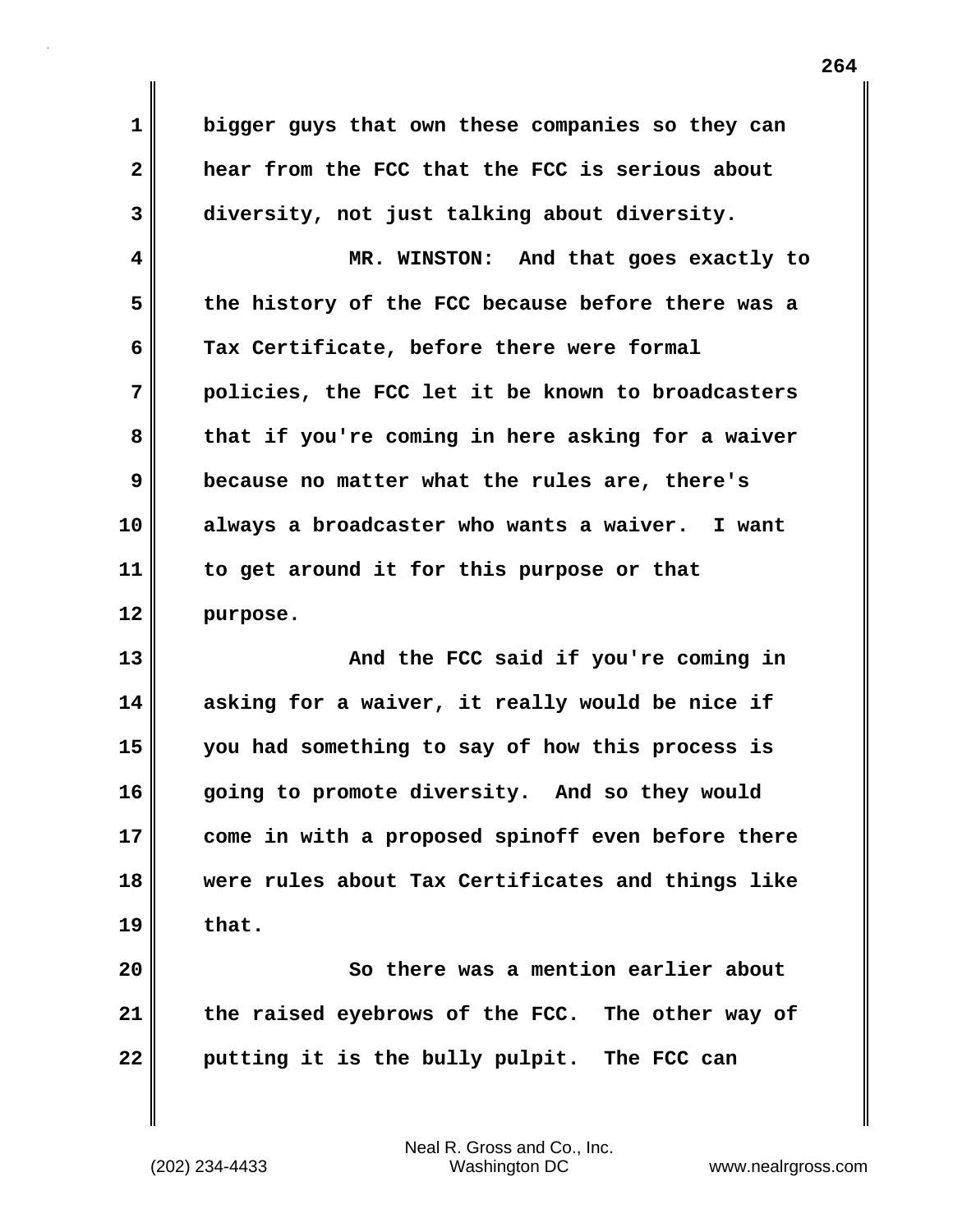bigger guys that own these companies so they can hear from the FCC that the FCC is serious about diversity, not just talking about diversity.

MR. WINSTON: And that goes exactly to the history of the FCC because before there was a Tax Certificate, before there were formal policies, the FCC let it be known to broadcasters that if you're coming in here asking for a waiver because no matter what the rules are, there's always a broadcaster who wants a waiver. I want to get around it for this purpose or that purpose.

And the FCC said if you're coming in asking for a waiver, it really would be nice if you had something to say of how this process is going to promote diversity. And so they would come in with a proposed spinoff even before there were rules about Tax Certificates and things like that.

So there was a mention earlier about the raised eyebrows of the FCC. The other way of putting it is the bully pulpit. The FCC can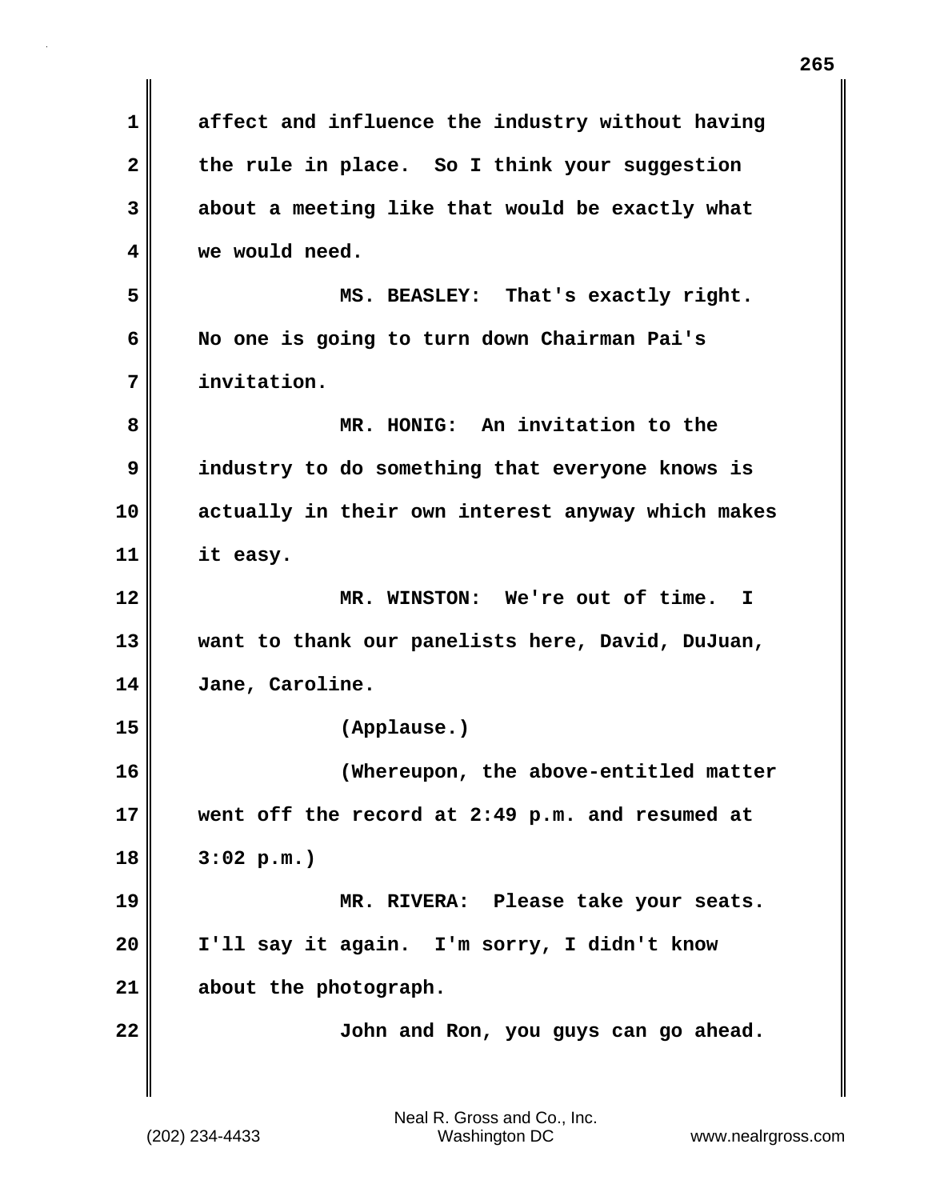affect and influence the industry without having the rule in place. So I think your suggestion about a meeting like that would be exactly what we would need.

MS. BEASLEY: That's exactly right. No one is going to turn down Chairman Pai's invitation.

MR. HONIG: An invitation to the industry to do something that everyone knows is actually in their own interest anyway which makes it easy.

MR. WINSTON: We're out of time. I want to thank our panelists here, David, DuJuan, Jane, Caroline.

(Applause.)

(Whereupon, the above-entitled matter went off the record at 2:49 p.m. and resumed at 3:02 p.m.)

MR. RIVERA: Please take your seats. I'll say it again. I'm sorry, I didn't know about the photograph.

John and Ron, you guys can go ahead.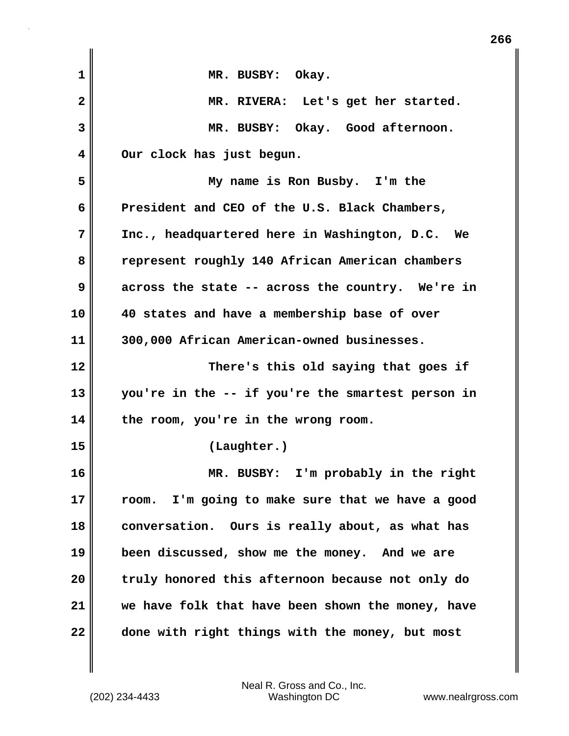MR. BUSBY: Okay.

MR. RIVERA: Let's get her started.

MR. BUSBY: Okay. Good afternoon. Our clock has just begun.

My name is Ron Busby. I'm the President and CEO of the U.S. Black Chambers, Inc., headquartered here in Washington, D.C. We represent roughly 140 African American chambers across the state -- across the country. We're in 40 states and have a membership base of over 300,000 African American-owned businesses.

There's this old saying that goes if you're in the -- if you're the smartest person in the room, you're in the wrong room.

(Laughter.)

MR. BUSBY: I'm probably in the right room. I'm going to make sure that we have a good conversation. Ours is really about, as what has been discussed, show me the money. And we are truly honored this afternoon because not only do we have folk that have been shown the money, have done with right things with the money, but most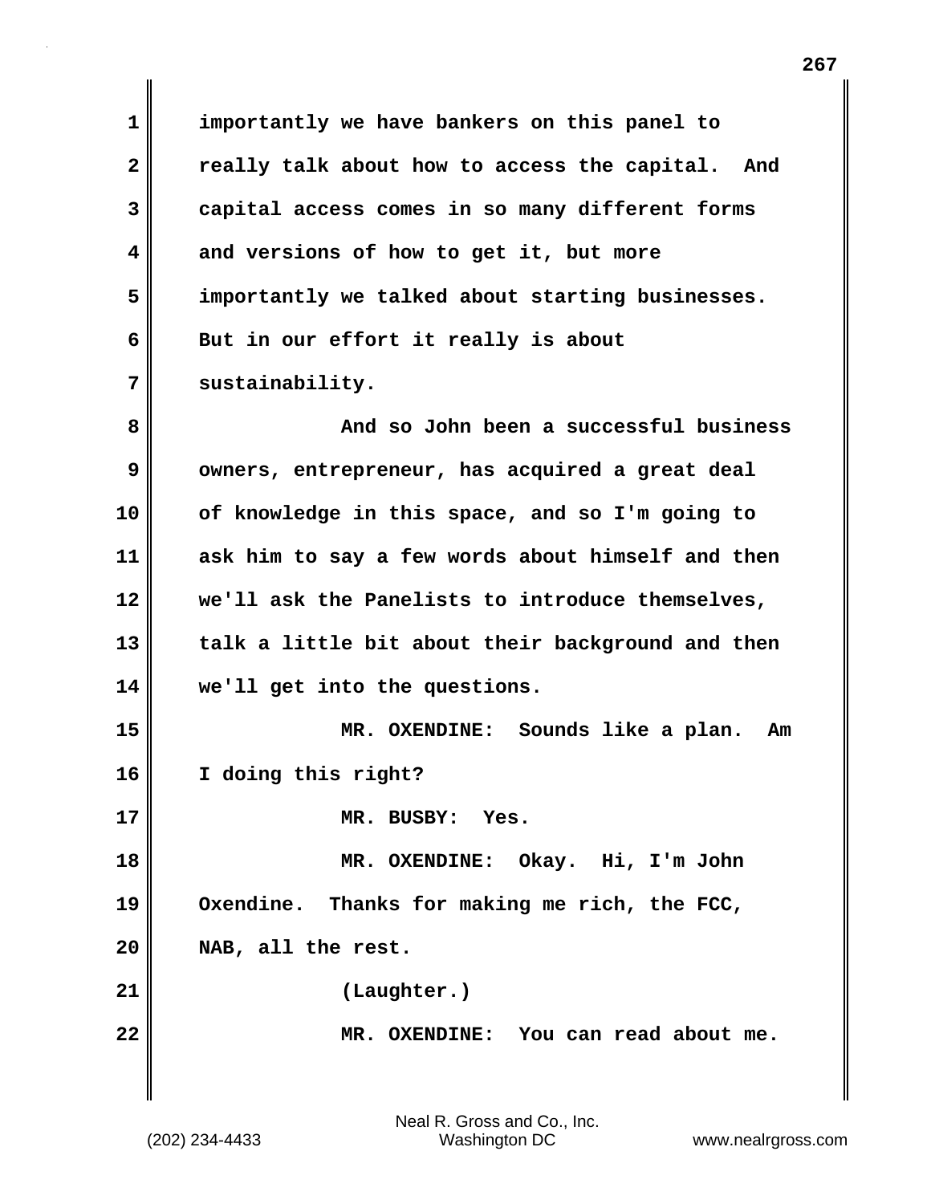importantly we have bankers on this panel to really talk about how to access the capital. And capital access comes in so many different forms and versions of how to get it, but more importantly we talked about starting businesses. But in our effort it really is about sustainability.

And so John been a successful business owners, entrepreneur, has acquired a great deal of knowledge in this space, and so I'm going to ask him to say a few words about himself and then we'll ask the Panelists to introduce themselves, talk a little bit about their background and then we'll get into the questions.

MR. OXENDINE: Sounds like a plan. Am I doing this right?

MR. BUSBY: Yes.

MR. OXENDINE: Okay. Hi, I'm John Oxendine. Thanks for making me rich, the FCC, NAB, all the rest.

(Laughter.)

MR. OXENDINE: You can read about me.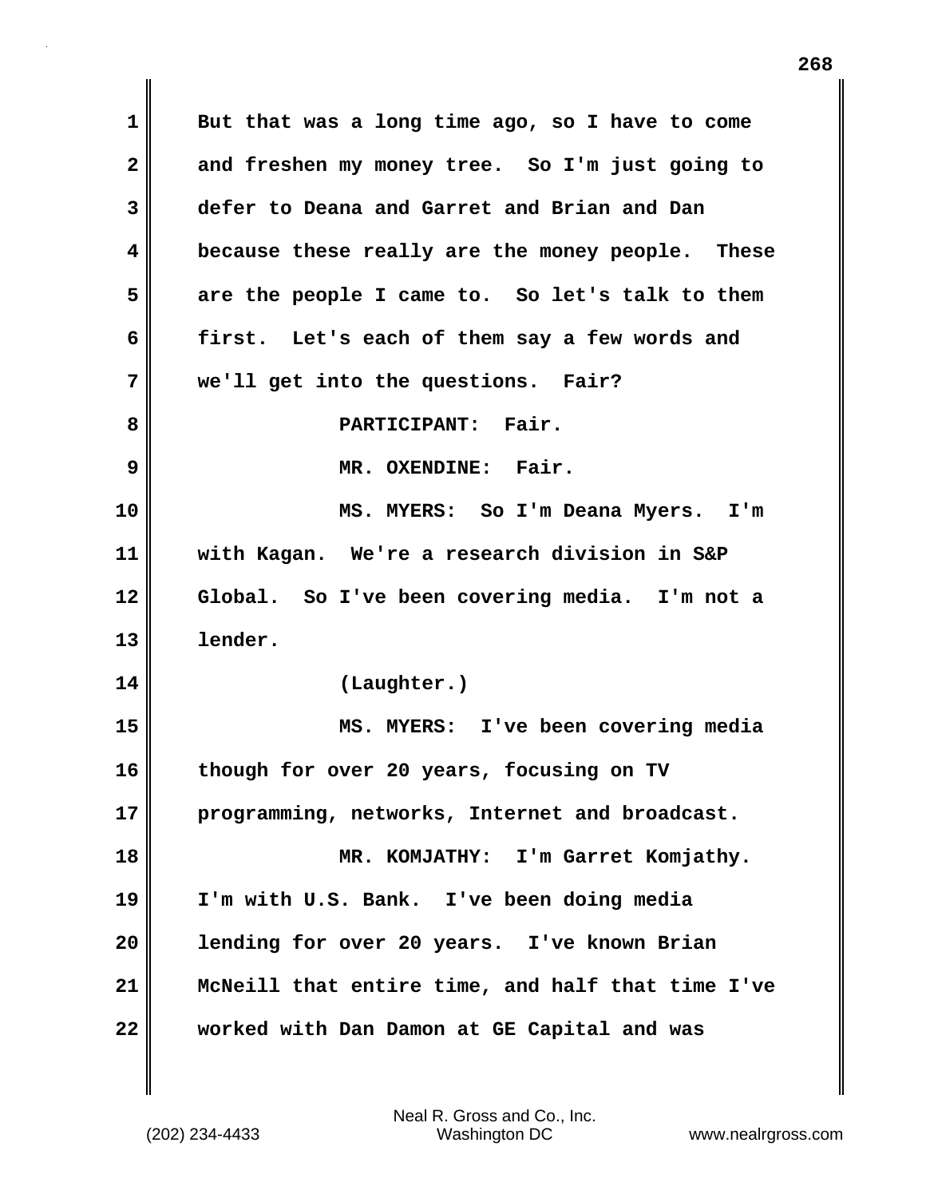But that was a long time ago, so I have to come and freshen my money tree. So I'm just going to defer to Deana and Garret and Brian and Dan because these really are the money people. These are the people I came to. So let's talk to them first. Let's each of them say a few words and we'll get into the questions. Fair?

PARTICIPANT: Fair.

MR. OXENDINE: Fair.

MS. MYERS: So I'm Deana Myers. I'm with Kagan. We're a research division in S&P Global. So I've been covering media. I'm not a lender.

(Laughter.)

MS. MYERS: I've been covering media though for over 20 years, focusing on TV programming, networks, Internet and broadcast.

MR. KOMJATHY: I'm Garret Komjathy. I'm with U.S. Bank. I've been doing media lending for over 20 years. I've known Brian McNeill that entire time, and half that time I've worked with Dan Damon at GE Capital and was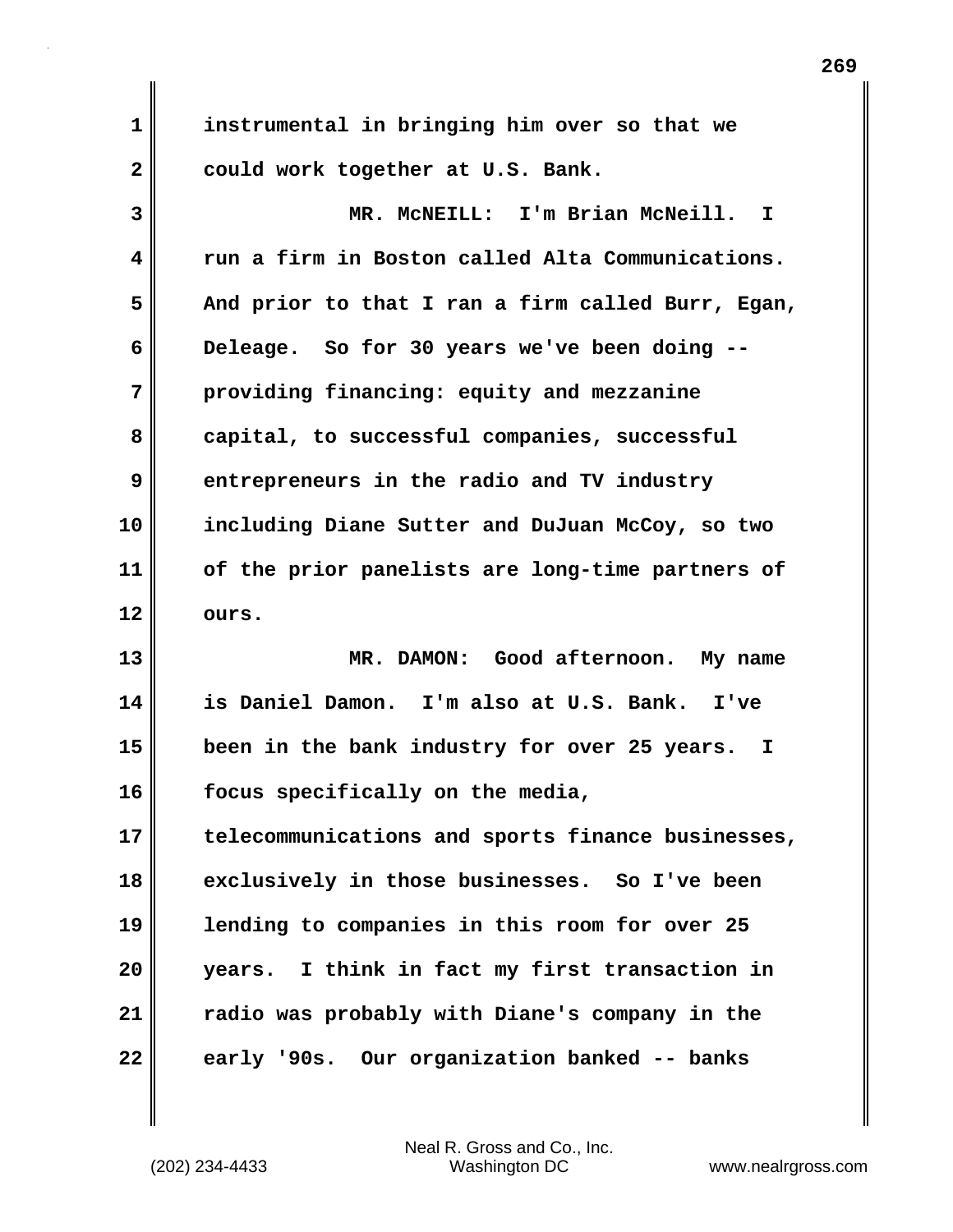instrumental in bringing him over so that we could work together at U.S. Bank.

MR. McNEILL: I'm Brian McNeill. I run a firm in Boston called Alta Communications. And prior to that I ran a firm called Burr, Egan, Deleage. So for 30 years we've been doing -- providing financing: equity and mezzanine capital, to successful companies, successful entrepreneurs in the radio and TV industry including Diane Sutter and DuJuan McCoy, so two of the prior panelists are long-time partners of ours.

MR. DAMON: Good afternoon. My name is Daniel Damon. I'm also at U.S. Bank. I've been in the bank industry for over 25 years. I focus specifically on the media, telecommunications and sports finance businesses, exclusively in those businesses. So I've been lending to companies in this room for over 25 years. I think in fact my first transaction in radio was probably with Diane's company in the early '90s. Our organization banked -- banks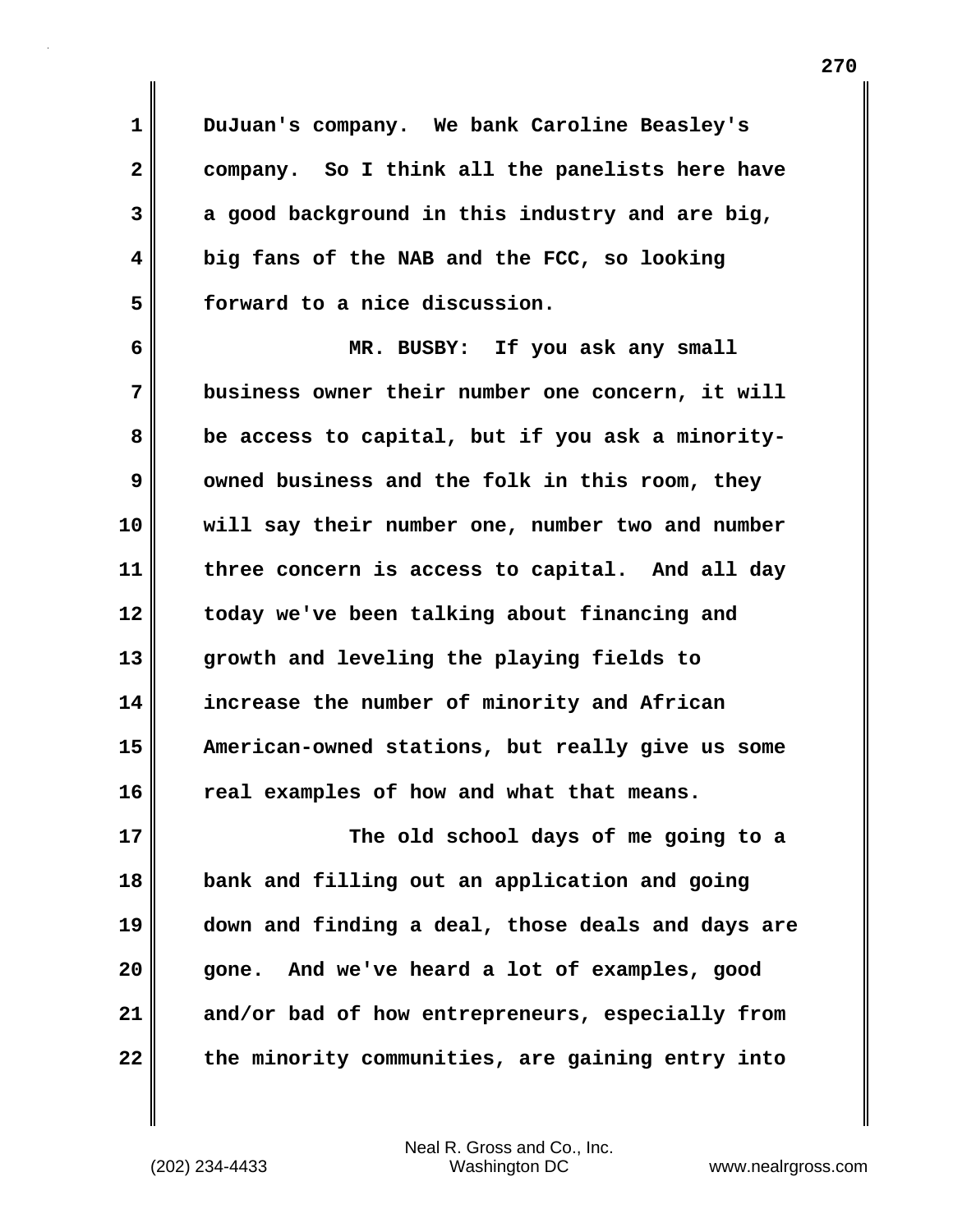DuJuan's company. We bank Caroline Beasley's company. So I think all the panelists here have a good background in this industry and are big, big fans of the NAB and the FCC, so looking forward to a nice discussion.

MR. BUSBY: If you ask any small business owner their number one concern, it will be access to capital, but if you ask a minority-owned business and the folk in this room, they will say their number one, number two and number three concern is access to capital. And all day today we've been talking about financing and growth and leveling the playing fields to increase the number of minority and African American-owned stations, but really give us some real examples of how and what that means.

The old school days of me going to a bank and filling out an application and going down and finding a deal, those deals and days are gone. And we've heard a lot of examples, good and/or bad of how entrepreneurs, especially from the minority communities, are gaining entry into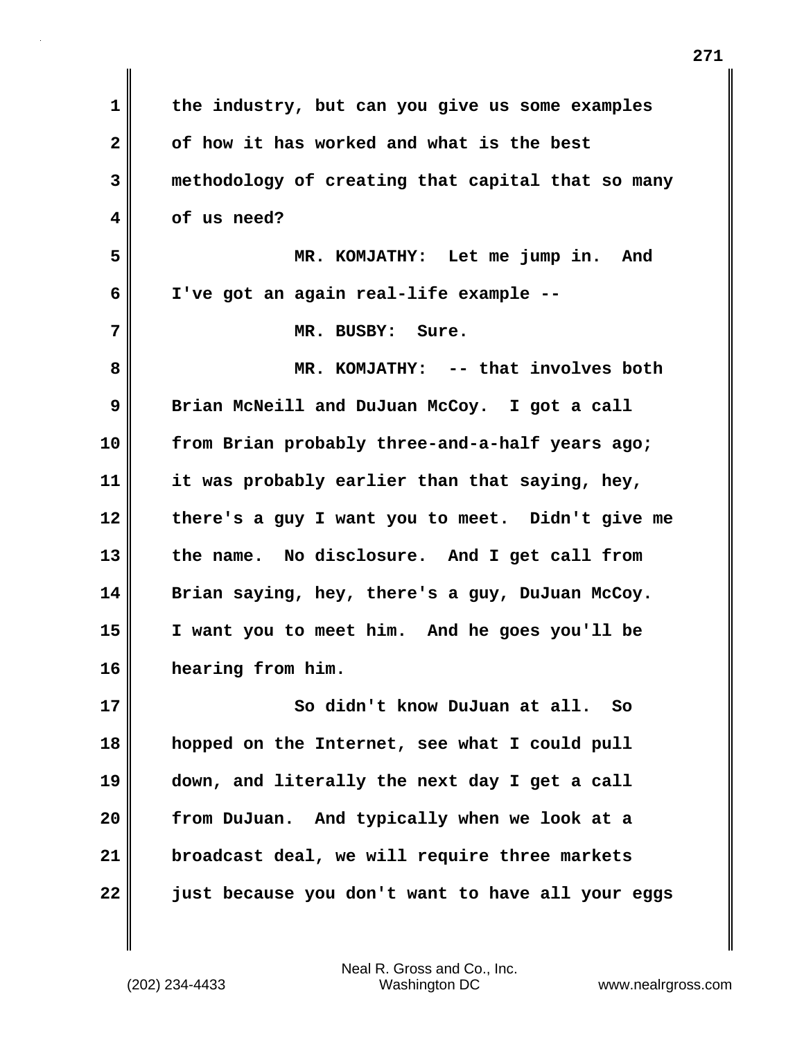1 the industry, but can you give us some examples
2 of how it has worked and what is the best
3 methodology of creating that capital that so many
4 of us need?

5 MR. KOMJATHY: Let me jump in. And
6 I've got an again real-life example --

7 MR. BUSBY: Sure.

8 MR. KOMJATHY: -- that involves both
9 Brian McNeill and DuJuan McCoy. I got a call
10 from Brian probably three-and-a-half years ago;
11 it was probably earlier than that saying, hey,
12 there's a guy I want you to meet. Didn't give me
13 the name. No disclosure. And I get call from
14 Brian saying, hey, there's a guy, DuJuan McCoy.
15 I want you to meet him. And he goes you'll be
16 hearing from him.

17 So didn't know DuJuan at all. So
18 hopped on the Internet, see what I could pull
19 down, and literally the next day I get a call
20 from DuJuan. And typically when we look at a
21 broadcast deal, we will require three markets
22 just because you don't want to have all your eggs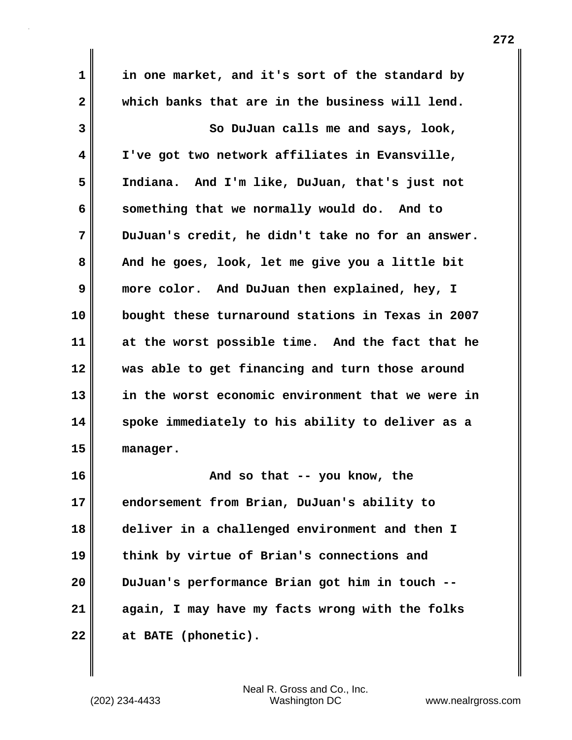1 in one market, and it's sort of the standard by
2 which banks that are in the business will lend.
3 So DuJuan calls me and says, look,
4 I've got two network affiliates in Evansville,
5 Indiana. And I'm like, DuJuan, that's just not
6 something that we normally would do. And to
7 DuJuan's credit, he didn't take no for an answer.
8 And he goes, look, let me give you a little bit
9 more color. And DuJuan then explained, hey, I
10 bought these turnaround stations in Texas in 2007
11 at the worst possible time. And the fact that he
12 was able to get financing and turn those around
13 in the worst economic environment that we were in
14 spoke immediately to his ability to deliver as a
15 manager.
16 And so that -- you know, the
17 endorsement from Brian, DuJuan's ability to
18 deliver in a challenged environment and then I
19 think by virtue of Brian's connections and
20 DuJuan's performance Brian got him in touch --
21 again, I may have my facts wrong with the folks
22 at BATE (phonetic).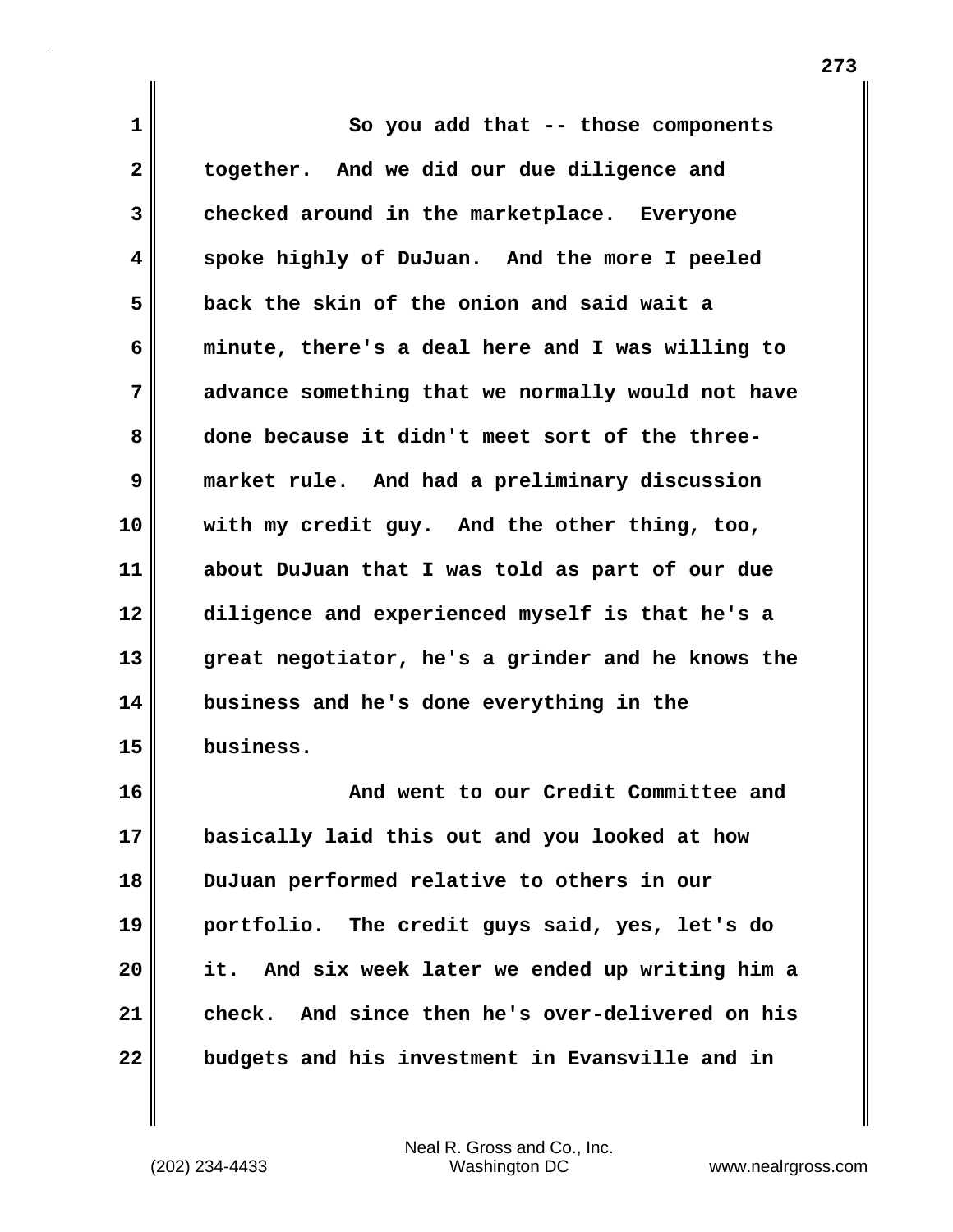So you add that -- those components together. And we did our due diligence and checked around in the marketplace. Everyone spoke highly of DuJuan. And the more I peeled back the skin of the onion and said wait a minute, there's a deal here and I was willing to advance something that we normally would not have done because it didn't meet sort of the three-market rule. And had a preliminary discussion with my credit guy. And the other thing, too, about DuJuan that I was told as part of our due diligence and experienced myself is that he's a great negotiator, he's a grinder and he knows the business and he's done everything in the business.

And went to our Credit Committee and basically laid this out and you looked at how DuJuan performed relative to others in our portfolio. The credit guys said, yes, let's do it. And six week later we ended up writing him a check. And since then he's over-delivered on his budgets and his investment in Evansville and in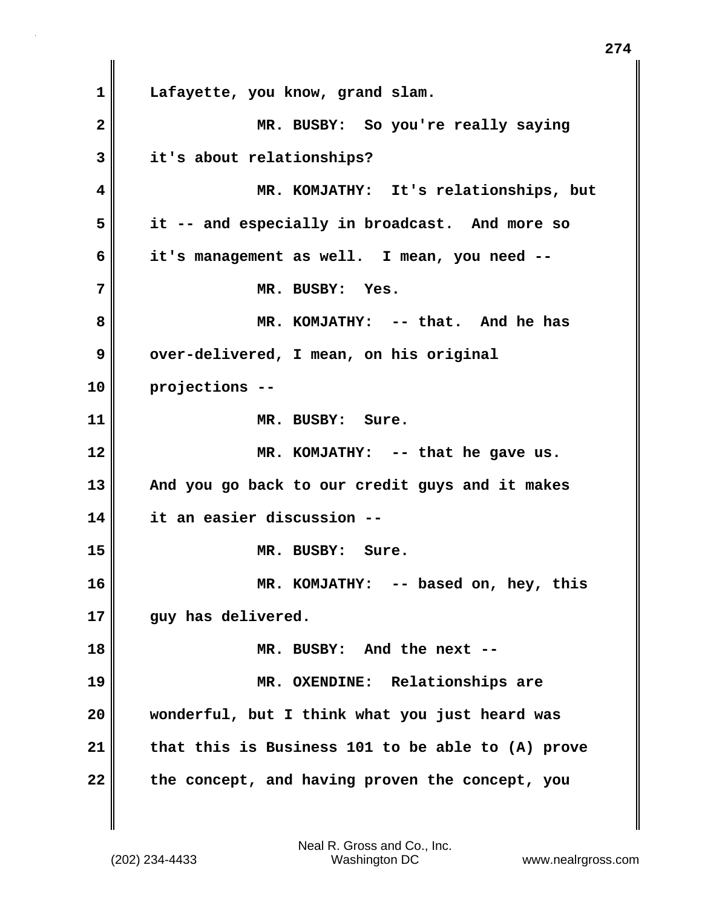1 Lafayette, you know, grand slam.

2 MR. BUSBY: So you're really saying

3 it's about relationships?

4 MR. KOMJATHY: It's relationships, but

5 it -- and especially in broadcast. And more so

6 it's management as well. I mean, you need --

7 MR. BUSBY: Yes.

8 MR. KOMJATHY: -- that. And he has

9 over-delivered, I mean, on his original

10 projections --

11 MR. BUSBY: Sure.

12 MR. KOMJATHY: -- that he gave us.

13 And you go back to our credit guys and it makes

14 it an easier discussion --

15 MR. BUSBY: Sure.

16 MR. KOMJATHY: -- based on, hey, this

17 guy has delivered.

18 MR. BUSBY: And the next --

19 MR. OXENDINE: Relationships are

20 wonderful, but I think what you just heard was

21 that this is Business 101 to be able to (A) prove

22 the concept, and having proven the concept, you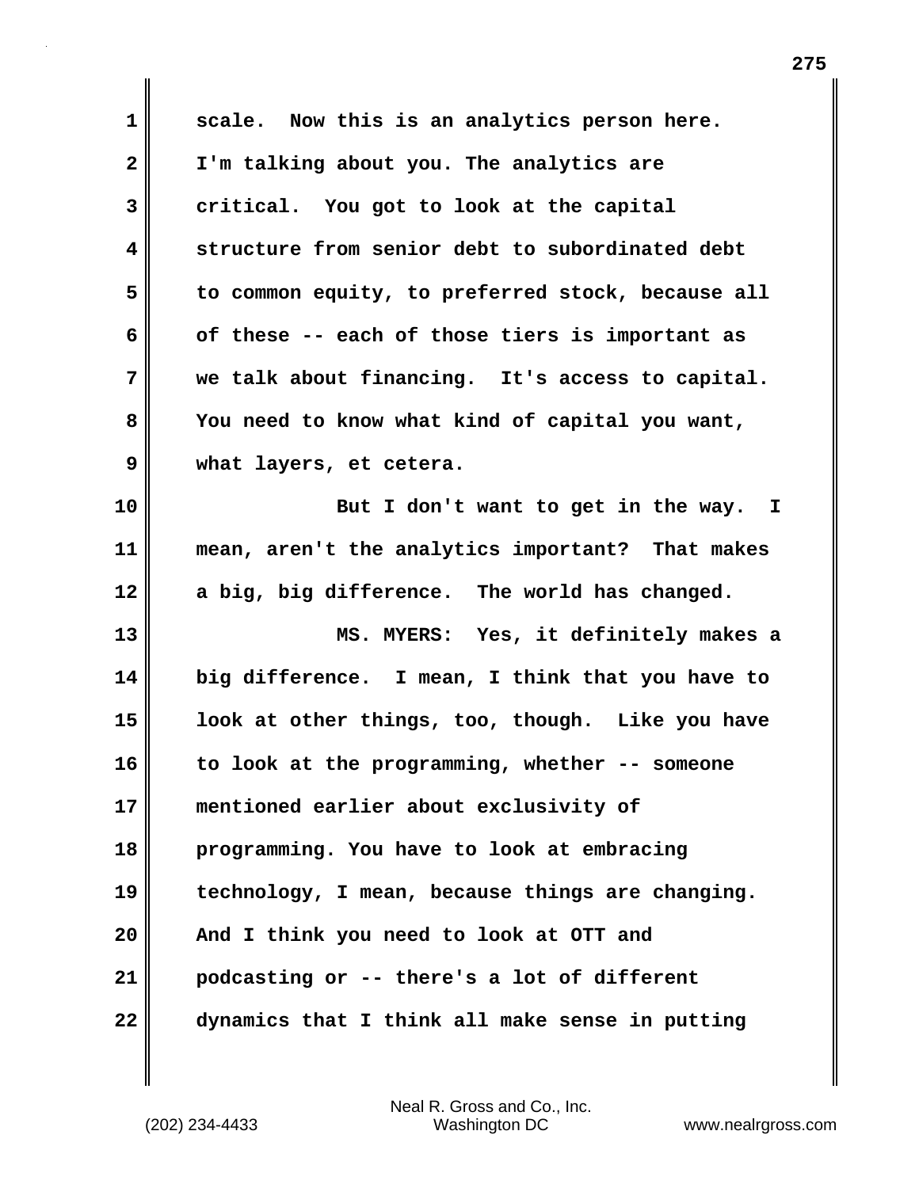scale.  Now this is an analytics person here. I'm talking about you. The analytics are critical.  You got to look at the capital structure from senior debt to subordinated debt to common equity, to preferred stock, because all of these -- each of those tiers is important as we talk about financing.  It's access to capital. You need to know what kind of capital you want, what layers, et cetera.

But I don't want to get in the way.  I mean, aren't the analytics important?  That makes a big, big difference.  The world has changed.

MS. MYERS:  Yes, it definitely makes a big difference.  I mean, I think that you have to look at other things, too, though.  Like you have to look at the programming, whether -- someone mentioned earlier about exclusivity of programming. You have to look at embracing technology, I mean, because things are changing. And I think you need to look at OTT and podcasting or -- there's a lot of different dynamics that I think all make sense in putting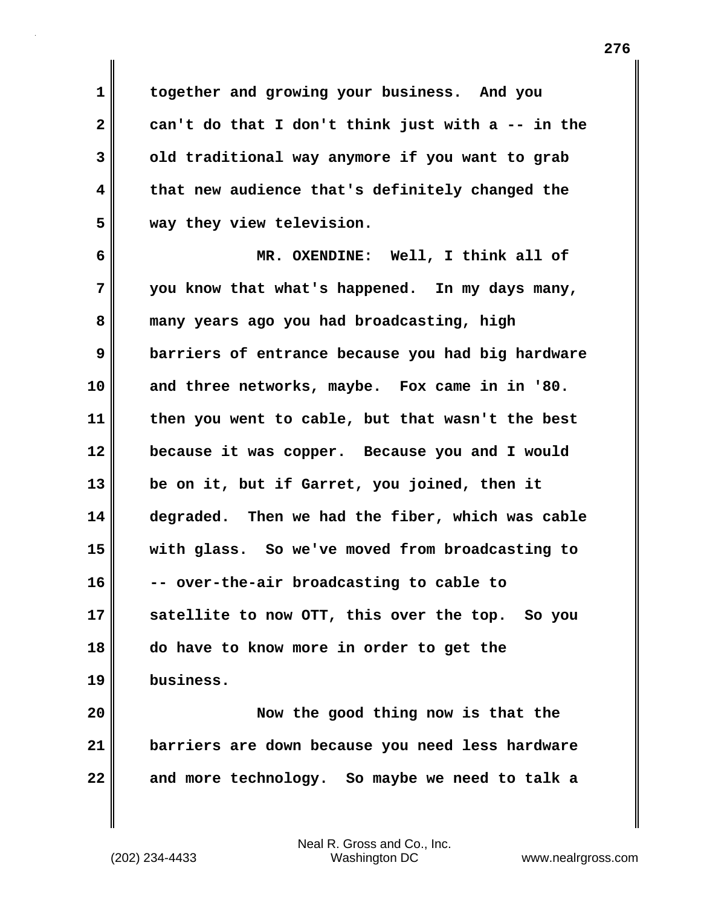together and growing your business. And you can't do that I don't think just with a -- in the old traditional way anymore if you want to grab that new audience that's definitely changed the way they view television.

MR. OXENDINE: Well, I think all of you know that what's happened. In my days many, many years ago you had broadcasting, high barriers of entrance because you had big hardware and three networks, maybe. Fox came in in '80. then you went to cable, but that wasn't the best because it was copper. Because you and I would be on it, but if Garret, you joined, then it degraded. Then we had the fiber, which was cable with glass. So we've moved from broadcasting to -- over-the-air broadcasting to cable to satellite to now OTT, this over the top. So you do have to know more in order to get the business.

Now the good thing now is that the barriers are down because you need less hardware and more technology. So maybe we need to talk a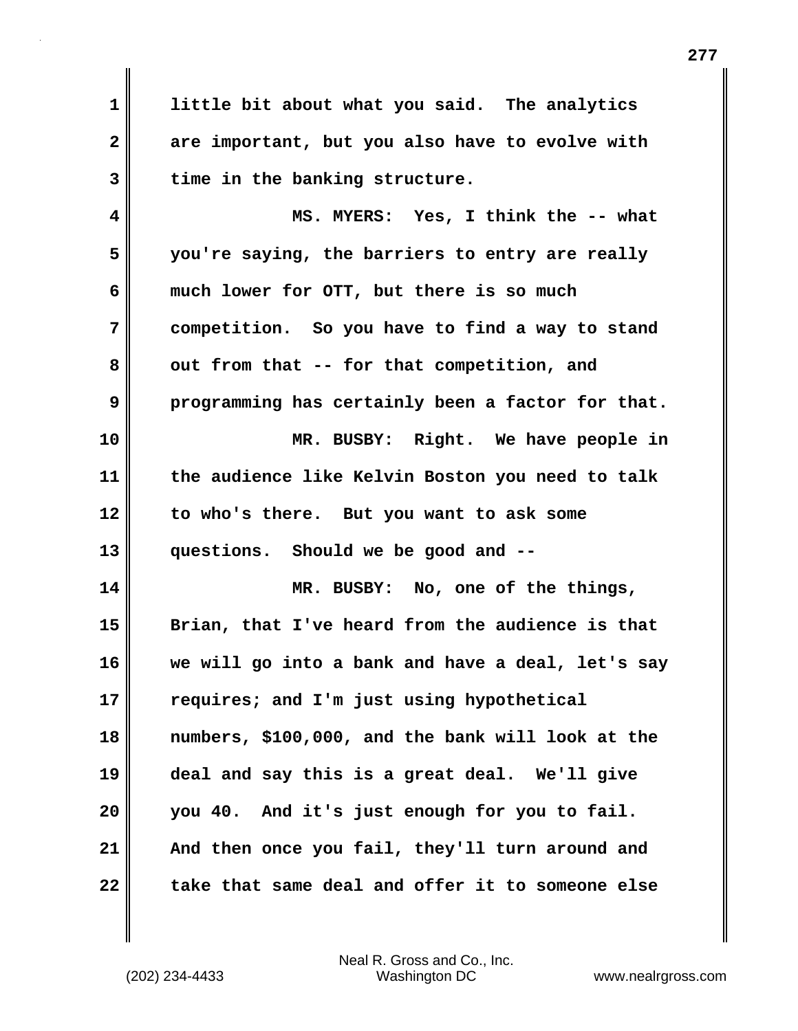little bit about what you said. The analytics are important, but you also have to evolve with time in the banking structure.

MS. MYERS: Yes, I think the -- what you're saying, the barriers to entry are really much lower for OTT, but there is so much competition. So you have to find a way to stand out from that -- for that competition, and programming has certainly been a factor for that.

MR. BUSBY: Right. We have people in the audience like Kelvin Boston you need to talk to who's there. But you want to ask some questions. Should we be good and --

MR. BUSBY: No, one of the things, Brian, that I've heard from the audience is that we will go into a bank and have a deal, let's say requires; and I'm just using hypothetical numbers, $100,000, and the bank will look at the deal and say this is a great deal. We'll give you 40. And it's just enough for you to fail. And then once you fail, they'll turn around and take that same deal and offer it to someone else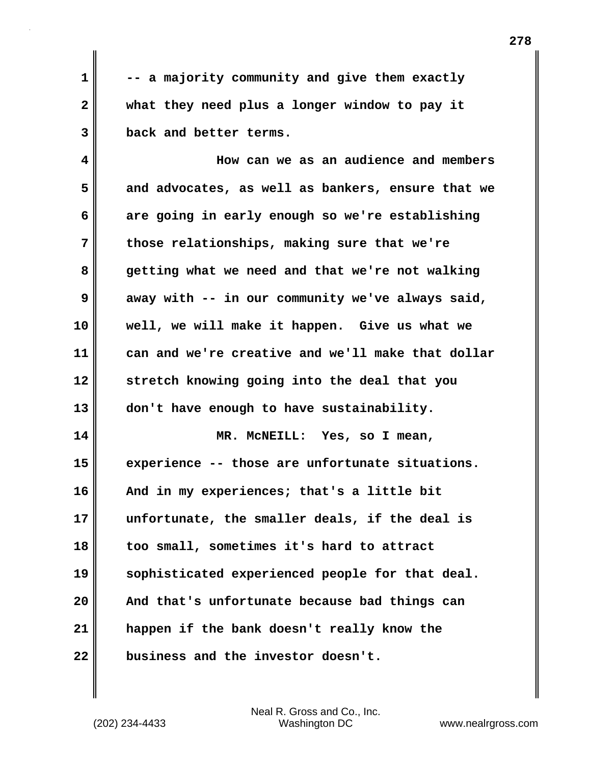-- a majority community and give them exactly what they need plus a longer window to pay it back and better terms.

How can we as an audience and members and advocates, as well as bankers, ensure that we are going in early enough so we're establishing those relationships, making sure that we're getting what we need and that we're not walking away with -- in our community we've always said, well, we will make it happen. Give us what we can and we're creative and we'll make that dollar stretch knowing going into the deal that you don't have enough to have sustainability.

MR. McNEILL: Yes, so I mean, experience -- those are unfortunate situations. And in my experiences; that's a little bit unfortunate, the smaller deals, if the deal is too small, sometimes it's hard to attract sophisticated experienced people for that deal. And that's unfortunate because bad things can happen if the bank doesn't really know the business and the investor doesn't.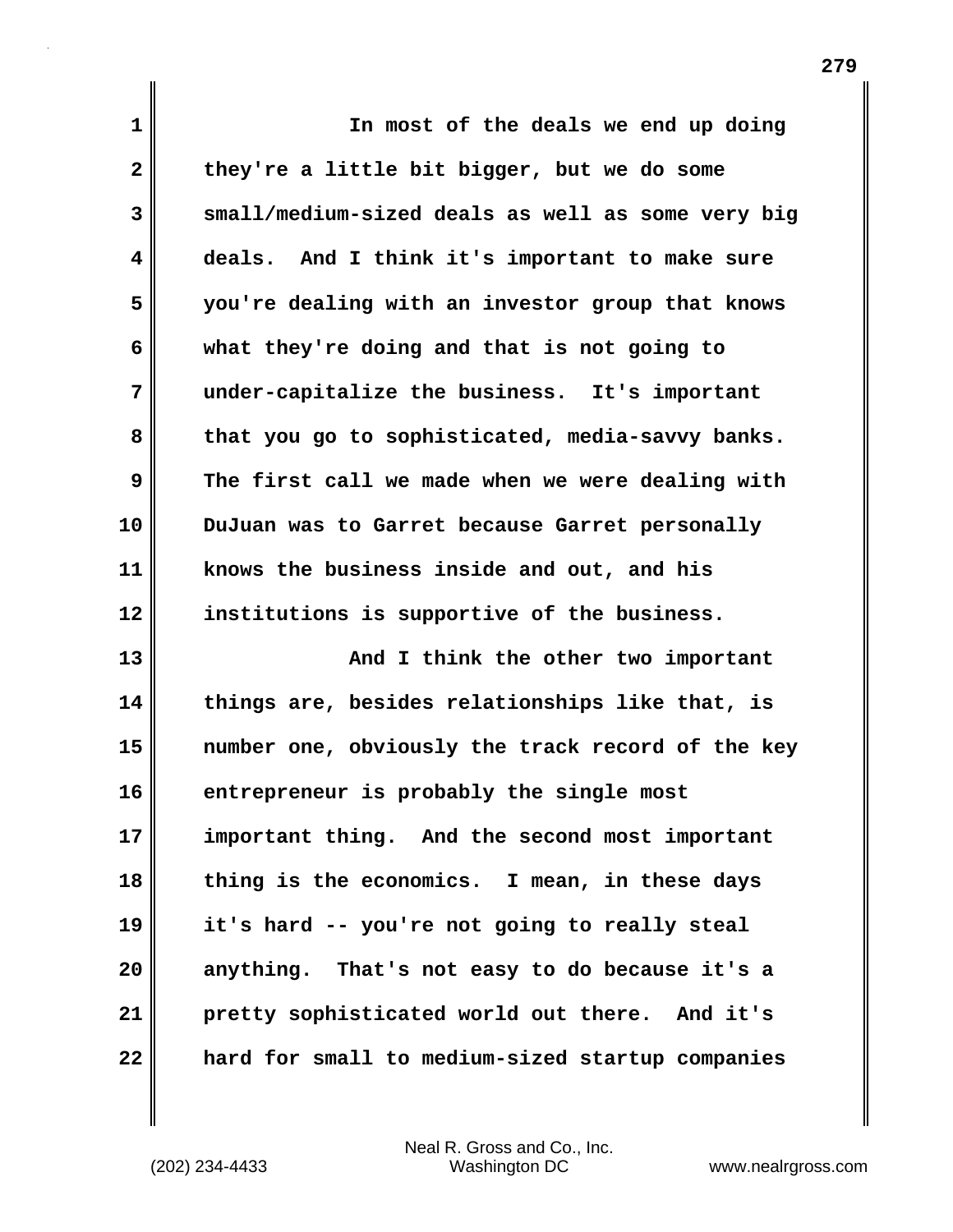In most of the deals we end up doing they're a little bit bigger, but we do some small/medium-sized deals as well as some very big deals. And I think it's important to make sure you're dealing with an investor group that knows what they're doing and that is not going to under-capitalize the business. It's important that you go to sophisticated, media-savvy banks. The first call we made when we were dealing with DuJuan was to Garret because Garret personally knows the business inside and out, and his institutions is supportive of the business.

And I think the other two important things are, besides relationships like that, is number one, obviously the track record of the key entrepreneur is probably the single most important thing. And the second most important thing is the economics. I mean, in these days it's hard -- you're not going to really steal anything. That's not easy to do because it's a pretty sophisticated world out there. And it's hard for small to medium-sized startup companies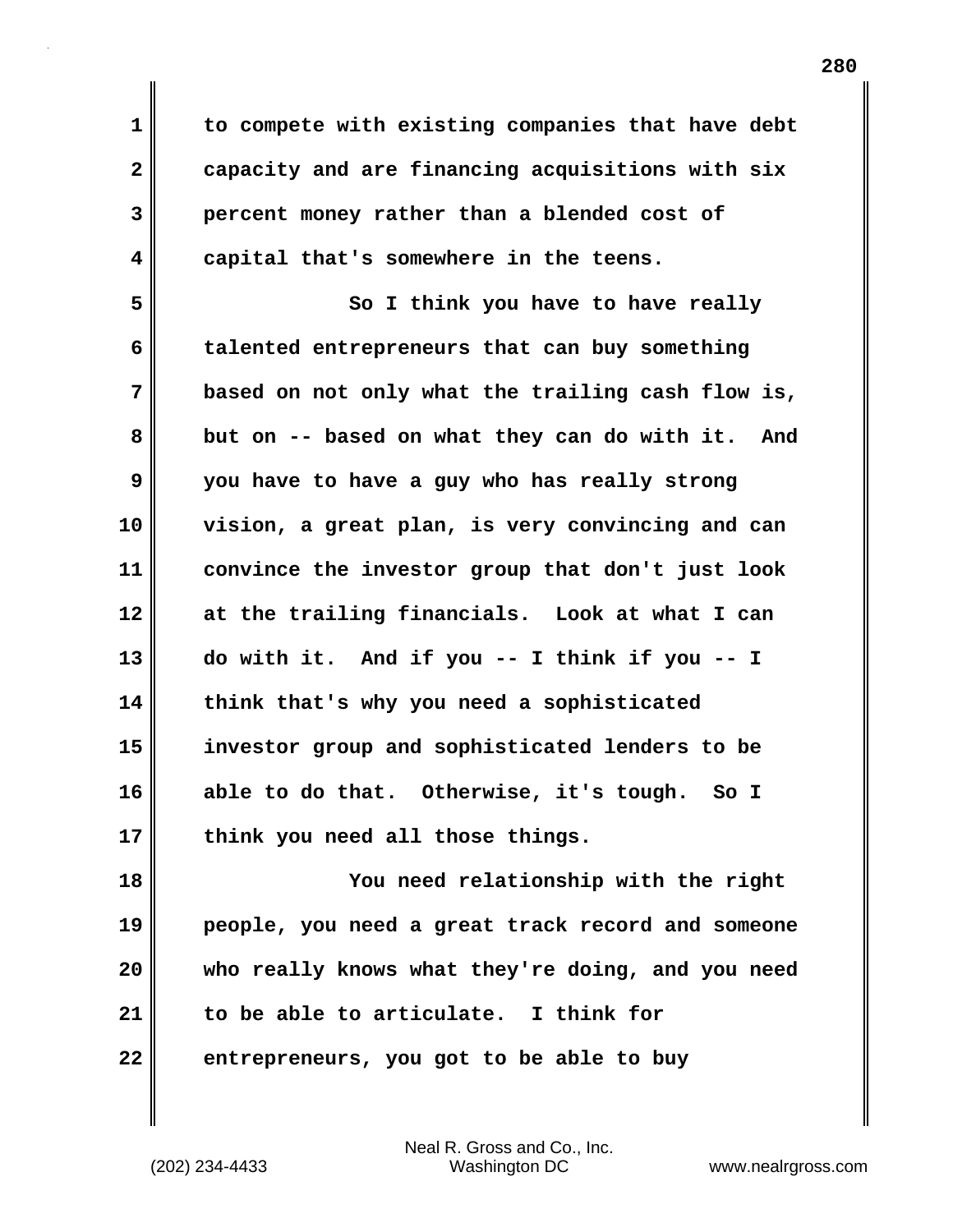to compete with existing companies that have debt capacity and are financing acquisitions with six percent money rather than a blended cost of capital that's somewhere in the teens.

So I think you have to have really talented entrepreneurs that can buy something based on not only what the trailing cash flow is, but on -- based on what they can do with it. And you have to have a guy who has really strong vision, a great plan, is very convincing and can convince the investor group that don't just look at the trailing financials. Look at what I can do with it. And if you -- I think if you -- I think that's why you need a sophisticated investor group and sophisticated lenders to be able to do that. Otherwise, it's tough. So I think you need all those things.

You need relationship with the right people, you need a great track record and someone who really knows what they're doing, and you need to be able to articulate. I think for entrepreneurs, you got to be able to buy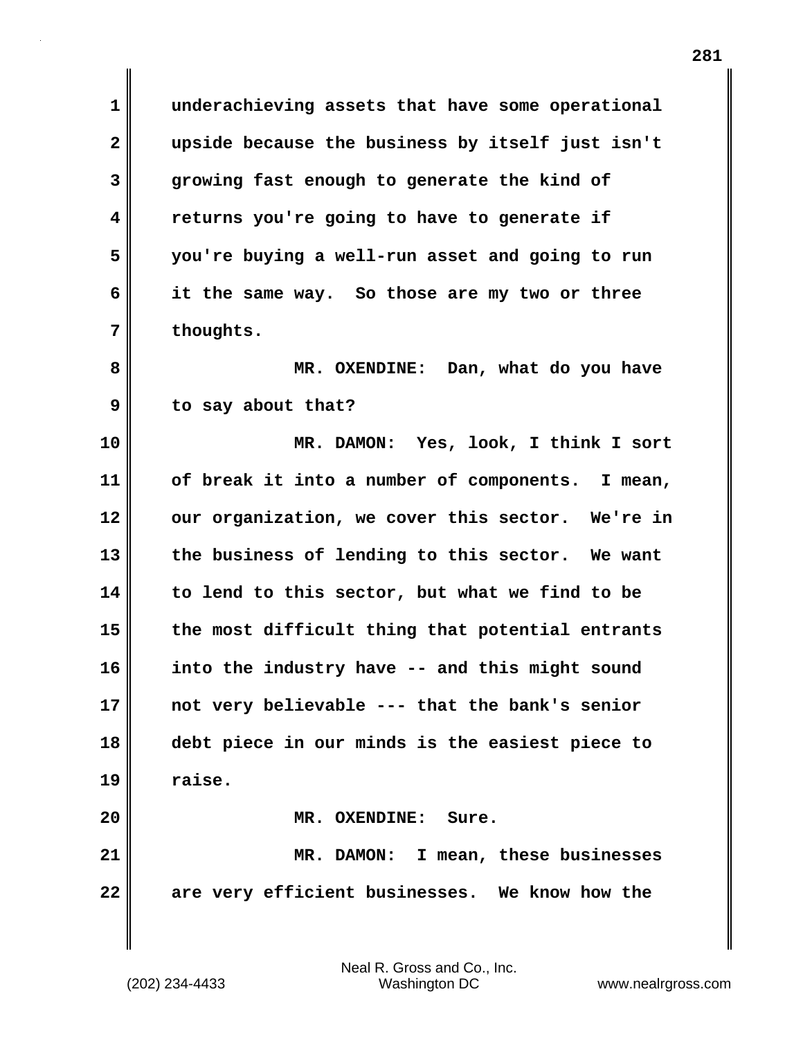underachieving assets that have some operational upside because the business by itself just isn't growing fast enough to generate the kind of returns you're going to have to generate if you're buying a well-run asset and going to run it the same way. So those are my two or three thoughts.

MR. OXENDINE: Dan, what do you have to say about that?

MR. DAMON: Yes, look, I think I sort of break it into a number of components. I mean, our organization, we cover this sector. We're in the business of lending to this sector. We want to lend to this sector, but what we find to be the most difficult thing that potential entrants into the industry have -- and this might sound not very believable --- that the bank's senior debt piece in our minds is the easiest piece to raise.

MR. OXENDINE: Sure.

MR. DAMON: I mean, these businesses are very efficient businesses. We know how the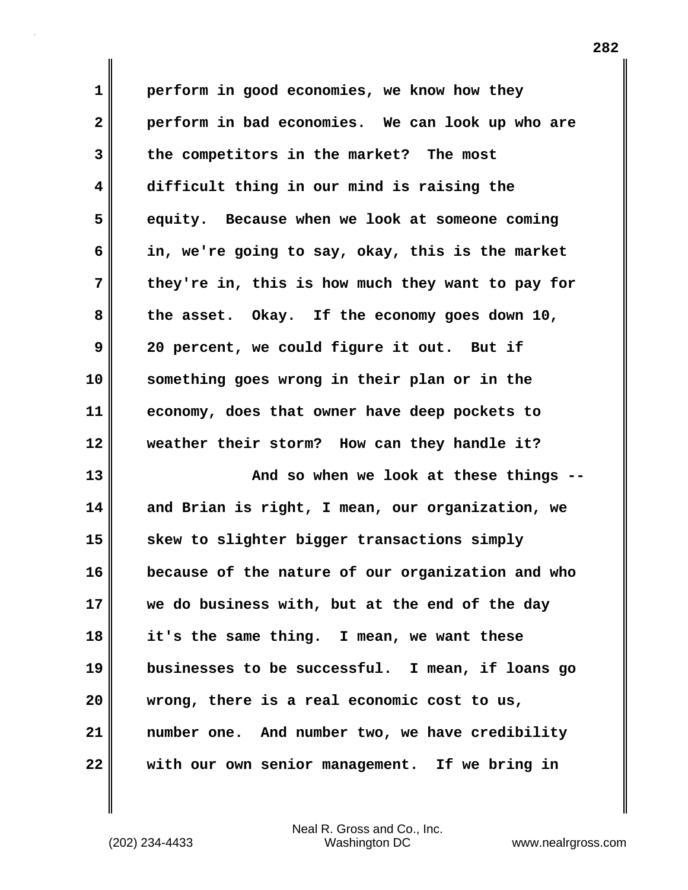perform in good economies, we know how they perform in bad economies. We can look up who are the competitors in the market? The most difficult thing in our mind is raising the equity. Because when we look at someone coming in, we're going to say, okay, this is the market they're in, this is how much they want to pay for the asset. Okay. If the economy goes down 10, 20 percent, we could figure it out. But if something goes wrong in their plan or in the economy, does that owner have deep pockets to weather their storm? How can they handle it?

And so when we look at these things -- and Brian is right, I mean, our organization, we skew to slighter bigger transactions simply because of the nature of our organization and who we do business with, but at the end of the day it's the same thing. I mean, we want these businesses to be successful. I mean, if loans go wrong, there is a real economic cost to us, number one. And number two, we have credibility with our own senior management. If we bring in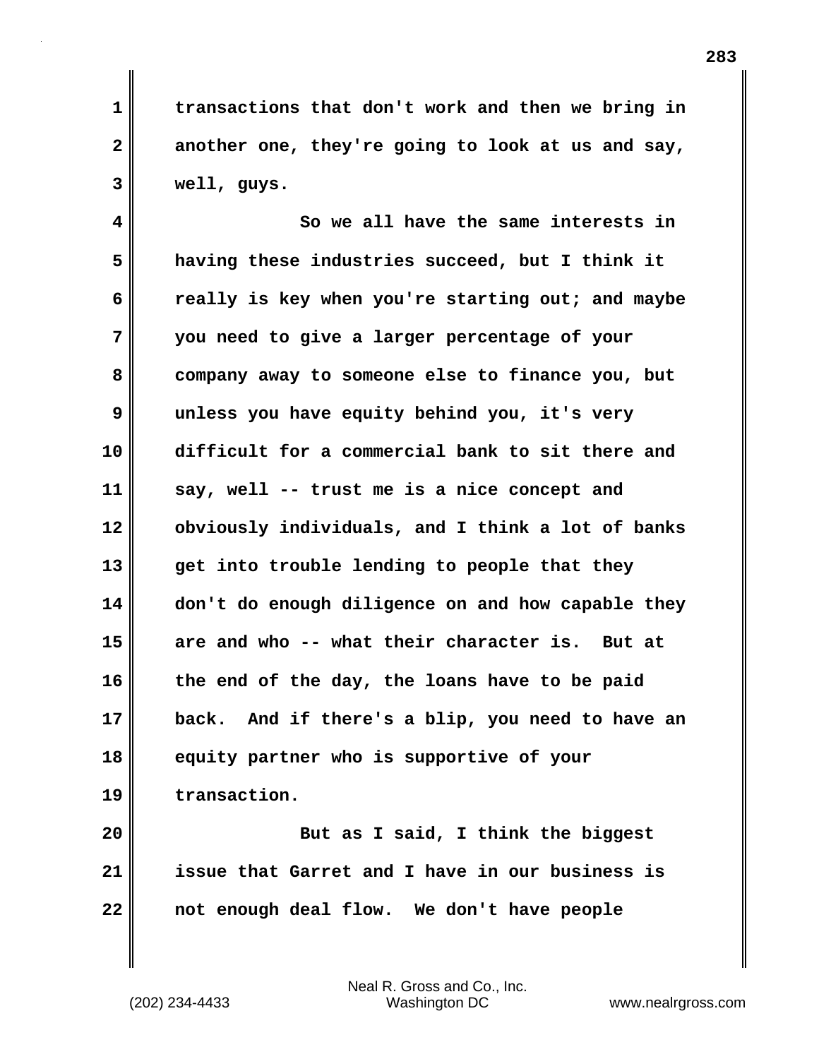transactions that don't work and then we bring in another one, they're going to look at us and say, well, guys.

So we all have the same interests in having these industries succeed, but I think it really is key when you're starting out; and maybe you need to give a larger percentage of your company away to someone else to finance you, but unless you have equity behind you, it's very difficult for a commercial bank to sit there and say, well -- trust me is a nice concept and obviously individuals, and I think a lot of banks get into trouble lending to people that they don't do enough diligence on and how capable they are and who -- what their character is. But at the end of the day, the loans have to be paid back. And if there's a blip, you need to have an equity partner who is supportive of your transaction.

But as I said, I think the biggest issue that Garret and I have in our business is not enough deal flow. We don't have people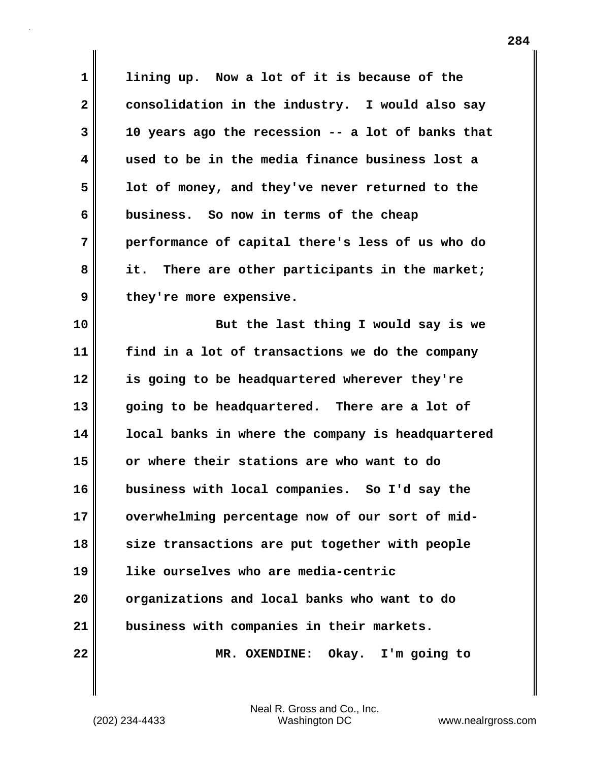lining up. Now a lot of it is because of the consolidation in the industry. I would also say 10 years ago the recession -- a lot of banks that used to be in the media finance business lost a lot of money, and they've never returned to the business. So now in terms of the cheap performance of capital there's less of us who do it. There are other participants in the market; they're more expensive.

But the last thing I would say is we find in a lot of transactions we do the company is going to be headquartered wherever they're going to be headquartered. There are a lot of local banks in where the company is headquartered or where their stations are who want to do business with local companies. So I'd say the overwhelming percentage now of our sort of mid-size transactions are put together with people like ourselves who are media-centric organizations and local banks who want to do business with companies in their markets.

MR. OXENDINE: Okay. I'm going to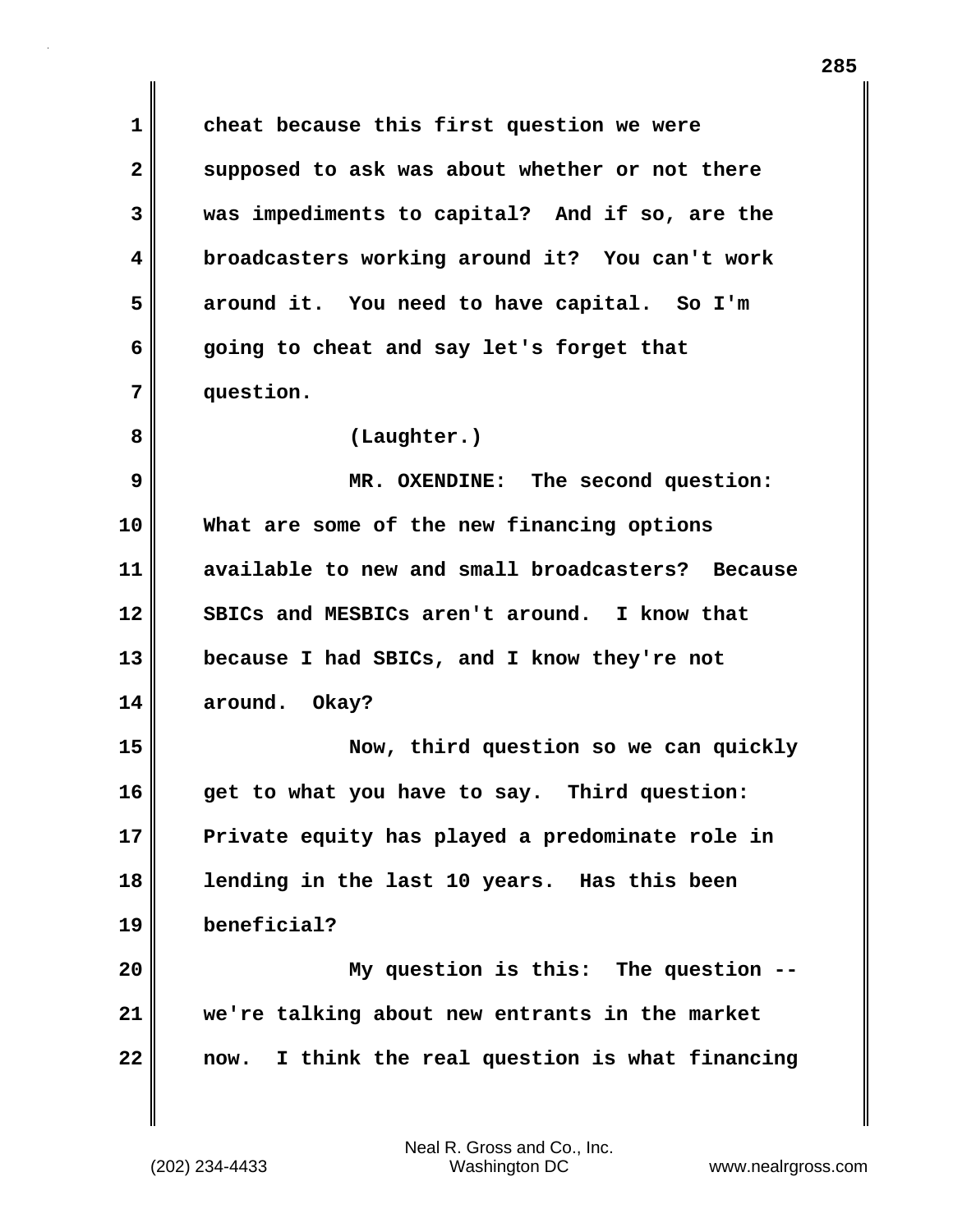cheat because this first question we were supposed to ask was about whether or not there was impediments to capital? And if so, are the broadcasters working around it? You can't work around it. You need to have capital. So I'm going to cheat and say let's forget that question.

(Laughter.)

MR. OXENDINE: The second question: What are some of the new financing options available to new and small broadcasters? Because SBICs and MESBICs aren't around. I know that because I had SBICs, and I know they're not around. Okay?

Now, third question so we can quickly get to what you have to say. Third question: Private equity has played a predominate role in lending in the last 10 years. Has this been beneficial?

My question is this: The question -- we're talking about new entrants in the market now. I think the real question is what financing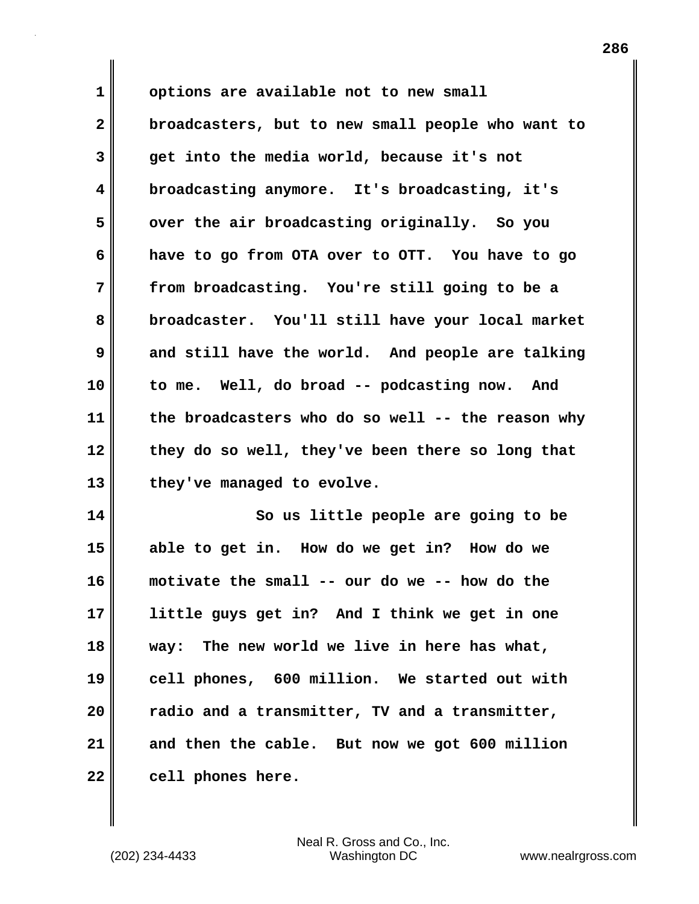options are available not to new small broadcasters, but to new small people who want to get into the media world, because it's not broadcasting anymore. It's broadcasting, it's over the air broadcasting originally. So you have to go from OTA over to OTT. You have to go from broadcasting. You're still going to be a broadcaster. You'll still have your local market and still have the world. And people are talking to me. Well, do broad -- podcasting now. And the broadcasters who do so well -- the reason why they do so well, they've been there so long that they've managed to evolve.

So us little people are going to be able to get in. How do we get in? How do we motivate the small -- our do we -- how do the little guys get in? And I think we get in one way: The new world we live in here has what, cell phones, 600 million. We started out with radio and a transmitter, TV and a transmitter, and then the cable. But now we got 600 million cell phones here.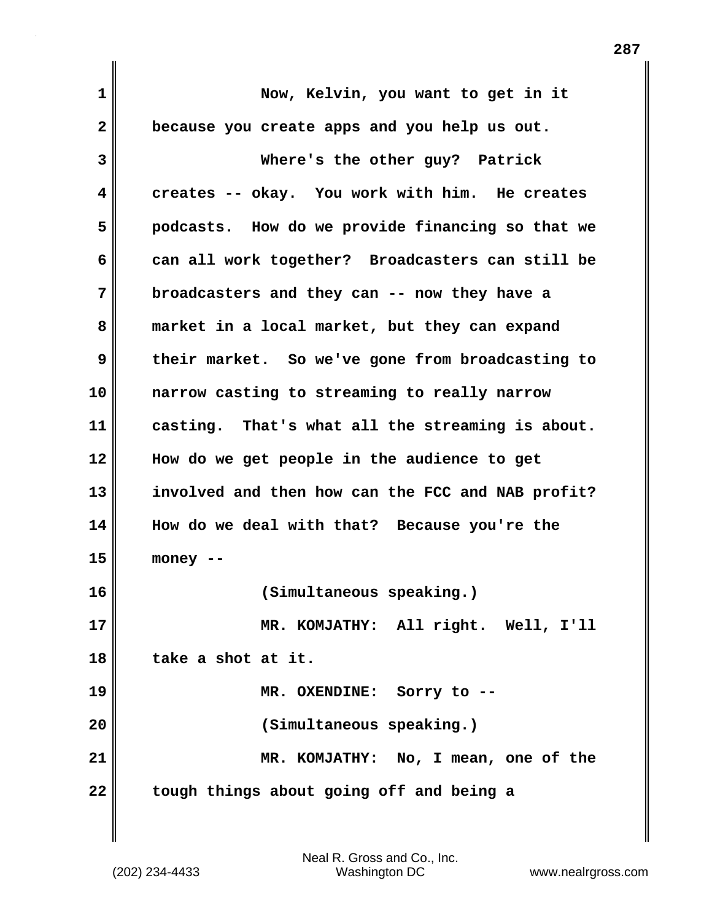Now, Kelvin, you want to get in it because you create apps and you help us out.

Where's the other guy? Patrick creates -- okay. You work with him. He creates podcasts. How do we provide financing so that we can all work together? Broadcasters can still be broadcasters and they can -- now they have a market in a local market, but they can expand their market. So we've gone from broadcasting to narrow casting to streaming to really narrow casting. That's what all the streaming is about. How do we get people in the audience to get involved and then how can the FCC and NAB profit? How do we deal with that? Because you're the money --

(Simultaneous speaking.)

MR. KOMJATHY: All right. Well, I'll take a shot at it.

MR. OXENDINE: Sorry to --

(Simultaneous speaking.)

MR. KOMJATHY: No, I mean, one of the tough things about going off and being a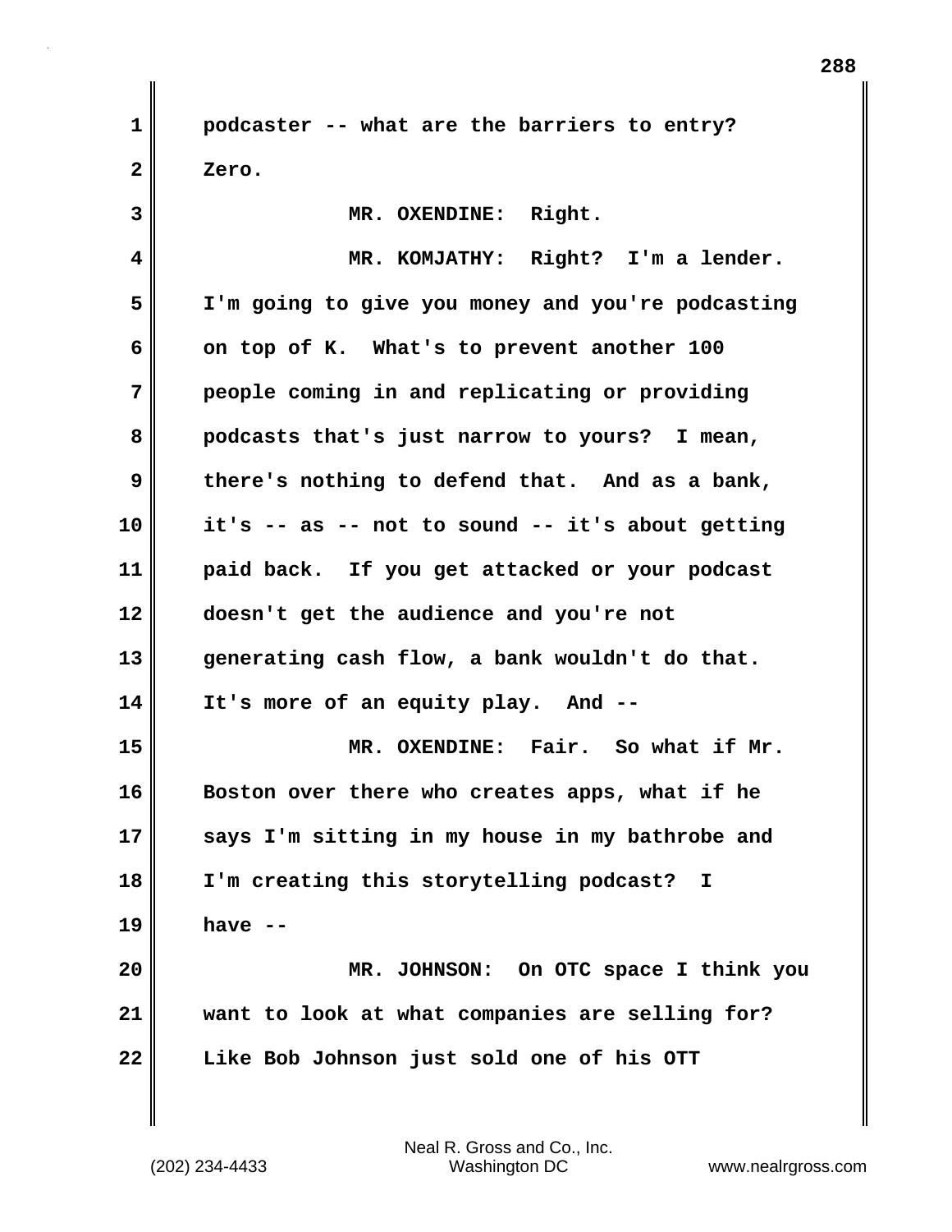podcaster -- what are the barriers to entry? Zero.

MR. OXENDINE: Right.

MR. KOMJATHY: Right? I'm a lender. I'm going to give you money and you're podcasting on top of K. What's to prevent another 100 people coming in and replicating or providing podcasts that's just narrow to yours? I mean, there's nothing to defend that. And as a bank, it's -- as -- not to sound -- it's about getting paid back. If you get attacked or your podcast doesn't get the audience and you're not generating cash flow, a bank wouldn't do that. It's more of an equity play. And --

MR. OXENDINE: Fair. So what if Mr. Boston over there who creates apps, what if he says I'm sitting in my house in my bathrobe and I'm creating this storytelling podcast? I have --

MR. JOHNSON: On OTC space I think you want to look at what companies are selling for? Like Bob Johnson just sold one of his OTT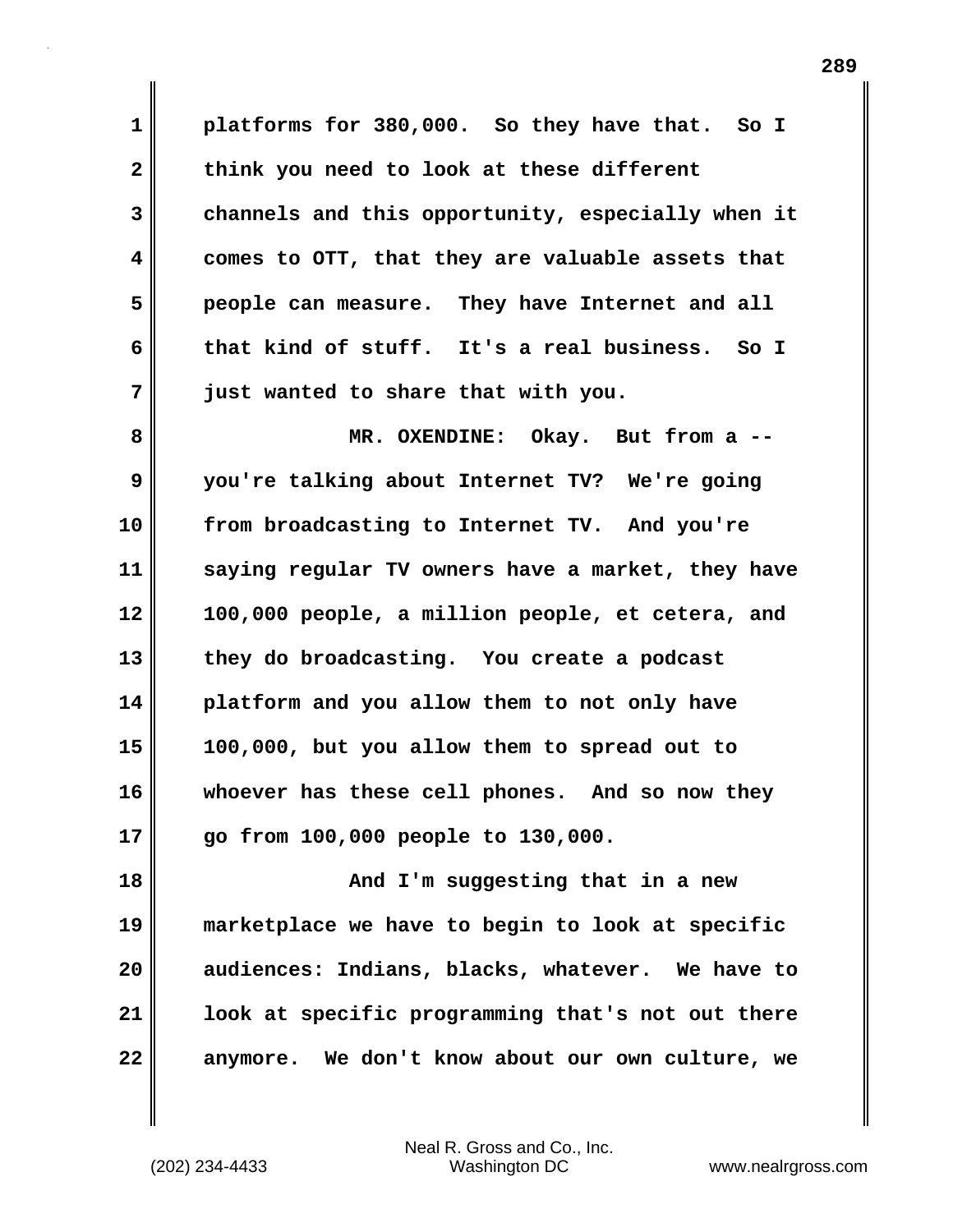platforms for 380,000. So they have that. So I think you need to look at these different channels and this opportunity, especially when it comes to OTT, that they are valuable assets that people can measure. They have Internet and all that kind of stuff. It's a real business. So I just wanted to share that with you.

MR. OXENDINE: Okay. But from a -- you're talking about Internet TV? We're going from broadcasting to Internet TV. And you're saying regular TV owners have a market, they have 100,000 people, a million people, et cetera, and they do broadcasting. You create a podcast platform and you allow them to not only have 100,000, but you allow them to spread out to whoever has these cell phones. And so now they go from 100,000 people to 130,000.

And I'm suggesting that in a new marketplace we have to begin to look at specific audiences: Indians, blacks, whatever. We have to look at specific programming that's not out there anymore. We don't know about our own culture, we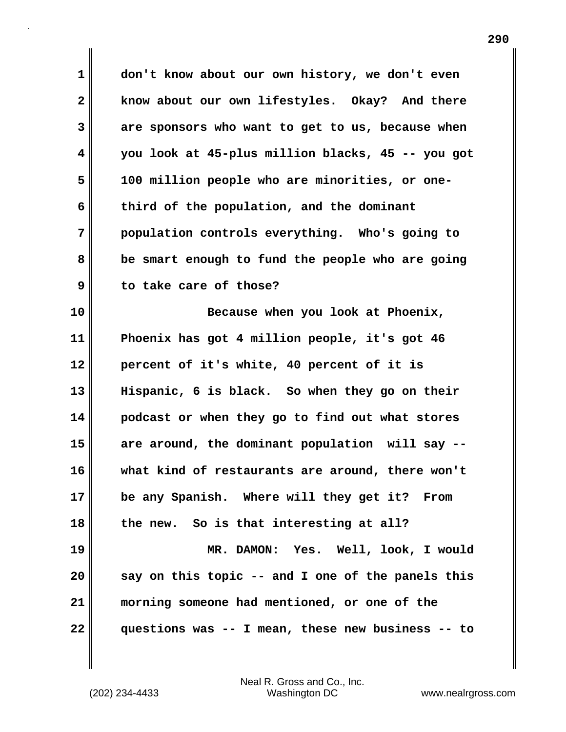don't know about our own history, we don't even know about our own lifestyles. Okay? And there are sponsors who want to get to us, because when you look at 45-plus million blacks, 45 -- you got 100 million people who are minorities, or one-third of the population, and the dominant population controls everything. Who's going to be smart enough to fund the people who are going to take care of those?

Because when you look at Phoenix, Phoenix has got 4 million people, it's got 46 percent of it's white, 40 percent of it is Hispanic, 6 is black. So when they go on their podcast or when they go to find out what stores are around, the dominant population will say -- what kind of restaurants are around, there won't be any Spanish. Where will they get it? From the new. So is that interesting at all?

MR. DAMON: Yes. Well, look, I would say on this topic -- and I one of the panels this morning someone had mentioned, or one of the questions was -- I mean, these new business -- to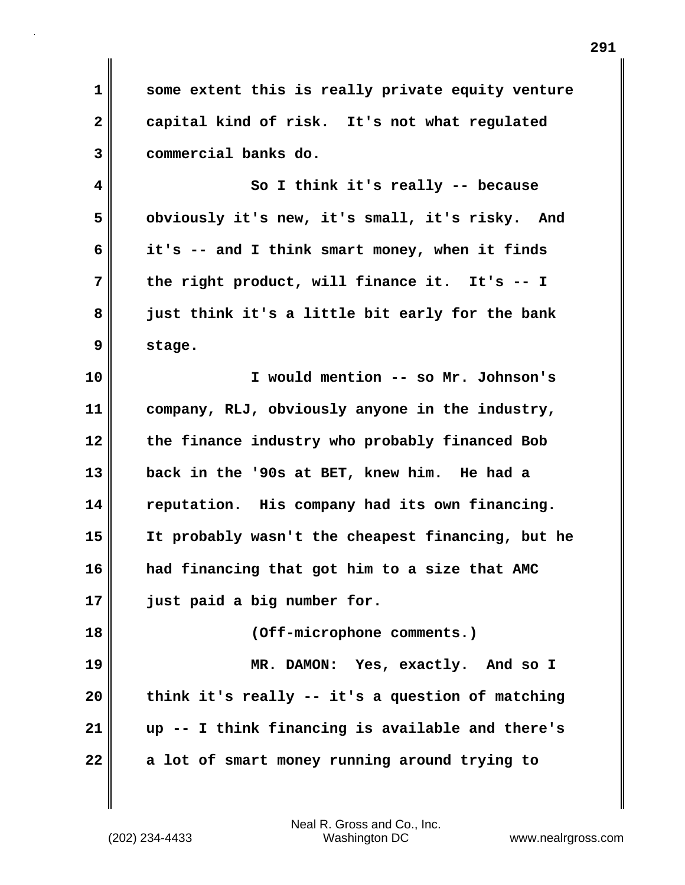some extent this is really private equity venture capital kind of risk. It's not what regulated commercial banks do.

So I think it's really -- because obviously it's new, it's small, it's risky. And it's -- and I think smart money, when it finds the right product, will finance it. It's -- I just think it's a little bit early for the bank stage.

I would mention -- so Mr. Johnson's company, RLJ, obviously anyone in the industry, the finance industry who probably financed Bob back in the '90s at BET, knew him. He had a reputation. His company had its own financing. It probably wasn't the cheapest financing, but he had financing that got him to a size that AMC just paid a big number for.

(Off-microphone comments.)

MR. DAMON: Yes, exactly. And so I think it's really -- it's a question of matching up -- I think financing is available and there's a lot of smart money running around trying to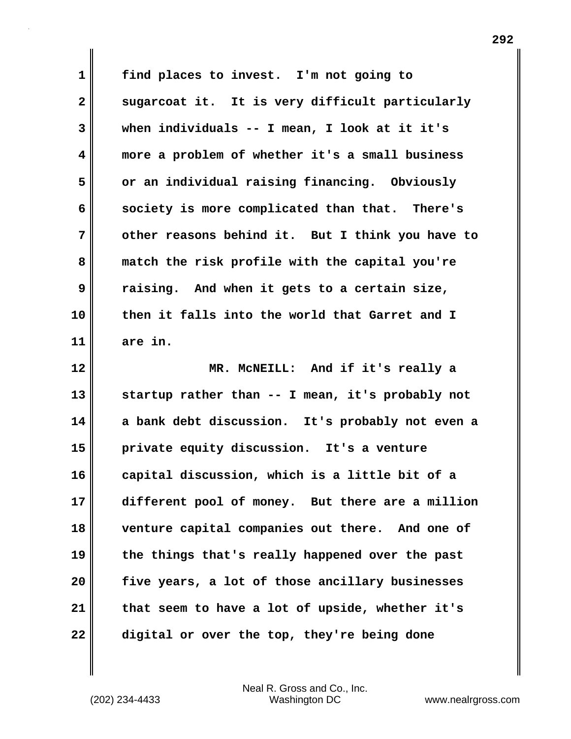find places to invest. I'm not going to sugarcoat it. It is very difficult particularly when individuals -- I mean, I look at it it's more a problem of whether it's a small business or an individual raising financing. Obviously society is more complicated than that. There's other reasons behind it. But I think you have to match the risk profile with the capital you're raising. And when it gets to a certain size, then it falls into the world that Garret and I are in.

MR. McNEILL: And if it's really a startup rather than -- I mean, it's probably not a bank debt discussion. It's probably not even a private equity discussion. It's a venture capital discussion, which is a little bit of a different pool of money. But there are a million venture capital companies out there. And one of the things that's really happened over the past five years, a lot of those ancillary businesses that seem to have a lot of upside, whether it's digital or over the top, they're being done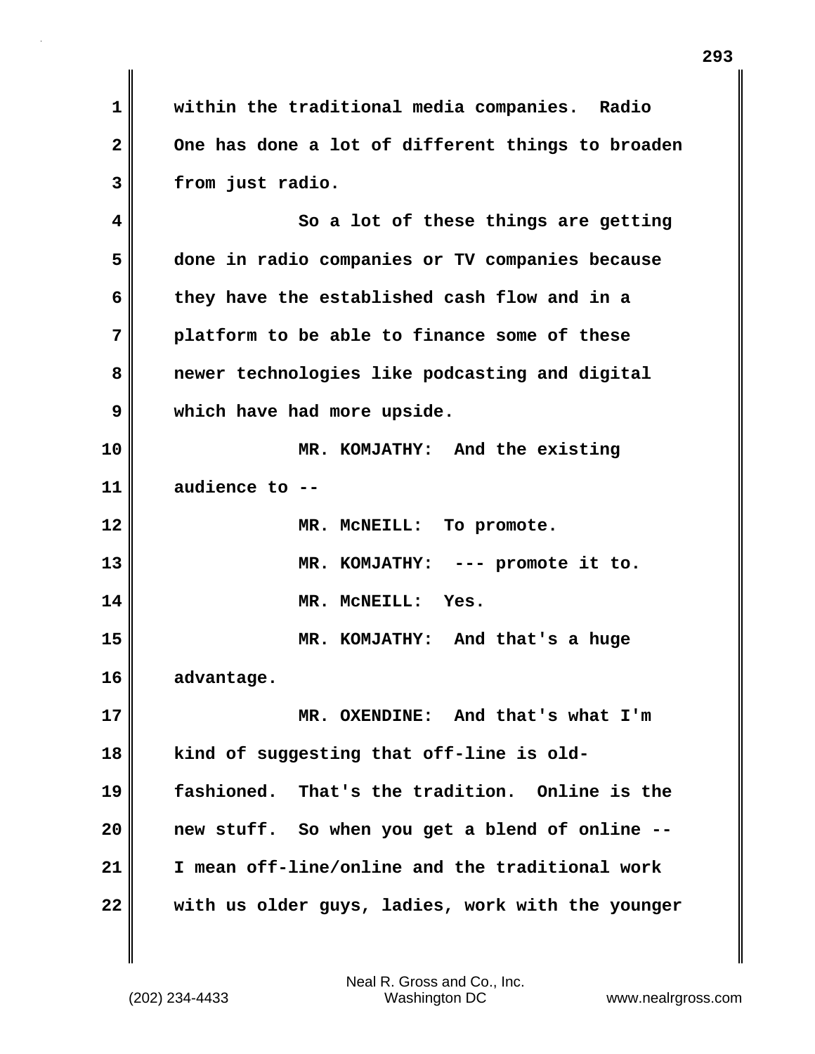within the traditional media companies. Radio One has done a lot of different things to broaden from just radio.

So a lot of these things are getting done in radio companies or TV companies because they have the established cash flow and in a platform to be able to finance some of these newer technologies like podcasting and digital which have had more upside.

MR. KOMJATHY: And the existing audience to --

MR. McNEILL: To promote.

MR. KOMJATHY: --- promote it to.

MR. McNEILL: Yes.

MR. KOMJATHY: And that's a huge advantage.

MR. OXENDINE: And that's what I'm kind of suggesting that off-line is old-fashioned. That's the tradition. Online is the new stuff. So when you get a blend of online -- I mean off-line/online and the traditional work with us older guys, ladies, work with the younger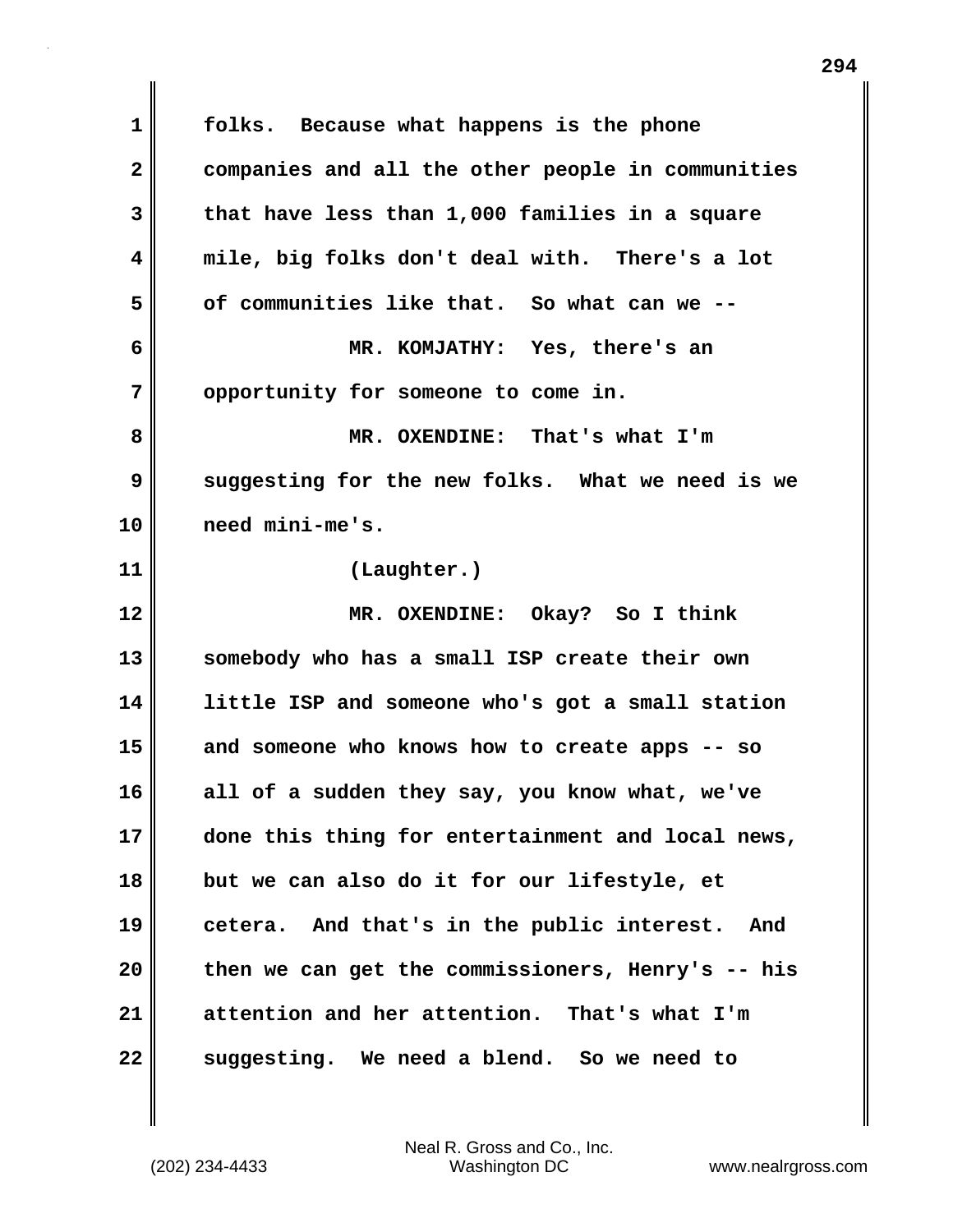folks. Because what happens is the phone companies and all the other people in communities that have less than 1,000 families in a square mile, big folks don't deal with. There's a lot of communities like that. So what can we --

MR. KOMJATHY: Yes, there's an opportunity for someone to come in.

MR. OXENDINE: That's what I'm suggesting for the new folks. What we need is we need mini-me's.

(Laughter.)

MR. OXENDINE: Okay? So I think somebody who has a small ISP create their own little ISP and someone who's got a small station and someone who knows how to create apps -- so all of a sudden they say, you know what, we've done this thing for entertainment and local news, but we can also do it for our lifestyle, et cetera. And that's in the public interest. And then we can get the commissioners, Henry's -- his attention and her attention. That's what I'm suggesting. We need a blend. So we need to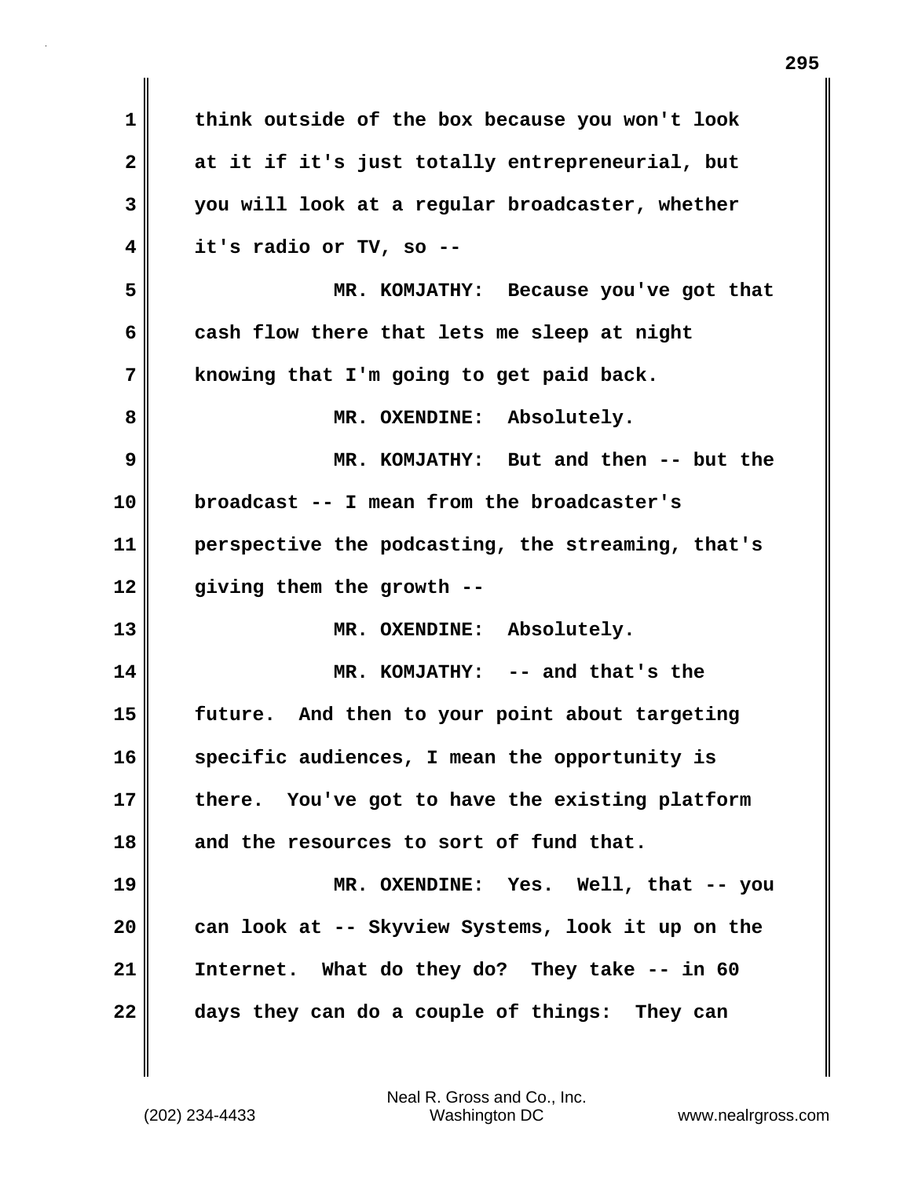think outside of the box because you won't look at it if it's just totally entrepreneurial, but you will look at a regular broadcaster, whether it's radio or TV, so --

MR. KOMJATHY: Because you've got that cash flow there that lets me sleep at night knowing that I'm going to get paid back.

MR. OXENDINE: Absolutely.

MR. KOMJATHY: But and then -- but the broadcast -- I mean from the broadcaster's perspective the podcasting, the streaming, that's giving them the growth --

MR. OXENDINE: Absolutely.

MR. KOMJATHY: -- and that's the future. And then to your point about targeting specific audiences, I mean the opportunity is there. You've got to have the existing platform and the resources to sort of fund that.

MR. OXENDINE: Yes. Well, that -- you can look at -- Skyview Systems, look it up on the Internet. What do they do? They take -- in 60 days they can do a couple of things: They can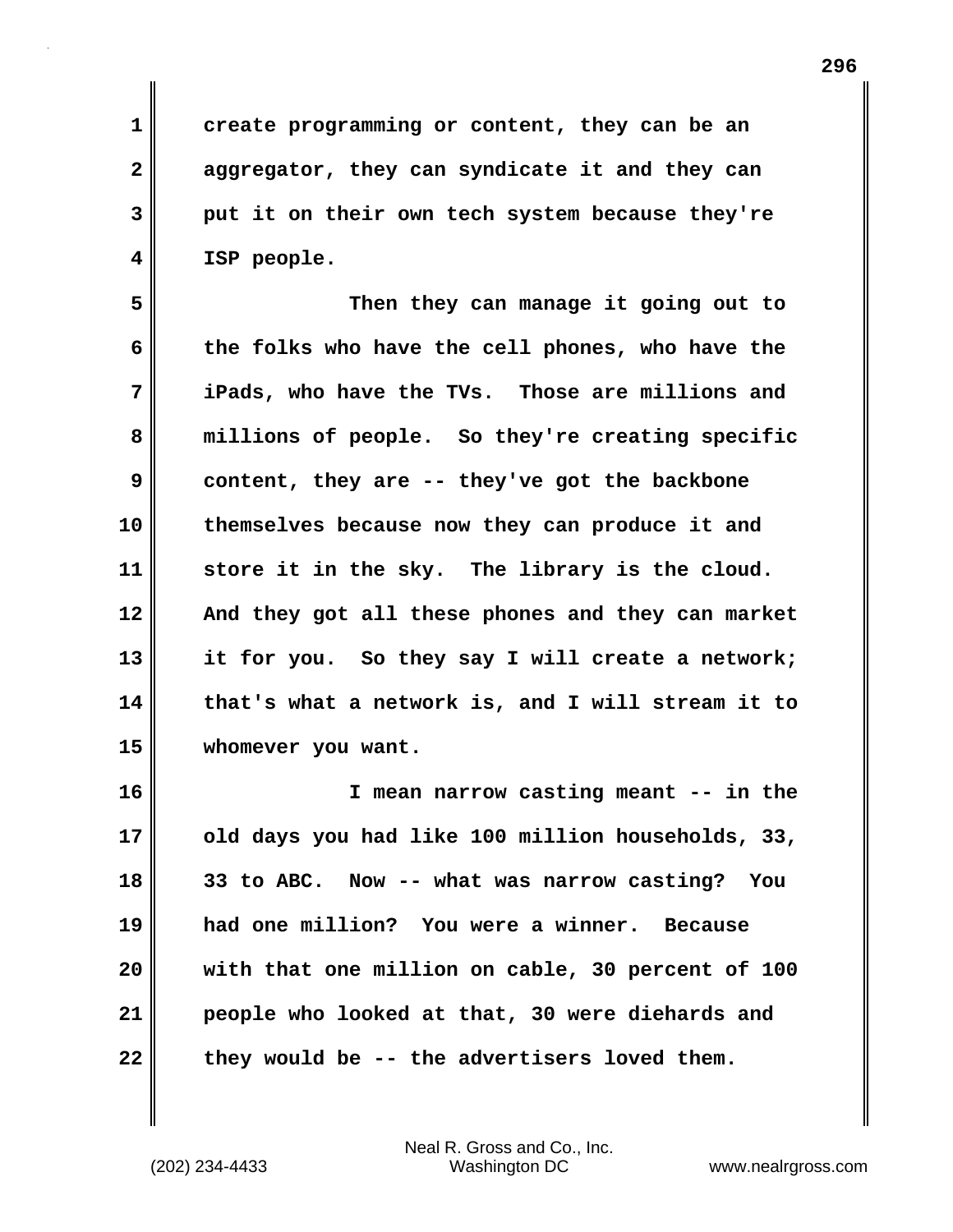create programming or content, they can be an aggregator, they can syndicate it and they can put it on their own tech system because they're ISP people.

Then they can manage it going out to the folks who have the cell phones, who have the iPads, who have the TVs. Those are millions and millions of people. So they're creating specific content, they are -- they've got the backbone themselves because now they can produce it and store it in the sky. The library is the cloud. And they got all these phones and they can market it for you. So they say I will create a network; that's what a network is, and I will stream it to whomever you want.

I mean narrow casting meant -- in the old days you had like 100 million households, 33, 33 to ABC. Now -- what was narrow casting? You had one million? You were a winner. Because with that one million on cable, 30 percent of 100 people who looked at that, 30 were diehards and they would be -- the advertisers loved them.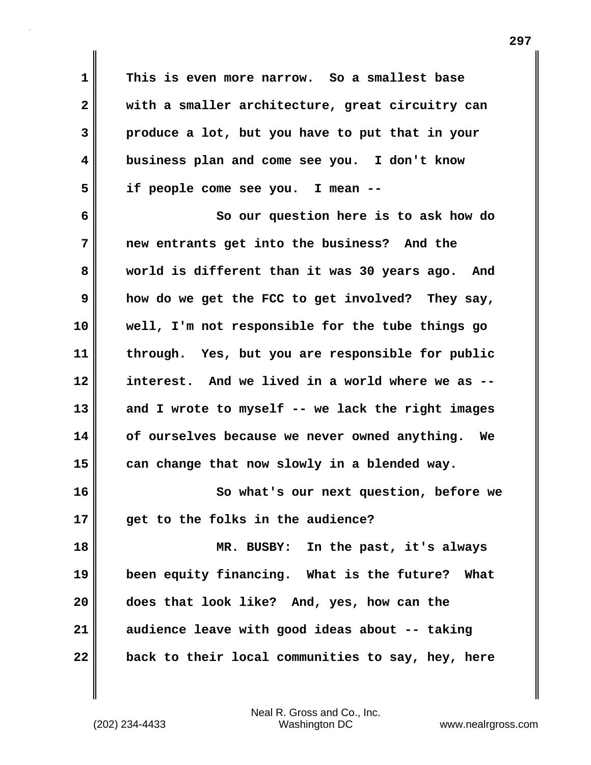This is even more narrow. So a smallest base with a smaller architecture, great circuitry can produce a lot, but you have to put that in your business plan and come see you. I don't know if people come see you. I mean --

So our question here is to ask how do new entrants get into the business? And the world is different than it was 30 years ago. And how do we get the FCC to get involved? They say, well, I'm not responsible for the tube things go through. Yes, but you are responsible for public interest. And we lived in a world where we as -- and I wrote to myself -- we lack the right images of ourselves because we never owned anything. We can change that now slowly in a blended way.

So what's our next question, before we get to the folks in the audience?

MR. BUSBY: In the past, it's always been equity financing. What is the future? What does that look like? And, yes, how can the audience leave with good ideas about -- taking back to their local communities to say, hey, here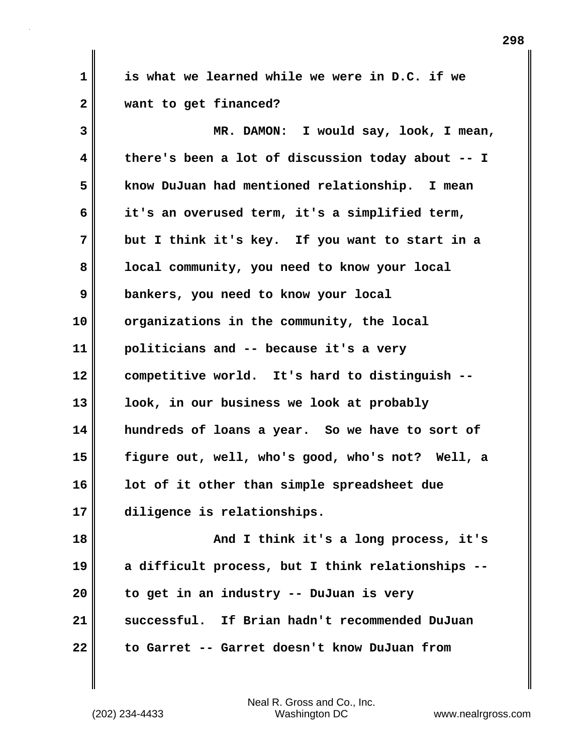is what we learned while we were in D.C. if we want to get financed?

MR. DAMON: I would say, look, I mean, there's been a lot of discussion today about -- I know DuJuan had mentioned relationship. I mean it's an overused term, it's a simplified term, but I think it's key. If you want to start in a local community, you need to know your local bankers, you need to know your local organizations in the community, the local politicians and -- because it's a very competitive world. It's hard to distinguish -- look, in our business we look at probably hundreds of loans a year. So we have to sort of figure out, well, who's good, who's not? Well, a lot of it other than simple spreadsheet due diligence is relationships.

And I think it's a long process, it's a difficult process, but I think relationships -- to get in an industry -- DuJuan is very successful. If Brian hadn't recommended DuJuan to Garret -- Garret doesn't know DuJuan from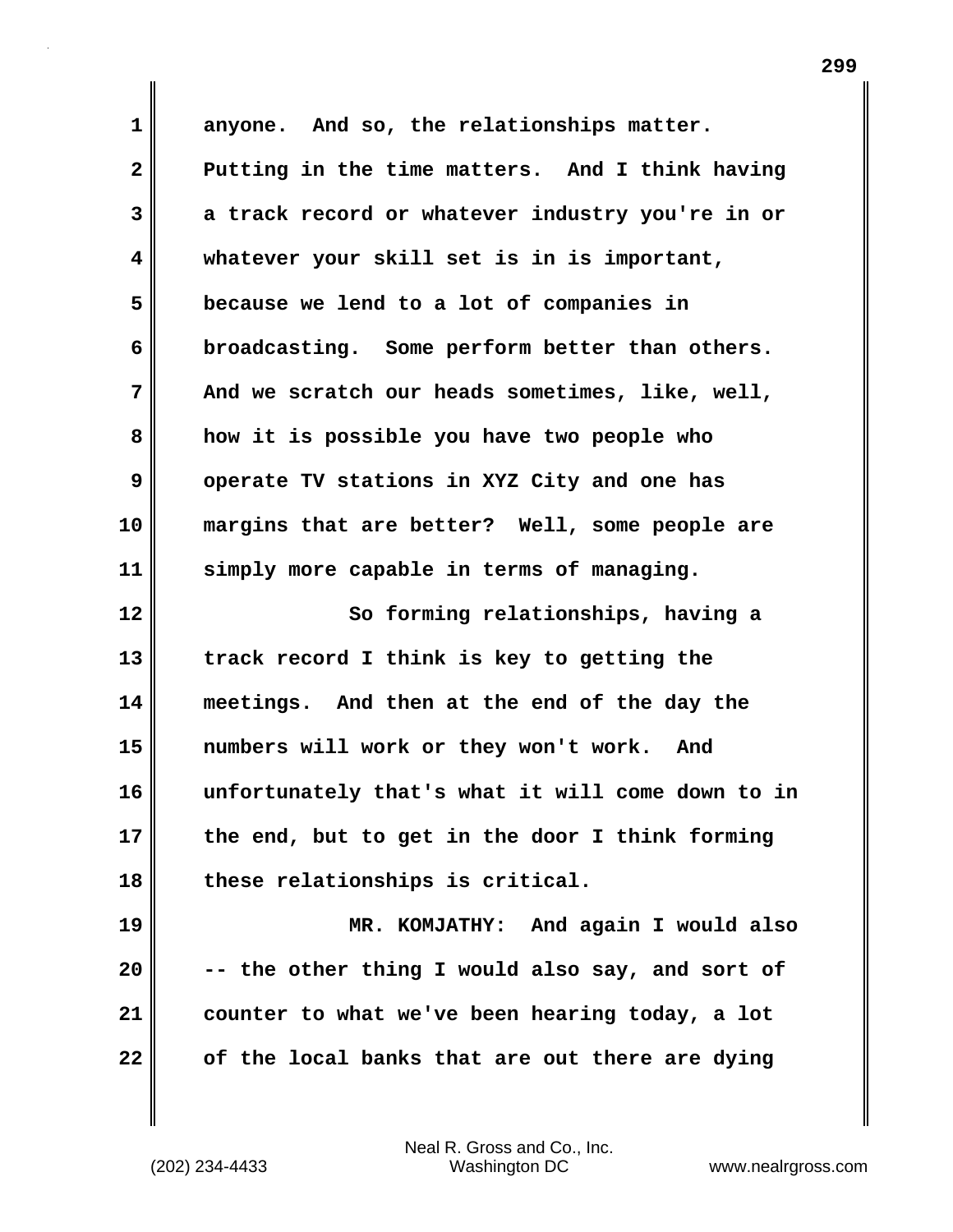anyone. And so, the relationships matter. Putting in the time matters. And I think having a track record or whatever industry you're in or whatever your skill set is in is important, because we lend to a lot of companies in broadcasting. Some perform better than others. And we scratch our heads sometimes, like, well, how it is possible you have two people who operate TV stations in XYZ City and one has margins that are better? Well, some people are simply more capable in terms of managing.

So forming relationships, having a track record I think is key to getting the meetings. And then at the end of the day the numbers will work or they won't work. And unfortunately that's what it will come down to in the end, but to get in the door I think forming these relationships is critical.

MR. KOMJATHY: And again I would also -- the other thing I would also say, and sort of counter to what we've been hearing today, a lot of the local banks that are out there are dying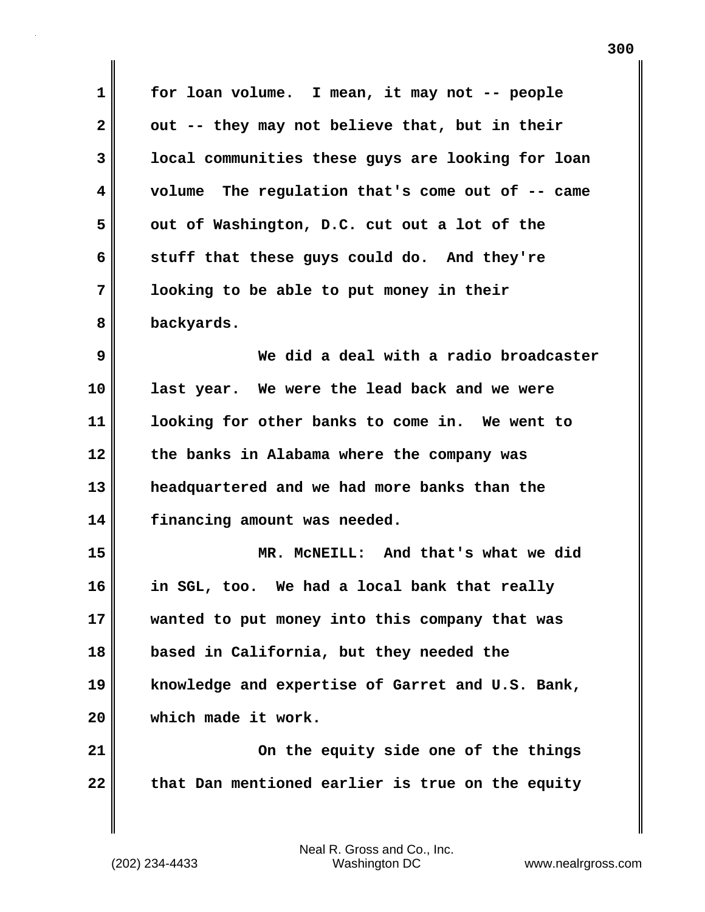for loan volume. I mean, it may not -- people out -- they may not believe that, but in their local communities these guys are looking for loan volume The regulation that's come out of -- came out of Washington, D.C. cut out a lot of the stuff that these guys could do. And they're looking to be able to put money in their backyards.

We did a deal with a radio broadcaster last year. We were the lead back and we were looking for other banks to come in. We went to the banks in Alabama where the company was headquartered and we had more banks than the financing amount was needed.

MR. McNEILL: And that's what we did in SGL, too. We had a local bank that really wanted to put money into this company that was based in California, but they needed the knowledge and expertise of Garret and U.S. Bank, which made it work.

On the equity side one of the things that Dan mentioned earlier is true on the equity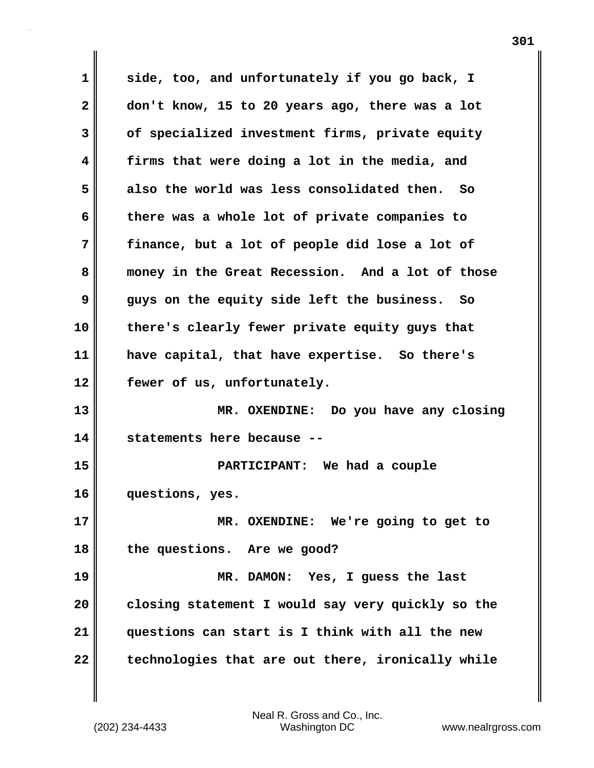side, too, and unfortunately if you go back, I don't know, 15 to 20 years ago, there was a lot of specialized investment firms, private equity firms that were doing a lot in the media, and also the world was less consolidated then. So there was a whole lot of private companies to finance, but a lot of people did lose a lot of money in the Great Recession. And a lot of those guys on the equity side left the business. So there's clearly fewer private equity guys that have capital, that have expertise. So there's fewer of us, unfortunately.

MR. OXENDINE: Do you have any closing statements here because --

PARTICIPANT: We had a couple questions, yes.

MR. OXENDINE: We're going to get to the questions. Are we good?

MR. DAMON: Yes, I guess the last closing statement I would say very quickly so the questions can start is I think with all the new technologies that are out there, ironically while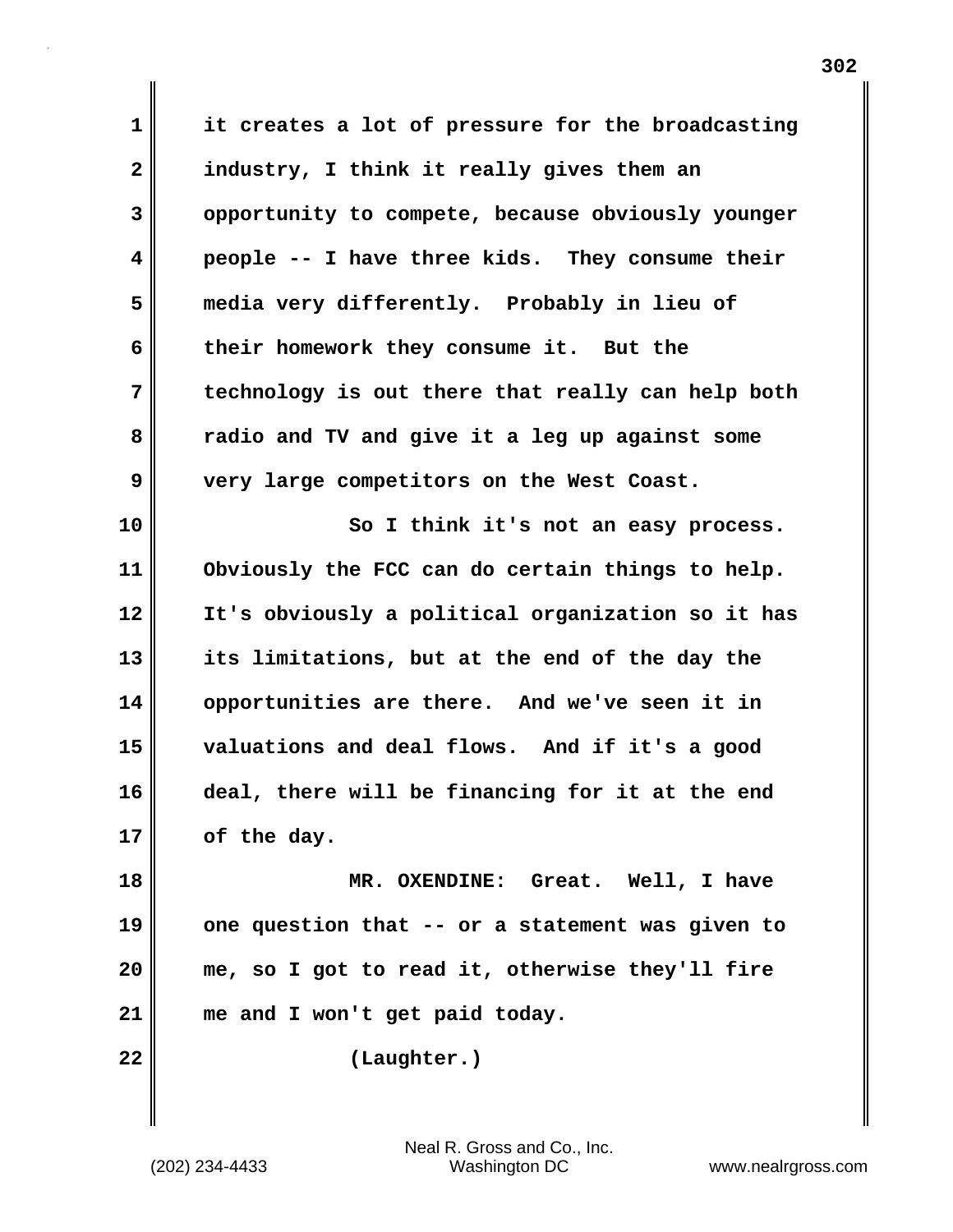it creates a lot of pressure for the broadcasting industry, I think it really gives them an opportunity to compete, because obviously younger people -- I have three kids. They consume their media very differently. Probably in lieu of their homework they consume it. But the technology is out there that really can help both radio and TV and give it a leg up against some very large competitors on the West Coast.

So I think it's not an easy process. Obviously the FCC can do certain things to help. It's obviously a political organization so it has its limitations, but at the end of the day the opportunities are there. And we've seen it in valuations and deal flows. And if it's a good deal, there will be financing for it at the end of the day.

MR. OXENDINE: Great. Well, I have one question that -- or a statement was given to me, so I got to read it, otherwise they'll fire me and I won't get paid today.

(Laughter.)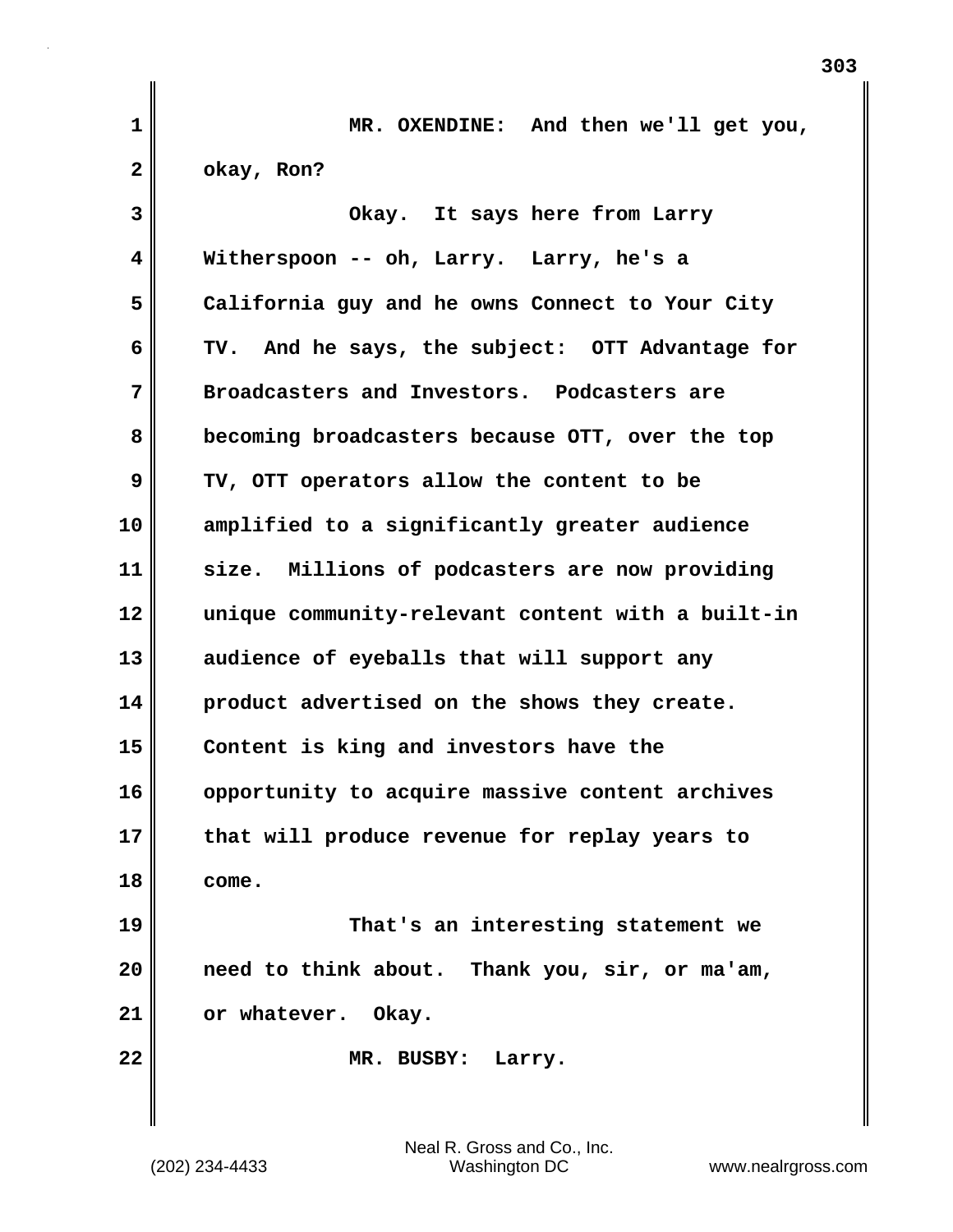MR. OXENDINE: And then we'll get you, okay, Ron?

Okay. It says here from Larry Witherspoon -- oh, Larry. Larry, he's a California guy and he owns Connect to Your City TV. And he says, the subject: OTT Advantage for Broadcasters and Investors. Podcasters are becoming broadcasters because OTT, over the top TV, OTT operators allow the content to be amplified to a significantly greater audience size. Millions of podcasters are now providing unique community-relevant content with a built-in audience of eyeballs that will support any product advertised on the shows they create. Content is king and investors have the opportunity to acquire massive content archives that will produce revenue for replay years to come.

That's an interesting statement we need to think about. Thank you, sir, or ma'am, or whatever. Okay.

MR. BUSBY: Larry.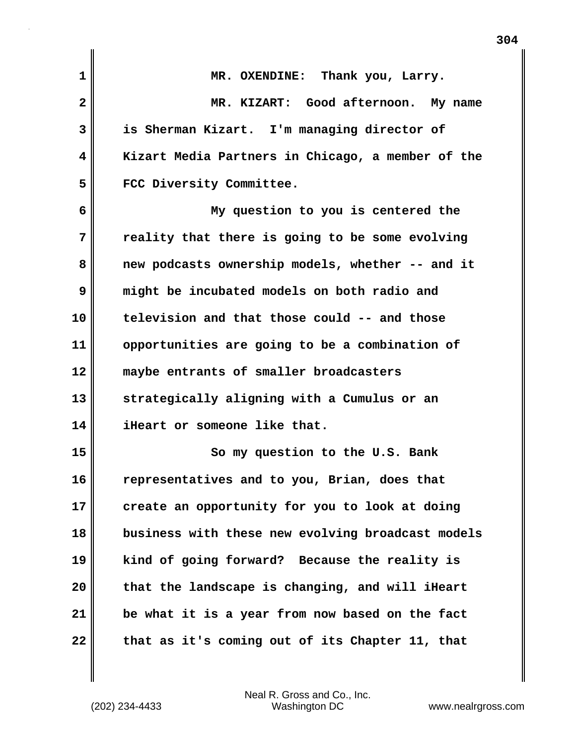MR. OXENDINE: Thank you, Larry.

MR. KIZART: Good afternoon. My name is Sherman Kizart. I'm managing director of Kizart Media Partners in Chicago, a member of the FCC Diversity Committee.

My question to you is centered the reality that there is going to be some evolving new podcasts ownership models, whether -- and it might be incubated models on both radio and television and that those could -- and those opportunities are going to be a combination of maybe entrants of smaller broadcasters strategically aligning with a Cumulus or an iHeart or someone like that.

So my question to the U.S. Bank representatives and to you, Brian, does that create an opportunity for you to look at doing business with these new evolving broadcast models kind of going forward? Because the reality is that the landscape is changing, and will iHeart be what it is a year from now based on the fact that as it's coming out of its Chapter 11, that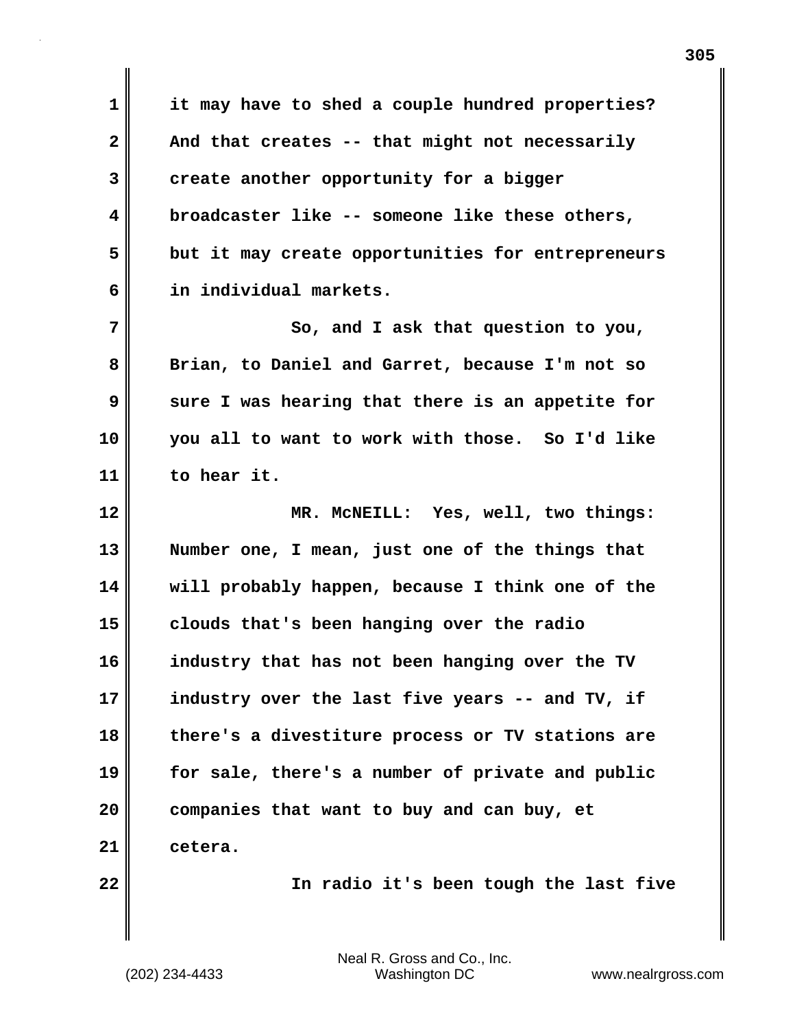it may have to shed a couple hundred properties? And that creates -- that might not necessarily create another opportunity for a bigger broadcaster like -- someone like these others, but it may create opportunities for entrepreneurs in individual markets.

So, and I ask that question to you, Brian, to Daniel and Garret, because I'm not so sure I was hearing that there is an appetite for you all to want to work with those. So I'd like to hear it.

MR. McNEILL: Yes, well, two things: Number one, I mean, just one of the things that will probably happen, because I think one of the clouds that's been hanging over the radio industry that has not been hanging over the TV industry over the last five years -- and TV, if there's a divestiture process or TV stations are for sale, there's a number of private and public companies that want to buy and can buy, et cetera.

In radio it's been tough the last five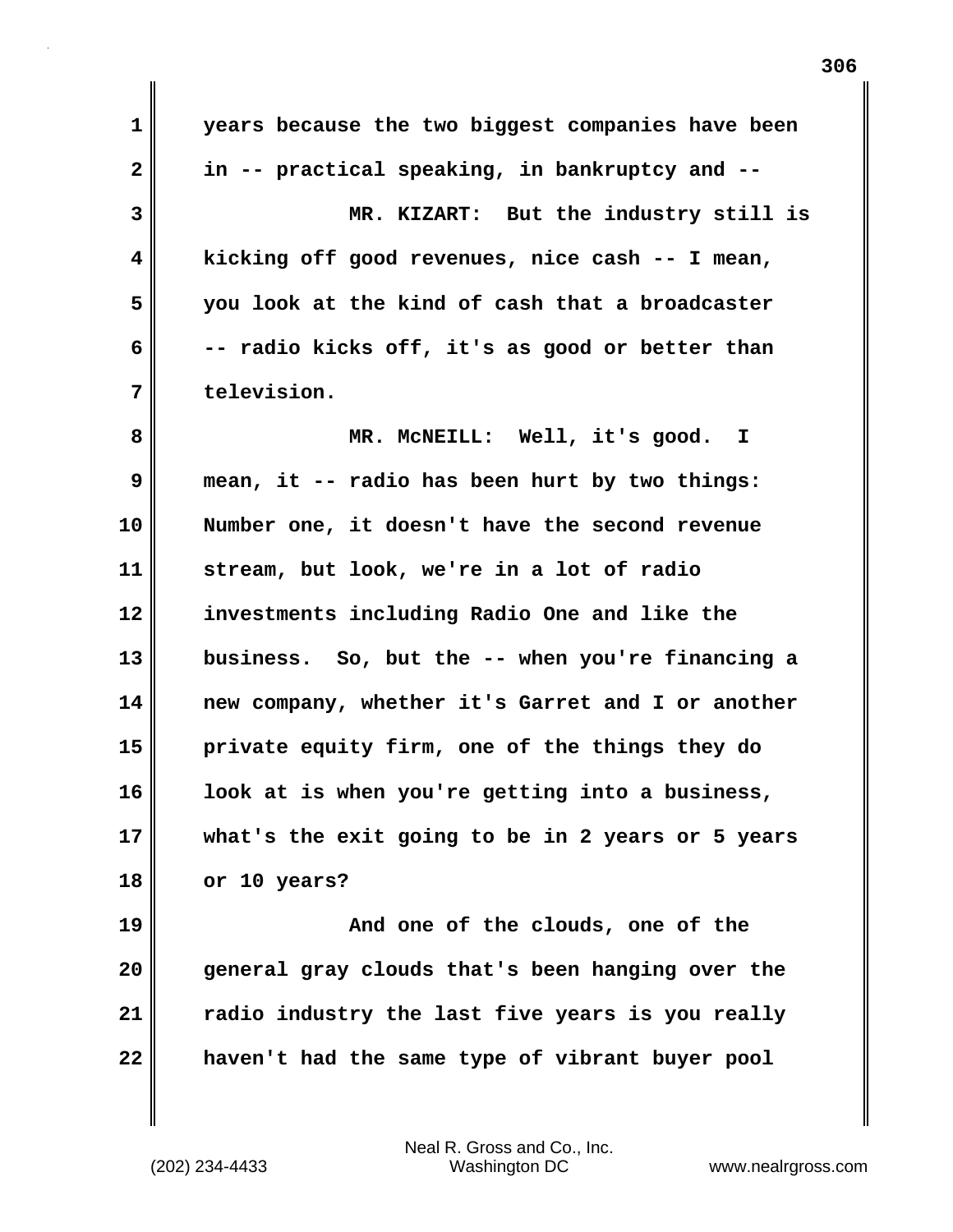years because the two biggest companies have been in -- practical speaking, in bankruptcy and --

MR. KIZART: But the industry still is kicking off good revenues, nice cash -- I mean, you look at the kind of cash that a broadcaster -- radio kicks off, it's as good or better than television.

MR. McNEILL: Well, it's good. I mean, it -- radio has been hurt by two things: Number one, it doesn't have the second revenue stream, but look, we're in a lot of radio investments including Radio One and like the business. So, but the -- when you're financing a new company, whether it's Garret and I or another private equity firm, one of the things they do look at is when you're getting into a business, what's the exit going to be in 2 years or 5 years or 10 years?

And one of the clouds, one of the general gray clouds that's been hanging over the radio industry the last five years is you really haven't had the same type of vibrant buyer pool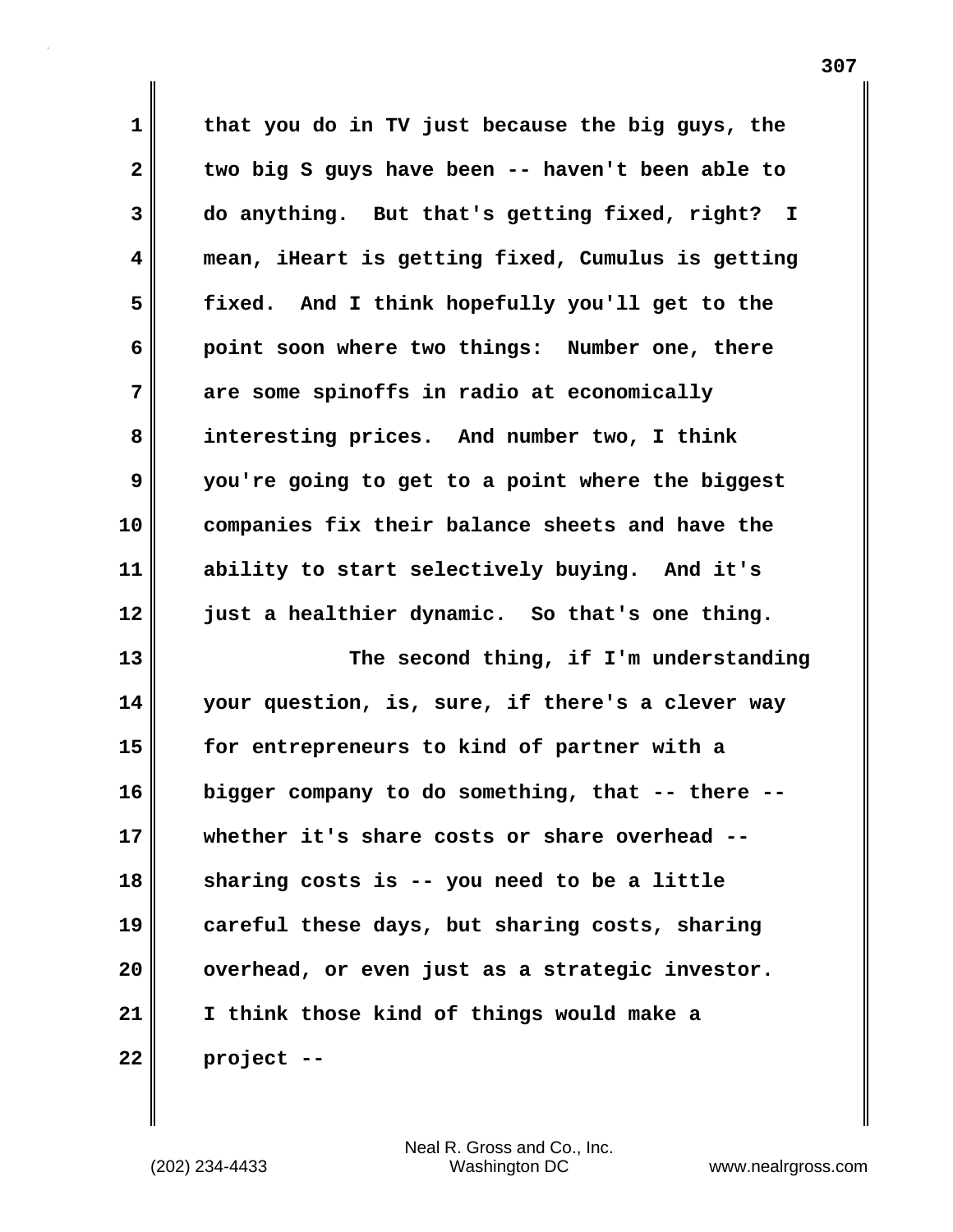that you do in TV just because the big guys, the two big S guys have been -- haven't been able to do anything. But that's getting fixed, right? I mean, iHeart is getting fixed, Cumulus is getting fixed. And I think hopefully you'll get to the point soon where two things: Number one, there are some spinoffs in radio at economically interesting prices. And number two, I think you're going to get to a point where the biggest companies fix their balance sheets and have the ability to start selectively buying. And it's just a healthier dynamic. So that's one thing.

The second thing, if I'm understanding your question, is, sure, if there's a clever way for entrepreneurs to kind of partner with a bigger company to do something, that -- there -- whether it's share costs or share overhead -- sharing costs is -- you need to be a little careful these days, but sharing costs, sharing overhead, or even just as a strategic investor. I think those kind of things would make a project --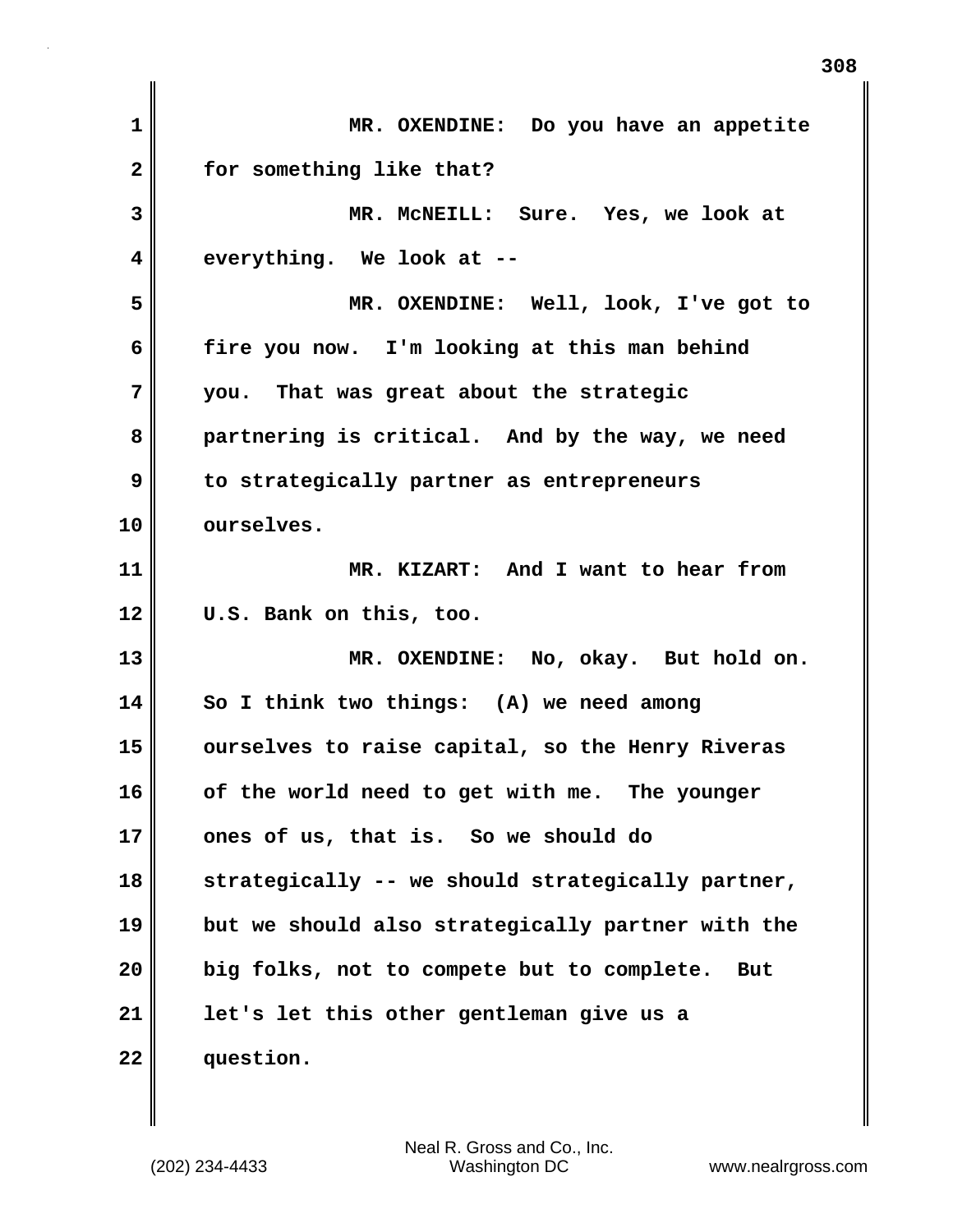MR. OXENDINE: Do you have an appetite for something like that?

MR. McNEILL: Sure. Yes, we look at everything. We look at --

MR. OXENDINE: Well, look, I've got to fire you now. I'm looking at this man behind you. That was great about the strategic partnering is critical. And by the way, we need to strategically partner as entrepreneurs ourselves.

MR. KIZART: And I want to hear from U.S. Bank on this, too.

MR. OXENDINE: No, okay. But hold on. So I think two things: (A) we need among ourselves to raise capital, so the Henry Riveras of the world need to get with me. The younger ones of us, that is. So we should do strategically -- we should strategically partner, but we should also strategically partner with the big folks, not to compete but to complete. But let's let this other gentleman give us a question.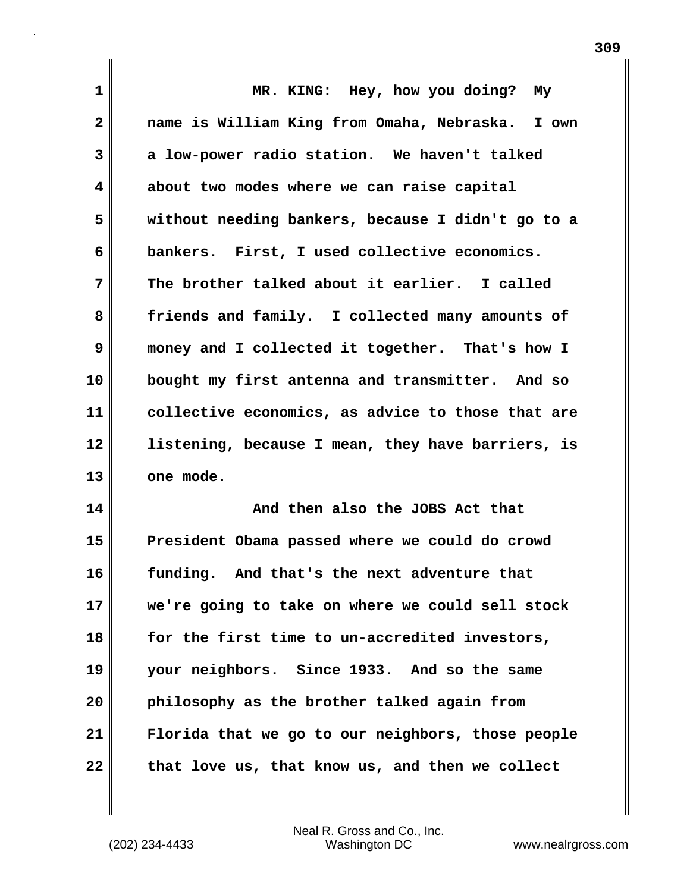MR. KING: Hey, how you doing? My name is William King from Omaha, Nebraska. I own a low-power radio station. We haven't talked about two modes where we can raise capital without needing bankers, because I didn't go to a bankers. First, I used collective economics. The brother talked about it earlier. I called friends and family. I collected many amounts of money and I collected it together. That's how I bought my first antenna and transmitter. And so collective economics, as advice to those that are listening, because I mean, they have barriers, is one mode.

And then also the JOBS Act that President Obama passed where we could do crowd funding. And that's the next adventure that we're going to take on where we could sell stock for the first time to un-accredited investors, your neighbors. Since 1933. And so the same philosophy as the brother talked again from Florida that we go to our neighbors, those people that love us, that know us, and then we collect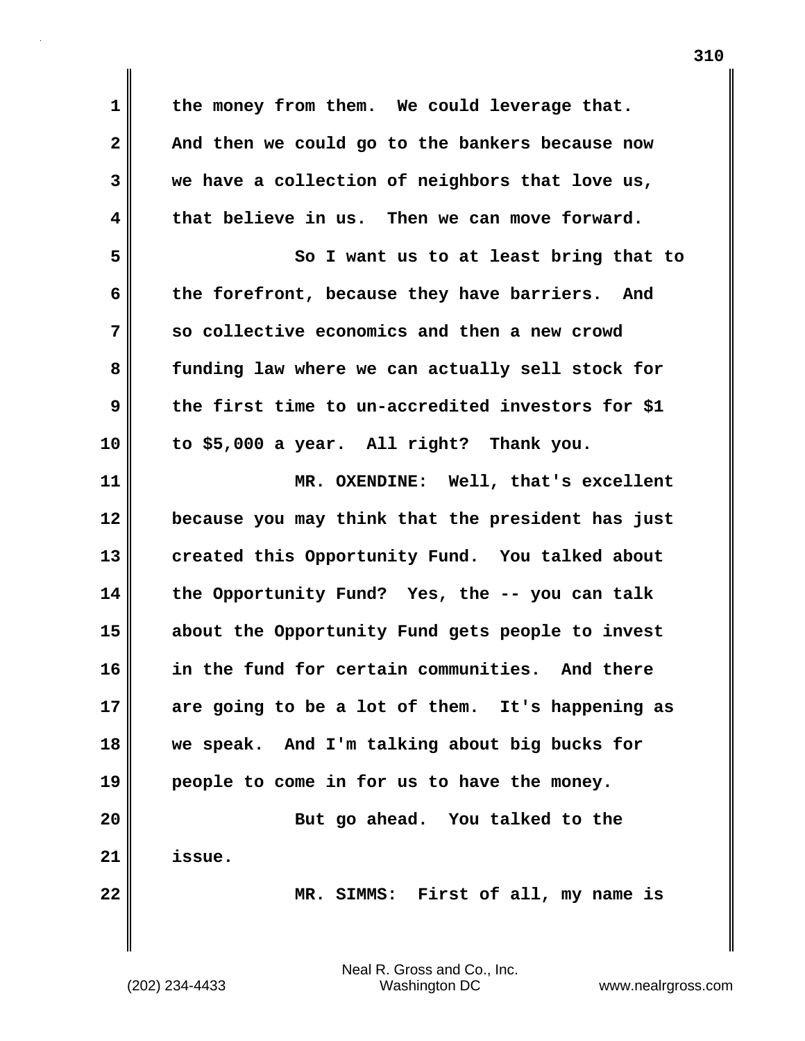the money from them. We could leverage that. And then we could go to the bankers because now we have a collection of neighbors that love us, that believe in us. Then we can move forward.

So I want us to at least bring that to the forefront, because they have barriers. And so collective economics and then a new crowd funding law where we can actually sell stock for the first time to un-accredited investors for $1 to $5,000 a year. All right? Thank you.

MR. OXENDINE: Well, that's excellent because you may think that the president has just created this Opportunity Fund. You talked about the Opportunity Fund? Yes, the -- you can talk about the Opportunity Fund gets people to invest in the fund for certain communities. And there are going to be a lot of them. It's happening as we speak. And I'm talking about big bucks for people to come in for us to have the money.

But go ahead. You talked to the issue.

MR. SIMMS: First of all, my name is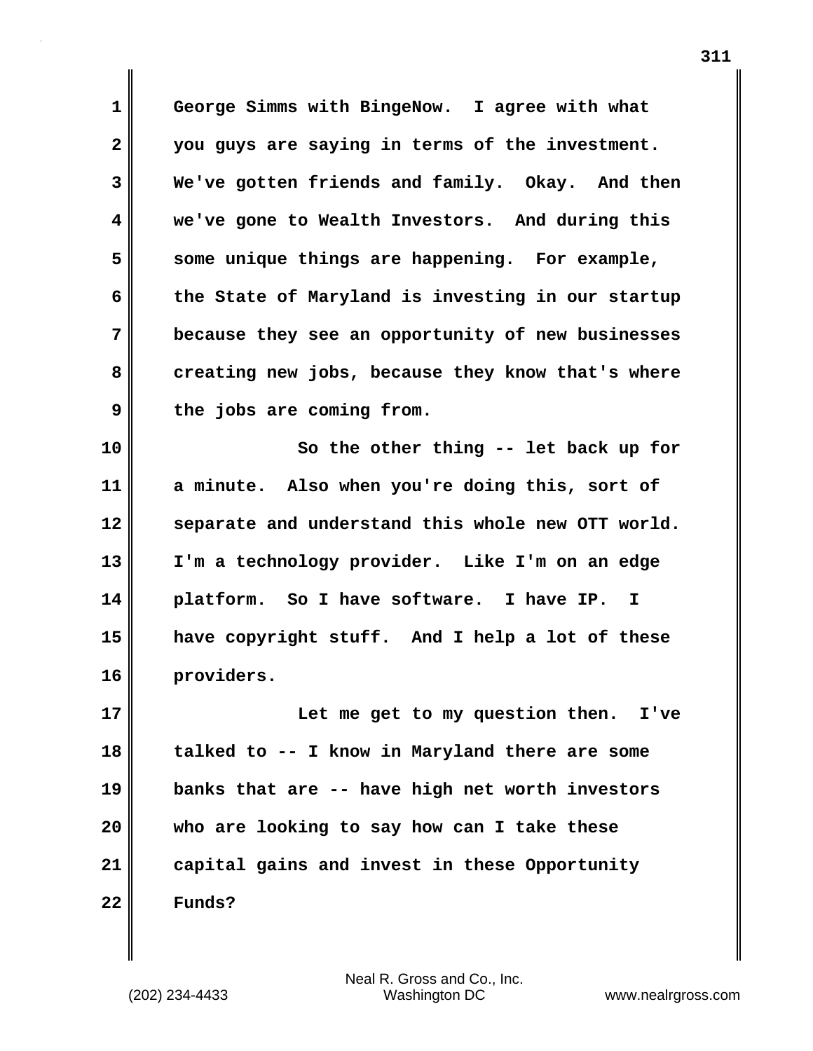George Simms with BingeNow. I agree with what you guys are saying in terms of the investment. We've gotten friends and family. Okay. And then we've gone to Wealth Investors. And during this some unique things are happening. For example, the State of Maryland is investing in our startup because they see an opportunity of new businesses creating new jobs, because they know that's where the jobs are coming from.

So the other thing -- let back up for a minute. Also when you're doing this, sort of separate and understand this whole new OTT world. I'm a technology provider. Like I'm on an edge platform. So I have software. I have IP. I have copyright stuff. And I help a lot of these providers.

Let me get to my question then. I've talked to -- I know in Maryland there are some banks that are -- have high net worth investors who are looking to say how can I take these capital gains and invest in these Opportunity Funds?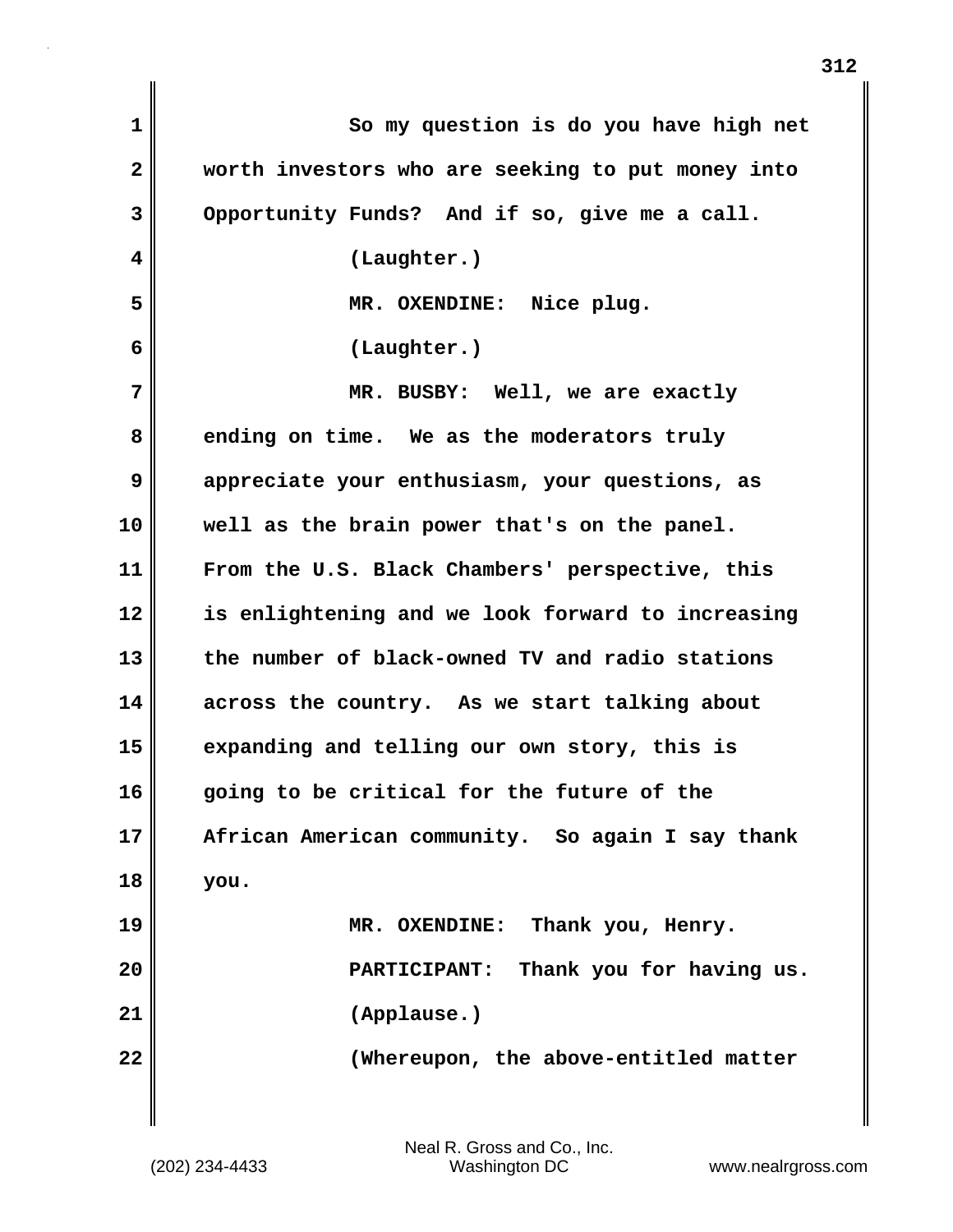So my question is do you have high net worth investors who are seeking to put money into Opportunity Funds? And if so, give me a call.

(Laughter.)

MR. OXENDINE: Nice plug.

(Laughter.)

MR. BUSBY: Well, we are exactly ending on time. We as the moderators truly appreciate your enthusiasm, your questions, as well as the brain power that's on the panel. From the U.S. Black Chambers' perspective, this is enlightening and we look forward to increasing the number of black-owned TV and radio stations across the country. As we start talking about expanding and telling our own story, this is going to be critical for the future of the African American community. So again I say thank you.

MR. OXENDINE: Thank you, Henry.

PARTICIPANT: Thank you for having us.

(Applause.)

(Whereupon, the above-entitled matter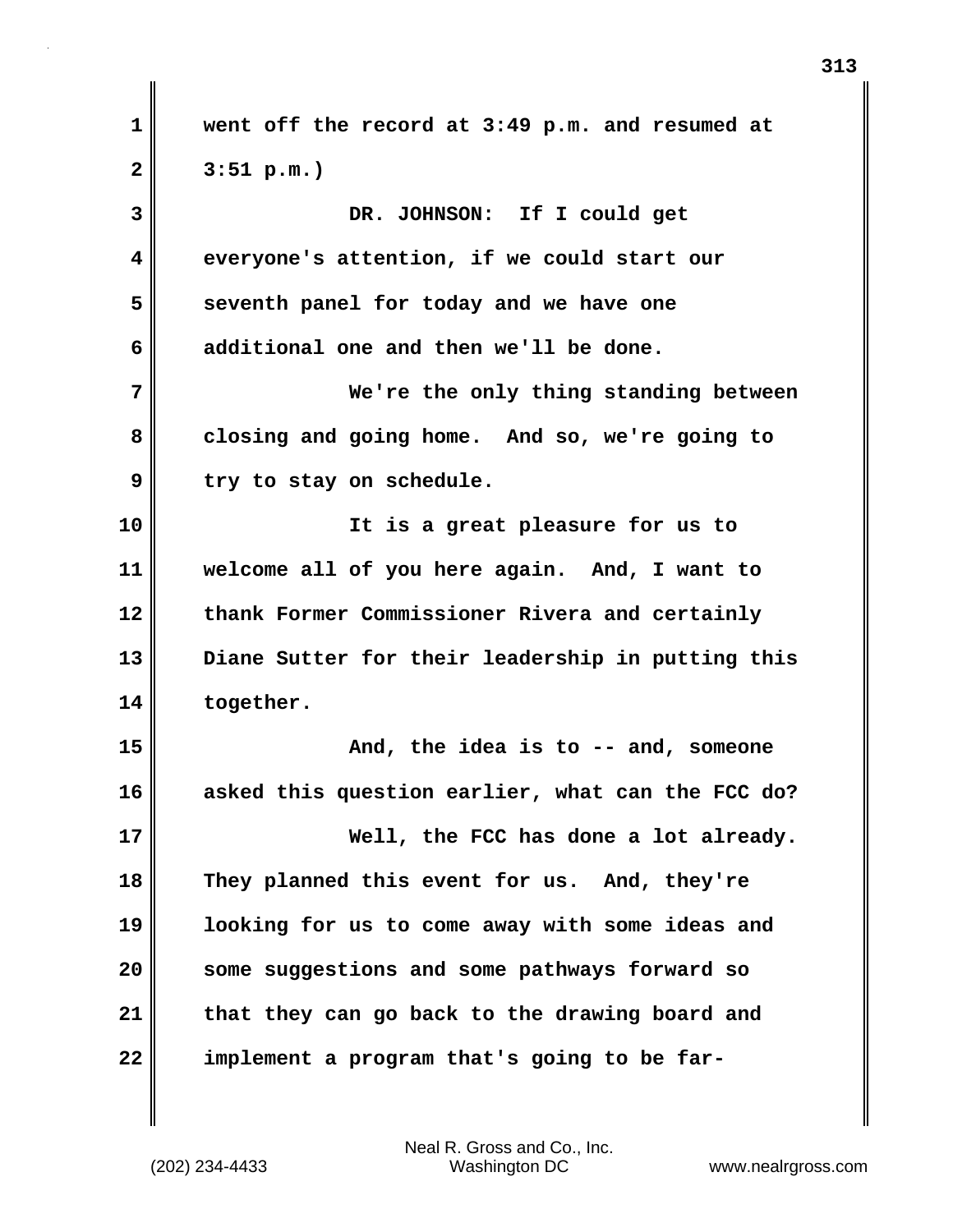went off the record at 3:49 p.m. and resumed at 3:51 p.m.)

DR. JOHNSON: If I could get everyone's attention, if we could start our seventh panel for today and we have one additional one and then we'll be done.

We're the only thing standing between closing and going home. And so, we're going to try to stay on schedule.

It is a great pleasure for us to welcome all of you here again. And, I want to thank Former Commissioner Rivera and certainly Diane Sutter for their leadership in putting this together.

And, the idea is to -- and, someone asked this question earlier, what can the FCC do?

Well, the FCC has done a lot already. They planned this event for us. And, they're looking for us to come away with some ideas and some suggestions and some pathways forward so that they can go back to the drawing board and implement a program that's going to be far-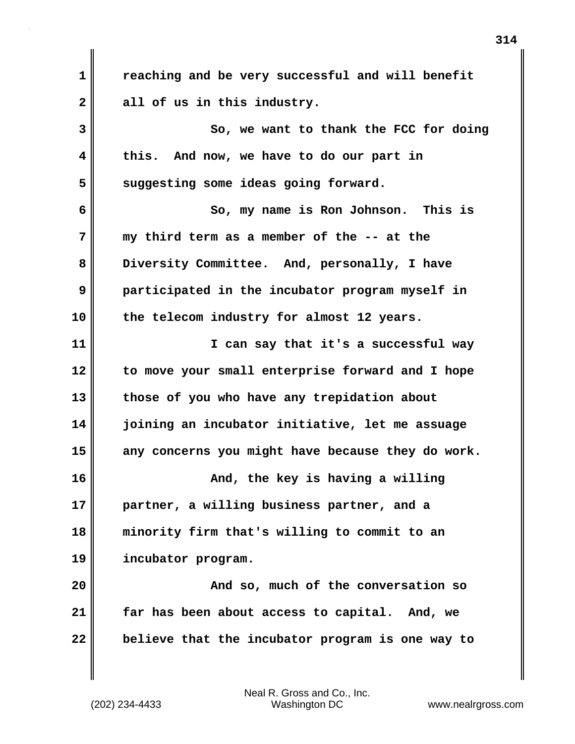reaching and be very successful and will benefit all of us in this industry.

So, we want to thank the FCC for doing this. And now, we have to do our part in suggesting some ideas going forward.

So, my name is Ron Johnson. This is my third term as a member of the -- at the Diversity Committee. And, personally, I have participated in the incubator program myself in the telecom industry for almost 12 years.

I can say that it's a successful way to move your small enterprise forward and I hope those of you who have any trepidation about joining an incubator initiative, let me assuage any concerns you might have because they do work.

And, the key is having a willing partner, a willing business partner, and a minority firm that's willing to commit to an incubator program.

And so, much of the conversation so far has been about access to capital. And, we believe that the incubator program is one way to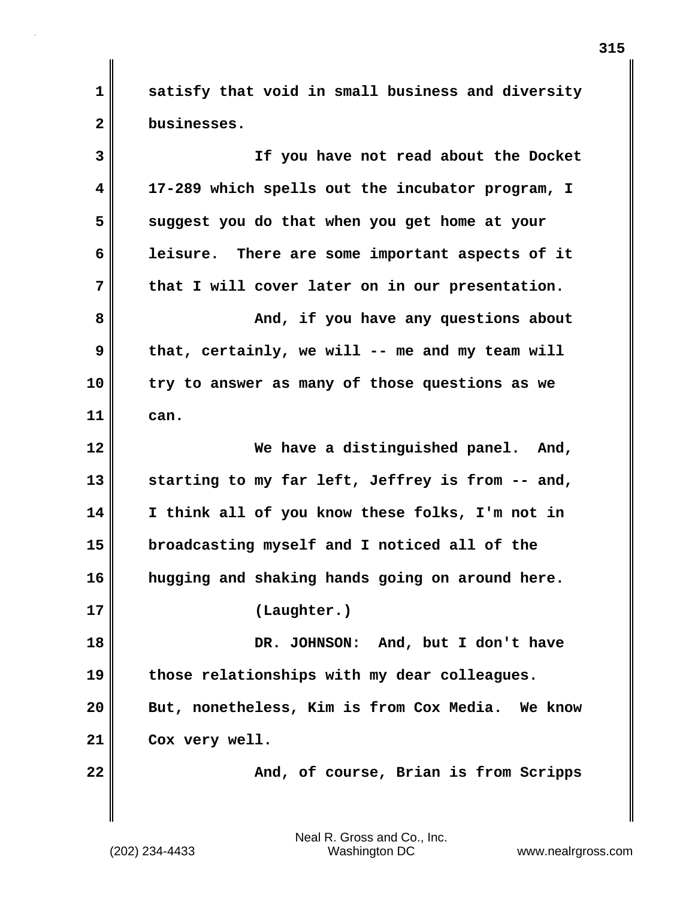satisfy that void in small business and diversity businesses.

If you have not read about the Docket 17-289 which spells out the incubator program, I suggest you do that when you get home at your leisure. There are some important aspects of it that I will cover later on in our presentation.

And, if you have any questions about that, certainly, we will -- me and my team will try to answer as many of those questions as we can.

We have a distinguished panel. And, starting to my far left, Jeffrey is from -- and, I think all of you know these folks, I'm not in broadcasting myself and I noticed all of the hugging and shaking hands going on around here.

(Laughter.)

DR. JOHNSON: And, but I don't have those relationships with my dear colleagues. But, nonetheless, Kim is from Cox Media. We know Cox very well.

And, of course, Brian is from Scripps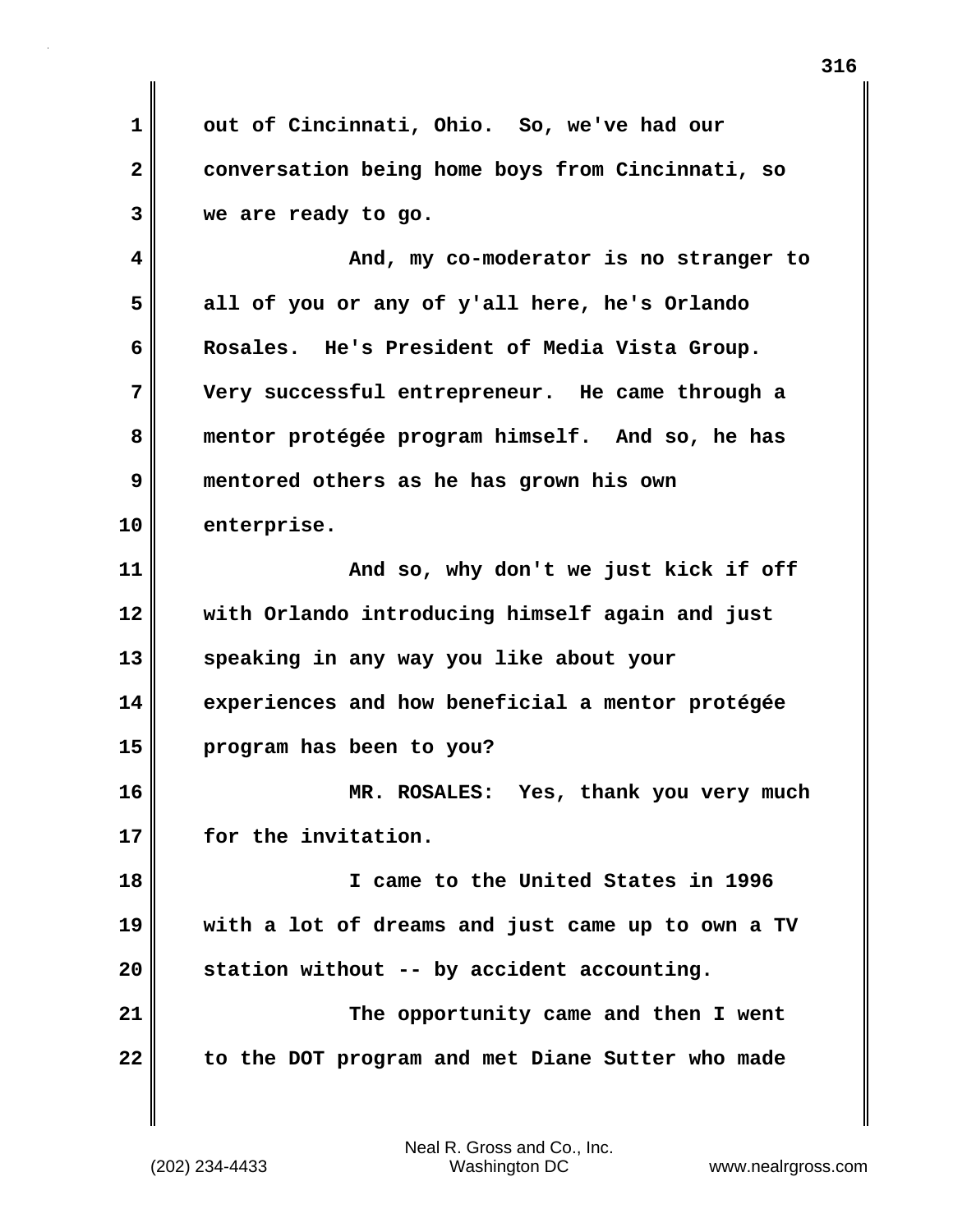out of Cincinnati, Ohio. So, we've had our conversation being home boys from Cincinnati, so we are ready to go.

And, my co-moderator is no stranger to all of you or any of y'all here, he's Orlando Rosales. He's President of Media Vista Group. Very successful entrepreneur. He came through a mentor protégée program himself. And so, he has mentored others as he has grown his own enterprise.

And so, why don't we just kick if off with Orlando introducing himself again and just speaking in any way you like about your experiences and how beneficial a mentor protégée program has been to you?

MR. ROSALES: Yes, thank you very much for the invitation.

I came to the United States in 1996 with a lot of dreams and just came up to own a TV station without -- by accident accounting.

The opportunity came and then I went to the DOT program and met Diane Sutter who made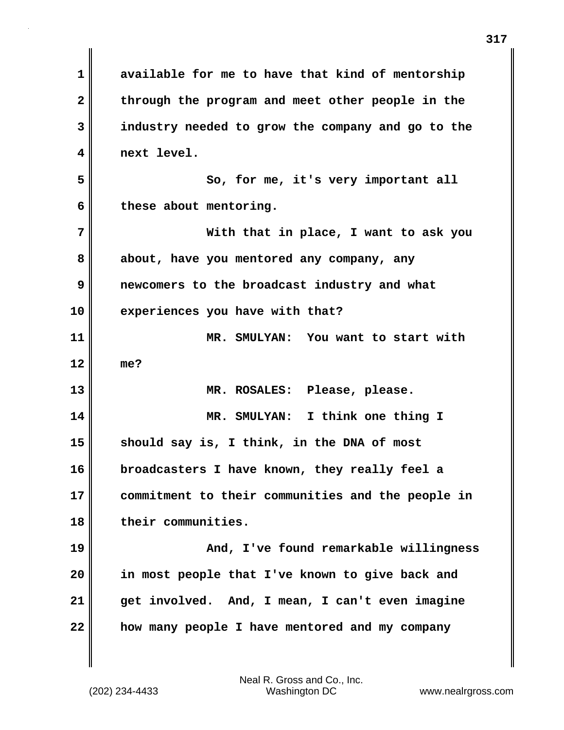available for me to have that kind of mentorship through the program and meet other people in the industry needed to grow the company and go to the next level.

So, for me, it's very important all these about mentoring.

With that in place, I want to ask you about, have you mentored any company, any newcomers to the broadcast industry and what experiences you have with that?

MR. SMULYAN: You want to start with me?

MR. ROSALES: Please, please.

MR. SMULYAN: I think one thing I should say is, I think, in the DNA of most broadcasters I have known, they really feel a commitment to their communities and the people in their communities.

And, I've found remarkable willingness in most people that I've known to give back and get involved. And, I mean, I can't even imagine how many people I have mentored and my company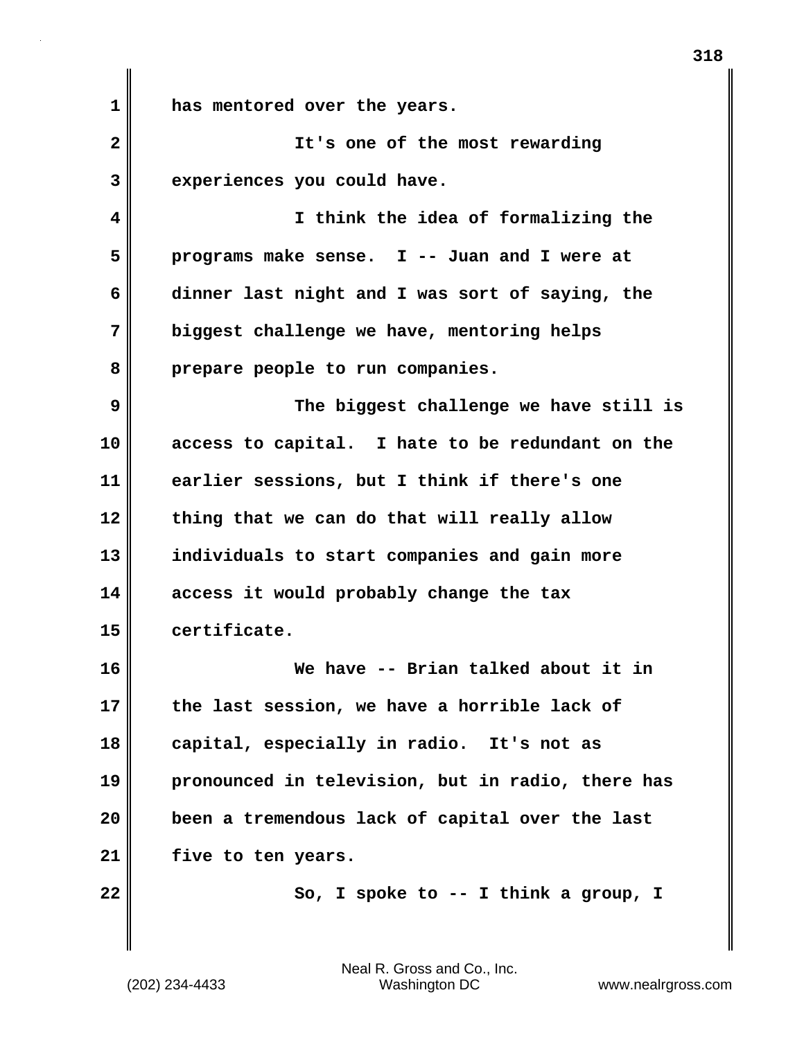has mentored over the years.

It's one of the most rewarding experiences you could have.

I think the idea of formalizing the programs make sense. I -- Juan and I were at dinner last night and I was sort of saying, the biggest challenge we have, mentoring helps prepare people to run companies.

The biggest challenge we have still is access to capital. I hate to be redundant on the earlier sessions, but I think if there's one thing that we can do that will really allow individuals to start companies and gain more access it would probably change the tax certificate.

We have -- Brian talked about it in the last session, we have a horrible lack of capital, especially in radio. It's not as pronounced in television, but in radio, there has been a tremendous lack of capital over the last five to ten years.

So, I spoke to -- I think a group, I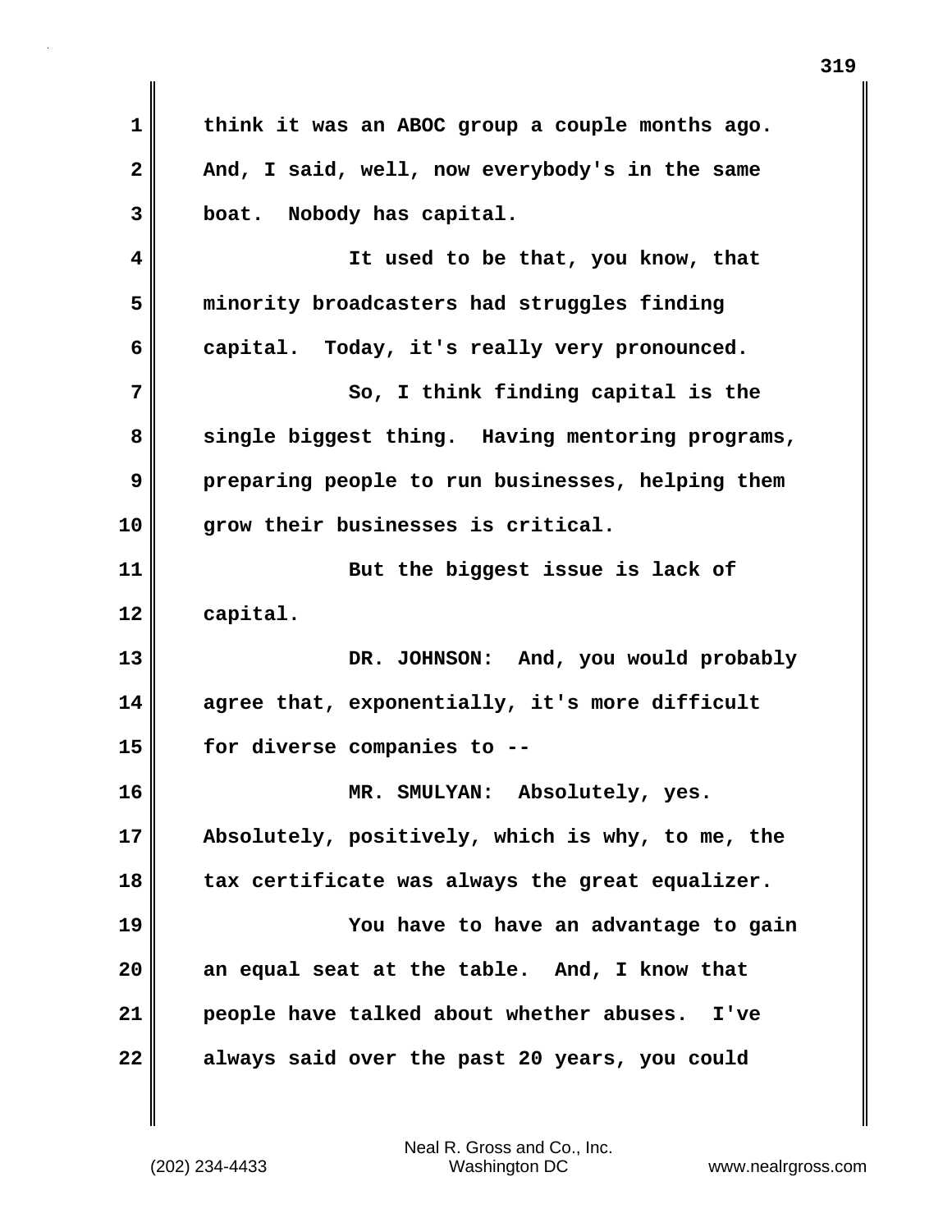think it was an ABOC group a couple months ago. And, I said, well, now everybody's in the same boat. Nobody has capital.

It used to be that, you know, that minority broadcasters had struggles finding capital. Today, it's really very pronounced.

So, I think finding capital is the single biggest thing. Having mentoring programs, preparing people to run businesses, helping them grow their businesses is critical.

But the biggest issue is lack of capital.

DR. JOHNSON: And, you would probably agree that, exponentially, it's more difficult for diverse companies to --

MR. SMULYAN: Absolutely, yes. Absolutely, positively, which is why, to me, the tax certificate was always the great equalizer.

You have to have an advantage to gain an equal seat at the table. And, I know that people have talked about whether abuses. I've always said over the past 20 years, you could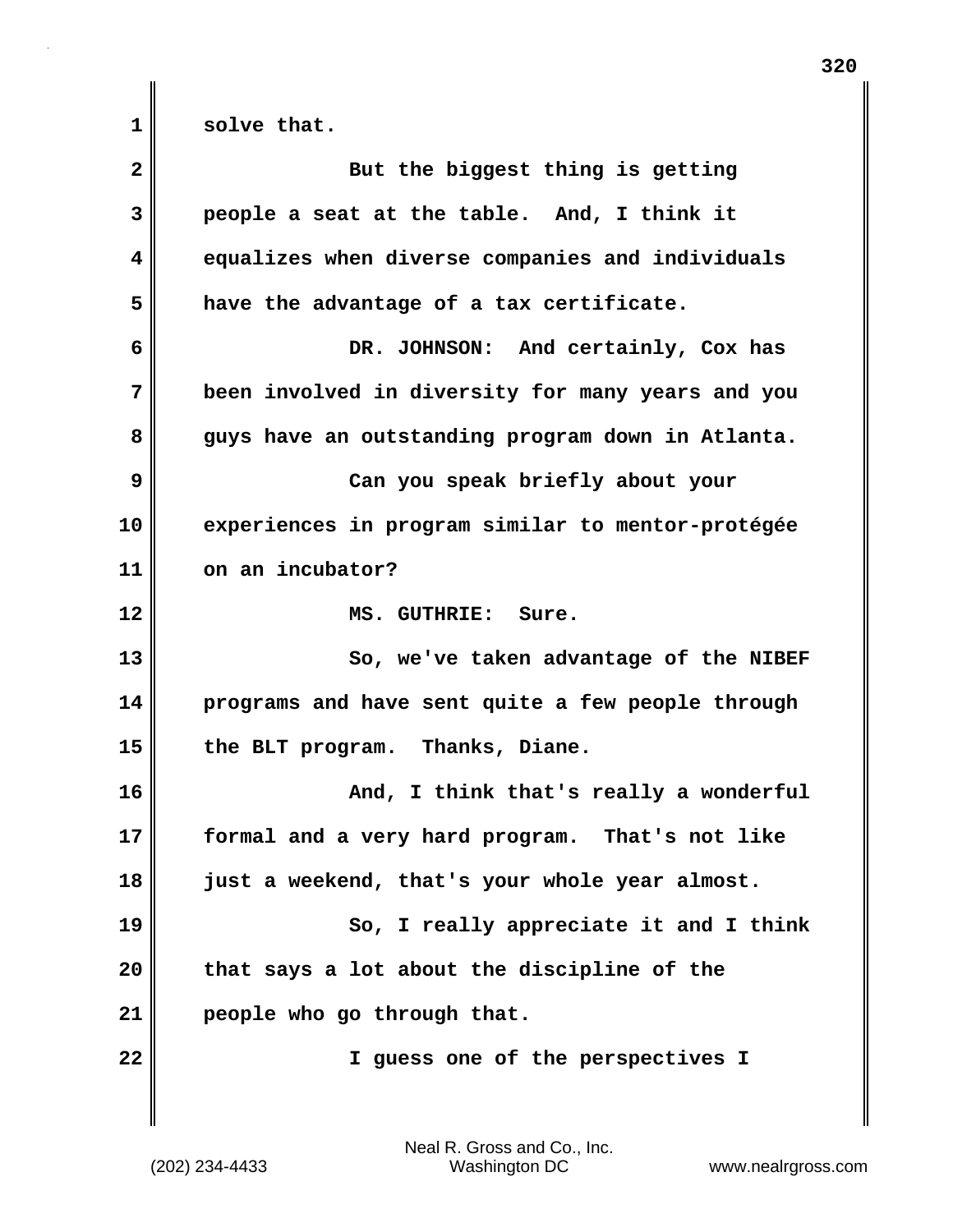solve that.

But the biggest thing is getting people a seat at the table. And, I think it equalizes when diverse companies and individuals have the advantage of a tax certificate.

DR. JOHNSON: And certainly, Cox has been involved in diversity for many years and you guys have an outstanding program down in Atlanta.

Can you speak briefly about your experiences in program similar to mentor-protégée on an incubator?

MS. GUTHRIE: Sure.

So, we've taken advantage of the NIBEF programs and have sent quite a few people through the BLT program. Thanks, Diane.

And, I think that's really a wonderful formal and a very hard program. That's not like just a weekend, that's your whole year almost.

So, I really appreciate it and I think that says a lot about the discipline of the people who go through that.

I guess one of the perspectives I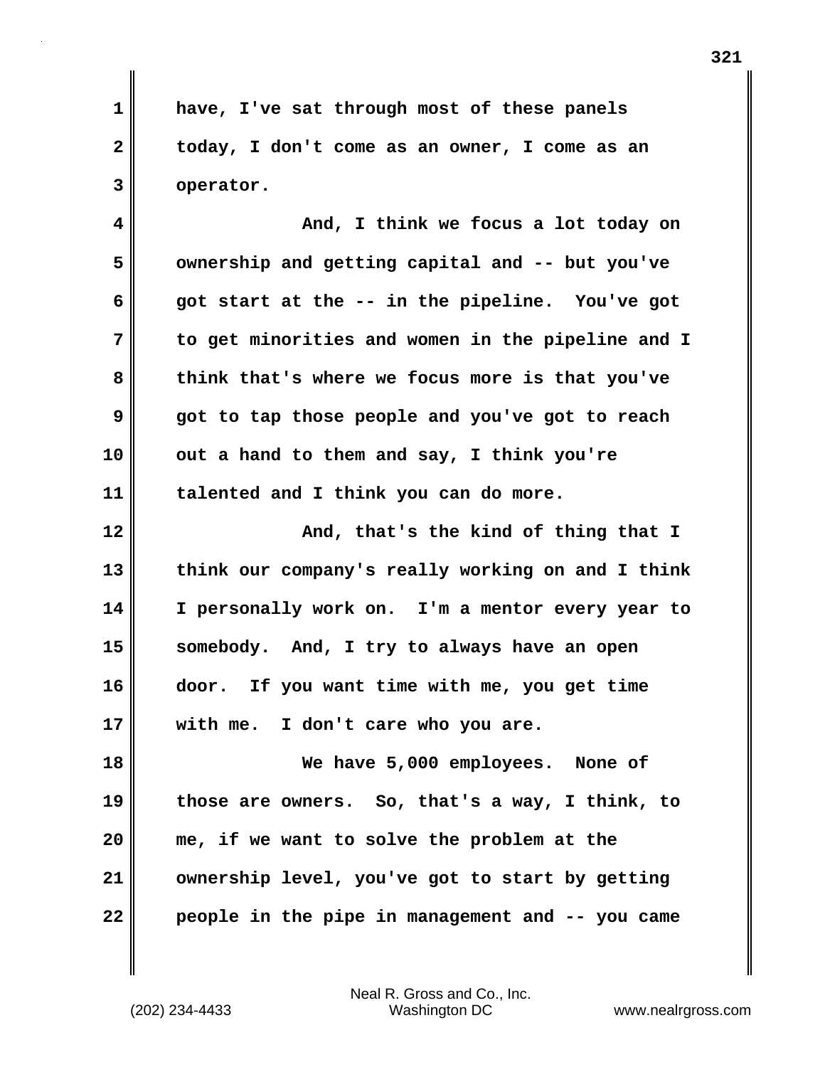have, I've sat through most of these panels today, I don't come as an owner, I come as an operator.

And, I think we focus a lot today on ownership and getting capital and -- but you've got start at the -- in the pipeline. You've got to get minorities and women in the pipeline and I think that's where we focus more is that you've got to tap those people and you've got to reach out a hand to them and say, I think you're talented and I think you can do more.

And, that's the kind of thing that I think our company's really working on and I think I personally work on. I'm a mentor every year to somebody. And, I try to always have an open door. If you want time with me, you get time with me. I don't care who you are.

We have 5,000 employees. None of those are owners. So, that's a way, I think, to me, if we want to solve the problem at the ownership level, you've got to start by getting people in the pipe in management and -- you came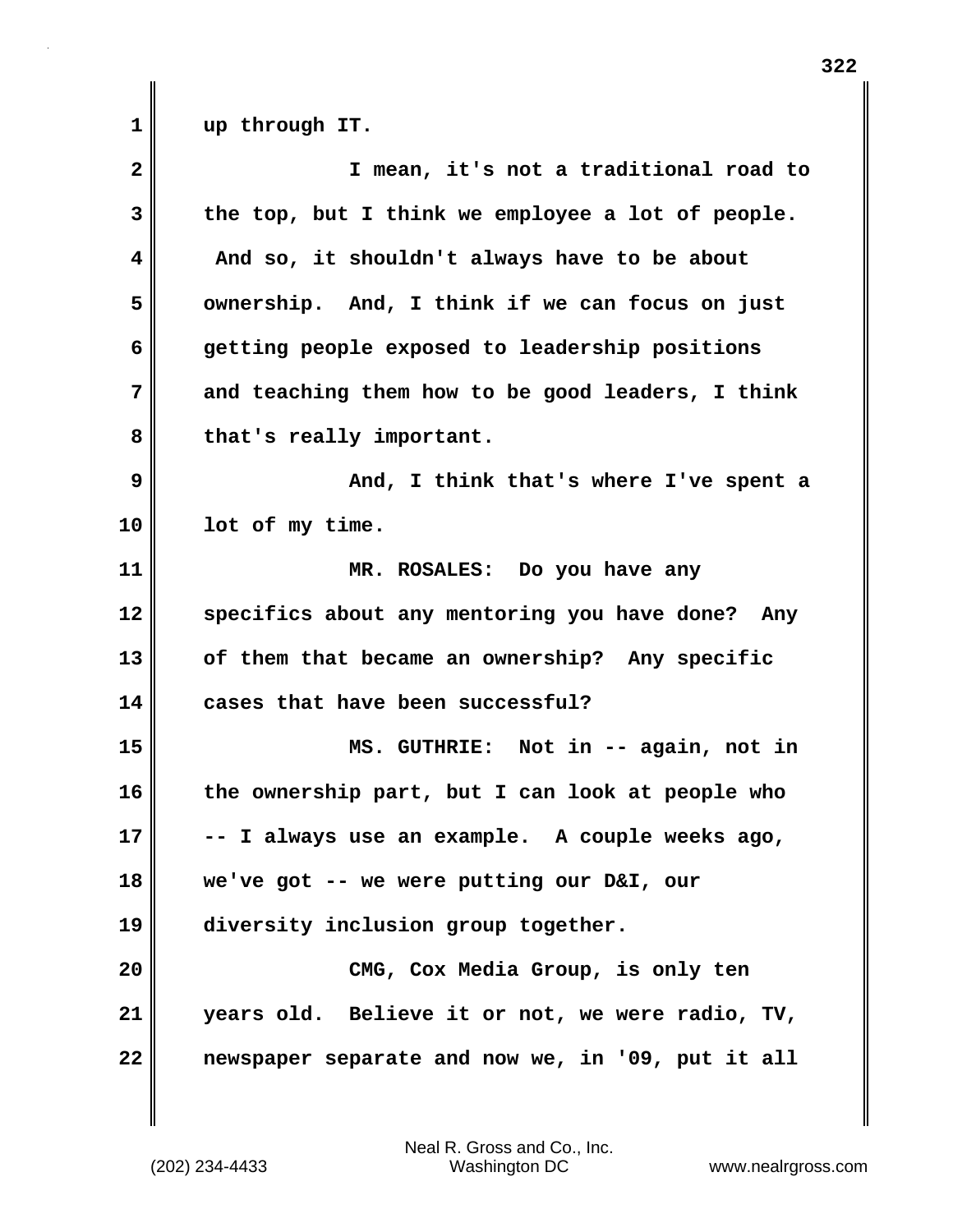up through IT.

I mean, it's not a traditional road to the top, but I think we employee a lot of people. And so, it shouldn't always have to be about ownership. And, I think if we can focus on just getting people exposed to leadership positions and teaching them how to be good leaders, I think that's really important.

And, I think that's where I've spent a lot of my time.

MR. ROSALES: Do you have any specifics about any mentoring you have done? Any of them that became an ownership? Any specific cases that have been successful?

MS. GUTHRIE: Not in -- again, not in the ownership part, but I can look at people who -- I always use an example. A couple weeks ago, we've got -- we were putting our D&I, our diversity inclusion group together.

CMG, Cox Media Group, is only ten years old. Believe it or not, we were radio, TV, newspaper separate and now we, in '09, put it all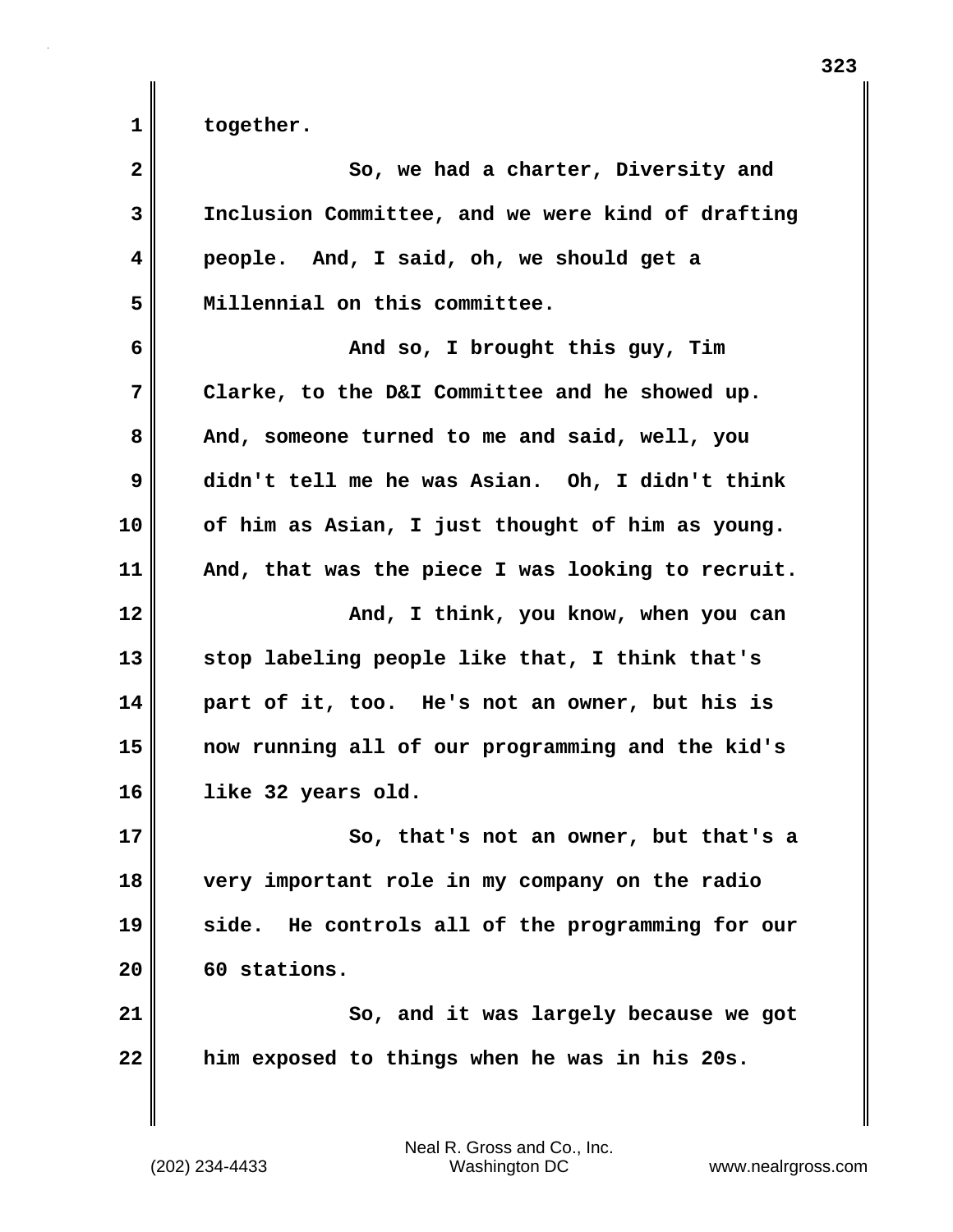together.

So, we had a charter, Diversity and Inclusion Committee, and we were kind of drafting people. And, I said, oh, we should get a Millennial on this committee.

And so, I brought this guy, Tim Clarke, to the D&I Committee and he showed up. And, someone turned to me and said, well, you didn't tell me he was Asian. Oh, I didn't think of him as Asian, I just thought of him as young. And, that was the piece I was looking to recruit.

And, I think, you know, when you can stop labeling people like that, I think that's part of it, too. He's not an owner, but his is now running all of our programming and the kid's like 32 years old.

So, that's not an owner, but that's a very important role in my company on the radio side. He controls all of the programming for our 60 stations.

So, and it was largely because we got him exposed to things when he was in his 20s.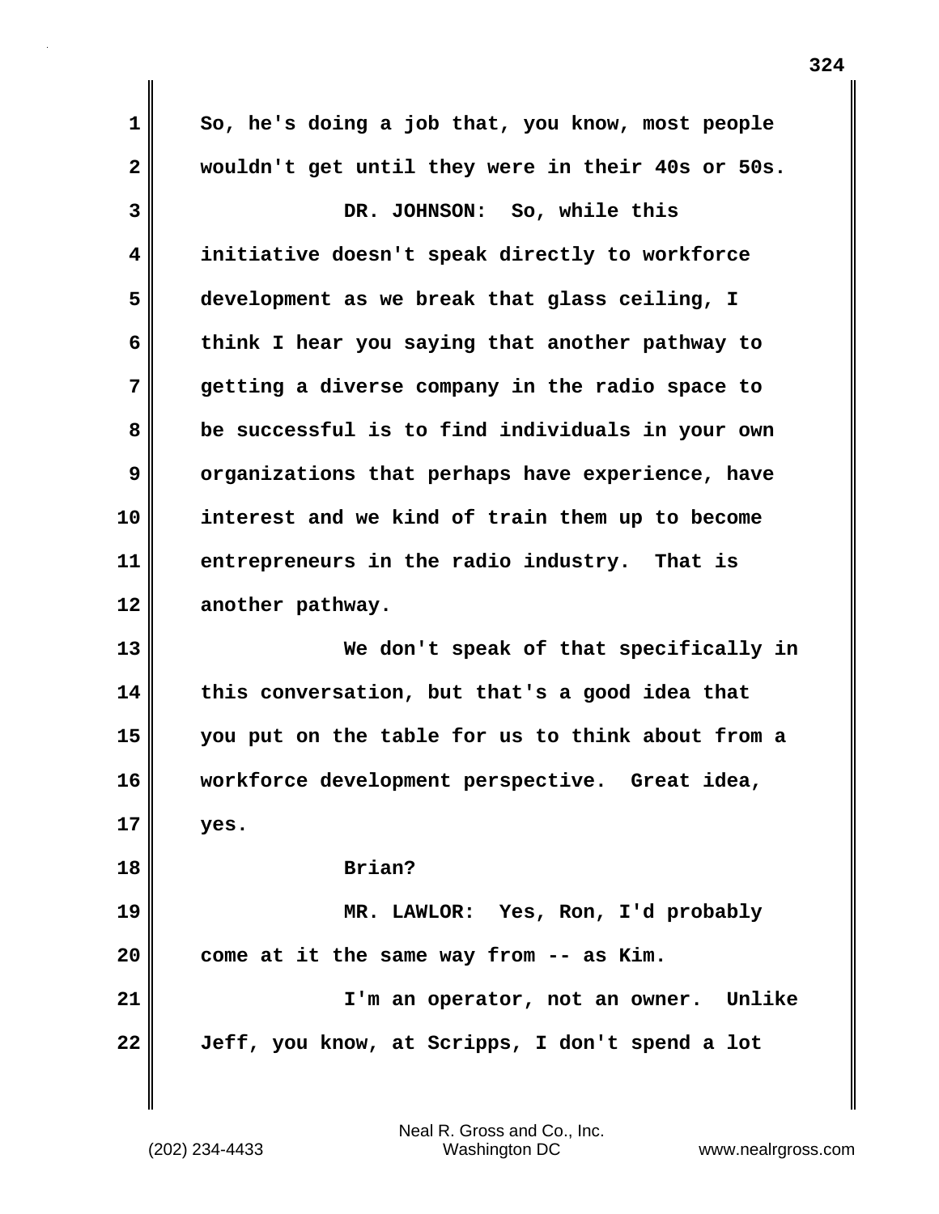So, he's doing a job that, you know, most people wouldn't get until they were in their 40s or 50s.

DR. JOHNSON: So, while this initiative doesn't speak directly to workforce development as we break that glass ceiling, I think I hear you saying that another pathway to getting a diverse company in the radio space to be successful is to find individuals in your own organizations that perhaps have experience, have interest and we kind of train them up to become entrepreneurs in the radio industry. That is another pathway.

We don't speak of that specifically in this conversation, but that's a good idea that you put on the table for us to think about from a workforce development perspective. Great idea, yes.

Brian?

MR. LAWLOR: Yes, Ron, I'd probably come at it the same way from -- as Kim.

I'm an operator, not an owner. Unlike Jeff, you know, at Scripps, I don't spend a lot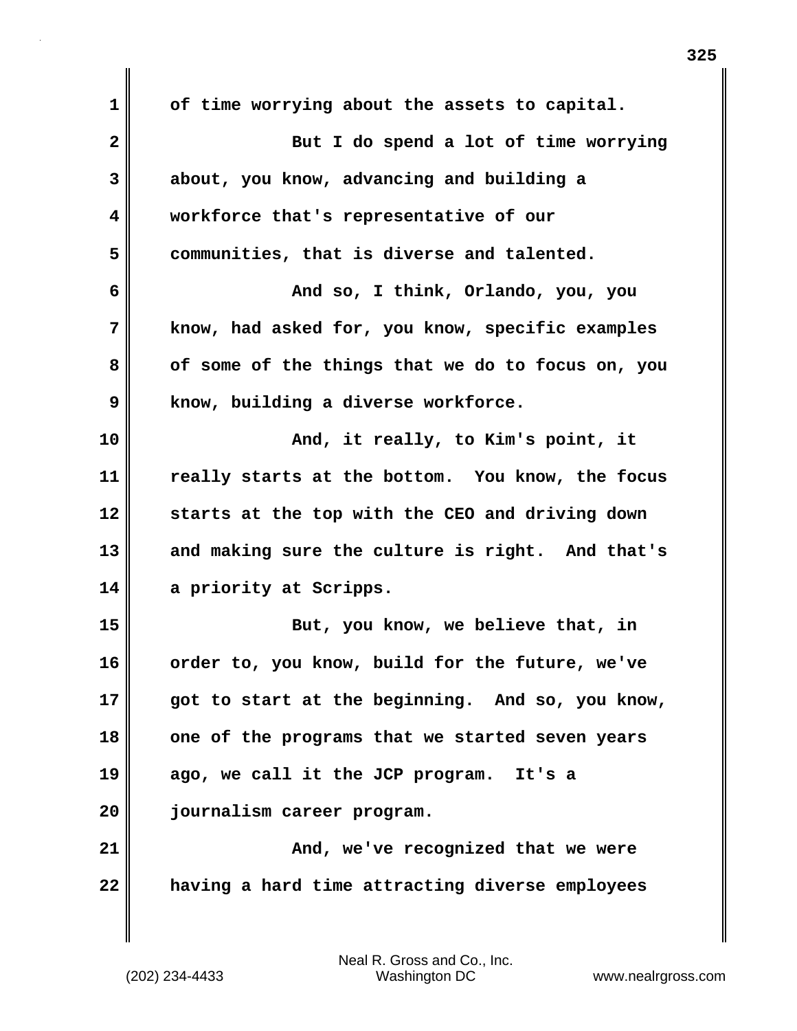of time worrying about the assets to capital.

But I do spend a lot of time worrying about, you know, advancing and building a workforce that's representative of our communities, that is diverse and talented.

And so, I think, Orlando, you, you know, had asked for, you know, specific examples of some of the things that we do to focus on, you know, building a diverse workforce.

And, it really, to Kim's point, it really starts at the bottom. You know, the focus starts at the top with the CEO and driving down and making sure the culture is right. And that's a priority at Scripps.

But, you know, we believe that, in order to, you know, build for the future, we've got to start at the beginning. And so, you know, one of the programs that we started seven years ago, we call it the JCP program. It's a journalism career program.

And, we've recognized that we were having a hard time attracting diverse employees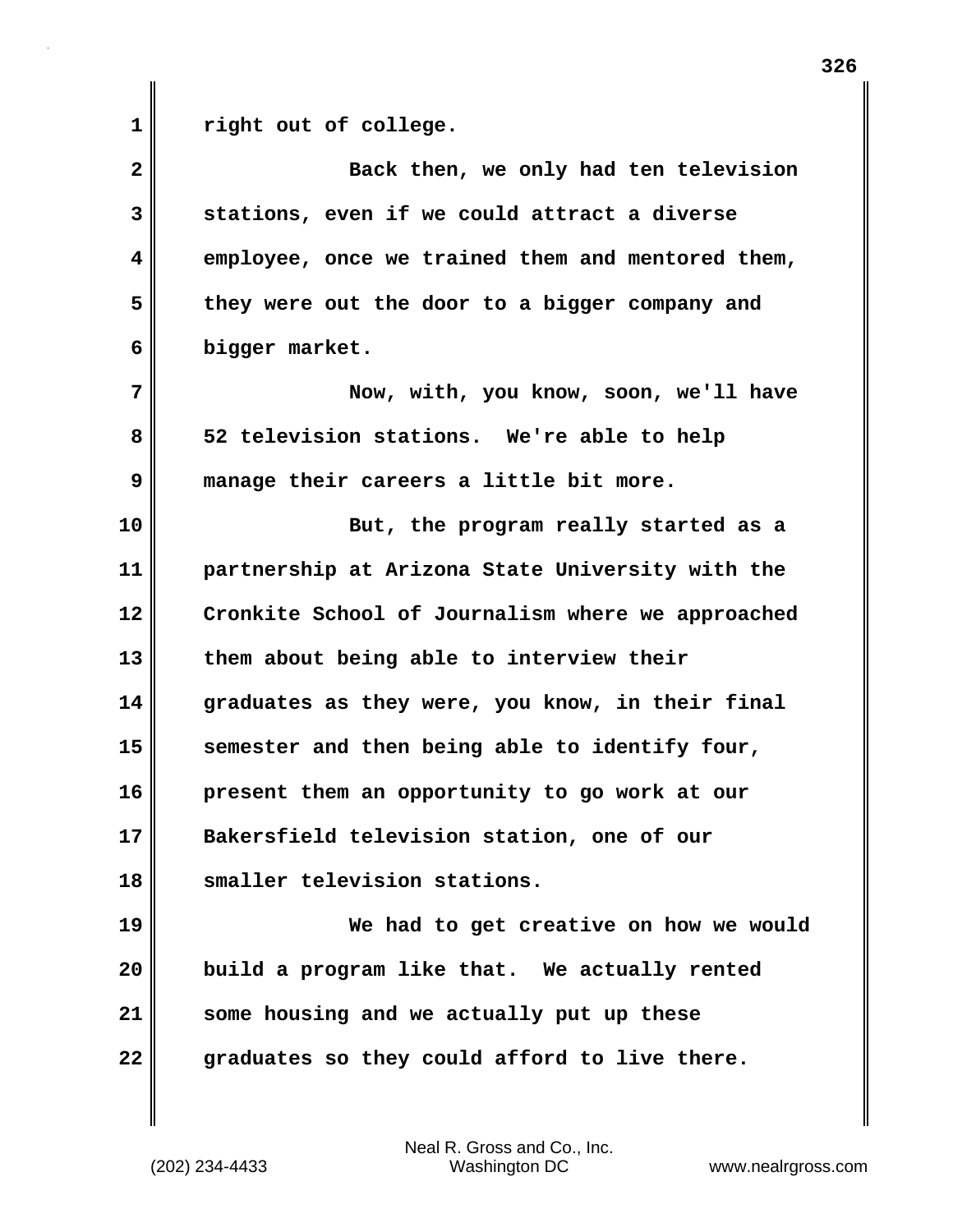right out of college.

Back then, we only had ten television stations, even if we could attract a diverse employee, once we trained them and mentored them, they were out the door to a bigger company and bigger market.

Now, with, you know, soon, we'll have 52 television stations. We're able to help manage their careers a little bit more.

But, the program really started as a partnership at Arizona State University with the Cronkite School of Journalism where we approached them about being able to interview their graduates as they were, you know, in their final semester and then being able to identify four, present them an opportunity to go work at our Bakersfield television station, one of our smaller television stations.

We had to get creative on how we would build a program like that. We actually rented some housing and we actually put up these graduates so they could afford to live there.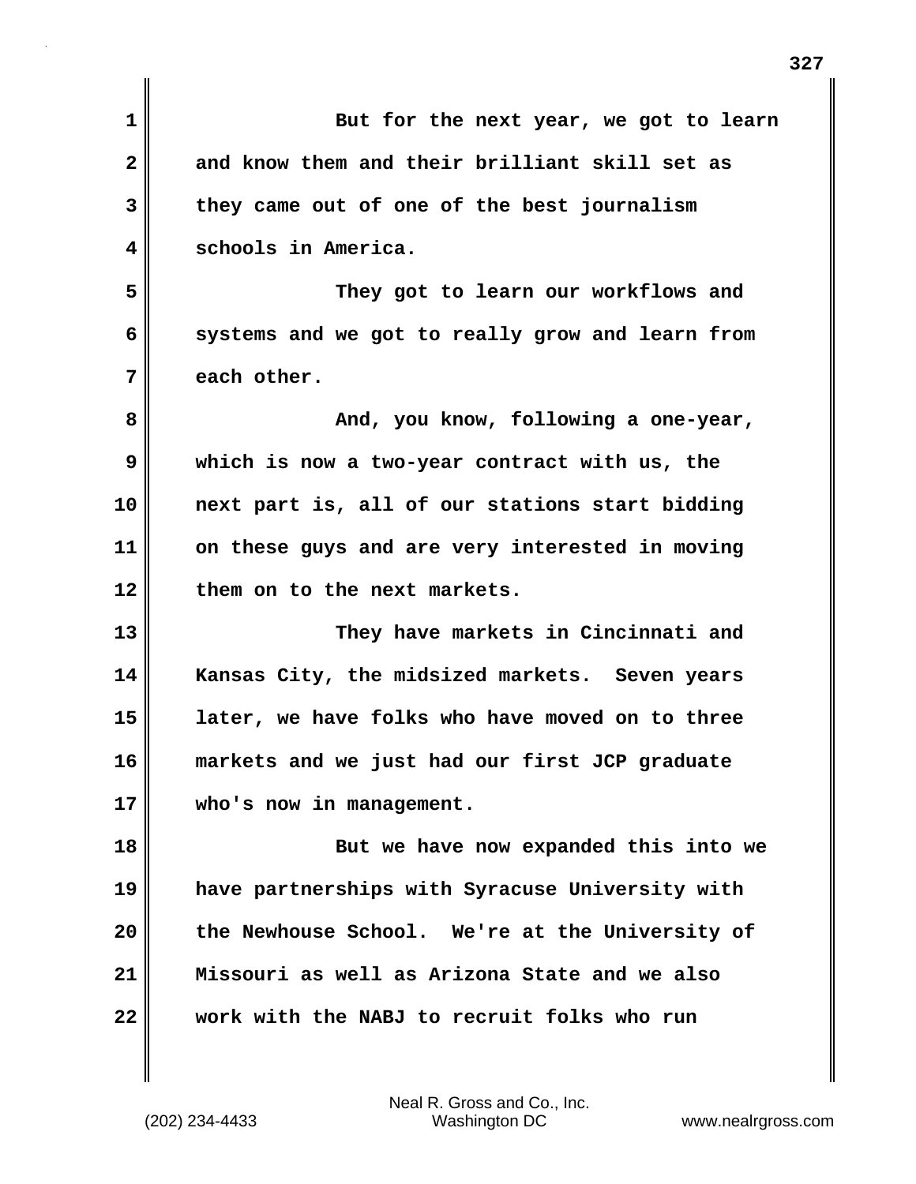But for the next year, we got to learn and know them and their brilliant skill set as they came out of one of the best journalism schools in America.

They got to learn our workflows and systems and we got to really grow and learn from each other.

And, you know, following a one-year, which is now a two-year contract with us, the next part is, all of our stations start bidding on these guys and are very interested in moving them on to the next markets.

They have markets in Cincinnati and Kansas City, the midsized markets. Seven years later, we have folks who have moved on to three markets and we just had our first JCP graduate who's now in management.

But we have now expanded this into we have partnerships with Syracuse University with the Newhouse School. We're at the University of Missouri as well as Arizona State and we also work with the NABJ to recruit folks who run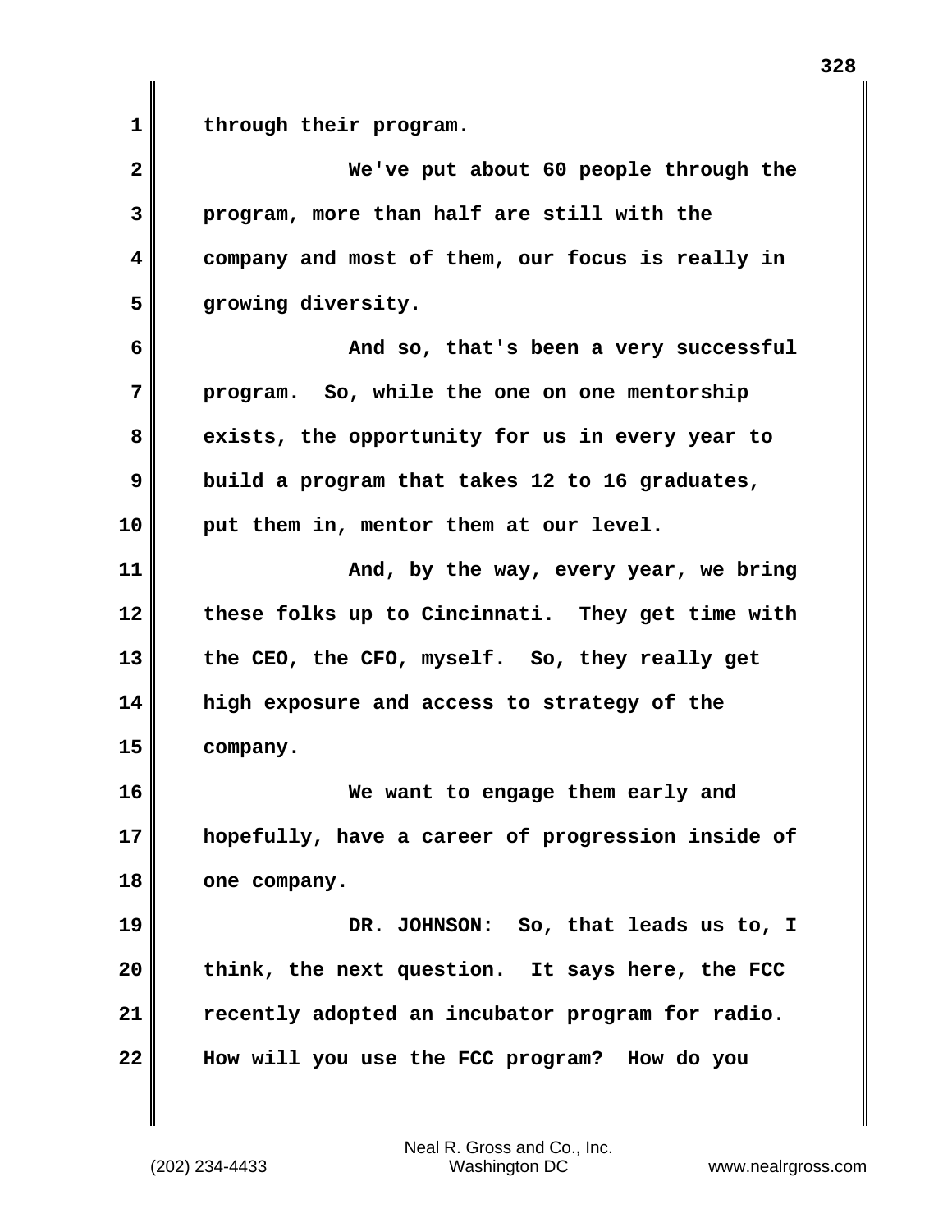through their program.

We've put about 60 people through the program, more than half are still with the company and most of them, our focus is really in growing diversity.

And so, that's been a very successful program. So, while the one on one mentorship exists, the opportunity for us in every year to build a program that takes 12 to 16 graduates, put them in, mentor them at our level.

And, by the way, every year, we bring these folks up to Cincinnati. They get time with the CEO, the CFO, myself. So, they really get high exposure and access to strategy of the company.

We want to engage them early and hopefully, have a career of progression inside of one company.

DR. JOHNSON: So, that leads us to, I think, the next question. It says here, the FCC recently adopted an incubator program for radio. How will you use the FCC program? How do you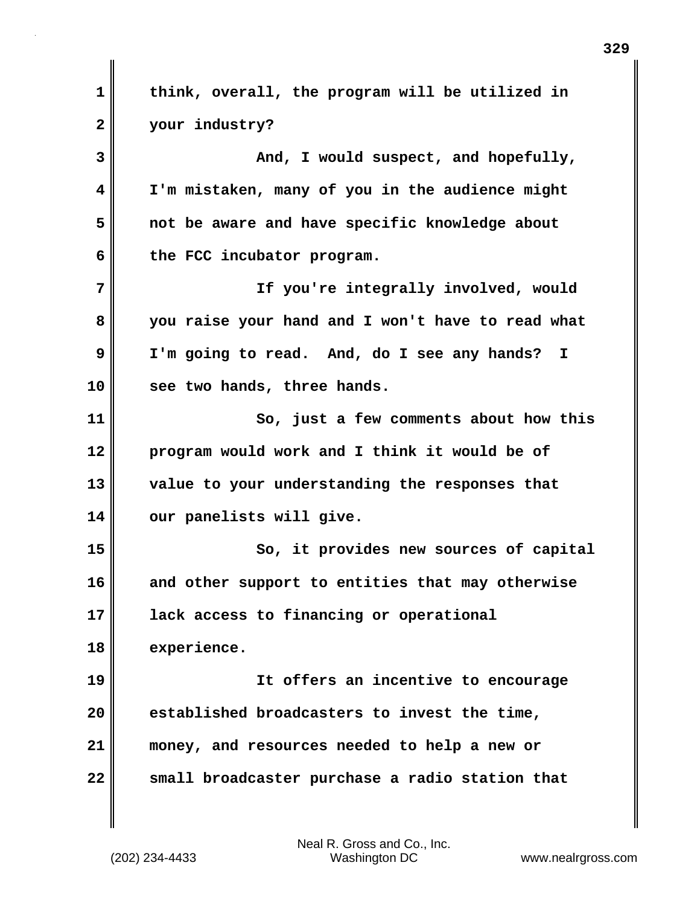think, overall, the program will be utilized in your industry?

And, I would suspect, and hopefully, I'm mistaken, many of you in the audience might not be aware and have specific knowledge about the FCC incubator program.

If you're integrally involved, would you raise your hand and I won't have to read what I'm going to read. And, do I see any hands? I see two hands, three hands.

So, just a few comments about how this program would work and I think it would be of value to your understanding the responses that our panelists will give.

So, it provides new sources of capital and other support to entities that may otherwise lack access to financing or operational experience.

It offers an incentive to encourage established broadcasters to invest the time, money, and resources needed to help a new or small broadcaster purchase a radio station that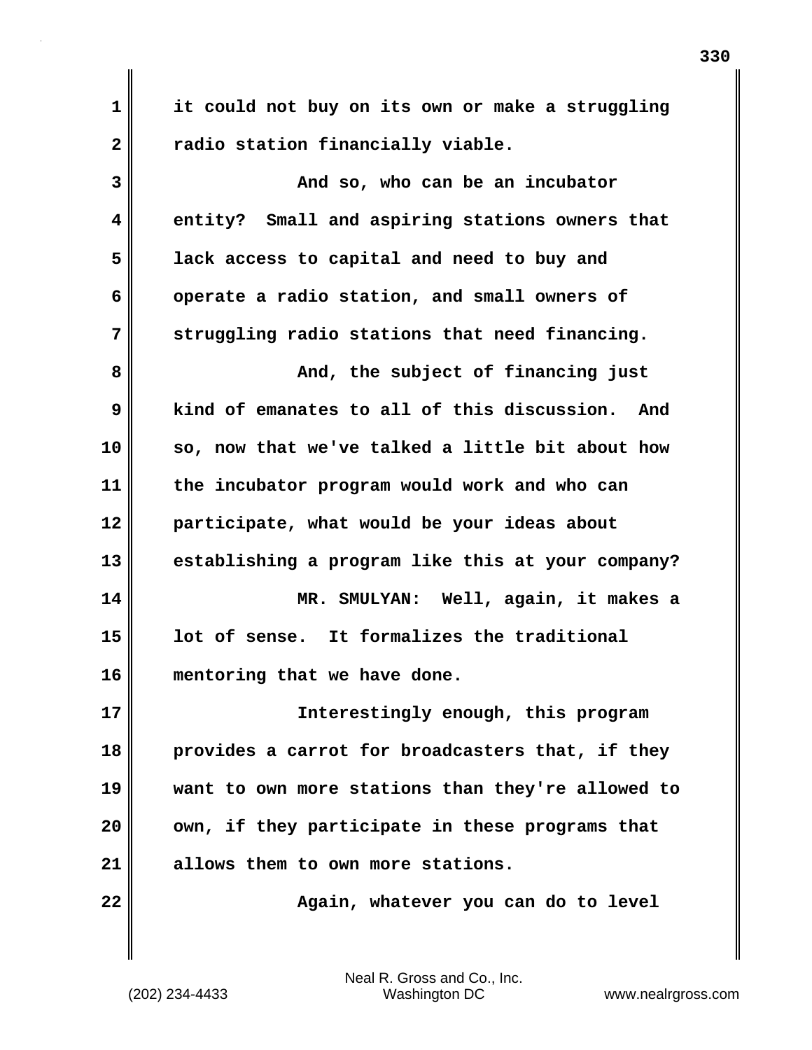it could not buy on its own or make a struggling radio station financially viable.

And so, who can be an incubator entity? Small and aspiring stations owners that lack access to capital and need to buy and operate a radio station, and small owners of struggling radio stations that need financing.

And, the subject of financing just kind of emanates to all of this discussion. And so, now that we've talked a little bit about how the incubator program would work and who can participate, what would be your ideas about establishing a program like this at your company?

MR. SMULYAN: Well, again, it makes a lot of sense. It formalizes the traditional mentoring that we have done.

Interestingly enough, this program provides a carrot for broadcasters that, if they want to own more stations than they're allowed to own, if they participate in these programs that allows them to own more stations.

Again, whatever you can do to level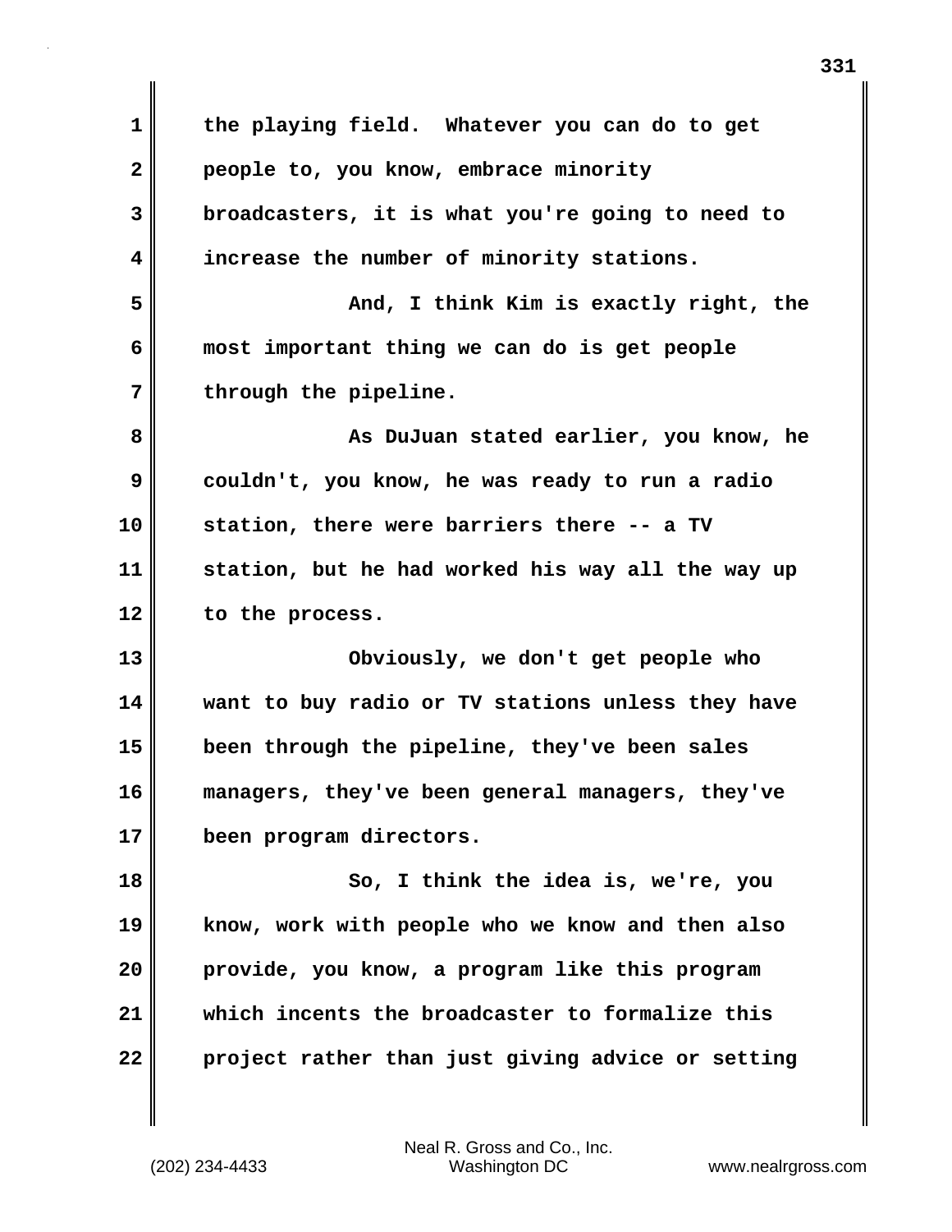the playing field. Whatever you can do to get people to, you know, embrace minority broadcasters, it is what you're going to need to increase the number of minority stations.

And, I think Kim is exactly right, the most important thing we can do is get people through the pipeline.

As DuJuan stated earlier, you know, he couldn't, you know, he was ready to run a radio station, there were barriers there -- a TV station, but he had worked his way all the way up to the process.

Obviously, we don't get people who want to buy radio or TV stations unless they have been through the pipeline, they've been sales managers, they've been general managers, they've been program directors.

So, I think the idea is, we're, you know, work with people who we know and then also provide, you know, a program like this program which incents the broadcaster to formalize this project rather than just giving advice or setting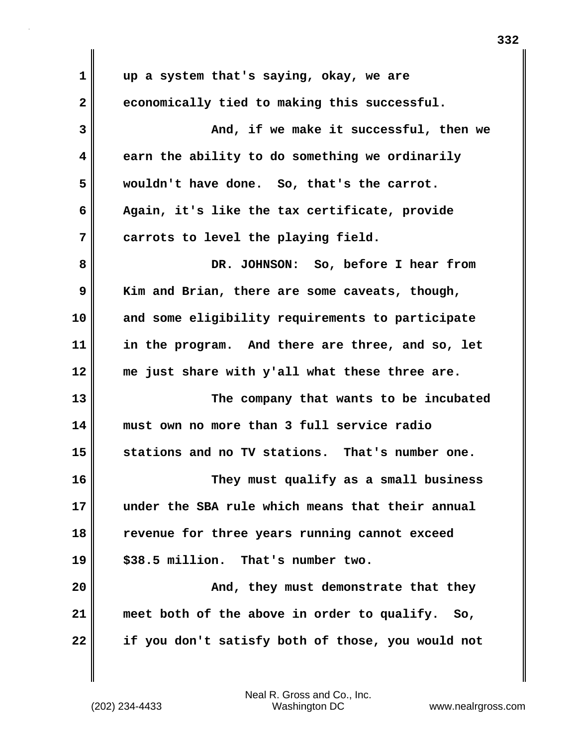up a system that's saying, okay, we are economically tied to making this successful.

And, if we make it successful, then we earn the ability to do something we ordinarily wouldn't have done. So, that's the carrot. Again, it's like the tax certificate, provide carrots to level the playing field.

DR. JOHNSON: So, before I hear from Kim and Brian, there are some caveats, though, and some eligibility requirements to participate in the program. And there are three, and so, let me just share with y'all what these three are.

The company that wants to be incubated must own no more than 3 full service radio stations and no TV stations. That's number one.

They must qualify as a small business under the SBA rule which means that their annual revenue for three years running cannot exceed $38.5 million. That's number two.

And, they must demonstrate that they meet both of the above in order to qualify. So, if you don't satisfy both of those, you would not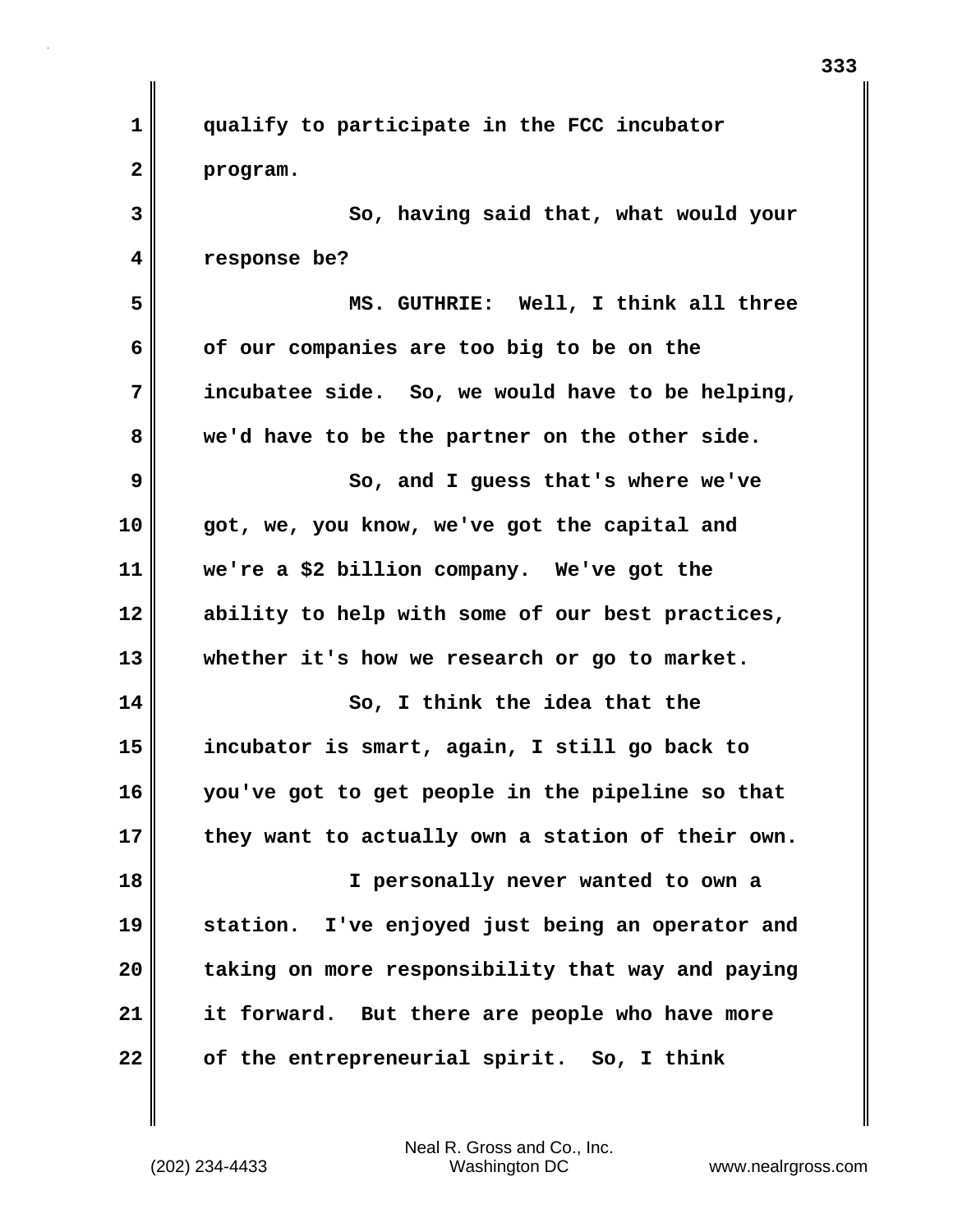qualify to participate in the FCC incubator program.

So, having said that, what would your response be?

MS. GUTHRIE: Well, I think all three of our companies are too big to be on the incubatee side. So, we would have to be helping, we'd have to be the partner on the other side.

So, and I guess that's where we've got, we, you know, we've got the capital and we're a $2 billion company. We've got the ability to help with some of our best practices, whether it's how we research or go to market.

So, I think the idea that the incubator is smart, again, I still go back to you've got to get people in the pipeline so that they want to actually own a station of their own.

I personally never wanted to own a station. I've enjoyed just being an operator and taking on more responsibility that way and paying it forward. But there are people who have more of the entrepreneurial spirit. So, I think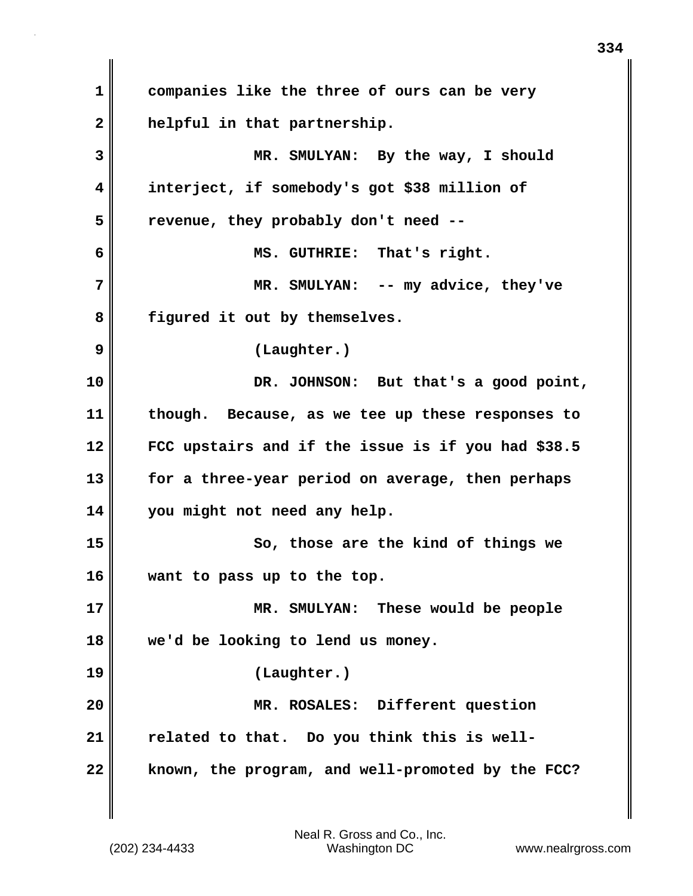companies like the three of ours can be very helpful in that partnership.

MR. SMULYAN: By the way, I should interject, if somebody's got $38 million of revenue, they probably don't need --

MS. GUTHRIE: That's right.

MR. SMULYAN: -- my advice, they've figured it out by themselves.

(Laughter.)

DR. JOHNSON: But that's a good point, though. Because, as we tee up these responses to FCC upstairs and if the issue is if you had $38.5 for a three-year period on average, then perhaps you might not need any help.

So, those are the kind of things we want to pass up to the top.

MR. SMULYAN: These would be people we'd be looking to lend us money.

(Laughter.)

MR. ROSALES: Different question related to that. Do you think this is well-known, the program, and well-promoted by the FCC?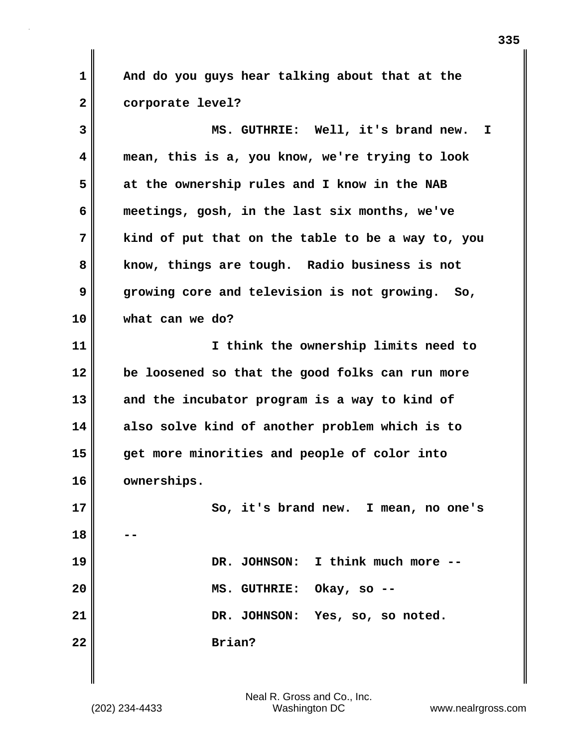And do you guys hear talking about that at the corporate level?

MS. GUTHRIE: Well, it's brand new. I mean, this is a, you know, we're trying to look at the ownership rules and I know in the NAB meetings, gosh, in the last six months, we've kind of put that on the table to be a way to, you know, things are tough. Radio business is not growing core and television is not growing. So, what can we do?

I think the ownership limits need to be loosened so that the good folks can run more and the incubator program is a way to kind of also solve kind of another problem which is to get more minorities and people of color into ownerships.

So, it's brand new. I mean, no one's --

DR. JOHNSON: I think much more --

MS. GUTHRIE: Okay, so --

DR. JOHNSON: Yes, so, so noted.

Brian?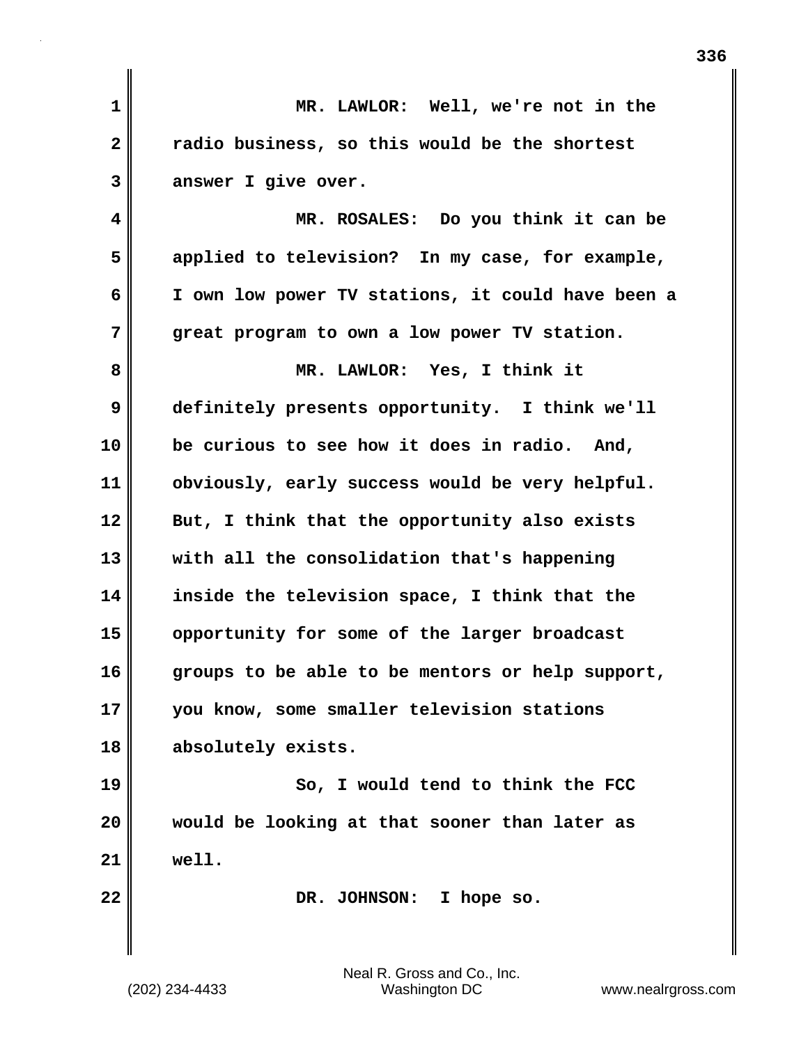MR. LAWLOR: Well, we're not in the radio business, so this would be the shortest answer I give over.

MR. ROSALES: Do you think it can be applied to television? In my case, for example, I own low power TV stations, it could have been a great program to own a low power TV station.

MR. LAWLOR: Yes, I think it definitely presents opportunity. I think we'll be curious to see how it does in radio. And, obviously, early success would be very helpful. But, I think that the opportunity also exists with all the consolidation that's happening inside the television space, I think that the opportunity for some of the larger broadcast groups to be able to be mentors or help support, you know, some smaller television stations absolutely exists.

So, I would tend to think the FCC would be looking at that sooner than later as well.

DR. JOHNSON: I hope so.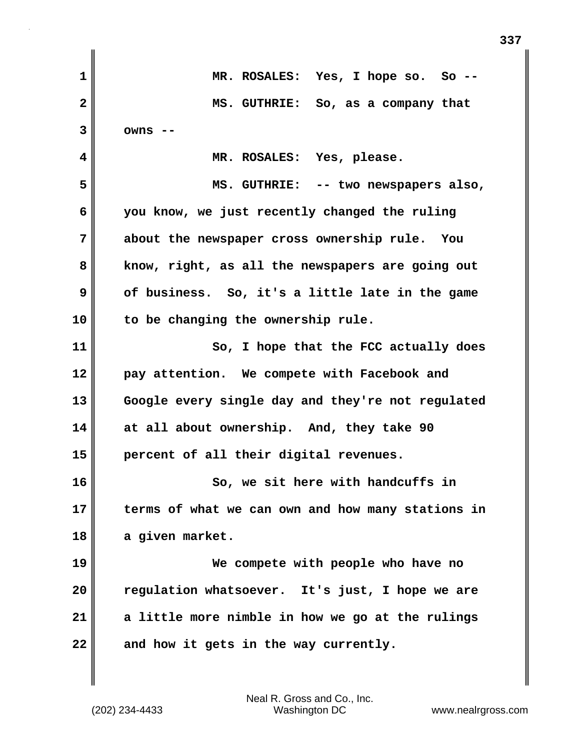MR. ROSALES: Yes, I hope so. So --

MS. GUTHRIE: So, as a company that owns --

MR. ROSALES: Yes, please.

MS. GUTHRIE: -- two newspapers also, you know, we just recently changed the ruling about the newspaper cross ownership rule. You know, right, as all the newspapers are going out of business. So, it's a little late in the game to be changing the ownership rule.

So, I hope that the FCC actually does pay attention. We compete with Facebook and Google every single day and they're not regulated at all about ownership. And, they take 90 percent of all their digital revenues.

So, we sit here with handcuffs in terms of what we can own and how many stations in a given market.

We compete with people who have no regulation whatsoever. It's just, I hope we are a little more nimble in how we go at the rulings and how it gets in the way currently.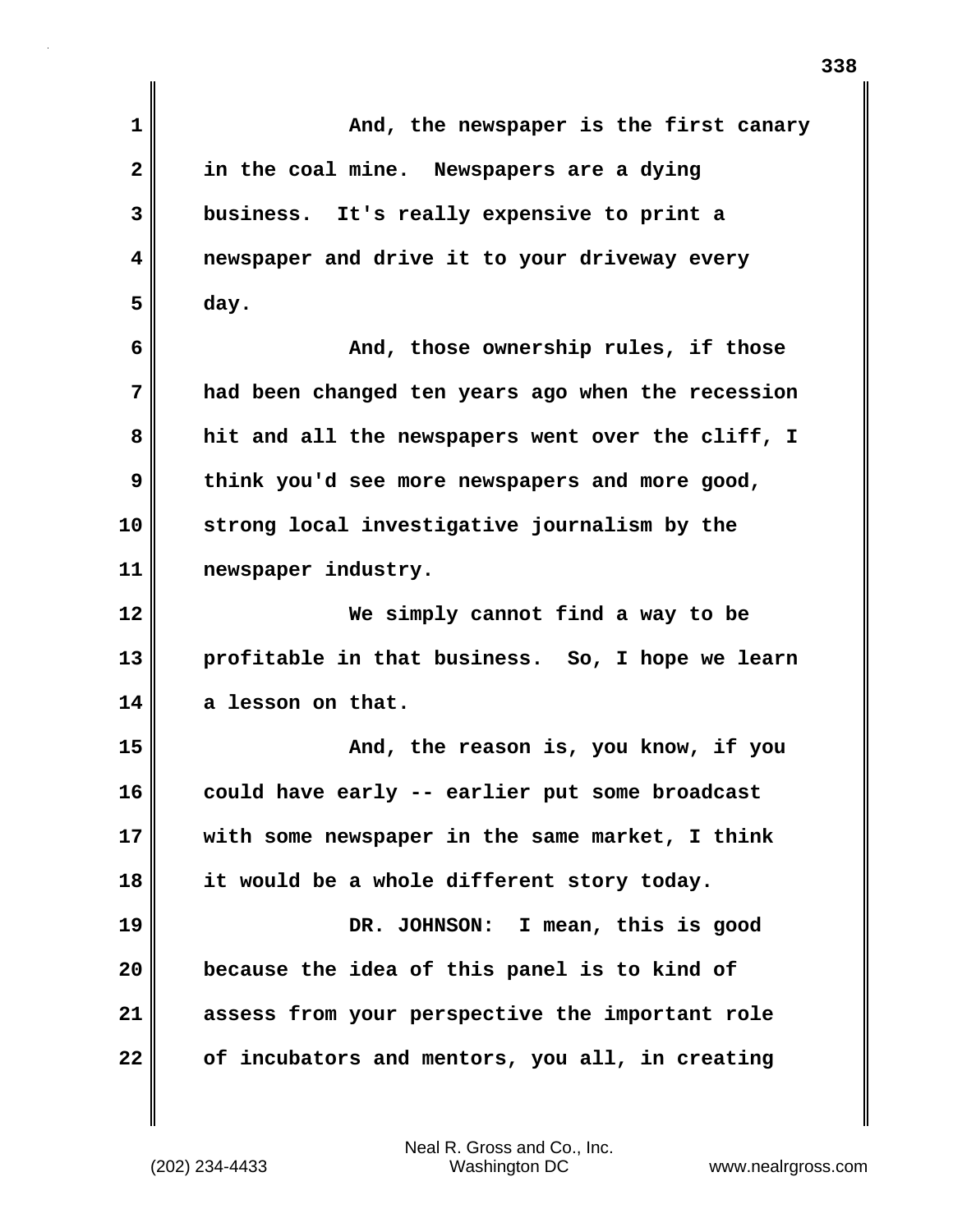And, the newspaper is the first canary in the coal mine. Newspapers are a dying business. It's really expensive to print a newspaper and drive it to your driveway every day.

And, those ownership rules, if those had been changed ten years ago when the recession hit and all the newspapers went over the cliff, I think you'd see more newspapers and more good, strong local investigative journalism by the newspaper industry.

We simply cannot find a way to be profitable in that business. So, I hope we learn a lesson on that.

And, the reason is, you know, if you could have early -- earlier put some broadcast with some newspaper in the same market, I think it would be a whole different story today.

DR. JOHNSON: I mean, this is good because the idea of this panel is to kind of assess from your perspective the important role of incubators and mentors, you all, in creating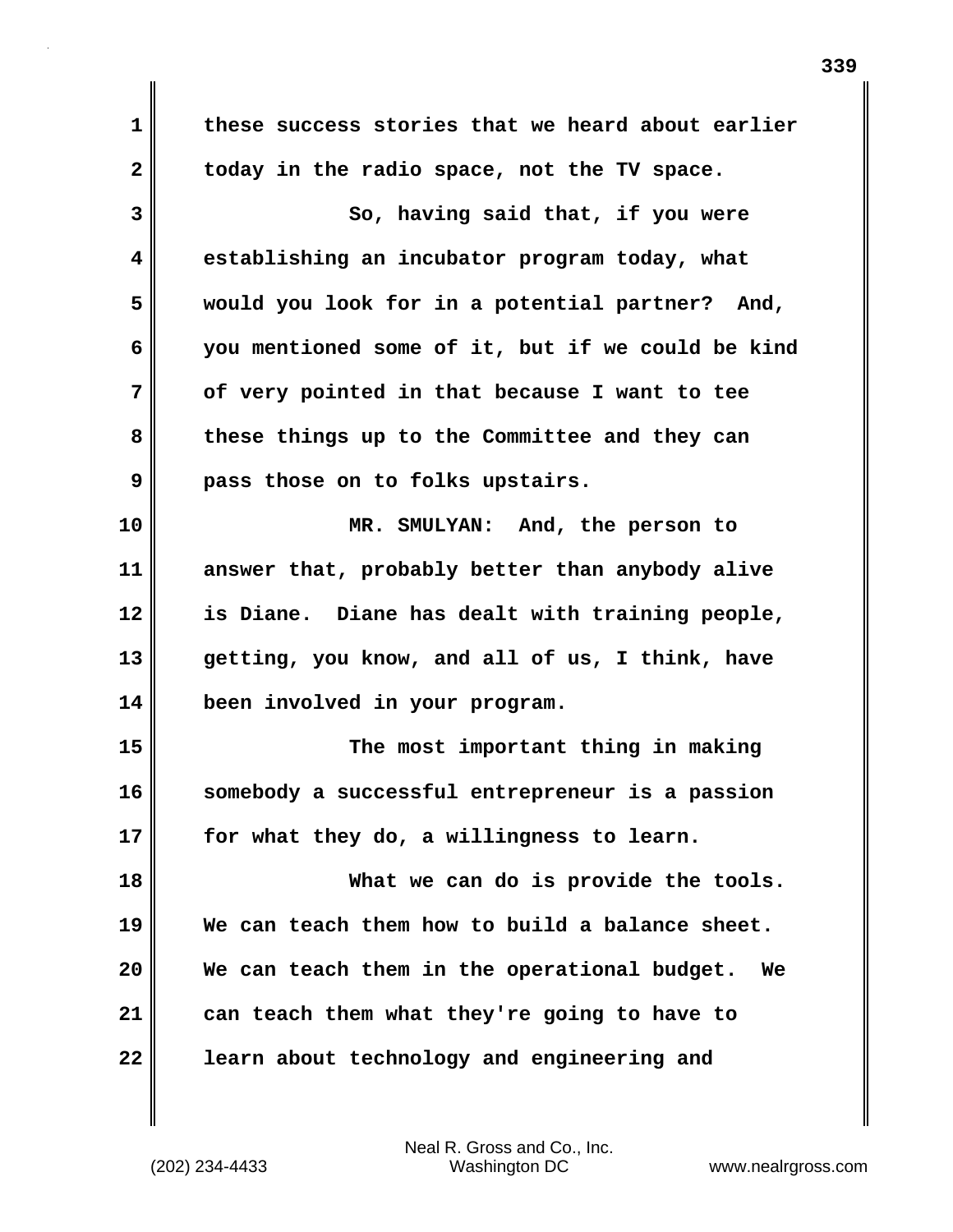these success stories that we heard about earlier today in the radio space, not the TV space.

So, having said that, if you were establishing an incubator program today, what would you look for in a potential partner? And, you mentioned some of it, but if we could be kind of very pointed in that because I want to tee these things up to the Committee and they can pass those on to folks upstairs.

MR. SMULYAN: And, the person to answer that, probably better than anybody alive is Diane. Diane has dealt with training people, getting, you know, and all of us, I think, have been involved in your program.

The most important thing in making somebody a successful entrepreneur is a passion for what they do, a willingness to learn.

What we can do is provide the tools. We can teach them how to build a balance sheet. We can teach them in the operational budget. We can teach them what they're going to have to learn about technology and engineering and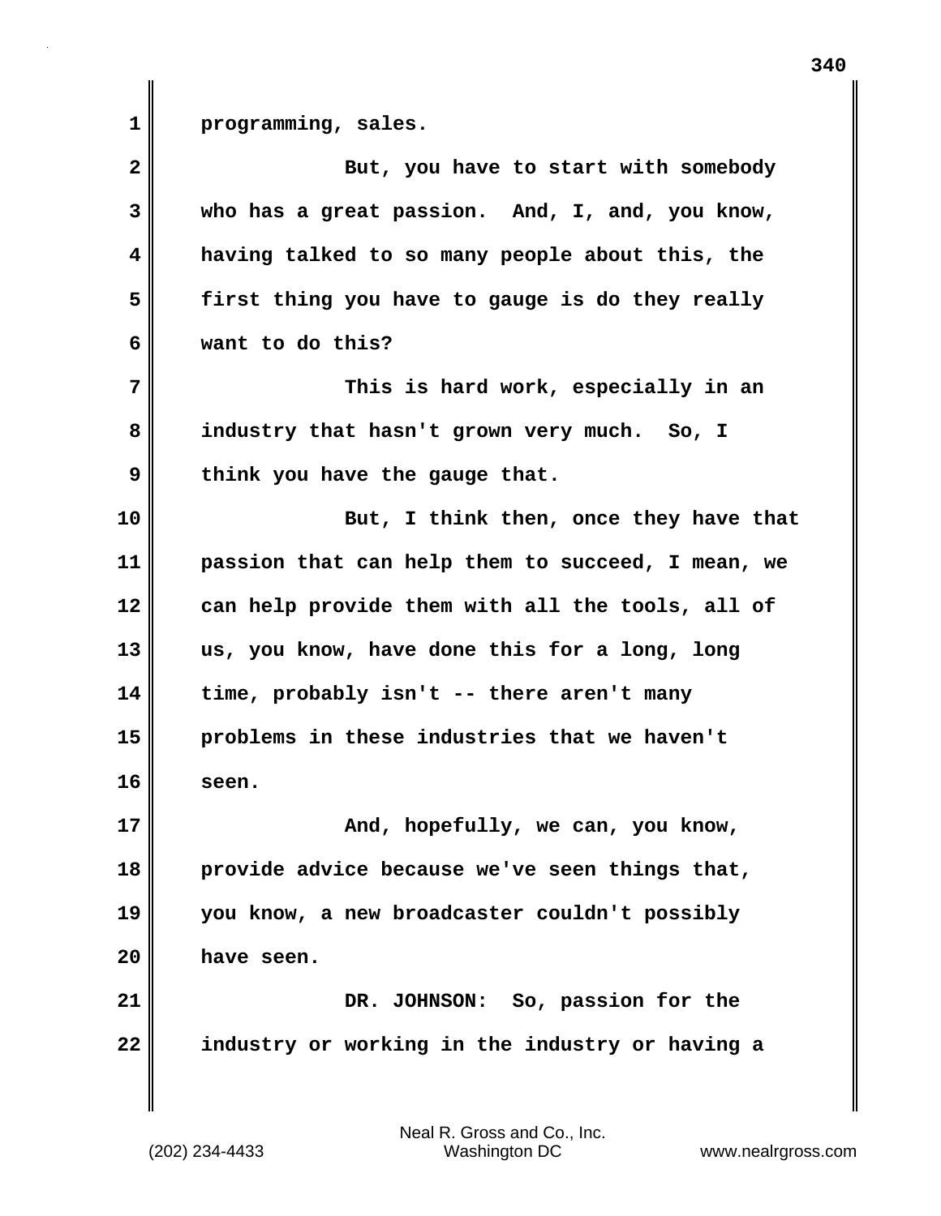programming, sales.

But, you have to start with somebody who has a great passion. And, I, and, you know, having talked to so many people about this, the first thing you have to gauge is do they really want to do this?

This is hard work, especially in an industry that hasn't grown very much. So, I think you have the gauge that.

But, I think then, once they have that passion that can help them to succeed, I mean, we can help provide them with all the tools, all of us, you know, have done this for a long, long time, probably isn't -- there aren't many problems in these industries that we haven't seen.

And, hopefully, we can, you know, provide advice because we've seen things that, you know, a new broadcaster couldn't possibly have seen.

DR. JOHNSON: So, passion for the industry or working in the industry or having a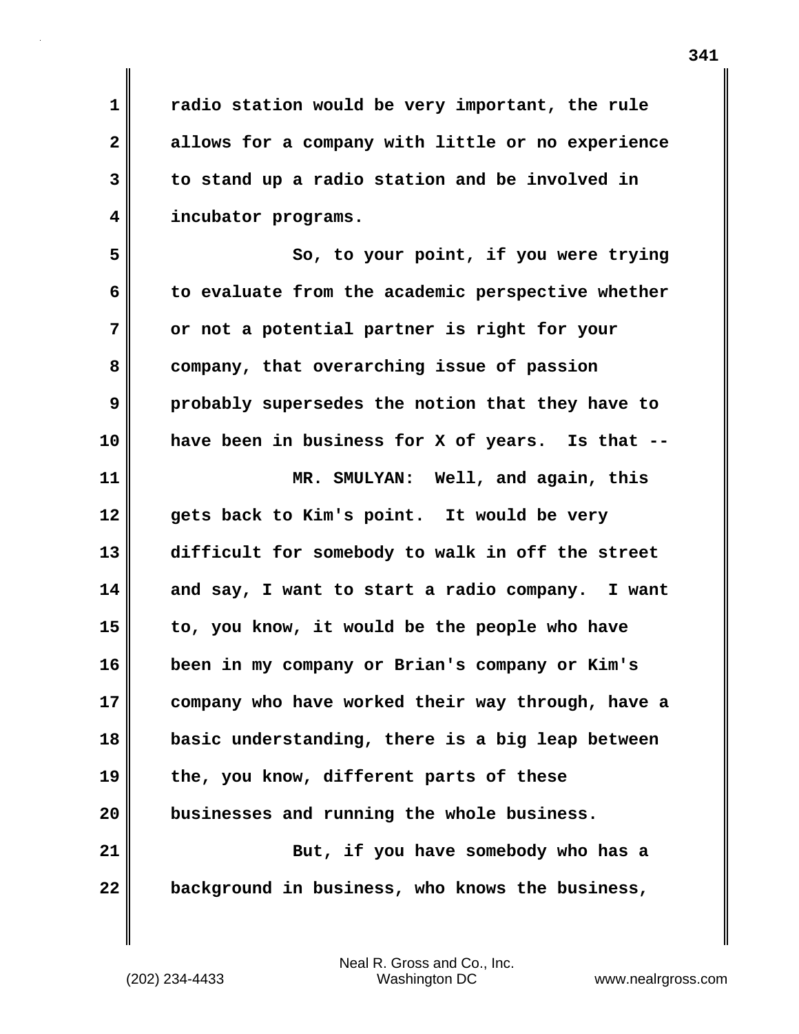radio station would be very important, the rule allows for a company with little or no experience to stand up a radio station and be involved in incubator programs.

So, to your point, if you were trying to evaluate from the academic perspective whether or not a potential partner is right for your company, that overarching issue of passion probably supersedes the notion that they have to have been in business for X of years. Is that --

MR. SMULYAN: Well, and again, this gets back to Kim's point. It would be very difficult for somebody to walk in off the street and say, I want to start a radio company. I want to, you know, it would be the people who have been in my company or Brian's company or Kim's company who have worked their way through, have a basic understanding, there is a big leap between the, you know, different parts of these businesses and running the whole business.

But, if you have somebody who has a background in business, who knows the business,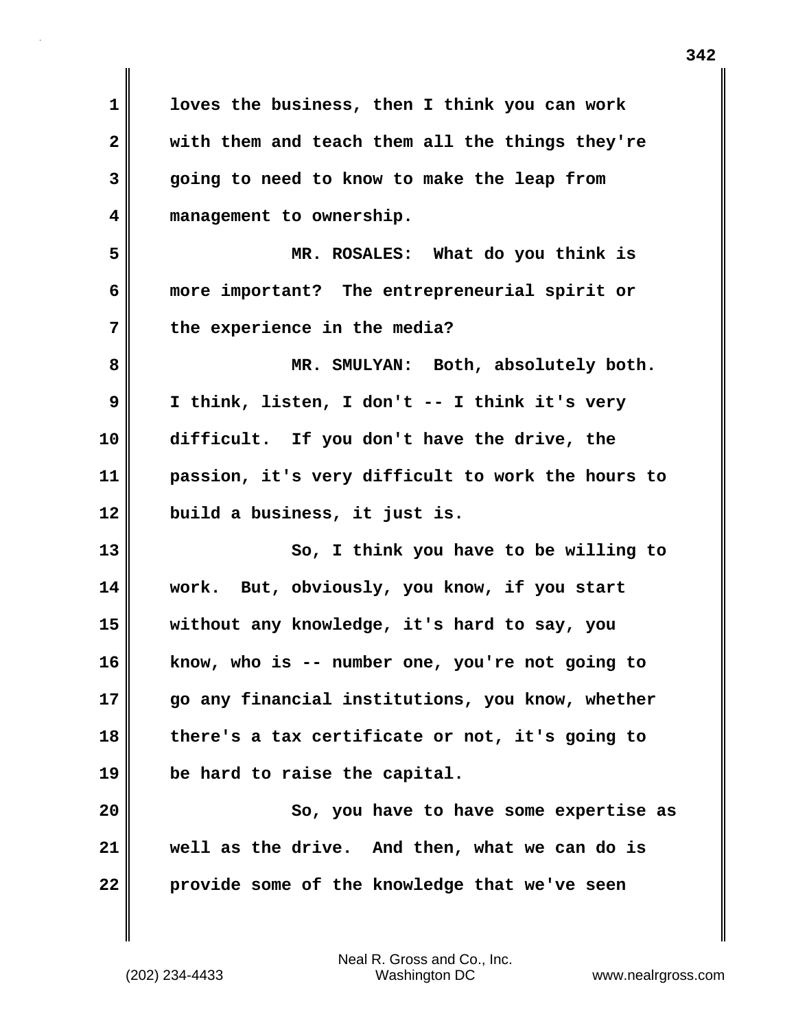loves the business, then I think you can work with them and teach them all the things they're going to need to know to make the leap from management to ownership.

MR. ROSALES: What do you think is more important? The entrepreneurial spirit or the experience in the media?

MR. SMULYAN: Both, absolutely both. I think, listen, I don't -- I think it's very difficult. If you don't have the drive, the passion, it's very difficult to work the hours to build a business, it just is.

So, I think you have to be willing to work. But, obviously, you know, if you start without any knowledge, it's hard to say, you know, who is -- number one, you're not going to go any financial institutions, you know, whether there's a tax certificate or not, it's going to be hard to raise the capital.

So, you have to have some expertise as well as the drive. And then, what we can do is provide some of the knowledge that we've seen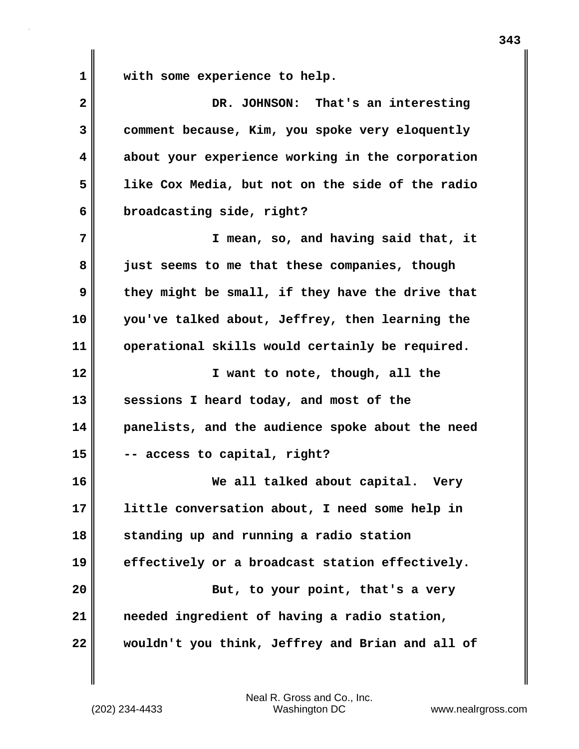with some experience to help.

DR. JOHNSON: That's an interesting comment because, Kim, you spoke very eloquently about your experience working in the corporation like Cox Media, but not on the side of the radio broadcasting side, right?

I mean, so, and having said that, it just seems to me that these companies, though they might be small, if they have the drive that you've talked about, Jeffrey, then learning the operational skills would certainly be required.

I want to note, though, all the sessions I heard today, and most of the panelists, and the audience spoke about the need -- access to capital, right?

We all talked about capital. Very little conversation about, I need some help in standing up and running a radio station effectively or a broadcast station effectively.

But, to your point, that's a very needed ingredient of having a radio station, wouldn't you think, Jeffrey and Brian and all of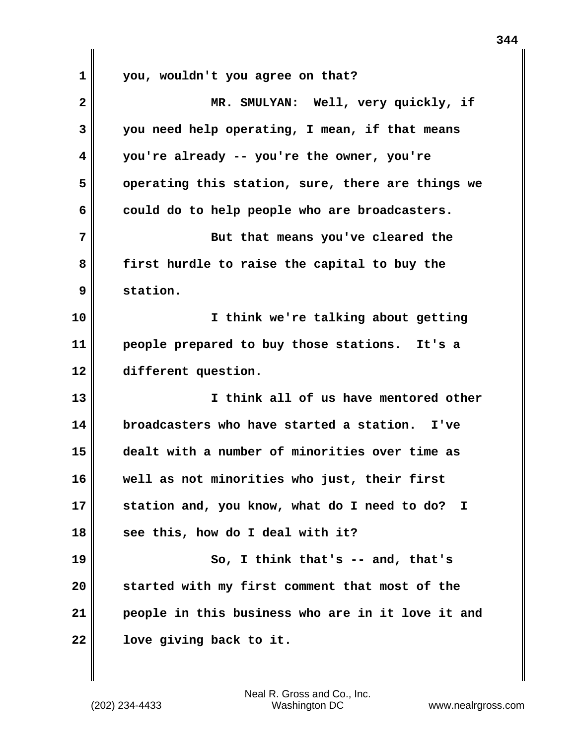you, wouldn't you agree on that?

MR. SMULYAN: Well, very quickly, if you need help operating, I mean, if that means you're already -- you're the owner, you're operating this station, sure, there are things we could do to help people who are broadcasters.

But that means you've cleared the first hurdle to raise the capital to buy the station.

I think we're talking about getting people prepared to buy those stations. It's a different question.

I think all of us have mentored other broadcasters who have started a station. I've dealt with a number of minorities over time as well as not minorities who just, their first station and, you know, what do I need to do? I see this, how do I deal with it?

So, I think that's -- and, that's started with my first comment that most of the people in this business who are in it love it and love giving back to it.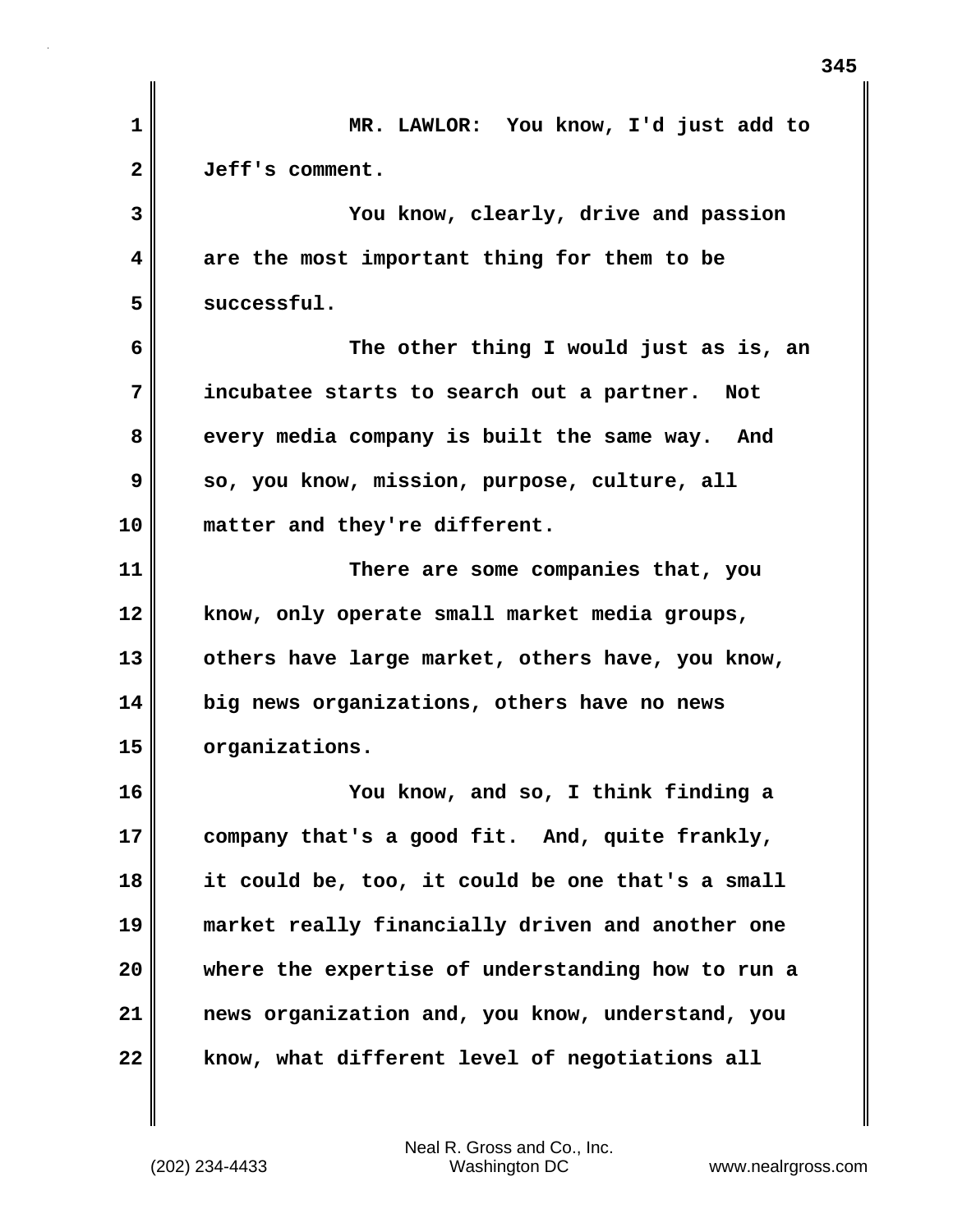MR. LAWLOR: You know, I'd just add to Jeff's comment.

You know, clearly, drive and passion are the most important thing for them to be successful.

The other thing I would just as is, an incubatee starts to search out a partner. Not every media company is built the same way. And so, you know, mission, purpose, culture, all matter and they're different.

There are some companies that, you know, only operate small market media groups, others have large market, others have, you know, big news organizations, others have no news organizations.

You know, and so, I think finding a company that's a good fit. And, quite frankly, it could be, too, it could be one that's a small market really financially driven and another one where the expertise of understanding how to run a news organization and, you know, understand, you know, what different level of negotiations all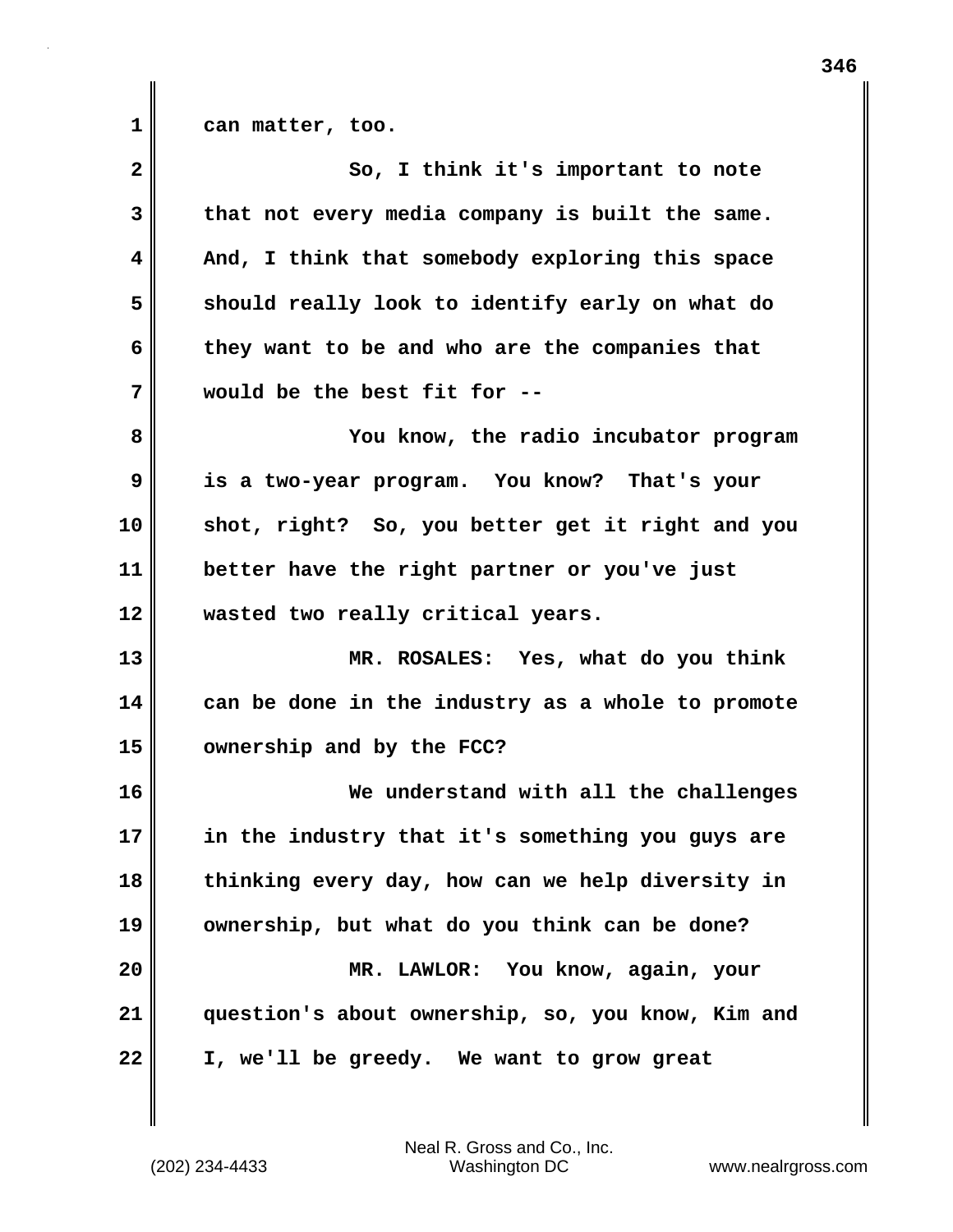can matter, too.

So, I think it's important to note that not every media company is built the same. And, I think that somebody exploring this space should really look to identify early on what do they want to be and who are the companies that would be the best fit for --

You know, the radio incubator program is a two-year program. You know? That's your shot, right? So, you better get it right and you better have the right partner or you've just wasted two really critical years.

MR. ROSALES: Yes, what do you think can be done in the industry as a whole to promote ownership and by the FCC?

We understand with all the challenges in the industry that it's something you guys are thinking every day, how can we help diversity in ownership, but what do you think can be done?

MR. LAWLOR: You know, again, your question's about ownership, so, you know, Kim and I, we'll be greedy. We want to grow great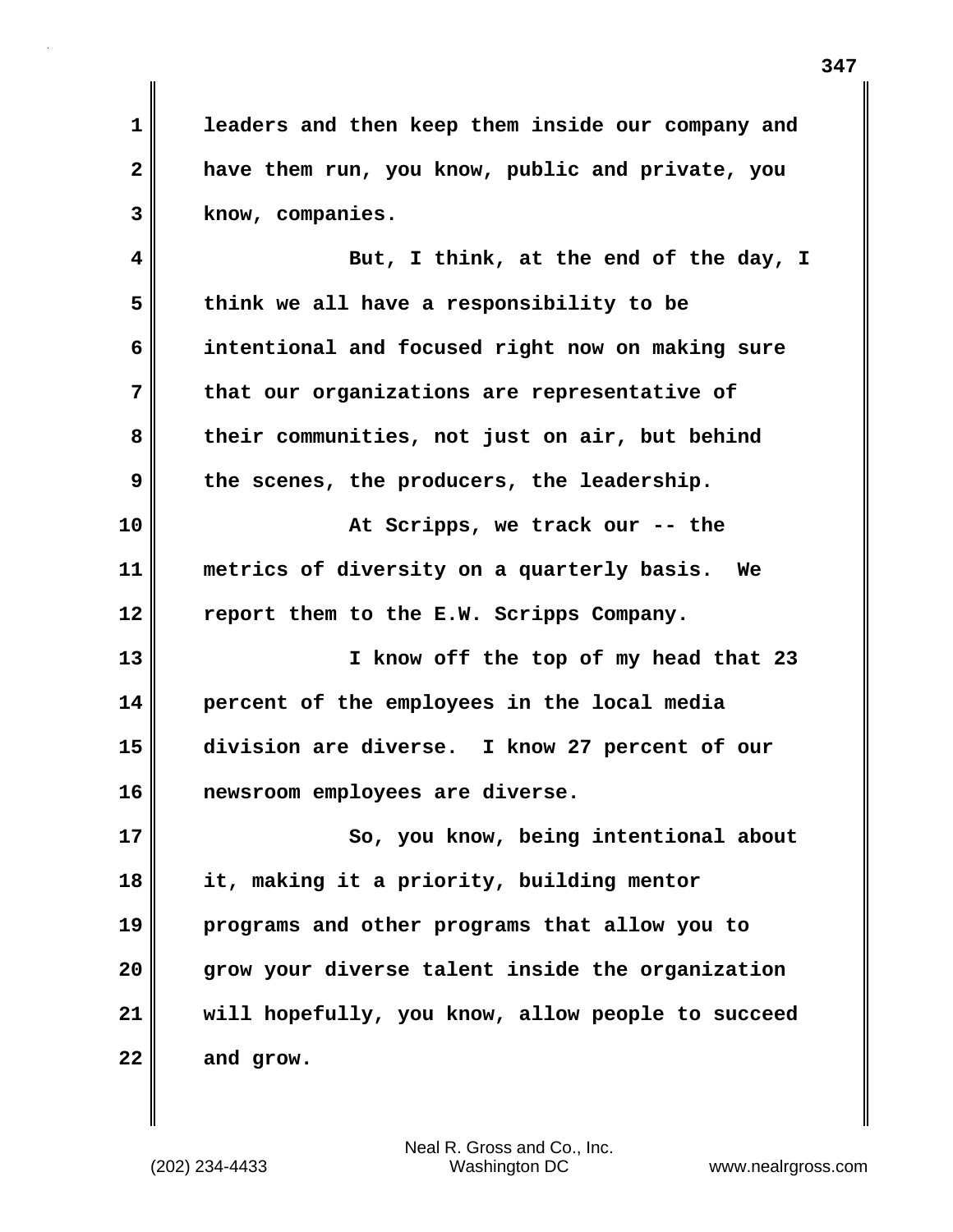leaders and then keep them inside our company and have them run, you know, public and private, you know, companies.

But, I think, at the end of the day, I think we all have a responsibility to be intentional and focused right now on making sure that our organizations are representative of their communities, not just on air, but behind the scenes, the producers, the leadership.

At Scripps, we track our -- the metrics of diversity on a quarterly basis. We report them to the E.W. Scripps Company.

I know off the top of my head that 23 percent of the employees in the local media division are diverse. I know 27 percent of our newsroom employees are diverse.

So, you know, being intentional about it, making it a priority, building mentor programs and other programs that allow you to grow your diverse talent inside the organization will hopefully, you know, allow people to succeed and grow.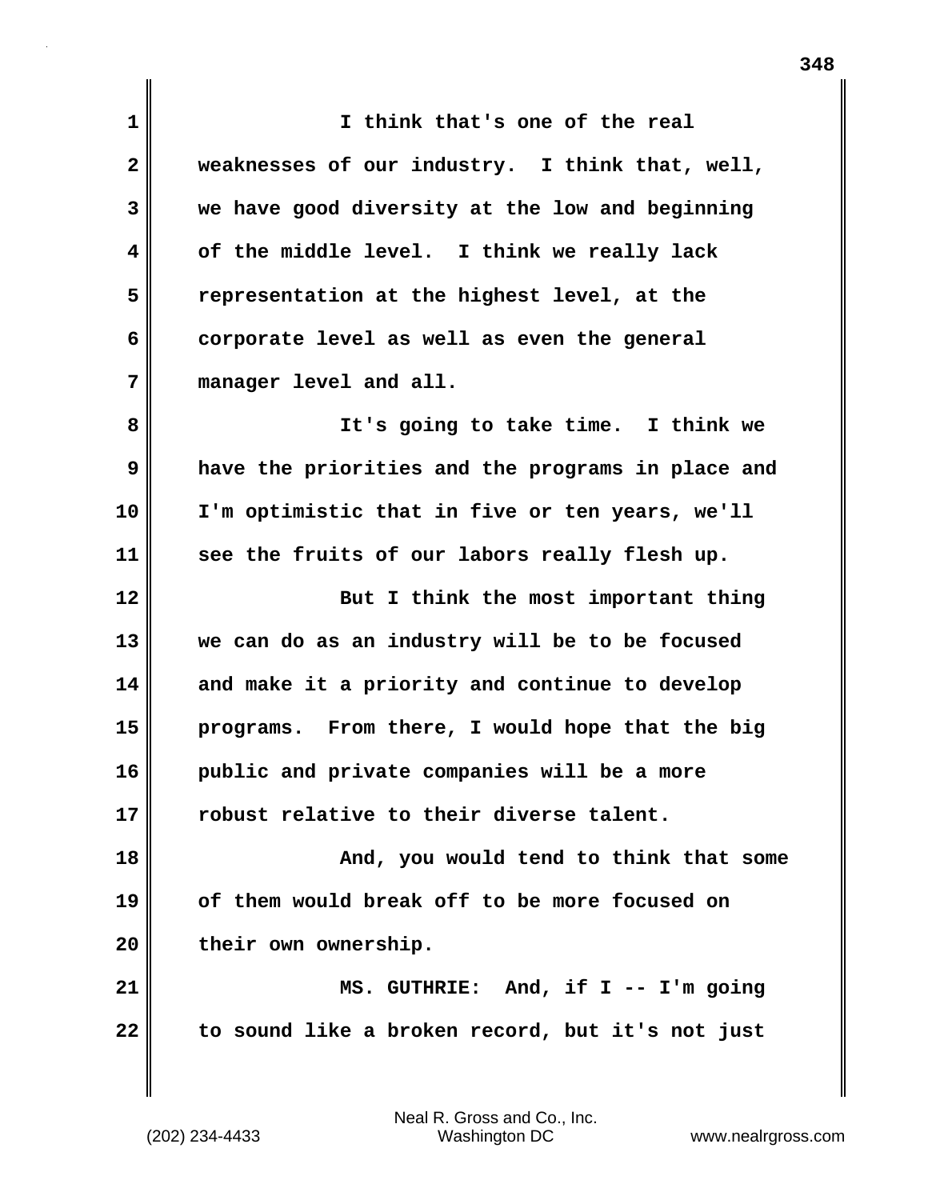I think that's one of the real weaknesses of our industry. I think that, well, we have good diversity at the low and beginning of the middle level. I think we really lack representation at the highest level, at the corporate level as well as even the general manager level and all.

It's going to take time. I think we have the priorities and the programs in place and I'm optimistic that in five or ten years, we'll see the fruits of our labors really flesh up.

But I think the most important thing we can do as an industry will be to be focused and make it a priority and continue to develop programs. From there, I would hope that the big public and private companies will be a more robust relative to their diverse talent.

And, you would tend to think that some of them would break off to be more focused on their own ownership.

MS. GUTHRIE: And, if I -- I'm going to sound like a broken record, but it's not just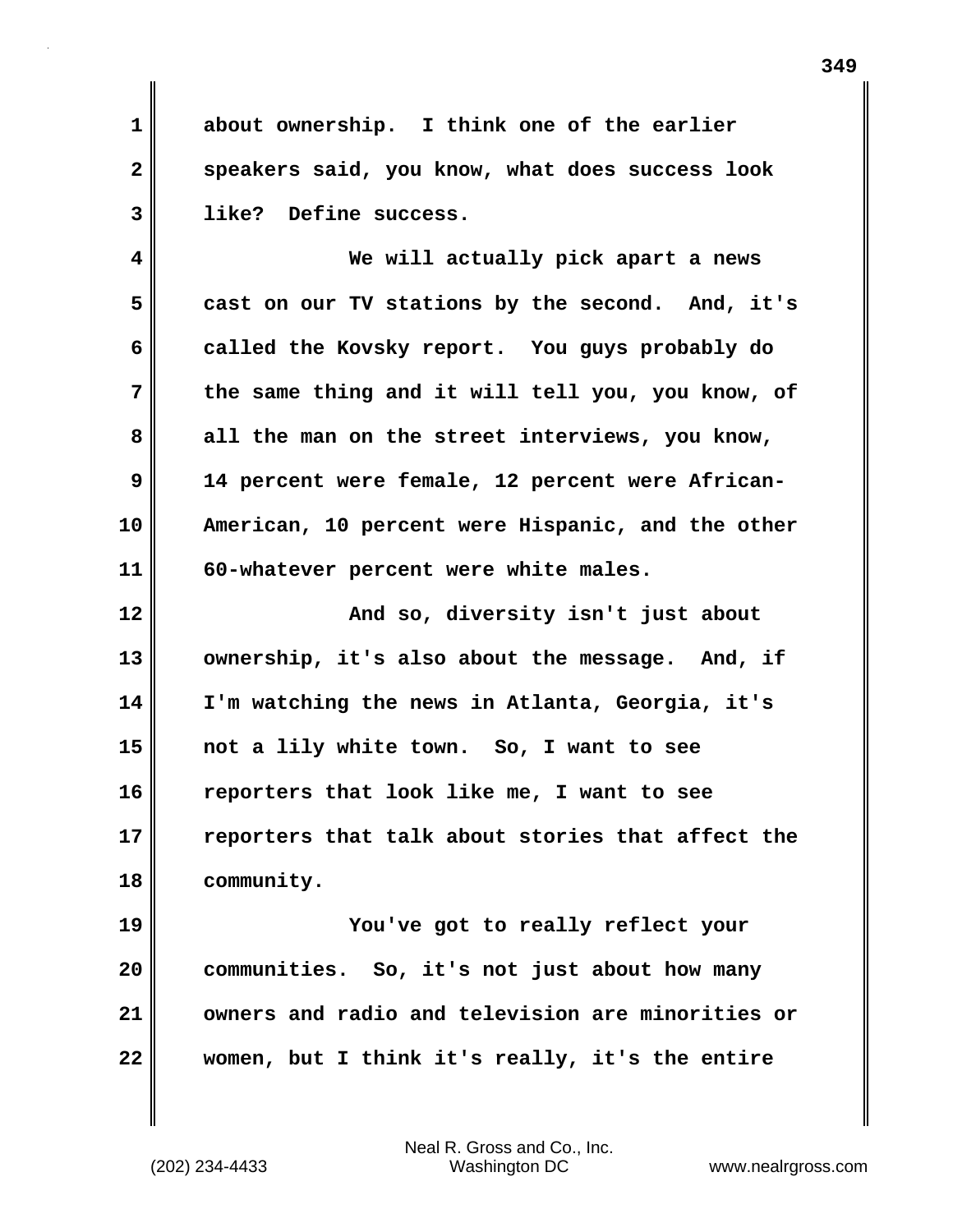about ownership. I think one of the earlier speakers said, you know, what does success look like? Define success.

We will actually pick apart a news cast on our TV stations by the second. And, it's called the Kovsky report. You guys probably do the same thing and it will tell you, you know, of all the man on the street interviews, you know, 14 percent were female, 12 percent were African-American, 10 percent were Hispanic, and the other 60-whatever percent were white males.

And so, diversity isn't just about ownership, it's also about the message. And, if I'm watching the news in Atlanta, Georgia, it's not a lily white town. So, I want to see reporters that look like me, I want to see reporters that talk about stories that affect the community.

You've got to really reflect your communities. So, it's not just about how many owners and radio and television are minorities or women, but I think it's really, it's the entire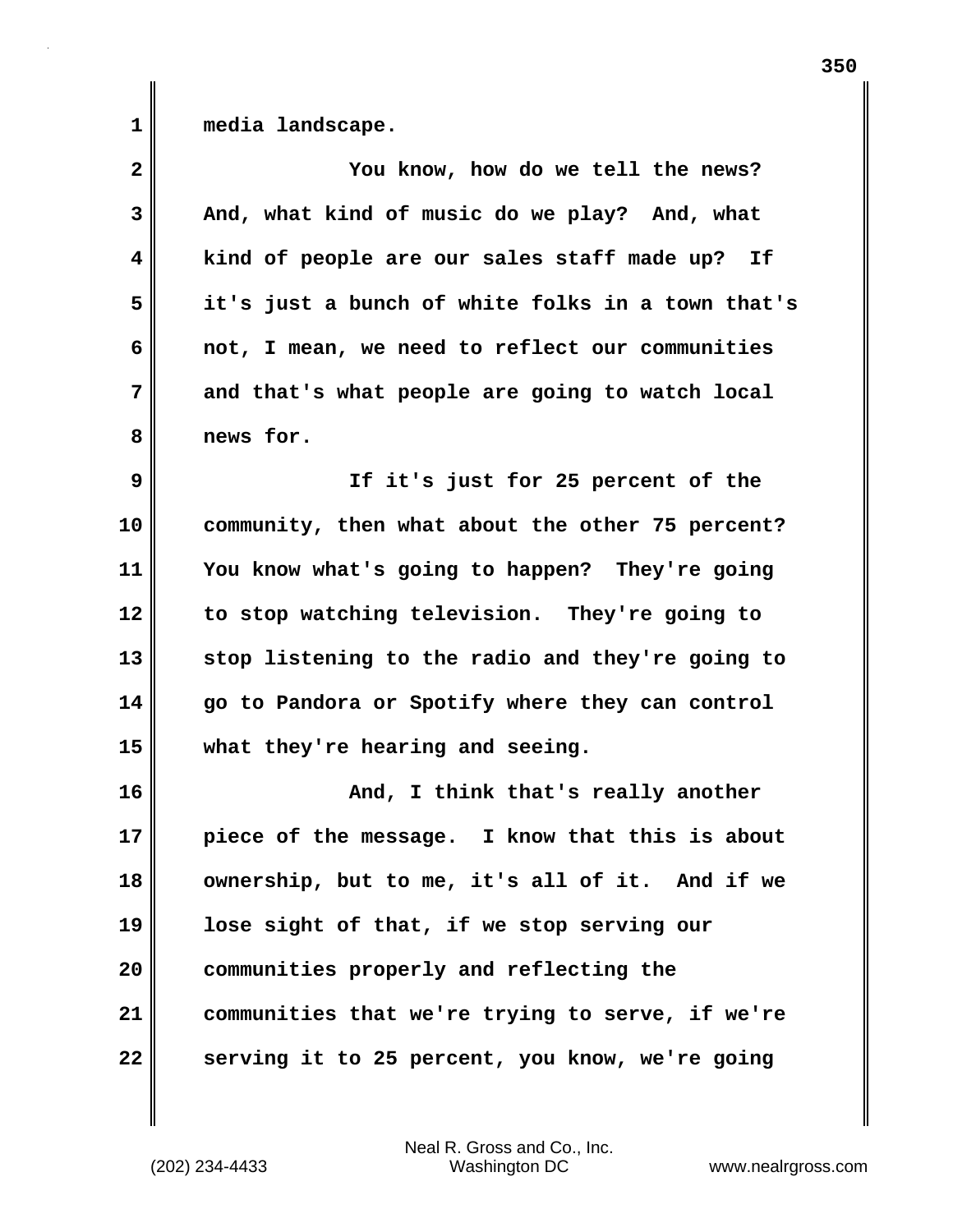media landscape.

You know, how do we tell the news? And, what kind of music do we play? And, what kind of people are our sales staff made up? If it's just a bunch of white folks in a town that's not, I mean, we need to reflect our communities and that's what people are going to watch local news for.

If it's just for 25 percent of the community, then what about the other 75 percent? You know what's going to happen? They're going to stop watching television. They're going to stop listening to the radio and they're going to go to Pandora or Spotify where they can control what they're hearing and seeing.

And, I think that's really another piece of the message. I know that this is about ownership, but to me, it's all of it. And if we lose sight of that, if we stop serving our communities properly and reflecting the communities that we're trying to serve, if we're serving it to 25 percent, you know, we're going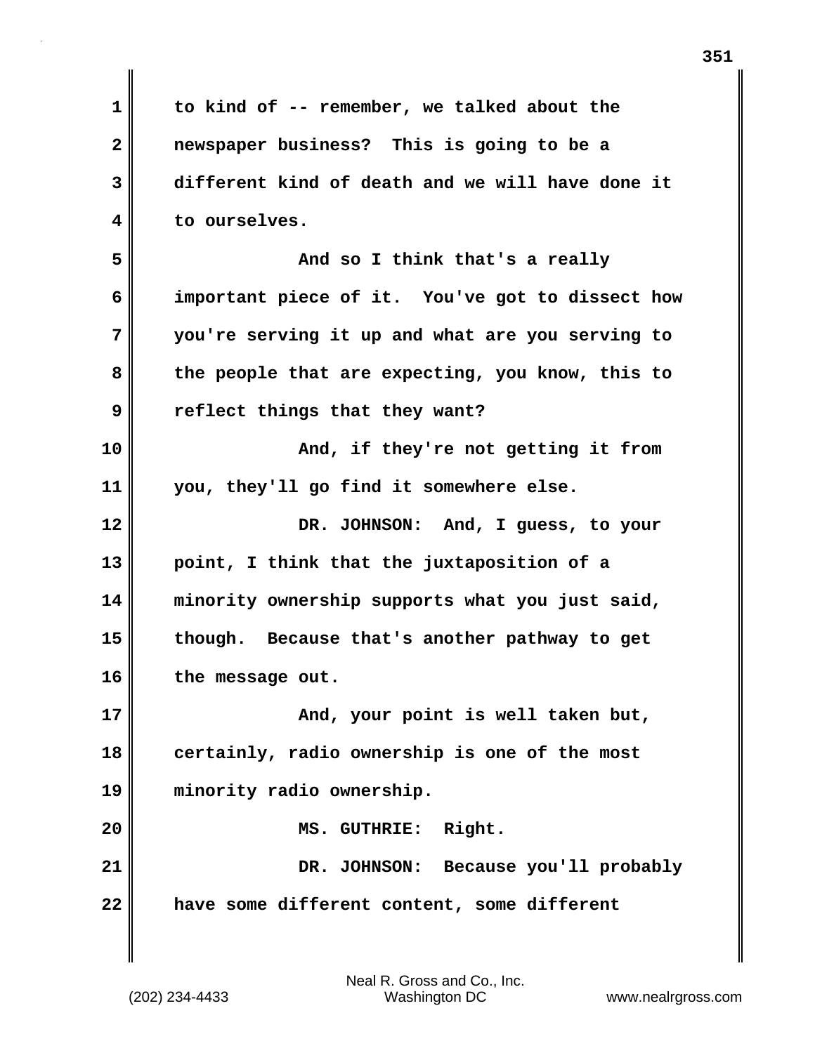to kind of -- remember, we talked about the newspaper business? This is going to be a different kind of death and we will have done it to ourselves.

And so I think that's a really important piece of it. You've got to dissect how you're serving it up and what are you serving to the people that are expecting, you know, this to reflect things that they want?

And, if they're not getting it from you, they'll go find it somewhere else.

DR. JOHNSON: And, I guess, to your point, I think that the juxtaposition of a minority ownership supports what you just said, though. Because that's another pathway to get the message out.

And, your point is well taken but, certainly, radio ownership is one of the most minority radio ownership.

MS. GUTHRIE: Right.

DR. JOHNSON: Because you'll probably have some different content, some different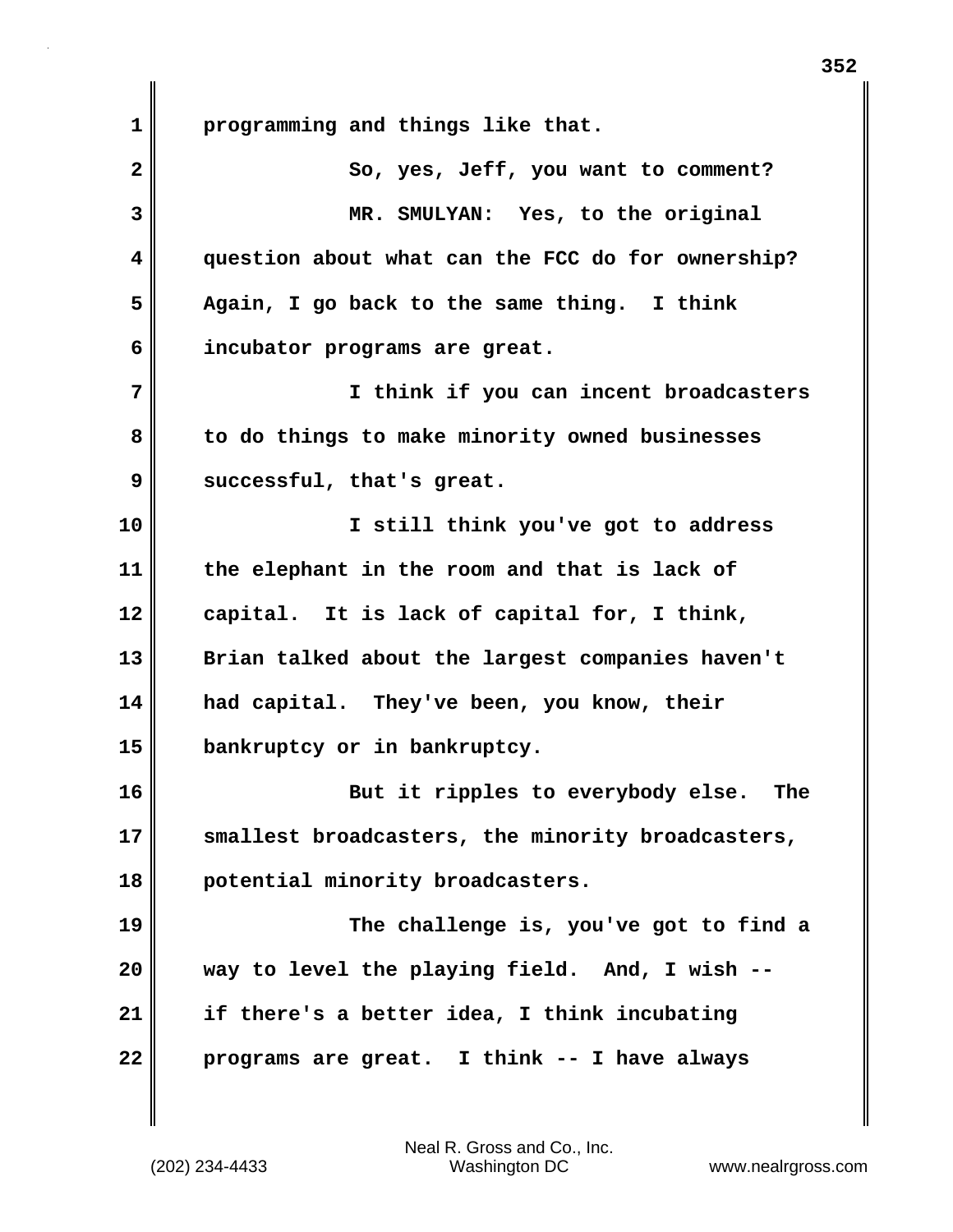programming and things like that.

So, yes, Jeff, you want to comment?

MR. SMULYAN: Yes, to the original question about what can the FCC do for ownership? Again, I go back to the same thing. I think incubator programs are great.

I think if you can incent broadcasters to do things to make minority owned businesses successful, that's great.

I still think you've got to address the elephant in the room and that is lack of capital. It is lack of capital for, I think, Brian talked about the largest companies haven't had capital. They've been, you know, their bankruptcy or in bankruptcy.

But it ripples to everybody else. The smallest broadcasters, the minority broadcasters, potential minority broadcasters.

The challenge is, you've got to find a way to level the playing field. And, I wish -- if there's a better idea, I think incubating programs are great. I think -- I have always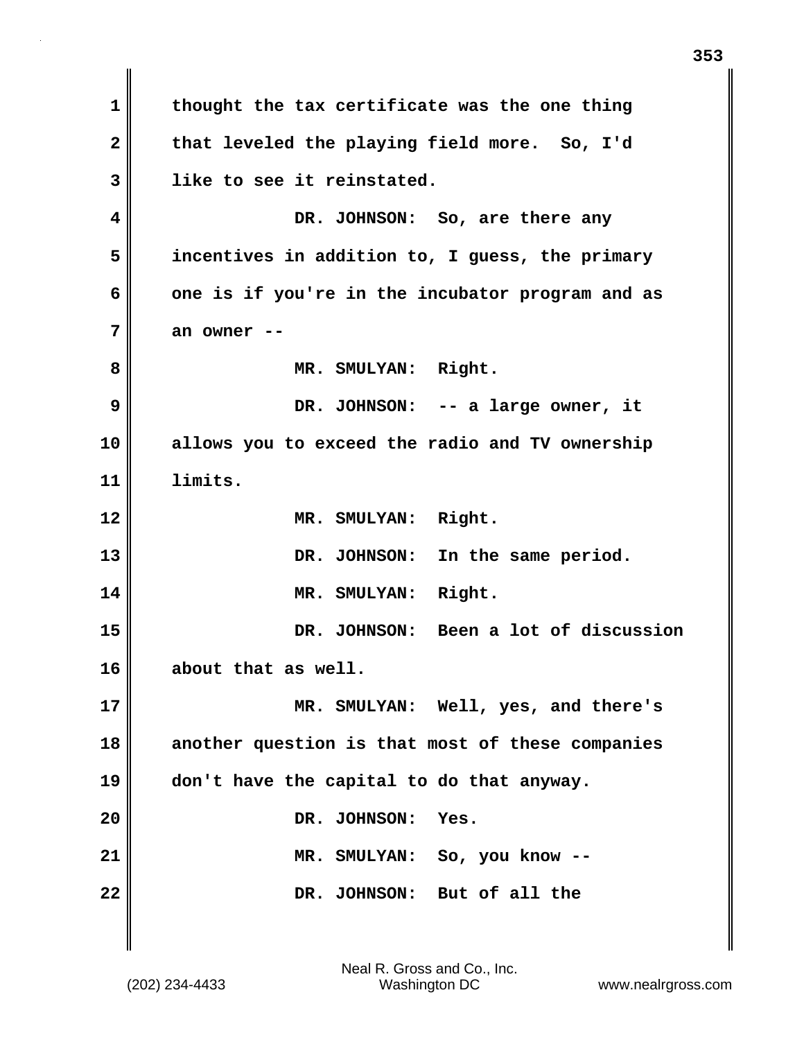thought the tax certificate was the one thing that leveled the playing field more. So, I'd like to see it reinstated.

DR. JOHNSON: So, are there any incentives in addition to, I guess, the primary one is if you're in the incubator program and as an owner --

MR. SMULYAN: Right.

DR. JOHNSON: -- a large owner, it allows you to exceed the radio and TV ownership limits.

MR. SMULYAN: Right.

DR. JOHNSON: In the same period.

MR. SMULYAN: Right.

DR. JOHNSON: Been a lot of discussion about that as well.

MR. SMULYAN: Well, yes, and there's another question is that most of these companies don't have the capital to do that anyway.

DR. JOHNSON: Yes.

MR. SMULYAN: So, you know --

DR. JOHNSON: But of all the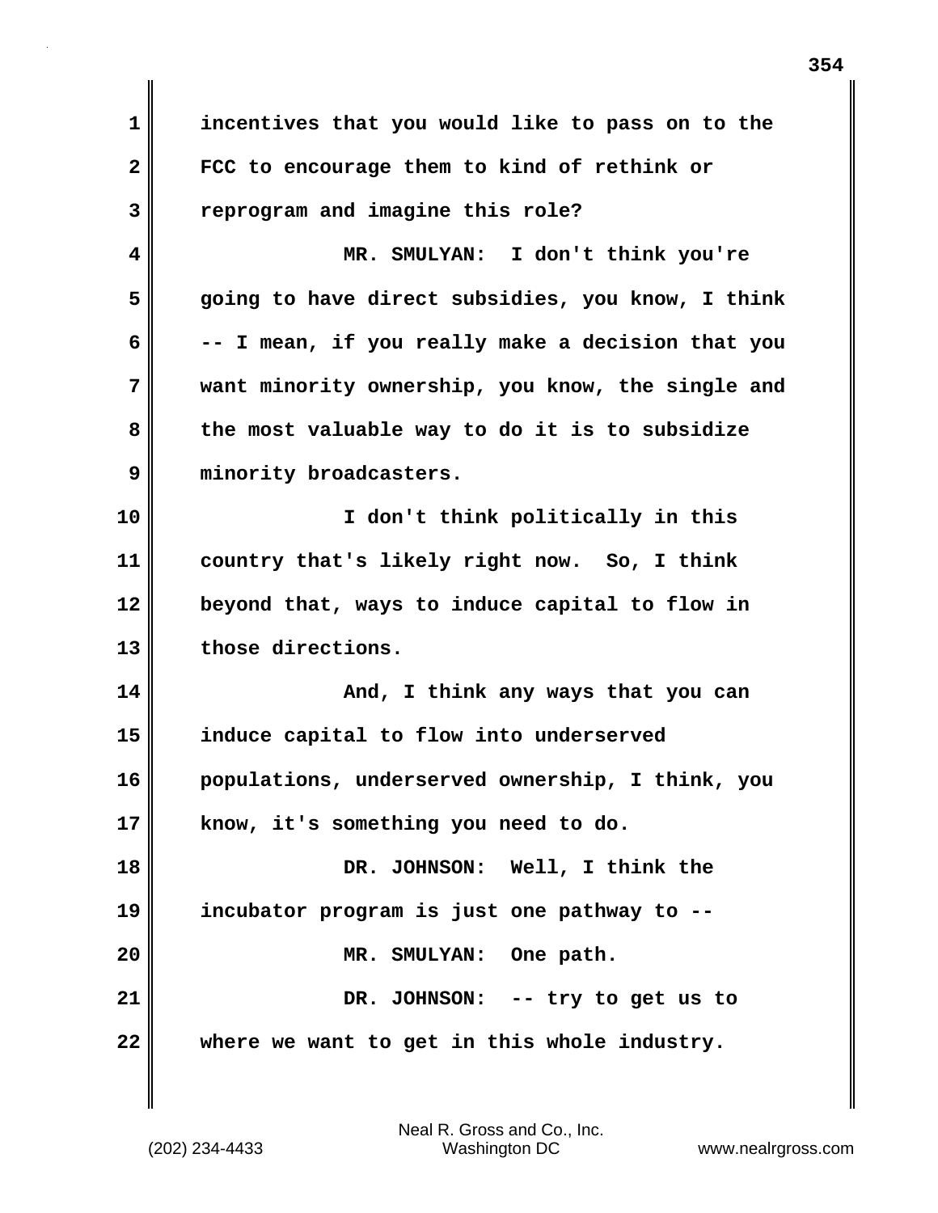incentives that you would like to pass on to the FCC to encourage them to kind of rethink or reprogram and imagine this role?

MR. SMULYAN: I don't think you're going to have direct subsidies, you know, I think -- I mean, if you really make a decision that you want minority ownership, you know, the single and the most valuable way to do it is to subsidize minority broadcasters.

I don't think politically in this country that's likely right now. So, I think beyond that, ways to induce capital to flow in those directions.

And, I think any ways that you can induce capital to flow into underserved populations, underserved ownership, I think, you know, it's something you need to do.

DR. JOHNSON: Well, I think the incubator program is just one pathway to --

MR. SMULYAN: One path.

DR. JOHNSON: -- try to get us to where we want to get in this whole industry.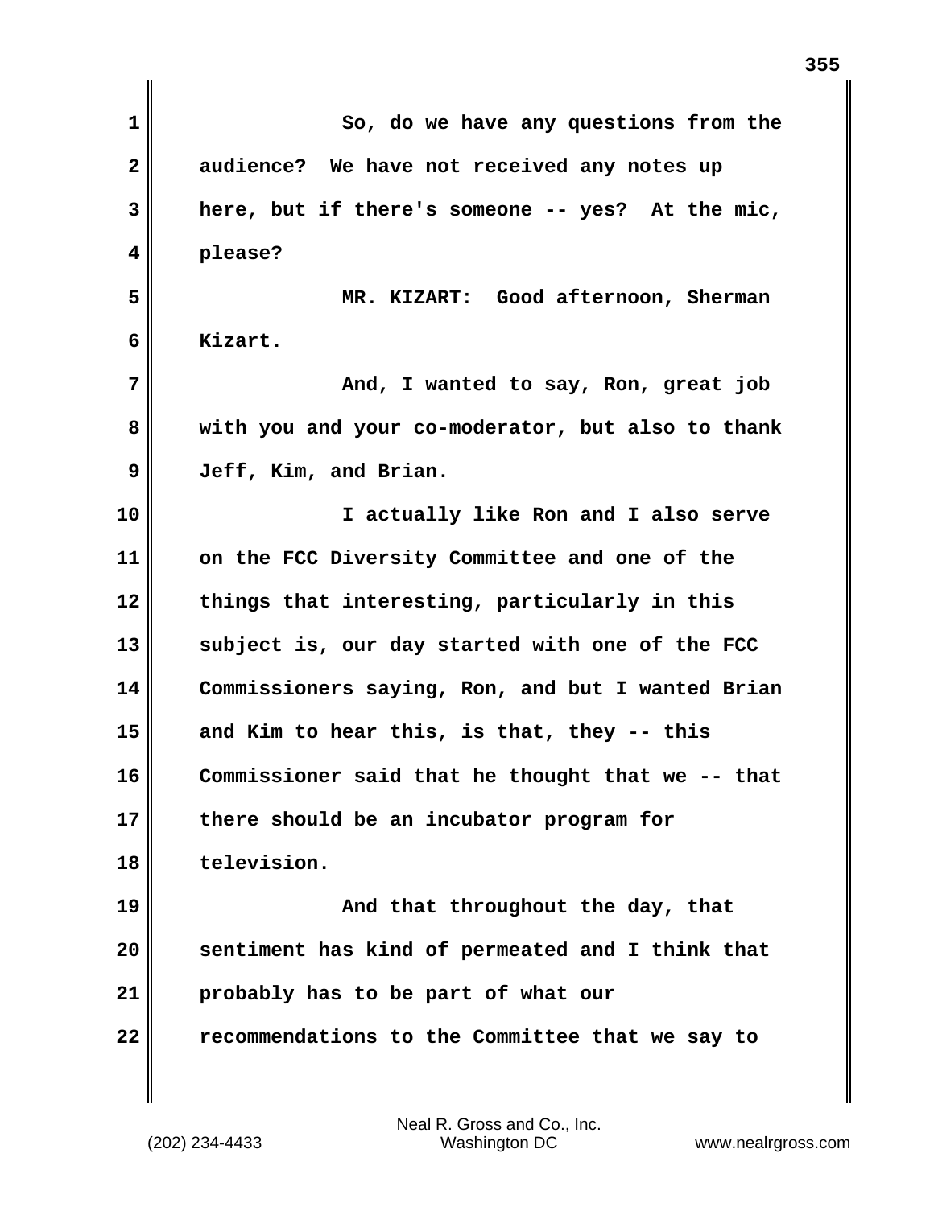So, do we have any questions from the audience? We have not received any notes up here, but if there's someone -- yes? At the mic, please?

MR. KIZART: Good afternoon, Sherman Kizart.

And, I wanted to say, Ron, great job with you and your co-moderator, but also to thank Jeff, Kim, and Brian.

I actually like Ron and I also serve on the FCC Diversity Committee and one of the things that interesting, particularly in this subject is, our day started with one of the FCC Commissioners saying, Ron, and but I wanted Brian and Kim to hear this, is that, they -- this Commissioner said that he thought that we -- that there should be an incubator program for television.

And that throughout the day, that sentiment has kind of permeated and I think that probably has to be part of what our recommendations to the Committee that we say to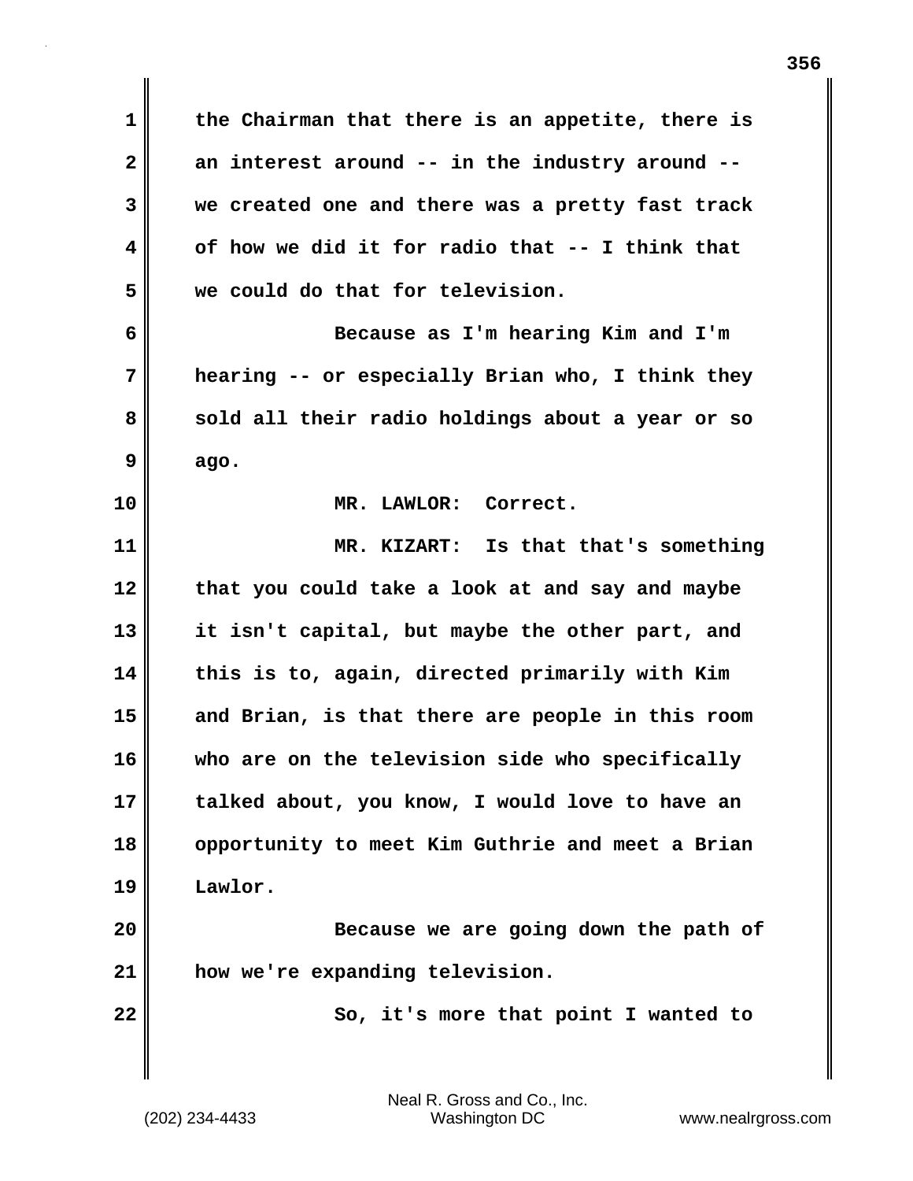the Chairman that there is an appetite, there is an interest around -- in the industry around -- we created one and there was a pretty fast track of how we did it for radio that -- I think that we could do that for television.

Because as I'm hearing Kim and I'm hearing -- or especially Brian who, I think they sold all their radio holdings about a year or so ago.

MR. LAWLOR: Correct.

MR. KIZART: Is that that's something that you could take a look at and say and maybe it isn't capital, but maybe the other part, and this is to, again, directed primarily with Kim and Brian, is that there are people in this room who are on the television side who specifically talked about, you know, I would love to have an opportunity to meet Kim Guthrie and meet a Brian Lawlor.

Because we are going down the path of how we're expanding television.

So, it's more that point I wanted to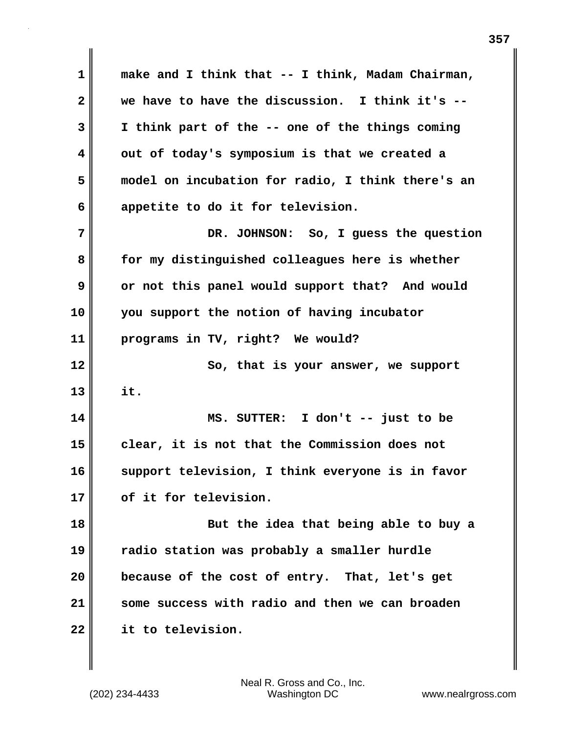make and I think that -- I think, Madam Chairman, we have to have the discussion. I think it's -- I think part of the -- one of the things coming out of today's symposium is that we created a model on incubation for radio, I think there's an appetite to do it for television.

DR. JOHNSON: So, I guess the question for my distinguished colleagues here is whether or not this panel would support that? And would you support the notion of having incubator programs in TV, right? We would?

So, that is your answer, we support it.

MS. SUTTER: I don't -- just to be clear, it is not that the Commission does not support television, I think everyone is in favor of it for television.

But the idea that being able to buy a radio station was probably a smaller hurdle because of the cost of entry. That, let's get some success with radio and then we can broaden it to television.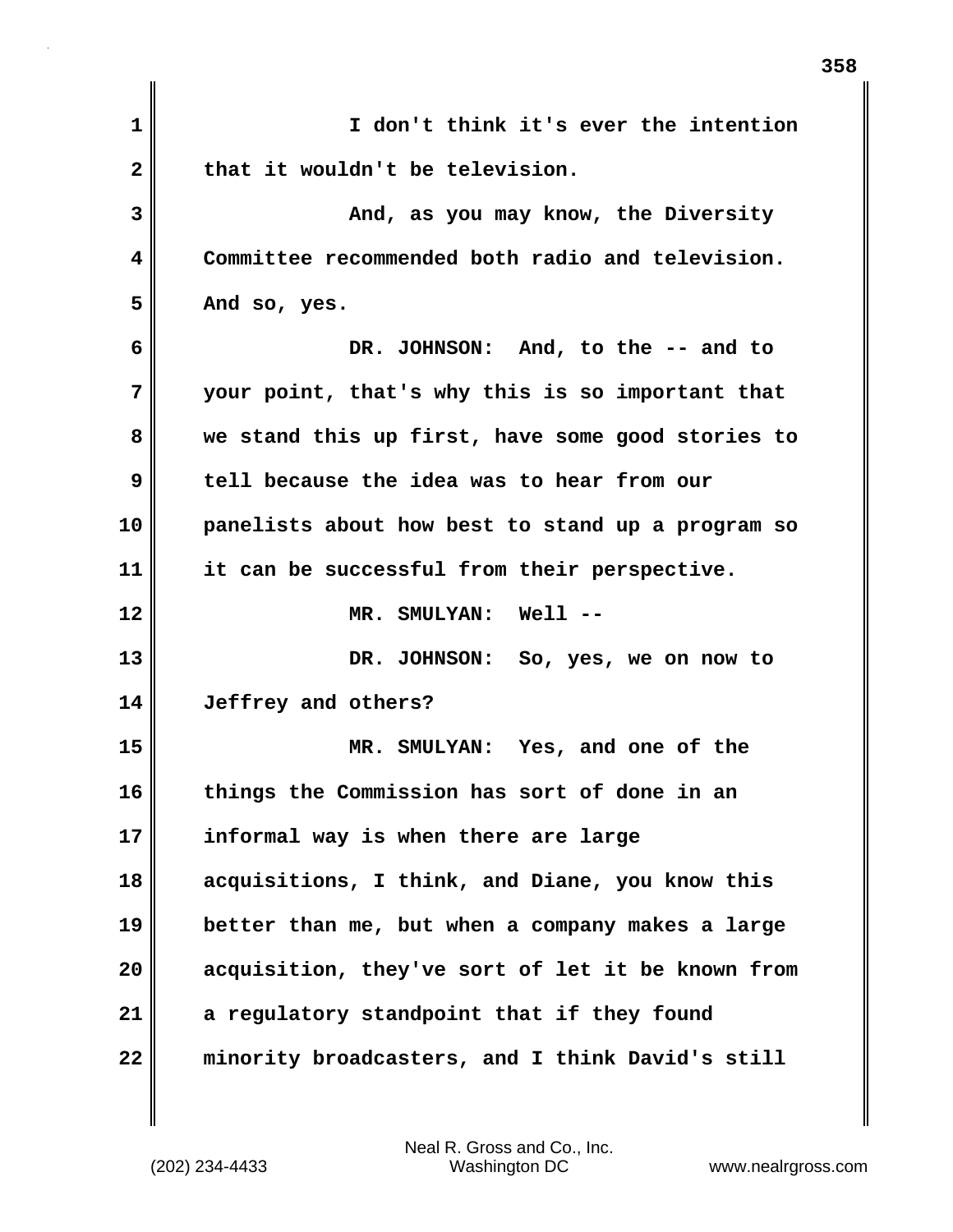I don't think it's ever the intention that it wouldn't be television.

And, as you may know, the Diversity Committee recommended both radio and television. And so, yes.

DR. JOHNSON: And, to the -- and to your point, that's why this is so important that we stand this up first, have some good stories to tell because the idea was to hear from our panelists about how best to stand up a program so it can be successful from their perspective.

MR. SMULYAN: Well --

DR. JOHNSON: So, yes, we on now to Jeffrey and others?

MR. SMULYAN: Yes, and one of the things the Commission has sort of done in an informal way is when there are large acquisitions, I think, and Diane, you know this better than me, but when a company makes a large acquisition, they've sort of let it be known from a regulatory standpoint that if they found minority broadcasters, and I think David's still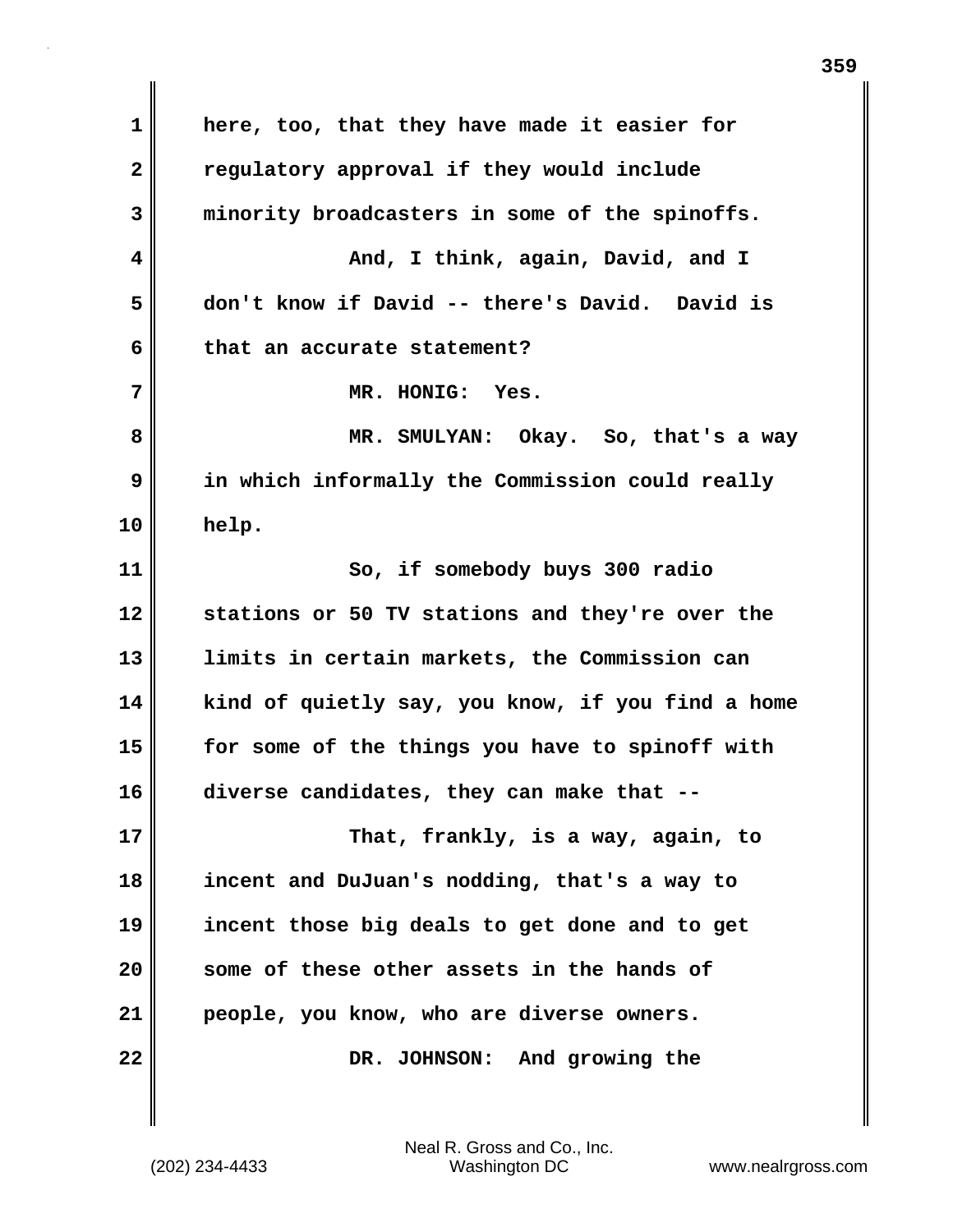here, too, that they have made it easier for regulatory approval if they would include minority broadcasters in some of the spinoffs.

And, I think, again, David, and I don't know if David -- there's David. David is that an accurate statement?

MR. HONIG: Yes.

MR. SMULYAN: Okay. So, that's a way in which informally the Commission could really help.

So, if somebody buys 300 radio stations or 50 TV stations and they're over the limits in certain markets, the Commission can kind of quietly say, you know, if you find a home for some of the things you have to spinoff with diverse candidates, they can make that --

That, frankly, is a way, again, to incent and DuJuan's nodding, that's a way to incent those big deals to get done and to get some of these other assets in the hands of people, you know, who are diverse owners.

DR. JOHNSON: And growing the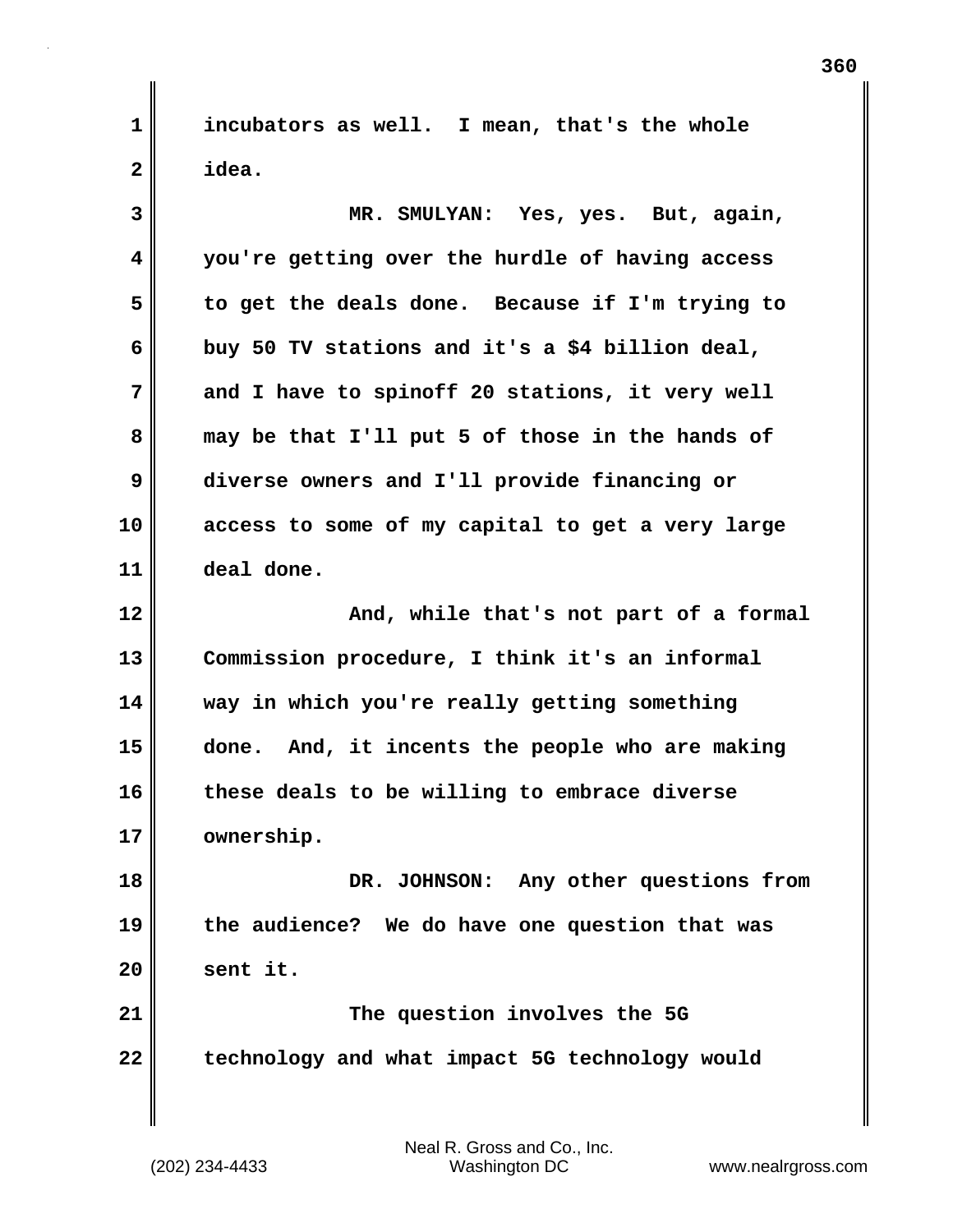incubators as well. I mean, that's the whole idea.

MR. SMULYAN: Yes, yes. But, again, you're getting over the hurdle of having access to get the deals done. Because if I'm trying to buy 50 TV stations and it's a $4 billion deal, and I have to spinoff 20 stations, it very well may be that I'll put 5 of those in the hands of diverse owners and I'll provide financing or access to some of my capital to get a very large deal done.

And, while that's not part of a formal Commission procedure, I think it's an informal way in which you're really getting something done. And, it incents the people who are making these deals to be willing to embrace diverse ownership.

DR. JOHNSON: Any other questions from the audience? We do have one question that was sent it.

The question involves the 5G technology and what impact 5G technology would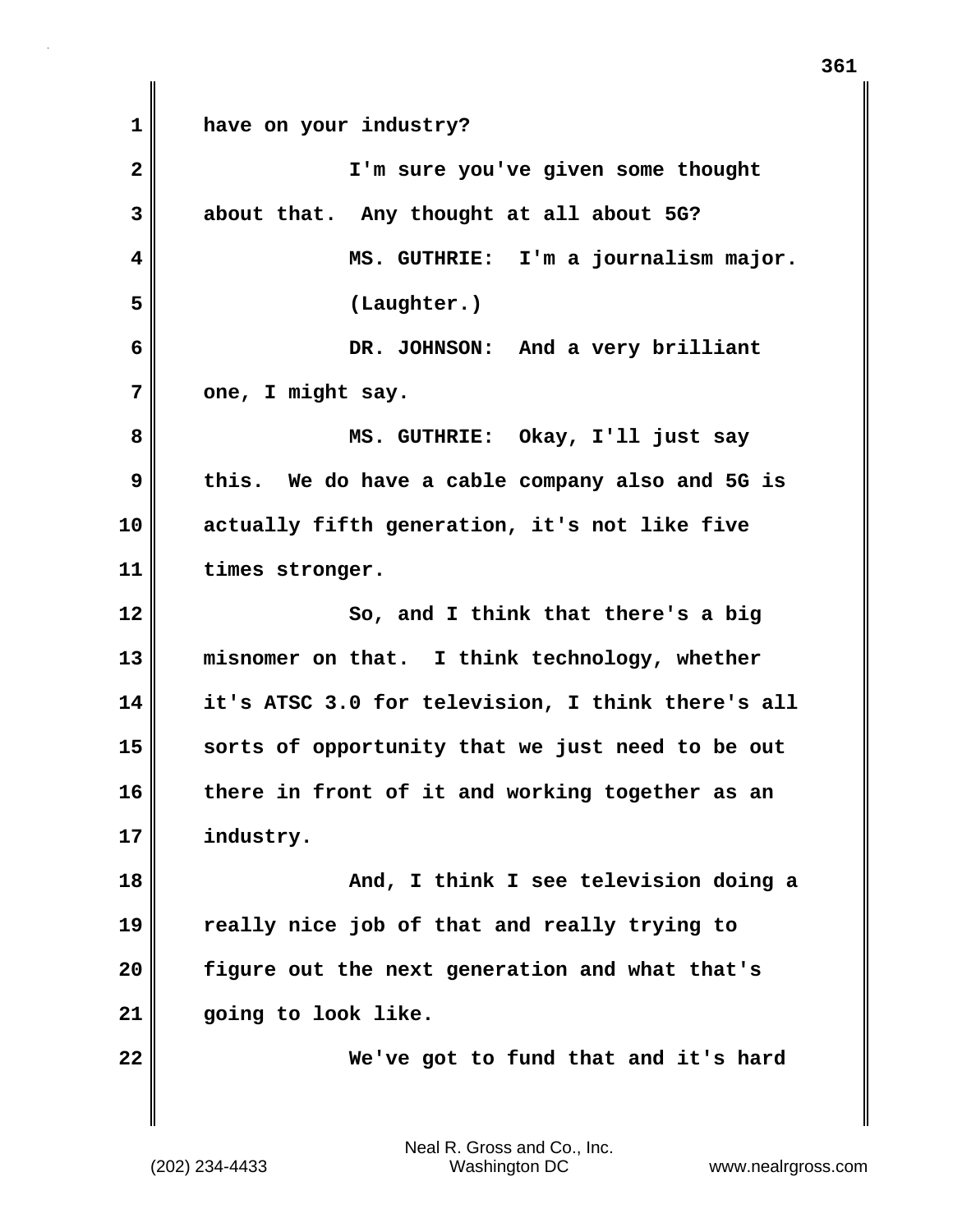have on your industry?

I'm sure you've given some thought about that. Any thought at all about 5G?

MS. GUTHRIE: I'm a journalism major.

(Laughter.)

DR. JOHNSON: And a very brilliant one, I might say.

MS. GUTHRIE: Okay, I'll just say this. We do have a cable company also and 5G is actually fifth generation, it's not like five times stronger.

So, and I think that there's a big misnomer on that. I think technology, whether it's ATSC 3.0 for television, I think there's all sorts of opportunity that we just need to be out there in front of it and working together as an industry.

And, I think I see television doing a really nice job of that and really trying to figure out the next generation and what that's going to look like.

We've got to fund that and it's hard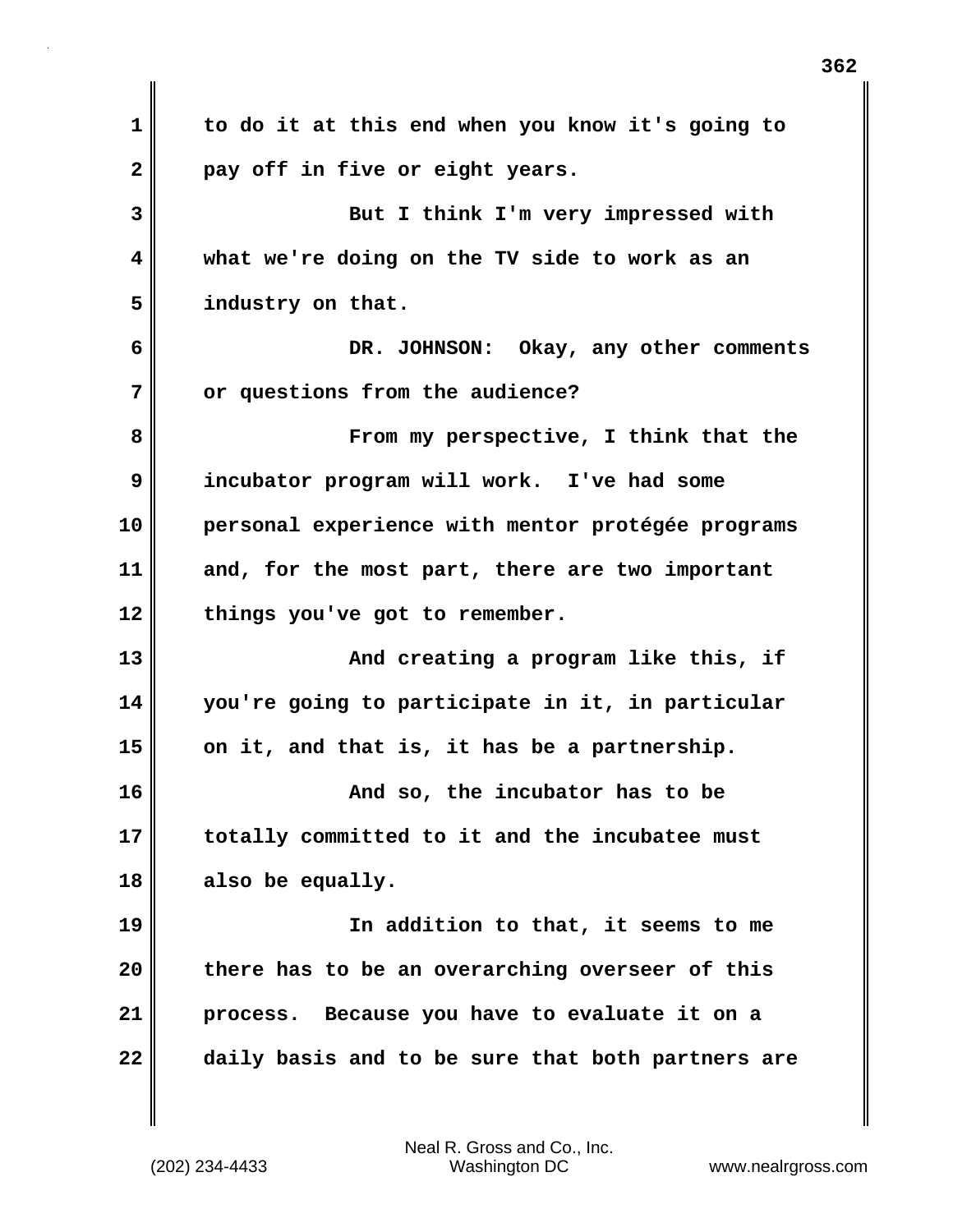to do it at this end when you know it's going to pay off in five or eight years.

But I think I'm very impressed with what we're doing on the TV side to work as an industry on that.

DR. JOHNSON: Okay, any other comments or questions from the audience?

From my perspective, I think that the incubator program will work. I've had some personal experience with mentor protégée programs and, for the most part, there are two important things you've got to remember.

And creating a program like this, if you're going to participate in it, in particular on it, and that is, it has be a partnership.

And so, the incubator has to be totally committed to it and the incubatee must also be equally.

In addition to that, it seems to me there has to be an overarching overseer of this process. Because you have to evaluate it on a daily basis and to be sure that both partners are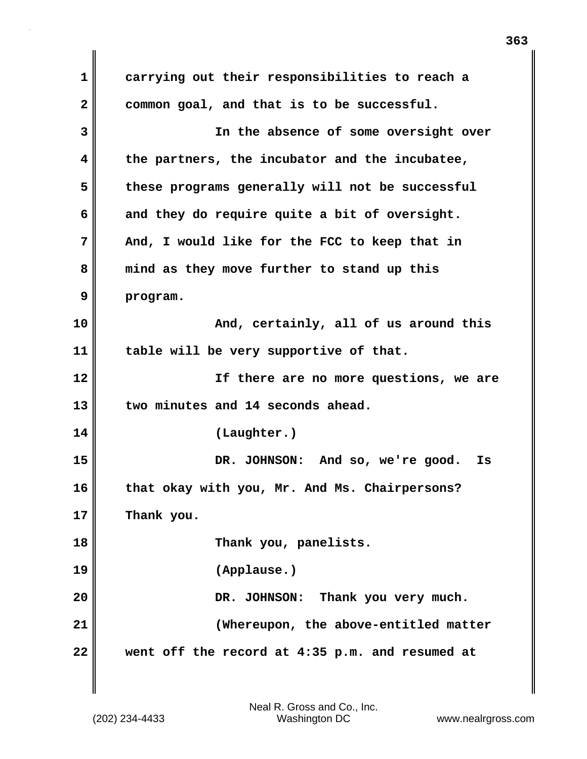carrying out their responsibilities to reach a common goal, and that is to be successful.

In the absence of some oversight over the partners, the incubator and the incubatee, these programs generally will not be successful and they do require quite a bit of oversight. And, I would like for the FCC to keep that in mind as they move further to stand up this program.

And, certainly, all of us around this table will be very supportive of that.

If there are no more questions, we are two minutes and 14 seconds ahead.

(Laughter.)

DR. JOHNSON: And so, we're good. Is that okay with you, Mr. And Ms. Chairpersons? Thank you.

Thank you, panelists.

(Applause.)

DR. JOHNSON: Thank you very much.

(Whereupon, the above-entitled matter went off the record at 4:35 p.m. and resumed at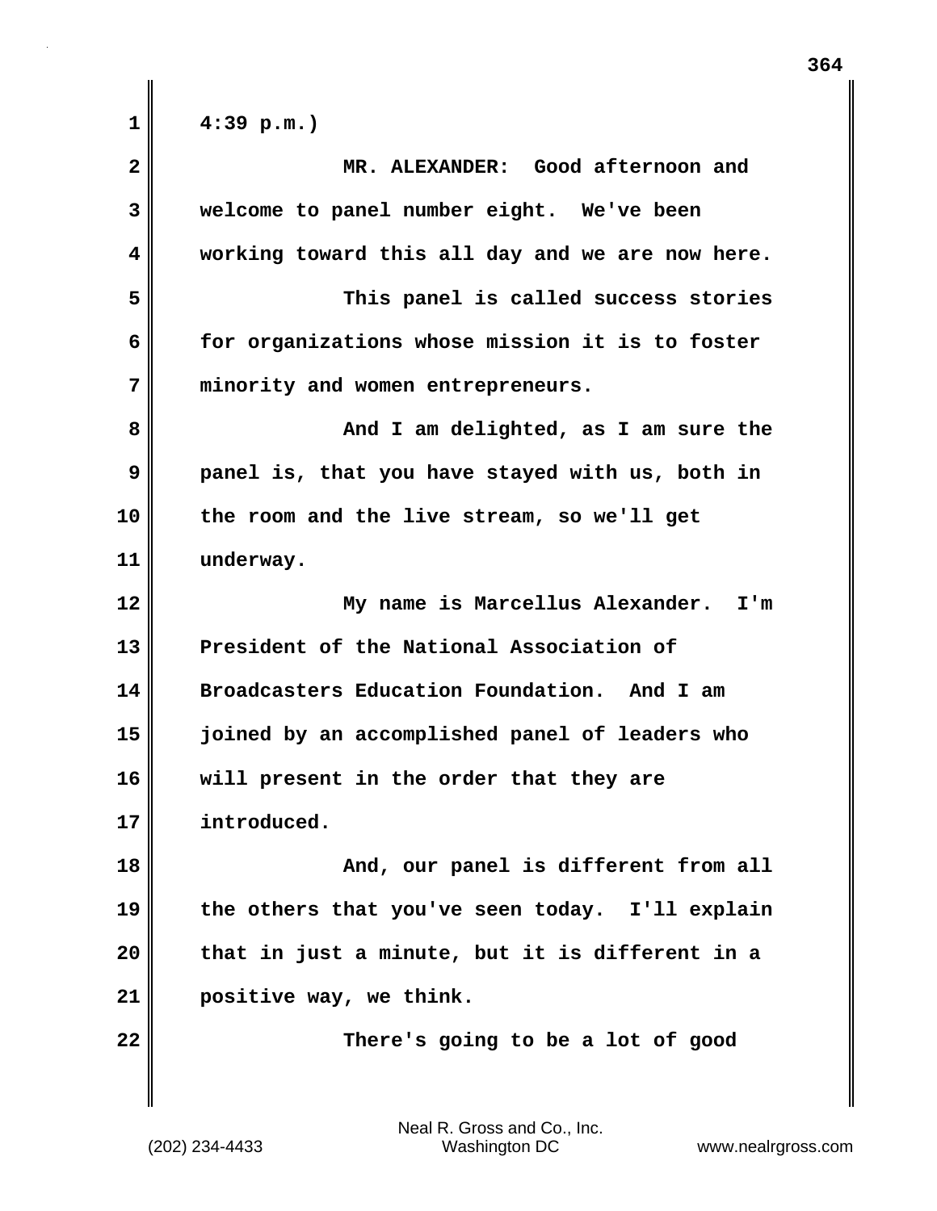4:39 p.m.)

MR. ALEXANDER: Good afternoon and welcome to panel number eight. We've been working toward this all day and we are now here.

This panel is called success stories for organizations whose mission it is to foster minority and women entrepreneurs.

And I am delighted, as I am sure the panel is, that you have stayed with us, both in the room and the live stream, so we'll get underway.

My name is Marcellus Alexander. I'm President of the National Association of Broadcasters Education Foundation. And I am joined by an accomplished panel of leaders who will present in the order that they are introduced.

And, our panel is different from all the others that you've seen today. I'll explain that in just a minute, but it is different in a positive way, we think.

There's going to be a lot of good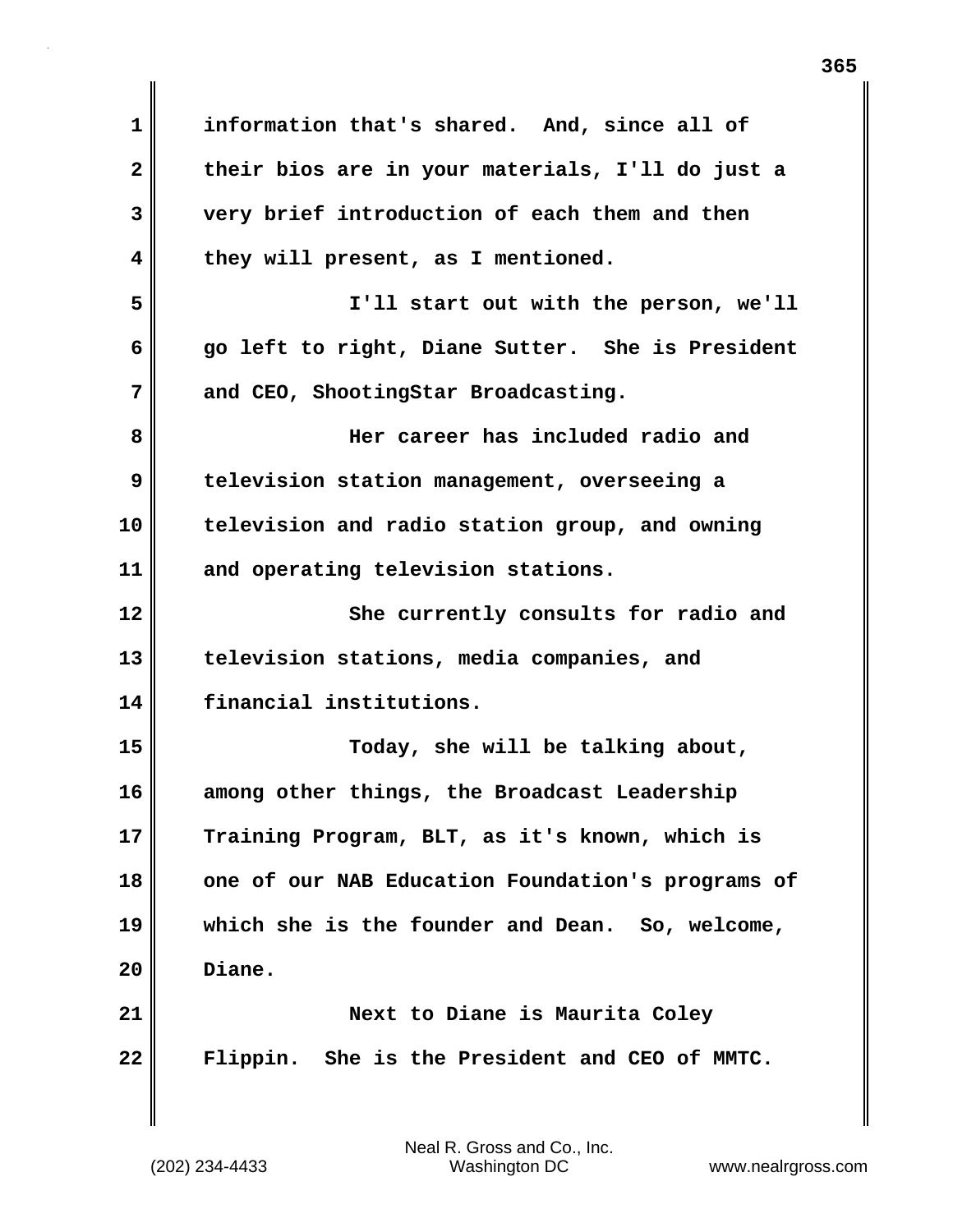information that's shared. And, since all of their bios are in your materials, I'll do just a very brief introduction of each them and then they will present, as I mentioned.

I'll start out with the person, we'll go left to right, Diane Sutter. She is President and CEO, ShootingStar Broadcasting.

Her career has included radio and television station management, overseeing a television and radio station group, and owning and operating television stations.

She currently consults for radio and television stations, media companies, and financial institutions.

Today, she will be talking about, among other things, the Broadcast Leadership Training Program, BLT, as it's known, which is one of our NAB Education Foundation's programs of which she is the founder and Dean. So, welcome, Diane.

Next to Diane is Maurita Coley Flippin. She is the President and CEO of MMTC.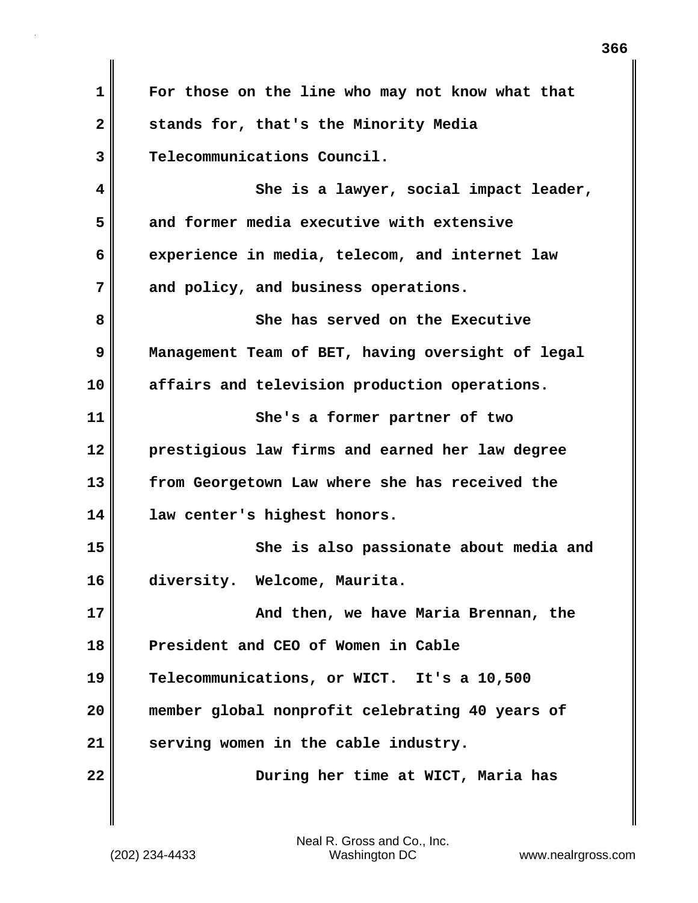For those on the line who may not know what that stands for, that's the Minority Media Telecommunications Council.

She is a lawyer, social impact leader, and former media executive with extensive experience in media, telecom, and internet law and policy, and business operations.

She has served on the Executive Management Team of BET, having oversight of legal affairs and television production operations.

She's a former partner of two prestigious law firms and earned her law degree from Georgetown Law where she has received the law center's highest honors.

She is also passionate about media and diversity. Welcome, Maurita.

And then, we have Maria Brennan, the President and CEO of Women in Cable Telecommunications, or WICT. It's a 10,500 member global nonprofit celebrating 40 years of serving women in the cable industry.

During her time at WICT, Maria has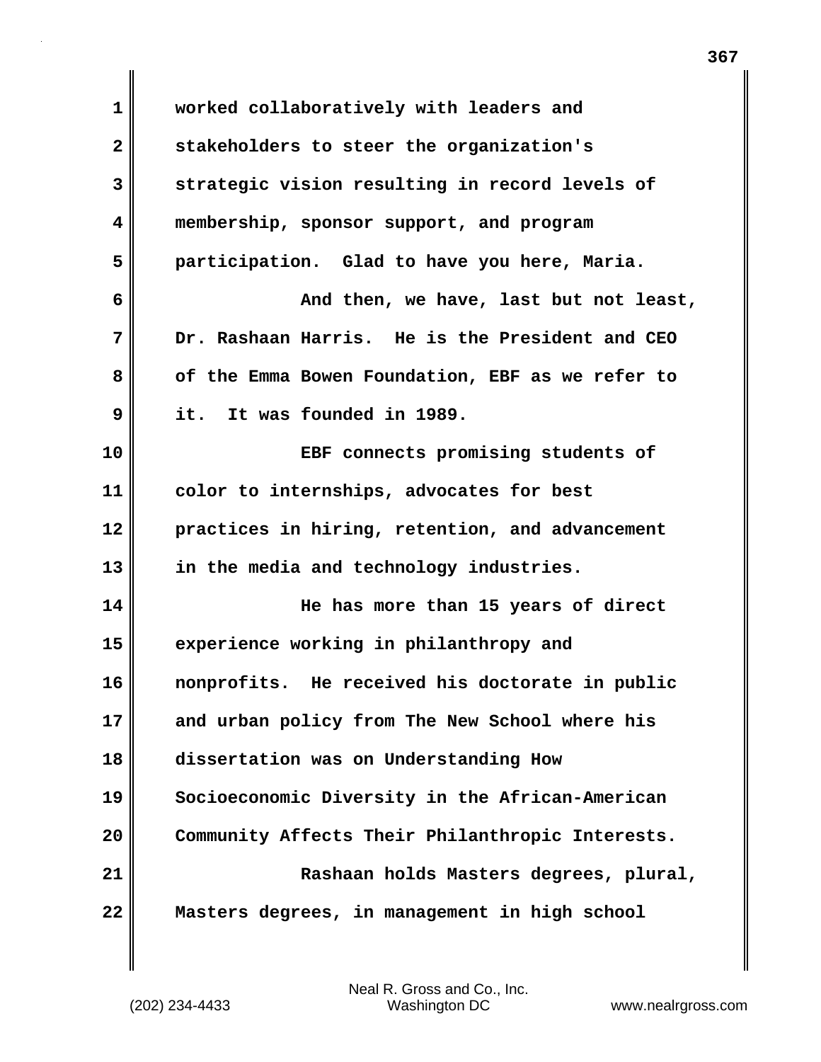worked collaboratively with leaders and stakeholders to steer the organization's strategic vision resulting in record levels of membership, sponsor support, and program participation. Glad to have you here, Maria.

And then, we have, last but not least, Dr. Rashaan Harris. He is the President and CEO of the Emma Bowen Foundation, EBF as we refer to it. It was founded in 1989.

EBF connects promising students of color to internships, advocates for best practices in hiring, retention, and advancement in the media and technology industries.

He has more than 15 years of direct experience working in philanthropy and nonprofits. He received his doctorate in public and urban policy from The New School where his dissertation was on Understanding How Socioeconomic Diversity in the African-American Community Affects Their Philanthropic Interests.

Rashaan holds Masters degrees, plural, Masters degrees, in management in high school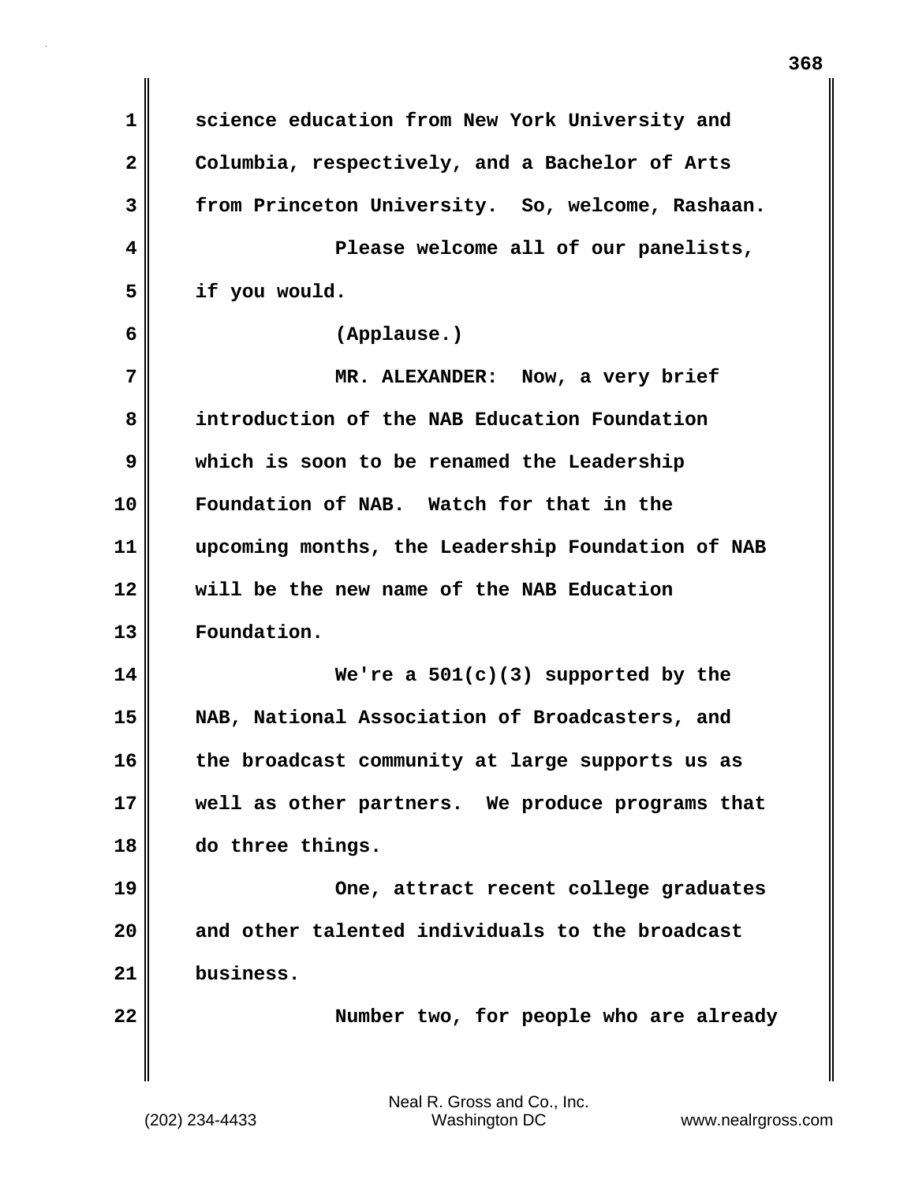science education from New York University and Columbia, respectively, and a Bachelor of Arts from Princeton University. So, welcome, Rashaan.

Please welcome all of our panelists, if you would.

(Applause.)

MR. ALEXANDER: Now, a very brief introduction of the NAB Education Foundation which is soon to be renamed the Leadership Foundation of NAB. Watch for that in the upcoming months, the Leadership Foundation of NAB will be the new name of the NAB Education Foundation.

We're a 501(c)(3) supported by the NAB, National Association of Broadcasters, and the broadcast community at large supports us as well as other partners. We produce programs that do three things.

One, attract recent college graduates and other talented individuals to the broadcast business.

Number two, for people who are already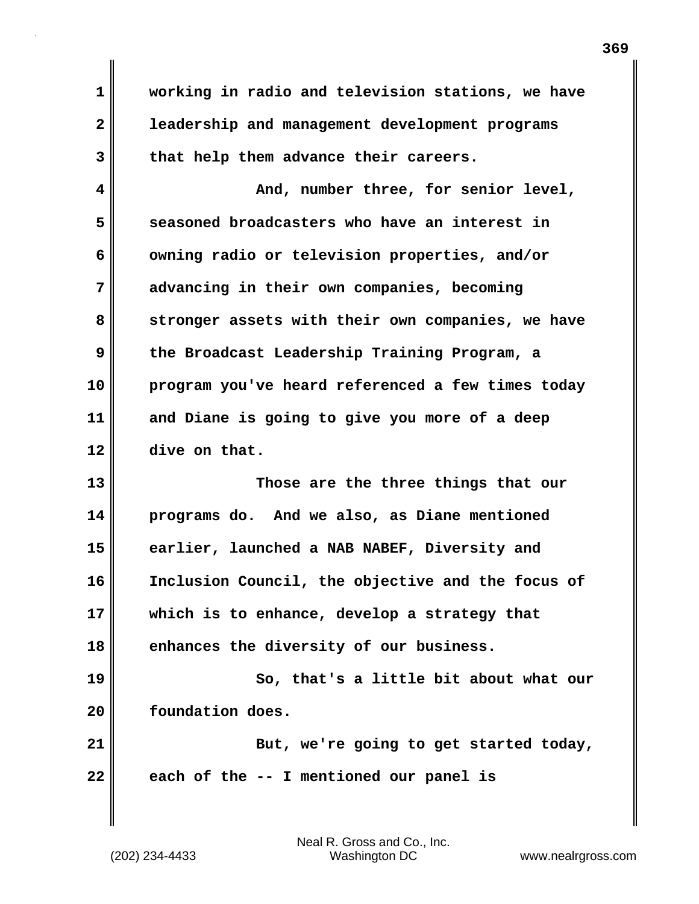working in radio and television stations, we have leadership and management development programs that help them advance their careers.

And, number three, for senior level, seasoned broadcasters who have an interest in owning radio or television properties, and/or advancing in their own companies, becoming stronger assets with their own companies, we have the Broadcast Leadership Training Program, a program you've heard referenced a few times today and Diane is going to give you more of a deep dive on that.

Those are the three things that our programs do. And we also, as Diane mentioned earlier, launched a NAB NABEF, Diversity and Inclusion Council, the objective and the focus of which is to enhance, develop a strategy that enhances the diversity of our business.

So, that's a little bit about what our foundation does.

But, we're going to get started today, each of the -- I mentioned our panel is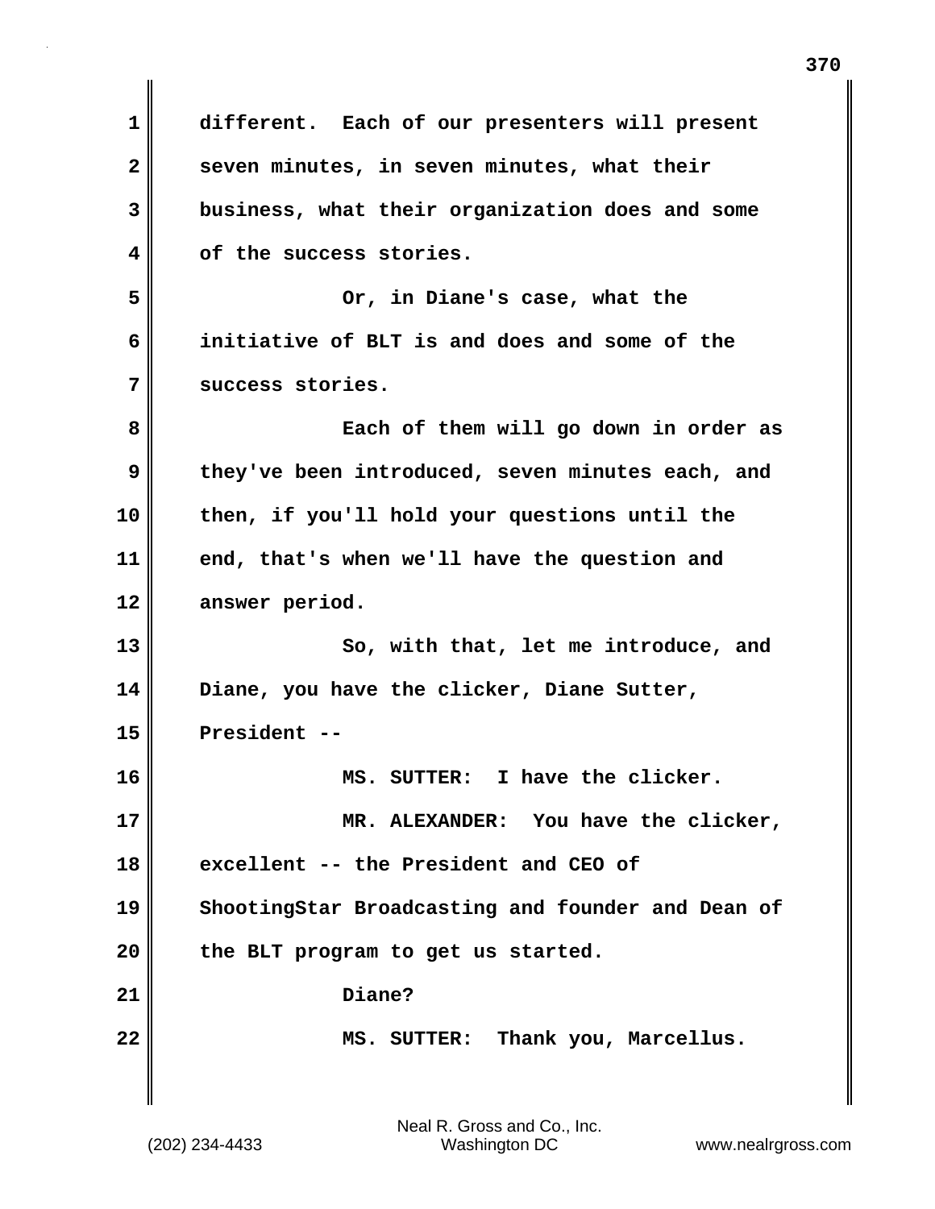different. Each of our presenters will present seven minutes, in seven minutes, what their business, what their organization does and some of the success stories.

Or, in Diane's case, what the initiative of BLT is and does and some of the success stories.

Each of them will go down in order as they've been introduced, seven minutes each, and then, if you'll hold your questions until the end, that's when we'll have the question and answer period.

So, with that, let me introduce, and Diane, you have the clicker, Diane Sutter, President --

MS. SUTTER: I have the clicker.

MR. ALEXANDER: You have the clicker, excellent -- the President and CEO of ShootingStar Broadcasting and founder and Dean of the BLT program to get us started.

Diane?

MS. SUTTER: Thank you, Marcellus.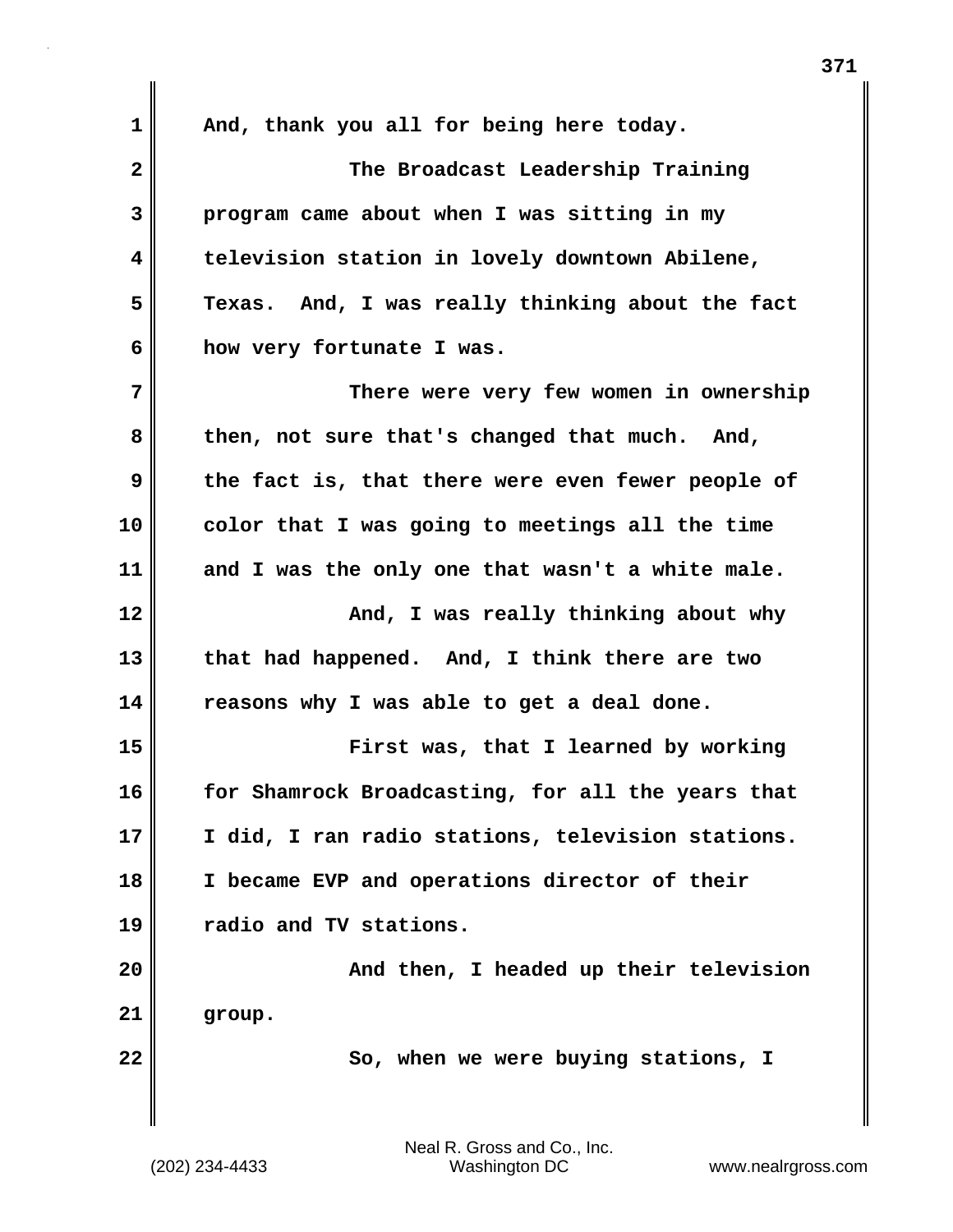And, thank you all for being here today.

The Broadcast Leadership Training program came about when I was sitting in my television station in lovely downtown Abilene, Texas. And, I was really thinking about the fact how very fortunate I was.

There were very few women in ownership then, not sure that's changed that much. And, the fact is, that there were even fewer people of color that I was going to meetings all the time and I was the only one that wasn't a white male.

And, I was really thinking about why that had happened. And, I think there are two reasons why I was able to get a deal done.

First was, that I learned by working for Shamrock Broadcasting, for all the years that I did, I ran radio stations, television stations. I became EVP and operations director of their radio and TV stations.

And then, I headed up their television group.

So, when we were buying stations, I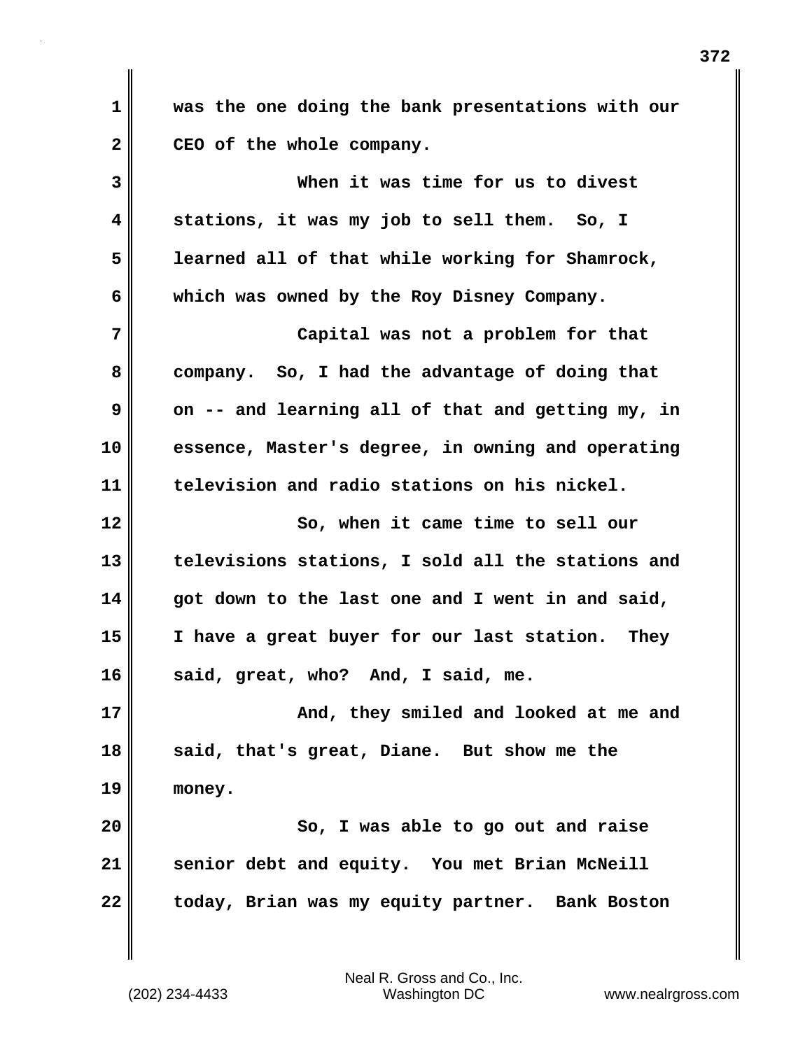was the one doing the bank presentations with our CEO of the whole company.

When it was time for us to divest stations, it was my job to sell them. So, I learned all of that while working for Shamrock, which was owned by the Roy Disney Company.

Capital was not a problem for that company. So, I had the advantage of doing that on -- and learning all of that and getting my, in essence, Master's degree, in owning and operating television and radio stations on his nickel.

So, when it came time to sell our televisions stations, I sold all the stations and got down to the last one and I went in and said, I have a great buyer for our last station. They said, great, who? And, I said, me.

And, they smiled and looked at me and said, that's great, Diane. But show me the money.

So, I was able to go out and raise senior debt and equity. You met Brian McNeill today, Brian was my equity partner. Bank Boston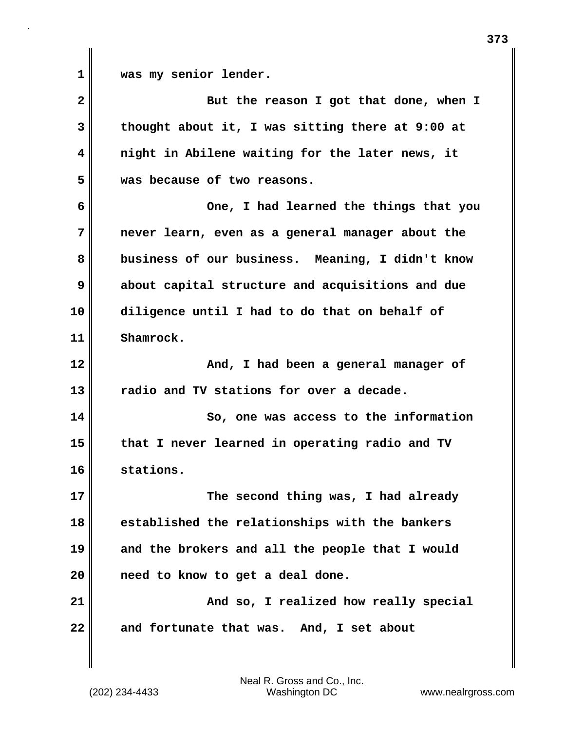was my senior lender.

But the reason I got that done, when I thought about it, I was sitting there at 9:00 at night in Abilene waiting for the later news, it was because of two reasons.

One, I had learned the things that you never learn, even as a general manager about the business of our business. Meaning, I didn't know about capital structure and acquisitions and due diligence until I had to do that on behalf of Shamrock.

And, I had been a general manager of radio and TV stations for over a decade.

So, one was access to the information that I never learned in operating radio and TV stations.

The second thing was, I had already established the relationships with the bankers and the brokers and all the people that I would need to know to get a deal done.

And so, I realized how really special and fortunate that was. And, I set about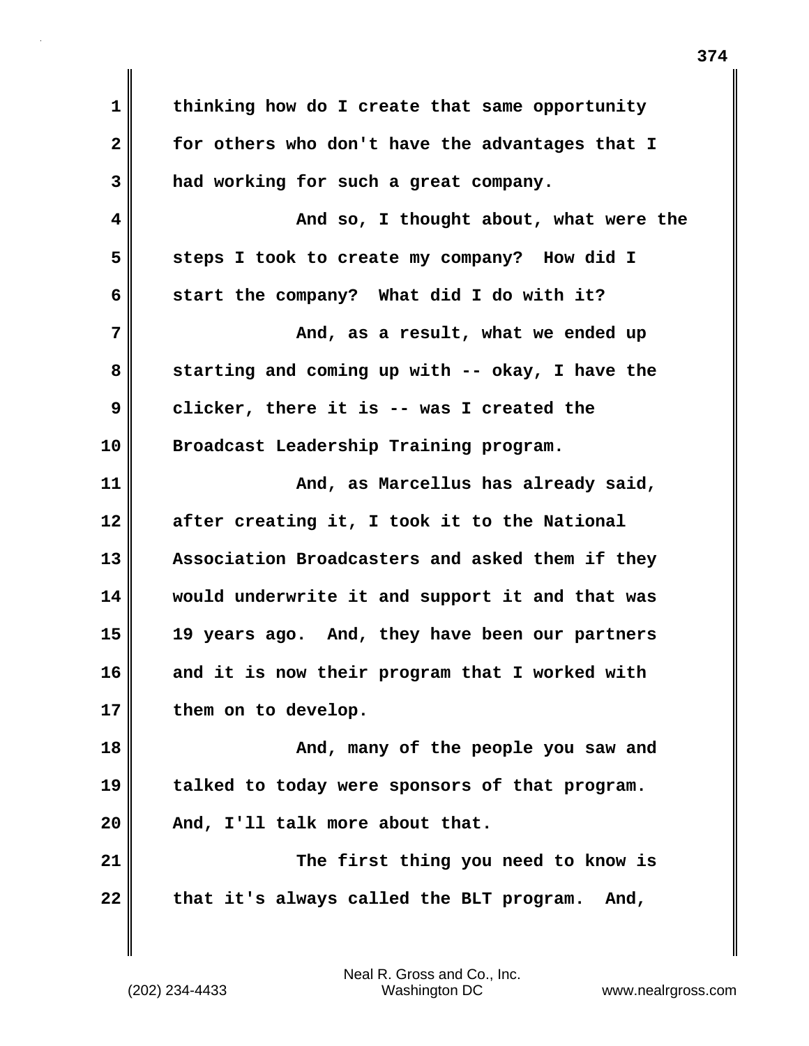thinking how do I create that same opportunity for others who don't have the advantages that I had working for such a great company.

And so, I thought about, what were the steps I took to create my company? How did I start the company? What did I do with it?

And, as a result, what we ended up starting and coming up with -- okay, I have the clicker, there it is -- was I created the Broadcast Leadership Training program.

And, as Marcellus has already said, after creating it, I took it to the National Association Broadcasters and asked them if they would underwrite it and support it and that was 19 years ago. And, they have been our partners and it is now their program that I worked with them on to develop.

And, many of the people you saw and talked to today were sponsors of that program. And, I'll talk more about that.

The first thing you need to know is that it's always called the BLT program. And,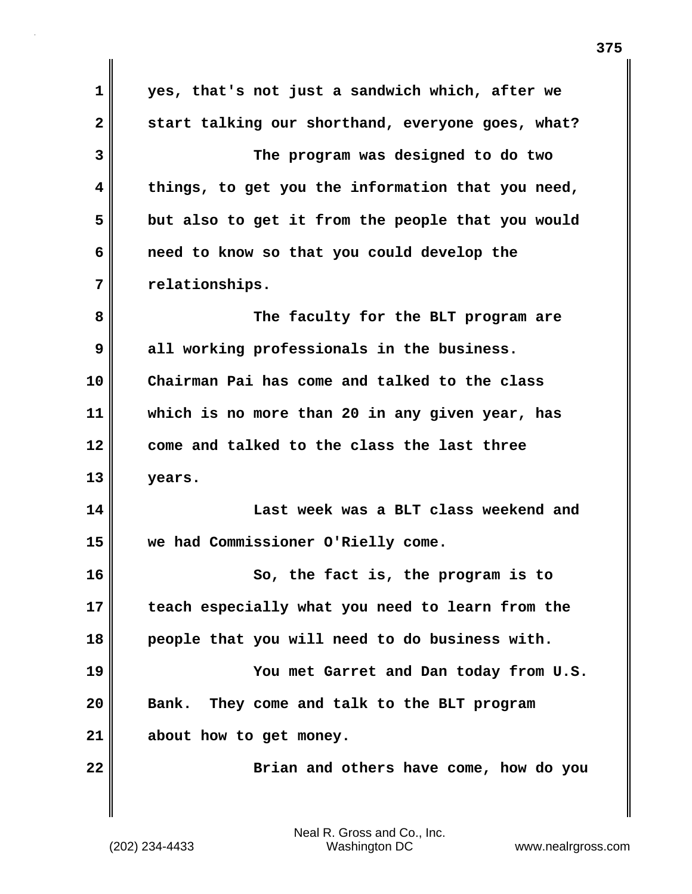yes, that's not just a sandwich which, after we start talking our shorthand, everyone goes, what?

The program was designed to do two things, to get you the information that you need, but also to get it from the people that you would need to know so that you could develop the relationships.

The faculty for the BLT program are all working professionals in the business. Chairman Pai has come and talked to the class which is no more than 20 in any given year, has come and talked to the class the last three years.

Last week was a BLT class weekend and we had Commissioner O'Rielly come.

So, the fact is, the program is to teach especially what you need to learn from the people that you will need to do business with.

You met Garret and Dan today from U.S. Bank. They come and talk to the BLT program about how to get money.

Brian and others have come, how do you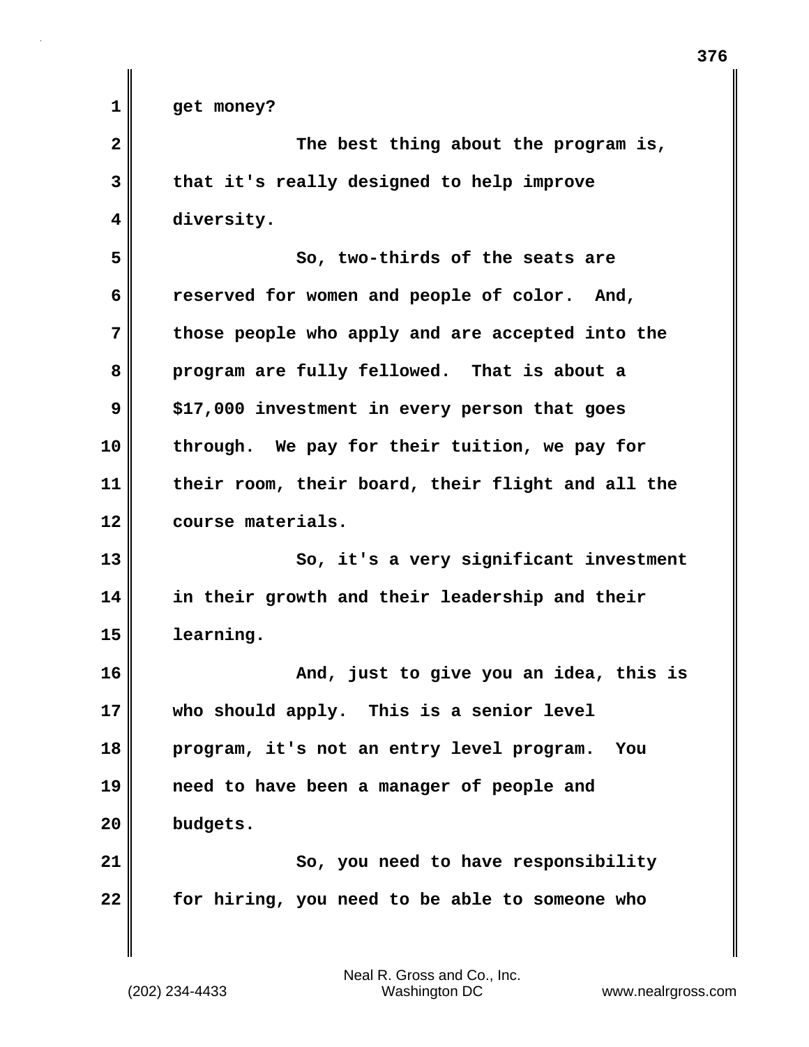get money?

The best thing about the program is, that it's really designed to help improve diversity.

So, two-thirds of the seats are reserved for women and people of color. And, those people who apply and are accepted into the program are fully fellowed. That is about a $17,000 investment in every person that goes through. We pay for their tuition, we pay for their room, their board, their flight and all the course materials.

So, it's a very significant investment in their growth and their leadership and their learning.

And, just to give you an idea, this is who should apply. This is a senior level program, it's not an entry level program. You need to have been a manager of people and budgets.

So, you need to have responsibility for hiring, you need to be able to someone who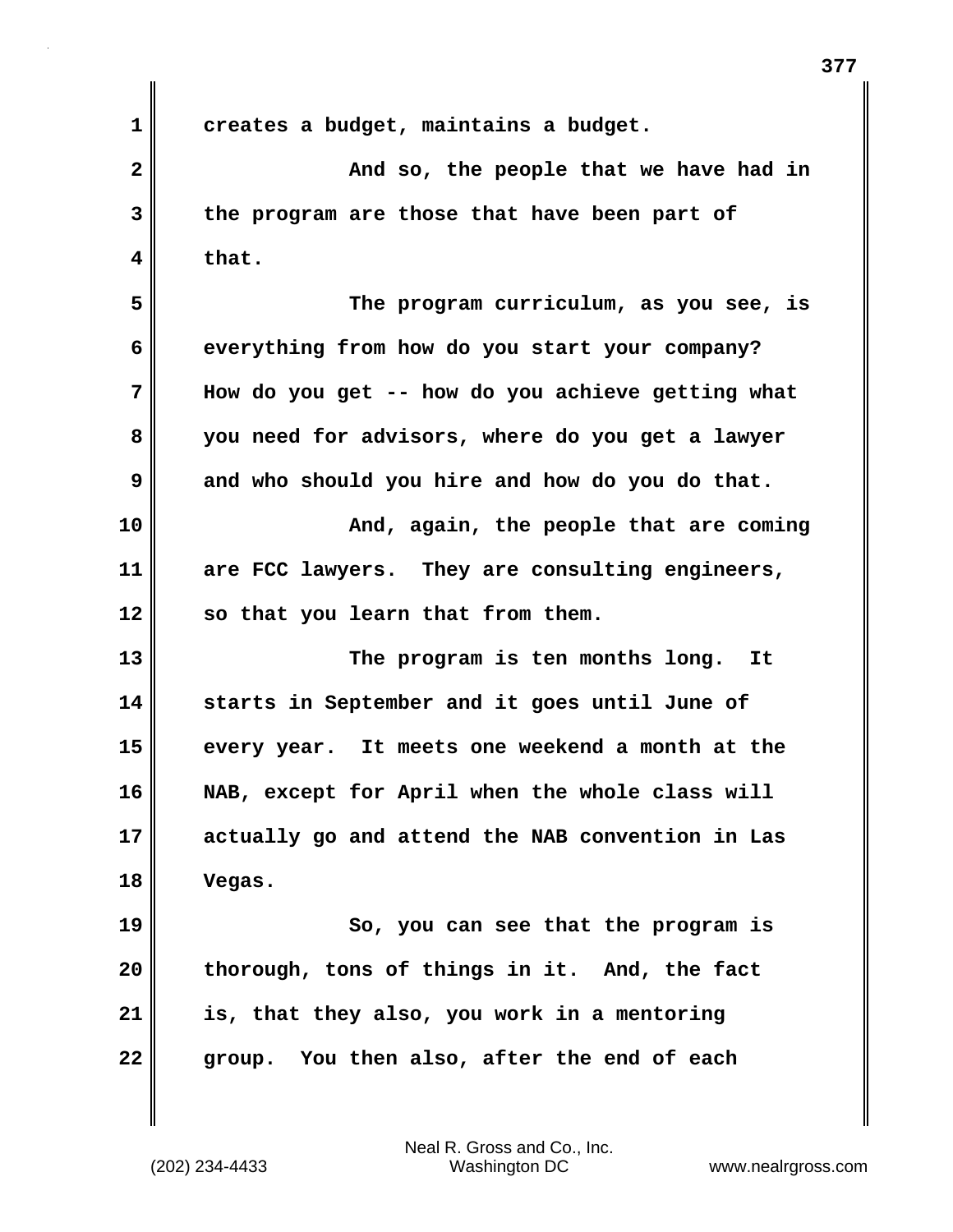creates a budget, maintains a budget.

And so, the people that we have had in the program are those that have been part of that.

The program curriculum, as you see, is everything from how do you start your company? How do you get -- how do you achieve getting what you need for advisors, where do you get a lawyer and who should you hire and how do you do that.

And, again, the people that are coming are FCC lawyers. They are consulting engineers, so that you learn that from them.

The program is ten months long. It starts in September and it goes until June of every year. It meets one weekend a month at the NAB, except for April when the whole class will actually go and attend the NAB convention in Las Vegas.

So, you can see that the program is thorough, tons of things in it. And, the fact is, that they also, you work in a mentoring group. You then also, after the end of each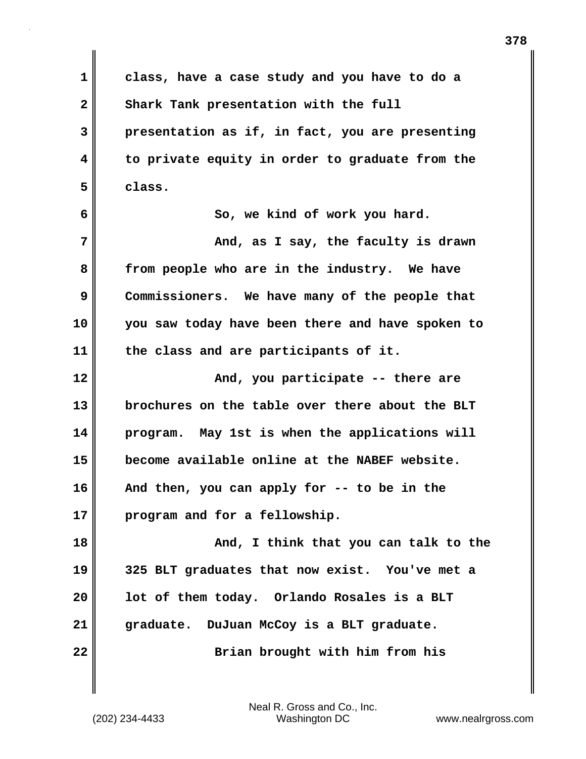class, have a case study and you have to do a Shark Tank presentation with the full presentation as if, in fact, you are presenting to private equity in order to graduate from the class.

So, we kind of work you hard.

And, as I say, the faculty is drawn from people who are in the industry. We have Commissioners. We have many of the people that you saw today have been there and have spoken to the class and are participants of it.

And, you participate -- there are brochures on the table over there about the BLT program. May 1st is when the applications will become available online at the NABEF website. And then, you can apply for -- to be in the program and for a fellowship.

And, I think that you can talk to the 325 BLT graduates that now exist. You've met a lot of them today. Orlando Rosales is a BLT graduate. DuJuan McCoy is a BLT graduate.

Brian brought with him from his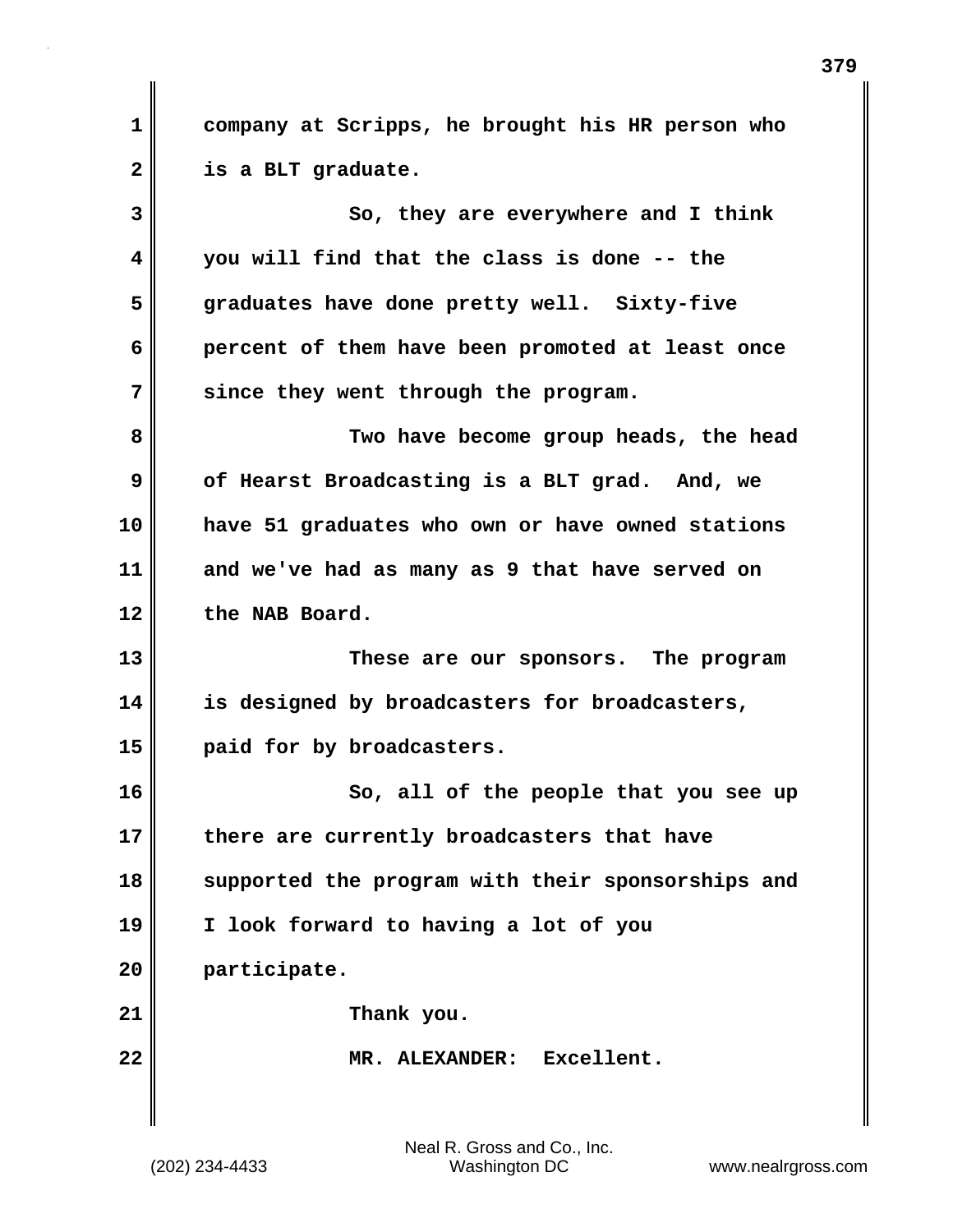company at Scripps, he brought his HR person who is a BLT graduate.

So, they are everywhere and I think you will find that the class is done -- the graduates have done pretty well. Sixty-five percent of them have been promoted at least once since they went through the program.

Two have become group heads, the head of Hearst Broadcasting is a BLT grad. And, we have 51 graduates who own or have owned stations and we've had as many as 9 that have served on the NAB Board.

These are our sponsors. The program is designed by broadcasters for broadcasters, paid for by broadcasters.

So, all of the people that you see up there are currently broadcasters that have supported the program with their sponsorships and I look forward to having a lot of you participate.

Thank you.

MR. ALEXANDER: Excellent.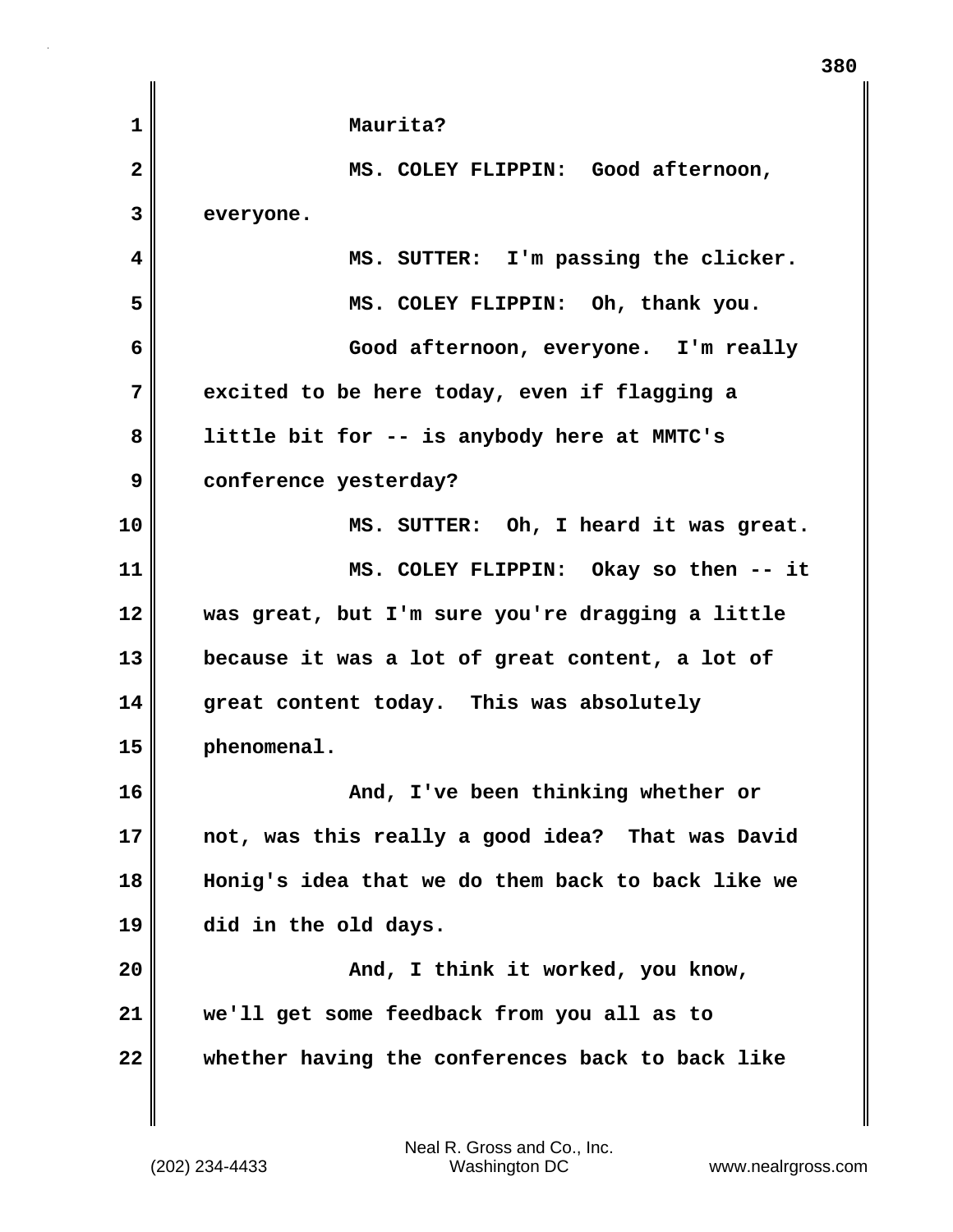Maurita?

MS. COLEY FLIPPIN: Good afternoon, everyone.

MS. SUTTER: I'm passing the clicker.

MS. COLEY FLIPPIN: Oh, thank you.

Good afternoon, everyone. I'm really excited to be here today, even if flagging a little bit for -- is anybody here at MMTC's conference yesterday?

MS. SUTTER: Oh, I heard it was great.

MS. COLEY FLIPPIN: Okay so then -- it was great, but I'm sure you're dragging a little because it was a lot of great content, a lot of great content today. This was absolutely phenomenal.

And, I've been thinking whether or not, was this really a good idea? That was David Honig's idea that we do them back to back like we did in the old days.

And, I think it worked, you know, we'll get some feedback from you all as to whether having the conferences back to back like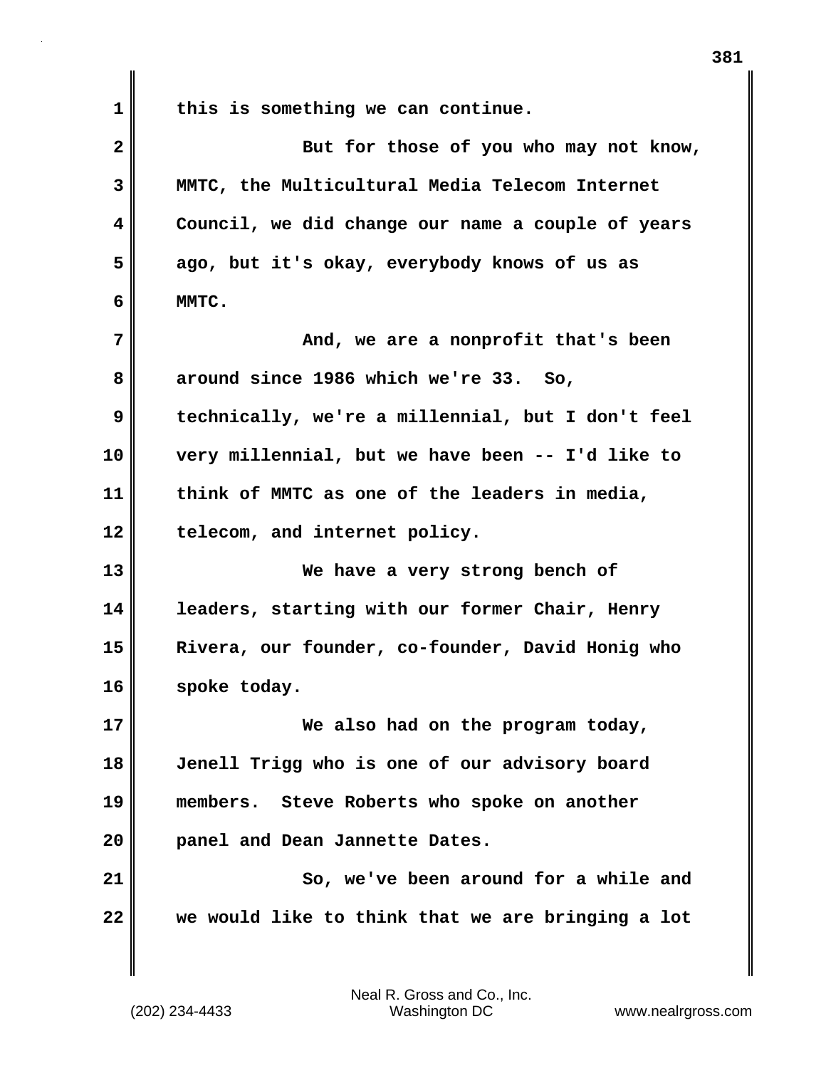this is something we can continue.

But for those of you who may not know, MMTC, the Multicultural Media Telecom Internet Council, we did change our name a couple of years ago, but it's okay, everybody knows of us as MMTC.

And, we are a nonprofit that's been around since 1986 which we're 33. So, technically, we're a millennial, but I don't feel very millennial, but we have been -- I'd like to think of MMTC as one of the leaders in media, telecom, and internet policy.

We have a very strong bench of leaders, starting with our former Chair, Henry Rivera, our founder, co-founder, David Honig who spoke today.

We also had on the program today, Jenell Trigg who is one of our advisory board members. Steve Roberts who spoke on another panel and Dean Jannette Dates.

So, we've been around for a while and we would like to think that we are bringing a lot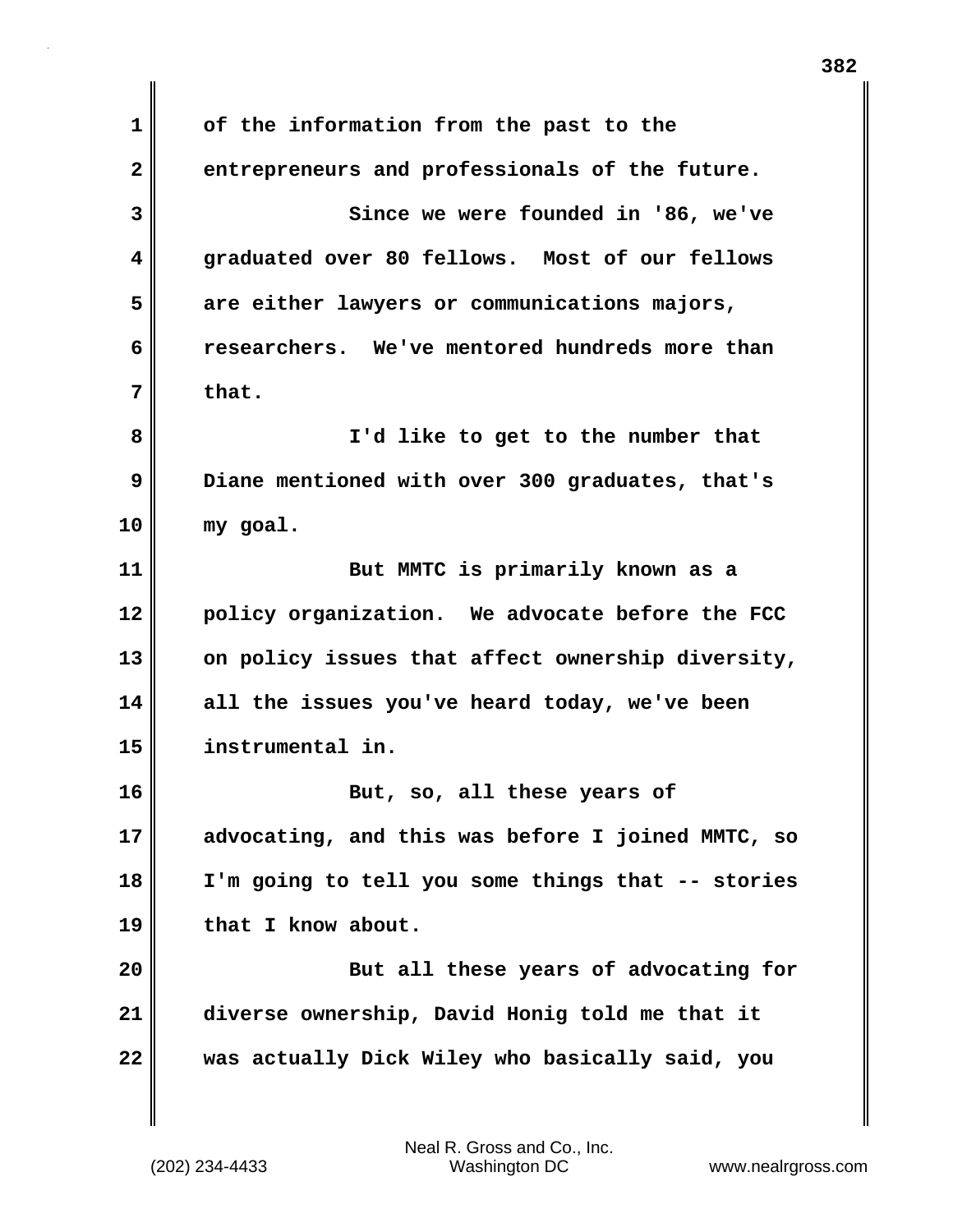of the information from the past to the entrepreneurs and professionals of the future.

Since we were founded in '86, we've graduated over 80 fellows. Most of our fellows are either lawyers or communications majors, researchers. We've mentored hundreds more than that.

I'd like to get to the number that Diane mentioned with over 300 graduates, that's my goal.

But MMTC is primarily known as a policy organization. We advocate before the FCC on policy issues that affect ownership diversity, all the issues you've heard today, we've been instrumental in.

But, so, all these years of advocating, and this was before I joined MMTC, so I'm going to tell you some things that -- stories that I know about.

But all these years of advocating for diverse ownership, David Honig told me that it was actually Dick Wiley who basically said, you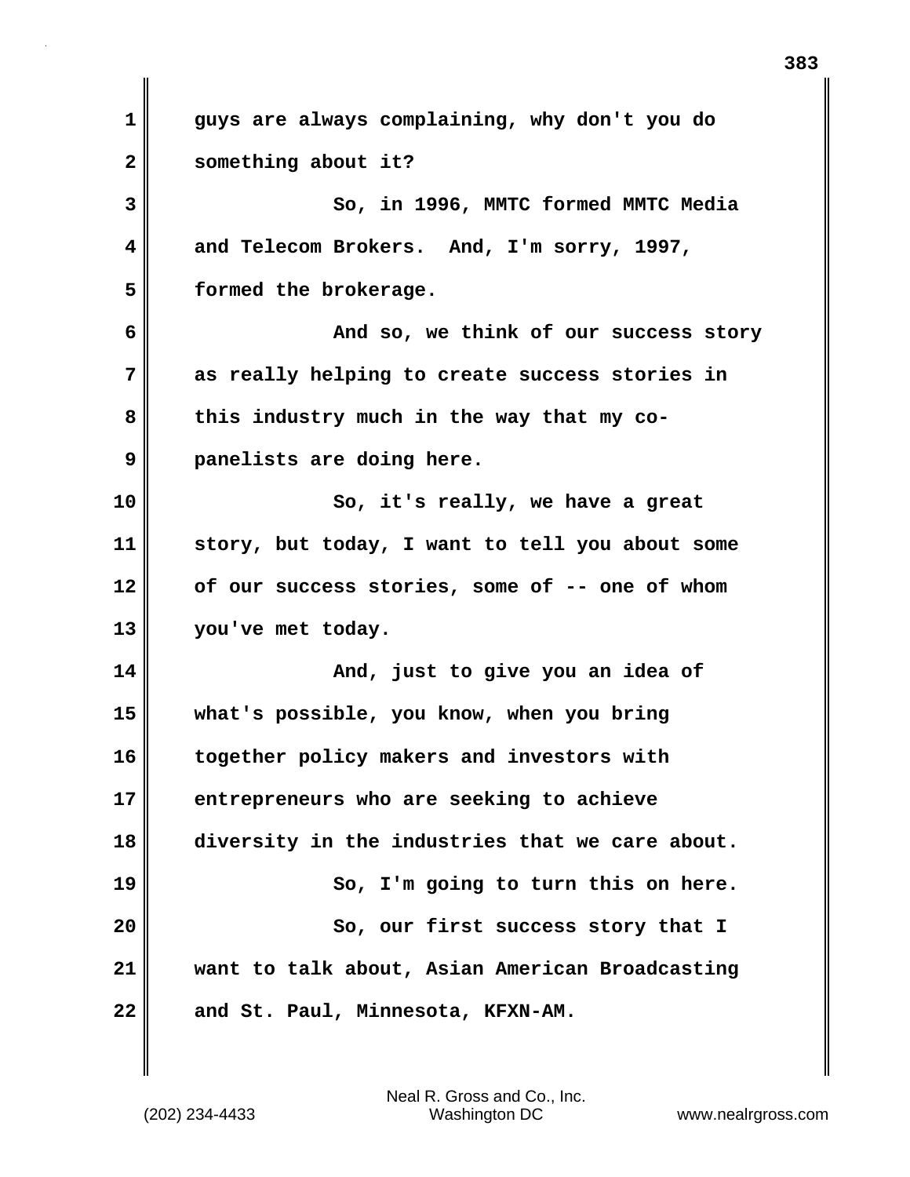guys are always complaining, why don't you do something about it?

So, in 1996, MMTC formed MMTC Media and Telecom Brokers. And, I'm sorry, 1997, formed the brokerage.

And so, we think of our success story as really helping to create success stories in this industry much in the way that my co-panelists are doing here.

So, it's really, we have a great story, but today, I want to tell you about some of our success stories, some of -- one of whom you've met today.

And, just to give you an idea of what's possible, you know, when you bring together policy makers and investors with entrepreneurs who are seeking to achieve diversity in the industries that we care about.

So, I'm going to turn this on here.

So, our first success story that I want to talk about, Asian American Broadcasting and St. Paul, Minnesota, KFXN-AM.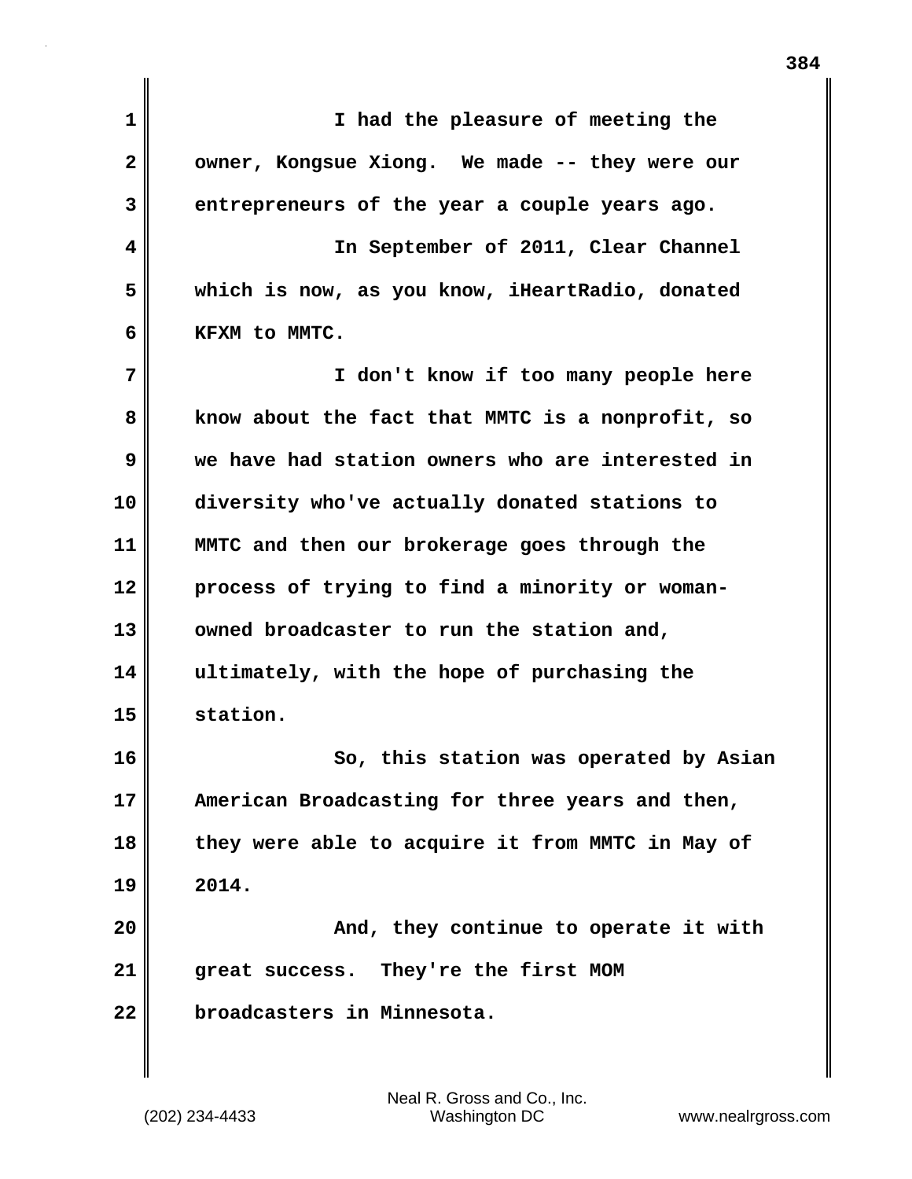I had the pleasure of meeting the owner, Kongsue Xiong. We made -- they were our entrepreneurs of the year a couple years ago.

In September of 2011, Clear Channel which is now, as you know, iHeartRadio, donated KFXM to MMTC.

I don't know if too many people here know about the fact that MMTC is a nonprofit, so we have had station owners who are interested in diversity who've actually donated stations to MMTC and then our brokerage goes through the process of trying to find a minority or woman-owned broadcaster to run the station and, ultimately, with the hope of purchasing the station.

So, this station was operated by Asian American Broadcasting for three years and then, they were able to acquire it from MMTC in May of 2014.

And, they continue to operate it with great success. They're the first MOM broadcasters in Minnesota.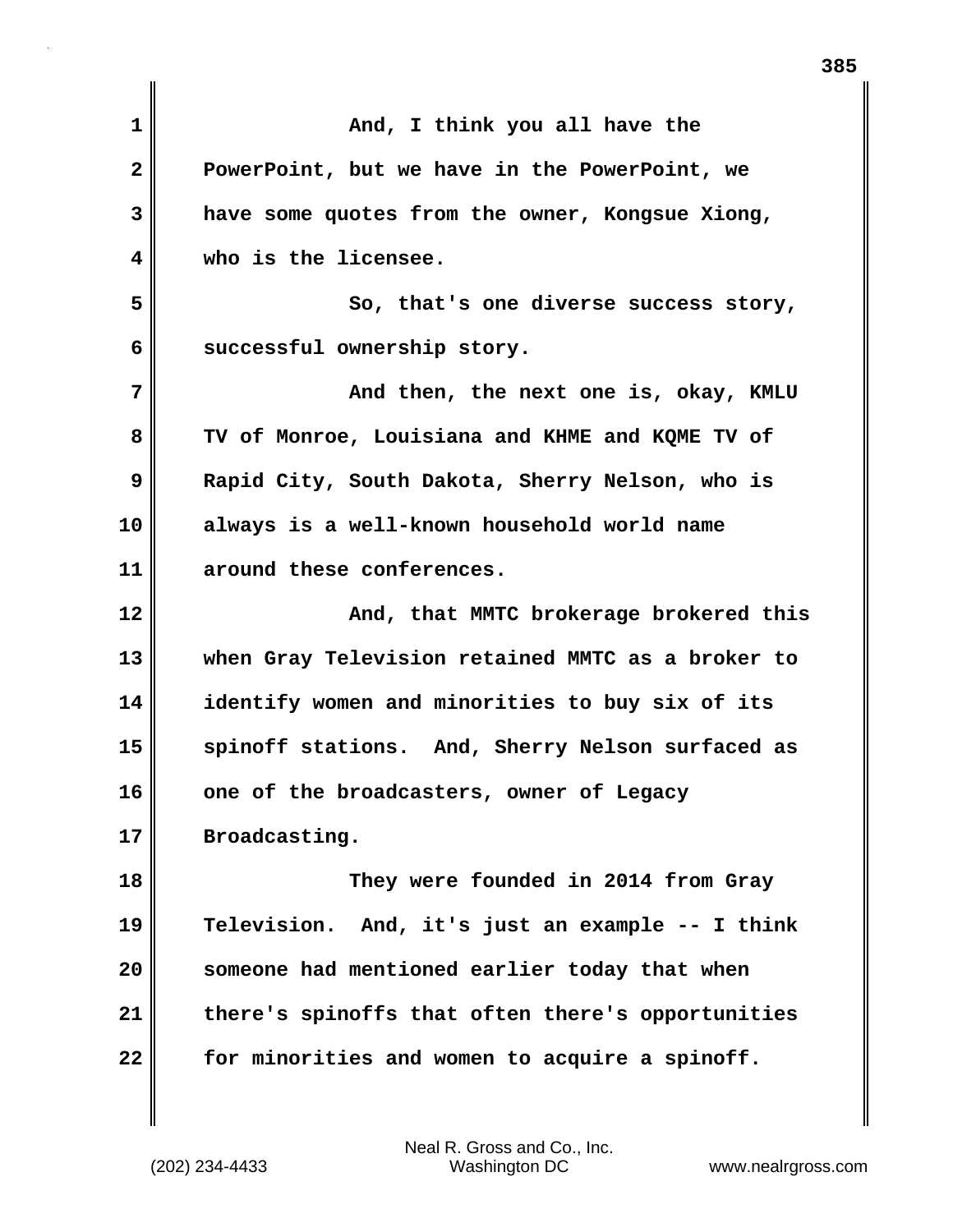And, I think you all have the PowerPoint, but we have in the PowerPoint, we have some quotes from the owner, Kongsue Xiong, who is the licensee.

So, that's one diverse success story, successful ownership story.

And then, the next one is, okay, KMLU TV of Monroe, Louisiana and KHME and KQME TV of Rapid City, South Dakota, Sherry Nelson, who is always is a well-known household world name around these conferences.

And, that MMTC brokerage brokered this when Gray Television retained MMTC as a broker to identify women and minorities to buy six of its spinoff stations. And, Sherry Nelson surfaced as one of the broadcasters, owner of Legacy Broadcasting.

They were founded in 2014 from Gray Television. And, it's just an example -- I think someone had mentioned earlier today that when there's spinoffs that often there's opportunities for minorities and women to acquire a spinoff.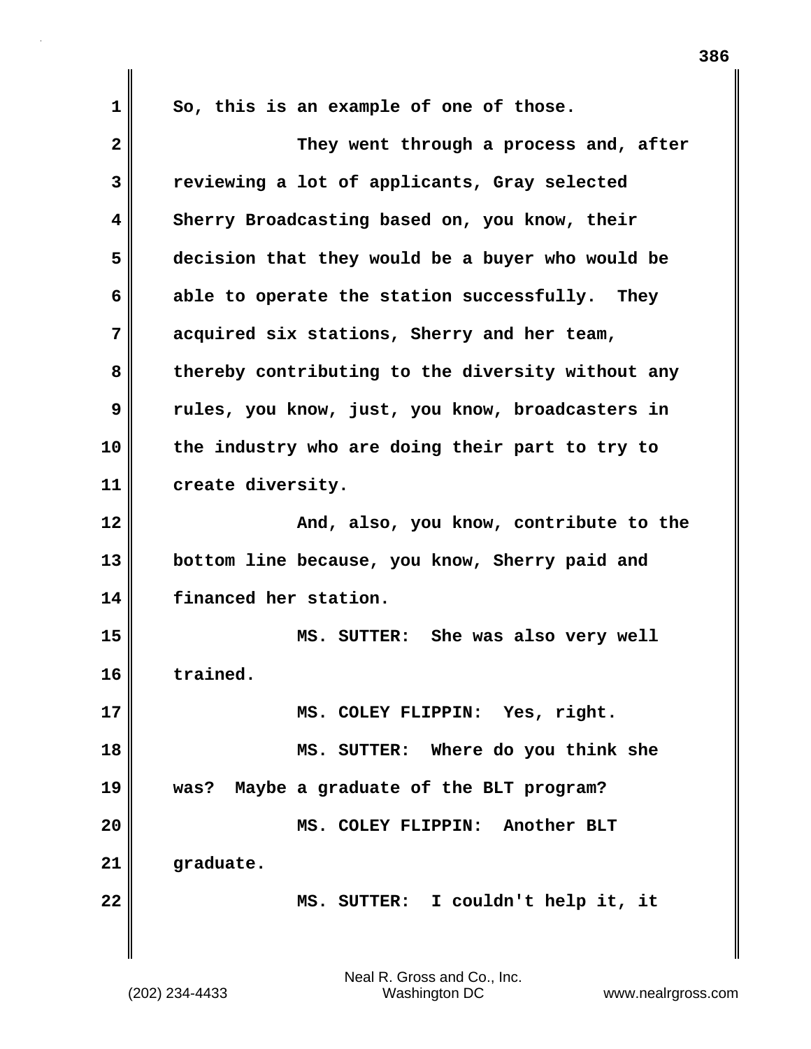So, this is an example of one of those.

They went through a process and, after reviewing a lot of applicants, Gray selected Sherry Broadcasting based on, you know, their decision that they would be a buyer who would be able to operate the station successfully. They acquired six stations, Sherry and her team, thereby contributing to the diversity without any rules, you know, just, you know, broadcasters in the industry who are doing their part to try to create diversity.

And, also, you know, contribute to the bottom line because, you know, Sherry paid and financed her station.

MS. SUTTER: She was also very well trained.

MS. COLEY FLIPPIN: Yes, right.

MS. SUTTER: Where do you think she was? Maybe a graduate of the BLT program?

MS. COLEY FLIPPIN: Another BLT graduate.

MS. SUTTER: I couldn't help it, it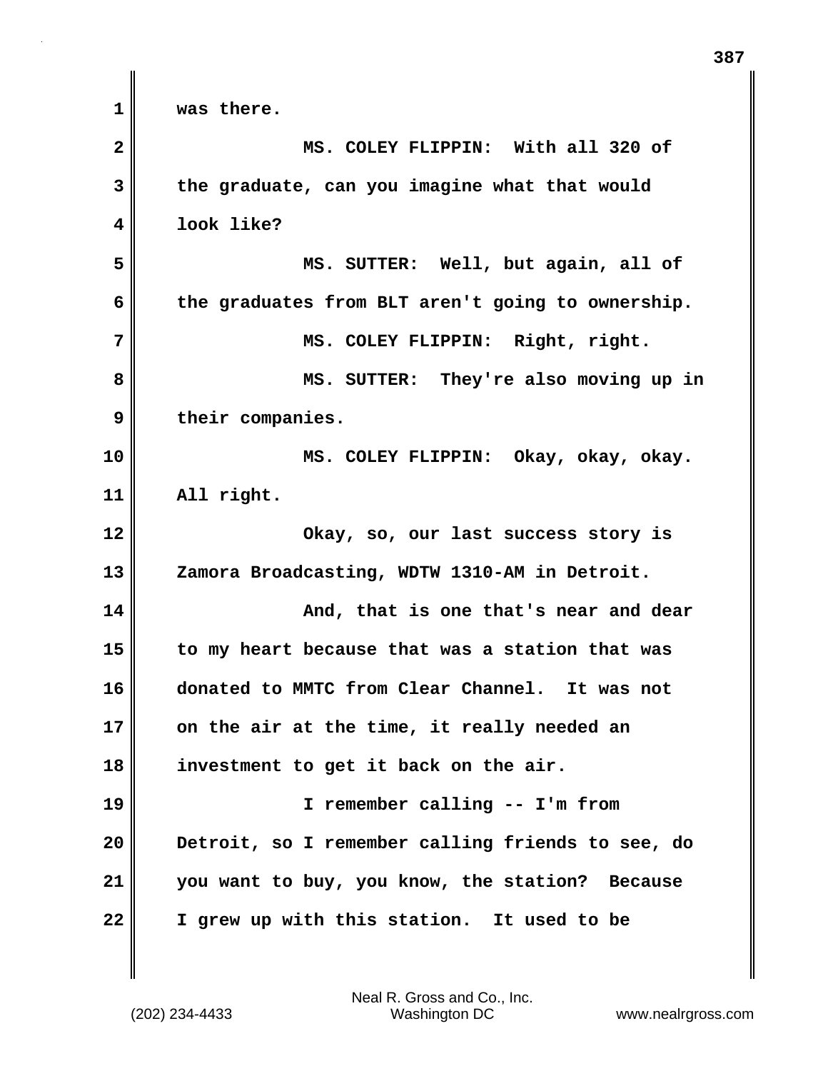was there.

MS. COLEY FLIPPIN: With all 320 of the graduate, can you imagine what that would look like?

MS. SUTTER: Well, but again, all of the graduates from BLT aren't going to ownership.

MS. COLEY FLIPPIN: Right, right.

MS. SUTTER: They're also moving up in their companies.

MS. COLEY FLIPPIN: Okay, okay, okay. All right.

Okay, so, our last success story is Zamora Broadcasting, WDTW 1310-AM in Detroit.

And, that is one that's near and dear to my heart because that was a station that was donated to MMTC from Clear Channel. It was not on the air at the time, it really needed an investment to get it back on the air.

I remember calling -- I'm from Detroit, so I remember calling friends to see, do you want to buy, you know, the station? Because I grew up with this station. It used to be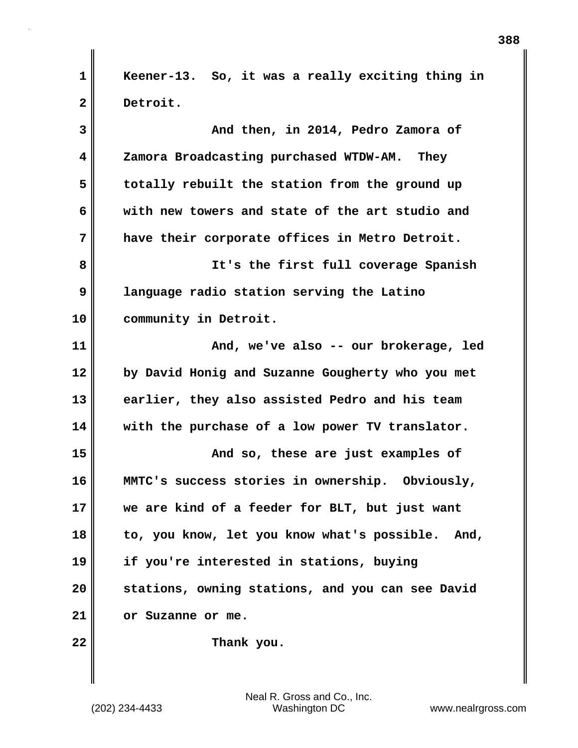Keener-13. So, it was a really exciting thing in Detroit.

And then, in 2014, Pedro Zamora of Zamora Broadcasting purchased WTDW-AM. They totally rebuilt the station from the ground up with new towers and state of the art studio and have their corporate offices in Metro Detroit.

It's the first full coverage Spanish language radio station serving the Latino community in Detroit.

And, we've also -- our brokerage, led by David Honig and Suzanne Gougherty who you met earlier, they also assisted Pedro and his team with the purchase of a low power TV translator.

And so, these are just examples of MMTC's success stories in ownership. Obviously, we are kind of a feeder for BLT, but just want to, you know, let you know what's possible. And, if you're interested in stations, buying stations, owning stations, and you can see David or Suzanne or me.

Thank you.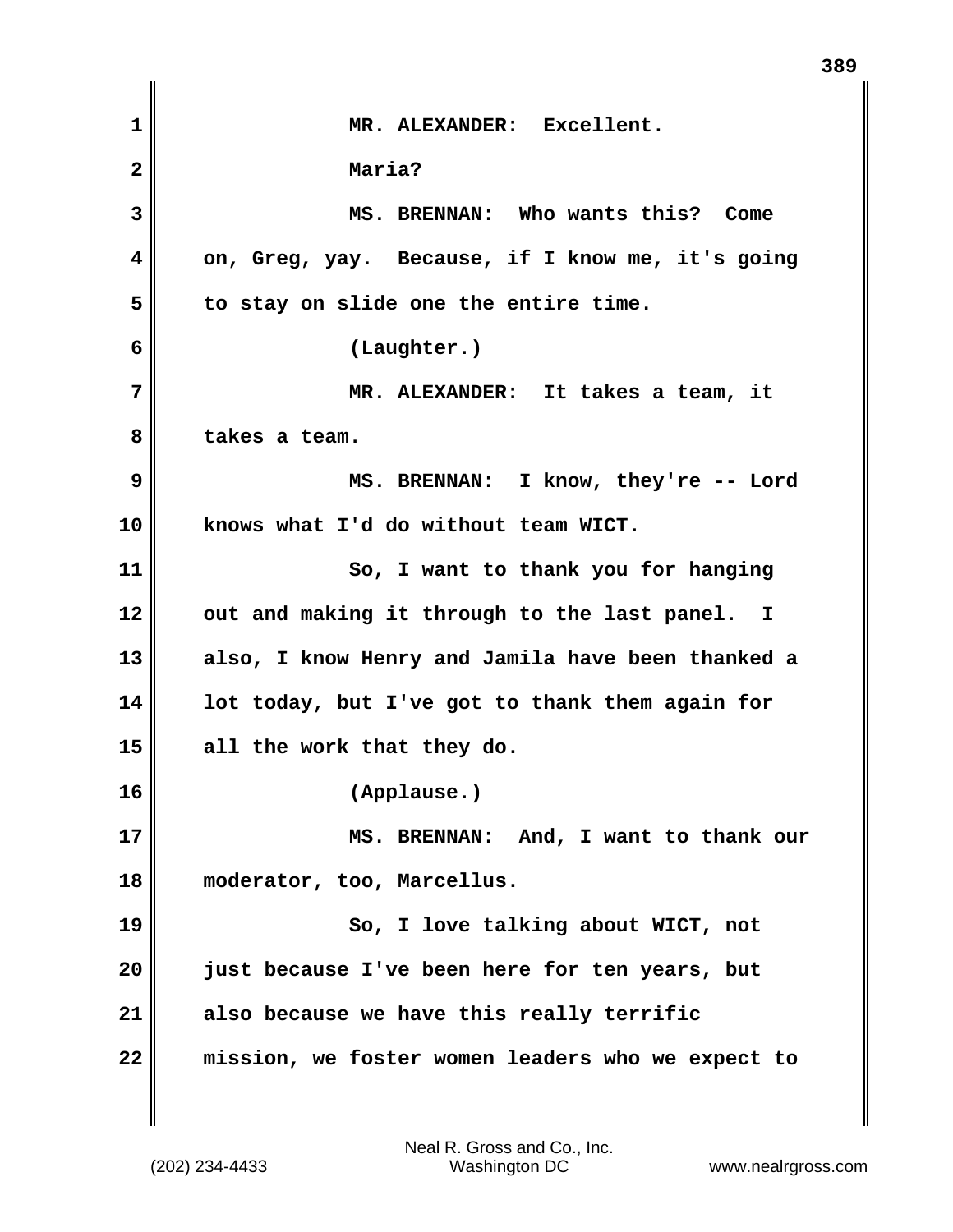MR. ALEXANDER: Excellent.

Maria?

MS. BRENNAN: Who wants this? Come on, Greg, yay. Because, if I know me, it's going to stay on slide one the entire time.

(Laughter.)

MR. ALEXANDER: It takes a team, it takes a team.

MS. BRENNAN: I know, they're -- Lord knows what I'd do without team WICT.

So, I want to thank you for hanging out and making it through to the last panel. I also, I know Henry and Jamila have been thanked a lot today, but I've got to thank them again for all the work that they do.

(Applause.)

MS. BRENNAN: And, I want to thank our moderator, too, Marcellus.

So, I love talking about WICT, not just because I've been here for ten years, but also because we have this really terrific mission, we foster women leaders who we expect to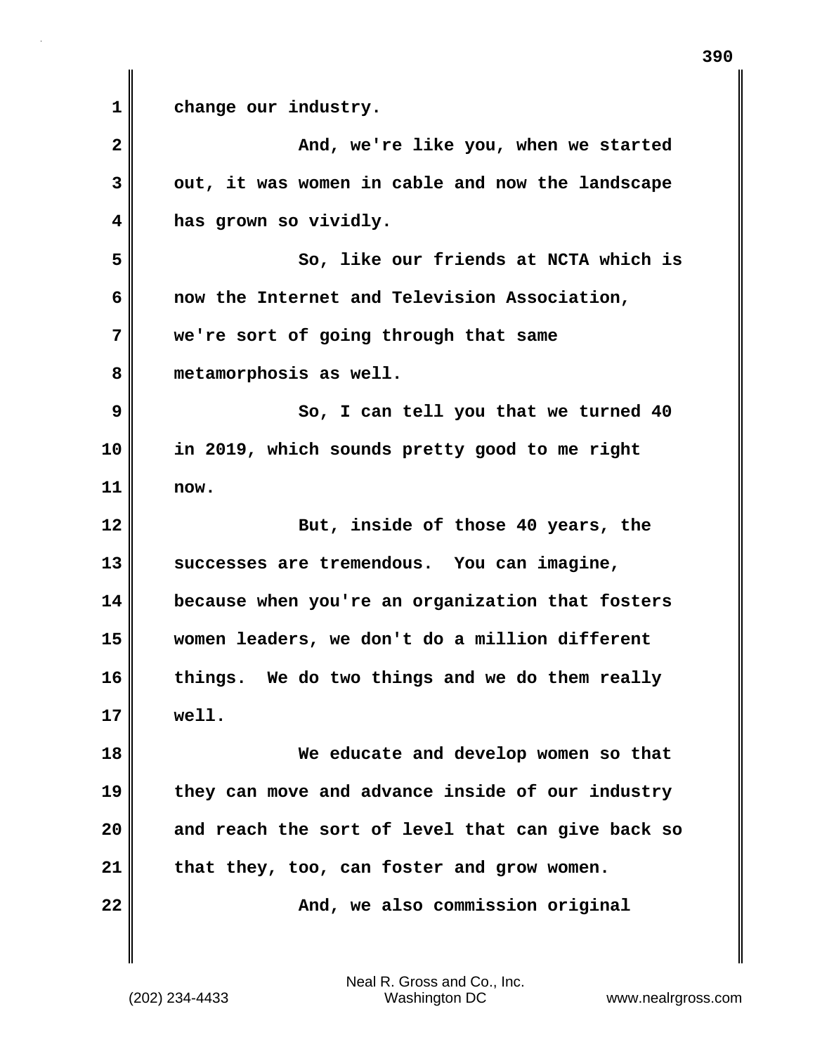change our industry.

And, we're like you, when we started out, it was women in cable and now the landscape has grown so vividly.

So, like our friends at NCTA which is now the Internet and Television Association, we're sort of going through that same metamorphosis as well.

So, I can tell you that we turned 40 in 2019, which sounds pretty good to me right now.

But, inside of those 40 years, the successes are tremendous. You can imagine, because when you're an organization that fosters women leaders, we don't do a million different things. We do two things and we do them really well.

We educate and develop women so that they can move and advance inside of our industry and reach the sort of level that can give back so that they, too, can foster and grow women.

And, we also commission original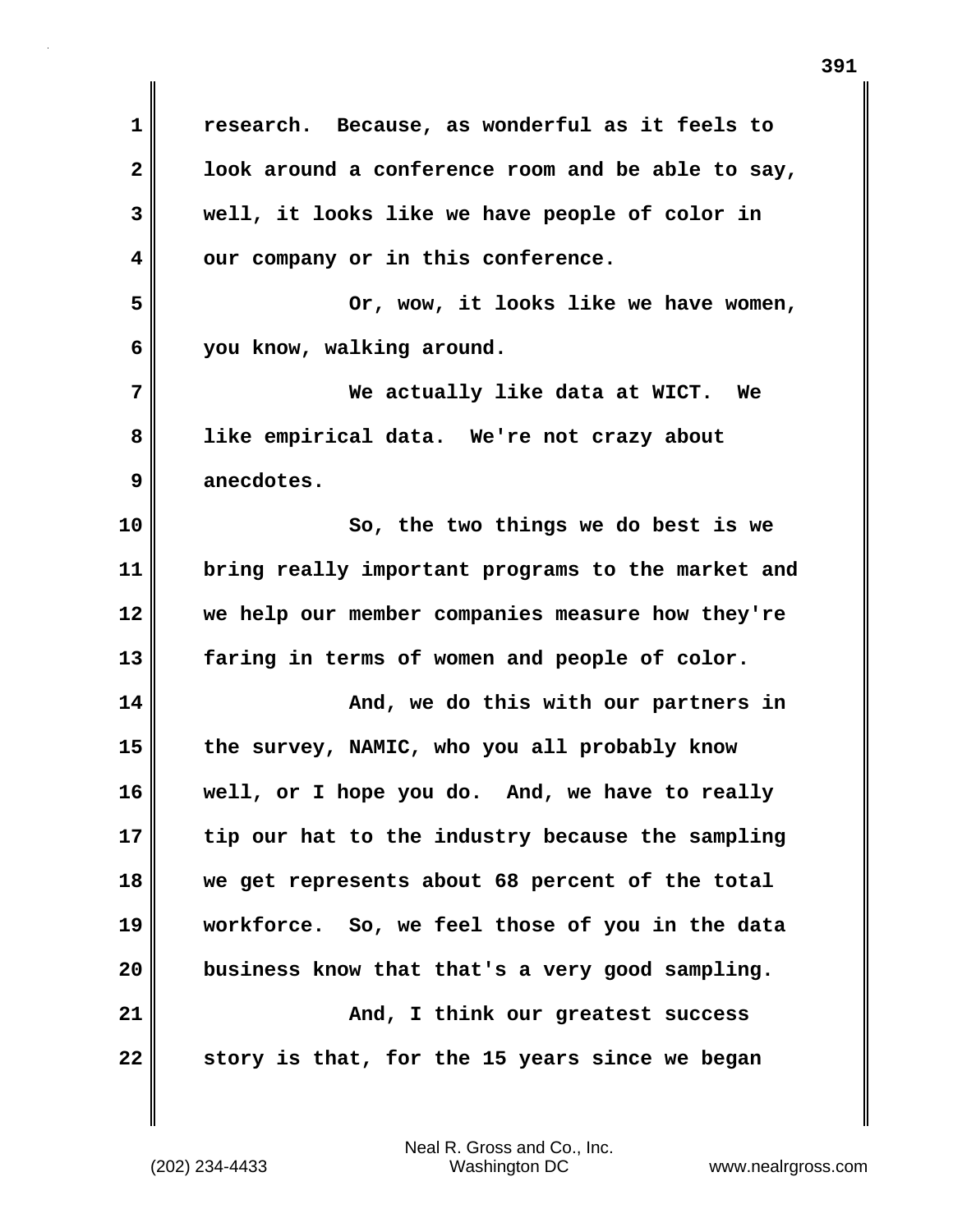research. Because, as wonderful as it feels to look around a conference room and be able to say, well, it looks like we have people of color in our company or in this conference.

Or, wow, it looks like we have women, you know, walking around.

We actually like data at WICT. We like empirical data. We're not crazy about anecdotes.

So, the two things we do best is we bring really important programs to the market and we help our member companies measure how they're faring in terms of women and people of color.

And, we do this with our partners in the survey, NAMIC, who you all probably know well, or I hope you do. And, we have to really tip our hat to the industry because the sampling we get represents about 68 percent of the total workforce. So, we feel those of you in the data business know that that's a very good sampling.

And, I think our greatest success story is that, for the 15 years since we began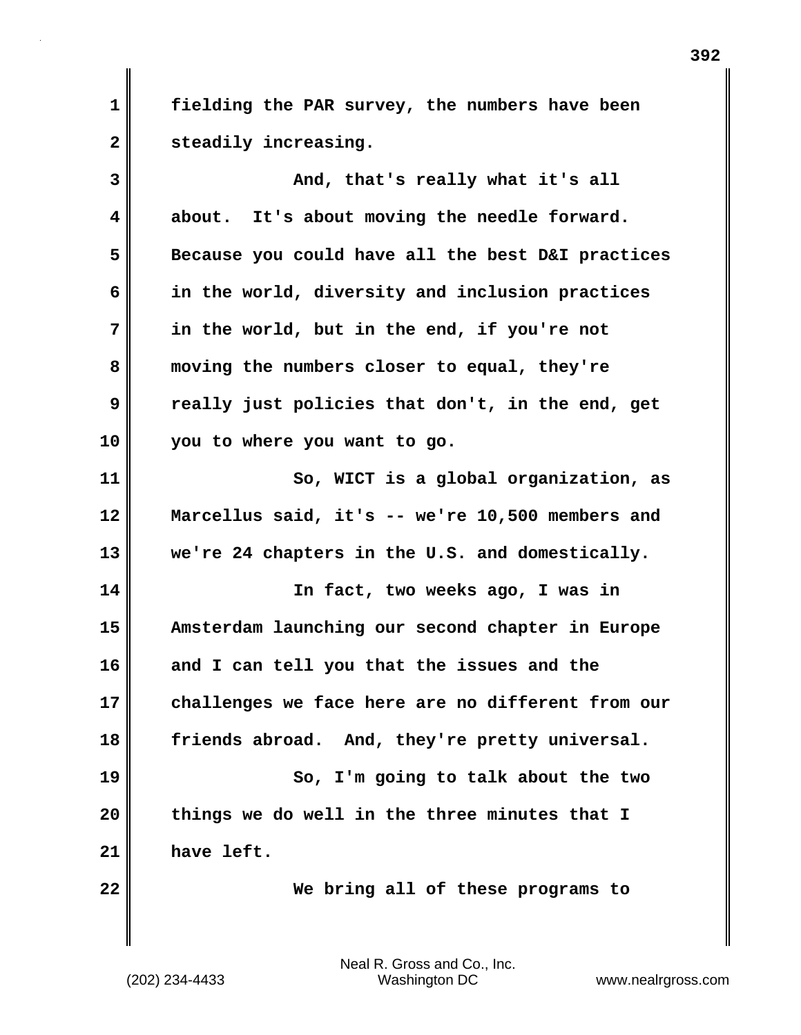fielding the PAR survey, the numbers have been steadily increasing.

And, that's really what it's all about. It's about moving the needle forward. Because you could have all the best D&I practices in the world, diversity and inclusion practices in the world, but in the end, if you're not moving the numbers closer to equal, they're really just policies that don't, in the end, get you to where you want to go.

So, WICT is a global organization, as Marcellus said, it's -- we're 10,500 members and we're 24 chapters in the U.S. and domestically.

In fact, two weeks ago, I was in Amsterdam launching our second chapter in Europe and I can tell you that the issues and the challenges we face here are no different from our friends abroad. And, they're pretty universal.

So, I'm going to talk about the two things we do well in the three minutes that I have left.

We bring all of these programs to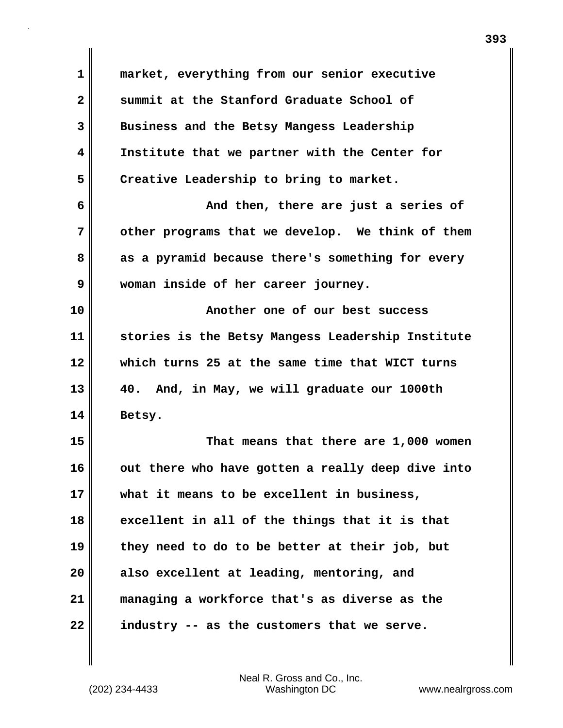market, everything from our senior executive summit at the Stanford Graduate School of Business and the Betsy Mangess Leadership Institute that we partner with the Center for Creative Leadership to bring to market.

And then, there are just a series of other programs that we develop. We think of them as a pyramid because there's something for every woman inside of her career journey.

Another one of our best success stories is the Betsy Mangess Leadership Institute which turns 25 at the same time that WICT turns 40. And, in May, we will graduate our 1000th Betsy.

That means that there are 1,000 women out there who have gotten a really deep dive into what it means to be excellent in business, excellent in all of the things that it is that they need to do to be better at their job, but also excellent at leading, mentoring, and managing a workforce that's as diverse as the industry -- as the customers that we serve.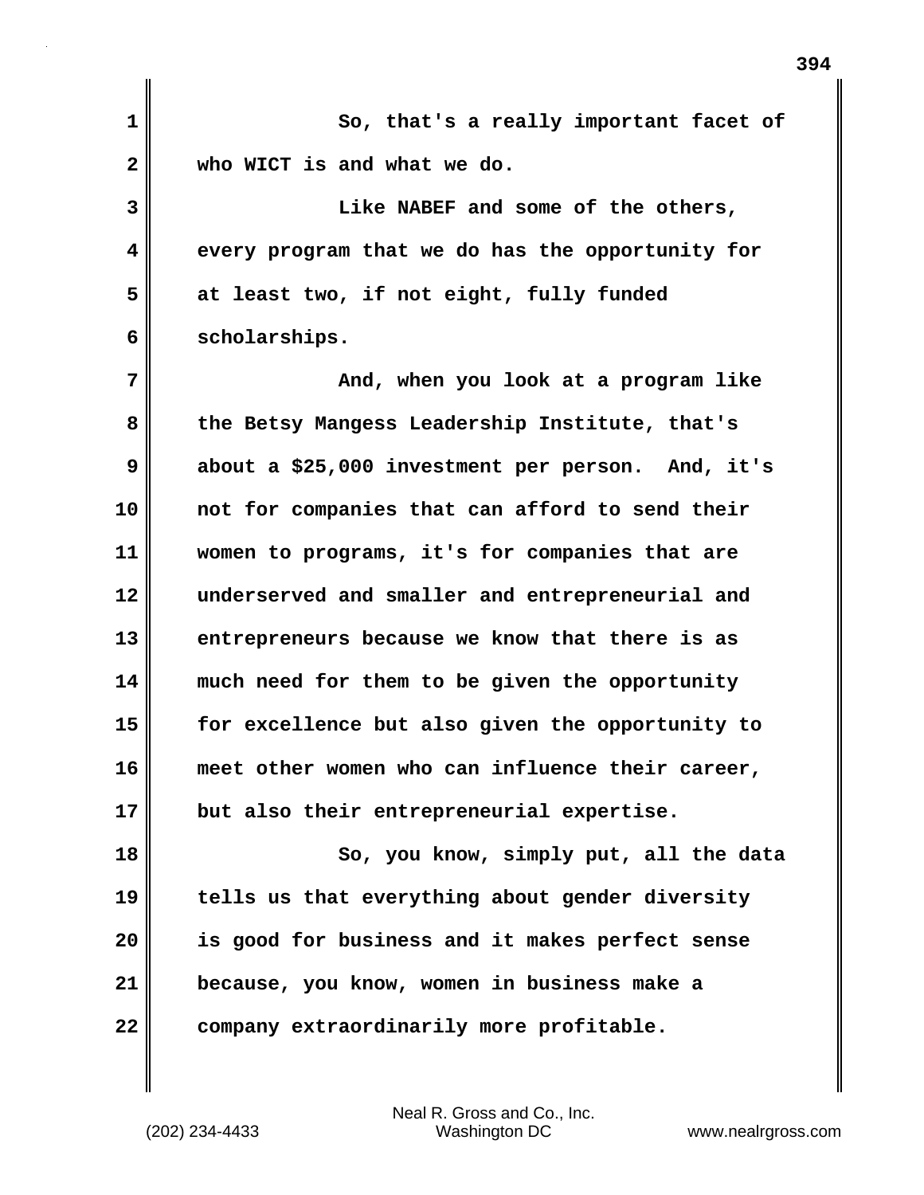So, that's a really important facet of who WICT is and what we do.

Like NABEF and some of the others, every program that we do has the opportunity for at least two, if not eight, fully funded scholarships.

And, when you look at a program like the Betsy Mangess Leadership Institute, that's about a $25,000 investment per person. And, it's not for companies that can afford to send their women to programs, it's for companies that are underserved and smaller and entrepreneurial and entrepreneurs because we know that there is as much need for them to be given the opportunity for excellence but also given the opportunity to meet other women who can influence their career, but also their entrepreneurial expertise.

So, you know, simply put, all the data tells us that everything about gender diversity is good for business and it makes perfect sense because, you know, women in business make a company extraordinarily more profitable.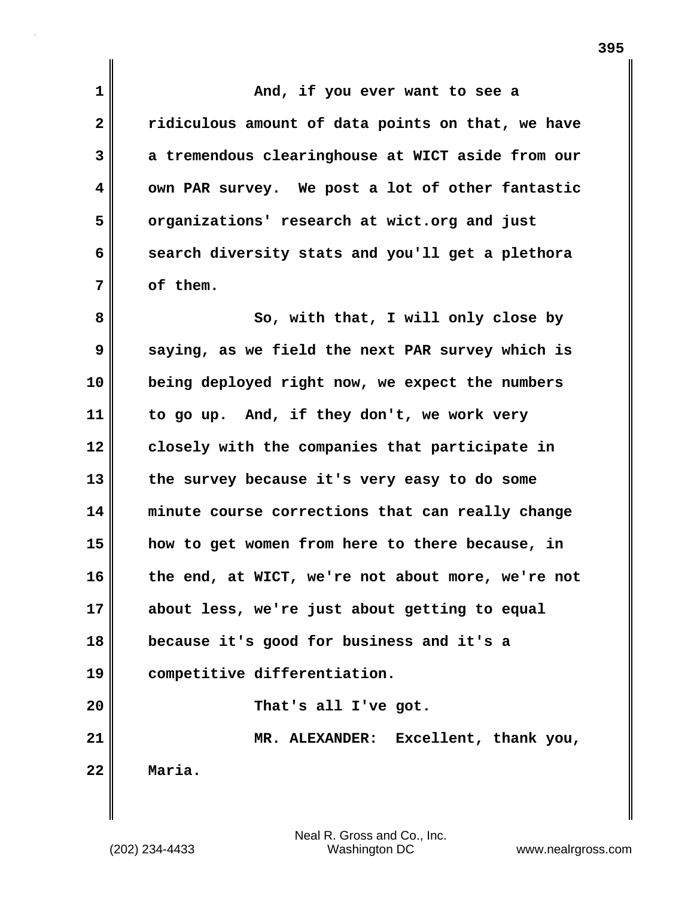And, if you ever want to see a ridiculous amount of data points on that, we have a tremendous clearinghouse at WICT aside from our own PAR survey. We post a lot of other fantastic organizations' research at wict.org and just search diversity stats and you'll get a plethora of them.

So, with that, I will only close by saying, as we field the next PAR survey which is being deployed right now, we expect the numbers to go up. And, if they don't, we work very closely with the companies that participate in the survey because it's very easy to do some minute course corrections that can really change how to get women from here to there because, in the end, at WICT, we're not about more, we're not about less, we're just about getting to equal because it's good for business and it's a competitive differentiation.

That's all I've got.

MR. ALEXANDER: Excellent, thank you, Maria.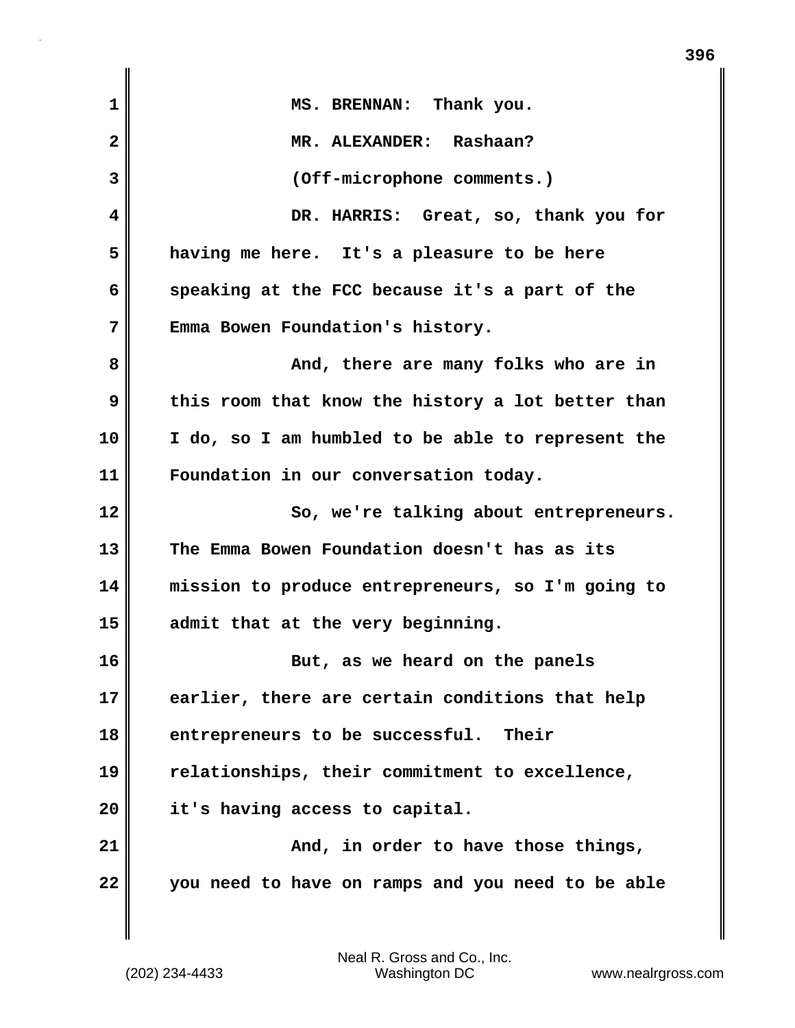MS. BRENNAN: Thank you.

MR. ALEXANDER: Rashaan?

(Off-microphone comments.)

DR. HARRIS: Great, so, thank you for having me here. It's a pleasure to be here speaking at the FCC because it's a part of the Emma Bowen Foundation's history.

And, there are many folks who are in this room that know the history a lot better than I do, so I am humbled to be able to represent the Foundation in our conversation today.

So, we're talking about entrepreneurs. The Emma Bowen Foundation doesn't has as its mission to produce entrepreneurs, so I'm going to admit that at the very beginning.

But, as we heard on the panels earlier, there are certain conditions that help entrepreneurs to be successful. Their relationships, their commitment to excellence, it's having access to capital.

And, in order to have those things, you need to have on ramps and you need to be able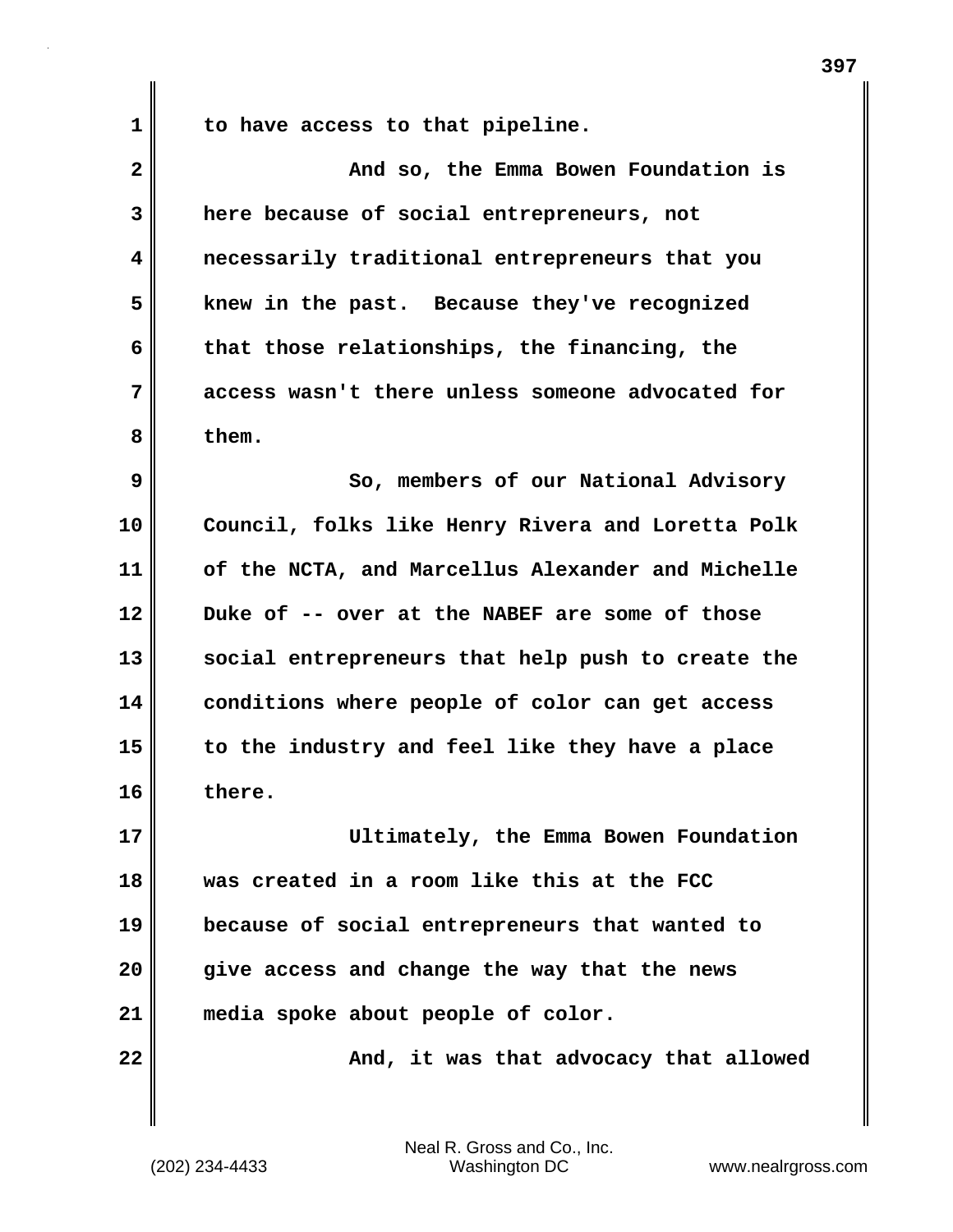to have access to that pipeline.

And so, the Emma Bowen Foundation is here because of social entrepreneurs, not necessarily traditional entrepreneurs that you knew in the past. Because they've recognized that those relationships, the financing, the access wasn't there unless someone advocated for them.

So, members of our National Advisory Council, folks like Henry Rivera and Loretta Polk of the NCTA, and Marcellus Alexander and Michelle Duke of -- over at the NABEF are some of those social entrepreneurs that help push to create the conditions where people of color can get access to the industry and feel like they have a place there.

Ultimately, the Emma Bowen Foundation was created in a room like this at the FCC because of social entrepreneurs that wanted to give access and change the way that the news media spoke about people of color.

And, it was that advocacy that allowed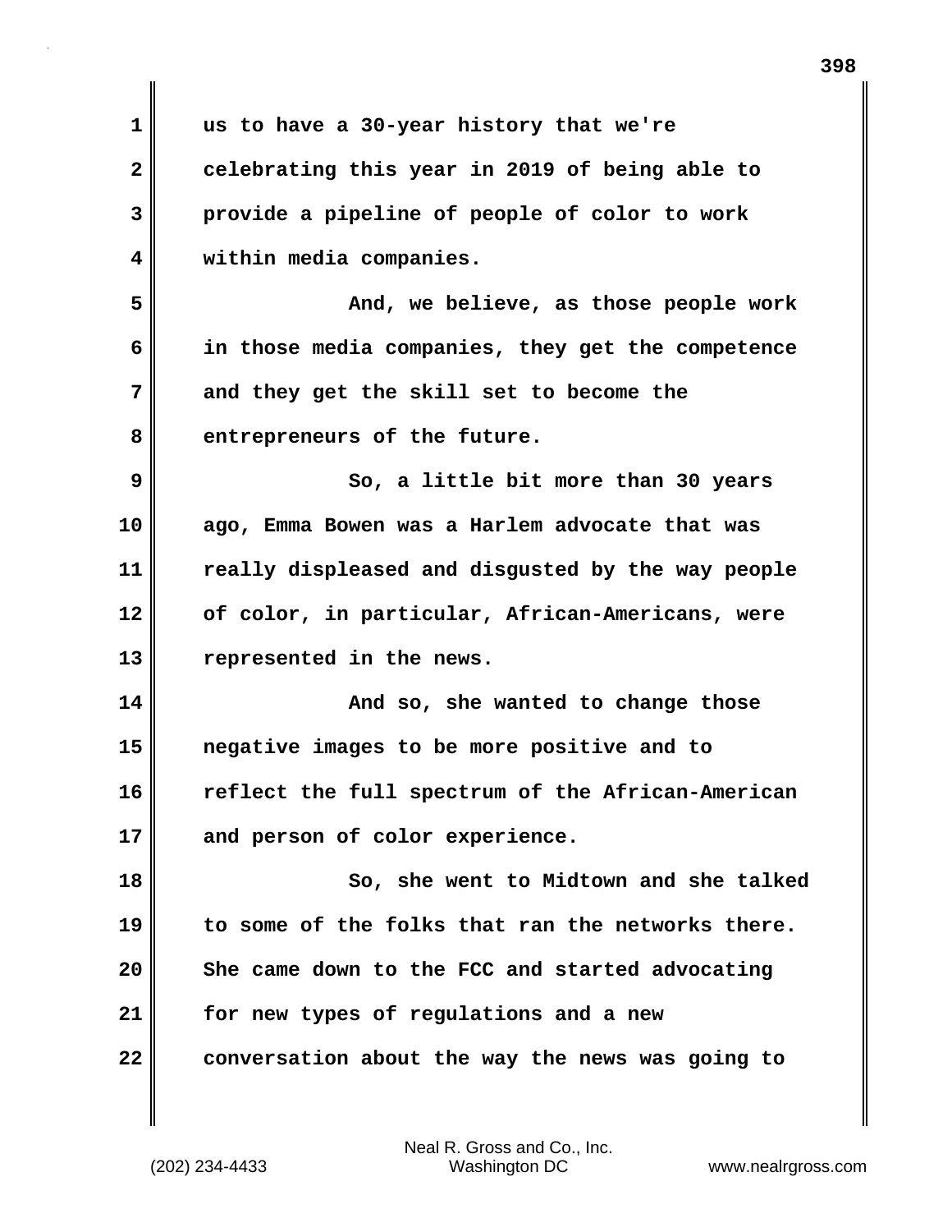us to have a 30-year history that we're celebrating this year in 2019 of being able to provide a pipeline of people of color to work within media companies.

And, we believe, as those people work in those media companies, they get the competence and they get the skill set to become the entrepreneurs of the future.

So, a little bit more than 30 years ago, Emma Bowen was a Harlem advocate that was really displeased and disgusted by the way people of color, in particular, African-Americans, were represented in the news.

And so, she wanted to change those negative images to be more positive and to reflect the full spectrum of the African-American and person of color experience.

So, she went to Midtown and she talked to some of the folks that ran the networks there. She came down to the FCC and started advocating for new types of regulations and a new conversation about the way the news was going to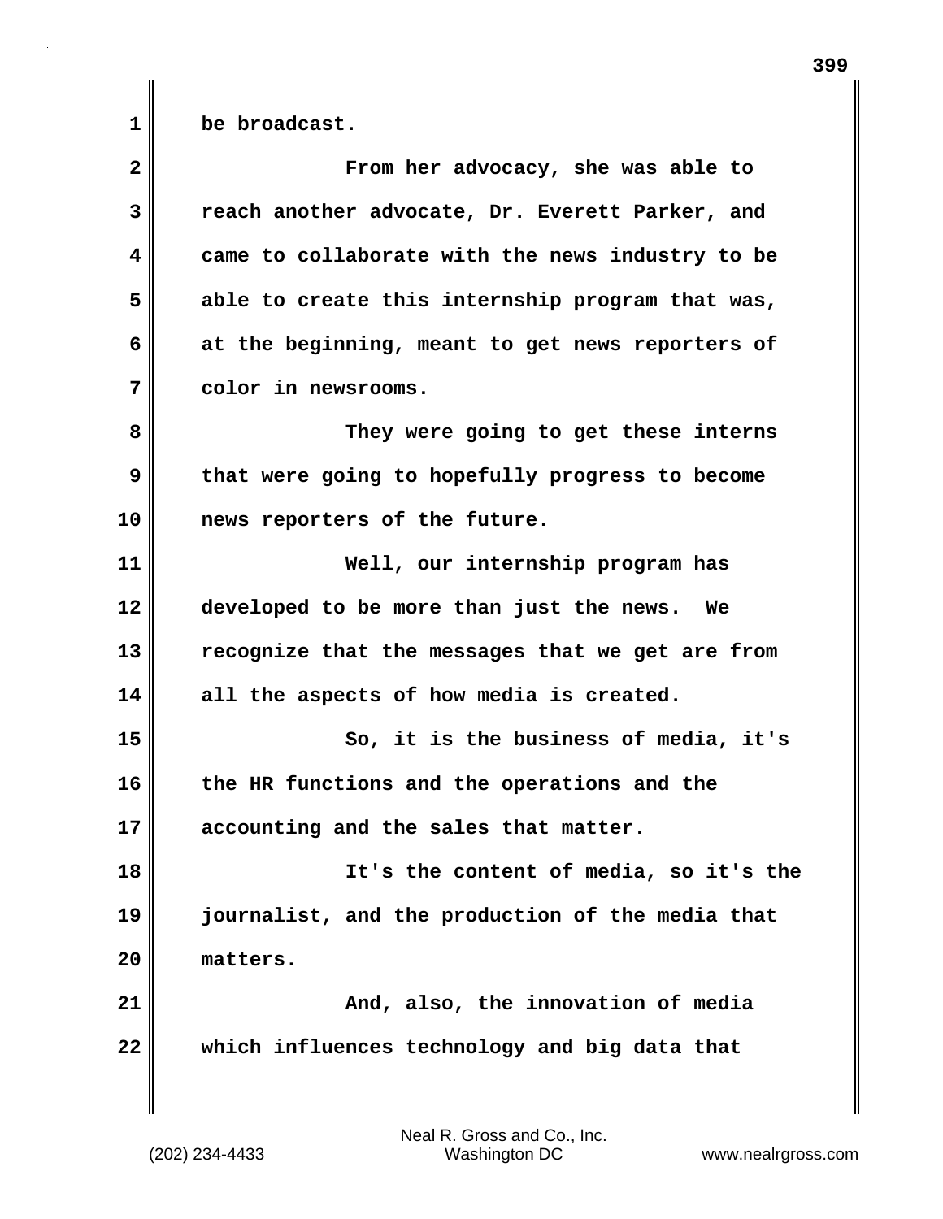be broadcast.

From her advocacy, she was able to reach another advocate, Dr. Everett Parker, and came to collaborate with the news industry to be able to create this internship program that was, at the beginning, meant to get news reporters of color in newsrooms.

They were going to get these interns that were going to hopefully progress to become news reporters of the future.

Well, our internship program has developed to be more than just the news. We recognize that the messages that we get are from all the aspects of how media is created.

So, it is the business of media, it's the HR functions and the operations and the accounting and the sales that matter.

It's the content of media, so it's the journalist, and the production of the media that matters.

And, also, the innovation of media which influences technology and big data that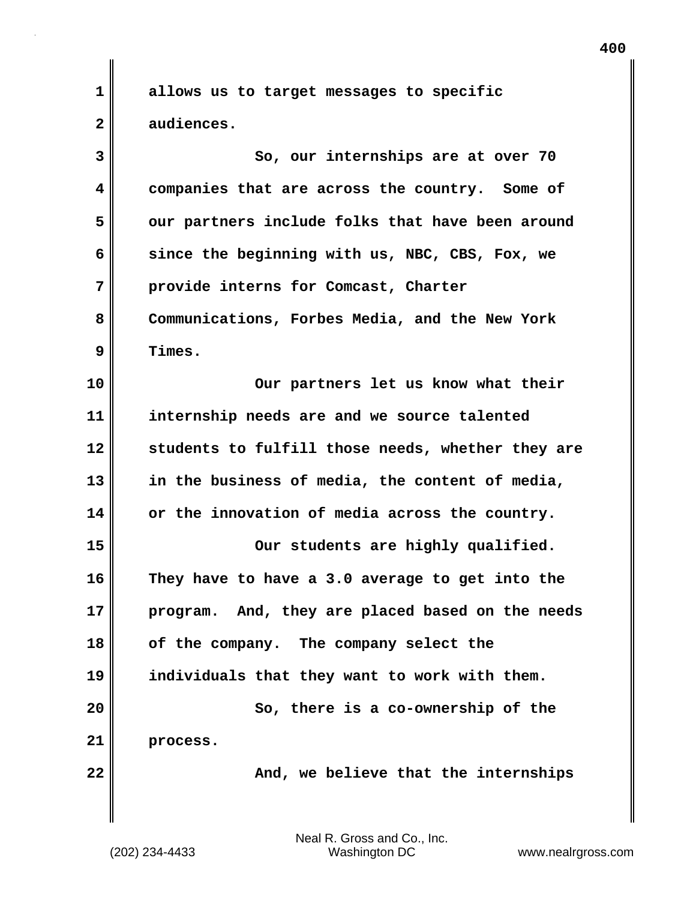allows us to target messages to specific audiences.

So, our internships are at over 70 companies that are across the country. Some of our partners include folks that have been around since the beginning with us, NBC, CBS, Fox, we provide interns for Comcast, Charter Communications, Forbes Media, and the New York Times.

Our partners let us know what their internship needs are and we source talented students to fulfill those needs, whether they are in the business of media, the content of media, or the innovation of media across the country.

Our students are highly qualified. They have to have a 3.0 average to get into the program. And, they are placed based on the needs of the company. The company select the individuals that they want to work with them.

So, there is a co-ownership of the process.

And, we believe that the internships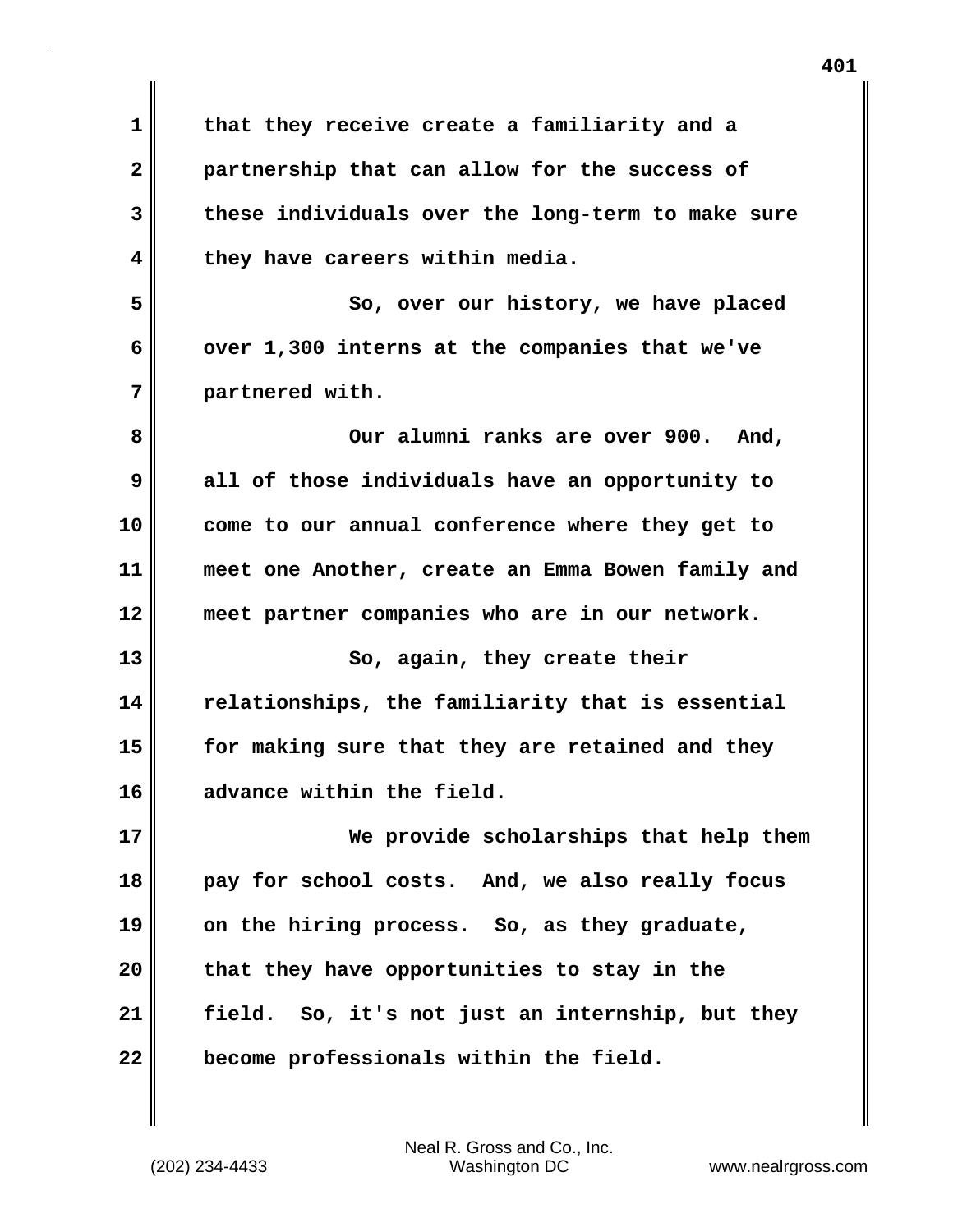that they receive create a familiarity and a partnership that can allow for the success of these individuals over the long-term to make sure they have careers within media.

So, over our history, we have placed over 1,300 interns at the companies that we've partnered with.

Our alumni ranks are over 900. And, all of those individuals have an opportunity to come to our annual conference where they get to meet one Another, create an Emma Bowen family and meet partner companies who are in our network.

So, again, they create their relationships, the familiarity that is essential for making sure that they are retained and they advance within the field.

We provide scholarships that help them pay for school costs. And, we also really focus on the hiring process. So, as they graduate, that they have opportunities to stay in the field. So, it's not just an internship, but they become professionals within the field.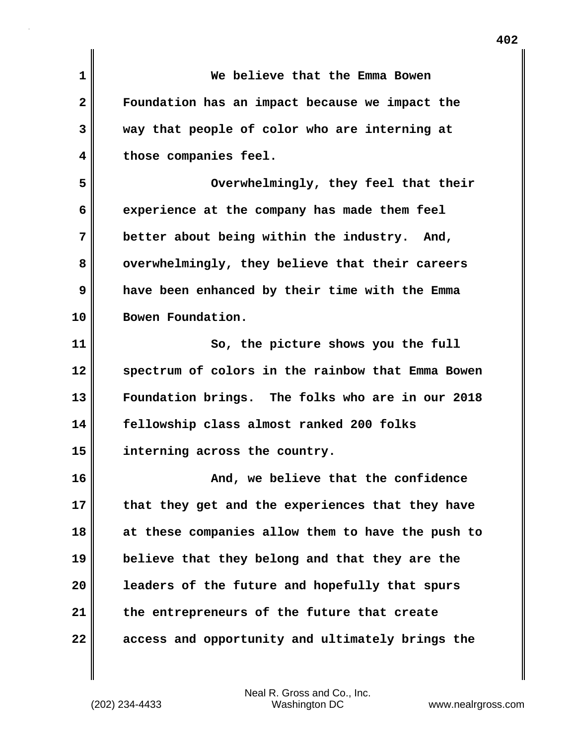We believe that the Emma Bowen Foundation has an impact because we impact the way that people of color who are interning at those companies feel.

Overwhelmingly, they feel that their experience at the company has made them feel better about being within the industry. And, overwhelmingly, they believe that their careers have been enhanced by their time with the Emma Bowen Foundation.

So, the picture shows you the full spectrum of colors in the rainbow that Emma Bowen Foundation brings. The folks who are in our 2018 fellowship class almost ranked 200 folks interning across the country.

And, we believe that the confidence that they get and the experiences that they have at these companies allow them to have the push to believe that they belong and that they are the leaders of the future and hopefully that spurs the entrepreneurs of the future that create access and opportunity and ultimately brings the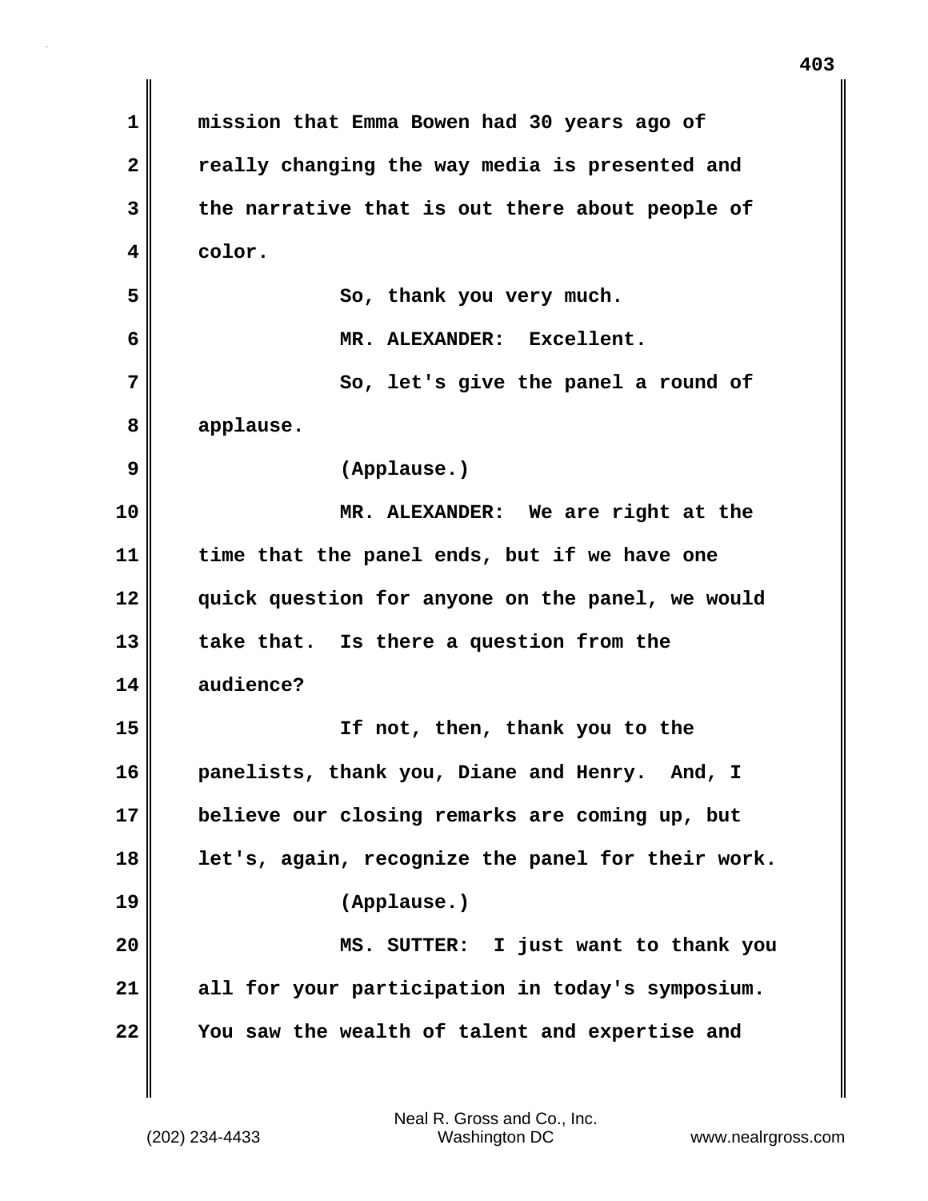mission that Emma Bowen had 30 years ago of really changing the way media is presented and the narrative that is out there about people of color.

So, thank you very much.

MR. ALEXANDER: Excellent.

So, let's give the panel a round of applause.

(Applause.)

MR. ALEXANDER: We are right at the time that the panel ends, but if we have one quick question for anyone on the panel, we would take that. Is there a question from the audience?

If not, then, thank you to the panelists, thank you, Diane and Henry. And, I believe our closing remarks are coming up, but let's, again, recognize the panel for their work.

(Applause.)

MS. SUTTER: I just want to thank you all for your participation in today's symposium. You saw the wealth of talent and expertise and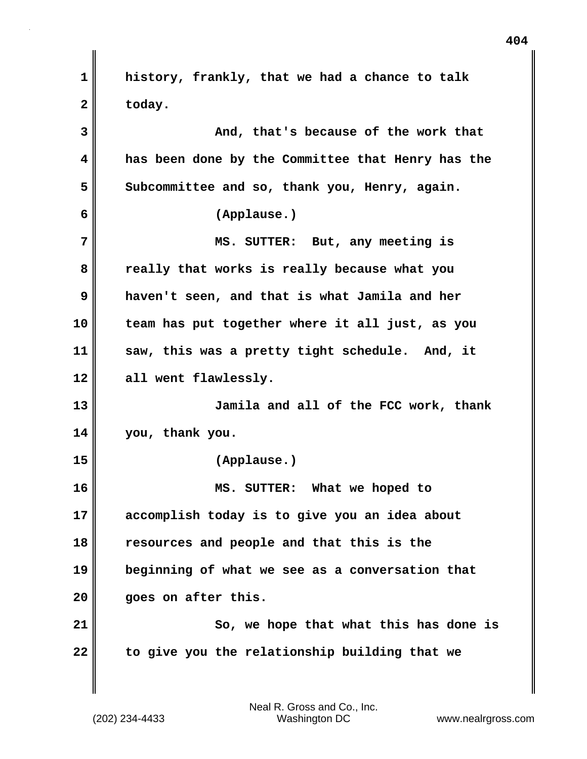history, frankly, that we had a chance to talk today.

And, that's because of the work that has been done by the Committee that Henry has the Subcommittee and so, thank you, Henry, again.

(Applause.)

MS. SUTTER: But, any meeting is really that works is really because what you haven't seen, and that is what Jamila and her team has put together where it all just, as you saw, this was a pretty tight schedule. And, it all went flawlessly.

Jamila and all of the FCC work, thank you, thank you.

(Applause.)

MS. SUTTER: What we hoped to accomplish today is to give you an idea about resources and people and that this is the beginning of what we see as a conversation that goes on after this.

So, we hope that what this has done is to give you the relationship building that we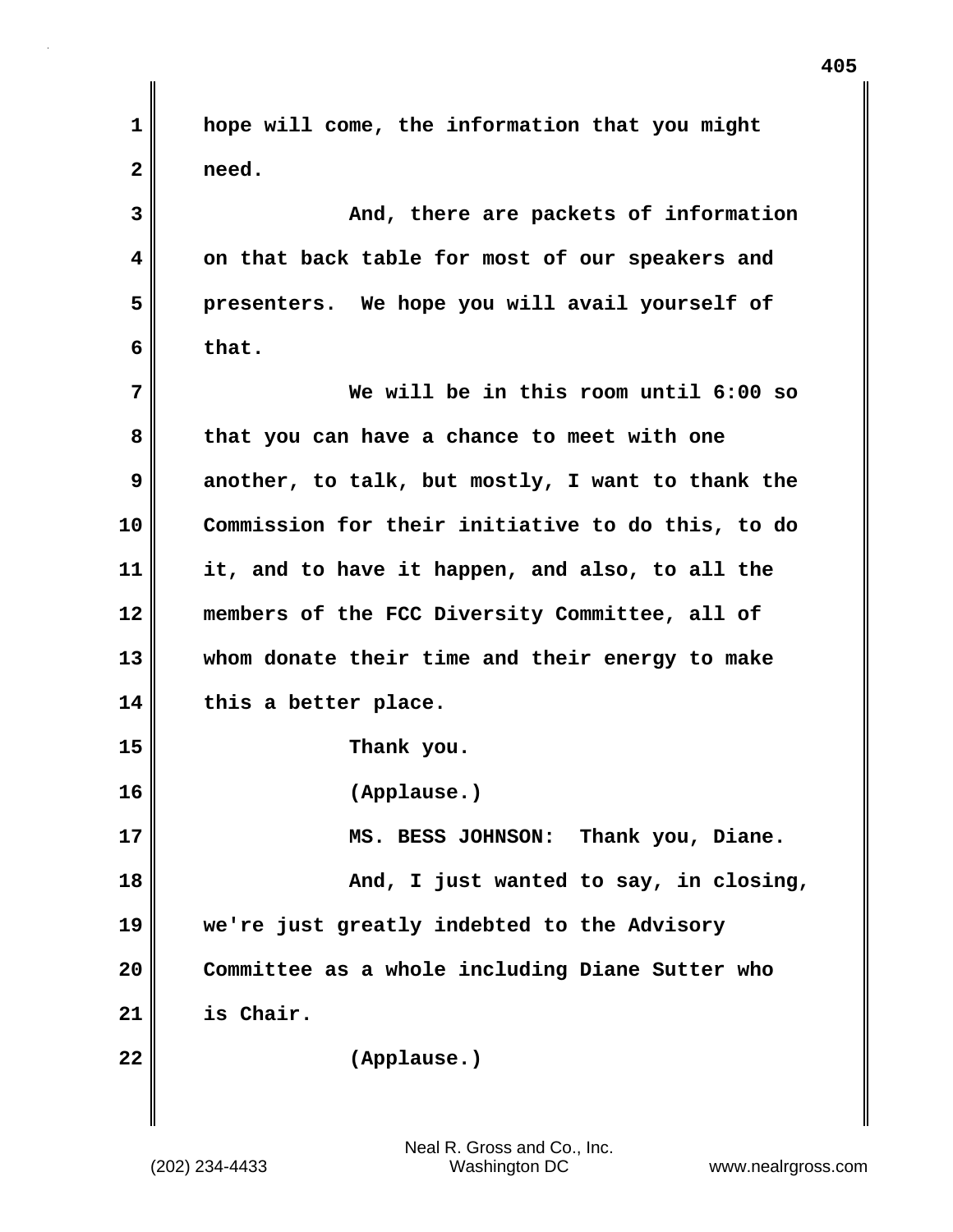hope will come, the information that you might need.

And, there are packets of information on that back table for most of our speakers and presenters. We hope you will avail yourself of that.

We will be in this room until 6:00 so that you can have a chance to meet with one another, to talk, but mostly, I want to thank the Commission for their initiative to do this, to do it, and to have it happen, and also, to all the members of the FCC Diversity Committee, all of whom donate their time and their energy to make this a better place.

Thank you.

(Applause.)

MS. BESS JOHNSON: Thank you, Diane.

And, I just wanted to say, in closing, we're just greatly indebted to the Advisory Committee as a whole including Diane Sutter who is Chair.

(Applause.)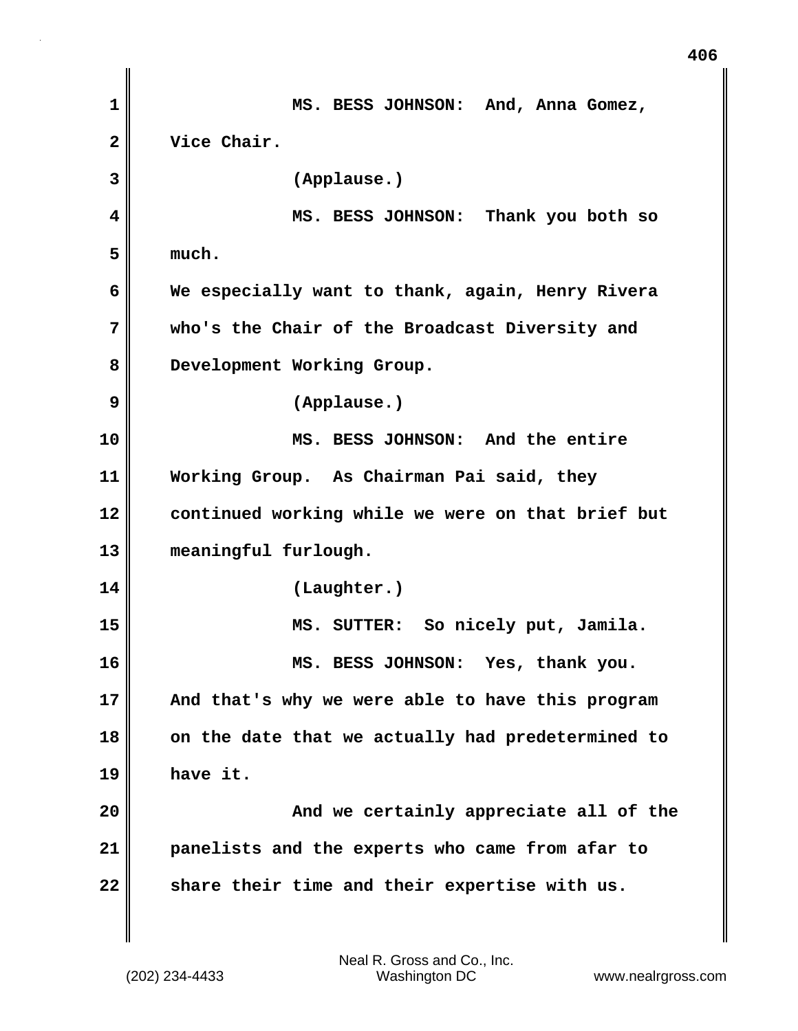MS. BESS JOHNSON: And, Anna Gomez, Vice Chair.

(Applause.)

MS. BESS JOHNSON: Thank you both so much.

We especially want to thank, again, Henry Rivera who's the Chair of the Broadcast Diversity and Development Working Group.

(Applause.)

MS. BESS JOHNSON: And the entire Working Group. As Chairman Pai said, they continued working while we were on that brief but meaningful furlough.

(Laughter.)

MS. SUTTER: So nicely put, Jamila.

MS. BESS JOHNSON: Yes, thank you. And that's why we were able to have this program on the date that we actually had predetermined to have it.

And we certainly appreciate all of the panelists and the experts who came from afar to share their time and their expertise with us.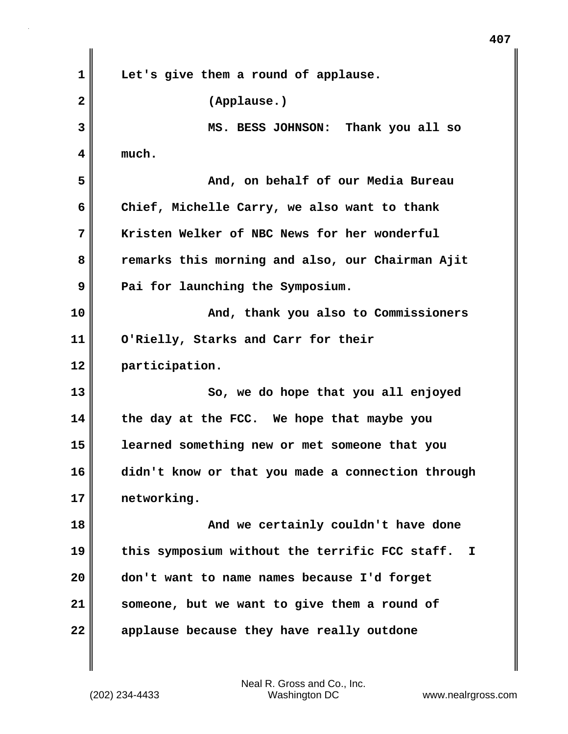Let's give them a round of applause.

(Applause.)

MS. BESS JOHNSON: Thank you all so much.

And, on behalf of our Media Bureau Chief, Michelle Carry, we also want to thank Kristen Welker of NBC News for her wonderful remarks this morning and also, our Chairman Ajit Pai for launching the Symposium.

And, thank you also to Commissioners O'Rielly, Starks and Carr for their participation.

So, we do hope that you all enjoyed the day at the FCC. We hope that maybe you learned something new or met someone that you didn't know or that you made a connection through networking.

And we certainly couldn't have done this symposium without the terrific FCC staff. I don't want to name names because I'd forget someone, but we want to give them a round of applause because they have really outdone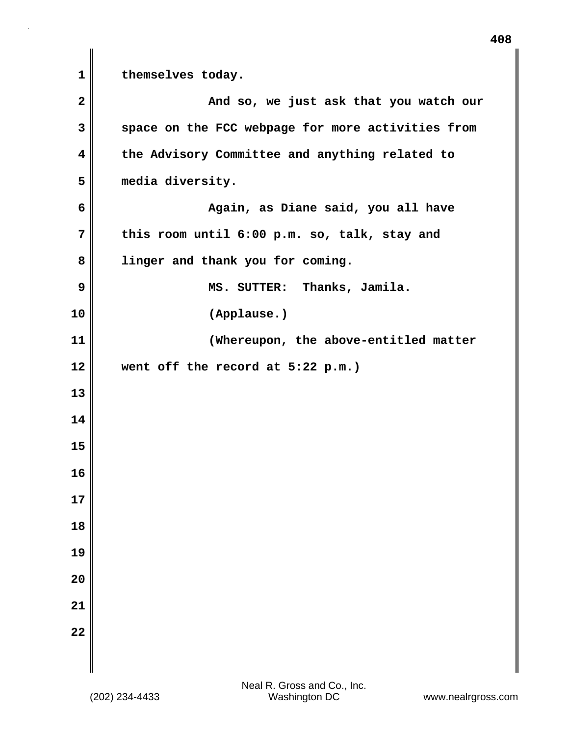themselves today.

And so, we just ask that you watch our space on the FCC webpage for more activities from the Advisory Committee and anything related to media diversity.

Again, as Diane said, you all have this room until 6:00 p.m. so, talk, stay and linger and thank you for coming.

MS. SUTTER: Thanks, Jamila.

(Applause.)

(Whereupon, the above-entitled matter went off the record at 5:22 p.m.)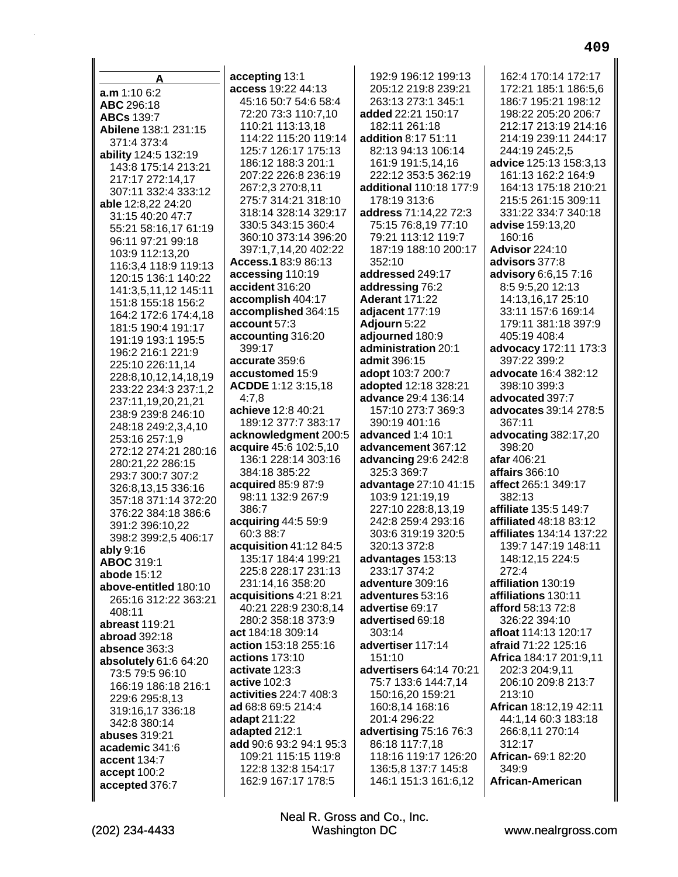## A

**a.m** 1:10 6:2
**ABC** 296:18
**ABCs** 139:7
**Abilene** 138:1 231:15 371:4 373:4
**ability** 124:5 132:19 143:8 175:14 213:21 217:17 272:14,17 307:11 332:4 333:12
**able** 12:8,22 24:20 31:15 40:20 47:7 55:21 58:16,17 61:19 96:11 97:21 99:18 103:9 112:13,20 116:3,4 118:9 119:13 120:15 136:1 140:22 141:3,5,11,12 145:11 151:8 155:18 156:2 164:2 172:6 174:4,18 181:5 190:4 191:17 191:19 193:1 195:5 196:2 216:1 221:9 225:10 226:11,14 228:8,10,12,14,18,19 233:22 234:3 237:1,2 237:11,19,20,21,21 238:9 239:8 246:10 248:18 249:2,3,4,10 253:16 257:1,9 272:12 274:21 280:16 280:21,22 286:15 293:7 300:7 307:2 326:8,13,15 336:16 357:18 371:14 372:20 376:22 384:18 386:6 391:2 396:10,22 398:2 399:2,5 406:17
**ably** 9:16
**ABOC** 319:1
**abode** 15:12
**above-entitled** 180:10 265:16 312:22 363:21 408:11
**abreast** 119:21
**abroad** 392:18
**absence** 363:3
**absolutely** 61:6 64:20 73:5 79:5 96:10 166:19 186:18 216:1 229:6 295:8,13 319:16,17 336:18 342:8 380:14
**abuses** 319:21
**academic** 341:6
**accent** 134:7
**accept** 100:2
**accepted** 376:7
**accepting** 13:1
**access** 19:22 44:13 45:16 50:7 54:6 58:4 72:20 73:3 110:7,10 110:21 113:13,18 114:22 115:20 119:14 125:7 126:17 175:13 186:12 188:3 201:1 207:22 226:8 236:19 267:2,3 270:8,11 275:7 314:21 318:10 318:14 328:14 329:17 330:5 343:15 360:4 360:10 373:14 396:20 397:1,7,14,20 402:22
**Access.1** 83:9 86:13
**accessing** 110:19
**accident** 316:20
**accomplish** 404:17
**accomplished** 364:15
**account** 57:3
**accounting** 316:20 399:17
**accurate** 359:6
**accustomed** 15:9
**ACDDE** 1:12 3:15,18 4:7,8
**achieve** 12:8 40:21 189:12 377:7 383:17
**acknowledgment** 200:5
**acquire** 45:6 102:5,10 136:1 228:14 303:16 384:18 385:22
**acquired** 85:9 87:9 98:11 132:9 267:9 386:7
**acquiring** 44:5 59:9 60:3 88:7
**acquisition** 41:12 84:5 135:17 184:4 199:21 225:8 228:17 231:13 231:14,16 358:20
**acquisitions** 4:21 8:21 40:21 228:9 230:8,14 280:2 358:18 373:9
**act** 184:18 309:14
**action** 153:18 255:16
**actions** 173:10
**activate** 123:3
**active** 102:3
**activities** 224:7 408:3
**ad** 68:8 69:5 214:4
**adapt** 211:22
**adapted** 212:1
**add** 90:6 93:2 94:1 95:3 109:21 115:15 119:8 122:8 132:8 154:17 162:9 167:17 178:5 192:9 196:12 199:13 205:12 219:8 239:21 263:13 273:1 345:1
**added** 22:21 150:17 182:11 261:18
**addition** 8:17 51:11 82:13 94:13 106:14 161:9 191:5,14,16 222:12 353:5 362:19
**additional** 110:18 177:9 178:19 313:6
**address** 71:14,22 72:3 75:15 76:8,19 77:10 79:21 113:12 119:7 187:19 188:10 200:17 352:10
**addressed** 249:17
**addressing** 76:2
**Aderant** 171:22
**adjacent** 177:19
**Adjourn** 5:22
**adjourned** 180:9
**administration** 20:1
**admit** 396:15
**adopt** 103:7 200:7
**adopted** 12:18 328:21
**advance** 29:4 136:14 157:10 273:7 369:3 390:19 401:16
**advanced** 1:4 10:1
**advancement** 367:12
**advancing** 29:6 242:8 325:3 369:7
**advantage** 27:10 41:15 103:9 121:19,19 227:10 228:8,13,19 242:8 259:4 293:16 303:6 319:19 320:5 320:13 372:8
**advantages** 153:13 233:17 374:2
**adventure** 309:16
**adventures** 53:16
**advertise** 69:17
**advertised** 69:18 303:14
**advertiser** 117:14 151:10
**advertisers** 64:14 70:21 75:7 133:6 144:7,14 150:16,20 159:21 160:8,14 168:16 201:4 296:22
**advertising** 75:16 76:3 86:18 117:7,18 118:16 119:17 126:20 136:5,8 137:7 145:8 146:1 151:3 161:6,12 162:4 170:14 172:17 172:21 185:1 186:5,6 186:7 195:21 198:12 198:22 205:20 206:7 212:17 213:19 214:16 214:19 239:11 244:17 244:19 245:2,5
**advice** 125:13 158:3,13 161:13 162:2 164:9 164:13 175:18 210:21 215:5 261:15 309:11 331:22 334:7 340:18
**advise** 159:13,20 160:16
**Advisor** 224:10
**advisors** 377:8
**advisory** 6:6,15 7:16 8:5 9:5,20 12:13 14:13,16,17 25:10 33:11 157:6 169:14 179:11 381:18 397:9 405:19 408:4
**advocacy** 172:11 173:3 397:22 399:2
**advocate** 16:4 382:12 398:10 399:3
**advocated** 397:7
**advocates** 39:14 278:5 367:11
**advocating** 382:17,20 398:20
**afar** 406:21
**affairs** 366:10
**affect** 265:1 349:17 382:13
**affiliate** 135:5 149:7
**affiliated** 48:18 83:12
**affiliates** 134:14 137:22 139:7 147:19 148:11 148:12,15 224:5 272:4
**affiliation** 130:19
**affiliations** 130:11
**afford** 58:13 72:8 326:22 394:10
**afloat** 114:13 120:17
**afraid** 71:22 125:16
**Africa** 184:17 201:9,11 202:3 204:9,11 206:10 209:8 213:7 213:10
**African** 18:12,19 42:11 44:1,14 60:3 183:18 266:8,11 270:14 312:17
**African-** 69:1 82:20 349:9
**African-American**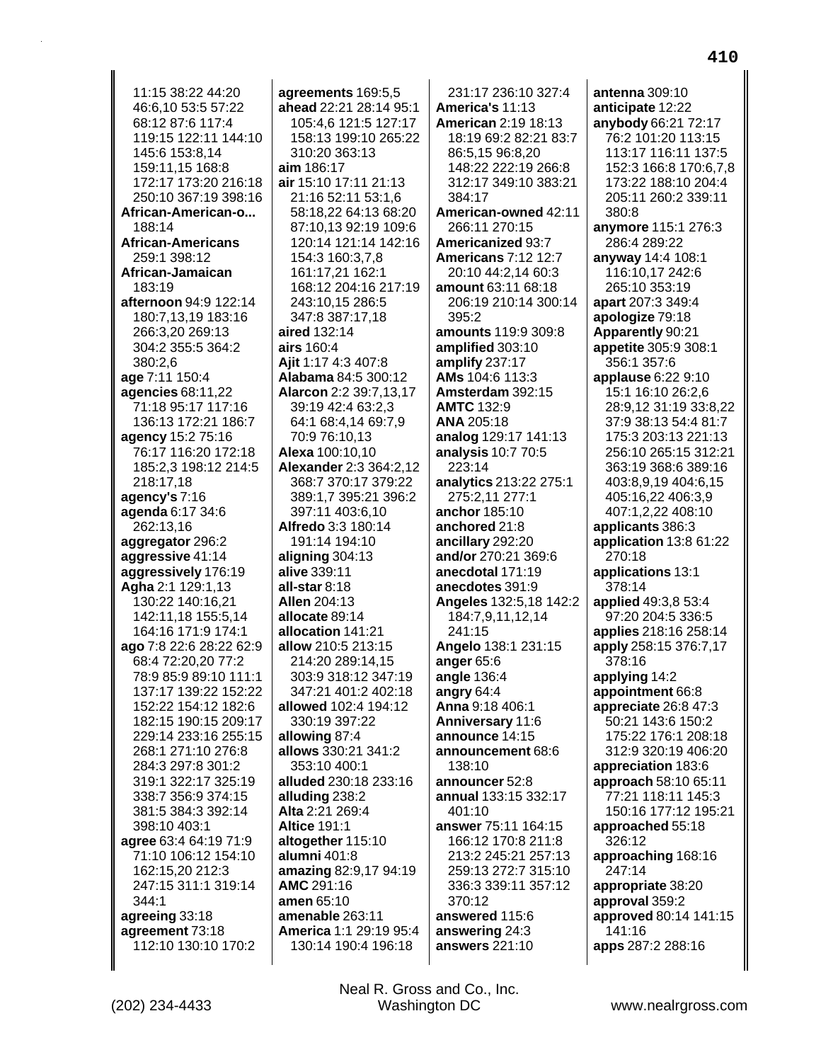11:15 38:22 44:20 46:6,10 53:5 57:22 68:12 87:6 117:4 119:15 122:11 144:10 145:6 153:8,14 159:11,15 168:8 172:17 173:20 216:18 250:10 367:19 398:16
**African-American-o...** 188:14
**African-Americans** 259:1 398:12
**African-Jamaican** 183:19
**afternoon** 94:9 122:14 180:7,13,19 183:16 266:3,20 269:13 304:2 355:5 364:2 380:2,6
**age** 7:11 150:4
**agencies** 68:11,22 71:18 95:17 117:16 136:13 172:21 186:7
**agency** 15:2 75:16 76:17 116:20 172:18 185:2,3 198:12 214:5 218:17,18
**agency's** 7:16
**agenda** 6:17 34:6 262:13,16
**aggregator** 296:2
**aggressive** 41:14
**aggressively** 176:19
**Agha** 2:1 129:1,13 130:22 140:16,21 142:11,18 155:5,14 164:16 171:9 174:1
**ago** 7:8 22:6 28:22 62:9 68:4 72:20,20 77:2 78:9 85:9 89:10 111:1 137:17 139:22 152:22 152:22 154:12 182:6 182:15 190:15 209:17 229:14 233:16 255:15 268:1 271:10 276:8 284:3 297:8 301:2 319:1 322:17 325:19 338:7 356:9 374:15 381:5 384:3 392:14 398:10 403:1
**agree** 63:4 64:19 71:9 71:10 106:12 154:10 162:15,20 212:3 247:15 311:1 319:14 344:1
**agreeing** 33:18
**agreement** 73:18 112:10 130:10 170:2
**agreements** 169:5,5
**ahead** 22:21 28:14 95:1 105:4,6 121:5 127:17 158:13 199:10 265:22 310:20 363:13
**aim** 186:17
**air** 15:10 17:11 21:13 21:16 52:11 53:1,6 58:18,22 64:13 68:20 87:10,13 92:19 109:6 120:14 121:14 142:16 154:3 160:3,7,8 161:17,21 162:1 168:12 204:16 217:19 243:10,15 286:5 347:8 387:17,18
**aired** 132:14
**airs** 160:4
**Ajit** 1:17 4:3 407:8
**Alabama** 84:5 300:12
**Alarcon** 2:2 39:7,13,17 39:19 42:4 63:2,3 64:1 68:4,14 69:7,9 70:9 76:10,13
**Alexa** 100:10,10
**Alexander** 2:3 364:2,12 368:7 370:17 379:22 389:1,7 395:21 396:2 397:11 403:6,10
**Alfredo** 3:3 180:14 191:14 194:10
**aligning** 304:13
**alive** 339:11
**all-star** 8:18
**Allen** 204:13
**allocate** 89:14
**allocation** 141:21
**allow** 210:5 213:15 214:20 289:14,15 303:9 318:12 347:19 347:21 401:2 402:18
**allowed** 102:4 194:12 330:19 397:22
**allowing** 87:4
**allows** 330:21 341:2 353:10 400:1
**alluded** 230:18 233:16
**alluding** 238:2
**Alta** 2:21 269:4
**Altice** 191:1
**altogether** 115:10
**alumni** 401:8
**amazing** 82:9,17 94:19
**AMC** 291:16
**amen** 65:10
**amenable** 263:11
**America** 1:1 29:19 95:4 130:14 190:4 196:18 231:17 236:10 327:4
**America's** 11:13
**American** 2:19 18:13 18:19 69:2 82:21 83:7 86:5,15 96:8,20 148:22 222:19 266:8 312:17 349:10 383:21 384:17
**American-owned** 42:11 266:11 270:15
**Americanized** 93:7
**Americans** 7:12 12:7 20:10 44:2,14 60:3
**amount** 63:11 68:18 206:19 210:14 300:14 395:2
**amounts** 119:9 309:8
**amplified** 303:10
**amplify** 237:17
**AMs** 104:6 113:3
**Amsterdam** 392:15
**AMTC** 132:9
**ANA** 205:18
**analog** 129:17 141:13
**analysis** 10:7 70:5 223:14
**analytics** 213:22 275:1 275:2,11 277:1
**anchor** 185:10
**anchored** 21:8
**ancillary** 292:20
**and/or** 270:21 369:6
**anecdotal** 171:19
**anecdotes** 391:9
**Angeles** 132:5,18 142:2 184:7,9,11,12,14 241:15
**Angelo** 138:1 231:15
**anger** 65:6
**angle** 136:4
**angry** 64:4
**Anna** 9:18 406:1
**Anniversary** 11:6
**announce** 14:15
**announcement** 68:6 138:10
**announcer** 52:8
**annual** 133:15 332:17 401:10
**answer** 75:11 164:15 166:12 170:8 211:8 213:2 245:21 257:13 259:13 272:7 315:10 336:3 339:11 357:12 370:12
**answered** 115:6
**answering** 24:3
**answers** 221:10
**antenna** 309:10
**anticipate** 12:22
**anybody** 66:21 72:17 76:2 101:20 113:15 113:17 116:11 137:5 152:3 166:8 170:6,7,8 173:22 188:10 204:4 205:11 260:2 339:11 380:8
**anymore** 115:1 276:3 286:4 289:22
**anyway** 14:4 108:1 116:10,17 242:6 265:10 353:19
**apart** 207:3 349:4
**apologize** 79:18
**Apparently** 90:21
**appetite** 305:9 308:1 356:1 357:6
**applause** 6:22 9:10 15:1 16:10 26:2,6 28:9,12 31:19 33:8,22 37:9 38:13 54:4 81:7 175:3 203:13 221:13 256:10 265:15 312:21 363:19 368:6 389:16 403:8,9,19 404:6,15 405:16,22 406:3,9 407:1,2,22 408:10
**applicants** 386:3
**application** 13:8 61:22 270:18
**applications** 13:1 378:14
**applied** 49:3,8 53:4 97:20 204:5 336:5
**applies** 218:16 258:14
**apply** 258:15 376:7,17 378:16
**applying** 14:2
**appointment** 66:8
**appreciate** 26:8 47:3 50:21 143:6 150:2 175:22 176:1 208:18 312:9 320:19 406:20
**appreciation** 183:6
**approach** 58:10 65:11 77:21 118:11 145:3 150:16 177:12 195:21
**approached** 55:18 326:12
**approaching** 168:16 247:14
**appropriate** 38:20
**approval** 359:2
**approved** 80:14 141:15 141:16
**apps** 287:2 288:16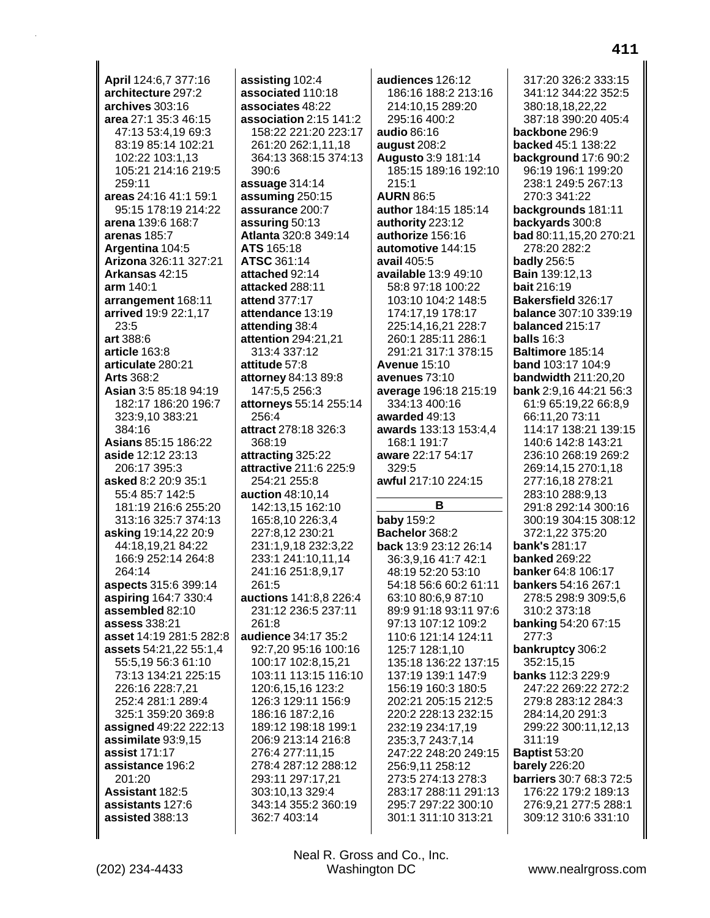**April** 124:6,7 377:16
**architecture** 297:2
**archives** 303:16
**area** 27:1 35:3 46:15 47:13 53:4,19 69:3 83:19 85:14 102:21 102:22 103:1,13 105:21 214:16 219:5 259:11
**areas** 24:16 41:1 59:1 95:15 178:19 214:22
**arena** 139:6 168:7
**arenas** 185:7
**Argentina** 104:5
**Arizona** 326:11 327:21
**Arkansas** 42:15
**arm** 140:1
**arrangement** 168:11
**arrived** 19:9 22:1,17 23:5
**art** 388:6
**article** 163:8
**articulate** 280:21
**Arts** 368:2
**Asian** 3:5 85:18 94:19 182:17 186:20 196:7 323:9,10 383:21 384:16
**Asians** 85:15 186:22
**aside** 12:12 23:13 206:17 395:3
**asked** 8:2 20:9 35:1 55:4 85:7 142:5 181:19 216:6 255:20 313:16 325:7 374:13
**asking** 19:14,22 20:9 44:18,19,21 84:22 166:9 252:14 264:8 264:14
**aspects** 315:6 399:14
**aspiring** 164:7 330:4
**assembled** 82:10
**assess** 338:21
**asset** 14:19 281:5 282:8
**assets** 54:21,22 55:1,4 55:5,19 56:3 61:10 73:13 134:21 225:15 226:16 228:7,21 252:4 281:1 289:4 325:1 359:20 369:8
**assigned** 49:22 222:13
**assimilate** 93:9,15
**assist** 171:17
**assistance** 196:2 201:20
**Assistant** 182:5
**assistants** 127:6
**assisted** 388:13
**assisting** 102:4
**associated** 110:18
**associates** 48:22
**association** 2:15 141:2 158:22 221:20 223:17 261:20 262:1,11,18 364:13 368:15 374:13 390:6
**assuage** 314:14
**assuming** 250:15
**assurance** 200:7
**assuring** 50:13
**Atlanta** 320:8 349:14
**ATS** 165:18
**ATSC** 361:14
**attached** 92:14
**attacked** 288:11
**attend** 377:17
**attendance** 13:19
**attending** 38:4
**attention** 294:21,21 313:4 337:12
**attitude** 57:8
**attorney** 84:13 89:8 147:5,5 256:3
**attorneys** 55:14 255:14 256:4
**attract** 278:18 326:3 368:19
**attracting** 325:22
**attractive** 211:6 225:9 254:21 255:8
**auction** 48:10,14 142:13,15 162:10 165:8,10 226:3,4 227:8,12 230:21 231:1,9,18 232:3,22 233:1 241:10,11,14 241:16 251:8,9,17 261:5
**auctions** 141:8,8 226:4 231:12 236:5 237:11 261:8
**audience** 34:17 35:2 92:7,20 95:16 100:16 100:17 102:8,15,21 103:11 113:15 116:10 120:6,15,16 123:2 126:3 129:11 156:9 186:16 187:2,16 189:12 198:18 199:1 206:9 213:14 216:8 276:4 277:11,15 278:4 287:12 288:12 293:11 297:17,21 303:10,13 329:4 343:14 355:2 360:19 362:7 403:14
**audiences** 126:12 186:16 188:2 213:16 214:10,15 289:20 295:16 400:2
**audio** 86:16
**august** 208:2
**Augusto** 3:9 181:14 185:15 189:16 192:10 215:1
**AURN** 86:5
**author** 184:15 185:14
**authority** 223:12
**authorize** 156:16
**automotive** 144:15
**avail** 405:5
**available** 13:9 49:10 58:8 97:18 100:22 103:10 104:2 148:5 174:17,19 178:17 225:14,16,21 228:7 260:1 285:11 286:1 291:21 317:1 378:15
**Avenue** 15:10
**avenues** 73:10
**average** 196:18 215:19 334:13 400:16
**awarded** 49:13
**awards** 133:13 153:4,4 168:1 191:7
**aware** 22:17 54:17 329:5
**awful** 217:10 224:15

## B

**baby** 159:2
**Bachelor** 368:2
**back** 13:9 23:12 26:14 36:3,9,16 41:7 42:1 48:19 52:20 53:10 54:18 56:6 60:2 61:11 63:10 80:6,9 87:10 89:9 91:18 93:11 97:6 97:13 107:12 109:2 110:6 121:14 124:11 125:7 128:1,10 135:18 136:22 137:15 137:19 139:1 147:9 156:19 160:3 180:5 202:21 205:15 212:5 220:2 228:13 232:15 232:19 234:17,19 235:3,7 243:7,14 247:22 248:20 249:15 256:9,11 258:12 273:5 274:13 278:3 283:17 288:11 291:13 295:7 297:22 300:10 301:1 311:10 313:21 317:20 326:2 333:15 341:12 344:22 352:5 380:18,18,22,22 387:18 390:20 405:4
**backbone** 296:9
**backed** 45:1 138:22
**background** 17:6 90:2 96:19 196:1 199:20 238:1 249:5 267:13 270:3 341:22
**backgrounds** 181:11
**backyards** 300:8
**bad** 80:11,15,20 270:21 278:20 282:2
**badly** 256:5
**Bain** 139:12,13
**bait** 216:19
**Bakersfield** 326:17
**balance** 307:10 339:19
**balanced** 215:17
**balls** 16:3
**Baltimore** 185:14
**band** 103:17 104:9
**bandwidth** 211:20,20
**bank** 2:9,16 44:21 56:3 61:9 65:19,22 66:8,9 66:11,20 73:11 114:17 138:21 139:15 140:6 142:8 143:21 236:10 268:19 269:2 269:14,15 270:1,18 277:16,18 278:21 283:10 288:9,13 291:8 292:14 300:16 300:19 304:15 308:12 372:1,22 375:20
**bank's** 281:17
**banked** 269:22
**banker** 64:8 106:17
**bankers** 54:16 267:1 278:5 298:9 309:5,6 310:2 373:18
**banking** 54:20 67:15 277:3
**bankruptcy** 306:2 352:15,15
**banks** 112:3 229:9 247:22 269:22 272:2 279:8 283:12 284:3 284:14,20 291:3 299:22 300:11,12,13 311:19
**Baptist** 53:20
**barely** 226:20
**barriers** 30:7 68:3 72:5 176:22 179:2 189:13 276:9,21 277:5 288:1 309:12 310:6 331:10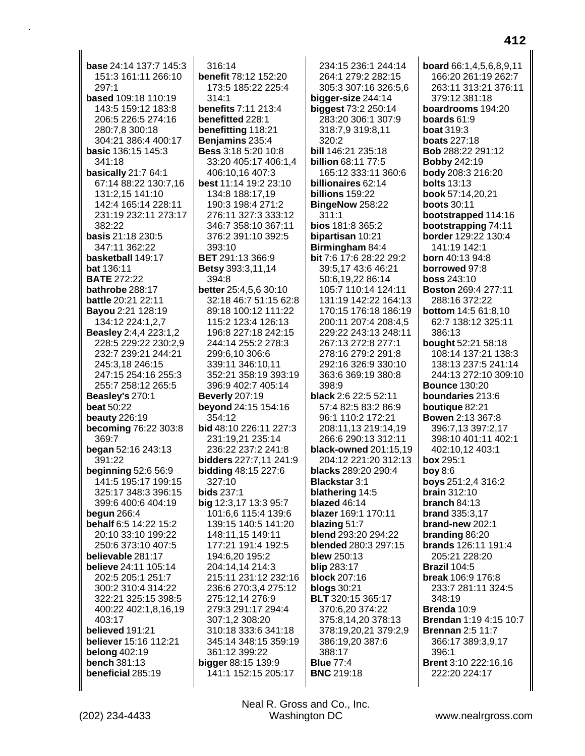**base** 24:14 137:7 145:3 151:3 161:11 266:10 297:1
**based** 109:18 110:19 143:5 159:12 183:8 206:5 226:5 274:16 280:7,8 300:18 304:21 386:4 400:17
**basic** 136:15 145:3 341:18
**basically** 21:7 64:1 67:14 88:22 130:7,16 131:2,15 141:10 142:4 165:14 228:11 231:19 232:11 273:17 382:22
**basis** 21:18 230:5 347:11 362:22
**basketball** 149:17
**bat** 136:11
**BATE** 272:22
**bathrobe** 288:17
**battle** 20:21 22:11
**Bayou** 2:21 128:19 134:12 224:1,2,7
**Beasley** 2:4,4 223:1,2 228:5 229:22 230:2,9 232:7 239:21 244:21 245:3,18 246:15 247:15 254:16 255:3 255:7 258:12 265:5
**Beasley's** 270:1
**beat** 50:22
**beauty** 226:19
**becoming** 76:22 303:8 369:7
**began** 52:16 243:13 391:22
**beginning** 52:6 56:9 141:5 195:17 199:15 325:17 348:3 396:15 399:6 400:6 404:19
**begun** 266:4
**behalf** 6:5 14:22 15:2 20:10 33:10 199:22 250:6 373:10 407:5
**believable** 281:17
**believe** 24:11 105:14 202:5 205:1 251:7 300:2 310:4 314:22 322:21 325:15 398:5 400:22 402:1,8,16,19 403:17
**believed** 191:21
**believer** 15:16 112:21
**belong** 402:19
**bench** 381:13
**beneficial** 285:19
316:14
**benefit** 78:12 152:20 173:5 185:22 225:4 314:1
**benefits** 7:11 213:4
**benefitted** 228:1
**benefitting** 118:21
**Benjamins** 235:4
**Bess** 3:18 5:20 10:8 33:20 405:17 406:1,4 406:10,16 407:3
**best** 11:14 19:2 23:10 134:8 188:17,19 190:3 198:4 271:2 276:11 327:3 333:12 346:7 358:10 367:11 376:2 391:10 392:5 393:10
**BET** 291:13 366:9
**Betsy** 393:3,11,14 394:8
**better** 25:4,5,6 30:10 32:18 46:7 51:15 62:8 89:18 100:12 111:22 115:2 123:4 126:13 196:8 227:18 242:15 244:14 255:2 278:3 299:6,10 306:6 339:11 346:10,11 352:21 358:19 393:19 396:9 402:7 405:14
**Beverly** 207:19
**beyond** 24:15 154:16 354:12
**bid** 48:10 226:11 227:3 231:19,21 235:14 236:22 237:2 241:8
**bidders** 227:7,11 241:9
**bidding** 48:15 227:6 327:10
**bids** 237:1
**big** 12:3,17 13:3 95:7 101:6,6 115:4 139:6 139:15 140:5 141:20 148:11,15 149:11 177:21 191:4 192:5 194:6,20 195:2 204:14,14 214:3 215:11 231:12 232:16 236:6 270:3,4 275:12 275:12,14 276:9 279:3 291:17 294:4 307:1,2 308:20 310:18 333:6 341:18 345:14 348:15 359:19 361:12 399:22
**bigger** 88:15 139:9 141:1 152:15 205:17
234:15 236:1 244:14 264:1 279:2 282:15 305:3 307:16 326:5,6
**bigger-size** 244:14
**biggest** 73:2 250:14 283:20 306:1 307:9 318:7,9 319:8,11 320:2
**bill** 146:21 235:18
**billion** 68:11 77:5 165:12 333:11 360:6
**billionaires** 62:14
**billions** 159:22
**BingeNow** 258:22 311:1
**bios** 181:8 365:2
**bipartisan** 10:21
**Birmingham** 84:4
**bit** 7:6 17:6 28:22 29:2 39:5,17 43:6 46:21 50:6,19,22 86:14 105:7 110:14 124:11 131:19 142:22 164:13 170:15 176:18 186:19 200:11 207:4 208:4,5 229:22 243:13 248:11 267:13 272:8 277:1 278:16 279:2 291:8 292:16 326:9 330:10 363:6 369:19 380:8 398:9
**black** 2:6 22:5 52:11 57:4 82:5 83:2 86:9 96:1 110:2 172:21 208:11,13 219:14,19 266:6 290:13 312:11
**black-owned** 201:15,19 204:12 221:20 312:13
**blacks** 289:20 290:4
**Blackstar** 3:1
**blathering** 14:5
**blazed** 46:14
**blazer** 169:1 170:11
**blazing** 51:7
**blend** 293:20 294:22
**blended** 280:3 297:15
**blew** 250:13
**blip** 283:17
**block** 207:16
**blogs** 30:21
**BLT** 320:15 365:17 370:6,20 374:22 375:8,14,20 378:13 378:19,20,21 379:2,9 386:19,20 387:6 388:17
**Blue** 77:4
**BNC** 219:18
**board** 66:1,4,5,6,8,9,11 166:20 261:19 262:7 263:11 313:21 376:11 379:12 381:18
**boardrooms** 194:20
**boards** 61:9
**boat** 319:3
**boats** 227:18
**Bob** 288:22 291:12
**Bobby** 242:19
**body** 208:3 216:20
**bolts** 13:13
**book** 57:14,20,21
**boots** 30:11
**bootstrapped** 114:16
**bootstrapping** 74:11
**border** 129:22 130:4 141:19 142:1
**born** 40:13 94:8
**borrowed** 97:8
**boss** 243:10
**Boston** 269:4 277:11 288:16 372:22
**bottom** 14:5 61:8,10 62:7 138:12 325:11 386:13
**bought** 52:21 58:18 108:14 137:21 138:3 138:13 237:5 241:14 244:13 272:10 309:10
**Bounce** 130:20
**boundaries** 213:6
**boutique** 82:21
**Bowen** 2:13 367:8 396:7,13 397:2,17 398:10 401:11 402:1 402:10,12 403:1
**box** 295:1
**boy** 8:6
**boys** 251:2,4 316:2
**brain** 312:10
**branch** 84:13
**brand** 335:3,17
**brand-new** 202:1
**branding** 86:20
**brands** 126:11 191:4 205:21 228:20
**Brazil** 104:5
**break** 106:9 176:8 233:7 281:11 324:5 348:19
**Brenda** 10:9
**Brendan** 1:19 4:15 10:7
**Brennan** 2:5 11:7 366:17 389:3,9,17 396:1
**Brent** 3:10 222:16,16 222:20 224:17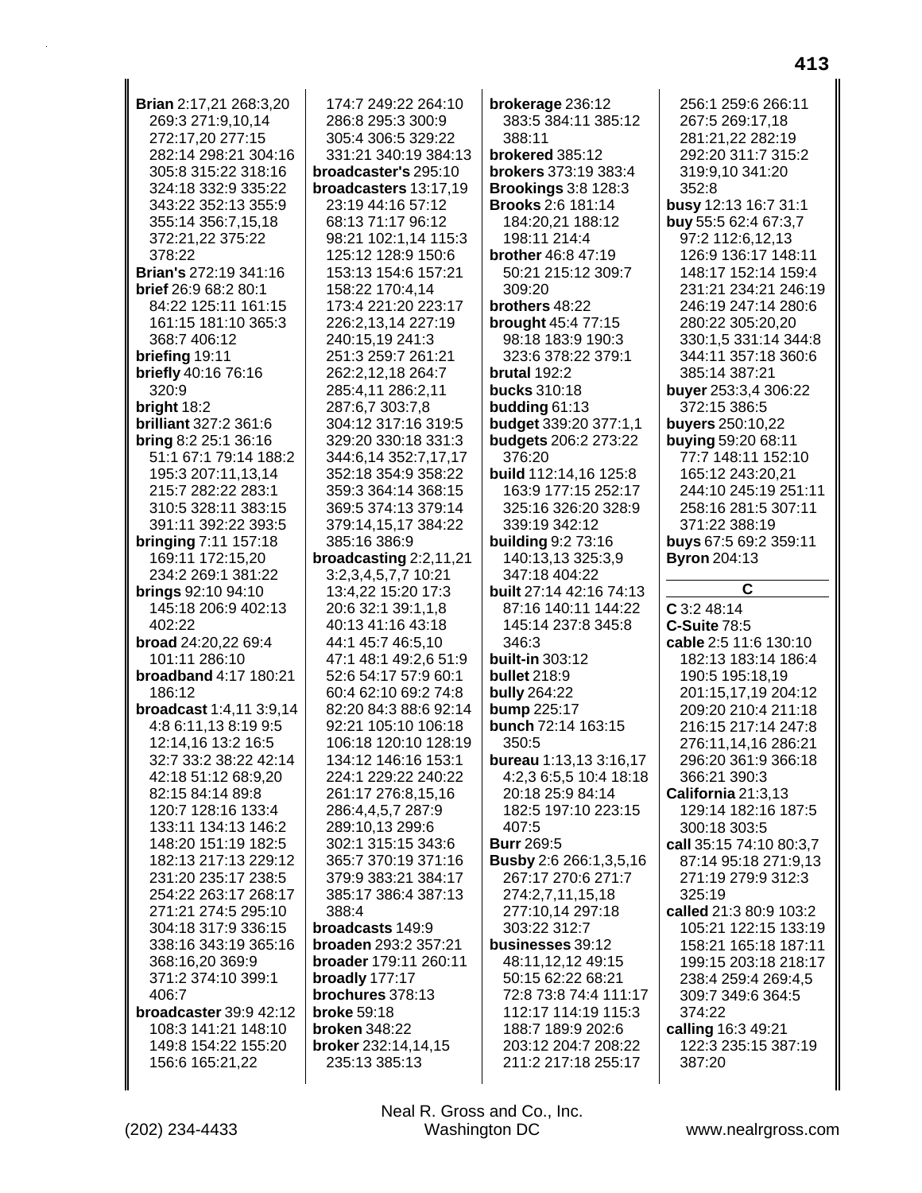**Brian** 2:17,21 268:3,20 269:3 271:9,10,14 272:17,20 277:15 282:14 298:21 304:16 305:8 315:22 318:16 324:18 332:9 335:22 343:22 352:13 355:9 355:14 356:7,15,18 372:21,22 375:22 378:22
**Brian's** 272:19 341:16
**brief** 26:9 68:2 80:1 84:22 125:11 161:15 161:15 181:10 365:3 368:7 406:12
**briefing** 19:11
**briefly** 40:16 76:16 320:9
**bright** 18:2
**brilliant** 327:2 361:6
**bring** 8:2 25:1 36:16 51:1 67:1 79:14 188:2 195:3 207:11,13,14 215:7 282:22 283:1 310:5 328:11 383:15 391:11 392:22 393:5
**bringing** 7:11 157:18 169:11 172:15,20 234:2 269:1 381:22
**brings** 92:10 94:10 145:18 206:9 402:13 402:22
**broad** 24:20,22 69:4 101:11 286:10
**broadband** 4:17 180:21 186:12
**broadcast** 1:4,11 3:9,14 4:8 6:11,13 8:19 9:5 12:14,16 13:2 16:5 32:7 33:2 38:22 42:14 42:18 51:12 68:9,20 82:15 84:14 89:8 120:7 128:16 133:4 133:11 134:13 146:2 148:20 151:19 182:5 182:13 217:13 229:12 231:20 235:17 238:5 254:22 263:17 268:17 271:21 274:5 295:10 304:18 317:9 336:15 338:16 343:19 365:16 368:16,20 369:9 371:2 374:10 399:1 406:7
**broadcaster** 39:9 42:12 108:3 141:21 148:10 149:8 154:22 155:20 156:6 165:21,22 174:7 249:22 264:10 286:8 295:3 300:9 305:4 306:5 329:22 331:21 340:19 384:13
**broadcaster's** 295:10
**broadcasters** 13:17,19 23:19 44:16 57:12 68:13 71:17 96:12 98:21 102:1,14 115:3 125:12 128:9 150:6 153:13 154:6 157:21 158:22 170:4,14 173:4 221:20 223:17 226:2,13,14 227:19 240:15,19 241:3 251:3 259:7 261:21 262:2,12,18 264:7 285:4,11 286:2,11 287:6,7 303:7,8 304:12 317:16 319:5 329:20 330:18 331:3 344:6,14 352:7,17,17 352:18 354:9 358:22 359:3 364:14 368:15 369:5 374:13 379:14 379:14,15,17 384:22 385:16 386:9
**broadcasting** 2:2,11,21 3:2,3,4,5,7,7 10:21 13:4,22 15:20 17:3 20:6 32:1 39:1,1,8 40:13 41:16 43:18 44:1 45:7 46:5,10 47:1 48:1 49:2,6 51:9 52:6 54:17 57:9 60:1 60:4 62:10 69:2 74:8 82:20 84:3 88:6 92:14 92:21 105:10 106:18 106:18 120:10 128:19 134:12 146:16 153:1 224:1 229:22 240:22 261:17 276:8,15,16 286:4,4,5,7 287:9 289:10,13 299:6 302:1 315:15 343:6 365:7 370:19 371:16 379:9 383:21 384:17 385:17 386:4 387:13 388:4
**broadcasts** 149:9
**broaden** 293:2 357:21
**broader** 179:11 260:11
**broadly** 177:17
**brochures** 378:13
**broke** 59:18
**broken** 348:22
**broker** 232:14,14,15 235:13 385:13
**brokerage** 236:12 383:5 384:11 385:12 388:11
**brokered** 385:12
**brokers** 373:19 383:4
**Brookings** 3:8 128:3
**Brooks** 2:6 181:14 184:20,21 188:12 198:11 214:4
**brother** 46:8 47:19 50:21 215:12 309:7 309:20
**brothers** 48:22
**brought** 45:4 77:15 98:18 183:9 190:3 323:6 378:22 379:1
**brutal** 192:2
**bucks** 310:18
**budding** 61:13
**budget** 339:20 377:1,1
**budgets** 206:2 273:22 376:20
**build** 112:14,16 125:8 163:9 177:15 252:17 325:16 326:20 328:9 339:19 342:12
**building** 9:2 73:16 140:13,13 325:3,9 347:18 404:22
**built** 27:14 42:16 74:13 87:16 140:11 144:22 145:14 237:8 345:8 346:3
**built-in** 303:12
**bullet** 218:9
**bully** 264:22
**bump** 225:17
**bunch** 72:14 163:15 350:5
**bureau** 1:13,13 3:16,17 4:2,3 6:5,5 10:4 18:18 20:18 25:9 84:14 182:5 197:10 223:15 407:5
**Burr** 269:5
**Busby** 2:6 266:1,3,5,16 267:17 270:6 271:7 274:2,7,11,15,18 277:10,14 297:18 303:22 312:7
**businesses** 39:12 48:11,12,12 49:15 50:15 62:22 68:21 72:8 73:8 74:4 111:17 112:17 114:19 115:3 188:7 189:9 202:6 203:12 204:7 208:22 211:2 217:18 255:17 256:1 259:6 266:11 267:5 269:17,18 281:21,22 282:19 292:20 311:7 315:2 319:9,10 341:20 352:8
**busy** 12:13 16:7 31:1
**buy** 55:5 62:4 67:3,7 97:2 112:6,12,13 126:9 136:17 148:11 148:17 152:14 159:4 231:21 234:21 246:19 246:19 247:14 280:6 280:22 305:20,20 330:1,5 331:14 344:8 344:11 357:18 360:6 385:14 387:21
**buyer** 253:3,4 306:22 372:15 386:5
**buyers** 250:10,22
**buying** 59:20 68:11 77:7 148:11 152:10 165:12 243:20,21 244:10 245:19 251:11 258:16 281:5 307:11 371:22 388:19
**buys** 67:5 69:2 359:11
**Byron** 204:13

## C

**C** 3:2 48:14
**C-Suite** 78:5
**cable** 2:5 11:6 130:10 182:13 183:14 186:4 190:5 195:18,19 201:15,17,19 204:12 209:20 210:4 211:18 216:15 217:14 247:8 276:11,14,16 286:21 296:20 361:9 366:18 366:21 390:3
**California** 21:3,13 129:14 182:16 187:5 300:18 303:5
**call** 35:15 74:10 80:3,7 87:14 95:18 271:9,13 271:19 279:9 312:3 325:19
**called** 21:3 80:9 103:2 105:21 122:15 133:19 158:21 165:18 187:11 199:15 203:18 218:17 238:4 259:4 269:4,5 309:7 349:6 364:5 374:22
**calling** 16:3 49:21 122:3 235:15 387:19 387:20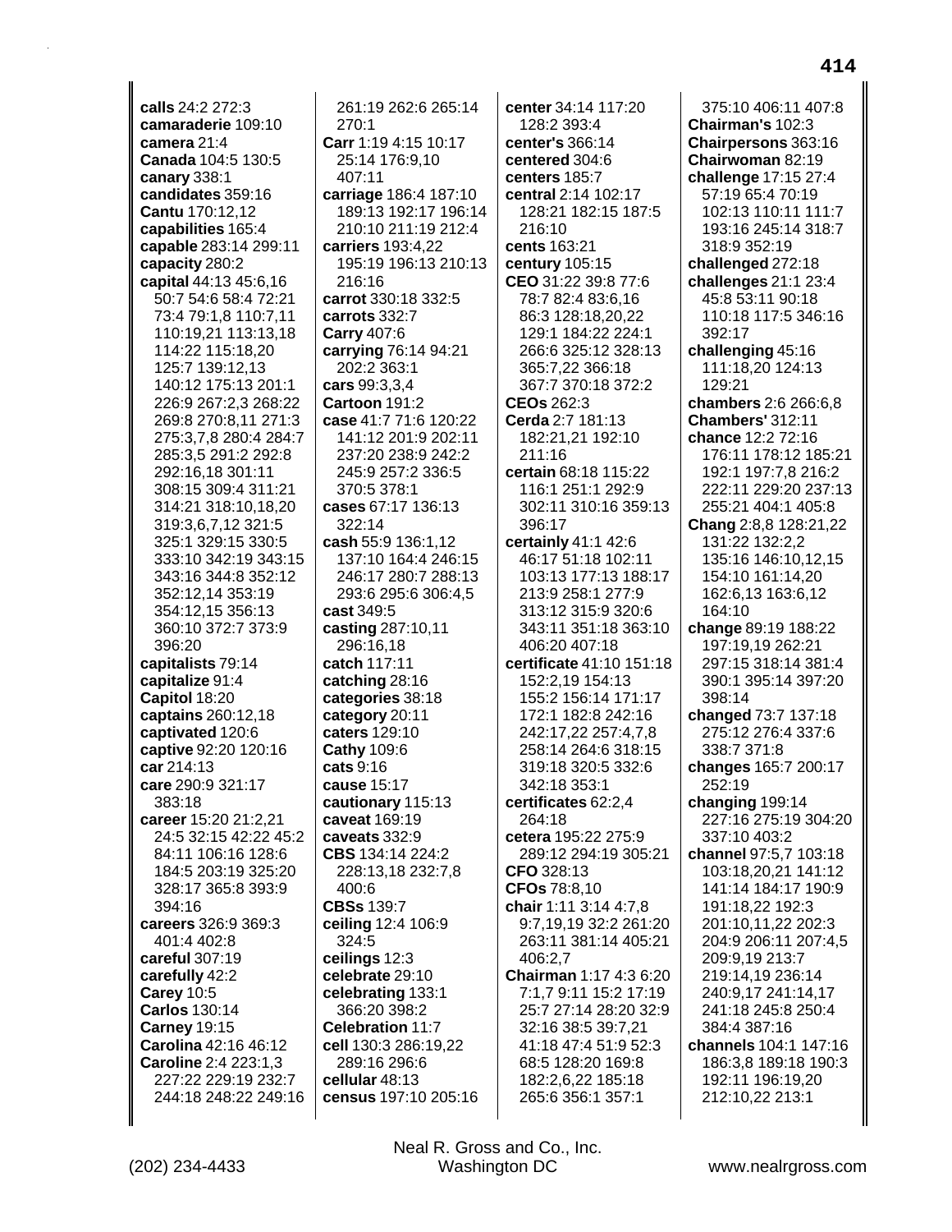**calls** 24:2 272:3
**camaraderie** 109:10
**camera** 21:4
**Canada** 104:5 130:5
**canary** 338:1
**candidates** 359:16
**Cantu** 170:12,12
**capabilities** 165:4
**capable** 283:14 299:11
**capacity** 280:2
**capital** 44:13 45:6,16 50:7 54:6 58:4 72:21 73:4 79:1,8 110:7,11 110:19,21 113:13,18 114:22 115:18,20 125:7 139:12,13 140:12 175:13 201:1 226:9 267:2,3 268:22 269:8 270:8,11 271:3 275:3,7,8 280:4 284:7 285:3,5 291:2 292:8 292:16,18 301:11 308:15 309:4 311:21 314:21 318:10,18,20 319:3,6,7,12 321:5 325:1 329:15 330:5 333:10 342:19 343:15 343:16 344:8 352:12 352:12,14 353:19 354:12,15 356:13 360:10 372:7 373:9 396:20
**capitalists** 79:14
**capitalize** 91:4
**Capitol** 18:20
**captains** 260:12,18
**captivated** 120:6
**captive** 92:20 120:16
**car** 214:13
**care** 290:9 321:17 383:18
**career** 15:20 21:2,21 24:5 32:15 42:22 45:2 84:11 106:16 128:6 184:5 203:19 325:20 328:17 365:8 393:9 394:16
**careers** 326:9 369:3 401:4 402:8
**careful** 307:19
**carefully** 42:2
**Carey** 10:5
**Carlos** 130:14
**Carney** 19:15
**Carolina** 42:16 46:12
**Caroline** 2:4 223:1,3 227:22 229:19 232:7 244:18 248:22 249:16 261:19 262:6 265:14 270:1
**Carr** 1:19 4:15 10:17 25:14 176:9,10 407:11
**carriage** 186:4 187:10 189:13 192:17 196:14 210:10 211:19 212:4
**carriers** 193:4,22 195:19 196:13 210:13 216:16
**carrot** 330:18 332:5
**carrots** 332:7
**Carry** 407:6
**carrying** 76:14 94:21 202:2 363:1
**cars** 99:3,3,4
**Cartoon** 191:2
**case** 41:7 71:6 120:22 141:12 201:9 202:11 237:20 238:9 242:2 245:9 257:2 336:5 370:5 378:1
**cases** 67:17 136:13 322:14
**cash** 55:9 136:1,12 137:10 164:4 246:15 246:17 280:7 288:13 293:6 295:6 306:4,5
**cast** 349:5
**casting** 287:10,11 296:16,18
**catch** 117:11
**catching** 28:16
**categories** 38:18
**category** 20:11
**caters** 129:10
**Cathy** 109:6
**cats** 9:16
**cause** 15:17
**cautionary** 115:13
**caveat** 169:19
**caveats** 332:9
**CBS** 134:14 224:2 228:13,18 232:7,8 400:6
**CBSs** 139:7
**ceiling** 12:4 106:9 324:5
**ceilings** 12:3
**celebrate** 29:10
**celebrating** 133:1 366:20 398:2
**Celebration** 11:7
**cell** 130:3 286:19,22 289:16 296:6
**cellular** 48:13
**census** 197:10 205:16
**center** 34:14 117:20 128:2 393:4
**center's** 366:14
**centered** 304:6
**centers** 185:7
**central** 2:14 102:17 128:21 182:15 187:5 216:10
**cents** 163:21
**century** 105:15
**CEO** 31:22 39:8 77:6 78:7 82:4 83:6,16 86:3 128:18,20,22 129:1 184:22 224:1 266:6 325:12 328:13 365:7,22 366:18 367:7 370:18 372:2
**CEOs** 262:3
**Cerda** 2:7 181:13 182:21,21 192:10 211:16
**certain** 68:18 115:22 116:1 251:1 292:9 302:11 310:16 359:13 396:17
**certainly** 41:1 42:6 46:17 51:18 102:11 103:13 177:13 188:17 213:9 258:1 277:9 313:12 315:9 320:6 343:11 351:18 363:10 406:20 407:18
**certificate** 41:10 151:18 152:2,19 154:13 155:2 156:14 171:17 172:1 182:8 242:16 242:17,22 257:4,7,8 258:14 264:6 318:15 319:18 320:5 332:6 342:18 353:1
**certificates** 62:2,4 264:18
**cetera** 195:22 275:9 289:12 294:19 305:21
**CFO** 328:13
**CFOs** 78:8,10
**chair** 1:11 3:14 4:7,8 9:7,19,19 32:2 261:20 263:11 381:14 405:21 406:2,7
**Chairman** 1:17 4:3 6:20 7:1,7 9:11 15:2 17:19 25:7 27:14 28:20 32:9 32:16 38:5 39:7,21 41:18 47:4 51:9 52:3 68:5 128:20 169:8 182:2,6,22 185:18 265:6 356:1 357:1 375:10 406:11 407:8
**Chairman's** 102:3
**Chairpersons** 363:16
**Chairwoman** 82:19
**challenge** 17:15 27:4 57:19 65:4 70:19 102:13 110:11 111:7 193:16 245:14 318:7 318:9 352:19
**challenged** 272:18
**challenges** 21:1 23:4 45:8 53:11 90:18 110:18 117:5 346:16 392:17
**challenging** 45:16 111:18,20 124:13 129:21
**chambers** 2:6 266:6,8
**Chambers'** 312:11
**chance** 12:2 72:16 176:11 178:12 185:21 192:1 197:7,8 216:2 222:11 229:20 237:13 255:21 404:1 405:8
**Chang** 2:8,8 128:21,22 131:22 132:2,2 135:16 146:10,12,15 154:10 161:14,20 162:6,13 163:6,12 164:10
**change** 89:19 188:22 197:19,19 262:21 297:15 318:14 381:4 390:1 395:14 397:20 398:14
**changed** 73:7 137:18 275:12 276:4 337:6 338:7 371:8
**changes** 165:7 200:17 252:19
**changing** 199:14 227:16 275:19 304:20 337:10 403:2
**channel** 97:5,7 103:18 103:18,20,21 141:12 141:14 184:17 190:9 191:18,22 192:3 201:10,11,22 202:3 204:9 206:11 207:4,5 209:9,19 213:7 219:14,19 236:14 240:9,17 241:14,17 241:18 245:8 250:4 384:4 387:16
**channels** 104:1 147:16 186:3,8 189:18 190:3 192:11 196:19,20 212:10,22 213:1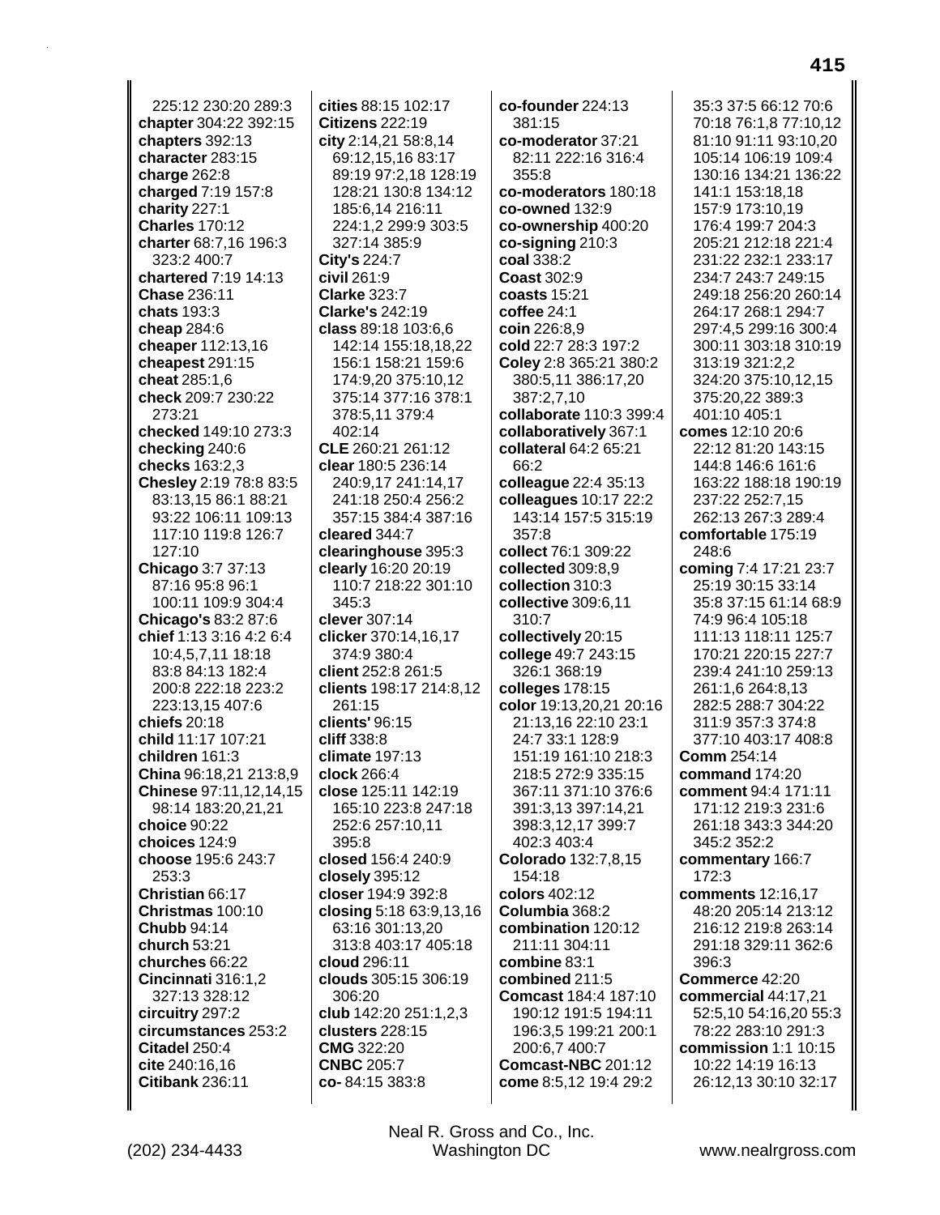225:12 230:20 289:3
**chapter** 304:22 392:15
**chapters** 392:13
**character** 283:15
**charge** 262:8
**charged** 7:19 157:8
**charity** 227:1
**Charles** 170:12
**charter** 68:7,16 196:3 323:2 400:7
**chartered** 7:19 14:13
**Chase** 236:11
**chats** 193:3
**cheap** 284:6
**cheaper** 112:13,16
**cheapest** 291:15
**cheat** 285:1,6
**check** 209:7 230:22 273:21
**checked** 149:10 273:3
**checking** 240:6
**checks** 163:2,3
**Chesley** 2:19 78:8 83:5 83:13,15 86:1 88:21 93:22 106:11 109:13 117:10 119:8 126:7 127:10
**Chicago** 3:7 37:13 87:16 95:8 96:1 100:11 109:9 304:4
**Chicago's** 83:2 87:6
**chief** 1:13 3:16 4:2 6:4 10:4,5,7,11 18:18 83:8 84:13 182:4 200:8 222:18 223:2 223:13,15 407:6
**chiefs** 20:18
**child** 11:17 107:21
**children** 161:3
**China** 96:18,21 213:8,9
**Chinese** 97:11,12,14,15 98:14 183:20,21,21
**choice** 90:22
**choices** 124:9
**choose** 195:6 243:7 253:3
**Christian** 66:17
**Christmas** 100:10
**Chubb** 94:14
**church** 53:21
**churches** 66:22
**Cincinnati** 316:1,2 327:13 328:12
**circuitry** 297:2
**circumstances** 253:2
**Citadel** 250:4
**cite** 240:16,16
**Citibank** 236:11
**cities** 88:15 102:17
**Citizens** 222:19
**city** 2:14,21 58:8,14 69:12,15,16 83:17 89:19 97:2,18 128:19 128:21 130:8 134:12 185:6,14 216:11 224:1,2 299:9 303:5 327:14 385:9
**City's** 224:7
**civil** 261:9
**Clarke** 323:7
**Clarke's** 242:19
**class** 89:18 103:6,6 142:14 155:18,18,22 156:1 158:21 159:6 174:9,20 375:10,12 375:14 377:16 378:1 378:5,11 379:4 402:14
**CLE** 260:21 261:12
**clear** 180:5 236:14 240:9,17 241:14,17 241:18 250:4 256:2 357:15 384:4 387:16
**cleared** 344:7
**clearinghouse** 395:3
**clearly** 16:20 20:19 110:7 218:22 301:10 345:3
**clever** 307:14
**clicker** 370:14,16,17 374:9 380:4
**client** 252:8 261:5
**clients** 198:17 214:8,12 261:15
**clients'** 96:15
**cliff** 338:8
**climate** 197:13
**clock** 266:4
**close** 125:11 142:19 165:10 223:8 247:18 252:6 257:10,11 395:8
**closed** 156:4 240:9
**closely** 395:12
**closer** 194:9 392:8
**closing** 5:18 63:9,13,16 63:16 301:13,20 313:8 403:17 405:18
**cloud** 296:11
**clouds** 305:15 306:19 306:20
**club** 142:20 251:1,2,3
**clusters** 228:15
**CMG** 322:20
**CNBC** 205:7
**co-** 84:15 383:8
**co-founder** 224:13 381:15
**co-moderator** 37:21 82:11 222:16 316:4 355:8
**co-moderators** 180:18
**co-owned** 132:9
**co-ownership** 400:20
**co-signing** 210:3
**coal** 338:2
**Coast** 302:9
**coasts** 15:21
**coffee** 24:1
**coin** 226:8,9
**cold** 22:7 28:3 197:2
**Coley** 2:8 365:21 380:2 380:5,11 386:17,20 387:2,7,10
**collaborate** 110:3 399:4
**collaboratively** 367:1
**collateral** 64:2 65:21 66:2
**colleague** 22:4 35:13
**colleagues** 10:17 22:2 143:14 157:5 315:19 357:8
**collect** 76:1 309:22
**collected** 309:8,9
**collection** 310:3
**collective** 309:6,11 310:7
**collectively** 20:15
**college** 49:7 243:15 326:1 368:19
**colleges** 178:15
**color** 19:13,20,21 20:16 21:13,16 22:10 23:1 24:7 33:1 128:9 151:19 161:10 218:3 218:5 272:9 335:15 367:11 371:10 376:6 391:3,13 397:14,21 398:3,12,17 399:7 402:3 403:4
**Colorado** 132:7,8,15 154:18
**colors** 402:12
**Columbia** 368:2
**combination** 120:12 211:11 304:11
**combine** 83:1
**combined** 211:5
**Comcast** 184:4 187:10 190:12 191:5 194:11 196:3,5 199:21 200:1 200:6,7 400:7
**Comcast-NBC** 201:12
**come** 8:5,12 19:4 29:2 35:3 37:5 66:12 70:6 70:18 76:1,8 77:10,12 81:10 91:11 93:10,20 105:14 106:19 109:4 130:16 134:21 136:22 141:1 153:18,18 157:9 173:10,19 176:4 199:7 204:3 205:21 212:18 221:4 231:22 232:1 233:17 234:7 243:7 249:15 249:18 256:20 260:14 264:17 268:1 294:7 297:4,5 299:16 300:4 300:11 303:18 310:19 313:19 321:2,2 324:20 375:10,12,15 375:20,22 389:3 401:10 405:1
**comes** 12:10 20:6 22:12 81:20 143:15 144:8 146:6 161:6 163:22 188:18 190:19 237:22 252:7,15 262:13 267:3 289:4
**comfortable** 175:19 248:6
**coming** 7:4 17:21 23:7 25:19 30:15 33:14 35:8 37:15 61:14 68:9 74:9 96:4 105:18 111:13 118:11 125:7 170:21 220:15 227:7 239:4 241:10 259:13 261:1,6 264:8,13 282:5 288:7 304:22 311:9 357:3 374:8 377:10 403:17 408:8
**Comm** 254:14
**command** 174:20
**comment** 94:4 171:11 171:12 219:3 231:6 261:18 343:3 344:20 345:2 352:2
**commentary** 166:7 172:3
**comments** 12:16,17 48:20 205:14 213:12 216:12 219:8 263:14 291:18 329:11 362:6 396:3
**Commerce** 42:20
**commercial** 44:17,21 52:5,10 54:16,20 55:3 78:22 283:10 291:3
**commission** 1:1 10:15 10:22 14:19 16:13 26:12,13 30:10 32:17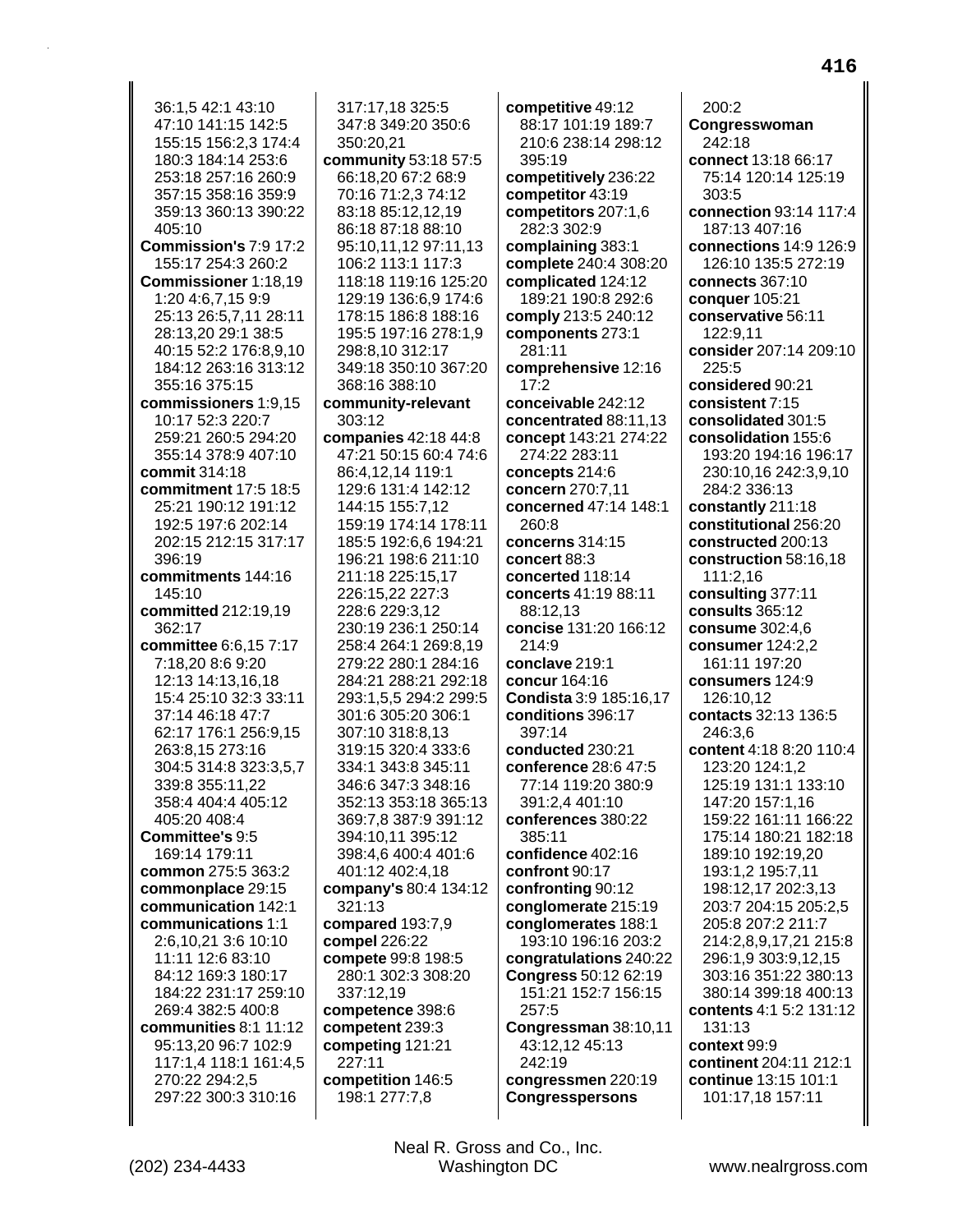36:1,5 42:1 43:10 47:10 141:15 142:5 155:15 156:2,3 174:4 180:3 184:14 253:6 253:18 257:16 260:9 357:15 358:16 359:9 359:13 360:13 390:22 405:10
**Commission's** 7:9 17:2 155:17 254:3 260:2
**Commissioner** 1:18,19 1:20 4:6,7,15 9:9 25:13 26:5,7,11 28:11 28:13,20 29:1 38:5 40:15 52:2 176:8,9,10 184:12 263:16 313:12 355:16 375:15
**commissioners** 1:9,15 10:17 52:3 220:7 259:21 260:5 294:20 355:14 378:9 407:10
**commit** 314:18
**commitment** 17:5 18:5 25:21 190:12 191:12 192:5 197:6 202:14 202:15 212:15 317:17 396:19
**commitments** 144:16 145:10
**committed** 212:19,19 362:17
**committee** 6:6,15 7:17 7:18,20 8:6 9:20 12:13 14:13,16,18 15:4 25:10 32:3 33:11 37:14 46:18 47:7 62:17 176:1 256:9,15 263:8,15 273:16 304:5 314:8 323:3,5,7 339:8 355:11,22 358:4 404:4 405:12 405:20 408:4
**Committee's** 9:5 169:14 179:11
**common** 275:5 363:2
**commonplace** 29:15
**communication** 142:1
**communications** 1:1 2:6,10,21 3:6 10:10 11:11 12:6 83:10 84:12 169:3 180:17 184:22 231:17 259:10 269:4 382:5 400:8
**communities** 8:1 11:12 95:13,20 96:7 102:9 117:1,4 118:1 161:4,5 270:22 294:2,5 297:22 300:3 310:16 317:17,18 325:5 347:8 349:20 350:6 350:20,21
**community** 53:18 57:5 66:18,20 67:2 68:9 70:16 71:2,3 74:12 83:18 85:12,12,19 86:18 87:18 88:10 95:10,11,12 97:11,13 106:2 113:1 117:3 118:18 119:16 125:20 129:19 136:6,9 174:6 178:15 186:8 188:16 195:5 197:16 278:1,9 298:8,10 312:17 349:18 350:10 367:20 368:16 388:10
**community-relevant** 303:12
**companies** 42:18 44:8 47:21 50:15 60:4 74:6 86:4,12,14 119:1 129:6 131:4 142:12 144:15 155:7,12 159:19 174:14 178:11 185:5 192:6,6 194:21 196:21 198:6 211:10 211:18 225:15,17 226:15,22 227:3 228:6 229:3,12 230:19 236:1 250:14 258:4 264:1 269:8,19 279:22 280:1 284:16 284:21 288:21 292:18 293:1,5,5 294:2 299:5 301:6 305:20 306:1 307:10 318:8,13 319:15 320:4 333:6 334:1 343:8 345:11 346:6 347:3 348:16 352:13 353:18 365:13 369:7,8 387:9 391:12 394:10,11 395:12 398:4,6 400:4 401:6 401:12 402:4,18
**company's** 80:4 134:12 321:13
**compared** 193:7,9
**compel** 226:22
**compete** 99:8 198:5 280:1 302:3 308:20 337:12,19
**competence** 398:6
**competent** 239:3
**competing** 121:21 227:11
**competition** 146:5 198:1 277:7,8
**competitive** 49:12 88:17 101:19 189:7 210:6 238:14 298:12 395:19
**competitively** 236:22
**competitor** 43:19
**competitors** 207:1,6 282:3 302:9
**complaining** 383:1
**complete** 240:4 308:20
**complicated** 124:12 189:21 190:8 292:6
**comply** 213:5 240:12
**components** 273:1 281:11
**comprehensive** 12:16 17:2
**conceivable** 242:12
**concentrated** 88:11,13
**concept** 143:21 274:22 274:22 283:11
**concepts** 214:6
**concern** 270:7,11
**concerned** 47:14 148:1 260:8
**concerns** 314:15
**concert** 88:3
**concerted** 118:14
**concerts** 41:19 88:11 88:12,13
**concise** 131:20 166:12 214:9
**conclave** 219:1
**concur** 164:16
**Condista** 3:9 185:16,17
**conditions** 396:17 397:14
**conducted** 230:21
**conference** 28:6 47:5 77:14 119:20 380:9 391:2,4 401:10
**conferences** 380:22 385:11
**confidence** 402:16
**confront** 90:17
**confronting** 90:12
**conglomerate** 215:19
**conglomerates** 188:1 193:10 196:16 203:2
**congratulations** 240:22
**Congress** 50:12 62:19 151:21 152:7 156:15 257:5
**Congressman** 38:10,11 43:12,12 45:13 242:19
**congressmen** 220:19
**Congresspersons** 200:2
**Congresswoman** 242:18
**connect** 13:18 66:17 75:14 120:14 125:19 303:5
**connection** 93:14 117:4 187:13 407:16
**connections** 14:9 126:9 126:10 135:5 272:19
**connects** 367:10
**conquer** 105:21
**conservative** 56:11 122:9,11
**consider** 207:14 209:10 225:5
**considered** 90:21
**consistent** 7:15
**consolidated** 301:5
**consolidation** 155:6 193:20 194:16 196:17 230:10,16 242:3,9,10 284:2 336:13
**constantly** 211:18
**constitutional** 256:20
**constructed** 200:13
**construction** 58:16,18 111:2,16
**consulting** 377:11
**consults** 365:12
**consume** 302:4,6
**consumer** 124:2,2 161:11 197:20
**consumers** 124:9 126:10,12
**contacts** 32:13 136:5 246:3,6
**content** 4:18 8:20 110:4 123:20 124:1,2 125:19 131:1 133:10 147:20 157:1,16 159:22 161:11 166:22 175:14 180:21 182:18 189:10 192:19,20 193:1,2 195:7,11 198:12,17 202:3,13 203:7 204:15 205:2,5 205:8 207:2 211:7 214:2,8,9,17,21 215:8 296:1,9 303:9,12,15 303:16 351:22 380:13 380:14 399:18 400:13
**contents** 4:1 5:2 131:12 131:13
**context** 99:9
**continent** 204:11 212:1
**continue** 13:15 101:1 101:17,18 157:11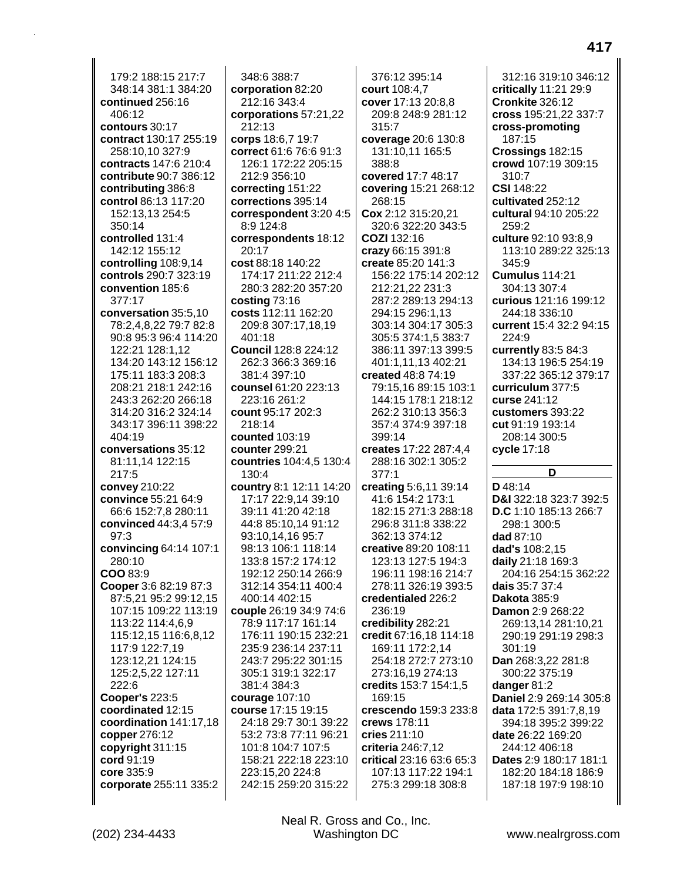179:2 188:15 217:7 348:14 381:1 384:20
**continued** 256:16 406:12
**contours** 30:17
**contract** 130:17 255:19 258:10,10 327:9
**contracts** 147:6 210:4
**contribute** 90:7 386:12
**contributing** 386:8
**control** 86:13 117:20 152:13,13 254:5 350:14
**controlled** 131:4 142:12 155:12
**controlling** 108:9,14
**controls** 290:7 323:19
**convention** 185:6 377:17
**conversation** 35:5,10 78:2,4,8,22 79:7 82:8 90:8 95:3 96:4 114:20 122:21 128:1,12 134:20 143:12 156:12 175:11 183:3 208:3 208:21 218:1 242:16 243:3 262:20 266:18 314:20 316:2 324:14 343:17 396:11 398:22 404:19
**conversations** 35:12 81:11,14 122:15 217:5
**convey** 210:22
**convince** 55:21 64:9 66:6 152:7,8 280:11
**convinced** 44:3,4 57:9 97:3
**convincing** 64:14 107:1 280:10
**COO** 83:9
**Cooper** 3:6 82:19 87:3 87:5,21 95:2 99:12,15 107:15 109:22 113:19 113:22 114:4,6,9 115:12,15 116:6,8,12 117:9 122:7,19 123:12,21 124:15 125:2,5,22 127:11 222:6
**Cooper's** 223:5
**coordinated** 12:15
**coordination** 141:17,18
**copper** 276:12
**copyright** 311:15
**cord** 91:19
**core** 335:9
**corporate** 255:11 335:2
348:6 388:7
**corporation** 82:20 212:16 343:4
**corporations** 57:21,22 212:13
**corps** 18:6,7 19:7
**correct** 61:6 76:6 91:3 126:1 172:22 205:15 212:9 356:10
**correcting** 151:22
**corrections** 395:14
**correspondent** 3:20 4:5 8:9 124:8
**correspondents** 18:12 20:17
**cost** 88:18 140:22 174:17 211:22 212:4 280:3 282:20 357:20
**costing** 73:16
**costs** 112:11 162:20 209:8 307:17,18,19 401:18
**Council** 128:8 224:12 262:3 366:3 369:16 381:4 397:10
**counsel** 61:20 223:13 223:16 261:2
**count** 95:17 202:3 218:14
**counted** 103:19
**counter** 299:21
**countries** 104:4,5 130:4 130:4
**country** 8:1 12:11 14:20 17:17 22:9,14 39:10 39:11 41:20 42:18 44:8 85:10,14 91:12 93:10,14,16 95:7 98:13 106:1 118:14 133:8 157:2 174:12 192:12 250:14 266:9 312:14 354:11 400:4 400:14 402:15
**couple** 26:19 34:9 74:6 78:9 117:17 161:14 176:11 190:15 232:21 235:9 236:14 237:11 243:7 295:22 301:15 305:1 319:1 322:17 381:4 384:3
**courage** 107:10
**course** 17:15 19:15 24:18 29:7 30:1 39:22 53:2 73:8 77:11 96:21 101:8 104:7 107:5 158:21 222:18 223:10 223:15,20 224:8 242:15 259:20 315:22
376:12 395:14
**court** 108:4,7
**cover** 17:13 20:8,8 209:8 248:9 281:12 315:7
**coverage** 20:6 130:8 131:10,11 165:5 388:8
**covered** 17:7 48:17
**covering** 15:21 268:12 268:15
**Cox** 2:12 315:20,21 320:6 322:20 343:5
**COZI** 132:16
**crazy** 66:15 391:8
**create** 85:20 141:3 156:22 175:14 202:12 212:21,22 231:3 287:2 289:13 294:13 294:15 296:1,13 303:14 304:17 305:3 305:5 374:1,5 383:7 386:11 397:13 399:5 401:1,11,13 402:21
**created** 48:8 74:19 79:15,16 89:15 103:1 144:15 178:1 218:12 262:2 310:13 356:3 357:4 374:9 397:18 399:14
**creates** 17:22 287:4,4 288:16 302:1 305:2 377:1
**creating** 5:6,11 39:14 41:6 154:2 173:1 182:15 271:3 288:18 296:8 311:8 338:22 362:13 374:12
**creative** 89:20 108:11 123:13 127:5 194:3 196:11 198:16 214:7 278:11 326:19 393:5
**credentialed** 226:2 236:19
**credibility** 282:21
**credit** 67:16,18 114:18 169:11 172:2,14 254:18 272:7 273:10 273:16,19 274:13
**credits** 153:7 154:1,5 169:15
**crescendo** 159:3 233:8
**crews** 178:11
**cries** 211:10
**criteria** 246:7,12
**critical** 23:16 63:6 65:3 107:13 117:22 194:1 275:3 299:18 308:8
312:16 319:10 346:12
**critically** 11:21 29:9
**Cronkite** 326:12
**cross** 195:21,22 337:7
**cross-promoting** 187:15
**Crossings** 182:15
**crowd** 107:19 309:15 310:7
**CSI** 148:22
**cultivated** 252:12
**cultural** 94:10 205:22 259:2
**culture** 92:10 93:8,9 113:10 289:22 325:13 345:9
**Cumulus** 114:21 304:13 307:4
**curious** 121:16 199:12 244:18 336:10
**current** 15:4 32:2 94:15 224:9
**currently** 83:5 84:3 134:13 196:5 254:19 337:22 365:12 379:17
**curriculum** 377:5
**curse** 241:12
**customers** 393:22
**cut** 91:19 193:14 208:14 300:5
**cycle** 17:18

## D

**D** 48:14
**D&I** 322:18 323:7 392:5
**D.C** 1:10 185:13 266:7 298:1 300:5
**dad** 87:10
**dad's** 108:2,15
**daily** 21:18 169:3 204:16 254:15 362:22
**dais** 35:7 37:4
**Dakota** 385:9
**Damon** 2:9 268:22 269:13,14 281:10,21 290:19 291:19 298:3 301:19
**Dan** 268:3,22 281:8 300:22 375:19
**danger** 81:2
**Daniel** 2:9 269:14 305:8
**data** 172:5 391:7,8,19 394:18 395:2 399:22
**date** 26:22 169:20 244:12 406:18
**Dates** 2:9 180:17 181:1 182:20 184:18 186:9 187:18 197:9 198:10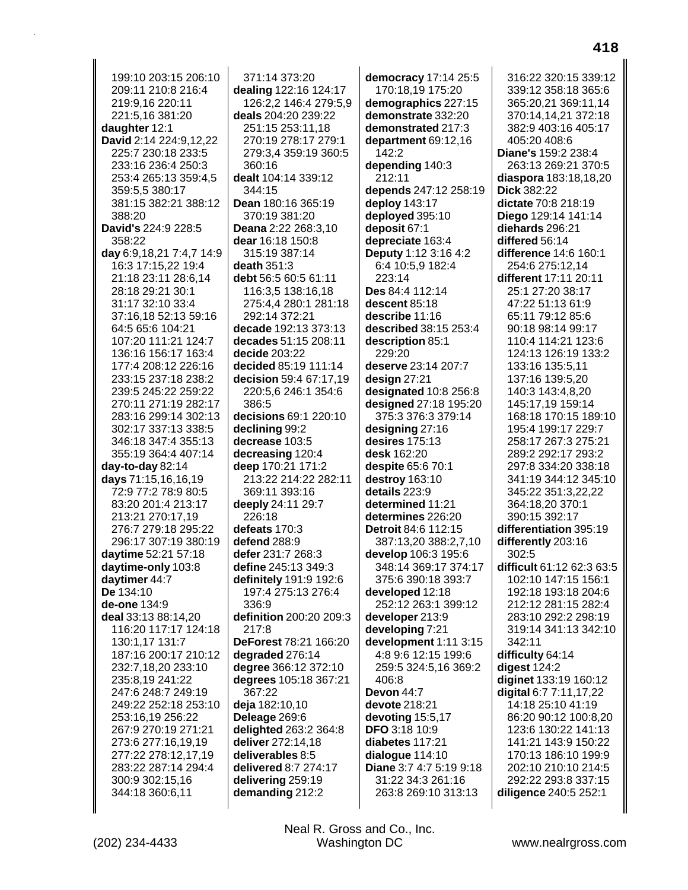199:10 203:15 206:10 209:11 210:8 216:4 219:9,16 220:11 221:5,16 381:20
**daughter** 12:1
**David** 2:14 224:9,12,22 225:7 230:18 233:5 233:16 236:4 250:3 253:4 265:13 359:4,5 359:5,5 380:17 381:15 382:21 388:12 388:20
**David's** 224:9 228:5 358:22
**day** 6:9,18,21 7:4,7 14:9 16:3 17:15,22 19:4 21:18 23:11 28:6,14 28:18 29:21 30:1 31:17 32:10 33:4 37:16,18 52:13 59:16 64:5 65:6 104:21 107:20 111:21 124:7 136:16 156:17 163:4 177:4 208:12 226:16 233:15 237:18 238:2 239:5 245:22 259:22 270:11 271:19 282:17 283:16 299:14 302:13 302:17 337:13 338:5 346:18 347:4 355:13 355:19 364:4 407:14
**day-to-day** 82:14
**days** 71:15,16,16,19 72:9 77:2 78:9 80:5 83:20 201:4 213:17 213:21 270:17,19 276:7 279:18 295:22 296:17 307:19 380:19
**daytime** 52:21 57:18
**daytime-only** 103:8
**daytimer** 44:7
**De** 134:10
**de-one** 134:9
**deal** 33:13 88:14,20 116:20 117:17 124:18 130:1,17 131:7 187:16 200:17 210:12 232:7,18,20 233:10 235:8,19 241:22 247:6 248:7 249:19 249:22 252:18 253:10 253:16,19 256:22 267:9 270:19 271:21 273:6 277:16,19,19 277:22 278:12,17,19 283:22 287:14 294:4 300:9 302:15,16 344:18 360:6,11
371:14 373:20
**dealing** 122:16 124:17 126:2,2 146:4 279:5,9
**deals** 204:20 239:22 251:15 253:11,18 270:19 278:17 279:1 279:3,4 359:19 360:5 360:16
**dealt** 104:14 339:12 344:15
**Dean** 180:16 365:19 370:19 381:20
**Deana** 2:22 268:3,10
**dear** 16:18 150:8 315:19 387:14
**death** 351:3
**debt** 56:5 60:5 61:11 116:3,5 138:16,18 275:4,4 280:1 281:18 292:14 372:21
**decade** 192:13 373:13
**decades** 51:15 208:11
**decide** 203:22
**decided** 85:19 111:14
**decision** 59:4 67:17,19 220:5,6 246:1 354:6 386:5
**decisions** 69:1 220:10
**declining** 99:2
**decrease** 103:5
**decreasing** 120:4
**deep** 170:21 171:2 213:22 214:22 282:11 369:11 393:16
**deeply** 24:11 29:7 226:18
**defeats** 170:3
**defend** 288:9
**defer** 231:7 268:3
**define** 245:13 349:3
**definitely** 191:9 192:6 197:4 275:13 276:4 336:9
**definition** 200:20 209:3 217:8
**DeForest** 78:21 166:20
**degraded** 276:14
**degree** 366:12 372:10
**degrees** 105:18 367:21 367:22
**deja** 182:10,10
**Deleage** 269:6
**delighted** 263:2 364:8
**deliver** 272:14,18
**deliverables** 8:5
**delivered** 8:7 274:17
**delivering** 259:19
**demanding** 212:2
**democracy** 17:14 25:5 170:18,19 175:20
**demographics** 227:15
**demonstrate** 332:20
**demonstrated** 217:3
**department** 69:12,16 142:2
**depending** 140:3 212:11
**depends** 247:12 258:19
**deploy** 143:17
**deployed** 395:10
**deposit** 67:1
**depreciate** 163:4
**Deputy** 1:12 3:16 4:2 6:4 10:5,9 182:4 223:14
**Des** 84:4 112:14
**descent** 85:18
**describe** 11:16
**described** 38:15 253:4
**description** 85:1 229:20
**deserve** 23:14 207:7
**design** 27:21
**designated** 10:8 256:8
**designed** 27:18 195:20 375:3 376:3 379:14
**designing** 27:16
**desires** 175:13
**desk** 162:20
**despite** 65:6 70:1
**destroy** 163:10
**details** 223:9
**determined** 11:21
**determines** 226:20
**Detroit** 84:6 112:15 387:13,20 388:2,7,10
**develop** 106:3 195:6 348:14 369:17 374:17 375:6 390:18 393:7
**developed** 12:18 252:12 263:1 399:12
**developer** 213:9
**developing** 7:21
**development** 1:11 3:15 4:8 9:6 12:15 199:6 259:5 324:5,16 369:2 406:8
**Devon** 44:7
**devote** 218:21
**devoting** 15:5,17
**DFO** 3:18 10:9
**diabetes** 117:21
**dialogue** 114:10
**Diane** 3:7 4:7 5:19 9:18 31:22 34:3 261:16 263:8 269:10 313:13
316:22 320:15 339:12 339:12 358:18 365:6 365:20,21 369:11,14 370:14,14,21 372:18 382:9 403:16 405:17 405:20 408:6
**Diane's** 159:2 238:4 263:13 269:21 370:5
**diaspora** 183:18,18,20
**Dick** 382:22
**dictate** 70:8 218:19
**Diego** 129:14 141:14
**diehards** 296:21
**differed** 56:14
**difference** 14:6 160:1 254:6 275:12,14
**different** 17:11 20:11 25:1 27:20 38:17 47:22 51:13 61:9 65:11 79:12 85:6 90:18 98:14 99:17 110:4 114:21 123:6 124:13 126:19 133:2 133:16 135:5,11 137:16 139:5,20 140:3 143:4,8,20 145:17,19 159:14 168:18 170:15 189:10 195:4 199:17 229:7 258:17 267:3 275:21 289:2 292:17 293:2 297:8 334:20 338:18 341:19 344:12 345:10 345:22 351:3,22,22 364:18,20 370:1 390:15 392:17
**differentiation** 395:19
**differently** 203:16 302:5
**difficult** 61:12 62:3 63:5 102:10 147:15 156:1 192:18 193:18 204:6 212:12 281:15 282:4 283:10 292:2 298:19 319:14 341:13 342:10 342:11
**difficulty** 64:14
**digest** 124:2
**diginet** 133:19 160:12
**digital** 6:7 7:11,17,22 14:18 25:10 41:19 86:20 90:12 100:8,20 123:6 130:22 141:13 141:21 143:9 150:22 170:13 186:10 199:9 202:10 210:10 214:5 292:22 293:8 337:15
**diligence** 240:5 252:1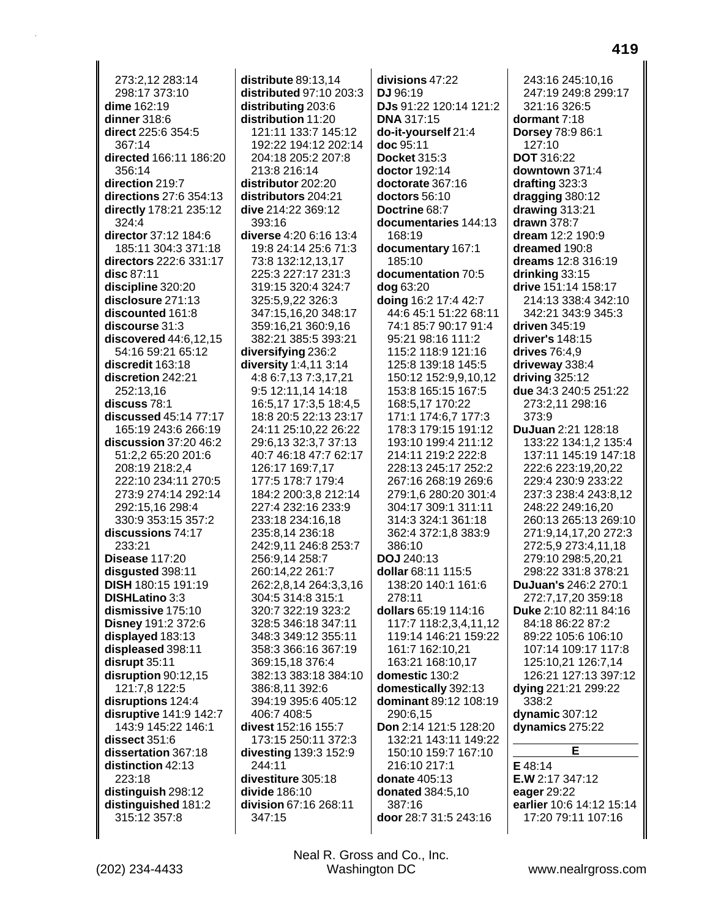273:2,12 283:14 298:17 373:10
**dime** 162:19
**dinner** 318:6
**direct** 225:6 354:5 367:14
**directed** 166:11 186:20 356:14
**direction** 219:7
**directions** 27:6 354:13
**directly** 178:21 235:12 324:4
**director** 37:12 184:6 185:11 304:3 371:18
**directors** 222:6 331:17
**disc** 87:11
**discipline** 320:20
**disclosure** 271:13
**discounted** 161:8
**discourse** 31:3
**discovered** 44:6,12,15 54:16 59:21 65:12
**discredit** 163:18
**discretion** 242:21 252:13,16
**discuss** 78:1
**discussed** 45:14 77:17 165:19 243:6 266:19
**discussion** 37:20 46:2 51:2,2 65:20 201:6 208:19 218:2,4 222:10 234:11 270:5 273:9 274:14 292:14 292:15,16 298:4 330:9 353:15 357:2
**discussions** 74:17 233:21
**Disease** 117:20
**disgusted** 398:11
**DISH** 180:15 191:19
**DISHLatino** 3:3
**dismissive** 175:10
**Disney** 191:2 372:6
**displayed** 183:13
**displeased** 398:11
**disrupt** 35:11
**disruption** 90:12,15 121:7,8 122:5
**disruptions** 124:4
**disruptive** 141:9 142:7 143:9 145:22 146:1
**dissect** 351:6
**dissertation** 367:18
**distinction** 42:13 223:18
**distinguish** 298:12
**distinguished** 181:2 315:12 357:8
**distribute** 89:13,14
**distributed** 97:10 203:3
**distributing** 203:6
**distribution** 11:20 121:11 133:7 145:12 192:22 194:12 202:14 204:18 205:2 207:8 213:8 216:14
**distributor** 202:20
**distributors** 204:21
**dive** 214:22 369:12 393:16
**diverse** 4:20 6:16 13:4 19:8 24:14 25:6 71:3 73:8 132:12,13,17 225:3 227:17 231:3 319:15 320:4 324:7 325:5,9,22 326:3 347:15,16,20 348:17 359:16,21 360:9,16 382:21 385:5 393:21
**diversifying** 236:2
**diversity** 1:4,11 3:14 4:8 6:7,13 7:3,17,21 9:5 12:11,14 14:18 16:5,17 17:3,5 18:4,5 18:8 20:5 22:13 23:17 24:11 25:10,22 26:22 29:6,13 32:3,7 37:13 40:7 46:18 47:7 62:17 126:17 169:7,17 177:5 178:7 179:4 184:2 200:3,8 212:14 227:4 232:16 233:9 233:18 234:16,18 235:8,14 236:18 242:9,11 246:8 253:7 256:9,14 258:7 260:14,22 261:7 262:2,8,14 264:3,3,16 304:5 314:8 315:1 320:7 322:19 323:2 328:5 346:18 347:11 348:3 349:12 355:11 358:3 366:16 367:19 369:15,18 376:4 382:13 383:18 384:10 386:8,11 392:6 394:19 395:6 405:12 406:7 408:5
**divest** 152:16 155:7 173:15 250:11 372:3
**divesting** 139:3 152:9 244:11
**divestiture** 305:18
**divide** 186:10
**division** 67:16 268:11 347:15
**divisions** 47:22
**DJ** 96:19
**DJs** 91:22 120:14 121:2
**DNA** 317:15
**do-it-yourself** 21:4
**doc** 95:11
**Docket** 315:3
**doctor** 192:14
**doctorate** 367:16
**doctors** 56:10
**Doctrine** 68:7
**documentaries** 144:13 168:19
**documentary** 167:1 185:10
**documentation** 70:5
**dog** 63:20
**doing** 16:2 17:4 42:7 44:6 45:1 51:22 68:11 74:1 85:7 90:17 91:4 95:21 98:16 111:2 115:2 118:9 121:16 125:8 139:18 145:5 150:12 152:9,9,10,12 153:8 165:15 167:5 168:5,17 170:22 171:1 174:6,7 177:3 178:3 179:15 191:12 193:10 199:4 211:12 214:11 219:2 222:8 228:13 245:17 252:2 267:16 268:19 269:6 279:1,6 280:20 301:4 304:17 309:1 311:11 314:3 324:1 361:18 362:4 372:1,8 383:9 386:10
**DOJ** 240:13
**dollar** 68:11 115:5 138:20 140:1 161:6 278:11
**dollars** 65:19 114:16 117:7 118:2,3,4,11,12 119:14 146:21 159:22 161:7 162:10,21 163:21 168:10,17
**domestic** 130:2
**domestically** 392:13
**dominant** 89:12 108:19 290:6,15
**Don** 2:14 121:5 128:20 132:21 143:11 149:22 150:10 159:7 167:10 216:10 217:1
**donate** 405:13
**donated** 384:5,10 387:16
**door** 28:7 31:5 243:16 243:16 245:10,16 247:19 249:8 299:17 321:16 326:5
**dormant** 7:18
**Dorsey** 78:9 86:1 127:10
**DOT** 316:22
**downtown** 371:4
**drafting** 323:3
**dragging** 380:12
**drawing** 313:21
**drawn** 378:7
**dream** 12:2 190:9
**dreamed** 190:8
**dreams** 12:8 316:19
**drinking** 33:15
**drive** 151:14 158:17 214:13 338:4 342:10 342:21 343:9 345:3
**driven** 345:19
**driver's** 148:15
**drives** 76:4,9
**driveway** 338:4
**driving** 325:12
**due** 34:3 240:5 251:22 273:2,11 298:16 373:9
**DuJuan** 2:21 128:18 133:22 134:1,2 135:4 137:11 145:19 147:18 222:6 223:19,20,22 229:4 230:9 233:22 237:3 238:4 243:8,12 248:22 249:16,20 260:13 265:13 269:10 271:9,14,17,20 272:3 272:5,9 273:4,11,18 279:10 298:5,20,21 298:22 331:8 378:21
**DuJuan's** 246:2 270:1 272:7,17,20 359:18
**Duke** 2:10 82:11 84:16 84:18 86:22 87:2 89:22 105:6 106:10 107:14 109:17 117:8 125:10,21 126:7,14 126:21 127:13 397:12
**dying** 221:21 299:22 338:2
**dynamic** 307:12
**dynamics** 275:22

## E

**E** 48:14
**E.W** 2:17 347:12
**eager** 29:22
**earlier** 10:6 14:12 15:14 17:20 79:11 107:16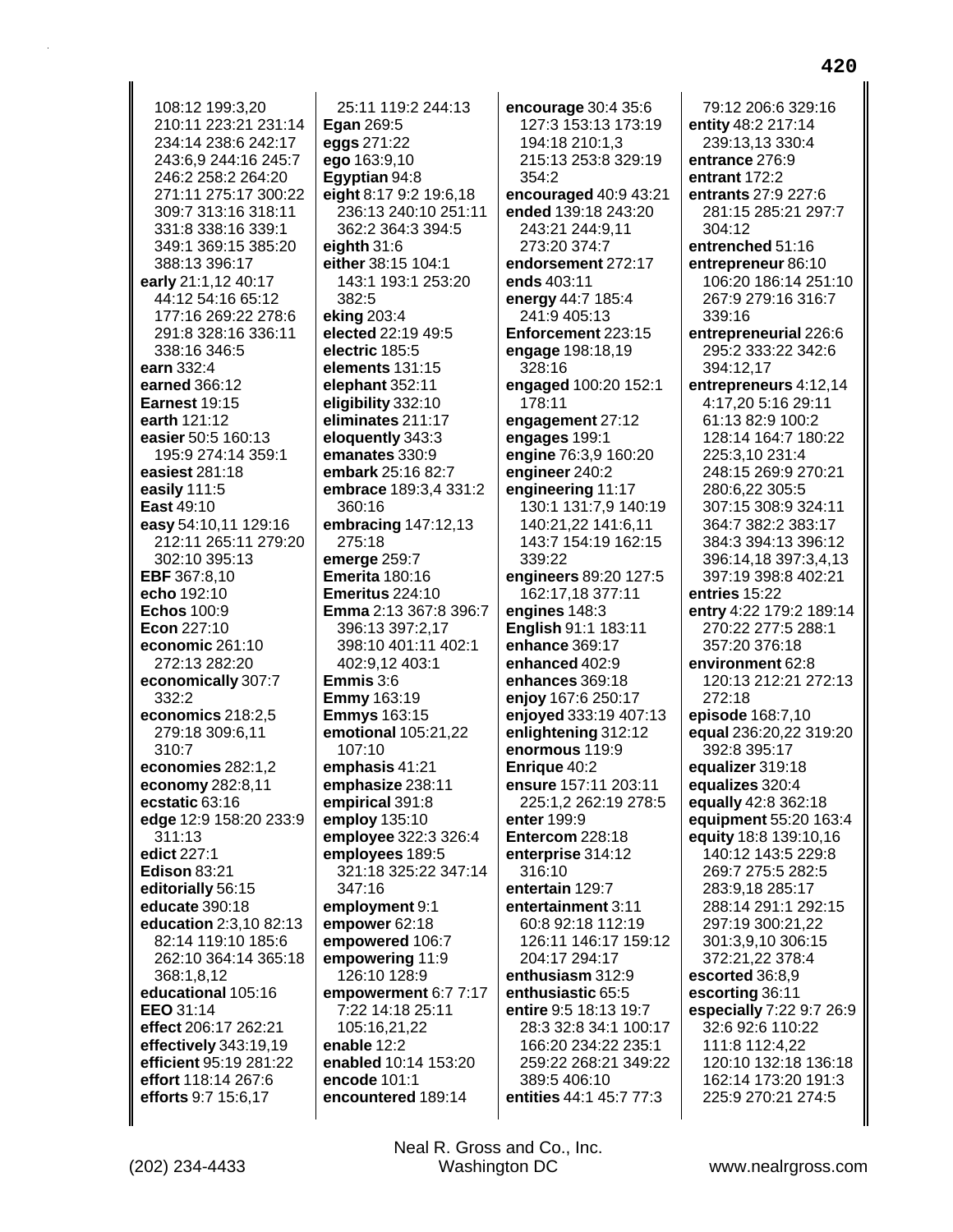108:12 199:3,20 210:11 223:21 231:14 234:14 238:6 242:17 243:6,9 244:16 245:7 246:2 258:2 264:20 271:11 275:17 300:22 309:7 313:16 318:11 331:8 338:16 339:1 349:1 369:15 385:20 388:13 396:17
**early** 21:1,12 40:17 44:12 54:16 65:12 177:16 269:22 278:6 291:8 328:16 336:11 338:16 346:5
**earn** 332:4
**earned** 366:12
**Earnest** 19:15
**earth** 121:12
**easier** 50:5 160:13 195:9 274:14 359:1
**easiest** 281:18
**easily** 111:5
**East** 49:10
**easy** 54:10,11 129:16 212:11 265:11 279:20 302:10 395:13
**EBF** 367:8,10
**echo** 192:10
**Echos** 100:9
**Econ** 227:10
**economic** 261:10 272:13 282:20
**economically** 307:7 332:2
**economics** 218:2,5 279:18 309:6,11 310:7
**economies** 282:1,2
**economy** 282:8,11
**ecstatic** 63:16
**edge** 12:9 158:20 233:9 311:13
**edict** 227:1
**Edison** 83:21
**editorially** 56:15
**educate** 390:18
**education** 2:3,10 82:13 82:14 119:10 185:6 262:10 364:14 365:18 368:1,8,12
**educational** 105:16
**EEO** 31:14
**effect** 206:17 262:21
**effectively** 343:19,19
**efficient** 95:19 281:22
**effort** 118:14 267:6
**efforts** 9:7 15:6,17
25:11 119:2 244:13
**Egan** 269:5
**eggs** 271:22
**ego** 163:9,10
**Egyptian** 94:8
**eight** 8:17 9:2 19:6,18 236:13 240:10 251:11 362:2 364:3 394:5
**eighth** 31:6
**either** 38:15 104:1 143:1 193:1 253:20 382:5
**eking** 203:4
**elected** 22:19 49:5
**electric** 185:5
**elements** 131:15
**elephant** 352:11
**eligibility** 332:10
**eliminates** 211:17
**eloquently** 343:3
**emanates** 330:9
**embark** 25:16 82:7
**embrace** 189:3,4 331:2 360:16
**embracing** 147:12,13 275:18
**emerge** 259:7
**Emerita** 180:16
**Emeritus** 224:10
**Emma** 2:13 367:8 396:7 396:13 397:2,17 398:10 401:11 402:1 402:9,12 403:1
**Emmis** 3:6
**Emmy** 163:19
**Emmys** 163:15
**emotional** 105:21,22 107:10
**emphasis** 41:21
**emphasize** 238:11
**empirical** 391:8
**employ** 135:10
**employee** 322:3 326:4
**employees** 189:5 321:18 325:22 347:14 347:16
**employment** 9:1
**empower** 62:18
**empowered** 106:7
**empowering** 11:9 126:10 128:9
**empowerment** 6:7 7:17 7:22 14:18 25:11 105:16,21,22
**enable** 12:2
**enabled** 10:14 153:20
**encode** 101:1
**encountered** 189:14
**encourage** 30:4 35:6 127:3 153:13 173:19 194:18 210:1,3 215:13 253:8 329:19 354:2
**encouraged** 40:9 43:21
**ended** 139:18 243:20 243:21 244:9,11 273:20 374:7
**endorsement** 272:17
**ends** 403:11
**energy** 44:7 185:4 241:9 405:13
**Enforcement** 223:15
**engage** 198:18,19 328:16
**engaged** 100:20 152:1 178:11
**engagement** 27:12
**engages** 199:1
**engine** 76:3,9 160:20
**engineer** 240:2
**engineering** 11:17 130:1 131:7,9 140:19 140:21,22 141:6,11 143:7 154:19 162:15 339:22
**engineers** 89:20 127:5 162:17,18 377:11
**engines** 148:3
**English** 91:1 183:11
**enhance** 369:17
**enhanced** 402:9
**enhances** 369:18
**enjoy** 167:6 250:17
**enjoyed** 333:19 407:13
**enlightening** 312:12
**enormous** 119:9
**Enrique** 40:2
**ensure** 157:11 203:11 225:1,2 262:19 278:5
**enter** 199:9
**Entercom** 228:18
**enterprise** 314:12 316:10
**entertain** 129:7
**entertainment** 3:11 60:8 92:18 112:19 126:11 146:17 159:12 204:17 294:17
**enthusiasm** 312:9
**enthusiastic** 65:5
**entire** 9:5 18:13 19:7 28:3 32:8 34:1 100:17 166:20 234:22 235:1 259:22 268:21 349:22 389:5 406:10
**entities** 44:1 45:7 77:3
79:12 206:6 329:16
**entity** 48:2 217:14 239:13,13 330:4
**entrance** 276:9
**entrant** 172:2
**entrants** 27:9 227:6 281:15 285:21 297:7 304:12
**entrenched** 51:16
**entrepreneur** 86:10 106:20 186:14 251:10 267:9 279:16 316:7 339:16
**entrepreneurial** 226:6 295:2 333:22 342:6 394:12,17
**entrepreneurs** 4:12,14 4:17,20 5:16 29:11 61:13 82:9 100:2 128:14 164:7 180:22 225:3,10 231:4 248:15 269:9 270:21 280:6,22 305:5 307:15 308:9 324:11 364:7 382:2 383:17 384:3 394:13 396:12 396:14,18 397:3,4,13 397:19 398:8 402:21
**entries** 15:22
**entry** 4:22 179:2 189:14 270:22 277:5 288:1 357:20 376:18
**environment** 62:8 120:13 212:21 272:13 272:18
**episode** 168:7,10
**equal** 236:20,22 319:20 392:8 395:17
**equalizer** 319:18
**equalizes** 320:4
**equally** 42:8 362:18
**equipment** 55:20 163:4
**equity** 18:8 139:10,16 140:12 143:5 229:8 269:7 275:5 282:5 283:9,18 285:17 288:14 291:1 292:15 297:19 300:21,22 301:3,9,10 306:15 372:21,22 378:4
**escorted** 36:8,9
**escorting** 36:11
**especially** 7:22 9:7 26:9 32:6 92:6 110:22 111:8 112:4,22 120:10 132:18 136:18 162:14 173:20 191:3 225:9 270:21 274:5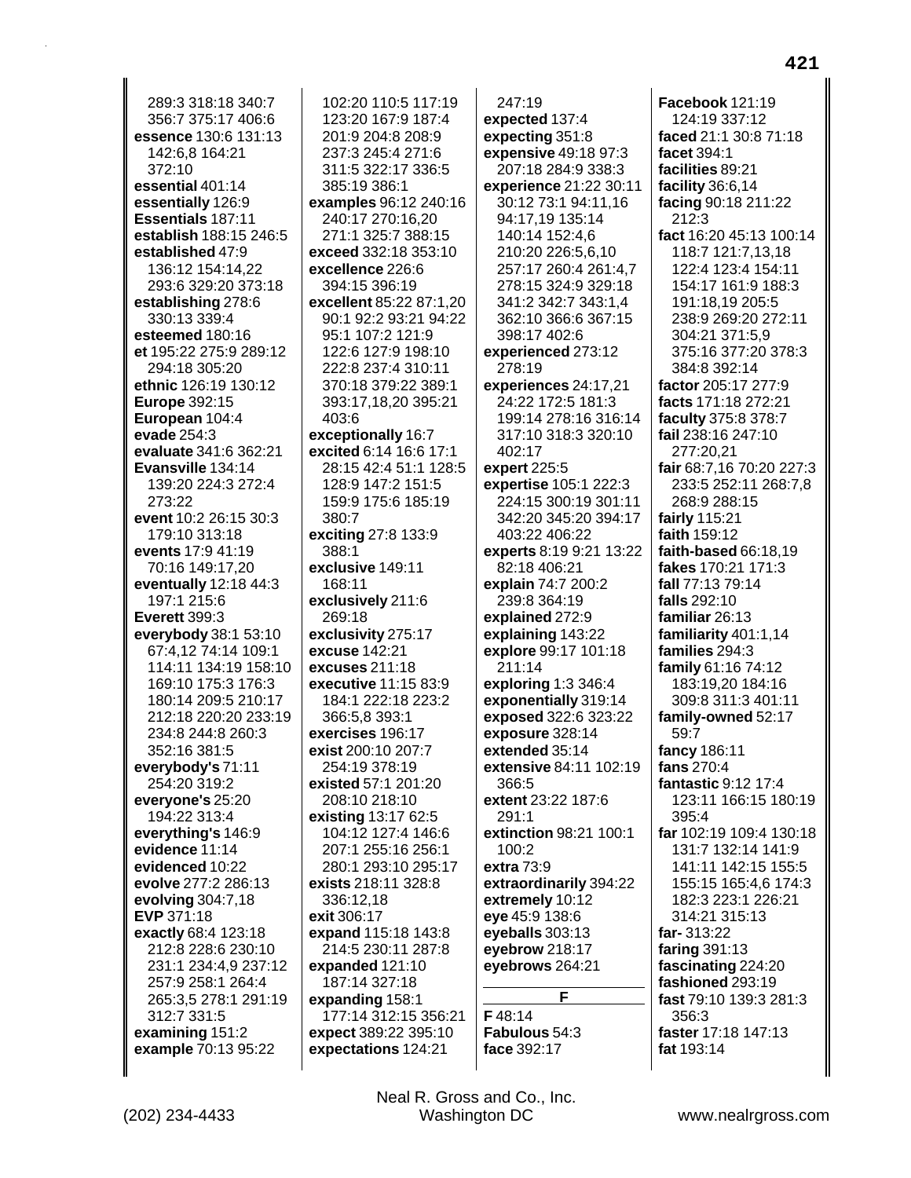289:3 318:18 340:7 356:7 375:17 406:6
**essence** 130:6 131:13 142:6,8 164:21 372:10
**essential** 401:14
**essentially** 126:9
**Essentials** 187:11
**establish** 188:15 246:5
**established** 47:9 136:12 154:14,22 293:6 329:20 373:18
**establishing** 278:6 330:13 339:4
**esteemed** 180:16
**et** 195:22 275:9 289:12 294:18 305:20
**ethnic** 126:19 130:12
**Europe** 392:15
**European** 104:4
**evade** 254:3
**evaluate** 341:6 362:21
**Evansville** 134:14 139:20 224:3 272:4 273:22
**event** 10:2 26:15 30:3 179:10 313:18
**events** 17:9 41:19 70:16 149:17,20
**eventually** 12:18 44:3 197:1 215:6
**Everett** 399:3
**everybody** 38:1 53:10 67:4,12 74:14 109:1 114:11 134:19 158:10 169:10 175:3 176:3 180:14 209:5 210:17 212:18 220:20 233:19 234:8 244:8 260:3 352:16 381:5
**everybody's** 71:11 254:20 319:2
**everyone's** 25:20 194:22 313:4
**everything's** 146:9
**evidence** 11:14
**evidenced** 10:22
**evolve** 277:2 286:13
**evolving** 304:7,18
**EVP** 371:18
**exactly** 68:4 123:18 212:8 228:6 230:10 231:1 234:4,9 237:12 257:9 258:1 264:4 265:3,5 278:1 291:19 312:7 331:5
**examining** 151:2
**example** 70:13 95:22 102:20 110:5 117:19 123:20 167:9 187:4 201:9 204:8 208:9 237:3 245:4 271:6 311:5 322:17 336:5 385:19 386:1
**examples** 96:12 240:16 240:17 270:16,20 271:1 325:7 388:15
**exceed** 332:18 353:10
**excellence** 226:6 394:15 396:19
**excellent** 85:22 87:1,20 90:1 92:2 93:21 94:22 95:1 107:2 121:9 122:6 127:9 198:10 222:8 237:4 310:11 370:18 379:22 389:1 393:17,18,20 395:21 403:6
**exceptionally** 16:7
**excited** 6:14 16:6 17:1 28:15 42:4 51:1 128:5 128:9 147:2 151:5 159:9 175:6 185:19 380:7
**exciting** 27:8 133:9 388:1
**exclusive** 149:11 168:11
**exclusively** 211:6 269:18
**exclusivity** 275:17
**excuse** 142:21
**excuses** 211:18
**executive** 11:15 83:9 184:1 222:18 223:2 366:5,8 393:1
**exercises** 196:17
**exist** 200:10 207:7 254:19 378:19
**existed** 57:1 201:20 208:10 218:10
**existing** 13:17 62:5 104:12 127:4 146:6 207:1 255:16 256:1 280:1 293:10 295:17
**exists** 218:11 328:8 336:12,18
**exit** 306:17
**expand** 115:18 143:8 214:5 230:11 287:8
**expanded** 121:10 187:14 327:18
**expanding** 158:1 177:14 312:15 356:21
**expect** 389:22 395:10
**expectations** 124:21 247:19
**expected** 137:4
**expecting** 351:8
**expensive** 49:18 97:3 207:18 284:9 338:3
**experience** 21:22 30:11 30:12 73:1 94:11,16 94:17,19 135:14 140:14 152:4,6 210:20 226:5,6,10 257:17 260:4 261:4,7 278:15 324:9 329:18 341:2 342:7 343:1,4 362:10 366:6 367:15 398:17 402:6
**experienced** 273:12 278:19
**experiences** 24:17,21 24:22 172:5 181:3 199:14 278:16 316:14 317:10 318:3 320:10 402:17
**expert** 225:5
**expertise** 105:1 222:3 224:15 300:19 301:11 342:20 345:20 394:17 403:22 406:22
**experts** 8:19 9:21 13:22 82:18 406:21
**explain** 74:7 200:2 239:8 364:19
**explained** 272:9
**explaining** 143:22
**explore** 99:17 101:18 211:14
**exploring** 1:3 346:4
**exponentially** 319:14
**exposed** 322:6 323:22
**exposure** 328:14
**extended** 35:14
**extensive** 84:11 102:19 366:5
**extent** 23:22 187:6 291:1
**extinction** 98:21 100:1 100:2
**extra** 73:9
**extraordinarily** 394:22
**extremely** 10:12
**eye** 45:9 138:6
**eyeballs** 303:13
**eyebrow** 218:17
**eyebrows** 264:21

**F**

**F** 48:14
**Fabulous** 54:3
**face** 392:17
**Facebook** 121:19 124:19 337:12
**faced** 21:1 30:8 71:18
**facet** 394:1
**facilities** 89:21
**facility** 36:6,14
**facing** 90:18 211:22 212:3
**fact** 16:20 45:13 100:14 118:7 121:7,13,18 122:4 123:4 154:11 154:17 161:9 188:3 191:18,19 205:5 238:9 269:20 272:11 304:21 371:5,9 375:16 377:20 378:3 384:8 392:14
**factor** 205:17 277:9
**facts** 171:18 272:21
**faculty** 375:8 378:7
**fail** 238:16 247:10 277:20,21
**fair** 68:7,16 70:20 227:3 233:5 252:11 268:7,8 268:9 288:15
**fairly** 115:21
**faith** 159:12
**faith-based** 66:18,19
**fakes** 170:21 171:3
**fall** 77:13 79:14
**falls** 292:10
**familiar** 26:13
**familiarity** 401:1,14
**families** 294:3
**family** 61:16 74:12 183:19,20 184:16 309:8 311:3 401:11
**family-owned** 52:17 59:7
**fancy** 186:11
**fans** 270:4
**fantastic** 9:12 17:4 123:11 166:15 180:19 395:4
**far** 102:19 109:4 130:18 131:7 132:14 141:9 141:11 142:15 155:5 155:15 165:4,6 174:3 182:3 223:1 226:21 314:21 315:13
**far-** 313:22
**faring** 391:13
**fascinating** 224:20
**fashioned** 293:19
**fast** 79:10 139:3 281:3 356:3
**faster** 17:18 147:13
**fat** 193:14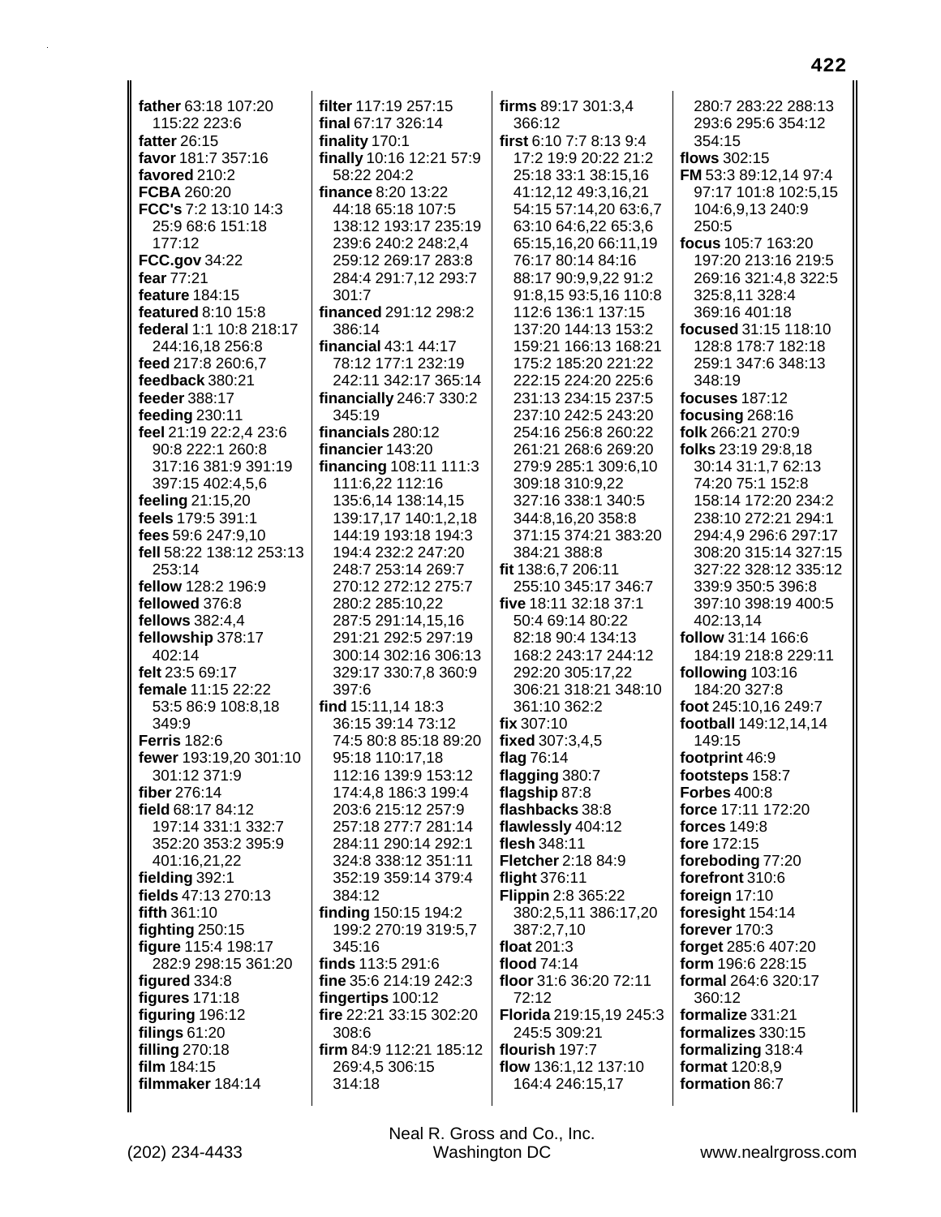**father** 63:18 107:20 115:22 223:6
**fatter** 26:15
**favor** 181:7 357:16
**favored** 210:2
**FCBA** 260:20
**FCC's** 7:2 13:10 14:3 25:9 68:6 151:18 177:12
**FCC.gov** 34:22
**fear** 77:21
**feature** 184:15
**featured** 8:10 15:8
**federal** 1:1 10:8 218:17 244:16,18 256:8
**feed** 217:8 260:6,7
**feedback** 380:21
**feeder** 388:17
**feeding** 230:11
**feel** 21:19 22:2,4 23:6 90:8 222:1 260:8 317:16 381:9 391:19 397:15 402:4,5,6
**feeling** 21:15,20
**feels** 179:5 391:1
**fees** 59:6 247:9,10
**fell** 58:22 138:12 253:13 253:14
**fellow** 128:2 196:9
**fellowed** 376:8
**fellows** 382:4,4
**fellowship** 378:17 402:14
**felt** 23:5 69:17
**female** 11:15 22:22 53:5 86:9 108:8,18 349:9
**Ferris** 182:6
**fewer** 193:19,20 301:10 301:12 371:9
**fiber** 276:14
**field** 68:17 84:12 197:14 331:1 332:7 352:20 353:2 395:9 401:16,21,22
**fielding** 392:1
**fields** 47:13 270:13
**fifth** 361:10
**fighting** 250:15
**figure** 115:4 198:17 282:9 298:15 361:20
**figured** 334:8
**figures** 171:18
**figuring** 196:12
**filings** 61:20
**filling** 270:18
**film** 184:15
**filmmaker** 184:14
**filter** 117:19 257:15
**final** 67:17 326:14
**finality** 170:1
**finally** 10:16 12:21 57:9 58:22 204:2
**finance** 8:20 13:22 44:18 65:18 107:5 138:12 193:17 235:19 239:6 240:2 248:2,4 259:12 269:17 283:8 284:4 291:7,12 293:7 301:7
**financed** 291:12 298:2 386:14
**financial** 43:1 44:17 78:12 177:1 232:19 242:11 342:17 365:14
**financially** 246:7 330:2 345:19
**financials** 280:12
**financier** 143:20
**financing** 108:11 111:3 111:6,22 112:16 135:6,14 138:14,15 139:17,17 140:1,2,18 144:19 193:18 194:3 194:4 232:2 247:20 248:7 253:14 269:7 270:12 272:12 275:7 280:2 285:10,22 287:5 291:14,15,16 291:21 292:5 297:19 300:14 302:16 306:13 329:17 330:7,8 360:9 397:6
**find** 15:11,14 18:3 36:15 39:14 73:12 74:5 80:8 85:18 89:20 95:18 110:17,18 112:16 139:9 153:12 174:4,8 186:3 199:4 203:6 215:12 257:9 257:18 277:7 281:14 284:11 290:14 292:1 324:8 338:12 351:11 352:19 359:14 379:4 384:12
**finding** 150:15 194:2 199:2 270:19 319:5,7 345:16
**finds** 113:5 291:6
**fine** 35:6 214:19 242:3
**fingertips** 100:12
**fire** 22:21 33:15 302:20 308:6
**firm** 84:9 112:21 185:12 269:4,5 306:15 314:18
**firms** 89:17 301:3,4 366:12
**first** 6:10 7:7 8:13 9:4 17:2 19:9 20:22 21:2 25:18 33:1 38:15,16 41:12,12 49:3,16,21 54:15 57:14,20 63:6,7 63:10 64:6,22 65:3,6 65:15,16,20 66:11,19 76:17 80:14 84:16 88:17 90:9,9,22 91:2 91:8,15 93:5,16 110:8 112:6 136:1 137:15 137:20 144:13 153:2 159:21 166:13 168:21 175:2 185:20 221:22 222:15 224:20 225:6 231:13 234:15 237:5 237:10 242:5 243:20 254:16 256:8 260:22 261:21 268:6 269:20 279:9 285:1 309:6,10 309:18 310:9,22 327:16 338:1 340:5 344:8,16,20 358:8 371:15 374:21 383:20 384:21 388:8
**fit** 138:6,7 206:11 255:10 345:17 346:7
**five** 18:11 32:18 37:1 50:4 69:14 80:22 82:18 90:4 134:13 168:2 243:17 244:12 292:20 305:17,22 306:21 318:21 348:10 361:10 362:2
**fix** 307:10
**fixed** 307:3,4,5
**flag** 76:14
**flagging** 380:7
**flagship** 87:8
**flashbacks** 38:8
**flawlessly** 404:12
**flesh** 348:11
**Fletcher** 2:18 84:9
**flight** 376:11
**Flippin** 2:8 365:22 380:2,5,11 386:17,20 387:2,7,10
**float** 201:3
**flood** 74:14
**floor** 31:6 36:20 72:11 72:12
**Florida** 219:15,19 245:3 245:5 309:21
**flourish** 197:7
**flow** 136:1,12 137:10 164:4 246:15,17 280:7 283:22 288:13 293:6 295:6 354:12 354:15
**flows** 302:15
**FM** 53:3 89:12,14 97:4 97:17 101:8 102:5,15 104:6,9,13 240:9 250:5
**focus** 105:7 163:20 197:20 213:16 219:5 269:16 321:4,8 322:5 325:8,11 328:4 369:16 401:18
**focused** 31:15 118:10 128:8 178:7 182:18 259:1 347:6 348:13 348:19
**focuses** 187:12
**focusing** 268:16
**folk** 266:21 270:9
**folks** 23:19 29:8,18 30:14 31:1,7 62:13 74:20 75:1 152:8 158:14 172:20 234:2 238:10 272:21 294:1 294:4,9 296:6 297:17 308:20 315:14 327:15 327:22 328:12 335:12 339:9 350:5 396:8 397:10 398:19 400:5 402:13,14
**follow** 31:14 166:6 184:19 218:8 229:11
**following** 103:16 184:20 327:8
**foot** 245:10,16 249:7
**football** 149:12,14,14 149:15
**footprint** 46:9
**footsteps** 158:7
**Forbes** 400:8
**force** 17:11 172:20
**forces** 149:8
**fore** 172:15
**foreboding** 77:20
**forefront** 310:6
**foreign** 17:10
**foresight** 154:14
**forever** 170:3
**forget** 285:6 407:20
**form** 196:6 228:15
**formal** 264:6 320:17 360:12
**formalize** 331:21
**formalizes** 330:15
**formalizing** 318:4
**format** 120:8,9
**formation** 86:7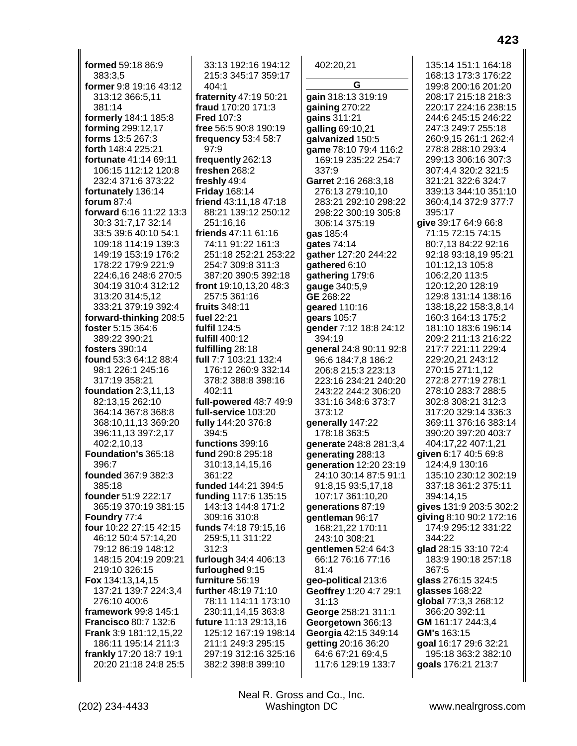**formed** 59:18 86:9 383:3,5
**former** 9:8 19:16 43:12 313:12 366:5,11 381:14
**formerly** 184:1 185:8
**forming** 299:12,17
**forms** 13:5 267:3
**forth** 148:4 225:21
**fortunate** 41:14 69:11 106:15 112:12 120:8 232:4 371:6 373:22
**fortunately** 136:14
**forum** 87:4
**forward** 6:16 11:22 13:3 30:3 31:7,17 32:14 33:5 39:6 40:10 54:1 109:18 114:19 139:3 149:19 153:19 176:2 178:22 179:9 221:9 224:6,16 248:6 270:5 304:19 310:4 312:12 313:20 314:5,12 333:21 379:19 392:4
**forward-thinking** 208:5
**foster** 5:15 364:6 389:22 390:21
**fosters** 390:14
**found** 53:3 64:12 88:4 98:1 226:1 245:16 317:19 358:21
**foundation** 2:3,11,13 82:13,15 262:10 364:14 367:8 368:8 368:10,11,13 369:20 396:11,13 397:2,17 402:2,10,13
**Foundation's** 365:18 396:7
**founded** 367:9 382:3 385:18
**founder** 51:9 222:17 365:19 370:19 381:15
**Foundry** 77:4
**four** 10:22 27:15 42:15 46:12 50:4 57:14,20 79:12 86:19 148:12 148:15 204:19 209:21 219:10 326:15
**Fox** 134:13,14,15 137:21 139:7 224:3,4 276:10 400:6
**framework** 99:8 145:1
**Francisco** 80:7 132:6
**Frank** 3:9 181:12,15,22 186:11 195:14 211:3
**frankly** 17:20 18:7 19:1 20:20 21:18 24:8 25:5 33:13 192:16 194:12 215:3 345:17 359:17 404:1
**fraternity** 47:19 50:21
**fraud** 170:20 171:3
**Fred** 107:3
**free** 56:5 90:8 190:19
**frequency** 53:4 58:7 97:9
**frequently** 262:13
**freshen** 268:2
**freshly** 49:4
**Friday** 168:14
**friend** 43:11,18 47:18 88:21 139:12 250:12 251:16,16
**friends** 47:11 61:16 74:11 91:22 161:3 251:18 252:21 253:22 254:7 309:8 311:3 387:20 390:5 392:18
**front** 19:10,13,20 48:3 257:5 361:16
**fruits** 348:11
**fuel** 22:21
**fulfil** 124:5
**fulfill** 400:12
**fulfilling** 28:18
**full** 7:7 103:21 132:4 176:12 260:9 332:14 378:2 388:8 398:16 402:11
**full-powered** 48:7 49:9
**full-service** 103:20
**fully** 144:20 376:8 394:5
**functions** 399:16
**fund** 290:8 295:18 310:13,14,15,16 361:22
**funded** 144:21 394:5
**funding** 117:6 135:15 143:13 144:8 171:2 309:16 310:8
**funds** 74:18 79:15,16 259:5,11 311:22 312:3
**furlough** 34:4 406:13
**furloughed** 9:15
**furniture** 56:19
**further** 48:19 71:10 78:11 114:11 173:10 230:11,14,15 363:8
**future** 11:13 29:13,16 125:12 167:19 198:14 211:1 249:3 295:15 297:19 312:16 325:16 382:2 398:8 399:10 402:20,21

## G

**gain** 318:13 319:19
**gaining** 270:22
**gains** 311:21
**galling** 69:10,21
**galvanized** 150:5
**game** 78:10 79:4 116:2 169:19 235:22 254:7 337:9
**Garret** 2:16 268:3,18 276:13 279:10,10 283:21 292:10 298:22 298:22 300:19 305:8 306:14 375:19
**gas** 185:4
**gates** 74:14
**gather** 127:20 244:22
**gathered** 6:10
**gathering** 179:6
**gauge** 340:5,9
**GE** 268:22
**geared** 110:16
**gears** 105:7
**gender** 7:12 18:8 24:12 394:19
**general** 24:8 90:11 92:8 96:6 184:7,8 186:2 206:8 215:3 223:13 223:16 234:21 240:20 243:22 244:2 306:20 331:16 348:6 373:7 373:12
**generally** 147:22 178:18 363:5
**generate** 248:8 281:3,4
**generating** 288:13
**generation** 12:20 23:19 24:10 30:14 87:5 91:1 91:8,15 93:5,17,18 107:17 361:10,20
**generations** 87:19
**gentleman** 96:17 168:21,22 170:11 243:10 308:21
**gentlemen** 52:4 64:3 66:12 76:16 77:16 81:4
**geo-political** 213:6
**Geoffrey** 1:20 4:7 29:1 31:13
**George** 258:21 311:1
**Georgetown** 366:13
**Georgia** 42:15 349:14
**getting** 20:16 36:20 64:6 67:21 69:4,5 117:6 129:19 133:7 135:14 151:1 164:18 168:13 173:3 176:22 199:8 200:16 201:20 208:17 215:18 218:3 220:17 224:16 238:15 244:6 245:15 246:22 247:3 249:7 255:18 260:9,15 261:1 262:4 278:8 288:10 293:4 299:13 306:16 307:3 307:4,4 320:2 321:5 321:21 322:6 324:7 339:13 344:10 351:10 360:4,14 372:9 377:7 395:17
**give** 39:17 64:9 66:8 71:15 72:15 74:15 80:7,13 84:22 92:16 92:18 93:18,19 95:21 101:12,13 105:8 106:2,20 113:5 120:12,20 128:19 129:8 131:14 138:16 138:18,22 158:3,8,14 160:3 164:13 175:2 181:10 183:6 196:14 209:2 211:13 216:22 217:7 221:11 229:4 229:20,21 243:12 270:15 271:1,12 272:8 277:19 278:1 278:10 283:7 288:5 302:8 308:21 312:3 317:20 329:14 336:3 369:11 376:16 383:14 390:20 397:20 403:7 404:17,22 407:1,21
**given** 6:17 40:5 69:8 124:4,9 130:16 135:10 230:12 302:19 337:18 361:2 375:11 394:14,15
**gives** 131:9 203:5 302:2
**giving** 8:10 90:2 172:16 174:9 295:12 331:22 344:22
**glad** 28:15 33:10 72:4 183:9 190:18 257:18 367:5
**glass** 276:15 324:5
**glasses** 168:22
**global** 77:3,3 268:12 366:20 392:11
**GM** 161:17 244:3,4
**GM's** 163:15
**goal** 16:17 29:6 32:21 195:18 363:2 382:10
**goals** 176:21 213:7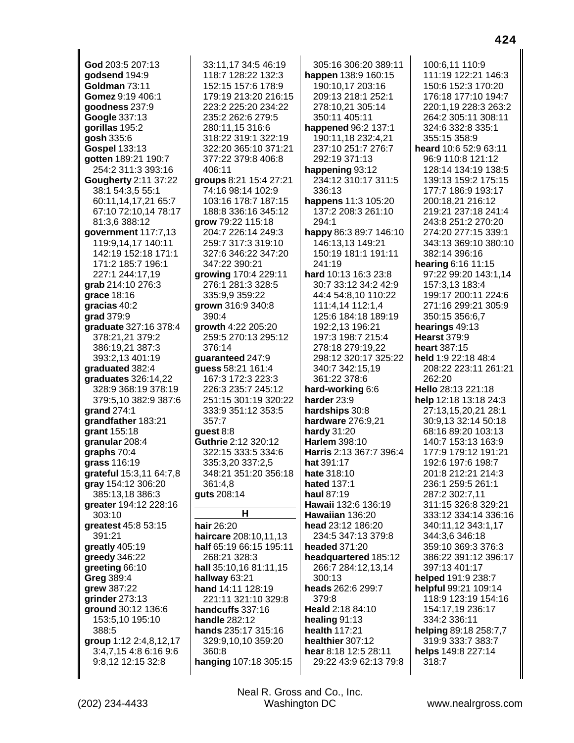**God** 203:5 207:13
**godsend** 194:9
**Goldman** 73:11
**Gomez** 9:19 406:1
**goodness** 237:9
**Google** 337:13
**gorillas** 195:2
**gosh** 335:6
**Gospel** 133:13
**gotten** 189:21 190:7 254:2 311:3 393:16
**Gougherty** 2:11 37:22 38:1 54:3,5 55:1 60:11,14,17,21 65:7 67:10 72:10,14 78:17 81:3,6 388:12
**government** 117:7,13 119:9,14,17 140:11 142:19 152:18 171:1 171:2 185:7 196:1 227:1 244:17,19
**grab** 214:10 276:3
**grace** 18:16
**gracias** 40:2
**grad** 379:9
**graduate** 327:16 378:4 378:21,21 379:2 386:19,21 387:3 393:2,13 401:19
**graduated** 382:4
**graduates** 326:14,22 328:9 368:19 378:19 379:5,10 382:9 387:6
**grand** 274:1
**grandfather** 183:21
**grant** 155:18
**granular** 208:4
**graphs** 70:4
**grass** 116:19
**grateful** 15:3,11 64:7,8
**gray** 154:12 306:20 385:13,18 386:3
**greater** 194:12 228:16 303:10
**greatest** 45:8 53:15 391:21
**greatly** 405:19
**greedy** 346:22
**greeting** 66:10
**Greg** 389:4
**grew** 387:22
**grinder** 273:13
**ground** 30:12 136:6 153:5,10 195:10 388:5
**group** 1:12 2:4,8,12,17 3:4,7,15 4:8 6:16 9:6 9:8,12 12:15 32:8 33:11,17 34:5 46:19 118:7 128:22 132:3 152:15 157:6 178:9 179:19 213:20 216:15 223:2 225:20 234:22 235:2 262:6 279:5 280:11,15 316:6 318:22 319:1 322:19 322:20 365:10 371:21 377:22 379:8 406:8 406:11
**groups** 8:21 15:4 27:21 74:16 98:14 102:9 103:16 178:7 187:15 188:8 336:16 345:12
**grow** 79:22 115:18 204:7 226:14 249:3 259:7 317:3 319:10 327:6 346:22 347:20 347:22 390:21
**growing** 170:4 229:11 276:1 281:3 328:5 335:9,9 359:22
**grown** 316:9 340:8 390:4
**growth** 4:22 205:20 259:5 270:13 295:12 376:14
**guaranteed** 247:9
**guess** 58:21 161:4 167:3 172:3 223:3 226:3 235:7 245:12 251:15 301:19 320:22 333:9 351:12 353:5 357:7
**guest** 8:8
**Guthrie** 2:12 320:12 322:15 333:5 334:6 335:3,20 337:2,5 348:21 351:20 356:18 361:4,8
**guts** 208:14

## H

**hair** 26:20
**haircare** 208:10,11,13
**half** 65:19 66:15 195:11 268:21 328:3
**hall** 35:10,16 81:11,15
**hallway** 63:21
**hand** 14:11 128:19 221:11 321:10 329:8
**handcuffs** 337:16
**handle** 282:12
**hands** 235:17 315:16 329:9,10,10 359:20 360:8
**hanging** 107:18 305:15 305:16 306:20 389:11
**happen** 138:9 160:15 190:10,17 203:16 209:13 218:1 252:1 278:10,21 305:14 350:11 405:11
**happened** 96:2 137:1 190:11,18 232:4,21 237:10 251:7 276:7 292:19 371:13
**happening** 93:12 234:12 310:17 311:5 336:13
**happens** 11:3 105:20 137:2 208:3 261:10 294:1
**happy** 86:3 89:7 146:10 146:13,13 149:21 150:19 181:1 191:11 241:19
**hard** 10:13 16:3 23:8 30:7 33:12 34:2 42:9 44:4 54:8,10 110:22 111:4,14 112:1,4 125:6 184:18 189:19 192:2,13 196:21 197:3 198:7 215:4 278:18 279:19,22 298:12 320:17 325:22 340:7 342:15,19 361:22 378:6
**hard-working** 6:6
**harder** 23:9
**hardships** 30:8
**hardware** 276:9,21
**hardy** 31:20
**Harlem** 398:10
**Harris** 2:13 367:7 396:4
**hat** 391:17
**hate** 318:10
**hated** 137:1
**haul** 87:19
**Hawaii** 132:6 136:19
**Hawaiian** 136:20
**head** 23:12 186:20 234:5 347:13 379:8
**headed** 371:20
**headquartered** 185:12 266:7 284:12,13,14 300:13
**heads** 262:6 299:7 379:8
**Heald** 2:18 84:10
**healing** 91:13
**health** 117:21
**healthier** 307:12
**hear** 8:18 12:5 28:11 29:22 43:9 62:13 79:8 100:6,11 110:9 111:19 122:21 146:3 150:6 152:3 170:20 176:18 177:10 194:7 220:1,19 228:3 263:2 264:2 305:11 308:11 324:6 332:8 335:1 355:15 358:9
**heard** 10:6 52:9 63:11 96:9 110:8 121:12 128:14 134:19 138:5 139:13 159:2 175:15 177:7 186:9 193:17 200:18,21 216:12 219:21 237:18 241:4 243:8 251:2 270:20 274:20 277:15 339:1 343:13 369:10 380:10 382:14 396:16
**hearing** 6:16 11:15 97:22 99:20 143:1,14 157:3,13 183:4 199:17 200:11 224:6 271:16 299:21 305:9 350:15 356:6,7
**hearings** 49:13
**Hearst** 379:9
**heart** 387:15
**held** 1:9 22:18 48:4 208:22 223:11 261:21 262:20
**Hello** 28:13 221:18
**help** 12:18 13:18 24:3 27:13,15,20,21 28:1 30:9,13 32:14 50:18 68:16 89:20 103:13 140:7 153:13 163:9 177:9 179:12 191:21 192:6 197:6 198:7 201:8 212:21 214:3 236:1 259:5 261:1 287:2 302:7,11 311:15 326:8 329:21 333:12 334:14 336:16 340:11,12 343:1,17 344:3,6 346:18 359:10 369:3 376:3 386:22 391:12 396:17 397:13 401:17
**helped** 191:9 238:7
**helpful** 99:21 109:14 118:9 123:19 154:16 154:17,19 236:17 334:2 336:11
**helping** 89:18 258:7,7 319:9 333:7 383:7
**helps** 149:8 227:14 318:7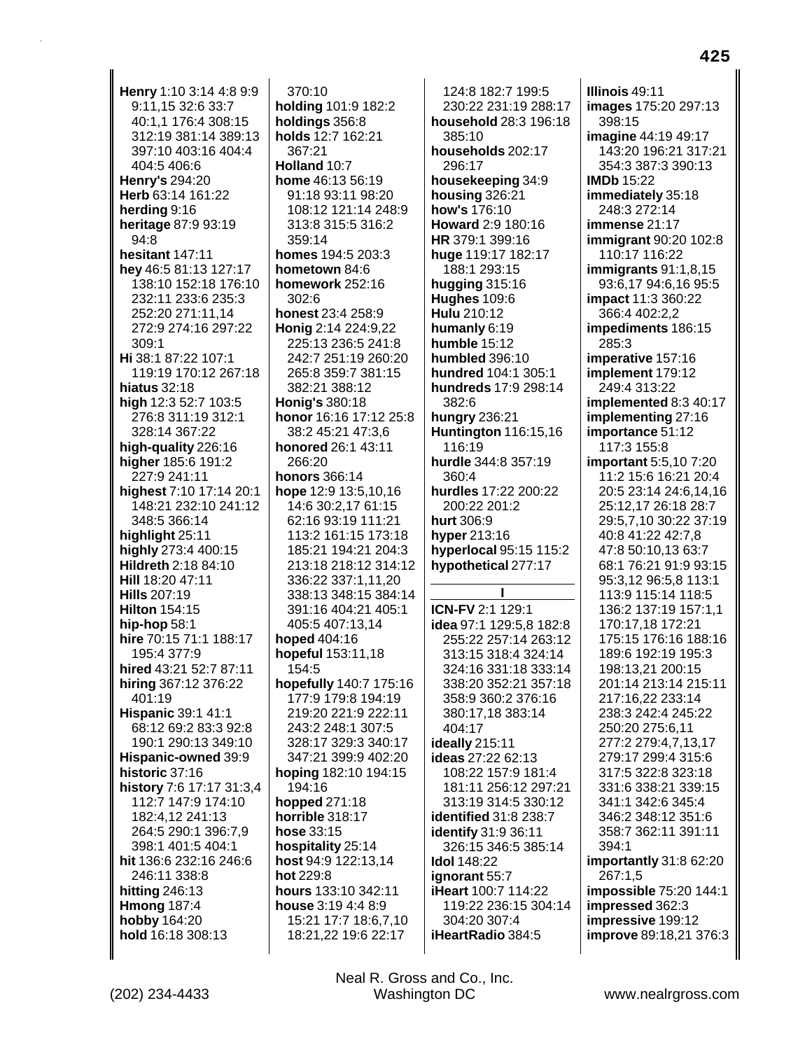**Henry** 1:10 3:14 4:8 9:9 9:11,15 32:6 33:7 40:1,1 176:4 308:15 312:19 381:14 389:13 397:10 403:16 404:4 404:5 406:6
**Henry's** 294:20
**Herb** 63:14 161:22
**herding** 9:16
**heritage** 87:9 93:19 94:8
**hesitant** 147:11
**hey** 46:5 81:13 127:17 138:10 152:18 176:10 232:11 233:6 235:3 252:20 271:11,14 272:9 274:16 297:22 309:1
**Hi** 38:1 87:22 107:1 119:19 170:12 267:18
**hiatus** 32:18
**high** 12:3 52:7 103:5 276:8 311:19 312:1 328:14 367:22
**high-quality** 226:16
**higher** 185:6 191:2 227:9 241:11
**highest** 7:10 17:14 20:1 148:21 232:10 241:12 348:5 366:14
**highlight** 25:11
**highly** 273:4 400:15
**Hildreth** 2:18 84:10
**Hill** 18:20 47:11
**Hills** 207:19
**Hilton** 154:15
**hip-hop** 58:1
**hire** 70:15 71:1 188:17 195:4 377:9
**hired** 43:21 52:7 87:11
**hiring** 367:12 376:22 401:19
**Hispanic** 39:1 41:1 68:12 69:2 83:3 92:8 190:1 290:13 349:10
**Hispanic-owned** 39:9
**historic** 37:16
**history** 7:6 17:17 31:3,4 112:7 147:9 174:10 182:4,12 241:13 264:5 290:1 396:7,9 398:1 401:5 404:1
**hit** 136:6 232:16 246:6 246:11 338:8
**hitting** 246:13
**Hmong** 187:4
**hobby** 164:20
**hold** 16:18 308:13 370:10
**holding** 101:9 182:2
**holdings** 356:8
**holds** 12:7 162:21 367:21
**Holland** 10:7
**home** 46:13 56:19 91:18 93:11 98:20 108:12 121:14 248:9 313:8 315:5 316:2 359:14
**homes** 194:5 203:3
**hometown** 84:6
**homework** 252:16 302:6
**honest** 23:4 258:9
**Honig** 2:14 224:9,22 225:13 236:5 241:8 242:7 251:19 260:20 265:8 359:7 381:15 382:21 388:12
**Honig's** 380:18
**honor** 16:16 17:12 25:8 38:2 45:21 47:3,6
**honored** 26:1 43:11 266:20
**honors** 366:14
**hope** 12:9 13:5,10,16 14:6 30:2,17 61:15 62:16 93:19 111:21 113:2 161:15 173:18 185:21 194:21 204:3 213:18 218:12 314:12 336:22 337:1,11,20 338:13 348:15 384:14 391:16 404:21 405:1 405:5 407:13,14
**hoped** 404:16
**hopeful** 153:11,18 154:5
**hopefully** 140:7 175:16 177:9 179:8 194:19 219:20 221:9 222:11 243:2 248:1 307:5 328:17 329:3 340:17 347:21 399:9 402:20
**hoping** 182:10 194:15 194:16
**hopped** 271:18
**horrible** 318:17
**hose** 33:15
**hospitality** 25:14
**host** 94:9 122:13,14
**hot** 229:8
**hours** 133:10 342:11
**house** 3:19 4:4 8:9 15:21 17:7 18:6,7,10 18:21,22 19:6 22:17 124:8 182:7 199:5 230:22 231:19 288:17
**household** 28:3 196:18 385:10
**households** 202:17 296:17
**housekeeping** 34:9
**housing** 326:21
**how's** 176:10
**Howard** 2:9 180:16
**HR** 379:1 399:16
**huge** 119:17 182:17 188:1 293:15
**hugging** 315:16
**Hughes** 109:6
**Hulu** 210:12
**humanly** 6:19
**humble** 15:12
**humbled** 396:10
**hundred** 104:1 305:1
**hundreds** 17:9 298:14 382:6
**hungry** 236:21
**Huntington** 116:15,16 116:19
**hurdle** 344:8 357:19 360:4
**hurdles** 17:22 200:22 200:22 201:2
**hurt** 306:9
**hyper** 213:16
**hyperlocal** 95:15 115:2
**hypothetical** 277:17

## I

**ICN-FV** 2:1 129:1
**idea** 97:1 129:5,8 182:8 255:22 257:14 263:12 313:15 318:4 324:14 324:16 331:18 333:14 338:20 352:21 357:18 358:9 360:2 376:16 380:17,18 383:14 404:17
**ideally** 215:11
**ideas** 27:22 62:13 108:22 157:9 181:4 181:11 256:12 297:21 313:19 314:5 330:12
**identified** 31:8 238:7
**identify** 31:9 36:11 326:15 365:5 385:14
**Idol** 148:22
**ignorant** 55:7
**iHeart** 100:7 114:22 119:22 236:15 304:14 304:20 307:4
**iHeartRadio** 384:5
**Illinois** 49:11
**images** 175:20 297:13 398:15
**imagine** 44:19 49:17 143:20 196:21 317:21 354:3 387:3 390:13
**IMDb** 15:22
**immediately** 35:18 248:3 272:14
**immense** 21:17
**immigrant** 90:20 102:8 110:17 116:22
**immigrants** 91:1,8,15 93:6,17 94:6,16 95:5
**impact** 11:3 360:22 366:4 402:2,2
**impediments** 186:15 285:3
**imperative** 157:16
**implement** 179:12 249:4 313:22
**implemented** 8:3 40:17
**implementing** 27:16
**importance** 51:12 117:3 155:8
**important** 5:5,10 7:20 11:2 15:6 16:21 20:4 20:5 23:14 24:6,14,16 25:12,17 26:18 28:7 29:5,7,10 30:22 37:19 40:8 41:22 42:7,8 47:8 50:10,13 63:7 68:1 76:21 91:9 93:15 95:3,12 96:5,8 113:1 113:9 115:14 118:5 136:2 137:19 157:1,1 170:17,18 172:21 175:15 176:16 188:16 189:6 192:19 195:3 198:13,21 200:15 201:14 213:14 215:11 217:16,22 233:14 238:3 242:4 245:22 250:20 275:6,11 277:2 279:4,7,13,17 279:17 299:4 315:6 317:5 322:8 323:18 331:6 338:21 339:15 341:1 342:6 345:4 346:2 348:12 351:6 358:7 362:11 391:11 394:1
**importantly** 31:8 62:20 267:1,5
**impossible** 75:20 144:1
**impressed** 362:3
**impressive** 199:12
**improve** 89:18,21 376:3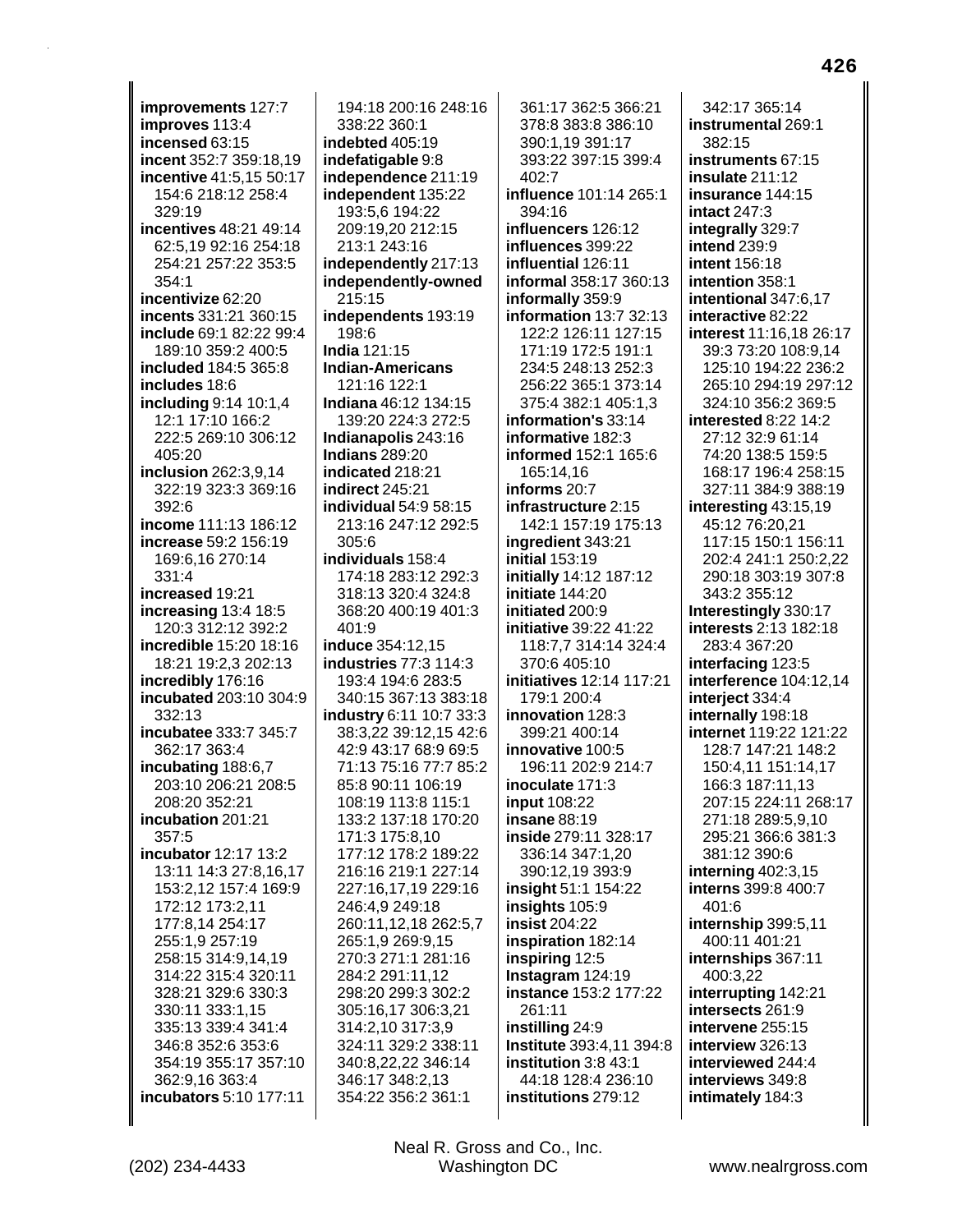**improvements** 127:7
**improves** 113:4
**incensed** 63:15
**incent** 352:7 359:18,19
**incentive** 41:5,15 50:17 154:6 218:12 258:4 329:19
**incentives** 48:21 49:14 62:5,19 92:16 254:18 254:21 257:22 353:5 354:1
**incentivize** 62:20
**incents** 331:21 360:15
**include** 69:1 82:22 99:4 189:10 359:2 400:5
**included** 184:5 365:8
**includes** 18:6
**including** 9:14 10:1,4 12:1 17:10 166:2 222:5 269:10 306:12 405:20
**inclusion** 262:3,9,14 322:19 323:3 369:16 392:6
**income** 111:13 186:12
**increase** 59:2 156:19 169:6,16 270:14 331:4
**increased** 19:21
**increasing** 13:4 18:5 120:3 312:12 392:2
**incredible** 15:20 18:16 18:21 19:2,3 202:13
**incredibly** 176:16
**incubated** 203:10 304:9 332:13
**incubatee** 333:7 345:7 362:17 363:4
**incubating** 188:6,7 203:10 206:21 208:5 208:20 352:21
**incubation** 201:21 357:5
**incubator** 12:17 13:2 13:11 14:3 27:8,16,17 153:2,12 157:4 169:9 172:12 173:2,11 177:8,14 254:17 255:1,9 257:19 258:15 314:9,14,19 314:22 315:4 320:11 328:21 329:6 330:3 330:11 333:1,15 335:13 339:4 341:4 346:8 352:6 353:6 354:19 355:17 357:10 362:9,16 363:4
**incubators** 5:10 177:11 194:18 200:16 248:16 338:22 360:1
**indebted** 405:19
**indefatigable** 9:8
**independence** 211:19
**independent** 135:22 193:5,6 194:22 209:19,20 212:15 213:1 243:16
**independently** 217:13
**independently-owned** 215:15
**independents** 193:19 198:6
**India** 121:15
**Indian-Americans** 121:16 122:1
**Indiana** 46:12 134:15 139:20 224:3 272:5
**Indianapolis** 243:16
**Indians** 289:20
**indicated** 218:21
**indirect** 245:21
**individual** 54:9 58:15 213:16 247:12 292:5 305:6
**individuals** 158:4 174:18 283:12 292:3 318:13 320:4 324:8 368:20 400:19 401:3 401:9
**induce** 354:12,15
**industries** 77:3 114:3 193:4 194:6 283:5 340:15 367:13 383:18
**industry** 6:11 10:7 33:3 38:3,22 39:12,15 42:6 42:9 43:17 68:9 69:5 71:13 75:16 77:7 85:2 85:8 90:11 106:19 108:19 113:8 115:1 133:2 137:18 170:20 171:3 175:8,10 177:12 178:2 189:22 216:16 219:1 227:14 227:16,17,19 229:16 246:4,9 249:18 260:11,12,18 262:5,7 265:1,9 269:9,15 270:3 271:1 281:16 284:2 291:11,12 298:20 299:3 302:2 305:16,17 306:3,21 314:2,10 317:3,9 324:11 329:2 338:11 340:8,22,22 346:14 346:17 348:2,13 354:22 356:2 361:1 361:17 362:5 366:21 378:8 383:8 386:10 390:1,19 391:17 393:22 397:15 399:4 402:7
**influence** 101:14 265:1 394:16
**influencers** 126:12
**influences** 399:22
**influential** 126:11
**informal** 358:17 360:13
**informally** 359:9
**information** 13:7 32:13 122:2 126:11 127:15 171:19 172:5 191:1 234:5 248:13 252:3 256:22 365:1 373:14 375:4 382:1 405:1,3
**information's** 33:14
**informative** 182:3
**informed** 152:1 165:6 165:14,16
**informs** 20:7
**infrastructure** 2:15 142:1 157:19 175:13
**ingredient** 343:21
**initial** 153:19
**initially** 14:12 187:12
**initiate** 144:20
**initiated** 200:9
**initiative** 39:22 41:22 118:7,7 314:14 324:4 370:6 405:10
**initiatives** 12:14 117:21 179:1 200:4
**innovation** 128:3 399:21 400:14
**innovative** 100:5 196:11 202:9 214:7
**inoculate** 171:3
**input** 108:22
**insane** 88:19
**inside** 279:11 328:17 336:14 347:1,20 390:12,19 393:9
**insight** 51:1 154:22
**insights** 105:9
**insist** 204:22
**inspiration** 182:14
**inspiring** 12:5
**Instagram** 124:19
**instance** 153:2 177:22 261:11
**instilling** 24:9
**Institute** 393:4,11 394:8
**institution** 3:8 43:1 44:18 128:4 236:10
**institutions** 279:12 342:17 365:14
**instrumental** 269:1 382:15
**instruments** 67:15
**insulate** 211:12
**insurance** 144:15
**intact** 247:3
**integrally** 329:7
**intend** 239:9
**intent** 156:18
**intention** 358:1
**intentional** 347:6,17
**interactive** 82:22
**interest** 11:16,18 26:17 39:3 73:20 108:9,14 125:10 194:22 236:2 265:10 294:19 297:12 324:10 356:2 369:5
**interested** 8:22 14:2 27:12 32:9 61:14 74:20 138:5 159:5 168:17 196:4 258:15 327:11 384:9 388:19
**interesting** 43:15,19 45:12 76:20,21 117:15 150:1 156:11 202:4 241:1 250:2,22 290:18 303:19 307:8 343:2 355:12
**Interestingly** 330:17
**interests** 2:13 182:18 283:4 367:20
**interfacing** 123:5
**interference** 104:12,14
**interject** 334:4
**internally** 198:18
**internet** 119:22 121:22 128:7 147:21 148:2 150:4,11 151:14,17 166:3 187:11,13 207:15 224:11 268:17 271:18 289:5,9,10 295:21 366:6 381:3 381:12 390:6
**interning** 402:3,15
**interns** 399:8 400:7 401:6
**internship** 399:5,11 400:11 401:21
**internships** 367:11 400:3,22
**interrupting** 142:21
**intersects** 261:9
**intervene** 255:15
**interview** 326:13
**interviewed** 244:4
**interviews** 349:8
**intimately** 184:3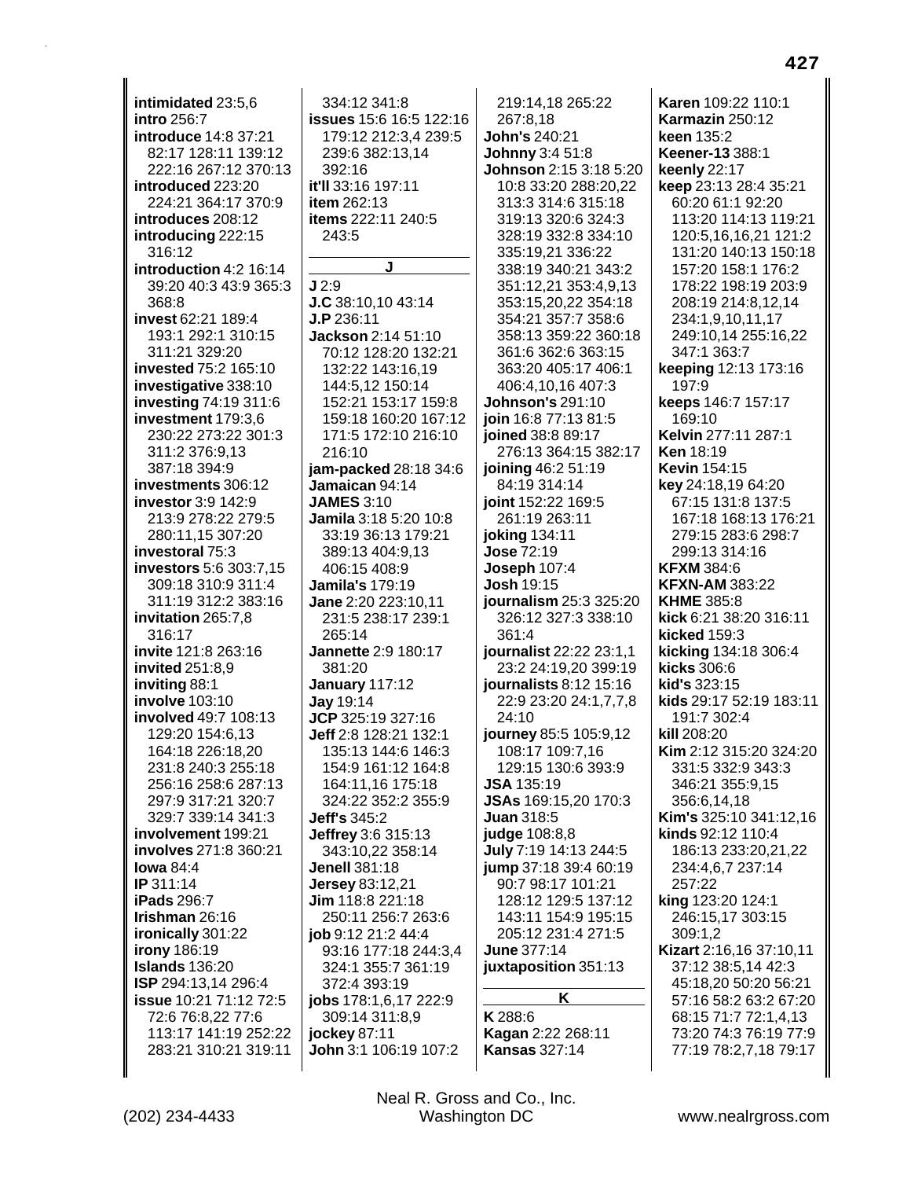**intimidated** 23:5,6
**intro** 256:7
**introduce** 14:8 37:21 82:17 128:11 139:12 222:16 267:12 370:13
**introduced** 223:20 224:21 364:17 370:9
**introduces** 208:12
**introducing** 222:15 316:12
**introduction** 4:2 16:14 39:20 40:3 43:9 365:3 368:8
**invest** 62:21 189:4 193:1 292:1 310:15 311:21 329:20
**invested** 75:2 165:10
**investigative** 338:10
**investing** 74:19 311:6
**investment** 179:3,6 230:22 273:22 301:3 311:2 376:9,13 387:18 394:9
**investments** 306:12
**investor** 3:9 142:9 213:9 278:22 279:5 280:11,15 307:20
**investoral** 75:3
**investors** 5:6 303:7,15 309:18 310:9 311:4 311:19 312:2 383:16
**invitation** 265:7,8 316:17
**invite** 121:8 263:16
**invited** 251:8,9
**inviting** 88:1
**involve** 103:10
**involved** 49:7 108:13 129:20 154:6,13 164:18 226:18,20 231:8 240:3 255:18 256:16 258:6 287:13 297:9 317:21 320:7 329:7 339:14 341:3
**involvement** 199:21
**involves** 271:8 360:21
**Iowa** 84:4
**IP** 311:14
**iPads** 296:7
**Irishman** 26:16
**ironically** 301:22
**irony** 186:19
**Islands** 136:20
**ISP** 294:13,14 296:4
**issue** 10:21 71:12 72:5 72:6 76:8,22 77:6 113:17 141:19 252:22 283:21 310:21 319:11 334:12 341:8
**issues** 15:6 16:5 122:16 179:12 212:3,4 239:5 239:6 382:13,14 392:16
**it'll** 33:16 197:11
**item** 262:13
**items** 222:11 240:5 243:5

**J**

**J** 2:9
**J.C** 38:10,10 43:14
**J.P** 236:11
**Jackson** 2:14 51:10 70:12 128:20 132:21 132:22 143:16,19 144:5,12 150:14 152:21 153:17 159:8 159:18 160:20 167:12 171:5 172:10 216:10 216:10
**jam-packed** 28:18 34:6
**Jamaican** 94:14
**JAMES** 3:10
**Jamila** 3:18 5:20 10:8 33:19 36:13 179:21 389:13 404:9,13 406:15 408:9
**Jamila's** 179:19
**Jane** 2:20 223:10,11 231:5 238:17 239:1 265:14
**Jannette** 2:9 180:17 381:20
**January** 117:12
**Jay** 19:14
**JCP** 325:19 327:16
**Jeff** 2:8 128:21 132:1 135:13 144:6 146:3 154:9 161:12 164:8 164:11,16 175:18 324:22 352:2 355:9
**Jeff's** 345:2
**Jeffrey** 3:6 315:13 343:10,22 358:14
**Jenell** 381:18
**Jersey** 83:12,21
**Jim** 118:8 221:18 250:11 256:7 263:6
**job** 9:12 21:2 44:4 93:16 177:18 244:3,4 324:1 355:7 361:19 372:4 393:19
**jobs** 178:1,6,17 222:9 309:14 311:8,9
**jockey** 87:11
**John** 3:1 106:19 107:2 219:14,18 265:22 267:8,18
**John's** 240:21
**Johnny** 3:4 51:8
**Johnson** 2:15 3:18 5:20 10:8 33:20 288:20,22 313:3 314:6 315:18 319:13 320:6 324:3 328:19 332:8 334:10 335:19,21 336:22 338:19 340:21 343:2 351:12,21 353:4,9,13 353:15,20,22 354:18 354:21 357:7 358:6 358:13 359:22 360:18 361:6 362:6 363:15 363:20 405:17 406:1 406:4,10,16 407:3
**Johnson's** 291:10
**join** 16:8 77:13 81:5
**joined** 38:8 89:17 276:13 364:15 382:17
**joining** 46:2 51:19 84:19 314:14
**joint** 152:22 169:5 261:19 263:11
**joking** 134:11
**Jose** 72:19
**Joseph** 107:4
**Josh** 19:15
**journalism** 25:3 325:20 326:12 327:3 338:10 361:4
**journalist** 22:22 23:1,1 23:2 24:19,20 399:19
**journalists** 8:12 15:16 22:9 23:20 24:1,7,7,8 24:10
**journey** 85:5 105:9,12 108:17 109:7,16 129:15 130:6 393:9
**JSA** 135:19
**JSAs** 169:15,20 170:3
**Juan** 318:5
**judge** 108:8,8
**July** 7:19 14:13 244:5
**jump** 37:18 39:4 60:19 90:7 98:17 101:21 128:12 129:5 137:12 143:11 154:9 195:15 205:12 231:4 271:5
**June** 377:14
**juxtaposition** 351:13

**K**

**K** 288:6
**Kagan** 2:22 268:11
**Kansas** 327:14
**Karen** 109:22 110:1
**Karmazin** 250:12
**keen** 135:2
**Keener-13** 388:1
**keenly** 22:17
**keep** 23:13 28:4 35:21 60:20 61:1 92:20 113:20 114:13 119:21 120:5,16,21 121:2 131:20 140:13 150:18 157:20 158:1 176:2 178:22 198:19 203:9 208:19 214:8,12,14 234:1,9,10,11,17 249:10,14 255:16,22 347:1 363:7
**keeping** 12:13 173:16 197:9
**keeps** 146:7 157:17 169:10
**Kelvin** 277:11 287:1
**Ken** 18:19
**Kevin** 154:15
**key** 24:18,19 64:20 67:15 131:8 137:5 167:18 168:13 176:21 279:15 283:6 298:7 299:13 314:16
**KFXM** 384:6
**KFXN-AM** 383:22
**KHME** 385:8
**kick** 6:21 38:20 316:11
**kicked** 159:3
**kicking** 134:18 306:4
**kicks** 306:6
**kid's** 323:15
**kids** 29:17 52:19 183:11 191:7 302:4
**kill** 208:20
**Kim** 2:12 315:20 324:20 331:5 332:9 343:3 346:21 355:9,15 356:6,14,18
**Kim's** 325:10 341:12,16
**kinds** 92:12 110:4 186:13 233:20,21,22 234:4,6,7 237:14 257:22
**king** 123:20 124:1 246:15,17 303:15 309:1,2
**Kizart** 2:16,16 37:10,11 37:12 38:5,14 42:3 45:18,20 50:20 56:21 57:16 58:2 63:2 67:20 68:15 71:7 72:1,4,13 73:20 74:3 76:19 77:9 77:19 78:2,7,18 79:17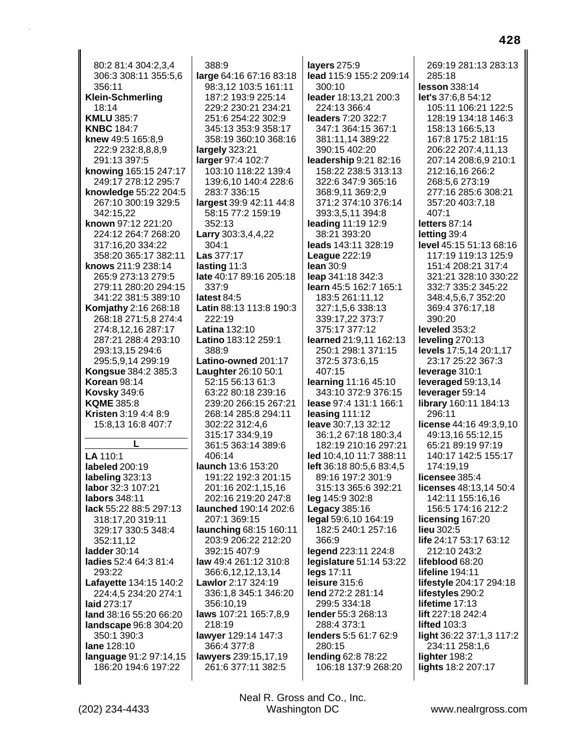80:2 81:4 304:2,3,4 306:3 308:11 355:5,6 356:11
**Klein-Schmerling** 18:14
**KMLU** 385:7
**KNBC** 184:7
**knew** 49:5 165:8,9 222:9 232:8,8,8,9 291:13 397:5
**knowing** 165:15 247:17 249:17 278:12 295:7
**knowledge** 55:22 204:5 267:10 300:19 329:5 342:15,22
**known** 97:12 221:20 224:12 264:7 268:20 317:16,20 334:22 358:20 365:17 382:11
**knows** 211:9 238:14 265:9 273:13 279:5 279:11 280:20 294:15 341:22 381:5 389:10
**Komjathy** 2:16 268:18 268:18 271:5,8 274:4 274:8,12,16 287:17 287:21 288:4 293:10 293:13,15 294:6 295:5,9,14 299:19
**Kongsue** 384:2 385:3
**Korean** 98:14
**Kovsky** 349:6
**KQME** 385:8
**Kristen** 3:19 4:4 8:9 15:8,13 16:8 407:7

## L

**LA** 110:1
**labeled** 200:19
**labeling** 323:13
**labor** 32:3 107:21
**labors** 348:11
**lack** 55:22 88:5 297:13 318:17,20 319:11 329:17 330:5 348:4 352:11,12
**ladder** 30:14
**ladies** 52:4 64:3 81:4 293:22
**Lafayette** 134:15 140:2 224:4,5 234:20 274:1
**laid** 273:17
**land** 38:16 55:20 66:20
**landscape** 96:8 304:20 350:1 390:3
**lane** 128:10
**language** 91:2 97:14,15 186:20 194:6 197:22 388:9
**large** 64:16 67:16 83:18 98:3,12 103:5 161:11 187:2 193:9 225:14 229:2 230:21 234:21 251:6 254:22 302:9 345:13 353:9 358:17 358:19 360:10 368:16
**largely** 323:21
**larger** 97:4 102:7 103:10 118:22 139:4 139:6,10 140:4 228:6 283:7 336:15
**largest** 39:9 42:11 44:8 58:15 77:2 159:19 352:13
**Larry** 303:3,4,4,22 304:1
**Las** 377:17
**lasting** 11:3
**late** 40:17 89:16 205:18 337:9
**latest** 84:5
**Latin** 88:13 113:8 190:3 222:19
**Latina** 132:10
**Latino** 183:12 259:1 388:9
**Latino-owned** 201:17
**Laughter** 26:10 50:1 52:15 56:13 61:3 63:22 80:18 239:16 239:20 266:15 267:21 268:14 285:8 294:11 302:22 312:4,6 315:17 334:9,19 361:5 363:14 389:6 406:14
**launch** 13:6 153:20 191:22 192:3 201:15 201:16 202:1,15,16 202:16 219:20 247:8
**launched** 190:14 202:6 207:1 369:15
**launching** 68:15 160:11 203:9 206:22 212:20 392:15 407:9
**law** 49:4 261:12 310:8 366:6,12,12,13,14
**Lawlor** 2:17 324:19 336:1,8 345:1 346:20 356:10,19
**laws** 107:21 165:7,8,9 218:19
**lawyer** 129:14 147:3 366:4 377:8
**lawyers** 239:15,17,19 261:6 377:11 382:5
**layers** 275:9
**lead** 115:9 155:2 209:14 300:10
**leader** 18:13,21 200:3 224:13 366:4
**leaders** 7:20 322:7 347:1 364:15 367:1 381:11,14 389:22 390:15 402:20
**leadership** 9:21 82:16 158:22 238:5 313:13 322:6 347:9 365:16 368:9,11 369:2,9 371:2 374:10 376:14 393:3,5,11 394:8
**leading** 11:19 12:9 38:21 393:20
**leads** 143:11 328:19
**League** 222:19
**lean** 30:9
**leap** 341:18 342:3
**learn** 45:5 162:7 165:1 183:5 261:11,12 327:1,5,6 338:13 339:17,22 373:7 375:17 377:12
**learned** 21:9,11 162:13 250:1 298:1 371:15 372:5 373:6,15 407:15
**learning** 11:16 45:10 343:10 372:9 376:15
**lease** 97:4 131:1 166:1
**leasing** 111:12
**leave** 30:7,13 32:12 36:1,2 67:18 180:3,4 182:19 210:16 297:21
**led** 10:4,10 11:7 388:11
**left** 36:18 80:5,6 83:4,5 89:16 197:2 301:9 315:13 365:6 392:21
**leg** 145:9 302:8
**Legacy** 385:16
**legal** 59:6,10 164:19 182:5 240:1 257:16 366:9
**legend** 223:11 224:8
**legislature** 51:14 53:22
**legs** 17:11
**leisure** 315:6
**lend** 272:2 281:14 299:5 334:18
**lender** 55:3 268:13 288:4 373:1
**lenders** 5:5 61:7 62:9 280:15
**lending** 62:8 78:22 106:18 137:9 268:20 269:19 281:13 283:13 285:18
**lesson** 338:14
**let's** 37:6,8 54:12 105:11 106:21 122:5 128:19 134:18 146:3 158:13 166:5,13 167:8 175:2 181:15 206:22 207:4,11,13 207:14 208:6,9 210:1 212:16,16 266:2 268:5,6 273:19 277:16 285:6 308:21 357:20 403:7,18 407:1
**letters** 87:14
**letting** 39:4
**level** 45:15 51:13 68:16 117:19 119:13 125:9 151:4 208:21 317:4 321:21 328:10 330:22 332:7 335:2 345:22 348:4,5,6,7 352:20 369:4 376:17,18 390:20
**leveled** 353:2
**leveling** 270:13
**levels** 17:5,14 20:1,17 23:17 25:22 367:3
**leverage** 310:1
**leveraged** 59:13,14
**leverager** 59:14
**library** 160:11 184:13 296:11
**license** 44:16 49:3,9,10 49:13,16 55:12,15 65:21 89:19 97:19 140:17 142:5 155:17 174:19,19
**licensee** 385:4
**licenses** 48:13,14 50:4 142:11 155:16,16 156:5 174:16 212:2
**licensing** 167:20
**lieu** 302:5
**life** 24:17 53:17 63:12 212:10 243:2
**lifeblood** 68:20
**lifeline** 194:11
**lifestyle** 204:17 294:18
**lifestyles** 290:2
**lifetime** 17:13
**lift** 227:18 242:4
**lifted** 103:3
**light** 36:22 37:1,3 117:2 234:11 258:1,6
**lighter** 198:2
**lights** 18:2 207:17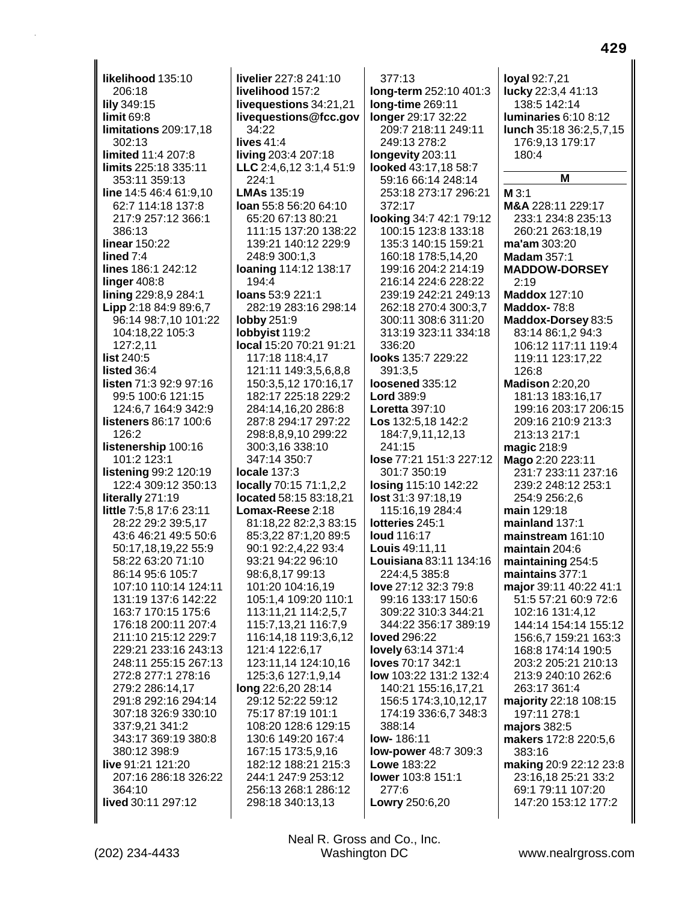**likelihood** 135:10 206:18
**lily** 349:15
**limit** 69:8
**limitations** 209:17,18 302:13
**limited** 11:4 207:8
**limits** 225:18 335:11 353:11 359:13
**line** 14:5 46:4 61:9,10 62:7 114:18 137:8 217:9 257:12 366:1 386:13
**linear** 150:22
**lined** 7:4
**lines** 186:1 242:12
**linger** 408:8
**lining** 229:8,9 284:1
**Lipp** 2:18 84:9 89:6,7 96:14 98:7,10 101:22 104:18,22 105:3 127:2,11
**list** 240:5
**listed** 36:4
**listen** 71:3 92:9 97:16 99:5 100:6 121:15 124:6,7 164:9 342:9
**listeners** 86:17 100:6 126:2
**listenership** 100:16 101:2 123:1
**listening** 99:2 120:19 122:4 309:12 350:13
**literally** 271:19
**little** 7:5,8 17:6 23:11 28:22 29:2 39:5,17 43:6 46:21 49:5 50:6 50:17,18,19,22 55:9 58:22 63:20 71:10 86:14 95:6 105:7 107:10 110:14 124:11 131:19 137:6 142:22 163:7 170:15 175:6 176:18 200:11 207:4 211:10 215:12 229:7 229:21 233:16 243:13 248:11 255:15 267:13 272:8 277:1 278:16 279:2 286:14,17 291:8 292:16 294:14 307:18 326:9 330:10 337:9,21 341:2 343:17 369:19 380:8 380:12 398:9
**live** 91:21 121:20 207:16 286:18 326:22 364:10
**lived** 30:11 297:12
**livelier** 227:8 241:10
**livelihood** 157:2
**livequestions** 34:21,21
**livequestions@fcc.gov** 34:22
**lives** 41:4
**living** 203:4 207:18
**LLC** 2:4,6,12 3:1,4 51:9 224:1
**LMAs** 135:19
**loan** 55:8 56:20 64:10 65:20 67:13 80:21 111:15 137:20 138:22 139:21 140:12 229:9 248:9 300:1,3
**loaning** 114:12 138:17 194:4
**loans** 53:9 221:1 282:19 283:16 298:14
**lobby** 251:9
**lobbyist** 119:2
**local** 15:20 70:21 91:21 117:18 118:4,17 121:11 149:3,5,6,8,8 150:3,5,12 170:16,17 182:17 225:18 229:2 284:14,16,20 286:8 287:8 294:17 297:22 298:8,8,9,10 299:22 300:3,16 338:10 347:14 350:7
**locale** 137:3
**locally** 70:15 71:1,2,2
**located** 58:15 83:18,21
**Lomax-Reese** 2:18 81:18,22 82:2,3 83:15 85:3,22 87:1,20 89:5 90:1 92:2,4,22 93:4 93:21 94:22 96:10 98:6,8,17 99:13 101:20 104:16,19 105:1,4 109:20 110:1 113:11,21 114:2,5,7 115:7,13,21 116:7,9 116:14,18 119:3,6,12 121:4 122:6,17 123:11,14 124:10,16 125:3,6 127:1,9,14
**long** 22:6,20 28:14 29:12 52:22 59:12 75:17 87:19 101:1 108:20 128:6 129:15 130:6 149:20 167:4 167:15 173:5,9,16 182:12 188:21 215:3 244:1 247:9 253:12 256:13 268:1 286:12 298:18 340:13,13 377:13
**long-term** 252:10 401:3
**long-time** 269:11
**longer** 29:17 32:22 209:7 218:11 249:11 249:13 278:2
**longevity** 203:11
**looked** 43:17,18 58:7 59:16 66:14 248:14 253:18 273:17 296:21 372:17
**looking** 34:7 42:1 79:12 100:15 123:8 133:18 135:3 140:15 159:21 160:18 178:5,14,20 199:16 204:2 214:19 216:14 224:6 228:22 239:19 242:21 249:13 262:18 270:4 300:3,7 300:11 308:6 311:20 313:19 323:11 334:18 336:20
**looks** 135:7 229:22 391:3,5
**loosened** 335:12
**Lord** 389:9
**Loretta** 397:10
**Los** 132:5,18 142:2 184:7,9,11,12,13 241:15
**lose** 77:21 151:3 227:12 301:7 350:19
**losing** 115:10 142:22
**lost** 31:3 97:18,19 115:16,19 284:4
**lotteries** 245:1
**loud** 116:17
**Louis** 49:11,11
**Louisiana** 83:11 134:16 224:4,5 385:8
**love** 27:12 32:3 79:8 99:16 133:17 150:6 309:22 310:3 344:21 344:22 356:17 389:19
**loved** 296:22
**lovely** 63:14 371:4
**loves** 70:17 342:1
**low** 103:22 131:2 132:4 140:21 155:16,17,21 156:5 174:3,10,12,17 174:19 336:6,7 348:3 388:14
**low-** 186:11
**low-power** 48:7 309:3
**Lowe** 183:22
**lower** 103:8 151:1 277:6
**Lowry** 250:6,20
**loyal** 92:7,21
**lucky** 22:3,4 41:13 138:5 142:14
**luminaries** 6:10 8:12
**lunch** 35:18 36:2,5,7,15 176:9,13 179:17 180:4

## M

**M** 3:1
**M&A** 228:11 229:17 233:1 234:8 235:13 260:21 263:18,19
**ma'am** 303:20
**Madam** 357:1
**MADDOW-DORSEY** 2:19
**Maddox** 127:10
**Maddox-** 78:8
**Maddox-Dorsey** 83:5 83:14 86:1,2 94:3 106:12 117:11 119:4 119:11 123:17,22 126:8
**Madison** 2:20,20 181:13 183:16,17 199:16 203:17 206:15 209:16 210:9 213:3 213:13 217:1
**magic** 218:9
**Mago** 2:20 223:11 231:7 233:11 237:16 239:2 248:12 253:1 254:9 256:2,6
**main** 129:18
**mainland** 137:1
**mainstream** 161:10
**maintain** 204:6
**maintaining** 254:5
**maintains** 377:1
**major** 39:11 40:22 41:1 51:5 57:21 60:9 72:6 102:16 131:4,12 144:14 154:14 155:12 156:6,7 159:21 163:3 168:8 174:14 190:5 203:2 205:21 210:13 213:9 240:10 262:6 263:17 361:4
**majority** 22:18 108:15 197:11 278:1
**majors** 382:5
**makers** 172:8 220:5,6 383:16
**making** 20:9 22:12 23:8 23:16,18 25:21 33:2 69:1 79:11 107:20 147:20 153:12 177:2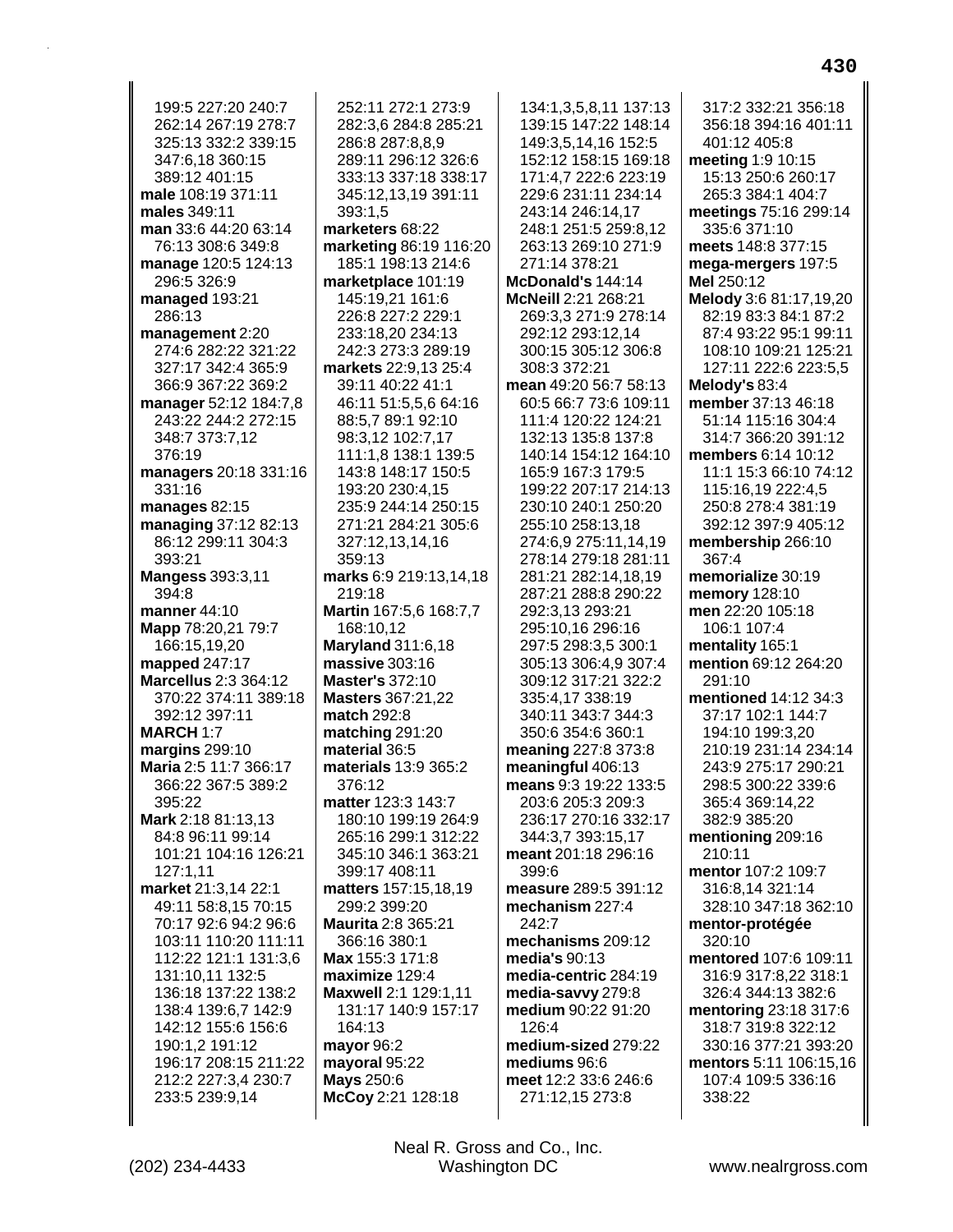199:5 227:20 240:7 262:14 267:19 278:7 325:13 332:2 339:15 347:6,18 360:15 389:12 401:15
**male** 108:19 371:11
**males** 349:11
**man** 33:6 44:20 63:14 76:13 308:6 349:8
**manage** 120:5 124:13 296:5 326:9
**managed** 193:21 286:13
**management** 2:20 274:6 282:22 321:22 327:17 342:4 365:9 366:9 367:22 369:2
**manager** 52:12 184:7,8 243:22 244:2 272:15 348:7 373:7,12 376:19
**managers** 20:18 331:16 331:16
**manages** 82:15
**managing** 37:12 82:13 86:12 299:11 304:3 393:21
**Mangess** 393:3,11 394:8
**manner** 44:10
**Mapp** 78:20,21 79:7 166:15,19,20
**mapped** 247:17
**Marcellus** 2:3 364:12 370:22 374:11 389:18 392:12 397:11
**MARCH** 1:7
**margins** 299:10
**Maria** 2:5 11:7 366:17 366:22 367:5 389:2 395:22
**Mark** 2:18 81:13,13 84:8 96:11 99:14 101:21 104:16 126:21 127:1,11
**market** 21:3,14 22:1 49:11 58:8,15 70:15 70:17 92:6 94:2 96:6 103:11 110:20 111:11 112:22 121:1 131:3,6 131:10,11 132:5 136:18 137:22 138:2 138:4 139:6,7 142:9 142:12 155:6 156:6 190:1,2 191:12 196:17 208:15 211:22 212:2 227:3,4 230:7 233:5 239:9,14 252:11 272:1 273:9 282:3,6 284:8 285:21 286:8 287:8,8,9 289:11 296:12 326:6 333:13 337:18 338:17 345:12,13,19 391:11 393:1,5
**marketers** 68:22
**marketing** 86:19 116:20 185:1 198:13 214:6
**marketplace** 101:19 145:19,21 161:6 226:8 227:2 229:1 233:18,20 234:13 242:3 273:3 289:19
**markets** 22:9,13 25:4 39:11 40:22 41:1 46:11 51:5,5,6 64:16 88:5,7 89:1 92:10 98:3,12 102:7,17 111:1,8 138:1 139:5 143:8 148:17 150:5 193:20 230:4,15 235:9 244:14 250:15 271:21 284:21 305:6 327:12,13,14,16 359:13
**marks** 6:9 219:13,14,18 219:18
**Martin** 167:5,6 168:7,7 168:10,12
**Maryland** 311:6,18
**massive** 303:16
**Master's** 372:10
**Masters** 367:21,22
**match** 292:8
**matching** 291:20
**material** 36:5
**materials** 13:9 365:2 376:12
**matter** 123:3 143:7 180:10 199:19 264:9 265:16 299:1 312:22 345:10 346:1 363:21 399:17 408:11
**matters** 157:15,18,19 299:2 399:20
**Maurita** 2:8 365:21 366:16 380:1
**Max** 155:3 171:8
**maximize** 129:4
**Maxwell** 2:1 129:1,11 131:17 140:9 157:17 164:13
**mayor** 96:2
**mayoral** 95:22
**Mays** 250:6
**McCoy** 2:21 128:18 134:1,3,5,8,11 137:13 139:15 147:22 148:14 149:3,5,14,16 152:5 152:12 158:15 169:18 171:4,7 222:6 223:19 229:6 231:11 234:14 243:14 246:14,17 248:1 251:5 259:8,12 263:13 269:10 271:9 271:14 378:21
**McDonald's** 144:14
**McNeill** 2:21 268:21 269:3,3 271:9 278:14 292:12 293:12,14 300:15 305:12 306:8 308:3 372:21
**mean** 49:20 56:7 58:13 60:5 66:7 73:6 109:11 111:4 120:22 124:21 132:13 135:8 137:8 140:14 154:12 164:10 165:9 167:3 179:5 199:22 207:17 214:13 230:10 240:1 250:20 255:10 258:13,18 274:6,9 275:11,14,19 278:14 279:18 281:11 281:21 282:14,18,19 287:21 288:8 290:22 292:3,13 293:21 295:10,16 296:16 297:5 298:3,5 300:1 305:13 306:4,9 307:4 309:12 317:21 322:2 335:4,17 338:19 340:11 343:7 344:3 350:6 354:6 360:1
**meaning** 227:8 373:8
**meaningful** 406:13
**means** 9:3 19:22 133:5 203:6 205:3 209:3 236:17 270:16 332:17 344:3,7 393:15,17
**meant** 201:18 296:16 399:6
**measure** 289:5 391:12
**mechanism** 227:4 242:7
**mechanisms** 209:12
**media's** 90:13
**media-centric** 284:19
**media-savvy** 279:8
**medium** 90:22 91:20 126:4
**medium-sized** 279:22
**mediums** 96:6
**meet** 12:2 33:6 246:6 271:12,15 273:8 317:2 332:21 356:18 356:18 394:16 401:11 401:12 405:8
**meeting** 1:9 10:15 15:13 250:6 260:17 265:3 384:1 404:7
**meetings** 75:16 299:14 335:6 371:10
**meets** 148:8 377:15
**mega-mergers** 197:5
**Mel** 250:12
**Melody** 3:6 81:17,19,20 82:19 83:3 84:1 87:2 87:4 93:22 95:1 99:11 108:10 109:21 125:21 127:11 222:6 223:5,5
**Melody's** 83:4
**member** 37:13 46:18 51:14 115:16 304:4 314:7 366:20 391:12
**members** 6:14 10:12 11:1 15:3 66:10 74:12 115:16,19 222:4,5 250:8 278:4 381:19 392:12 397:9 405:12
**membership** 266:10 367:4
**memorialize** 30:19
**memory** 128:10
**men** 22:20 105:18 106:1 107:4
**mentality** 165:1
**mention** 69:12 264:20 291:10
**mentioned** 14:12 34:3 37:17 102:1 144:7 194:10 199:3,20 210:19 231:14 234:14 243:9 275:17 290:21 298:5 300:22 339:6 365:4 369:14,22 382:9 385:20
**mentioning** 209:16 210:11
**mentor** 107:2 109:7 316:8,14 321:14 328:10 347:18 362:10
**mentor-protégée** 320:10
**mentored** 107:6 109:11 316:9 317:8,22 318:1 326:4 344:13 382:6
**mentoring** 23:18 317:6 318:7 319:8 322:12 330:16 377:21 393:20
**mentors** 5:11 106:15,16 107:4 109:5 336:16 338:22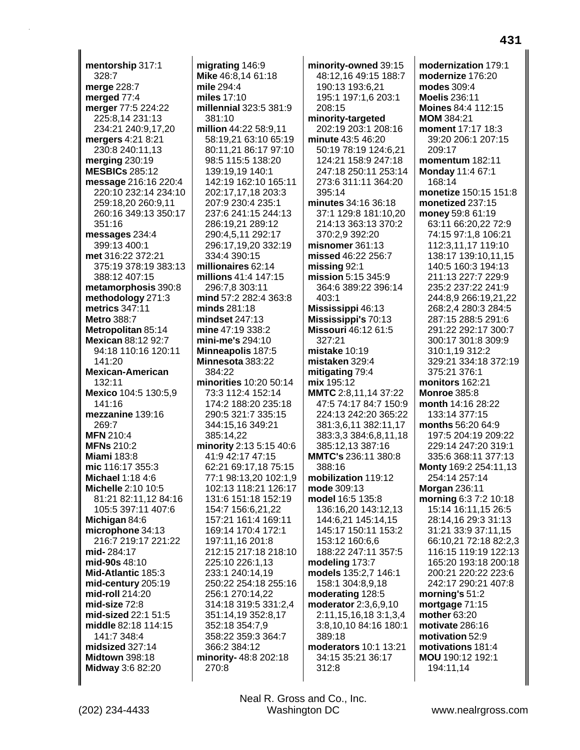**mentorship** 317:1 328:7
**merge** 228:7
**merged** 77:4
**merger** 77:5 224:22 225:8,14 231:13 234:21 240:9,17,20
**mergers** 4:21 8:21 230:8 240:11,13
**merging** 230:19
**MESBICs** 285:12
**message** 216:16 220:4 220:10 232:14 234:10 259:18,20 260:9,11 260:16 349:13 350:17 351:16
**messages** 234:4 399:13 400:1
**met** 316:22 372:21 375:19 378:19 383:13 388:12 407:15
**metamorphosis** 390:8
**methodology** 271:3
**metrics** 347:11
**Metro** 388:7
**Metropolitan** 85:14
**Mexican** 88:12 92:7 94:18 110:16 120:11 141:20
**Mexican-American** 132:11
**Mexico** 104:5 130:5,9 141:16
**mezzanine** 139:16 269:7
**MFN** 210:4
**MFNs** 210:2
**Miami** 183:8
**mic** 116:17 355:3
**Michael** 1:18 4:6
**Michelle** 2:10 10:5 81:21 82:11,12 84:16 105:5 397:11 407:6
**Michigan** 84:6
**microphone** 34:13 216:7 219:17 221:22
**mid-** 284:17
**mid-90s** 48:10
**Mid-Atlantic** 185:3
**mid-century** 205:19
**mid-roll** 214:20
**mid-size** 72:8
**mid-sized** 22:1 51:5
**middle** 82:18 114:15 141:7 348:4
**midsized** 327:14
**Midtown** 398:18
**Midway** 3:6 82:20
**migrating** 146:9
**Mike** 46:8,14 61:18
**mile** 294:4
**miles** 17:10
**millennial** 323:5 381:9 381:10
**million** 44:22 58:9,11 58:19,21 63:10 65:19 80:11,21 86:17 97:10 98:5 115:5 138:20 139:19,19 140:1 142:19 162:10 165:11 202:17,17,18 203:3 207:9 230:4 235:1 237:6 241:15 244:13 286:19,21 289:12 290:4,5,11 292:17 296:17,19,20 332:19 334:4 390:15
**millionaires** 62:14
**millions** 41:4 147:15 296:7,8 303:11
**mind** 57:2 282:4 363:8
**minds** 281:18
**mindset** 247:13
**mine** 47:19 338:2
**mini-me's** 294:10
**Minneapolis** 187:5
**Minnesota** 383:22 384:22
**minorities** 10:20 50:14 73:3 112:4 152:14 174:2 188:20 235:18 290:5 321:7 335:15 344:15,16 349:21 385:14,22
**minority** 2:13 5:15 40:6 41:9 42:17 47:15 62:21 69:17,18 75:15 77:1 98:13,20 102:1,9 102:13 118:21 126:17 131:6 151:18 152:19 154:7 156:6,21,22 157:21 161:4 169:11 169:14 170:4 172:1 197:11,16 201:8 212:15 217:18 218:10 225:10 226:1,13 233:1 240:14,19 250:22 254:18 255:16 256:1 270:14,22 314:18 319:5 331:2,4 351:14,19 352:8,17 352:18 354:7,9 358:22 359:3 364:7 366:2 384:12
**minority-** 48:8 202:18 270:8
**minority-owned** 39:15 48:12,16 49:15 188:7 190:13 193:6,21 195:1 197:1,6 203:1 208:15
**minority-targeted** 202:19 203:1 208:16
**minute** 43:5 46:20 50:19 78:19 124:6,21 124:21 158:9 247:18 247:18 250:11 253:14 273:6 311:11 364:20 395:14
**minutes** 34:16 36:18 37:1 129:8 181:10,20 214:13 363:13 370:2 370:2,9 392:20
**misnomer** 361:13
**missed** 46:22 256:7
**missing** 92:1
**mission** 5:15 345:9 364:6 389:22 396:14 403:1
**Mississippi** 46:13
**Mississippi's** 70:13
**Missouri** 46:12 61:5 327:21
**mistake** 10:19
**mistaken** 329:4
**mitigating** 79:4
**mix** 195:12
**MMTC** 2:8,11,14 37:22 47:5 74:17 84:7 150:9 224:13 242:20 365:22 381:3,6,11 382:11,17 383:3,3 384:6,8,11,18 385:12,13 387:16
**MMTC's** 236:11 380:8 388:16
**mobilization** 119:12
**mode** 309:13
**model** 16:5 135:8 136:16,20 143:12,13 144:6,21 145:14,15 145:17 150:11 153:2 153:12 160:6,6 188:22 247:11 357:5
**modeling** 173:7
**models** 135:2,7 146:1 158:1 304:8,9,18
**moderating** 128:5
**moderator** 2:3,6,9,10 2:11,15,16,18 3:1,3,4 3:8,10,10 84:16 180:1 389:18
**moderators** 10:1 13:21 34:15 35:21 36:17 312:8
**modernization** 179:1
**modernize** 176:20
**modes** 309:4
**Moelis** 236:11
**Moines** 84:4 112:15
**MOM** 384:21
**moment** 17:17 18:3 39:20 206:1 207:15 209:17
**momentum** 182:11
**Monday** 11:4 67:1 168:14
**monetize** 150:15 151:8
**monetized** 237:15
**money** 59:8 61:19 63:11 66:20,22 72:9 74:15 97:1,8 106:21 112:3,11,17 119:10 138:17 139:10,11,15 140:5 160:3 194:13 211:13 227:7 229:9 235:2 237:22 241:9 244:8,9 266:19,21,22 268:2,4 280:3 284:5 287:15 288:5 291:6 291:22 292:17 300:7 300:17 301:8 309:9 310:1,19 312:2 329:21 334:18 372:19 375:21 376:1
**monitors** 162:21
**Monroe** 385:8
**month** 14:16 28:22 133:14 377:15
**months** 56:20 64:9 197:5 204:19 209:22 229:14 247:20 319:1 335:6 368:11 377:13
**Monty** 169:2 254:11,13 254:14 257:14
**Morgan** 236:11
**morning** 6:3 7:2 10:18 15:14 16:11,15 26:5 28:14,16 29:3 31:13 31:21 33:9 37:11,15 66:10,21 72:18 82:2,3 116:15 119:19 122:13 165:20 193:18 200:18 200:21 220:22 223:6 242:17 290:21 407:8
**morning's** 51:2
**mortgage** 71:15
**mother** 63:20
**motivate** 286:16
**motivation** 52:9
**motivations** 181:4
**MOU** 190:12 192:1 194:11,14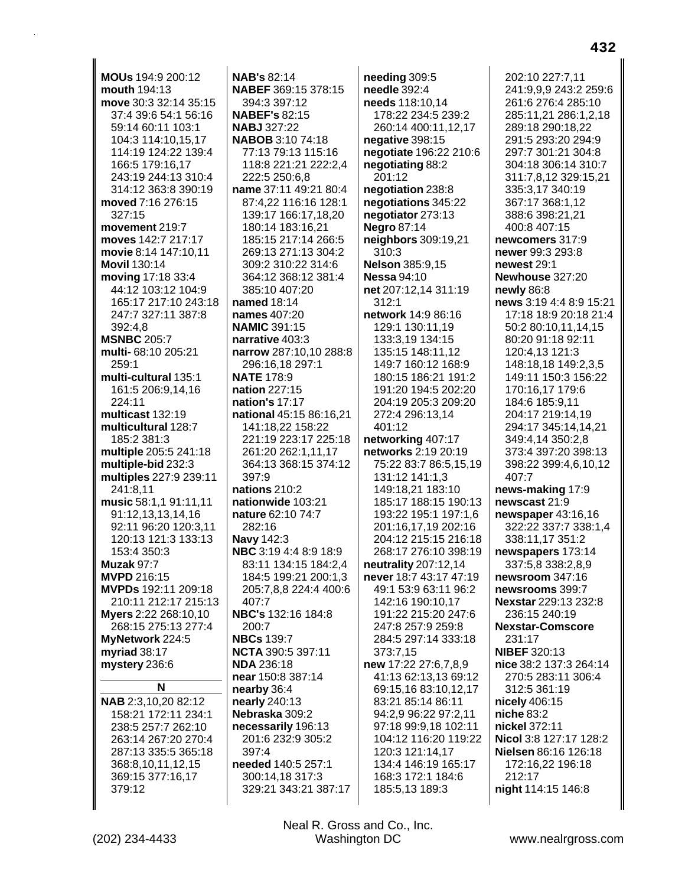**MOUs** 194:9 200:12
**mouth** 194:13
**move** 30:3 32:14 35:15 37:4 39:6 54:1 56:16 59:14 60:11 103:1 104:3 114:10,15,17 114:19 124:22 139:4 166:5 179:16,17 243:19 244:13 310:4 314:12 363:8 390:19
**moved** 7:16 276:15 327:15
**movement** 219:7
**moves** 142:7 217:17
**movie** 8:14 147:10,11
**Movil** 130:14
**moving** 17:18 33:4 44:12 103:12 104:9 165:17 217:10 243:18 247:7 327:11 387:8 392:4,8
**MSNBC** 205:7
**multi-** 68:10 205:21 259:1
**multi-cultural** 135:1 161:5 206:9,14,16 224:11
**multicast** 132:19
**multicultural** 128:7 185:2 381:3
**multiple** 205:5 241:18
**multiple-bid** 232:3
**multiples** 227:9 239:11 241:8,11
**music** 58:1,1 91:11,11 91:12,13,13,14,16 92:11 96:20 120:3,11 120:13 121:3 133:13 153:4 350:3
**Muzak** 97:7
**MVPD** 216:15
**MVPDs** 192:11 209:18 210:11 212:17 215:13
**Myers** 2:22 268:10,10 268:15 275:13 277:4
**MyNetwork** 224:5
**myriad** 38:17
**mystery** 236:6

**N**

**NAB** 2:3,10,20 82:12 158:21 172:11 234:1 238:5 257:7 262:10 263:14 267:20 270:4 287:13 335:5 365:18 368:8,10,11,12,15 369:15 377:16,17 379:12
**NAB's** 82:14
**NABEF** 369:15 378:15 394:3 397:12
**NABEF's** 82:15
**NABJ** 327:22
**NABOB** 3:10 74:18 77:13 79:13 115:16 118:8 221:21 222:2,4 222:5 250:6,8
**name** 37:11 49:21 80:4 87:4,22 116:16 128:1 139:17 166:17,18,20 180:14 183:16,21 185:15 217:14 266:5 269:13 271:13 304:2 309:2 310:22 314:6 364:12 368:12 381:4 385:10 407:20
**named** 18:14
**names** 407:20
**NAMIC** 391:15
**narrative** 403:3
**narrow** 287:10,10 288:8 296:16,18 297:1
**NATE** 178:9
**nation** 227:15
**nation's** 17:17
**national** 45:15 86:16,21 141:18,22 158:22 221:19 223:17 225:18 261:20 262:1,11,17 364:13 368:15 374:12 397:9
**nations** 210:2
**nationwide** 103:21
**nature** 62:10 74:7 282:16
**Navy** 142:3
**NBC** 3:19 4:4 8:9 18:9 83:11 134:15 184:2,4 184:5 199:21 200:1,3 205:7,8,8 224:4 400:6 407:7
**NBC's** 132:16 184:8 200:7
**NBCs** 139:7
**NCTA** 390:5 397:11
**NDA** 236:18
**near** 150:8 387:14
**nearby** 36:4
**nearly** 240:13
**Nebraska** 309:2
**necessarily** 196:13 201:6 232:9 305:2 397:4
**needed** 140:5 257:1 300:14,18 317:3 329:21 343:21 387:17
**needing** 309:5
**needle** 392:4
**needs** 118:10,14 178:22 234:5 239:2 260:14 400:11,12,17
**negative** 398:15
**negotiate** 196:22 210:6
**negotiating** 88:2 201:12
**negotiation** 238:8
**negotiations** 345:22
**negotiator** 273:13
**Negro** 87:14
**neighbors** 309:19,21 310:3
**Nelson** 385:9,15
**Nessa** 94:10
**net** 207:12,14 311:19 312:1
**network** 14:9 86:16 129:1 130:11,19 133:3,19 134:15 135:15 148:11,12 149:7 160:12 168:9 180:15 186:21 191:2 191:20 194:5 202:20 204:19 205:3 209:20 272:4 296:13,14 401:12
**networking** 407:17
**networks** 2:19 20:19 75:22 83:7 86:5,15,19 131:12 141:1,3 149:18,21 183:10 185:17 188:15 190:13 193:22 195:1 197:1,6 201:16,17,19 202:16 204:12 215:15 216:18 268:17 276:10 398:19
**neutrality** 207:12,14
**never** 18:7 43:17 47:19 49:1 53:9 63:11 96:2 142:16 190:10,17 191:22 215:20 247:6 247:8 257:9 259:8 284:5 297:14 333:18 373:7,15
**new** 17:22 27:6,7,8,9 41:13 62:13,13 69:12 69:15,16 83:10,12,17 83:21 85:14 86:11 94:2,9 96:22 97:2,11 97:18 99:9,18 102:11 104:12 116:20 119:22 120:3 121:14,17 134:4 146:19 165:17 168:3 172:1 184:6 185:5,13 189:3 202:10 227:7,11 241:9,9,9 243:2 259:6 261:6 276:4 285:10 285:11,21 286:1,2,18 289:18 290:18,22 291:5 293:20 294:9 297:7 301:21 304:8 304:18 306:14 310:7 311:7,8,12 329:15,21 335:3,17 340:19 367:17 368:1,12 388:6 398:21,21 400:8 407:15
**newcomers** 317:9
**newer** 99:3 293:8
**newest** 29:1
**Newhouse** 327:20
**newly** 86:8
**news** 3:19 4:4 8:9 15:21 17:18 18:9 20:18 21:4 50:2 80:10,11,14,15 80:20 91:18 92:11 120:4,13 121:3 148:18,18 149:2,3,5 149:11 150:3 156:22 170:16,17 179:6 184:6 185:9,11 204:17 219:14,19 294:17 345:14,14,21 349:4,14 350:2,8 373:4 397:20 398:13 398:22 399:4,6,10,12 407:7
**news-making** 17:9
**newscast** 21:9
**newspaper** 43:16,16 322:22 337:7 338:1,4 338:11,17 351:2
**newspapers** 173:14 337:5,8 338:2,8,9
**newsroom** 347:16
**newsrooms** 399:7
**Nexstar** 229:13 232:8 236:15 240:19
**Nexstar-Comscore** 231:17
**NIBEF** 320:13
**nice** 38:2 137:3 264:14 270:5 283:11 306:4 312:5 361:19
**nicely** 406:15
**niche** 83:2
**nickel** 372:11
**Nicol** 3:8 127:17 128:2
**Nielsen** 86:16 126:18 172:16,22 196:18 212:17
**night** 114:15 146:8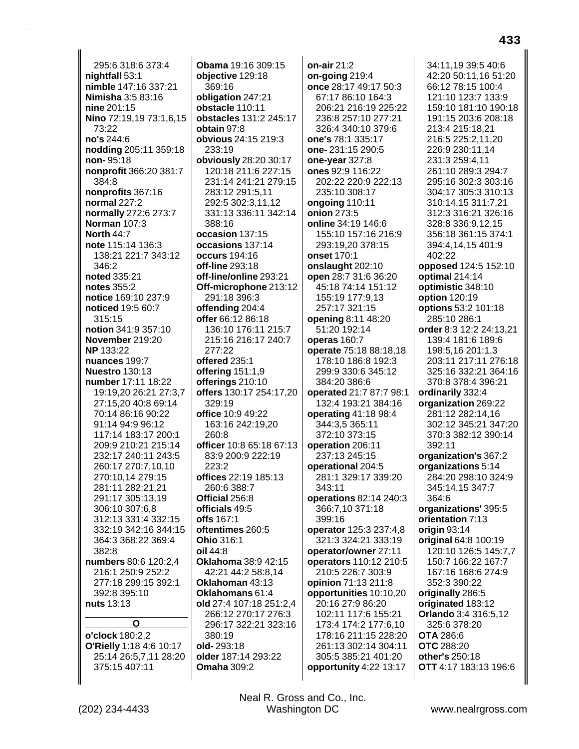295:6 318:6 373:4
**nightfall** 53:1
**nimble** 147:16 337:21
**Nimisha** 3:5 83:16
**nine** 201:15
**Nino** 72:19,19 73:1,6,15 73:22
**no's** 244:6
**nodding** 205:11 359:18
**non-** 95:18
**nonprofit** 366:20 381:7 384:8
**nonprofits** 367:16
**normal** 227:2
**normally** 272:6 273:7
**Norman** 107:3
**North** 44:7
**note** 115:14 136:3 138:21 221:7 343:12 346:2
**noted** 335:21
**notes** 355:2
**notice** 169:10 237:9
**noticed** 19:5 60:7 315:15
**notion** 341:9 357:10
**November** 219:20
**NP** 133:22
**nuances** 199:7
**Nuestro** 130:13
**number** 17:11 18:22 19:19,20 26:21 27:3,7 27:15,20 40:8 69:14 70:14 86:16 90:22 91:14 94:9 96:12 117:14 183:17 200:1 209:9 210:21 215:14 232:17 240:11 243:5 260:17 270:7,10,10 270:10,14 279:15 281:11 282:21,21 291:17 305:13,19 306:10 307:6,8 312:13 331:4 332:15 332:19 342:16 344:15 364:3 368:22 369:4 382:8
**numbers** 80:6 120:2,4 216:1 250:9 252:2 277:18 299:15 392:1 392:8 395:10
**nuts** 13:13

**O**

**o'clock** 180:2,2
**O'Rielly** 1:18 4:6 10:17 25:14 26:5,7,11 28:20 375:15 407:11
**Obama** 19:16 309:15
**objective** 129:18 369:16
**obligation** 247:21
**obstacle** 110:11
**obstacles** 131:2 245:17
**obtain** 97:8
**obvious** 24:15 219:3 233:19
**obviously** 28:20 30:17 120:18 211:6 227:15 231:14 241:21 279:15 283:12 291:5,11 292:5 302:3,11,12 331:13 336:11 342:14 388:16
**occasion** 137:15
**occasions** 137:14
**occurs** 194:16
**off-line** 293:18
**off-line/online** 293:21
**Off-microphone** 213:12 291:18 396:3
**offending** 204:4
**offer** 66:12 86:18 136:10 176:11 215:7 215:16 216:17 240:7 277:22
**offered** 235:1
**offering** 151:1,9
**offerings** 210:10
**offers** 130:17 254:17,20 329:19
**office** 10:9 49:22 163:16 242:19,20 260:8
**officer** 10:8 65:18 67:13 83:9 200:9 222:19 223:2
**offices** 22:19 185:13 260:6 388:7
**Official** 256:8
**officials** 49:5
**offs** 167:1
**oftentimes** 260:5
**Ohio** 316:1
**oil** 44:8
**Oklahoma** 38:9 42:15 42:21 44:2 58:8,14
**Oklahoman** 43:13
**Oklahomans** 61:4
**old** 27:4 107:18 251:2,4 266:12 270:17 276:3 296:17 322:21 323:16 380:19
**old-** 293:18
**older** 187:14 293:22
**Omaha** 309:2
**on-air** 21:2
**on-going** 219:4
**once** 28:17 49:17 50:3 67:17 86:10 164:3 206:21 216:19 225:22 236:8 257:10 277:21 326:4 340:10 379:6
**one's** 78:1 335:17
**one-** 231:15 290:5
**one-year** 327:8
**ones** 92:9 116:22 202:22 220:9 222:13 235:10 308:17
**ongoing** 110:11
**onion** 273:5
**online** 34:19 146:6 155:10 157:16 216:9 293:19,20 378:15
**onset** 170:1
**onslaught** 202:10
**open** 28:7 31:6 36:20 45:18 74:14 151:12 155:19 177:9,13 257:17 321:15
**opening** 8:11 48:20 51:20 192:14
**operas** 160:7
**operate** 75:18 88:18,18 178:10 186:8 192:3 299:9 330:6 345:12 384:20 386:6
**operated** 21:7 87:7 98:1 132:4 193:21 384:16
**operating** 41:18 98:4 344:3,5 365:11 372:10 373:15
**operation** 206:11 237:13 245:15
**operational** 204:5 281:1 329:17 339:20 343:11
**operations** 82:14 240:3 366:7,10 371:18 399:16
**operator** 125:3 237:4,8 321:3 324:21 333:19
**operator/owner** 27:11
**operators** 110:12 210:5 210:5 226:7 303:9
**opinion** 71:13 211:8
**opportunities** 10:10,20 20:16 27:9 86:20 102:11 117:6 155:21 173:4 174:2 177:6,10 178:16 211:15 228:20 261:13 302:14 304:11 305:5 385:21 401:20
**opportunity** 4:22 13:17 34:11,19 39:5 40:6 42:20 50:11,16 51:20 66:12 78:15 100:4 121:10 123:7 133:9 159:10 181:10 190:18 191:15 203:6 208:18 213:4 215:18,21 216:5 225:2,11,20 226:9 230:11,14 231:3 259:4,11 261:10 289:3 294:7 295:16 302:3 303:16 304:17 305:3 310:13 310:14,15 311:7,21 312:3 316:21 326:16 328:8 336:9,12,15 356:18 361:15 374:1 394:4,14,15 401:9 402:22
**opposed** 124:5 152:10
**optimal** 214:14
**optimistic** 348:10
**option** 120:19
**options** 53:2 101:18 285:10 286:1
**order** 8:3 12:2 24:13,21 139:4 181:6 189:6 198:5,16 201:1,3 203:11 217:11 276:18 325:16 332:21 364:16 370:8 378:4 396:21
**ordinarily** 332:4
**organization** 269:22 281:12 282:14,16 302:12 345:21 347:20 370:3 382:12 390:14 392:11
**organization's** 367:2
**organizations** 5:14 284:20 298:10 324:9 345:14,15 347:7 364:6
**organizations'** 395:5
**orientation** 7:13
**origin** 93:14
**original** 64:8 100:19 120:10 126:5 145:7,7 150:7 166:22 167:7 167:16 168:6 274:9 352:3 390:22
**originally** 286:5
**originated** 183:12
**Orlando** 3:4 316:5,12 325:6 378:20
**OTA** 286:6
**OTC** 288:20
**other's** 250:18
**OTT** 4:17 183:13 196:6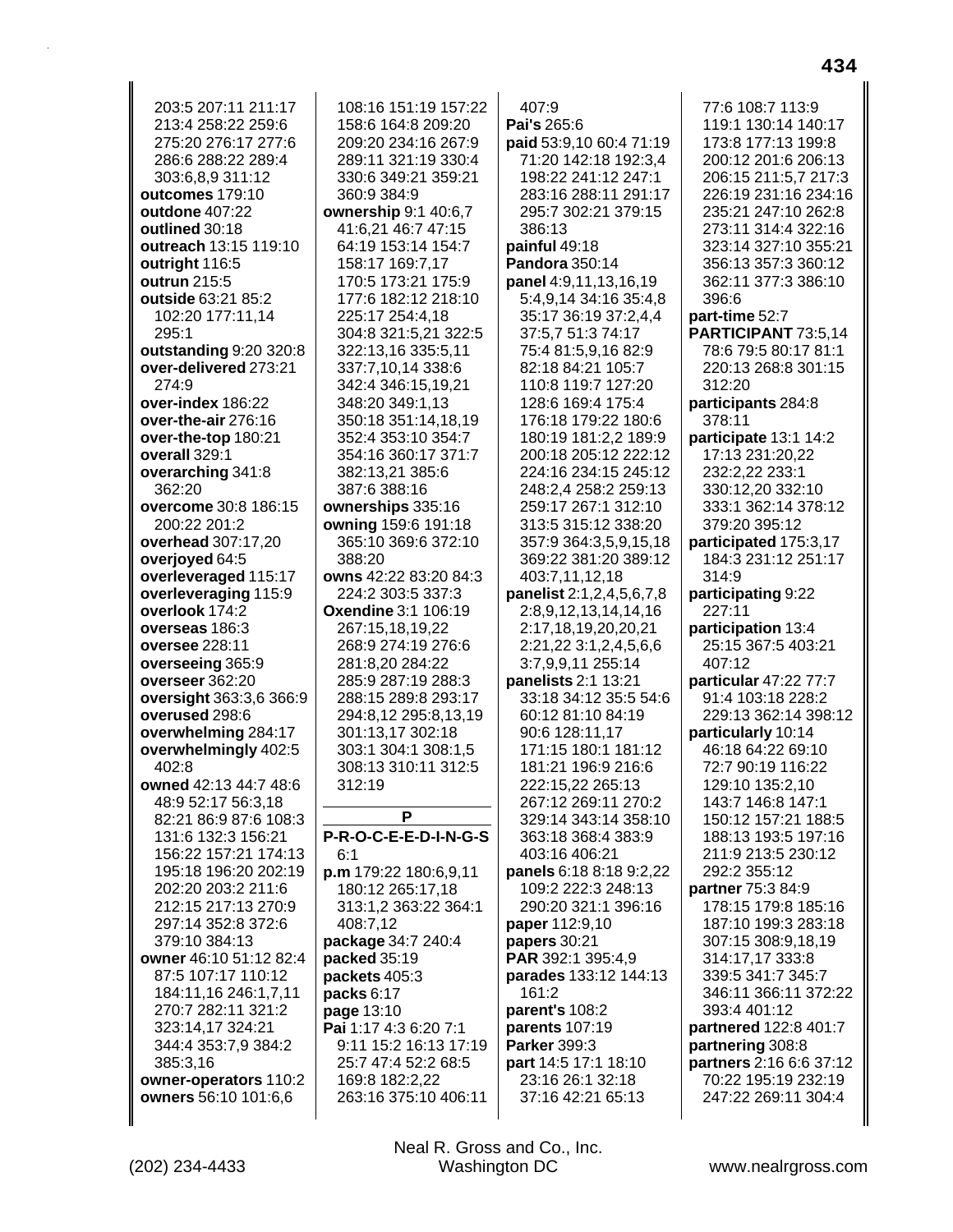203:5 207:11 211:17 213:4 258:22 259:6 275:20 276:17 277:6 286:6 288:22 289:4 303:6,8,9 311:12
**outcomes** 179:10
**outdone** 407:22
**outlined** 30:18
**outreach** 13:15 119:10
**outright** 116:5
**outrun** 215:5
**outside** 63:21 85:2 102:20 177:11,14 295:1
**outstanding** 9:20 320:8
**over-delivered** 273:21 274:9
**over-index** 186:22
**over-the-air** 276:16
**over-the-top** 180:21
**overall** 329:1
**overarching** 341:8 362:20
**overcome** 30:8 186:15 200:22 201:2
**overhead** 307:17,20
**overjoyed** 64:5
**overleveraged** 115:17
**overleveraging** 115:9
**overlook** 174:2
**overseas** 186:3
**oversee** 228:11
**overseeing** 365:9
**overseer** 362:20
**oversight** 363:3,6 366:9
**overused** 298:6
**overwhelming** 284:17
**overwhelmingly** 402:5 402:8
**owned** 42:13 44:7 48:6 48:9 52:17 56:3,18 82:21 86:9 87:6 108:3 131:6 132:3 156:21 156:22 157:21 174:13 195:18 196:20 202:19 202:20 203:2 211:6 212:15 217:13 270:9 297:14 352:8 372:6 379:10 384:13
**owner** 46:10 51:12 82:4 87:5 107:17 110:12 184:11,16 246:1,7,11 270:7 282:11 321:2 323:14,17 324:21 344:4 353:7,9 384:2 385:3,16
**owner-operators** 110:2
**owners** 56:10 101:6,6 108:16 151:19 157:22 158:6 164:8 209:20 209:20 234:16 267:9 289:11 321:19 330:4 330:6 349:21 359:21 360:9 384:9
**ownership** 9:1 40:6,7 41:6,21 46:7 47:15 64:19 153:14 154:7 158:17 169:7,17 170:5 173:21 175:9 177:6 182:12 218:10 225:17 254:4,18 304:8 321:5,21 322:5 322:13,16 335:5,11 337:7,10,14 338:6 342:4 346:15,19,21 348:20 349:1,13 350:18 351:14,18,19 352:4 353:10 354:7 354:16 360:17 371:7 382:13,21 385:6 387:6 388:16
**ownerships** 335:16
**owning** 159:6 191:18 365:10 369:6 372:10 388:20
**owns** 42:22 83:20 84:3 224:2 303:5 337:3
**Oxendine** 3:1 106:19 267:15,18,19,22 268:9 274:19 276:6 281:8,20 284:22 285:9 287:19 288:3 288:15 289:8 293:17 294:8,12 295:8,13,19 301:13,17 302:18 303:1 304:1 308:1,5 308:13 310:11 312:5 312:19

## P

**P-R-O-C-E-E-D-I-N-G-S** 6:1
**p.m** 179:22 180:6,9,11 180:12 265:17,18 313:1,2 363:22 364:1 408:7,12
**package** 34:7 240:4
**packed** 35:19
**packets** 405:3
**packs** 6:17
**page** 13:10
**Pai** 1:17 4:3 6:20 7:1 9:11 15:2 16:13 17:19 25:7 47:4 52:2 68:5 169:8 182:2,22 263:16 375:10 406:11 407:9
**Pai's** 265:6
**paid** 53:9,10 60:4 71:19 71:20 142:18 192:3,4 198:22 241:12 247:1 283:16 288:11 291:17 295:7 302:21 379:15 386:13
**painful** 49:18
**Pandora** 350:14
**panel** 4:9,11,13,16,19 5:4,9,14 34:16 35:4,8 35:17 36:19 37:2,4,4 37:5,7 51:3 74:17 75:4 81:5,9,16 82:9 82:18 84:21 105:7 110:8 119:7 127:20 128:6 169:4 175:4 176:18 179:22 180:6 180:19 181:2,2 189:9 200:18 205:12 222:12 224:16 234:15 245:12 248:2,4 258:2 259:13 259:17 267:1 312:10 313:5 315:12 338:20 357:9 364:3,5,9,15,18 369:22 381:20 389:12 403:7,11,12,18
**panelist** 2:1,2,4,5,6,7,8 2:8,9,12,13,14,14,16 2:17,18,19,20,20,21 2:21,22 3:1,2,4,5,6,6 3:7,9,9,11 255:14
**panelists** 2:1 13:21 33:18 34:12 35:5 54:6 60:12 81:10 84:19 90:6 128:11,17 171:15 180:1 181:12 181:21 196:9 216:6 222:15,22 265:13 267:12 269:11 270:2 329:14 343:14 358:10 363:18 368:4 383:9 403:16 406:21
**panels** 6:18 8:18 9:2,22 109:2 222:3 248:13 290:20 321:1 396:16
**paper** 112:9,10
**papers** 30:21
**PAR** 392:1 395:4,9
**parades** 133:12 144:13 161:2
**parent's** 108:2
**parents** 107:19
**Parker** 399:3
**part** 14:5 17:1 18:10 23:16 26:1 32:18 37:16 42:21 65:13 77:6 108:7 113:9 119:1 130:14 140:17 173:8 177:13 199:8 200:12 201:6 206:13 206:15 211:5,7 217:3 226:19 231:16 234:16 235:21 247:10 262:8 273:11 314:4 322:16 323:14 327:10 355:21 356:13 357:3 360:12 362:11 377:3 386:10 396:6
**part-time** 52:7
**PARTICIPANT** 73:5,14 78:6 79:5 80:17 81:1 220:13 268:8 301:15 312:20
**participants** 284:8 378:11
**participate** 13:1 14:2 17:13 231:20,22 232:2,22 233:1 330:12,20 332:10 333:1 362:14 378:12 379:20 395:12
**participated** 175:3,17 184:3 231:12 251:17 314:9
**participating** 9:22 227:11
**participation** 13:4 25:15 367:5 403:21 407:12
**particular** 47:22 77:7 91:4 103:18 228:2 229:13 362:14 398:12
**particularly** 10:14 46:18 64:22 69:10 72:7 90:19 116:22 129:10 135:2,10 143:7 146:8 147:1 150:12 157:21 188:5 188:13 193:5 197:16 211:9 213:5 230:12 292:2 355:12
**partner** 75:3 84:9 178:15 179:8 185:16 187:10 199:3 283:18 307:15 308:9,18,19 314:17,17 333:8 339:5 341:7 345:7 346:11 366:11 372:22 393:4 401:12
**partnered** 122:8 401:7
**partnering** 308:8
**partners** 2:16 6:6 37:12 70:22 195:19 232:19 247:22 269:11 304:4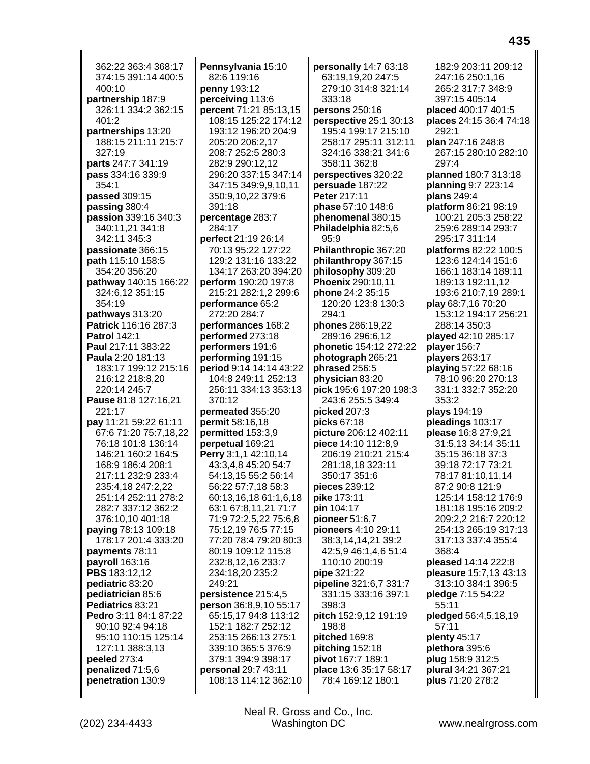362:22 363:4 368:17 374:15 391:14 400:5 400:10
**partnership** 187:9 326:11 334:2 362:15 401:2
**partnerships** 13:20 188:15 211:11 215:7 327:19
**parts** 247:7 341:19
**pass** 334:16 339:9 354:1
**passed** 309:15
**passing** 380:4
**passion** 339:16 340:3 340:11,21 341:8 342:11 345:3
**passionate** 366:15
**path** 115:10 158:5 354:20 356:20
**pathway** 140:15 166:22 324:6,12 351:15 354:19
**pathways** 313:20
**Patrick** 116:16 287:3
**Patrol** 142:1
**Paul** 217:11 383:22
**Paula** 2:20 181:13 183:17 199:12 215:16 216:12 218:8,20 220:14 245:7
**Pause** 81:8 127:16,21 221:17
**pay** 11:21 59:22 61:11 67:6 71:20 75:7,18,22 76:18 101:8 136:14 146:21 160:2 164:5 168:9 186:4 208:1 217:11 232:9 233:4 235:4,18 247:2,22 251:14 252:11 278:2 282:7 337:12 362:2 376:10,10 401:18
**paying** 78:13 109:18 178:17 201:4 333:20
**payments** 78:11
**payroll** 163:16
**PBS** 183:12,12
**pediatric** 83:20
**pediatrician** 85:6
**Pediatrics** 83:21
**Pedro** 3:11 84:1 87:22 90:10 92:4 94:18 95:10 110:15 125:14 127:11 388:3,13
**peeled** 273:4
**penalized** 71:5,6
**penetration** 130:9
**Pennsylvania** 15:10 82:6 119:16
**penny** 193:12
**perceiving** 113:6
**percent** 71:21 85:13,15 108:15 125:22 174:12 193:12 196:20 204:9 205:20 206:2,17 208:7 252:5 280:3 282:9 290:12,12 296:20 337:15 347:14 347:15 349:9,9,10,11 350:9,10,22 379:6 391:18
**percentage** 283:7 284:17
**perfect** 21:19 26:14 70:13 95:22 127:22 129:2 131:16 133:22 134:17 263:20 394:20
**perform** 190:20 197:8 215:21 282:1,2 299:6
**performance** 65:2 272:20 284:7
**performances** 168:2
**performed** 273:18
**performers** 191:6
**performing** 191:15
**period** 9:14 14:14 43:22 104:8 249:11 252:13 256:11 334:13 353:13 370:12
**permeated** 355:20
**permit** 58:16,18
**permitted** 153:3,9
**perpetual** 169:21
**Perry** 3:1,1 42:10,14 43:3,4,8 45:20 54:7 54:13,15 55:2 56:14 56:22 57:7,18 58:3 60:13,16,18 61:1,6,18 63:1 67:8,11,21 71:7 71:9 72:2,5,22 75:6,8 75:12,19 76:5 77:15 77:20 78:4 79:20 80:3 80:19 109:12 115:8 232:8,12,16 233:7 234:18,20 235:2 249:21
**persistence** 215:4,5
**person** 36:8,9,10 55:17 65:15,17 94:8 113:12 152:1 182:7 252:12 253:15 266:13 275:1 339:10 365:5 376:9 379:1 394:9 398:17
**personal** 29:7 43:11 108:13 114:12 362:10
**personally** 14:7 63:18 63:19,19,20 247:5 279:10 314:8 321:14 333:18
**persons** 250:16
**perspective** 25:1 30:13 195:4 199:17 215:10 258:17 295:11 312:11 324:16 338:21 341:6 358:11 362:8
**perspectives** 320:22
**persuade** 187:22
**Peter** 217:11
**phase** 57:10 148:6
**phenomenal** 380:15
**Philadelphia** 82:5,6 95:9
**Philanthropic** 367:20
**philanthropy** 367:15
**philosophy** 309:20
**Phoenix** 290:10,11
**phone** 24:2 35:15 120:20 123:8 130:3 294:1
**phones** 286:19,22 289:16 296:6,12
**phonetic** 154:12 272:22
**photograph** 265:21
**phrased** 256:5
**physician** 83:20
**pick** 195:6 197:20 198:3 243:6 255:5 349:4
**picked** 207:3
**picks** 67:18
**picture** 206:12 402:11
**piece** 14:10 112:8,9 206:19 210:21 215:4 281:18,18 323:11 350:17 351:6
**pieces** 239:12
**pike** 173:11
**pin** 104:17
**pioneer** 51:6,7
**pioneers** 4:10 29:11 38:3,14,14,21 39:2 42:5,9 46:1,4,6 51:4 110:10 200:19
**pipe** 321:22
**pipeline** 321:6,7 331:7 331:15 333:16 397:1 398:3
**pitch** 152:9,12 191:19 198:8
**pitched** 169:8
**pitching** 152:18
**pivot** 167:7 189:1
**place** 13:6 35:17 58:17 78:4 169:12 180:1 182:9 203:11 209:12 247:16 250:1,16 265:2 317:7 348:9 397:15 405:14
**placed** 400:17 401:5
**places** 24:15 36:4 74:18 292:1
**plan** 247:16 248:8 267:15 280:10 282:10 297:4
**planned** 180:7 313:18
**planning** 9:7 223:14
**plans** 249:4
**platform** 86:21 98:19 100:21 205:3 258:22 259:6 289:14 293:7 295:17 311:14
**platforms** 82:22 100:5 123:6 124:14 151:6 166:1 183:14 189:11 189:13 192:11,12 193:6 210:7,19 289:1
**play** 68:7,16 70:20 153:12 194:17 256:21 288:14 350:3
**played** 42:10 285:17
**player** 156:7
**players** 263:17
**playing** 57:22 68:16 78:10 96:20 270:13 331:1 332:7 352:20 353:2
**plays** 194:19
**pleadings** 103:17
**please** 16:8 27:9,21 31:5,13 34:14 35:11 35:15 36:18 37:3 39:18 72:17 73:21 78:17 81:10,11,14 87:2 90:8 121:9 125:14 158:12 176:9 181:18 195:16 209:2 209:2,2 216:7 220:12 254:13 265:19 317:13 317:13 337:4 355:4 368:4
**pleased** 14:14 222:8
**pleasure** 15:7,13 43:13 313:10 384:1 396:5
**pledge** 7:15 54:22 55:11
**pledged** 56:4,5,18,19 57:11
**plenty** 45:17
**plethora** 395:6
**plug** 158:9 312:5
**plural** 34:21 367:21
**plus** 71:20 278:2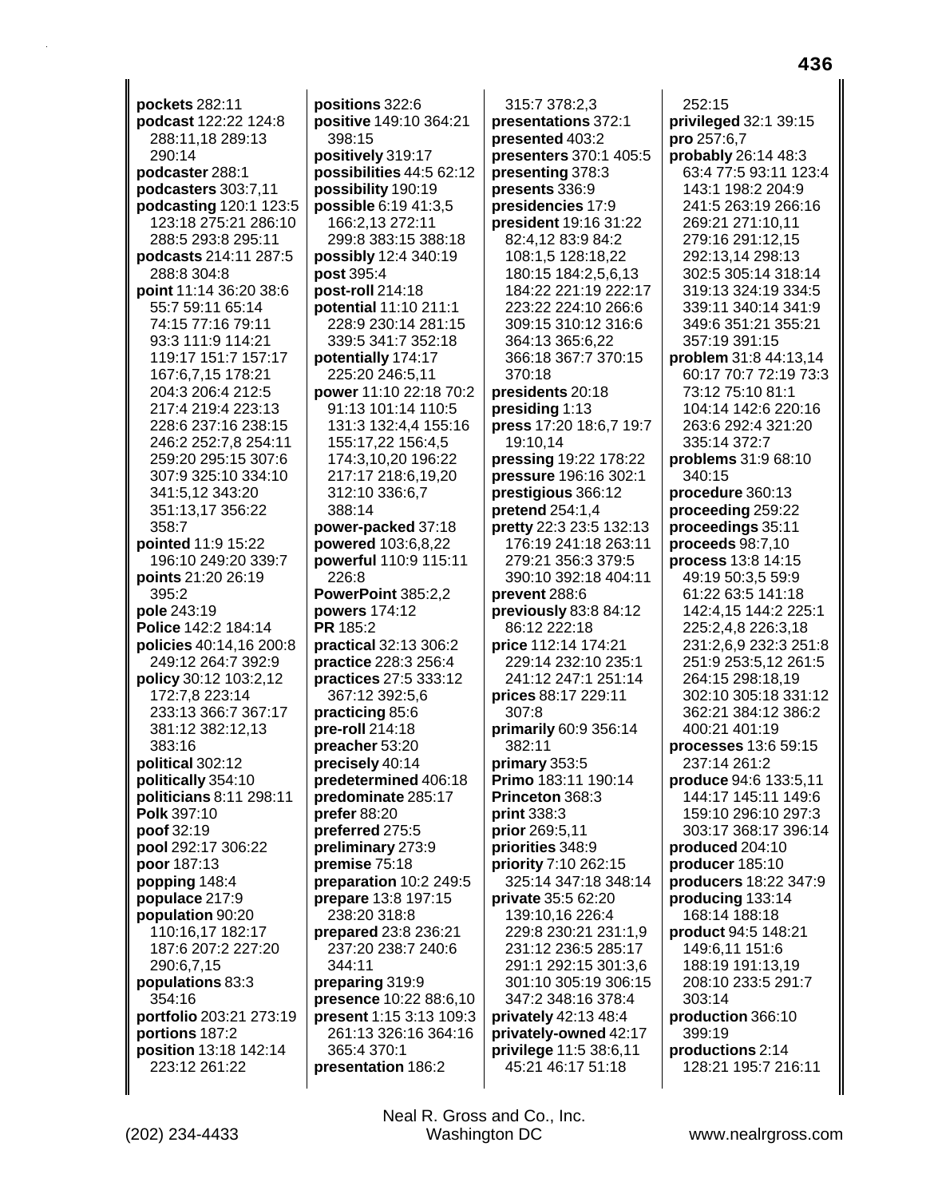**pockets** 282:11
**podcast** 122:22 124:8 288:11,18 289:13 290:14
**podcaster** 288:1
**podcasters** 303:7,11
**podcasting** 120:1 123:5 123:18 275:21 286:10 288:5 293:8 295:11
**podcasts** 214:11 287:5 288:8 304:8
**point** 11:14 36:20 38:6 55:7 59:11 65:14 74:15 77:16 79:11 93:3 111:9 114:21 119:17 151:7 157:17 167:6,7,15 178:21 204:3 206:4 212:5 217:4 219:4 223:13 228:6 237:16 238:15 246:2 252:7,8 254:11 259:20 295:15 307:6 307:9 325:10 334:10 341:5,12 343:20 351:13,17 356:22 358:7
**pointed** 11:9 15:22 196:10 249:20 339:7
**points** 21:20 26:19 395:2
**pole** 243:19
**Police** 142:2 184:14
**policies** 40:14,16 200:8 249:12 264:7 392:9
**policy** 30:12 103:2,12 172:7,8 223:14 233:13 366:7 367:17 381:12 382:12,13 383:16
**political** 302:12
**politically** 354:10
**politicians** 8:11 298:11
**Polk** 397:10
**poof** 32:19
**pool** 292:17 306:22
**poor** 187:13
**popping** 148:4
**populace** 217:9
**population** 90:20 110:16,17 182:17 187:6 207:2 227:20 290:6,7,15
**populations** 83:3 354:16
**portfolio** 203:21 273:19
**portions** 187:2
**position** 13:18 142:14 223:12 261:22
**positions** 322:6
**positive** 149:10 364:21 398:15
**positively** 319:17
**possibilities** 44:5 62:12
**possibility** 190:19
**possible** 6:19 41:3,5 166:2,13 272:11 299:8 383:15 388:18
**possibly** 12:4 340:19
**post** 395:4
**post-roll** 214:18
**potential** 11:10 211:1 228:9 230:14 281:15 339:5 341:7 352:18
**potentially** 174:17 225:20 246:5,11
**power** 11:10 22:18 70:2 91:13 101:14 110:5 131:3 132:4,4 155:16 155:17,22 156:4,5 174:3,10,20 196:22 217:17 218:6,19,20 312:10 336:6,7 388:14
**power-packed** 37:18
**powered** 103:6,8,22
**powerful** 110:9 115:11 226:8
**PowerPoint** 385:2,2
**powers** 174:12
**PR** 185:2
**practical** 32:13 306:2
**practice** 228:3 256:4
**practices** 27:5 333:12 367:12 392:5,6
**practicing** 85:6
**pre-roll** 214:18
**preacher** 53:20
**precisely** 40:14
**predetermined** 406:18
**predominate** 285:17
**prefer** 88:20
**preferred** 275:5
**preliminary** 273:9
**premise** 75:18
**preparation** 10:2 249:5
**prepare** 13:8 197:15 238:20 318:8
**prepared** 23:8 236:21 237:20 238:7 240:6 344:11
**preparing** 319:9
**presence** 10:22 88:6,10
**present** 1:15 3:13 109:3 261:13 326:16 364:16 365:4 370:1
**presentation** 186:2 315:7 378:2,3
**presentations** 372:1
**presented** 403:2
**presenters** 370:1 405:5
**presenting** 378:3
**presents** 336:9
**presidencies** 17:9
**president** 19:16 31:22 82:4,12 83:9 84:2 108:1,5 128:18,22 180:15 184:2,5,6,13 184:22 221:19 222:17 223:22 224:10 266:6 309:15 310:12 316:6 364:13 365:6,22 366:18 367:7 370:15 370:18
**presidents** 20:18
**presiding** 1:13
**press** 17:20 18:6,7 19:7 19:10,14
**pressing** 19:22 178:22
**pressure** 196:16 302:1
**prestigious** 366:12
**pretend** 254:1,4
**pretty** 22:3 23:5 132:13 176:19 241:18 263:11 279:21 356:3 379:5 390:10 392:18 404:11
**prevent** 288:6
**previously** 83:8 84:12 86:12 222:18
**price** 112:14 174:21 229:14 232:10 235:1 241:12 247:1 251:14
**prices** 88:17 229:11 307:8
**primarily** 60:9 356:14 382:11
**primary** 353:5
**Primo** 183:11 190:14
**Princeton** 368:3
**print** 338:3
**prior** 269:5,11
**priorities** 348:9
**priority** 7:10 262:15 325:14 347:18 348:14
**private** 35:5 62:20 139:10,16 226:4 229:8 230:21 231:1,9 231:12 236:5 285:17 291:1 292:15 301:3,6 301:10 305:19 306:15 347:2 348:16 378:4
**privately** 42:13 48:4
**privately-owned** 42:17
**privilege** 11:5 38:6,11 45:21 46:17 51:18 252:15
**privileged** 32:1 39:15
**pro** 257:6,7
**probably** 26:14 48:3 63:4 77:5 93:11 123:4 143:1 198:2 204:9 241:5 263:19 266:16 269:21 271:10,11 279:16 291:12,15 292:13,14 298:13 302:5 305:14 318:14 319:13 324:19 334:5 339:11 340:14 341:9 349:6 351:21 355:21 357:19 391:15
**problem** 31:8 44:13,14 60:17 70:7 72:19 73:3 73:12 75:10 81:1 104:14 142:6 220:16 263:6 292:4 321:20 335:14 372:7
**problems** 31:9 68:10 340:15
**procedure** 360:13
**proceeding** 259:22
**proceedings** 35:11
**proceeds** 98:7,10
**process** 13:8 14:15 49:19 50:3,5 59:9 61:22 63:5 141:18 142:4,15 144:2 225:1 225:2,4,8 226:3,18 231:2,6,9 232:3 251:8 251:9 253:5,12 261:5 264:15 298:18,19 302:10 305:18 331:12 362:21 384:12 386:2 400:21 401:19
**processes** 13:6 59:15 237:14 261:2
**produce** 94:6 133:5,11 144:17 145:11 149:6 159:10 296:10 297:3 303:17 368:17 396:14
**produced** 204:10
**producer** 185:10
**producers** 18:22 347:9
**producing** 133:14 168:14 188:18
**product** 94:5 148:21 149:6,11 151:6 188:19 191:13,19 208:10 233:5 291:7 303:14
**production** 366:10 399:19
**productions** 2:14 128:21 195:7 216:11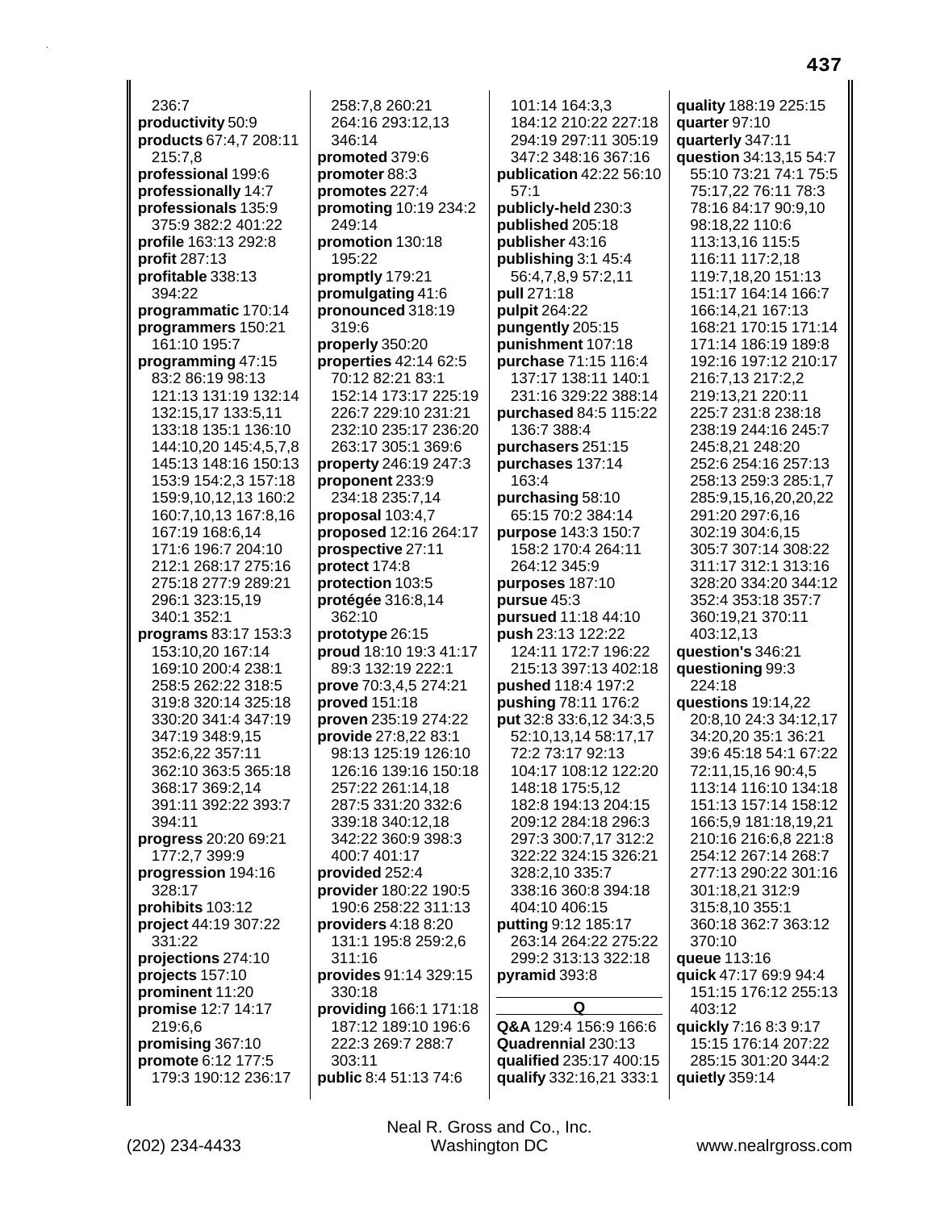236:7
**productivity** 50:9
**products** 67:4,7 208:11 215:7,8
**professional** 199:6
**professionally** 14:7
**professionals** 135:9 375:9 382:2 401:22
**profile** 163:13 292:8
**profit** 287:13
**profitable** 338:13 394:22
**programmatic** 170:14
**programmers** 150:21 161:10 195:7
**programming** 47:15 83:2 86:19 98:13 121:13 131:19 132:14 132:15,17 133:5,11 133:18 135:1 136:10 144:10,20 145:4,5,7,8 145:13 148:16 150:13 153:9 154:2,3 157:18 159:9,10,12,13 160:2 160:7,10,13 167:8,16 167:19 168:6,14 171:6 196:7 204:10 212:1 268:17 275:16 275:18 277:9 289:21 296:1 323:15,19 340:1 352:1
**programs** 83:17 153:3 153:10,20 167:14 169:10 200:4 238:1 258:5 262:22 318:5 319:8 320:14 325:18 330:20 341:4 347:19 347:19 348:9,15 352:6,22 357:11 362:10 363:5 365:18 368:17 369:2,14 391:11 392:22 393:7 394:11
**progress** 20:20 69:21 177:2,7 399:9
**progression** 194:16 328:17
**prohibits** 103:12
**project** 44:19 307:22 331:22
**projections** 274:10
**projects** 157:10
**prominent** 11:20
**promise** 12:7 14:17 219:6,6
**promising** 367:10
**promote** 6:12 177:5 179:3 190:12 236:17 258:7,8 260:21 264:16 293:12,13 346:14
**promoted** 379:6
**promoter** 88:3
**promotes** 227:4
**promoting** 10:19 234:2 249:14
**promotion** 130:18 195:22
**promptly** 179:21
**promulgating** 41:6
**pronounced** 318:19 319:6
**properly** 350:20
**properties** 42:14 62:5 70:12 82:21 83:1 152:14 173:17 225:19 226:7 229:10 231:21 232:10 235:17 236:20 263:17 305:1 369:6
**property** 246:19 247:3
**proponent** 233:9 234:18 235:7,14
**proposal** 103:4,7
**proposed** 12:16 264:17
**prospective** 27:11
**protect** 174:8
**protection** 103:5
**protégée** 316:8,14 362:10
**prototype** 26:15
**proud** 18:10 19:3 41:17 89:3 132:19 222:1
**prove** 70:3,4,5 274:21
**proved** 151:18
**proven** 235:19 274:22
**provide** 27:8,22 83:1 98:13 125:19 126:10 126:16 139:16 150:18 257:22 261:14,18 287:5 331:20 332:6 339:18 340:12,18 342:22 360:9 398:3 400:7 401:17
**provided** 252:4
**provider** 180:22 190:5 190:6 258:22 311:13
**providers** 4:18 8:20 131:1 195:8 259:2,6 311:16
**provides** 91:14 329:15 330:18
**providing** 166:1 171:18 187:12 189:10 196:6 222:3 269:7 288:7 303:11
**public** 8:4 51:13 74:6 101:14 164:3,3 184:12 210:22 227:18 294:19 297:11 305:19 347:2 348:16 367:16
**publication** 42:22 56:10 57:1
**publicly-held** 230:3
**published** 205:18
**publisher** 43:16
**publishing** 3:1 45:4 56:4,7,8,9 57:2,11
**pull** 271:18
**pulpit** 264:22
**pungently** 205:15
**punishment** 107:18
**purchase** 71:15 116:4 137:17 138:11 140:1 231:16 329:22 388:14
**purchased** 84:5 115:22 136:7 388:4
**purchasers** 251:15
**purchases** 137:14 163:4
**purchasing** 58:10 65:15 70:2 384:14
**purpose** 143:3 150:7 158:2 170:4 264:11 264:12 345:9
**purposes** 187:10
**pursue** 45:3
**pursued** 11:18 44:10
**push** 23:13 122:22 124:11 172:7 196:22 215:13 397:13 402:18
**pushed** 118:4 197:2
**pushing** 78:11 176:2
**put** 32:8 33:6,12 34:3,5 52:10,13,14 58:17,17 72:2 73:17 92:13 104:17 108:12 122:20 148:18 175:5,12 182:8 194:13 204:15 209:12 284:18 296:3 297:3 300:7,17 312:2 322:22 324:15 326:21 328:2,10 335:7 338:16 360:8 394:18 404:10 406:15
**putting** 9:12 185:17 263:14 264:22 275:22 299:2 313:13 322:18
**pyramid** 393:8

## Q

**Q&A** 129:4 156:9 166:6
**Quadrennial** 230:13
**qualified** 235:17 400:15
**qualify** 332:16,21 333:1
**quality** 188:19 225:15
**quarter** 97:10
**quarterly** 347:11
**question** 34:13,15 54:7 55:10 73:21 74:1 75:5 75:17,22 76:11 78:3 78:16 84:17 90:9,10 98:18,22 110:6 113:13,16 115:5 116:11 117:2,18 119:7,18,20 151:13 151:17 164:14 166:7 166:14,21 167:13 168:21 170:15 171:14 171:14 186:19 189:8 192:16 197:12 210:17 216:7,13 217:2,2 219:13,21 220:11 225:7 231:8 238:18 238:19 244:16 245:7 245:8,21 248:20 252:6 254:16 257:13 258:13 259:3 285:1,7 285:9,15,16,20,20,22 291:20 297:6,16 302:19 304:6,15 305:7 307:14 308:22 311:17 312:1 313:16 328:20 334:20 344:12 352:4 353:18 357:7 360:19,21 370:11 403:12,13
**question's** 346:21
**questioning** 99:3 224:18
**questions** 19:14,22 20:8,10 24:3 34:12,17 34:20,20 35:1 36:21 39:6 45:18 54:1 67:22 72:11,15,16 90:4,5 113:14 116:10 134:18 151:13 157:14 158:12 166:5,9 181:18,19,21 210:16 216:6,8 221:8 254:12 267:14 268:7 277:13 290:22 301:16 301:18,21 312:9 315:8,10 355:1 360:18 362:7 363:12 370:10
**queue** 113:16
**quick** 47:17 69:9 94:4 151:15 176:12 255:13 403:12
**quickly** 7:16 8:3 9:17 15:15 176:14 207:22 285:15 301:20 344:2
**quietly** 359:14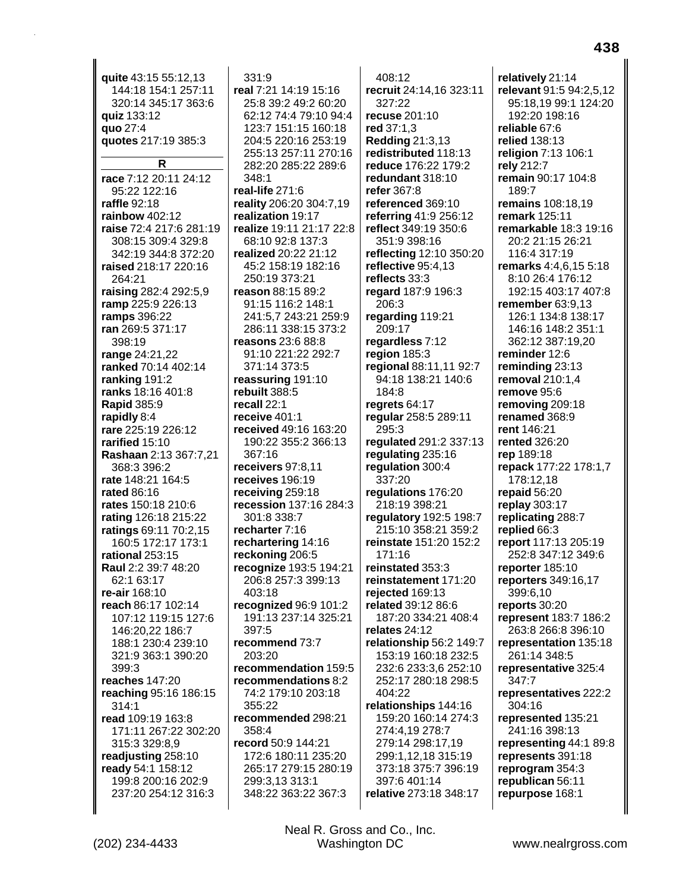**quite** 43:15 55:12,13 144:18 154:1 257:11 320:14 345:17 363:6
**quiz** 133:12
**quo** 27:4
**quotes** 217:19 385:3

## R

**race** 7:12 20:11 24:12 95:22 122:16
**raffle** 92:18
**rainbow** 402:12
**raise** 72:4 217:6 281:19 308:15 309:4 329:8 342:19 344:8 372:20
**raised** 218:17 220:16 264:21
**raising** 282:4 292:5,9
**ramp** 225:9 226:13
**ramps** 396:22
**ran** 269:5 371:17 398:19
**range** 24:21,22
**ranked** 70:14 402:14
**ranking** 191:2
**ranks** 18:16 401:8
**Rapid** 385:9
**rapidly** 8:4
**rare** 225:19 226:12
**rarified** 15:10
**Rashaan** 2:13 367:7,21 368:3 396:2
**rate** 148:21 164:5
**rated** 86:16
**rates** 150:18 210:6
**rating** 126:18 215:22
**ratings** 69:11 70:2,15 160:5 172:17 173:1
**rational** 253:15
**Raul** 2:2 39:7 48:20 62:1 63:17
**re-air** 168:10
**reach** 86:17 102:14 107:12 119:15 127:6 146:20,22 186:7 188:1 230:4 239:10 321:9 363:1 390:20 399:3
**reaches** 147:20
**reaching** 95:16 186:15 314:1
**read** 109:19 163:8 171:11 267:22 302:20 315:3 329:8,9
**readjusting** 258:10
**ready** 54:1 158:12 199:8 200:16 202:9 237:20 254:12 316:3 331:9
**real** 7:21 14:19 15:16 25:8 39:2 49:2 60:20 62:12 74:4 79:10 94:4 123:7 151:15 160:18 204:5 220:16 253:19 255:13 257:11 270:16 282:20 285:22 289:6 348:1
**real-life** 271:6
**reality** 206:20 304:7,19
**realization** 19:17
**realize** 19:11 21:17 22:8 68:10 92:8 137:3
**realized** 20:22 21:12 45:2 158:19 182:16 250:19 373:21
**reason** 88:15 89:2 91:15 116:2 148:1 241:5,7 243:21 259:9 286:11 338:15 373:2
**reasons** 23:6 88:8 91:10 221:22 292:7 371:14 373:5
**reassuring** 191:10
**rebuilt** 388:5
**recall** 22:1
**receive** 401:1
**received** 49:16 163:20 190:22 355:2 366:13 367:16
**receivers** 97:8,11
**receives** 196:19
**receiving** 259:18
**recession** 137:16 284:3 301:8 338:7
**recharter** 7:16
**rechartering** 14:16
**reckoning** 206:5
**recognize** 193:5 194:21 206:8 257:3 399:13 403:18
**recognized** 96:9 101:2 191:13 237:14 325:21 397:5
**recommend** 73:7 203:20
**recommendation** 159:5
**recommendations** 8:2 74:2 179:10 203:18 355:22
**recommended** 298:21 358:4
**record** 50:9 144:21 172:6 180:11 235:20 265:17 279:15 280:19 299:3,13 313:1 348:22 363:22 367:3 408:12
**recruit** 24:14,16 323:11 327:22
**recuse** 201:10
**red** 37:1,3
**Redding** 21:3,13
**redistributed** 118:13
**reduce** 176:22 179:2
**redundant** 318:10
**refer** 367:8
**referenced** 369:10
**referring** 41:9 256:12
**reflect** 349:19 350:6 351:9 398:16
**reflecting** 12:10 350:20
**reflective** 95:4,13
**reflects** 33:3
**regard** 187:9 196:3 206:3
**regarding** 119:21 209:17
**regardless** 7:12
**region** 185:3
**regional** 88:11,11 92:7 94:18 138:21 140:6 184:8
**regrets** 64:17
**regular** 258:5 289:11 295:3
**regulated** 291:2 337:13
**regulating** 235:16
**regulation** 300:4 337:20
**regulations** 176:20 218:19 398:21
**regulatory** 192:5 198:7 215:10 358:21 359:2
**reinstate** 151:20 152:2 171:16
**reinstated** 353:3
**reinstatement** 171:20
**rejected** 169:13
**related** 39:12 86:6 187:20 334:21 408:4
**relates** 24:12
**relationship** 56:2 149:7 153:19 160:18 232:5 232:6 233:3,6 252:10 252:17 280:18 298:5 404:22
**relationships** 144:16 159:20 160:14 274:3 274:4,19 278:7 279:14 298:17,19 299:1,12,18 315:19 373:18 375:7 396:19 397:6 401:14
**relative** 273:18 348:17
**relatively** 21:14
**relevant** 91:5 94:2,5,12 95:18,19 99:1 124:20 192:20 198:16
**reliable** 67:6
**relied** 138:13
**religion** 7:13 106:1
**rely** 212:7
**remain** 90:17 104:8 189:7
**remains** 108:18,19
**remark** 125:11
**remarkable** 18:3 19:16 20:2 21:15 26:21 116:4 317:19
**remarks** 4:4,6,15 5:18 8:10 26:4 176:12 192:15 403:17 407:8
**remember** 63:9,13 126:1 134:8 138:17 146:16 148:2 351:1 362:12 387:19,20
**reminder** 12:6
**reminding** 23:13
**removal** 210:1,4
**remove** 95:6
**removing** 209:18
**renamed** 368:9
**rent** 146:21
**rented** 326:20
**rep** 189:18
**repack** 177:22 178:1,7 178:12,18
**repaid** 56:20
**replay** 303:17
**replicating** 288:7
**replied** 66:3
**report** 117:13 205:19 252:8 347:12 349:6
**reporter** 185:10
**reporters** 349:16,17 399:6,10
**reports** 30:20
**represent** 183:7 186:2 263:8 266:8 396:10
**representation** 135:18 261:14 348:5
**representative** 325:4 347:7
**representatives** 222:2 304:16
**represented** 135:21 241:16 398:13
**representing** 44:1 89:8
**represents** 391:18
**reprogram** 354:3
**republican** 56:11
**repurpose** 168:1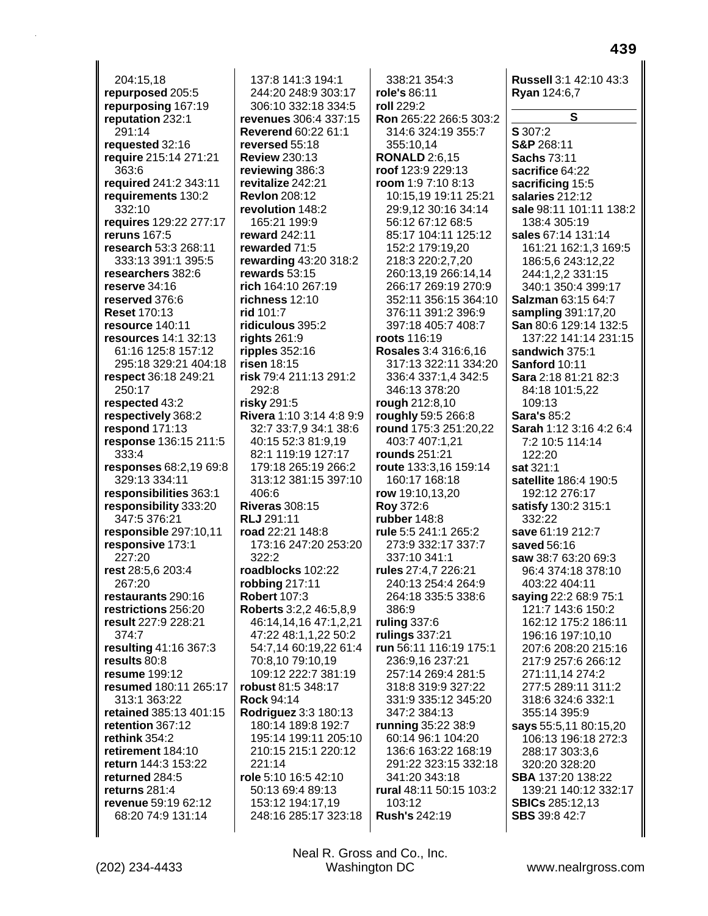204:15,18
**repurposed** 205:5
**repurposing** 167:19
**reputation** 232:1 291:14
**requested** 32:16
**require** 215:14 271:21 363:6
**required** 241:2 343:11
**requirements** 130:2 332:10
**requires** 129:22 277:17
**reruns** 167:5
**research** 53:3 268:11 333:13 391:1 395:5
**researchers** 382:6
**reserve** 34:16
**reserved** 376:6
**Reset** 170:13
**resource** 140:11
**resources** 14:1 32:13 61:16 125:8 157:12 295:18 329:21 404:18
**respect** 36:18 249:21 250:17
**respected** 43:2
**respectively** 368:2
**respond** 171:13
**response** 136:15 211:5 333:4
**responses** 68:2,19 69:8 329:13 334:11
**responsibilities** 363:1
**responsibility** 333:20 347:5 376:21
**responsible** 297:10,11
**responsive** 173:1 227:20
**rest** 28:5,6 203:4 267:20
**restaurants** 290:16
**restrictions** 256:20
**result** 227:9 228:21 374:7
**resulting** 41:16 367:3
**results** 80:8
**resume** 199:12
**resumed** 180:11 265:17 313:1 363:22
**retained** 385:13 401:15
**retention** 367:12
**rethink** 354:2
**retirement** 184:10
**return** 144:3 153:22
**returned** 284:5
**returns** 281:4
**revenue** 59:19 62:12 68:20 74:9 131:14 137:8 141:3 194:1 244:20 248:9 303:17 306:10 332:18 334:5
**revenues** 306:4 337:15
**Reverend** 60:22 61:1
**reversed** 55:18
**Review** 230:13
**reviewing** 386:3
**revitalize** 242:21
**Revlon** 208:12
**revolution** 148:2 165:21 199:9
**reward** 242:11
**rewarded** 71:5
**rewarding** 43:20 318:2
**rewards** 53:15
**rich** 164:10 267:19
**richness** 12:10
**rid** 101:7
**ridiculous** 395:2
**rights** 261:9
**ripples** 352:16
**risen** 18:15
**risk** 79:4 211:13 291:2 292:8
**risky** 291:5
**Rivera** 1:10 3:14 4:8 9:9 32:7 33:7,9 34:1 38:6 40:15 52:3 81:9,19 82:1 119:19 127:17 179:18 265:19 266:2 313:12 381:15 397:10 406:6
**Riveras** 308:15
**RLJ** 291:11
**road** 22:21 148:8 173:16 247:20 253:20 322:2
**roadblocks** 102:22
**robbing** 217:11
**Robert** 107:3
**Roberts** 3:2,2 46:5,8,9 46:14,14,16 47:1,2,21 47:22 48:1,1,22 50:2 54:7,14 60:19,22 61:4 70:8,10 79:10,19 109:12 222:7 381:19
**robust** 81:5 348:17
**Rock** 94:14
**Rodriguez** 3:3 180:13 180:14 189:8 192:7 195:14 199:11 205:10 210:15 215:1 220:12 221:14
**role** 5:10 16:5 42:10 50:13 69:4 89:13 153:12 194:17,19 248:16 285:17 323:18 338:21 354:3
**role's** 86:11
**roll** 229:2
**Ron** 265:22 266:5 303:2 314:6 324:19 355:7 355:10,14
**RONALD** 2:6,15
**roof** 123:9 229:13
**room** 1:9 7:10 8:13 10:15,19 19:11 25:21 29:9,12 30:16 34:14 56:12 67:12 68:5 85:17 104:11 125:12 152:2 179:19,20 218:3 220:2,7,20 260:13,19 266:14,14 266:17 269:19 270:9 352:11 356:15 364:10 376:11 391:2 396:9 397:18 405:7 408:7
**roots** 116:19
**Rosales** 3:4 316:6,16 317:13 322:11 334:20 336:4 337:1,4 342:5 346:13 378:20
**rough** 212:8,10
**roughly** 59:5 266:8
**round** 175:3 251:20,22 403:7 407:1,21
**rounds** 251:21
**route** 133:3,16 159:14 160:17 168:18
**row** 19:10,13,20
**Roy** 372:6
**rubber** 148:8
**rule** 5:5 241:1 265:2 273:9 332:17 337:7 337:10 341:1
**rules** 27:4,7 226:21 240:13 254:4 264:9 264:18 335:5 338:6 386:9
**ruling** 337:6
**rulings** 337:21
**run** 56:11 116:19 175:1 236:9,16 237:21 257:14 269:4 281:5 318:8 319:9 327:22 331:9 335:12 345:20 347:2 384:13
**running** 35:22 38:9 60:14 96:1 104:20 136:6 163:22 168:19 291:22 323:15 332:18 341:20 343:18
**rural** 48:11 50:15 103:2 103:12
**Rush's** 242:19
**Russell** 3:1 42:10 43:3
**Ryan** 124:6,7

## S

**S** 307:2
**S&P** 268:11
**Sachs** 73:11
**sacrifice** 64:22
**sacrificing** 15:5
**salaries** 212:12
**sale** 98:11 101:11 138:2 138:4 305:19
**sales** 67:14 131:14 161:21 162:1,3 169:5 186:5,6 243:12,22 244:1,2,2 331:15 340:1 350:4 399:17
**Salzman** 63:15 64:7
**sampling** 391:17,20
**San** 80:6 129:14 132:5 137:22 141:14 231:15
**sandwich** 375:1
**Sanford** 10:11
**Sara** 2:18 81:21 82:3 84:18 101:5,22 109:13
**Sara's** 85:2
**Sarah** 1:12 3:16 4:2 6:4 7:2 10:5 114:14 122:20
**sat** 321:1
**satellite** 186:4 190:5 192:12 276:17
**satisfy** 130:2 315:1 332:22
**save** 61:19 212:7
**saved** 56:16
**saw** 38:7 63:20 69:3 96:4 374:18 378:10 403:22 404:11
**saying** 22:2 68:9 75:1 121:7 143:6 150:2 162:12 175:2 186:11 196:16 197:10,10 207:6 208:20 215:16 217:9 257:6 266:12 271:11,14 274:2 277:5 289:11 311:2 318:6 324:6 332:1 355:14 395:9
**says** 55:5,11 80:15,20 106:13 196:18 272:3 288:17 303:3,6 320:20 328:20
**SBA** 137:20 138:22 139:21 140:12 332:17
**SBICs** 285:12,13
**SBS** 39:8 42:7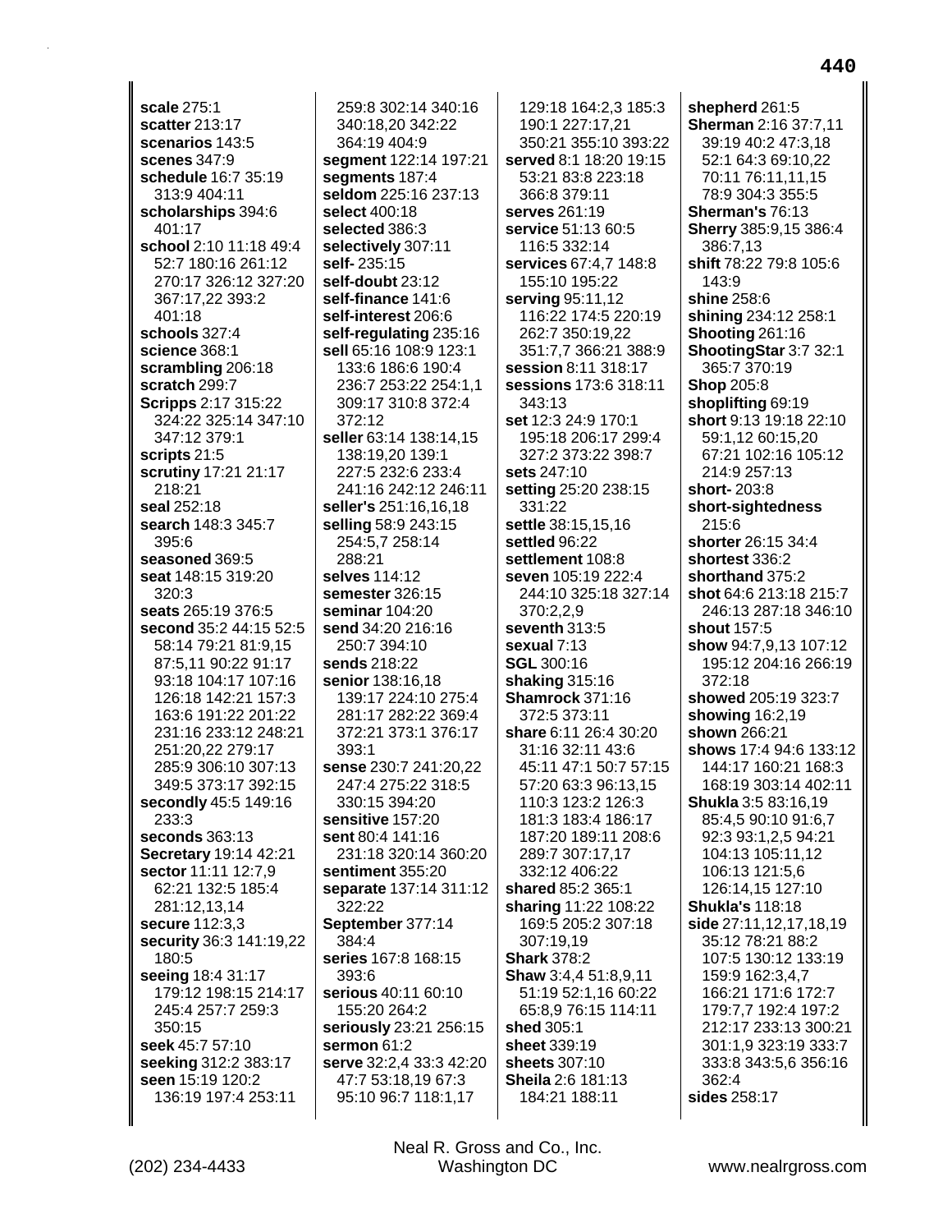**scale** 275:1
**scatter** 213:17
**scenarios** 143:5
**scenes** 347:9
**schedule** 16:7 35:19 313:9 404:11
**scholarships** 394:6 401:17
**school** 2:10 11:18 49:4 52:7 180:16 261:12 270:17 326:12 327:20 367:17,22 393:2 401:18
**schools** 327:4
**science** 368:1
**scrambling** 206:18
**scratch** 299:7
**Scripps** 2:17 315:22 324:22 325:14 347:10 347:12 379:1
**scripts** 21:5
**scrutiny** 17:21 21:17 218:21
**seal** 252:18
**search** 148:3 345:7 395:6
**seasoned** 369:5
**seat** 148:15 319:20 320:3
**seats** 265:19 376:5
**second** 35:2 44:15 52:5 58:14 79:21 81:9,15 87:5,11 90:22 91:17 93:18 104:17 107:16 126:18 142:21 157:3 163:6 191:22 201:22 231:16 233:12 248:21 251:20,22 279:17 285:9 306:10 307:13 349:5 373:17 392:15
**secondly** 45:5 149:16 233:3
**seconds** 363:13
**Secretary** 19:14 42:21
**sector** 11:11 12:7,9 62:21 132:5 185:4 281:12,13,14
**secure** 112:3,3
**security** 36:3 141:19,22 180:5
**seeing** 18:4 31:17 179:12 198:15 214:17 245:4 257:7 259:3 350:15
**seek** 45:7 57:10
**seeking** 312:2 383:17
**seen** 15:19 120:2 136:19 197:4 253:11 259:8 302:14 340:16 340:18,20 342:22 364:19 404:9
**segment** 122:14 197:21
**segments** 187:4
**seldom** 225:16 237:13
**select** 400:18
**selected** 386:3
**selectively** 307:11
**self-** 235:15
**self-doubt** 23:12
**self-finance** 141:6
**self-interest** 206:6
**self-regulating** 235:16
**sell** 65:16 108:9 123:1 133:6 186:6 190:4 236:7 253:22 254:1,1 309:17 310:8 372:4 372:12
**seller** 63:14 138:14,15 138:19,20 139:1 227:5 232:6 233:4 241:16 242:12 246:11
**seller's** 251:16,16,18
**selling** 58:9 243:15 254:5,7 258:14 288:21
**selves** 114:12
**semester** 326:15
**seminar** 104:20
**send** 34:20 216:16 250:7 394:10
**sends** 218:22
**senior** 138:16,18 139:17 224:10 275:4 281:17 282:22 369:4 372:21 373:1 376:17 393:1
**sense** 230:7 241:20,22 247:4 275:22 318:5 330:15 394:20
**sensitive** 157:20
**sent** 80:4 141:16 231:18 320:14 360:20
**sentiment** 355:20
**separate** 137:14 311:12 322:22
**September** 377:14 384:4
**series** 167:8 168:15 393:6
**serious** 40:11 60:10 155:20 264:2
**seriously** 23:21 256:15
**sermon** 61:2
**serve** 32:2,4 33:3 42:20 47:7 53:18,19 67:3 95:10 96:7 118:1,17 129:18 164:2,3 185:3 190:1 227:17,21 350:21 355:10 393:22
**served** 8:1 18:20 19:15 53:21 83:8 223:18 366:8 379:11
**serves** 261:19
**service** 51:13 60:5 116:5 332:14
**services** 67:4,7 148:8 155:10 195:22
**serving** 95:11,12 116:22 174:5 220:19 262:7 350:19,22 351:7,7 366:21 388:9
**session** 8:11 318:17
**sessions** 173:6 318:11 343:13
**set** 12:3 24:9 170:1 195:18 206:17 299:4 327:2 373:22 398:7
**sets** 247:10
**setting** 25:20 238:15 331:22
**settle** 38:15,15,16
**settled** 96:22
**settlement** 108:8
**seven** 105:19 222:4 244:10 325:18 327:14 370:2,2,9
**seventh** 313:5
**sexual** 7:13
**SGL** 300:16
**shaking** 315:16
**Shamrock** 371:16 372:5 373:11
**share** 6:11 26:4 30:20 31:16 32:11 43:6 45:11 47:1 50:7 57:15 57:20 63:3 96:13,15 110:3 123:2 126:3 181:3 183:4 186:17 187:20 189:11 208:6 289:7 307:17,17 332:12 406:22
**shared** 85:2 365:1
**sharing** 11:22 108:22 169:5 205:2 307:18 307:19,19
**Shark** 378:2
**Shaw** 3:4,4 51:8,9,11 51:19 52:1,16 60:22 65:8,9 76:15 114:11
**shed** 305:1
**sheet** 339:19
**sheets** 307:10
**Sheila** 2:6 181:13 184:21 188:11
**shepherd** 261:5
**Sherman** 2:16 37:7,11 39:19 40:2 47:3,18 52:1 64:3 69:10,22 70:11 76:11,11,15 78:9 304:3 355:5
**Sherman's** 76:13
**Sherry** 385:9,15 386:4 386:7,13
**shift** 78:22 79:8 105:6 143:9
**shine** 258:6
**shining** 234:12 258:1
**Shooting** 261:16
**ShootingStar** 3:7 32:1 365:7 370:19
**Shop** 205:8
**shoplifting** 69:19
**short** 9:13 19:18 22:10 59:1,12 60:15,20 67:21 102:16 105:12 214:9 257:13
**short-** 203:8
**short-sightedness** 215:6
**shorter** 26:15 34:4
**shortest** 336:2
**shorthand** 375:2
**shot** 64:6 213:18 215:7 246:13 287:18 346:10
**shout** 157:5
**show** 94:7,9,13 107:12 195:12 204:16 266:19 372:18
**showed** 205:19 323:7
**showing** 16:2,19
**shown** 266:21
**shows** 17:4 94:6 133:12 144:17 160:21 168:3 168:19 303:14 402:11
**Shukla** 3:5 83:16,19 85:4,5 90:10 91:6,7 92:3 93:1,2,5 94:21 104:13 105:11,12 106:13 121:5,6 126:14,15 127:10
**Shukla's** 118:18
**side** 27:11,12,17,18,19 35:12 78:21 88:2 107:5 130:12 133:19 159:9 162:3,4,7 166:21 171:6 172:7 179:7,7 192:4 197:2 212:17 233:13 300:21 301:1,9 323:19 333:7 333:8 343:5,6 356:16 362:4
**sides** 258:17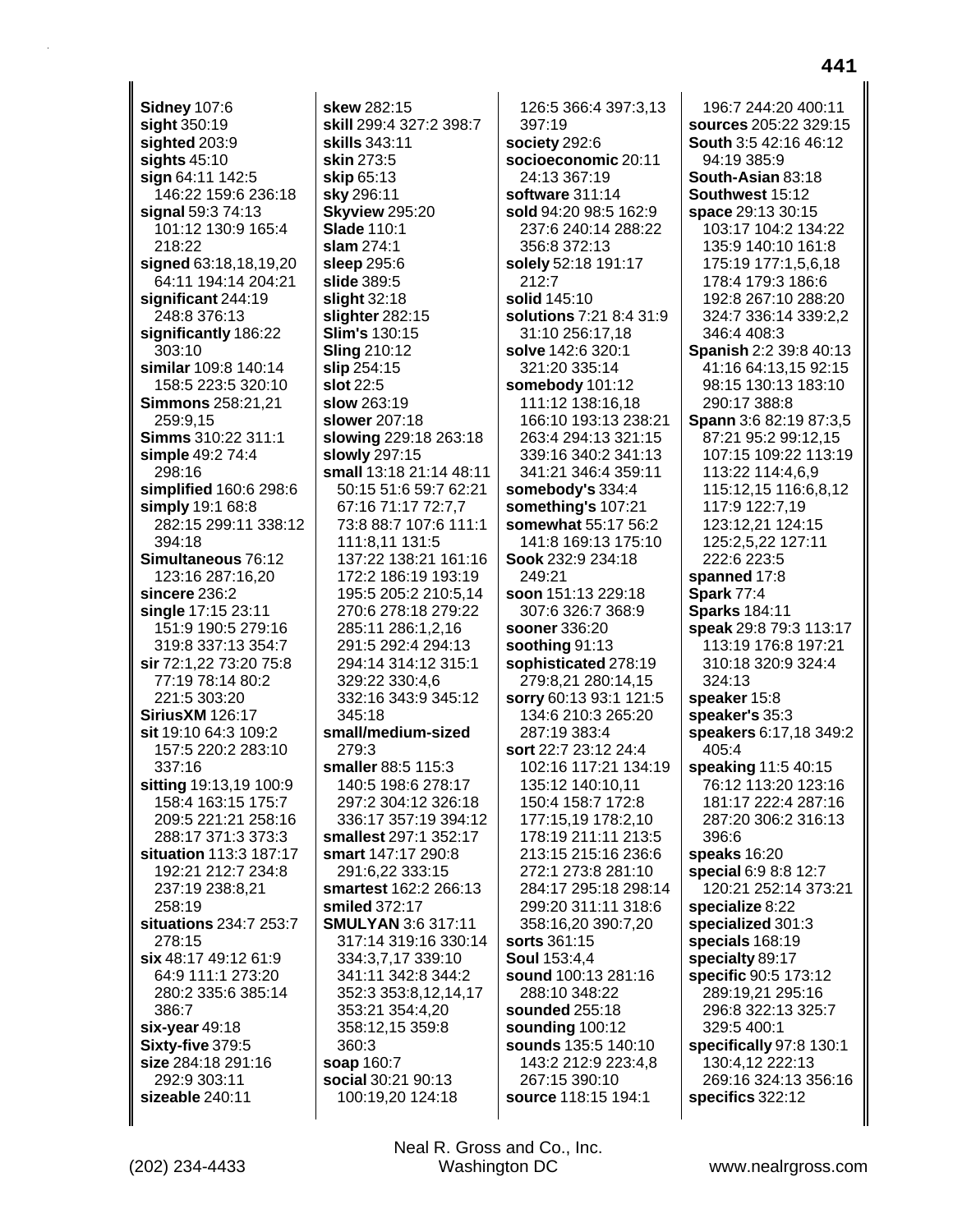**Sidney** 107:6
**sight** 350:19
**sighted** 203:9
**sights** 45:10
**sign** 64:11 142:5 146:22 159:6 236:18
**signal** 59:3 74:13 101:12 130:9 165:4 218:22
**signed** 63:18,18,19,20 64:11 194:14 204:21
**significant** 244:19 248:8 376:13
**significantly** 186:22 303:10
**similar** 109:8 140:14 158:5 223:5 320:10
**Simmons** 258:21,21 259:9,15
**Simms** 310:22 311:1
**simple** 49:2 74:4 298:16
**simplified** 160:6 298:6
**simply** 19:1 68:8 282:15 299:11 338:12 394:18
**Simultaneous** 76:12 123:16 287:16,20
**sincere** 236:2
**single** 17:15 23:11 151:9 190:5 279:16 319:8 337:13 354:7
**sir** 72:1,22 73:20 75:8 77:19 78:14 80:2 221:5 303:20
**SiriusXM** 126:17
**sit** 19:10 64:3 109:2 157:5 220:2 283:10 337:16
**sitting** 19:13,19 100:9 158:4 163:15 175:7 209:5 221:21 258:16 288:17 371:3 373:3
**situation** 113:3 187:17 192:21 212:7 234:8 237:19 238:8,21 258:19
**situations** 234:7 253:7 278:15
**six** 48:17 49:12 61:9 64:9 111:1 273:20 280:2 335:6 385:14 386:7
**six-year** 49:18
**Sixty-five** 379:5
**size** 284:18 291:16 292:9 303:11
**sizeable** 240:11
**skew** 282:15
**skill** 299:4 327:2 398:7
**skills** 343:11
**skin** 273:5
**skip** 65:13
**sky** 296:11
**Skyview** 295:20
**Slade** 110:1
**slam** 274:1
**sleep** 295:6
**slide** 389:5
**slight** 32:18
**slighter** 282:15
**Slim's** 130:15
**Sling** 210:12
**slip** 254:15
**slot** 22:5
**slow** 263:19
**slower** 207:18
**slowing** 229:18 263:18
**slowly** 297:15
**small** 13:18 21:14 48:11 50:15 51:6 59:7 62:21 67:16 71:17 72:7,7 73:8 88:7 107:6 111:1 111:8,11 131:5 137:22 138:21 161:16 172:2 186:19 193:19 195:5 205:2 210:5,14 270:6 278:18 279:22 285:11 286:1,2,16 291:5 292:4 294:13 294:14 314:12 315:1 329:22 330:4,6 332:16 343:9 345:12 345:18
**small/medium-sized** 279:3
**smaller** 88:5 115:3 140:5 198:6 278:17 297:2 304:12 326:18 336:17 357:19 394:12
**smallest** 297:1 352:17
**smart** 147:17 290:8 291:6,22 333:15
**smartest** 162:2 266:13
**smiled** 372:17
**SMULYAN** 3:6 317:11 317:14 319:16 330:14 334:3,7,17 339:10 341:11 342:8 344:2 352:3 353:8,12,14,17 353:21 354:4,20 358:12,15 359:8 360:3
**soap** 160:7
**social** 30:21 90:13 100:19,20 124:18 126:5 366:4 397:3,13 397:19
**society** 292:6
**socioeconomic** 20:11 24:13 367:19
**software** 311:14
**sold** 94:20 98:5 162:9 237:6 240:14 288:22 356:8 372:13
**solely** 52:18 191:17 212:7
**solid** 145:10
**solutions** 7:21 8:4 31:9 31:10 256:17,18
**solve** 142:6 320:1 321:20 335:14
**somebody** 101:12 111:12 138:16,18 166:10 193:13 238:21 263:4 294:13 321:15 339:16 340:2 341:13 341:21 346:4 359:11
**somebody's** 334:4
**something's** 107:21
**somewhat** 55:17 56:2 141:8 169:13 175:10
**Sook** 232:9 234:18 249:21
**soon** 151:13 229:18 307:6 326:7 368:9
**sooner** 336:20
**soothing** 91:13
**sophisticated** 278:19 279:8,21 280:14,15
**sorry** 60:13 93:1 121:5 134:6 210:3 265:20 287:19 383:4
**sort** 22:7 23:12 24:4 102:16 117:21 134:19 135:12 140:10,11 150:4 158:7 172:8 177:15,19 178:2,10 178:19 211:11 213:5 213:15 215:16 236:6 272:1 273:8 281:10 284:17 295:18 298:14 299:20 311:11 318:6 358:16,20 390:7,20
**sorts** 361:15
**Soul** 153:4,4
**sound** 100:13 281:16 288:10 348:22
**sounded** 255:18
**sounding** 100:12
**sounds** 135:5 140:10 143:2 212:9 223:4,8 267:15 390:10
**source** 118:15 194:1 196:7 244:20 400:11
**sources** 205:22 329:15
**South** 3:5 42:16 46:12 94:19 385:9
**South-Asian** 83:18
**Southwest** 15:12
**space** 29:13 30:15 103:17 104:2 134:22 135:9 140:10 161:8 175:19 177:1,5,6,18 178:4 179:3 186:6 192:8 267:10 288:20 324:7 336:14 339:2,2 346:4 408:3
**Spanish** 2:2 39:8 40:13 41:16 64:13,15 92:15 98:15 130:13 183:10 290:17 388:8
**Spann** 3:6 82:19 87:3,5 87:21 95:2 99:12,15 107:15 109:22 113:19 113:22 114:4,6,9 115:12,15 116:6,8,12 117:9 122:7,19 123:12,21 124:15 125:2,5,22 127:11 222:6 223:5
**spanned** 17:8
**Spark** 77:4
**Sparks** 184:11
**speak** 29:8 79:3 113:17 113:19 176:8 197:21 310:18 320:9 324:4 324:13
**speaker** 15:8
**speaker's** 35:3
**speakers** 6:17,18 349:2 405:4
**speaking** 11:5 40:15 76:12 113:20 123:16 181:17 222:4 287:16 287:20 306:2 316:13 396:6
**speaks** 16:20
**special** 6:9 8:8 12:7 120:21 252:14 373:21
**specialize** 8:22
**specialized** 301:3
**specials** 168:19
**specialty** 89:17
**specific** 90:5 173:12 289:19,21 295:16 296:8 322:13 325:7 329:5 400:1
**specifically** 97:8 130:1 130:4,12 222:13 269:16 324:13 356:16
**specifics** 322:12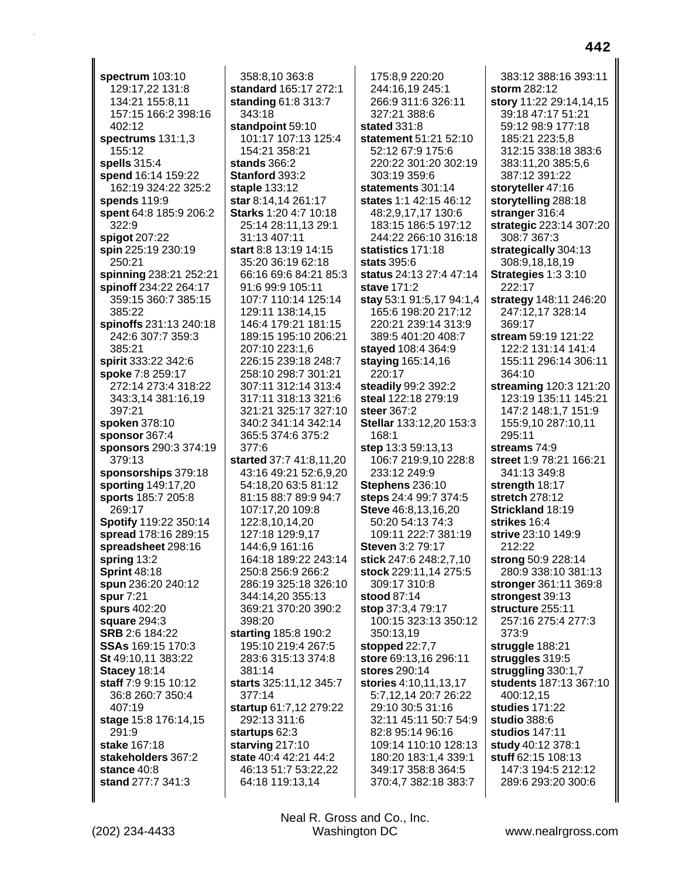**spectrum** 103:10 129:17,22 131:8 134:21 155:8,11 157:15 166:2 398:16 402:12
**spectrums** 131:1,3 155:12
**spells** 315:4
**spend** 16:14 159:22 162:19 324:22 325:2
**spends** 119:9
**spent** 64:8 185:9 206:2 322:9
**spigot** 207:22
**spin** 225:19 230:19 250:21
**spinning** 238:21 252:21
**spinoff** 234:22 264:17 359:15 360:7 385:15 385:22
**spinoffs** 231:13 240:18 242:6 307:7 359:3 385:21
**spirit** 333:22 342:6
**spoke** 7:8 259:17 272:14 273:4 318:22 343:3,14 381:16,19 397:21
**spoken** 378:10
**sponsor** 367:4
**sponsors** 290:3 374:19 379:13
**sponsorships** 379:18
**sporting** 149:17,20
**sports** 185:7 205:8 269:17
**Spotify** 119:22 350:14
**spread** 178:16 289:15
**spreadsheet** 298:16
**spring** 13:2
**Sprint** 48:18
**spun** 236:20 240:12
**spur** 7:21
**spurs** 402:20
**square** 294:3
**SRB** 2:6 184:22
**SSAs** 169:15 170:3
**St** 49:10,11 383:22
**Stacey** 18:14
**staff** 7:9 9:15 10:12 36:8 260:7 350:4 407:19
**stage** 15:8 176:14,15 291:9
**stake** 167:18
**stakeholders** 367:2
**stance** 40:8
**stand** 277:7 341:3 358:8,10 363:8
**standard** 165:17 272:1
**standing** 61:8 313:7 343:18
**standpoint** 59:10 101:17 107:13 125:4 154:21 358:21
**stands** 366:2
**Stanford** 393:2
**staple** 133:12
**star** 8:14,14 261:17
**Starks** 1:20 4:7 10:18 25:14 28:11,13 29:1 31:13 407:11
**start** 8:8 13:19 14:15 35:20 36:19 62:18 66:16 69:6 84:21 85:3 91:6 99:9 105:11 107:7 110:14 125:14 129:11 138:14,15 146:4 179:21 181:15 189:15 195:10 206:21 207:10 223:1,6 226:15 239:18 248:7 258:10 298:7 301:21 307:11 312:14 313:4 317:11 318:13 321:6 321:21 325:17 327:10 340:2 341:14 342:14 365:5 374:6 375:2 377:6
**started** 37:7 41:8,11,20 43:16 49:21 52:6,9,20 54:18,20 63:5 81:12 81:15 88:7 89:9 94:7 107:17,20 109:8 122:8,10,14,20 127:18 129:9,17 144:6,9 161:16 164:18 189:22 243:14 250:8 256:9 266:2 286:19 325:18 326:10 344:14,20 355:13 369:21 370:20 390:2 398:20
**starting** 185:8 190:2 195:10 219:4 267:5 283:6 315:13 374:8 381:14
**starts** 325:11,12 345:7 377:14
**startup** 61:7,12 279:22 292:13 311:6
**startups** 62:3
**starving** 217:10
**state** 40:4 42:21 44:2 46:13 51:7 53:22,22 64:18 119:13,14 175:8,9 220:20 244:16,19 245:1 266:9 311:6 326:11 327:21 388:6
**stated** 331:8
**statement** 51:21 52:10 52:12 67:9 175:6 220:22 301:20 302:19 303:19 359:6
**statements** 301:14
**states** 1:1 42:15 46:12 48:2,9,17,17 130:6 183:15 186:5 197:12 244:22 266:10 316:18
**statistics** 171:18
**stats** 395:6
**status** 24:13 27:4 47:14
**stave** 171:2
**stay** 53:1 91:5,17 94:1,4 165:6 198:20 217:12 220:21 239:14 313:9 389:5 401:20 408:7
**stayed** 108:4 364:9
**staying** 165:14,16 220:17
**steadily** 99:2 392:2
**steal** 122:18 279:19
**steer** 367:2
**Stellar** 133:12,20 153:3 168:1
**step** 13:3 59:13,13 106:7 219:9,10 228:8 233:12 249:9
**Stephens** 236:10
**steps** 24:4 99:7 374:5
**Steve** 46:8,13,16,20 50:20 54:13 74:3 109:11 222:7 381:19
**Steven** 3:2 79:17
**stick** 247:6 248:2,7,10
**stock** 229:11,14 275:5 309:17 310:8
**stood** 87:14
**stop** 37:3,4 79:17 100:15 323:13 350:12 350:13,19
**stopped** 22:7,7
**store** 69:13,16 296:11
**stores** 290:14
**stories** 4:10,11,13,17 5:7,12,14 20:7 26:22 29:10 30:5 31:16 32:11 45:11 50:7 54:9 82:8 95:14 96:16 109:14 110:10 128:13 180:20 183:1,4 339:1 349:17 358:8 364:5 370:4,7 382:18 383:7 383:12 388:16 393:11
**storm** 282:12
**story** 11:22 29:14,14,15 39:18 47:17 51:21 59:12 98:9 177:18 185:21 223:5,8 312:15 338:18 383:6 383:11,20 385:5,6 387:12 391:22
**storyteller** 47:16
**storytelling** 288:18
**stranger** 316:4
**strategic** 223:14 307:20 308:7 367:3
**strategically** 304:13 308:9,18,18,19
**Strategies** 1:3 3:10 222:17
**strategy** 148:11 246:20 247:12,17 328:14 369:17
**stream** 59:19 121:22 122:2 131:14 141:4 155:11 296:14 306:11 364:10
**streaming** 120:3 121:20 123:19 135:11 145:21 147:2 148:1,7 151:9 155:9,10 287:10,11 295:11
**streams** 74:9
**street** 1:9 78:21 166:21 341:13 349:8
**strength** 18:17
**stretch** 278:12
**Strickland** 18:19
**strikes** 16:4
**strive** 23:10 149:9 212:22
**strong** 50:9 228:14 280:9 338:10 381:13
**stronger** 361:11 369:8
**strongest** 39:13
**structure** 255:11 257:16 275:4 277:3 373:9
**struggle** 188:21
**struggles** 319:5
**struggling** 330:1,7
**students** 187:13 367:10 400:12,15
**studies** 171:22
**studio** 388:6
**studios** 147:11
**study** 40:12 378:1
**stuff** 62:15 108:13 147:3 194:5 212:12 289:6 293:20 300:6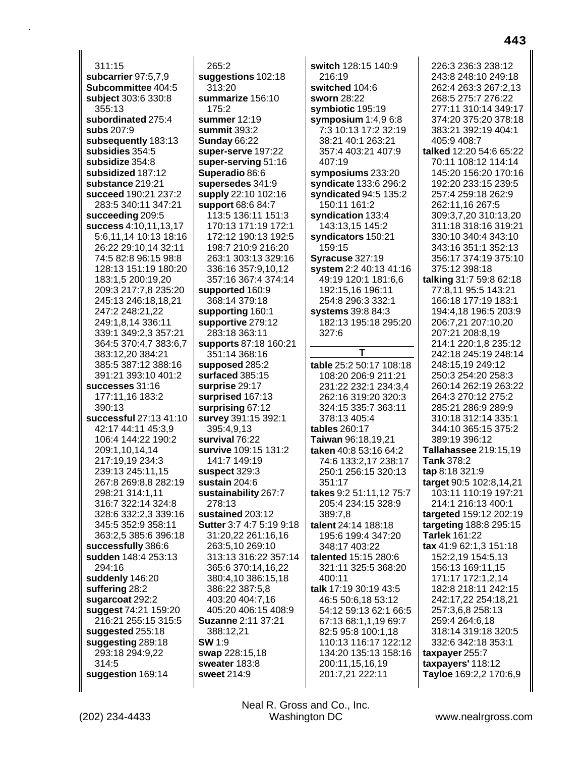311:15
**subcarrier** 97:5,7,9
**Subcommittee** 404:5
**subject** 303:6 330:8 355:13
**subordinated** 275:4
**subs** 207:9
**subsequently** 183:13
**subsidies** 354:5
**subsidize** 354:8
**subsidized** 187:12
**substance** 219:21
**succeed** 190:21 237:2 283:5 340:11 347:21
**succeeding** 209:5
**success** 4:10,11,13,17 5:6,11,14 10:13 18:16 26:22 29:10,14 32:11 74:5 82:8 96:15 98:8 128:13 151:19 180:20 183:1,5 200:19,20 209:3 217:7,8 235:20 245:13 246:18,18,21 247:2 248:21,22 249:1,8,14 336:11 339:1 349:2,3 357:21 364:5 370:4,7 383:6,7 383:12,20 384:21 385:5 387:12 388:16 391:21 393:10 401:2
**successes** 31:16 177:11,16 183:2 390:13
**successful** 27:13 41:10 42:17 44:11 45:3,9 106:4 144:22 190:2 209:1,10,14,14 217:19,19 234:3 239:13 245:11,15 267:8 269:8,8 282:19 298:21 314:1,11 316:7 322:14 324:8 328:6 332:2,3 339:16 345:5 352:9 358:11 363:2,5 385:6 396:18
**successfully** 386:6
**sudden** 148:4 253:13 294:16
**suddenly** 146:20
**suffering** 28:2
**sugarcoat** 292:2
**suggest** 74:21 159:20 216:21 255:15 315:5
**suggested** 255:18
**suggesting** 289:18 293:18 294:9,22 314:5
**suggestion** 169:14
265:2
**suggestions** 102:18 313:20
**summarize** 156:10 175:2
**summer** 12:19
**summit** 393:2
**Sunday** 66:22
**super-serve** 197:22
**super-serving** 51:16
**Superadio** 86:6
**supersedes** 341:9
**supply** 22:10 102:16
**support** 68:6 84:7 113:5 136:11 151:3 170:13 171:19 172:1 172:12 190:13 192:5 198:7 210:9 216:20 263:1 303:13 329:16 336:16 357:9,10,12 357:16 367:4 374:14
**supported** 160:9 368:14 379:18
**supporting** 160:1
**supportive** 279:12 283:18 363:11
**supports** 87:18 160:21 351:14 368:16
**supposed** 285:2
**surfaced** 385:15
**surprise** 29:17
**surprised** 167:13
**surprising** 67:12
**survey** 391:15 392:1 395:4,9,13
**survival** 76:22
**survive** 109:15 131:2 141:7 149:19
**suspect** 329:3
**sustain** 204:6
**sustainability** 267:7 278:13
**sustained** 203:12
**Sutter** 3:7 4:7 5:19 9:18 31:20,22 261:16,16 263:5,10 269:10 313:13 316:22 357:14 365:6 370:14,16,22 380:4,10 386:15,18 386:22 387:5,8 403:20 404:7,16 405:20 406:15 408:9
**Suzanne** 2:11 37:21 388:12,21
**SW** 1:9
**swap** 228:15,18
**sweater** 183:8
**sweet** 214:9
**switch** 128:15 140:9 216:19
**switched** 104:6
**sworn** 28:22
**symbiotic** 195:19
**symposium** 1:4,9 6:8 7:3 10:13 17:2 32:19 38:21 40:1 263:21 357:4 403:21 407:9 407:19
**symposiums** 233:20
**syndicate** 133:6 296:2
**syndicated** 94:5 135:2 150:11 161:2
**syndication** 133:4 143:13,15 145:2
**syndicators** 150:21 159:15
**Syracuse** 327:19
**system** 2:2 40:13 41:16 49:19 120:1 181:6,6 192:15,16 196:11 254:8 296:3 332:1
**systems** 39:8 84:3 182:13 195:18 295:20 327:6

## T

**table** 25:2 50:17 108:18 108:20 206:9 211:21 231:22 232:1 234:3,4 262:16 319:20 320:3 324:15 335:7 363:11 378:13 405:4
**tables** 260:17
**Taiwan** 96:18,19,21
**taken** 40:8 53:16 64:2 74:6 133:2,17 238:17 250:1 256:15 320:13 351:17
**takes** 9:2 51:11,12 75:7 205:4 234:15 328:9 389:7,8
**talent** 24:14 188:18 195:6 199:4 347:20 348:17 403:22
**talented** 15:15 280:6 321:11 325:5 368:20 400:11
**talk** 17:19 30:19 43:5 46:5 50:6,18 53:12 54:12 59:13 62:1 66:5 67:13 68:1,1,19 69:7 82:5 95:8 100:1,18 110:13 116:17 122:12 134:20 135:13 158:16 200:11,15,16,19 201:7,21 222:11
226:3 236:3 238:12 243:8 248:10 249:18 262:4 263:3 267:2,13 268:5 275:7 276:22 277:11 310:14 349:17 374:20 375:20 378:18 383:21 392:19 404:1 405:9 408:7
**talked** 12:20 54:6 65:22 70:11 108:12 114:14 145:20 156:20 170:16 192:20 233:15 239:5 257:4 259:18 262:9 262:11,16 267:5 309:3,7,20 310:13,20 311:18 318:16 319:21 330:10 340:4 343:10 343:16 351:1 352:13 356:17 374:19 375:10 375:12 398:18
**talking** 31:7 59:8 62:18 77:8,11 95:5 143:21 166:18 177:19 183:1 194:4,18 196:5 203:9 206:7,21 207:10,20 207:21 208:8,19 214:1 220:1,8 235:12 242:18 245:19 248:14 248:15,19 249:12 250:3 254:20 258:3 260:14 262:19 263:22 264:3 270:12 275:2 285:21 286:9 289:9 310:18 312:14 335:1 344:10 365:15 375:2 389:19 396:12
**Tallahassee** 219:15,19
**Tank** 378:2
**tap** 8:18 321:9
**target** 90:5 102:8,14,21 103:11 110:19 197:21 214:1 216:13 400:1
**targeted** 159:12 202:19
**targeting** 188:8 295:15
**Tarlek** 161:22
**tax** 41:9 62:1,3 151:18 152:2,19 154:5,13 156:13 169:11,15 171:17 172:1,2,14 182:8 218:11 242:15 242:17,22 254:18,21 257:3,6,8 258:13 259:4 264:6,18 318:14 319:18 320:5 332:6 342:18 353:1
**taxpayer** 255:7
**taxpayers'** 118:12
**Tayloe** 169:2,2 170:6,9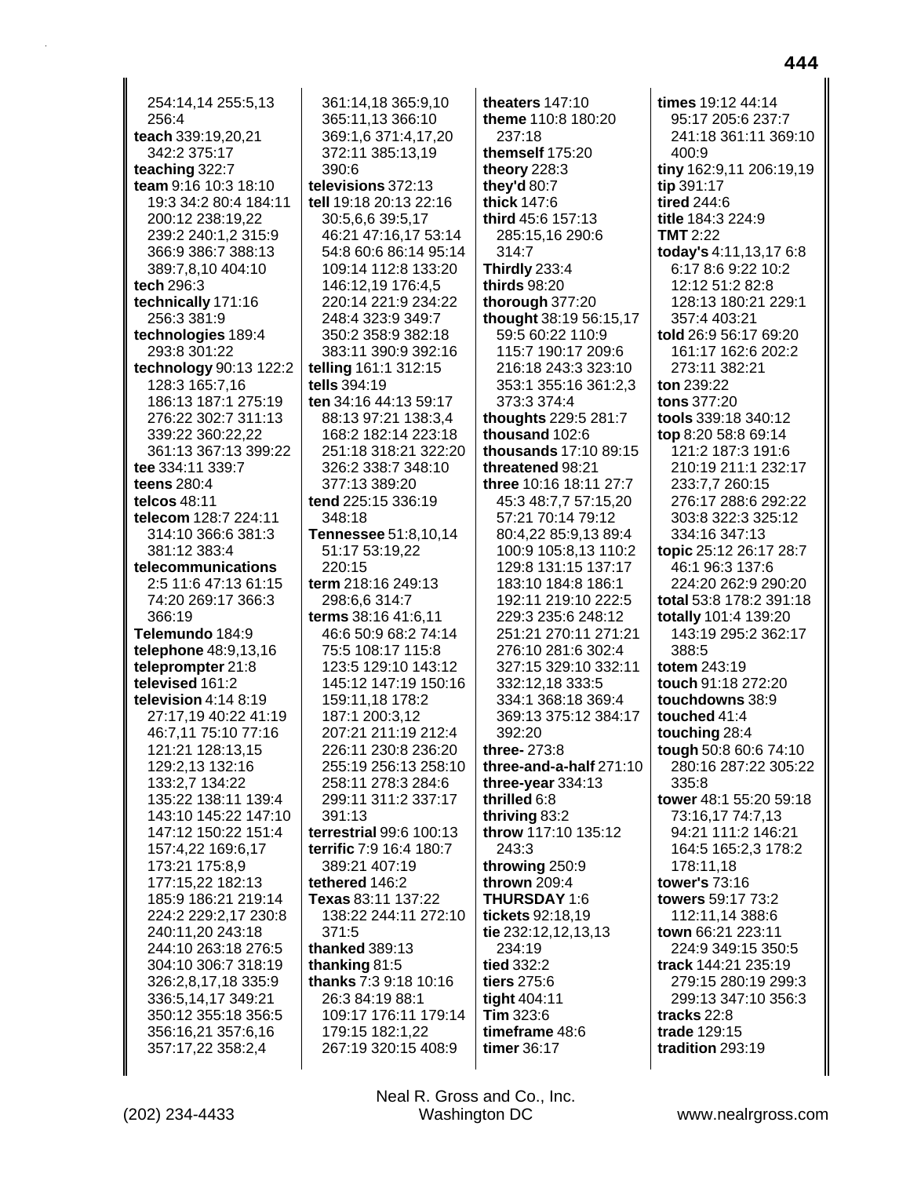254:14,14 255:5,13 256:4
**teach** 339:19,20,21 342:2 375:17
**teaching** 322:7
**team** 9:16 10:3 18:10 19:3 34:2 80:4 184:11 200:12 238:19,22 239:2 240:1,2 315:9 366:9 386:7 388:13 389:7,8,10 404:10
**tech** 296:3
**technically** 171:16 256:3 381:9
**technologies** 189:4 293:8 301:22
**technology** 90:13 122:2 128:3 165:7,16 186:13 187:1 275:19 276:22 302:7 311:13 339:22 360:22,22 361:13 367:13 399:22
**tee** 334:11 339:7
**teens** 280:4
**telcos** 48:11
**telecom** 128:7 224:11 314:10 366:6 381:3 381:12 383:4
**telecommunications** 2:5 11:6 47:13 61:15 74:20 269:17 366:3 366:19
**Telemundo** 184:9
**telephone** 48:9,13,16
**teleprompter** 21:8
**televised** 161:2
**television** 4:14 8:19 27:17,19 40:22 41:19 46:7,11 75:10 77:16 121:21 128:13,15 129:2,13 132:16 133:2,7 134:22 135:22 138:11 139:4 143:10 145:22 147:10 147:12 150:22 151:4 157:4,22 169:6,17 173:21 175:8,9 177:15,22 182:13 185:9 186:21 219:14 224:2 229:2,17 230:8 240:11,20 243:18 244:10 263:18 276:5 304:10 306:7 318:19 326:2,8,17,18 335:9 336:5,14,17 349:21 350:12 355:18 356:5 356:16,21 357:6,16 357:17,22 358:2,4 361:14,18 365:9,10 365:11,13 366:10 369:1,6 371:4,17,20 372:11 385:13,19 390:6
**televisions** 372:13
**tell** 19:18 20:13 22:16 30:5,6,6 39:5,17 46:21 47:16,17 53:14 54:8 60:6 86:14 95:14 109:14 112:8 133:20 146:12,19 176:4,5 220:14 221:9 234:22 248:4 323:9 349:7 350:2 358:9 382:18 383:11 390:9 392:16
**telling** 161:1 312:15
**tells** 394:19
**ten** 34:16 44:13 59:17 88:13 97:21 138:3,4 168:2 182:14 223:18 251:18 318:21 322:20 326:2 338:7 348:10 377:13 389:20
**tend** 225:15 336:19 348:18
**Tennessee** 51:8,10,14 51:17 53:19,22 220:15
**term** 218:16 249:13 298:6,6 314:7
**terms** 38:16 41:6,11 46:6 50:9 68:2 74:14 75:5 108:17 115:8 123:5 129:10 143:12 145:12 147:19 150:16 159:11,18 178:2 187:1 200:3,12 207:21 211:19 212:4 226:11 230:8 236:20 255:19 256:13 258:10 258:11 278:3 284:6 299:11 311:2 337:17 391:13
**terrestrial** 99:6 100:13
**terrific** 7:9 16:4 180:7 389:21 407:19
**tethered** 146:2
**Texas** 83:11 137:22 138:22 244:11 272:10 371:5
**thanked** 389:13
**thanking** 81:5
**thanks** 7:3 9:18 10:16 26:3 84:19 88:1 109:17 176:11 179:14 179:15 182:1,22 267:19 320:15 408:9
**theaters** 147:10
**theme** 110:8 180:20 237:18
**themself** 175:20
**theory** 228:3
**they'd** 80:7
**thick** 147:6
**third** 45:6 157:13 285:15,16 290:6 314:7
**Thirdly** 233:4
**thirds** 98:20
**thorough** 377:20
**thought** 38:19 56:15,17 59:5 60:22 110:9 115:7 190:17 209:6 216:18 243:3 323:10 353:1 355:16 361:2,3 373:3 374:4
**thoughts** 229:5 281:7
**thousand** 102:6
**thousands** 17:10 89:15
**threatened** 98:21
**three** 10:16 18:11 27:7 45:3 48:7,7 57:15,20 57:21 70:14 79:12 80:4,22 85:9,13 89:4 100:9 105:8,13 110:2 129:8 131:15 137:17 183:10 184:8 186:1 192:11 219:10 222:5 229:3 235:6 248:12 251:21 270:11 271:21 276:10 281:6 302:4 327:15 329:10 332:11 332:12,18 333:5 334:1 368:18 369:4 369:13 375:12 384:17 392:20
**three-** 273:8
**three-and-a-half** 271:10
**three-year** 334:13
**thrilled** 6:8
**thriving** 83:2
**throw** 117:10 135:12 243:3
**throwing** 250:9
**thrown** 209:4
**THURSDAY** 1:6
**tickets** 92:18,19
**tie** 232:12,12,13,13 234:19
**tied** 332:2
**tiers** 275:6
**tight** 404:11
**Tim** 323:6
**timeframe** 48:6
**timer** 36:17
**times** 19:12 44:14 95:17 205:6 237:7 241:18 361:11 369:10 400:9
**tiny** 162:9,11 206:19,19
**tip** 391:17
**tired** 244:6
**title** 184:3 224:9
**TMT** 2:22
**today's** 4:11,13,17 6:8 6:17 8:6 9:22 10:2 12:12 51:2 82:8 128:13 180:21 229:1 357:4 403:21
**told** 26:9 56:17 69:20 161:17 162:6 202:2 273:11 382:21
**ton** 239:22
**tons** 377:20
**tools** 339:18 340:12
**top** 8:20 58:8 69:14 121:2 187:3 191:6 210:19 211:1 232:17 233:7,7 260:15 276:17 288:6 292:22 303:8 322:3 325:12 334:16 347:13
**topic** 25:12 26:17 28:7 46:1 96:3 137:6 224:20 262:9 290:20
**total** 53:8 178:2 391:18
**totally** 101:4 139:20 143:19 295:2 362:17 388:5
**totem** 243:19
**touch** 91:18 272:20
**touchdowns** 38:9
**touched** 41:4
**touching** 28:4
**tough** 50:8 60:6 74:10 280:16 287:22 305:22 335:8
**tower** 48:1 55:20 59:18 73:16,17 74:7,13 94:21 111:2 146:21 164:5 165:2,3 178:2 178:11,18
**tower's** 73:16
**towers** 59:17 73:2 112:11,14 388:6
**town** 66:21 223:11 224:9 349:15 350:5
**track** 144:21 235:19 279:15 280:19 299:3 299:13 347:10 356:3
**tracks** 22:8
**trade** 129:15
**tradition** 293:19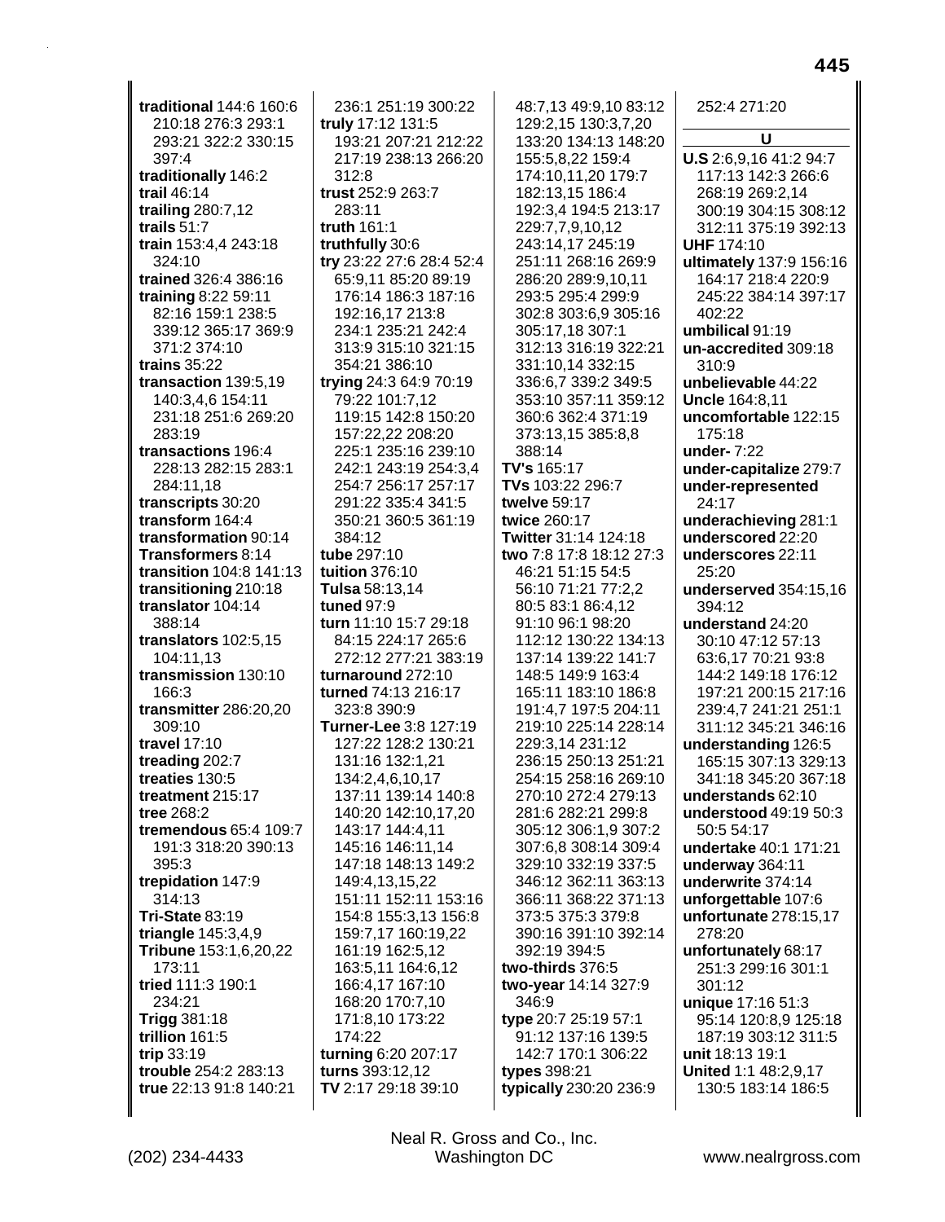**traditional** 144:6 160:6 210:18 276:3 293:1 293:21 322:2 330:15 397:4
**traditionally** 146:2
**trail** 46:14
**trailing** 280:7,12
**trails** 51:7
**train** 153:4,4 243:18 324:10
**trained** 326:4 386:16
**training** 8:22 59:11 82:16 159:1 238:5 339:12 365:17 369:9 371:2 374:10
**trains** 35:22
**transaction** 139:5,19 140:3,4,6 154:11 231:18 251:6 269:20 283:19
**transactions** 196:4 228:13 282:15 283:1 284:11,18
**transcripts** 30:20
**transform** 164:4
**transformation** 90:14
**Transformers** 8:14
**transition** 104:8 141:13
**transitioning** 210:18
**translator** 104:14 388:14
**translators** 102:5,15 104:11,13
**transmission** 130:10 166:3
**transmitter** 286:20,20 309:10
**travel** 17:10
**treading** 202:7
**treaties** 130:5
**treatment** 215:17
**tree** 268:2
**tremendous** 65:4 109:7 191:3 318:20 390:13 395:3
**trepidation** 147:9 314:13
**Tri-State** 83:19
**triangle** 145:3,4,9
**Tribune** 153:1,6,20,22 173:11
**tried** 111:3 190:1 234:21
**Trigg** 381:18
**trillion** 161:5
**trip** 33:19
**trouble** 254:2 283:13
**true** 22:13 91:8 140:21 236:1 251:19 300:22
**truly** 17:12 131:5 193:21 207:21 212:22 217:19 238:13 266:20 312:8
**trust** 252:9 263:7 283:11
**truth** 161:1
**truthfully** 30:6
**try** 23:22 27:6 28:4 52:4 65:9,11 85:20 89:19 176:14 186:3 187:16 192:16,17 213:8 234:1 235:21 242:4 313:9 315:10 321:15 354:21 386:10
**trying** 24:3 64:9 70:19 79:22 101:7,12 119:15 142:8 150:20 157:22,22 208:20 225:1 235:16 239:10 242:1 243:19 254:3,4 254:7 256:17 257:17 291:22 335:4 341:5 350:21 360:5 361:19 384:12
**tube** 297:10
**tuition** 376:10
**Tulsa** 58:13,14
**tuned** 97:9
**turn** 11:10 15:7 29:18 84:15 224:17 265:6 272:12 277:21 383:19
**turnaround** 272:10
**turned** 74:13 216:17 323:8 390:9
**Turner-Lee** 3:8 127:19 127:22 128:2 130:21 131:16 132:1,21 134:2,4,6,10,17 137:11 139:14 140:8 140:20 142:10,17,20 143:17 144:4,11 145:16 146:11,14 147:18 148:13 149:2 149:4,13,15,22 151:11 152:11 153:16 154:8 155:3,13 156:8 159:7,17 160:19,22 161:19 162:5,12 163:5,11 164:6,12 166:4,17 167:10 168:20 170:7,10 171:8,10 173:22 174:22
**turning** 6:20 207:17
**turns** 393:12,12
**TV** 2:17 29:18 39:10 48:7,13 49:9,10 83:12 129:2,15 130:3,7,20 133:20 134:13 148:20 155:5,8,22 159:4 174:10,11,20 179:7 182:13,15 186:4 192:3,4 194:5 213:17 229:7,7,9,10,12 243:14,17 245:19 251:11 268:16 269:9 286:20 289:9,10,11 293:5 295:4 299:9 302:8 303:6,9 305:16 305:17,18 307:1 312:13 316:19 322:21 331:10,14 332:15 336:6,7 339:2 349:5 353:10 357:11 359:12 360:6 362:4 371:19 373:13,15 385:8,8 388:14
**TV's** 165:17
**TVs** 103:22 296:7
**twelve** 59:17
**twice** 260:17
**Twitter** 31:14 124:18
**two** 7:8 17:8 18:12 27:3 46:21 51:15 54:5 56:10 71:21 77:2,2 80:5 83:1 86:4,12 91:10 96:1 98:20 112:12 130:22 134:13 137:14 139:22 141:7 148:5 149:9 163:4 165:11 183:10 186:8 191:4,7 197:5 204:11 219:10 225:14 228:14 229:3,14 231:12 236:15 250:13 251:21 254:15 258:16 269:10 270:10 272:4 279:13 281:6 282:21 299:8 305:12 306:1,9 307:2 307:6,8 308:14 309:4 329:10 332:19 337:5 346:12 362:11 363:13 366:11 368:22 371:13 373:5 375:3 379:8 390:16 391:10 392:14 392:19 394:5
**two-thirds** 376:5
**two-year** 14:14 327:9 346:9
**type** 20:7 25:19 57:1 91:12 137:16 139:5 142:7 170:1 306:22
**types** 398:21
**typically** 230:20 236:9 252:4 271:20

## U

**U.S** 2:6,9,16 41:2 94:7 117:13 142:3 266:6 268:19 269:2,14 300:19 304:15 308:12 312:11 375:19 392:13
**UHF** 174:10
**ultimately** 137:9 156:16 164:17 218:4 220:9 245:22 384:14 397:17 402:22
**umbilical** 91:19
**un-accredited** 309:18 310:9
**unbelievable** 44:22
**Uncle** 164:8,11
**uncomfortable** 122:15 175:18
**under-** 7:22
**under-capitalize** 279:7
**under-represented** 24:17
**underachieving** 281:1
**underscored** 22:20
**underscores** 22:11 25:20
**underserved** 354:15,16 394:12
**understand** 24:20 30:10 47:12 57:13 63:6,17 70:21 93:8 144:2 149:18 176:12 197:21 200:15 217:16 239:4,7 241:21 251:1 311:12 345:21 346:16
**understanding** 126:5 165:15 307:13 329:13 341:18 345:20 367:18
**understands** 62:10
**understood** 49:19 50:3 50:5 54:17
**undertake** 40:1 171:21
**underway** 364:11
**underwrite** 374:14
**unforgettable** 107:6
**unfortunate** 278:15,17 278:20
**unfortunately** 68:17 251:3 299:16 301:1 301:12
**unique** 17:16 51:3 95:14 120:8,9 125:18 187:19 303:12 311:5
**unit** 18:13 19:1
**United** 1:1 48:2,9,17 130:5 183:14 186:5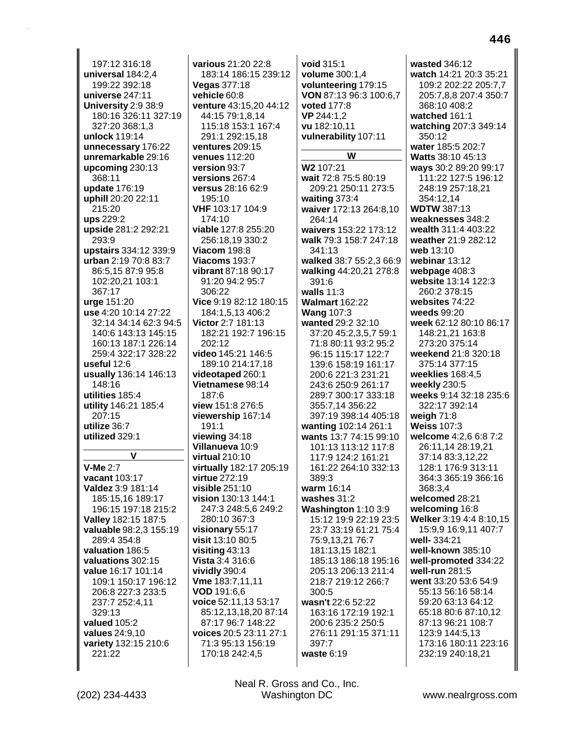197:12 316:18
**universal** 184:2,4 199:22 392:18
**universe** 247:11
**University** 2:9 38:9 180:16 326:11 327:19 327:20 368:1,3
**unlock** 119:14
**unnecessary** 176:22
**unremarkable** 29:16
**upcoming** 230:13 368:11
**update** 176:19
**uphill** 20:20 22:11 215:20
**ups** 229:2
**upside** 281:2 292:21 293:9
**upstairs** 334:12 339:9
**urban** 2:19 70:8 83:7 86:5,15 87:9 95:8 102:20,21 103:1 367:17
**urge** 151:20
**use** 4:20 10:14 27:22 32:14 34:14 62:3 94:5 140:6 143:13 145:15 160:13 187:1 226:14 259:4 322:17 328:22
**useful** 12:6
**usually** 136:14 146:13 148:16
**utilities** 185:4
**utility** 146:21 185:4 207:15
**utilize** 36:7
**utilized** 329:1

## V

**V-Me** 2:7
**vacant** 103:17
**Valdez** 3:9 181:14 185:15,16 189:17 196:15 197:18 215:2
**Valley** 182:15 187:5
**valuable** 98:2,3 155:19 289:4 354:8
**valuation** 186:5
**valuations** 302:15
**value** 16:17 101:14 109:1 150:17 196:12 206:8 227:3 233:5 237:7 252:4,11 329:13
**valued** 105:2
**values** 24:9,10
**variety** 132:15 210:6 221:22
**various** 21:20 22:8 183:14 186:15 239:12
**Vegas** 377:18
**vehicle** 60:8
**venture** 43:15,20 44:12 44:15 79:1,8,14 115:18 153:1 167:4 291:1 292:15,18
**ventures** 209:15
**venues** 112:20
**version** 93:7
**versions** 267:4
**versus** 28:16 62:9 195:10
**VHF** 103:17 104:9 174:10
**viable** 127:8 255:20 256:18,19 330:2
**Viacom** 198:8
**Viacoms** 193:7
**vibrant** 87:18 90:17 91:20 94:2 95:7 306:22
**Vice** 9:19 82:12 180:15 184:1,5,13 406:2
**Victor** 2:7 181:13 182:21 192:7 196:15 202:12
**video** 145:21 146:5 189:10 214:17,18
**videotaped** 260:1
**Vietnamese** 98:14 187:6
**view** 151:8 276:5
**viewership** 167:14 191:1
**viewing** 34:18
**Villanueva** 10:9
**virtual** 210:10
**virtually** 182:17 205:19
**virtue** 272:19
**visible** 251:10
**vision** 130:13 144:1 247:3 248:5,6 249:2 280:10 367:3
**visionary** 55:17
**visit** 13:10 80:5
**visiting** 43:13
**Vista** 3:4 316:6
**vividly** 390:4
**Vme** 183:7,11,11
**VOD** 191:6,6
**voice** 52:11,13 53:17 85:12,13,18,20 87:14 87:17 96:7 148:22
**voices** 20:5 23:11 27:1 71:3 95:13 156:19 170:18 242:4,5
**void** 315:1
**volume** 300:1,4
**volunteering** 179:15
**VON** 87:13 96:3 100:6,7
**voted** 177:8
**VP** 244:1,2
**vu** 182:10,11
**vulnerability** 107:11

## W

**W2** 107:21
**wait** 72:8 75:5 80:19 209:21 250:11 273:5
**waiting** 373:4
**waiver** 172:13 264:8,10 264:14
**waivers** 153:22 173:12
**walk** 79:3 158:7 247:18 341:13
**walked** 38:7 55:2,3 66:9
**walking** 44:20,21 278:8 391:6
**walls** 11:3
**Walmart** 162:22
**Wang** 107:3
**wanted** 29:2 32:10 37:20 45:2,3,5,7 59:1 71:8 80:11 93:2 95:2 96:15 115:17 122:7 139:6 158:19 161:17 200:6 221:3 231:21 243:6 250:9 261:17 289:7 300:17 333:18 355:7,14 356:22 397:19 398:14 405:18
**wanting** 102:14 261:1
**wants** 13:7 74:15 99:10 101:13 113:12 117:8 117:9 124:2 161:21 161:22 264:10 332:13 389:3
**warm** 16:14
**washes** 31:2
**Washington** 1:10 3:9 15:12 19:9 22:19 23:5 23:7 33:19 61:21 75:4 75:9,13,21 76:7 181:13,15 182:1 185:13 186:18 195:16 205:13 206:13 211:4 218:7 219:12 266:7 300:5
**wasn't** 22:6 52:22 163:16 172:19 192:1 200:6 235:2 250:5 276:11 291:15 371:11 397:7
**waste** 6:19
**wasted** 346:12
**watch** 14:21 20:3 35:21 109:2 202:22 205:7,7 205:7,8,8 207:4 350:7 368:10 408:2
**watched** 161:1
**watching** 207:3 349:14 350:12
**water** 185:5 202:7
**Watts** 38:10 45:13
**ways** 30:2 89:20 99:17 111:22 127:5 196:12 248:19 257:18,21 354:12,14
**WDTW** 387:13
**weaknesses** 348:2
**wealth** 311:4 403:22
**weather** 21:9 282:12
**web** 13:10
**webinar** 13:12
**webpage** 408:3
**website** 13:14 122:3 260:2 378:15
**websites** 74:22
**weeds** 99:20
**week** 62:12 80:10 86:17 148:21,21 163:8 273:20 375:14
**weekend** 21:8 320:18 375:14 377:15
**weeklies** 168:4,5
**weekly** 230:5
**weeks** 9:14 32:18 235:6 322:17 392:14
**weigh** 71:8
**Weiss** 107:3
**welcome** 4:2,6 6:8 7:2 26:11,14 28:19,21 37:14 83:3,12,22 128:1 176:9 313:11 364:3 365:19 366:16 368:3,4
**welcomed** 28:21
**welcoming** 16:8
**Welker** 3:19 4:4 8:10,15 15:9,9 16:9,11 407:7
**well-** 334:21
**well-known** 385:10
**well-promoted** 334:22
**well-run** 281:5
**went** 33:20 53:6 54:9 55:13 56:16 58:14 59:20 63:13 64:12 65:18 80:6 87:10,12 87:13 96:21 108:7 123:9 144:5,13 173:16 180:11 223:16 232:19 240:18,21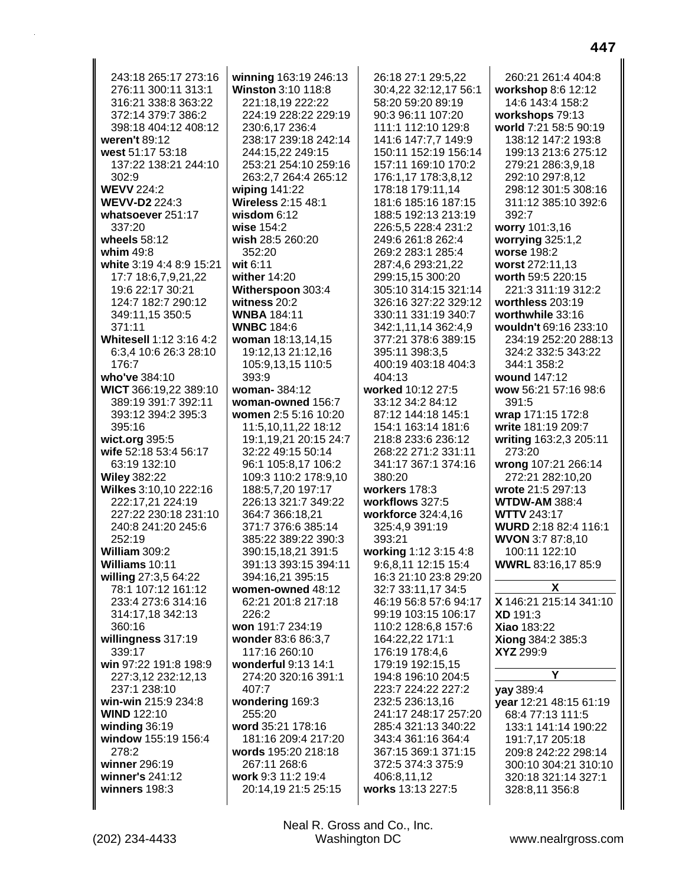243:18 265:17 273:16 276:11 300:11 313:1 316:21 338:8 363:22 372:14 379:7 386:2 398:18 404:12 408:12
**weren't** 89:12
**west** 51:17 53:18 137:22 138:21 244:10 302:9
**WEVV** 224:2
**WEVV-D2** 224:3
**whatsoever** 251:17 337:20
**wheels** 58:12
**whim** 49:8
**white** 3:19 4:4 8:9 15:21 17:7 18:6,7,9,21,22 19:6 22:17 30:21 124:7 182:7 290:12 349:11,15 350:5 371:11
**Whitesell** 1:12 3:16 4:2 6:3,4 10:6 26:3 28:10 176:7
**who've** 384:10
**WICT** 366:19,22 389:10 389:19 391:7 392:11 393:12 394:2 395:3 395:16
**wict.org** 395:5
**wife** 52:18 53:4 56:17 63:19 132:10
**Wiley** 382:22
**Wilkes** 3:10,10 222:16 222:17,21 224:19 227:22 230:18 231:10 240:8 241:20 245:6 252:19
**William** 309:2
**Williams** 10:11
**willing** 27:3,5 64:22 78:1 107:12 161:12 233:4 273:6 314:16 314:17,18 342:13 360:16
**willingness** 317:19 339:17
**win** 97:22 191:8 198:9 227:3,12 232:12,13 237:1 238:10
**win-win** 215:9 234:8
**WIND** 122:10
**winding** 36:19
**window** 155:19 156:4 278:2
**winner** 296:19
**winner's** 241:12
**winners** 198:3
**winning** 163:19 246:13
**Winston** 3:10 118:8 221:18,19 222:22 224:19 228:22 229:19 230:6,17 236:4 238:17 239:18 242:14 244:15,22 249:15 253:21 254:10 259:16 263:2,7 264:4 265:12
**wiping** 141:22
**Wireless** 2:15 48:1
**wisdom** 6:12
**wise** 154:2
**wish** 28:5 260:20 352:20
**wit** 6:11
**wither** 14:20
**Witherspoon** 303:4
**witness** 20:2
**WNBA** 184:11
**WNBC** 184:6
**woman** 18:13,14,15 19:12,13 21:12,16 105:9,13,15 110:5 393:9
**woman-** 384:12
**woman-owned** 156:7
**women** 2:5 5:16 10:20 11:5,10,11,22 18:12 19:1,19,21 20:15 24:7 32:22 49:15 50:14 96:1 105:8,17 106:2 109:3 110:2 178:9,10 188:5,7,20 197:17 226:13 321:7 349:22 364:7 366:18,21 371:7 376:6 385:14 385:22 389:22 390:3 390:15,18,21 391:5 391:13 393:15 394:11 394:16,21 395:15
**women-owned** 48:12 62:21 201:8 217:18 226:2
**won** 191:7 234:19
**wonder** 83:6 86:3,7 117:16 260:10
**wonderful** 9:13 14:1 274:20 320:16 391:1 407:7
**wondering** 169:3 255:20
**word** 35:21 178:16 181:16 209:4 217:20
**words** 195:20 218:18 267:11 268:6
**work** 9:3 11:2 19:4 20:14,19 21:5 25:15 26:18 27:1 29:5,22 30:4,22 32:12,17 56:1 58:20 59:20 89:19 90:3 96:11 107:20 111:1 112:10 129:8 141:6 147:7,7 149:9 150:11 152:19 156:14 157:11 169:10 170:2 176:1,17 178:3,8,12 178:18 179:11,14 181:6 185:16 187:15 188:5 192:13 213:19 226:5,5 228:4 231:2 249:6 261:8 262:4 269:2 283:1 285:4 287:4,6 293:21,22 299:15,15 300:20 305:10 314:15 321:14 326:16 327:22 329:12 330:11 331:19 340:7 342:1,11,14 362:4,9 377:21 378:6 389:15 395:11 398:3,5 400:19 403:18 404:3 404:13
**worked** 10:12 27:5 33:12 34:2 84:12 87:12 144:18 145:1 154:1 163:14 181:6 218:8 233:6 236:12 268:22 271:2 331:11 341:17 367:1 374:16 380:20
**workers** 178:3
**workflows** 327:5
**workforce** 324:4,16 325:4,9 391:19 393:21
**working** 1:12 3:15 4:8 9:6,8,11 12:15 15:4 16:3 21:10 23:8 29:20 32:7 33:11,17 34:5 46:19 56:8 57:6 94:17 99:19 103:15 106:17 110:2 128:6,8 157:6 164:22,22 171:1 176:19 178:4,6 179:19 192:15,15 194:8 196:10 204:5 223:7 224:22 227:2 232:5 236:13,16 241:17 248:17 257:20 285:4 321:13 340:22 343:4 361:16 364:4 367:15 369:1 371:15 372:5 374:3 375:9 406:8,11,12
**works** 13:13 227:5
260:21 261:4 404:8
**workshop** 8:6 12:12 14:6 143:4 158:2
**workshops** 79:13
**world** 7:21 58:5 90:19 138:12 147:2 193:8 199:13 213:6 275:12 279:21 286:3,9,18 292:10 297:8,12 298:12 301:5 308:16 311:12 385:10 392:6 392:7
**worry** 101:3,16
**worrying** 325:1,2
**worse** 198:2
**worst** 272:11,13
**worth** 59:5 220:15 221:3 311:19 312:2
**worthless** 203:19
**worthwhile** 33:16
**wouldn't** 69:16 233:10 234:19 252:20 288:13 324:2 332:5 343:22 344:1 358:2
**wound** 147:12
**wow** 56:21 57:16 98:6 391:5
**wrap** 171:15 172:8
**write** 181:19 209:7
**writing** 163:2,3 205:11 273:20
**wrong** 107:21 266:14 272:21 282:10,20
**wrote** 21:5 297:13
**WTDW-AM** 388:4
**WTTV** 243:17
**WURD** 2:18 82:4 116:1
**WVON** 3:7 87:8,10 100:11 122:10
**WWRL** 83:16,17 85:9

## X

**X** 146:21 215:14 341:10
**XD** 191:3
**Xiao** 183:22
**Xiong** 384:2 385:3
**XYZ** 299:9

## Y

**yay** 389:4
**year** 12:21 48:15 61:19 68:4 77:13 111:5 133:1 141:14 190:22 191:7,17 205:18 209:8 242:22 298:14 300:10 304:21 310:10 320:18 321:14 327:1 328:8,11 356:8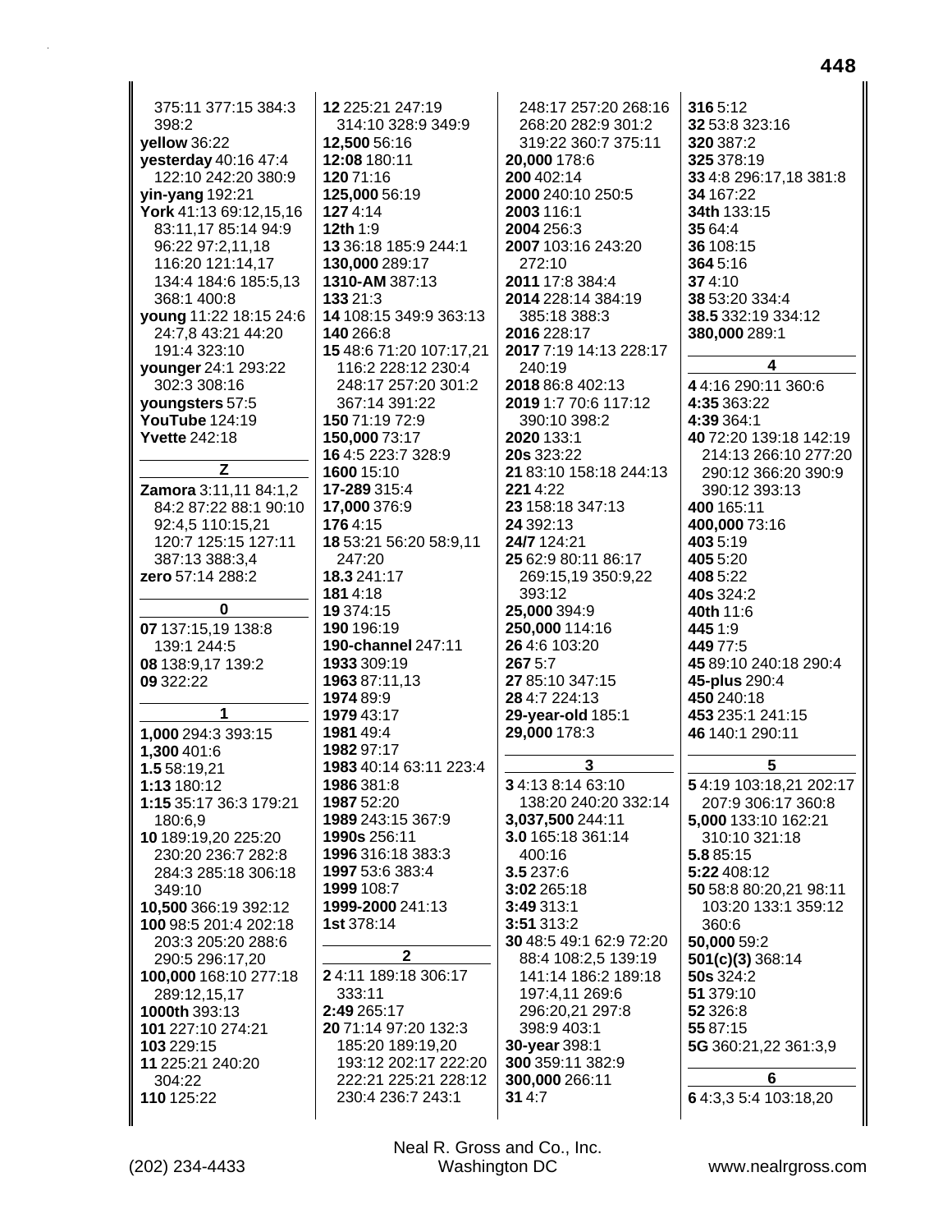375:11 377:15 384:3 398:2
**yellow** 36:22
**yesterday** 40:16 47:4 122:10 242:20 380:9
**yin-yang** 192:21
**York** 41:13 69:12,15,16 83:11,17 85:14 94:9 96:22 97:2,11,18 116:20 121:14,17 134:4 184:6 185:5,13 368:1 400:8
**young** 11:22 18:15 24:6 24:7,8 43:21 44:20 191:4 323:10
**younger** 24:1 293:22 302:3 308:16
**youngsters** 57:5
**YouTube** 124:19
**Yvette** 242:18

## Z

**Zamora** 3:11,11 84:1,2 84:2 87:22 88:1 90:10 92:4,5 110:15,21 120:7 125:15 127:11 387:13 388:3,4
**zero** 57:14 288:2

## 0

**07** 137:15,19 138:8 139:1 244:5
**08** 138:9,17 139:2
**09** 322:22

## 1

**1,000** 294:3 393:15
**1,300** 401:6
**1.5** 58:19,21
**1:13** 180:12
**1:15** 35:17 36:3 179:21 180:6,9
**10** 189:19,20 225:20 230:20 236:7 282:8 284:3 285:18 306:18 349:10
**10,500** 366:19 392:12
**100** 98:5 201:4 202:18 203:3 205:20 288:6 290:5 296:17,20
**100,000** 168:10 277:18 289:12,15,17
**1000th** 393:13
**101** 227:10 274:21
**103** 229:15
**11** 225:21 240:20 304:22
**110** 125:22
**12** 225:21 247:19 314:10 328:9 349:9
**12,500** 56:16
**12:08** 180:11
**120** 71:16
**125,000** 56:19
**127** 4:14
**12th** 1:9
**13** 36:18 185:9 244:1
**130,000** 289:17
**1310-AM** 387:13
**133** 21:3
**14** 108:15 349:9 363:13
**140** 266:8
**15** 48:6 71:20 107:17,21 116:2 228:12 230:4 248:17 257:20 301:2 367:14 391:22
**150** 71:19 72:9
**150,000** 73:17
**16** 4:5 223:7 328:9
**1600** 15:10
**17-289** 315:4
**17,000** 376:9
**176** 4:15
**18** 53:21 56:20 58:9,11 247:20
**18.3** 241:17
**181** 4:18
**19** 374:15
**190** 196:19
**190-channel** 247:11
**1933** 309:19
**1963** 87:11,13
**1974** 89:9
**1979** 43:17
**1981** 49:4
**1982** 97:17
**1983** 40:14 63:11 223:4
**1986** 381:8
**1987** 52:20
**1989** 243:15 367:9
**1990s** 256:11
**1996** 316:18 383:3
**1997** 53:6 383:4
**1999** 108:7
**1999-2000** 241:13
**1st** 378:14

## 2

**2** 4:11 189:18 306:17 333:11
**2:49** 265:17
**20** 71:14 97:20 132:3 185:20 189:19,20 193:12 202:17 222:20 222:21 225:21 228:12 230:4 236:7 243:1 248:17 257:20 268:16 268:20 282:9 301:2 319:22 360:7 375:11
**20,000** 178:6
**200** 402:14
**2000** 240:10 250:5
**2003** 116:1
**2004** 256:3
**2007** 103:16 243:20 272:10
**2011** 17:8 384:4
**2014** 228:14 384:19 385:18 388:3
**2016** 228:17
**2017** 7:19 14:13 228:17 240:19
**2018** 86:8 402:13
**2019** 1:7 70:6 117:12 390:10 398:2
**2020** 133:1
**20s** 323:22
**21** 83:10 158:18 244:13
**221** 4:22
**23** 158:18 347:13
**24** 392:13
**24/7** 124:21
**25** 62:9 80:11 86:17 269:15,19 350:9,22 393:12
**25,000** 394:9
**250,000** 114:16
**26** 4:6 103:20
**267** 5:7
**27** 85:10 347:15
**28** 4:7 224:13
**29-year-old** 185:1
**29,000** 178:3

## 3

**3** 4:13 8:14 63:10 138:20 240:20 332:14
**3,037,500** 244:11
**3.0** 165:18 361:14 400:16
**3.5** 237:6
**3:02** 265:18
**3:49** 313:1
**3:51** 313:2
**30** 48:5 49:1 62:9 72:20 88:4 108:2,5 139:19 141:14 186:2 189:18 197:4,11 269:6 296:20,21 297:8 398:9 403:1
**30-year** 398:1
**300** 359:11 382:9
**300,000** 266:11
**31** 4:7
**316** 5:12
**32** 53:8 323:16
**320** 387:2
**325** 378:19
**33** 4:8 296:17,18 381:8
**34** 167:22
**34th** 133:15
**35** 64:4
**36** 108:15
**364** 5:16
**37** 4:10
**38** 53:20 334:4
**38.5** 332:19 334:12
**380,000** 289:1

## 4

**4** 4:16 290:11 360:6
**4:35** 363:22
**4:39** 364:1
**40** 72:20 139:18 142:19 214:13 266:10 277:20 290:12 366:20 390:9 390:12 393:13
**400** 165:11
**400,000** 73:16
**403** 5:19
**405** 5:20
**408** 5:22
**40s** 324:2
**40th** 11:6
**445** 1:9
**449** 77:5
**45** 89:10 240:18 290:4
**45-plus** 290:4
**450** 240:18
**453** 235:1 241:15
**46** 140:1 290:11

## 5

**5** 4:19 103:18,21 202:17 207:9 306:17 360:8
**5,000** 133:10 162:21 310:10 321:18
**5.8** 85:15
**5:22** 408:12
**50** 58:8 80:20,21 98:11 103:20 133:1 359:12 360:6
**50,000** 59:2
**501(c)(3)** 368:14
**50s** 324:2
**51** 379:10
**52** 326:8
**55** 87:15
**5G** 360:21,22 361:3,9

## 6

**6** 4:3,3 5:4 103:18,20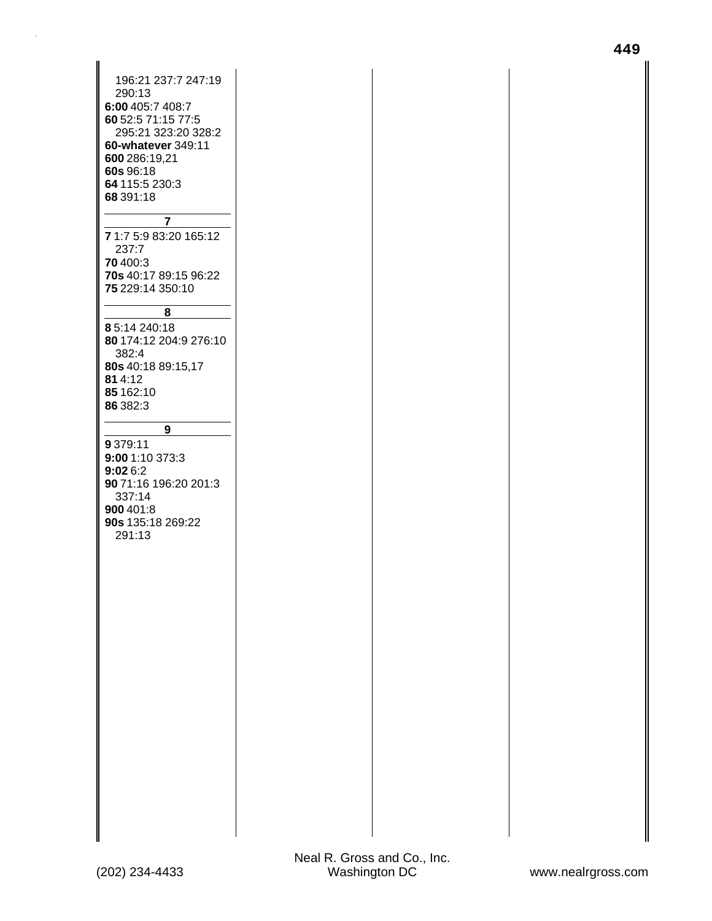196:21 237:7 247:19 290:13
**6:00** 405:7 408:7
**60** 52:5 71:15 77:5 295:21 323:20 328:2
**60-whatever** 349:11
**600** 286:19,21
**60s** 96:18
**64** 115:5 230:3
**68** 391:18

**7**

**7** 1:7 5:9 83:20 165:12 237:7
**70** 400:3
**70s** 40:17 89:15 96:22
**75** 229:14 350:10

**8**

**8** 5:14 240:18
**80** 174:12 204:9 276:10 382:4
**80s** 40:18 89:15,17
**81** 4:12
**85** 162:10
**86** 382:3

**9**

**9** 379:11
**9:00** 1:10 373:3
**9:02** 6:2
**90** 71:16 196:20 201:3 337:14
**900** 401:8
**90s** 135:18 269:22 291:13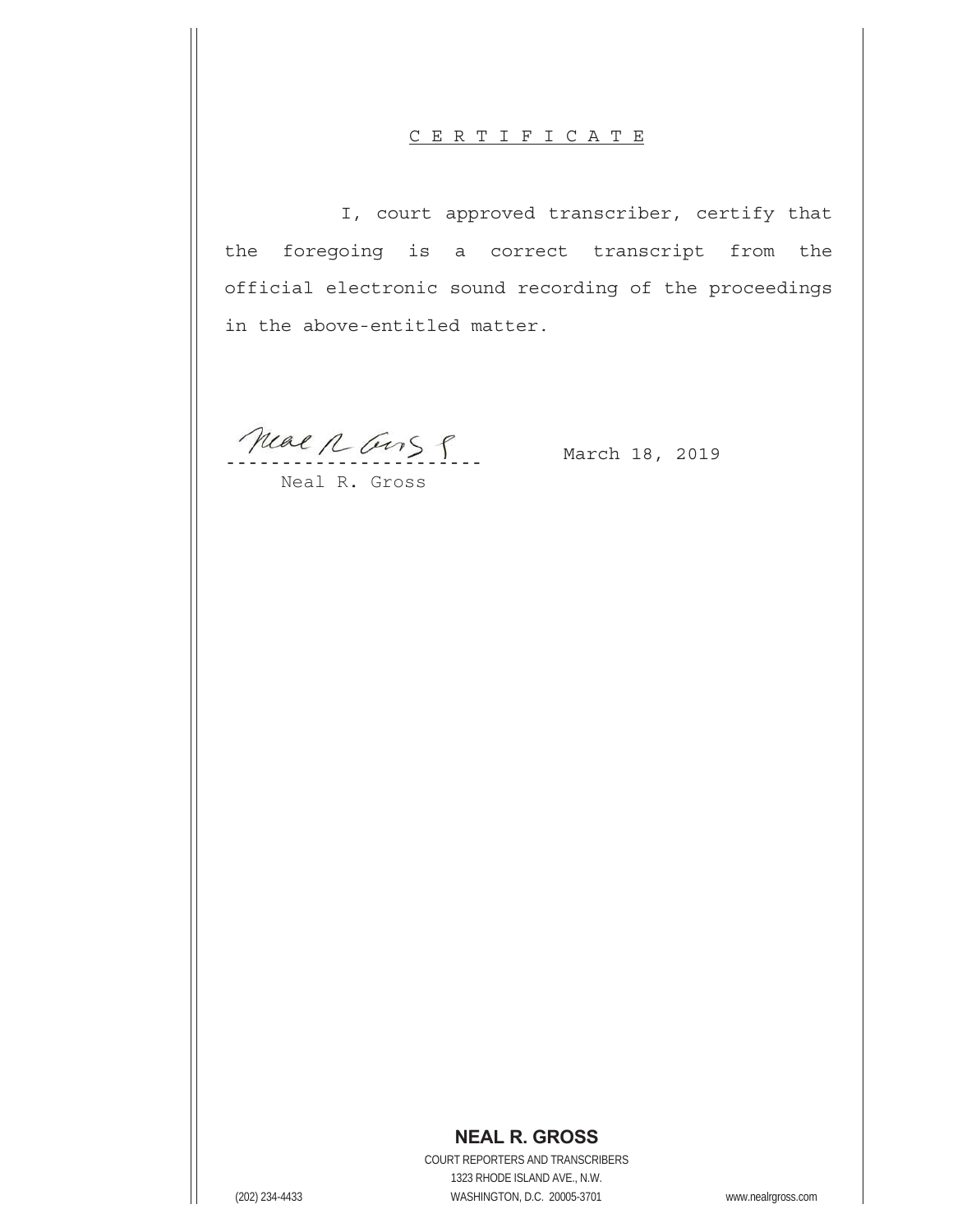# C E R T I F I C A T E

I, court approved transcriber, certify that the foregoing is a correct transcript from the official electronic sound recording of the proceedings in the above-entitled matter.

Neal R Gross
-----------------------
Neal R. Gross

March 18, 2019